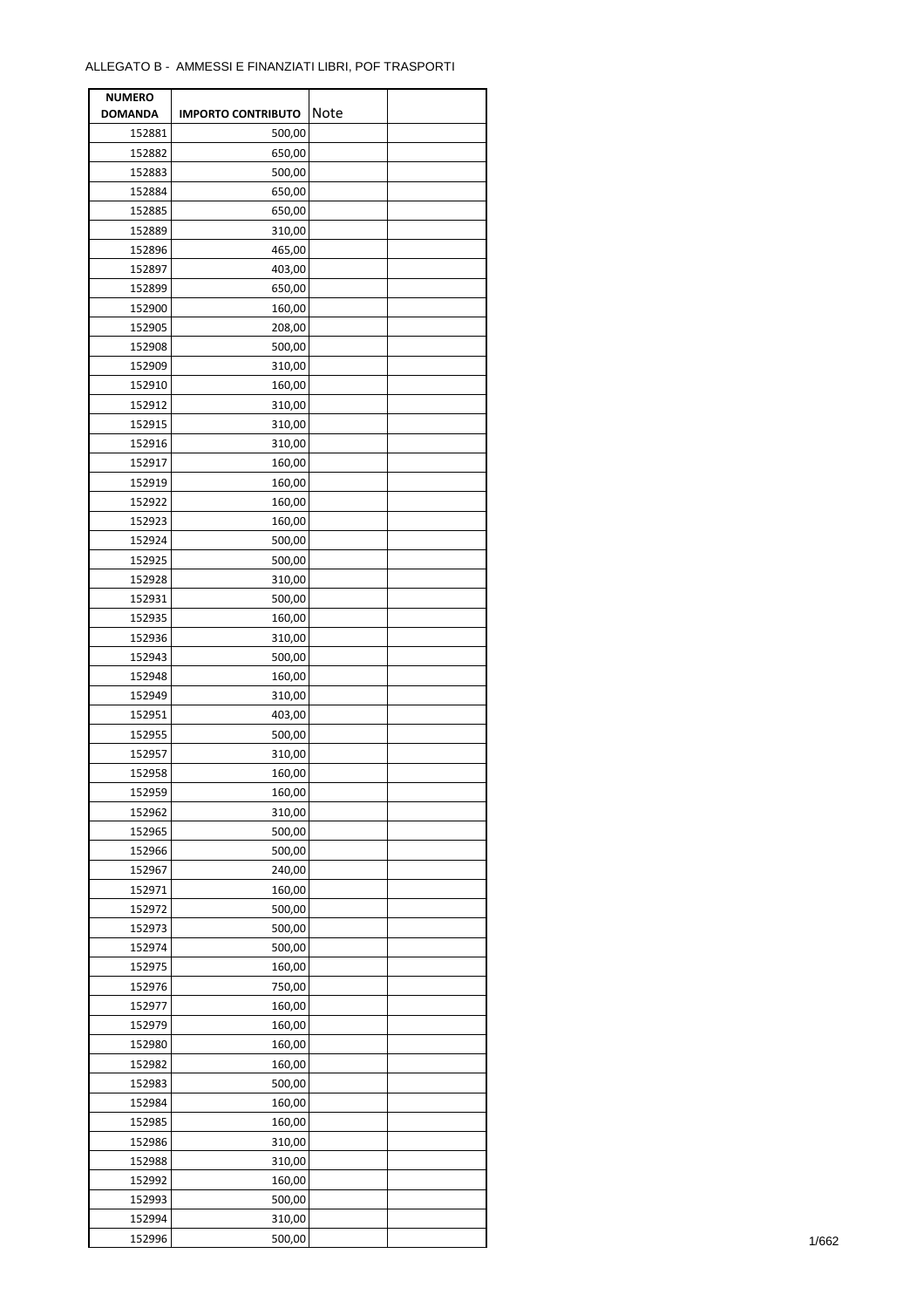ALLEGATO B - AMMESSI E FINANZIATI LIBRI, POF TRASPORTI

| NUMERO DOMANDA | IMPORTO CONTRIBUTO | Note | |
|---|---|---|---|
| 152881 | 500,00 | | |
| 152882 | 650,00 | | |
| 152883 | 500,00 | | |
| 152884 | 650,00 | | |
| 152885 | 650,00 | | |
| 152889 | 310,00 | | |
| 152896 | 465,00 | | |
| 152897 | 403,00 | | |
| 152899 | 650,00 | | |
| 152900 | 160,00 | | |
| 152905 | 208,00 | | |
| 152908 | 500,00 | | |
| 152909 | 310,00 | | |
| 152910 | 160,00 | | |
| 152912 | 310,00 | | |
| 152915 | 310,00 | | |
| 152916 | 310,00 | | |
| 152917 | 160,00 | | |
| 152919 | 160,00 | | |
| 152922 | 160,00 | | |
| 152923 | 160,00 | | |
| 152924 | 500,00 | | |
| 152925 | 500,00 | | |
| 152928 | 310,00 | | |
| 152931 | 500,00 | | |
| 152935 | 160,00 | | |
| 152936 | 310,00 | | |
| 152943 | 500,00 | | |
| 152948 | 160,00 | | |
| 152949 | 310,00 | | |
| 152951 | 403,00 | | |
| 152955 | 500,00 | | |
| 152957 | 310,00 | | |
| 152958 | 160,00 | | |
| 152959 | 160,00 | | |
| 152962 | 310,00 | | |
| 152965 | 500,00 | | |
| 152966 | 500,00 | | |
| 152967 | 240,00 | | |
| 152971 | 160,00 | | |
| 152972 | 500,00 | | |
| 152973 | 500,00 | | |
| 152974 | 500,00 | | |
| 152975 | 160,00 | | |
| 152976 | 750,00 | | |
| 152977 | 160,00 | | |
| 152979 | 160,00 | | |
| 152980 | 160,00 | | |
| 152982 | 160,00 | | |
| 152983 | 500,00 | | |
| 152984 | 160,00 | | |
| 152985 | 160,00 | | |
| 152986 | 310,00 | | |
| 152988 | 310,00 | | |
| 152992 | 160,00 | | |
| 152993 | 500,00 | | |
| 152994 | 310,00 | | |
| 152996 | 500,00 | | |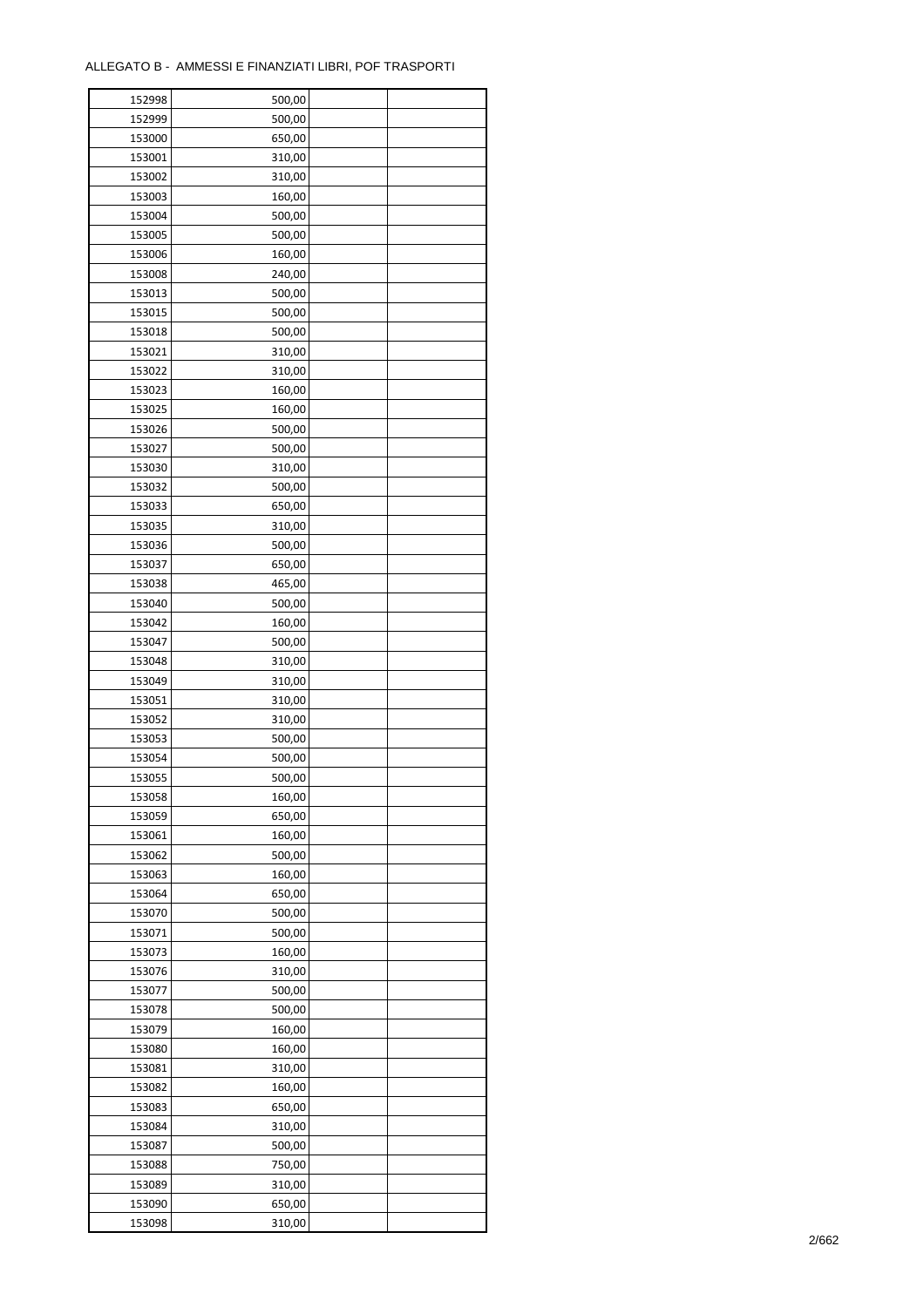| 152998 | 500,00 | | |
|---|---|---|---|
| 152999 | 500,00 | | |
| 153000 | 650,00 | | |
| 153001 | 310,00 | | |
| 153002 | 310,00 | | |
| 153003 | 160,00 | | |
| 153004 | 500,00 | | |
| 153005 | 500,00 | | |
| 153006 | 160,00 | | |
| 153008 | 240,00 | | |
| 153013 | 500,00 | | |
| 153015 | 500,00 | | |
| 153018 | 500,00 | | |
| 153021 | 310,00 | | |
| 153022 | 310,00 | | |
| 153023 | 160,00 | | |
| 153025 | 160,00 | | |
| 153026 | 500,00 | | |
| 153027 | 500,00 | | |
| 153030 | 310,00 | | |
| 153032 | 500,00 | | |
| 153033 | 650,00 | | |
| 153035 | 310,00 | | |
| 153036 | 500,00 | | |
| 153037 | 650,00 | | |
| 153038 | 465,00 | | |
| 153040 | 500,00 | | |
| 153042 | 160,00 | | |
| 153047 | 500,00 | | |
| 153048 | 310,00 | | |
| 153049 | 310,00 | | |
| 153051 | 310,00 | | |
| 153052 | 310,00 | | |
| 153053 | 500,00 | | |
| 153054 | 500,00 | | |
| 153055 | 500,00 | | |
| 153058 | 160,00 | | |
| 153059 | 650,00 | | |
| 153061 | 160,00 | | |
| 153062 | 500,00 | | |
| 153063 | 160,00 | | |
| 153064 | 650,00 | | |
| 153070 | 500,00 | | |
| 153071 | 500,00 | | |
| 153073 | 160,00 | | |
| 153076 | 310,00 | | |
| 153077 | 500,00 | | |
| 153078 | 500,00 | | |
| 153079 | 160,00 | | |
| 153080 | 160,00 | | |
| 153081 | 310,00 | | |
| 153082 | 160,00 | | |
| 153083 | 650,00 | | |
| 153084 | 310,00 | | |
| 153087 | 500,00 | | |
| 153088 | 750,00 | | |
| 153089 | 310,00 | | |
| 153090 | 650,00 | | |
| 153098 | 310,00 | | |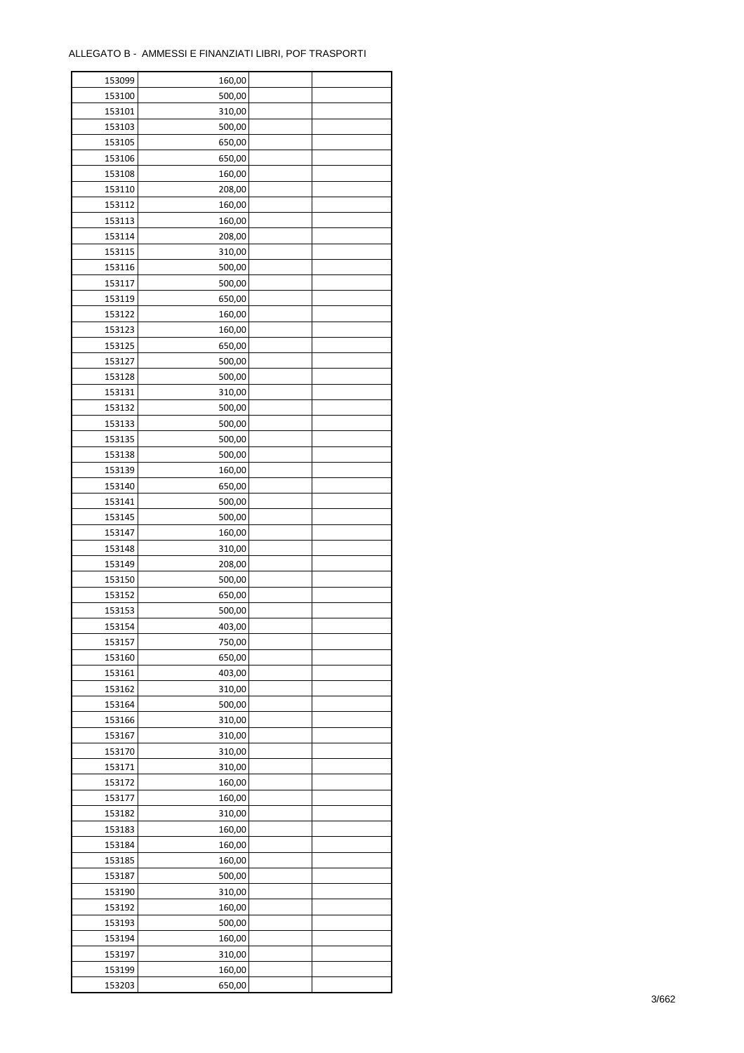ALLEGATO B - AMMESSI E FINANZIATI LIBRI, POF TRASPORTI

| | | | |
|---|---|---|---|
| 153099 | 160,00 | | |
| 153100 | 500,00 | | |
| 153101 | 310,00 | | |
| 153103 | 500,00 | | |
| 153105 | 650,00 | | |
| 153106 | 650,00 | | |
| 153108 | 160,00 | | |
| 153110 | 208,00 | | |
| 153112 | 160,00 | | |
| 153113 | 160,00 | | |
| 153114 | 208,00 | | |
| 153115 | 310,00 | | |
| 153116 | 500,00 | | |
| 153117 | 500,00 | | |
| 153119 | 650,00 | | |
| 153122 | 160,00 | | |
| 153123 | 160,00 | | |
| 153125 | 650,00 | | |
| 153127 | 500,00 | | |
| 153128 | 500,00 | | |
| 153131 | 310,00 | | |
| 153132 | 500,00 | | |
| 153133 | 500,00 | | |
| 153135 | 500,00 | | |
| 153138 | 500,00 | | |
| 153139 | 160,00 | | |
| 153140 | 650,00 | | |
| 153141 | 500,00 | | |
| 153145 | 500,00 | | |
| 153147 | 160,00 | | |
| 153148 | 310,00 | | |
| 153149 | 208,00 | | |
| 153150 | 500,00 | | |
| 153152 | 650,00 | | |
| 153153 | 500,00 | | |
| 153154 | 403,00 | | |
| 153157 | 750,00 | | |
| 153160 | 650,00 | | |
| 153161 | 403,00 | | |
| 153162 | 310,00 | | |
| 153164 | 500,00 | | |
| 153166 | 310,00 | | |
| 153167 | 310,00 | | |
| 153170 | 310,00 | | |
| 153171 | 310,00 | | |
| 153172 | 160,00 | | |
| 153177 | 160,00 | | |
| 153182 | 310,00 | | |
| 153183 | 160,00 | | |
| 153184 | 160,00 | | |
| 153185 | 160,00 | | |
| 153187 | 500,00 | | |
| 153190 | 310,00 | | |
| 153192 | 160,00 | | |
| 153193 | 500,00 | | |
| 153194 | 160,00 | | |
| 153197 | 310,00 | | |
| 153199 | 160,00 | | |
| 153203 | 650,00 | | |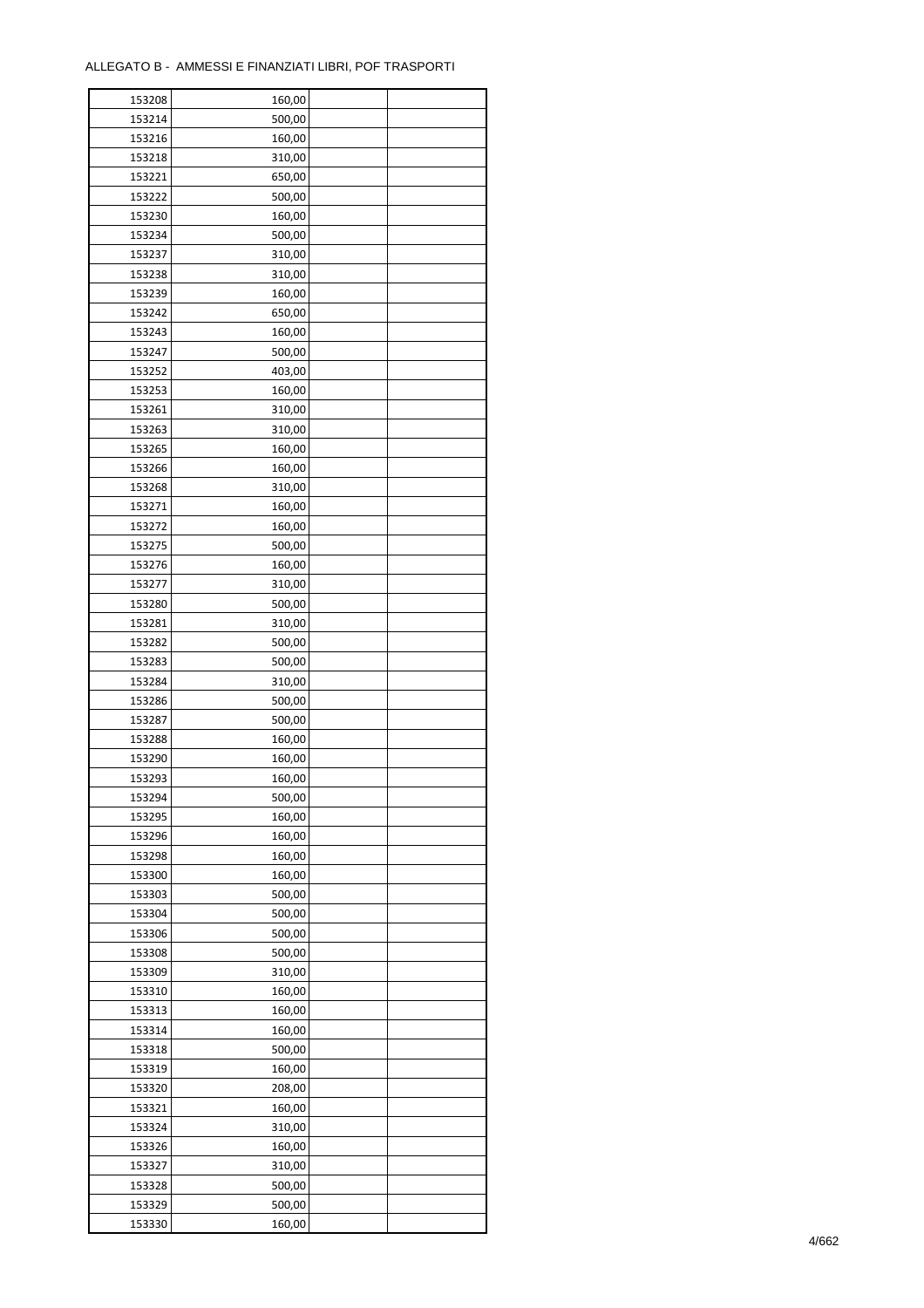ALLEGATO B - AMMESSI E FINANZIATI LIBRI, POF TRASPORTI

| | | | |
|---|---|---|---|
| 153208 | 160,00 | | |
| 153214 | 500,00 | | |
| 153216 | 160,00 | | |
| 153218 | 310,00 | | |
| 153221 | 650,00 | | |
| 153222 | 500,00 | | |
| 153230 | 160,00 | | |
| 153234 | 500,00 | | |
| 153237 | 310,00 | | |
| 153238 | 310,00 | | |
| 153239 | 160,00 | | |
| 153242 | 650,00 | | |
| 153243 | 160,00 | | |
| 153247 | 500,00 | | |
| 153252 | 403,00 | | |
| 153253 | 160,00 | | |
| 153261 | 310,00 | | |
| 153263 | 310,00 | | |
| 153265 | 160,00 | | |
| 153266 | 160,00 | | |
| 153268 | 310,00 | | |
| 153271 | 160,00 | | |
| 153272 | 160,00 | | |
| 153275 | 500,00 | | |
| 153276 | 160,00 | | |
| 153277 | 310,00 | | |
| 153280 | 500,00 | | |
| 153281 | 310,00 | | |
| 153282 | 500,00 | | |
| 153283 | 500,00 | | |
| 153284 | 310,00 | | |
| 153286 | 500,00 | | |
| 153287 | 500,00 | | |
| 153288 | 160,00 | | |
| 153290 | 160,00 | | |
| 153293 | 160,00 | | |
| 153294 | 500,00 | | |
| 153295 | 160,00 | | |
| 153296 | 160,00 | | |
| 153298 | 160,00 | | |
| 153300 | 160,00 | | |
| 153303 | 500,00 | | |
| 153304 | 500,00 | | |
| 153306 | 500,00 | | |
| 153308 | 500,00 | | |
| 153309 | 310,00 | | |
| 153310 | 160,00 | | |
| 153313 | 160,00 | | |
| 153314 | 160,00 | | |
| 153318 | 500,00 | | |
| 153319 | 160,00 | | |
| 153320 | 208,00 | | |
| 153321 | 160,00 | | |
| 153324 | 310,00 | | |
| 153326 | 160,00 | | |
| 153327 | 310,00 | | |
| 153328 | 500,00 | | |
| 153329 | 500,00 | | |
| 153330 | 160,00 | | |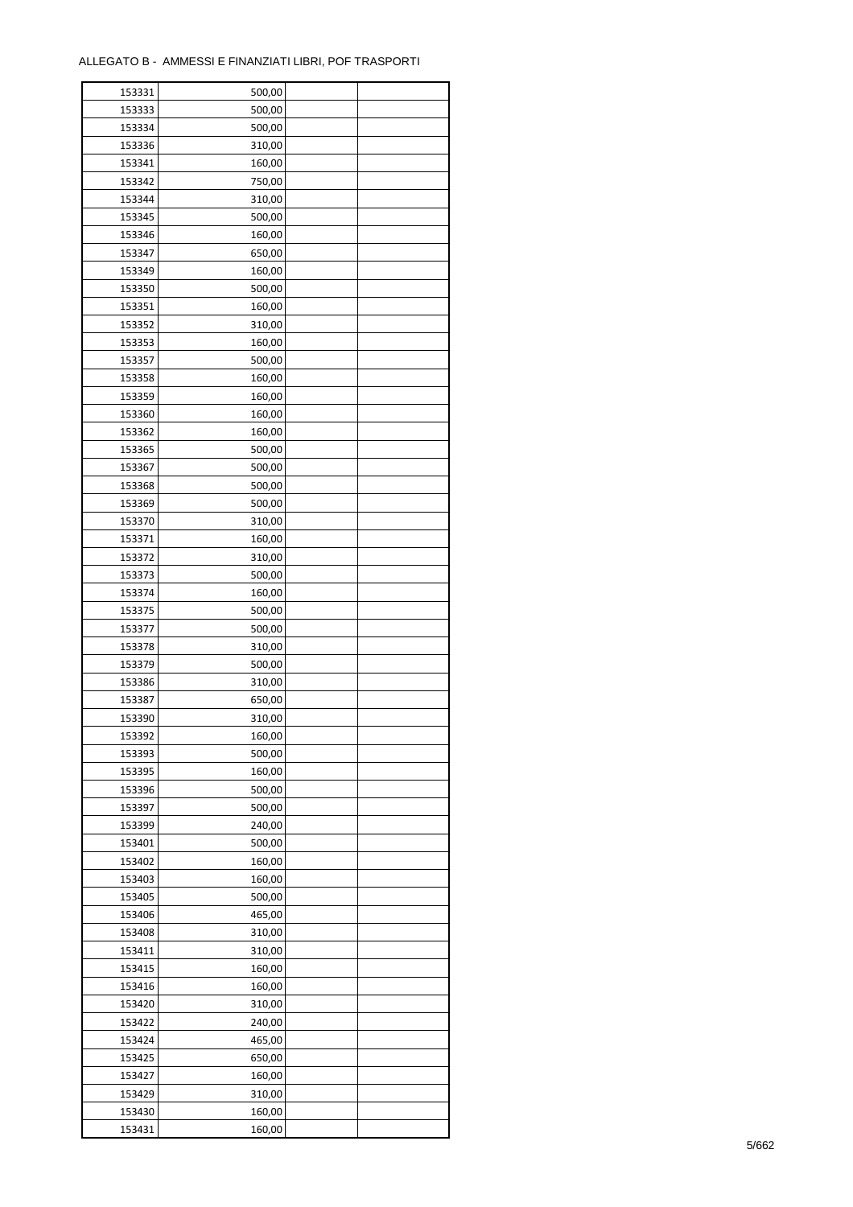ALLEGATO B - AMMESSI E FINANZIATI LIBRI, POF TRASPORTI

| | | | |
|---|---|---|---|
| 153331 | 500,00 | | |
| 153333 | 500,00 | | |
| 153334 | 500,00 | | |
| 153336 | 310,00 | | |
| 153341 | 160,00 | | |
| 153342 | 750,00 | | |
| 153344 | 310,00 | | |
| 153345 | 500,00 | | |
| 153346 | 160,00 | | |
| 153347 | 650,00 | | |
| 153349 | 160,00 | | |
| 153350 | 500,00 | | |
| 153351 | 160,00 | | |
| 153352 | 310,00 | | |
| 153353 | 160,00 | | |
| 153357 | 500,00 | | |
| 153358 | 160,00 | | |
| 153359 | 160,00 | | |
| 153360 | 160,00 | | |
| 153362 | 160,00 | | |
| 153365 | 500,00 | | |
| 153367 | 500,00 | | |
| 153368 | 500,00 | | |
| 153369 | 500,00 | | |
| 153370 | 310,00 | | |
| 153371 | 160,00 | | |
| 153372 | 310,00 | | |
| 153373 | 500,00 | | |
| 153374 | 160,00 | | |
| 153375 | 500,00 | | |
| 153377 | 500,00 | | |
| 153378 | 310,00 | | |
| 153379 | 500,00 | | |
| 153386 | 310,00 | | |
| 153387 | 650,00 | | |
| 153390 | 310,00 | | |
| 153392 | 160,00 | | |
| 153393 | 500,00 | | |
| 153395 | 160,00 | | |
| 153396 | 500,00 | | |
| 153397 | 500,00 | | |
| 153399 | 240,00 | | |
| 153401 | 500,00 | | |
| 153402 | 160,00 | | |
| 153403 | 160,00 | | |
| 153405 | 500,00 | | |
| 153406 | 465,00 | | |
| 153408 | 310,00 | | |
| 153411 | 310,00 | | |
| 153415 | 160,00 | | |
| 153416 | 160,00 | | |
| 153420 | 310,00 | | |
| 153422 | 240,00 | | |
| 153424 | 465,00 | | |
| 153425 | 650,00 | | |
| 153427 | 160,00 | | |
| 153429 | 310,00 | | |
| 153430 | 160,00 | | |
| 153431 | 160,00 | | |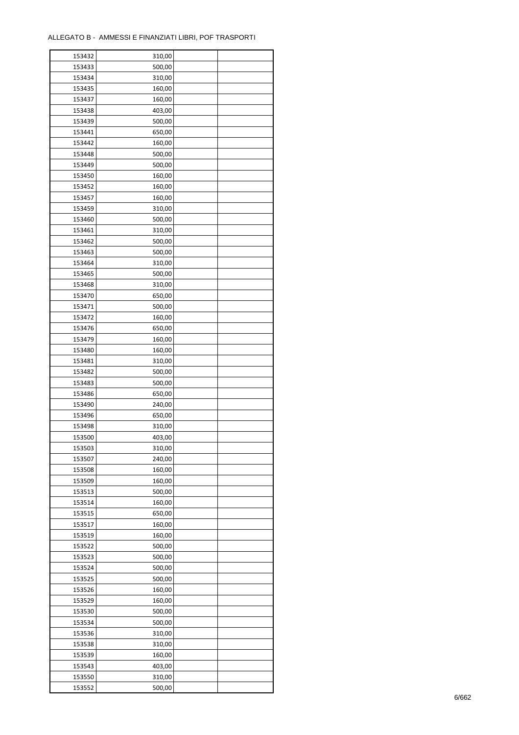ALLEGATO B - AMMESSI E FINANZIATI LIBRI, POF TRASPORTI

| | | | |
|---|---|---|---|
| 153432 | 310,00 | | |
| 153433 | 500,00 | | |
| 153434 | 310,00 | | |
| 153435 | 160,00 | | |
| 153437 | 160,00 | | |
| 153438 | 403,00 | | |
| 153439 | 500,00 | | |
| 153441 | 650,00 | | |
| 153442 | 160,00 | | |
| 153448 | 500,00 | | |
| 153449 | 500,00 | | |
| 153450 | 160,00 | | |
| 153452 | 160,00 | | |
| 153457 | 160,00 | | |
| 153459 | 310,00 | | |
| 153460 | 500,00 | | |
| 153461 | 310,00 | | |
| 153462 | 500,00 | | |
| 153463 | 500,00 | | |
| 153464 | 310,00 | | |
| 153465 | 500,00 | | |
| 153468 | 310,00 | | |
| 153470 | 650,00 | | |
| 153471 | 500,00 | | |
| 153472 | 160,00 | | |
| 153476 | 650,00 | | |
| 153479 | 160,00 | | |
| 153480 | 160,00 | | |
| 153481 | 310,00 | | |
| 153482 | 500,00 | | |
| 153483 | 500,00 | | |
| 153486 | 650,00 | | |
| 153490 | 240,00 | | |
| 153496 | 650,00 | | |
| 153498 | 310,00 | | |
| 153500 | 403,00 | | |
| 153503 | 310,00 | | |
| 153507 | 240,00 | | |
| 153508 | 160,00 | | |
| 153509 | 160,00 | | |
| 153513 | 500,00 | | |
| 153514 | 160,00 | | |
| 153515 | 650,00 | | |
| 153517 | 160,00 | | |
| 153519 | 160,00 | | |
| 153522 | 500,00 | | |
| 153523 | 500,00 | | |
| 153524 | 500,00 | | |
| 153525 | 500,00 | | |
| 153526 | 160,00 | | |
| 153529 | 160,00 | | |
| 153530 | 500,00 | | |
| 153534 | 500,00 | | |
| 153536 | 310,00 | | |
| 153538 | 310,00 | | |
| 153539 | 160,00 | | |
| 153543 | 403,00 | | |
| 153550 | 310,00 | | |
| 153552 | 500,00 | | |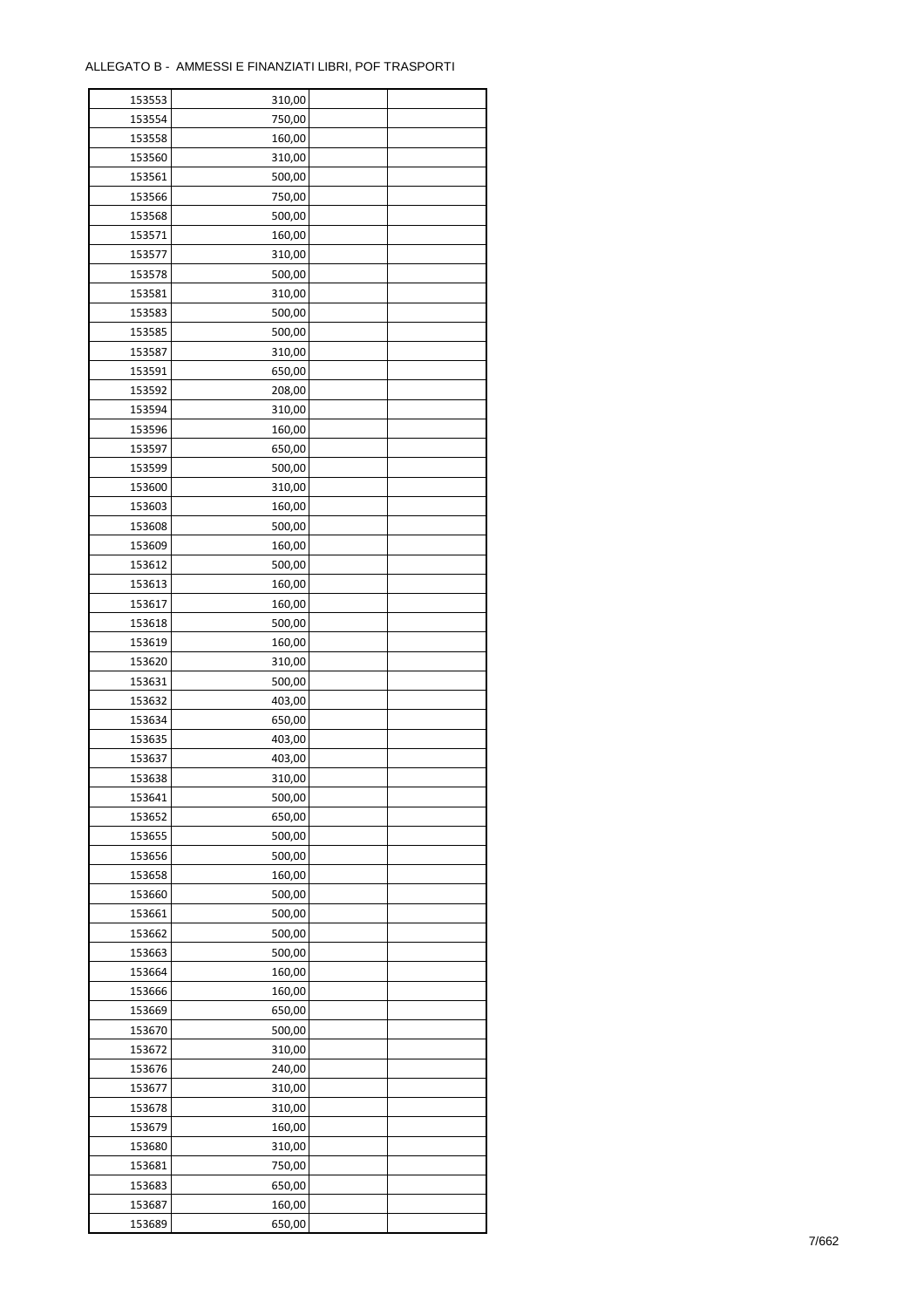ALLEGATO B - AMMESSI E FINANZIATI LIBRI, POF TRASPORTI

| | | | |
|---|---|---|---|
| 153553 | 310,00 | | |
| 153554 | 750,00 | | |
| 153558 | 160,00 | | |
| 153560 | 310,00 | | |
| 153561 | 500,00 | | |
| 153566 | 750,00 | | |
| 153568 | 500,00 | | |
| 153571 | 160,00 | | |
| 153577 | 310,00 | | |
| 153578 | 500,00 | | |
| 153581 | 310,00 | | |
| 153583 | 500,00 | | |
| 153585 | 500,00 | | |
| 153587 | 310,00 | | |
| 153591 | 650,00 | | |
| 153592 | 208,00 | | |
| 153594 | 310,00 | | |
| 153596 | 160,00 | | |
| 153597 | 650,00 | | |
| 153599 | 500,00 | | |
| 153600 | 310,00 | | |
| 153603 | 160,00 | | |
| 153608 | 500,00 | | |
| 153609 | 160,00 | | |
| 153612 | 500,00 | | |
| 153613 | 160,00 | | |
| 153617 | 160,00 | | |
| 153618 | 500,00 | | |
| 153619 | 160,00 | | |
| 153620 | 310,00 | | |
| 153631 | 500,00 | | |
| 153632 | 403,00 | | |
| 153634 | 650,00 | | |
| 153635 | 403,00 | | |
| 153637 | 403,00 | | |
| 153638 | 310,00 | | |
| 153641 | 500,00 | | |
| 153652 | 650,00 | | |
| 153655 | 500,00 | | |
| 153656 | 500,00 | | |
| 153658 | 160,00 | | |
| 153660 | 500,00 | | |
| 153661 | 500,00 | | |
| 153662 | 500,00 | | |
| 153663 | 500,00 | | |
| 153664 | 160,00 | | |
| 153666 | 160,00 | | |
| 153669 | 650,00 | | |
| 153670 | 500,00 | | |
| 153672 | 310,00 | | |
| 153676 | 240,00 | | |
| 153677 | 310,00 | | |
| 153678 | 310,00 | | |
| 153679 | 160,00 | | |
| 153680 | 310,00 | | |
| 153681 | 750,00 | | |
| 153683 | 650,00 | | |
| 153687 | 160,00 | | |
| 153689 | 650,00 | | |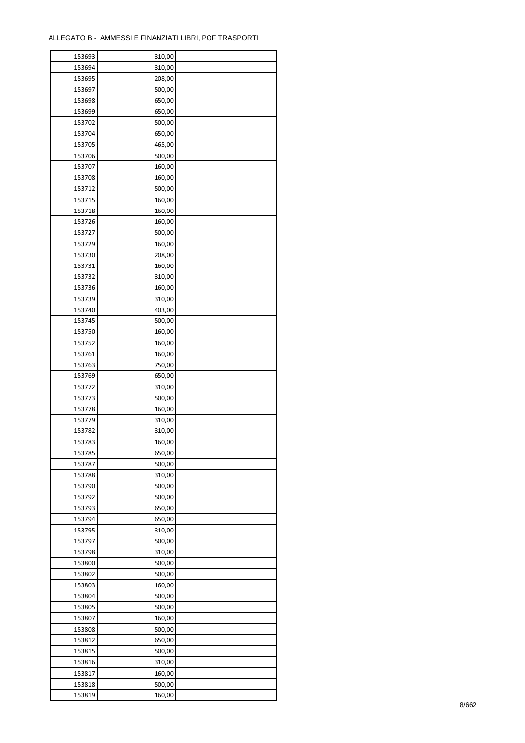| 153693 | 310,00 | | |
|---|---|---|---|
| 153694 | 310,00 | | |
| 153695 | 208,00 | | |
| 153697 | 500,00 | | |
| 153698 | 650,00 | | |
| 153699 | 650,00 | | |
| 153702 | 500,00 | | |
| 153704 | 650,00 | | |
| 153705 | 465,00 | | |
| 153706 | 500,00 | | |
| 153707 | 160,00 | | |
| 153708 | 160,00 | | |
| 153712 | 500,00 | | |
| 153715 | 160,00 | | |
| 153718 | 160,00 | | |
| 153726 | 160,00 | | |
| 153727 | 500,00 | | |
| 153729 | 160,00 | | |
| 153730 | 208,00 | | |
| 153731 | 160,00 | | |
| 153732 | 310,00 | | |
| 153736 | 160,00 | | |
| 153739 | 310,00 | | |
| 153740 | 403,00 | | |
| 153745 | 500,00 | | |
| 153750 | 160,00 | | |
| 153752 | 160,00 | | |
| 153761 | 160,00 | | |
| 153763 | 750,00 | | |
| 153769 | 650,00 | | |
| 153772 | 310,00 | | |
| 153773 | 500,00 | | |
| 153778 | 160,00 | | |
| 153779 | 310,00 | | |
| 153782 | 310,00 | | |
| 153783 | 160,00 | | |
| 153785 | 650,00 | | |
| 153787 | 500,00 | | |
| 153788 | 310,00 | | |
| 153790 | 500,00 | | |
| 153792 | 500,00 | | |
| 153793 | 650,00 | | |
| 153794 | 650,00 | | |
| 153795 | 310,00 | | |
| 153797 | 500,00 | | |
| 153798 | 310,00 | | |
| 153800 | 500,00 | | |
| 153802 | 500,00 | | |
| 153803 | 160,00 | | |
| 153804 | 500,00 | | |
| 153805 | 500,00 | | |
| 153807 | 160,00 | | |
| 153808 | 500,00 | | |
| 153812 | 650,00 | | |
| 153815 | 500,00 | | |
| 153816 | 310,00 | | |
| 153817 | 160,00 | | |
| 153818 | 500,00 | | |
| 153819 | 160,00 | | |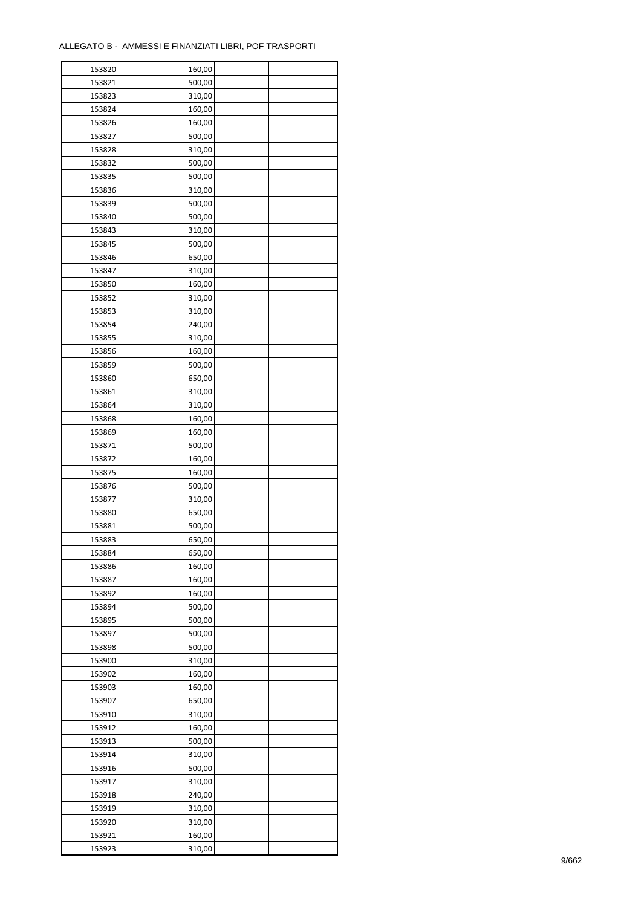ALLEGATO B - AMMESSI E FINANZIATI LIBRI, POF TRASPORTI

| | | | |
|---|---|---|---|
| 153820 | 160,00 | | |
| 153821 | 500,00 | | |
| 153823 | 310,00 | | |
| 153824 | 160,00 | | |
| 153826 | 160,00 | | |
| 153827 | 500,00 | | |
| 153828 | 310,00 | | |
| 153832 | 500,00 | | |
| 153835 | 500,00 | | |
| 153836 | 310,00 | | |
| 153839 | 500,00 | | |
| 153840 | 500,00 | | |
| 153843 | 310,00 | | |
| 153845 | 500,00 | | |
| 153846 | 650,00 | | |
| 153847 | 310,00 | | |
| 153850 | 160,00 | | |
| 153852 | 310,00 | | |
| 153853 | 310,00 | | |
| 153854 | 240,00 | | |
| 153855 | 310,00 | | |
| 153856 | 160,00 | | |
| 153859 | 500,00 | | |
| 153860 | 650,00 | | |
| 153861 | 310,00 | | |
| 153864 | 310,00 | | |
| 153868 | 160,00 | | |
| 153869 | 160,00 | | |
| 153871 | 500,00 | | |
| 153872 | 160,00 | | |
| 153875 | 160,00 | | |
| 153876 | 500,00 | | |
| 153877 | 310,00 | | |
| 153880 | 650,00 | | |
| 153881 | 500,00 | | |
| 153883 | 650,00 | | |
| 153884 | 650,00 | | |
| 153886 | 160,00 | | |
| 153887 | 160,00 | | |
| 153892 | 160,00 | | |
| 153894 | 500,00 | | |
| 153895 | 500,00 | | |
| 153897 | 500,00 | | |
| 153898 | 500,00 | | |
| 153900 | 310,00 | | |
| 153902 | 160,00 | | |
| 153903 | 160,00 | | |
| 153907 | 650,00 | | |
| 153910 | 310,00 | | |
| 153912 | 160,00 | | |
| 153913 | 500,00 | | |
| 153914 | 310,00 | | |
| 153916 | 500,00 | | |
| 153917 | 310,00 | | |
| 153918 | 240,00 | | |
| 153919 | 310,00 | | |
| 153920 | 310,00 | | |
| 153921 | 160,00 | | |
| 153923 | 310,00 | | |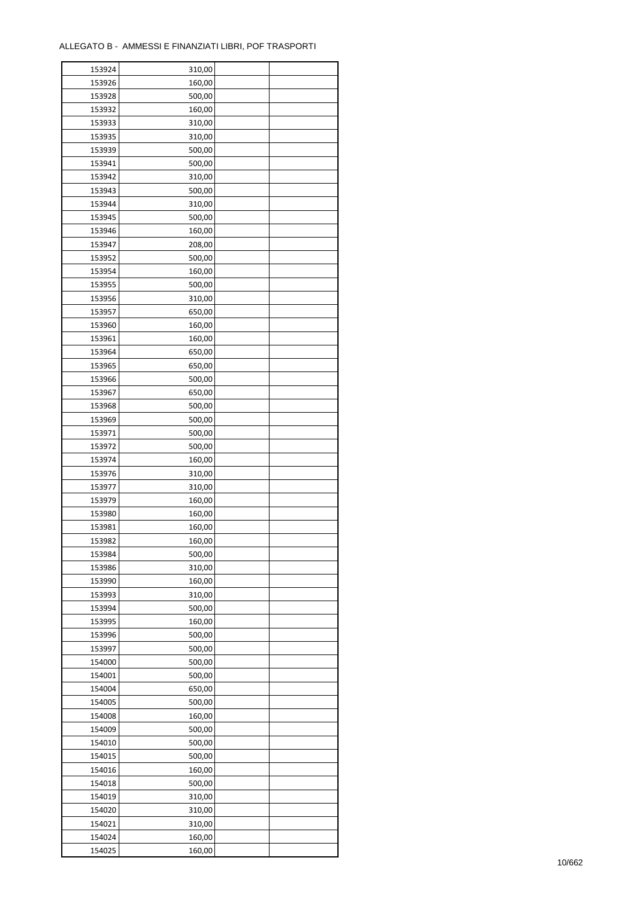ALLEGATO B - AMMESSI E FINANZIATI LIBRI, POF TRASPORTI

| | | | |
|---|---|---|---|
| 153924 | 310,00 | | |
| 153926 | 160,00 | | |
| 153928 | 500,00 | | |
| 153932 | 160,00 | | |
| 153933 | 310,00 | | |
| 153935 | 310,00 | | |
| 153939 | 500,00 | | |
| 153941 | 500,00 | | |
| 153942 | 310,00 | | |
| 153943 | 500,00 | | |
| 153944 | 310,00 | | |
| 153945 | 500,00 | | |
| 153946 | 160,00 | | |
| 153947 | 208,00 | | |
| 153952 | 500,00 | | |
| 153954 | 160,00 | | |
| 153955 | 500,00 | | |
| 153956 | 310,00 | | |
| 153957 | 650,00 | | |
| 153960 | 160,00 | | |
| 153961 | 160,00 | | |
| 153964 | 650,00 | | |
| 153965 | 650,00 | | |
| 153966 | 500,00 | | |
| 153967 | 650,00 | | |
| 153968 | 500,00 | | |
| 153969 | 500,00 | | |
| 153971 | 500,00 | | |
| 153972 | 500,00 | | |
| 153974 | 160,00 | | |
| 153976 | 310,00 | | |
| 153977 | 310,00 | | |
| 153979 | 160,00 | | |
| 153980 | 160,00 | | |
| 153981 | 160,00 | | |
| 153982 | 160,00 | | |
| 153984 | 500,00 | | |
| 153986 | 310,00 | | |
| 153990 | 160,00 | | |
| 153993 | 310,00 | | |
| 153994 | 500,00 | | |
| 153995 | 160,00 | | |
| 153996 | 500,00 | | |
| 153997 | 500,00 | | |
| 154000 | 500,00 | | |
| 154001 | 500,00 | | |
| 154004 | 650,00 | | |
| 154005 | 500,00 | | |
| 154008 | 160,00 | | |
| 154009 | 500,00 | | |
| 154010 | 500,00 | | |
| 154015 | 500,00 | | |
| 154016 | 160,00 | | |
| 154018 | 500,00 | | |
| 154019 | 310,00 | | |
| 154020 | 310,00 | | |
| 154021 | 310,00 | | |
| 154024 | 160,00 | | |
| 154025 | 160,00 | | |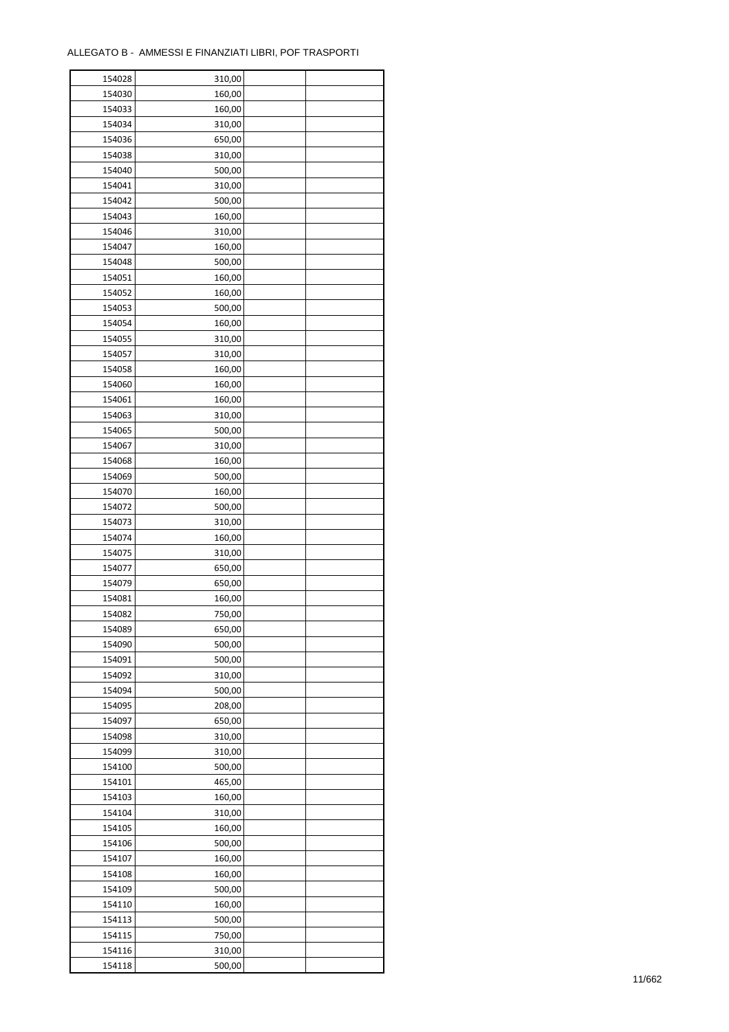ALLEGATO B - AMMESSI E FINANZIATI LIBRI, POF TRASPORTI

| | | | |
|---|---|---|---|
| 154028 | 310,00 | | |
| 154030 | 160,00 | | |
| 154033 | 160,00 | | |
| 154034 | 310,00 | | |
| 154036 | 650,00 | | |
| 154038 | 310,00 | | |
| 154040 | 500,00 | | |
| 154041 | 310,00 | | |
| 154042 | 500,00 | | |
| 154043 | 160,00 | | |
| 154046 | 310,00 | | |
| 154047 | 160,00 | | |
| 154048 | 500,00 | | |
| 154051 | 160,00 | | |
| 154052 | 160,00 | | |
| 154053 | 500,00 | | |
| 154054 | 160,00 | | |
| 154055 | 310,00 | | |
| 154057 | 310,00 | | |
| 154058 | 160,00 | | |
| 154060 | 160,00 | | |
| 154061 | 160,00 | | |
| 154063 | 310,00 | | |
| 154065 | 500,00 | | |
| 154067 | 310,00 | | |
| 154068 | 160,00 | | |
| 154069 | 500,00 | | |
| 154070 | 160,00 | | |
| 154072 | 500,00 | | |
| 154073 | 310,00 | | |
| 154074 | 160,00 | | |
| 154075 | 310,00 | | |
| 154077 | 650,00 | | |
| 154079 | 650,00 | | |
| 154081 | 160,00 | | |
| 154082 | 750,00 | | |
| 154089 | 650,00 | | |
| 154090 | 500,00 | | |
| 154091 | 500,00 | | |
| 154092 | 310,00 | | |
| 154094 | 500,00 | | |
| 154095 | 208,00 | | |
| 154097 | 650,00 | | |
| 154098 | 310,00 | | |
| 154099 | 310,00 | | |
| 154100 | 500,00 | | |
| 154101 | 465,00 | | |
| 154103 | 160,00 | | |
| 154104 | 310,00 | | |
| 154105 | 160,00 | | |
| 154106 | 500,00 | | |
| 154107 | 160,00 | | |
| 154108 | 160,00 | | |
| 154109 | 500,00 | | |
| 154110 | 160,00 | | |
| 154113 | 500,00 | | |
| 154115 | 750,00 | | |
| 154116 | 310,00 | | |
| 154118 | 500,00 | | |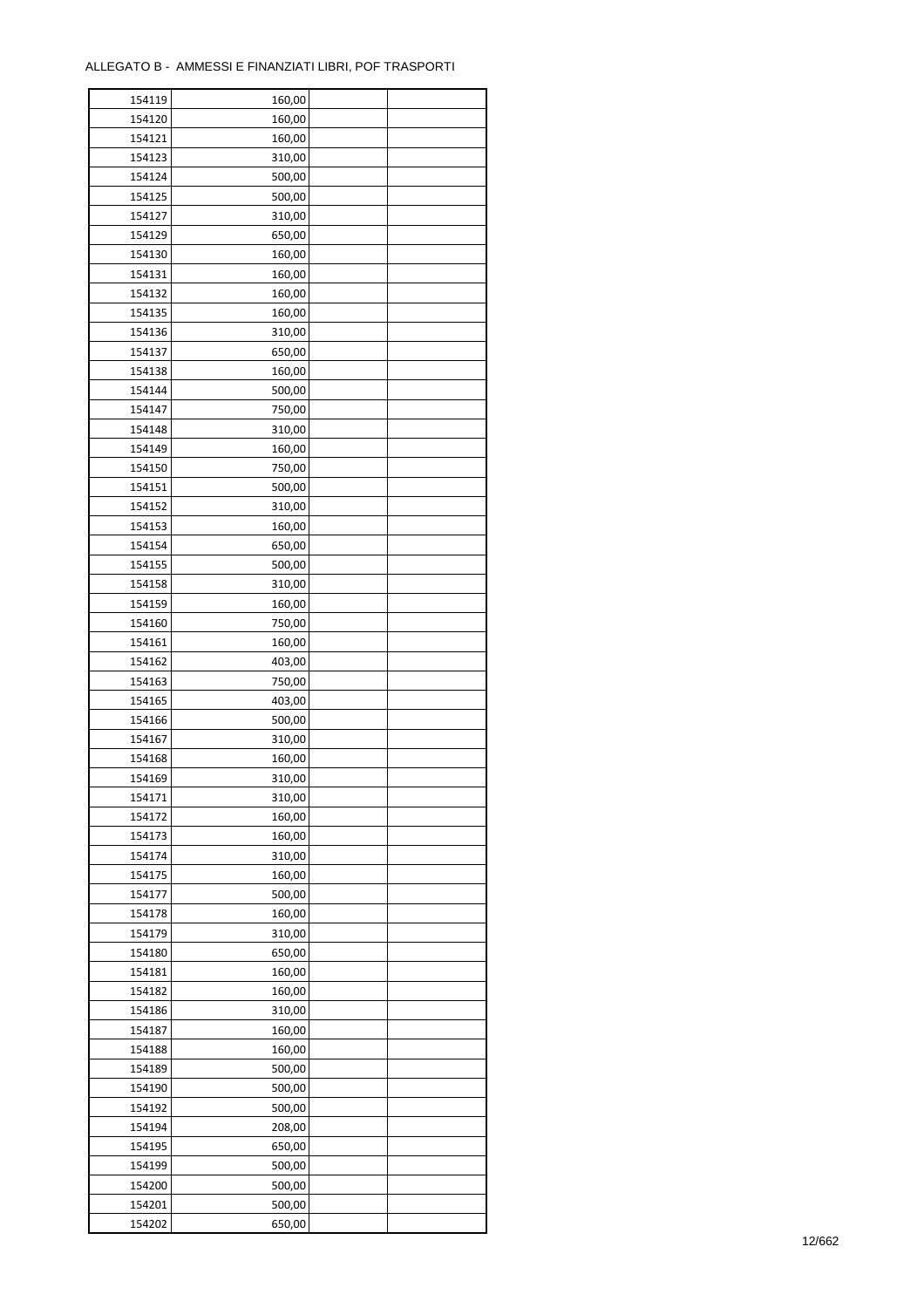ALLEGATO B - AMMESSI E FINANZIATI LIBRI, POF TRASPORTI

| | | | |
|---|---|---|---|
| 154119 | 160,00 | | |
| 154120 | 160,00 | | |
| 154121 | 160,00 | | |
| 154123 | 310,00 | | |
| 154124 | 500,00 | | |
| 154125 | 500,00 | | |
| 154127 | 310,00 | | |
| 154129 | 650,00 | | |
| 154130 | 160,00 | | |
| 154131 | 160,00 | | |
| 154132 | 160,00 | | |
| 154135 | 160,00 | | |
| 154136 | 310,00 | | |
| 154137 | 650,00 | | |
| 154138 | 160,00 | | |
| 154144 | 500,00 | | |
| 154147 | 750,00 | | |
| 154148 | 310,00 | | |
| 154149 | 160,00 | | |
| 154150 | 750,00 | | |
| 154151 | 500,00 | | |
| 154152 | 310,00 | | |
| 154153 | 160,00 | | |
| 154154 | 650,00 | | |
| 154155 | 500,00 | | |
| 154158 | 310,00 | | |
| 154159 | 160,00 | | |
| 154160 | 750,00 | | |
| 154161 | 160,00 | | |
| 154162 | 403,00 | | |
| 154163 | 750,00 | | |
| 154165 | 403,00 | | |
| 154166 | 500,00 | | |
| 154167 | 310,00 | | |
| 154168 | 160,00 | | |
| 154169 | 310,00 | | |
| 154171 | 310,00 | | |
| 154172 | 160,00 | | |
| 154173 | 160,00 | | |
| 154174 | 310,00 | | |
| 154175 | 160,00 | | |
| 154177 | 500,00 | | |
| 154178 | 160,00 | | |
| 154179 | 310,00 | | |
| 154180 | 650,00 | | |
| 154181 | 160,00 | | |
| 154182 | 160,00 | | |
| 154186 | 310,00 | | |
| 154187 | 160,00 | | |
| 154188 | 160,00 | | |
| 154189 | 500,00 | | |
| 154190 | 500,00 | | |
| 154192 | 500,00 | | |
| 154194 | 208,00 | | |
| 154195 | 650,00 | | |
| 154199 | 500,00 | | |
| 154200 | 500,00 | | |
| 154201 | 500,00 | | |
| 154202 | 650,00 | | |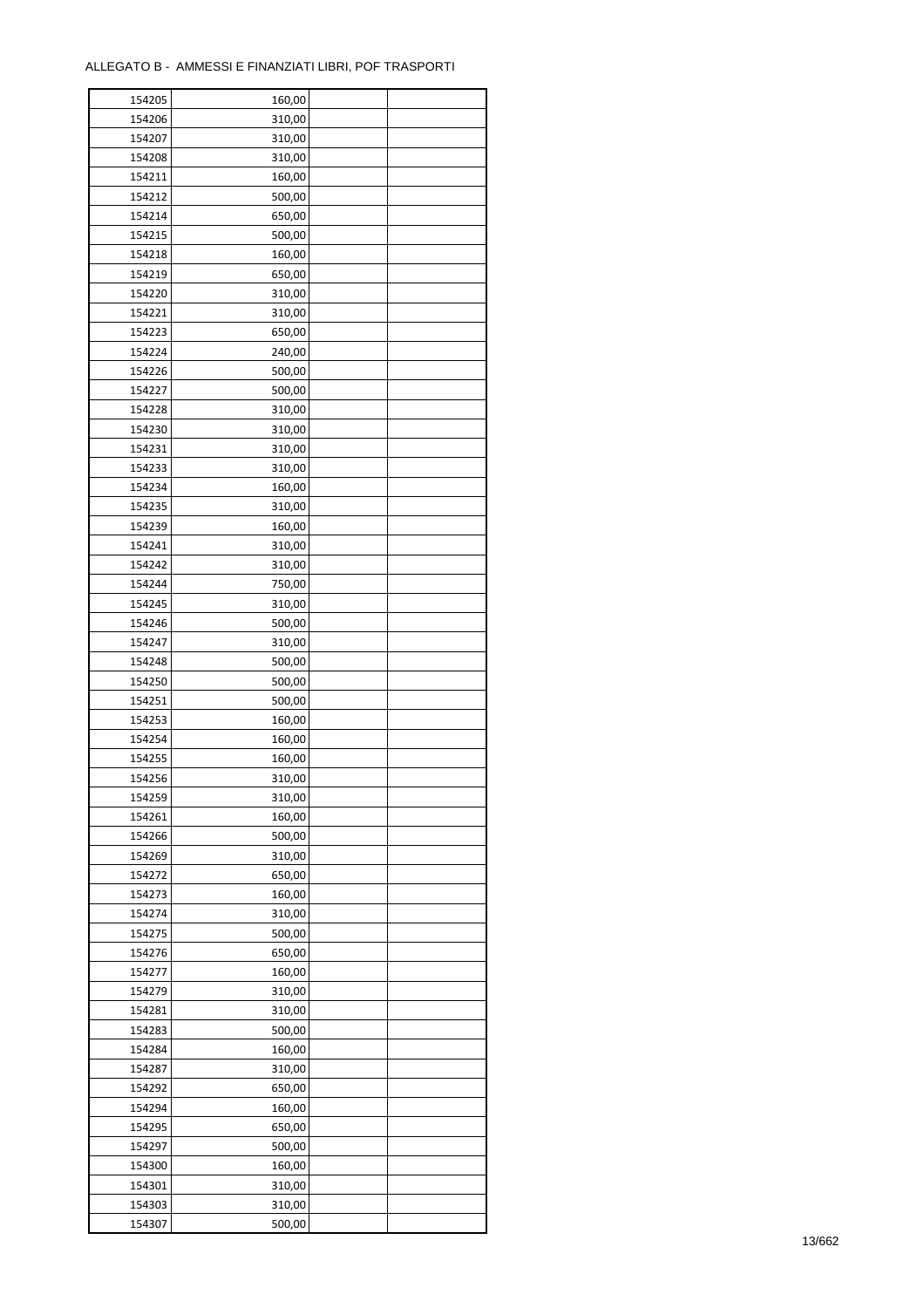ALLEGATO B - AMMESSI E FINANZIATI LIBRI, POF TRASPORTI

| | | | |
|---|---|---|---|
| 154205 | 160,00 | | |
| 154206 | 310,00 | | |
| 154207 | 310,00 | | |
| 154208 | 310,00 | | |
| 154211 | 160,00 | | |
| 154212 | 500,00 | | |
| 154214 | 650,00 | | |
| 154215 | 500,00 | | |
| 154218 | 160,00 | | |
| 154219 | 650,00 | | |
| 154220 | 310,00 | | |
| 154221 | 310,00 | | |
| 154223 | 650,00 | | |
| 154224 | 240,00 | | |
| 154226 | 500,00 | | |
| 154227 | 500,00 | | |
| 154228 | 310,00 | | |
| 154230 | 310,00 | | |
| 154231 | 310,00 | | |
| 154233 | 310,00 | | |
| 154234 | 160,00 | | |
| 154235 | 310,00 | | |
| 154239 | 160,00 | | |
| 154241 | 310,00 | | |
| 154242 | 310,00 | | |
| 154244 | 750,00 | | |
| 154245 | 310,00 | | |
| 154246 | 500,00 | | |
| 154247 | 310,00 | | |
| 154248 | 500,00 | | |
| 154250 | 500,00 | | |
| 154251 | 500,00 | | |
| 154253 | 160,00 | | |
| 154254 | 160,00 | | |
| 154255 | 160,00 | | |
| 154256 | 310,00 | | |
| 154259 | 310,00 | | |
| 154261 | 160,00 | | |
| 154266 | 500,00 | | |
| 154269 | 310,00 | | |
| 154272 | 650,00 | | |
| 154273 | 160,00 | | |
| 154274 | 310,00 | | |
| 154275 | 500,00 | | |
| 154276 | 650,00 | | |
| 154277 | 160,00 | | |
| 154279 | 310,00 | | |
| 154281 | 310,00 | | |
| 154283 | 500,00 | | |
| 154284 | 160,00 | | |
| 154287 | 310,00 | | |
| 154292 | 650,00 | | |
| 154294 | 160,00 | | |
| 154295 | 650,00 | | |
| 154297 | 500,00 | | |
| 154300 | 160,00 | | |
| 154301 | 310,00 | | |
| 154303 | 310,00 | | |
| 154307 | 500,00 | | |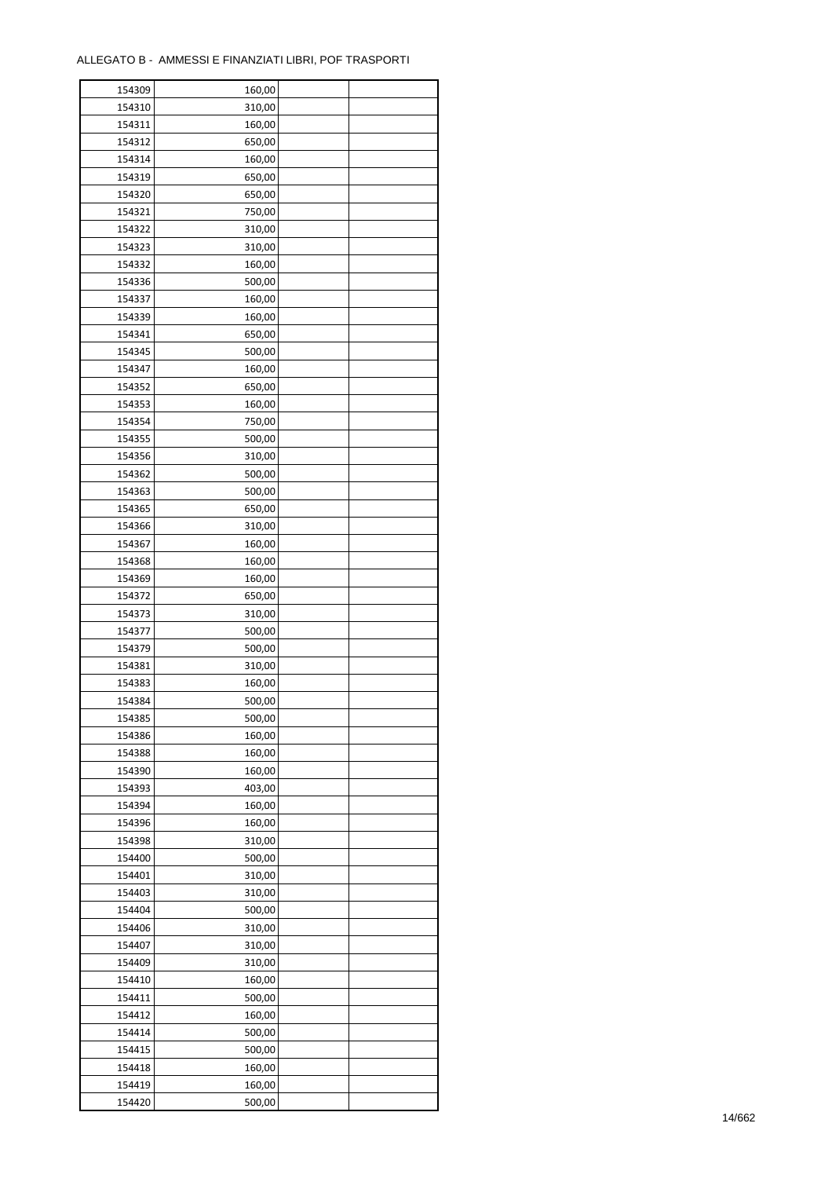ALLEGATO B - AMMESSI E FINANZIATI LIBRI, POF TRASPORTI

| | | | |
|---|---|---|---|
| 154309 | 160,00 | | |
| 154310 | 310,00 | | |
| 154311 | 160,00 | | |
| 154312 | 650,00 | | |
| 154314 | 160,00 | | |
| 154319 | 650,00 | | |
| 154320 | 650,00 | | |
| 154321 | 750,00 | | |
| 154322 | 310,00 | | |
| 154323 | 310,00 | | |
| 154332 | 160,00 | | |
| 154336 | 500,00 | | |
| 154337 | 160,00 | | |
| 154339 | 160,00 | | |
| 154341 | 650,00 | | |
| 154345 | 500,00 | | |
| 154347 | 160,00 | | |
| 154352 | 650,00 | | |
| 154353 | 160,00 | | |
| 154354 | 750,00 | | |
| 154355 | 500,00 | | |
| 154356 | 310,00 | | |
| 154362 | 500,00 | | |
| 154363 | 500,00 | | |
| 154365 | 650,00 | | |
| 154366 | 310,00 | | |
| 154367 | 160,00 | | |
| 154368 | 160,00 | | |
| 154369 | 160,00 | | |
| 154372 | 650,00 | | |
| 154373 | 310,00 | | |
| 154377 | 500,00 | | |
| 154379 | 500,00 | | |
| 154381 | 310,00 | | |
| 154383 | 160,00 | | |
| 154384 | 500,00 | | |
| 154385 | 500,00 | | |
| 154386 | 160,00 | | |
| 154388 | 160,00 | | |
| 154390 | 160,00 | | |
| 154393 | 403,00 | | |
| 154394 | 160,00 | | |
| 154396 | 160,00 | | |
| 154398 | 310,00 | | |
| 154400 | 500,00 | | |
| 154401 | 310,00 | | |
| 154403 | 310,00 | | |
| 154404 | 500,00 | | |
| 154406 | 310,00 | | |
| 154407 | 310,00 | | |
| 154409 | 310,00 | | |
| 154410 | 160,00 | | |
| 154411 | 500,00 | | |
| 154412 | 160,00 | | |
| 154414 | 500,00 | | |
| 154415 | 500,00 | | |
| 154418 | 160,00 | | |
| 154419 | 160,00 | | |
| 154420 | 500,00 | | |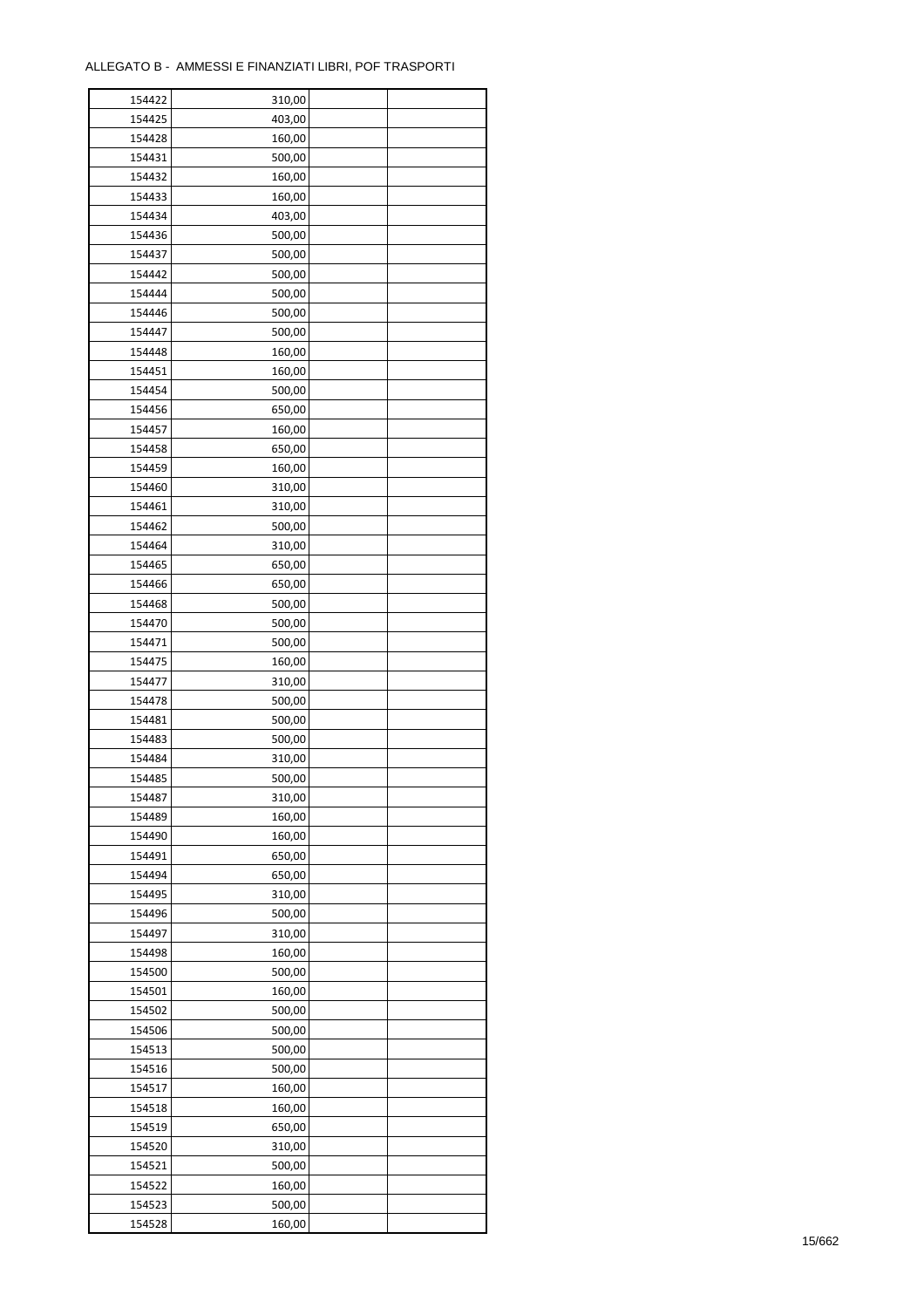ALLEGATO B - AMMESSI E FINANZIATI LIBRI, POF TRASPORTI

| | | | |
|---|---|---|---|
| 154422 | 310,00 | | |
| 154425 | 403,00 | | |
| 154428 | 160,00 | | |
| 154431 | 500,00 | | |
| 154432 | 160,00 | | |
| 154433 | 160,00 | | |
| 154434 | 403,00 | | |
| 154436 | 500,00 | | |
| 154437 | 500,00 | | |
| 154442 | 500,00 | | |
| 154444 | 500,00 | | |
| 154446 | 500,00 | | |
| 154447 | 500,00 | | |
| 154448 | 160,00 | | |
| 154451 | 160,00 | | |
| 154454 | 500,00 | | |
| 154456 | 650,00 | | |
| 154457 | 160,00 | | |
| 154458 | 650,00 | | |
| 154459 | 160,00 | | |
| 154460 | 310,00 | | |
| 154461 | 310,00 | | |
| 154462 | 500,00 | | |
| 154464 | 310,00 | | |
| 154465 | 650,00 | | |
| 154466 | 650,00 | | |
| 154468 | 500,00 | | |
| 154470 | 500,00 | | |
| 154471 | 500,00 | | |
| 154475 | 160,00 | | |
| 154477 | 310,00 | | |
| 154478 | 500,00 | | |
| 154481 | 500,00 | | |
| 154483 | 500,00 | | |
| 154484 | 310,00 | | |
| 154485 | 500,00 | | |
| 154487 | 310,00 | | |
| 154489 | 160,00 | | |
| 154490 | 160,00 | | |
| 154491 | 650,00 | | |
| 154494 | 650,00 | | |
| 154495 | 310,00 | | |
| 154496 | 500,00 | | |
| 154497 | 310,00 | | |
| 154498 | 160,00 | | |
| 154500 | 500,00 | | |
| 154501 | 160,00 | | |
| 154502 | 500,00 | | |
| 154506 | 500,00 | | |
| 154513 | 500,00 | | |
| 154516 | 500,00 | | |
| 154517 | 160,00 | | |
| 154518 | 160,00 | | |
| 154519 | 650,00 | | |
| 154520 | 310,00 | | |
| 154521 | 500,00 | | |
| 154522 | 160,00 | | |
| 154523 | 500,00 | | |
| 154528 | 160,00 | | |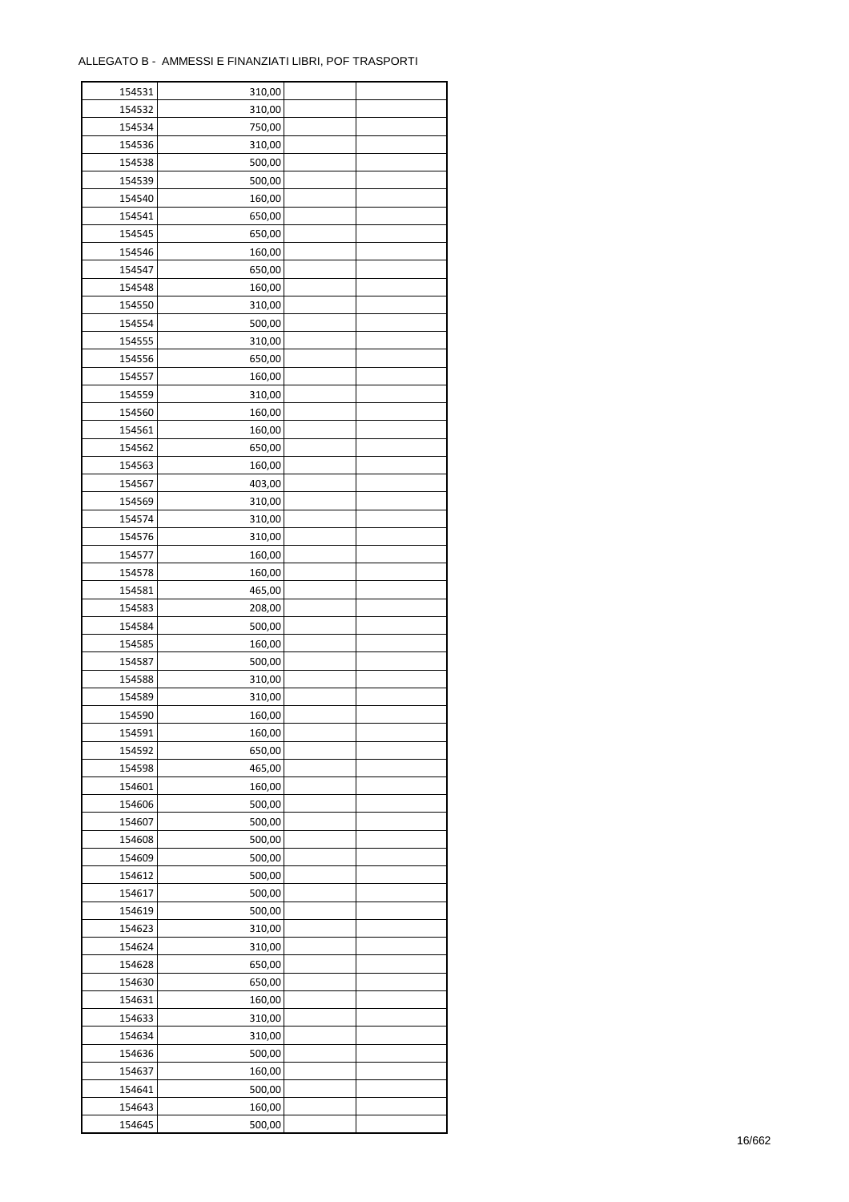ALLEGATO B - AMMESSI E FINANZIATI LIBRI, POF TRASPORTI

| 154531 | 310,00 | | |
|---|---|---|---|
| 154532 | 310,00 | | |
| 154534 | 750,00 | | |
| 154536 | 310,00 | | |
| 154538 | 500,00 | | |
| 154539 | 500,00 | | |
| 154540 | 160,00 | | |
| 154541 | 650,00 | | |
| 154545 | 650,00 | | |
| 154546 | 160,00 | | |
| 154547 | 650,00 | | |
| 154548 | 160,00 | | |
| 154550 | 310,00 | | |
| 154554 | 500,00 | | |
| 154555 | 310,00 | | |
| 154556 | 650,00 | | |
| 154557 | 160,00 | | |
| 154559 | 310,00 | | |
| 154560 | 160,00 | | |
| 154561 | 160,00 | | |
| 154562 | 650,00 | | |
| 154563 | 160,00 | | |
| 154567 | 403,00 | | |
| 154569 | 310,00 | | |
| 154574 | 310,00 | | |
| 154576 | 310,00 | | |
| 154577 | 160,00 | | |
| 154578 | 160,00 | | |
| 154581 | 465,00 | | |
| 154583 | 208,00 | | |
| 154584 | 500,00 | | |
| 154585 | 160,00 | | |
| 154587 | 500,00 | | |
| 154588 | 310,00 | | |
| 154589 | 310,00 | | |
| 154590 | 160,00 | | |
| 154591 | 160,00 | | |
| 154592 | 650,00 | | |
| 154598 | 465,00 | | |
| 154601 | 160,00 | | |
| 154606 | 500,00 | | |
| 154607 | 500,00 | | |
| 154608 | 500,00 | | |
| 154609 | 500,00 | | |
| 154612 | 500,00 | | |
| 154617 | 500,00 | | |
| 154619 | 500,00 | | |
| 154623 | 310,00 | | |
| 154624 | 310,00 | | |
| 154628 | 650,00 | | |
| 154630 | 650,00 | | |
| 154631 | 160,00 | | |
| 154633 | 310,00 | | |
| 154634 | 310,00 | | |
| 154636 | 500,00 | | |
| 154637 | 160,00 | | |
| 154641 | 500,00 | | |
| 154643 | 160,00 | | |
| 154645 | 500,00 | | |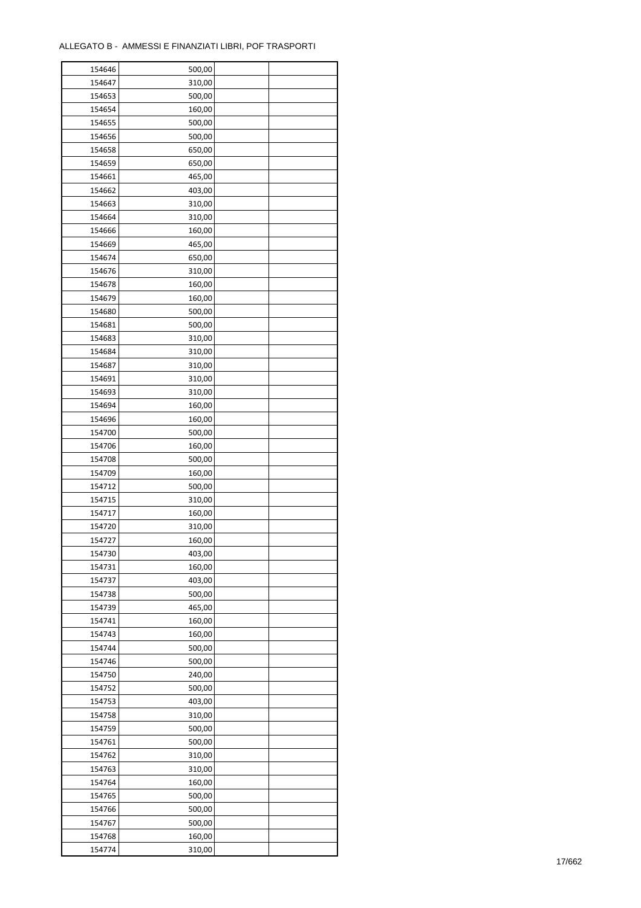ALLEGATO B - AMMESSI E FINANZIATI LIBRI, POF TRASPORTI

| | | | |
|---|---|---|---|
| 154646 | 500,00 | | |
| 154647 | 310,00 | | |
| 154653 | 500,00 | | |
| 154654 | 160,00 | | |
| 154655 | 500,00 | | |
| 154656 | 500,00 | | |
| 154658 | 650,00 | | |
| 154659 | 650,00 | | |
| 154661 | 465,00 | | |
| 154662 | 403,00 | | |
| 154663 | 310,00 | | |
| 154664 | 310,00 | | |
| 154666 | 160,00 | | |
| 154669 | 465,00 | | |
| 154674 | 650,00 | | |
| 154676 | 310,00 | | |
| 154678 | 160,00 | | |
| 154679 | 160,00 | | |
| 154680 | 500,00 | | |
| 154681 | 500,00 | | |
| 154683 | 310,00 | | |
| 154684 | 310,00 | | |
| 154687 | 310,00 | | |
| 154691 | 310,00 | | |
| 154693 | 310,00 | | |
| 154694 | 160,00 | | |
| 154696 | 160,00 | | |
| 154700 | 500,00 | | |
| 154706 | 160,00 | | |
| 154708 | 500,00 | | |
| 154709 | 160,00 | | |
| 154712 | 500,00 | | |
| 154715 | 310,00 | | |
| 154717 | 160,00 | | |
| 154720 | 310,00 | | |
| 154727 | 160,00 | | |
| 154730 | 403,00 | | |
| 154731 | 160,00 | | |
| 154737 | 403,00 | | |
| 154738 | 500,00 | | |
| 154739 | 465,00 | | |
| 154741 | 160,00 | | |
| 154743 | 160,00 | | |
| 154744 | 500,00 | | |
| 154746 | 500,00 | | |
| 154750 | 240,00 | | |
| 154752 | 500,00 | | |
| 154753 | 403,00 | | |
| 154758 | 310,00 | | |
| 154759 | 500,00 | | |
| 154761 | 500,00 | | |
| 154762 | 310,00 | | |
| 154763 | 310,00 | | |
| 154764 | 160,00 | | |
| 154765 | 500,00 | | |
| 154766 | 500,00 | | |
| 154767 | 500,00 | | |
| 154768 | 160,00 | | |
| 154774 | 310,00 | | |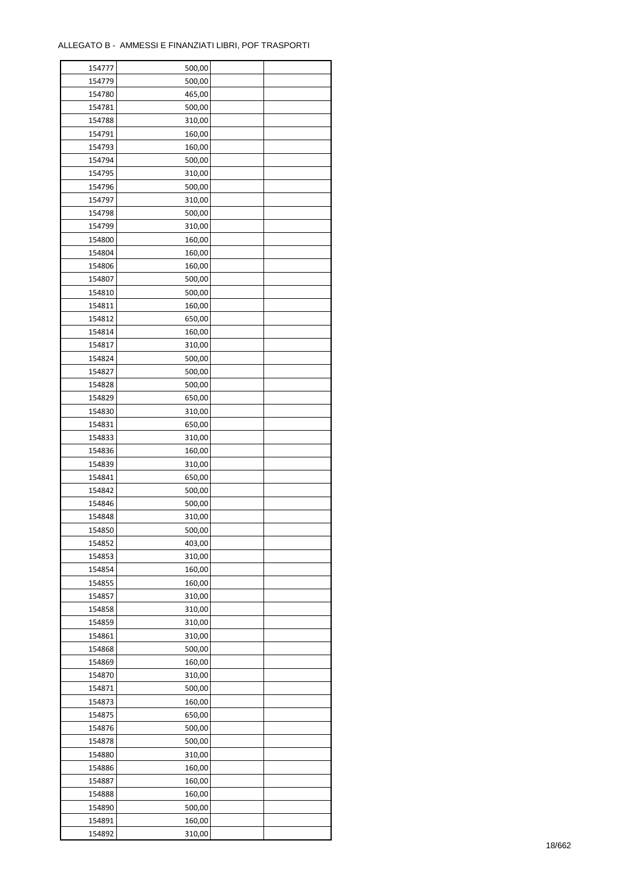ALLEGATO B - AMMESSI E FINANZIATI LIBRI, POF TRASPORTI

| | | | |
|---|---|---|---|
| 154777 | 500,00 | | |
| 154779 | 500,00 | | |
| 154780 | 465,00 | | |
| 154781 | 500,00 | | |
| 154788 | 310,00 | | |
| 154791 | 160,00 | | |
| 154793 | 160,00 | | |
| 154794 | 500,00 | | |
| 154795 | 310,00 | | |
| 154796 | 500,00 | | |
| 154797 | 310,00 | | |
| 154798 | 500,00 | | |
| 154799 | 310,00 | | |
| 154800 | 160,00 | | |
| 154804 | 160,00 | | |
| 154806 | 160,00 | | |
| 154807 | 500,00 | | |
| 154810 | 500,00 | | |
| 154811 | 160,00 | | |
| 154812 | 650,00 | | |
| 154814 | 160,00 | | |
| 154817 | 310,00 | | |
| 154824 | 500,00 | | |
| 154827 | 500,00 | | |
| 154828 | 500,00 | | |
| 154829 | 650,00 | | |
| 154830 | 310,00 | | |
| 154831 | 650,00 | | |
| 154833 | 310,00 | | |
| 154836 | 160,00 | | |
| 154839 | 310,00 | | |
| 154841 | 650,00 | | |
| 154842 | 500,00 | | |
| 154846 | 500,00 | | |
| 154848 | 310,00 | | |
| 154850 | 500,00 | | |
| 154852 | 403,00 | | |
| 154853 | 310,00 | | |
| 154854 | 160,00 | | |
| 154855 | 160,00 | | |
| 154857 | 310,00 | | |
| 154858 | 310,00 | | |
| 154859 | 310,00 | | |
| 154861 | 310,00 | | |
| 154868 | 500,00 | | |
| 154869 | 160,00 | | |
| 154870 | 310,00 | | |
| 154871 | 500,00 | | |
| 154873 | 160,00 | | |
| 154875 | 650,00 | | |
| 154876 | 500,00 | | |
| 154878 | 500,00 | | |
| 154880 | 310,00 | | |
| 154886 | 160,00 | | |
| 154887 | 160,00 | | |
| 154888 | 160,00 | | |
| 154890 | 500,00 | | |
| 154891 | 160,00 | | |
| 154892 | 310,00 | | |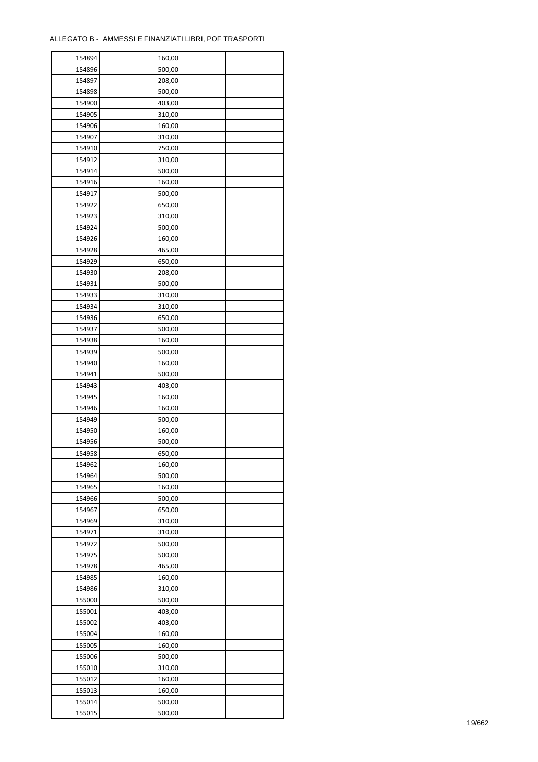ALLEGATO B - AMMESSI E FINANZIATI LIBRI, POF TRASPORTI

| | | | |
|---|---|---|---|
| 154894 | 160,00 | | |
| 154896 | 500,00 | | |
| 154897 | 208,00 | | |
| 154898 | 500,00 | | |
| 154900 | 403,00 | | |
| 154905 | 310,00 | | |
| 154906 | 160,00 | | |
| 154907 | 310,00 | | |
| 154910 | 750,00 | | |
| 154912 | 310,00 | | |
| 154914 | 500,00 | | |
| 154916 | 160,00 | | |
| 154917 | 500,00 | | |
| 154922 | 650,00 | | |
| 154923 | 310,00 | | |
| 154924 | 500,00 | | |
| 154926 | 160,00 | | |
| 154928 | 465,00 | | |
| 154929 | 650,00 | | |
| 154930 | 208,00 | | |
| 154931 | 500,00 | | |
| 154933 | 310,00 | | |
| 154934 | 310,00 | | |
| 154936 | 650,00 | | |
| 154937 | 500,00 | | |
| 154938 | 160,00 | | |
| 154939 | 500,00 | | |
| 154940 | 160,00 | | |
| 154941 | 500,00 | | |
| 154943 | 403,00 | | |
| 154945 | 160,00 | | |
| 154946 | 160,00 | | |
| 154949 | 500,00 | | |
| 154950 | 160,00 | | |
| 154956 | 500,00 | | |
| 154958 | 650,00 | | |
| 154962 | 160,00 | | |
| 154964 | 500,00 | | |
| 154965 | 160,00 | | |
| 154966 | 500,00 | | |
| 154967 | 650,00 | | |
| 154969 | 310,00 | | |
| 154971 | 310,00 | | |
| 154972 | 500,00 | | |
| 154975 | 500,00 | | |
| 154978 | 465,00 | | |
| 154985 | 160,00 | | |
| 154986 | 310,00 | | |
| 155000 | 500,00 | | |
| 155001 | 403,00 | | |
| 155002 | 403,00 | | |
| 155004 | 160,00 | | |
| 155005 | 160,00 | | |
| 155006 | 500,00 | | |
| 155010 | 310,00 | | |
| 155012 | 160,00 | | |
| 155013 | 160,00 | | |
| 155014 | 500,00 | | |
| 155015 | 500,00 | | |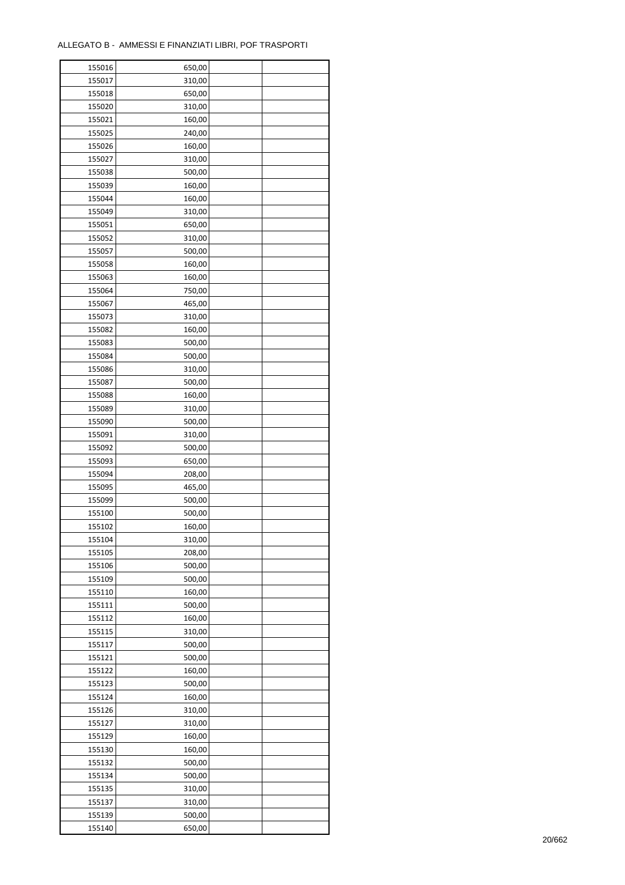ALLEGATO B - AMMESSI E FINANZIATI LIBRI, POF TRASPORTI

| | | | |
|---|---|---|---|
| 155016 | 650,00 | | |
| 155017 | 310,00 | | |
| 155018 | 650,00 | | |
| 155020 | 310,00 | | |
| 155021 | 160,00 | | |
| 155025 | 240,00 | | |
| 155026 | 160,00 | | |
| 155027 | 310,00 | | |
| 155038 | 500,00 | | |
| 155039 | 160,00 | | |
| 155044 | 160,00 | | |
| 155049 | 310,00 | | |
| 155051 | 650,00 | | |
| 155052 | 310,00 | | |
| 155057 | 500,00 | | |
| 155058 | 160,00 | | |
| 155063 | 160,00 | | |
| 155064 | 750,00 | | |
| 155067 | 465,00 | | |
| 155073 | 310,00 | | |
| 155082 | 160,00 | | |
| 155083 | 500,00 | | |
| 155084 | 500,00 | | |
| 155086 | 310,00 | | |
| 155087 | 500,00 | | |
| 155088 | 160,00 | | |
| 155089 | 310,00 | | |
| 155090 | 500,00 | | |
| 155091 | 310,00 | | |
| 155092 | 500,00 | | |
| 155093 | 650,00 | | |
| 155094 | 208,00 | | |
| 155095 | 465,00 | | |
| 155099 | 500,00 | | |
| 155100 | 500,00 | | |
| 155102 | 160,00 | | |
| 155104 | 310,00 | | |
| 155105 | 208,00 | | |
| 155106 | 500,00 | | |
| 155109 | 500,00 | | |
| 155110 | 160,00 | | |
| 155111 | 500,00 | | |
| 155112 | 160,00 | | |
| 155115 | 310,00 | | |
| 155117 | 500,00 | | |
| 155121 | 500,00 | | |
| 155122 | 160,00 | | |
| 155123 | 500,00 | | |
| 155124 | 160,00 | | |
| 155126 | 310,00 | | |
| 155127 | 310,00 | | |
| 155129 | 160,00 | | |
| 155130 | 160,00 | | |
| 155132 | 500,00 | | |
| 155134 | 500,00 | | |
| 155135 | 310,00 | | |
| 155137 | 310,00 | | |
| 155139 | 500,00 | | |
| 155140 | 650,00 | | |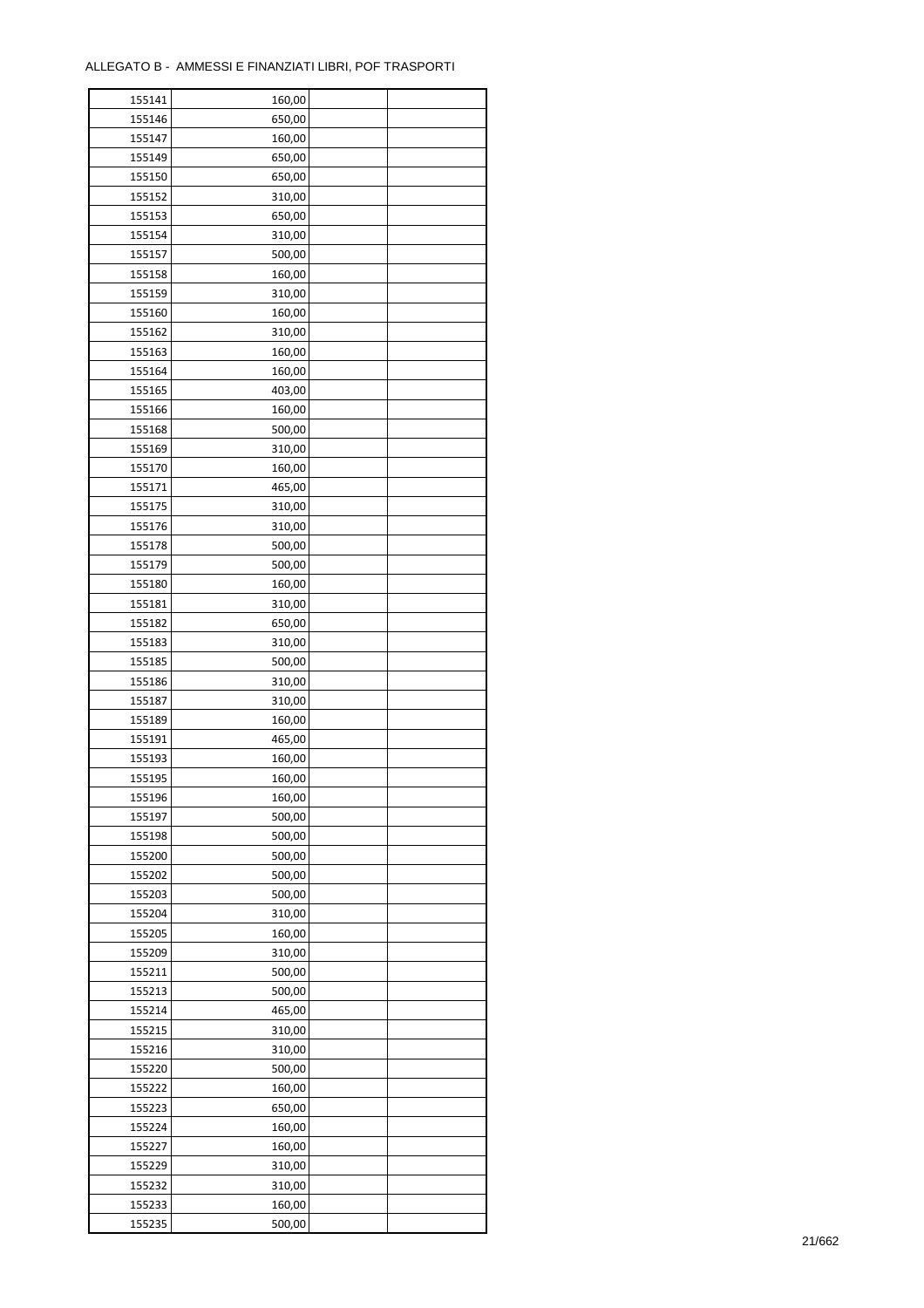ALLEGATO B - AMMESSI E FINANZIATI LIBRI, POF TRASPORTI

| | | | |
|---|---|---|---|
| 155141 | 160,00 | | |
| 155146 | 650,00 | | |
| 155147 | 160,00 | | |
| 155149 | 650,00 | | |
| 155150 | 650,00 | | |
| 155152 | 310,00 | | |
| 155153 | 650,00 | | |
| 155154 | 310,00 | | |
| 155157 | 500,00 | | |
| 155158 | 160,00 | | |
| 155159 | 310,00 | | |
| 155160 | 160,00 | | |
| 155162 | 310,00 | | |
| 155163 | 160,00 | | |
| 155164 | 160,00 | | |
| 155165 | 403,00 | | |
| 155166 | 160,00 | | |
| 155168 | 500,00 | | |
| 155169 | 310,00 | | |
| 155170 | 160,00 | | |
| 155171 | 465,00 | | |
| 155175 | 310,00 | | |
| 155176 | 310,00 | | |
| 155178 | 500,00 | | |
| 155179 | 500,00 | | |
| 155180 | 160,00 | | |
| 155181 | 310,00 | | |
| 155182 | 650,00 | | |
| 155183 | 310,00 | | |
| 155185 | 500,00 | | |
| 155186 | 310,00 | | |
| 155187 | 310,00 | | |
| 155189 | 160,00 | | |
| 155191 | 465,00 | | |
| 155193 | 160,00 | | |
| 155195 | 160,00 | | |
| 155196 | 160,00 | | |
| 155197 | 500,00 | | |
| 155198 | 500,00 | | |
| 155200 | 500,00 | | |
| 155202 | 500,00 | | |
| 155203 | 500,00 | | |
| 155204 | 310,00 | | |
| 155205 | 160,00 | | |
| 155209 | 310,00 | | |
| 155211 | 500,00 | | |
| 155213 | 500,00 | | |
| 155214 | 465,00 | | |
| 155215 | 310,00 | | |
| 155216 | 310,00 | | |
| 155220 | 500,00 | | |
| 155222 | 160,00 | | |
| 155223 | 650,00 | | |
| 155224 | 160,00 | | |
| 155227 | 160,00 | | |
| 155229 | 310,00 | | |
| 155232 | 310,00 | | |
| 155233 | 160,00 | | |
| 155235 | 500,00 | | |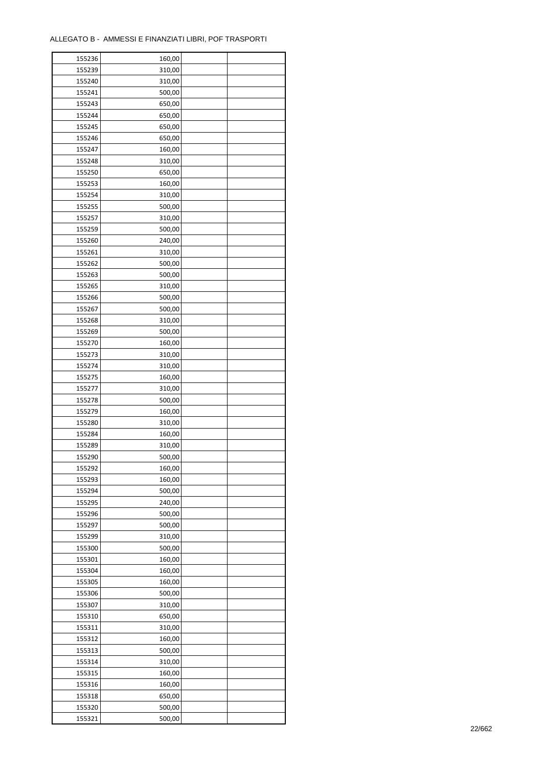ALLEGATO B - AMMESSI E FINANZIATI LIBRI, POF TRASPORTI

| | | | |
|---|---|---|---|
| 155236 | 160,00 | | |
| 155239 | 310,00 | | |
| 155240 | 310,00 | | |
| 155241 | 500,00 | | |
| 155243 | 650,00 | | |
| 155244 | 650,00 | | |
| 155245 | 650,00 | | |
| 155246 | 650,00 | | |
| 155247 | 160,00 | | |
| 155248 | 310,00 | | |
| 155250 | 650,00 | | |
| 155253 | 160,00 | | |
| 155254 | 310,00 | | |
| 155255 | 500,00 | | |
| 155257 | 310,00 | | |
| 155259 | 500,00 | | |
| 155260 | 240,00 | | |
| 155261 | 310,00 | | |
| 155262 | 500,00 | | |
| 155263 | 500,00 | | |
| 155265 | 310,00 | | |
| 155266 | 500,00 | | |
| 155267 | 500,00 | | |
| 155268 | 310,00 | | |
| 155269 | 500,00 | | |
| 155270 | 160,00 | | |
| 155273 | 310,00 | | |
| 155274 | 310,00 | | |
| 155275 | 160,00 | | |
| 155277 | 310,00 | | |
| 155278 | 500,00 | | |
| 155279 | 160,00 | | |
| 155280 | 310,00 | | |
| 155284 | 160,00 | | |
| 155289 | 310,00 | | |
| 155290 | 500,00 | | |
| 155292 | 160,00 | | |
| 155293 | 160,00 | | |
| 155294 | 500,00 | | |
| 155295 | 240,00 | | |
| 155296 | 500,00 | | |
| 155297 | 500,00 | | |
| 155299 | 310,00 | | |
| 155300 | 500,00 | | |
| 155301 | 160,00 | | |
| 155304 | 160,00 | | |
| 155305 | 160,00 | | |
| 155306 | 500,00 | | |
| 155307 | 310,00 | | |
| 155310 | 650,00 | | |
| 155311 | 310,00 | | |
| 155312 | 160,00 | | |
| 155313 | 500,00 | | |
| 155314 | 310,00 | | |
| 155315 | 160,00 | | |
| 155316 | 160,00 | | |
| 155318 | 650,00 | | |
| 155320 | 500,00 | | |
| 155321 | 500,00 | | |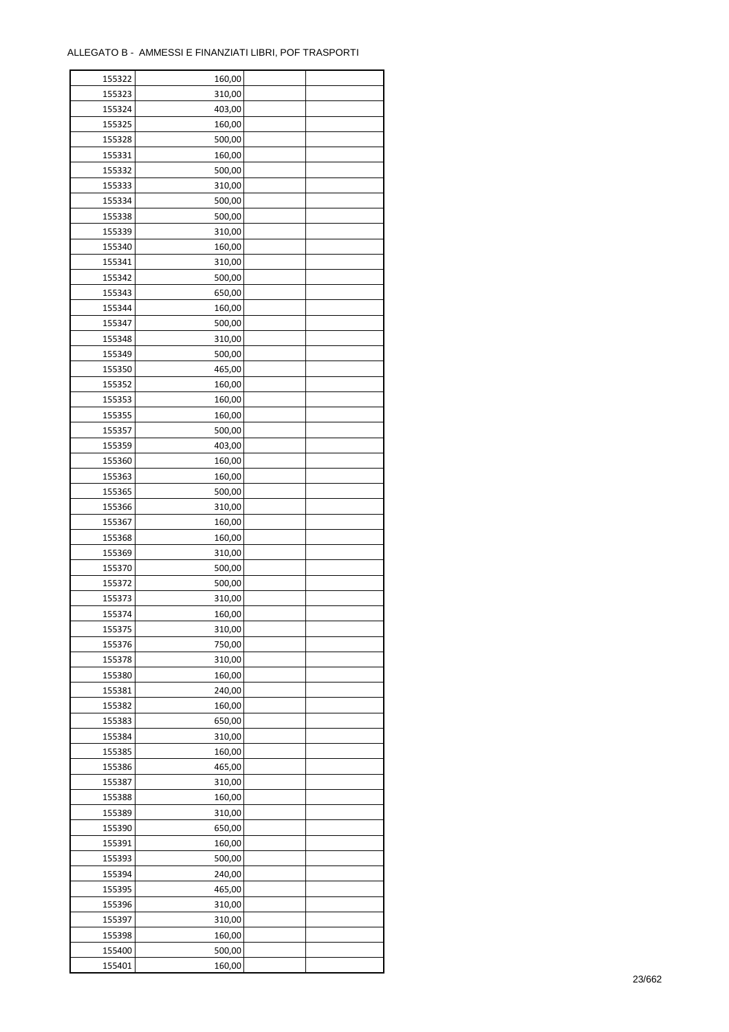ALLEGATO B - AMMESSI E FINANZIATI LIBRI, POF TRASPORTI

| | | | |
|---|---|---|---|
| 155322 | 160,00 | | |
| 155323 | 310,00 | | |
| 155324 | 403,00 | | |
| 155325 | 160,00 | | |
| 155328 | 500,00 | | |
| 155331 | 160,00 | | |
| 155332 | 500,00 | | |
| 155333 | 310,00 | | |
| 155334 | 500,00 | | |
| 155338 | 500,00 | | |
| 155339 | 310,00 | | |
| 155340 | 160,00 | | |
| 155341 | 310,00 | | |
| 155342 | 500,00 | | |
| 155343 | 650,00 | | |
| 155344 | 160,00 | | |
| 155347 | 500,00 | | |
| 155348 | 310,00 | | |
| 155349 | 500,00 | | |
| 155350 | 465,00 | | |
| 155352 | 160,00 | | |
| 155353 | 160,00 | | |
| 155355 | 160,00 | | |
| 155357 | 500,00 | | |
| 155359 | 403,00 | | |
| 155360 | 160,00 | | |
| 155363 | 160,00 | | |
| 155365 | 500,00 | | |
| 155366 | 310,00 | | |
| 155367 | 160,00 | | |
| 155368 | 160,00 | | |
| 155369 | 310,00 | | |
| 155370 | 500,00 | | |
| 155372 | 500,00 | | |
| 155373 | 310,00 | | |
| 155374 | 160,00 | | |
| 155375 | 310,00 | | |
| 155376 | 750,00 | | |
| 155378 | 310,00 | | |
| 155380 | 160,00 | | |
| 155381 | 240,00 | | |
| 155382 | 160,00 | | |
| 155383 | 650,00 | | |
| 155384 | 310,00 | | |
| 155385 | 160,00 | | |
| 155386 | 465,00 | | |
| 155387 | 310,00 | | |
| 155388 | 160,00 | | |
| 155389 | 310,00 | | |
| 155390 | 650,00 | | |
| 155391 | 160,00 | | |
| 155393 | 500,00 | | |
| 155394 | 240,00 | | |
| 155395 | 465,00 | | |
| 155396 | 310,00 | | |
| 155397 | 310,00 | | |
| 155398 | 160,00 | | |
| 155400 | 500,00 | | |
| 155401 | 160,00 | | |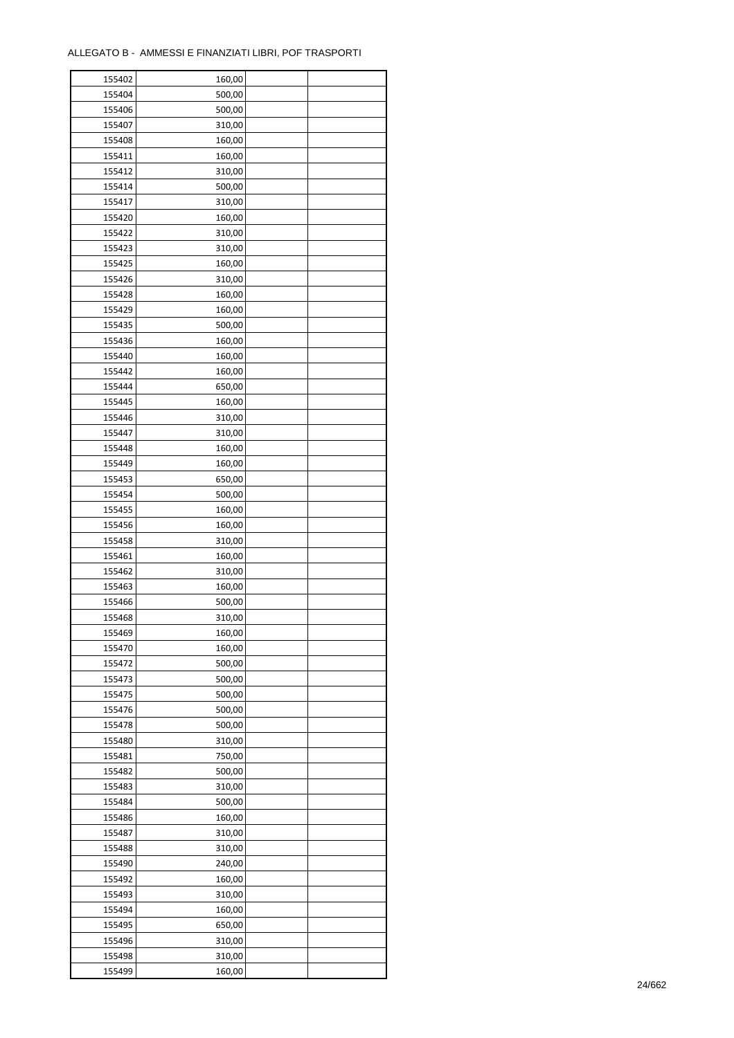ALLEGATO B - AMMESSI E FINANZIATI LIBRI, POF TRASPORTI

| | | | |
|---|---|---|---|
| 155402 | 160,00 | | |
| 155404 | 500,00 | | |
| 155406 | 500,00 | | |
| 155407 | 310,00 | | |
| 155408 | 160,00 | | |
| 155411 | 160,00 | | |
| 155412 | 310,00 | | |
| 155414 | 500,00 | | |
| 155417 | 310,00 | | |
| 155420 | 160,00 | | |
| 155422 | 310,00 | | |
| 155423 | 310,00 | | |
| 155425 | 160,00 | | |
| 155426 | 310,00 | | |
| 155428 | 160,00 | | |
| 155429 | 160,00 | | |
| 155435 | 500,00 | | |
| 155436 | 160,00 | | |
| 155440 | 160,00 | | |
| 155442 | 160,00 | | |
| 155444 | 650,00 | | |
| 155445 | 160,00 | | |
| 155446 | 310,00 | | |
| 155447 | 310,00 | | |
| 155448 | 160,00 | | |
| 155449 | 160,00 | | |
| 155453 | 650,00 | | |
| 155454 | 500,00 | | |
| 155455 | 160,00 | | |
| 155456 | 160,00 | | |
| 155458 | 310,00 | | |
| 155461 | 160,00 | | |
| 155462 | 310,00 | | |
| 155463 | 160,00 | | |
| 155466 | 500,00 | | |
| 155468 | 310,00 | | |
| 155469 | 160,00 | | |
| 155470 | 160,00 | | |
| 155472 | 500,00 | | |
| 155473 | 500,00 | | |
| 155475 | 500,00 | | |
| 155476 | 500,00 | | |
| 155478 | 500,00 | | |
| 155480 | 310,00 | | |
| 155481 | 750,00 | | |
| 155482 | 500,00 | | |
| 155483 | 310,00 | | |
| 155484 | 500,00 | | |
| 155486 | 160,00 | | |
| 155487 | 310,00 | | |
| 155488 | 310,00 | | |
| 155490 | 240,00 | | |
| 155492 | 160,00 | | |
| 155493 | 310,00 | | |
| 155494 | 160,00 | | |
| 155495 | 650,00 | | |
| 155496 | 310,00 | | |
| 155498 | 310,00 | | |
| 155499 | 160,00 | | |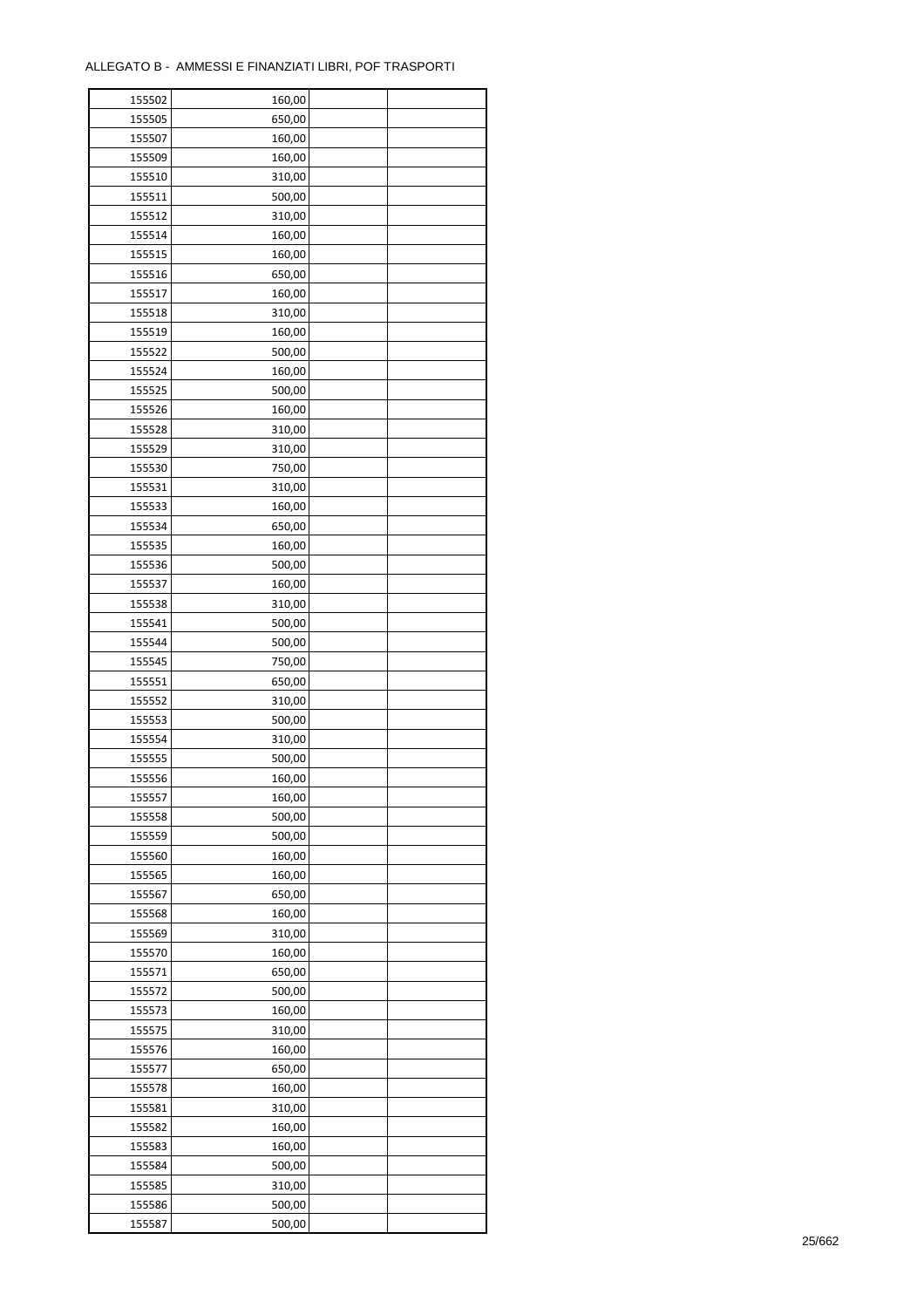ALLEGATO B - AMMESSI E FINANZIATI LIBRI, POF TRASPORTI

| | | | |
|---|---|---|---|
| 155502 | 160,00 | | |
| 155505 | 650,00 | | |
| 155507 | 160,00 | | |
| 155509 | 160,00 | | |
| 155510 | 310,00 | | |
| 155511 | 500,00 | | |
| 155512 | 310,00 | | |
| 155514 | 160,00 | | |
| 155515 | 160,00 | | |
| 155516 | 650,00 | | |
| 155517 | 160,00 | | |
| 155518 | 310,00 | | |
| 155519 | 160,00 | | |
| 155522 | 500,00 | | |
| 155524 | 160,00 | | |
| 155525 | 500,00 | | |
| 155526 | 160,00 | | |
| 155528 | 310,00 | | |
| 155529 | 310,00 | | |
| 155530 | 750,00 | | |
| 155531 | 310,00 | | |
| 155533 | 160,00 | | |
| 155534 | 650,00 | | |
| 155535 | 160,00 | | |
| 155536 | 500,00 | | |
| 155537 | 160,00 | | |
| 155538 | 310,00 | | |
| 155541 | 500,00 | | |
| 155544 | 500,00 | | |
| 155545 | 750,00 | | |
| 155551 | 650,00 | | |
| 155552 | 310,00 | | |
| 155553 | 500,00 | | |
| 155554 | 310,00 | | |
| 155555 | 500,00 | | |
| 155556 | 160,00 | | |
| 155557 | 160,00 | | |
| 155558 | 500,00 | | |
| 155559 | 500,00 | | |
| 155560 | 160,00 | | |
| 155565 | 160,00 | | |
| 155567 | 650,00 | | |
| 155568 | 160,00 | | |
| 155569 | 310,00 | | |
| 155570 | 160,00 | | |
| 155571 | 650,00 | | |
| 155572 | 500,00 | | |
| 155573 | 160,00 | | |
| 155575 | 310,00 | | |
| 155576 | 160,00 | | |
| 155577 | 650,00 | | |
| 155578 | 160,00 | | |
| 155581 | 310,00 | | |
| 155582 | 160,00 | | |
| 155583 | 160,00 | | |
| 155584 | 500,00 | | |
| 155585 | 310,00 | | |
| 155586 | 500,00 | | |
| 155587 | 500,00 | | |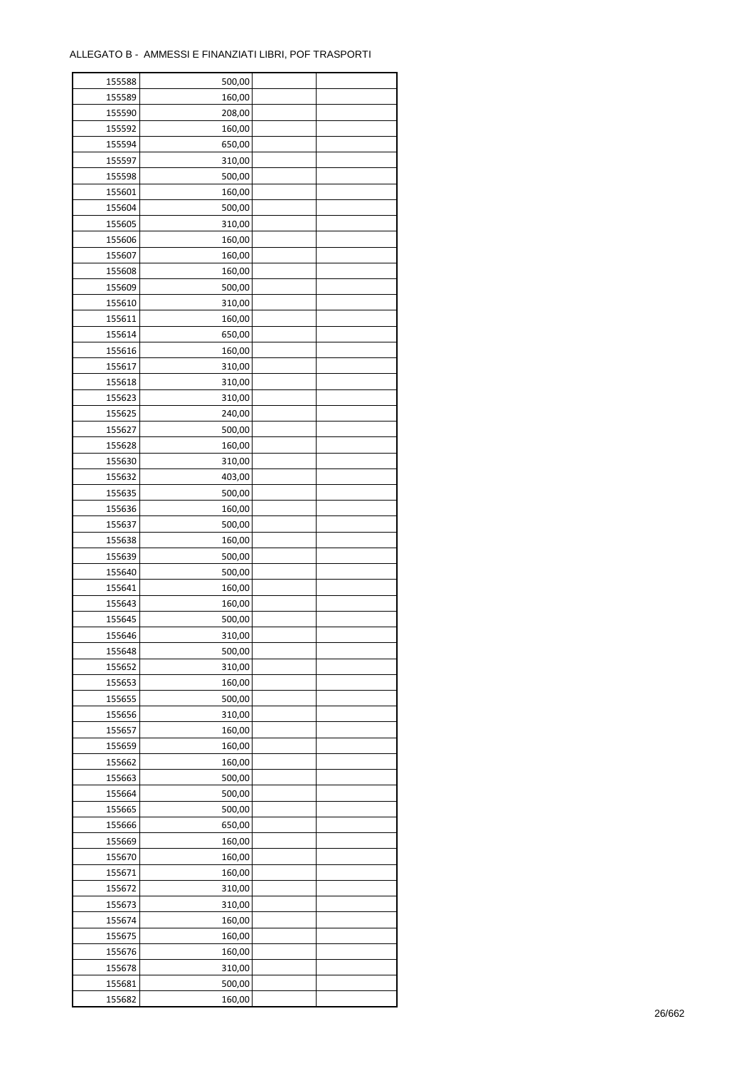| | | | |
|---|---|---|---|
| 155588 | 500,00 | | |
| 155589 | 160,00 | | |
| 155590 | 208,00 | | |
| 155592 | 160,00 | | |
| 155594 | 650,00 | | |
| 155597 | 310,00 | | |
| 155598 | 500,00 | | |
| 155601 | 160,00 | | |
| 155604 | 500,00 | | |
| 155605 | 310,00 | | |
| 155606 | 160,00 | | |
| 155607 | 160,00 | | |
| 155608 | 160,00 | | |
| 155609 | 500,00 | | |
| 155610 | 310,00 | | |
| 155611 | 160,00 | | |
| 155614 | 650,00 | | |
| 155616 | 160,00 | | |
| 155617 | 310,00 | | |
| 155618 | 310,00 | | |
| 155623 | 310,00 | | |
| 155625 | 240,00 | | |
| 155627 | 500,00 | | |
| 155628 | 160,00 | | |
| 155630 | 310,00 | | |
| 155632 | 403,00 | | |
| 155635 | 500,00 | | |
| 155636 | 160,00 | | |
| 155637 | 500,00 | | |
| 155638 | 160,00 | | |
| 155639 | 500,00 | | |
| 155640 | 500,00 | | |
| 155641 | 160,00 | | |
| 155643 | 160,00 | | |
| 155645 | 500,00 | | |
| 155646 | 310,00 | | |
| 155648 | 500,00 | | |
| 155652 | 310,00 | | |
| 155653 | 160,00 | | |
| 155655 | 500,00 | | |
| 155656 | 310,00 | | |
| 155657 | 160,00 | | |
| 155659 | 160,00 | | |
| 155662 | 160,00 | | |
| 155663 | 500,00 | | |
| 155664 | 500,00 | | |
| 155665 | 500,00 | | |
| 155666 | 650,00 | | |
| 155669 | 160,00 | | |
| 155670 | 160,00 | | |
| 155671 | 160,00 | | |
| 155672 | 310,00 | | |
| 155673 | 310,00 | | |
| 155674 | 160,00 | | |
| 155675 | 160,00 | | |
| 155676 | 160,00 | | |
| 155678 | 310,00 | | |
| 155681 | 500,00 | | |
| 155682 | 160,00 | | |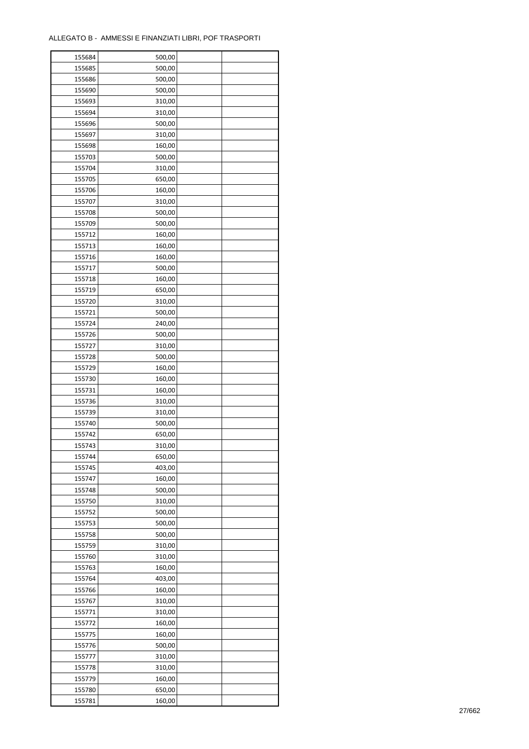ALLEGATO B - AMMESSI E FINANZIATI LIBRI, POF TRASPORTI

| | | | |
|---|---|---|---|
| 155684 | 500,00 | | |
| 155685 | 500,00 | | |
| 155686 | 500,00 | | |
| 155690 | 500,00 | | |
| 155693 | 310,00 | | |
| 155694 | 310,00 | | |
| 155696 | 500,00 | | |
| 155697 | 310,00 | | |
| 155698 | 160,00 | | |
| 155703 | 500,00 | | |
| 155704 | 310,00 | | |
| 155705 | 650,00 | | |
| 155706 | 160,00 | | |
| 155707 | 310,00 | | |
| 155708 | 500,00 | | |
| 155709 | 500,00 | | |
| 155712 | 160,00 | | |
| 155713 | 160,00 | | |
| 155716 | 160,00 | | |
| 155717 | 500,00 | | |
| 155718 | 160,00 | | |
| 155719 | 650,00 | | |
| 155720 | 310,00 | | |
| 155721 | 500,00 | | |
| 155724 | 240,00 | | |
| 155726 | 500,00 | | |
| 155727 | 310,00 | | |
| 155728 | 500,00 | | |
| 155729 | 160,00 | | |
| 155730 | 160,00 | | |
| 155731 | 160,00 | | |
| 155736 | 310,00 | | |
| 155739 | 310,00 | | |
| 155740 | 500,00 | | |
| 155742 | 650,00 | | |
| 155743 | 310,00 | | |
| 155744 | 650,00 | | |
| 155745 | 403,00 | | |
| 155747 | 160,00 | | |
| 155748 | 500,00 | | |
| 155750 | 310,00 | | |
| 155752 | 500,00 | | |
| 155753 | 500,00 | | |
| 155758 | 500,00 | | |
| 155759 | 310,00 | | |
| 155760 | 310,00 | | |
| 155763 | 160,00 | | |
| 155764 | 403,00 | | |
| 155766 | 160,00 | | |
| 155767 | 310,00 | | |
| 155771 | 310,00 | | |
| 155772 | 160,00 | | |
| 155775 | 160,00 | | |
| 155776 | 500,00 | | |
| 155777 | 310,00 | | |
| 155778 | 310,00 | | |
| 155779 | 160,00 | | |
| 155780 | 650,00 | | |
| 155781 | 160,00 | | |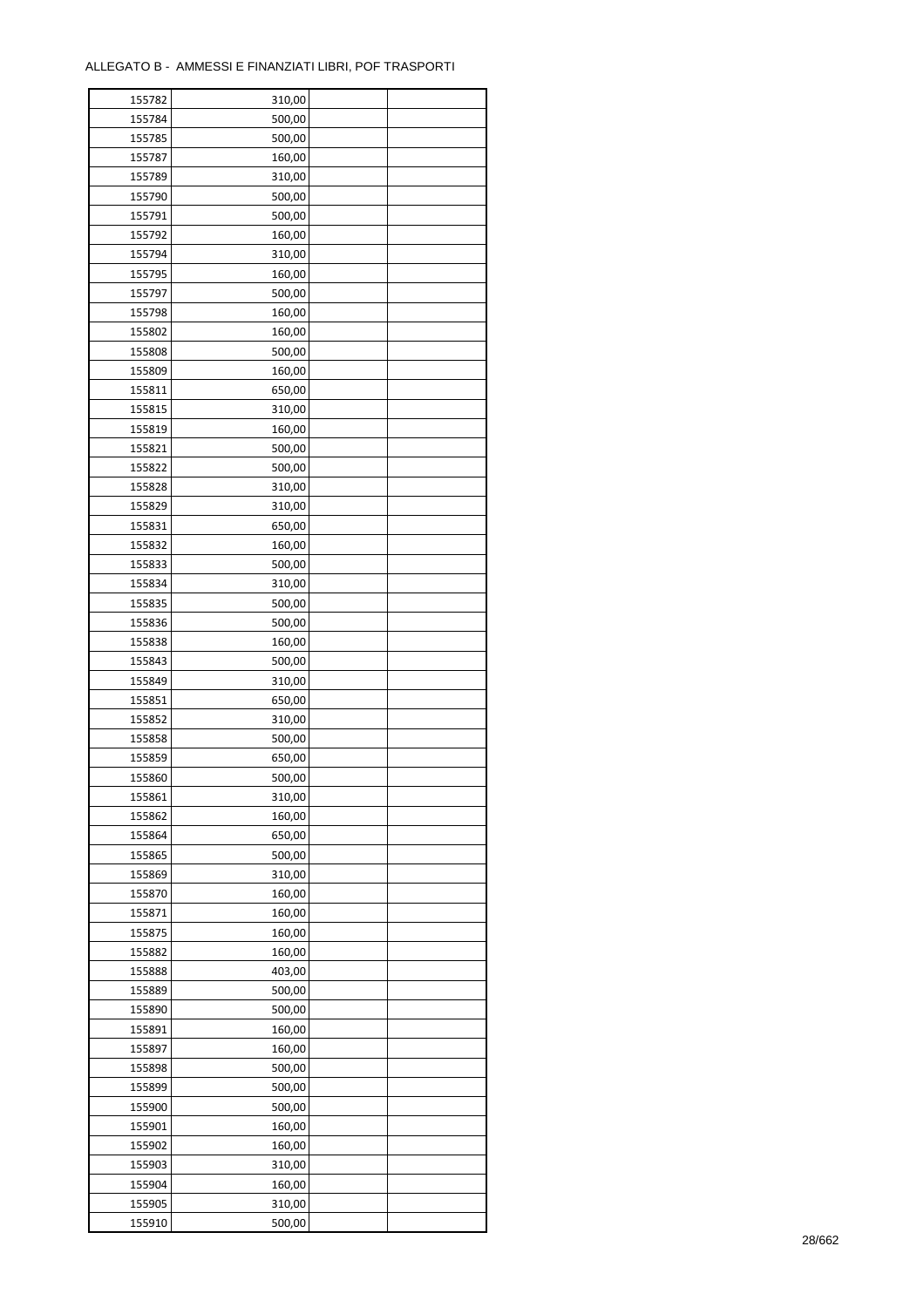ALLEGATO B - AMMESSI E FINANZIATI LIBRI, POF TRASPORTI

| | | | |
|---|---|---|---|
| 155782 | 310,00 | | |
| 155784 | 500,00 | | |
| 155785 | 500,00 | | |
| 155787 | 160,00 | | |
| 155789 | 310,00 | | |
| 155790 | 500,00 | | |
| 155791 | 500,00 | | |
| 155792 | 160,00 | | |
| 155794 | 310,00 | | |
| 155795 | 160,00 | | |
| 155797 | 500,00 | | |
| 155798 | 160,00 | | |
| 155802 | 160,00 | | |
| 155808 | 500,00 | | |
| 155809 | 160,00 | | |
| 155811 | 650,00 | | |
| 155815 | 310,00 | | |
| 155819 | 160,00 | | |
| 155821 | 500,00 | | |
| 155822 | 500,00 | | |
| 155828 | 310,00 | | |
| 155829 | 310,00 | | |
| 155831 | 650,00 | | |
| 155832 | 160,00 | | |
| 155833 | 500,00 | | |
| 155834 | 310,00 | | |
| 155835 | 500,00 | | |
| 155836 | 500,00 | | |
| 155838 | 160,00 | | |
| 155843 | 500,00 | | |
| 155849 | 310,00 | | |
| 155851 | 650,00 | | |
| 155852 | 310,00 | | |
| 155858 | 500,00 | | |
| 155859 | 650,00 | | |
| 155860 | 500,00 | | |
| 155861 | 310,00 | | |
| 155862 | 160,00 | | |
| 155864 | 650,00 | | |
| 155865 | 500,00 | | |
| 155869 | 310,00 | | |
| 155870 | 160,00 | | |
| 155871 | 160,00 | | |
| 155875 | 160,00 | | |
| 155882 | 160,00 | | |
| 155888 | 403,00 | | |
| 155889 | 500,00 | | |
| 155890 | 500,00 | | |
| 155891 | 160,00 | | |
| 155897 | 160,00 | | |
| 155898 | 500,00 | | |
| 155899 | 500,00 | | |
| 155900 | 500,00 | | |
| 155901 | 160,00 | | |
| 155902 | 160,00 | | |
| 155903 | 310,00 | | |
| 155904 | 160,00 | | |
| 155905 | 310,00 | | |
| 155910 | 500,00 | | |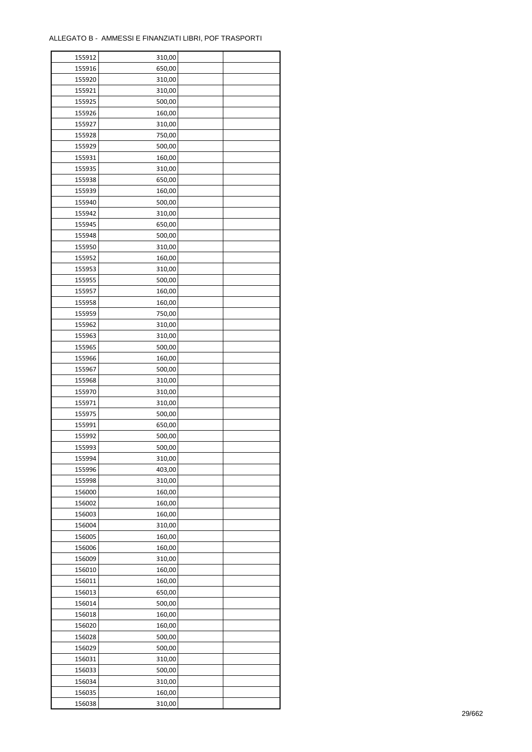ALLEGATO B - AMMESSI E FINANZIATI LIBRI, POF TRASPORTI

| | | | |
|---|---|---|---|
| 155912 | 310,00 | | |
| 155916 | 650,00 | | |
| 155920 | 310,00 | | |
| 155921 | 310,00 | | |
| 155925 | 500,00 | | |
| 155926 | 160,00 | | |
| 155927 | 310,00 | | |
| 155928 | 750,00 | | |
| 155929 | 500,00 | | |
| 155931 | 160,00 | | |
| 155935 | 310,00 | | |
| 155938 | 650,00 | | |
| 155939 | 160,00 | | |
| 155940 | 500,00 | | |
| 155942 | 310,00 | | |
| 155945 | 650,00 | | |
| 155948 | 500,00 | | |
| 155950 | 310,00 | | |
| 155952 | 160,00 | | |
| 155953 | 310,00 | | |
| 155955 | 500,00 | | |
| 155957 | 160,00 | | |
| 155958 | 160,00 | | |
| 155959 | 750,00 | | |
| 155962 | 310,00 | | |
| 155963 | 310,00 | | |
| 155965 | 500,00 | | |
| 155966 | 160,00 | | |
| 155967 | 500,00 | | |
| 155968 | 310,00 | | |
| 155970 | 310,00 | | |
| 155971 | 310,00 | | |
| 155975 | 500,00 | | |
| 155991 | 650,00 | | |
| 155992 | 500,00 | | |
| 155993 | 500,00 | | |
| 155994 | 310,00 | | |
| 155996 | 403,00 | | |
| 155998 | 310,00 | | |
| 156000 | 160,00 | | |
| 156002 | 160,00 | | |
| 156003 | 160,00 | | |
| 156004 | 310,00 | | |
| 156005 | 160,00 | | |
| 156006 | 160,00 | | |
| 156009 | 310,00 | | |
| 156010 | 160,00 | | |
| 156011 | 160,00 | | |
| 156013 | 650,00 | | |
| 156014 | 500,00 | | |
| 156018 | 160,00 | | |
| 156020 | 160,00 | | |
| 156028 | 500,00 | | |
| 156029 | 500,00 | | |
| 156031 | 310,00 | | |
| 156033 | 500,00 | | |
| 156034 | 310,00 | | |
| 156035 | 160,00 | | |
| 156038 | 310,00 | | |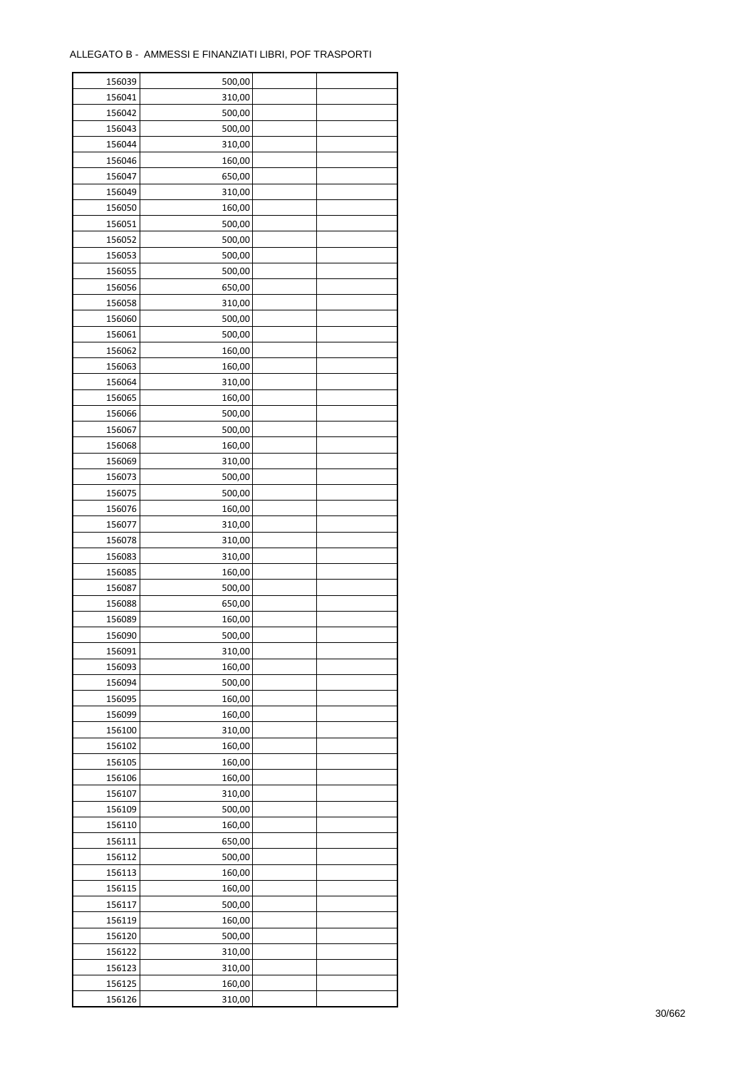ALLEGATO B - AMMESSI E FINANZIATI LIBRI, POF TRASPORTI

| | | | |
|---|---|---|---|
| 156039 | 500,00 | | |
| 156041 | 310,00 | | |
| 156042 | 500,00 | | |
| 156043 | 500,00 | | |
| 156044 | 310,00 | | |
| 156046 | 160,00 | | |
| 156047 | 650,00 | | |
| 156049 | 310,00 | | |
| 156050 | 160,00 | | |
| 156051 | 500,00 | | |
| 156052 | 500,00 | | |
| 156053 | 500,00 | | |
| 156055 | 500,00 | | |
| 156056 | 650,00 | | |
| 156058 | 310,00 | | |
| 156060 | 500,00 | | |
| 156061 | 500,00 | | |
| 156062 | 160,00 | | |
| 156063 | 160,00 | | |
| 156064 | 310,00 | | |
| 156065 | 160,00 | | |
| 156066 | 500,00 | | |
| 156067 | 500,00 | | |
| 156068 | 160,00 | | |
| 156069 | 310,00 | | |
| 156073 | 500,00 | | |
| 156075 | 500,00 | | |
| 156076 | 160,00 | | |
| 156077 | 310,00 | | |
| 156078 | 310,00 | | |
| 156083 | 310,00 | | |
| 156085 | 160,00 | | |
| 156087 | 500,00 | | |
| 156088 | 650,00 | | |
| 156089 | 160,00 | | |
| 156090 | 500,00 | | |
| 156091 | 310,00 | | |
| 156093 | 160,00 | | |
| 156094 | 500,00 | | |
| 156095 | 160,00 | | |
| 156099 | 160,00 | | |
| 156100 | 310,00 | | |
| 156102 | 160,00 | | |
| 156105 | 160,00 | | |
| 156106 | 160,00 | | |
| 156107 | 310,00 | | |
| 156109 | 500,00 | | |
| 156110 | 160,00 | | |
| 156111 | 650,00 | | |
| 156112 | 500,00 | | |
| 156113 | 160,00 | | |
| 156115 | 160,00 | | |
| 156117 | 500,00 | | |
| 156119 | 160,00 | | |
| 156120 | 500,00 | | |
| 156122 | 310,00 | | |
| 156123 | 310,00 | | |
| 156125 | 160,00 | | |
| 156126 | 310,00 | | |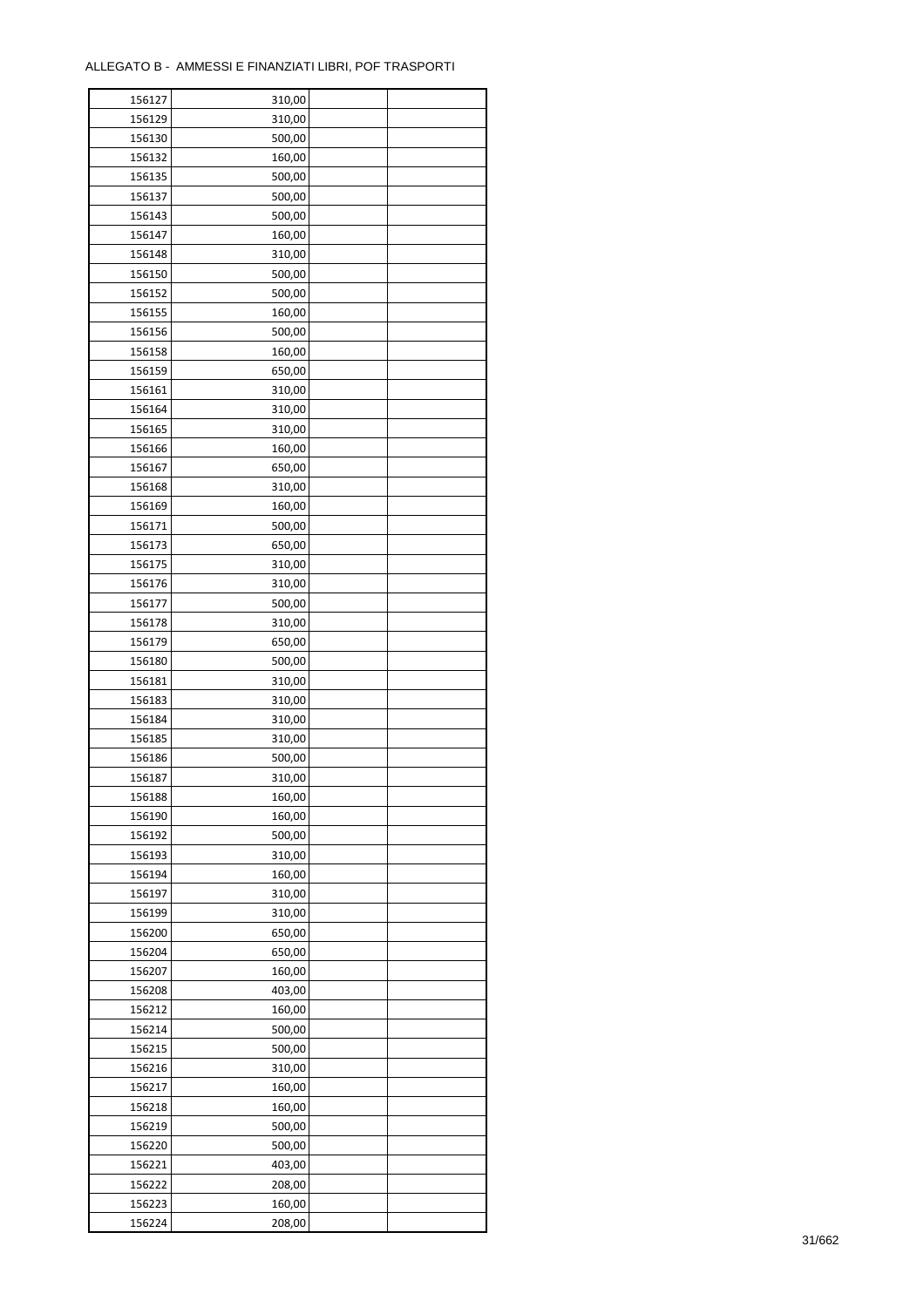ALLEGATO B - AMMESSI E FINANZIATI LIBRI, POF TRASPORTI

| | | | |
|---|---|---|---|
| 156127 | 310,00 | | |
| 156129 | 310,00 | | |
| 156130 | 500,00 | | |
| 156132 | 160,00 | | |
| 156135 | 500,00 | | |
| 156137 | 500,00 | | |
| 156143 | 500,00 | | |
| 156147 | 160,00 | | |
| 156148 | 310,00 | | |
| 156150 | 500,00 | | |
| 156152 | 500,00 | | |
| 156155 | 160,00 | | |
| 156156 | 500,00 | | |
| 156158 | 160,00 | | |
| 156159 | 650,00 | | |
| 156161 | 310,00 | | |
| 156164 | 310,00 | | |
| 156165 | 310,00 | | |
| 156166 | 160,00 | | |
| 156167 | 650,00 | | |
| 156168 | 310,00 | | |
| 156169 | 160,00 | | |
| 156171 | 500,00 | | |
| 156173 | 650,00 | | |
| 156175 | 310,00 | | |
| 156176 | 310,00 | | |
| 156177 | 500,00 | | |
| 156178 | 310,00 | | |
| 156179 | 650,00 | | |
| 156180 | 500,00 | | |
| 156181 | 310,00 | | |
| 156183 | 310,00 | | |
| 156184 | 310,00 | | |
| 156185 | 310,00 | | |
| 156186 | 500,00 | | |
| 156187 | 310,00 | | |
| 156188 | 160,00 | | |
| 156190 | 160,00 | | |
| 156192 | 500,00 | | |
| 156193 | 310,00 | | |
| 156194 | 160,00 | | |
| 156197 | 310,00 | | |
| 156199 | 310,00 | | |
| 156200 | 650,00 | | |
| 156204 | 650,00 | | |
| 156207 | 160,00 | | |
| 156208 | 403,00 | | |
| 156212 | 160,00 | | |
| 156214 | 500,00 | | |
| 156215 | 500,00 | | |
| 156216 | 310,00 | | |
| 156217 | 160,00 | | |
| 156218 | 160,00 | | |
| 156219 | 500,00 | | |
| 156220 | 500,00 | | |
| 156221 | 403,00 | | |
| 156222 | 208,00 | | |
| 156223 | 160,00 | | |
| 156224 | 208,00 | | |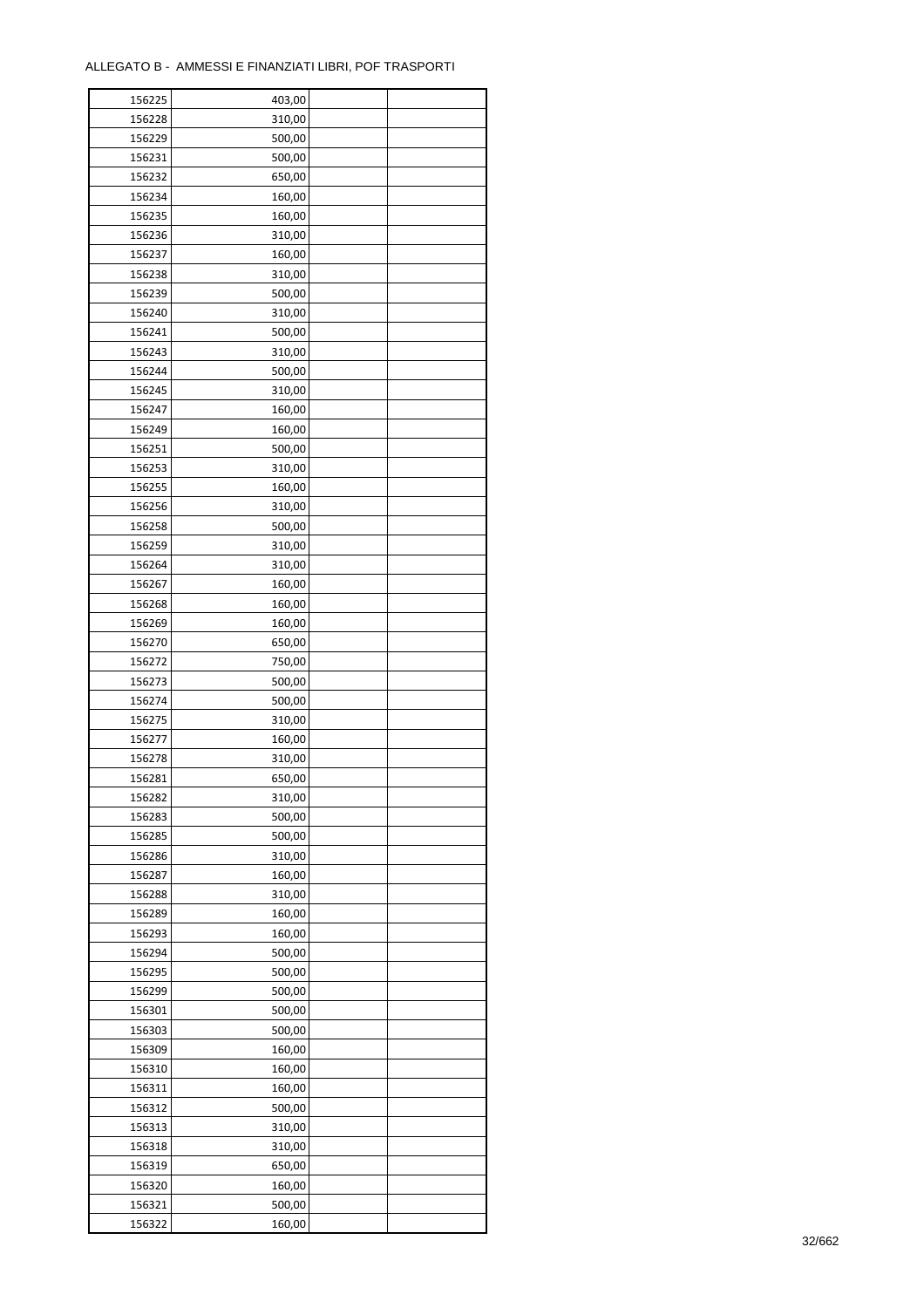ALLEGATO B - AMMESSI E FINANZIATI LIBRI, POF TRASPORTI

| | | | |
|---|---|---|---|
| 156225 | 403,00 | | |
| 156228 | 310,00 | | |
| 156229 | 500,00 | | |
| 156231 | 500,00 | | |
| 156232 | 650,00 | | |
| 156234 | 160,00 | | |
| 156235 | 160,00 | | |
| 156236 | 310,00 | | |
| 156237 | 160,00 | | |
| 156238 | 310,00 | | |
| 156239 | 500,00 | | |
| 156240 | 310,00 | | |
| 156241 | 500,00 | | |
| 156243 | 310,00 | | |
| 156244 | 500,00 | | |
| 156245 | 310,00 | | |
| 156247 | 160,00 | | |
| 156249 | 160,00 | | |
| 156251 | 500,00 | | |
| 156253 | 310,00 | | |
| 156255 | 160,00 | | |
| 156256 | 310,00 | | |
| 156258 | 500,00 | | |
| 156259 | 310,00 | | |
| 156264 | 310,00 | | |
| 156267 | 160,00 | | |
| 156268 | 160,00 | | |
| 156269 | 160,00 | | |
| 156270 | 650,00 | | |
| 156272 | 750,00 | | |
| 156273 | 500,00 | | |
| 156274 | 500,00 | | |
| 156275 | 310,00 | | |
| 156277 | 160,00 | | |
| 156278 | 310,00 | | |
| 156281 | 650,00 | | |
| 156282 | 310,00 | | |
| 156283 | 500,00 | | |
| 156285 | 500,00 | | |
| 156286 | 310,00 | | |
| 156287 | 160,00 | | |
| 156288 | 310,00 | | |
| 156289 | 160,00 | | |
| 156293 | 160,00 | | |
| 156294 | 500,00 | | |
| 156295 | 500,00 | | |
| 156299 | 500,00 | | |
| 156301 | 500,00 | | |
| 156303 | 500,00 | | |
| 156309 | 160,00 | | |
| 156310 | 160,00 | | |
| 156311 | 160,00 | | |
| 156312 | 500,00 | | |
| 156313 | 310,00 | | |
| 156318 | 310,00 | | |
| 156319 | 650,00 | | |
| 156320 | 160,00 | | |
| 156321 | 500,00 | | |
| 156322 | 160,00 | | |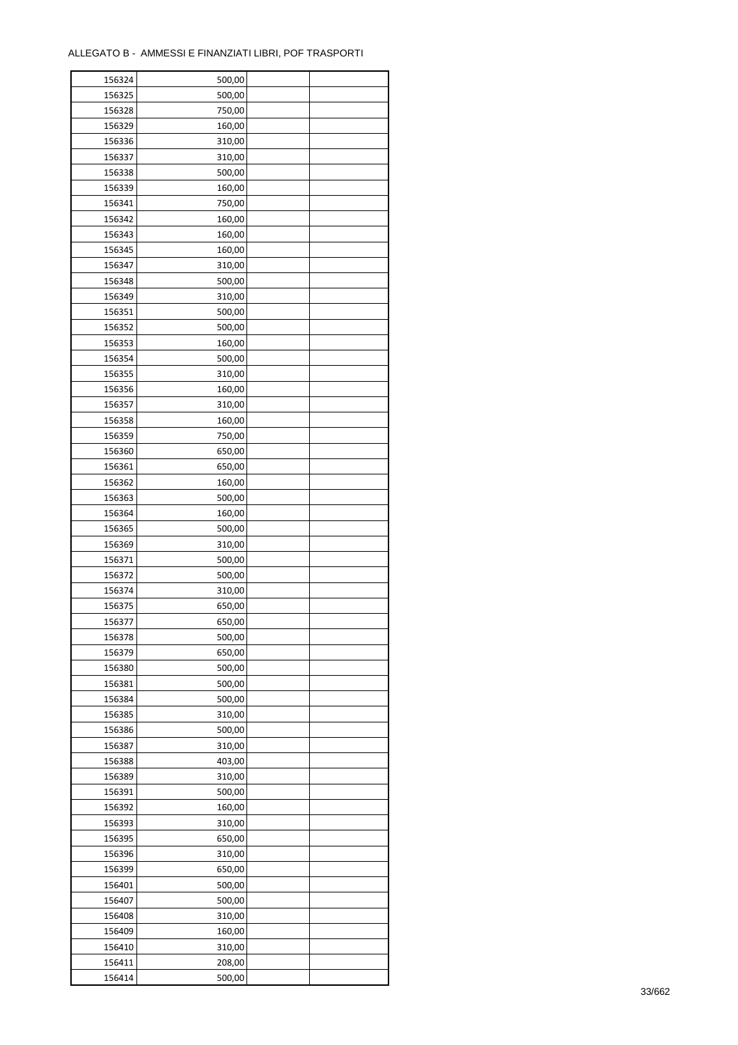ALLEGATO B - AMMESSI E FINANZIATI LIBRI, POF TRASPORTI

| | | | |
|---|---|---|---|
| 156324 | 500,00 | | |
| 156325 | 500,00 | | |
| 156328 | 750,00 | | |
| 156329 | 160,00 | | |
| 156336 | 310,00 | | |
| 156337 | 310,00 | | |
| 156338 | 500,00 | | |
| 156339 | 160,00 | | |
| 156341 | 750,00 | | |
| 156342 | 160,00 | | |
| 156343 | 160,00 | | |
| 156345 | 160,00 | | |
| 156347 | 310,00 | | |
| 156348 | 500,00 | | |
| 156349 | 310,00 | | |
| 156351 | 500,00 | | |
| 156352 | 500,00 | | |
| 156353 | 160,00 | | |
| 156354 | 500,00 | | |
| 156355 | 310,00 | | |
| 156356 | 160,00 | | |
| 156357 | 310,00 | | |
| 156358 | 160,00 | | |
| 156359 | 750,00 | | |
| 156360 | 650,00 | | |
| 156361 | 650,00 | | |
| 156362 | 160,00 | | |
| 156363 | 500,00 | | |
| 156364 | 160,00 | | |
| 156365 | 500,00 | | |
| 156369 | 310,00 | | |
| 156371 | 500,00 | | |
| 156372 | 500,00 | | |
| 156374 | 310,00 | | |
| 156375 | 650,00 | | |
| 156377 | 650,00 | | |
| 156378 | 500,00 | | |
| 156379 | 650,00 | | |
| 156380 | 500,00 | | |
| 156381 | 500,00 | | |
| 156384 | 500,00 | | |
| 156385 | 310,00 | | |
| 156386 | 500,00 | | |
| 156387 | 310,00 | | |
| 156388 | 403,00 | | |
| 156389 | 310,00 | | |
| 156391 | 500,00 | | |
| 156392 | 160,00 | | |
| 156393 | 310,00 | | |
| 156395 | 650,00 | | |
| 156396 | 310,00 | | |
| 156399 | 650,00 | | |
| 156401 | 500,00 | | |
| 156407 | 500,00 | | |
| 156408 | 310,00 | | |
| 156409 | 160,00 | | |
| 156410 | 310,00 | | |
| 156411 | 208,00 | | |
| 156414 | 500,00 | | |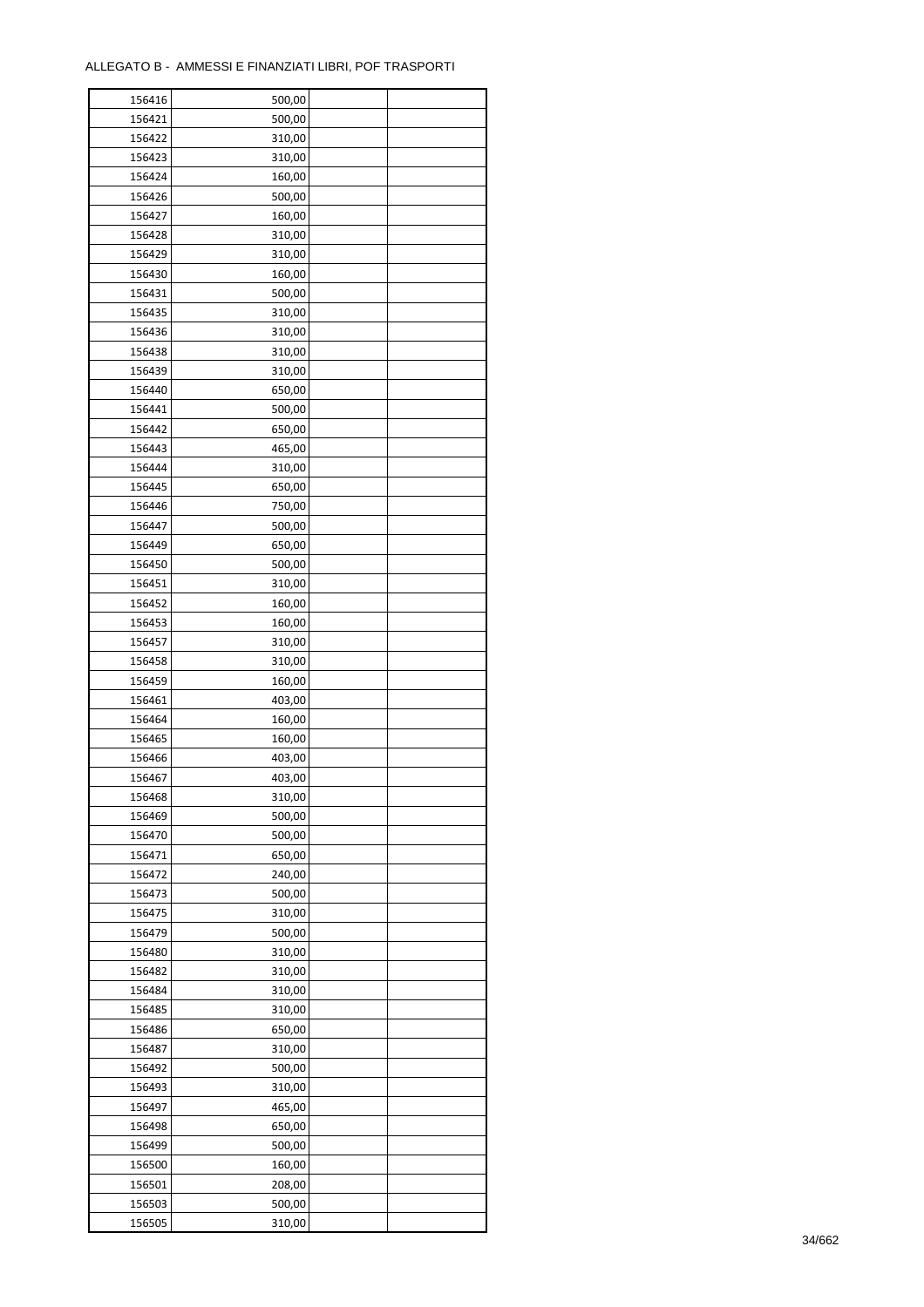ALLEGATO B - AMMESSI E FINANZIATI LIBRI, POF TRASPORTI

| | | | |
|---|---|---|---|
| 156416 | 500,00 | | |
| 156421 | 500,00 | | |
| 156422 | 310,00 | | |
| 156423 | 310,00 | | |
| 156424 | 160,00 | | |
| 156426 | 500,00 | | |
| 156427 | 160,00 | | |
| 156428 | 310,00 | | |
| 156429 | 310,00 | | |
| 156430 | 160,00 | | |
| 156431 | 500,00 | | |
| 156435 | 310,00 | | |
| 156436 | 310,00 | | |
| 156438 | 310,00 | | |
| 156439 | 310,00 | | |
| 156440 | 650,00 | | |
| 156441 | 500,00 | | |
| 156442 | 650,00 | | |
| 156443 | 465,00 | | |
| 156444 | 310,00 | | |
| 156445 | 650,00 | | |
| 156446 | 750,00 | | |
| 156447 | 500,00 | | |
| 156449 | 650,00 | | |
| 156450 | 500,00 | | |
| 156451 | 310,00 | | |
| 156452 | 160,00 | | |
| 156453 | 160,00 | | |
| 156457 | 310,00 | | |
| 156458 | 310,00 | | |
| 156459 | 160,00 | | |
| 156461 | 403,00 | | |
| 156464 | 160,00 | | |
| 156465 | 160,00 | | |
| 156466 | 403,00 | | |
| 156467 | 403,00 | | |
| 156468 | 310,00 | | |
| 156469 | 500,00 | | |
| 156470 | 500,00 | | |
| 156471 | 650,00 | | |
| 156472 | 240,00 | | |
| 156473 | 500,00 | | |
| 156475 | 310,00 | | |
| 156479 | 500,00 | | |
| 156480 | 310,00 | | |
| 156482 | 310,00 | | |
| 156484 | 310,00 | | |
| 156485 | 310,00 | | |
| 156486 | 650,00 | | |
| 156487 | 310,00 | | |
| 156492 | 500,00 | | |
| 156493 | 310,00 | | |
| 156497 | 465,00 | | |
| 156498 | 650,00 | | |
| 156499 | 500,00 | | |
| 156500 | 160,00 | | |
| 156501 | 208,00 | | |
| 156503 | 500,00 | | |
| 156505 | 310,00 | | |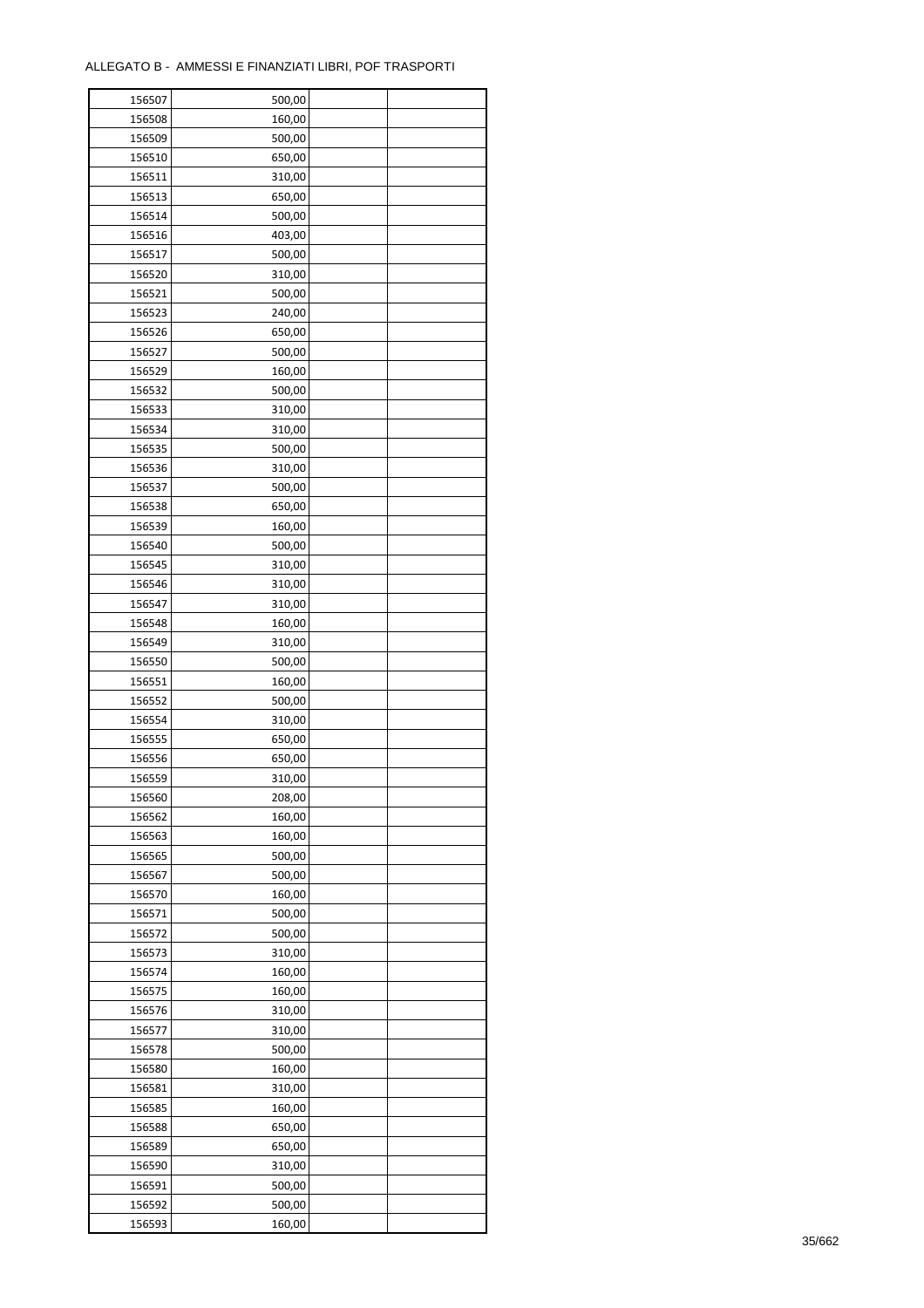ALLEGATO B - AMMESSI E FINANZIATI LIBRI, POF TRASPORTI

| | | | |
|---|---|---|---|
| 156507 | 500,00 | | |
| 156508 | 160,00 | | |
| 156509 | 500,00 | | |
| 156510 | 650,00 | | |
| 156511 | 310,00 | | |
| 156513 | 650,00 | | |
| 156514 | 500,00 | | |
| 156516 | 403,00 | | |
| 156517 | 500,00 | | |
| 156520 | 310,00 | | |
| 156521 | 500,00 | | |
| 156523 | 240,00 | | |
| 156526 | 650,00 | | |
| 156527 | 500,00 | | |
| 156529 | 160,00 | | |
| 156532 | 500,00 | | |
| 156533 | 310,00 | | |
| 156534 | 310,00 | | |
| 156535 | 500,00 | | |
| 156536 | 310,00 | | |
| 156537 | 500,00 | | |
| 156538 | 650,00 | | |
| 156539 | 160,00 | | |
| 156540 | 500,00 | | |
| 156545 | 310,00 | | |
| 156546 | 310,00 | | |
| 156547 | 310,00 | | |
| 156548 | 160,00 | | |
| 156549 | 310,00 | | |
| 156550 | 500,00 | | |
| 156551 | 160,00 | | |
| 156552 | 500,00 | | |
| 156554 | 310,00 | | |
| 156555 | 650,00 | | |
| 156556 | 650,00 | | |
| 156559 | 310,00 | | |
| 156560 | 208,00 | | |
| 156562 | 160,00 | | |
| 156563 | 160,00 | | |
| 156565 | 500,00 | | |
| 156567 | 500,00 | | |
| 156570 | 160,00 | | |
| 156571 | 500,00 | | |
| 156572 | 500,00 | | |
| 156573 | 310,00 | | |
| 156574 | 160,00 | | |
| 156575 | 160,00 | | |
| 156576 | 310,00 | | |
| 156577 | 310,00 | | |
| 156578 | 500,00 | | |
| 156580 | 160,00 | | |
| 156581 | 310,00 | | |
| 156585 | 160,00 | | |
| 156588 | 650,00 | | |
| 156589 | 650,00 | | |
| 156590 | 310,00 | | |
| 156591 | 500,00 | | |
| 156592 | 500,00 | | |
| 156593 | 160,00 | | |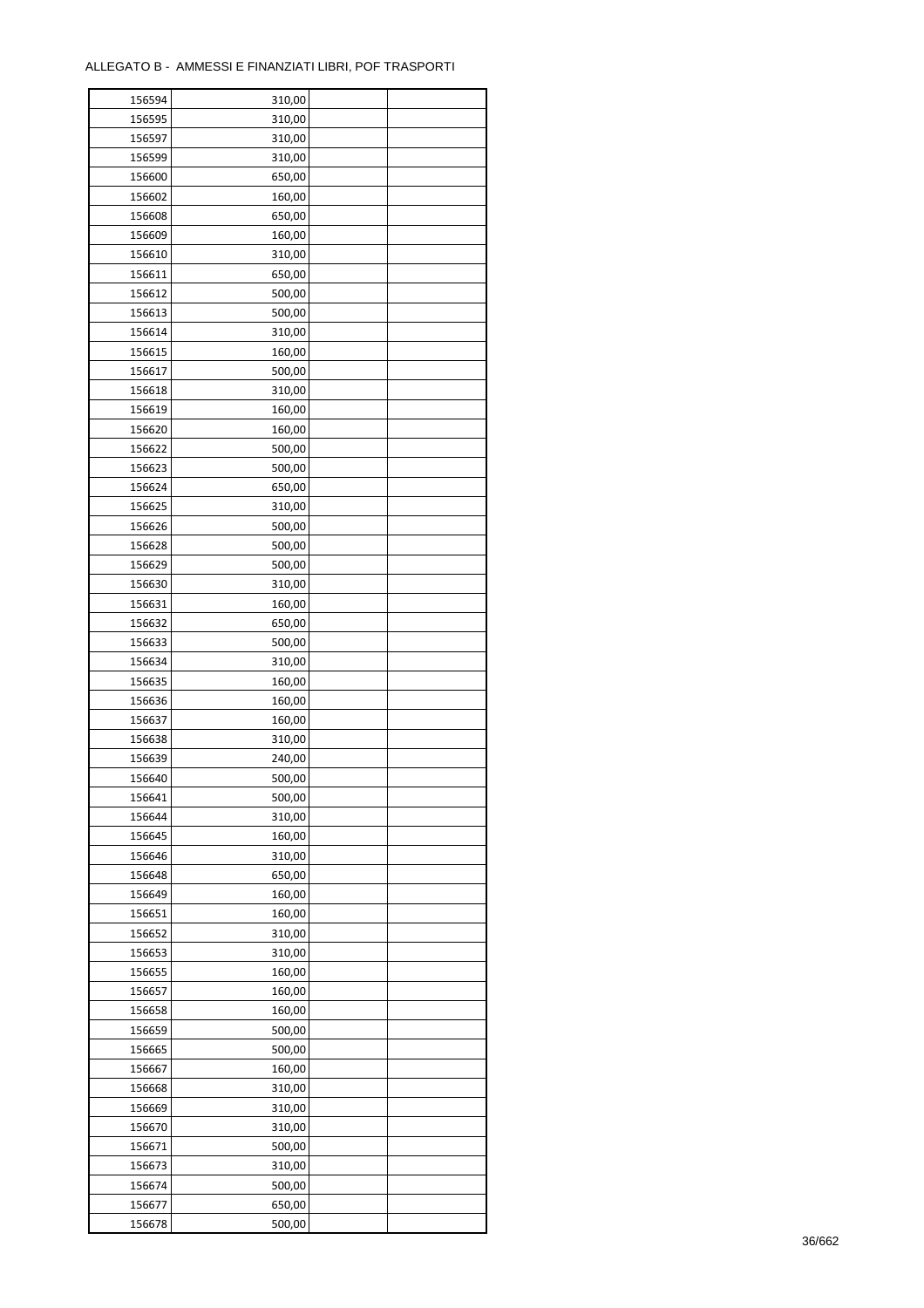ALLEGATO B - AMMESSI E FINANZIATI LIBRI, POF TRASPORTI

| | | | |
|---|---|---|---|
| 156594 | 310,00 | | |
| 156595 | 310,00 | | |
| 156597 | 310,00 | | |
| 156599 | 310,00 | | |
| 156600 | 650,00 | | |
| 156602 | 160,00 | | |
| 156608 | 650,00 | | |
| 156609 | 160,00 | | |
| 156610 | 310,00 | | |
| 156611 | 650,00 | | |
| 156612 | 500,00 | | |
| 156613 | 500,00 | | |
| 156614 | 310,00 | | |
| 156615 | 160,00 | | |
| 156617 | 500,00 | | |
| 156618 | 310,00 | | |
| 156619 | 160,00 | | |
| 156620 | 160,00 | | |
| 156622 | 500,00 | | |
| 156623 | 500,00 | | |
| 156624 | 650,00 | | |
| 156625 | 310,00 | | |
| 156626 | 500,00 | | |
| 156628 | 500,00 | | |
| 156629 | 500,00 | | |
| 156630 | 310,00 | | |
| 156631 | 160,00 | | |
| 156632 | 650,00 | | |
| 156633 | 500,00 | | |
| 156634 | 310,00 | | |
| 156635 | 160,00 | | |
| 156636 | 160,00 | | |
| 156637 | 160,00 | | |
| 156638 | 310,00 | | |
| 156639 | 240,00 | | |
| 156640 | 500,00 | | |
| 156641 | 500,00 | | |
| 156644 | 310,00 | | |
| 156645 | 160,00 | | |
| 156646 | 310,00 | | |
| 156648 | 650,00 | | |
| 156649 | 160,00 | | |
| 156651 | 160,00 | | |
| 156652 | 310,00 | | |
| 156653 | 310,00 | | |
| 156655 | 160,00 | | |
| 156657 | 160,00 | | |
| 156658 | 160,00 | | |
| 156659 | 500,00 | | |
| 156665 | 500,00 | | |
| 156667 | 160,00 | | |
| 156668 | 310,00 | | |
| 156669 | 310,00 | | |
| 156670 | 310,00 | | |
| 156671 | 500,00 | | |
| 156673 | 310,00 | | |
| 156674 | 500,00 | | |
| 156677 | 650,00 | | |
| 156678 | 500,00 | | |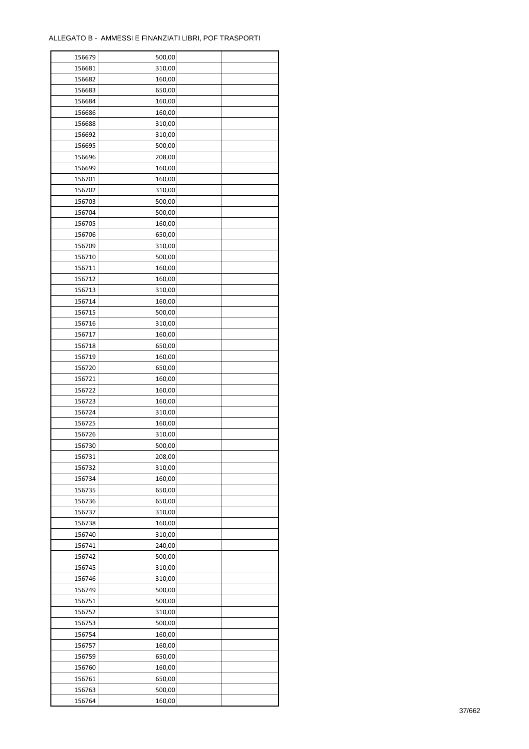ALLEGATO B - AMMESSI E FINANZIATI LIBRI, POF TRASPORTI

| | | | |
|---|---|---|---|
| 156679 | 500,00 | | |
| 156681 | 310,00 | | |
| 156682 | 160,00 | | |
| 156683 | 650,00 | | |
| 156684 | 160,00 | | |
| 156686 | 160,00 | | |
| 156688 | 310,00 | | |
| 156692 | 310,00 | | |
| 156695 | 500,00 | | |
| 156696 | 208,00 | | |
| 156699 | 160,00 | | |
| 156701 | 160,00 | | |
| 156702 | 310,00 | | |
| 156703 | 500,00 | | |
| 156704 | 500,00 | | |
| 156705 | 160,00 | | |
| 156706 | 650,00 | | |
| 156709 | 310,00 | | |
| 156710 | 500,00 | | |
| 156711 | 160,00 | | |
| 156712 | 160,00 | | |
| 156713 | 310,00 | | |
| 156714 | 160,00 | | |
| 156715 | 500,00 | | |
| 156716 | 310,00 | | |
| 156717 | 160,00 | | |
| 156718 | 650,00 | | |
| 156719 | 160,00 | | |
| 156720 | 650,00 | | |
| 156721 | 160,00 | | |
| 156722 | 160,00 | | |
| 156723 | 160,00 | | |
| 156724 | 310,00 | | |
| 156725 | 160,00 | | |
| 156726 | 310,00 | | |
| 156730 | 500,00 | | |
| 156731 | 208,00 | | |
| 156732 | 310,00 | | |
| 156734 | 160,00 | | |
| 156735 | 650,00 | | |
| 156736 | 650,00 | | |
| 156737 | 310,00 | | |
| 156738 | 160,00 | | |
| 156740 | 310,00 | | |
| 156741 | 240,00 | | |
| 156742 | 500,00 | | |
| 156745 | 310,00 | | |
| 156746 | 310,00 | | |
| 156749 | 500,00 | | |
| 156751 | 500,00 | | |
| 156752 | 310,00 | | |
| 156753 | 500,00 | | |
| 156754 | 160,00 | | |
| 156757 | 160,00 | | |
| 156759 | 650,00 | | |
| 156760 | 160,00 | | |
| 156761 | 650,00 | | |
| 156763 | 500,00 | | |
| 156764 | 160,00 | | |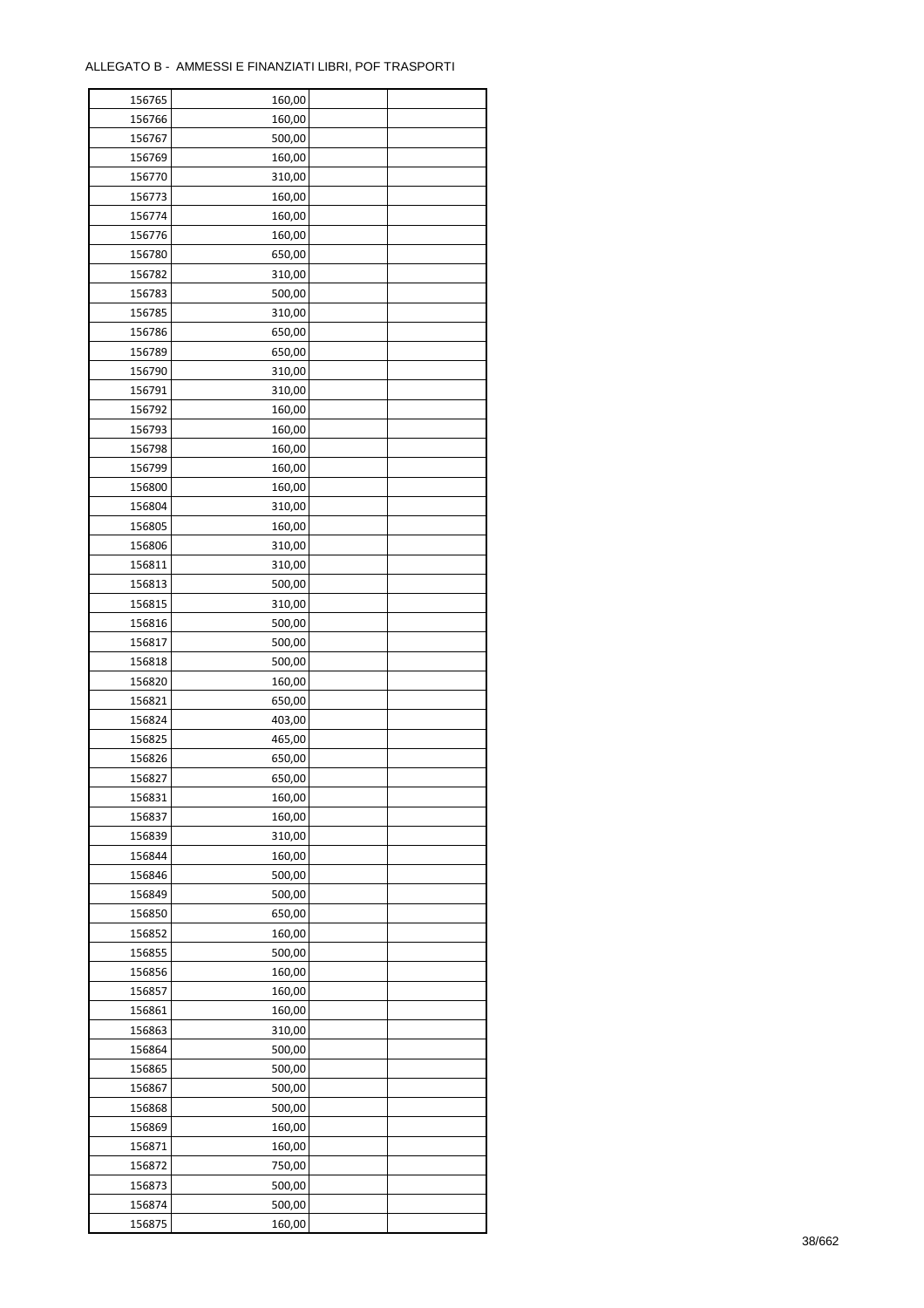ALLEGATO B - AMMESSI E FINANZIATI LIBRI, POF TRASPORTI

| | | | |
|---|---|---|---|
| 156765 | 160,00 | | |
| 156766 | 160,00 | | |
| 156767 | 500,00 | | |
| 156769 | 160,00 | | |
| 156770 | 310,00 | | |
| 156773 | 160,00 | | |
| 156774 | 160,00 | | |
| 156776 | 160,00 | | |
| 156780 | 650,00 | | |
| 156782 | 310,00 | | |
| 156783 | 500,00 | | |
| 156785 | 310,00 | | |
| 156786 | 650,00 | | |
| 156789 | 650,00 | | |
| 156790 | 310,00 | | |
| 156791 | 310,00 | | |
| 156792 | 160,00 | | |
| 156793 | 160,00 | | |
| 156798 | 160,00 | | |
| 156799 | 160,00 | | |
| 156800 | 160,00 | | |
| 156804 | 310,00 | | |
| 156805 | 160,00 | | |
| 156806 | 310,00 | | |
| 156811 | 310,00 | | |
| 156813 | 500,00 | | |
| 156815 | 310,00 | | |
| 156816 | 500,00 | | |
| 156817 | 500,00 | | |
| 156818 | 500,00 | | |
| 156820 | 160,00 | | |
| 156821 | 650,00 | | |
| 156824 | 403,00 | | |
| 156825 | 465,00 | | |
| 156826 | 650,00 | | |
| 156827 | 650,00 | | |
| 156831 | 160,00 | | |
| 156837 | 160,00 | | |
| 156839 | 310,00 | | |
| 156844 | 160,00 | | |
| 156846 | 500,00 | | |
| 156849 | 500,00 | | |
| 156850 | 650,00 | | |
| 156852 | 160,00 | | |
| 156855 | 500,00 | | |
| 156856 | 160,00 | | |
| 156857 | 160,00 | | |
| 156861 | 160,00 | | |
| 156863 | 310,00 | | |
| 156864 | 500,00 | | |
| 156865 | 500,00 | | |
| 156867 | 500,00 | | |
| 156868 | 500,00 | | |
| 156869 | 160,00 | | |
| 156871 | 160,00 | | |
| 156872 | 750,00 | | |
| 156873 | 500,00 | | |
| 156874 | 500,00 | | |
| 156875 | 160,00 | | |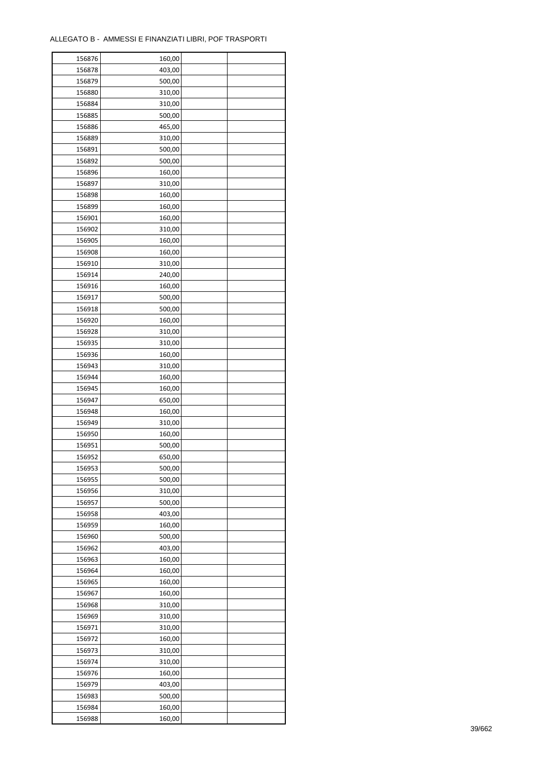ALLEGATO B - AMMESSI E FINANZIATI LIBRI, POF TRASPORTI

| | | | |
|---|---|---|---|
| 156876 | 160,00 | | |
| 156878 | 403,00 | | |
| 156879 | 500,00 | | |
| 156880 | 310,00 | | |
| 156884 | 310,00 | | |
| 156885 | 500,00 | | |
| 156886 | 465,00 | | |
| 156889 | 310,00 | | |
| 156891 | 500,00 | | |
| 156892 | 500,00 | | |
| 156896 | 160,00 | | |
| 156897 | 310,00 | | |
| 156898 | 160,00 | | |
| 156899 | 160,00 | | |
| 156901 | 160,00 | | |
| 156902 | 310,00 | | |
| 156905 | 160,00 | | |
| 156908 | 160,00 | | |
| 156910 | 310,00 | | |
| 156914 | 240,00 | | |
| 156916 | 160,00 | | |
| 156917 | 500,00 | | |
| 156918 | 500,00 | | |
| 156920 | 160,00 | | |
| 156928 | 310,00 | | |
| 156935 | 310,00 | | |
| 156936 | 160,00 | | |
| 156943 | 310,00 | | |
| 156944 | 160,00 | | |
| 156945 | 160,00 | | |
| 156947 | 650,00 | | |
| 156948 | 160,00 | | |
| 156949 | 310,00 | | |
| 156950 | 160,00 | | |
| 156951 | 500,00 | | |
| 156952 | 650,00 | | |
| 156953 | 500,00 | | |
| 156955 | 500,00 | | |
| 156956 | 310,00 | | |
| 156957 | 500,00 | | |
| 156958 | 403,00 | | |
| 156959 | 160,00 | | |
| 156960 | 500,00 | | |
| 156962 | 403,00 | | |
| 156963 | 160,00 | | |
| 156964 | 160,00 | | |
| 156965 | 160,00 | | |
| 156967 | 160,00 | | |
| 156968 | 310,00 | | |
| 156969 | 310,00 | | |
| 156971 | 310,00 | | |
| 156972 | 160,00 | | |
| 156973 | 310,00 | | |
| 156974 | 310,00 | | |
| 156976 | 160,00 | | |
| 156979 | 403,00 | | |
| 156983 | 500,00 | | |
| 156984 | 160,00 | | |
| 156988 | 160,00 | | |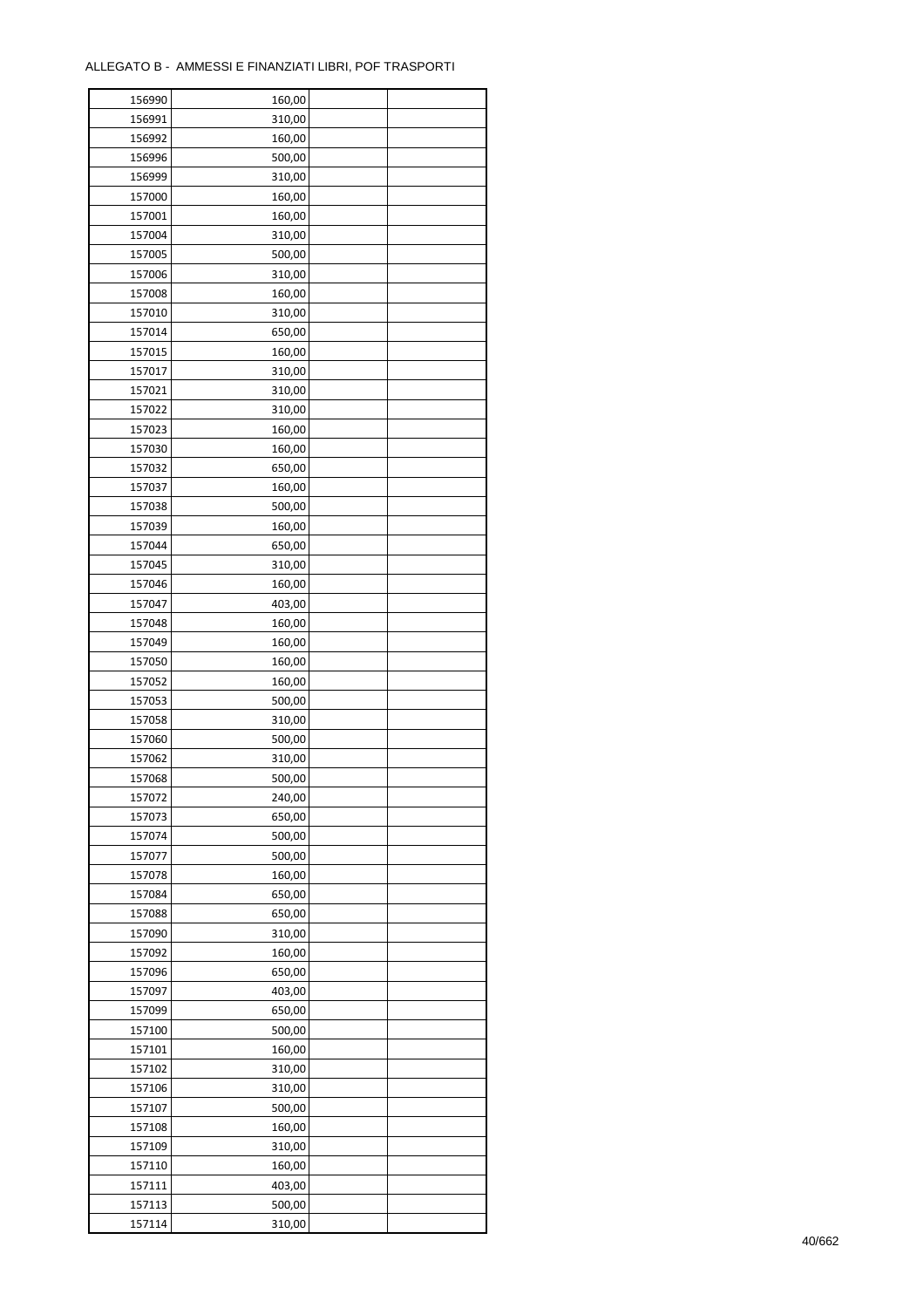ALLEGATO B - AMMESSI E FINANZIATI LIBRI, POF TRASPORTI

| | | | |
|---|---|---|---|
| 156990 | 160,00 | | |
| 156991 | 310,00 | | |
| 156992 | 160,00 | | |
| 156996 | 500,00 | | |
| 156999 | 310,00 | | |
| 157000 | 160,00 | | |
| 157001 | 160,00 | | |
| 157004 | 310,00 | | |
| 157005 | 500,00 | | |
| 157006 | 310,00 | | |
| 157008 | 160,00 | | |
| 157010 | 310,00 | | |
| 157014 | 650,00 | | |
| 157015 | 160,00 | | |
| 157017 | 310,00 | | |
| 157021 | 310,00 | | |
| 157022 | 310,00 | | |
| 157023 | 160,00 | | |
| 157030 | 160,00 | | |
| 157032 | 650,00 | | |
| 157037 | 160,00 | | |
| 157038 | 500,00 | | |
| 157039 | 160,00 | | |
| 157044 | 650,00 | | |
| 157045 | 310,00 | | |
| 157046 | 160,00 | | |
| 157047 | 403,00 | | |
| 157048 | 160,00 | | |
| 157049 | 160,00 | | |
| 157050 | 160,00 | | |
| 157052 | 160,00 | | |
| 157053 | 500,00 | | |
| 157058 | 310,00 | | |
| 157060 | 500,00 | | |
| 157062 | 310,00 | | |
| 157068 | 500,00 | | |
| 157072 | 240,00 | | |
| 157073 | 650,00 | | |
| 157074 | 500,00 | | |
| 157077 | 500,00 | | |
| 157078 | 160,00 | | |
| 157084 | 650,00 | | |
| 157088 | 650,00 | | |
| 157090 | 310,00 | | |
| 157092 | 160,00 | | |
| 157096 | 650,00 | | |
| 157097 | 403,00 | | |
| 157099 | 650,00 | | |
| 157100 | 500,00 | | |
| 157101 | 160,00 | | |
| 157102 | 310,00 | | |
| 157106 | 310,00 | | |
| 157107 | 500,00 | | |
| 157108 | 160,00 | | |
| 157109 | 310,00 | | |
| 157110 | 160,00 | | |
| 157111 | 403,00 | | |
| 157113 | 500,00 | | |
| 157114 | 310,00 | | |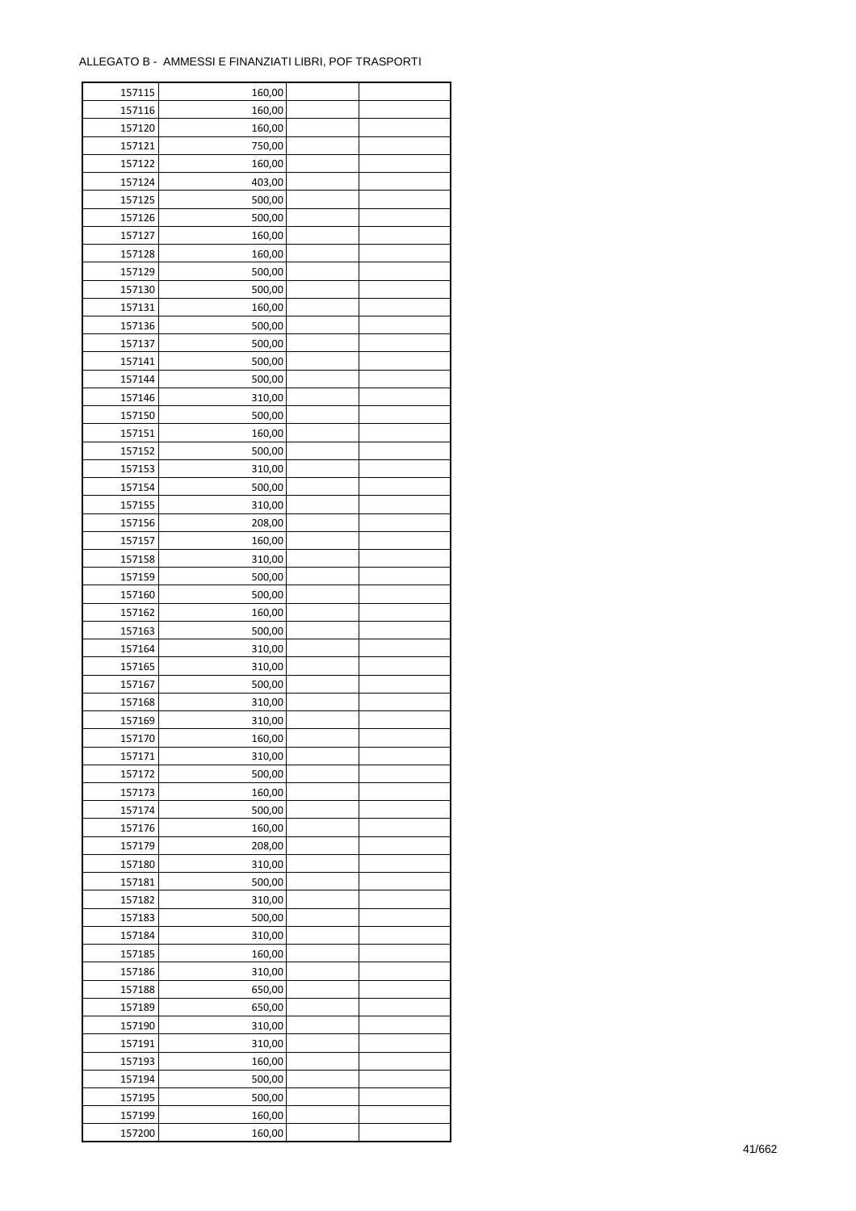ALLEGATO B - AMMESSI E FINANZIATI LIBRI, POF TRASPORTI

| 157115 | 160,00 | | |
|---|---|---|---|
| 157116 | 160,00 | | |
| 157120 | 160,00 | | |
| 157121 | 750,00 | | |
| 157122 | 160,00 | | |
| 157124 | 403,00 | | |
| 157125 | 500,00 | | |
| 157126 | 500,00 | | |
| 157127 | 160,00 | | |
| 157128 | 160,00 | | |
| 157129 | 500,00 | | |
| 157130 | 500,00 | | |
| 157131 | 160,00 | | |
| 157136 | 500,00 | | |
| 157137 | 500,00 | | |
| 157141 | 500,00 | | |
| 157144 | 500,00 | | |
| 157146 | 310,00 | | |
| 157150 | 500,00 | | |
| 157151 | 160,00 | | |
| 157152 | 500,00 | | |
| 157153 | 310,00 | | |
| 157154 | 500,00 | | |
| 157155 | 310,00 | | |
| 157156 | 208,00 | | |
| 157157 | 160,00 | | |
| 157158 | 310,00 | | |
| 157159 | 500,00 | | |
| 157160 | 500,00 | | |
| 157162 | 160,00 | | |
| 157163 | 500,00 | | |
| 157164 | 310,00 | | |
| 157165 | 310,00 | | |
| 157167 | 500,00 | | |
| 157168 | 310,00 | | |
| 157169 | 310,00 | | |
| 157170 | 160,00 | | |
| 157171 | 310,00 | | |
| 157172 | 500,00 | | |
| 157173 | 160,00 | | |
| 157174 | 500,00 | | |
| 157176 | 160,00 | | |
| 157179 | 208,00 | | |
| 157180 | 310,00 | | |
| 157181 | 500,00 | | |
| 157182 | 310,00 | | |
| 157183 | 500,00 | | |
| 157184 | 310,00 | | |
| 157185 | 160,00 | | |
| 157186 | 310,00 | | |
| 157188 | 650,00 | | |
| 157189 | 650,00 | | |
| 157190 | 310,00 | | |
| 157191 | 310,00 | | |
| 157193 | 160,00 | | |
| 157194 | 500,00 | | |
| 157195 | 500,00 | | |
| 157199 | 160,00 | | |
| 157200 | 160,00 | | |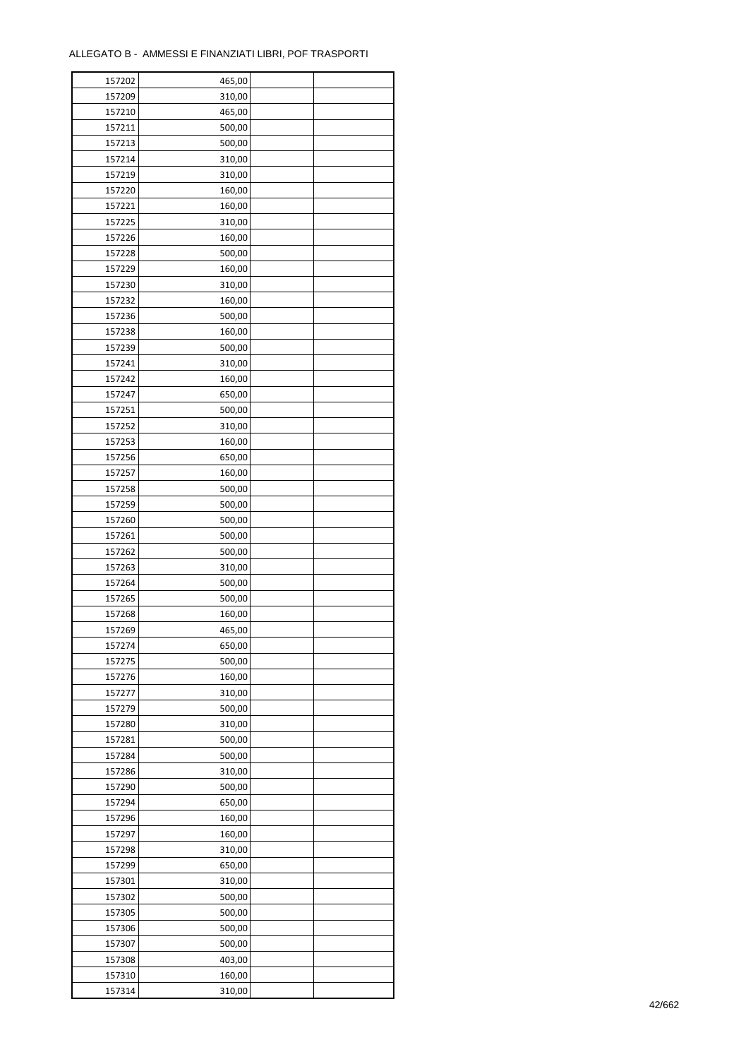ALLEGATO B - AMMESSI E FINANZIATI LIBRI, POF TRASPORTI

| | | | |
|---|---|---|---|
| 157202 | 465,00 | | |
| 157209 | 310,00 | | |
| 157210 | 465,00 | | |
| 157211 | 500,00 | | |
| 157213 | 500,00 | | |
| 157214 | 310,00 | | |
| 157219 | 310,00 | | |
| 157220 | 160,00 | | |
| 157221 | 160,00 | | |
| 157225 | 310,00 | | |
| 157226 | 160,00 | | |
| 157228 | 500,00 | | |
| 157229 | 160,00 | | |
| 157230 | 310,00 | | |
| 157232 | 160,00 | | |
| 157236 | 500,00 | | |
| 157238 | 160,00 | | |
| 157239 | 500,00 | | |
| 157241 | 310,00 | | |
| 157242 | 160,00 | | |
| 157247 | 650,00 | | |
| 157251 | 500,00 | | |
| 157252 | 310,00 | | |
| 157253 | 160,00 | | |
| 157256 | 650,00 | | |
| 157257 | 160,00 | | |
| 157258 | 500,00 | | |
| 157259 | 500,00 | | |
| 157260 | 500,00 | | |
| 157261 | 500,00 | | |
| 157262 | 500,00 | | |
| 157263 | 310,00 | | |
| 157264 | 500,00 | | |
| 157265 | 500,00 | | |
| 157268 | 160,00 | | |
| 157269 | 465,00 | | |
| 157274 | 650,00 | | |
| 157275 | 500,00 | | |
| 157276 | 160,00 | | |
| 157277 | 310,00 | | |
| 157279 | 500,00 | | |
| 157280 | 310,00 | | |
| 157281 | 500,00 | | |
| 157284 | 500,00 | | |
| 157286 | 310,00 | | |
| 157290 | 500,00 | | |
| 157294 | 650,00 | | |
| 157296 | 160,00 | | |
| 157297 | 160,00 | | |
| 157298 | 310,00 | | |
| 157299 | 650,00 | | |
| 157301 | 310,00 | | |
| 157302 | 500,00 | | |
| 157305 | 500,00 | | |
| 157306 | 500,00 | | |
| 157307 | 500,00 | | |
| 157308 | 403,00 | | |
| 157310 | 160,00 | | |
| 157314 | 310,00 | | |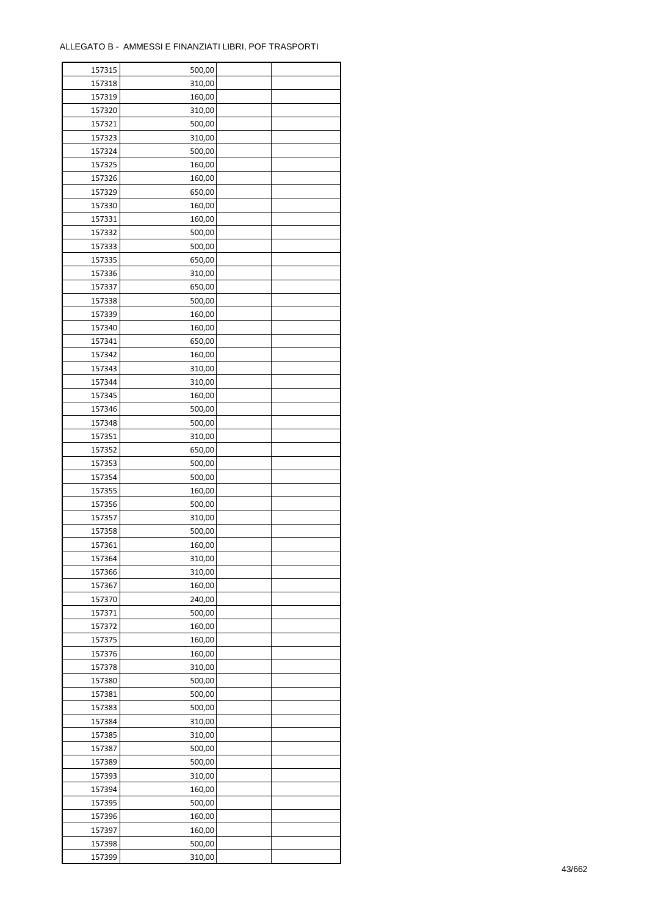ALLEGATO B - AMMESSI E FINANZIATI LIBRI, POF TRASPORTI

| | | | |
|---|---|---|---|
| 157315 | 500,00 | | |
| 157318 | 310,00 | | |
| 157319 | 160,00 | | |
| 157320 | 310,00 | | |
| 157321 | 500,00 | | |
| 157323 | 310,00 | | |
| 157324 | 500,00 | | |
| 157325 | 160,00 | | |
| 157326 | 160,00 | | |
| 157329 | 650,00 | | |
| 157330 | 160,00 | | |
| 157331 | 160,00 | | |
| 157332 | 500,00 | | |
| 157333 | 500,00 | | |
| 157335 | 650,00 | | |
| 157336 | 310,00 | | |
| 157337 | 650,00 | | |
| 157338 | 500,00 | | |
| 157339 | 160,00 | | |
| 157340 | 160,00 | | |
| 157341 | 650,00 | | |
| 157342 | 160,00 | | |
| 157343 | 310,00 | | |
| 157344 | 310,00 | | |
| 157345 | 160,00 | | |
| 157346 | 500,00 | | |
| 157348 | 500,00 | | |
| 157351 | 310,00 | | |
| 157352 | 650,00 | | |
| 157353 | 500,00 | | |
| 157354 | 500,00 | | |
| 157355 | 160,00 | | |
| 157356 | 500,00 | | |
| 157357 | 310,00 | | |
| 157358 | 500,00 | | |
| 157361 | 160,00 | | |
| 157364 | 310,00 | | |
| 157366 | 310,00 | | |
| 157367 | 160,00 | | |
| 157370 | 240,00 | | |
| 157371 | 500,00 | | |
| 157372 | 160,00 | | |
| 157375 | 160,00 | | |
| 157376 | 160,00 | | |
| 157378 | 310,00 | | |
| 157380 | 500,00 | | |
| 157381 | 500,00 | | |
| 157383 | 500,00 | | |
| 157384 | 310,00 | | |
| 157385 | 310,00 | | |
| 157387 | 500,00 | | |
| 157389 | 500,00 | | |
| 157393 | 310,00 | | |
| 157394 | 160,00 | | |
| 157395 | 500,00 | | |
| 157396 | 160,00 | | |
| 157397 | 160,00 | | |
| 157398 | 500,00 | | |
| 157399 | 310,00 | | |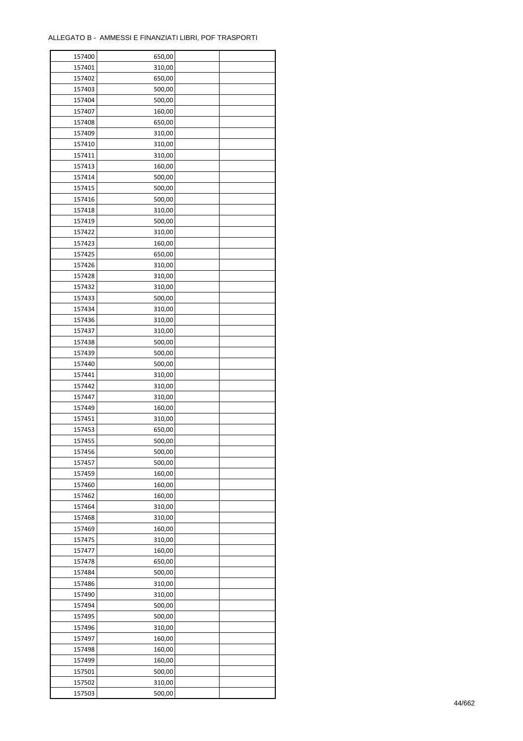ALLEGATO B - AMMESSI E FINANZIATI LIBRI, POF TRASPORTI

| | | | |
|---|---|---|---|
| 157400 | 650,00 | | |
| 157401 | 310,00 | | |
| 157402 | 650,00 | | |
| 157403 | 500,00 | | |
| 157404 | 500,00 | | |
| 157407 | 160,00 | | |
| 157408 | 650,00 | | |
| 157409 | 310,00 | | |
| 157410 | 310,00 | | |
| 157411 | 310,00 | | |
| 157413 | 160,00 | | |
| 157414 | 500,00 | | |
| 157415 | 500,00 | | |
| 157416 | 500,00 | | |
| 157418 | 310,00 | | |
| 157419 | 500,00 | | |
| 157422 | 310,00 | | |
| 157423 | 160,00 | | |
| 157425 | 650,00 | | |
| 157426 | 310,00 | | |
| 157428 | 310,00 | | |
| 157432 | 310,00 | | |
| 157433 | 500,00 | | |
| 157434 | 310,00 | | |
| 157436 | 310,00 | | |
| 157437 | 310,00 | | |
| 157438 | 500,00 | | |
| 157439 | 500,00 | | |
| 157440 | 500,00 | | |
| 157441 | 310,00 | | |
| 157442 | 310,00 | | |
| 157447 | 310,00 | | |
| 157449 | 160,00 | | |
| 157451 | 310,00 | | |
| 157453 | 650,00 | | |
| 157455 | 500,00 | | |
| 157456 | 500,00 | | |
| 157457 | 500,00 | | |
| 157459 | 160,00 | | |
| 157460 | 160,00 | | |
| 157462 | 160,00 | | |
| 157464 | 310,00 | | |
| 157468 | 310,00 | | |
| 157469 | 160,00 | | |
| 157475 | 310,00 | | |
| 157477 | 160,00 | | |
| 157478 | 650,00 | | |
| 157484 | 500,00 | | |
| 157486 | 310,00 | | |
| 157490 | 310,00 | | |
| 157494 | 500,00 | | |
| 157495 | 500,00 | | |
| 157496 | 310,00 | | |
| 157497 | 160,00 | | |
| 157498 | 160,00 | | |
| 157499 | 160,00 | | |
| 157501 | 500,00 | | |
| 157502 | 310,00 | | |
| 157503 | 500,00 | | |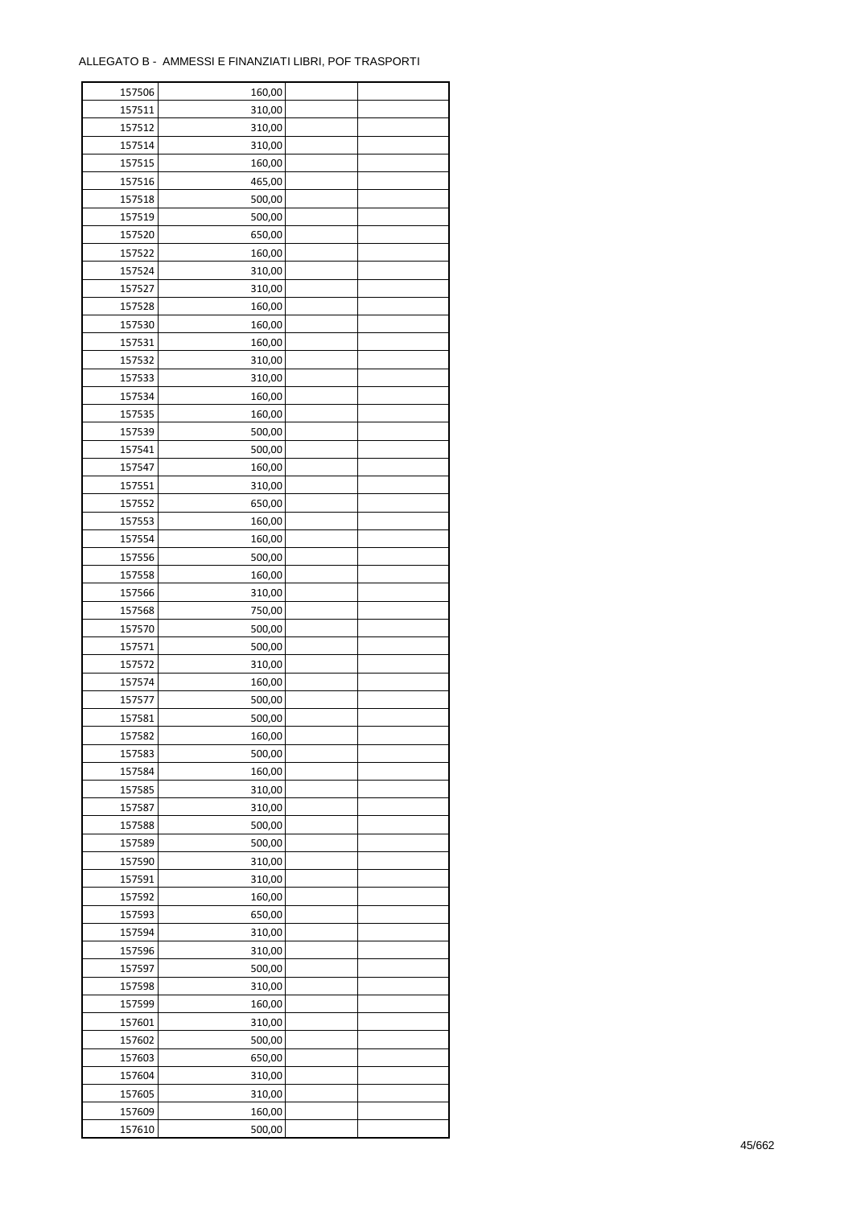ALLEGATO B - AMMESSI E FINANZIATI LIBRI, POF TRASPORTI

| | | | |
|---|---|---|---|
| 157506 | 160,00 | | |
| 157511 | 310,00 | | |
| 157512 | 310,00 | | |
| 157514 | 310,00 | | |
| 157515 | 160,00 | | |
| 157516 | 465,00 | | |
| 157518 | 500,00 | | |
| 157519 | 500,00 | | |
| 157520 | 650,00 | | |
| 157522 | 160,00 | | |
| 157524 | 310,00 | | |
| 157527 | 310,00 | | |
| 157528 | 160,00 | | |
| 157530 | 160,00 | | |
| 157531 | 160,00 | | |
| 157532 | 310,00 | | |
| 157533 | 310,00 | | |
| 157534 | 160,00 | | |
| 157535 | 160,00 | | |
| 157539 | 500,00 | | |
| 157541 | 500,00 | | |
| 157547 | 160,00 | | |
| 157551 | 310,00 | | |
| 157552 | 650,00 | | |
| 157553 | 160,00 | | |
| 157554 | 160,00 | | |
| 157556 | 500,00 | | |
| 157558 | 160,00 | | |
| 157566 | 310,00 | | |
| 157568 | 750,00 | | |
| 157570 | 500,00 | | |
| 157571 | 500,00 | | |
| 157572 | 310,00 | | |
| 157574 | 160,00 | | |
| 157577 | 500,00 | | |
| 157581 | 500,00 | | |
| 157582 | 160,00 | | |
| 157583 | 500,00 | | |
| 157584 | 160,00 | | |
| 157585 | 310,00 | | |
| 157587 | 310,00 | | |
| 157588 | 500,00 | | |
| 157589 | 500,00 | | |
| 157590 | 310,00 | | |
| 157591 | 310,00 | | |
| 157592 | 160,00 | | |
| 157593 | 650,00 | | |
| 157594 | 310,00 | | |
| 157596 | 310,00 | | |
| 157597 | 500,00 | | |
| 157598 | 310,00 | | |
| 157599 | 160,00 | | |
| 157601 | 310,00 | | |
| 157602 | 500,00 | | |
| 157603 | 650,00 | | |
| 157604 | 310,00 | | |
| 157605 | 310,00 | | |
| 157609 | 160,00 | | |
| 157610 | 500,00 | | |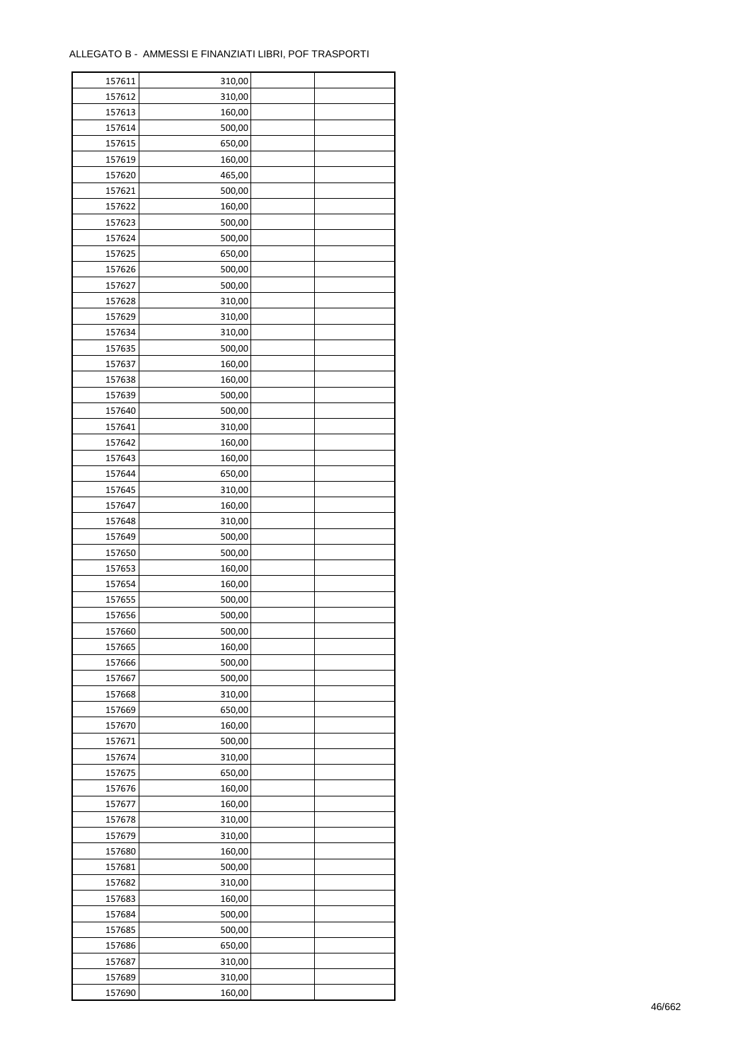ALLEGATO B - AMMESSI E FINANZIATI LIBRI, POF TRASPORTI

| | | | |
|---|---|---|---|
| 157611 | 310,00 | | |
| 157612 | 310,00 | | |
| 157613 | 160,00 | | |
| 157614 | 500,00 | | |
| 157615 | 650,00 | | |
| 157619 | 160,00 | | |
| 157620 | 465,00 | | |
| 157621 | 500,00 | | |
| 157622 | 160,00 | | |
| 157623 | 500,00 | | |
| 157624 | 500,00 | | |
| 157625 | 650,00 | | |
| 157626 | 500,00 | | |
| 157627 | 500,00 | | |
| 157628 | 310,00 | | |
| 157629 | 310,00 | | |
| 157634 | 310,00 | | |
| 157635 | 500,00 | | |
| 157637 | 160,00 | | |
| 157638 | 160,00 | | |
| 157639 | 500,00 | | |
| 157640 | 500,00 | | |
| 157641 | 310,00 | | |
| 157642 | 160,00 | | |
| 157643 | 160,00 | | |
| 157644 | 650,00 | | |
| 157645 | 310,00 | | |
| 157647 | 160,00 | | |
| 157648 | 310,00 | | |
| 157649 | 500,00 | | |
| 157650 | 500,00 | | |
| 157653 | 160,00 | | |
| 157654 | 160,00 | | |
| 157655 | 500,00 | | |
| 157656 | 500,00 | | |
| 157660 | 500,00 | | |
| 157665 | 160,00 | | |
| 157666 | 500,00 | | |
| 157667 | 500,00 | | |
| 157668 | 310,00 | | |
| 157669 | 650,00 | | |
| 157670 | 160,00 | | |
| 157671 | 500,00 | | |
| 157674 | 310,00 | | |
| 157675 | 650,00 | | |
| 157676 | 160,00 | | |
| 157677 | 160,00 | | |
| 157678 | 310,00 | | |
| 157679 | 310,00 | | |
| 157680 | 160,00 | | |
| 157681 | 500,00 | | |
| 157682 | 310,00 | | |
| 157683 | 160,00 | | |
| 157684 | 500,00 | | |
| 157685 | 500,00 | | |
| 157686 | 650,00 | | |
| 157687 | 310,00 | | |
| 157689 | 310,00 | | |
| 157690 | 160,00 | | |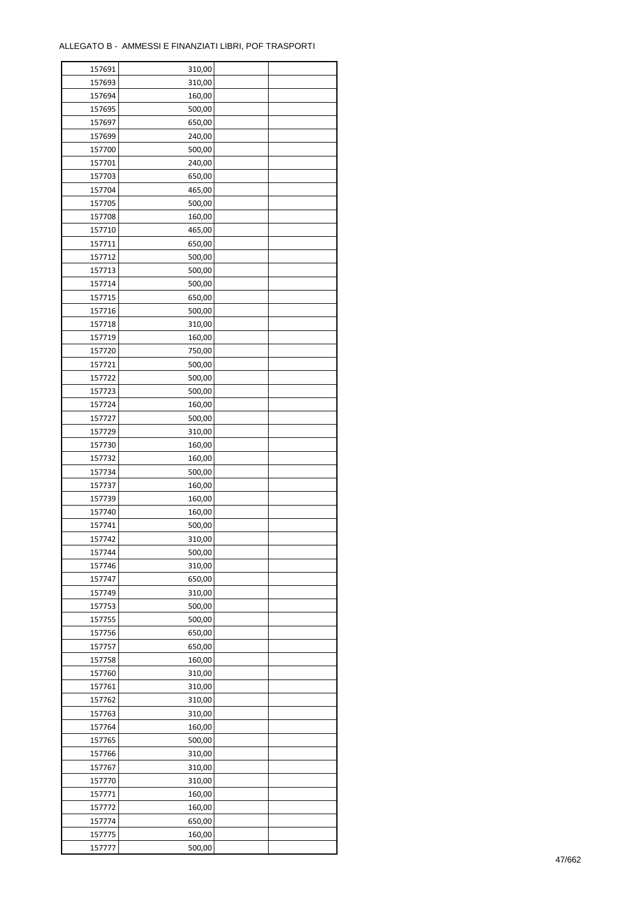ALLEGATO B - AMMESSI E FINANZIATI LIBRI, POF TRASPORTI

| | | | |
|---|---|---|---|
| 157691 | 310,00 | | |
| 157693 | 310,00 | | |
| 157694 | 160,00 | | |
| 157695 | 500,00 | | |
| 157697 | 650,00 | | |
| 157699 | 240,00 | | |
| 157700 | 500,00 | | |
| 157701 | 240,00 | | |
| 157703 | 650,00 | | |
| 157704 | 465,00 | | |
| 157705 | 500,00 | | |
| 157708 | 160,00 | | |
| 157710 | 465,00 | | |
| 157711 | 650,00 | | |
| 157712 | 500,00 | | |
| 157713 | 500,00 | | |
| 157714 | 500,00 | | |
| 157715 | 650,00 | | |
| 157716 | 500,00 | | |
| 157718 | 310,00 | | |
| 157719 | 160,00 | | |
| 157720 | 750,00 | | |
| 157721 | 500,00 | | |
| 157722 | 500,00 | | |
| 157723 | 500,00 | | |
| 157724 | 160,00 | | |
| 157727 | 500,00 | | |
| 157729 | 310,00 | | |
| 157730 | 160,00 | | |
| 157732 | 160,00 | | |
| 157734 | 500,00 | | |
| 157737 | 160,00 | | |
| 157739 | 160,00 | | |
| 157740 | 160,00 | | |
| 157741 | 500,00 | | |
| 157742 | 310,00 | | |
| 157744 | 500,00 | | |
| 157746 | 310,00 | | |
| 157747 | 650,00 | | |
| 157749 | 310,00 | | |
| 157753 | 500,00 | | |
| 157755 | 500,00 | | |
| 157756 | 650,00 | | |
| 157757 | 650,00 | | |
| 157758 | 160,00 | | |
| 157760 | 310,00 | | |
| 157761 | 310,00 | | |
| 157762 | 310,00 | | |
| 157763 | 310,00 | | |
| 157764 | 160,00 | | |
| 157765 | 500,00 | | |
| 157766 | 310,00 | | |
| 157767 | 310,00 | | |
| 157770 | 310,00 | | |
| 157771 | 160,00 | | |
| 157772 | 160,00 | | |
| 157774 | 650,00 | | |
| 157775 | 160,00 | | |
| 157777 | 500,00 | | |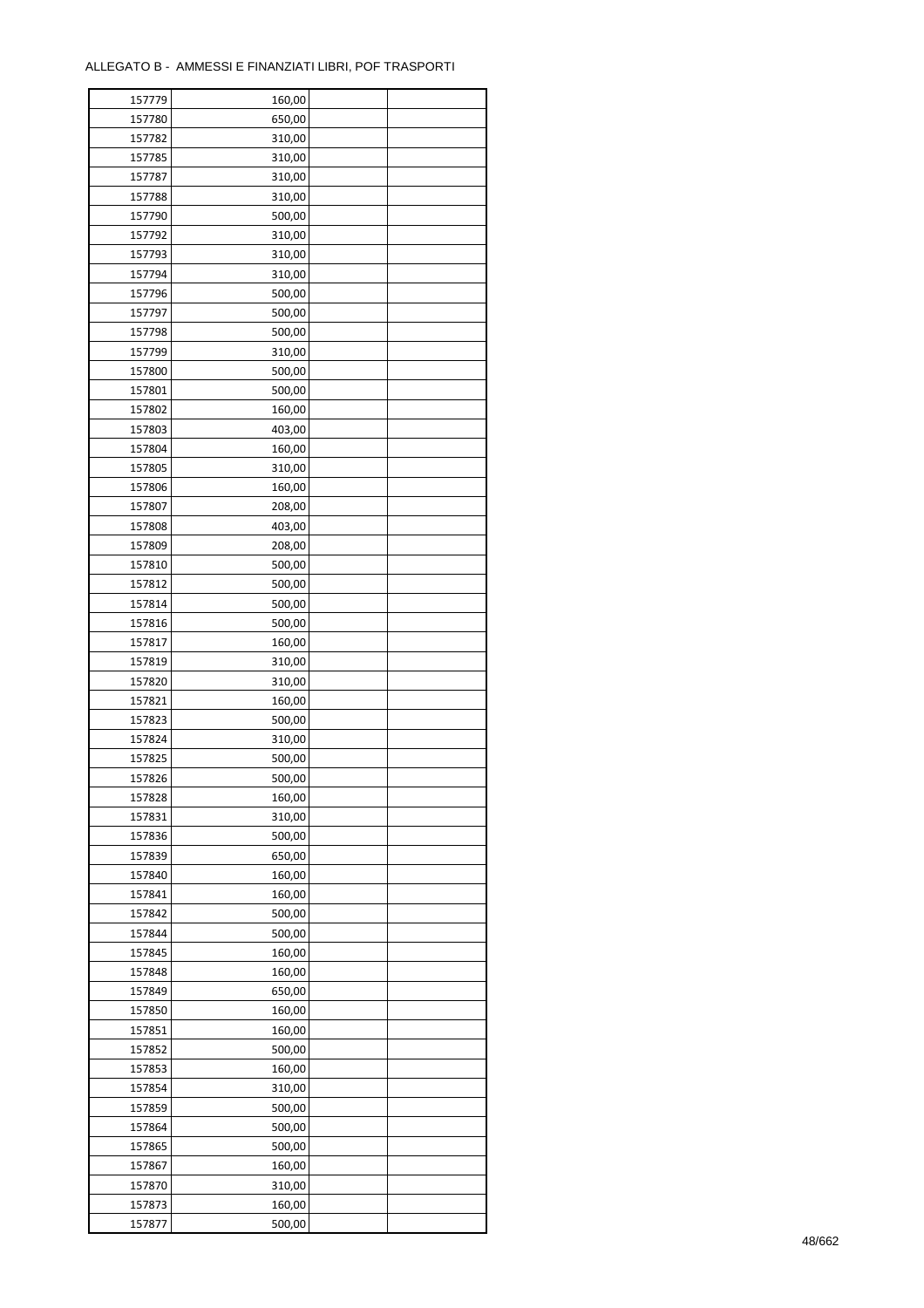ALLEGATO B - AMMESSI E FINANZIATI LIBRI, POF TRASPORTI

| | | | |
|---|---|---|---|
| 157779 | 160,00 | | |
| 157780 | 650,00 | | |
| 157782 | 310,00 | | |
| 157785 | 310,00 | | |
| 157787 | 310,00 | | |
| 157788 | 310,00 | | |
| 157790 | 500,00 | | |
| 157792 | 310,00 | | |
| 157793 | 310,00 | | |
| 157794 | 310,00 | | |
| 157796 | 500,00 | | |
| 157797 | 500,00 | | |
| 157798 | 500,00 | | |
| 157799 | 310,00 | | |
| 157800 | 500,00 | | |
| 157801 | 500,00 | | |
| 157802 | 160,00 | | |
| 157803 | 403,00 | | |
| 157804 | 160,00 | | |
| 157805 | 310,00 | | |
| 157806 | 160,00 | | |
| 157807 | 208,00 | | |
| 157808 | 403,00 | | |
| 157809 | 208,00 | | |
| 157810 | 500,00 | | |
| 157812 | 500,00 | | |
| 157814 | 500,00 | | |
| 157816 | 500,00 | | |
| 157817 | 160,00 | | |
| 157819 | 310,00 | | |
| 157820 | 310,00 | | |
| 157821 | 160,00 | | |
| 157823 | 500,00 | | |
| 157824 | 310,00 | | |
| 157825 | 500,00 | | |
| 157826 | 500,00 | | |
| 157828 | 160,00 | | |
| 157831 | 310,00 | | |
| 157836 | 500,00 | | |
| 157839 | 650,00 | | |
| 157840 | 160,00 | | |
| 157841 | 160,00 | | |
| 157842 | 500,00 | | |
| 157844 | 500,00 | | |
| 157845 | 160,00 | | |
| 157848 | 160,00 | | |
| 157849 | 650,00 | | |
| 157850 | 160,00 | | |
| 157851 | 160,00 | | |
| 157852 | 500,00 | | |
| 157853 | 160,00 | | |
| 157854 | 310,00 | | |
| 157859 | 500,00 | | |
| 157864 | 500,00 | | |
| 157865 | 500,00 | | |
| 157867 | 160,00 | | |
| 157870 | 310,00 | | |
| 157873 | 160,00 | | |
| 157877 | 500,00 | | |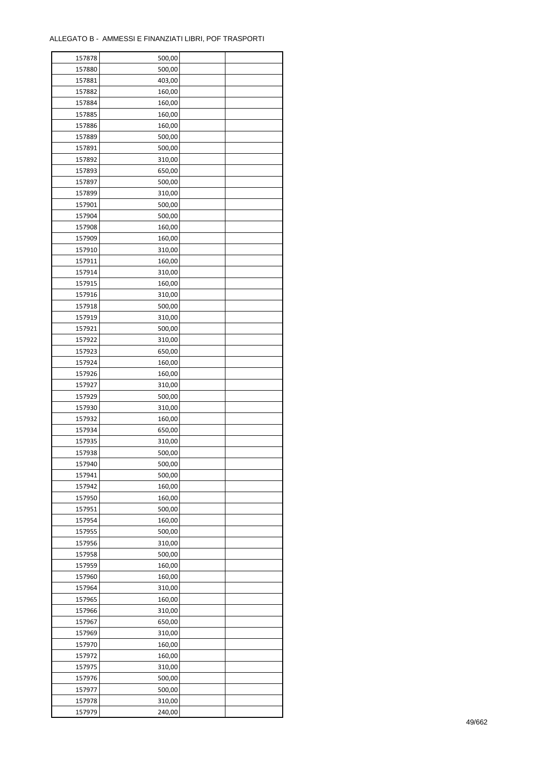ALLEGATO B - AMMESSI E FINANZIATI LIBRI, POF TRASPORTI

| | | | |
|---|---|---|---|
| 157878 | 500,00 | | |
| 157880 | 500,00 | | |
| 157881 | 403,00 | | |
| 157882 | 160,00 | | |
| 157884 | 160,00 | | |
| 157885 | 160,00 | | |
| 157886 | 160,00 | | |
| 157889 | 500,00 | | |
| 157891 | 500,00 | | |
| 157892 | 310,00 | | |
| 157893 | 650,00 | | |
| 157897 | 500,00 | | |
| 157899 | 310,00 | | |
| 157901 | 500,00 | | |
| 157904 | 500,00 | | |
| 157908 | 160,00 | | |
| 157909 | 160,00 | | |
| 157910 | 310,00 | | |
| 157911 | 160,00 | | |
| 157914 | 310,00 | | |
| 157915 | 160,00 | | |
| 157916 | 310,00 | | |
| 157918 | 500,00 | | |
| 157919 | 310,00 | | |
| 157921 | 500,00 | | |
| 157922 | 310,00 | | |
| 157923 | 650,00 | | |
| 157924 | 160,00 | | |
| 157926 | 160,00 | | |
| 157927 | 310,00 | | |
| 157929 | 500,00 | | |
| 157930 | 310,00 | | |
| 157932 | 160,00 | | |
| 157934 | 650,00 | | |
| 157935 | 310,00 | | |
| 157938 | 500,00 | | |
| 157940 | 500,00 | | |
| 157941 | 500,00 | | |
| 157942 | 160,00 | | |
| 157950 | 160,00 | | |
| 157951 | 500,00 | | |
| 157954 | 160,00 | | |
| 157955 | 500,00 | | |
| 157956 | 310,00 | | |
| 157958 | 500,00 | | |
| 157959 | 160,00 | | |
| 157960 | 160,00 | | |
| 157964 | 310,00 | | |
| 157965 | 160,00 | | |
| 157966 | 310,00 | | |
| 157967 | 650,00 | | |
| 157969 | 310,00 | | |
| 157970 | 160,00 | | |
| 157972 | 160,00 | | |
| 157975 | 310,00 | | |
| 157976 | 500,00 | | |
| 157977 | 500,00 | | |
| 157978 | 310,00 | | |
| 157979 | 240,00 | | |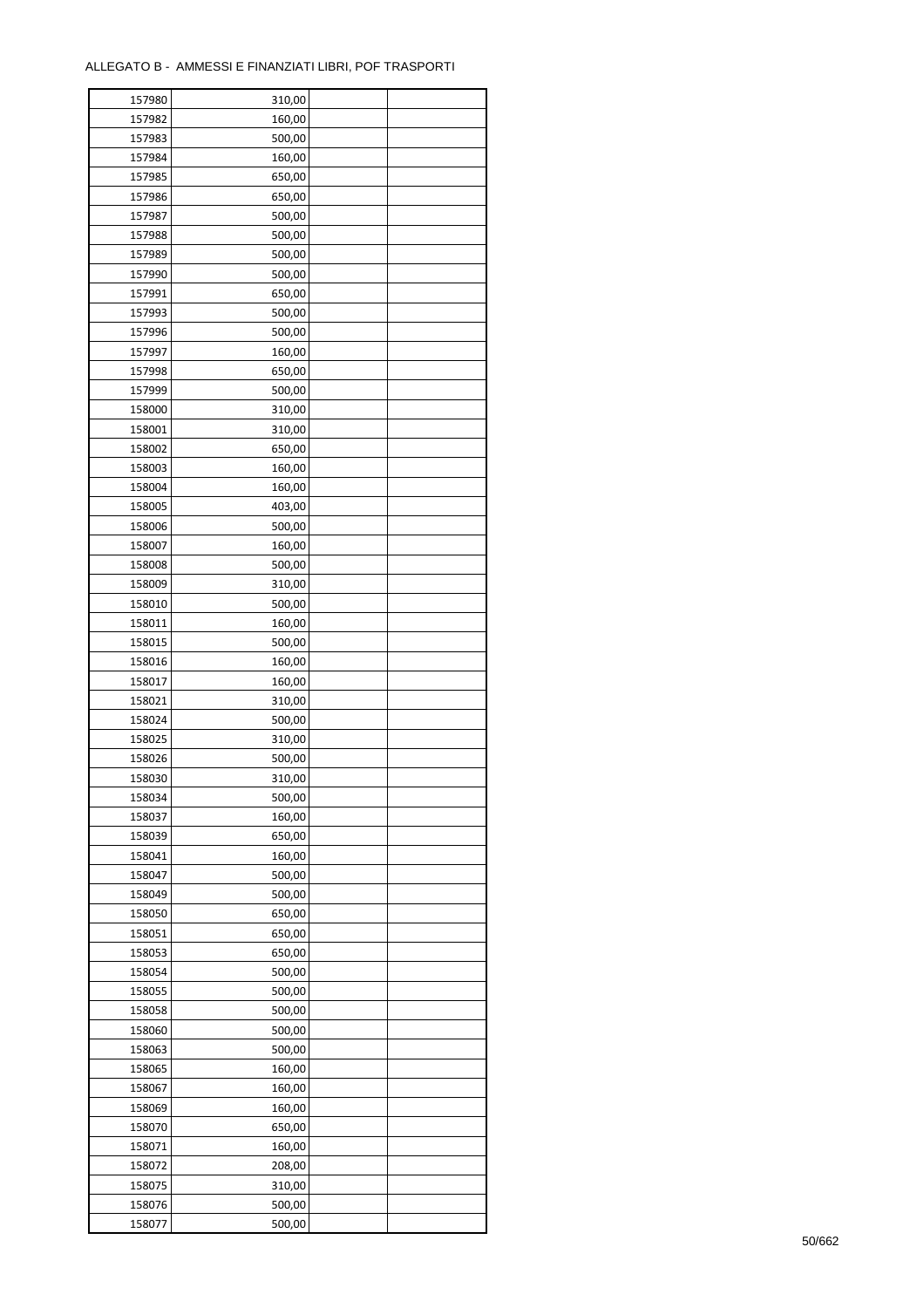ALLEGATO B - AMMESSI E FINANZIATI LIBRI, POF TRASPORTI

| | | | |
|---|---|---|---|
| 157980 | 310,00 | | |
| 157982 | 160,00 | | |
| 157983 | 500,00 | | |
| 157984 | 160,00 | | |
| 157985 | 650,00 | | |
| 157986 | 650,00 | | |
| 157987 | 500,00 | | |
| 157988 | 500,00 | | |
| 157989 | 500,00 | | |
| 157990 | 500,00 | | |
| 157991 | 650,00 | | |
| 157993 | 500,00 | | |
| 157996 | 500,00 | | |
| 157997 | 160,00 | | |
| 157998 | 650,00 | | |
| 157999 | 500,00 | | |
| 158000 | 310,00 | | |
| 158001 | 310,00 | | |
| 158002 | 650,00 | | |
| 158003 | 160,00 | | |
| 158004 | 160,00 | | |
| 158005 | 403,00 | | |
| 158006 | 500,00 | | |
| 158007 | 160,00 | | |
| 158008 | 500,00 | | |
| 158009 | 310,00 | | |
| 158010 | 500,00 | | |
| 158011 | 160,00 | | |
| 158015 | 500,00 | | |
| 158016 | 160,00 | | |
| 158017 | 160,00 | | |
| 158021 | 310,00 | | |
| 158024 | 500,00 | | |
| 158025 | 310,00 | | |
| 158026 | 500,00 | | |
| 158030 | 310,00 | | |
| 158034 | 500,00 | | |
| 158037 | 160,00 | | |
| 158039 | 650,00 | | |
| 158041 | 160,00 | | |
| 158047 | 500,00 | | |
| 158049 | 500,00 | | |
| 158050 | 650,00 | | |
| 158051 | 650,00 | | |
| 158053 | 650,00 | | |
| 158054 | 500,00 | | |
| 158055 | 500,00 | | |
| 158058 | 500,00 | | |
| 158060 | 500,00 | | |
| 158063 | 500,00 | | |
| 158065 | 160,00 | | |
| 158067 | 160,00 | | |
| 158069 | 160,00 | | |
| 158070 | 650,00 | | |
| 158071 | 160,00 | | |
| 158072 | 208,00 | | |
| 158075 | 310,00 | | |
| 158076 | 500,00 | | |
| 158077 | 500,00 | | |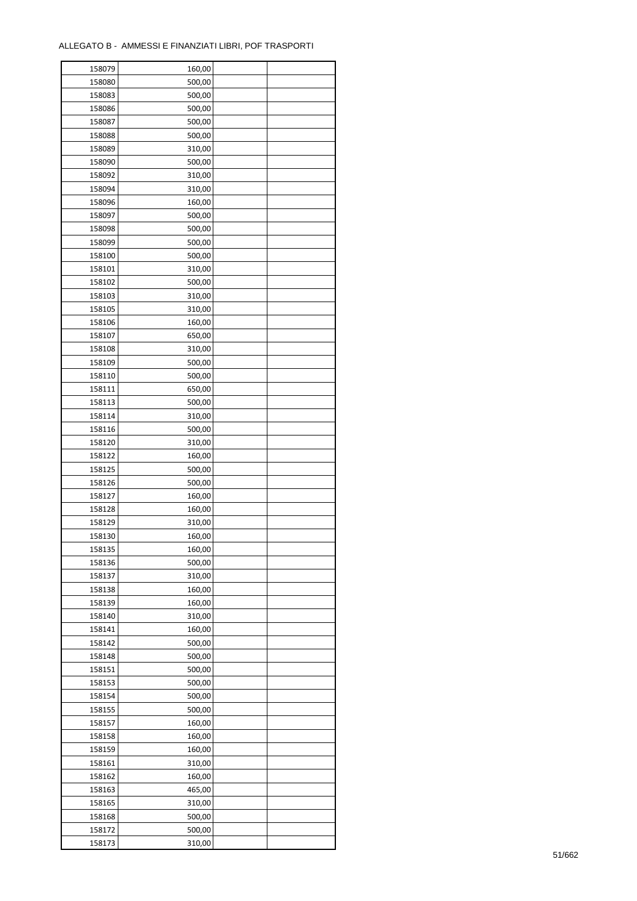ALLEGATO B - AMMESSI E FINANZIATI LIBRI, POF TRASPORTI

| | | | |
|---|---|---|---|
| 158079 | 160,00 | | |
| 158080 | 500,00 | | |
| 158083 | 500,00 | | |
| 158086 | 500,00 | | |
| 158087 | 500,00 | | |
| 158088 | 500,00 | | |
| 158089 | 310,00 | | |
| 158090 | 500,00 | | |
| 158092 | 310,00 | | |
| 158094 | 310,00 | | |
| 158096 | 160,00 | | |
| 158097 | 500,00 | | |
| 158098 | 500,00 | | |
| 158099 | 500,00 | | |
| 158100 | 500,00 | | |
| 158101 | 310,00 | | |
| 158102 | 500,00 | | |
| 158103 | 310,00 | | |
| 158105 | 310,00 | | |
| 158106 | 160,00 | | |
| 158107 | 650,00 | | |
| 158108 | 310,00 | | |
| 158109 | 500,00 | | |
| 158110 | 500,00 | | |
| 158111 | 650,00 | | |
| 158113 | 500,00 | | |
| 158114 | 310,00 | | |
| 158116 | 500,00 | | |
| 158120 | 310,00 | | |
| 158122 | 160,00 | | |
| 158125 | 500,00 | | |
| 158126 | 500,00 | | |
| 158127 | 160,00 | | |
| 158128 | 160,00 | | |
| 158129 | 310,00 | | |
| 158130 | 160,00 | | |
| 158135 | 160,00 | | |
| 158136 | 500,00 | | |
| 158137 | 310,00 | | |
| 158138 | 160,00 | | |
| 158139 | 160,00 | | |
| 158140 | 310,00 | | |
| 158141 | 160,00 | | |
| 158142 | 500,00 | | |
| 158148 | 500,00 | | |
| 158151 | 500,00 | | |
| 158153 | 500,00 | | |
| 158154 | 500,00 | | |
| 158155 | 500,00 | | |
| 158157 | 160,00 | | |
| 158158 | 160,00 | | |
| 158159 | 160,00 | | |
| 158161 | 310,00 | | |
| 158162 | 160,00 | | |
| 158163 | 465,00 | | |
| 158165 | 310,00 | | |
| 158168 | 500,00 | | |
| 158172 | 500,00 | | |
| 158173 | 310,00 | | |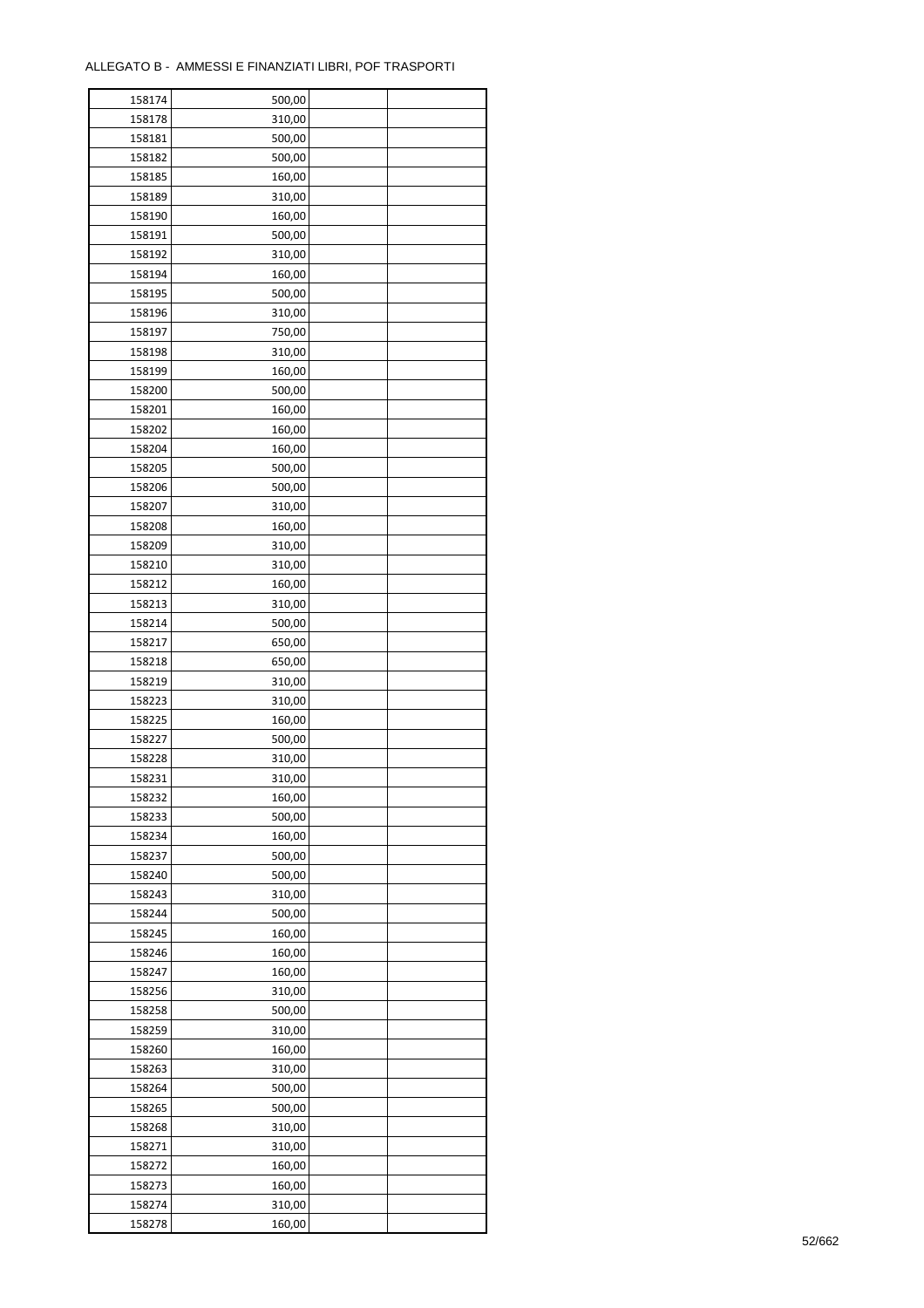ALLEGATO B - AMMESSI E FINANZIATI LIBRI, POF TRASPORTI

| | | | |
|---|---|---|---|
| 158174 | 500,00 | | |
| 158178 | 310,00 | | |
| 158181 | 500,00 | | |
| 158182 | 500,00 | | |
| 158185 | 160,00 | | |
| 158189 | 310,00 | | |
| 158190 | 160,00 | | |
| 158191 | 500,00 | | |
| 158192 | 310,00 | | |
| 158194 | 160,00 | | |
| 158195 | 500,00 | | |
| 158196 | 310,00 | | |
| 158197 | 750,00 | | |
| 158198 | 310,00 | | |
| 158199 | 160,00 | | |
| 158200 | 500,00 | | |
| 158201 | 160,00 | | |
| 158202 | 160,00 | | |
| 158204 | 160,00 | | |
| 158205 | 500,00 | | |
| 158206 | 500,00 | | |
| 158207 | 310,00 | | |
| 158208 | 160,00 | | |
| 158209 | 310,00 | | |
| 158210 | 310,00 | | |
| 158212 | 160,00 | | |
| 158213 | 310,00 | | |
| 158214 | 500,00 | | |
| 158217 | 650,00 | | |
| 158218 | 650,00 | | |
| 158219 | 310,00 | | |
| 158223 | 310,00 | | |
| 158225 | 160,00 | | |
| 158227 | 500,00 | | |
| 158228 | 310,00 | | |
| 158231 | 310,00 | | |
| 158232 | 160,00 | | |
| 158233 | 500,00 | | |
| 158234 | 160,00 | | |
| 158237 | 500,00 | | |
| 158240 | 500,00 | | |
| 158243 | 310,00 | | |
| 158244 | 500,00 | | |
| 158245 | 160,00 | | |
| 158246 | 160,00 | | |
| 158247 | 160,00 | | |
| 158256 | 310,00 | | |
| 158258 | 500,00 | | |
| 158259 | 310,00 | | |
| 158260 | 160,00 | | |
| 158263 | 310,00 | | |
| 158264 | 500,00 | | |
| 158265 | 500,00 | | |
| 158268 | 310,00 | | |
| 158271 | 310,00 | | |
| 158272 | 160,00 | | |
| 158273 | 160,00 | | |
| 158274 | 310,00 | | |
| 158278 | 160,00 | | |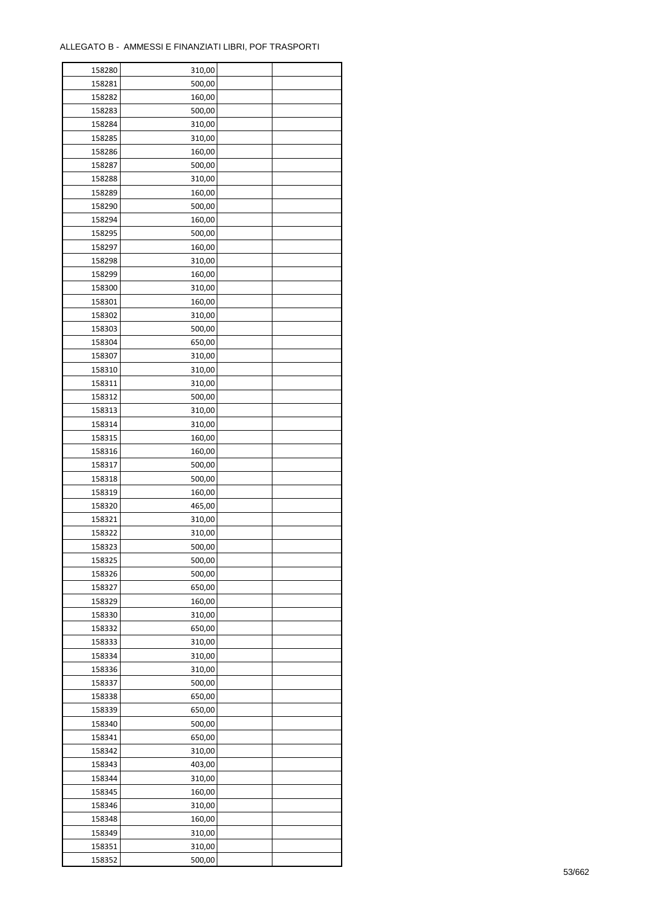ALLEGATO B - AMMESSI E FINANZIATI LIBRI, POF TRASPORTI

| | | | |
|---|---|---|---|
| 158280 | 310,00 | | |
| 158281 | 500,00 | | |
| 158282 | 160,00 | | |
| 158283 | 500,00 | | |
| 158284 | 310,00 | | |
| 158285 | 310,00 | | |
| 158286 | 160,00 | | |
| 158287 | 500,00 | | |
| 158288 | 310,00 | | |
| 158289 | 160,00 | | |
| 158290 | 500,00 | | |
| 158294 | 160,00 | | |
| 158295 | 500,00 | | |
| 158297 | 160,00 | | |
| 158298 | 310,00 | | |
| 158299 | 160,00 | | |
| 158300 | 310,00 | | |
| 158301 | 160,00 | | |
| 158302 | 310,00 | | |
| 158303 | 500,00 | | |
| 158304 | 650,00 | | |
| 158307 | 310,00 | | |
| 158310 | 310,00 | | |
| 158311 | 310,00 | | |
| 158312 | 500,00 | | |
| 158313 | 310,00 | | |
| 158314 | 310,00 | | |
| 158315 | 160,00 | | |
| 158316 | 160,00 | | |
| 158317 | 500,00 | | |
| 158318 | 500,00 | | |
| 158319 | 160,00 | | |
| 158320 | 465,00 | | |
| 158321 | 310,00 | | |
| 158322 | 310,00 | | |
| 158323 | 500,00 | | |
| 158325 | 500,00 | | |
| 158326 | 500,00 | | |
| 158327 | 650,00 | | |
| 158329 | 160,00 | | |
| 158330 | 310,00 | | |
| 158332 | 650,00 | | |
| 158333 | 310,00 | | |
| 158334 | 310,00 | | |
| 158336 | 310,00 | | |
| 158337 | 500,00 | | |
| 158338 | 650,00 | | |
| 158339 | 650,00 | | |
| 158340 | 500,00 | | |
| 158341 | 650,00 | | |
| 158342 | 310,00 | | |
| 158343 | 403,00 | | |
| 158344 | 310,00 | | |
| 158345 | 160,00 | | |
| 158346 | 310,00 | | |
| 158348 | 160,00 | | |
| 158349 | 310,00 | | |
| 158351 | 310,00 | | |
| 158352 | 500,00 | | |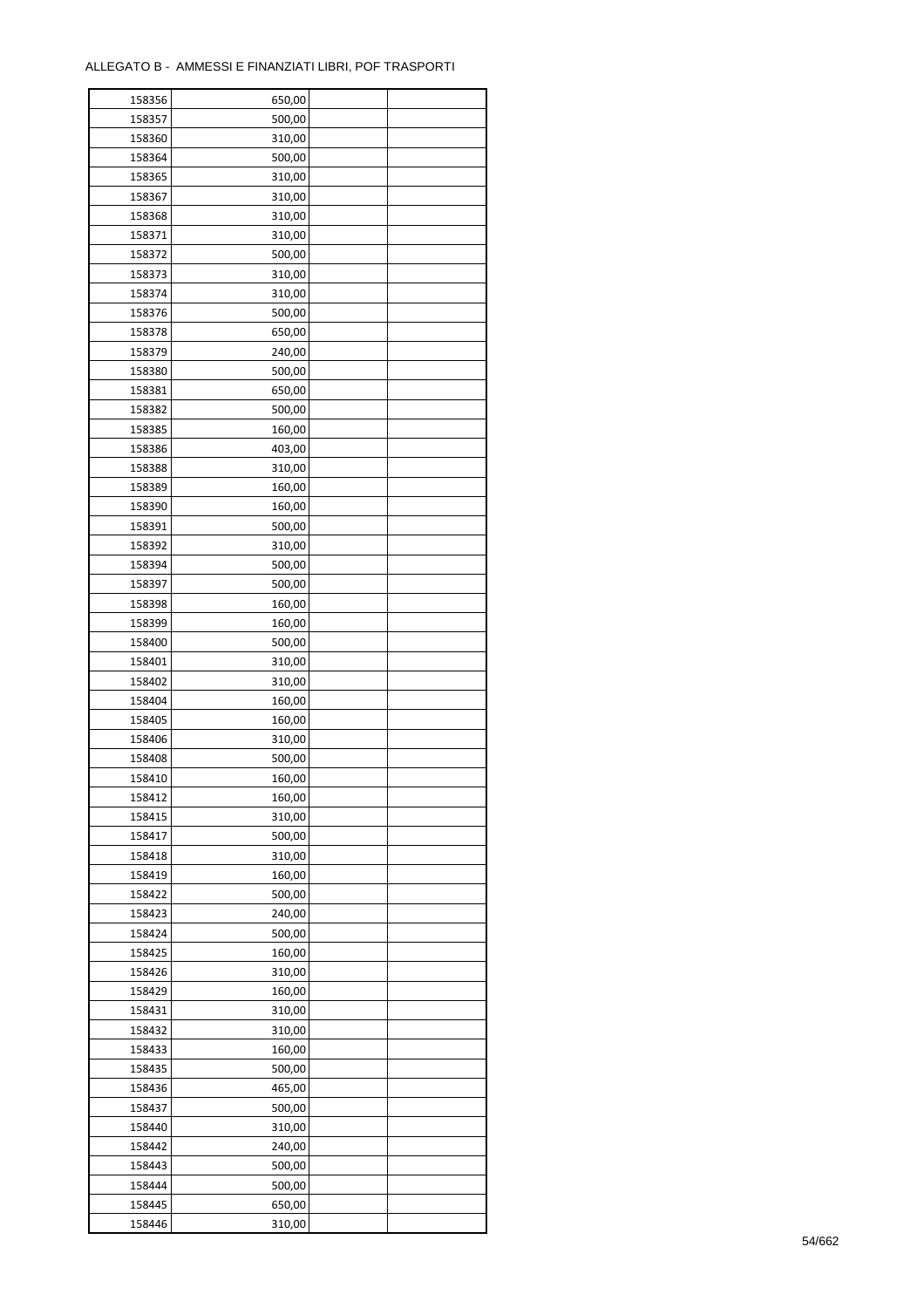ALLEGATO B - AMMESSI E FINANZIATI LIBRI, POF TRASPORTI

| | | | |
|---|---|---|---|
| 158356 | 650,00 | | |
| 158357 | 500,00 | | |
| 158360 | 310,00 | | |
| 158364 | 500,00 | | |
| 158365 | 310,00 | | |
| 158367 | 310,00 | | |
| 158368 | 310,00 | | |
| 158371 | 310,00 | | |
| 158372 | 500,00 | | |
| 158373 | 310,00 | | |
| 158374 | 310,00 | | |
| 158376 | 500,00 | | |
| 158378 | 650,00 | | |
| 158379 | 240,00 | | |
| 158380 | 500,00 | | |
| 158381 | 650,00 | | |
| 158382 | 500,00 | | |
| 158385 | 160,00 | | |
| 158386 | 403,00 | | |
| 158388 | 310,00 | | |
| 158389 | 160,00 | | |
| 158390 | 160,00 | | |
| 158391 | 500,00 | | |
| 158392 | 310,00 | | |
| 158394 | 500,00 | | |
| 158397 | 500,00 | | |
| 158398 | 160,00 | | |
| 158399 | 160,00 | | |
| 158400 | 500,00 | | |
| 158401 | 310,00 | | |
| 158402 | 310,00 | | |
| 158404 | 160,00 | | |
| 158405 | 160,00 | | |
| 158406 | 310,00 | | |
| 158408 | 500,00 | | |
| 158410 | 160,00 | | |
| 158412 | 160,00 | | |
| 158415 | 310,00 | | |
| 158417 | 500,00 | | |
| 158418 | 310,00 | | |
| 158419 | 160,00 | | |
| 158422 | 500,00 | | |
| 158423 | 240,00 | | |
| 158424 | 500,00 | | |
| 158425 | 160,00 | | |
| 158426 | 310,00 | | |
| 158429 | 160,00 | | |
| 158431 | 310,00 | | |
| 158432 | 310,00 | | |
| 158433 | 160,00 | | |
| 158435 | 500,00 | | |
| 158436 | 465,00 | | |
| 158437 | 500,00 | | |
| 158440 | 310,00 | | |
| 158442 | 240,00 | | |
| 158443 | 500,00 | | |
| 158444 | 500,00 | | |
| 158445 | 650,00 | | |
| 158446 | 310,00 | | |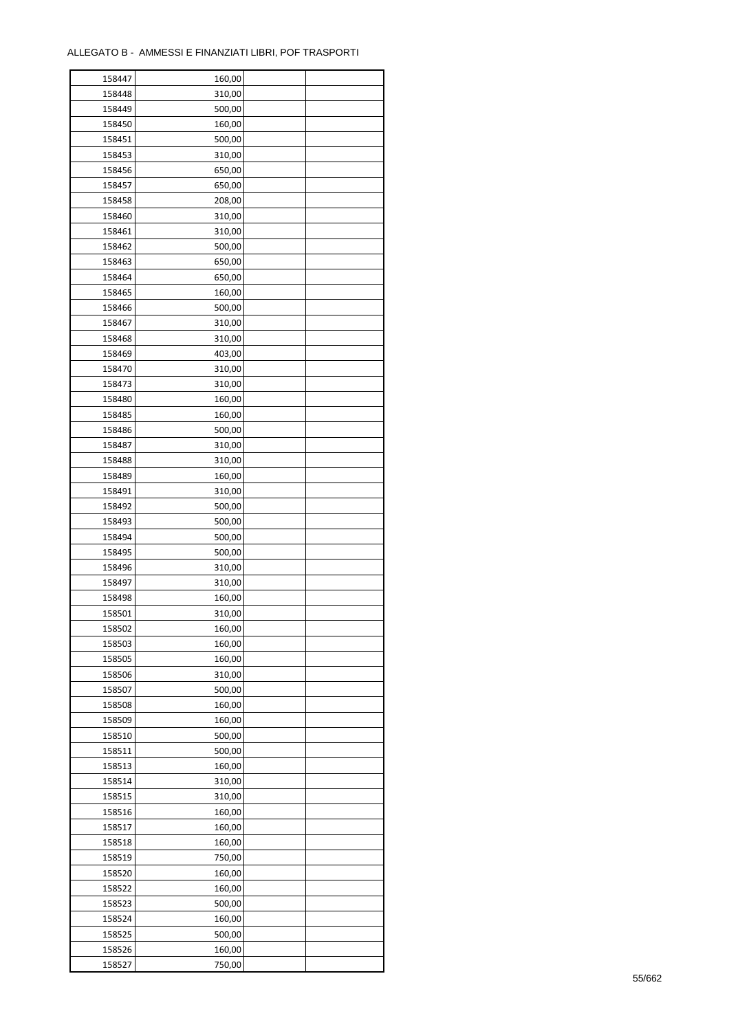ALLEGATO B - AMMESSI E FINANZIATI LIBRI, POF TRASPORTI

| | | | |
|---|---|---|---|
| 158447 | 160,00 | | |
| 158448 | 310,00 | | |
| 158449 | 500,00 | | |
| 158450 | 160,00 | | |
| 158451 | 500,00 | | |
| 158453 | 310,00 | | |
| 158456 | 650,00 | | |
| 158457 | 650,00 | | |
| 158458 | 208,00 | | |
| 158460 | 310,00 | | |
| 158461 | 310,00 | | |
| 158462 | 500,00 | | |
| 158463 | 650,00 | | |
| 158464 | 650,00 | | |
| 158465 | 160,00 | | |
| 158466 | 500,00 | | |
| 158467 | 310,00 | | |
| 158468 | 310,00 | | |
| 158469 | 403,00 | | |
| 158470 | 310,00 | | |
| 158473 | 310,00 | | |
| 158480 | 160,00 | | |
| 158485 | 160,00 | | |
| 158486 | 500,00 | | |
| 158487 | 310,00 | | |
| 158488 | 310,00 | | |
| 158489 | 160,00 | | |
| 158491 | 310,00 | | |
| 158492 | 500,00 | | |
| 158493 | 500,00 | | |
| 158494 | 500,00 | | |
| 158495 | 500,00 | | |
| 158496 | 310,00 | | |
| 158497 | 310,00 | | |
| 158498 | 160,00 | | |
| 158501 | 310,00 | | |
| 158502 | 160,00 | | |
| 158503 | 160,00 | | |
| 158505 | 160,00 | | |
| 158506 | 310,00 | | |
| 158507 | 500,00 | | |
| 158508 | 160,00 | | |
| 158509 | 160,00 | | |
| 158510 | 500,00 | | |
| 158511 | 500,00 | | |
| 158513 | 160,00 | | |
| 158514 | 310,00 | | |
| 158515 | 310,00 | | |
| 158516 | 160,00 | | |
| 158517 | 160,00 | | |
| 158518 | 160,00 | | |
| 158519 | 750,00 | | |
| 158520 | 160,00 | | |
| 158522 | 160,00 | | |
| 158523 | 500,00 | | |
| 158524 | 160,00 | | |
| 158525 | 500,00 | | |
| 158526 | 160,00 | | |
| 158527 | 750,00 | | |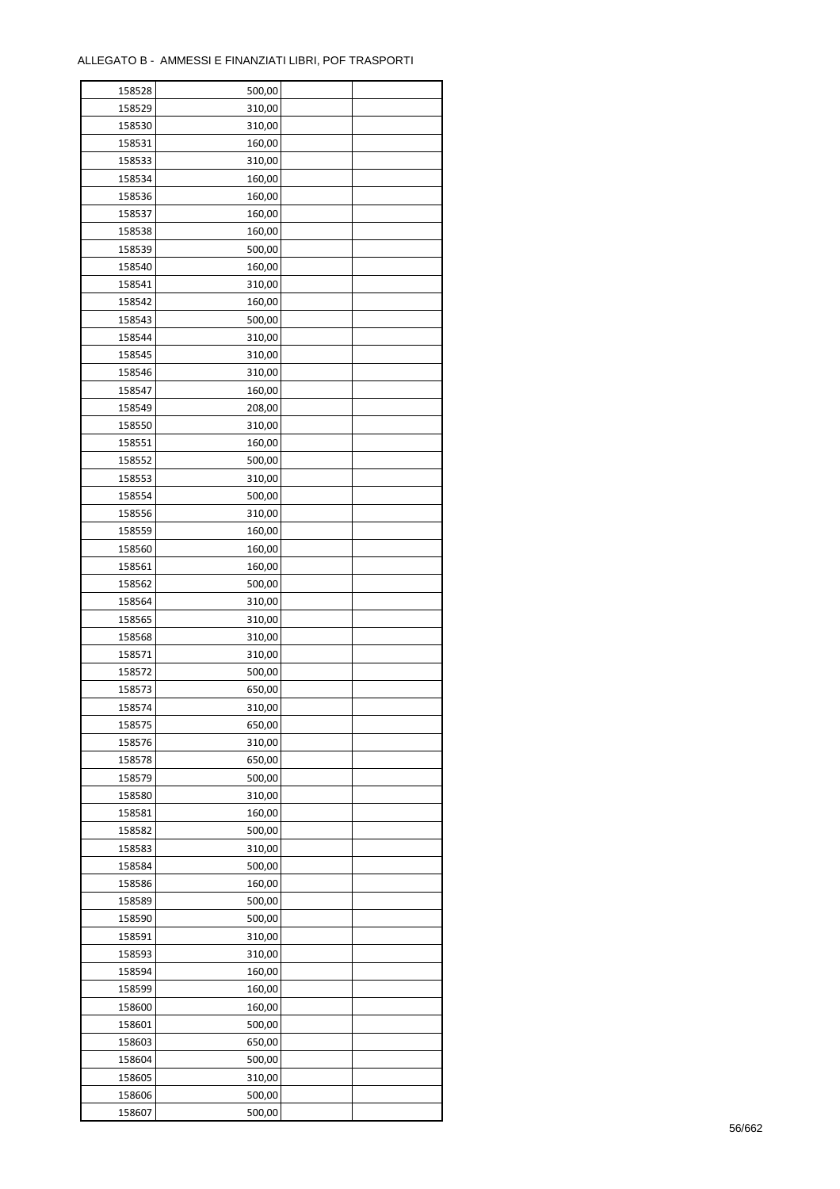ALLEGATO B - AMMESSI E FINANZIATI LIBRI, POF TRASPORTI

| | | | |
|---|---|---|---|
| 158528 | 500,00 | | |
| 158529 | 310,00 | | |
| 158530 | 310,00 | | |
| 158531 | 160,00 | | |
| 158533 | 310,00 | | |
| 158534 | 160,00 | | |
| 158536 | 160,00 | | |
| 158537 | 160,00 | | |
| 158538 | 160,00 | | |
| 158539 | 500,00 | | |
| 158540 | 160,00 | | |
| 158541 | 310,00 | | |
| 158542 | 160,00 | | |
| 158543 | 500,00 | | |
| 158544 | 310,00 | | |
| 158545 | 310,00 | | |
| 158546 | 310,00 | | |
| 158547 | 160,00 | | |
| 158549 | 208,00 | | |
| 158550 | 310,00 | | |
| 158551 | 160,00 | | |
| 158552 | 500,00 | | |
| 158553 | 310,00 | | |
| 158554 | 500,00 | | |
| 158556 | 310,00 | | |
| 158559 | 160,00 | | |
| 158560 | 160,00 | | |
| 158561 | 160,00 | | |
| 158562 | 500,00 | | |
| 158564 | 310,00 | | |
| 158565 | 310,00 | | |
| 158568 | 310,00 | | |
| 158571 | 310,00 | | |
| 158572 | 500,00 | | |
| 158573 | 650,00 | | |
| 158574 | 310,00 | | |
| 158575 | 650,00 | | |
| 158576 | 310,00 | | |
| 158578 | 650,00 | | |
| 158579 | 500,00 | | |
| 158580 | 310,00 | | |
| 158581 | 160,00 | | |
| 158582 | 500,00 | | |
| 158583 | 310,00 | | |
| 158584 | 500,00 | | |
| 158586 | 160,00 | | |
| 158589 | 500,00 | | |
| 158590 | 500,00 | | |
| 158591 | 310,00 | | |
| 158593 | 310,00 | | |
| 158594 | 160,00 | | |
| 158599 | 160,00 | | |
| 158600 | 160,00 | | |
| 158601 | 500,00 | | |
| 158603 | 650,00 | | |
| 158604 | 500,00 | | |
| 158605 | 310,00 | | |
| 158606 | 500,00 | | |
| 158607 | 500,00 | | |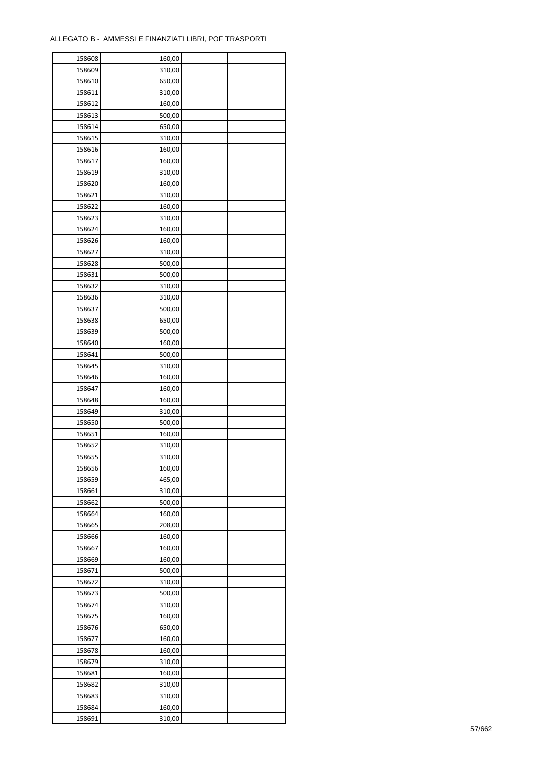ALLEGATO B - AMMESSI E FINANZIATI LIBRI, POF TRASPORTI

| | | | |
|---|---|---|---|
| 158608 | 160,00 | | |
| 158609 | 310,00 | | |
| 158610 | 650,00 | | |
| 158611 | 310,00 | | |
| 158612 | 160,00 | | |
| 158613 | 500,00 | | |
| 158614 | 650,00 | | |
| 158615 | 310,00 | | |
| 158616 | 160,00 | | |
| 158617 | 160,00 | | |
| 158619 | 310,00 | | |
| 158620 | 160,00 | | |
| 158621 | 310,00 | | |
| 158622 | 160,00 | | |
| 158623 | 310,00 | | |
| 158624 | 160,00 | | |
| 158626 | 160,00 | | |
| 158627 | 310,00 | | |
| 158628 | 500,00 | | |
| 158631 | 500,00 | | |
| 158632 | 310,00 | | |
| 158636 | 310,00 | | |
| 158637 | 500,00 | | |
| 158638 | 650,00 | | |
| 158639 | 500,00 | | |
| 158640 | 160,00 | | |
| 158641 | 500,00 | | |
| 158645 | 310,00 | | |
| 158646 | 160,00 | | |
| 158647 | 160,00 | | |
| 158648 | 160,00 | | |
| 158649 | 310,00 | | |
| 158650 | 500,00 | | |
| 158651 | 160,00 | | |
| 158652 | 310,00 | | |
| 158655 | 310,00 | | |
| 158656 | 160,00 | | |
| 158659 | 465,00 | | |
| 158661 | 310,00 | | |
| 158662 | 500,00 | | |
| 158664 | 160,00 | | |
| 158665 | 208,00 | | |
| 158666 | 160,00 | | |
| 158667 | 160,00 | | |
| 158669 | 160,00 | | |
| 158671 | 500,00 | | |
| 158672 | 310,00 | | |
| 158673 | 500,00 | | |
| 158674 | 310,00 | | |
| 158675 | 160,00 | | |
| 158676 | 650,00 | | |
| 158677 | 160,00 | | |
| 158678 | 160,00 | | |
| 158679 | 310,00 | | |
| 158681 | 160,00 | | |
| 158682 | 310,00 | | |
| 158683 | 310,00 | | |
| 158684 | 160,00 | | |
| 158691 | 310,00 | | |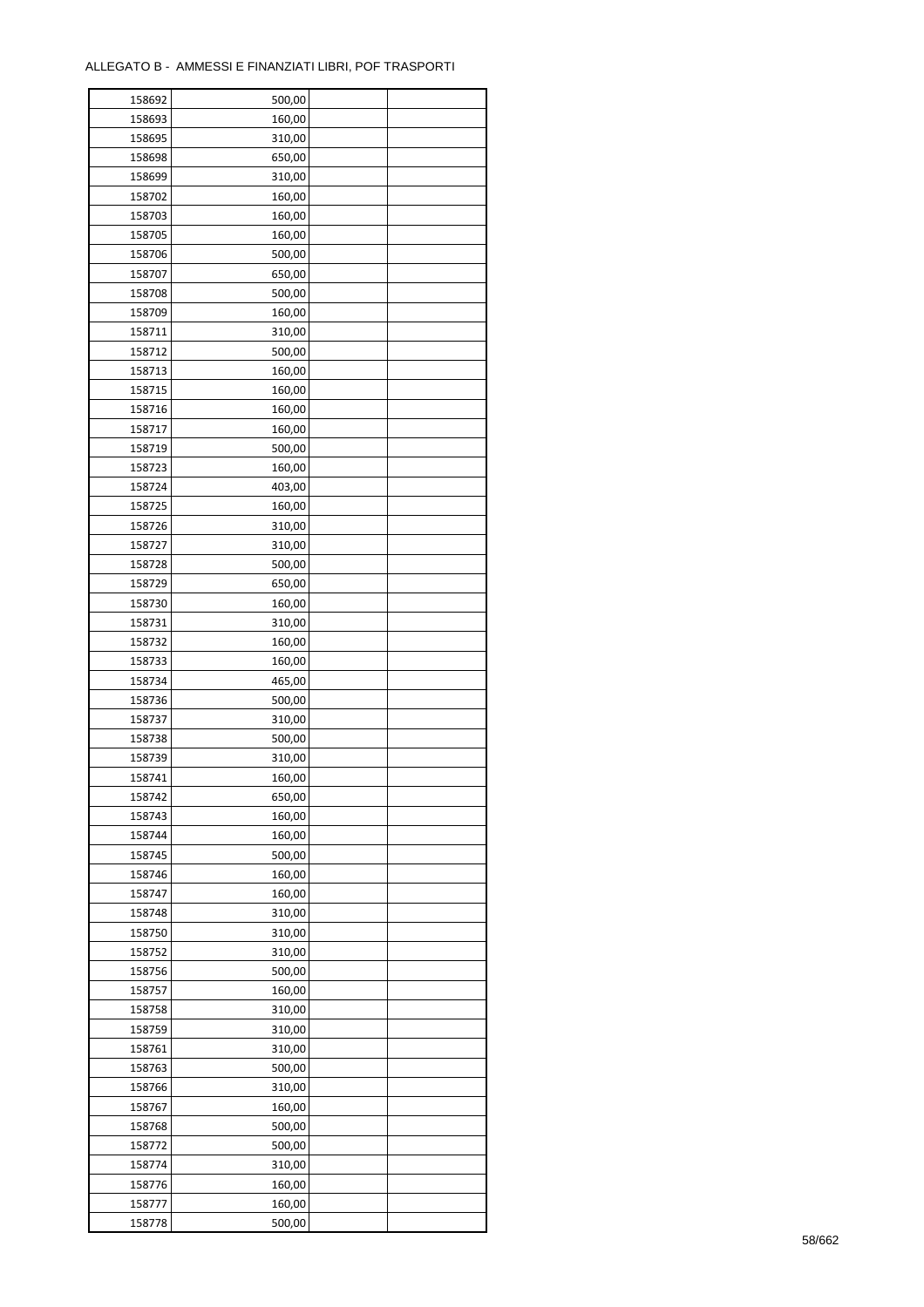ALLEGATO B - AMMESSI E FINANZIATI LIBRI, POF TRASPORTI

| | | | |
|---|---|---|---|
| 158692 | 500,00 | | |
| 158693 | 160,00 | | |
| 158695 | 310,00 | | |
| 158698 | 650,00 | | |
| 158699 | 310,00 | | |
| 158702 | 160,00 | | |
| 158703 | 160,00 | | |
| 158705 | 160,00 | | |
| 158706 | 500,00 | | |
| 158707 | 650,00 | | |
| 158708 | 500,00 | | |
| 158709 | 160,00 | | |
| 158711 | 310,00 | | |
| 158712 | 500,00 | | |
| 158713 | 160,00 | | |
| 158715 | 160,00 | | |
| 158716 | 160,00 | | |
| 158717 | 160,00 | | |
| 158719 | 500,00 | | |
| 158723 | 160,00 | | |
| 158724 | 403,00 | | |
| 158725 | 160,00 | | |
| 158726 | 310,00 | | |
| 158727 | 310,00 | | |
| 158728 | 500,00 | | |
| 158729 | 650,00 | | |
| 158730 | 160,00 | | |
| 158731 | 310,00 | | |
| 158732 | 160,00 | | |
| 158733 | 160,00 | | |
| 158734 | 465,00 | | |
| 158736 | 500,00 | | |
| 158737 | 310,00 | | |
| 158738 | 500,00 | | |
| 158739 | 310,00 | | |
| 158741 | 160,00 | | |
| 158742 | 650,00 | | |
| 158743 | 160,00 | | |
| 158744 | 160,00 | | |
| 158745 | 500,00 | | |
| 158746 | 160,00 | | |
| 158747 | 160,00 | | |
| 158748 | 310,00 | | |
| 158750 | 310,00 | | |
| 158752 | 310,00 | | |
| 158756 | 500,00 | | |
| 158757 | 160,00 | | |
| 158758 | 310,00 | | |
| 158759 | 310,00 | | |
| 158761 | 310,00 | | |
| 158763 | 500,00 | | |
| 158766 | 310,00 | | |
| 158767 | 160,00 | | |
| 158768 | 500,00 | | |
| 158772 | 500,00 | | |
| 158774 | 310,00 | | |
| 158776 | 160,00 | | |
| 158777 | 160,00 | | |
| 158778 | 500,00 | | |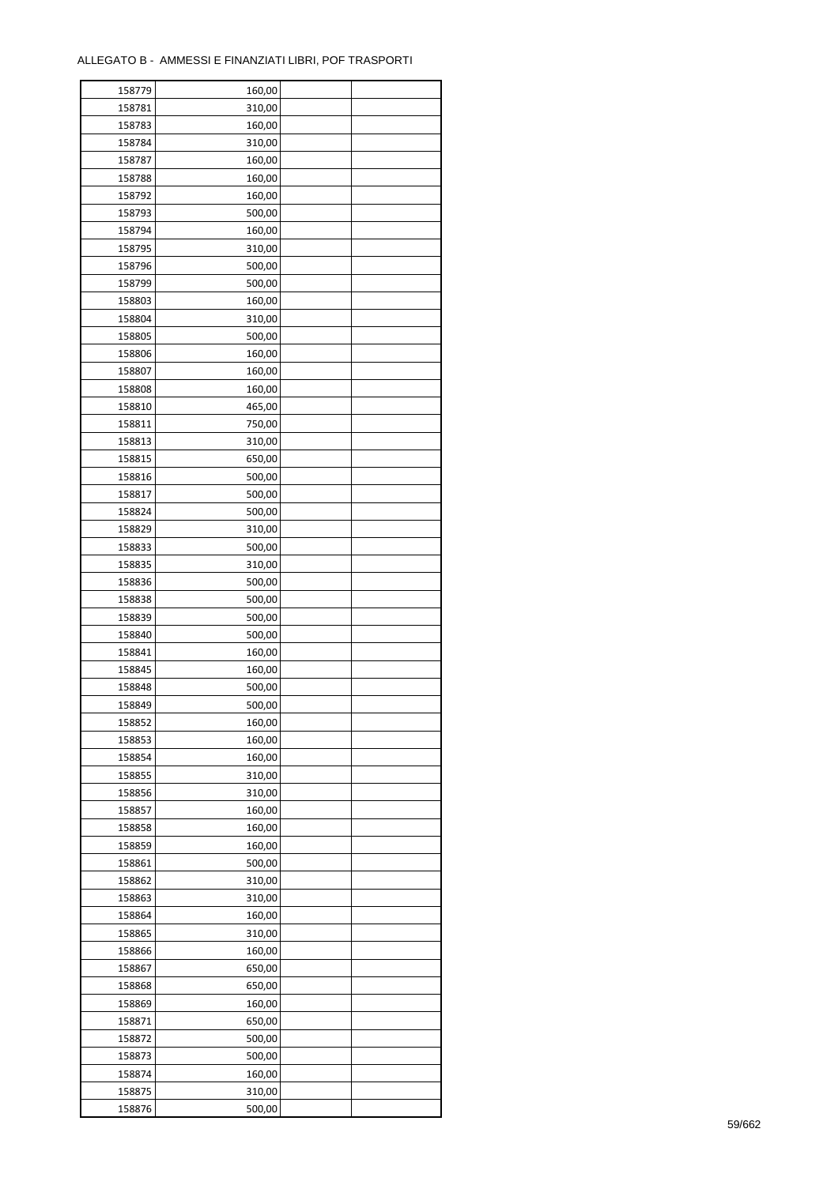ALLEGATO B - AMMESSI E FINANZIATI LIBRI, POF TRASPORTI

| | | | |
|---|---|---|---|
| 158779 | 160,00 | | |
| 158781 | 310,00 | | |
| 158783 | 160,00 | | |
| 158784 | 310,00 | | |
| 158787 | 160,00 | | |
| 158788 | 160,00 | | |
| 158792 | 160,00 | | |
| 158793 | 500,00 | | |
| 158794 | 160,00 | | |
| 158795 | 310,00 | | |
| 158796 | 500,00 | | |
| 158799 | 500,00 | | |
| 158803 | 160,00 | | |
| 158804 | 310,00 | | |
| 158805 | 500,00 | | |
| 158806 | 160,00 | | |
| 158807 | 160,00 | | |
| 158808 | 160,00 | | |
| 158810 | 465,00 | | |
| 158811 | 750,00 | | |
| 158813 | 310,00 | | |
| 158815 | 650,00 | | |
| 158816 | 500,00 | | |
| 158817 | 500,00 | | |
| 158824 | 500,00 | | |
| 158829 | 310,00 | | |
| 158833 | 500,00 | | |
| 158835 | 310,00 | | |
| 158836 | 500,00 | | |
| 158838 | 500,00 | | |
| 158839 | 500,00 | | |
| 158840 | 500,00 | | |
| 158841 | 160,00 | | |
| 158845 | 160,00 | | |
| 158848 | 500,00 | | |
| 158849 | 500,00 | | |
| 158852 | 160,00 | | |
| 158853 | 160,00 | | |
| 158854 | 160,00 | | |
| 158855 | 310,00 | | |
| 158856 | 310,00 | | |
| 158857 | 160,00 | | |
| 158858 | 160,00 | | |
| 158859 | 160,00 | | |
| 158861 | 500,00 | | |
| 158862 | 310,00 | | |
| 158863 | 310,00 | | |
| 158864 | 160,00 | | |
| 158865 | 310,00 | | |
| 158866 | 160,00 | | |
| 158867 | 650,00 | | |
| 158868 | 650,00 | | |
| 158869 | 160,00 | | |
| 158871 | 650,00 | | |
| 158872 | 500,00 | | |
| 158873 | 500,00 | | |
| 158874 | 160,00 | | |
| 158875 | 310,00 | | |
| 158876 | 500,00 | | |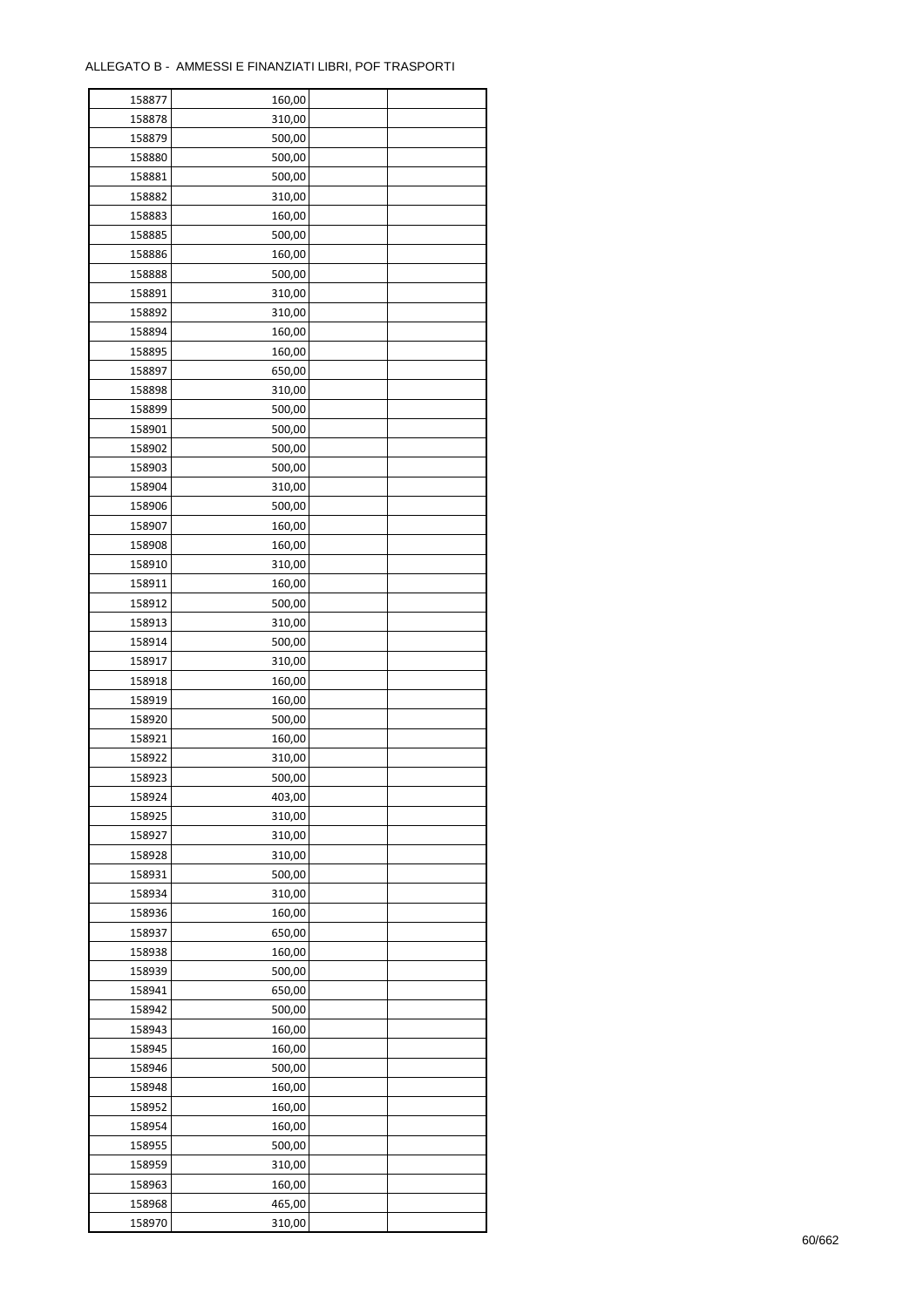ALLEGATO B - AMMESSI E FINANZIATI LIBRI, POF TRASPORTI

| | | | |
|---|---|---|---|
| 158877 | 160,00 | | |
| 158878 | 310,00 | | |
| 158879 | 500,00 | | |
| 158880 | 500,00 | | |
| 158881 | 500,00 | | |
| 158882 | 310,00 | | |
| 158883 | 160,00 | | |
| 158885 | 500,00 | | |
| 158886 | 160,00 | | |
| 158888 | 500,00 | | |
| 158891 | 310,00 | | |
| 158892 | 310,00 | | |
| 158894 | 160,00 | | |
| 158895 | 160,00 | | |
| 158897 | 650,00 | | |
| 158898 | 310,00 | | |
| 158899 | 500,00 | | |
| 158901 | 500,00 | | |
| 158902 | 500,00 | | |
| 158903 | 500,00 | | |
| 158904 | 310,00 | | |
| 158906 | 500,00 | | |
| 158907 | 160,00 | | |
| 158908 | 160,00 | | |
| 158910 | 310,00 | | |
| 158911 | 160,00 | | |
| 158912 | 500,00 | | |
| 158913 | 310,00 | | |
| 158914 | 500,00 | | |
| 158917 | 310,00 | | |
| 158918 | 160,00 | | |
| 158919 | 160,00 | | |
| 158920 | 500,00 | | |
| 158921 | 160,00 | | |
| 158922 | 310,00 | | |
| 158923 | 500,00 | | |
| 158924 | 403,00 | | |
| 158925 | 310,00 | | |
| 158927 | 310,00 | | |
| 158928 | 310,00 | | |
| 158931 | 500,00 | | |
| 158934 | 310,00 | | |
| 158936 | 160,00 | | |
| 158937 | 650,00 | | |
| 158938 | 160,00 | | |
| 158939 | 500,00 | | |
| 158941 | 650,00 | | |
| 158942 | 500,00 | | |
| 158943 | 160,00 | | |
| 158945 | 160,00 | | |
| 158946 | 500,00 | | |
| 158948 | 160,00 | | |
| 158952 | 160,00 | | |
| 158954 | 160,00 | | |
| 158955 | 500,00 | | |
| 158959 | 310,00 | | |
| 158963 | 160,00 | | |
| 158968 | 465,00 | | |
| 158970 | 310,00 | | |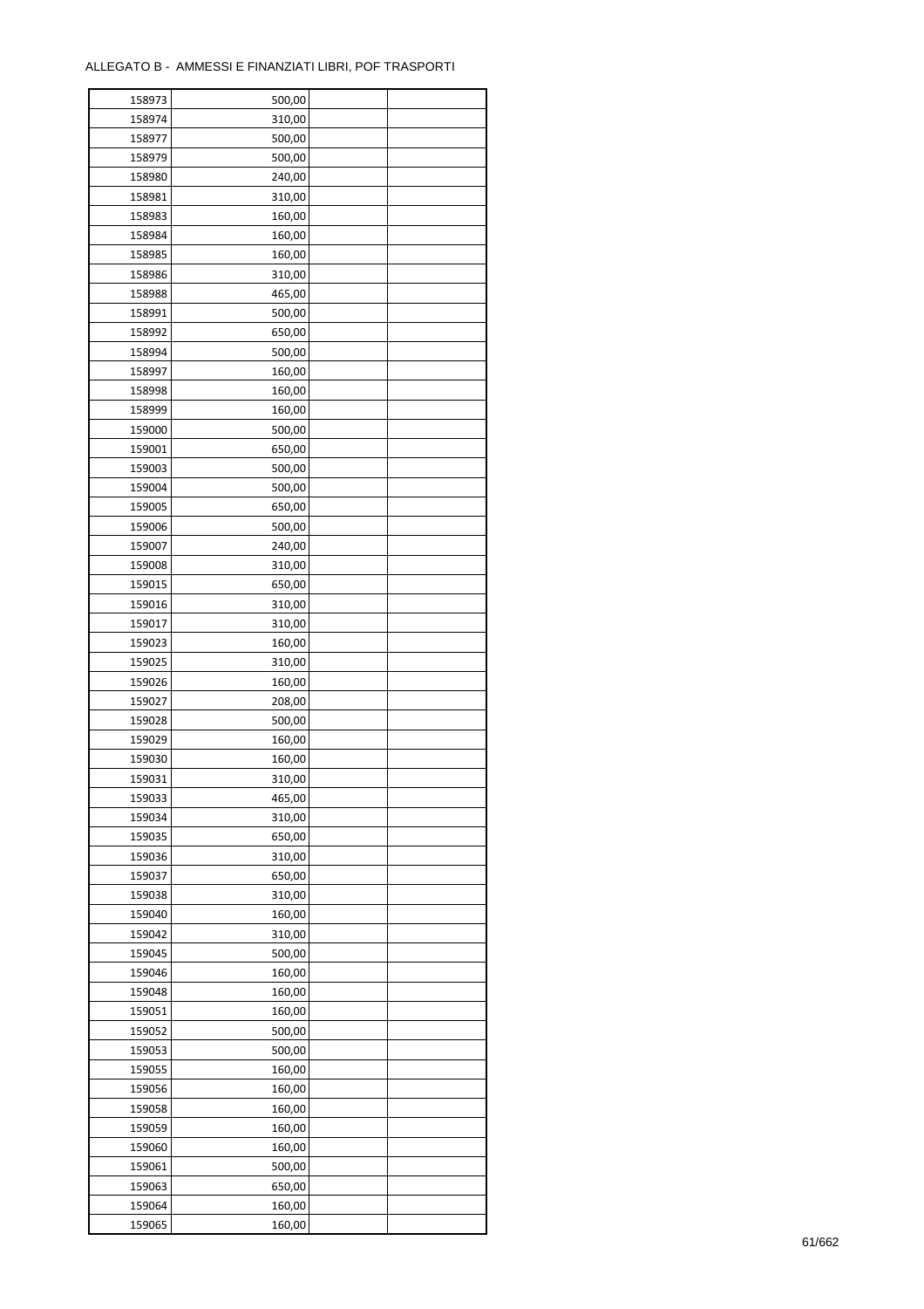ALLEGATO B - AMMESSI E FINANZIATI LIBRI, POF TRASPORTI

| | | | |
|---|---|---|---|
| 158973 | 500,00 | | |
| 158974 | 310,00 | | |
| 158977 | 500,00 | | |
| 158979 | 500,00 | | |
| 158980 | 240,00 | | |
| 158981 | 310,00 | | |
| 158983 | 160,00 | | |
| 158984 | 160,00 | | |
| 158985 | 160,00 | | |
| 158986 | 310,00 | | |
| 158988 | 465,00 | | |
| 158991 | 500,00 | | |
| 158992 | 650,00 | | |
| 158994 | 500,00 | | |
| 158997 | 160,00 | | |
| 158998 | 160,00 | | |
| 158999 | 160,00 | | |
| 159000 | 500,00 | | |
| 159001 | 650,00 | | |
| 159003 | 500,00 | | |
| 159004 | 500,00 | | |
| 159005 | 650,00 | | |
| 159006 | 500,00 | | |
| 159007 | 240,00 | | |
| 159008 | 310,00 | | |
| 159015 | 650,00 | | |
| 159016 | 310,00 | | |
| 159017 | 310,00 | | |
| 159023 | 160,00 | | |
| 159025 | 310,00 | | |
| 159026 | 160,00 | | |
| 159027 | 208,00 | | |
| 159028 | 500,00 | | |
| 159029 | 160,00 | | |
| 159030 | 160,00 | | |
| 159031 | 310,00 | | |
| 159033 | 465,00 | | |
| 159034 | 310,00 | | |
| 159035 | 650,00 | | |
| 159036 | 310,00 | | |
| 159037 | 650,00 | | |
| 159038 | 310,00 | | |
| 159040 | 160,00 | | |
| 159042 | 310,00 | | |
| 159045 | 500,00 | | |
| 159046 | 160,00 | | |
| 159048 | 160,00 | | |
| 159051 | 160,00 | | |
| 159052 | 500,00 | | |
| 159053 | 500,00 | | |
| 159055 | 160,00 | | |
| 159056 | 160,00 | | |
| 159058 | 160,00 | | |
| 159059 | 160,00 | | |
| 159060 | 160,00 | | |
| 159061 | 500,00 | | |
| 159063 | 650,00 | | |
| 159064 | 160,00 | | |
| 159065 | 160,00 | | |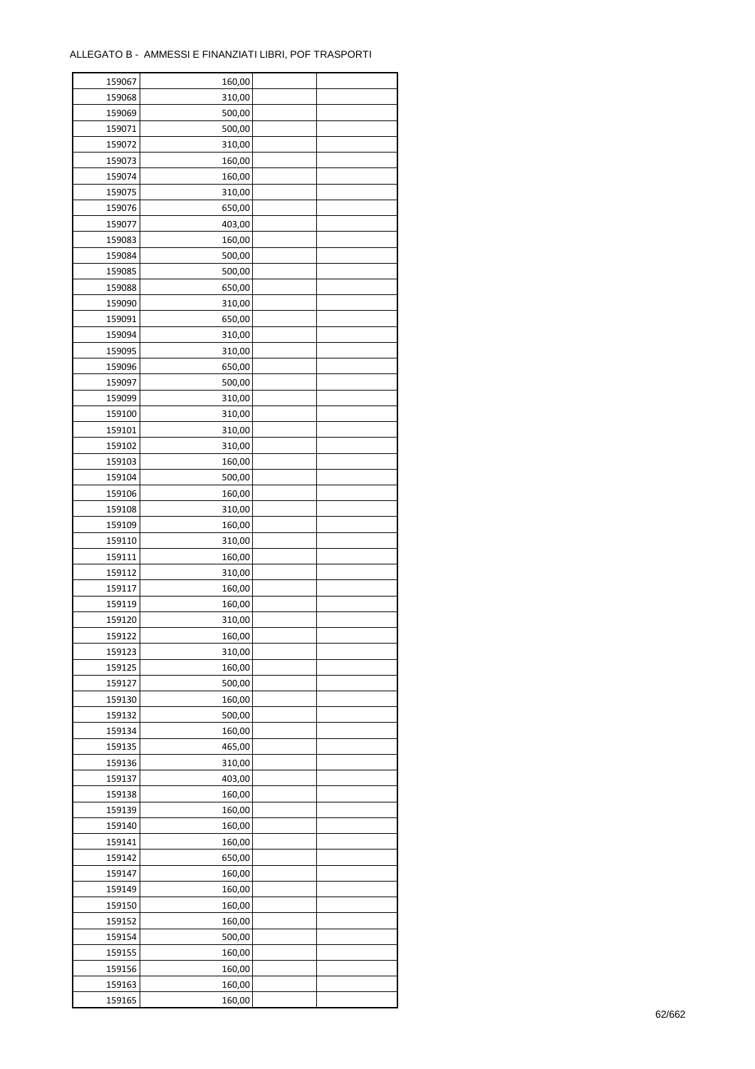ALLEGATO B - AMMESSI E FINANZIATI LIBRI, POF TRASPORTI

| | | | |
|---|---|---|---|
| 159067 | 160,00 | | |
| 159068 | 310,00 | | |
| 159069 | 500,00 | | |
| 159071 | 500,00 | | |
| 159072 | 310,00 | | |
| 159073 | 160,00 | | |
| 159074 | 160,00 | | |
| 159075 | 310,00 | | |
| 159076 | 650,00 | | |
| 159077 | 403,00 | | |
| 159083 | 160,00 | | |
| 159084 | 500,00 | | |
| 159085 | 500,00 | | |
| 159088 | 650,00 | | |
| 159090 | 310,00 | | |
| 159091 | 650,00 | | |
| 159094 | 310,00 | | |
| 159095 | 310,00 | | |
| 159096 | 650,00 | | |
| 159097 | 500,00 | | |
| 159099 | 310,00 | | |
| 159100 | 310,00 | | |
| 159101 | 310,00 | | |
| 159102 | 310,00 | | |
| 159103 | 160,00 | | |
| 159104 | 500,00 | | |
| 159106 | 160,00 | | |
| 159108 | 310,00 | | |
| 159109 | 160,00 | | |
| 159110 | 310,00 | | |
| 159111 | 160,00 | | |
| 159112 | 310,00 | | |
| 159117 | 160,00 | | |
| 159119 | 160,00 | | |
| 159120 | 310,00 | | |
| 159122 | 160,00 | | |
| 159123 | 310,00 | | |
| 159125 | 160,00 | | |
| 159127 | 500,00 | | |
| 159130 | 160,00 | | |
| 159132 | 500,00 | | |
| 159134 | 160,00 | | |
| 159135 | 465,00 | | |
| 159136 | 310,00 | | |
| 159137 | 403,00 | | |
| 159138 | 160,00 | | |
| 159139 | 160,00 | | |
| 159140 | 160,00 | | |
| 159141 | 160,00 | | |
| 159142 | 650,00 | | |
| 159147 | 160,00 | | |
| 159149 | 160,00 | | |
| 159150 | 160,00 | | |
| 159152 | 160,00 | | |
| 159154 | 500,00 | | |
| 159155 | 160,00 | | |
| 159156 | 160,00 | | |
| 159163 | 160,00 | | |
| 159165 | 160,00 | | |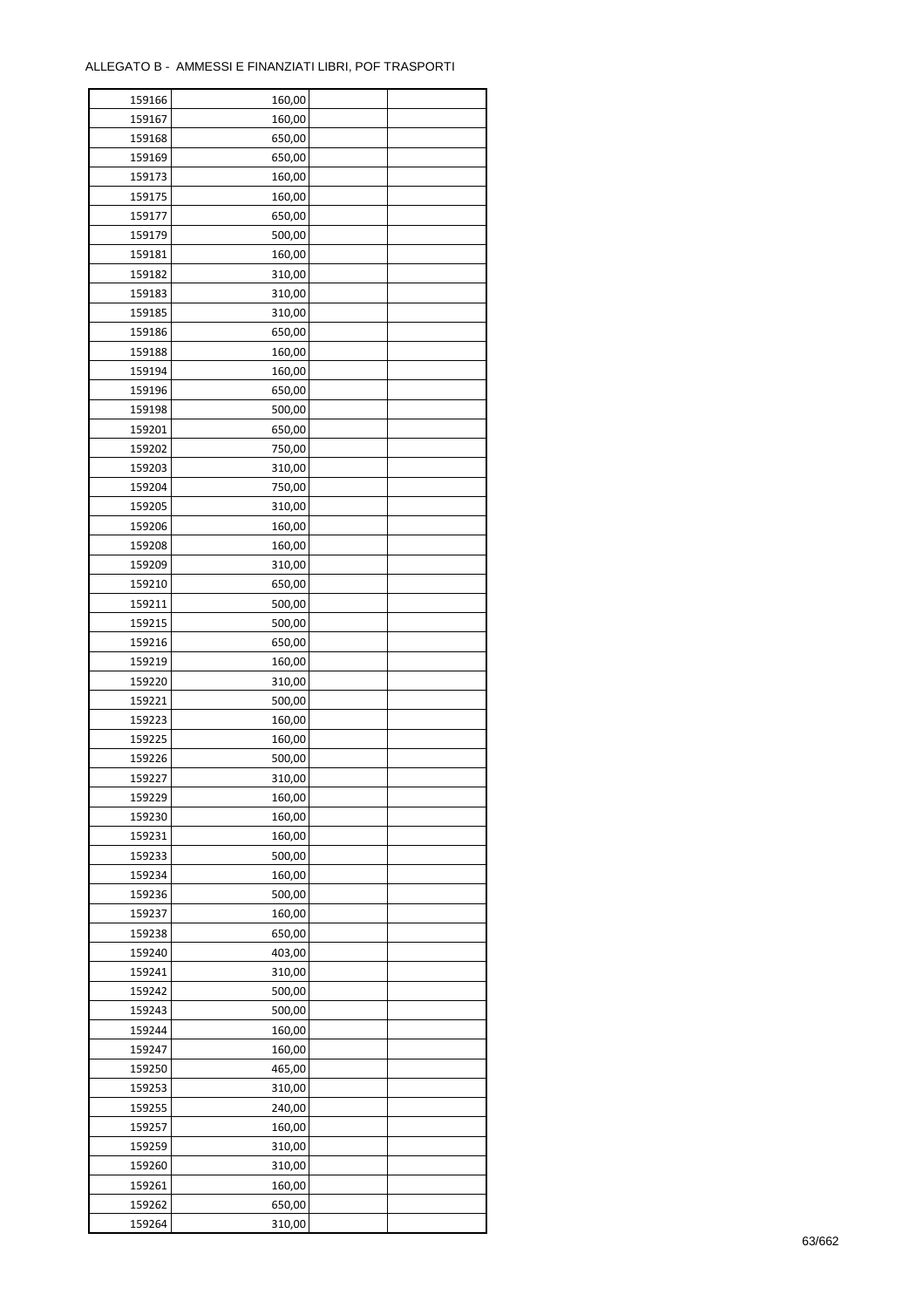ALLEGATO B - AMMESSI E FINANZIATI LIBRI, POF TRASPORTI

| | | | |
|---|---|---|---|
| 159166 | 160,00 | | |
| 159167 | 160,00 | | |
| 159168 | 650,00 | | |
| 159169 | 650,00 | | |
| 159173 | 160,00 | | |
| 159175 | 160,00 | | |
| 159177 | 650,00 | | |
| 159179 | 500,00 | | |
| 159181 | 160,00 | | |
| 159182 | 310,00 | | |
| 159183 | 310,00 | | |
| 159185 | 310,00 | | |
| 159186 | 650,00 | | |
| 159188 | 160,00 | | |
| 159194 | 160,00 | | |
| 159196 | 650,00 | | |
| 159198 | 500,00 | | |
| 159201 | 650,00 | | |
| 159202 | 750,00 | | |
| 159203 | 310,00 | | |
| 159204 | 750,00 | | |
| 159205 | 310,00 | | |
| 159206 | 160,00 | | |
| 159208 | 160,00 | | |
| 159209 | 310,00 | | |
| 159210 | 650,00 | | |
| 159211 | 500,00 | | |
| 159215 | 500,00 | | |
| 159216 | 650,00 | | |
| 159219 | 160,00 | | |
| 159220 | 310,00 | | |
| 159221 | 500,00 | | |
| 159223 | 160,00 | | |
| 159225 | 160,00 | | |
| 159226 | 500,00 | | |
| 159227 | 310,00 | | |
| 159229 | 160,00 | | |
| 159230 | 160,00 | | |
| 159231 | 160,00 | | |
| 159233 | 500,00 | | |
| 159234 | 160,00 | | |
| 159236 | 500,00 | | |
| 159237 | 160,00 | | |
| 159238 | 650,00 | | |
| 159240 | 403,00 | | |
| 159241 | 310,00 | | |
| 159242 | 500,00 | | |
| 159243 | 500,00 | | |
| 159244 | 160,00 | | |
| 159247 | 160,00 | | |
| 159250 | 465,00 | | |
| 159253 | 310,00 | | |
| 159255 | 240,00 | | |
| 159257 | 160,00 | | |
| 159259 | 310,00 | | |
| 159260 | 310,00 | | |
| 159261 | 160,00 | | |
| 159262 | 650,00 | | |
| 159264 | 310,00 | | |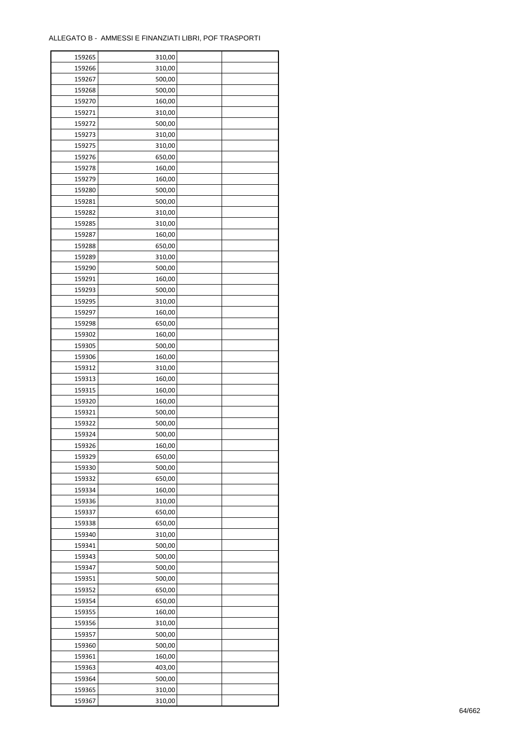ALLEGATO B - AMMESSI E FINANZIATI LIBRI, POF TRASPORTI

| | | | |
|---|---|---|---|
| 159265 | 310,00 | | |
| 159266 | 310,00 | | |
| 159267 | 500,00 | | |
| 159268 | 500,00 | | |
| 159270 | 160,00 | | |
| 159271 | 310,00 | | |
| 159272 | 500,00 | | |
| 159273 | 310,00 | | |
| 159275 | 310,00 | | |
| 159276 | 650,00 | | |
| 159278 | 160,00 | | |
| 159279 | 160,00 | | |
| 159280 | 500,00 | | |
| 159281 | 500,00 | | |
| 159282 | 310,00 | | |
| 159285 | 310,00 | | |
| 159287 | 160,00 | | |
| 159288 | 650,00 | | |
| 159289 | 310,00 | | |
| 159290 | 500,00 | | |
| 159291 | 160,00 | | |
| 159293 | 500,00 | | |
| 159295 | 310,00 | | |
| 159297 | 160,00 | | |
| 159298 | 650,00 | | |
| 159302 | 160,00 | | |
| 159305 | 500,00 | | |
| 159306 | 160,00 | | |
| 159312 | 310,00 | | |
| 159313 | 160,00 | | |
| 159315 | 160,00 | | |
| 159320 | 160,00 | | |
| 159321 | 500,00 | | |
| 159322 | 500,00 | | |
| 159324 | 500,00 | | |
| 159326 | 160,00 | | |
| 159329 | 650,00 | | |
| 159330 | 500,00 | | |
| 159332 | 650,00 | | |
| 159334 | 160,00 | | |
| 159336 | 310,00 | | |
| 159337 | 650,00 | | |
| 159338 | 650,00 | | |
| 159340 | 310,00 | | |
| 159341 | 500,00 | | |
| 159343 | 500,00 | | |
| 159347 | 500,00 | | |
| 159351 | 500,00 | | |
| 159352 | 650,00 | | |
| 159354 | 650,00 | | |
| 159355 | 160,00 | | |
| 159356 | 310,00 | | |
| 159357 | 500,00 | | |
| 159360 | 500,00 | | |
| 159361 | 160,00 | | |
| 159363 | 403,00 | | |
| 159364 | 500,00 | | |
| 159365 | 310,00 | | |
| 159367 | 310,00 | | |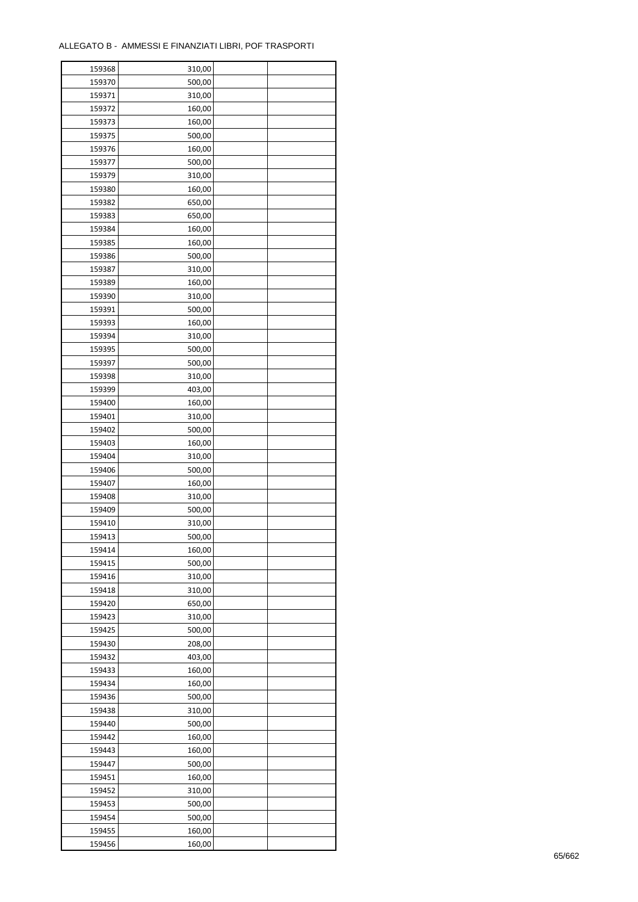ALLEGATO B - AMMESSI E FINANZIATI LIBRI, POF TRASPORTI

| | | | |
|---|---|---|---|
| 159368 | 310,00 | | |
| 159370 | 500,00 | | |
| 159371 | 310,00 | | |
| 159372 | 160,00 | | |
| 159373 | 160,00 | | |
| 159375 | 500,00 | | |
| 159376 | 160,00 | | |
| 159377 | 500,00 | | |
| 159379 | 310,00 | | |
| 159380 | 160,00 | | |
| 159382 | 650,00 | | |
| 159383 | 650,00 | | |
| 159384 | 160,00 | | |
| 159385 | 160,00 | | |
| 159386 | 500,00 | | |
| 159387 | 310,00 | | |
| 159389 | 160,00 | | |
| 159390 | 310,00 | | |
| 159391 | 500,00 | | |
| 159393 | 160,00 | | |
| 159394 | 310,00 | | |
| 159395 | 500,00 | | |
| 159397 | 500,00 | | |
| 159398 | 310,00 | | |
| 159399 | 403,00 | | |
| 159400 | 160,00 | | |
| 159401 | 310,00 | | |
| 159402 | 500,00 | | |
| 159403 | 160,00 | | |
| 159404 | 310,00 | | |
| 159406 | 500,00 | | |
| 159407 | 160,00 | | |
| 159408 | 310,00 | | |
| 159409 | 500,00 | | |
| 159410 | 310,00 | | |
| 159413 | 500,00 | | |
| 159414 | 160,00 | | |
| 159415 | 500,00 | | |
| 159416 | 310,00 | | |
| 159418 | 310,00 | | |
| 159420 | 650,00 | | |
| 159423 | 310,00 | | |
| 159425 | 500,00 | | |
| 159430 | 208,00 | | |
| 159432 | 403,00 | | |
| 159433 | 160,00 | | |
| 159434 | 160,00 | | |
| 159436 | 500,00 | | |
| 159438 | 310,00 | | |
| 159440 | 500,00 | | |
| 159442 | 160,00 | | |
| 159443 | 160,00 | | |
| 159447 | 500,00 | | |
| 159451 | 160,00 | | |
| 159452 | 310,00 | | |
| 159453 | 500,00 | | |
| 159454 | 500,00 | | |
| 159455 | 160,00 | | |
| 159456 | 160,00 | | |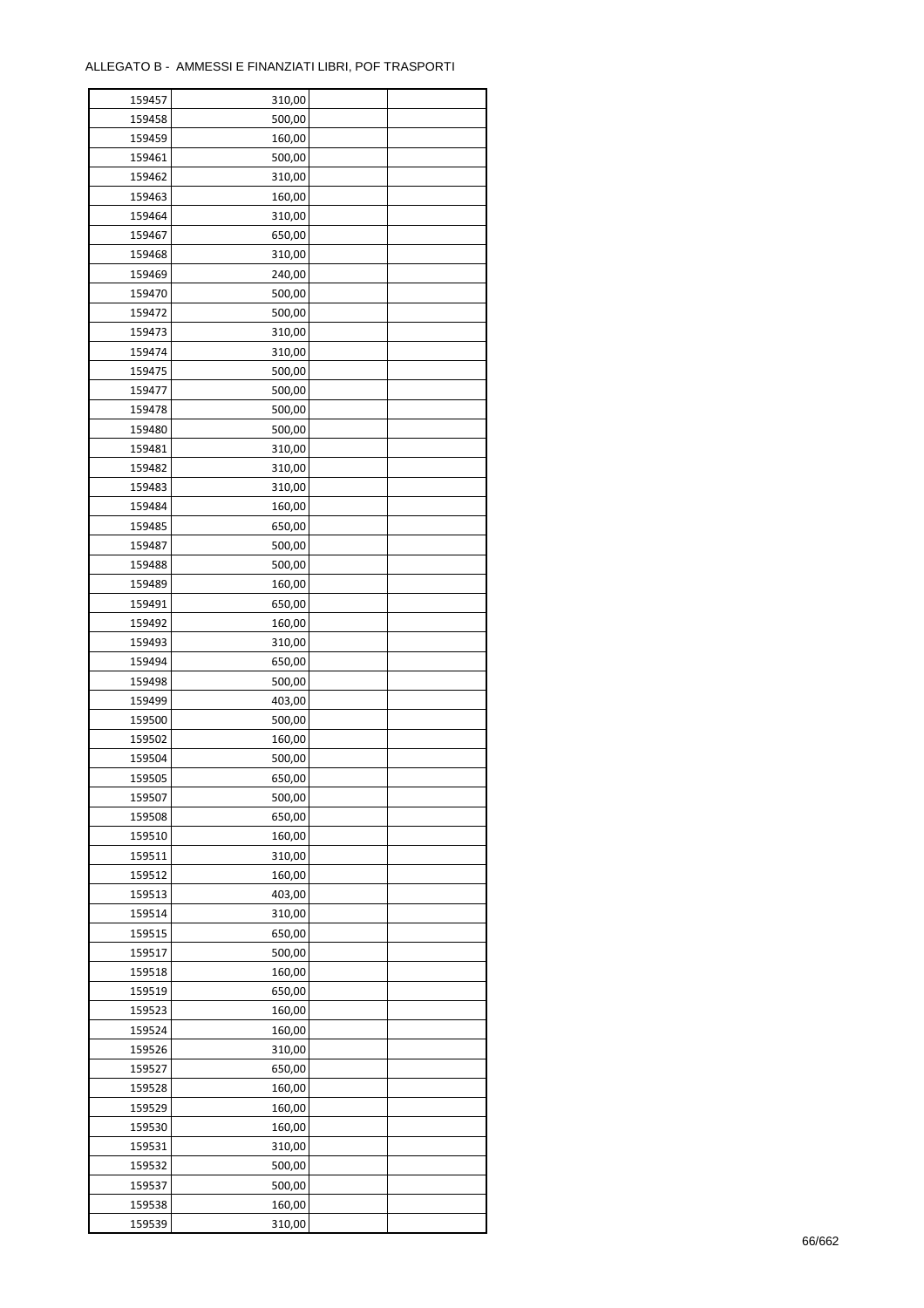ALLEGATO B - AMMESSI E FINANZIATI LIBRI, POF TRASPORTI

| | | | |
|---|---|---|---|
| 159457 | 310,00 | | |
| 159458 | 500,00 | | |
| 159459 | 160,00 | | |
| 159461 | 500,00 | | |
| 159462 | 310,00 | | |
| 159463 | 160,00 | | |
| 159464 | 310,00 | | |
| 159467 | 650,00 | | |
| 159468 | 310,00 | | |
| 159469 | 240,00 | | |
| 159470 | 500,00 | | |
| 159472 | 500,00 | | |
| 159473 | 310,00 | | |
| 159474 | 310,00 | | |
| 159475 | 500,00 | | |
| 159477 | 500,00 | | |
| 159478 | 500,00 | | |
| 159480 | 500,00 | | |
| 159481 | 310,00 | | |
| 159482 | 310,00 | | |
| 159483 | 310,00 | | |
| 159484 | 160,00 | | |
| 159485 | 650,00 | | |
| 159487 | 500,00 | | |
| 159488 | 500,00 | | |
| 159489 | 160,00 | | |
| 159491 | 650,00 | | |
| 159492 | 160,00 | | |
| 159493 | 310,00 | | |
| 159494 | 650,00 | | |
| 159498 | 500,00 | | |
| 159499 | 403,00 | | |
| 159500 | 500,00 | | |
| 159502 | 160,00 | | |
| 159504 | 500,00 | | |
| 159505 | 650,00 | | |
| 159507 | 500,00 | | |
| 159508 | 650,00 | | |
| 159510 | 160,00 | | |
| 159511 | 310,00 | | |
| 159512 | 160,00 | | |
| 159513 | 403,00 | | |
| 159514 | 310,00 | | |
| 159515 | 650,00 | | |
| 159517 | 500,00 | | |
| 159518 | 160,00 | | |
| 159519 | 650,00 | | |
| 159523 | 160,00 | | |
| 159524 | 160,00 | | |
| 159526 | 310,00 | | |
| 159527 | 650,00 | | |
| 159528 | 160,00 | | |
| 159529 | 160,00 | | |
| 159530 | 160,00 | | |
| 159531 | 310,00 | | |
| 159532 | 500,00 | | |
| 159537 | 500,00 | | |
| 159538 | 160,00 | | |
| 159539 | 310,00 | | |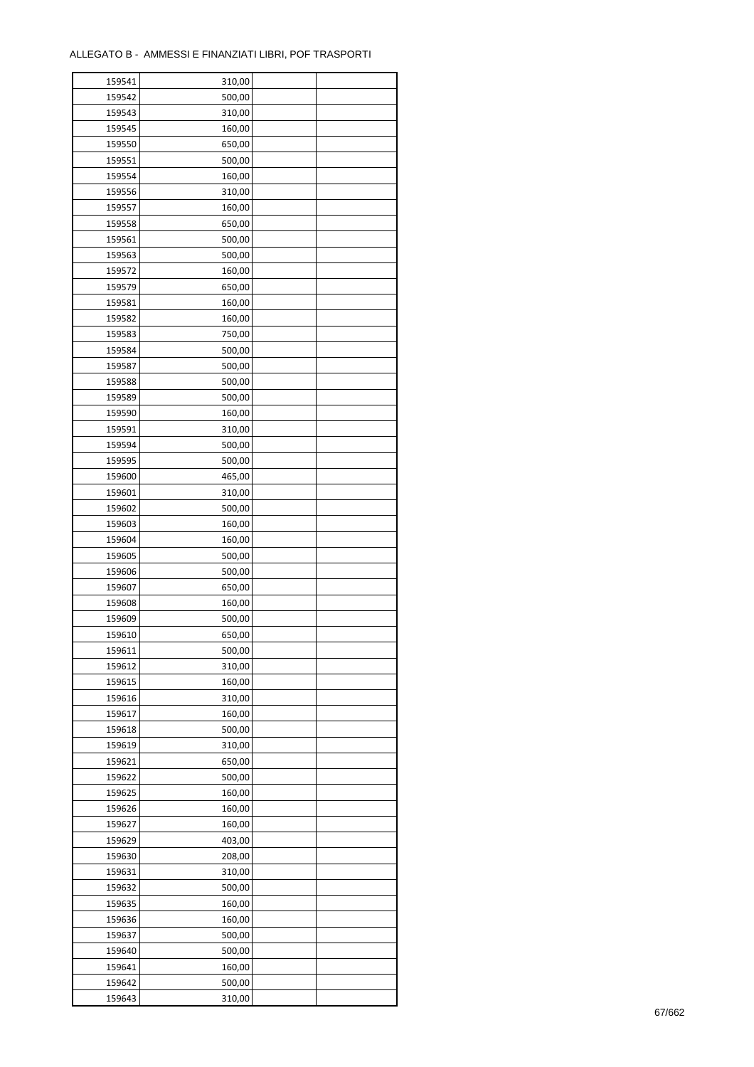ALLEGATO B - AMMESSI E FINANZIATI LIBRI, POF TRASPORTI

| | | | |
|---|---|---|---|
| 159541 | 310,00 | | |
| 159542 | 500,00 | | |
| 159543 | 310,00 | | |
| 159545 | 160,00 | | |
| 159550 | 650,00 | | |
| 159551 | 500,00 | | |
| 159554 | 160,00 | | |
| 159556 | 310,00 | | |
| 159557 | 160,00 | | |
| 159558 | 650,00 | | |
| 159561 | 500,00 | | |
| 159563 | 500,00 | | |
| 159572 | 160,00 | | |
| 159579 | 650,00 | | |
| 159581 | 160,00 | | |
| 159582 | 160,00 | | |
| 159583 | 750,00 | | |
| 159584 | 500,00 | | |
| 159587 | 500,00 | | |
| 159588 | 500,00 | | |
| 159589 | 500,00 | | |
| 159590 | 160,00 | | |
| 159591 | 310,00 | | |
| 159594 | 500,00 | | |
| 159595 | 500,00 | | |
| 159600 | 465,00 | | |
| 159601 | 310,00 | | |
| 159602 | 500,00 | | |
| 159603 | 160,00 | | |
| 159604 | 160,00 | | |
| 159605 | 500,00 | | |
| 159606 | 500,00 | | |
| 159607 | 650,00 | | |
| 159608 | 160,00 | | |
| 159609 | 500,00 | | |
| 159610 | 650,00 | | |
| 159611 | 500,00 | | |
| 159612 | 310,00 | | |
| 159615 | 160,00 | | |
| 159616 | 310,00 | | |
| 159617 | 160,00 | | |
| 159618 | 500,00 | | |
| 159619 | 310,00 | | |
| 159621 | 650,00 | | |
| 159622 | 500,00 | | |
| 159625 | 160,00 | | |
| 159626 | 160,00 | | |
| 159627 | 160,00 | | |
| 159629 | 403,00 | | |
| 159630 | 208,00 | | |
| 159631 | 310,00 | | |
| 159632 | 500,00 | | |
| 159635 | 160,00 | | |
| 159636 | 160,00 | | |
| 159637 | 500,00 | | |
| 159640 | 500,00 | | |
| 159641 | 160,00 | | |
| 159642 | 500,00 | | |
| 159643 | 310,00 | | |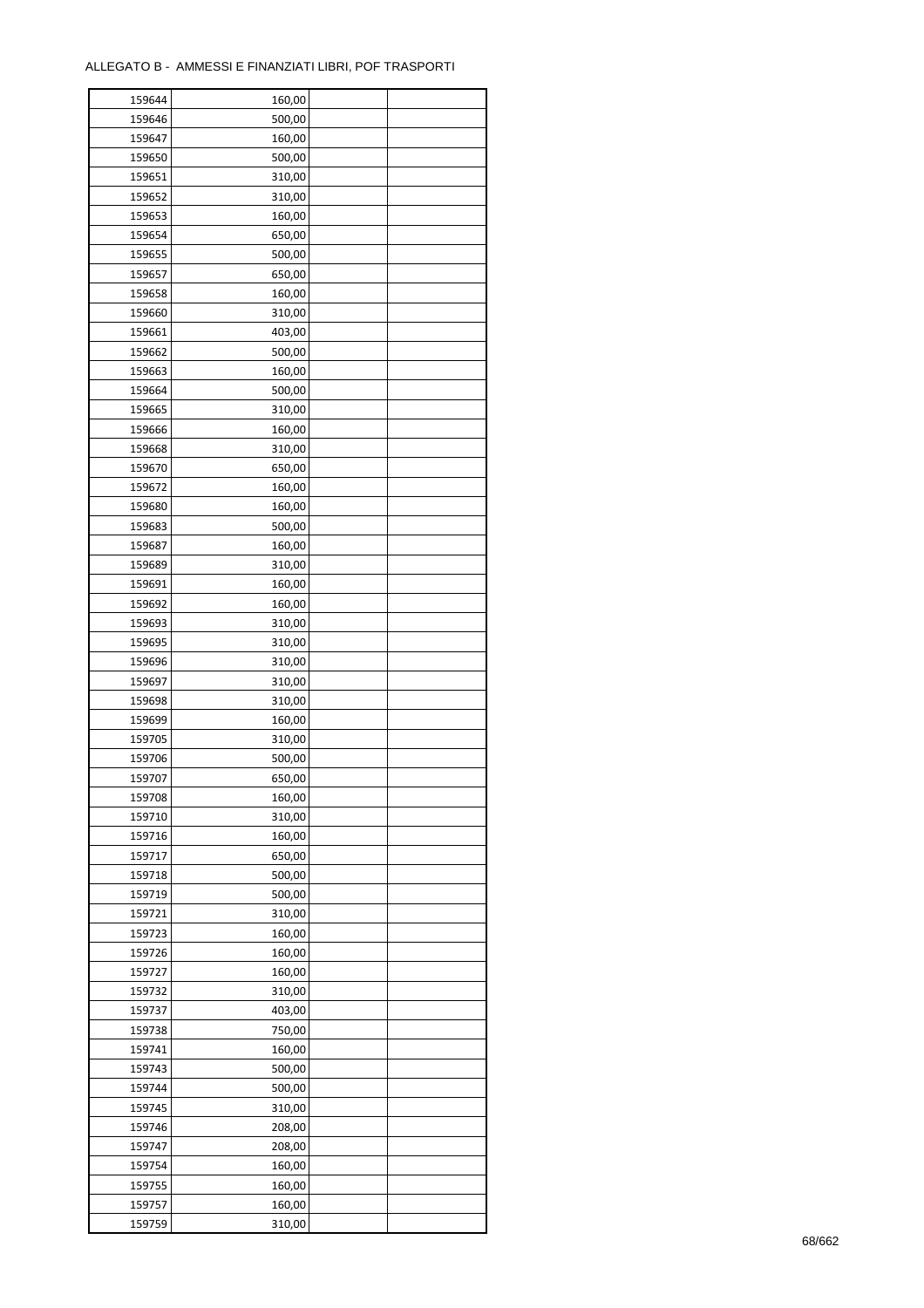ALLEGATO B - AMMESSI E FINANZIATI LIBRI, POF TRASPORTI

| | | | |
|---|---|---|---|
| 159644 | 160,00 | | |
| 159646 | 500,00 | | |
| 159647 | 160,00 | | |
| 159650 | 500,00 | | |
| 159651 | 310,00 | | |
| 159652 | 310,00 | | |
| 159653 | 160,00 | | |
| 159654 | 650,00 | | |
| 159655 | 500,00 | | |
| 159657 | 650,00 | | |
| 159658 | 160,00 | | |
| 159660 | 310,00 | | |
| 159661 | 403,00 | | |
| 159662 | 500,00 | | |
| 159663 | 160,00 | | |
| 159664 | 500,00 | | |
| 159665 | 310,00 | | |
| 159666 | 160,00 | | |
| 159668 | 310,00 | | |
| 159670 | 650,00 | | |
| 159672 | 160,00 | | |
| 159680 | 160,00 | | |
| 159683 | 500,00 | | |
| 159687 | 160,00 | | |
| 159689 | 310,00 | | |
| 159691 | 160,00 | | |
| 159692 | 160,00 | | |
| 159693 | 310,00 | | |
| 159695 | 310,00 | | |
| 159696 | 310,00 | | |
| 159697 | 310,00 | | |
| 159698 | 310,00 | | |
| 159699 | 160,00 | | |
| 159705 | 310,00 | | |
| 159706 | 500,00 | | |
| 159707 | 650,00 | | |
| 159708 | 160,00 | | |
| 159710 | 310,00 | | |
| 159716 | 160,00 | | |
| 159717 | 650,00 | | |
| 159718 | 500,00 | | |
| 159719 | 500,00 | | |
| 159721 | 310,00 | | |
| 159723 | 160,00 | | |
| 159726 | 160,00 | | |
| 159727 | 160,00 | | |
| 159732 | 310,00 | | |
| 159737 | 403,00 | | |
| 159738 | 750,00 | | |
| 159741 | 160,00 | | |
| 159743 | 500,00 | | |
| 159744 | 500,00 | | |
| 159745 | 310,00 | | |
| 159746 | 208,00 | | |
| 159747 | 208,00 | | |
| 159754 | 160,00 | | |
| 159755 | 160,00 | | |
| 159757 | 160,00 | | |
| 159759 | 310,00 | | |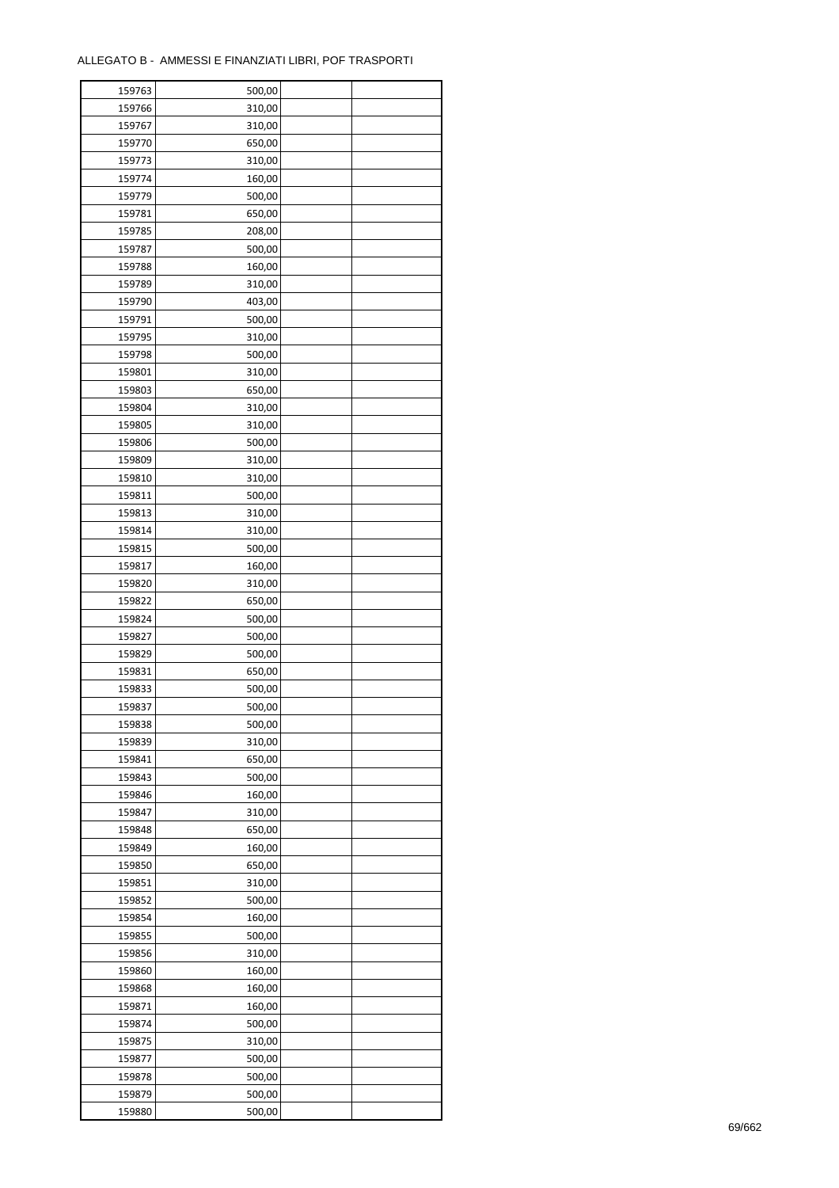ALLEGATO B - AMMESSI E FINANZIATI LIBRI, POF TRASPORTI

| | | | |
|---|---|---|---|
| 159763 | 500,00 | | |
| 159766 | 310,00 | | |
| 159767 | 310,00 | | |
| 159770 | 650,00 | | |
| 159773 | 310,00 | | |
| 159774 | 160,00 | | |
| 159779 | 500,00 | | |
| 159781 | 650,00 | | |
| 159785 | 208,00 | | |
| 159787 | 500,00 | | |
| 159788 | 160,00 | | |
| 159789 | 310,00 | | |
| 159790 | 403,00 | | |
| 159791 | 500,00 | | |
| 159795 | 310,00 | | |
| 159798 | 500,00 | | |
| 159801 | 310,00 | | |
| 159803 | 650,00 | | |
| 159804 | 310,00 | | |
| 159805 | 310,00 | | |
| 159806 | 500,00 | | |
| 159809 | 310,00 | | |
| 159810 | 310,00 | | |
| 159811 | 500,00 | | |
| 159813 | 310,00 | | |
| 159814 | 310,00 | | |
| 159815 | 500,00 | | |
| 159817 | 160,00 | | |
| 159820 | 310,00 | | |
| 159822 | 650,00 | | |
| 159824 | 500,00 | | |
| 159827 | 500,00 | | |
| 159829 | 500,00 | | |
| 159831 | 650,00 | | |
| 159833 | 500,00 | | |
| 159837 | 500,00 | | |
| 159838 | 500,00 | | |
| 159839 | 310,00 | | |
| 159841 | 650,00 | | |
| 159843 | 500,00 | | |
| 159846 | 160,00 | | |
| 159847 | 310,00 | | |
| 159848 | 650,00 | | |
| 159849 | 160,00 | | |
| 159850 | 650,00 | | |
| 159851 | 310,00 | | |
| 159852 | 500,00 | | |
| 159854 | 160,00 | | |
| 159855 | 500,00 | | |
| 159856 | 310,00 | | |
| 159860 | 160,00 | | |
| 159868 | 160,00 | | |
| 159871 | 160,00 | | |
| 159874 | 500,00 | | |
| 159875 | 310,00 | | |
| 159877 | 500,00 | | |
| 159878 | 500,00 | | |
| 159879 | 500,00 | | |
| 159880 | 500,00 | | |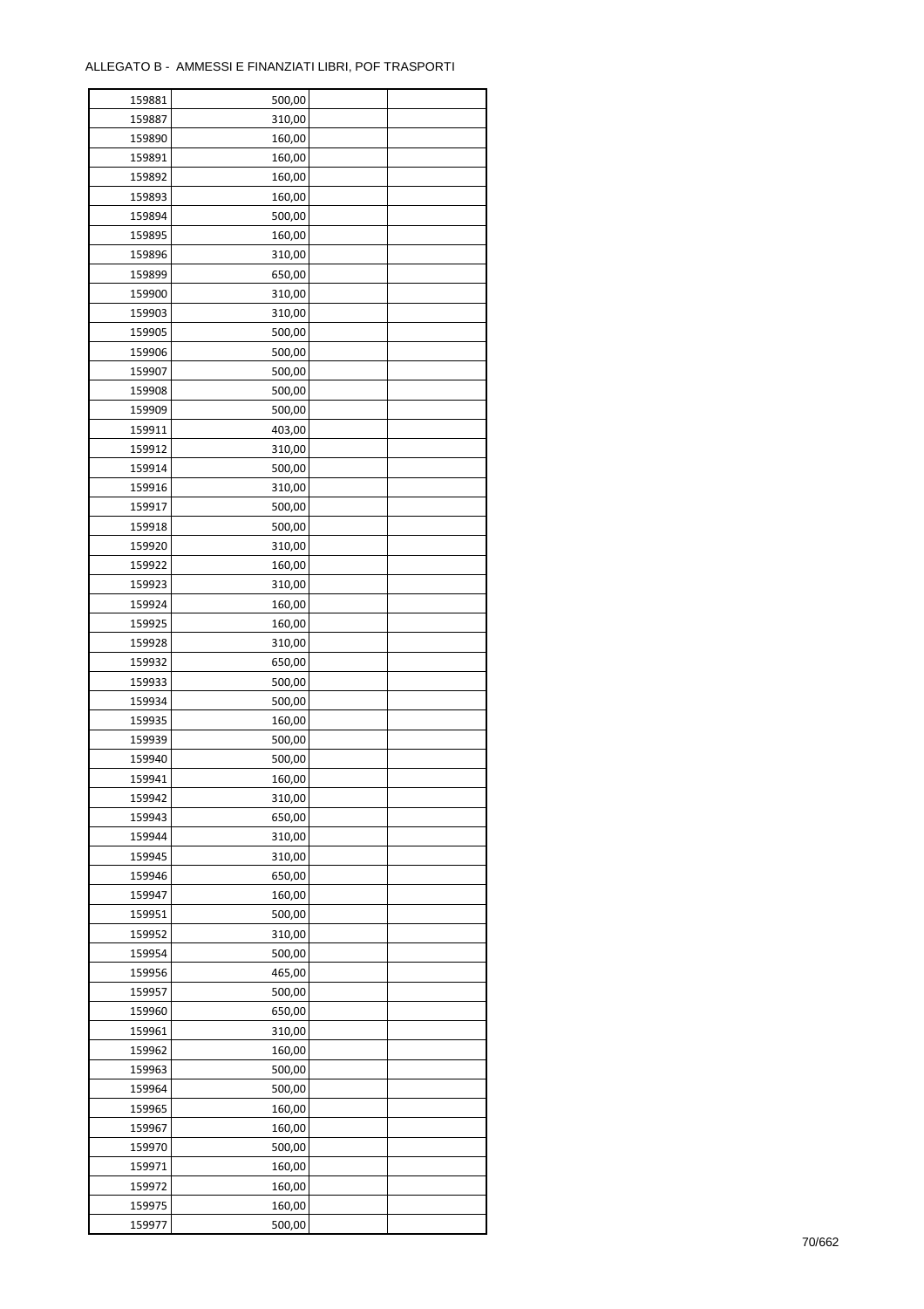ALLEGATO B - AMMESSI E FINANZIATI LIBRI, POF TRASPORTI

| | | | |
|---|---|---|---|
| 159881 | 500,00 | | |
| 159887 | 310,00 | | |
| 159890 | 160,00 | | |
| 159891 | 160,00 | | |
| 159892 | 160,00 | | |
| 159893 | 160,00 | | |
| 159894 | 500,00 | | |
| 159895 | 160,00 | | |
| 159896 | 310,00 | | |
| 159899 | 650,00 | | |
| 159900 | 310,00 | | |
| 159903 | 310,00 | | |
| 159905 | 500,00 | | |
| 159906 | 500,00 | | |
| 159907 | 500,00 | | |
| 159908 | 500,00 | | |
| 159909 | 500,00 | | |
| 159911 | 403,00 | | |
| 159912 | 310,00 | | |
| 159914 | 500,00 | | |
| 159916 | 310,00 | | |
| 159917 | 500,00 | | |
| 159918 | 500,00 | | |
| 159920 | 310,00 | | |
| 159922 | 160,00 | | |
| 159923 | 310,00 | | |
| 159924 | 160,00 | | |
| 159925 | 160,00 | | |
| 159928 | 310,00 | | |
| 159932 | 650,00 | | |
| 159933 | 500,00 | | |
| 159934 | 500,00 | | |
| 159935 | 160,00 | | |
| 159939 | 500,00 | | |
| 159940 | 500,00 | | |
| 159941 | 160,00 | | |
| 159942 | 310,00 | | |
| 159943 | 650,00 | | |
| 159944 | 310,00 | | |
| 159945 | 310,00 | | |
| 159946 | 650,00 | | |
| 159947 | 160,00 | | |
| 159951 | 500,00 | | |
| 159952 | 310,00 | | |
| 159954 | 500,00 | | |
| 159956 | 465,00 | | |
| 159957 | 500,00 | | |
| 159960 | 650,00 | | |
| 159961 | 310,00 | | |
| 159962 | 160,00 | | |
| 159963 | 500,00 | | |
| 159964 | 500,00 | | |
| 159965 | 160,00 | | |
| 159967 | 160,00 | | |
| 159970 | 500,00 | | |
| 159971 | 160,00 | | |
| 159972 | 160,00 | | |
| 159975 | 160,00 | | |
| 159977 | 500,00 | | |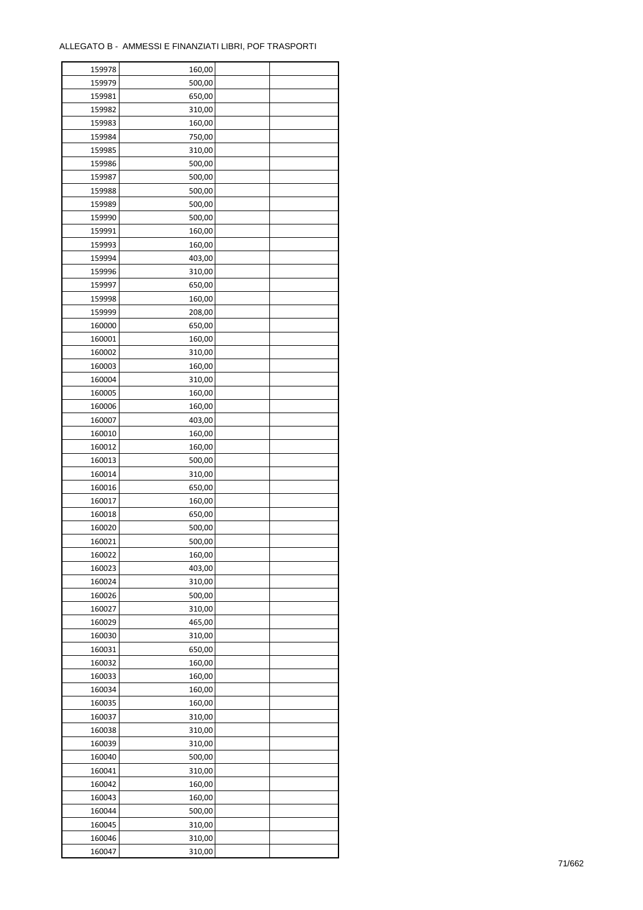ALLEGATO B - AMMESSI E FINANZIATI LIBRI, POF TRASPORTI

| | | | |
|---|---|---|---|
| 159978 | 160,00 | | |
| 159979 | 500,00 | | |
| 159981 | 650,00 | | |
| 159982 | 310,00 | | |
| 159983 | 160,00 | | |
| 159984 | 750,00 | | |
| 159985 | 310,00 | | |
| 159986 | 500,00 | | |
| 159987 | 500,00 | | |
| 159988 | 500,00 | | |
| 159989 | 500,00 | | |
| 159990 | 500,00 | | |
| 159991 | 160,00 | | |
| 159993 | 160,00 | | |
| 159994 | 403,00 | | |
| 159996 | 310,00 | | |
| 159997 | 650,00 | | |
| 159998 | 160,00 | | |
| 159999 | 208,00 | | |
| 160000 | 650,00 | | |
| 160001 | 160,00 | | |
| 160002 | 310,00 | | |
| 160003 | 160,00 | | |
| 160004 | 310,00 | | |
| 160005 | 160,00 | | |
| 160006 | 160,00 | | |
| 160007 | 403,00 | | |
| 160010 | 160,00 | | |
| 160012 | 160,00 | | |
| 160013 | 500,00 | | |
| 160014 | 310,00 | | |
| 160016 | 650,00 | | |
| 160017 | 160,00 | | |
| 160018 | 650,00 | | |
| 160020 | 500,00 | | |
| 160021 | 500,00 | | |
| 160022 | 160,00 | | |
| 160023 | 403,00 | | |
| 160024 | 310,00 | | |
| 160026 | 500,00 | | |
| 160027 | 310,00 | | |
| 160029 | 465,00 | | |
| 160030 | 310,00 | | |
| 160031 | 650,00 | | |
| 160032 | 160,00 | | |
| 160033 | 160,00 | | |
| 160034 | 160,00 | | |
| 160035 | 160,00 | | |
| 160037 | 310,00 | | |
| 160038 | 310,00 | | |
| 160039 | 310,00 | | |
| 160040 | 500,00 | | |
| 160041 | 310,00 | | |
| 160042 | 160,00 | | |
| 160043 | 160,00 | | |
| 160044 | 500,00 | | |
| 160045 | 310,00 | | |
| 160046 | 310,00 | | |
| 160047 | 310,00 | | |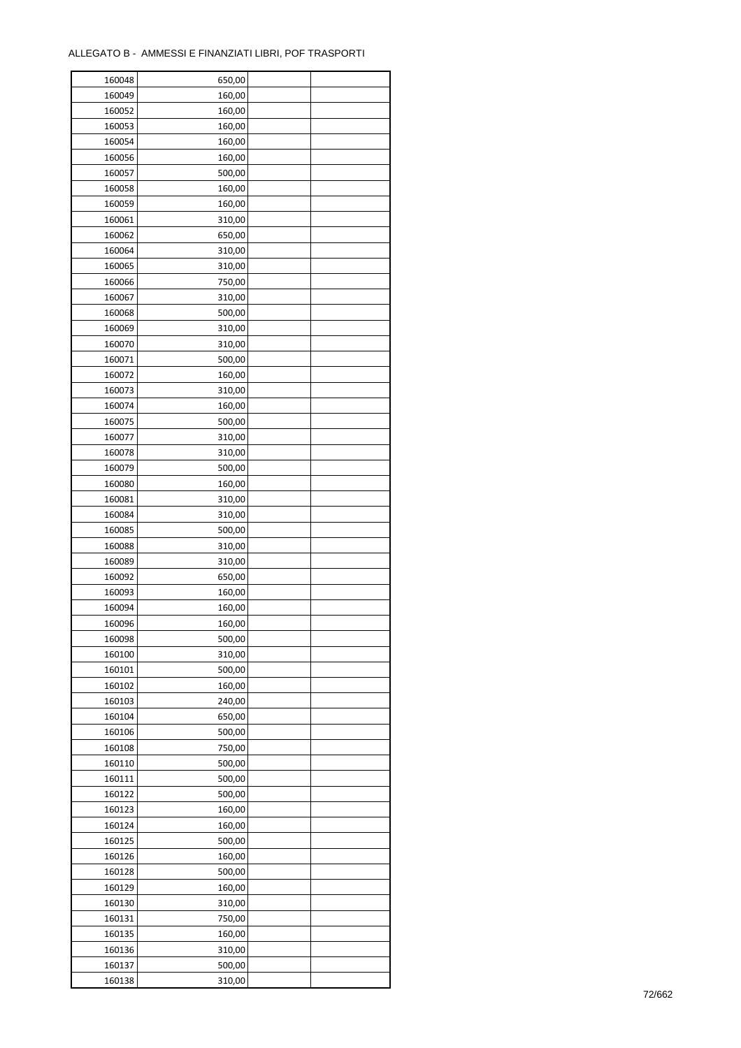ALLEGATO B - AMMESSI E FINANZIATI LIBRI, POF TRASPORTI

| | | | |
|---|---|---|---|
| 160048 | 650,00 | | |
| 160049 | 160,00 | | |
| 160052 | 160,00 | | |
| 160053 | 160,00 | | |
| 160054 | 160,00 | | |
| 160056 | 160,00 | | |
| 160057 | 500,00 | | |
| 160058 | 160,00 | | |
| 160059 | 160,00 | | |
| 160061 | 310,00 | | |
| 160062 | 650,00 | | |
| 160064 | 310,00 | | |
| 160065 | 310,00 | | |
| 160066 | 750,00 | | |
| 160067 | 310,00 | | |
| 160068 | 500,00 | | |
| 160069 | 310,00 | | |
| 160070 | 310,00 | | |
| 160071 | 500,00 | | |
| 160072 | 160,00 | | |
| 160073 | 310,00 | | |
| 160074 | 160,00 | | |
| 160075 | 500,00 | | |
| 160077 | 310,00 | | |
| 160078 | 310,00 | | |
| 160079 | 500,00 | | |
| 160080 | 160,00 | | |
| 160081 | 310,00 | | |
| 160084 | 310,00 | | |
| 160085 | 500,00 | | |
| 160088 | 310,00 | | |
| 160089 | 310,00 | | |
| 160092 | 650,00 | | |
| 160093 | 160,00 | | |
| 160094 | 160,00 | | |
| 160096 | 160,00 | | |
| 160098 | 500,00 | | |
| 160100 | 310,00 | | |
| 160101 | 500,00 | | |
| 160102 | 160,00 | | |
| 160103 | 240,00 | | |
| 160104 | 650,00 | | |
| 160106 | 500,00 | | |
| 160108 | 750,00 | | |
| 160110 | 500,00 | | |
| 160111 | 500,00 | | |
| 160122 | 500,00 | | |
| 160123 | 160,00 | | |
| 160124 | 160,00 | | |
| 160125 | 500,00 | | |
| 160126 | 160,00 | | |
| 160128 | 500,00 | | |
| 160129 | 160,00 | | |
| 160130 | 310,00 | | |
| 160131 | 750,00 | | |
| 160135 | 160,00 | | |
| 160136 | 310,00 | | |
| 160137 | 500,00 | | |
| 160138 | 310,00 | | |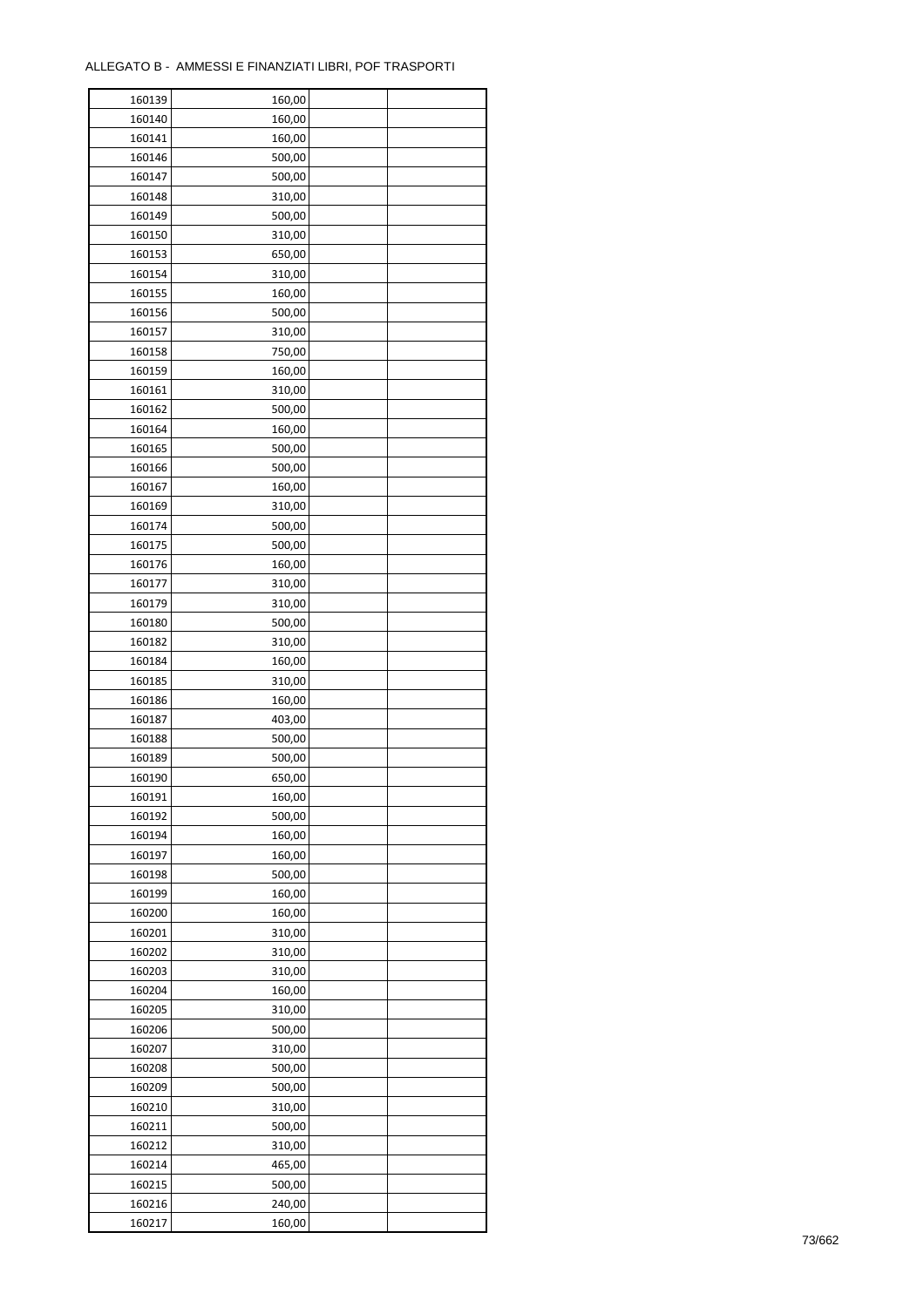ALLEGATO B - AMMESSI E FINANZIATI LIBRI, POF TRASPORTI

| | | | |
|---|---|---|---|
| 160139 | 160,00 | | |
| 160140 | 160,00 | | |
| 160141 | 160,00 | | |
| 160146 | 500,00 | | |
| 160147 | 500,00 | | |
| 160148 | 310,00 | | |
| 160149 | 500,00 | | |
| 160150 | 310,00 | | |
| 160153 | 650,00 | | |
| 160154 | 310,00 | | |
| 160155 | 160,00 | | |
| 160156 | 500,00 | | |
| 160157 | 310,00 | | |
| 160158 | 750,00 | | |
| 160159 | 160,00 | | |
| 160161 | 310,00 | | |
| 160162 | 500,00 | | |
| 160164 | 160,00 | | |
| 160165 | 500,00 | | |
| 160166 | 500,00 | | |
| 160167 | 160,00 | | |
| 160169 | 310,00 | | |
| 160174 | 500,00 | | |
| 160175 | 500,00 | | |
| 160176 | 160,00 | | |
| 160177 | 310,00 | | |
| 160179 | 310,00 | | |
| 160180 | 500,00 | | |
| 160182 | 310,00 | | |
| 160184 | 160,00 | | |
| 160185 | 310,00 | | |
| 160186 | 160,00 | | |
| 160187 | 403,00 | | |
| 160188 | 500,00 | | |
| 160189 | 500,00 | | |
| 160190 | 650,00 | | |
| 160191 | 160,00 | | |
| 160192 | 500,00 | | |
| 160194 | 160,00 | | |
| 160197 | 160,00 | | |
| 160198 | 500,00 | | |
| 160199 | 160,00 | | |
| 160200 | 160,00 | | |
| 160201 | 310,00 | | |
| 160202 | 310,00 | | |
| 160203 | 310,00 | | |
| 160204 | 160,00 | | |
| 160205 | 310,00 | | |
| 160206 | 500,00 | | |
| 160207 | 310,00 | | |
| 160208 | 500,00 | | |
| 160209 | 500,00 | | |
| 160210 | 310,00 | | |
| 160211 | 500,00 | | |
| 160212 | 310,00 | | |
| 160214 | 465,00 | | |
| 160215 | 500,00 | | |
| 160216 | 240,00 | | |
| 160217 | 160,00 | | |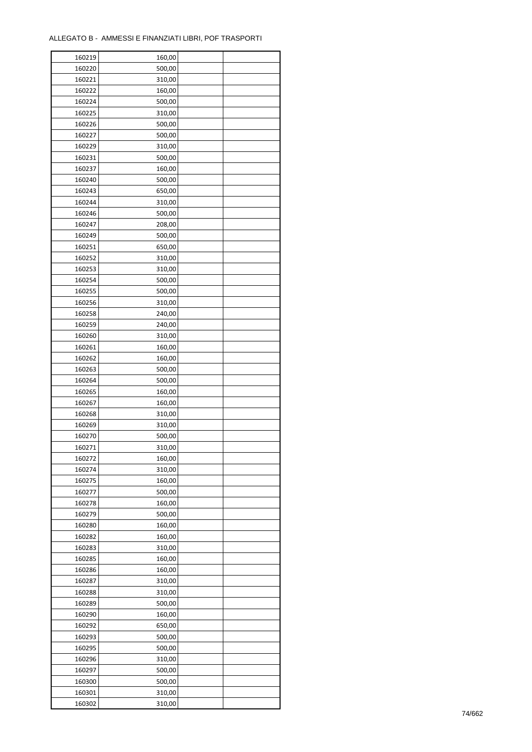ALLEGATO B - AMMESSI E FINANZIATI LIBRI, POF TRASPORTI

| | | | |
|---|---|---|---|
| 160219 | 160,00 | | |
| 160220 | 500,00 | | |
| 160221 | 310,00 | | |
| 160222 | 160,00 | | |
| 160224 | 500,00 | | |
| 160225 | 310,00 | | |
| 160226 | 500,00 | | |
| 160227 | 500,00 | | |
| 160229 | 310,00 | | |
| 160231 | 500,00 | | |
| 160237 | 160,00 | | |
| 160240 | 500,00 | | |
| 160243 | 650,00 | | |
| 160244 | 310,00 | | |
| 160246 | 500,00 | | |
| 160247 | 208,00 | | |
| 160249 | 500,00 | | |
| 160251 | 650,00 | | |
| 160252 | 310,00 | | |
| 160253 | 310,00 | | |
| 160254 | 500,00 | | |
| 160255 | 500,00 | | |
| 160256 | 310,00 | | |
| 160258 | 240,00 | | |
| 160259 | 240,00 | | |
| 160260 | 310,00 | | |
| 160261 | 160,00 | | |
| 160262 | 160,00 | | |
| 160263 | 500,00 | | |
| 160264 | 500,00 | | |
| 160265 | 160,00 | | |
| 160267 | 160,00 | | |
| 160268 | 310,00 | | |
| 160269 | 310,00 | | |
| 160270 | 500,00 | | |
| 160271 | 310,00 | | |
| 160272 | 160,00 | | |
| 160274 | 310,00 | | |
| 160275 | 160,00 | | |
| 160277 | 500,00 | | |
| 160278 | 160,00 | | |
| 160279 | 500,00 | | |
| 160280 | 160,00 | | |
| 160282 | 160,00 | | |
| 160283 | 310,00 | | |
| 160285 | 160,00 | | |
| 160286 | 160,00 | | |
| 160287 | 310,00 | | |
| 160288 | 310,00 | | |
| 160289 | 500,00 | | |
| 160290 | 160,00 | | |
| 160292 | 650,00 | | |
| 160293 | 500,00 | | |
| 160295 | 500,00 | | |
| 160296 | 310,00 | | |
| 160297 | 500,00 | | |
| 160300 | 500,00 | | |
| 160301 | 310,00 | | |
| 160302 | 310,00 | | |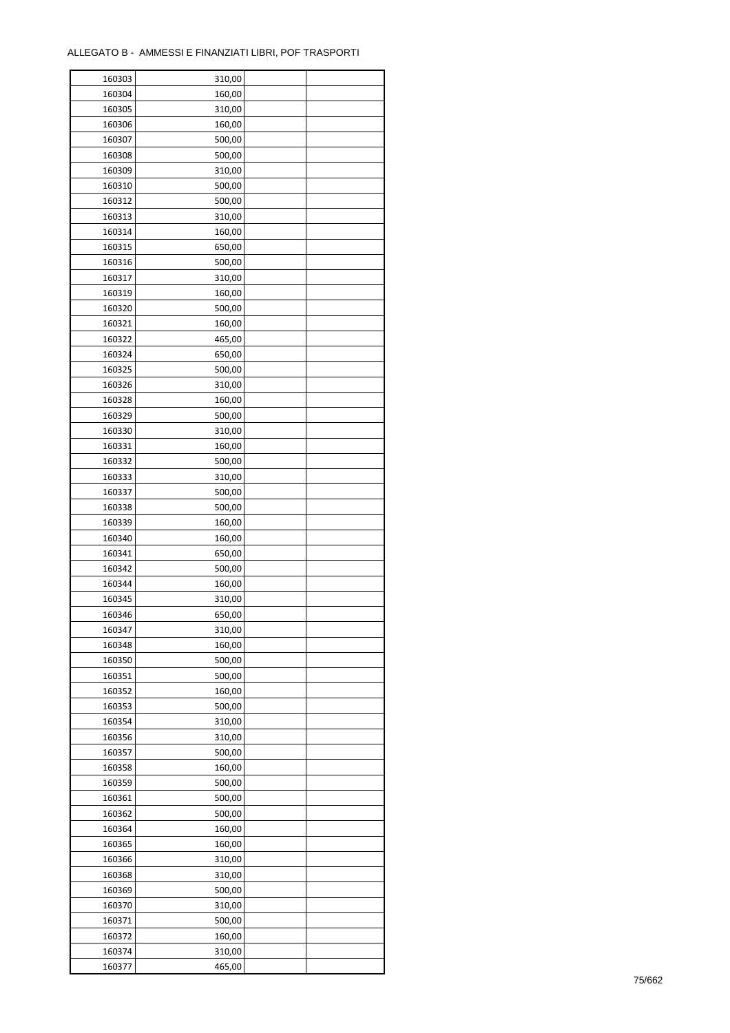ALLEGATO B - AMMESSI E FINANZIATI LIBRI, POF TRASPORTI

| | | | |
|---|---|---|---|
| 160303 | 310,00 | | |
| 160304 | 160,00 | | |
| 160305 | 310,00 | | |
| 160306 | 160,00 | | |
| 160307 | 500,00 | | |
| 160308 | 500,00 | | |
| 160309 | 310,00 | | |
| 160310 | 500,00 | | |
| 160312 | 500,00 | | |
| 160313 | 310,00 | | |
| 160314 | 160,00 | | |
| 160315 | 650,00 | | |
| 160316 | 500,00 | | |
| 160317 | 310,00 | | |
| 160319 | 160,00 | | |
| 160320 | 500,00 | | |
| 160321 | 160,00 | | |
| 160322 | 465,00 | | |
| 160324 | 650,00 | | |
| 160325 | 500,00 | | |
| 160326 | 310,00 | | |
| 160328 | 160,00 | | |
| 160329 | 500,00 | | |
| 160330 | 310,00 | | |
| 160331 | 160,00 | | |
| 160332 | 500,00 | | |
| 160333 | 310,00 | | |
| 160337 | 500,00 | | |
| 160338 | 500,00 | | |
| 160339 | 160,00 | | |
| 160340 | 160,00 | | |
| 160341 | 650,00 | | |
| 160342 | 500,00 | | |
| 160344 | 160,00 | | |
| 160345 | 310,00 | | |
| 160346 | 650,00 | | |
| 160347 | 310,00 | | |
| 160348 | 160,00 | | |
| 160350 | 500,00 | | |
| 160351 | 500,00 | | |
| 160352 | 160,00 | | |
| 160353 | 500,00 | | |
| 160354 | 310,00 | | |
| 160356 | 310,00 | | |
| 160357 | 500,00 | | |
| 160358 | 160,00 | | |
| 160359 | 500,00 | | |
| 160361 | 500,00 | | |
| 160362 | 500,00 | | |
| 160364 | 160,00 | | |
| 160365 | 160,00 | | |
| 160366 | 310,00 | | |
| 160368 | 310,00 | | |
| 160369 | 500,00 | | |
| 160370 | 310,00 | | |
| 160371 | 500,00 | | |
| 160372 | 160,00 | | |
| 160374 | 310,00 | | |
| 160377 | 465,00 | | |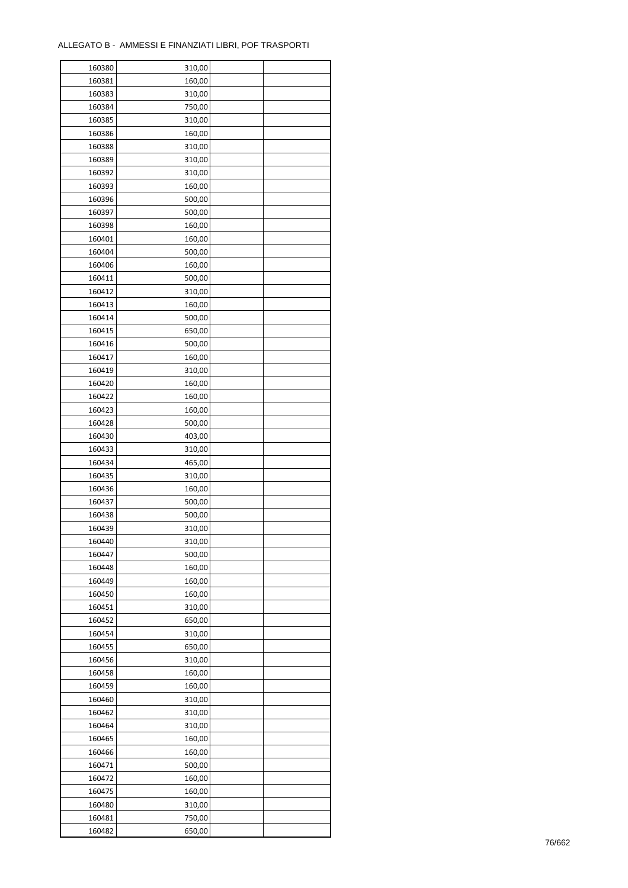ALLEGATO B - AMMESSI E FINANZIATI LIBRI, POF TRASPORTI

| | | | |
|---|---|---|---|
| 160380 | 310,00 | | |
| 160381 | 160,00 | | |
| 160383 | 310,00 | | |
| 160384 | 750,00 | | |
| 160385 | 310,00 | | |
| 160386 | 160,00 | | |
| 160388 | 310,00 | | |
| 160389 | 310,00 | | |
| 160392 | 310,00 | | |
| 160393 | 160,00 | | |
| 160396 | 500,00 | | |
| 160397 | 500,00 | | |
| 160398 | 160,00 | | |
| 160401 | 160,00 | | |
| 160404 | 500,00 | | |
| 160406 | 160,00 | | |
| 160411 | 500,00 | | |
| 160412 | 310,00 | | |
| 160413 | 160,00 | | |
| 160414 | 500,00 | | |
| 160415 | 650,00 | | |
| 160416 | 500,00 | | |
| 160417 | 160,00 | | |
| 160419 | 310,00 | | |
| 160420 | 160,00 | | |
| 160422 | 160,00 | | |
| 160423 | 160,00 | | |
| 160428 | 500,00 | | |
| 160430 | 403,00 | | |
| 160433 | 310,00 | | |
| 160434 | 465,00 | | |
| 160435 | 310,00 | | |
| 160436 | 160,00 | | |
| 160437 | 500,00 | | |
| 160438 | 500,00 | | |
| 160439 | 310,00 | | |
| 160440 | 310,00 | | |
| 160447 | 500,00 | | |
| 160448 | 160,00 | | |
| 160449 | 160,00 | | |
| 160450 | 160,00 | | |
| 160451 | 310,00 | | |
| 160452 | 650,00 | | |
| 160454 | 310,00 | | |
| 160455 | 650,00 | | |
| 160456 | 310,00 | | |
| 160458 | 160,00 | | |
| 160459 | 160,00 | | |
| 160460 | 310,00 | | |
| 160462 | 310,00 | | |
| 160464 | 310,00 | | |
| 160465 | 160,00 | | |
| 160466 | 160,00 | | |
| 160471 | 500,00 | | |
| 160472 | 160,00 | | |
| 160475 | 160,00 | | |
| 160480 | 310,00 | | |
| 160481 | 750,00 | | |
| 160482 | 650,00 | | |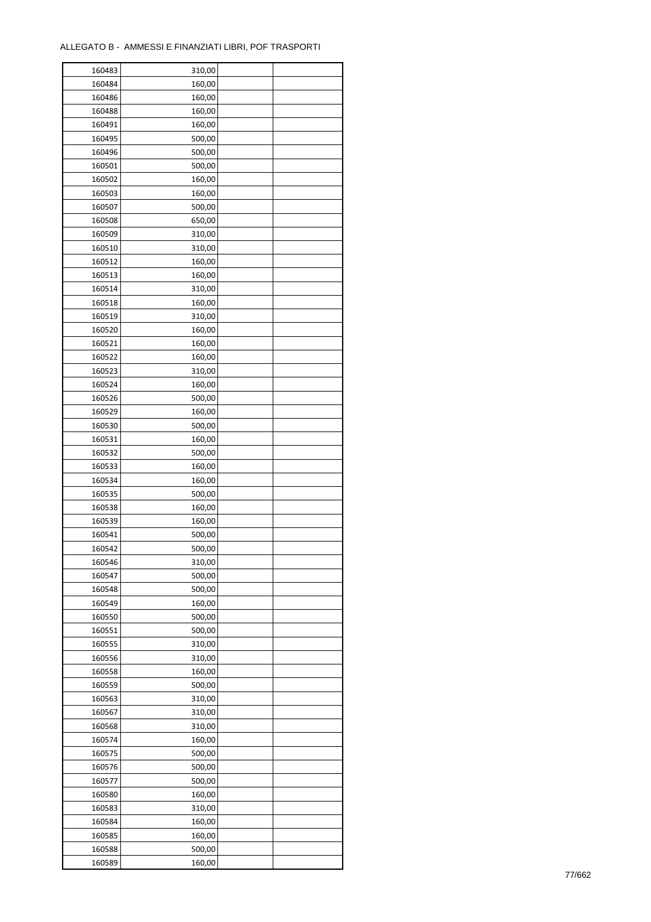ALLEGATO B - AMMESSI E FINANZIATI LIBRI, POF TRASPORTI

| | | | |
|---|---|---|---|
| 160483 | 310,00 | | |
| 160484 | 160,00 | | |
| 160486 | 160,00 | | |
| 160488 | 160,00 | | |
| 160491 | 160,00 | | |
| 160495 | 500,00 | | |
| 160496 | 500,00 | | |
| 160501 | 500,00 | | |
| 160502 | 160,00 | | |
| 160503 | 160,00 | | |
| 160507 | 500,00 | | |
| 160508 | 650,00 | | |
| 160509 | 310,00 | | |
| 160510 | 310,00 | | |
| 160512 | 160,00 | | |
| 160513 | 160,00 | | |
| 160514 | 310,00 | | |
| 160518 | 160,00 | | |
| 160519 | 310,00 | | |
| 160520 | 160,00 | | |
| 160521 | 160,00 | | |
| 160522 | 160,00 | | |
| 160523 | 310,00 | | |
| 160524 | 160,00 | | |
| 160526 | 500,00 | | |
| 160529 | 160,00 | | |
| 160530 | 500,00 | | |
| 160531 | 160,00 | | |
| 160532 | 500,00 | | |
| 160533 | 160,00 | | |
| 160534 | 160,00 | | |
| 160535 | 500,00 | | |
| 160538 | 160,00 | | |
| 160539 | 160,00 | | |
| 160541 | 500,00 | | |
| 160542 | 500,00 | | |
| 160546 | 310,00 | | |
| 160547 | 500,00 | | |
| 160548 | 500,00 | | |
| 160549 | 160,00 | | |
| 160550 | 500,00 | | |
| 160551 | 500,00 | | |
| 160555 | 310,00 | | |
| 160556 | 310,00 | | |
| 160558 | 160,00 | | |
| 160559 | 500,00 | | |
| 160563 | 310,00 | | |
| 160567 | 310,00 | | |
| 160568 | 310,00 | | |
| 160574 | 160,00 | | |
| 160575 | 500,00 | | |
| 160576 | 500,00 | | |
| 160577 | 500,00 | | |
| 160580 | 160,00 | | |
| 160583 | 310,00 | | |
| 160584 | 160,00 | | |
| 160585 | 160,00 | | |
| 160588 | 500,00 | | |
| 160589 | 160,00 | | |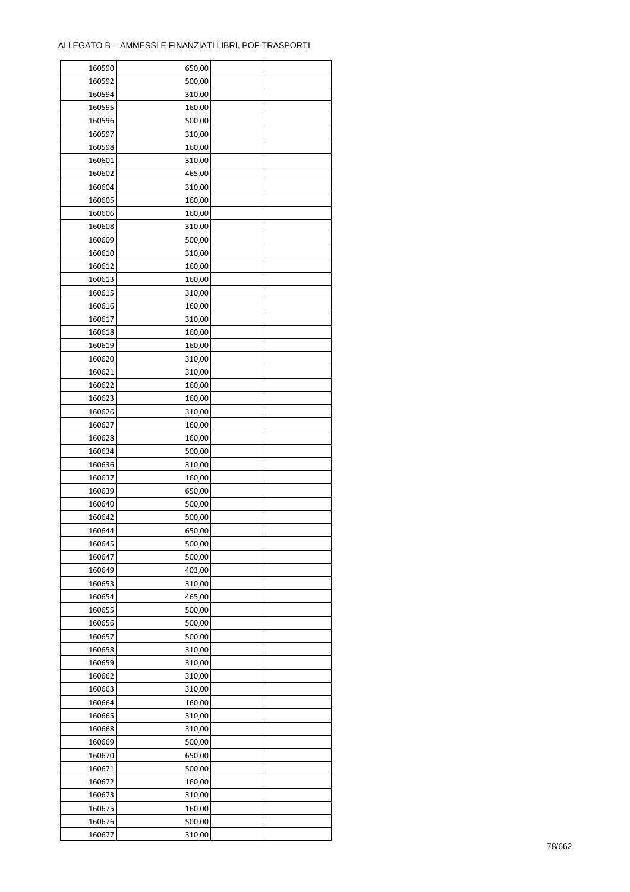ALLEGATO B - AMMESSI E FINANZIATI LIBRI, POF TRASPORTI

| | | | |
|---|---|---|---|
| 160590 | 650,00 | | |
| 160592 | 500,00 | | |
| 160594 | 310,00 | | |
| 160595 | 160,00 | | |
| 160596 | 500,00 | | |
| 160597 | 310,00 | | |
| 160598 | 160,00 | | |
| 160601 | 310,00 | | |
| 160602 | 465,00 | | |
| 160604 | 310,00 | | |
| 160605 | 160,00 | | |
| 160606 | 160,00 | | |
| 160608 | 310,00 | | |
| 160609 | 500,00 | | |
| 160610 | 310,00 | | |
| 160612 | 160,00 | | |
| 160613 | 160,00 | | |
| 160615 | 310,00 | | |
| 160616 | 160,00 | | |
| 160617 | 310,00 | | |
| 160618 | 160,00 | | |
| 160619 | 160,00 | | |
| 160620 | 310,00 | | |
| 160621 | 310,00 | | |
| 160622 | 160,00 | | |
| 160623 | 160,00 | | |
| 160626 | 310,00 | | |
| 160627 | 160,00 | | |
| 160628 | 160,00 | | |
| 160634 | 500,00 | | |
| 160636 | 310,00 | | |
| 160637 | 160,00 | | |
| 160639 | 650,00 | | |
| 160640 | 500,00 | | |
| 160642 | 500,00 | | |
| 160644 | 650,00 | | |
| 160645 | 500,00 | | |
| 160647 | 500,00 | | |
| 160649 | 403,00 | | |
| 160653 | 310,00 | | |
| 160654 | 465,00 | | |
| 160655 | 500,00 | | |
| 160656 | 500,00 | | |
| 160657 | 500,00 | | |
| 160658 | 310,00 | | |
| 160659 | 310,00 | | |
| 160662 | 310,00 | | |
| 160663 | 310,00 | | |
| 160664 | 160,00 | | |
| 160665 | 310,00 | | |
| 160668 | 310,00 | | |
| 160669 | 500,00 | | |
| 160670 | 650,00 | | |
| 160671 | 500,00 | | |
| 160672 | 160,00 | | |
| 160673 | 310,00 | | |
| 160675 | 160,00 | | |
| 160676 | 500,00 | | |
| 160677 | 310,00 | | |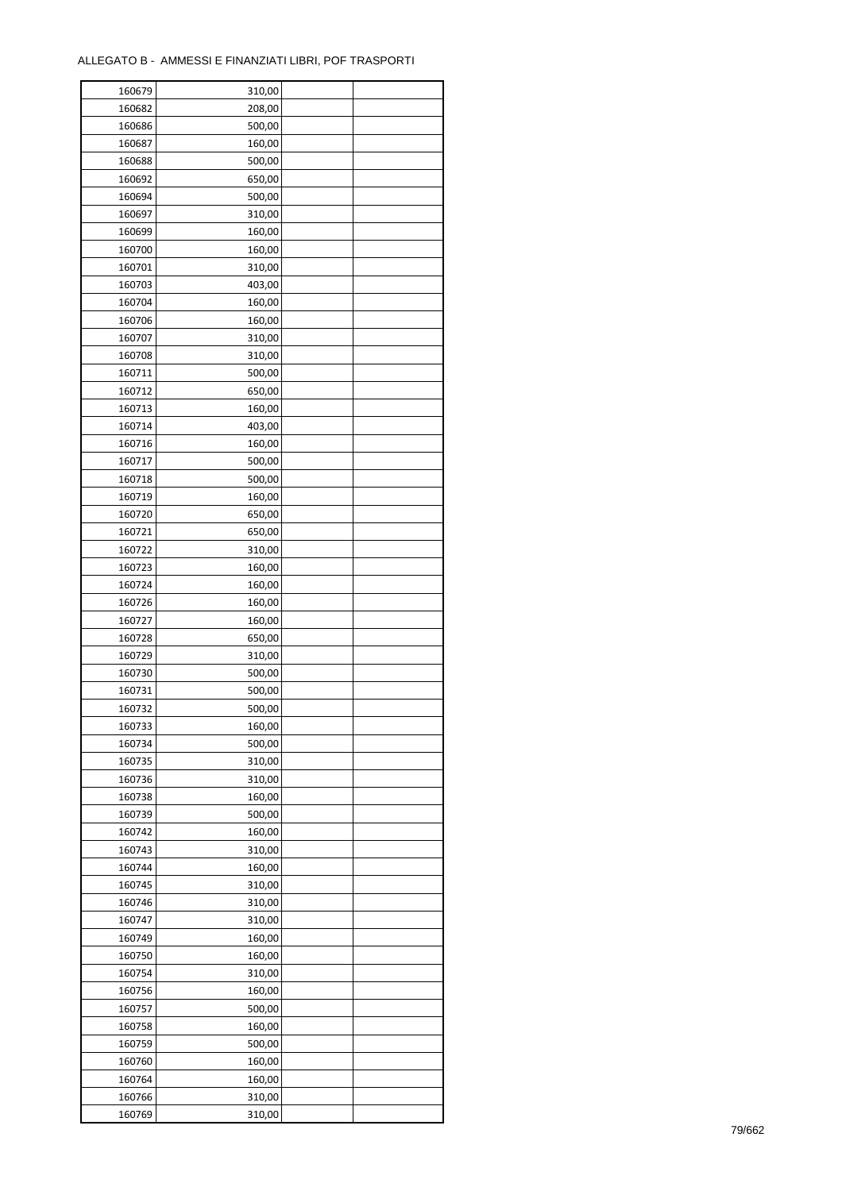ALLEGATO B - AMMESSI E FINANZIATI LIBRI, POF TRASPORTI

| | | | |
|---|---|---|---|
| 160679 | 310,00 | | |
| 160682 | 208,00 | | |
| 160686 | 500,00 | | |
| 160687 | 160,00 | | |
| 160688 | 500,00 | | |
| 160692 | 650,00 | | |
| 160694 | 500,00 | | |
| 160697 | 310,00 | | |
| 160699 | 160,00 | | |
| 160700 | 160,00 | | |
| 160701 | 310,00 | | |
| 160703 | 403,00 | | |
| 160704 | 160,00 | | |
| 160706 | 160,00 | | |
| 160707 | 310,00 | | |
| 160708 | 310,00 | | |
| 160711 | 500,00 | | |
| 160712 | 650,00 | | |
| 160713 | 160,00 | | |
| 160714 | 403,00 | | |
| 160716 | 160,00 | | |
| 160717 | 500,00 | | |
| 160718 | 500,00 | | |
| 160719 | 160,00 | | |
| 160720 | 650,00 | | |
| 160721 | 650,00 | | |
| 160722 | 310,00 | | |
| 160723 | 160,00 | | |
| 160724 | 160,00 | | |
| 160726 | 160,00 | | |
| 160727 | 160,00 | | |
| 160728 | 650,00 | | |
| 160729 | 310,00 | | |
| 160730 | 500,00 | | |
| 160731 | 500,00 | | |
| 160732 | 500,00 | | |
| 160733 | 160,00 | | |
| 160734 | 500,00 | | |
| 160735 | 310,00 | | |
| 160736 | 310,00 | | |
| 160738 | 160,00 | | |
| 160739 | 500,00 | | |
| 160742 | 160,00 | | |
| 160743 | 310,00 | | |
| 160744 | 160,00 | | |
| 160745 | 310,00 | | |
| 160746 | 310,00 | | |
| 160747 | 310,00 | | |
| 160749 | 160,00 | | |
| 160750 | 160,00 | | |
| 160754 | 310,00 | | |
| 160756 | 160,00 | | |
| 160757 | 500,00 | | |
| 160758 | 160,00 | | |
| 160759 | 500,00 | | |
| 160760 | 160,00 | | |
| 160764 | 160,00 | | |
| 160766 | 310,00 | | |
| 160769 | 310,00 | | |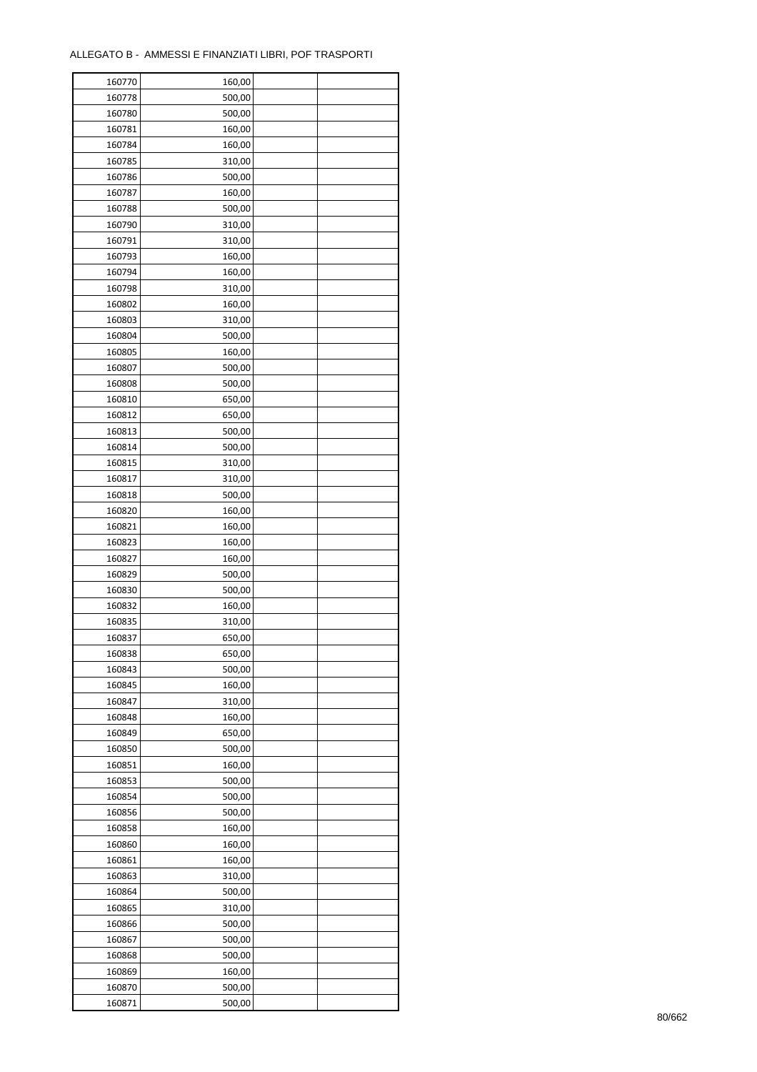| 160770 | 160,00 | | |
|---|---|---|---|
| 160778 | 500,00 | | |
| 160780 | 500,00 | | |
| 160781 | 160,00 | | |
| 160784 | 160,00 | | |
| 160785 | 310,00 | | |
| 160786 | 500,00 | | |
| 160787 | 160,00 | | |
| 160788 | 500,00 | | |
| 160790 | 310,00 | | |
| 160791 | 310,00 | | |
| 160793 | 160,00 | | |
| 160794 | 160,00 | | |
| 160798 | 310,00 | | |
| 160802 | 160,00 | | |
| 160803 | 310,00 | | |
| 160804 | 500,00 | | |
| 160805 | 160,00 | | |
| 160807 | 500,00 | | |
| 160808 | 500,00 | | |
| 160810 | 650,00 | | |
| 160812 | 650,00 | | |
| 160813 | 500,00 | | |
| 160814 | 500,00 | | |
| 160815 | 310,00 | | |
| 160817 | 310,00 | | |
| 160818 | 500,00 | | |
| 160820 | 160,00 | | |
| 160821 | 160,00 | | |
| 160823 | 160,00 | | |
| 160827 | 160,00 | | |
| 160829 | 500,00 | | |
| 160830 | 500,00 | | |
| 160832 | 160,00 | | |
| 160835 | 310,00 | | |
| 160837 | 650,00 | | |
| 160838 | 650,00 | | |
| 160843 | 500,00 | | |
| 160845 | 160,00 | | |
| 160847 | 310,00 | | |
| 160848 | 160,00 | | |
| 160849 | 650,00 | | |
| 160850 | 500,00 | | |
| 160851 | 160,00 | | |
| 160853 | 500,00 | | |
| 160854 | 500,00 | | |
| 160856 | 500,00 | | |
| 160858 | 160,00 | | |
| 160860 | 160,00 | | |
| 160861 | 160,00 | | |
| 160863 | 310,00 | | |
| 160864 | 500,00 | | |
| 160865 | 310,00 | | |
| 160866 | 500,00 | | |
| 160867 | 500,00 | | |
| 160868 | 500,00 | | |
| 160869 | 160,00 | | |
| 160870 | 500,00 | | |
| 160871 | 500,00 | | |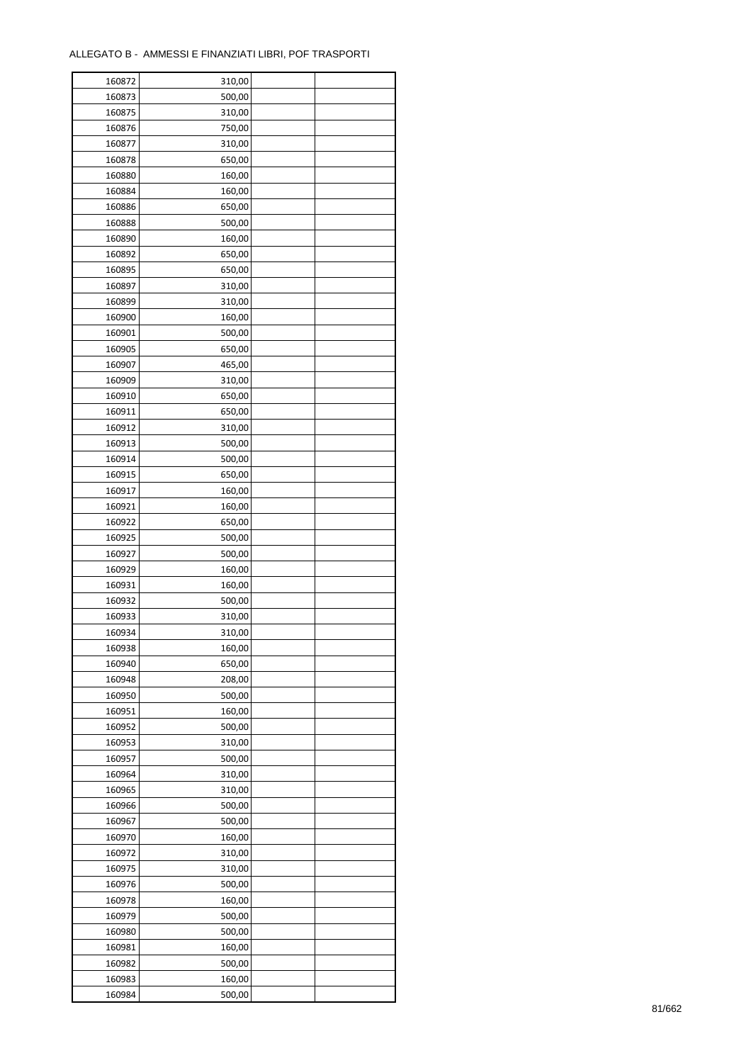ALLEGATO B - AMMESSI E FINANZIATI LIBRI, POF TRASPORTI

| | | | |
|---|---|---|---|
| 160872 | 310,00 | | |
| 160873 | 500,00 | | |
| 160875 | 310,00 | | |
| 160876 | 750,00 | | |
| 160877 | 310,00 | | |
| 160878 | 650,00 | | |
| 160880 | 160,00 | | |
| 160884 | 160,00 | | |
| 160886 | 650,00 | | |
| 160888 | 500,00 | | |
| 160890 | 160,00 | | |
| 160892 | 650,00 | | |
| 160895 | 650,00 | | |
| 160897 | 310,00 | | |
| 160899 | 310,00 | | |
| 160900 | 160,00 | | |
| 160901 | 500,00 | | |
| 160905 | 650,00 | | |
| 160907 | 465,00 | | |
| 160909 | 310,00 | | |
| 160910 | 650,00 | | |
| 160911 | 650,00 | | |
| 160912 | 310,00 | | |
| 160913 | 500,00 | | |
| 160914 | 500,00 | | |
| 160915 | 650,00 | | |
| 160917 | 160,00 | | |
| 160921 | 160,00 | | |
| 160922 | 650,00 | | |
| 160925 | 500,00 | | |
| 160927 | 500,00 | | |
| 160929 | 160,00 | | |
| 160931 | 160,00 | | |
| 160932 | 500,00 | | |
| 160933 | 310,00 | | |
| 160934 | 310,00 | | |
| 160938 | 160,00 | | |
| 160940 | 650,00 | | |
| 160948 | 208,00 | | |
| 160950 | 500,00 | | |
| 160951 | 160,00 | | |
| 160952 | 500,00 | | |
| 160953 | 310,00 | | |
| 160957 | 500,00 | | |
| 160964 | 310,00 | | |
| 160965 | 310,00 | | |
| 160966 | 500,00 | | |
| 160967 | 500,00 | | |
| 160970 | 160,00 | | |
| 160972 | 310,00 | | |
| 160975 | 310,00 | | |
| 160976 | 500,00 | | |
| 160978 | 160,00 | | |
| 160979 | 500,00 | | |
| 160980 | 500,00 | | |
| 160981 | 160,00 | | |
| 160982 | 500,00 | | |
| 160983 | 160,00 | | |
| 160984 | 500,00 | | |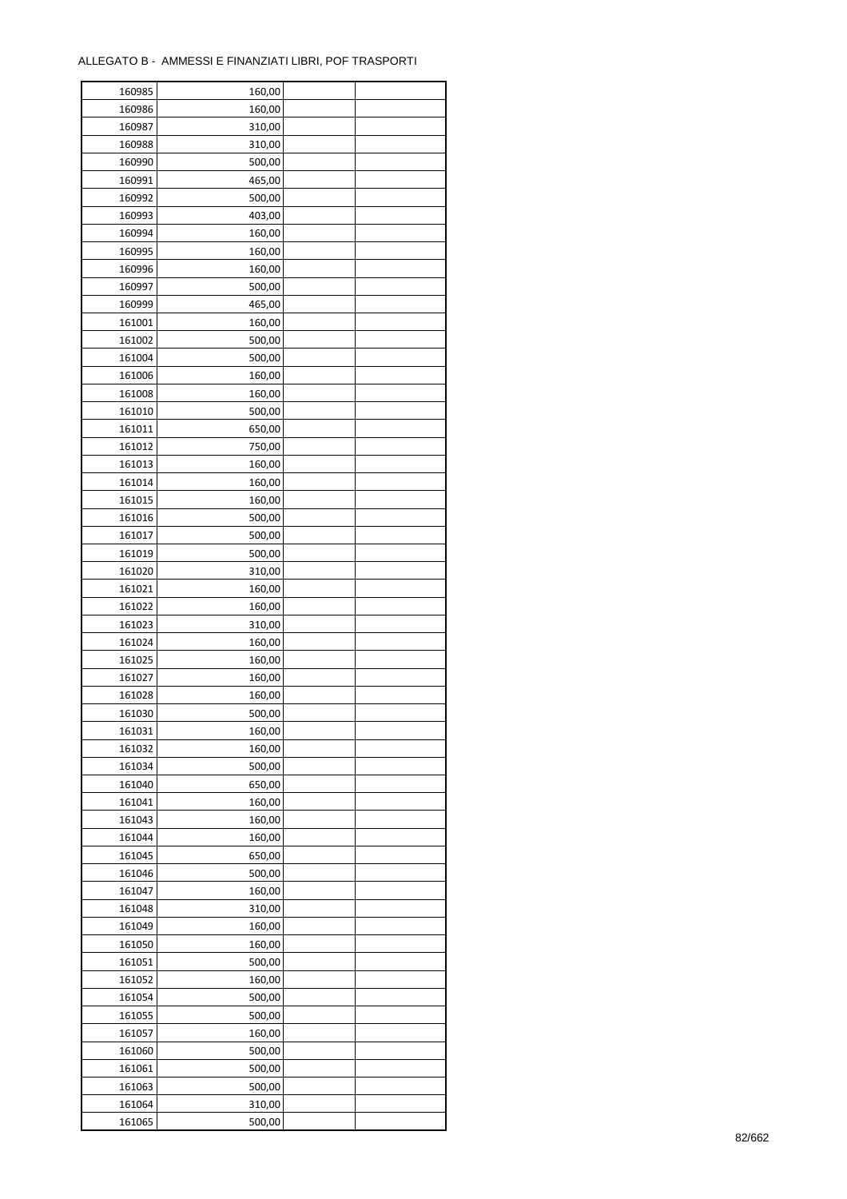ALLEGATO B - AMMESSI E FINANZIATI LIBRI, POF TRASPORTI

| | | | |
|---|---|---|---|
| 160985 | 160,00 | | |
| 160986 | 160,00 | | |
| 160987 | 310,00 | | |
| 160988 | 310,00 | | |
| 160990 | 500,00 | | |
| 160991 | 465,00 | | |
| 160992 | 500,00 | | |
| 160993 | 403,00 | | |
| 160994 | 160,00 | | |
| 160995 | 160,00 | | |
| 160996 | 160,00 | | |
| 160997 | 500,00 | | |
| 160999 | 465,00 | | |
| 161001 | 160,00 | | |
| 161002 | 500,00 | | |
| 161004 | 500,00 | | |
| 161006 | 160,00 | | |
| 161008 | 160,00 | | |
| 161010 | 500,00 | | |
| 161011 | 650,00 | | |
| 161012 | 750,00 | | |
| 161013 | 160,00 | | |
| 161014 | 160,00 | | |
| 161015 | 160,00 | | |
| 161016 | 500,00 | | |
| 161017 | 500,00 | | |
| 161019 | 500,00 | | |
| 161020 | 310,00 | | |
| 161021 | 160,00 | | |
| 161022 | 160,00 | | |
| 161023 | 310,00 | | |
| 161024 | 160,00 | | |
| 161025 | 160,00 | | |
| 161027 | 160,00 | | |
| 161028 | 160,00 | | |
| 161030 | 500,00 | | |
| 161031 | 160,00 | | |
| 161032 | 160,00 | | |
| 161034 | 500,00 | | |
| 161040 | 650,00 | | |
| 161041 | 160,00 | | |
| 161043 | 160,00 | | |
| 161044 | 160,00 | | |
| 161045 | 650,00 | | |
| 161046 | 500,00 | | |
| 161047 | 160,00 | | |
| 161048 | 310,00 | | |
| 161049 | 160,00 | | |
| 161050 | 160,00 | | |
| 161051 | 500,00 | | |
| 161052 | 160,00 | | |
| 161054 | 500,00 | | |
| 161055 | 500,00 | | |
| 161057 | 160,00 | | |
| 161060 | 500,00 | | |
| 161061 | 500,00 | | |
| 161063 | 500,00 | | |
| 161064 | 310,00 | | |
| 161065 | 500,00 | | |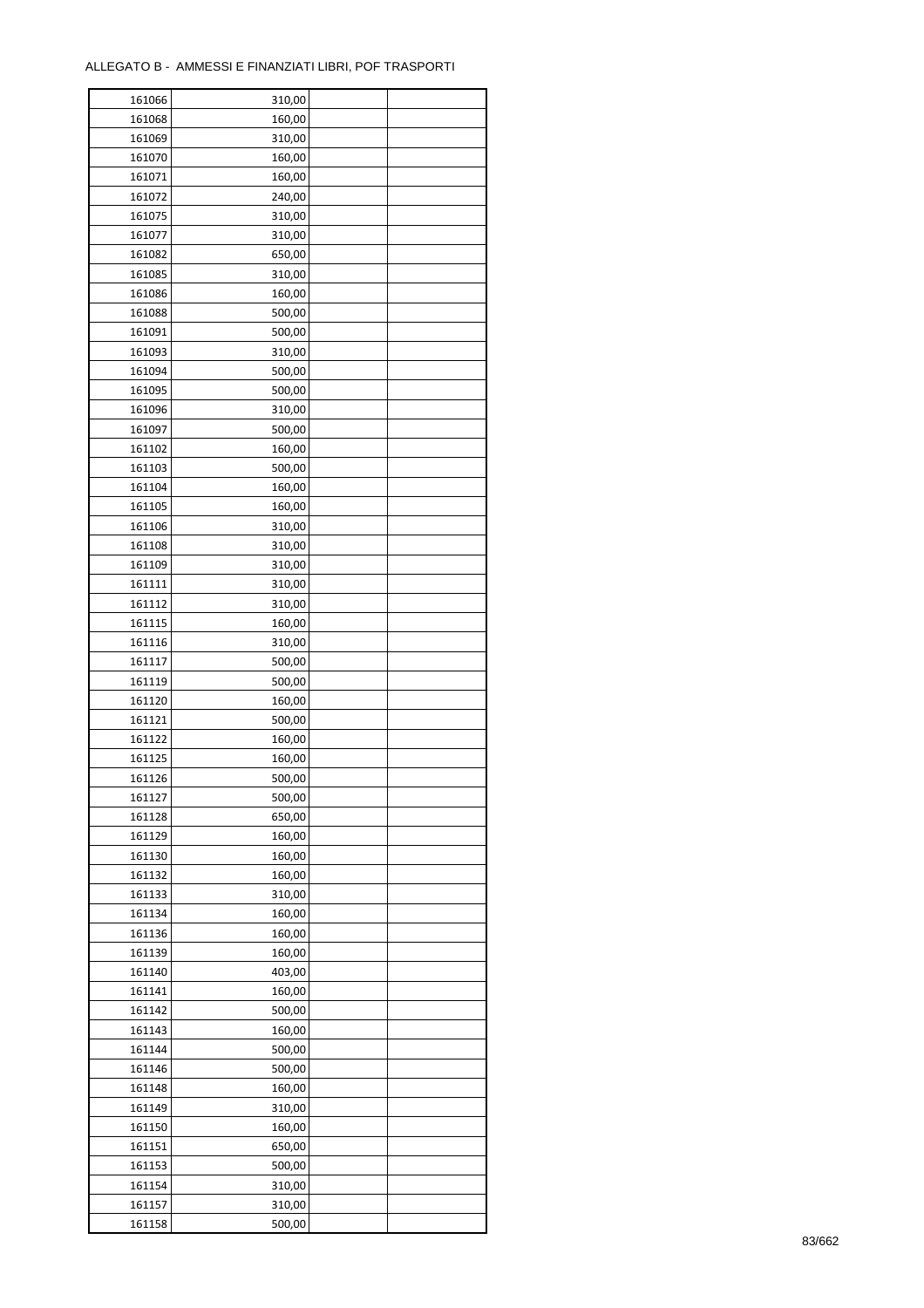ALLEGATO B - AMMESSI E FINANZIATI LIBRI, POF TRASPORTI

| | | | |
|---|---|---|---|
| 161066 | 310,00 | | |
| 161068 | 160,00 | | |
| 161069 | 310,00 | | |
| 161070 | 160,00 | | |
| 161071 | 160,00 | | |
| 161072 | 240,00 | | |
| 161075 | 310,00 | | |
| 161077 | 310,00 | | |
| 161082 | 650,00 | | |
| 161085 | 310,00 | | |
| 161086 | 160,00 | | |
| 161088 | 500,00 | | |
| 161091 | 500,00 | | |
| 161093 | 310,00 | | |
| 161094 | 500,00 | | |
| 161095 | 500,00 | | |
| 161096 | 310,00 | | |
| 161097 | 500,00 | | |
| 161102 | 160,00 | | |
| 161103 | 500,00 | | |
| 161104 | 160,00 | | |
| 161105 | 160,00 | | |
| 161106 | 310,00 | | |
| 161108 | 310,00 | | |
| 161109 | 310,00 | | |
| 161111 | 310,00 | | |
| 161112 | 310,00 | | |
| 161115 | 160,00 | | |
| 161116 | 310,00 | | |
| 161117 | 500,00 | | |
| 161119 | 500,00 | | |
| 161120 | 160,00 | | |
| 161121 | 500,00 | | |
| 161122 | 160,00 | | |
| 161125 | 160,00 | | |
| 161126 | 500,00 | | |
| 161127 | 500,00 | | |
| 161128 | 650,00 | | |
| 161129 | 160,00 | | |
| 161130 | 160,00 | | |
| 161132 | 160,00 | | |
| 161133 | 310,00 | | |
| 161134 | 160,00 | | |
| 161136 | 160,00 | | |
| 161139 | 160,00 | | |
| 161140 | 403,00 | | |
| 161141 | 160,00 | | |
| 161142 | 500,00 | | |
| 161143 | 160,00 | | |
| 161144 | 500,00 | | |
| 161146 | 500,00 | | |
| 161148 | 160,00 | | |
| 161149 | 310,00 | | |
| 161150 | 160,00 | | |
| 161151 | 650,00 | | |
| 161153 | 500,00 | | |
| 161154 | 310,00 | | |
| 161157 | 310,00 | | |
| 161158 | 500,00 | | |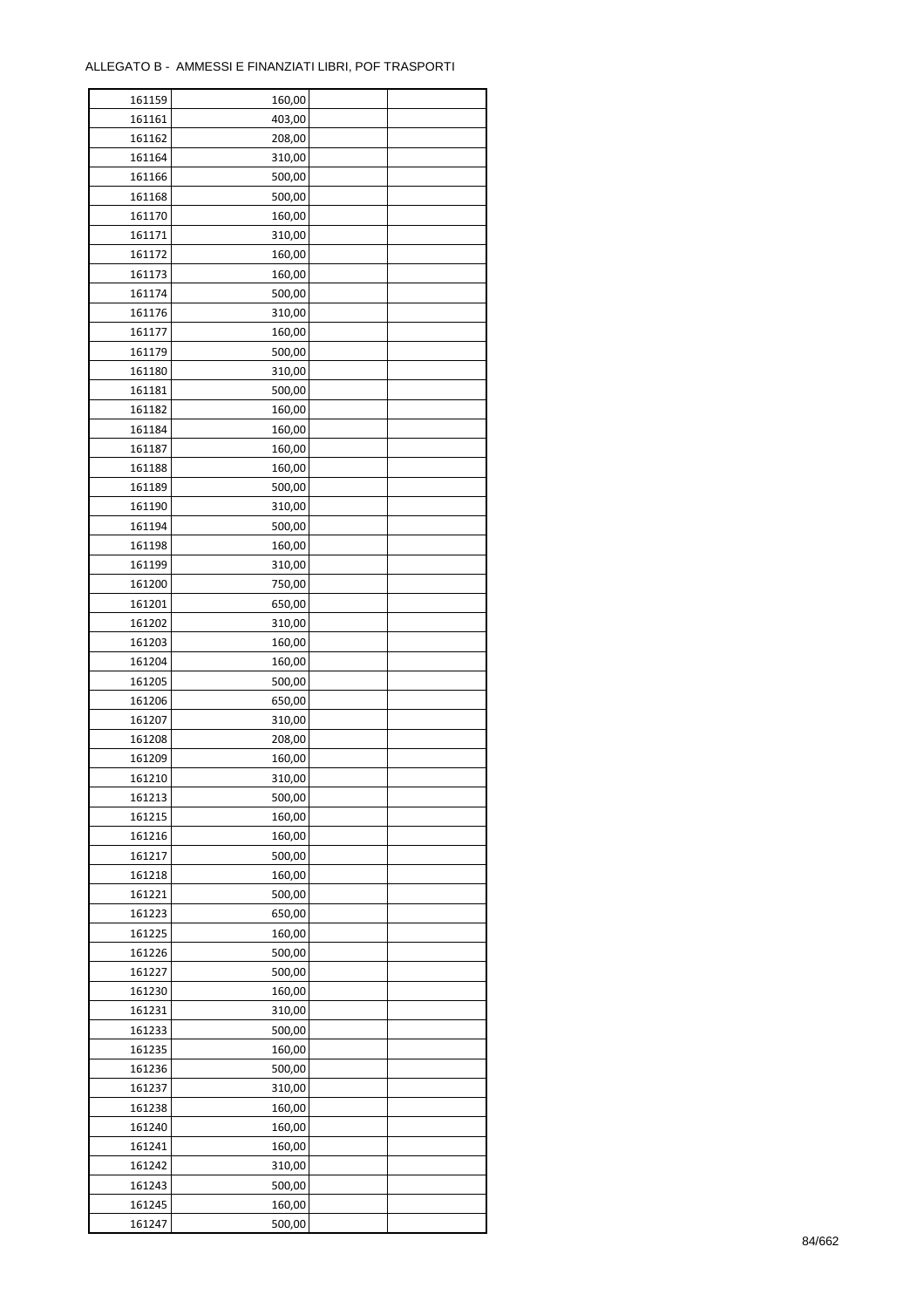ALLEGATO B - AMMESSI E FINANZIATI LIBRI, POF TRASPORTI

| 161159 | 160,00 | | |
|---|---|---|---|
| 161161 | 403,00 | | |
| 161162 | 208,00 | | |
| 161164 | 310,00 | | |
| 161166 | 500,00 | | |
| 161168 | 500,00 | | |
| 161170 | 160,00 | | |
| 161171 | 310,00 | | |
| 161172 | 160,00 | | |
| 161173 | 160,00 | | |
| 161174 | 500,00 | | |
| 161176 | 310,00 | | |
| 161177 | 160,00 | | |
| 161179 | 500,00 | | |
| 161180 | 310,00 | | |
| 161181 | 500,00 | | |
| 161182 | 160,00 | | |
| 161184 | 160,00 | | |
| 161187 | 160,00 | | |
| 161188 | 160,00 | | |
| 161189 | 500,00 | | |
| 161190 | 310,00 | | |
| 161194 | 500,00 | | |
| 161198 | 160,00 | | |
| 161199 | 310,00 | | |
| 161200 | 750,00 | | |
| 161201 | 650,00 | | |
| 161202 | 310,00 | | |
| 161203 | 160,00 | | |
| 161204 | 160,00 | | |
| 161205 | 500,00 | | |
| 161206 | 650,00 | | |
| 161207 | 310,00 | | |
| 161208 | 208,00 | | |
| 161209 | 160,00 | | |
| 161210 | 310,00 | | |
| 161213 | 500,00 | | |
| 161215 | 160,00 | | |
| 161216 | 160,00 | | |
| 161217 | 500,00 | | |
| 161218 | 160,00 | | |
| 161221 | 500,00 | | |
| 161223 | 650,00 | | |
| 161225 | 160,00 | | |
| 161226 | 500,00 | | |
| 161227 | 500,00 | | |
| 161230 | 160,00 | | |
| 161231 | 310,00 | | |
| 161233 | 500,00 | | |
| 161235 | 160,00 | | |
| 161236 | 500,00 | | |
| 161237 | 310,00 | | |
| 161238 | 160,00 | | |
| 161240 | 160,00 | | |
| 161241 | 160,00 | | |
| 161242 | 310,00 | | |
| 161243 | 500,00 | | |
| 161245 | 160,00 | | |
| 161247 | 500,00 | | |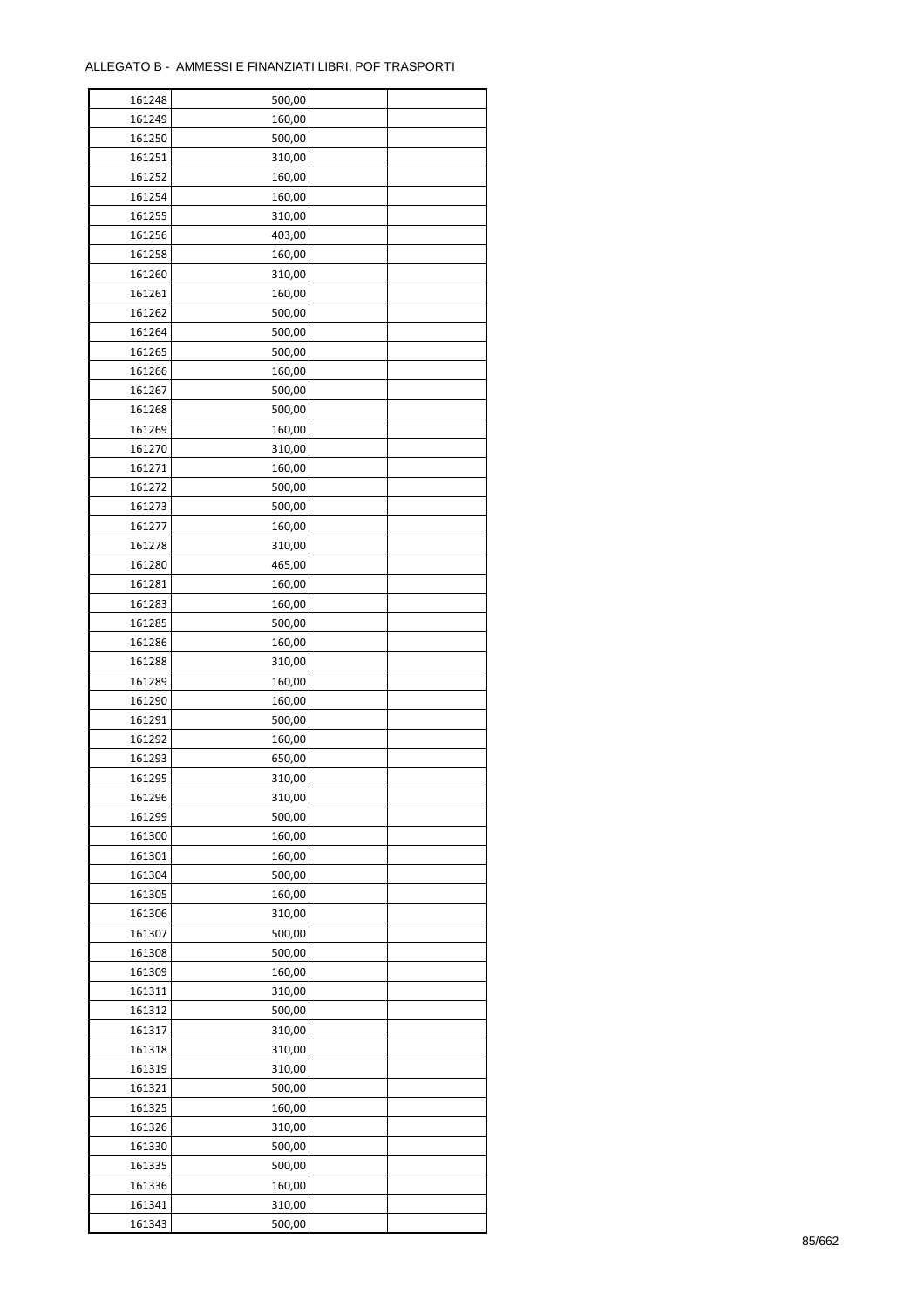ALLEGATO B - AMMESSI E FINANZIATI LIBRI, POF TRASPORTI

| | | | |
|---|---|---|---|
| 161248 | 500,00 | | |
| 161249 | 160,00 | | |
| 161250 | 500,00 | | |
| 161251 | 310,00 | | |
| 161252 | 160,00 | | |
| 161254 | 160,00 | | |
| 161255 | 310,00 | | |
| 161256 | 403,00 | | |
| 161258 | 160,00 | | |
| 161260 | 310,00 | | |
| 161261 | 160,00 | | |
| 161262 | 500,00 | | |
| 161264 | 500,00 | | |
| 161265 | 500,00 | | |
| 161266 | 160,00 | | |
| 161267 | 500,00 | | |
| 161268 | 500,00 | | |
| 161269 | 160,00 | | |
| 161270 | 310,00 | | |
| 161271 | 160,00 | | |
| 161272 | 500,00 | | |
| 161273 | 500,00 | | |
| 161277 | 160,00 | | |
| 161278 | 310,00 | | |
| 161280 | 465,00 | | |
| 161281 | 160,00 | | |
| 161283 | 160,00 | | |
| 161285 | 500,00 | | |
| 161286 | 160,00 | | |
| 161288 | 310,00 | | |
| 161289 | 160,00 | | |
| 161290 | 160,00 | | |
| 161291 | 500,00 | | |
| 161292 | 160,00 | | |
| 161293 | 650,00 | | |
| 161295 | 310,00 | | |
| 161296 | 310,00 | | |
| 161299 | 500,00 | | |
| 161300 | 160,00 | | |
| 161301 | 160,00 | | |
| 161304 | 500,00 | | |
| 161305 | 160,00 | | |
| 161306 | 310,00 | | |
| 161307 | 500,00 | | |
| 161308 | 500,00 | | |
| 161309 | 160,00 | | |
| 161311 | 310,00 | | |
| 161312 | 500,00 | | |
| 161317 | 310,00 | | |
| 161318 | 310,00 | | |
| 161319 | 310,00 | | |
| 161321 | 500,00 | | |
| 161325 | 160,00 | | |
| 161326 | 310,00 | | |
| 161330 | 500,00 | | |
| 161335 | 500,00 | | |
| 161336 | 160,00 | | |
| 161341 | 310,00 | | |
| 161343 | 500,00 | | |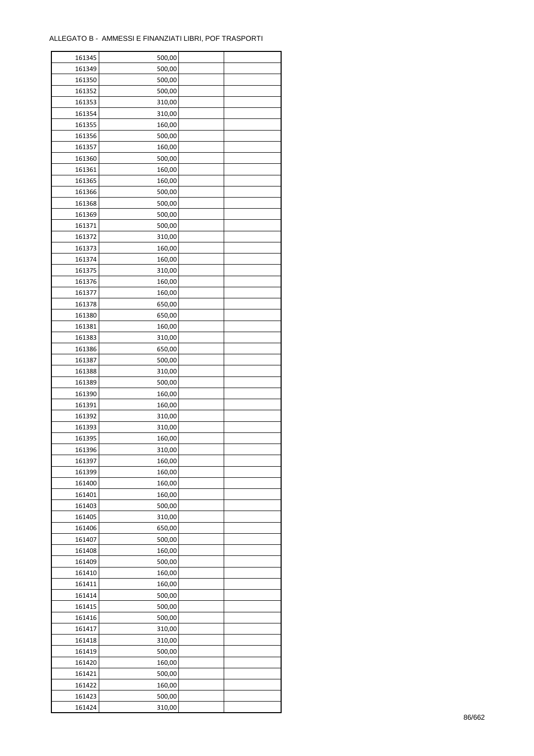ALLEGATO B - AMMESSI E FINANZIATI LIBRI, POF TRASPORTI

| | | | |
|---|---|---|---|
| 161345 | 500,00 | | |
| 161349 | 500,00 | | |
| 161350 | 500,00 | | |
| 161352 | 500,00 | | |
| 161353 | 310,00 | | |
| 161354 | 310,00 | | |
| 161355 | 160,00 | | |
| 161356 | 500,00 | | |
| 161357 | 160,00 | | |
| 161360 | 500,00 | | |
| 161361 | 160,00 | | |
| 161365 | 160,00 | | |
| 161366 | 500,00 | | |
| 161368 | 500,00 | | |
| 161369 | 500,00 | | |
| 161371 | 500,00 | | |
| 161372 | 310,00 | | |
| 161373 | 160,00 | | |
| 161374 | 160,00 | | |
| 161375 | 310,00 | | |
| 161376 | 160,00 | | |
| 161377 | 160,00 | | |
| 161378 | 650,00 | | |
| 161380 | 650,00 | | |
| 161381 | 160,00 | | |
| 161383 | 310,00 | | |
| 161386 | 650,00 | | |
| 161387 | 500,00 | | |
| 161388 | 310,00 | | |
| 161389 | 500,00 | | |
| 161390 | 160,00 | | |
| 161391 | 160,00 | | |
| 161392 | 310,00 | | |
| 161393 | 310,00 | | |
| 161395 | 160,00 | | |
| 161396 | 310,00 | | |
| 161397 | 160,00 | | |
| 161399 | 160,00 | | |
| 161400 | 160,00 | | |
| 161401 | 160,00 | | |
| 161403 | 500,00 | | |
| 161405 | 310,00 | | |
| 161406 | 650,00 | | |
| 161407 | 500,00 | | |
| 161408 | 160,00 | | |
| 161409 | 500,00 | | |
| 161410 | 160,00 | | |
| 161411 | 160,00 | | |
| 161414 | 500,00 | | |
| 161415 | 500,00 | | |
| 161416 | 500,00 | | |
| 161417 | 310,00 | | |
| 161418 | 310,00 | | |
| 161419 | 500,00 | | |
| 161420 | 160,00 | | |
| 161421 | 500,00 | | |
| 161422 | 160,00 | | |
| 161423 | 500,00 | | |
| 161424 | 310,00 | | |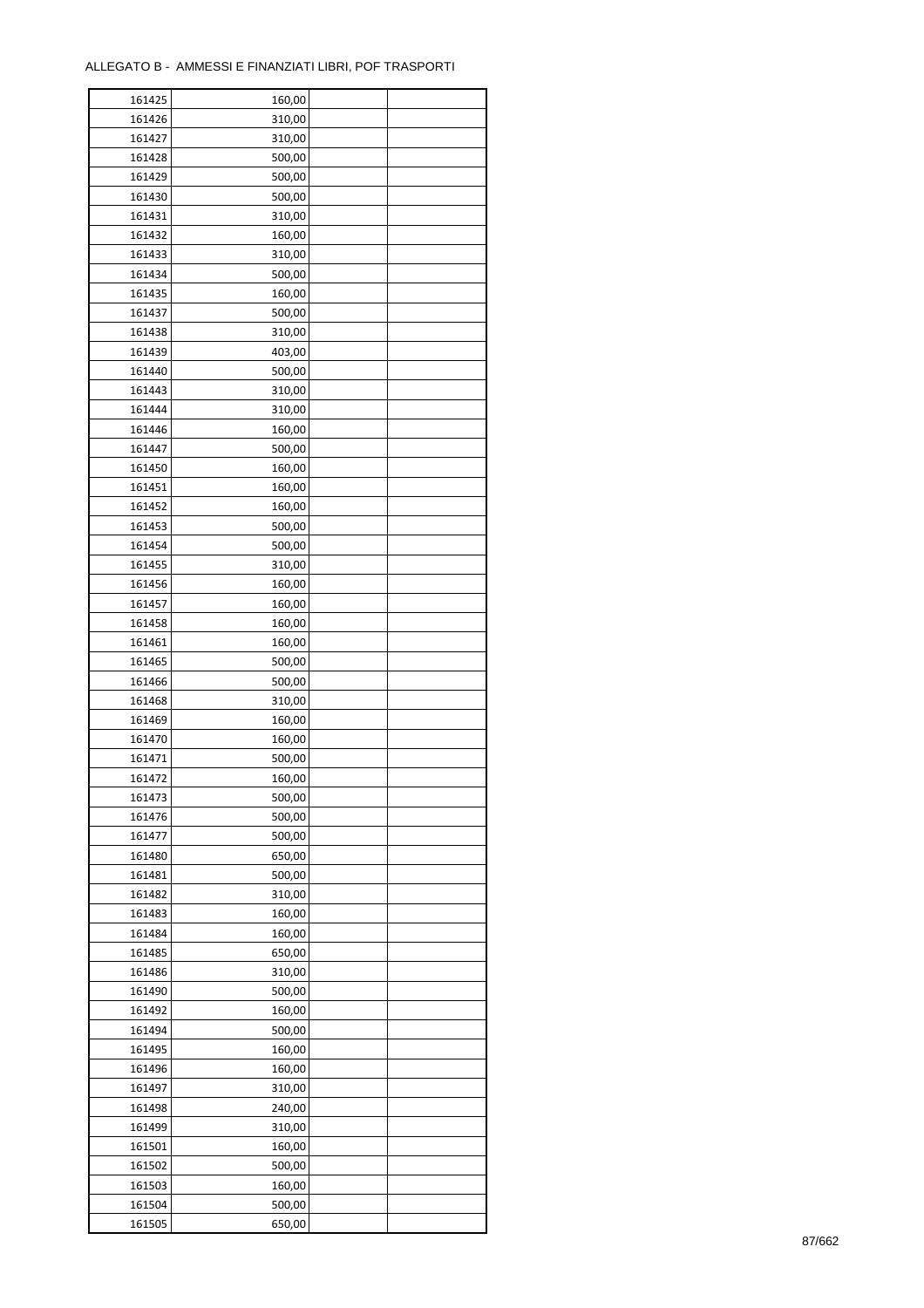ALLEGATO B - AMMESSI E FINANZIATI LIBRI, POF TRASPORTI

| | | | |
|---|---|---|---|
| 161425 | 160,00 | | |
| 161426 | 310,00 | | |
| 161427 | 310,00 | | |
| 161428 | 500,00 | | |
| 161429 | 500,00 | | |
| 161430 | 500,00 | | |
| 161431 | 310,00 | | |
| 161432 | 160,00 | | |
| 161433 | 310,00 | | |
| 161434 | 500,00 | | |
| 161435 | 160,00 | | |
| 161437 | 500,00 | | |
| 161438 | 310,00 | | |
| 161439 | 403,00 | | |
| 161440 | 500,00 | | |
| 161443 | 310,00 | | |
| 161444 | 310,00 | | |
| 161446 | 160,00 | | |
| 161447 | 500,00 | | |
| 161450 | 160,00 | | |
| 161451 | 160,00 | | |
| 161452 | 160,00 | | |
| 161453 | 500,00 | | |
| 161454 | 500,00 | | |
| 161455 | 310,00 | | |
| 161456 | 160,00 | | |
| 161457 | 160,00 | | |
| 161458 | 160,00 | | |
| 161461 | 160,00 | | |
| 161465 | 500,00 | | |
| 161466 | 500,00 | | |
| 161468 | 310,00 | | |
| 161469 | 160,00 | | |
| 161470 | 160,00 | | |
| 161471 | 500,00 | | |
| 161472 | 160,00 | | |
| 161473 | 500,00 | | |
| 161476 | 500,00 | | |
| 161477 | 500,00 | | |
| 161480 | 650,00 | | |
| 161481 | 500,00 | | |
| 161482 | 310,00 | | |
| 161483 | 160,00 | | |
| 161484 | 160,00 | | |
| 161485 | 650,00 | | |
| 161486 | 310,00 | | |
| 161490 | 500,00 | | |
| 161492 | 160,00 | | |
| 161494 | 500,00 | | |
| 161495 | 160,00 | | |
| 161496 | 160,00 | | |
| 161497 | 310,00 | | |
| 161498 | 240,00 | | |
| 161499 | 310,00 | | |
| 161501 | 160,00 | | |
| 161502 | 500,00 | | |
| 161503 | 160,00 | | |
| 161504 | 500,00 | | |
| 161505 | 650,00 | | |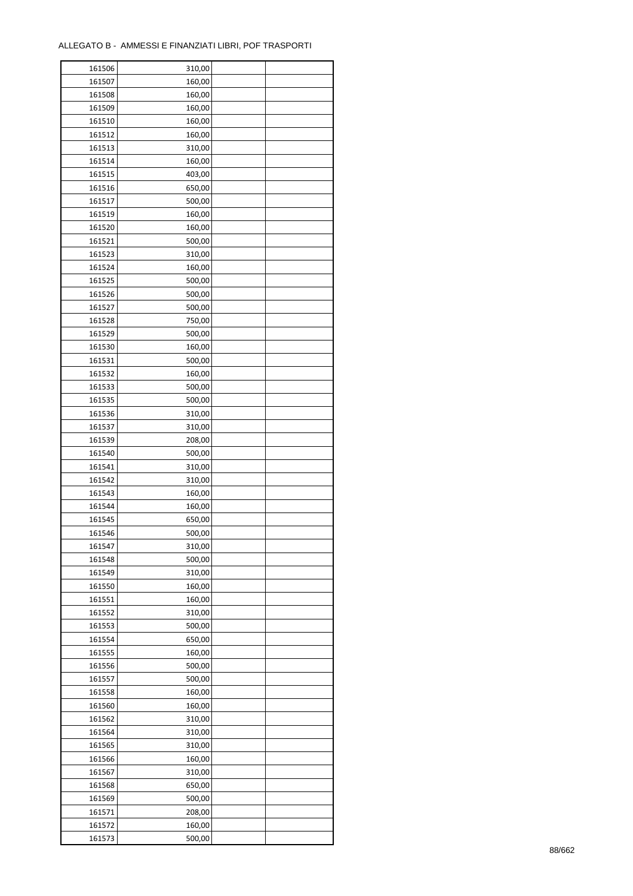ALLEGATO B - AMMESSI E FINANZIATI LIBRI, POF TRASPORTI

| | | | |
|---|---|---|---|
| 161506 | 310,00 | | |
| 161507 | 160,00 | | |
| 161508 | 160,00 | | |
| 161509 | 160,00 | | |
| 161510 | 160,00 | | |
| 161512 | 160,00 | | |
| 161513 | 310,00 | | |
| 161514 | 160,00 | | |
| 161515 | 403,00 | | |
| 161516 | 650,00 | | |
| 161517 | 500,00 | | |
| 161519 | 160,00 | | |
| 161520 | 160,00 | | |
| 161521 | 500,00 | | |
| 161523 | 310,00 | | |
| 161524 | 160,00 | | |
| 161525 | 500,00 | | |
| 161526 | 500,00 | | |
| 161527 | 500,00 | | |
| 161528 | 750,00 | | |
| 161529 | 500,00 | | |
| 161530 | 160,00 | | |
| 161531 | 500,00 | | |
| 161532 | 160,00 | | |
| 161533 | 500,00 | | |
| 161535 | 500,00 | | |
| 161536 | 310,00 | | |
| 161537 | 310,00 | | |
| 161539 | 208,00 | | |
| 161540 | 500,00 | | |
| 161541 | 310,00 | | |
| 161542 | 310,00 | | |
| 161543 | 160,00 | | |
| 161544 | 160,00 | | |
| 161545 | 650,00 | | |
| 161546 | 500,00 | | |
| 161547 | 310,00 | | |
| 161548 | 500,00 | | |
| 161549 | 310,00 | | |
| 161550 | 160,00 | | |
| 161551 | 160,00 | | |
| 161552 | 310,00 | | |
| 161553 | 500,00 | | |
| 161554 | 650,00 | | |
| 161555 | 160,00 | | |
| 161556 | 500,00 | | |
| 161557 | 500,00 | | |
| 161558 | 160,00 | | |
| 161560 | 160,00 | | |
| 161562 | 310,00 | | |
| 161564 | 310,00 | | |
| 161565 | 310,00 | | |
| 161566 | 160,00 | | |
| 161567 | 310,00 | | |
| 161568 | 650,00 | | |
| 161569 | 500,00 | | |
| 161571 | 208,00 | | |
| 161572 | 160,00 | | |
| 161573 | 500,00 | | |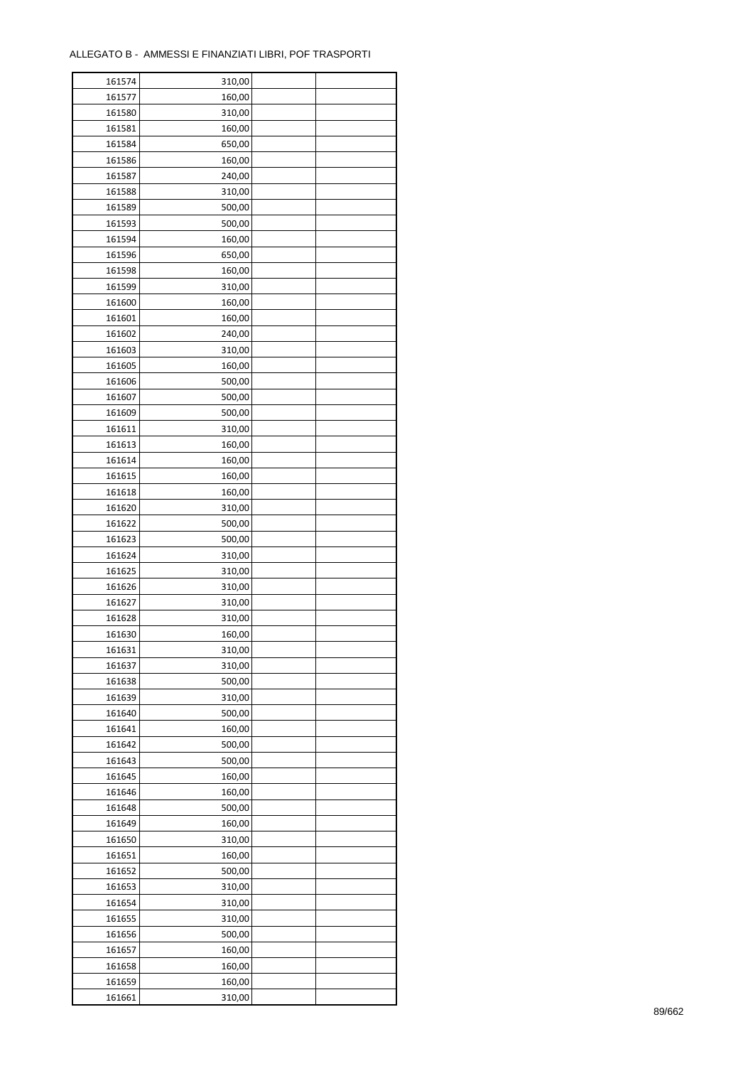ALLEGATO B - AMMESSI E FINANZIATI LIBRI, POF TRASPORTI

| | | | |
|---|---|---|---|
| 161574 | 310,00 | | |
| 161577 | 160,00 | | |
| 161580 | 310,00 | | |
| 161581 | 160,00 | | |
| 161584 | 650,00 | | |
| 161586 | 160,00 | | |
| 161587 | 240,00 | | |
| 161588 | 310,00 | | |
| 161589 | 500,00 | | |
| 161593 | 500,00 | | |
| 161594 | 160,00 | | |
| 161596 | 650,00 | | |
| 161598 | 160,00 | | |
| 161599 | 310,00 | | |
| 161600 | 160,00 | | |
| 161601 | 160,00 | | |
| 161602 | 240,00 | | |
| 161603 | 310,00 | | |
| 161605 | 160,00 | | |
| 161606 | 500,00 | | |
| 161607 | 500,00 | | |
| 161609 | 500,00 | | |
| 161611 | 310,00 | | |
| 161613 | 160,00 | | |
| 161614 | 160,00 | | |
| 161615 | 160,00 | | |
| 161618 | 160,00 | | |
| 161620 | 310,00 | | |
| 161622 | 500,00 | | |
| 161623 | 500,00 | | |
| 161624 | 310,00 | | |
| 161625 | 310,00 | | |
| 161626 | 310,00 | | |
| 161627 | 310,00 | | |
| 161628 | 310,00 | | |
| 161630 | 160,00 | | |
| 161631 | 310,00 | | |
| 161637 | 310,00 | | |
| 161638 | 500,00 | | |
| 161639 | 310,00 | | |
| 161640 | 500,00 | | |
| 161641 | 160,00 | | |
| 161642 | 500,00 | | |
| 161643 | 500,00 | | |
| 161645 | 160,00 | | |
| 161646 | 160,00 | | |
| 161648 | 500,00 | | |
| 161649 | 160,00 | | |
| 161650 | 310,00 | | |
| 161651 | 160,00 | | |
| 161652 | 500,00 | | |
| 161653 | 310,00 | | |
| 161654 | 310,00 | | |
| 161655 | 310,00 | | |
| 161656 | 500,00 | | |
| 161657 | 160,00 | | |
| 161658 | 160,00 | | |
| 161659 | 160,00 | | |
| 161661 | 310,00 | | |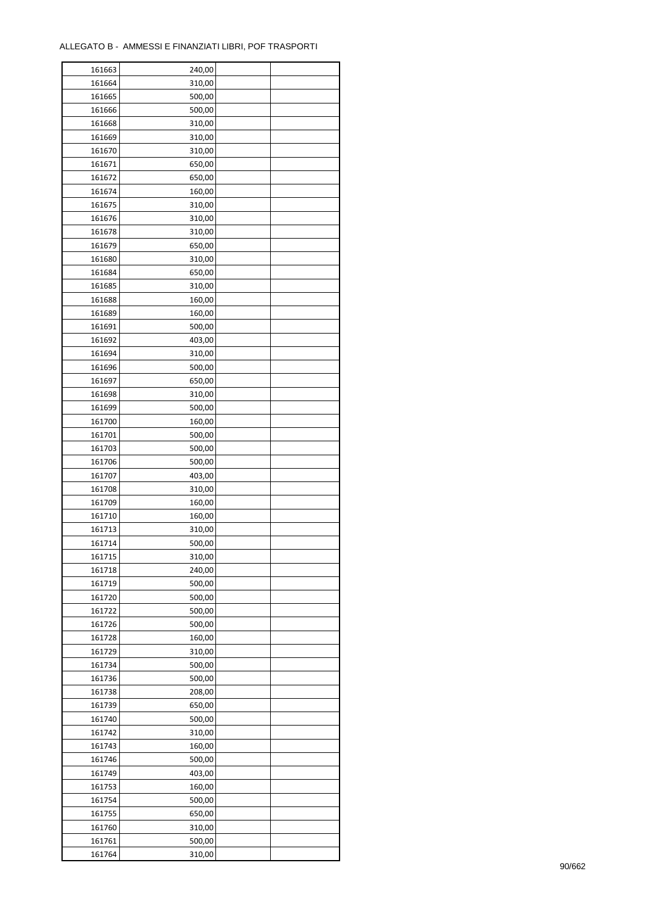ALLEGATO B - AMMESSI E FINANZIATI LIBRI, POF TRASPORTI

| | | | |
|---|---|---|---|
| 161663 | 240,00 | | |
| 161664 | 310,00 | | |
| 161665 | 500,00 | | |
| 161666 | 500,00 | | |
| 161668 | 310,00 | | |
| 161669 | 310,00 | | |
| 161670 | 310,00 | | |
| 161671 | 650,00 | | |
| 161672 | 650,00 | | |
| 161674 | 160,00 | | |
| 161675 | 310,00 | | |
| 161676 | 310,00 | | |
| 161678 | 310,00 | | |
| 161679 | 650,00 | | |
| 161680 | 310,00 | | |
| 161684 | 650,00 | | |
| 161685 | 310,00 | | |
| 161688 | 160,00 | | |
| 161689 | 160,00 | | |
| 161691 | 500,00 | | |
| 161692 | 403,00 | | |
| 161694 | 310,00 | | |
| 161696 | 500,00 | | |
| 161697 | 650,00 | | |
| 161698 | 310,00 | | |
| 161699 | 500,00 | | |
| 161700 | 160,00 | | |
| 161701 | 500,00 | | |
| 161703 | 500,00 | | |
| 161706 | 500,00 | | |
| 161707 | 403,00 | | |
| 161708 | 310,00 | | |
| 161709 | 160,00 | | |
| 161710 | 160,00 | | |
| 161713 | 310,00 | | |
| 161714 | 500,00 | | |
| 161715 | 310,00 | | |
| 161718 | 240,00 | | |
| 161719 | 500,00 | | |
| 161720 | 500,00 | | |
| 161722 | 500,00 | | |
| 161726 | 500,00 | | |
| 161728 | 160,00 | | |
| 161729 | 310,00 | | |
| 161734 | 500,00 | | |
| 161736 | 500,00 | | |
| 161738 | 208,00 | | |
| 161739 | 650,00 | | |
| 161740 | 500,00 | | |
| 161742 | 310,00 | | |
| 161743 | 160,00 | | |
| 161746 | 500,00 | | |
| 161749 | 403,00 | | |
| 161753 | 160,00 | | |
| 161754 | 500,00 | | |
| 161755 | 650,00 | | |
| 161760 | 310,00 | | |
| 161761 | 500,00 | | |
| 161764 | 310,00 | | |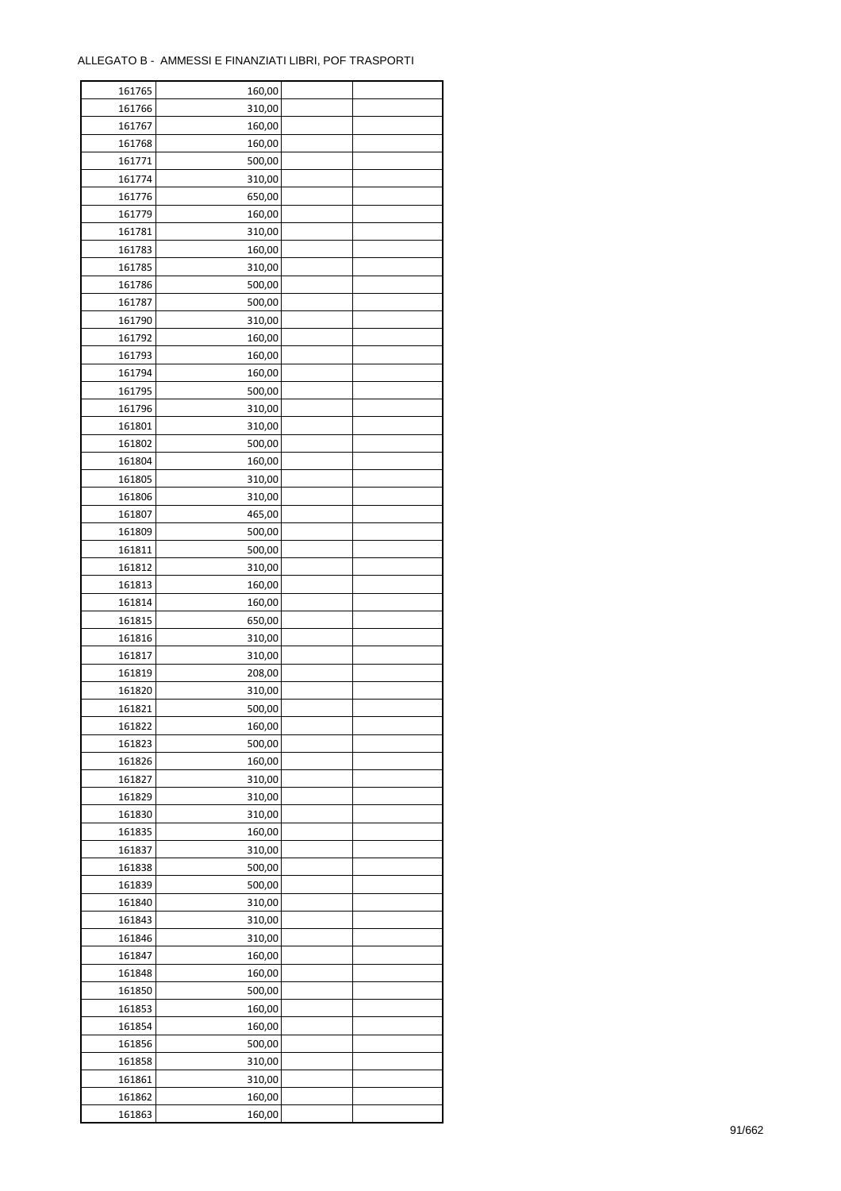ALLEGATO B - AMMESSI E FINANZIATI LIBRI, POF TRASPORTI

| | | | |
|---|---|---|---|
| 161765 | 160,00 | | |
| 161766 | 310,00 | | |
| 161767 | 160,00 | | |
| 161768 | 160,00 | | |
| 161771 | 500,00 | | |
| 161774 | 310,00 | | |
| 161776 | 650,00 | | |
| 161779 | 160,00 | | |
| 161781 | 310,00 | | |
| 161783 | 160,00 | | |
| 161785 | 310,00 | | |
| 161786 | 500,00 | | |
| 161787 | 500,00 | | |
| 161790 | 310,00 | | |
| 161792 | 160,00 | | |
| 161793 | 160,00 | | |
| 161794 | 160,00 | | |
| 161795 | 500,00 | | |
| 161796 | 310,00 | | |
| 161801 | 310,00 | | |
| 161802 | 500,00 | | |
| 161804 | 160,00 | | |
| 161805 | 310,00 | | |
| 161806 | 310,00 | | |
| 161807 | 465,00 | | |
| 161809 | 500,00 | | |
| 161811 | 500,00 | | |
| 161812 | 310,00 | | |
| 161813 | 160,00 | | |
| 161814 | 160,00 | | |
| 161815 | 650,00 | | |
| 161816 | 310,00 | | |
| 161817 | 310,00 | | |
| 161819 | 208,00 | | |
| 161820 | 310,00 | | |
| 161821 | 500,00 | | |
| 161822 | 160,00 | | |
| 161823 | 500,00 | | |
| 161826 | 160,00 | | |
| 161827 | 310,00 | | |
| 161829 | 310,00 | | |
| 161830 | 310,00 | | |
| 161835 | 160,00 | | |
| 161837 | 310,00 | | |
| 161838 | 500,00 | | |
| 161839 | 500,00 | | |
| 161840 | 310,00 | | |
| 161843 | 310,00 | | |
| 161846 | 310,00 | | |
| 161847 | 160,00 | | |
| 161848 | 160,00 | | |
| 161850 | 500,00 | | |
| 161853 | 160,00 | | |
| 161854 | 160,00 | | |
| 161856 | 500,00 | | |
| 161858 | 310,00 | | |
| 161861 | 310,00 | | |
| 161862 | 160,00 | | |
| 161863 | 160,00 | | |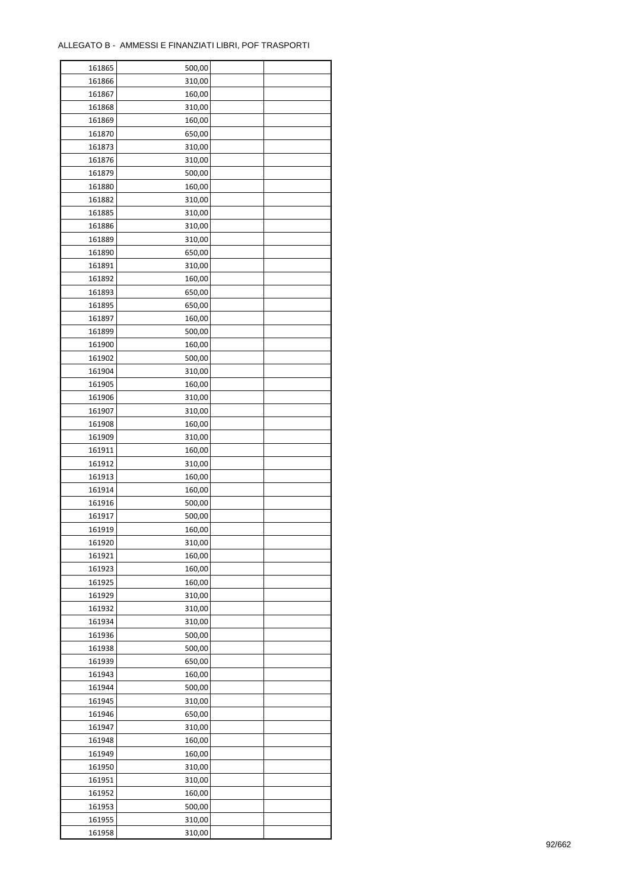ALLEGATO B - AMMESSI E FINANZIATI LIBRI, POF TRASPORTI

| | | | |
|---|---|---|---|
| 161865 | 500,00 | | |
| 161866 | 310,00 | | |
| 161867 | 160,00 | | |
| 161868 | 310,00 | | |
| 161869 | 160,00 | | |
| 161870 | 650,00 | | |
| 161873 | 310,00 | | |
| 161876 | 310,00 | | |
| 161879 | 500,00 | | |
| 161880 | 160,00 | | |
| 161882 | 310,00 | | |
| 161885 | 310,00 | | |
| 161886 | 310,00 | | |
| 161889 | 310,00 | | |
| 161890 | 650,00 | | |
| 161891 | 310,00 | | |
| 161892 | 160,00 | | |
| 161893 | 650,00 | | |
| 161895 | 650,00 | | |
| 161897 | 160,00 | | |
| 161899 | 500,00 | | |
| 161900 | 160,00 | | |
| 161902 | 500,00 | | |
| 161904 | 310,00 | | |
| 161905 | 160,00 | | |
| 161906 | 310,00 | | |
| 161907 | 310,00 | | |
| 161908 | 160,00 | | |
| 161909 | 310,00 | | |
| 161911 | 160,00 | | |
| 161912 | 310,00 | | |
| 161913 | 160,00 | | |
| 161914 | 160,00 | | |
| 161916 | 500,00 | | |
| 161917 | 500,00 | | |
| 161919 | 160,00 | | |
| 161920 | 310,00 | | |
| 161921 | 160,00 | | |
| 161923 | 160,00 | | |
| 161925 | 160,00 | | |
| 161929 | 310,00 | | |
| 161932 | 310,00 | | |
| 161934 | 310,00 | | |
| 161936 | 500,00 | | |
| 161938 | 500,00 | | |
| 161939 | 650,00 | | |
| 161943 | 160,00 | | |
| 161944 | 500,00 | | |
| 161945 | 310,00 | | |
| 161946 | 650,00 | | |
| 161947 | 310,00 | | |
| 161948 | 160,00 | | |
| 161949 | 160,00 | | |
| 161950 | 310,00 | | |
| 161951 | 310,00 | | |
| 161952 | 160,00 | | |
| 161953 | 500,00 | | |
| 161955 | 310,00 | | |
| 161958 | 310,00 | | |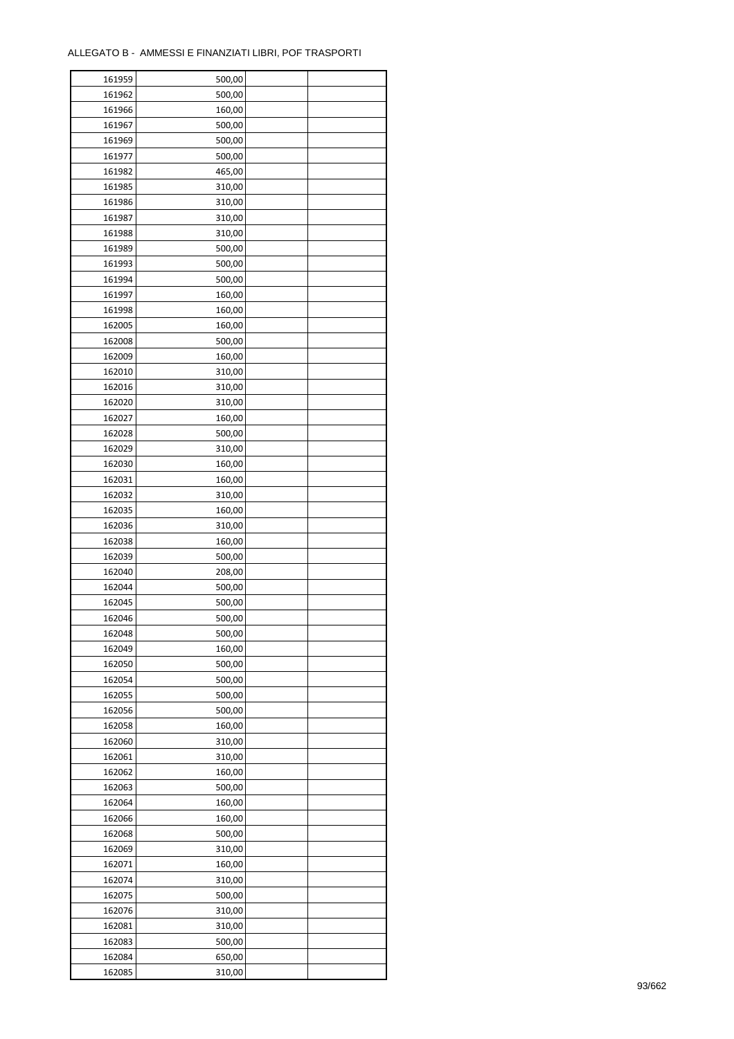ALLEGATO B - AMMESSI E FINANZIATI LIBRI, POF TRASPORTI

| | | | |
|---|---|---|---|
| 161959 | 500,00 | | |
| 161962 | 500,00 | | |
| 161966 | 160,00 | | |
| 161967 | 500,00 | | |
| 161969 | 500,00 | | |
| 161977 | 500,00 | | |
| 161982 | 465,00 | | |
| 161985 | 310,00 | | |
| 161986 | 310,00 | | |
| 161987 | 310,00 | | |
| 161988 | 310,00 | | |
| 161989 | 500,00 | | |
| 161993 | 500,00 | | |
| 161994 | 500,00 | | |
| 161997 | 160,00 | | |
| 161998 | 160,00 | | |
| 162005 | 160,00 | | |
| 162008 | 500,00 | | |
| 162009 | 160,00 | | |
| 162010 | 310,00 | | |
| 162016 | 310,00 | | |
| 162020 | 310,00 | | |
| 162027 | 160,00 | | |
| 162028 | 500,00 | | |
| 162029 | 310,00 | | |
| 162030 | 160,00 | | |
| 162031 | 160,00 | | |
| 162032 | 310,00 | | |
| 162035 | 160,00 | | |
| 162036 | 310,00 | | |
| 162038 | 160,00 | | |
| 162039 | 500,00 | | |
| 162040 | 208,00 | | |
| 162044 | 500,00 | | |
| 162045 | 500,00 | | |
| 162046 | 500,00 | | |
| 162048 | 500,00 | | |
| 162049 | 160,00 | | |
| 162050 | 500,00 | | |
| 162054 | 500,00 | | |
| 162055 | 500,00 | | |
| 162056 | 500,00 | | |
| 162058 | 160,00 | | |
| 162060 | 310,00 | | |
| 162061 | 310,00 | | |
| 162062 | 160,00 | | |
| 162063 | 500,00 | | |
| 162064 | 160,00 | | |
| 162066 | 160,00 | | |
| 162068 | 500,00 | | |
| 162069 | 310,00 | | |
| 162071 | 160,00 | | |
| 162074 | 310,00 | | |
| 162075 | 500,00 | | |
| 162076 | 310,00 | | |
| 162081 | 310,00 | | |
| 162083 | 500,00 | | |
| 162084 | 650,00 | | |
| 162085 | 310,00 | | |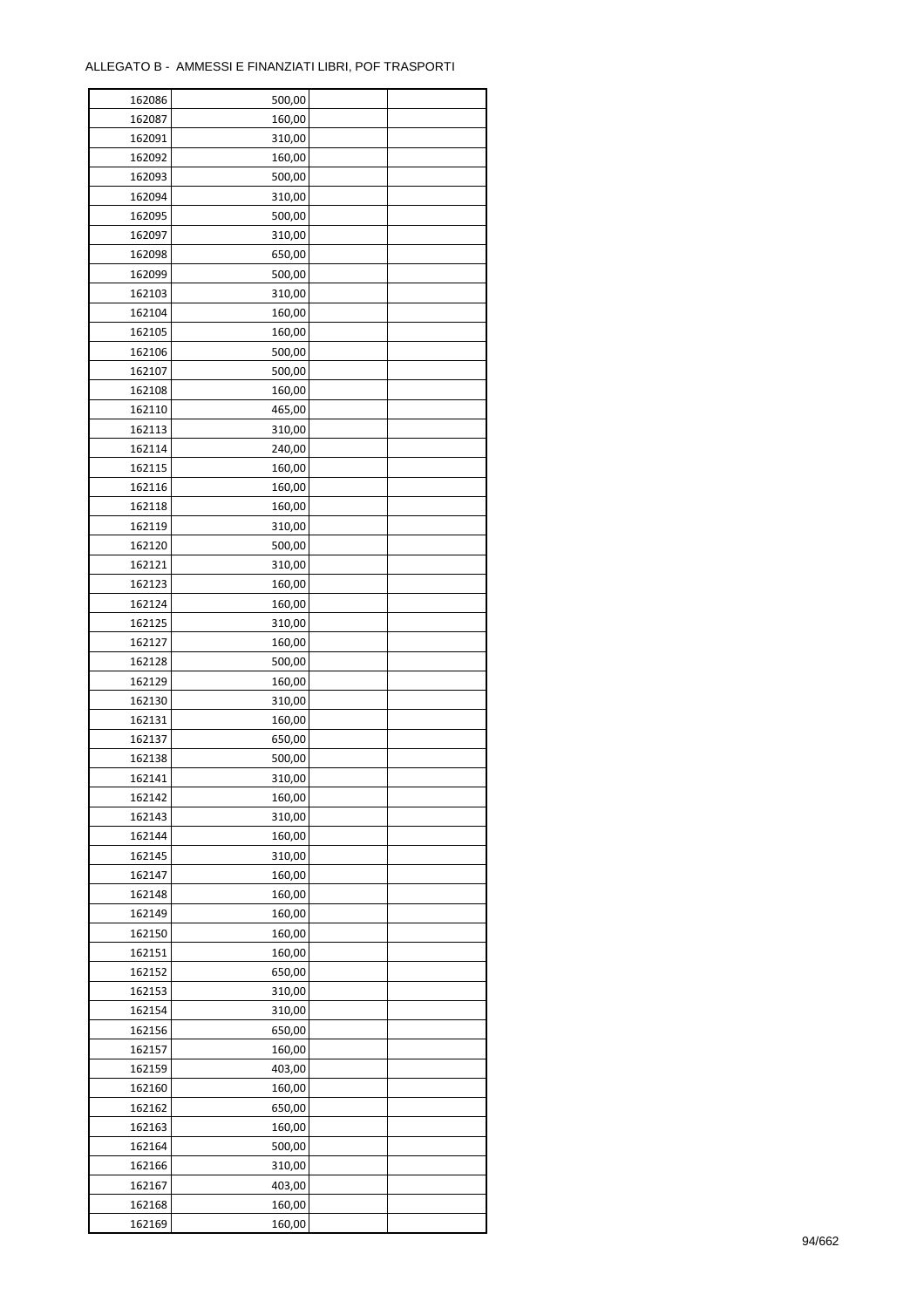ALLEGATO B - AMMESSI E FINANZIATI LIBRI, POF TRASPORTI

| | | | |
|---|---|---|---|
| 162086 | 500,00 | | |
| 162087 | 160,00 | | |
| 162091 | 310,00 | | |
| 162092 | 160,00 | | |
| 162093 | 500,00 | | |
| 162094 | 310,00 | | |
| 162095 | 500,00 | | |
| 162097 | 310,00 | | |
| 162098 | 650,00 | | |
| 162099 | 500,00 | | |
| 162103 | 310,00 | | |
| 162104 | 160,00 | | |
| 162105 | 160,00 | | |
| 162106 | 500,00 | | |
| 162107 | 500,00 | | |
| 162108 | 160,00 | | |
| 162110 | 465,00 | | |
| 162113 | 310,00 | | |
| 162114 | 240,00 | | |
| 162115 | 160,00 | | |
| 162116 | 160,00 | | |
| 162118 | 160,00 | | |
| 162119 | 310,00 | | |
| 162120 | 500,00 | | |
| 162121 | 310,00 | | |
| 162123 | 160,00 | | |
| 162124 | 160,00 | | |
| 162125 | 310,00 | | |
| 162127 | 160,00 | | |
| 162128 | 500,00 | | |
| 162129 | 160,00 | | |
| 162130 | 310,00 | | |
| 162131 | 160,00 | | |
| 162137 | 650,00 | | |
| 162138 | 500,00 | | |
| 162141 | 310,00 | | |
| 162142 | 160,00 | | |
| 162143 | 310,00 | | |
| 162144 | 160,00 | | |
| 162145 | 310,00 | | |
| 162147 | 160,00 | | |
| 162148 | 160,00 | | |
| 162149 | 160,00 | | |
| 162150 | 160,00 | | |
| 162151 | 160,00 | | |
| 162152 | 650,00 | | |
| 162153 | 310,00 | | |
| 162154 | 310,00 | | |
| 162156 | 650,00 | | |
| 162157 | 160,00 | | |
| 162159 | 403,00 | | |
| 162160 | 160,00 | | |
| 162162 | 650,00 | | |
| 162163 | 160,00 | | |
| 162164 | 500,00 | | |
| 162166 | 310,00 | | |
| 162167 | 403,00 | | |
| 162168 | 160,00 | | |
| 162169 | 160,00 | | |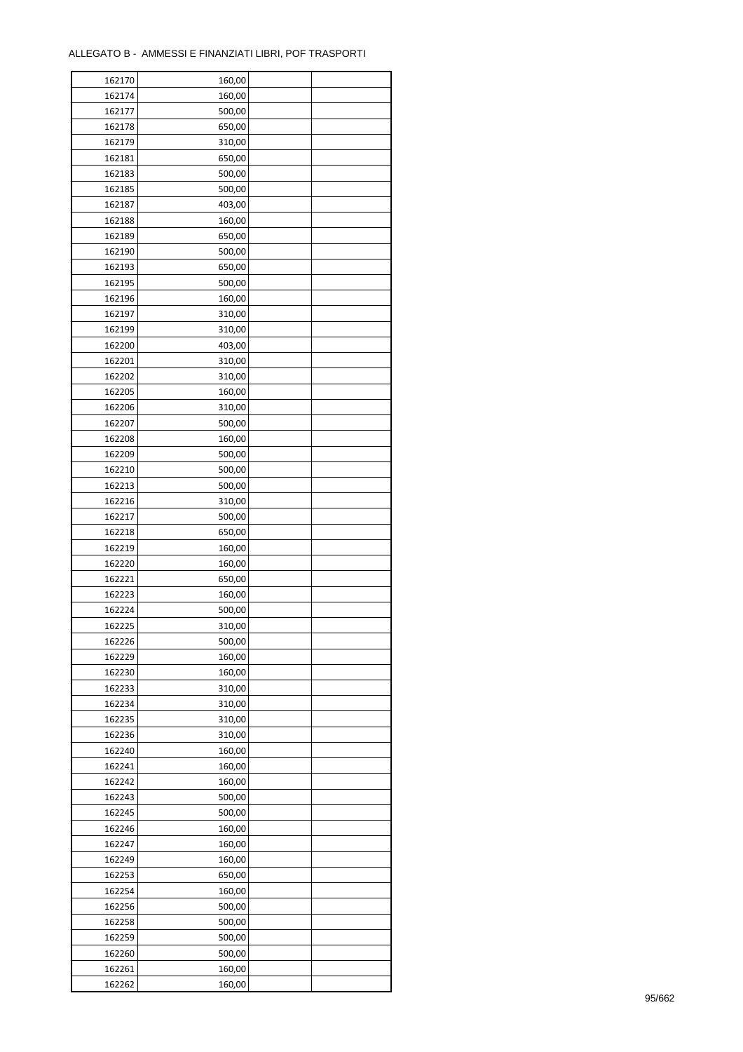ALLEGATO B - AMMESSI E FINANZIATI LIBRI, POF TRASPORTI

| | | | |
|---|---|---|---|
| 162170 | 160,00 | | |
| 162174 | 160,00 | | |
| 162177 | 500,00 | | |
| 162178 | 650,00 | | |
| 162179 | 310,00 | | |
| 162181 | 650,00 | | |
| 162183 | 500,00 | | |
| 162185 | 500,00 | | |
| 162187 | 403,00 | | |
| 162188 | 160,00 | | |
| 162189 | 650,00 | | |
| 162190 | 500,00 | | |
| 162193 | 650,00 | | |
| 162195 | 500,00 | | |
| 162196 | 160,00 | | |
| 162197 | 310,00 | | |
| 162199 | 310,00 | | |
| 162200 | 403,00 | | |
| 162201 | 310,00 | | |
| 162202 | 310,00 | | |
| 162205 | 160,00 | | |
| 162206 | 310,00 | | |
| 162207 | 500,00 | | |
| 162208 | 160,00 | | |
| 162209 | 500,00 | | |
| 162210 | 500,00 | | |
| 162213 | 500,00 | | |
| 162216 | 310,00 | | |
| 162217 | 500,00 | | |
| 162218 | 650,00 | | |
| 162219 | 160,00 | | |
| 162220 | 160,00 | | |
| 162221 | 650,00 | | |
| 162223 | 160,00 | | |
| 162224 | 500,00 | | |
| 162225 | 310,00 | | |
| 162226 | 500,00 | | |
| 162229 | 160,00 | | |
| 162230 | 160,00 | | |
| 162233 | 310,00 | | |
| 162234 | 310,00 | | |
| 162235 | 310,00 | | |
| 162236 | 310,00 | | |
| 162240 | 160,00 | | |
| 162241 | 160,00 | | |
| 162242 | 160,00 | | |
| 162243 | 500,00 | | |
| 162245 | 500,00 | | |
| 162246 | 160,00 | | |
| 162247 | 160,00 | | |
| 162249 | 160,00 | | |
| 162253 | 650,00 | | |
| 162254 | 160,00 | | |
| 162256 | 500,00 | | |
| 162258 | 500,00 | | |
| 162259 | 500,00 | | |
| 162260 | 500,00 | | |
| 162261 | 160,00 | | |
| 162262 | 160,00 | | |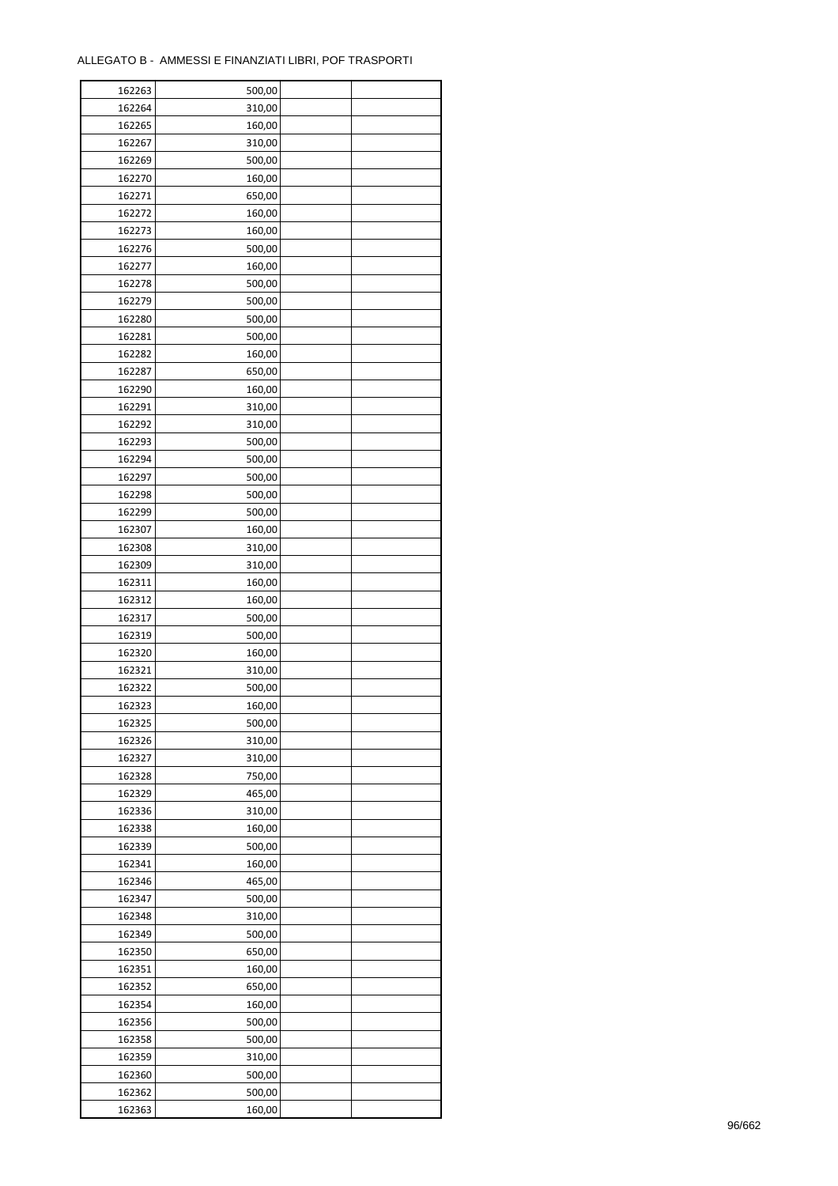ALLEGATO B - AMMESSI E FINANZIATI LIBRI, POF TRASPORTI

| | | | |
|---|---|---|---|
| 162263 | 500,00 | | |
| 162264 | 310,00 | | |
| 162265 | 160,00 | | |
| 162267 | 310,00 | | |
| 162269 | 500,00 | | |
| 162270 | 160,00 | | |
| 162271 | 650,00 | | |
| 162272 | 160,00 | | |
| 162273 | 160,00 | | |
| 162276 | 500,00 | | |
| 162277 | 160,00 | | |
| 162278 | 500,00 | | |
| 162279 | 500,00 | | |
| 162280 | 500,00 | | |
| 162281 | 500,00 | | |
| 162282 | 160,00 | | |
| 162287 | 650,00 | | |
| 162290 | 160,00 | | |
| 162291 | 310,00 | | |
| 162292 | 310,00 | | |
| 162293 | 500,00 | | |
| 162294 | 500,00 | | |
| 162297 | 500,00 | | |
| 162298 | 500,00 | | |
| 162299 | 500,00 | | |
| 162307 | 160,00 | | |
| 162308 | 310,00 | | |
| 162309 | 310,00 | | |
| 162311 | 160,00 | | |
| 162312 | 160,00 | | |
| 162317 | 500,00 | | |
| 162319 | 500,00 | | |
| 162320 | 160,00 | | |
| 162321 | 310,00 | | |
| 162322 | 500,00 | | |
| 162323 | 160,00 | | |
| 162325 | 500,00 | | |
| 162326 | 310,00 | | |
| 162327 | 310,00 | | |
| 162328 | 750,00 | | |
| 162329 | 465,00 | | |
| 162336 | 310,00 | | |
| 162338 | 160,00 | | |
| 162339 | 500,00 | | |
| 162341 | 160,00 | | |
| 162346 | 465,00 | | |
| 162347 | 500,00 | | |
| 162348 | 310,00 | | |
| 162349 | 500,00 | | |
| 162350 | 650,00 | | |
| 162351 | 160,00 | | |
| 162352 | 650,00 | | |
| 162354 | 160,00 | | |
| 162356 | 500,00 | | |
| 162358 | 500,00 | | |
| 162359 | 310,00 | | |
| 162360 | 500,00 | | |
| 162362 | 500,00 | | |
| 162363 | 160,00 | | |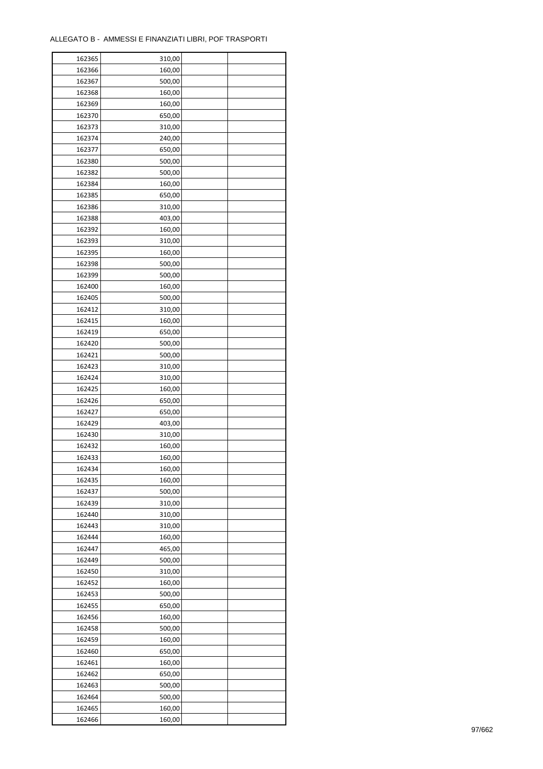ALLEGATO B - AMMESSI E FINANZIATI LIBRI, POF TRASPORTI

| 162365 | 310,00 | | |
|---|---|---|---|
| 162366 | 160,00 | | |
| 162367 | 500,00 | | |
| 162368 | 160,00 | | |
| 162369 | 160,00 | | |
| 162370 | 650,00 | | |
| 162373 | 310,00 | | |
| 162374 | 240,00 | | |
| 162377 | 650,00 | | |
| 162380 | 500,00 | | |
| 162382 | 500,00 | | |
| 162384 | 160,00 | | |
| 162385 | 650,00 | | |
| 162386 | 310,00 | | |
| 162388 | 403,00 | | |
| 162392 | 160,00 | | |
| 162393 | 310,00 | | |
| 162395 | 160,00 | | |
| 162398 | 500,00 | | |
| 162399 | 500,00 | | |
| 162400 | 160,00 | | |
| 162405 | 500,00 | | |
| 162412 | 310,00 | | |
| 162415 | 160,00 | | |
| 162419 | 650,00 | | |
| 162420 | 500,00 | | |
| 162421 | 500,00 | | |
| 162423 | 310,00 | | |
| 162424 | 310,00 | | |
| 162425 | 160,00 | | |
| 162426 | 650,00 | | |
| 162427 | 650,00 | | |
| 162429 | 403,00 | | |
| 162430 | 310,00 | | |
| 162432 | 160,00 | | |
| 162433 | 160,00 | | |
| 162434 | 160,00 | | |
| 162435 | 160,00 | | |
| 162437 | 500,00 | | |
| 162439 | 310,00 | | |
| 162440 | 310,00 | | |
| 162443 | 310,00 | | |
| 162444 | 160,00 | | |
| 162447 | 465,00 | | |
| 162449 | 500,00 | | |
| 162450 | 310,00 | | |
| 162452 | 160,00 | | |
| 162453 | 500,00 | | |
| 162455 | 650,00 | | |
| 162456 | 160,00 | | |
| 162458 | 500,00 | | |
| 162459 | 160,00 | | |
| 162460 | 650,00 | | |
| 162461 | 160,00 | | |
| 162462 | 650,00 | | |
| 162463 | 500,00 | | |
| 162464 | 500,00 | | |
| 162465 | 160,00 | | |
| 162466 | 160,00 | | |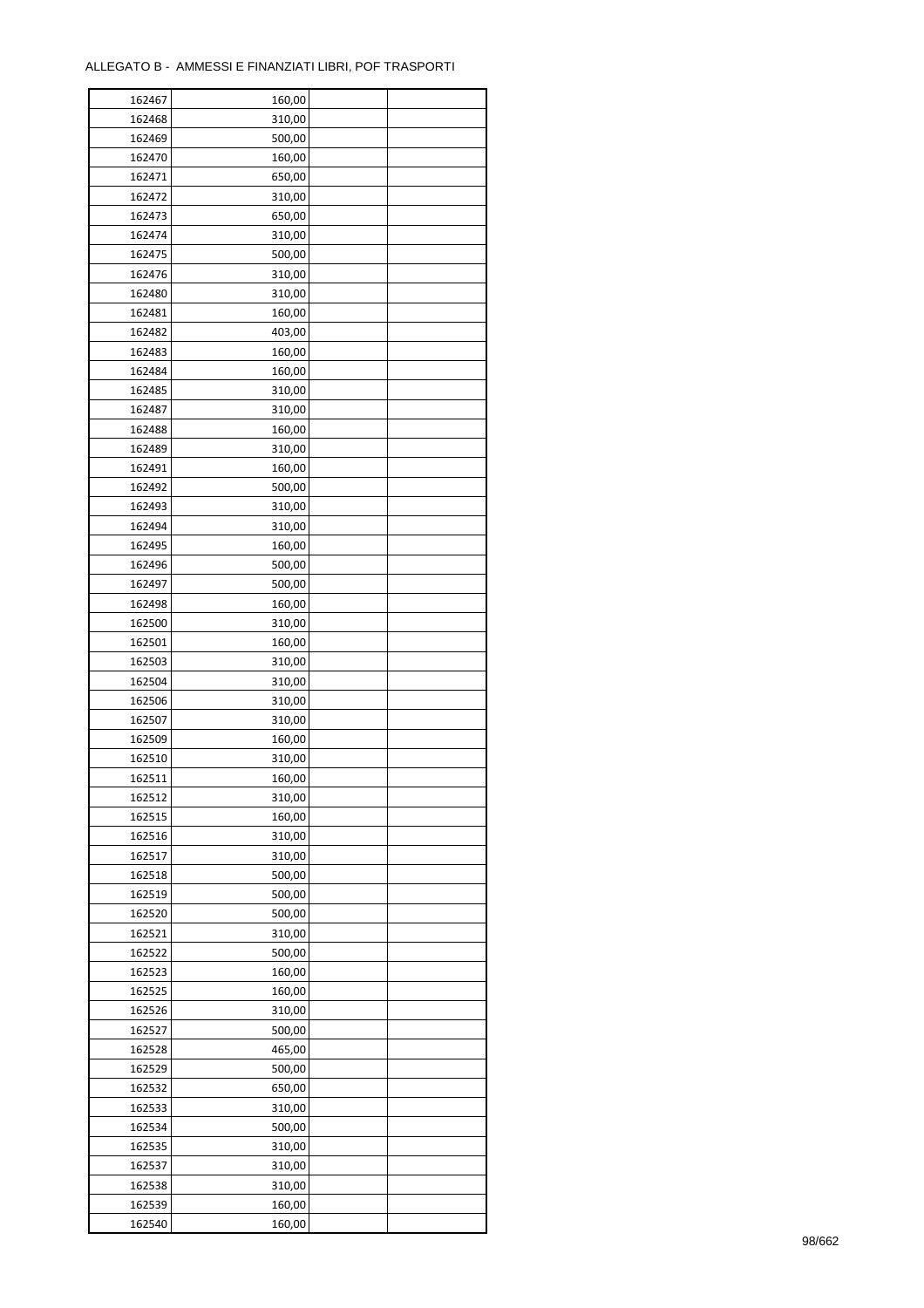ALLEGATO B - AMMESSI E FINANZIATI LIBRI, POF TRASPORTI

| | | | |
|---|---|---|---|
| 162467 | 160,00 | | |
| 162468 | 310,00 | | |
| 162469 | 500,00 | | |
| 162470 | 160,00 | | |
| 162471 | 650,00 | | |
| 162472 | 310,00 | | |
| 162473 | 650,00 | | |
| 162474 | 310,00 | | |
| 162475 | 500,00 | | |
| 162476 | 310,00 | | |
| 162480 | 310,00 | | |
| 162481 | 160,00 | | |
| 162482 | 403,00 | | |
| 162483 | 160,00 | | |
| 162484 | 160,00 | | |
| 162485 | 310,00 | | |
| 162487 | 310,00 | | |
| 162488 | 160,00 | | |
| 162489 | 310,00 | | |
| 162491 | 160,00 | | |
| 162492 | 500,00 | | |
| 162493 | 310,00 | | |
| 162494 | 310,00 | | |
| 162495 | 160,00 | | |
| 162496 | 500,00 | | |
| 162497 | 500,00 | | |
| 162498 | 160,00 | | |
| 162500 | 310,00 | | |
| 162501 | 160,00 | | |
| 162503 | 310,00 | | |
| 162504 | 310,00 | | |
| 162506 | 310,00 | | |
| 162507 | 310,00 | | |
| 162509 | 160,00 | | |
| 162510 | 310,00 | | |
| 162511 | 160,00 | | |
| 162512 | 310,00 | | |
| 162515 | 160,00 | | |
| 162516 | 310,00 | | |
| 162517 | 310,00 | | |
| 162518 | 500,00 | | |
| 162519 | 500,00 | | |
| 162520 | 500,00 | | |
| 162521 | 310,00 | | |
| 162522 | 500,00 | | |
| 162523 | 160,00 | | |
| 162525 | 160,00 | | |
| 162526 | 310,00 | | |
| 162527 | 500,00 | | |
| 162528 | 465,00 | | |
| 162529 | 500,00 | | |
| 162532 | 650,00 | | |
| 162533 | 310,00 | | |
| 162534 | 500,00 | | |
| 162535 | 310,00 | | |
| 162537 | 310,00 | | |
| 162538 | 310,00 | | |
| 162539 | 160,00 | | |
| 162540 | 160,00 | | |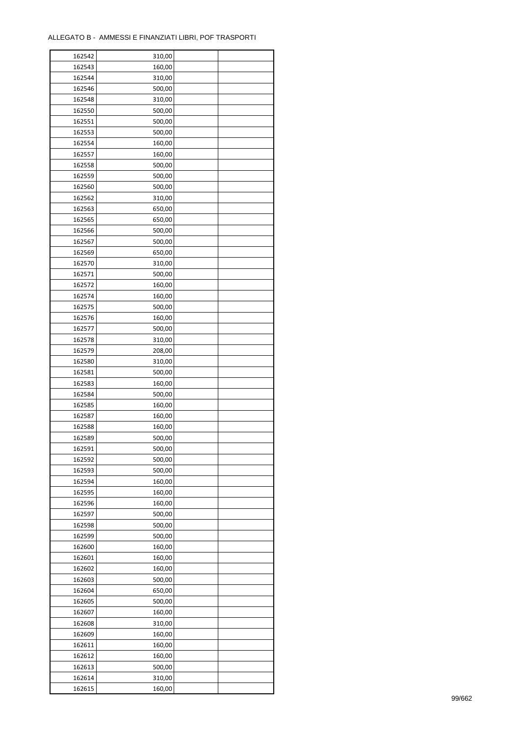ALLEGATO B - AMMESSI E FINANZIATI LIBRI, POF TRASPORTI

| | | | |
|---|---|---|---|
| 162542 | 310,00 | | |
| 162543 | 160,00 | | |
| 162544 | 310,00 | | |
| 162546 | 500,00 | | |
| 162548 | 310,00 | | |
| 162550 | 500,00 | | |
| 162551 | 500,00 | | |
| 162553 | 500,00 | | |
| 162554 | 160,00 | | |
| 162557 | 160,00 | | |
| 162558 | 500,00 | | |
| 162559 | 500,00 | | |
| 162560 | 500,00 | | |
| 162562 | 310,00 | | |
| 162563 | 650,00 | | |
| 162565 | 650,00 | | |
| 162566 | 500,00 | | |
| 162567 | 500,00 | | |
| 162569 | 650,00 | | |
| 162570 | 310,00 | | |
| 162571 | 500,00 | | |
| 162572 | 160,00 | | |
| 162574 | 160,00 | | |
| 162575 | 500,00 | | |
| 162576 | 160,00 | | |
| 162577 | 500,00 | | |
| 162578 | 310,00 | | |
| 162579 | 208,00 | | |
| 162580 | 310,00 | | |
| 162581 | 500,00 | | |
| 162583 | 160,00 | | |
| 162584 | 500,00 | | |
| 162585 | 160,00 | | |
| 162587 | 160,00 | | |
| 162588 | 160,00 | | |
| 162589 | 500,00 | | |
| 162591 | 500,00 | | |
| 162592 | 500,00 | | |
| 162593 | 500,00 | | |
| 162594 | 160,00 | | |
| 162595 | 160,00 | | |
| 162596 | 160,00 | | |
| 162597 | 500,00 | | |
| 162598 | 500,00 | | |
| 162599 | 500,00 | | |
| 162600 | 160,00 | | |
| 162601 | 160,00 | | |
| 162602 | 160,00 | | |
| 162603 | 500,00 | | |
| 162604 | 650,00 | | |
| 162605 | 500,00 | | |
| 162607 | 160,00 | | |
| 162608 | 310,00 | | |
| 162609 | 160,00 | | |
| 162611 | 160,00 | | |
| 162612 | 160,00 | | |
| 162613 | 500,00 | | |
| 162614 | 310,00 | | |
| 162615 | 160,00 | | |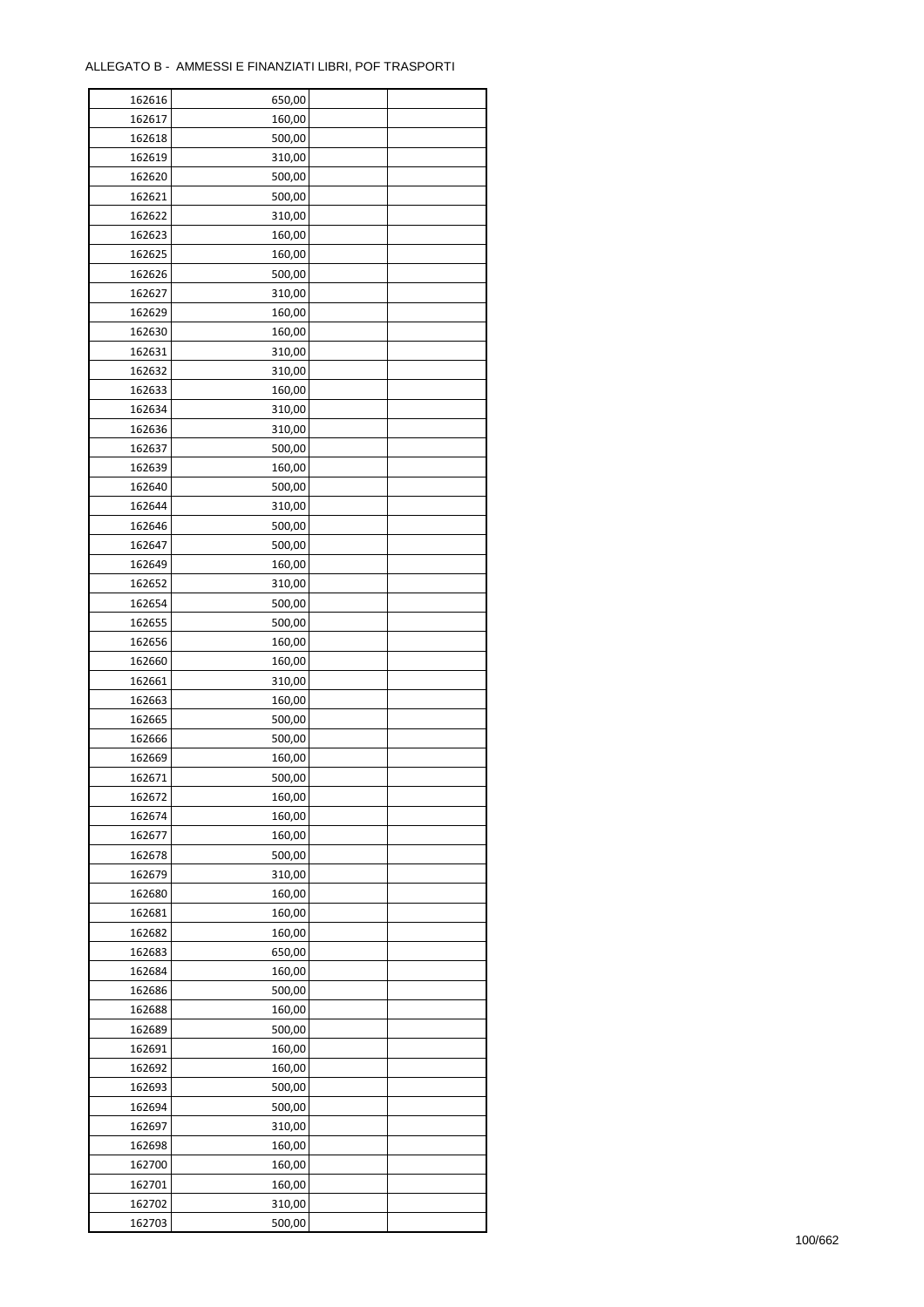ALLEGATO B - AMMESSI E FINANZIATI LIBRI, POF TRASPORTI

| | | | |
|---|---|---|---|
| 162616 | 650,00 | | |
| 162617 | 160,00 | | |
| 162618 | 500,00 | | |
| 162619 | 310,00 | | |
| 162620 | 500,00 | | |
| 162621 | 500,00 | | |
| 162622 | 310,00 | | |
| 162623 | 160,00 | | |
| 162625 | 160,00 | | |
| 162626 | 500,00 | | |
| 162627 | 310,00 | | |
| 162629 | 160,00 | | |
| 162630 | 160,00 | | |
| 162631 | 310,00 | | |
| 162632 | 310,00 | | |
| 162633 | 160,00 | | |
| 162634 | 310,00 | | |
| 162636 | 310,00 | | |
| 162637 | 500,00 | | |
| 162639 | 160,00 | | |
| 162640 | 500,00 | | |
| 162644 | 310,00 | | |
| 162646 | 500,00 | | |
| 162647 | 500,00 | | |
| 162649 | 160,00 | | |
| 162652 | 310,00 | | |
| 162654 | 500,00 | | |
| 162655 | 500,00 | | |
| 162656 | 160,00 | | |
| 162660 | 160,00 | | |
| 162661 | 310,00 | | |
| 162663 | 160,00 | | |
| 162665 | 500,00 | | |
| 162666 | 500,00 | | |
| 162669 | 160,00 | | |
| 162671 | 500,00 | | |
| 162672 | 160,00 | | |
| 162674 | 160,00 | | |
| 162677 | 160,00 | | |
| 162678 | 500,00 | | |
| 162679 | 310,00 | | |
| 162680 | 160,00 | | |
| 162681 | 160,00 | | |
| 162682 | 160,00 | | |
| 162683 | 650,00 | | |
| 162684 | 160,00 | | |
| 162686 | 500,00 | | |
| 162688 | 160,00 | | |
| 162689 | 500,00 | | |
| 162691 | 160,00 | | |
| 162692 | 160,00 | | |
| 162693 | 500,00 | | |
| 162694 | 500,00 | | |
| 162697 | 310,00 | | |
| 162698 | 160,00 | | |
| 162700 | 160,00 | | |
| 162701 | 160,00 | | |
| 162702 | 310,00 | | |
| 162703 | 500,00 | | |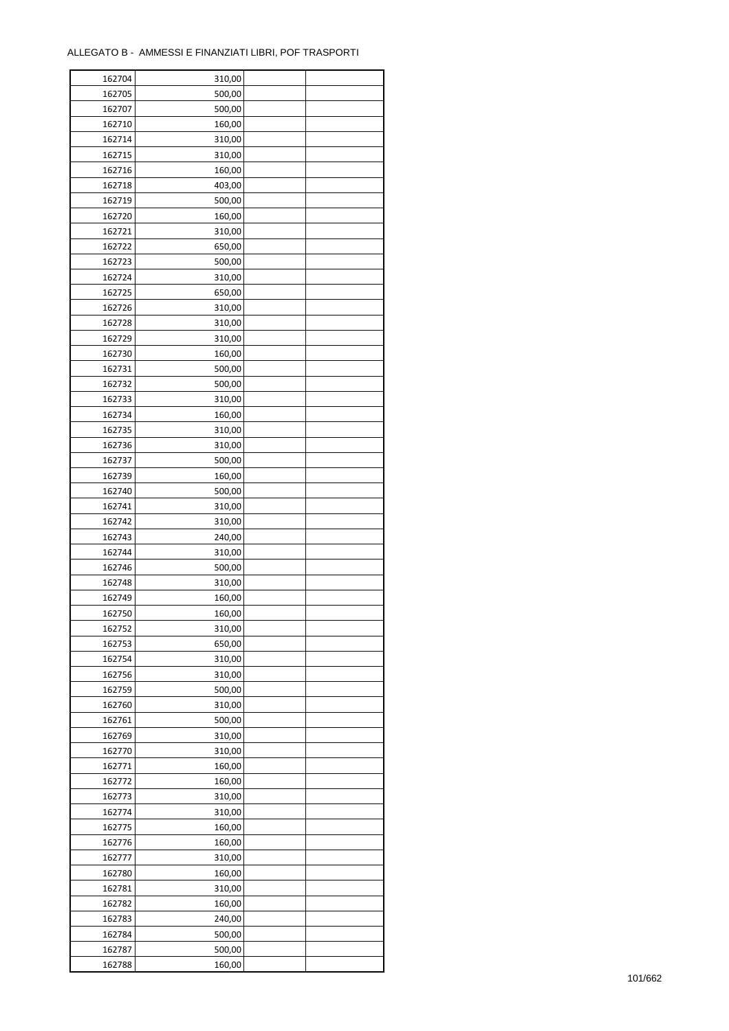ALLEGATO B - AMMESSI E FINANZIATI LIBRI, POF TRASPORTI

| | | | |
|---|---|---|---|
| 162704 | 310,00 | | |
| 162705 | 500,00 | | |
| 162707 | 500,00 | | |
| 162710 | 160,00 | | |
| 162714 | 310,00 | | |
| 162715 | 310,00 | | |
| 162716 | 160,00 | | |
| 162718 | 403,00 | | |
| 162719 | 500,00 | | |
| 162720 | 160,00 | | |
| 162721 | 310,00 | | |
| 162722 | 650,00 | | |
| 162723 | 500,00 | | |
| 162724 | 310,00 | | |
| 162725 | 650,00 | | |
| 162726 | 310,00 | | |
| 162728 | 310,00 | | |
| 162729 | 310,00 | | |
| 162730 | 160,00 | | |
| 162731 | 500,00 | | |
| 162732 | 500,00 | | |
| 162733 | 310,00 | | |
| 162734 | 160,00 | | |
| 162735 | 310,00 | | |
| 162736 | 310,00 | | |
| 162737 | 500,00 | | |
| 162739 | 160,00 | | |
| 162740 | 500,00 | | |
| 162741 | 310,00 | | |
| 162742 | 310,00 | | |
| 162743 | 240,00 | | |
| 162744 | 310,00 | | |
| 162746 | 500,00 | | |
| 162748 | 310,00 | | |
| 162749 | 160,00 | | |
| 162750 | 160,00 | | |
| 162752 | 310,00 | | |
| 162753 | 650,00 | | |
| 162754 | 310,00 | | |
| 162756 | 310,00 | | |
| 162759 | 500,00 | | |
| 162760 | 310,00 | | |
| 162761 | 500,00 | | |
| 162769 | 310,00 | | |
| 162770 | 310,00 | | |
| 162771 | 160,00 | | |
| 162772 | 160,00 | | |
| 162773 | 310,00 | | |
| 162774 | 310,00 | | |
| 162775 | 160,00 | | |
| 162776 | 160,00 | | |
| 162777 | 310,00 | | |
| 162780 | 160,00 | | |
| 162781 | 310,00 | | |
| 162782 | 160,00 | | |
| 162783 | 240,00 | | |
| 162784 | 500,00 | | |
| 162787 | 500,00 | | |
| 162788 | 160,00 | | |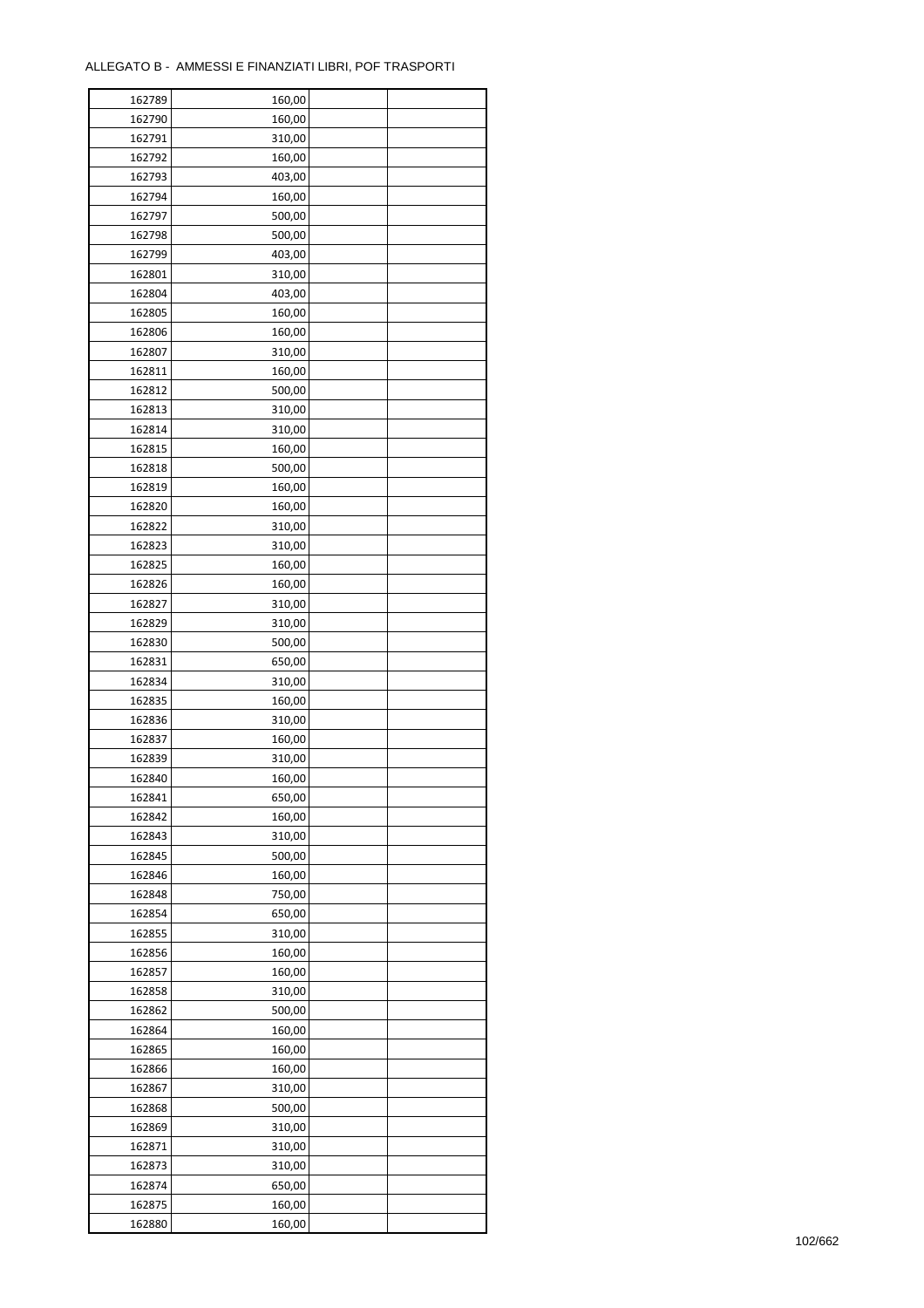ALLEGATO B - AMMESSI E FINANZIATI LIBRI, POF TRASPORTI

| | | | |
|---|---|---|---|
| 162789 | 160,00 | | |
| 162790 | 160,00 | | |
| 162791 | 310,00 | | |
| 162792 | 160,00 | | |
| 162793 | 403,00 | | |
| 162794 | 160,00 | | |
| 162797 | 500,00 | | |
| 162798 | 500,00 | | |
| 162799 | 403,00 | | |
| 162801 | 310,00 | | |
| 162804 | 403,00 | | |
| 162805 | 160,00 | | |
| 162806 | 160,00 | | |
| 162807 | 310,00 | | |
| 162811 | 160,00 | | |
| 162812 | 500,00 | | |
| 162813 | 310,00 | | |
| 162814 | 310,00 | | |
| 162815 | 160,00 | | |
| 162818 | 500,00 | | |
| 162819 | 160,00 | | |
| 162820 | 160,00 | | |
| 162822 | 310,00 | | |
| 162823 | 310,00 | | |
| 162825 | 160,00 | | |
| 162826 | 160,00 | | |
| 162827 | 310,00 | | |
| 162829 | 310,00 | | |
| 162830 | 500,00 | | |
| 162831 | 650,00 | | |
| 162834 | 310,00 | | |
| 162835 | 160,00 | | |
| 162836 | 310,00 | | |
| 162837 | 160,00 | | |
| 162839 | 310,00 | | |
| 162840 | 160,00 | | |
| 162841 | 650,00 | | |
| 162842 | 160,00 | | |
| 162843 | 310,00 | | |
| 162845 | 500,00 | | |
| 162846 | 160,00 | | |
| 162848 | 750,00 | | |
| 162854 | 650,00 | | |
| 162855 | 310,00 | | |
| 162856 | 160,00 | | |
| 162857 | 160,00 | | |
| 162858 | 310,00 | | |
| 162862 | 500,00 | | |
| 162864 | 160,00 | | |
| 162865 | 160,00 | | |
| 162866 | 160,00 | | |
| 162867 | 310,00 | | |
| 162868 | 500,00 | | |
| 162869 | 310,00 | | |
| 162871 | 310,00 | | |
| 162873 | 310,00 | | |
| 162874 | 650,00 | | |
| 162875 | 160,00 | | |
| 162880 | 160,00 | | |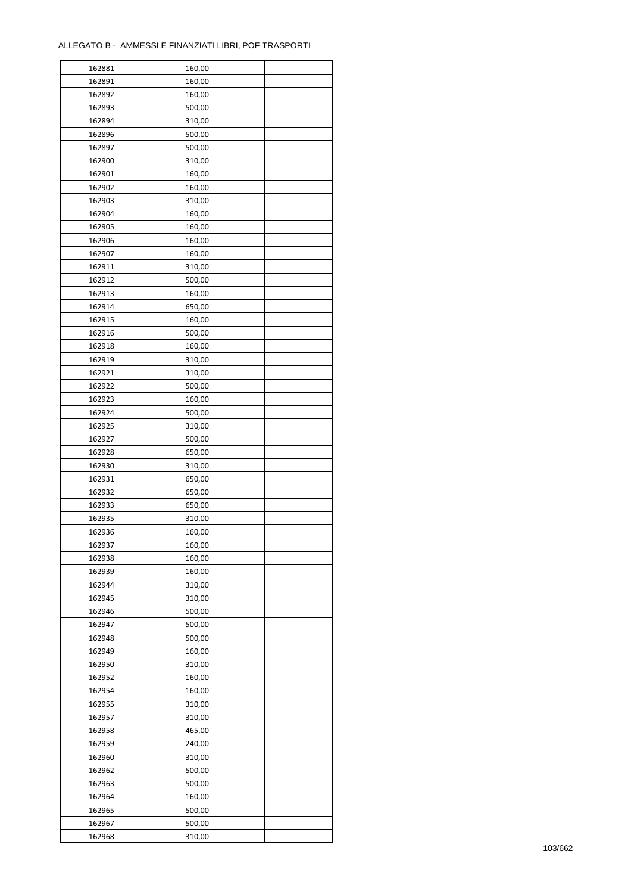ALLEGATO B - AMMESSI E FINANZIATI LIBRI, POF TRASPORTI

| 162881 | 160,00 | | |
|---|---|---|---|
| 162891 | 160,00 | | |
| 162892 | 160,00 | | |
| 162893 | 500,00 | | |
| 162894 | 310,00 | | |
| 162896 | 500,00 | | |
| 162897 | 500,00 | | |
| 162900 | 310,00 | | |
| 162901 | 160,00 | | |
| 162902 | 160,00 | | |
| 162903 | 310,00 | | |
| 162904 | 160,00 | | |
| 162905 | 160,00 | | |
| 162906 | 160,00 | | |
| 162907 | 160,00 | | |
| 162911 | 310,00 | | |
| 162912 | 500,00 | | |
| 162913 | 160,00 | | |
| 162914 | 650,00 | | |
| 162915 | 160,00 | | |
| 162916 | 500,00 | | |
| 162918 | 160,00 | | |
| 162919 | 310,00 | | |
| 162921 | 310,00 | | |
| 162922 | 500,00 | | |
| 162923 | 160,00 | | |
| 162924 | 500,00 | | |
| 162925 | 310,00 | | |
| 162927 | 500,00 | | |
| 162928 | 650,00 | | |
| 162930 | 310,00 | | |
| 162931 | 650,00 | | |
| 162932 | 650,00 | | |
| 162933 | 650,00 | | |
| 162935 | 310,00 | | |
| 162936 | 160,00 | | |
| 162937 | 160,00 | | |
| 162938 | 160,00 | | |
| 162939 | 160,00 | | |
| 162944 | 310,00 | | |
| 162945 | 310,00 | | |
| 162946 | 500,00 | | |
| 162947 | 500,00 | | |
| 162948 | 500,00 | | |
| 162949 | 160,00 | | |
| 162950 | 310,00 | | |
| 162952 | 160,00 | | |
| 162954 | 160,00 | | |
| 162955 | 310,00 | | |
| 162957 | 310,00 | | |
| 162958 | 465,00 | | |
| 162959 | 240,00 | | |
| 162960 | 310,00 | | |
| 162962 | 500,00 | | |
| 162963 | 500,00 | | |
| 162964 | 160,00 | | |
| 162965 | 500,00 | | |
| 162967 | 500,00 | | |
| 162968 | 310,00 | | |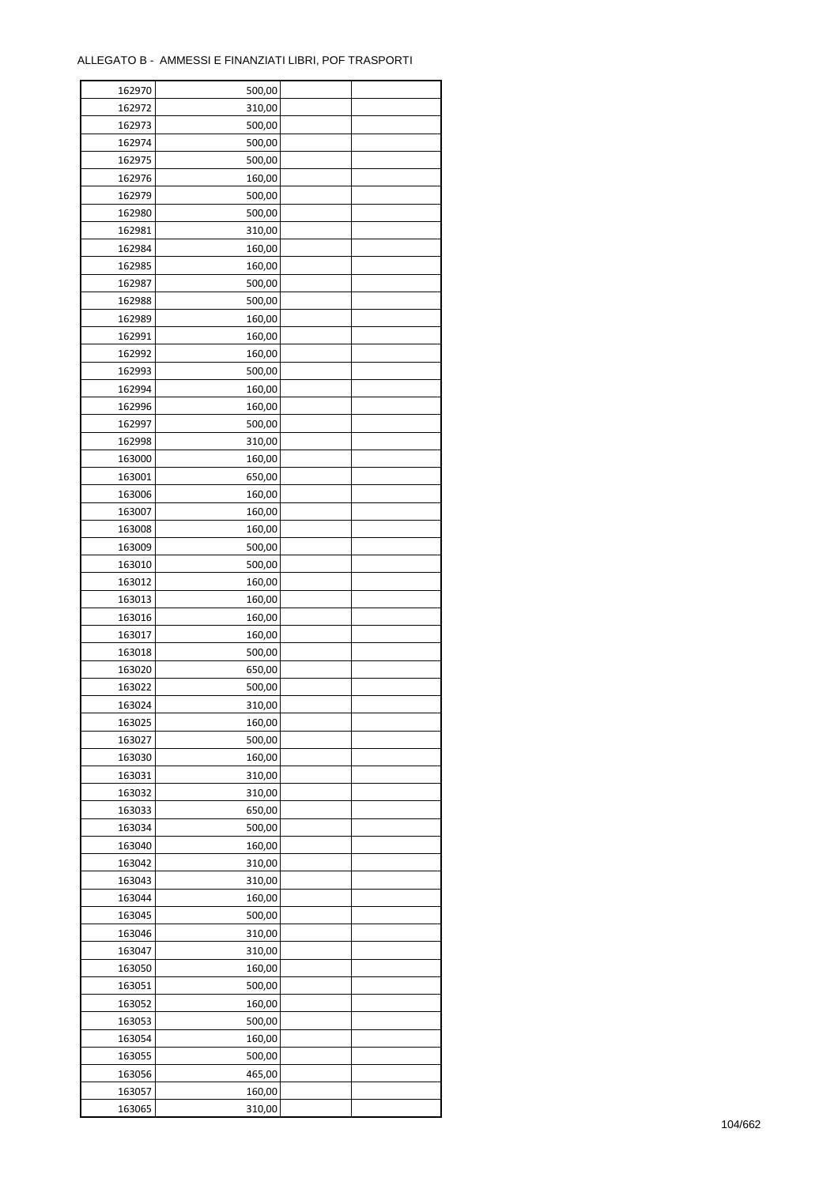ALLEGATO B - AMMESSI E FINANZIATI LIBRI, POF TRASPORTI

| | | | |
|---|---|---|---|
| 162970 | 500,00 | | |
| 162972 | 310,00 | | |
| 162973 | 500,00 | | |
| 162974 | 500,00 | | |
| 162975 | 500,00 | | |
| 162976 | 160,00 | | |
| 162979 | 500,00 | | |
| 162980 | 500,00 | | |
| 162981 | 310,00 | | |
| 162984 | 160,00 | | |
| 162985 | 160,00 | | |
| 162987 | 500,00 | | |
| 162988 | 500,00 | | |
| 162989 | 160,00 | | |
| 162991 | 160,00 | | |
| 162992 | 160,00 | | |
| 162993 | 500,00 | | |
| 162994 | 160,00 | | |
| 162996 | 160,00 | | |
| 162997 | 500,00 | | |
| 162998 | 310,00 | | |
| 163000 | 160,00 | | |
| 163001 | 650,00 | | |
| 163006 | 160,00 | | |
| 163007 | 160,00 | | |
| 163008 | 160,00 | | |
| 163009 | 500,00 | | |
| 163010 | 500,00 | | |
| 163012 | 160,00 | | |
| 163013 | 160,00 | | |
| 163016 | 160,00 | | |
| 163017 | 160,00 | | |
| 163018 | 500,00 | | |
| 163020 | 650,00 | | |
| 163022 | 500,00 | | |
| 163024 | 310,00 | | |
| 163025 | 160,00 | | |
| 163027 | 500,00 | | |
| 163030 | 160,00 | | |
| 163031 | 310,00 | | |
| 163032 | 310,00 | | |
| 163033 | 650,00 | | |
| 163034 | 500,00 | | |
| 163040 | 160,00 | | |
| 163042 | 310,00 | | |
| 163043 | 310,00 | | |
| 163044 | 160,00 | | |
| 163045 | 500,00 | | |
| 163046 | 310,00 | | |
| 163047 | 310,00 | | |
| 163050 | 160,00 | | |
| 163051 | 500,00 | | |
| 163052 | 160,00 | | |
| 163053 | 500,00 | | |
| 163054 | 160,00 | | |
| 163055 | 500,00 | | |
| 163056 | 465,00 | | |
| 163057 | 160,00 | | |
| 163065 | 310,00 | | |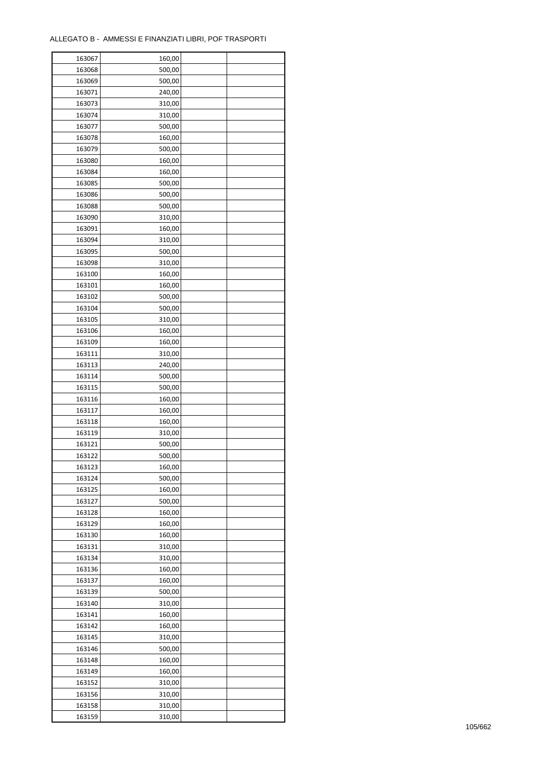ALLEGATO B - AMMESSI E FINANZIATI LIBRI, POF TRASPORTI

| | | | |
|---|---|---|---|
| 163067 | 160,00 | | |
| 163068 | 500,00 | | |
| 163069 | 500,00 | | |
| 163071 | 240,00 | | |
| 163073 | 310,00 | | |
| 163074 | 310,00 | | |
| 163077 | 500,00 | | |
| 163078 | 160,00 | | |
| 163079 | 500,00 | | |
| 163080 | 160,00 | | |
| 163084 | 160,00 | | |
| 163085 | 500,00 | | |
| 163086 | 500,00 | | |
| 163088 | 500,00 | | |
| 163090 | 310,00 | | |
| 163091 | 160,00 | | |
| 163094 | 310,00 | | |
| 163095 | 500,00 | | |
| 163098 | 310,00 | | |
| 163100 | 160,00 | | |
| 163101 | 160,00 | | |
| 163102 | 500,00 | | |
| 163104 | 500,00 | | |
| 163105 | 310,00 | | |
| 163106 | 160,00 | | |
| 163109 | 160,00 | | |
| 163111 | 310,00 | | |
| 163113 | 240,00 | | |
| 163114 | 500,00 | | |
| 163115 | 500,00 | | |
| 163116 | 160,00 | | |
| 163117 | 160,00 | | |
| 163118 | 160,00 | | |
| 163119 | 310,00 | | |
| 163121 | 500,00 | | |
| 163122 | 500,00 | | |
| 163123 | 160,00 | | |
| 163124 | 500,00 | | |
| 163125 | 160,00 | | |
| 163127 | 500,00 | | |
| 163128 | 160,00 | | |
| 163129 | 160,00 | | |
| 163130 | 160,00 | | |
| 163131 | 310,00 | | |
| 163134 | 310,00 | | |
| 163136 | 160,00 | | |
| 163137 | 160,00 | | |
| 163139 | 500,00 | | |
| 163140 | 310,00 | | |
| 163141 | 160,00 | | |
| 163142 | 160,00 | | |
| 163145 | 310,00 | | |
| 163146 | 500,00 | | |
| 163148 | 160,00 | | |
| 163149 | 160,00 | | |
| 163152 | 310,00 | | |
| 163156 | 310,00 | | |
| 163158 | 310,00 | | |
| 163159 | 310,00 | | |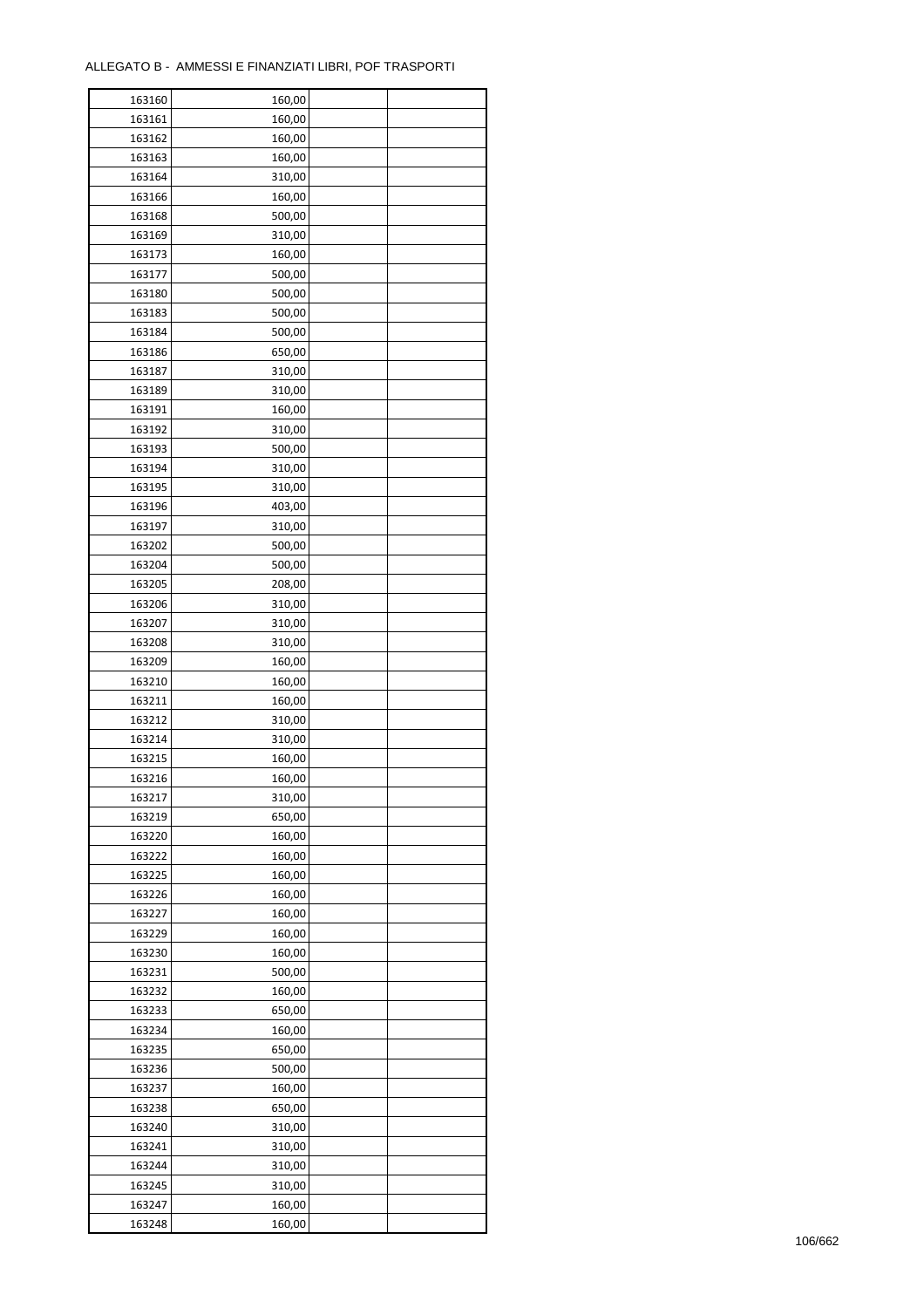ALLEGATO B - AMMESSI E FINANZIATI LIBRI, POF TRASPORTI

| | | | |
|---|---|---|---|
| 163160 | 160,00 | | |
| 163161 | 160,00 | | |
| 163162 | 160,00 | | |
| 163163 | 160,00 | | |
| 163164 | 310,00 | | |
| 163166 | 160,00 | | |
| 163168 | 500,00 | | |
| 163169 | 310,00 | | |
| 163173 | 160,00 | | |
| 163177 | 500,00 | | |
| 163180 | 500,00 | | |
| 163183 | 500,00 | | |
| 163184 | 500,00 | | |
| 163186 | 650,00 | | |
| 163187 | 310,00 | | |
| 163189 | 310,00 | | |
| 163191 | 160,00 | | |
| 163192 | 310,00 | | |
| 163193 | 500,00 | | |
| 163194 | 310,00 | | |
| 163195 | 310,00 | | |
| 163196 | 403,00 | | |
| 163197 | 310,00 | | |
| 163202 | 500,00 | | |
| 163204 | 500,00 | | |
| 163205 | 208,00 | | |
| 163206 | 310,00 | | |
| 163207 | 310,00 | | |
| 163208 | 310,00 | | |
| 163209 | 160,00 | | |
| 163210 | 160,00 | | |
| 163211 | 160,00 | | |
| 163212 | 310,00 | | |
| 163214 | 310,00 | | |
| 163215 | 160,00 | | |
| 163216 | 160,00 | | |
| 163217 | 310,00 | | |
| 163219 | 650,00 | | |
| 163220 | 160,00 | | |
| 163222 | 160,00 | | |
| 163225 | 160,00 | | |
| 163226 | 160,00 | | |
| 163227 | 160,00 | | |
| 163229 | 160,00 | | |
| 163230 | 160,00 | | |
| 163231 | 500,00 | | |
| 163232 | 160,00 | | |
| 163233 | 650,00 | | |
| 163234 | 160,00 | | |
| 163235 | 650,00 | | |
| 163236 | 500,00 | | |
| 163237 | 160,00 | | |
| 163238 | 650,00 | | |
| 163240 | 310,00 | | |
| 163241 | 310,00 | | |
| 163244 | 310,00 | | |
| 163245 | 310,00 | | |
| 163247 | 160,00 | | |
| 163248 | 160,00 | | |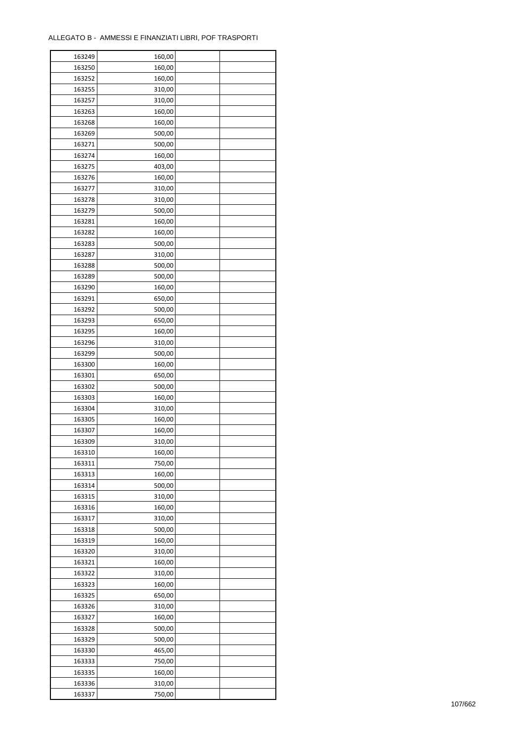ALLEGATO B - AMMESSI E FINANZIATI LIBRI, POF TRASPORTI

| | | | |
|---|---|---|---|
| 163249 | 160,00 | | |
| 163250 | 160,00 | | |
| 163252 | 160,00 | | |
| 163255 | 310,00 | | |
| 163257 | 310,00 | | |
| 163263 | 160,00 | | |
| 163268 | 160,00 | | |
| 163269 | 500,00 | | |
| 163271 | 500,00 | | |
| 163274 | 160,00 | | |
| 163275 | 403,00 | | |
| 163276 | 160,00 | | |
| 163277 | 310,00 | | |
| 163278 | 310,00 | | |
| 163279 | 500,00 | | |
| 163281 | 160,00 | | |
| 163282 | 160,00 | | |
| 163283 | 500,00 | | |
| 163287 | 310,00 | | |
| 163288 | 500,00 | | |
| 163289 | 500,00 | | |
| 163290 | 160,00 | | |
| 163291 | 650,00 | | |
| 163292 | 500,00 | | |
| 163293 | 650,00 | | |
| 163295 | 160,00 | | |
| 163296 | 310,00 | | |
| 163299 | 500,00 | | |
| 163300 | 160,00 | | |
| 163301 | 650,00 | | |
| 163302 | 500,00 | | |
| 163303 | 160,00 | | |
| 163304 | 310,00 | | |
| 163305 | 160,00 | | |
| 163307 | 160,00 | | |
| 163309 | 310,00 | | |
| 163310 | 160,00 | | |
| 163311 | 750,00 | | |
| 163313 | 160,00 | | |
| 163314 | 500,00 | | |
| 163315 | 310,00 | | |
| 163316 | 160,00 | | |
| 163317 | 310,00 | | |
| 163318 | 500,00 | | |
| 163319 | 160,00 | | |
| 163320 | 310,00 | | |
| 163321 | 160,00 | | |
| 163322 | 310,00 | | |
| 163323 | 160,00 | | |
| 163325 | 650,00 | | |
| 163326 | 310,00 | | |
| 163327 | 160,00 | | |
| 163328 | 500,00 | | |
| 163329 | 500,00 | | |
| 163330 | 465,00 | | |
| 163333 | 750,00 | | |
| 163335 | 160,00 | | |
| 163336 | 310,00 | | |
| 163337 | 750,00 | | |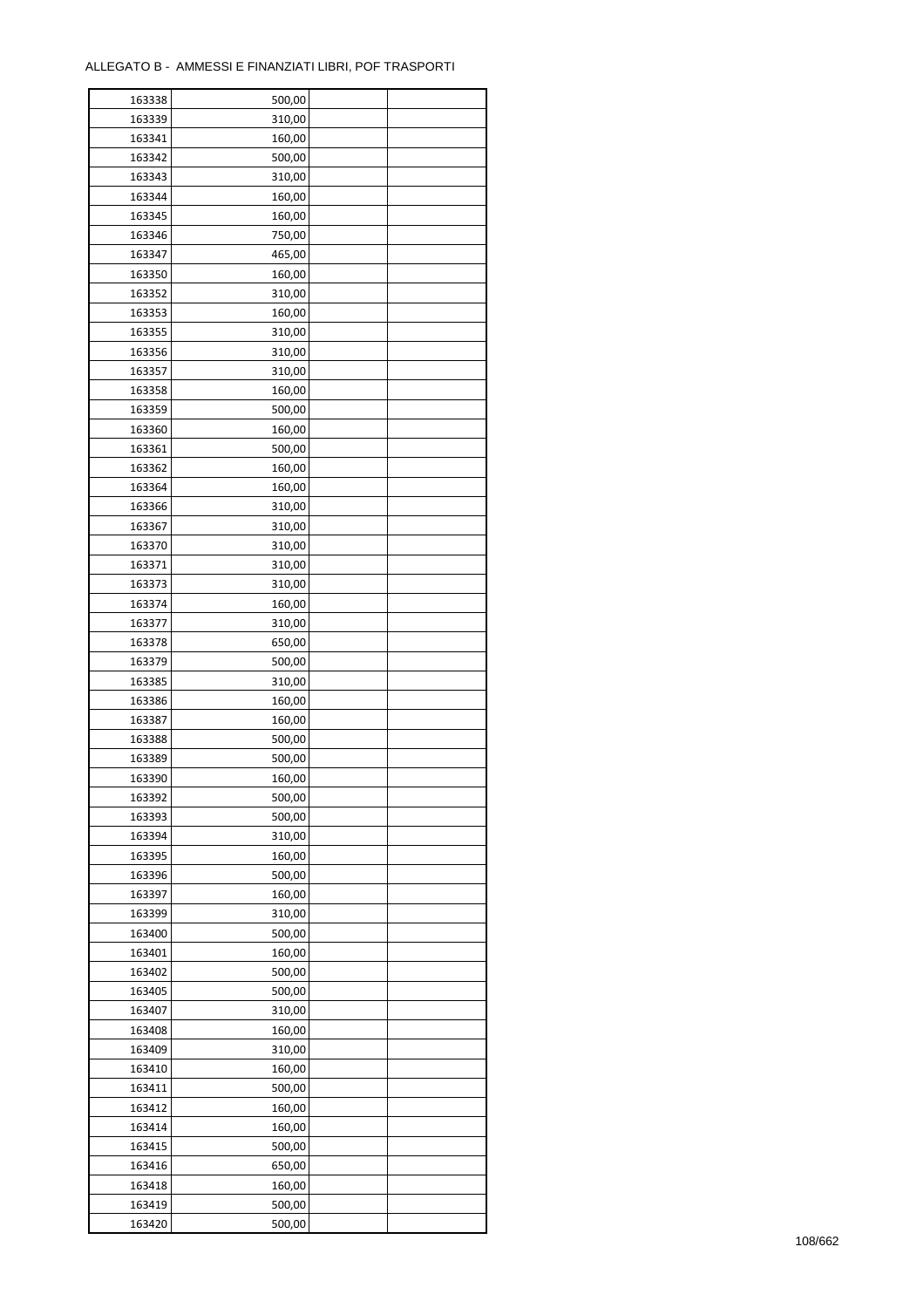ALLEGATO B - AMMESSI E FINANZIATI LIBRI, POF TRASPORTI

| | | | |
|---|---|---|---|
| 163338 | 500,00 | | |
| 163339 | 310,00 | | |
| 163341 | 160,00 | | |
| 163342 | 500,00 | | |
| 163343 | 310,00 | | |
| 163344 | 160,00 | | |
| 163345 | 160,00 | | |
| 163346 | 750,00 | | |
| 163347 | 465,00 | | |
| 163350 | 160,00 | | |
| 163352 | 310,00 | | |
| 163353 | 160,00 | | |
| 163355 | 310,00 | | |
| 163356 | 310,00 | | |
| 163357 | 310,00 | | |
| 163358 | 160,00 | | |
| 163359 | 500,00 | | |
| 163360 | 160,00 | | |
| 163361 | 500,00 | | |
| 163362 | 160,00 | | |
| 163364 | 160,00 | | |
| 163366 | 310,00 | | |
| 163367 | 310,00 | | |
| 163370 | 310,00 | | |
| 163371 | 310,00 | | |
| 163373 | 310,00 | | |
| 163374 | 160,00 | | |
| 163377 | 310,00 | | |
| 163378 | 650,00 | | |
| 163379 | 500,00 | | |
| 163385 | 310,00 | | |
| 163386 | 160,00 | | |
| 163387 | 160,00 | | |
| 163388 | 500,00 | | |
| 163389 | 500,00 | | |
| 163390 | 160,00 | | |
| 163392 | 500,00 | | |
| 163393 | 500,00 | | |
| 163394 | 310,00 | | |
| 163395 | 160,00 | | |
| 163396 | 500,00 | | |
| 163397 | 160,00 | | |
| 163399 | 310,00 | | |
| 163400 | 500,00 | | |
| 163401 | 160,00 | | |
| 163402 | 500,00 | | |
| 163405 | 500,00 | | |
| 163407 | 310,00 | | |
| 163408 | 160,00 | | |
| 163409 | 310,00 | | |
| 163410 | 160,00 | | |
| 163411 | 500,00 | | |
| 163412 | 160,00 | | |
| 163414 | 160,00 | | |
| 163415 | 500,00 | | |
| 163416 | 650,00 | | |
| 163418 | 160,00 | | |
| 163419 | 500,00 | | |
| 163420 | 500,00 | | |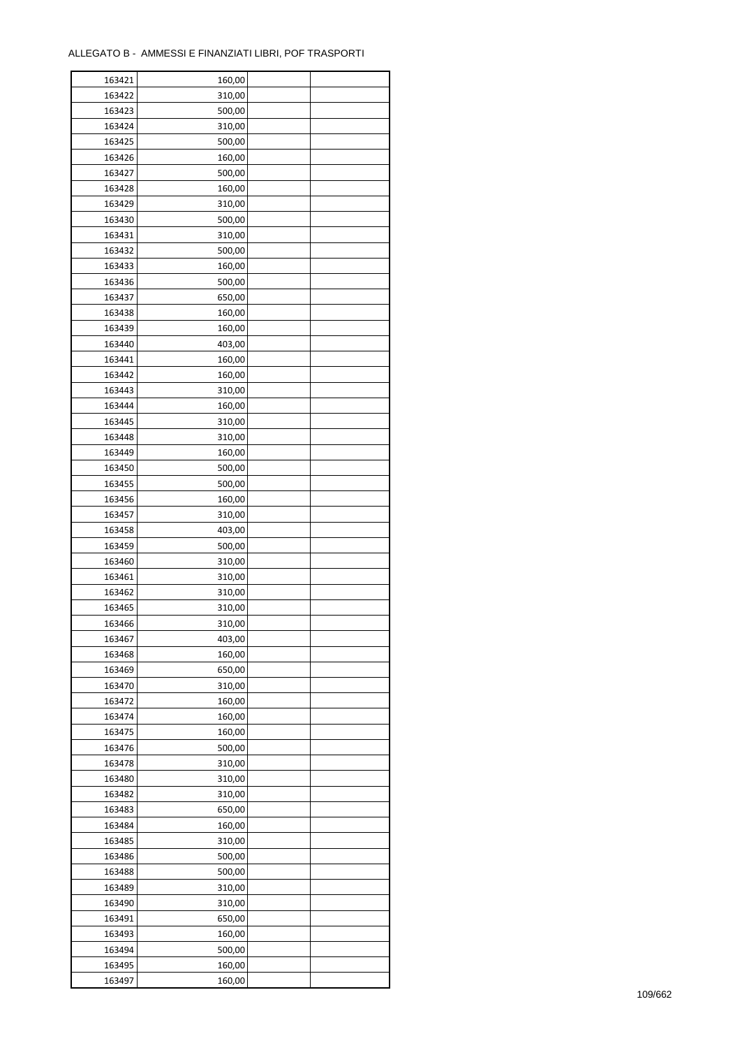ALLEGATO B - AMMESSI E FINANZIATI LIBRI, POF TRASPORTI

| | | | |
|---|---|---|---|
| 163421 | 160,00 | | |
| 163422 | 310,00 | | |
| 163423 | 500,00 | | |
| 163424 | 310,00 | | |
| 163425 | 500,00 | | |
| 163426 | 160,00 | | |
| 163427 | 500,00 | | |
| 163428 | 160,00 | | |
| 163429 | 310,00 | | |
| 163430 | 500,00 | | |
| 163431 | 310,00 | | |
| 163432 | 500,00 | | |
| 163433 | 160,00 | | |
| 163436 | 500,00 | | |
| 163437 | 650,00 | | |
| 163438 | 160,00 | | |
| 163439 | 160,00 | | |
| 163440 | 403,00 | | |
| 163441 | 160,00 | | |
| 163442 | 160,00 | | |
| 163443 | 310,00 | | |
| 163444 | 160,00 | | |
| 163445 | 310,00 | | |
| 163448 | 310,00 | | |
| 163449 | 160,00 | | |
| 163450 | 500,00 | | |
| 163455 | 500,00 | | |
| 163456 | 160,00 | | |
| 163457 | 310,00 | | |
| 163458 | 403,00 | | |
| 163459 | 500,00 | | |
| 163460 | 310,00 | | |
| 163461 | 310,00 | | |
| 163462 | 310,00 | | |
| 163465 | 310,00 | | |
| 163466 | 310,00 | | |
| 163467 | 403,00 | | |
| 163468 | 160,00 | | |
| 163469 | 650,00 | | |
| 163470 | 310,00 | | |
| 163472 | 160,00 | | |
| 163474 | 160,00 | | |
| 163475 | 160,00 | | |
| 163476 | 500,00 | | |
| 163478 | 310,00 | | |
| 163480 | 310,00 | | |
| 163482 | 310,00 | | |
| 163483 | 650,00 | | |
| 163484 | 160,00 | | |
| 163485 | 310,00 | | |
| 163486 | 500,00 | | |
| 163488 | 500,00 | | |
| 163489 | 310,00 | | |
| 163490 | 310,00 | | |
| 163491 | 650,00 | | |
| 163493 | 160,00 | | |
| 163494 | 500,00 | | |
| 163495 | 160,00 | | |
| 163497 | 160,00 | | |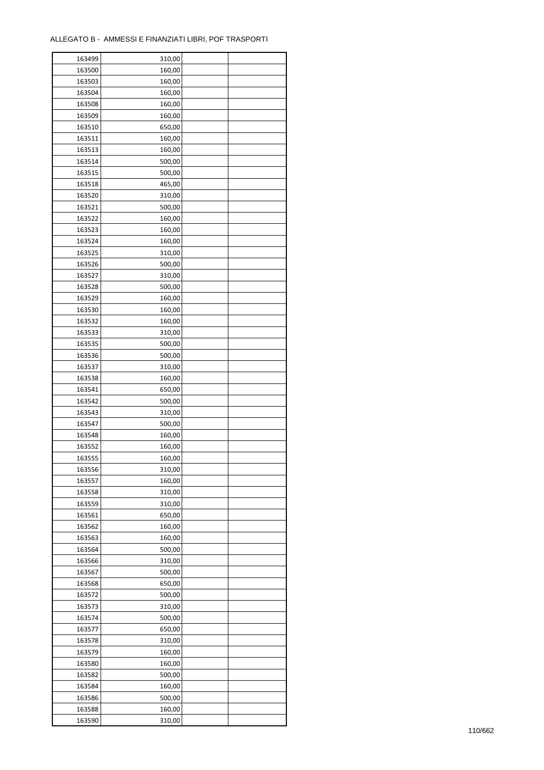ALLEGATO B - AMMESSI E FINANZIATI LIBRI, POF TRASPORTI

| | | | |
|---|---|---|---|
| 163499 | 310,00 | | |
| 163500 | 160,00 | | |
| 163503 | 160,00 | | |
| 163504 | 160,00 | | |
| 163508 | 160,00 | | |
| 163509 | 160,00 | | |
| 163510 | 650,00 | | |
| 163511 | 160,00 | | |
| 163513 | 160,00 | | |
| 163514 | 500,00 | | |
| 163515 | 500,00 | | |
| 163518 | 465,00 | | |
| 163520 | 310,00 | | |
| 163521 | 500,00 | | |
| 163522 | 160,00 | | |
| 163523 | 160,00 | | |
| 163524 | 160,00 | | |
| 163525 | 310,00 | | |
| 163526 | 500,00 | | |
| 163527 | 310,00 | | |
| 163528 | 500,00 | | |
| 163529 | 160,00 | | |
| 163530 | 160,00 | | |
| 163532 | 160,00 | | |
| 163533 | 310,00 | | |
| 163535 | 500,00 | | |
| 163536 | 500,00 | | |
| 163537 | 310,00 | | |
| 163538 | 160,00 | | |
| 163541 | 650,00 | | |
| 163542 | 500,00 | | |
| 163543 | 310,00 | | |
| 163547 | 500,00 | | |
| 163548 | 160,00 | | |
| 163552 | 160,00 | | |
| 163555 | 160,00 | | |
| 163556 | 310,00 | | |
| 163557 | 160,00 | | |
| 163558 | 310,00 | | |
| 163559 | 310,00 | | |
| 163561 | 650,00 | | |
| 163562 | 160,00 | | |
| 163563 | 160,00 | | |
| 163564 | 500,00 | | |
| 163566 | 310,00 | | |
| 163567 | 500,00 | | |
| 163568 | 650,00 | | |
| 163572 | 500,00 | | |
| 163573 | 310,00 | | |
| 163574 | 500,00 | | |
| 163577 | 650,00 | | |
| 163578 | 310,00 | | |
| 163579 | 160,00 | | |
| 163580 | 160,00 | | |
| 163582 | 500,00 | | |
| 163584 | 160,00 | | |
| 163586 | 500,00 | | |
| 163588 | 160,00 | | |
| 163590 | 310,00 | | |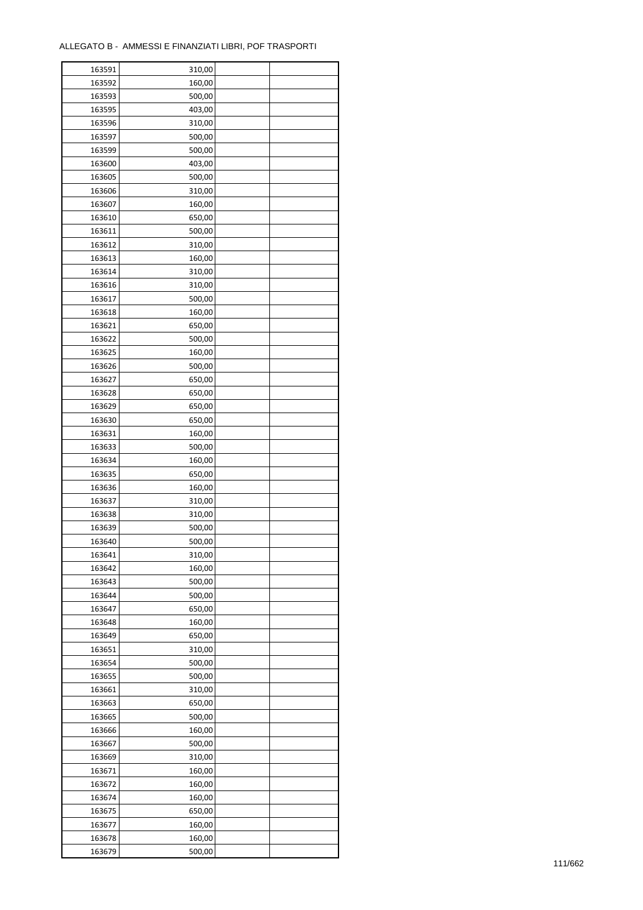ALLEGATO B - AMMESSI E FINANZIATI LIBRI, POF TRASPORTI

| | | | |
|---|---|---|---|
| 163591 | 310,00 | | |
| 163592 | 160,00 | | |
| 163593 | 500,00 | | |
| 163595 | 403,00 | | |
| 163596 | 310,00 | | |
| 163597 | 500,00 | | |
| 163599 | 500,00 | | |
| 163600 | 403,00 | | |
| 163605 | 500,00 | | |
| 163606 | 310,00 | | |
| 163607 | 160,00 | | |
| 163610 | 650,00 | | |
| 163611 | 500,00 | | |
| 163612 | 310,00 | | |
| 163613 | 160,00 | | |
| 163614 | 310,00 | | |
| 163616 | 310,00 | | |
| 163617 | 500,00 | | |
| 163618 | 160,00 | | |
| 163621 | 650,00 | | |
| 163622 | 500,00 | | |
| 163625 | 160,00 | | |
| 163626 | 500,00 | | |
| 163627 | 650,00 | | |
| 163628 | 650,00 | | |
| 163629 | 650,00 | | |
| 163630 | 650,00 | | |
| 163631 | 160,00 | | |
| 163633 | 500,00 | | |
| 163634 | 160,00 | | |
| 163635 | 650,00 | | |
| 163636 | 160,00 | | |
| 163637 | 310,00 | | |
| 163638 | 310,00 | | |
| 163639 | 500,00 | | |
| 163640 | 500,00 | | |
| 163641 | 310,00 | | |
| 163642 | 160,00 | | |
| 163643 | 500,00 | | |
| 163644 | 500,00 | | |
| 163647 | 650,00 | | |
| 163648 | 160,00 | | |
| 163649 | 650,00 | | |
| 163651 | 310,00 | | |
| 163654 | 500,00 | | |
| 163655 | 500,00 | | |
| 163661 | 310,00 | | |
| 163663 | 650,00 | | |
| 163665 | 500,00 | | |
| 163666 | 160,00 | | |
| 163667 | 500,00 | | |
| 163669 | 310,00 | | |
| 163671 | 160,00 | | |
| 163672 | 160,00 | | |
| 163674 | 160,00 | | |
| 163675 | 650,00 | | |
| 163677 | 160,00 | | |
| 163678 | 160,00 | | |
| 163679 | 500,00 | | |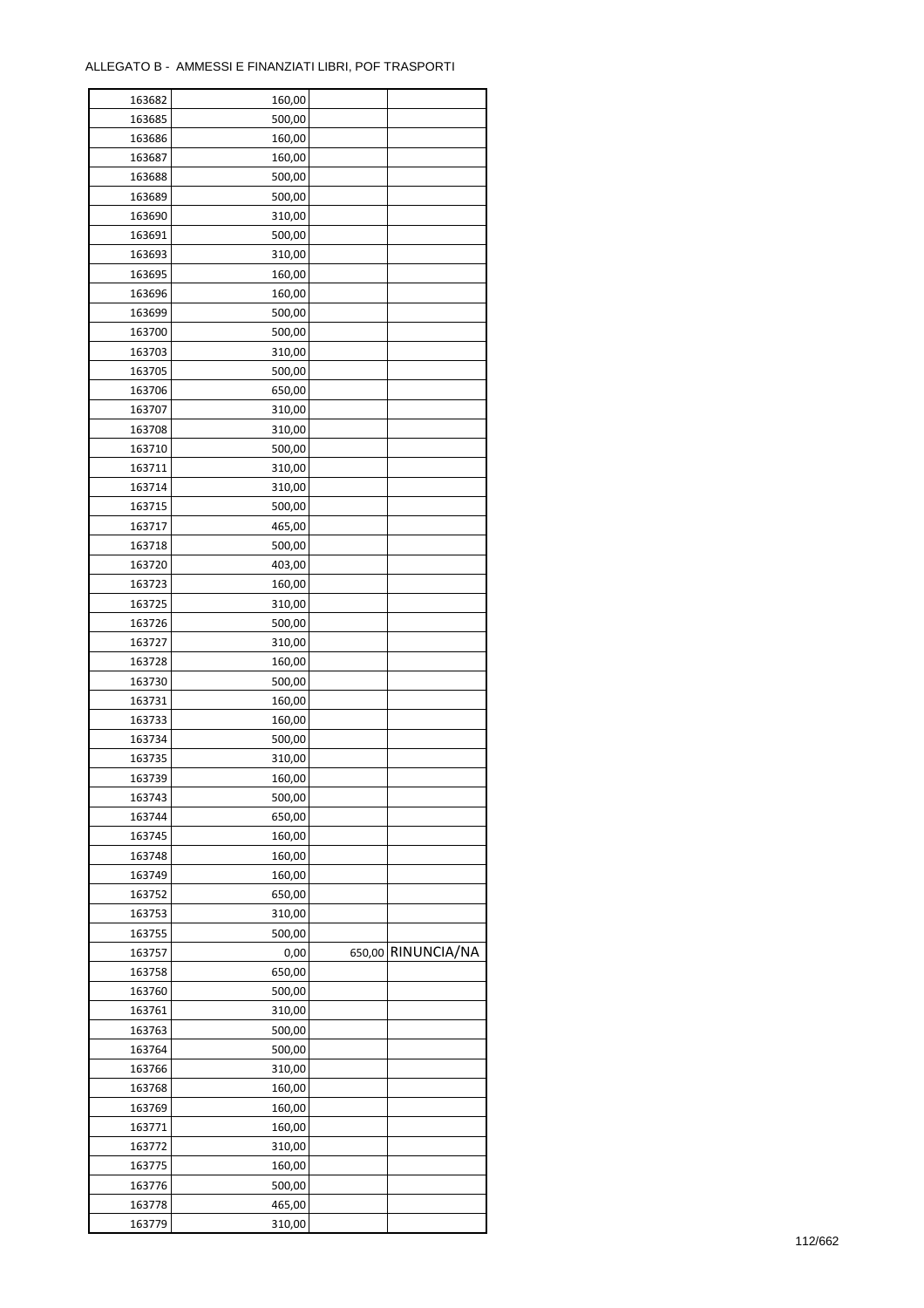ALLEGATO B - AMMESSI E FINANZIATI LIBRI, POF TRASPORTI

| | | | |
|---|---|---|---|
| 163682 | 160,00 | | |
| 163685 | 500,00 | | |
| 163686 | 160,00 | | |
| 163687 | 160,00 | | |
| 163688 | 500,00 | | |
| 163689 | 500,00 | | |
| 163690 | 310,00 | | |
| 163691 | 500,00 | | |
| 163693 | 310,00 | | |
| 163695 | 160,00 | | |
| 163696 | 160,00 | | |
| 163699 | 500,00 | | |
| 163700 | 500,00 | | |
| 163703 | 310,00 | | |
| 163705 | 500,00 | | |
| 163706 | 650,00 | | |
| 163707 | 310,00 | | |
| 163708 | 310,00 | | |
| 163710 | 500,00 | | |
| 163711 | 310,00 | | |
| 163714 | 310,00 | | |
| 163715 | 500,00 | | |
| 163717 | 465,00 | | |
| 163718 | 500,00 | | |
| 163720 | 403,00 | | |
| 163723 | 160,00 | | |
| 163725 | 310,00 | | |
| 163726 | 500,00 | | |
| 163727 | 310,00 | | |
| 163728 | 160,00 | | |
| 163730 | 500,00 | | |
| 163731 | 160,00 | | |
| 163733 | 160,00 | | |
| 163734 | 500,00 | | |
| 163735 | 310,00 | | |
| 163739 | 160,00 | | |
| 163743 | 500,00 | | |
| 163744 | 650,00 | | |
| 163745 | 160,00 | | |
| 163748 | 160,00 | | |
| 163749 | 160,00 | | |
| 163752 | 650,00 | | |
| 163753 | 310,00 | | |
| 163755 | 500,00 | | |
| 163757 | 0,00 | 650,00 | RINUNCIA/NA |
| 163758 | 650,00 | | |
| 163760 | 500,00 | | |
| 163761 | 310,00 | | |
| 163763 | 500,00 | | |
| 163764 | 500,00 | | |
| 163766 | 310,00 | | |
| 163768 | 160,00 | | |
| 163769 | 160,00 | | |
| 163771 | 160,00 | | |
| 163772 | 310,00 | | |
| 163775 | 160,00 | | |
| 163776 | 500,00 | | |
| 163778 | 465,00 | | |
| 163779 | 310,00 | | |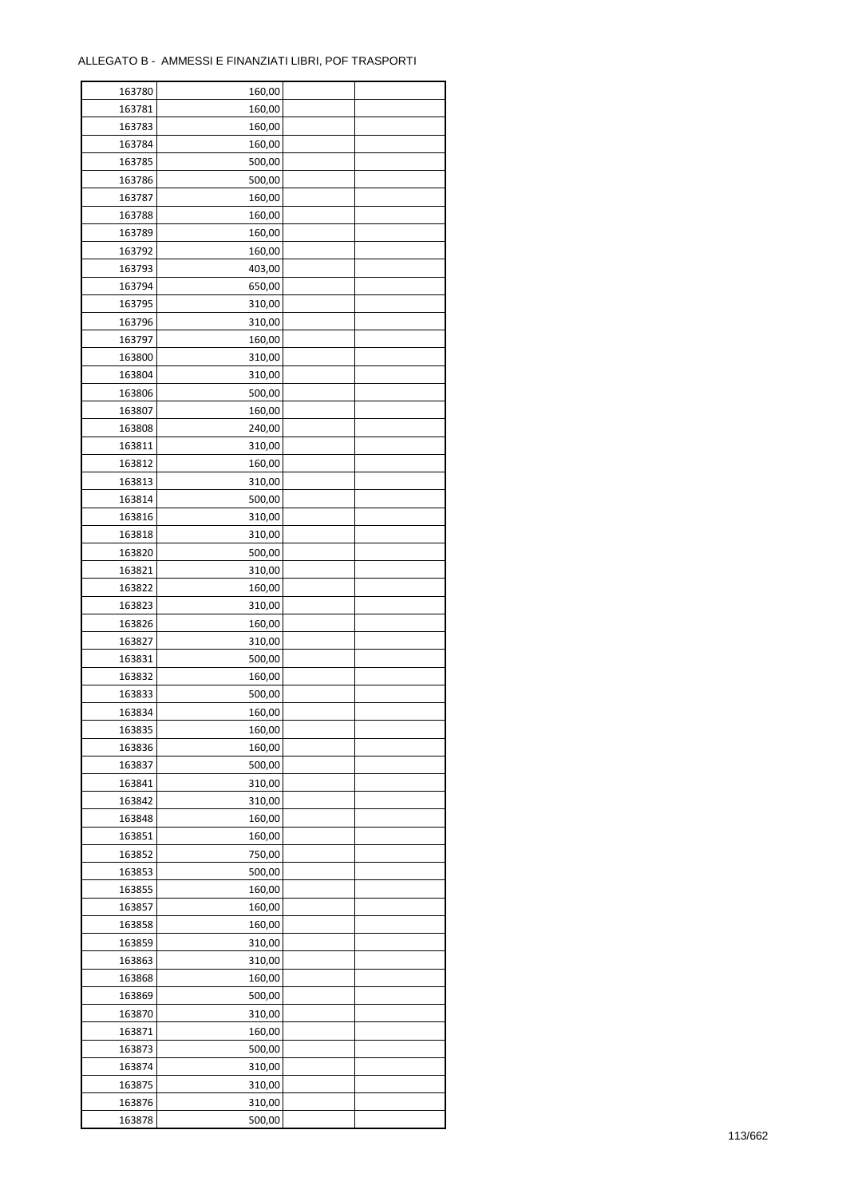ALLEGATO B - AMMESSI E FINANZIATI LIBRI, POF TRASPORTI

| | | | |
|---|---|---|---|
| 163780 | 160,00 | | |
| 163781 | 160,00 | | |
| 163783 | 160,00 | | |
| 163784 | 160,00 | | |
| 163785 | 500,00 | | |
| 163786 | 500,00 | | |
| 163787 | 160,00 | | |
| 163788 | 160,00 | | |
| 163789 | 160,00 | | |
| 163792 | 160,00 | | |
| 163793 | 403,00 | | |
| 163794 | 650,00 | | |
| 163795 | 310,00 | | |
| 163796 | 310,00 | | |
| 163797 | 160,00 | | |
| 163800 | 310,00 | | |
| 163804 | 310,00 | | |
| 163806 | 500,00 | | |
| 163807 | 160,00 | | |
| 163808 | 240,00 | | |
| 163811 | 310,00 | | |
| 163812 | 160,00 | | |
| 163813 | 310,00 | | |
| 163814 | 500,00 | | |
| 163816 | 310,00 | | |
| 163818 | 310,00 | | |
| 163820 | 500,00 | | |
| 163821 | 310,00 | | |
| 163822 | 160,00 | | |
| 163823 | 310,00 | | |
| 163826 | 160,00 | | |
| 163827 | 310,00 | | |
| 163831 | 500,00 | | |
| 163832 | 160,00 | | |
| 163833 | 500,00 | | |
| 163834 | 160,00 | | |
| 163835 | 160,00 | | |
| 163836 | 160,00 | | |
| 163837 | 500,00 | | |
| 163841 | 310,00 | | |
| 163842 | 310,00 | | |
| 163848 | 160,00 | | |
| 163851 | 160,00 | | |
| 163852 | 750,00 | | |
| 163853 | 500,00 | | |
| 163855 | 160,00 | | |
| 163857 | 160,00 | | |
| 163858 | 160,00 | | |
| 163859 | 310,00 | | |
| 163863 | 310,00 | | |
| 163868 | 160,00 | | |
| 163869 | 500,00 | | |
| 163870 | 310,00 | | |
| 163871 | 160,00 | | |
| 163873 | 500,00 | | |
| 163874 | 310,00 | | |
| 163875 | 310,00 | | |
| 163876 | 310,00 | | |
| 163878 | 500,00 | | |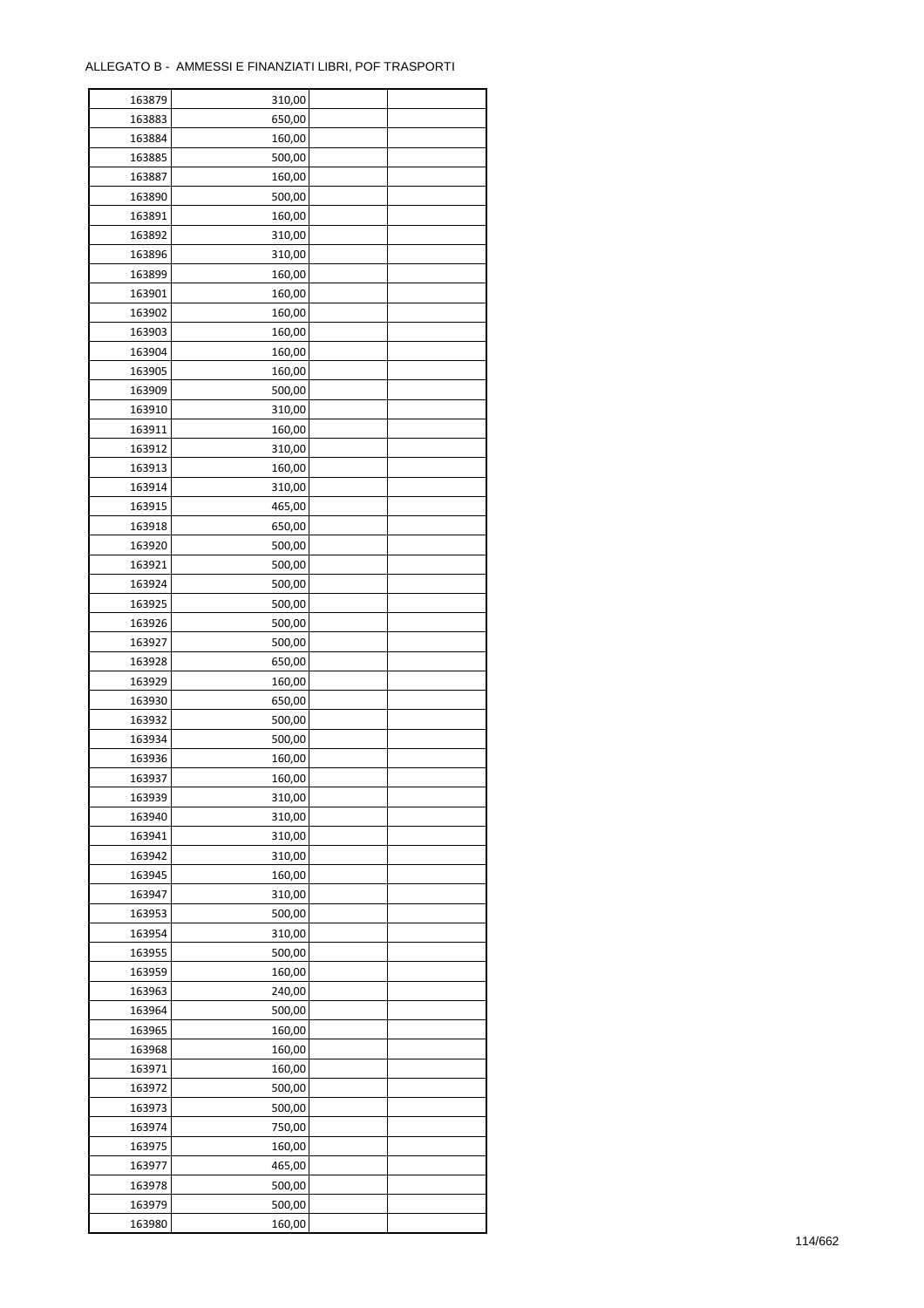ALLEGATO B - AMMESSI E FINANZIATI LIBRI, POF TRASPORTI

| 163879 | 310,00 | | |
|---|---|---|---|
| 163883 | 650,00 | | |
| 163884 | 160,00 | | |
| 163885 | 500,00 | | |
| 163887 | 160,00 | | |
| 163890 | 500,00 | | |
| 163891 | 160,00 | | |
| 163892 | 310,00 | | |
| 163896 | 310,00 | | |
| 163899 | 160,00 | | |
| 163901 | 160,00 | | |
| 163902 | 160,00 | | |
| 163903 | 160,00 | | |
| 163904 | 160,00 | | |
| 163905 | 160,00 | | |
| 163909 | 500,00 | | |
| 163910 | 310,00 | | |
| 163911 | 160,00 | | |
| 163912 | 310,00 | | |
| 163913 | 160,00 | | |
| 163914 | 310,00 | | |
| 163915 | 465,00 | | |
| 163918 | 650,00 | | |
| 163920 | 500,00 | | |
| 163921 | 500,00 | | |
| 163924 | 500,00 | | |
| 163925 | 500,00 | | |
| 163926 | 500,00 | | |
| 163927 | 500,00 | | |
| 163928 | 650,00 | | |
| 163929 | 160,00 | | |
| 163930 | 650,00 | | |
| 163932 | 500,00 | | |
| 163934 | 500,00 | | |
| 163936 | 160,00 | | |
| 163937 | 160,00 | | |
| 163939 | 310,00 | | |
| 163940 | 310,00 | | |
| 163941 | 310,00 | | |
| 163942 | 310,00 | | |
| 163945 | 160,00 | | |
| 163947 | 310,00 | | |
| 163953 | 500,00 | | |
| 163954 | 310,00 | | |
| 163955 | 500,00 | | |
| 163959 | 160,00 | | |
| 163963 | 240,00 | | |
| 163964 | 500,00 | | |
| 163965 | 160,00 | | |
| 163968 | 160,00 | | |
| 163971 | 160,00 | | |
| 163972 | 500,00 | | |
| 163973 | 500,00 | | |
| 163974 | 750,00 | | |
| 163975 | 160,00 | | |
| 163977 | 465,00 | | |
| 163978 | 500,00 | | |
| 163979 | 500,00 | | |
| 163980 | 160,00 | | |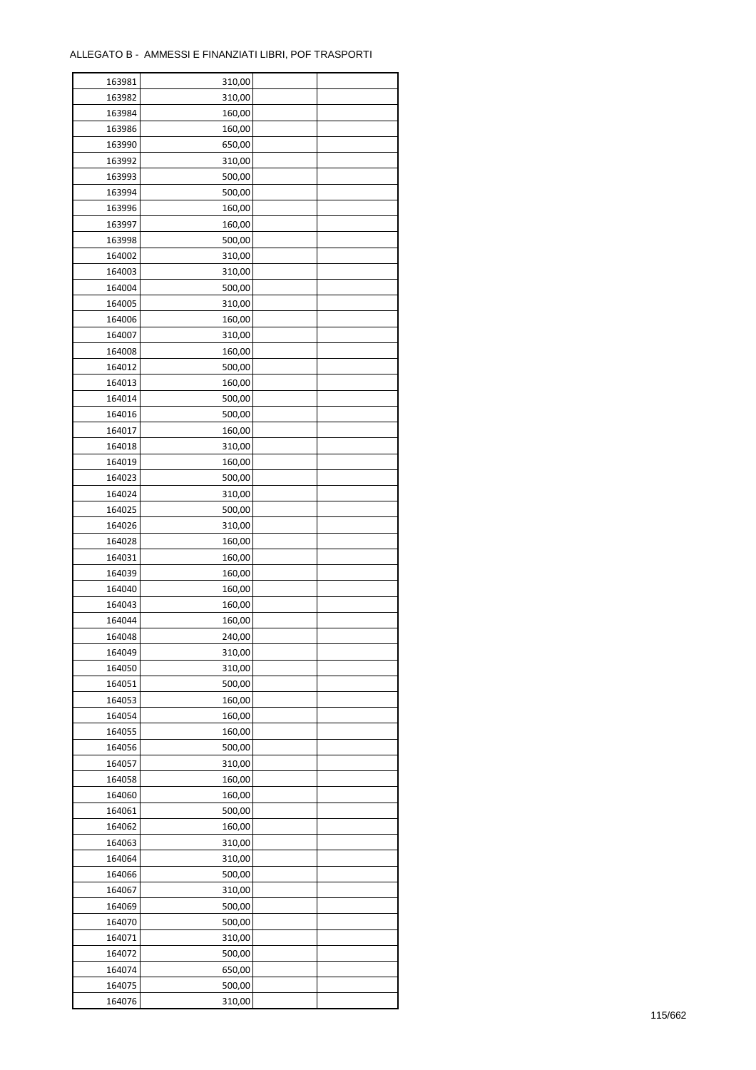ALLEGATO B - AMMESSI E FINANZIATI LIBRI, POF TRASPORTI

| | | | |
|---|---|---|---|
| 163981 | 310,00 | | |
| 163982 | 310,00 | | |
| 163984 | 160,00 | | |
| 163986 | 160,00 | | |
| 163990 | 650,00 | | |
| 163992 | 310,00 | | |
| 163993 | 500,00 | | |
| 163994 | 500,00 | | |
| 163996 | 160,00 | | |
| 163997 | 160,00 | | |
| 163998 | 500,00 | | |
| 164002 | 310,00 | | |
| 164003 | 310,00 | | |
| 164004 | 500,00 | | |
| 164005 | 310,00 | | |
| 164006 | 160,00 | | |
| 164007 | 310,00 | | |
| 164008 | 160,00 | | |
| 164012 | 500,00 | | |
| 164013 | 160,00 | | |
| 164014 | 500,00 | | |
| 164016 | 500,00 | | |
| 164017 | 160,00 | | |
| 164018 | 310,00 | | |
| 164019 | 160,00 | | |
| 164023 | 500,00 | | |
| 164024 | 310,00 | | |
| 164025 | 500,00 | | |
| 164026 | 310,00 | | |
| 164028 | 160,00 | | |
| 164031 | 160,00 | | |
| 164039 | 160,00 | | |
| 164040 | 160,00 | | |
| 164043 | 160,00 | | |
| 164044 | 160,00 | | |
| 164048 | 240,00 | | |
| 164049 | 310,00 | | |
| 164050 | 310,00 | | |
| 164051 | 500,00 | | |
| 164053 | 160,00 | | |
| 164054 | 160,00 | | |
| 164055 | 160,00 | | |
| 164056 | 500,00 | | |
| 164057 | 310,00 | | |
| 164058 | 160,00 | | |
| 164060 | 160,00 | | |
| 164061 | 500,00 | | |
| 164062 | 160,00 | | |
| 164063 | 310,00 | | |
| 164064 | 310,00 | | |
| 164066 | 500,00 | | |
| 164067 | 310,00 | | |
| 164069 | 500,00 | | |
| 164070 | 500,00 | | |
| 164071 | 310,00 | | |
| 164072 | 500,00 | | |
| 164074 | 650,00 | | |
| 164075 | 500,00 | | |
| 164076 | 310,00 | | |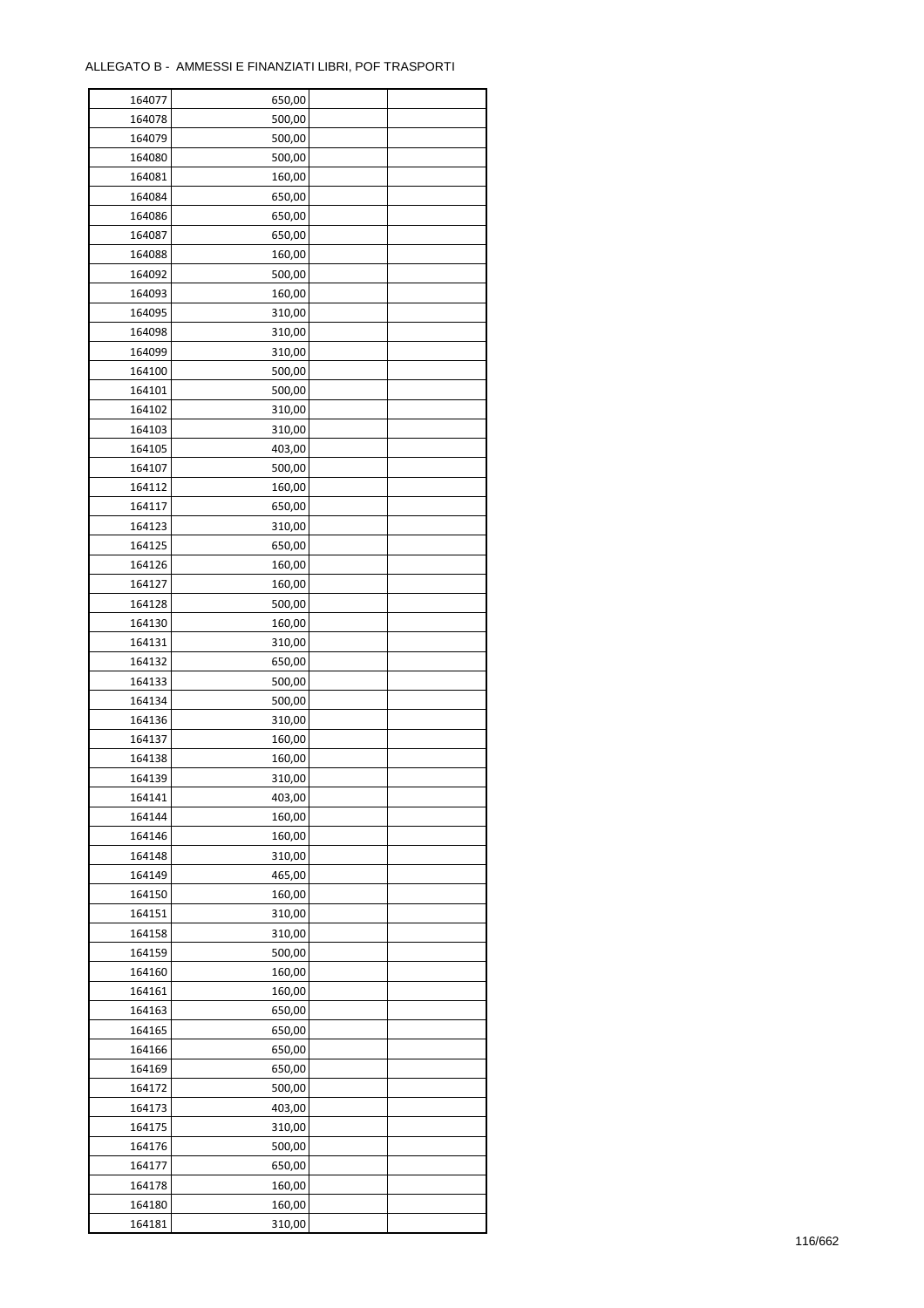ALLEGATO B - AMMESSI E FINANZIATI LIBRI, POF TRASPORTI

| | | | |
|---|---|---|---|
| 164077 | 650,00 | | |
| 164078 | 500,00 | | |
| 164079 | 500,00 | | |
| 164080 | 500,00 | | |
| 164081 | 160,00 | | |
| 164084 | 650,00 | | |
| 164086 | 650,00 | | |
| 164087 | 650,00 | | |
| 164088 | 160,00 | | |
| 164092 | 500,00 | | |
| 164093 | 160,00 | | |
| 164095 | 310,00 | | |
| 164098 | 310,00 | | |
| 164099 | 310,00 | | |
| 164100 | 500,00 | | |
| 164101 | 500,00 | | |
| 164102 | 310,00 | | |
| 164103 | 310,00 | | |
| 164105 | 403,00 | | |
| 164107 | 500,00 | | |
| 164112 | 160,00 | | |
| 164117 | 650,00 | | |
| 164123 | 310,00 | | |
| 164125 | 650,00 | | |
| 164126 | 160,00 | | |
| 164127 | 160,00 | | |
| 164128 | 500,00 | | |
| 164130 | 160,00 | | |
| 164131 | 310,00 | | |
| 164132 | 650,00 | | |
| 164133 | 500,00 | | |
| 164134 | 500,00 | | |
| 164136 | 310,00 | | |
| 164137 | 160,00 | | |
| 164138 | 160,00 | | |
| 164139 | 310,00 | | |
| 164141 | 403,00 | | |
| 164144 | 160,00 | | |
| 164146 | 160,00 | | |
| 164148 | 310,00 | | |
| 164149 | 465,00 | | |
| 164150 | 160,00 | | |
| 164151 | 310,00 | | |
| 164158 | 310,00 | | |
| 164159 | 500,00 | | |
| 164160 | 160,00 | | |
| 164161 | 160,00 | | |
| 164163 | 650,00 | | |
| 164165 | 650,00 | | |
| 164166 | 650,00 | | |
| 164169 | 650,00 | | |
| 164172 | 500,00 | | |
| 164173 | 403,00 | | |
| 164175 | 310,00 | | |
| 164176 | 500,00 | | |
| 164177 | 650,00 | | |
| 164178 | 160,00 | | |
| 164180 | 160,00 | | |
| 164181 | 310,00 | | |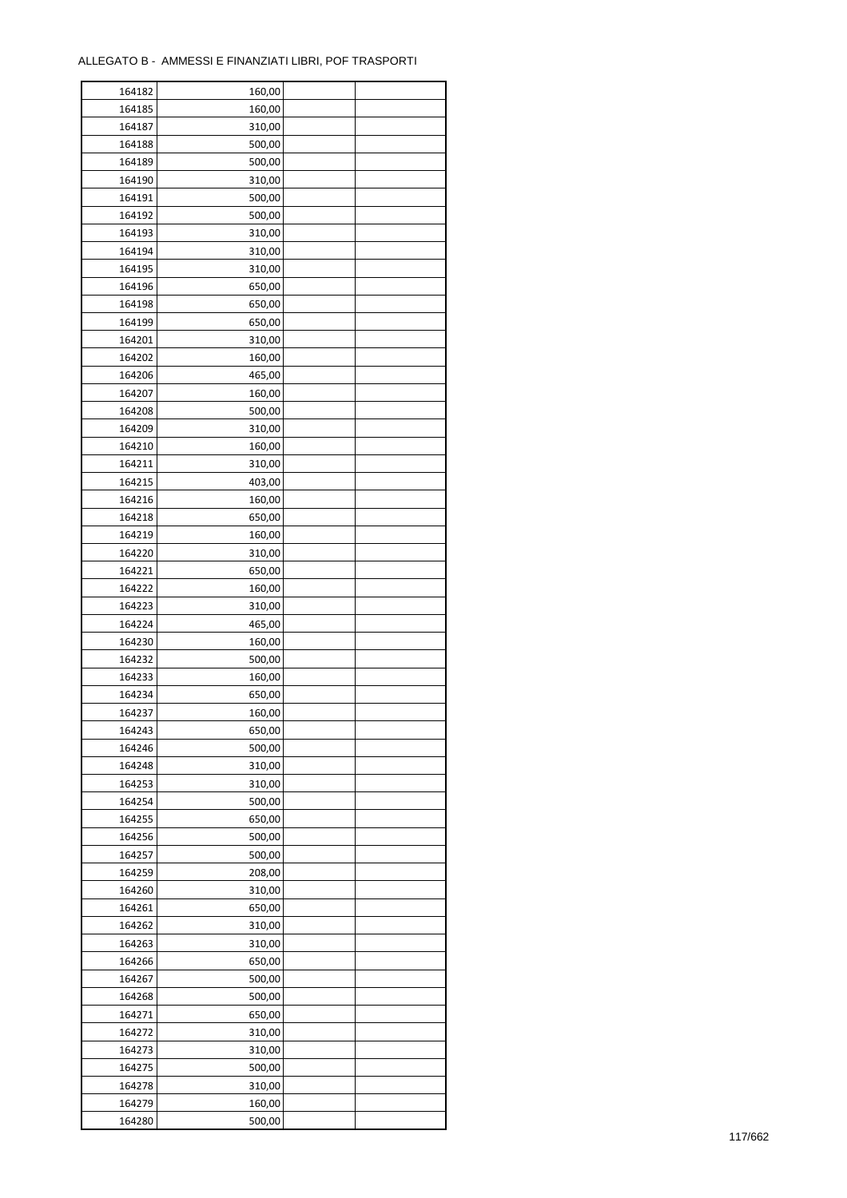ALLEGATO B - AMMESSI E FINANZIATI LIBRI, POF TRASPORTI

| | | | |
|---|---|---|---|
| 164182 | 160,00 | | |
| 164185 | 160,00 | | |
| 164187 | 310,00 | | |
| 164188 | 500,00 | | |
| 164189 | 500,00 | | |
| 164190 | 310,00 | | |
| 164191 | 500,00 | | |
| 164192 | 500,00 | | |
| 164193 | 310,00 | | |
| 164194 | 310,00 | | |
| 164195 | 310,00 | | |
| 164196 | 650,00 | | |
| 164198 | 650,00 | | |
| 164199 | 650,00 | | |
| 164201 | 310,00 | | |
| 164202 | 160,00 | | |
| 164206 | 465,00 | | |
| 164207 | 160,00 | | |
| 164208 | 500,00 | | |
| 164209 | 310,00 | | |
| 164210 | 160,00 | | |
| 164211 | 310,00 | | |
| 164215 | 403,00 | | |
| 164216 | 160,00 | | |
| 164218 | 650,00 | | |
| 164219 | 160,00 | | |
| 164220 | 310,00 | | |
| 164221 | 650,00 | | |
| 164222 | 160,00 | | |
| 164223 | 310,00 | | |
| 164224 | 465,00 | | |
| 164230 | 160,00 | | |
| 164232 | 500,00 | | |
| 164233 | 160,00 | | |
| 164234 | 650,00 | | |
| 164237 | 160,00 | | |
| 164243 | 650,00 | | |
| 164246 | 500,00 | | |
| 164248 | 310,00 | | |
| 164253 | 310,00 | | |
| 164254 | 500,00 | | |
| 164255 | 650,00 | | |
| 164256 | 500,00 | | |
| 164257 | 500,00 | | |
| 164259 | 208,00 | | |
| 164260 | 310,00 | | |
| 164261 | 650,00 | | |
| 164262 | 310,00 | | |
| 164263 | 310,00 | | |
| 164266 | 650,00 | | |
| 164267 | 500,00 | | |
| 164268 | 500,00 | | |
| 164271 | 650,00 | | |
| 164272 | 310,00 | | |
| 164273 | 310,00 | | |
| 164275 | 500,00 | | |
| 164278 | 310,00 | | |
| 164279 | 160,00 | | |
| 164280 | 500,00 | | |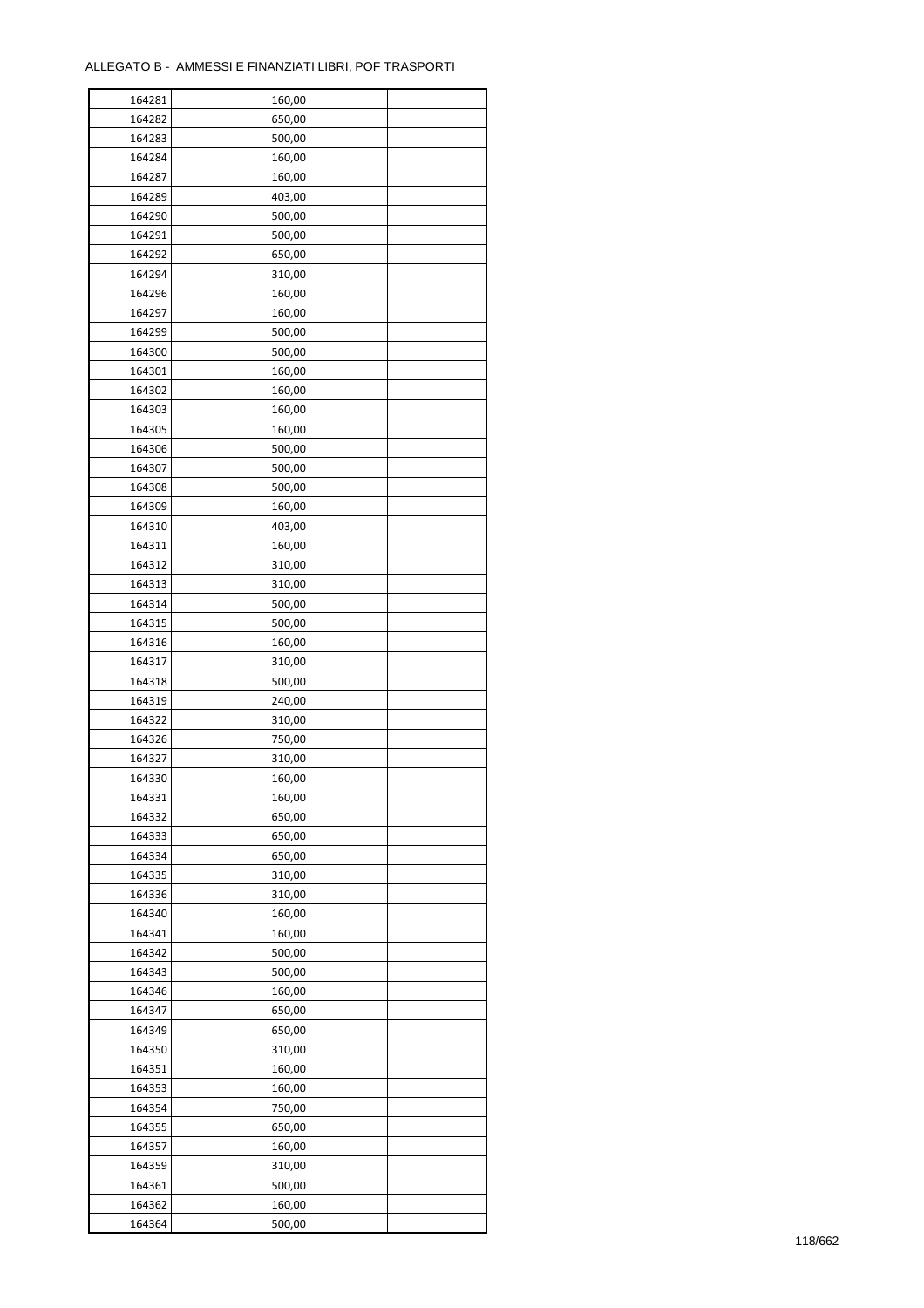ALLEGATO B -  AMMESSI E FINANZIATI LIBRI, POF TRASPORTI

| | | | |
|---|---|---|---|
| 164281 | 160,00 | | |
| 164282 | 650,00 | | |
| 164283 | 500,00 | | |
| 164284 | 160,00 | | |
| 164287 | 160,00 | | |
| 164289 | 403,00 | | |
| 164290 | 500,00 | | |
| 164291 | 500,00 | | |
| 164292 | 650,00 | | |
| 164294 | 310,00 | | |
| 164296 | 160,00 | | |
| 164297 | 160,00 | | |
| 164299 | 500,00 | | |
| 164300 | 500,00 | | |
| 164301 | 160,00 | | |
| 164302 | 160,00 | | |
| 164303 | 160,00 | | |
| 164305 | 160,00 | | |
| 164306 | 500,00 | | |
| 164307 | 500,00 | | |
| 164308 | 500,00 | | |
| 164309 | 160,00 | | |
| 164310 | 403,00 | | |
| 164311 | 160,00 | | |
| 164312 | 310,00 | | |
| 164313 | 310,00 | | |
| 164314 | 500,00 | | |
| 164315 | 500,00 | | |
| 164316 | 160,00 | | |
| 164317 | 310,00 | | |
| 164318 | 500,00 | | |
| 164319 | 240,00 | | |
| 164322 | 310,00 | | |
| 164326 | 750,00 | | |
| 164327 | 310,00 | | |
| 164330 | 160,00 | | |
| 164331 | 160,00 | | |
| 164332 | 650,00 | | |
| 164333 | 650,00 | | |
| 164334 | 650,00 | | |
| 164335 | 310,00 | | |
| 164336 | 310,00 | | |
| 164340 | 160,00 | | |
| 164341 | 160,00 | | |
| 164342 | 500,00 | | |
| 164343 | 500,00 | | |
| 164346 | 160,00 | | |
| 164347 | 650,00 | | |
| 164349 | 650,00 | | |
| 164350 | 310,00 | | |
| 164351 | 160,00 | | |
| 164353 | 160,00 | | |
| 164354 | 750,00 | | |
| 164355 | 650,00 | | |
| 164357 | 160,00 | | |
| 164359 | 310,00 | | |
| 164361 | 500,00 | | |
| 164362 | 160,00 | | |
| 164364 | 500,00 | | |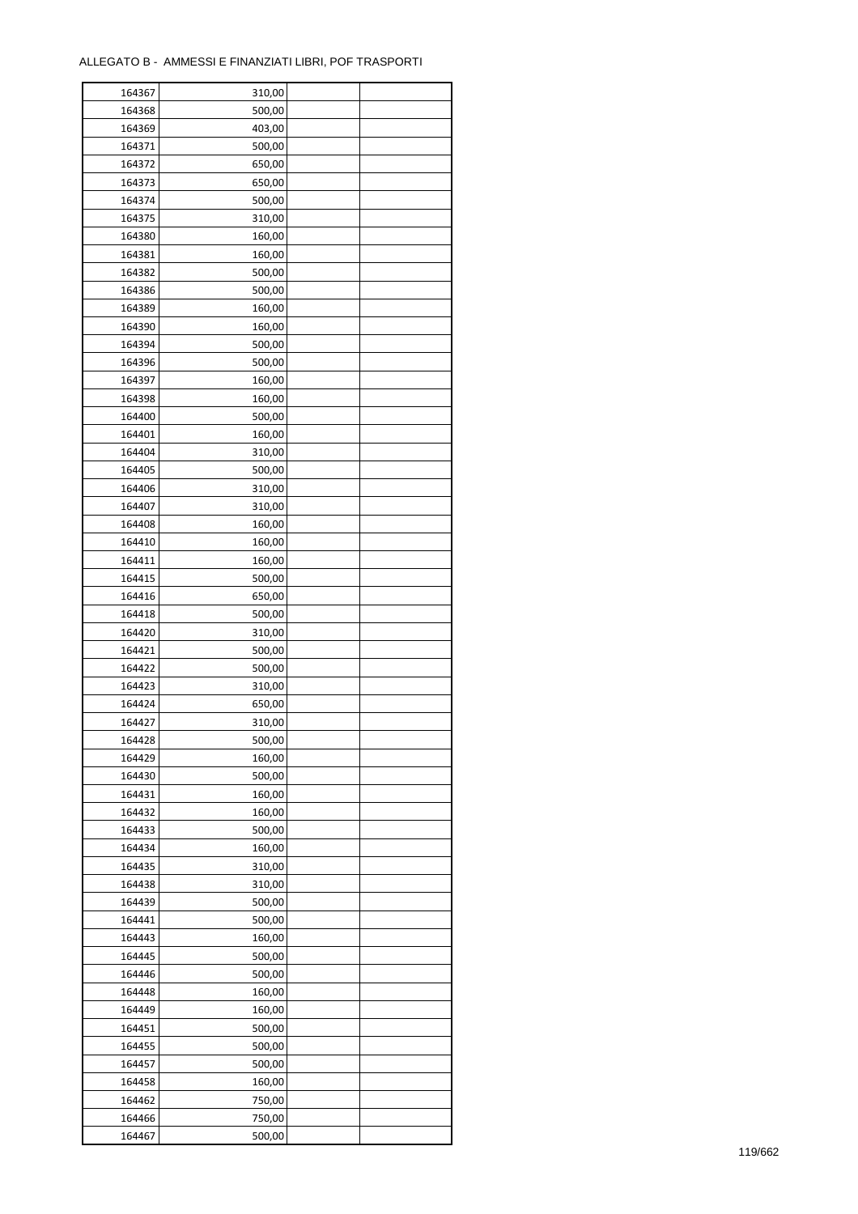ALLEGATO B - AMMESSI E FINANZIATI LIBRI, POF TRASPORTI

| | | | |
|---|---|---|---|
| 164367 | 310,00 | | |
| 164368 | 500,00 | | |
| 164369 | 403,00 | | |
| 164371 | 500,00 | | |
| 164372 | 650,00 | | |
| 164373 | 650,00 | | |
| 164374 | 500,00 | | |
| 164375 | 310,00 | | |
| 164380 | 160,00 | | |
| 164381 | 160,00 | | |
| 164382 | 500,00 | | |
| 164386 | 500,00 | | |
| 164389 | 160,00 | | |
| 164390 | 160,00 | | |
| 164394 | 500,00 | | |
| 164396 | 500,00 | | |
| 164397 | 160,00 | | |
| 164398 | 160,00 | | |
| 164400 | 500,00 | | |
| 164401 | 160,00 | | |
| 164404 | 310,00 | | |
| 164405 | 500,00 | | |
| 164406 | 310,00 | | |
| 164407 | 310,00 | | |
| 164408 | 160,00 | | |
| 164410 | 160,00 | | |
| 164411 | 160,00 | | |
| 164415 | 500,00 | | |
| 164416 | 650,00 | | |
| 164418 | 500,00 | | |
| 164420 | 310,00 | | |
| 164421 | 500,00 | | |
| 164422 | 500,00 | | |
| 164423 | 310,00 | | |
| 164424 | 650,00 | | |
| 164427 | 310,00 | | |
| 164428 | 500,00 | | |
| 164429 | 160,00 | | |
| 164430 | 500,00 | | |
| 164431 | 160,00 | | |
| 164432 | 160,00 | | |
| 164433 | 500,00 | | |
| 164434 | 160,00 | | |
| 164435 | 310,00 | | |
| 164438 | 310,00 | | |
| 164439 | 500,00 | | |
| 164441 | 500,00 | | |
| 164443 | 160,00 | | |
| 164445 | 500,00 | | |
| 164446 | 500,00 | | |
| 164448 | 160,00 | | |
| 164449 | 160,00 | | |
| 164451 | 500,00 | | |
| 164455 | 500,00 | | |
| 164457 | 500,00 | | |
| 164458 | 160,00 | | |
| 164462 | 750,00 | | |
| 164466 | 750,00 | | |
| 164467 | 500,00 | | |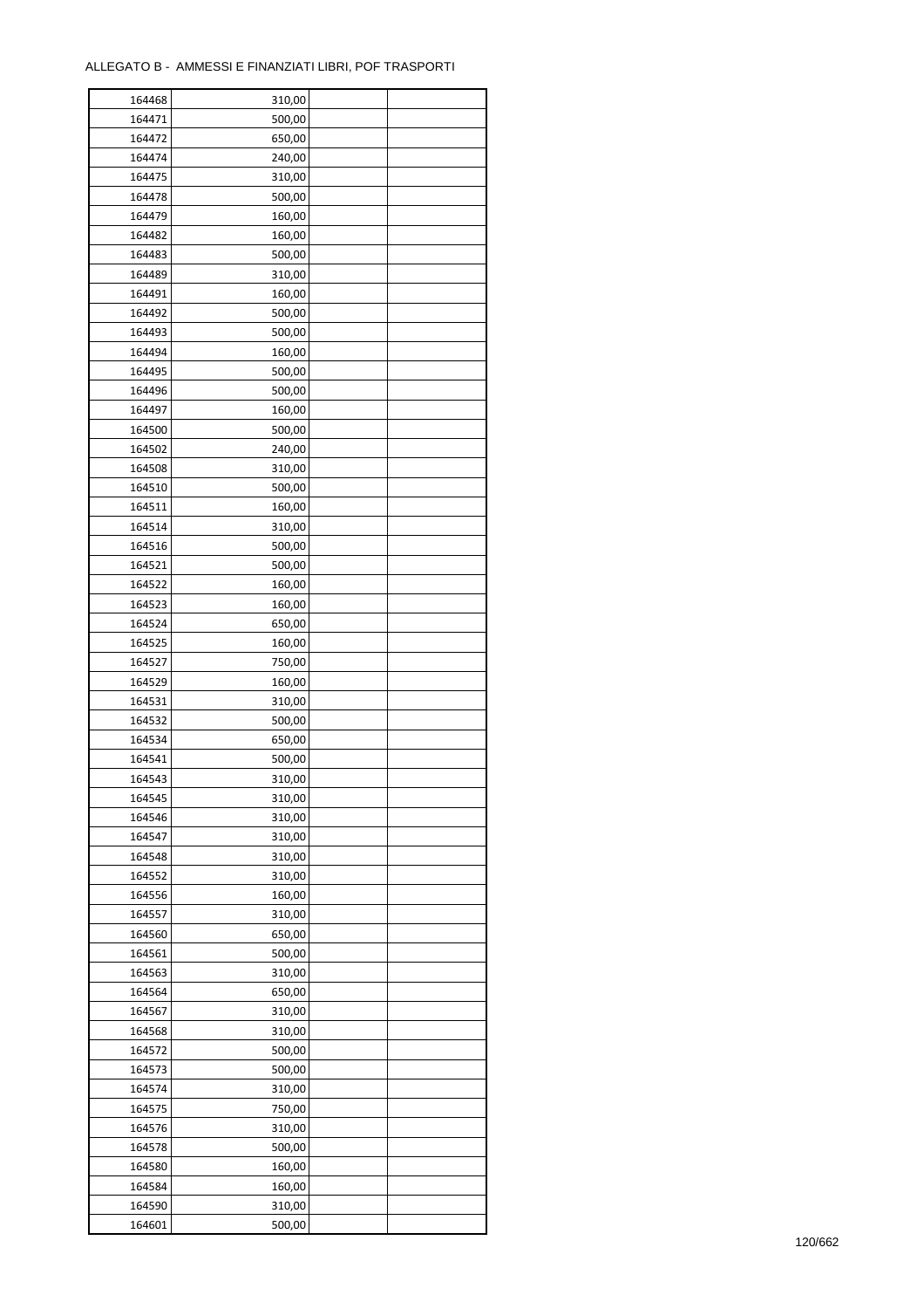ALLEGATO B - AMMESSI E FINANZIATI LIBRI, POF TRASPORTI

| | | | |
|---|---|---|---|
| 164468 | 310,00 | | |
| 164471 | 500,00 | | |
| 164472 | 650,00 | | |
| 164474 | 240,00 | | |
| 164475 | 310,00 | | |
| 164478 | 500,00 | | |
| 164479 | 160,00 | | |
| 164482 | 160,00 | | |
| 164483 | 500,00 | | |
| 164489 | 310,00 | | |
| 164491 | 160,00 | | |
| 164492 | 500,00 | | |
| 164493 | 500,00 | | |
| 164494 | 160,00 | | |
| 164495 | 500,00 | | |
| 164496 | 500,00 | | |
| 164497 | 160,00 | | |
| 164500 | 500,00 | | |
| 164502 | 240,00 | | |
| 164508 | 310,00 | | |
| 164510 | 500,00 | | |
| 164511 | 160,00 | | |
| 164514 | 310,00 | | |
| 164516 | 500,00 | | |
| 164521 | 500,00 | | |
| 164522 | 160,00 | | |
| 164523 | 160,00 | | |
| 164524 | 650,00 | | |
| 164525 | 160,00 | | |
| 164527 | 750,00 | | |
| 164529 | 160,00 | | |
| 164531 | 310,00 | | |
| 164532 | 500,00 | | |
| 164534 | 650,00 | | |
| 164541 | 500,00 | | |
| 164543 | 310,00 | | |
| 164545 | 310,00 | | |
| 164546 | 310,00 | | |
| 164547 | 310,00 | | |
| 164548 | 310,00 | | |
| 164552 | 310,00 | | |
| 164556 | 160,00 | | |
| 164557 | 310,00 | | |
| 164560 | 650,00 | | |
| 164561 | 500,00 | | |
| 164563 | 310,00 | | |
| 164564 | 650,00 | | |
| 164567 | 310,00 | | |
| 164568 | 310,00 | | |
| 164572 | 500,00 | | |
| 164573 | 500,00 | | |
| 164574 | 310,00 | | |
| 164575 | 750,00 | | |
| 164576 | 310,00 | | |
| 164578 | 500,00 | | |
| 164580 | 160,00 | | |
| 164584 | 160,00 | | |
| 164590 | 310,00 | | |
| 164601 | 500,00 | | |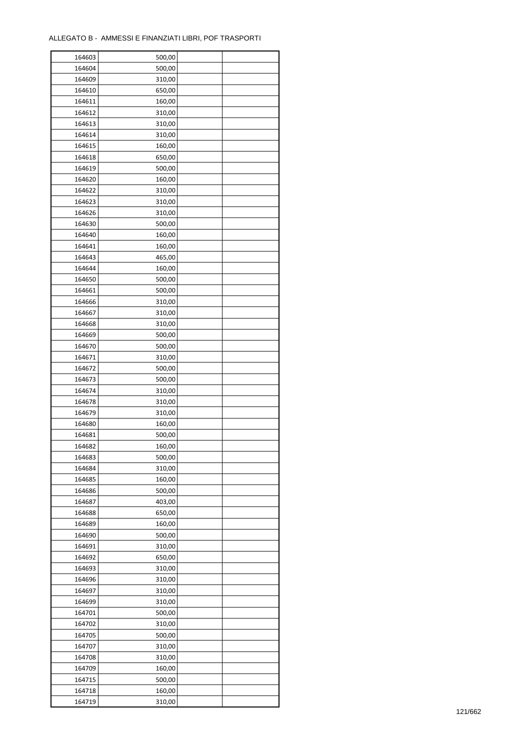ALLEGATO B - AMMESSI E FINANZIATI LIBRI, POF TRASPORTI

| | | | |
|---|---|---|---|
| 164603 | 500,00 | | |
| 164604 | 500,00 | | |
| 164609 | 310,00 | | |
| 164610 | 650,00 | | |
| 164611 | 160,00 | | |
| 164612 | 310,00 | | |
| 164613 | 310,00 | | |
| 164614 | 310,00 | | |
| 164615 | 160,00 | | |
| 164618 | 650,00 | | |
| 164619 | 500,00 | | |
| 164620 | 160,00 | | |
| 164622 | 310,00 | | |
| 164623 | 310,00 | | |
| 164626 | 310,00 | | |
| 164630 | 500,00 | | |
| 164640 | 160,00 | | |
| 164641 | 160,00 | | |
| 164643 | 465,00 | | |
| 164644 | 160,00 | | |
| 164650 | 500,00 | | |
| 164661 | 500,00 | | |
| 164666 | 310,00 | | |
| 164667 | 310,00 | | |
| 164668 | 310,00 | | |
| 164669 | 500,00 | | |
| 164670 | 500,00 | | |
| 164671 | 310,00 | | |
| 164672 | 500,00 | | |
| 164673 | 500,00 | | |
| 164674 | 310,00 | | |
| 164678 | 310,00 | | |
| 164679 | 310,00 | | |
| 164680 | 160,00 | | |
| 164681 | 500,00 | | |
| 164682 | 160,00 | | |
| 164683 | 500,00 | | |
| 164684 | 310,00 | | |
| 164685 | 160,00 | | |
| 164686 | 500,00 | | |
| 164687 | 403,00 | | |
| 164688 | 650,00 | | |
| 164689 | 160,00 | | |
| 164690 | 500,00 | | |
| 164691 | 310,00 | | |
| 164692 | 650,00 | | |
| 164693 | 310,00 | | |
| 164696 | 310,00 | | |
| 164697 | 310,00 | | |
| 164699 | 310,00 | | |
| 164701 | 500,00 | | |
| 164702 | 310,00 | | |
| 164705 | 500,00 | | |
| 164707 | 310,00 | | |
| 164708 | 310,00 | | |
| 164709 | 160,00 | | |
| 164715 | 500,00 | | |
| 164718 | 160,00 | | |
| 164719 | 310,00 | | |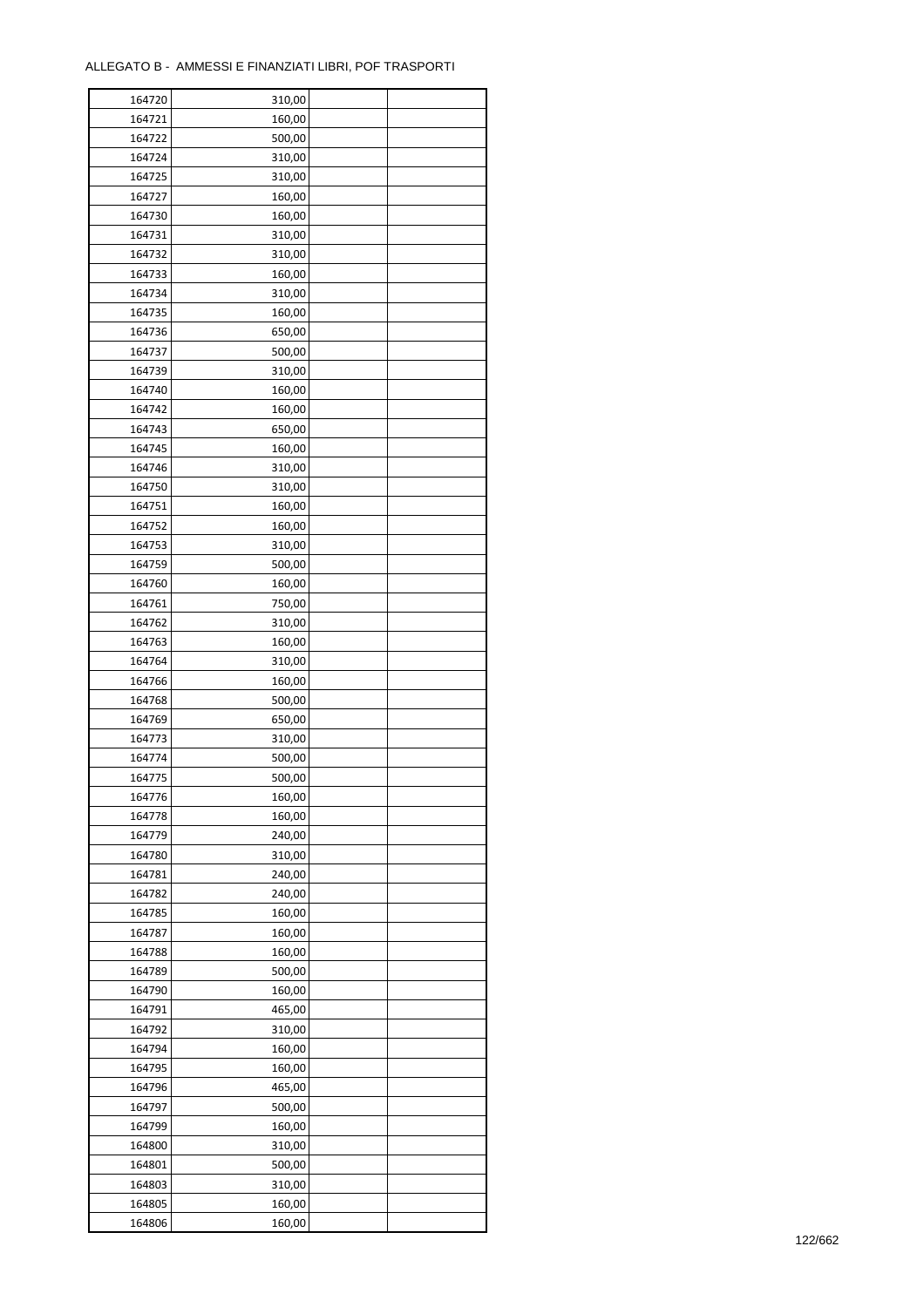ALLEGATO B - AMMESSI E FINANZIATI LIBRI, POF TRASPORTI

| | | | |
|---|---|---|---|
| 164720 | 310,00 | | |
| 164721 | 160,00 | | |
| 164722 | 500,00 | | |
| 164724 | 310,00 | | |
| 164725 | 310,00 | | |
| 164727 | 160,00 | | |
| 164730 | 160,00 | | |
| 164731 | 310,00 | | |
| 164732 | 310,00 | | |
| 164733 | 160,00 | | |
| 164734 | 310,00 | | |
| 164735 | 160,00 | | |
| 164736 | 650,00 | | |
| 164737 | 500,00 | | |
| 164739 | 310,00 | | |
| 164740 | 160,00 | | |
| 164742 | 160,00 | | |
| 164743 | 650,00 | | |
| 164745 | 160,00 | | |
| 164746 | 310,00 | | |
| 164750 | 310,00 | | |
| 164751 | 160,00 | | |
| 164752 | 160,00 | | |
| 164753 | 310,00 | | |
| 164759 | 500,00 | | |
| 164760 | 160,00 | | |
| 164761 | 750,00 | | |
| 164762 | 310,00 | | |
| 164763 | 160,00 | | |
| 164764 | 310,00 | | |
| 164766 | 160,00 | | |
| 164768 | 500,00 | | |
| 164769 | 650,00 | | |
| 164773 | 310,00 | | |
| 164774 | 500,00 | | |
| 164775 | 500,00 | | |
| 164776 | 160,00 | | |
| 164778 | 160,00 | | |
| 164779 | 240,00 | | |
| 164780 | 310,00 | | |
| 164781 | 240,00 | | |
| 164782 | 240,00 | | |
| 164785 | 160,00 | | |
| 164787 | 160,00 | | |
| 164788 | 160,00 | | |
| 164789 | 500,00 | | |
| 164790 | 160,00 | | |
| 164791 | 465,00 | | |
| 164792 | 310,00 | | |
| 164794 | 160,00 | | |
| 164795 | 160,00 | | |
| 164796 | 465,00 | | |
| 164797 | 500,00 | | |
| 164799 | 160,00 | | |
| 164800 | 310,00 | | |
| 164801 | 500,00 | | |
| 164803 | 310,00 | | |
| 164805 | 160,00 | | |
| 164806 | 160,00 | | |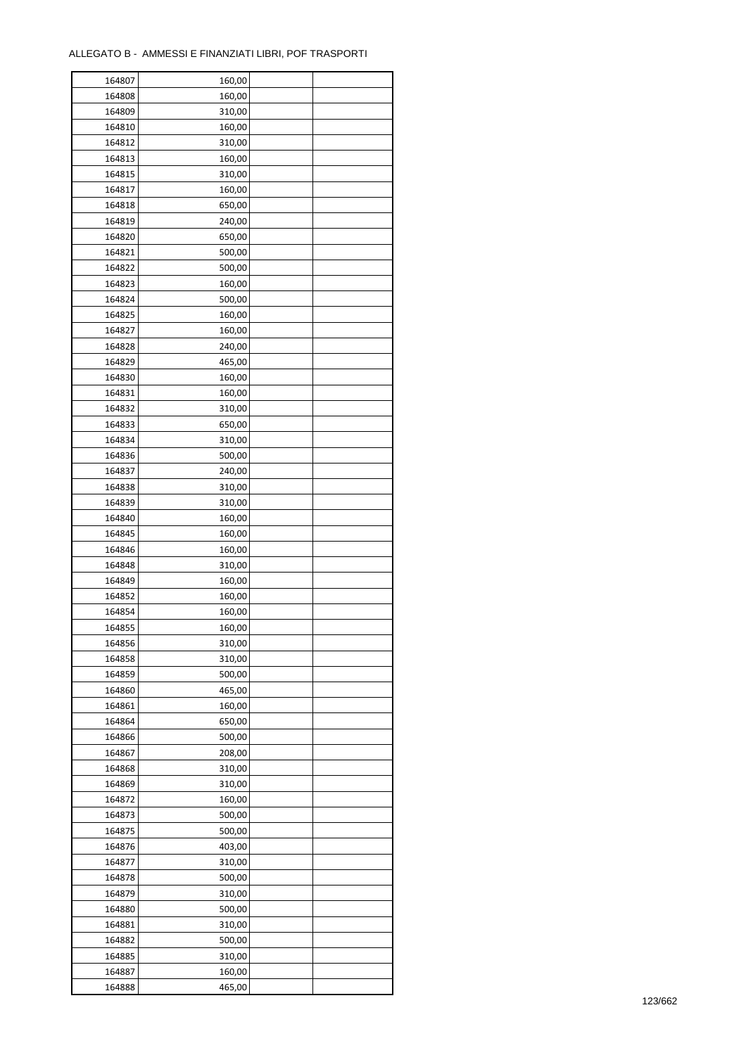ALLEGATO B - AMMESSI E FINANZIATI LIBRI, POF TRASPORTI

| | | | |
|---|---|---|---|
| 164807 | 160,00 | | |
| 164808 | 160,00 | | |
| 164809 | 310,00 | | |
| 164810 | 160,00 | | |
| 164812 | 310,00 | | |
| 164813 | 160,00 | | |
| 164815 | 310,00 | | |
| 164817 | 160,00 | | |
| 164818 | 650,00 | | |
| 164819 | 240,00 | | |
| 164820 | 650,00 | | |
| 164821 | 500,00 | | |
| 164822 | 500,00 | | |
| 164823 | 160,00 | | |
| 164824 | 500,00 | | |
| 164825 | 160,00 | | |
| 164827 | 160,00 | | |
| 164828 | 240,00 | | |
| 164829 | 465,00 | | |
| 164830 | 160,00 | | |
| 164831 | 160,00 | | |
| 164832 | 310,00 | | |
| 164833 | 650,00 | | |
| 164834 | 310,00 | | |
| 164836 | 500,00 | | |
| 164837 | 240,00 | | |
| 164838 | 310,00 | | |
| 164839 | 310,00 | | |
| 164840 | 160,00 | | |
| 164845 | 160,00 | | |
| 164846 | 160,00 | | |
| 164848 | 310,00 | | |
| 164849 | 160,00 | | |
| 164852 | 160,00 | | |
| 164854 | 160,00 | | |
| 164855 | 160,00 | | |
| 164856 | 310,00 | | |
| 164858 | 310,00 | | |
| 164859 | 500,00 | | |
| 164860 | 465,00 | | |
| 164861 | 160,00 | | |
| 164864 | 650,00 | | |
| 164866 | 500,00 | | |
| 164867 | 208,00 | | |
| 164868 | 310,00 | | |
| 164869 | 310,00 | | |
| 164872 | 160,00 | | |
| 164873 | 500,00 | | |
| 164875 | 500,00 | | |
| 164876 | 403,00 | | |
| 164877 | 310,00 | | |
| 164878 | 500,00 | | |
| 164879 | 310,00 | | |
| 164880 | 500,00 | | |
| 164881 | 310,00 | | |
| 164882 | 500,00 | | |
| 164885 | 310,00 | | |
| 164887 | 160,00 | | |
| 164888 | 465,00 | | |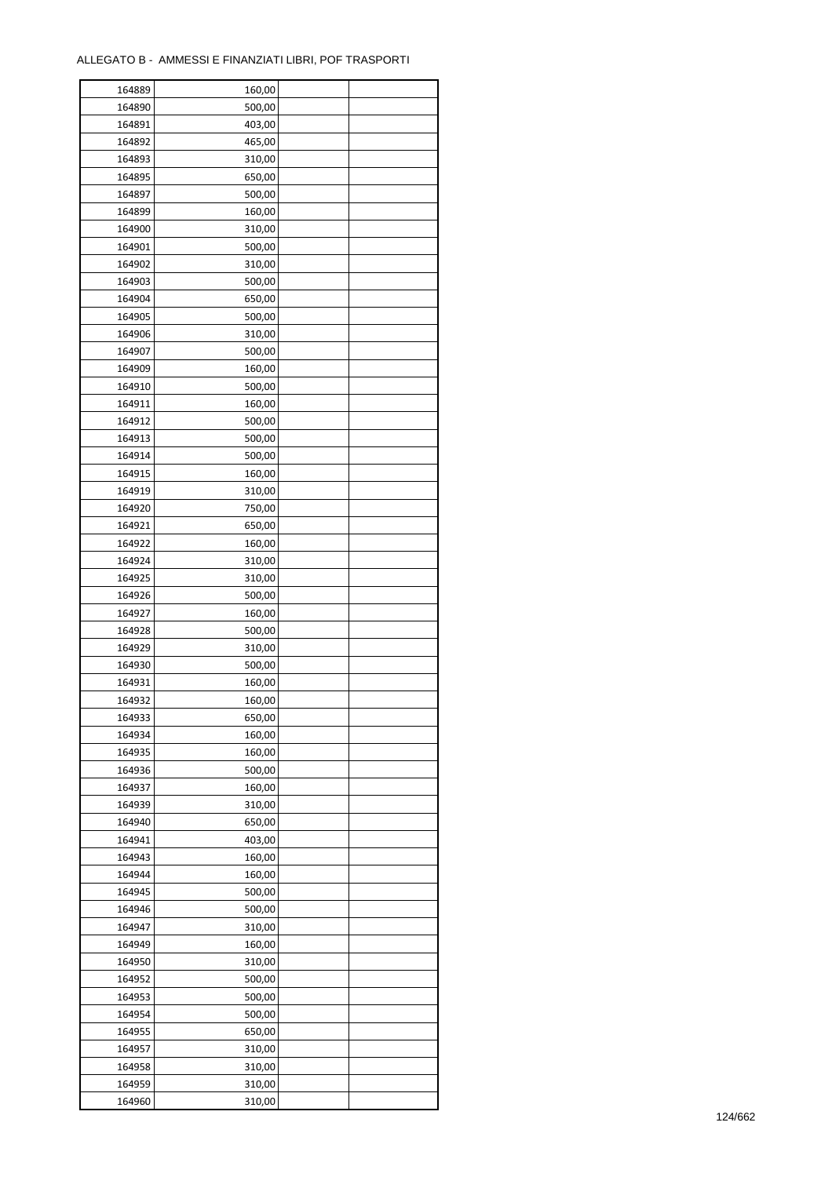ALLEGATO B - AMMESSI E FINANZIATI LIBRI, POF TRASPORTI

| | | | |
|---|---|---|---|
| 164889 | 160,00 | | |
| 164890 | 500,00 | | |
| 164891 | 403,00 | | |
| 164892 | 465,00 | | |
| 164893 | 310,00 | | |
| 164895 | 650,00 | | |
| 164897 | 500,00 | | |
| 164899 | 160,00 | | |
| 164900 | 310,00 | | |
| 164901 | 500,00 | | |
| 164902 | 310,00 | | |
| 164903 | 500,00 | | |
| 164904 | 650,00 | | |
| 164905 | 500,00 | | |
| 164906 | 310,00 | | |
| 164907 | 500,00 | | |
| 164909 | 160,00 | | |
| 164910 | 500,00 | | |
| 164911 | 160,00 | | |
| 164912 | 500,00 | | |
| 164913 | 500,00 | | |
| 164914 | 500,00 | | |
| 164915 | 160,00 | | |
| 164919 | 310,00 | | |
| 164920 | 750,00 | | |
| 164921 | 650,00 | | |
| 164922 | 160,00 | | |
| 164924 | 310,00 | | |
| 164925 | 310,00 | | |
| 164926 | 500,00 | | |
| 164927 | 160,00 | | |
| 164928 | 500,00 | | |
| 164929 | 310,00 | | |
| 164930 | 500,00 | | |
| 164931 | 160,00 | | |
| 164932 | 160,00 | | |
| 164933 | 650,00 | | |
| 164934 | 160,00 | | |
| 164935 | 160,00 | | |
| 164936 | 500,00 | | |
| 164937 | 160,00 | | |
| 164939 | 310,00 | | |
| 164940 | 650,00 | | |
| 164941 | 403,00 | | |
| 164943 | 160,00 | | |
| 164944 | 160,00 | | |
| 164945 | 500,00 | | |
| 164946 | 500,00 | | |
| 164947 | 310,00 | | |
| 164949 | 160,00 | | |
| 164950 | 310,00 | | |
| 164952 | 500,00 | | |
| 164953 | 500,00 | | |
| 164954 | 500,00 | | |
| 164955 | 650,00 | | |
| 164957 | 310,00 | | |
| 164958 | 310,00 | | |
| 164959 | 310,00 | | |
| 164960 | 310,00 | | |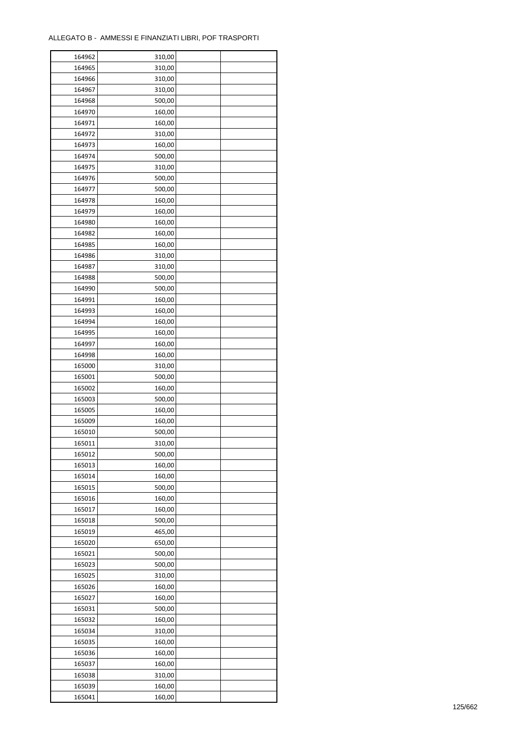ALLEGATO B - AMMESSI E FINANZIATI LIBRI, POF TRASPORTI

| | | | |
|---|---|---|---|
| 164962 | 310,00 | | |
| 164965 | 310,00 | | |
| 164966 | 310,00 | | |
| 164967 | 310,00 | | |
| 164968 | 500,00 | | |
| 164970 | 160,00 | | |
| 164971 | 160,00 | | |
| 164972 | 310,00 | | |
| 164973 | 160,00 | | |
| 164974 | 500,00 | | |
| 164975 | 310,00 | | |
| 164976 | 500,00 | | |
| 164977 | 500,00 | | |
| 164978 | 160,00 | | |
| 164979 | 160,00 | | |
| 164980 | 160,00 | | |
| 164982 | 160,00 | | |
| 164985 | 160,00 | | |
| 164986 | 310,00 | | |
| 164987 | 310,00 | | |
| 164988 | 500,00 | | |
| 164990 | 500,00 | | |
| 164991 | 160,00 | | |
| 164993 | 160,00 | | |
| 164994 | 160,00 | | |
| 164995 | 160,00 | | |
| 164997 | 160,00 | | |
| 164998 | 160,00 | | |
| 165000 | 310,00 | | |
| 165001 | 500,00 | | |
| 165002 | 160,00 | | |
| 165003 | 500,00 | | |
| 165005 | 160,00 | | |
| 165009 | 160,00 | | |
| 165010 | 500,00 | | |
| 165011 | 310,00 | | |
| 165012 | 500,00 | | |
| 165013 | 160,00 | | |
| 165014 | 160,00 | | |
| 165015 | 500,00 | | |
| 165016 | 160,00 | | |
| 165017 | 160,00 | | |
| 165018 | 500,00 | | |
| 165019 | 465,00 | | |
| 165020 | 650,00 | | |
| 165021 | 500,00 | | |
| 165023 | 500,00 | | |
| 165025 | 310,00 | | |
| 165026 | 160,00 | | |
| 165027 | 160,00 | | |
| 165031 | 500,00 | | |
| 165032 | 160,00 | | |
| 165034 | 310,00 | | |
| 165035 | 160,00 | | |
| 165036 | 160,00 | | |
| 165037 | 160,00 | | |
| 165038 | 310,00 | | |
| 165039 | 160,00 | | |
| 165041 | 160,00 | | |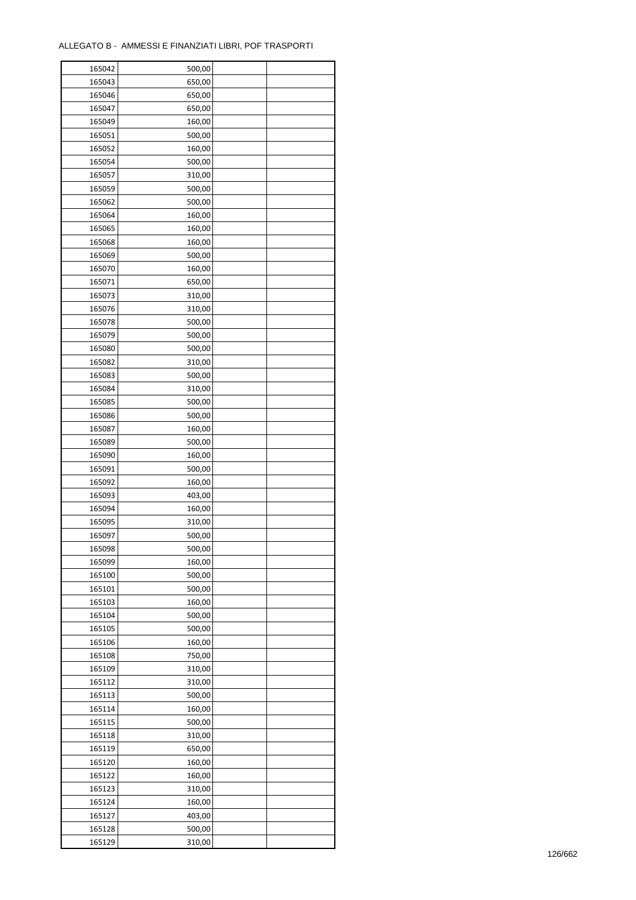ALLEGATO B - AMMESSI E FINANZIATI LIBRI, POF TRASPORTI

| | | | |
|---|---|---|---|
| 165042 | 500,00 | | |
| 165043 | 650,00 | | |
| 165046 | 650,00 | | |
| 165047 | 650,00 | | |
| 165049 | 160,00 | | |
| 165051 | 500,00 | | |
| 165052 | 160,00 | | |
| 165054 | 500,00 | | |
| 165057 | 310,00 | | |
| 165059 | 500,00 | | |
| 165062 | 500,00 | | |
| 165064 | 160,00 | | |
| 165065 | 160,00 | | |
| 165068 | 160,00 | | |
| 165069 | 500,00 | | |
| 165070 | 160,00 | | |
| 165071 | 650,00 | | |
| 165073 | 310,00 | | |
| 165076 | 310,00 | | |
| 165078 | 500,00 | | |
| 165079 | 500,00 | | |
| 165080 | 500,00 | | |
| 165082 | 310,00 | | |
| 165083 | 500,00 | | |
| 165084 | 310,00 | | |
| 165085 | 500,00 | | |
| 165086 | 500,00 | | |
| 165087 | 160,00 | | |
| 165089 | 500,00 | | |
| 165090 | 160,00 | | |
| 165091 | 500,00 | | |
| 165092 | 160,00 | | |
| 165093 | 403,00 | | |
| 165094 | 160,00 | | |
| 165095 | 310,00 | | |
| 165097 | 500,00 | | |
| 165098 | 500,00 | | |
| 165099 | 160,00 | | |
| 165100 | 500,00 | | |
| 165101 | 500,00 | | |
| 165103 | 160,00 | | |
| 165104 | 500,00 | | |
| 165105 | 500,00 | | |
| 165106 | 160,00 | | |
| 165108 | 750,00 | | |
| 165109 | 310,00 | | |
| 165112 | 310,00 | | |
| 165113 | 500,00 | | |
| 165114 | 160,00 | | |
| 165115 | 500,00 | | |
| 165118 | 310,00 | | |
| 165119 | 650,00 | | |
| 165120 | 160,00 | | |
| 165122 | 160,00 | | |
| 165123 | 310,00 | | |
| 165124 | 160,00 | | |
| 165127 | 403,00 | | |
| 165128 | 500,00 | | |
| 165129 | 310,00 | | |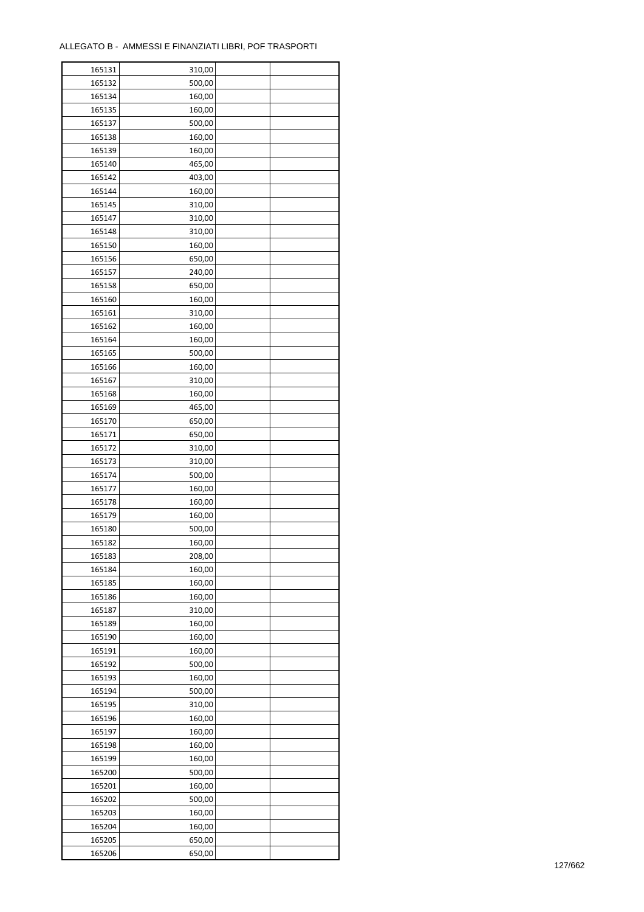ALLEGATO B - AMMESSI E FINANZIATI LIBRI, POF TRASPORTI

| | | | |
|---|---|---|---|
| 165131 | 310,00 | | |
| 165132 | 500,00 | | |
| 165134 | 160,00 | | |
| 165135 | 160,00 | | |
| 165137 | 500,00 | | |
| 165138 | 160,00 | | |
| 165139 | 160,00 | | |
| 165140 | 465,00 | | |
| 165142 | 403,00 | | |
| 165144 | 160,00 | | |
| 165145 | 310,00 | | |
| 165147 | 310,00 | | |
| 165148 | 310,00 | | |
| 165150 | 160,00 | | |
| 165156 | 650,00 | | |
| 165157 | 240,00 | | |
| 165158 | 650,00 | | |
| 165160 | 160,00 | | |
| 165161 | 310,00 | | |
| 165162 | 160,00 | | |
| 165164 | 160,00 | | |
| 165165 | 500,00 | | |
| 165166 | 160,00 | | |
| 165167 | 310,00 | | |
| 165168 | 160,00 | | |
| 165169 | 465,00 | | |
| 165170 | 650,00 | | |
| 165171 | 650,00 | | |
| 165172 | 310,00 | | |
| 165173 | 310,00 | | |
| 165174 | 500,00 | | |
| 165177 | 160,00 | | |
| 165178 | 160,00 | | |
| 165179 | 160,00 | | |
| 165180 | 500,00 | | |
| 165182 | 160,00 | | |
| 165183 | 208,00 | | |
| 165184 | 160,00 | | |
| 165185 | 160,00 | | |
| 165186 | 160,00 | | |
| 165187 | 310,00 | | |
| 165189 | 160,00 | | |
| 165190 | 160,00 | | |
| 165191 | 160,00 | | |
| 165192 | 500,00 | | |
| 165193 | 160,00 | | |
| 165194 | 500,00 | | |
| 165195 | 310,00 | | |
| 165196 | 160,00 | | |
| 165197 | 160,00 | | |
| 165198 | 160,00 | | |
| 165199 | 160,00 | | |
| 165200 | 500,00 | | |
| 165201 | 160,00 | | |
| 165202 | 500,00 | | |
| 165203 | 160,00 | | |
| 165204 | 160,00 | | |
| 165205 | 650,00 | | |
| 165206 | 650,00 | | |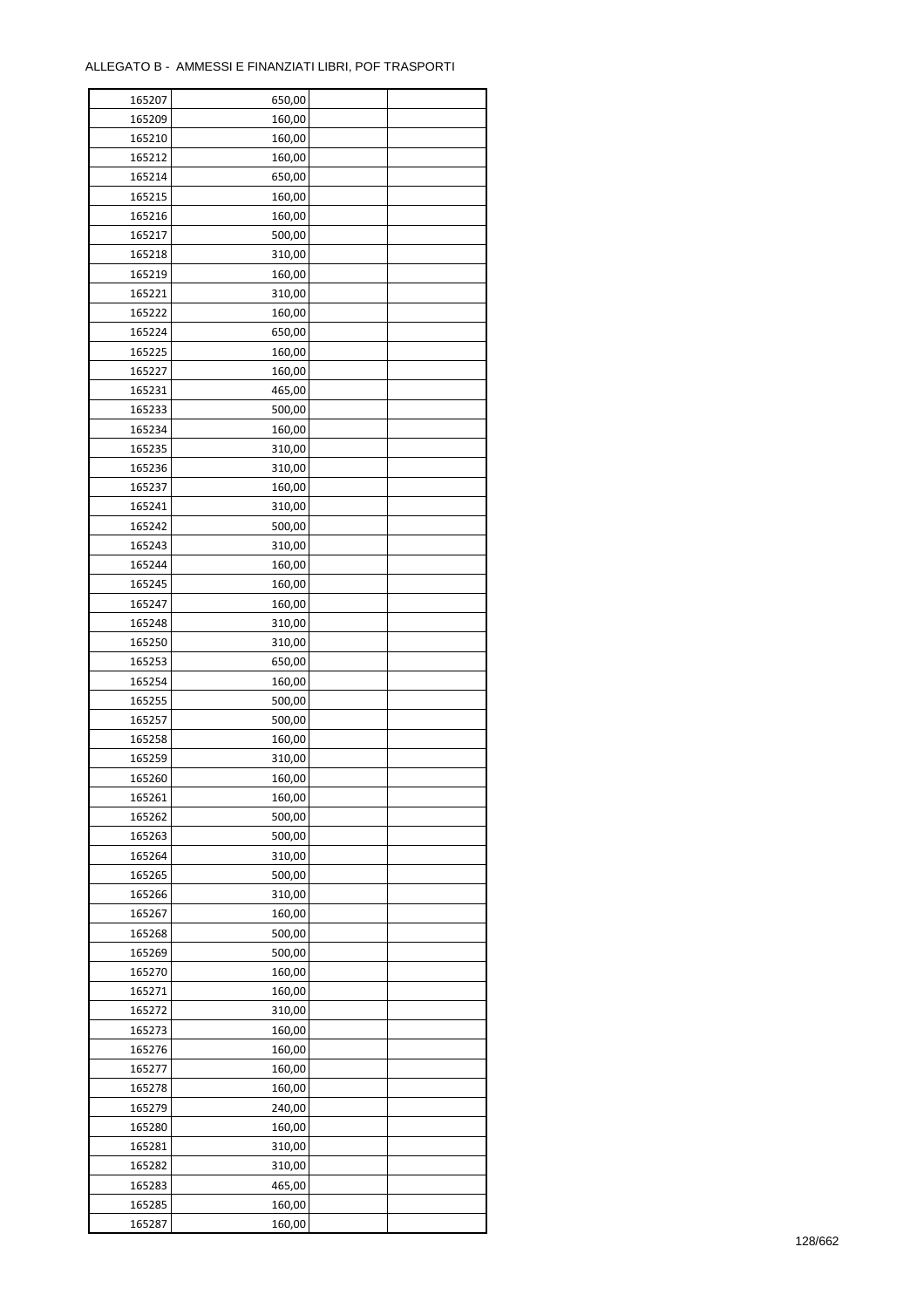ALLEGATO B - AMMESSI E FINANZIATI LIBRI, POF TRASPORTI

| | | | |
|---|---|---|---|
| 165207 | 650,00 | | |
| 165209 | 160,00 | | |
| 165210 | 160,00 | | |
| 165212 | 160,00 | | |
| 165214 | 650,00 | | |
| 165215 | 160,00 | | |
| 165216 | 160,00 | | |
| 165217 | 500,00 | | |
| 165218 | 310,00 | | |
| 165219 | 160,00 | | |
| 165221 | 310,00 | | |
| 165222 | 160,00 | | |
| 165224 | 650,00 | | |
| 165225 | 160,00 | | |
| 165227 | 160,00 | | |
| 165231 | 465,00 | | |
| 165233 | 500,00 | | |
| 165234 | 160,00 | | |
| 165235 | 310,00 | | |
| 165236 | 310,00 | | |
| 165237 | 160,00 | | |
| 165241 | 310,00 | | |
| 165242 | 500,00 | | |
| 165243 | 310,00 | | |
| 165244 | 160,00 | | |
| 165245 | 160,00 | | |
| 165247 | 160,00 | | |
| 165248 | 310,00 | | |
| 165250 | 310,00 | | |
| 165253 | 650,00 | | |
| 165254 | 160,00 | | |
| 165255 | 500,00 | | |
| 165257 | 500,00 | | |
| 165258 | 160,00 | | |
| 165259 | 310,00 | | |
| 165260 | 160,00 | | |
| 165261 | 160,00 | | |
| 165262 | 500,00 | | |
| 165263 | 500,00 | | |
| 165264 | 310,00 | | |
| 165265 | 500,00 | | |
| 165266 | 310,00 | | |
| 165267 | 160,00 | | |
| 165268 | 500,00 | | |
| 165269 | 500,00 | | |
| 165270 | 160,00 | | |
| 165271 | 160,00 | | |
| 165272 | 310,00 | | |
| 165273 | 160,00 | | |
| 165276 | 160,00 | | |
| 165277 | 160,00 | | |
| 165278 | 160,00 | | |
| 165279 | 240,00 | | |
| 165280 | 160,00 | | |
| 165281 | 310,00 | | |
| 165282 | 310,00 | | |
| 165283 | 465,00 | | |
| 165285 | 160,00 | | |
| 165287 | 160,00 | | |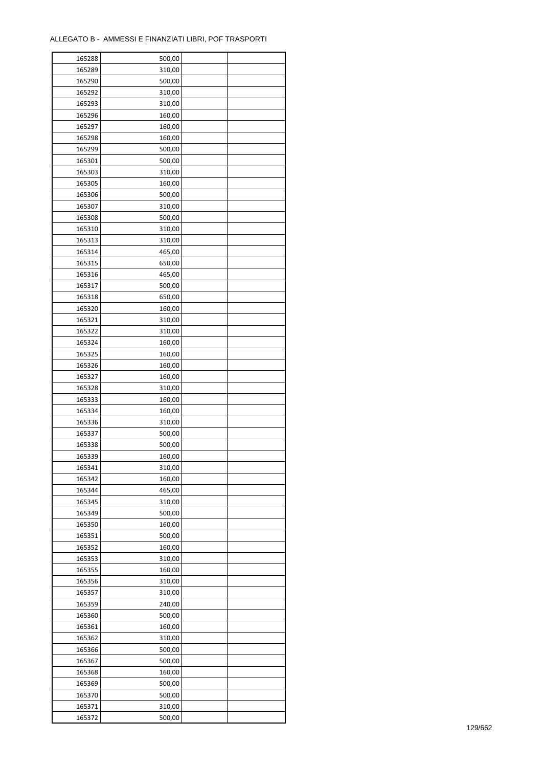ALLEGATO B - AMMESSI E FINANZIATI LIBRI, POF TRASPORTI

| | | | |
|---|---|---|---|
| 165288 | 500,00 | | |
| 165289 | 310,00 | | |
| 165290 | 500,00 | | |
| 165292 | 310,00 | | |
| 165293 | 310,00 | | |
| 165296 | 160,00 | | |
| 165297 | 160,00 | | |
| 165298 | 160,00 | | |
| 165299 | 500,00 | | |
| 165301 | 500,00 | | |
| 165303 | 310,00 | | |
| 165305 | 160,00 | | |
| 165306 | 500,00 | | |
| 165307 | 310,00 | | |
| 165308 | 500,00 | | |
| 165310 | 310,00 | | |
| 165313 | 310,00 | | |
| 165314 | 465,00 | | |
| 165315 | 650,00 | | |
| 165316 | 465,00 | | |
| 165317 | 500,00 | | |
| 165318 | 650,00 | | |
| 165320 | 160,00 | | |
| 165321 | 310,00 | | |
| 165322 | 310,00 | | |
| 165324 | 160,00 | | |
| 165325 | 160,00 | | |
| 165326 | 160,00 | | |
| 165327 | 160,00 | | |
| 165328 | 310,00 | | |
| 165333 | 160,00 | | |
| 165334 | 160,00 | | |
| 165336 | 310,00 | | |
| 165337 | 500,00 | | |
| 165338 | 500,00 | | |
| 165339 | 160,00 | | |
| 165341 | 310,00 | | |
| 165342 | 160,00 | | |
| 165344 | 465,00 | | |
| 165345 | 310,00 | | |
| 165349 | 500,00 | | |
| 165350 | 160,00 | | |
| 165351 | 500,00 | | |
| 165352 | 160,00 | | |
| 165353 | 310,00 | | |
| 165355 | 160,00 | | |
| 165356 | 310,00 | | |
| 165357 | 310,00 | | |
| 165359 | 240,00 | | |
| 165360 | 500,00 | | |
| 165361 | 160,00 | | |
| 165362 | 310,00 | | |
| 165366 | 500,00 | | |
| 165367 | 500,00 | | |
| 165368 | 160,00 | | |
| 165369 | 500,00 | | |
| 165370 | 500,00 | | |
| 165371 | 310,00 | | |
| 165372 | 500,00 | | |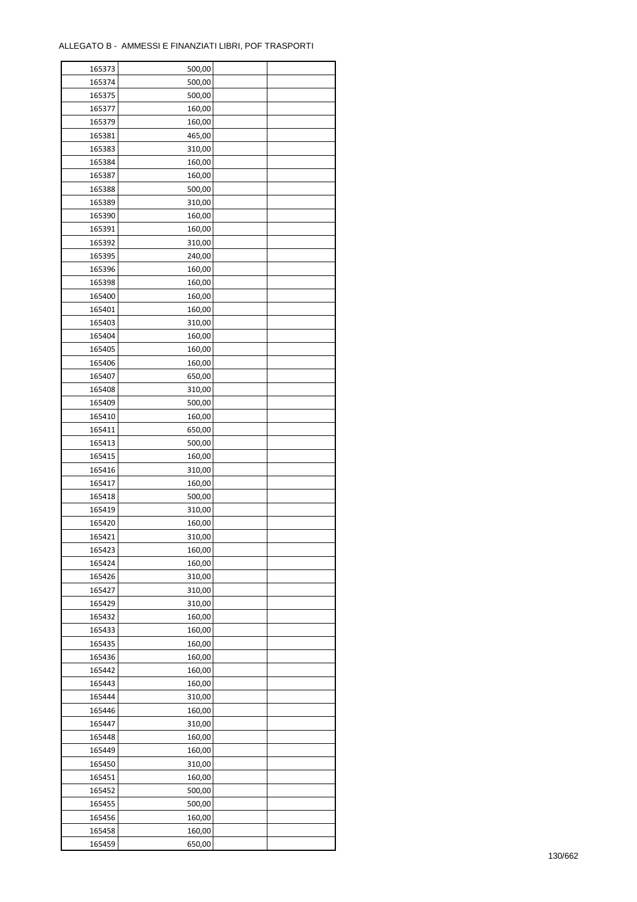ALLEGATO B - AMMESSI E FINANZIATI LIBRI, POF TRASPORTI

| | | | |
|---|---|---|---|
| 165373 | 500,00 | | |
| 165374 | 500,00 | | |
| 165375 | 500,00 | | |
| 165377 | 160,00 | | |
| 165379 | 160,00 | | |
| 165381 | 465,00 | | |
| 165383 | 310,00 | | |
| 165384 | 160,00 | | |
| 165387 | 160,00 | | |
| 165388 | 500,00 | | |
| 165389 | 310,00 | | |
| 165390 | 160,00 | | |
| 165391 | 160,00 | | |
| 165392 | 310,00 | | |
| 165395 | 240,00 | | |
| 165396 | 160,00 | | |
| 165398 | 160,00 | | |
| 165400 | 160,00 | | |
| 165401 | 160,00 | | |
| 165403 | 310,00 | | |
| 165404 | 160,00 | | |
| 165405 | 160,00 | | |
| 165406 | 160,00 | | |
| 165407 | 650,00 | | |
| 165408 | 310,00 | | |
| 165409 | 500,00 | | |
| 165410 | 160,00 | | |
| 165411 | 650,00 | | |
| 165413 | 500,00 | | |
| 165415 | 160,00 | | |
| 165416 | 310,00 | | |
| 165417 | 160,00 | | |
| 165418 | 500,00 | | |
| 165419 | 310,00 | | |
| 165420 | 160,00 | | |
| 165421 | 310,00 | | |
| 165423 | 160,00 | | |
| 165424 | 160,00 | | |
| 165426 | 310,00 | | |
| 165427 | 310,00 | | |
| 165429 | 310,00 | | |
| 165432 | 160,00 | | |
| 165433 | 160,00 | | |
| 165435 | 160,00 | | |
| 165436 | 160,00 | | |
| 165442 | 160,00 | | |
| 165443 | 160,00 | | |
| 165444 | 310,00 | | |
| 165446 | 160,00 | | |
| 165447 | 310,00 | | |
| 165448 | 160,00 | | |
| 165449 | 160,00 | | |
| 165450 | 310,00 | | |
| 165451 | 160,00 | | |
| 165452 | 500,00 | | |
| 165455 | 500,00 | | |
| 165456 | 160,00 | | |
| 165458 | 160,00 | | |
| 165459 | 650,00 | | |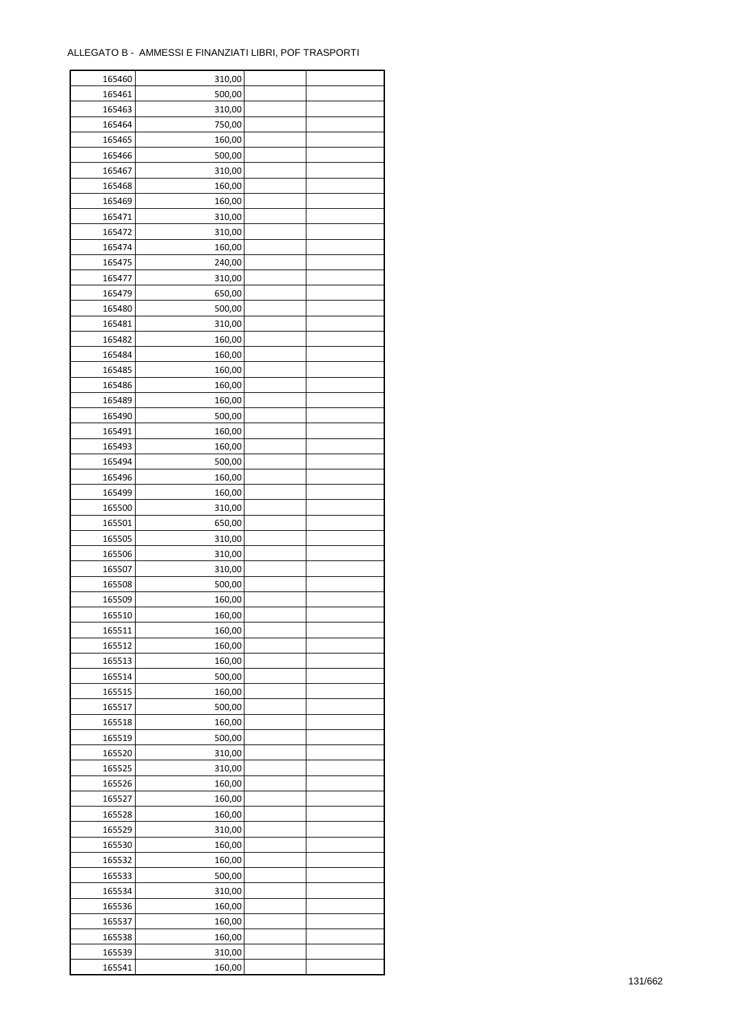ALLEGATO B - AMMESSI E FINANZIATI LIBRI, POF TRASPORTI

| | | | |
|---|---|---|---|
| 165460 | 310,00 | | |
| 165461 | 500,00 | | |
| 165463 | 310,00 | | |
| 165464 | 750,00 | | |
| 165465 | 160,00 | | |
| 165466 | 500,00 | | |
| 165467 | 310,00 | | |
| 165468 | 160,00 | | |
| 165469 | 160,00 | | |
| 165471 | 310,00 | | |
| 165472 | 310,00 | | |
| 165474 | 160,00 | | |
| 165475 | 240,00 | | |
| 165477 | 310,00 | | |
| 165479 | 650,00 | | |
| 165480 | 500,00 | | |
| 165481 | 310,00 | | |
| 165482 | 160,00 | | |
| 165484 | 160,00 | | |
| 165485 | 160,00 | | |
| 165486 | 160,00 | | |
| 165489 | 160,00 | | |
| 165490 | 500,00 | | |
| 165491 | 160,00 | | |
| 165493 | 160,00 | | |
| 165494 | 500,00 | | |
| 165496 | 160,00 | | |
| 165499 | 160,00 | | |
| 165500 | 310,00 | | |
| 165501 | 650,00 | | |
| 165505 | 310,00 | | |
| 165506 | 310,00 | | |
| 165507 | 310,00 | | |
| 165508 | 500,00 | | |
| 165509 | 160,00 | | |
| 165510 | 160,00 | | |
| 165511 | 160,00 | | |
| 165512 | 160,00 | | |
| 165513 | 160,00 | | |
| 165514 | 500,00 | | |
| 165515 | 160,00 | | |
| 165517 | 500,00 | | |
| 165518 | 160,00 | | |
| 165519 | 500,00 | | |
| 165520 | 310,00 | | |
| 165525 | 310,00 | | |
| 165526 | 160,00 | | |
| 165527 | 160,00 | | |
| 165528 | 160,00 | | |
| 165529 | 310,00 | | |
| 165530 | 160,00 | | |
| 165532 | 160,00 | | |
| 165533 | 500,00 | | |
| 165534 | 310,00 | | |
| 165536 | 160,00 | | |
| 165537 | 160,00 | | |
| 165538 | 160,00 | | |
| 165539 | 310,00 | | |
| 165541 | 160,00 | | |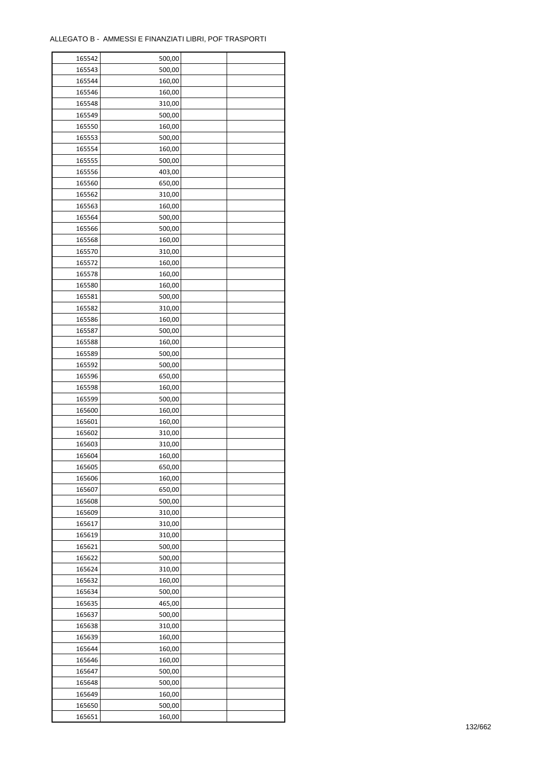ALLEGATO B - AMMESSI E FINANZIATI LIBRI, POF TRASPORTI

| | | | |
|---|---|---|---|
| 165542 | 500,00 | | |
| 165543 | 500,00 | | |
| 165544 | 160,00 | | |
| 165546 | 160,00 | | |
| 165548 | 310,00 | | |
| 165549 | 500,00 | | |
| 165550 | 160,00 | | |
| 165553 | 500,00 | | |
| 165554 | 160,00 | | |
| 165555 | 500,00 | | |
| 165556 | 403,00 | | |
| 165560 | 650,00 | | |
| 165562 | 310,00 | | |
| 165563 | 160,00 | | |
| 165564 | 500,00 | | |
| 165566 | 500,00 | | |
| 165568 | 160,00 | | |
| 165570 | 310,00 | | |
| 165572 | 160,00 | | |
| 165578 | 160,00 | | |
| 165580 | 160,00 | | |
| 165581 | 500,00 | | |
| 165582 | 310,00 | | |
| 165586 | 160,00 | | |
| 165587 | 500,00 | | |
| 165588 | 160,00 | | |
| 165589 | 500,00 | | |
| 165592 | 500,00 | | |
| 165596 | 650,00 | | |
| 165598 | 160,00 | | |
| 165599 | 500,00 | | |
| 165600 | 160,00 | | |
| 165601 | 160,00 | | |
| 165602 | 310,00 | | |
| 165603 | 310,00 | | |
| 165604 | 160,00 | | |
| 165605 | 650,00 | | |
| 165606 | 160,00 | | |
| 165607 | 650,00 | | |
| 165608 | 500,00 | | |
| 165609 | 310,00 | | |
| 165617 | 310,00 | | |
| 165619 | 310,00 | | |
| 165621 | 500,00 | | |
| 165622 | 500,00 | | |
| 165624 | 310,00 | | |
| 165632 | 160,00 | | |
| 165634 | 500,00 | | |
| 165635 | 465,00 | | |
| 165637 | 500,00 | | |
| 165638 | 310,00 | | |
| 165639 | 160,00 | | |
| 165644 | 160,00 | | |
| 165646 | 160,00 | | |
| 165647 | 500,00 | | |
| 165648 | 500,00 | | |
| 165649 | 160,00 | | |
| 165650 | 500,00 | | |
| 165651 | 160,00 | | |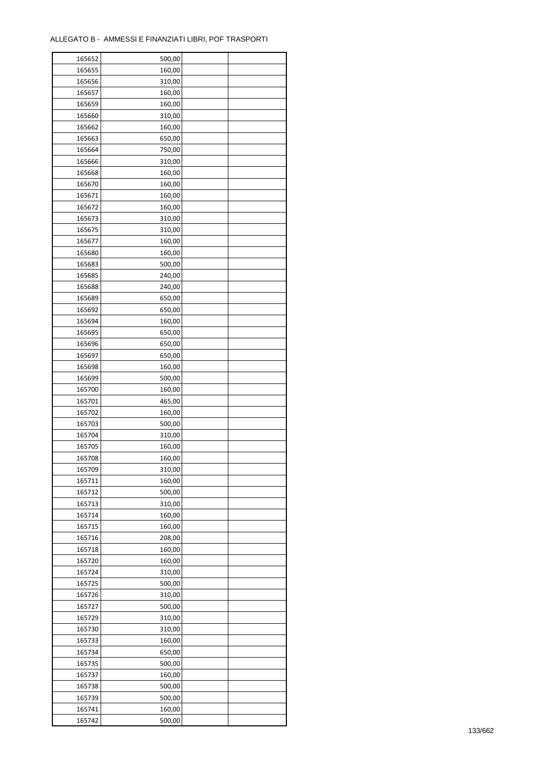ALLEGATO B - AMMESSI E FINANZIATI LIBRI, POF TRASPORTI

| | | | |
|---|---|---|---|
| 165652 | 500,00 | | |
| 165655 | 160,00 | | |
| 165656 | 310,00 | | |
| 165657 | 160,00 | | |
| 165659 | 160,00 | | |
| 165660 | 310,00 | | |
| 165662 | 160,00 | | |
| 165663 | 650,00 | | |
| 165664 | 750,00 | | |
| 165666 | 310,00 | | |
| 165668 | 160,00 | | |
| 165670 | 160,00 | | |
| 165671 | 160,00 | | |
| 165672 | 160,00 | | |
| 165673 | 310,00 | | |
| 165675 | 310,00 | | |
| 165677 | 160,00 | | |
| 165680 | 160,00 | | |
| 165683 | 500,00 | | |
| 165685 | 240,00 | | |
| 165688 | 240,00 | | |
| 165689 | 650,00 | | |
| 165692 | 650,00 | | |
| 165694 | 160,00 | | |
| 165695 | 650,00 | | |
| 165696 | 650,00 | | |
| 165697 | 650,00 | | |
| 165698 | 160,00 | | |
| 165699 | 500,00 | | |
| 165700 | 160,00 | | |
| 165701 | 465,00 | | |
| 165702 | 160,00 | | |
| 165703 | 500,00 | | |
| 165704 | 310,00 | | |
| 165705 | 160,00 | | |
| 165708 | 160,00 | | |
| 165709 | 310,00 | | |
| 165711 | 160,00 | | |
| 165712 | 500,00 | | |
| 165713 | 310,00 | | |
| 165714 | 160,00 | | |
| 165715 | 160,00 | | |
| 165716 | 208,00 | | |
| 165718 | 160,00 | | |
| 165720 | 160,00 | | |
| 165724 | 310,00 | | |
| 165725 | 500,00 | | |
| 165726 | 310,00 | | |
| 165727 | 500,00 | | |
| 165729 | 310,00 | | |
| 165730 | 310,00 | | |
| 165733 | 160,00 | | |
| 165734 | 650,00 | | |
| 165735 | 500,00 | | |
| 165737 | 160,00 | | |
| 165738 | 500,00 | | |
| 165739 | 500,00 | | |
| 165741 | 160,00 | | |
| 165742 | 500,00 | | |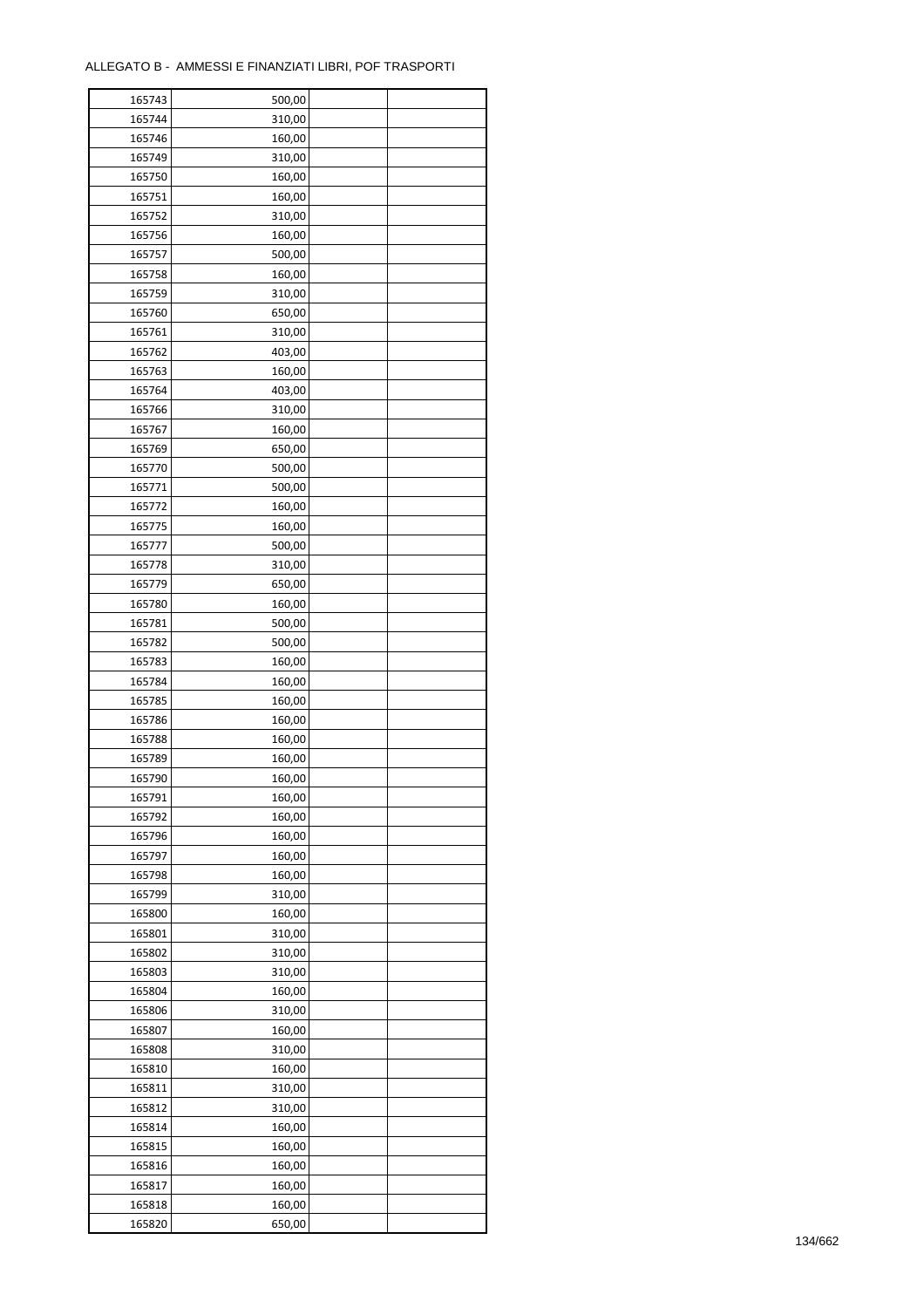ALLEGATO B - AMMESSI E FINANZIATI LIBRI, POF TRASPORTI

| | | | |
|---|---|---|---|
| 165743 | 500,00 | | |
| 165744 | 310,00 | | |
| 165746 | 160,00 | | |
| 165749 | 310,00 | | |
| 165750 | 160,00 | | |
| 165751 | 160,00 | | |
| 165752 | 310,00 | | |
| 165756 | 160,00 | | |
| 165757 | 500,00 | | |
| 165758 | 160,00 | | |
| 165759 | 310,00 | | |
| 165760 | 650,00 | | |
| 165761 | 310,00 | | |
| 165762 | 403,00 | | |
| 165763 | 160,00 | | |
| 165764 | 403,00 | | |
| 165766 | 310,00 | | |
| 165767 | 160,00 | | |
| 165769 | 650,00 | | |
| 165770 | 500,00 | | |
| 165771 | 500,00 | | |
| 165772 | 160,00 | | |
| 165775 | 160,00 | | |
| 165777 | 500,00 | | |
| 165778 | 310,00 | | |
| 165779 | 650,00 | | |
| 165780 | 160,00 | | |
| 165781 | 500,00 | | |
| 165782 | 500,00 | | |
| 165783 | 160,00 | | |
| 165784 | 160,00 | | |
| 165785 | 160,00 | | |
| 165786 | 160,00 | | |
| 165788 | 160,00 | | |
| 165789 | 160,00 | | |
| 165790 | 160,00 | | |
| 165791 | 160,00 | | |
| 165792 | 160,00 | | |
| 165796 | 160,00 | | |
| 165797 | 160,00 | | |
| 165798 | 160,00 | | |
| 165799 | 310,00 | | |
| 165800 | 160,00 | | |
| 165801 | 310,00 | | |
| 165802 | 310,00 | | |
| 165803 | 310,00 | | |
| 165804 | 160,00 | | |
| 165806 | 310,00 | | |
| 165807 | 160,00 | | |
| 165808 | 310,00 | | |
| 165810 | 160,00 | | |
| 165811 | 310,00 | | |
| 165812 | 310,00 | | |
| 165814 | 160,00 | | |
| 165815 | 160,00 | | |
| 165816 | 160,00 | | |
| 165817 | 160,00 | | |
| 165818 | 160,00 | | |
| 165820 | 650,00 | | |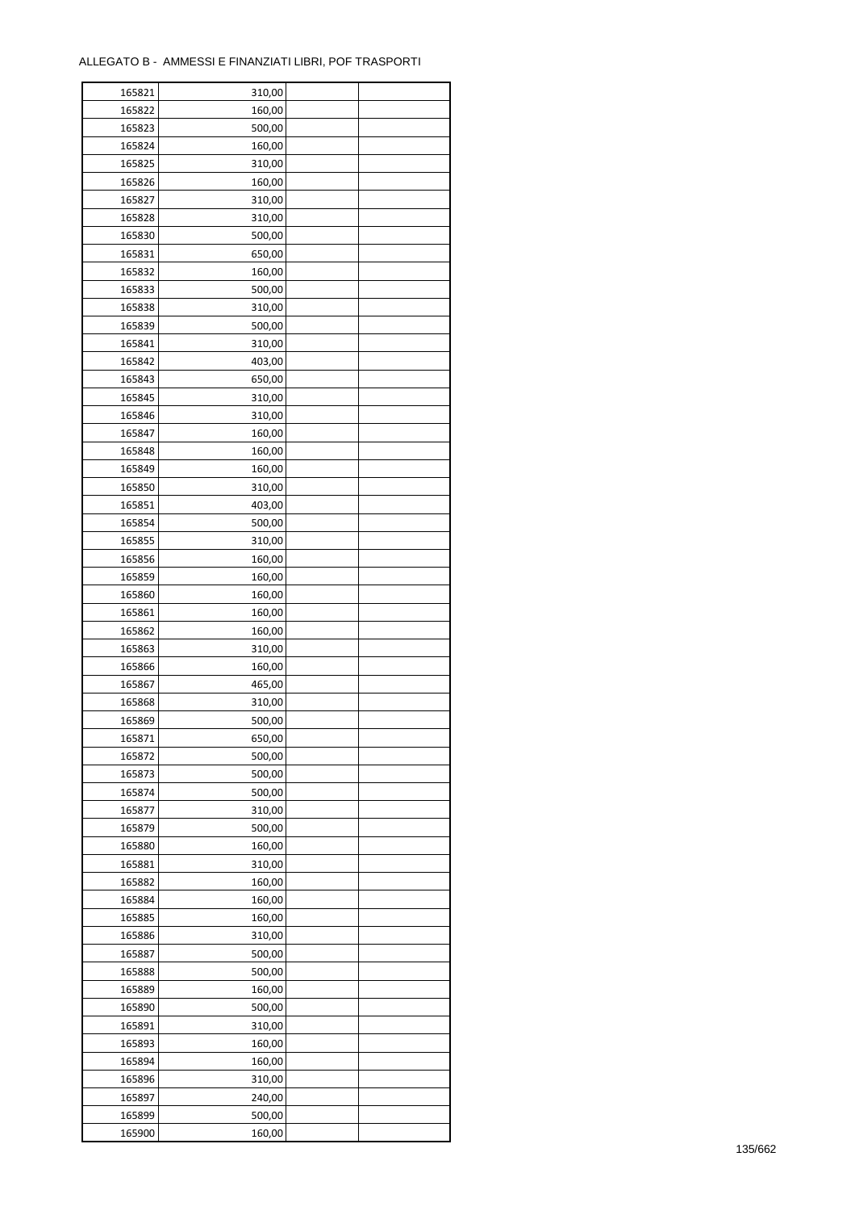ALLEGATO B - AMMESSI E FINANZIATI LIBRI, POF TRASPORTI

| | | | |
|---|---|---|---|
| 165821 | 310,00 | | |
| 165822 | 160,00 | | |
| 165823 | 500,00 | | |
| 165824 | 160,00 | | |
| 165825 | 310,00 | | |
| 165826 | 160,00 | | |
| 165827 | 310,00 | | |
| 165828 | 310,00 | | |
| 165830 | 500,00 | | |
| 165831 | 650,00 | | |
| 165832 | 160,00 | | |
| 165833 | 500,00 | | |
| 165838 | 310,00 | | |
| 165839 | 500,00 | | |
| 165841 | 310,00 | | |
| 165842 | 403,00 | | |
| 165843 | 650,00 | | |
| 165845 | 310,00 | | |
| 165846 | 310,00 | | |
| 165847 | 160,00 | | |
| 165848 | 160,00 | | |
| 165849 | 160,00 | | |
| 165850 | 310,00 | | |
| 165851 | 403,00 | | |
| 165854 | 500,00 | | |
| 165855 | 310,00 | | |
| 165856 | 160,00 | | |
| 165859 | 160,00 | | |
| 165860 | 160,00 | | |
| 165861 | 160,00 | | |
| 165862 | 160,00 | | |
| 165863 | 310,00 | | |
| 165866 | 160,00 | | |
| 165867 | 465,00 | | |
| 165868 | 310,00 | | |
| 165869 | 500,00 | | |
| 165871 | 650,00 | | |
| 165872 | 500,00 | | |
| 165873 | 500,00 | | |
| 165874 | 500,00 | | |
| 165877 | 310,00 | | |
| 165879 | 500,00 | | |
| 165880 | 160,00 | | |
| 165881 | 310,00 | | |
| 165882 | 160,00 | | |
| 165884 | 160,00 | | |
| 165885 | 160,00 | | |
| 165886 | 310,00 | | |
| 165887 | 500,00 | | |
| 165888 | 500,00 | | |
| 165889 | 160,00 | | |
| 165890 | 500,00 | | |
| 165891 | 310,00 | | |
| 165893 | 160,00 | | |
| 165894 | 160,00 | | |
| 165896 | 310,00 | | |
| 165897 | 240,00 | | |
| 165899 | 500,00 | | |
| 165900 | 160,00 | | |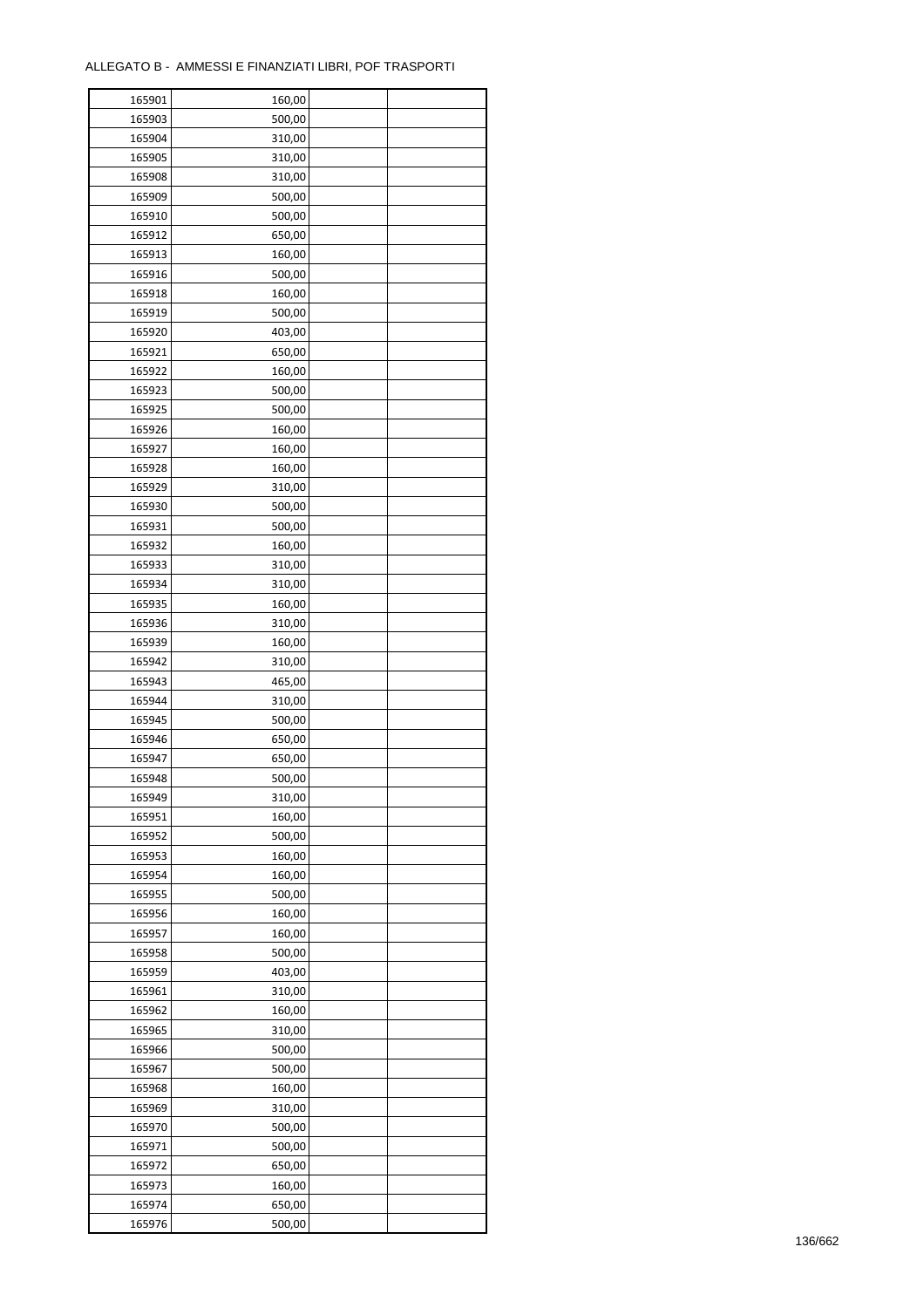ALLEGATO B - AMMESSI E FINANZIATI LIBRI, POF TRASPORTI

| | | | |
|---|---|---|---|
| 165901 | 160,00 | | |
| 165903 | 500,00 | | |
| 165904 | 310,00 | | |
| 165905 | 310,00 | | |
| 165908 | 310,00 | | |
| 165909 | 500,00 | | |
| 165910 | 500,00 | | |
| 165912 | 650,00 | | |
| 165913 | 160,00 | | |
| 165916 | 500,00 | | |
| 165918 | 160,00 | | |
| 165919 | 500,00 | | |
| 165920 | 403,00 | | |
| 165921 | 650,00 | | |
| 165922 | 160,00 | | |
| 165923 | 500,00 | | |
| 165925 | 500,00 | | |
| 165926 | 160,00 | | |
| 165927 | 160,00 | | |
| 165928 | 160,00 | | |
| 165929 | 310,00 | | |
| 165930 | 500,00 | | |
| 165931 | 500,00 | | |
| 165932 | 160,00 | | |
| 165933 | 310,00 | | |
| 165934 | 310,00 | | |
| 165935 | 160,00 | | |
| 165936 | 310,00 | | |
| 165939 | 160,00 | | |
| 165942 | 310,00 | | |
| 165943 | 465,00 | | |
| 165944 | 310,00 | | |
| 165945 | 500,00 | | |
| 165946 | 650,00 | | |
| 165947 | 650,00 | | |
| 165948 | 500,00 | | |
| 165949 | 310,00 | | |
| 165951 | 160,00 | | |
| 165952 | 500,00 | | |
| 165953 | 160,00 | | |
| 165954 | 160,00 | | |
| 165955 | 500,00 | | |
| 165956 | 160,00 | | |
| 165957 | 160,00 | | |
| 165958 | 500,00 | | |
| 165959 | 403,00 | | |
| 165961 | 310,00 | | |
| 165962 | 160,00 | | |
| 165965 | 310,00 | | |
| 165966 | 500,00 | | |
| 165967 | 500,00 | | |
| 165968 | 160,00 | | |
| 165969 | 310,00 | | |
| 165970 | 500,00 | | |
| 165971 | 500,00 | | |
| 165972 | 650,00 | | |
| 165973 | 160,00 | | |
| 165974 | 650,00 | | |
| 165976 | 500,00 | | |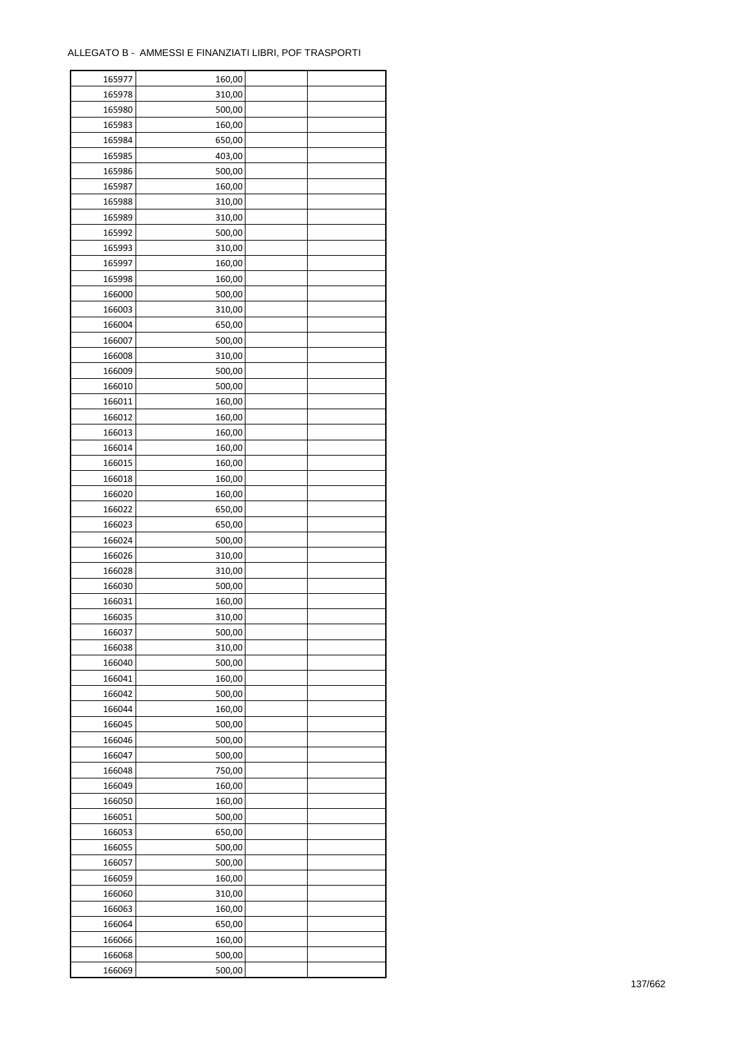ALLEGATO B - AMMESSI E FINANZIATI LIBRI, POF TRASPORTI

| | | | |
|---|---|---|---|
| 165977 | 160,00 | | |
| 165978 | 310,00 | | |
| 165980 | 500,00 | | |
| 165983 | 160,00 | | |
| 165984 | 650,00 | | |
| 165985 | 403,00 | | |
| 165986 | 500,00 | | |
| 165987 | 160,00 | | |
| 165988 | 310,00 | | |
| 165989 | 310,00 | | |
| 165992 | 500,00 | | |
| 165993 | 310,00 | | |
| 165997 | 160,00 | | |
| 165998 | 160,00 | | |
| 166000 | 500,00 | | |
| 166003 | 310,00 | | |
| 166004 | 650,00 | | |
| 166007 | 500,00 | | |
| 166008 | 310,00 | | |
| 166009 | 500,00 | | |
| 166010 | 500,00 | | |
| 166011 | 160,00 | | |
| 166012 | 160,00 | | |
| 166013 | 160,00 | | |
| 166014 | 160,00 | | |
| 166015 | 160,00 | | |
| 166018 | 160,00 | | |
| 166020 | 160,00 | | |
| 166022 | 650,00 | | |
| 166023 | 650,00 | | |
| 166024 | 500,00 | | |
| 166026 | 310,00 | | |
| 166028 | 310,00 | | |
| 166030 | 500,00 | | |
| 166031 | 160,00 | | |
| 166035 | 310,00 | | |
| 166037 | 500,00 | | |
| 166038 | 310,00 | | |
| 166040 | 500,00 | | |
| 166041 | 160,00 | | |
| 166042 | 500,00 | | |
| 166044 | 160,00 | | |
| 166045 | 500,00 | | |
| 166046 | 500,00 | | |
| 166047 | 500,00 | | |
| 166048 | 750,00 | | |
| 166049 | 160,00 | | |
| 166050 | 160,00 | | |
| 166051 | 500,00 | | |
| 166053 | 650,00 | | |
| 166055 | 500,00 | | |
| 166057 | 500,00 | | |
| 166059 | 160,00 | | |
| 166060 | 310,00 | | |
| 166063 | 160,00 | | |
| 166064 | 650,00 | | |
| 166066 | 160,00 | | |
| 166068 | 500,00 | | |
| 166069 | 500,00 | | |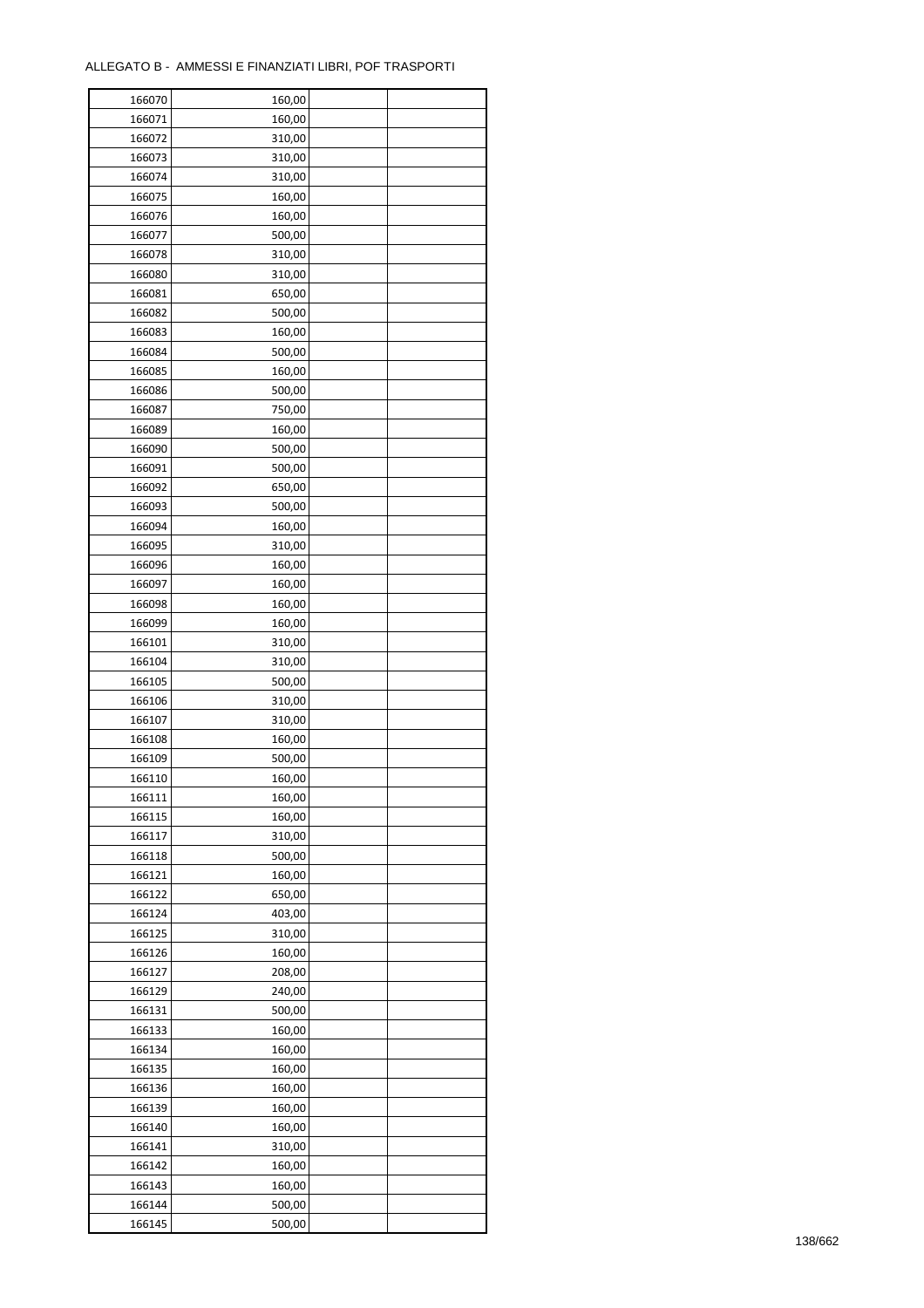ALLEGATO B - AMMESSI E FINANZIATI LIBRI, POF TRASPORTI

| | | | |
|---|---|---|---|
| 166070 | 160,00 | | |
| 166071 | 160,00 | | |
| 166072 | 310,00 | | |
| 166073 | 310,00 | | |
| 166074 | 310,00 | | |
| 166075 | 160,00 | | |
| 166076 | 160,00 | | |
| 166077 | 500,00 | | |
| 166078 | 310,00 | | |
| 166080 | 310,00 | | |
| 166081 | 650,00 | | |
| 166082 | 500,00 | | |
| 166083 | 160,00 | | |
| 166084 | 500,00 | | |
| 166085 | 160,00 | | |
| 166086 | 500,00 | | |
| 166087 | 750,00 | | |
| 166089 | 160,00 | | |
| 166090 | 500,00 | | |
| 166091 | 500,00 | | |
| 166092 | 650,00 | | |
| 166093 | 500,00 | | |
| 166094 | 160,00 | | |
| 166095 | 310,00 | | |
| 166096 | 160,00 | | |
| 166097 | 160,00 | | |
| 166098 | 160,00 | | |
| 166099 | 160,00 | | |
| 166101 | 310,00 | | |
| 166104 | 310,00 | | |
| 166105 | 500,00 | | |
| 166106 | 310,00 | | |
| 166107 | 310,00 | | |
| 166108 | 160,00 | | |
| 166109 | 500,00 | | |
| 166110 | 160,00 | | |
| 166111 | 160,00 | | |
| 166115 | 160,00 | | |
| 166117 | 310,00 | | |
| 166118 | 500,00 | | |
| 166121 | 160,00 | | |
| 166122 | 650,00 | | |
| 166124 | 403,00 | | |
| 166125 | 310,00 | | |
| 166126 | 160,00 | | |
| 166127 | 208,00 | | |
| 166129 | 240,00 | | |
| 166131 | 500,00 | | |
| 166133 | 160,00 | | |
| 166134 | 160,00 | | |
| 166135 | 160,00 | | |
| 166136 | 160,00 | | |
| 166139 | 160,00 | | |
| 166140 | 160,00 | | |
| 166141 | 310,00 | | |
| 166142 | 160,00 | | |
| 166143 | 160,00 | | |
| 166144 | 500,00 | | |
| 166145 | 500,00 | | |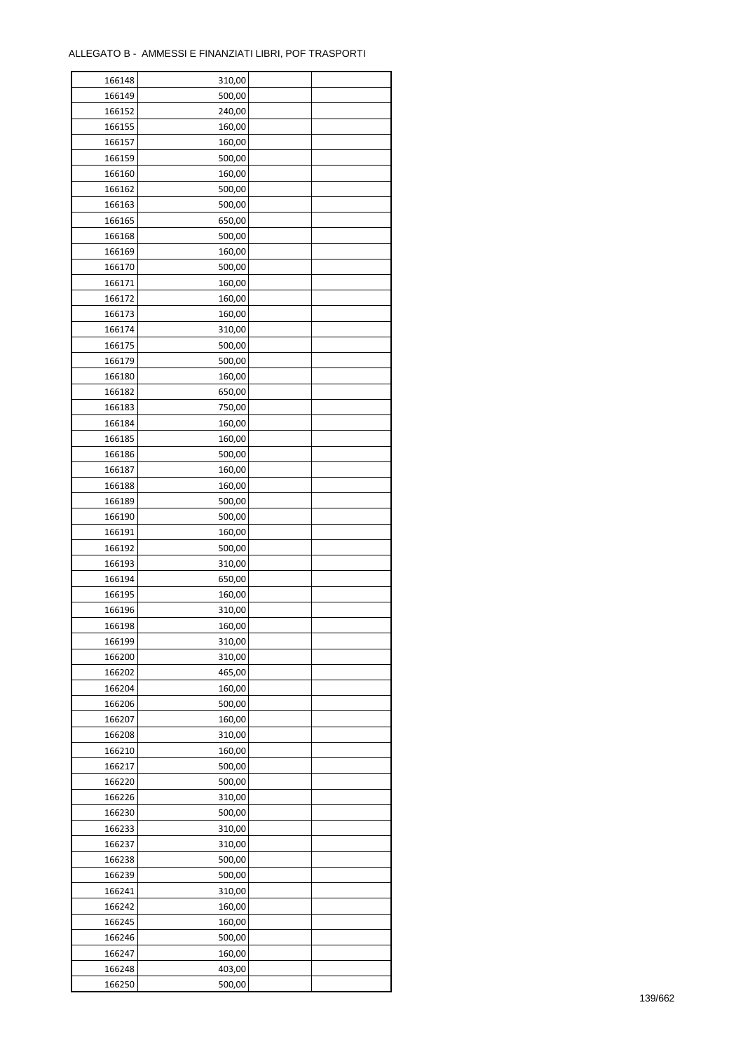ALLEGATO B - AMMESSI E FINANZIATI LIBRI, POF TRASPORTI

| | | | |
|---|---|---|---|
| 166148 | 310,00 | | |
| 166149 | 500,00 | | |
| 166152 | 240,00 | | |
| 166155 | 160,00 | | |
| 166157 | 160,00 | | |
| 166159 | 500,00 | | |
| 166160 | 160,00 | | |
| 166162 | 500,00 | | |
| 166163 | 500,00 | | |
| 166165 | 650,00 | | |
| 166168 | 500,00 | | |
| 166169 | 160,00 | | |
| 166170 | 500,00 | | |
| 166171 | 160,00 | | |
| 166172 | 160,00 | | |
| 166173 | 160,00 | | |
| 166174 | 310,00 | | |
| 166175 | 500,00 | | |
| 166179 | 500,00 | | |
| 166180 | 160,00 | | |
| 166182 | 650,00 | | |
| 166183 | 750,00 | | |
| 166184 | 160,00 | | |
| 166185 | 160,00 | | |
| 166186 | 500,00 | | |
| 166187 | 160,00 | | |
| 166188 | 160,00 | | |
| 166189 | 500,00 | | |
| 166190 | 500,00 | | |
| 166191 | 160,00 | | |
| 166192 | 500,00 | | |
| 166193 | 310,00 | | |
| 166194 | 650,00 | | |
| 166195 | 160,00 | | |
| 166196 | 310,00 | | |
| 166198 | 160,00 | | |
| 166199 | 310,00 | | |
| 166200 | 310,00 | | |
| 166202 | 465,00 | | |
| 166204 | 160,00 | | |
| 166206 | 500,00 | | |
| 166207 | 160,00 | | |
| 166208 | 310,00 | | |
| 166210 | 160,00 | | |
| 166217 | 500,00 | | |
| 166220 | 500,00 | | |
| 166226 | 310,00 | | |
| 166230 | 500,00 | | |
| 166233 | 310,00 | | |
| 166237 | 310,00 | | |
| 166238 | 500,00 | | |
| 166239 | 500,00 | | |
| 166241 | 310,00 | | |
| 166242 | 160,00 | | |
| 166245 | 160,00 | | |
| 166246 | 500,00 | | |
| 166247 | 160,00 | | |
| 166248 | 403,00 | | |
| 166250 | 500,00 | | |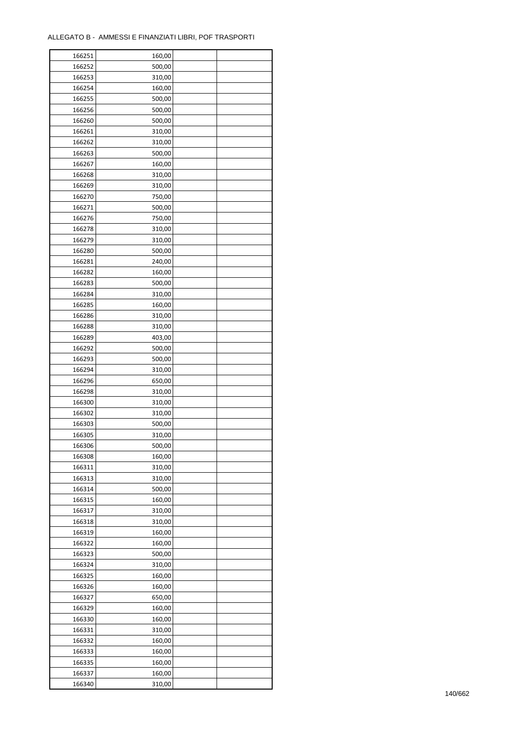ALLEGATO B - AMMESSI E FINANZIATI LIBRI, POF TRASPORTI

| | | | |
|---|---|---|---|
| 166251 | 160,00 | | |
| 166252 | 500,00 | | |
| 166253 | 310,00 | | |
| 166254 | 160,00 | | |
| 166255 | 500,00 | | |
| 166256 | 500,00 | | |
| 166260 | 500,00 | | |
| 166261 | 310,00 | | |
| 166262 | 310,00 | | |
| 166263 | 500,00 | | |
| 166267 | 160,00 | | |
| 166268 | 310,00 | | |
| 166269 | 310,00 | | |
| 166270 | 750,00 | | |
| 166271 | 500,00 | | |
| 166276 | 750,00 | | |
| 166278 | 310,00 | | |
| 166279 | 310,00 | | |
| 166280 | 500,00 | | |
| 166281 | 240,00 | | |
| 166282 | 160,00 | | |
| 166283 | 500,00 | | |
| 166284 | 310,00 | | |
| 166285 | 160,00 | | |
| 166286 | 310,00 | | |
| 166288 | 310,00 | | |
| 166289 | 403,00 | | |
| 166292 | 500,00 | | |
| 166293 | 500,00 | | |
| 166294 | 310,00 | | |
| 166296 | 650,00 | | |
| 166298 | 310,00 | | |
| 166300 | 310,00 | | |
| 166302 | 310,00 | | |
| 166303 | 500,00 | | |
| 166305 | 310,00 | | |
| 166306 | 500,00 | | |
| 166308 | 160,00 | | |
| 166311 | 310,00 | | |
| 166313 | 310,00 | | |
| 166314 | 500,00 | | |
| 166315 | 160,00 | | |
| 166317 | 310,00 | | |
| 166318 | 310,00 | | |
| 166319 | 160,00 | | |
| 166322 | 160,00 | | |
| 166323 | 500,00 | | |
| 166324 | 310,00 | | |
| 166325 | 160,00 | | |
| 166326 | 160,00 | | |
| 166327 | 650,00 | | |
| 166329 | 160,00 | | |
| 166330 | 160,00 | | |
| 166331 | 310,00 | | |
| 166332 | 160,00 | | |
| 166333 | 160,00 | | |
| 166335 | 160,00 | | |
| 166337 | 160,00 | | |
| 166340 | 310,00 | | |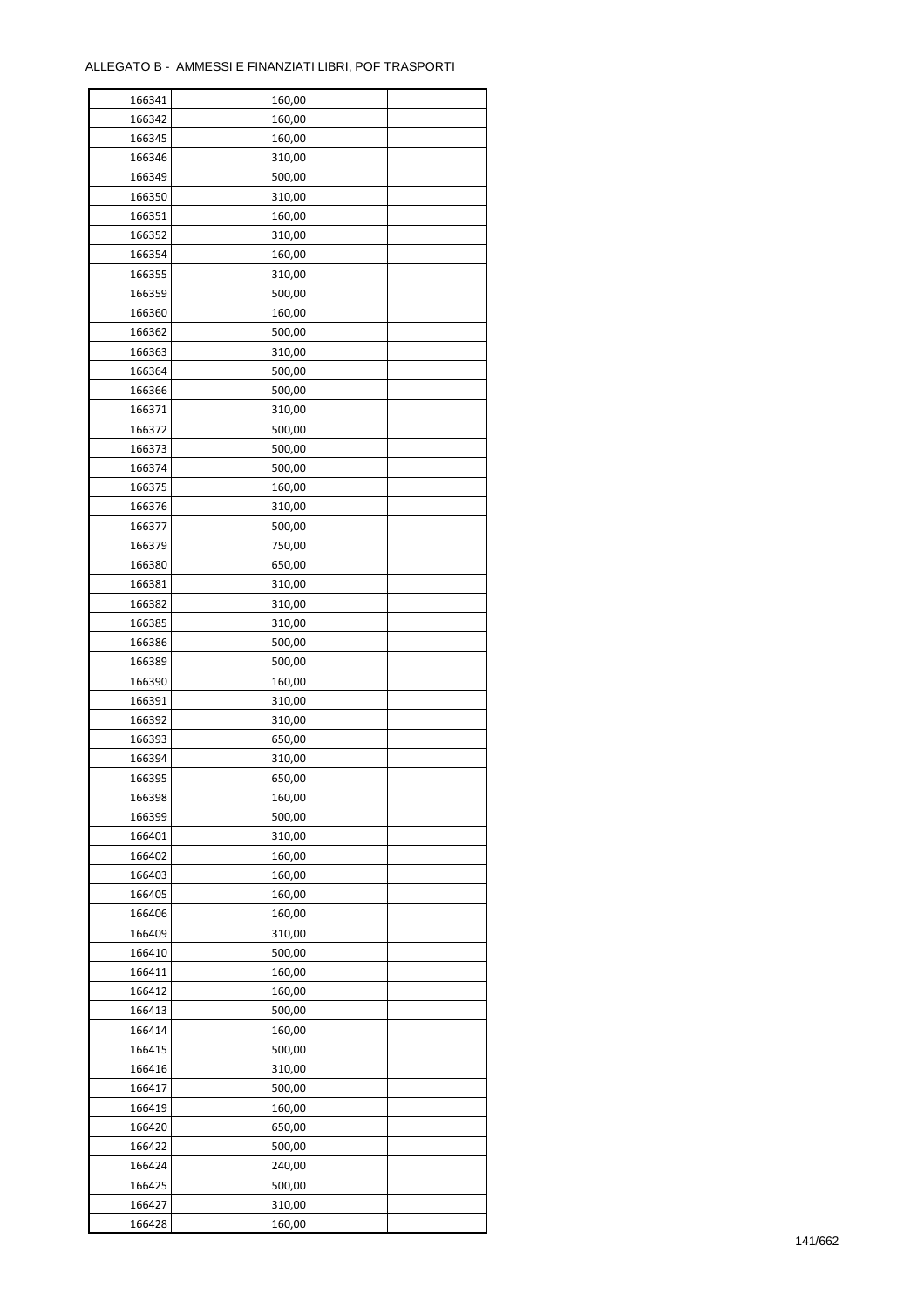ALLEGATO B - AMMESSI E FINANZIATI LIBRI, POF TRASPORTI

| | | | |
|---|---|---|---|
| 166341 | 160,00 | | |
| 166342 | 160,00 | | |
| 166345 | 160,00 | | |
| 166346 | 310,00 | | |
| 166349 | 500,00 | | |
| 166350 | 310,00 | | |
| 166351 | 160,00 | | |
| 166352 | 310,00 | | |
| 166354 | 160,00 | | |
| 166355 | 310,00 | | |
| 166359 | 500,00 | | |
| 166360 | 160,00 | | |
| 166362 | 500,00 | | |
| 166363 | 310,00 | | |
| 166364 | 500,00 | | |
| 166366 | 500,00 | | |
| 166371 | 310,00 | | |
| 166372 | 500,00 | | |
| 166373 | 500,00 | | |
| 166374 | 500,00 | | |
| 166375 | 160,00 | | |
| 166376 | 310,00 | | |
| 166377 | 500,00 | | |
| 166379 | 750,00 | | |
| 166380 | 650,00 | | |
| 166381 | 310,00 | | |
| 166382 | 310,00 | | |
| 166385 | 310,00 | | |
| 166386 | 500,00 | | |
| 166389 | 500,00 | | |
| 166390 | 160,00 | | |
| 166391 | 310,00 | | |
| 166392 | 310,00 | | |
| 166393 | 650,00 | | |
| 166394 | 310,00 | | |
| 166395 | 650,00 | | |
| 166398 | 160,00 | | |
| 166399 | 500,00 | | |
| 166401 | 310,00 | | |
| 166402 | 160,00 | | |
| 166403 | 160,00 | | |
| 166405 | 160,00 | | |
| 166406 | 160,00 | | |
| 166409 | 310,00 | | |
| 166410 | 500,00 | | |
| 166411 | 160,00 | | |
| 166412 | 160,00 | | |
| 166413 | 500,00 | | |
| 166414 | 160,00 | | |
| 166415 | 500,00 | | |
| 166416 | 310,00 | | |
| 166417 | 500,00 | | |
| 166419 | 160,00 | | |
| 166420 | 650,00 | | |
| 166422 | 500,00 | | |
| 166424 | 240,00 | | |
| 166425 | 500,00 | | |
| 166427 | 310,00 | | |
| 166428 | 160,00 | | |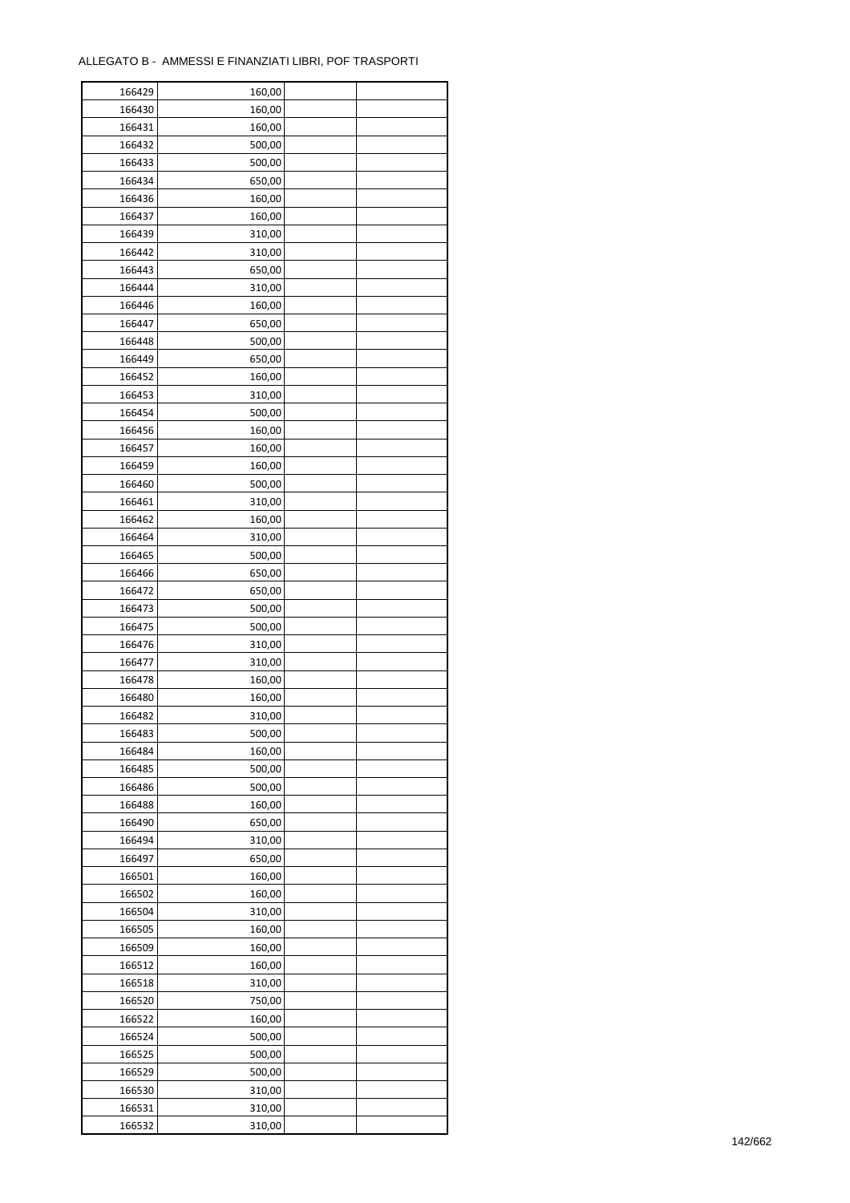ALLEGATO B - AMMESSI E FINANZIATI LIBRI, POF TRASPORTI

| | | | |
|---|---|---|---|
| 166429 | 160,00 | | |
| 166430 | 160,00 | | |
| 166431 | 160,00 | | |
| 166432 | 500,00 | | |
| 166433 | 500,00 | | |
| 166434 | 650,00 | | |
| 166436 | 160,00 | | |
| 166437 | 160,00 | | |
| 166439 | 310,00 | | |
| 166442 | 310,00 | | |
| 166443 | 650,00 | | |
| 166444 | 310,00 | | |
| 166446 | 160,00 | | |
| 166447 | 650,00 | | |
| 166448 | 500,00 | | |
| 166449 | 650,00 | | |
| 166452 | 160,00 | | |
| 166453 | 310,00 | | |
| 166454 | 500,00 | | |
| 166456 | 160,00 | | |
| 166457 | 160,00 | | |
| 166459 | 160,00 | | |
| 166460 | 500,00 | | |
| 166461 | 310,00 | | |
| 166462 | 160,00 | | |
| 166464 | 310,00 | | |
| 166465 | 500,00 | | |
| 166466 | 650,00 | | |
| 166472 | 650,00 | | |
| 166473 | 500,00 | | |
| 166475 | 500,00 | | |
| 166476 | 310,00 | | |
| 166477 | 310,00 | | |
| 166478 | 160,00 | | |
| 166480 | 160,00 | | |
| 166482 | 310,00 | | |
| 166483 | 500,00 | | |
| 166484 | 160,00 | | |
| 166485 | 500,00 | | |
| 166486 | 500,00 | | |
| 166488 | 160,00 | | |
| 166490 | 650,00 | | |
| 166494 | 310,00 | | |
| 166497 | 650,00 | | |
| 166501 | 160,00 | | |
| 166502 | 160,00 | | |
| 166504 | 310,00 | | |
| 166505 | 160,00 | | |
| 166509 | 160,00 | | |
| 166512 | 160,00 | | |
| 166518 | 310,00 | | |
| 166520 | 750,00 | | |
| 166522 | 160,00 | | |
| 166524 | 500,00 | | |
| 166525 | 500,00 | | |
| 166529 | 500,00 | | |
| 166530 | 310,00 | | |
| 166531 | 310,00 | | |
| 166532 | 310,00 | | |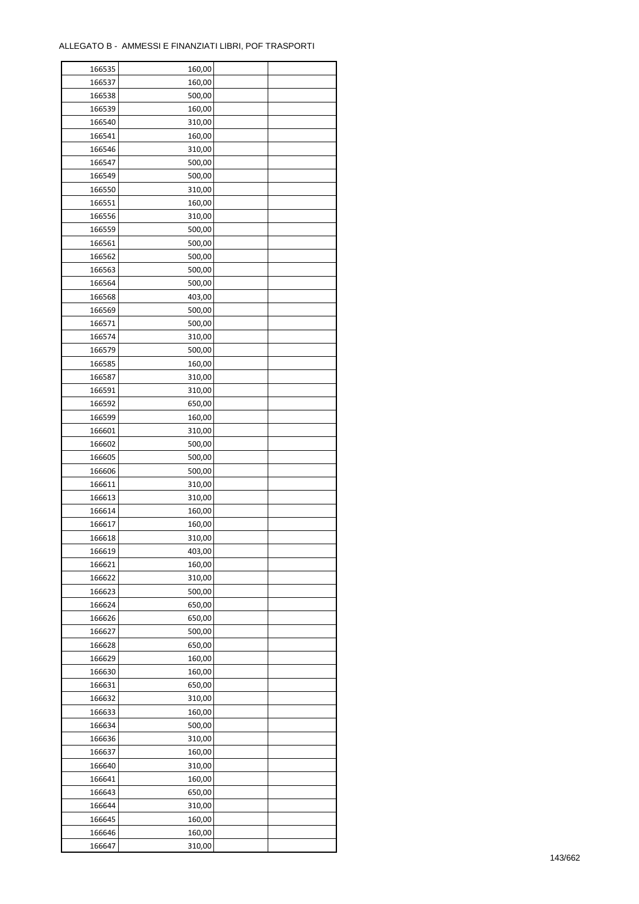ALLEGATO B - AMMESSI E FINANZIATI LIBRI, POF TRASPORTI

| | | | |
|---|---|---|---|
| 166535 | 160,00 | | |
| 166537 | 160,00 | | |
| 166538 | 500,00 | | |
| 166539 | 160,00 | | |
| 166540 | 310,00 | | |
| 166541 | 160,00 | | |
| 166546 | 310,00 | | |
| 166547 | 500,00 | | |
| 166549 | 500,00 | | |
| 166550 | 310,00 | | |
| 166551 | 160,00 | | |
| 166556 | 310,00 | | |
| 166559 | 500,00 | | |
| 166561 | 500,00 | | |
| 166562 | 500,00 | | |
| 166563 | 500,00 | | |
| 166564 | 500,00 | | |
| 166568 | 403,00 | | |
| 166569 | 500,00 | | |
| 166571 | 500,00 | | |
| 166574 | 310,00 | | |
| 166579 | 500,00 | | |
| 166585 | 160,00 | | |
| 166587 | 310,00 | | |
| 166591 | 310,00 | | |
| 166592 | 650,00 | | |
| 166599 | 160,00 | | |
| 166601 | 310,00 | | |
| 166602 | 500,00 | | |
| 166605 | 500,00 | | |
| 166606 | 500,00 | | |
| 166611 | 310,00 | | |
| 166613 | 310,00 | | |
| 166614 | 160,00 | | |
| 166617 | 160,00 | | |
| 166618 | 310,00 | | |
| 166619 | 403,00 | | |
| 166621 | 160,00 | | |
| 166622 | 310,00 | | |
| 166623 | 500,00 | | |
| 166624 | 650,00 | | |
| 166626 | 650,00 | | |
| 166627 | 500,00 | | |
| 166628 | 650,00 | | |
| 166629 | 160,00 | | |
| 166630 | 160,00 | | |
| 166631 | 650,00 | | |
| 166632 | 310,00 | | |
| 166633 | 160,00 | | |
| 166634 | 500,00 | | |
| 166636 | 310,00 | | |
| 166637 | 160,00 | | |
| 166640 | 310,00 | | |
| 166641 | 160,00 | | |
| 166643 | 650,00 | | |
| 166644 | 310,00 | | |
| 166645 | 160,00 | | |
| 166646 | 160,00 | | |
| 166647 | 310,00 | | |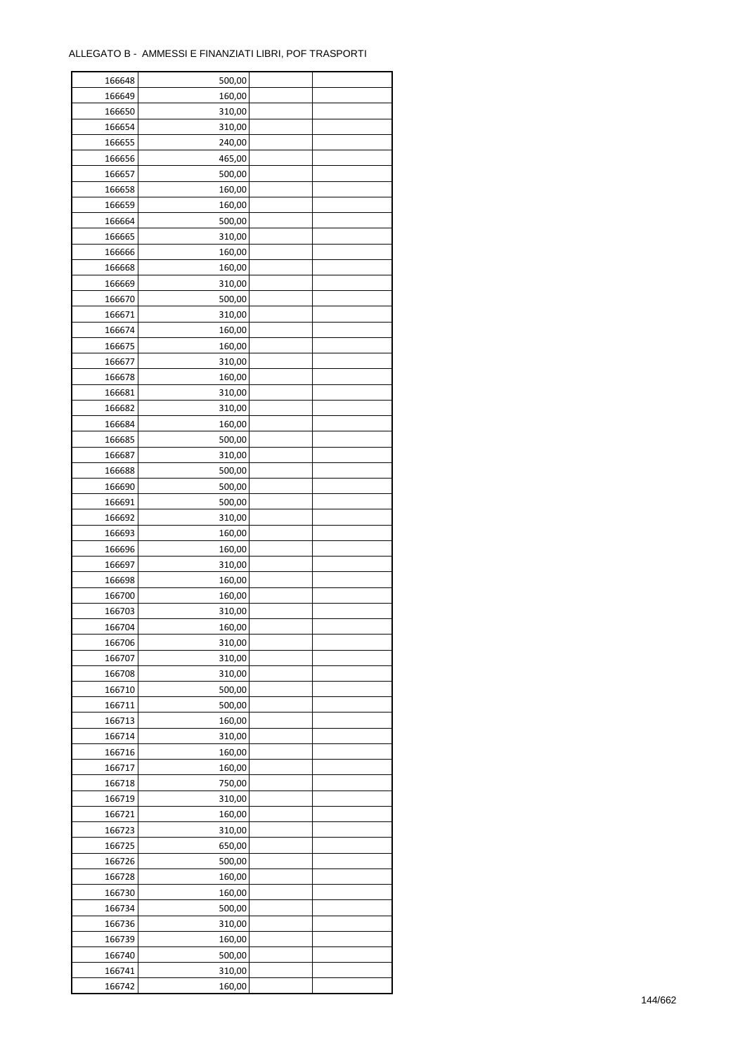ALLEGATO B - AMMESSI E FINANZIATI LIBRI, POF TRASPORTI

| | | | |
|---|---|---|---|
| 166648 | 500,00 | | |
| 166649 | 160,00 | | |
| 166650 | 310,00 | | |
| 166654 | 310,00 | | |
| 166655 | 240,00 | | |
| 166656 | 465,00 | | |
| 166657 | 500,00 | | |
| 166658 | 160,00 | | |
| 166659 | 160,00 | | |
| 166664 | 500,00 | | |
| 166665 | 310,00 | | |
| 166666 | 160,00 | | |
| 166668 | 160,00 | | |
| 166669 | 310,00 | | |
| 166670 | 500,00 | | |
| 166671 | 310,00 | | |
| 166674 | 160,00 | | |
| 166675 | 160,00 | | |
| 166677 | 310,00 | | |
| 166678 | 160,00 | | |
| 166681 | 310,00 | | |
| 166682 | 310,00 | | |
| 166684 | 160,00 | | |
| 166685 | 500,00 | | |
| 166687 | 310,00 | | |
| 166688 | 500,00 | | |
| 166690 | 500,00 | | |
| 166691 | 500,00 | | |
| 166692 | 310,00 | | |
| 166693 | 160,00 | | |
| 166696 | 160,00 | | |
| 166697 | 310,00 | | |
| 166698 | 160,00 | | |
| 166700 | 160,00 | | |
| 166703 | 310,00 | | |
| 166704 | 160,00 | | |
| 166706 | 310,00 | | |
| 166707 | 310,00 | | |
| 166708 | 310,00 | | |
| 166710 | 500,00 | | |
| 166711 | 500,00 | | |
| 166713 | 160,00 | | |
| 166714 | 310,00 | | |
| 166716 | 160,00 | | |
| 166717 | 160,00 | | |
| 166718 | 750,00 | | |
| 166719 | 310,00 | | |
| 166721 | 160,00 | | |
| 166723 | 310,00 | | |
| 166725 | 650,00 | | |
| 166726 | 500,00 | | |
| 166728 | 160,00 | | |
| 166730 | 160,00 | | |
| 166734 | 500,00 | | |
| 166736 | 310,00 | | |
| 166739 | 160,00 | | |
| 166740 | 500,00 | | |
| 166741 | 310,00 | | |
| 166742 | 160,00 | | |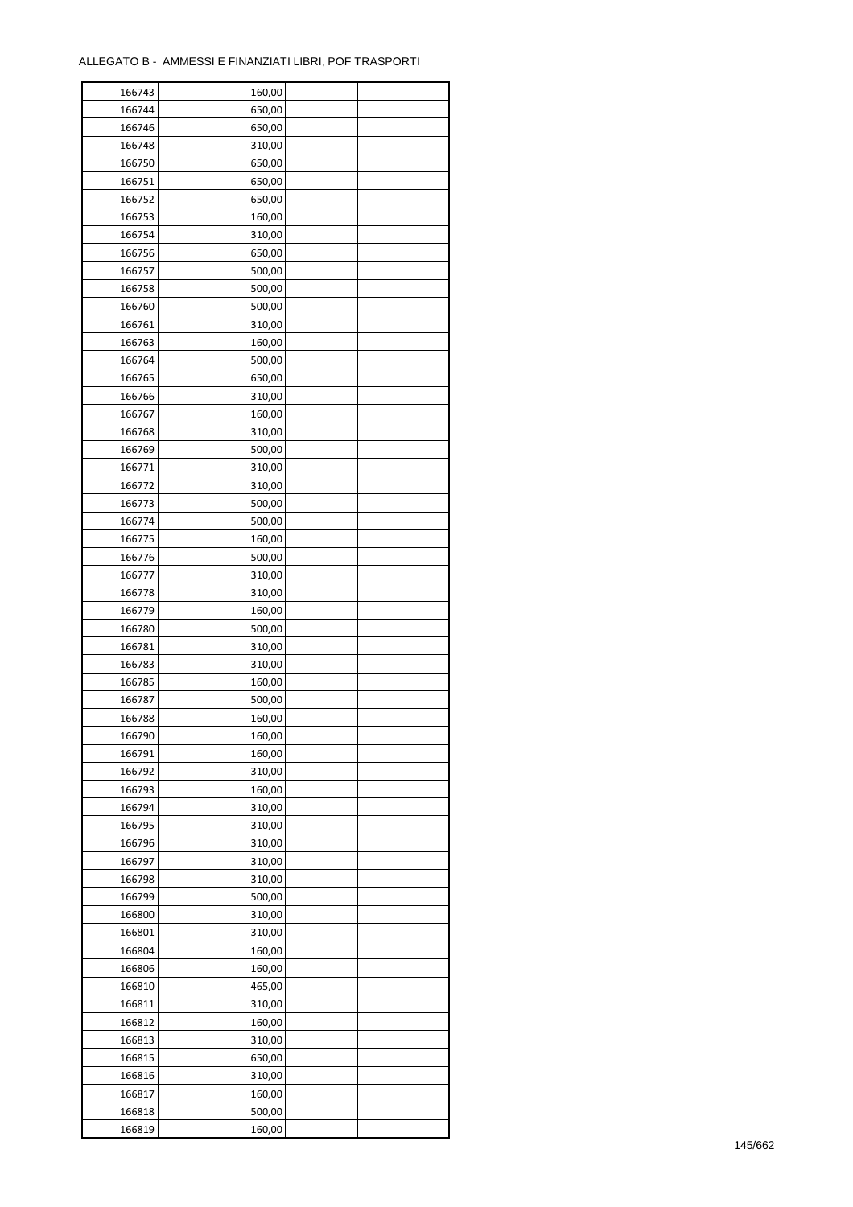ALLEGATO B - AMMESSI E FINANZIATI LIBRI, POF TRASPORTI

| | | | |
|---|---|---|---|
| 166743 | 160,00 | | |
| 166744 | 650,00 | | |
| 166746 | 650,00 | | |
| 166748 | 310,00 | | |
| 166750 | 650,00 | | |
| 166751 | 650,00 | | |
| 166752 | 650,00 | | |
| 166753 | 160,00 | | |
| 166754 | 310,00 | | |
| 166756 | 650,00 | | |
| 166757 | 500,00 | | |
| 166758 | 500,00 | | |
| 166760 | 500,00 | | |
| 166761 | 310,00 | | |
| 166763 | 160,00 | | |
| 166764 | 500,00 | | |
| 166765 | 650,00 | | |
| 166766 | 310,00 | | |
| 166767 | 160,00 | | |
| 166768 | 310,00 | | |
| 166769 | 500,00 | | |
| 166771 | 310,00 | | |
| 166772 | 310,00 | | |
| 166773 | 500,00 | | |
| 166774 | 500,00 | | |
| 166775 | 160,00 | | |
| 166776 | 500,00 | | |
| 166777 | 310,00 | | |
| 166778 | 310,00 | | |
| 166779 | 160,00 | | |
| 166780 | 500,00 | | |
| 166781 | 310,00 | | |
| 166783 | 310,00 | | |
| 166785 | 160,00 | | |
| 166787 | 500,00 | | |
| 166788 | 160,00 | | |
| 166790 | 160,00 | | |
| 166791 | 160,00 | | |
| 166792 | 310,00 | | |
| 166793 | 160,00 | | |
| 166794 | 310,00 | | |
| 166795 | 310,00 | | |
| 166796 | 310,00 | | |
| 166797 | 310,00 | | |
| 166798 | 310,00 | | |
| 166799 | 500,00 | | |
| 166800 | 310,00 | | |
| 166801 | 310,00 | | |
| 166804 | 160,00 | | |
| 166806 | 160,00 | | |
| 166810 | 465,00 | | |
| 166811 | 310,00 | | |
| 166812 | 160,00 | | |
| 166813 | 310,00 | | |
| 166815 | 650,00 | | |
| 166816 | 310,00 | | |
| 166817 | 160,00 | | |
| 166818 | 500,00 | | |
| 166819 | 160,00 | | |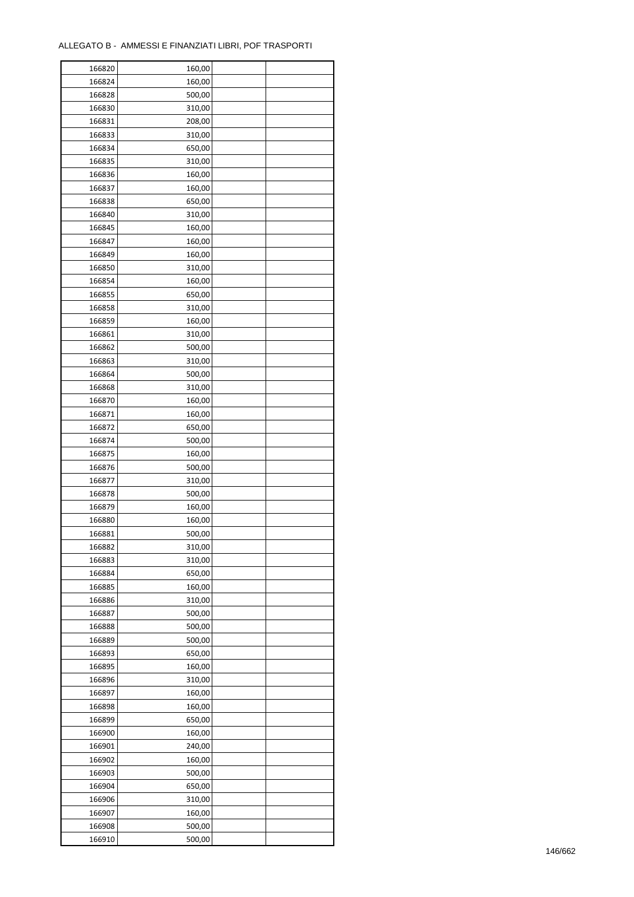ALLEGATO B - AMMESSI E FINANZIATI LIBRI, POF TRASPORTI

| | | | |
|---|---|---|---|
| 166820 | 160,00 | | |
| 166824 | 160,00 | | |
| 166828 | 500,00 | | |
| 166830 | 310,00 | | |
| 166831 | 208,00 | | |
| 166833 | 310,00 | | |
| 166834 | 650,00 | | |
| 166835 | 310,00 | | |
| 166836 | 160,00 | | |
| 166837 | 160,00 | | |
| 166838 | 650,00 | | |
| 166840 | 310,00 | | |
| 166845 | 160,00 | | |
| 166847 | 160,00 | | |
| 166849 | 160,00 | | |
| 166850 | 310,00 | | |
| 166854 | 160,00 | | |
| 166855 | 650,00 | | |
| 166858 | 310,00 | | |
| 166859 | 160,00 | | |
| 166861 | 310,00 | | |
| 166862 | 500,00 | | |
| 166863 | 310,00 | | |
| 166864 | 500,00 | | |
| 166868 | 310,00 | | |
| 166870 | 160,00 | | |
| 166871 | 160,00 | | |
| 166872 | 650,00 | | |
| 166874 | 500,00 | | |
| 166875 | 160,00 | | |
| 166876 | 500,00 | | |
| 166877 | 310,00 | | |
| 166878 | 500,00 | | |
| 166879 | 160,00 | | |
| 166880 | 160,00 | | |
| 166881 | 500,00 | | |
| 166882 | 310,00 | | |
| 166883 | 310,00 | | |
| 166884 | 650,00 | | |
| 166885 | 160,00 | | |
| 166886 | 310,00 | | |
| 166887 | 500,00 | | |
| 166888 | 500,00 | | |
| 166889 | 500,00 | | |
| 166893 | 650,00 | | |
| 166895 | 160,00 | | |
| 166896 | 310,00 | | |
| 166897 | 160,00 | | |
| 166898 | 160,00 | | |
| 166899 | 650,00 | | |
| 166900 | 160,00 | | |
| 166901 | 240,00 | | |
| 166902 | 160,00 | | |
| 166903 | 500,00 | | |
| 166904 | 650,00 | | |
| 166906 | 310,00 | | |
| 166907 | 160,00 | | |
| 166908 | 500,00 | | |
| 166910 | 500,00 | | |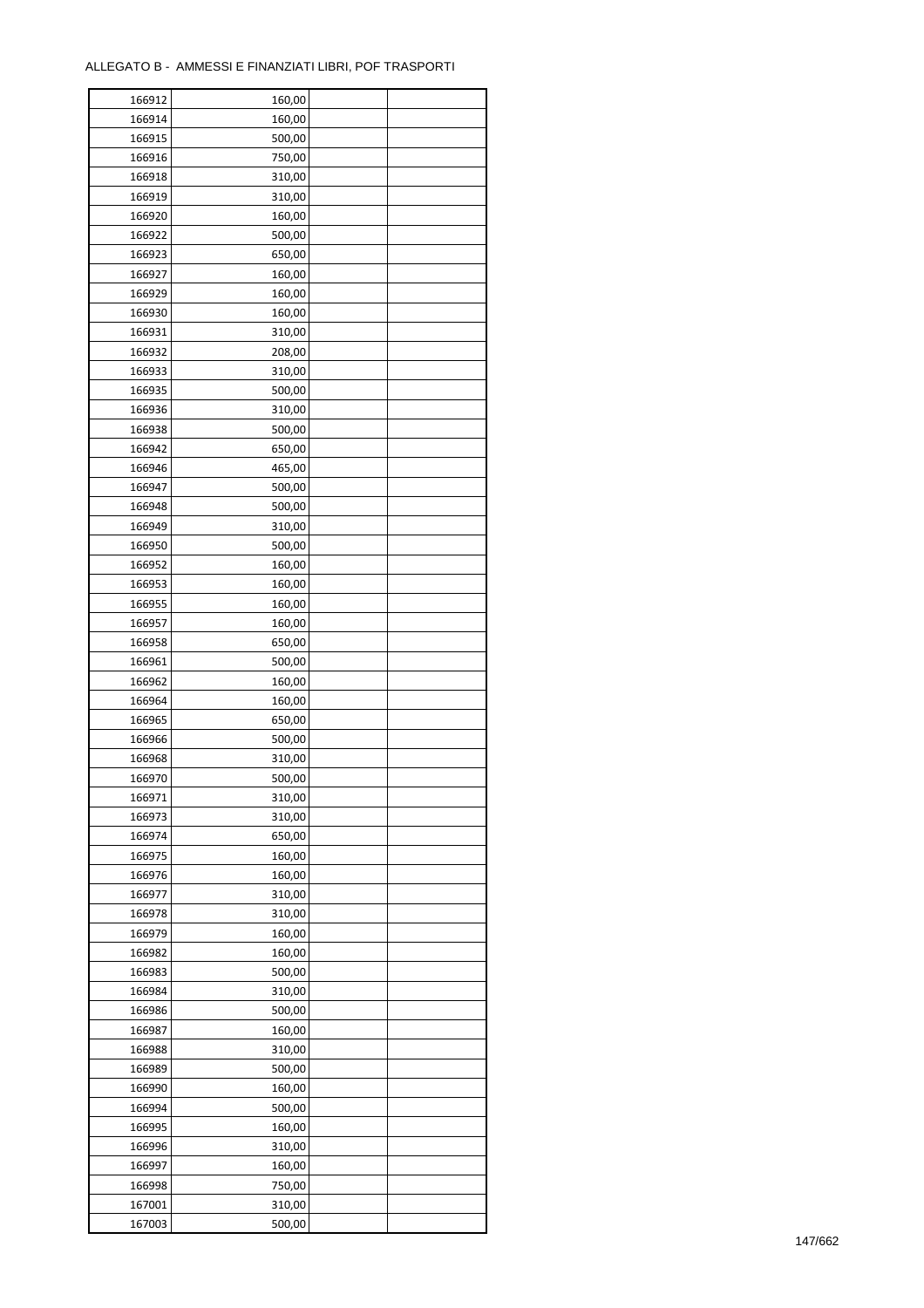ALLEGATO B - AMMESSI E FINANZIATI LIBRI, POF TRASPORTI

| | | | |
|---|---|---|---|
| 166912 | 160,00 | | |
| 166914 | 160,00 | | |
| 166915 | 500,00 | | |
| 166916 | 750,00 | | |
| 166918 | 310,00 | | |
| 166919 | 310,00 | | |
| 166920 | 160,00 | | |
| 166922 | 500,00 | | |
| 166923 | 650,00 | | |
| 166927 | 160,00 | | |
| 166929 | 160,00 | | |
| 166930 | 160,00 | | |
| 166931 | 310,00 | | |
| 166932 | 208,00 | | |
| 166933 | 310,00 | | |
| 166935 | 500,00 | | |
| 166936 | 310,00 | | |
| 166938 | 500,00 | | |
| 166942 | 650,00 | | |
| 166946 | 465,00 | | |
| 166947 | 500,00 | | |
| 166948 | 500,00 | | |
| 166949 | 310,00 | | |
| 166950 | 500,00 | | |
| 166952 | 160,00 | | |
| 166953 | 160,00 | | |
| 166955 | 160,00 | | |
| 166957 | 160,00 | | |
| 166958 | 650,00 | | |
| 166961 | 500,00 | | |
| 166962 | 160,00 | | |
| 166964 | 160,00 | | |
| 166965 | 650,00 | | |
| 166966 | 500,00 | | |
| 166968 | 310,00 | | |
| 166970 | 500,00 | | |
| 166971 | 310,00 | | |
| 166973 | 310,00 | | |
| 166974 | 650,00 | | |
| 166975 | 160,00 | | |
| 166976 | 160,00 | | |
| 166977 | 310,00 | | |
| 166978 | 310,00 | | |
| 166979 | 160,00 | | |
| 166982 | 160,00 | | |
| 166983 | 500,00 | | |
| 166984 | 310,00 | | |
| 166986 | 500,00 | | |
| 166987 | 160,00 | | |
| 166988 | 310,00 | | |
| 166989 | 500,00 | | |
| 166990 | 160,00 | | |
| 166994 | 500,00 | | |
| 166995 | 160,00 | | |
| 166996 | 310,00 | | |
| 166997 | 160,00 | | |
| 166998 | 750,00 | | |
| 167001 | 310,00 | | |
| 167003 | 500,00 | | |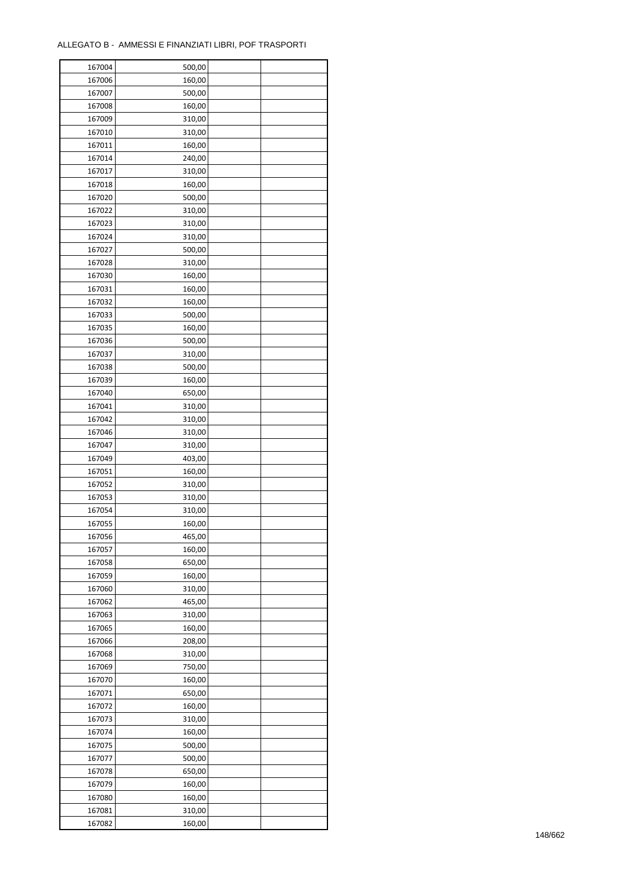ALLEGATO B - AMMESSI E FINANZIATI LIBRI, POF TRASPORTI

| | | | |
|---|---|---|---|
| 167004 | 500,00 | | |
| 167006 | 160,00 | | |
| 167007 | 500,00 | | |
| 167008 | 160,00 | | |
| 167009 | 310,00 | | |
| 167010 | 310,00 | | |
| 167011 | 160,00 | | |
| 167014 | 240,00 | | |
| 167017 | 310,00 | | |
| 167018 | 160,00 | | |
| 167020 | 500,00 | | |
| 167022 | 310,00 | | |
| 167023 | 310,00 | | |
| 167024 | 310,00 | | |
| 167027 | 500,00 | | |
| 167028 | 310,00 | | |
| 167030 | 160,00 | | |
| 167031 | 160,00 | | |
| 167032 | 160,00 | | |
| 167033 | 500,00 | | |
| 167035 | 160,00 | | |
| 167036 | 500,00 | | |
| 167037 | 310,00 | | |
| 167038 | 500,00 | | |
| 167039 | 160,00 | | |
| 167040 | 650,00 | | |
| 167041 | 310,00 | | |
| 167042 | 310,00 | | |
| 167046 | 310,00 | | |
| 167047 | 310,00 | | |
| 167049 | 403,00 | | |
| 167051 | 160,00 | | |
| 167052 | 310,00 | | |
| 167053 | 310,00 | | |
| 167054 | 310,00 | | |
| 167055 | 160,00 | | |
| 167056 | 465,00 | | |
| 167057 | 160,00 | | |
| 167058 | 650,00 | | |
| 167059 | 160,00 | | |
| 167060 | 310,00 | | |
| 167062 | 465,00 | | |
| 167063 | 310,00 | | |
| 167065 | 160,00 | | |
| 167066 | 208,00 | | |
| 167068 | 310,00 | | |
| 167069 | 750,00 | | |
| 167070 | 160,00 | | |
| 167071 | 650,00 | | |
| 167072 | 160,00 | | |
| 167073 | 310,00 | | |
| 167074 | 160,00 | | |
| 167075 | 500,00 | | |
| 167077 | 500,00 | | |
| 167078 | 650,00 | | |
| 167079 | 160,00 | | |
| 167080 | 160,00 | | |
| 167081 | 310,00 | | |
| 167082 | 160,00 | | |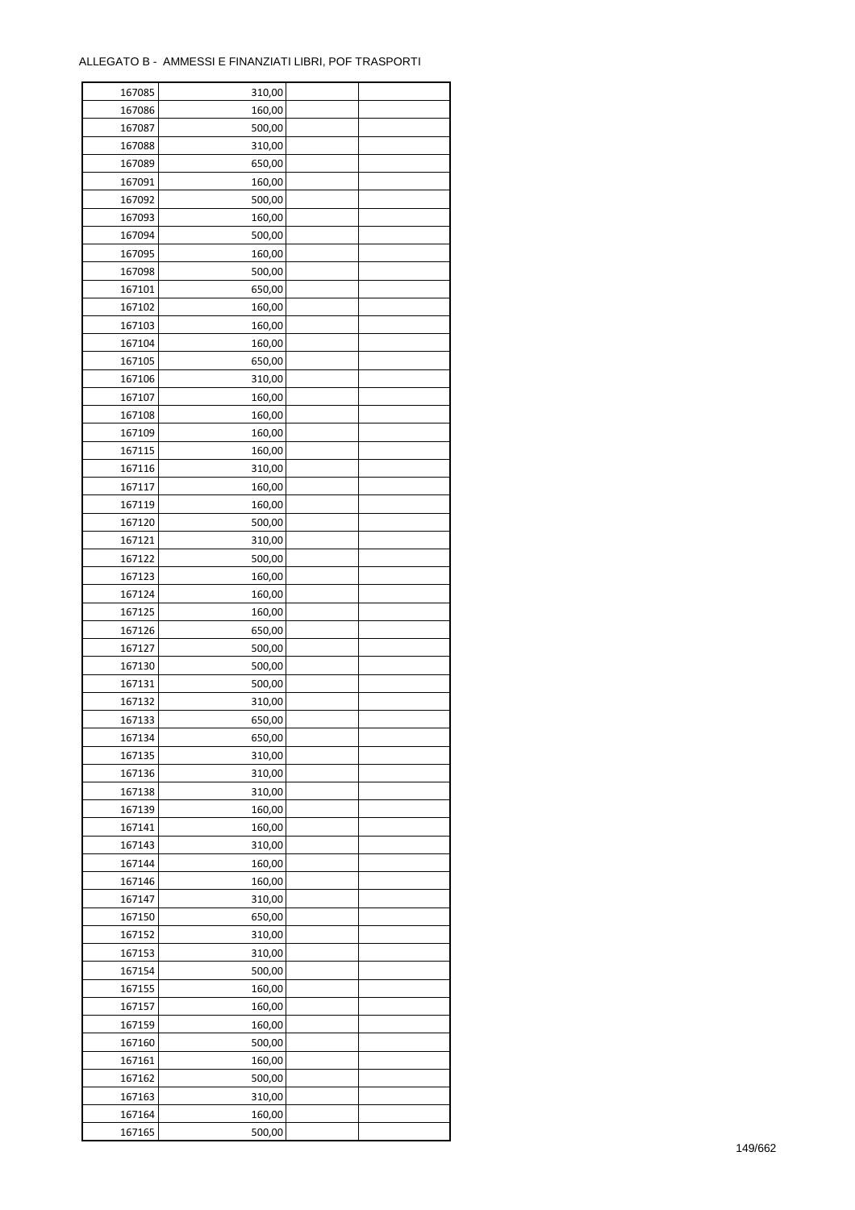ALLEGATO B - AMMESSI E FINANZIATI LIBRI, POF TRASPORTI

| | | | |
|---|---|---|---|
| 167085 | 310,00 | | |
| 167086 | 160,00 | | |
| 167087 | 500,00 | | |
| 167088 | 310,00 | | |
| 167089 | 650,00 | | |
| 167091 | 160,00 | | |
| 167092 | 500,00 | | |
| 167093 | 160,00 | | |
| 167094 | 500,00 | | |
| 167095 | 160,00 | | |
| 167098 | 500,00 | | |
| 167101 | 650,00 | | |
| 167102 | 160,00 | | |
| 167103 | 160,00 | | |
| 167104 | 160,00 | | |
| 167105 | 650,00 | | |
| 167106 | 310,00 | | |
| 167107 | 160,00 | | |
| 167108 | 160,00 | | |
| 167109 | 160,00 | | |
| 167115 | 160,00 | | |
| 167116 | 310,00 | | |
| 167117 | 160,00 | | |
| 167119 | 160,00 | | |
| 167120 | 500,00 | | |
| 167121 | 310,00 | | |
| 167122 | 500,00 | | |
| 167123 | 160,00 | | |
| 167124 | 160,00 | | |
| 167125 | 160,00 | | |
| 167126 | 650,00 | | |
| 167127 | 500,00 | | |
| 167130 | 500,00 | | |
| 167131 | 500,00 | | |
| 167132 | 310,00 | | |
| 167133 | 650,00 | | |
| 167134 | 650,00 | | |
| 167135 | 310,00 | | |
| 167136 | 310,00 | | |
| 167138 | 310,00 | | |
| 167139 | 160,00 | | |
| 167141 | 160,00 | | |
| 167143 | 310,00 | | |
| 167144 | 160,00 | | |
| 167146 | 160,00 | | |
| 167147 | 310,00 | | |
| 167150 | 650,00 | | |
| 167152 | 310,00 | | |
| 167153 | 310,00 | | |
| 167154 | 500,00 | | |
| 167155 | 160,00 | | |
| 167157 | 160,00 | | |
| 167159 | 160,00 | | |
| 167160 | 500,00 | | |
| 167161 | 160,00 | | |
| 167162 | 500,00 | | |
| 167163 | 310,00 | | |
| 167164 | 160,00 | | |
| 167165 | 500,00 | | |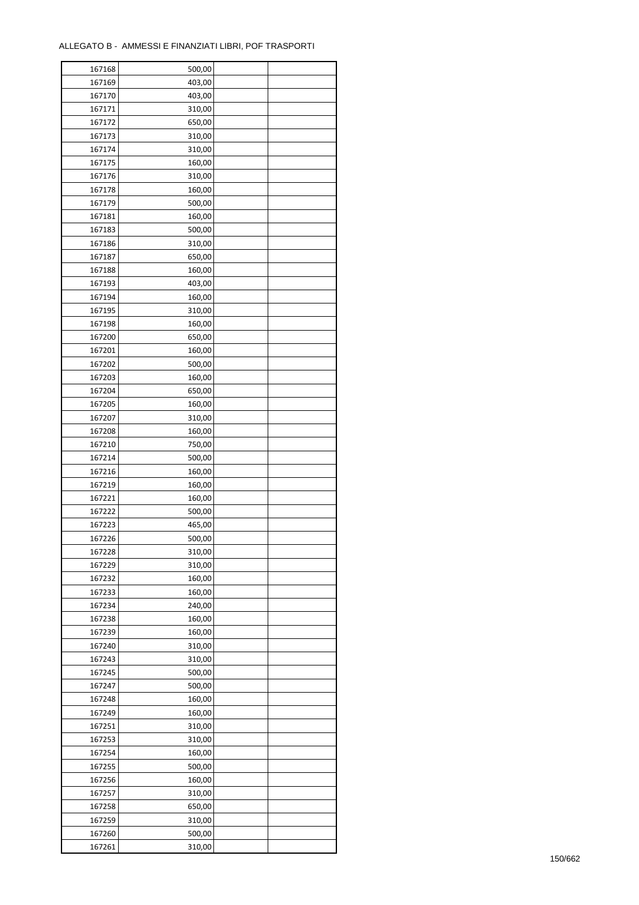ALLEGATO B - AMMESSI E FINANZIATI LIBRI, POF TRASPORTI

| | | | |
|---|---|---|---|
| 167168 | 500,00 | | |
| 167169 | 403,00 | | |
| 167170 | 403,00 | | |
| 167171 | 310,00 | | |
| 167172 | 650,00 | | |
| 167173 | 310,00 | | |
| 167174 | 310,00 | | |
| 167175 | 160,00 | | |
| 167176 | 310,00 | | |
| 167178 | 160,00 | | |
| 167179 | 500,00 | | |
| 167181 | 160,00 | | |
| 167183 | 500,00 | | |
| 167186 | 310,00 | | |
| 167187 | 650,00 | | |
| 167188 | 160,00 | | |
| 167193 | 403,00 | | |
| 167194 | 160,00 | | |
| 167195 | 310,00 | | |
| 167198 | 160,00 | | |
| 167200 | 650,00 | | |
| 167201 | 160,00 | | |
| 167202 | 500,00 | | |
| 167203 | 160,00 | | |
| 167204 | 650,00 | | |
| 167205 | 160,00 | | |
| 167207 | 310,00 | | |
| 167208 | 160,00 | | |
| 167210 | 750,00 | | |
| 167214 | 500,00 | | |
| 167216 | 160,00 | | |
| 167219 | 160,00 | | |
| 167221 | 160,00 | | |
| 167222 | 500,00 | | |
| 167223 | 465,00 | | |
| 167226 | 500,00 | | |
| 167228 | 310,00 | | |
| 167229 | 310,00 | | |
| 167232 | 160,00 | | |
| 167233 | 160,00 | | |
| 167234 | 240,00 | | |
| 167238 | 160,00 | | |
| 167239 | 160,00 | | |
| 167240 | 310,00 | | |
| 167243 | 310,00 | | |
| 167245 | 500,00 | | |
| 167247 | 500,00 | | |
| 167248 | 160,00 | | |
| 167249 | 160,00 | | |
| 167251 | 310,00 | | |
| 167253 | 310,00 | | |
| 167254 | 160,00 | | |
| 167255 | 500,00 | | |
| 167256 | 160,00 | | |
| 167257 | 310,00 | | |
| 167258 | 650,00 | | |
| 167259 | 310,00 | | |
| 167260 | 500,00 | | |
| 167261 | 310,00 | | |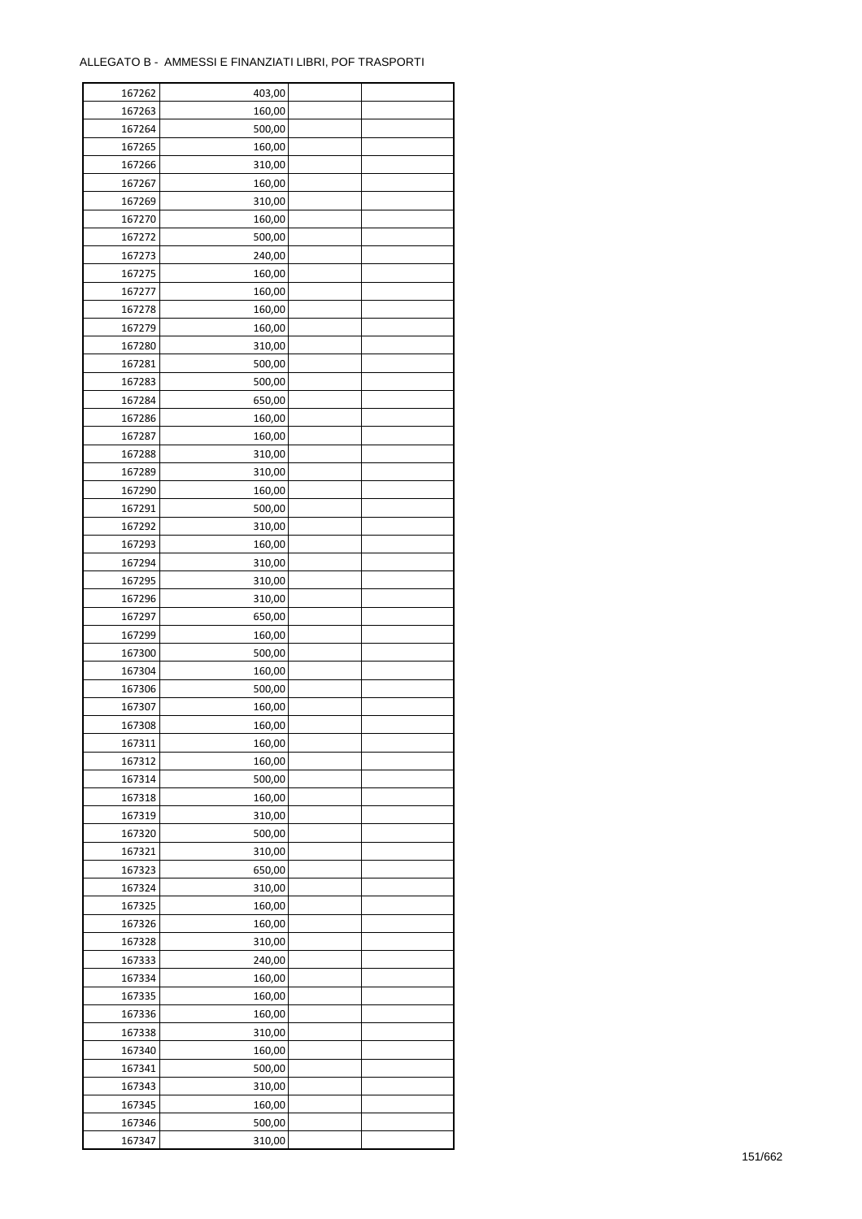ALLEGATO B - AMMESSI E FINANZIATI LIBRI, POF TRASPORTI

| | | | |
|---|---|---|---|
| 167262 | 403,00 | | |
| 167263 | 160,00 | | |
| 167264 | 500,00 | | |
| 167265 | 160,00 | | |
| 167266 | 310,00 | | |
| 167267 | 160,00 | | |
| 167269 | 310,00 | | |
| 167270 | 160,00 | | |
| 167272 | 500,00 | | |
| 167273 | 240,00 | | |
| 167275 | 160,00 | | |
| 167277 | 160,00 | | |
| 167278 | 160,00 | | |
| 167279 | 160,00 | | |
| 167280 | 310,00 | | |
| 167281 | 500,00 | | |
| 167283 | 500,00 | | |
| 167284 | 650,00 | | |
| 167286 | 160,00 | | |
| 167287 | 160,00 | | |
| 167288 | 310,00 | | |
| 167289 | 310,00 | | |
| 167290 | 160,00 | | |
| 167291 | 500,00 | | |
| 167292 | 310,00 | | |
| 167293 | 160,00 | | |
| 167294 | 310,00 | | |
| 167295 | 310,00 | | |
| 167296 | 310,00 | | |
| 167297 | 650,00 | | |
| 167299 | 160,00 | | |
| 167300 | 500,00 | | |
| 167304 | 160,00 | | |
| 167306 | 500,00 | | |
| 167307 | 160,00 | | |
| 167308 | 160,00 | | |
| 167311 | 160,00 | | |
| 167312 | 160,00 | | |
| 167314 | 500,00 | | |
| 167318 | 160,00 | | |
| 167319 | 310,00 | | |
| 167320 | 500,00 | | |
| 167321 | 310,00 | | |
| 167323 | 650,00 | | |
| 167324 | 310,00 | | |
| 167325 | 160,00 | | |
| 167326 | 160,00 | | |
| 167328 | 310,00 | | |
| 167333 | 240,00 | | |
| 167334 | 160,00 | | |
| 167335 | 160,00 | | |
| 167336 | 160,00 | | |
| 167338 | 310,00 | | |
| 167340 | 160,00 | | |
| 167341 | 500,00 | | |
| 167343 | 310,00 | | |
| 167345 | 160,00 | | |
| 167346 | 500,00 | | |
| 167347 | 310,00 | | |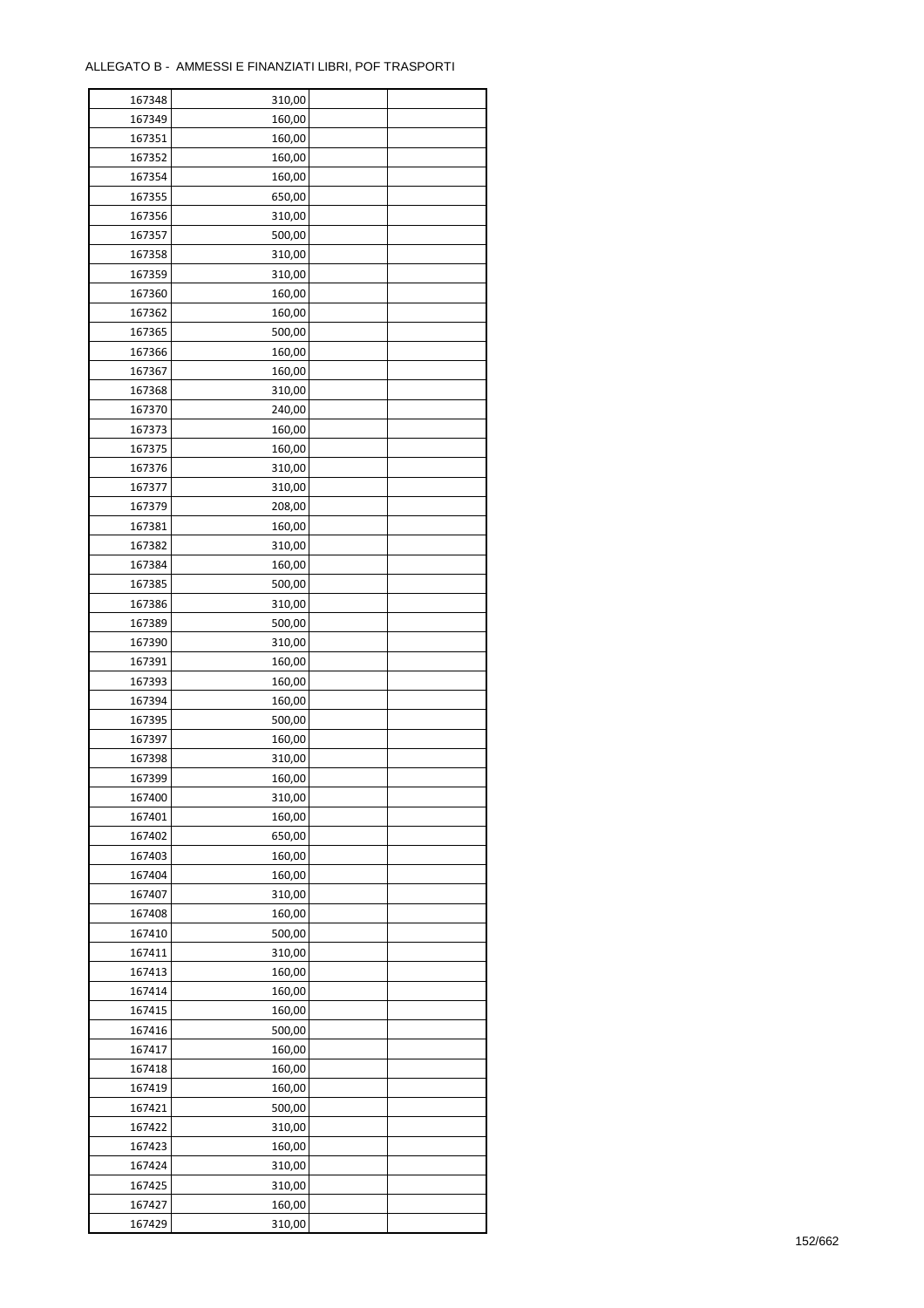ALLEGATO B - AMMESSI E FINANZIATI LIBRI, POF TRASPORTI

| | | | |
|---|---|---|---|
| 167348 | 310,00 | | |
| 167349 | 160,00 | | |
| 167351 | 160,00 | | |
| 167352 | 160,00 | | |
| 167354 | 160,00 | | |
| 167355 | 650,00 | | |
| 167356 | 310,00 | | |
| 167357 | 500,00 | | |
| 167358 | 310,00 | | |
| 167359 | 310,00 | | |
| 167360 | 160,00 | | |
| 167362 | 160,00 | | |
| 167365 | 500,00 | | |
| 167366 | 160,00 | | |
| 167367 | 160,00 | | |
| 167368 | 310,00 | | |
| 167370 | 240,00 | | |
| 167373 | 160,00 | | |
| 167375 | 160,00 | | |
| 167376 | 310,00 | | |
| 167377 | 310,00 | | |
| 167379 | 208,00 | | |
| 167381 | 160,00 | | |
| 167382 | 310,00 | | |
| 167384 | 160,00 | | |
| 167385 | 500,00 | | |
| 167386 | 310,00 | | |
| 167389 | 500,00 | | |
| 167390 | 310,00 | | |
| 167391 | 160,00 | | |
| 167393 | 160,00 | | |
| 167394 | 160,00 | | |
| 167395 | 500,00 | | |
| 167397 | 160,00 | | |
| 167398 | 310,00 | | |
| 167399 | 160,00 | | |
| 167400 | 310,00 | | |
| 167401 | 160,00 | | |
| 167402 | 650,00 | | |
| 167403 | 160,00 | | |
| 167404 | 160,00 | | |
| 167407 | 310,00 | | |
| 167408 | 160,00 | | |
| 167410 | 500,00 | | |
| 167411 | 310,00 | | |
| 167413 | 160,00 | | |
| 167414 | 160,00 | | |
| 167415 | 160,00 | | |
| 167416 | 500,00 | | |
| 167417 | 160,00 | | |
| 167418 | 160,00 | | |
| 167419 | 160,00 | | |
| 167421 | 500,00 | | |
| 167422 | 310,00 | | |
| 167423 | 160,00 | | |
| 167424 | 310,00 | | |
| 167425 | 310,00 | | |
| 167427 | 160,00 | | |
| 167429 | 310,00 | | |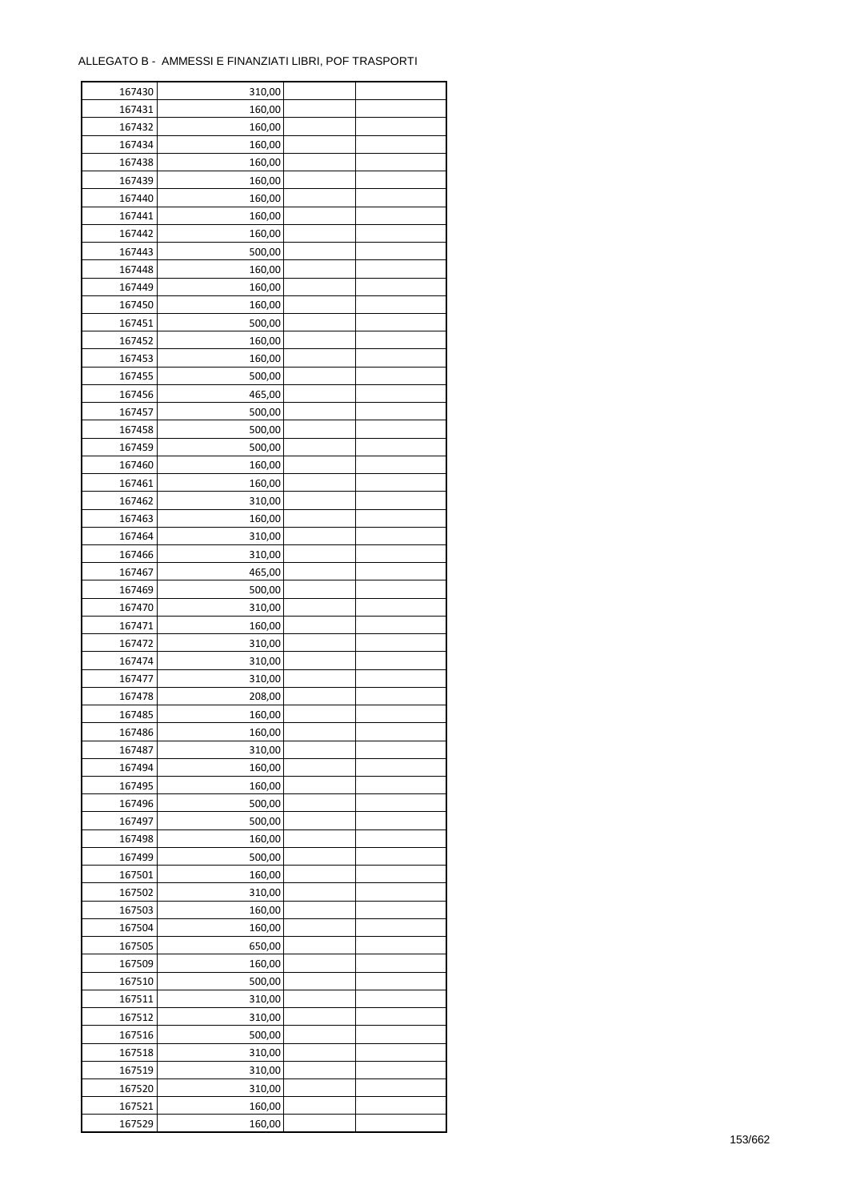ALLEGATO B - AMMESSI E FINANZIATI LIBRI, POF TRASPORTI

| | | | |
|---|---|---|---|
| 167430 | 310,00 | | |
| 167431 | 160,00 | | |
| 167432 | 160,00 | | |
| 167434 | 160,00 | | |
| 167438 | 160,00 | | |
| 167439 | 160,00 | | |
| 167440 | 160,00 | | |
| 167441 | 160,00 | | |
| 167442 | 160,00 | | |
| 167443 | 500,00 | | |
| 167448 | 160,00 | | |
| 167449 | 160,00 | | |
| 167450 | 160,00 | | |
| 167451 | 500,00 | | |
| 167452 | 160,00 | | |
| 167453 | 160,00 | | |
| 167455 | 500,00 | | |
| 167456 | 465,00 | | |
| 167457 | 500,00 | | |
| 167458 | 500,00 | | |
| 167459 | 500,00 | | |
| 167460 | 160,00 | | |
| 167461 | 160,00 | | |
| 167462 | 310,00 | | |
| 167463 | 160,00 | | |
| 167464 | 310,00 | | |
| 167466 | 310,00 | | |
| 167467 | 465,00 | | |
| 167469 | 500,00 | | |
| 167470 | 310,00 | | |
| 167471 | 160,00 | | |
| 167472 | 310,00 | | |
| 167474 | 310,00 | | |
| 167477 | 310,00 | | |
| 167478 | 208,00 | | |
| 167485 | 160,00 | | |
| 167486 | 160,00 | | |
| 167487 | 310,00 | | |
| 167494 | 160,00 | | |
| 167495 | 160,00 | | |
| 167496 | 500,00 | | |
| 167497 | 500,00 | | |
| 167498 | 160,00 | | |
| 167499 | 500,00 | | |
| 167501 | 160,00 | | |
| 167502 | 310,00 | | |
| 167503 | 160,00 | | |
| 167504 | 160,00 | | |
| 167505 | 650,00 | | |
| 167509 | 160,00 | | |
| 167510 | 500,00 | | |
| 167511 | 310,00 | | |
| 167512 | 310,00 | | |
| 167516 | 500,00 | | |
| 167518 | 310,00 | | |
| 167519 | 310,00 | | |
| 167520 | 310,00 | | |
| 167521 | 160,00 | | |
| 167529 | 160,00 | | |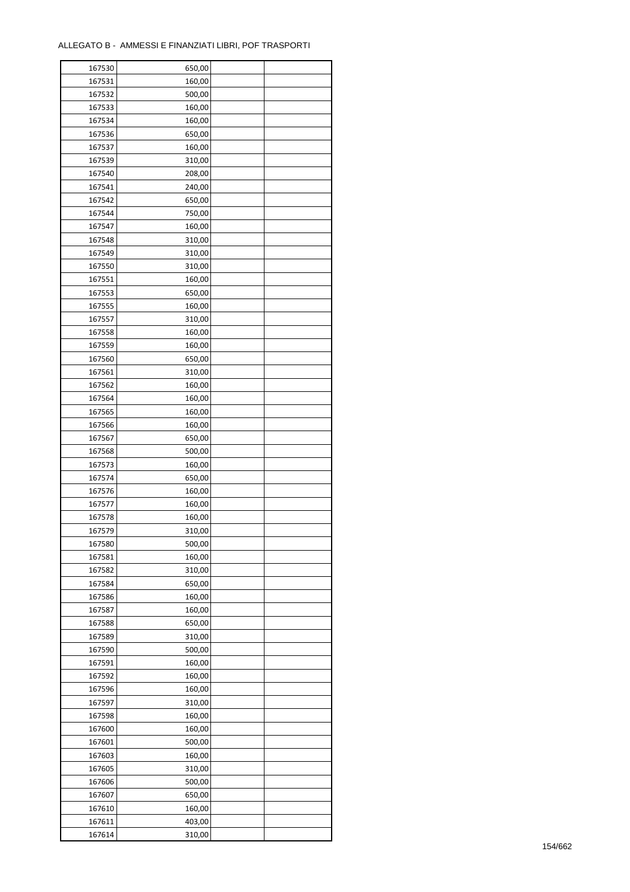ALLEGATO B - AMMESSI E FINANZIATI LIBRI, POF TRASPORTI

| | | | |
|---|---|---|---|
| 167530 | 650,00 | | |
| 167531 | 160,00 | | |
| 167532 | 500,00 | | |
| 167533 | 160,00 | | |
| 167534 | 160,00 | | |
| 167536 | 650,00 | | |
| 167537 | 160,00 | | |
| 167539 | 310,00 | | |
| 167540 | 208,00 | | |
| 167541 | 240,00 | | |
| 167542 | 650,00 | | |
| 167544 | 750,00 | | |
| 167547 | 160,00 | | |
| 167548 | 310,00 | | |
| 167549 | 310,00 | | |
| 167550 | 310,00 | | |
| 167551 | 160,00 | | |
| 167553 | 650,00 | | |
| 167555 | 160,00 | | |
| 167557 | 310,00 | | |
| 167558 | 160,00 | | |
| 167559 | 160,00 | | |
| 167560 | 650,00 | | |
| 167561 | 310,00 | | |
| 167562 | 160,00 | | |
| 167564 | 160,00 | | |
| 167565 | 160,00 | | |
| 167566 | 160,00 | | |
| 167567 | 650,00 | | |
| 167568 | 500,00 | | |
| 167573 | 160,00 | | |
| 167574 | 650,00 | | |
| 167576 | 160,00 | | |
| 167577 | 160,00 | | |
| 167578 | 160,00 | | |
| 167579 | 310,00 | | |
| 167580 | 500,00 | | |
| 167581 | 160,00 | | |
| 167582 | 310,00 | | |
| 167584 | 650,00 | | |
| 167586 | 160,00 | | |
| 167587 | 160,00 | | |
| 167588 | 650,00 | | |
| 167589 | 310,00 | | |
| 167590 | 500,00 | | |
| 167591 | 160,00 | | |
| 167592 | 160,00 | | |
| 167596 | 160,00 | | |
| 167597 | 310,00 | | |
| 167598 | 160,00 | | |
| 167600 | 160,00 | | |
| 167601 | 500,00 | | |
| 167603 | 160,00 | | |
| 167605 | 310,00 | | |
| 167606 | 500,00 | | |
| 167607 | 650,00 | | |
| 167610 | 160,00 | | |
| 167611 | 403,00 | | |
| 167614 | 310,00 | | |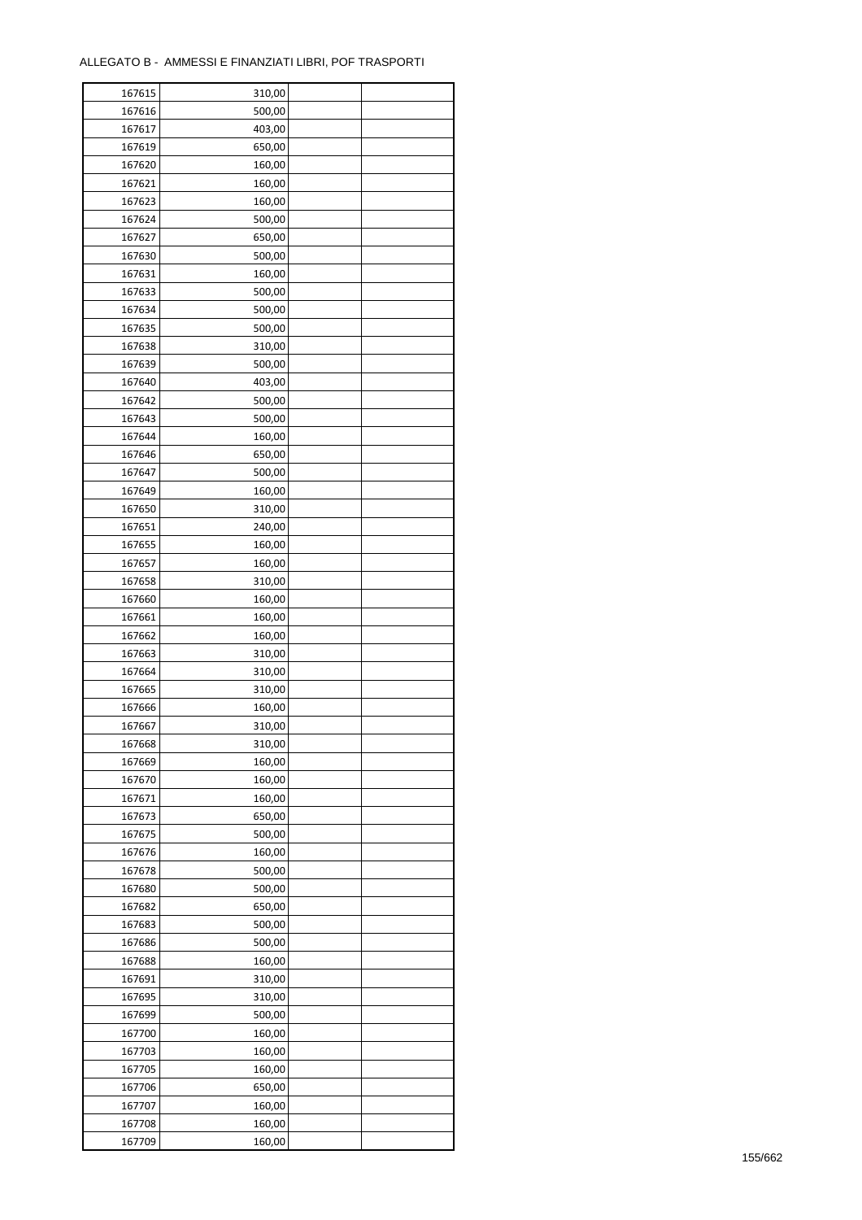ALLEGATO B - AMMESSI E FINANZIATI LIBRI, POF TRASPORTI

| | | | |
|---|---|---|---|
| 167615 | 310,00 | | |
| 167616 | 500,00 | | |
| 167617 | 403,00 | | |
| 167619 | 650,00 | | |
| 167620 | 160,00 | | |
| 167621 | 160,00 | | |
| 167623 | 160,00 | | |
| 167624 | 500,00 | | |
| 167627 | 650,00 | | |
| 167630 | 500,00 | | |
| 167631 | 160,00 | | |
| 167633 | 500,00 | | |
| 167634 | 500,00 | | |
| 167635 | 500,00 | | |
| 167638 | 310,00 | | |
| 167639 | 500,00 | | |
| 167640 | 403,00 | | |
| 167642 | 500,00 | | |
| 167643 | 500,00 | | |
| 167644 | 160,00 | | |
| 167646 | 650,00 | | |
| 167647 | 500,00 | | |
| 167649 | 160,00 | | |
| 167650 | 310,00 | | |
| 167651 | 240,00 | | |
| 167655 | 160,00 | | |
| 167657 | 160,00 | | |
| 167658 | 310,00 | | |
| 167660 | 160,00 | | |
| 167661 | 160,00 | | |
| 167662 | 160,00 | | |
| 167663 | 310,00 | | |
| 167664 | 310,00 | | |
| 167665 | 310,00 | | |
| 167666 | 160,00 | | |
| 167667 | 310,00 | | |
| 167668 | 310,00 | | |
| 167669 | 160,00 | | |
| 167670 | 160,00 | | |
| 167671 | 160,00 | | |
| 167673 | 650,00 | | |
| 167675 | 500,00 | | |
| 167676 | 160,00 | | |
| 167678 | 500,00 | | |
| 167680 | 500,00 | | |
| 167682 | 650,00 | | |
| 167683 | 500,00 | | |
| 167686 | 500,00 | | |
| 167688 | 160,00 | | |
| 167691 | 310,00 | | |
| 167695 | 310,00 | | |
| 167699 | 500,00 | | |
| 167700 | 160,00 | | |
| 167703 | 160,00 | | |
| 167705 | 160,00 | | |
| 167706 | 650,00 | | |
| 167707 | 160,00 | | |
| 167708 | 160,00 | | |
| 167709 | 160,00 | | |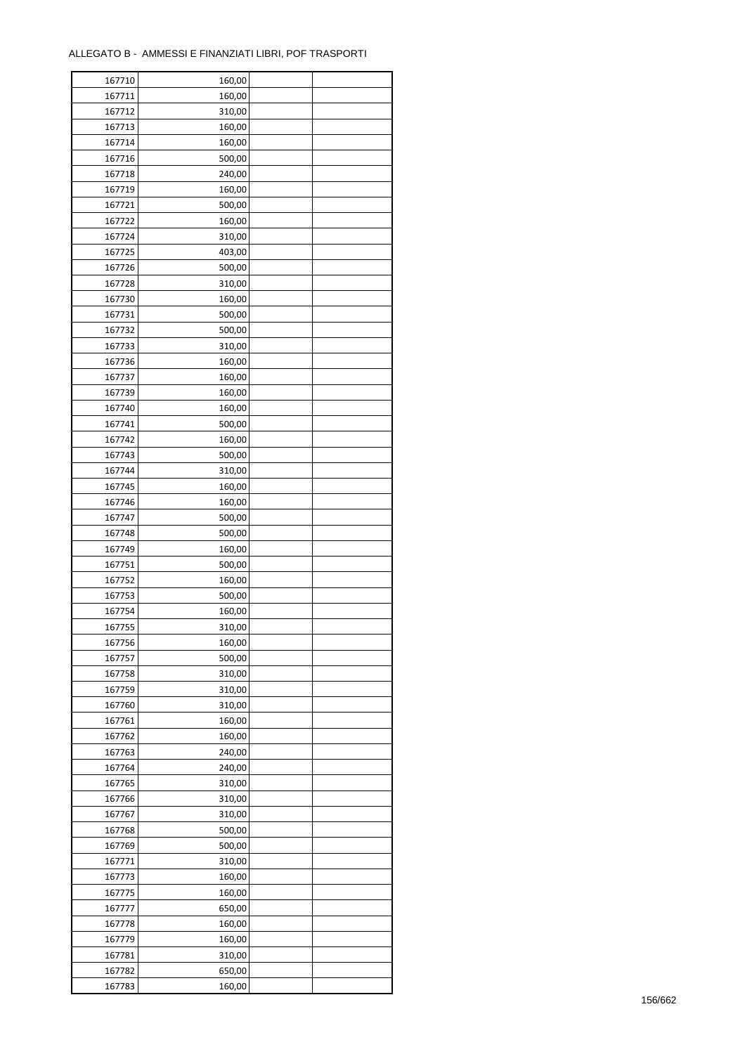| 167710 | 160,00 | | |
|---|---|---|---|
| 167711 | 160,00 | | |
| 167712 | 310,00 | | |
| 167713 | 160,00 | | |
| 167714 | 160,00 | | |
| 167716 | 500,00 | | |
| 167718 | 240,00 | | |
| 167719 | 160,00 | | |
| 167721 | 500,00 | | |
| 167722 | 160,00 | | |
| 167724 | 310,00 | | |
| 167725 | 403,00 | | |
| 167726 | 500,00 | | |
| 167728 | 310,00 | | |
| 167730 | 160,00 | | |
| 167731 | 500,00 | | |
| 167732 | 500,00 | | |
| 167733 | 310,00 | | |
| 167736 | 160,00 | | |
| 167737 | 160,00 | | |
| 167739 | 160,00 | | |
| 167740 | 160,00 | | |
| 167741 | 500,00 | | |
| 167742 | 160,00 | | |
| 167743 | 500,00 | | |
| 167744 | 310,00 | | |
| 167745 | 160,00 | | |
| 167746 | 160,00 | | |
| 167747 | 500,00 | | |
| 167748 | 500,00 | | |
| 167749 | 160,00 | | |
| 167751 | 500,00 | | |
| 167752 | 160,00 | | |
| 167753 | 500,00 | | |
| 167754 | 160,00 | | |
| 167755 | 310,00 | | |
| 167756 | 160,00 | | |
| 167757 | 500,00 | | |
| 167758 | 310,00 | | |
| 167759 | 310,00 | | |
| 167760 | 310,00 | | |
| 167761 | 160,00 | | |
| 167762 | 160,00 | | |
| 167763 | 240,00 | | |
| 167764 | 240,00 | | |
| 167765 | 310,00 | | |
| 167766 | 310,00 | | |
| 167767 | 310,00 | | |
| 167768 | 500,00 | | |
| 167769 | 500,00 | | |
| 167771 | 310,00 | | |
| 167773 | 160,00 | | |
| 167775 | 160,00 | | |
| 167777 | 650,00 | | |
| 167778 | 160,00 | | |
| 167779 | 160,00 | | |
| 167781 | 310,00 | | |
| 167782 | 650,00 | | |
| 167783 | 160,00 | | |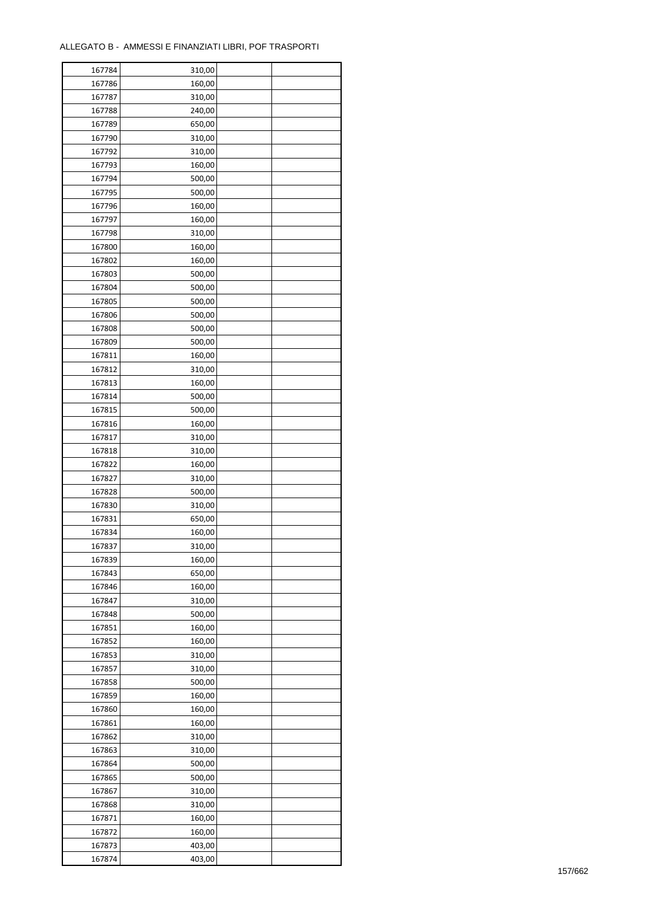ALLEGATO B - AMMESSI E FINANZIATI LIBRI, POF TRASPORTI

| | | | |
|---|---|---|---|
| 167784 | 310,00 | | |
| 167786 | 160,00 | | |
| 167787 | 310,00 | | |
| 167788 | 240,00 | | |
| 167789 | 650,00 | | |
| 167790 | 310,00 | | |
| 167792 | 310,00 | | |
| 167793 | 160,00 | | |
| 167794 | 500,00 | | |
| 167795 | 500,00 | | |
| 167796 | 160,00 | | |
| 167797 | 160,00 | | |
| 167798 | 310,00 | | |
| 167800 | 160,00 | | |
| 167802 | 160,00 | | |
| 167803 | 500,00 | | |
| 167804 | 500,00 | | |
| 167805 | 500,00 | | |
| 167806 | 500,00 | | |
| 167808 | 500,00 | | |
| 167809 | 500,00 | | |
| 167811 | 160,00 | | |
| 167812 | 310,00 | | |
| 167813 | 160,00 | | |
| 167814 | 500,00 | | |
| 167815 | 500,00 | | |
| 167816 | 160,00 | | |
| 167817 | 310,00 | | |
| 167818 | 310,00 | | |
| 167822 | 160,00 | | |
| 167827 | 310,00 | | |
| 167828 | 500,00 | | |
| 167830 | 310,00 | | |
| 167831 | 650,00 | | |
| 167834 | 160,00 | | |
| 167837 | 310,00 | | |
| 167839 | 160,00 | | |
| 167843 | 650,00 | | |
| 167846 | 160,00 | | |
| 167847 | 310,00 | | |
| 167848 | 500,00 | | |
| 167851 | 160,00 | | |
| 167852 | 160,00 | | |
| 167853 | 310,00 | | |
| 167857 | 310,00 | | |
| 167858 | 500,00 | | |
| 167859 | 160,00 | | |
| 167860 | 160,00 | | |
| 167861 | 160,00 | | |
| 167862 | 310,00 | | |
| 167863 | 310,00 | | |
| 167864 | 500,00 | | |
| 167865 | 500,00 | | |
| 167867 | 310,00 | | |
| 167868 | 310,00 | | |
| 167871 | 160,00 | | |
| 167872 | 160,00 | | |
| 167873 | 403,00 | | |
| 167874 | 403,00 | | |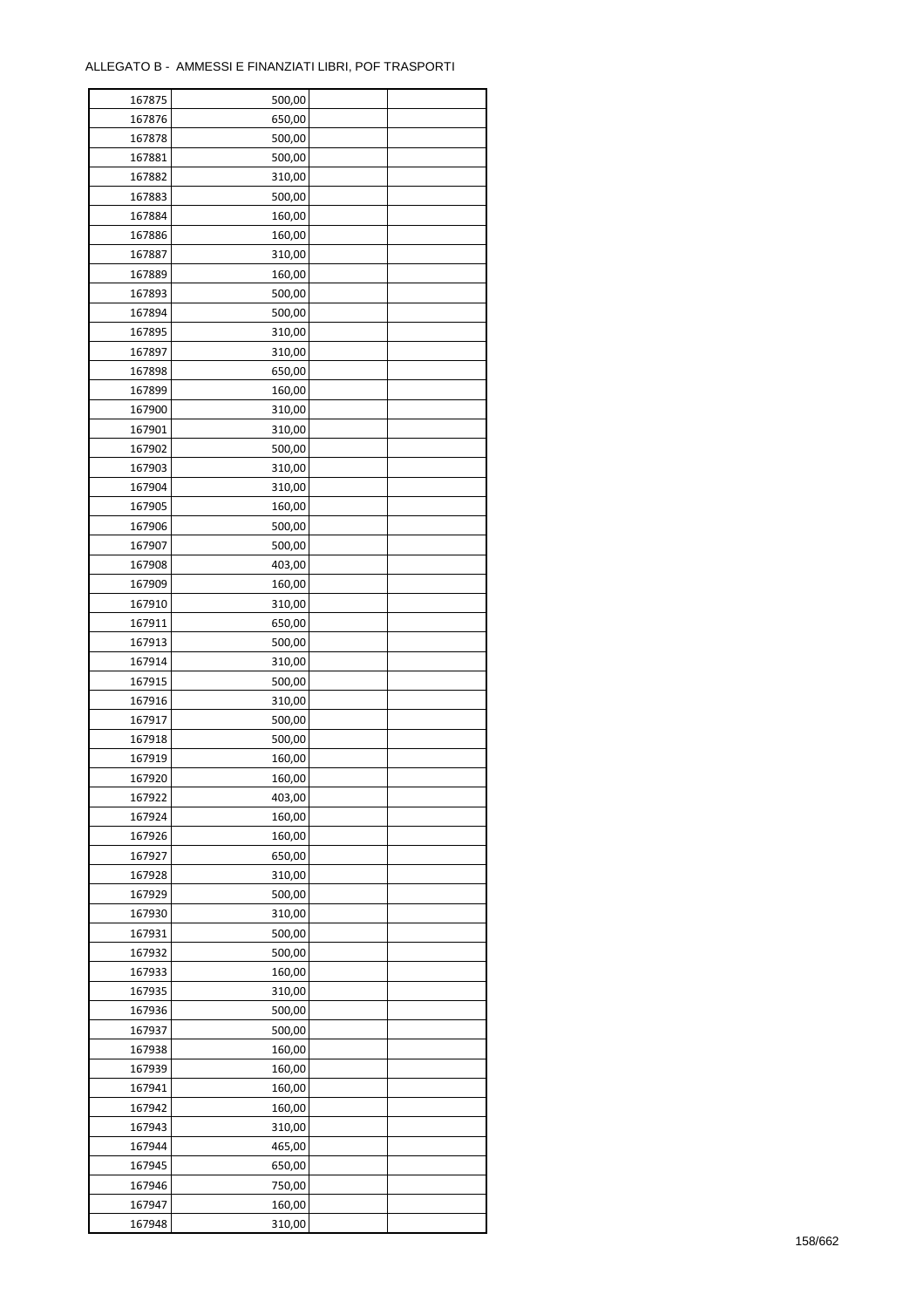ALLEGATO B - AMMESSI E FINANZIATI LIBRI, POF TRASPORTI

| | | | |
|---|---|---|---|
| 167875 | 500,00 | | |
| 167876 | 650,00 | | |
| 167878 | 500,00 | | |
| 167881 | 500,00 | | |
| 167882 | 310,00 | | |
| 167883 | 500,00 | | |
| 167884 | 160,00 | | |
| 167886 | 160,00 | | |
| 167887 | 310,00 | | |
| 167889 | 160,00 | | |
| 167893 | 500,00 | | |
| 167894 | 500,00 | | |
| 167895 | 310,00 | | |
| 167897 | 310,00 | | |
| 167898 | 650,00 | | |
| 167899 | 160,00 | | |
| 167900 | 310,00 | | |
| 167901 | 310,00 | | |
| 167902 | 500,00 | | |
| 167903 | 310,00 | | |
| 167904 | 310,00 | | |
| 167905 | 160,00 | | |
| 167906 | 500,00 | | |
| 167907 | 500,00 | | |
| 167908 | 403,00 | | |
| 167909 | 160,00 | | |
| 167910 | 310,00 | | |
| 167911 | 650,00 | | |
| 167913 | 500,00 | | |
| 167914 | 310,00 | | |
| 167915 | 500,00 | | |
| 167916 | 310,00 | | |
| 167917 | 500,00 | | |
| 167918 | 500,00 | | |
| 167919 | 160,00 | | |
| 167920 | 160,00 | | |
| 167922 | 403,00 | | |
| 167924 | 160,00 | | |
| 167926 | 160,00 | | |
| 167927 | 650,00 | | |
| 167928 | 310,00 | | |
| 167929 | 500,00 | | |
| 167930 | 310,00 | | |
| 167931 | 500,00 | | |
| 167932 | 500,00 | | |
| 167933 | 160,00 | | |
| 167935 | 310,00 | | |
| 167936 | 500,00 | | |
| 167937 | 500,00 | | |
| 167938 | 160,00 | | |
| 167939 | 160,00 | | |
| 167941 | 160,00 | | |
| 167942 | 160,00 | | |
| 167943 | 310,00 | | |
| 167944 | 465,00 | | |
| 167945 | 650,00 | | |
| 167946 | 750,00 | | |
| 167947 | 160,00 | | |
| 167948 | 310,00 | | |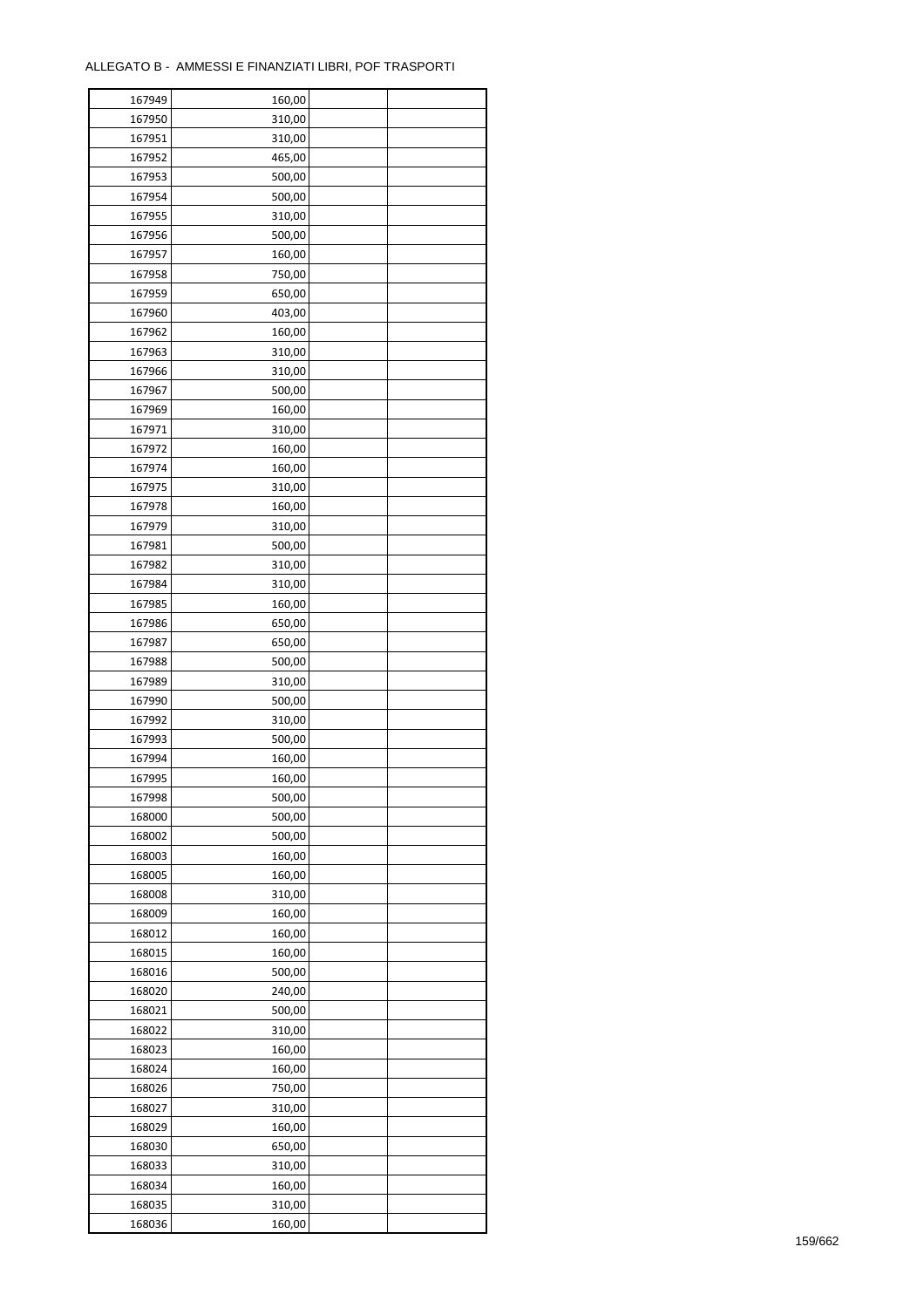ALLEGATO B - AMMESSI E FINANZIATI LIBRI, POF TRASPORTI

| | | | |
|---|---|---|---|
| 167949 | 160,00 | | |
| 167950 | 310,00 | | |
| 167951 | 310,00 | | |
| 167952 | 465,00 | | |
| 167953 | 500,00 | | |
| 167954 | 500,00 | | |
| 167955 | 310,00 | | |
| 167956 | 500,00 | | |
| 167957 | 160,00 | | |
| 167958 | 750,00 | | |
| 167959 | 650,00 | | |
| 167960 | 403,00 | | |
| 167962 | 160,00 | | |
| 167963 | 310,00 | | |
| 167966 | 310,00 | | |
| 167967 | 500,00 | | |
| 167969 | 160,00 | | |
| 167971 | 310,00 | | |
| 167972 | 160,00 | | |
| 167974 | 160,00 | | |
| 167975 | 310,00 | | |
| 167978 | 160,00 | | |
| 167979 | 310,00 | | |
| 167981 | 500,00 | | |
| 167982 | 310,00 | | |
| 167984 | 310,00 | | |
| 167985 | 160,00 | | |
| 167986 | 650,00 | | |
| 167987 | 650,00 | | |
| 167988 | 500,00 | | |
| 167989 | 310,00 | | |
| 167990 | 500,00 | | |
| 167992 | 310,00 | | |
| 167993 | 500,00 | | |
| 167994 | 160,00 | | |
| 167995 | 160,00 | | |
| 167998 | 500,00 | | |
| 168000 | 500,00 | | |
| 168002 | 500,00 | | |
| 168003 | 160,00 | | |
| 168005 | 160,00 | | |
| 168008 | 310,00 | | |
| 168009 | 160,00 | | |
| 168012 | 160,00 | | |
| 168015 | 160,00 | | |
| 168016 | 500,00 | | |
| 168020 | 240,00 | | |
| 168021 | 500,00 | | |
| 168022 | 310,00 | | |
| 168023 | 160,00 | | |
| 168024 | 160,00 | | |
| 168026 | 750,00 | | |
| 168027 | 310,00 | | |
| 168029 | 160,00 | | |
| 168030 | 650,00 | | |
| 168033 | 310,00 | | |
| 168034 | 160,00 | | |
| 168035 | 310,00 | | |
| 168036 | 160,00 | | |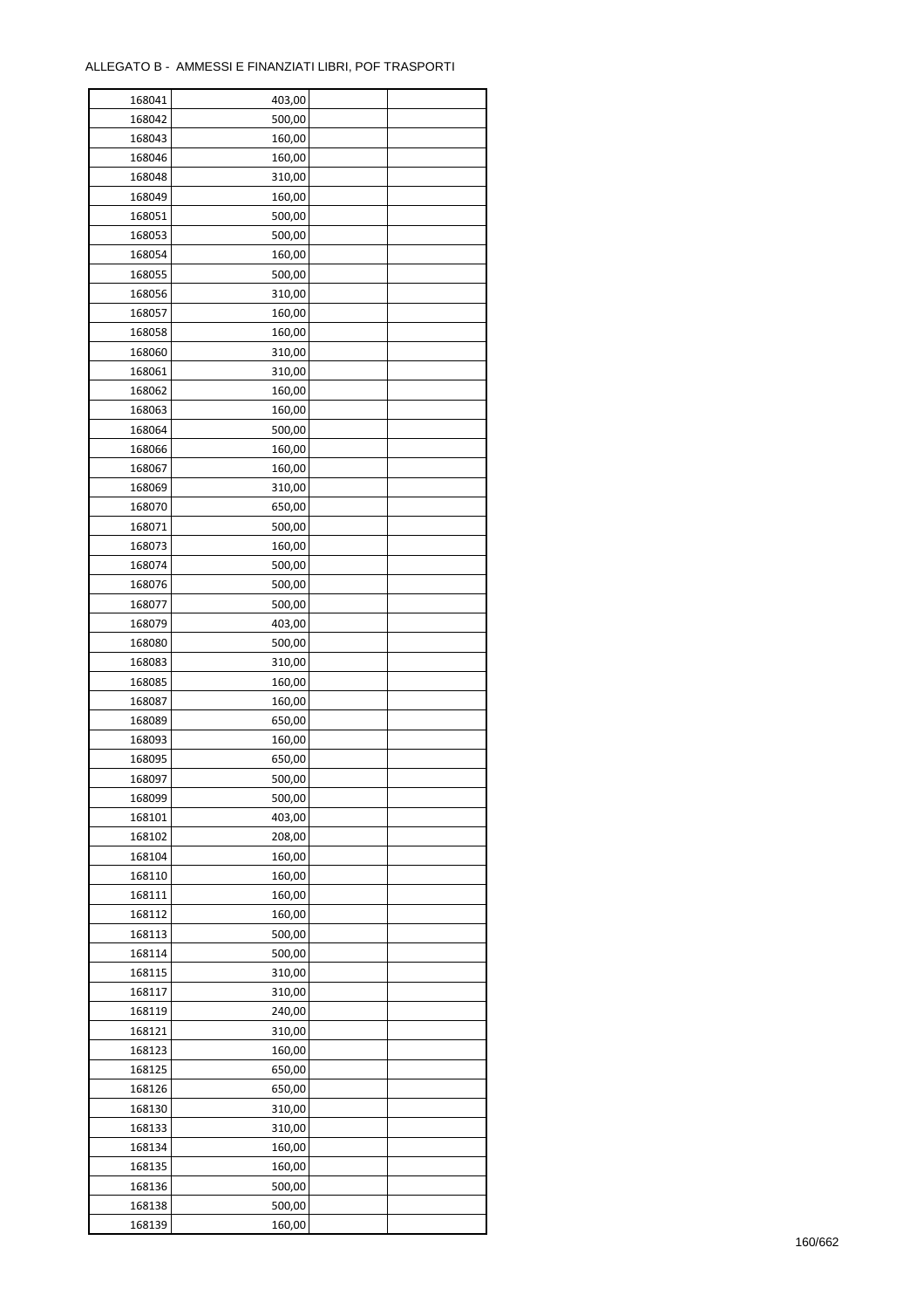ALLEGATO B - AMMESSI E FINANZIATI LIBRI, POF TRASPORTI

| | | | |
|---|---|---|---|
| 168041 | 403,00 | | |
| 168042 | 500,00 | | |
| 168043 | 160,00 | | |
| 168046 | 160,00 | | |
| 168048 | 310,00 | | |
| 168049 | 160,00 | | |
| 168051 | 500,00 | | |
| 168053 | 500,00 | | |
| 168054 | 160,00 | | |
| 168055 | 500,00 | | |
| 168056 | 310,00 | | |
| 168057 | 160,00 | | |
| 168058 | 160,00 | | |
| 168060 | 310,00 | | |
| 168061 | 310,00 | | |
| 168062 | 160,00 | | |
| 168063 | 160,00 | | |
| 168064 | 500,00 | | |
| 168066 | 160,00 | | |
| 168067 | 160,00 | | |
| 168069 | 310,00 | | |
| 168070 | 650,00 | | |
| 168071 | 500,00 | | |
| 168073 | 160,00 | | |
| 168074 | 500,00 | | |
| 168076 | 500,00 | | |
| 168077 | 500,00 | | |
| 168079 | 403,00 | | |
| 168080 | 500,00 | | |
| 168083 | 310,00 | | |
| 168085 | 160,00 | | |
| 168087 | 160,00 | | |
| 168089 | 650,00 | | |
| 168093 | 160,00 | | |
| 168095 | 650,00 | | |
| 168097 | 500,00 | | |
| 168099 | 500,00 | | |
| 168101 | 403,00 | | |
| 168102 | 208,00 | | |
| 168104 | 160,00 | | |
| 168110 | 160,00 | | |
| 168111 | 160,00 | | |
| 168112 | 160,00 | | |
| 168113 | 500,00 | | |
| 168114 | 500,00 | | |
| 168115 | 310,00 | | |
| 168117 | 310,00 | | |
| 168119 | 240,00 | | |
| 168121 | 310,00 | | |
| 168123 | 160,00 | | |
| 168125 | 650,00 | | |
| 168126 | 650,00 | | |
| 168130 | 310,00 | | |
| 168133 | 310,00 | | |
| 168134 | 160,00 | | |
| 168135 | 160,00 | | |
| 168136 | 500,00 | | |
| 168138 | 500,00 | | |
| 168139 | 160,00 | | |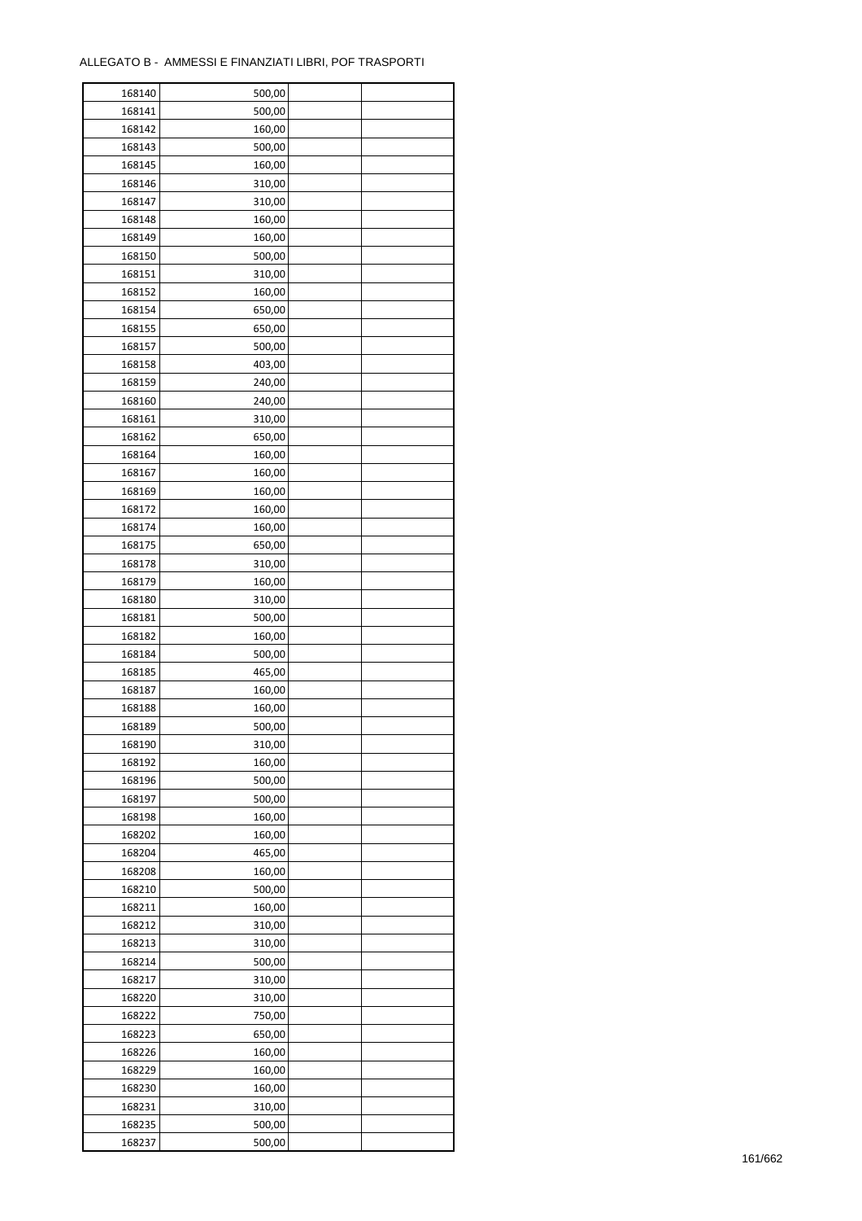ALLEGATO B - AMMESSI E FINANZIATI LIBRI, POF TRASPORTI

| | | | |
|---|---|---|---|
| 168140 | 500,00 | | |
| 168141 | 500,00 | | |
| 168142 | 160,00 | | |
| 168143 | 500,00 | | |
| 168145 | 160,00 | | |
| 168146 | 310,00 | | |
| 168147 | 310,00 | | |
| 168148 | 160,00 | | |
| 168149 | 160,00 | | |
| 168150 | 500,00 | | |
| 168151 | 310,00 | | |
| 168152 | 160,00 | | |
| 168154 | 650,00 | | |
| 168155 | 650,00 | | |
| 168157 | 500,00 | | |
| 168158 | 403,00 | | |
| 168159 | 240,00 | | |
| 168160 | 240,00 | | |
| 168161 | 310,00 | | |
| 168162 | 650,00 | | |
| 168164 | 160,00 | | |
| 168167 | 160,00 | | |
| 168169 | 160,00 | | |
| 168172 | 160,00 | | |
| 168174 | 160,00 | | |
| 168175 | 650,00 | | |
| 168178 | 310,00 | | |
| 168179 | 160,00 | | |
| 168180 | 310,00 | | |
| 168181 | 500,00 | | |
| 168182 | 160,00 | | |
| 168184 | 500,00 | | |
| 168185 | 465,00 | | |
| 168187 | 160,00 | | |
| 168188 | 160,00 | | |
| 168189 | 500,00 | | |
| 168190 | 310,00 | | |
| 168192 | 160,00 | | |
| 168196 | 500,00 | | |
| 168197 | 500,00 | | |
| 168198 | 160,00 | | |
| 168202 | 160,00 | | |
| 168204 | 465,00 | | |
| 168208 | 160,00 | | |
| 168210 | 500,00 | | |
| 168211 | 160,00 | | |
| 168212 | 310,00 | | |
| 168213 | 310,00 | | |
| 168214 | 500,00 | | |
| 168217 | 310,00 | | |
| 168220 | 310,00 | | |
| 168222 | 750,00 | | |
| 168223 | 650,00 | | |
| 168226 | 160,00 | | |
| 168229 | 160,00 | | |
| 168230 | 160,00 | | |
| 168231 | 310,00 | | |
| 168235 | 500,00 | | |
| 168237 | 500,00 | | |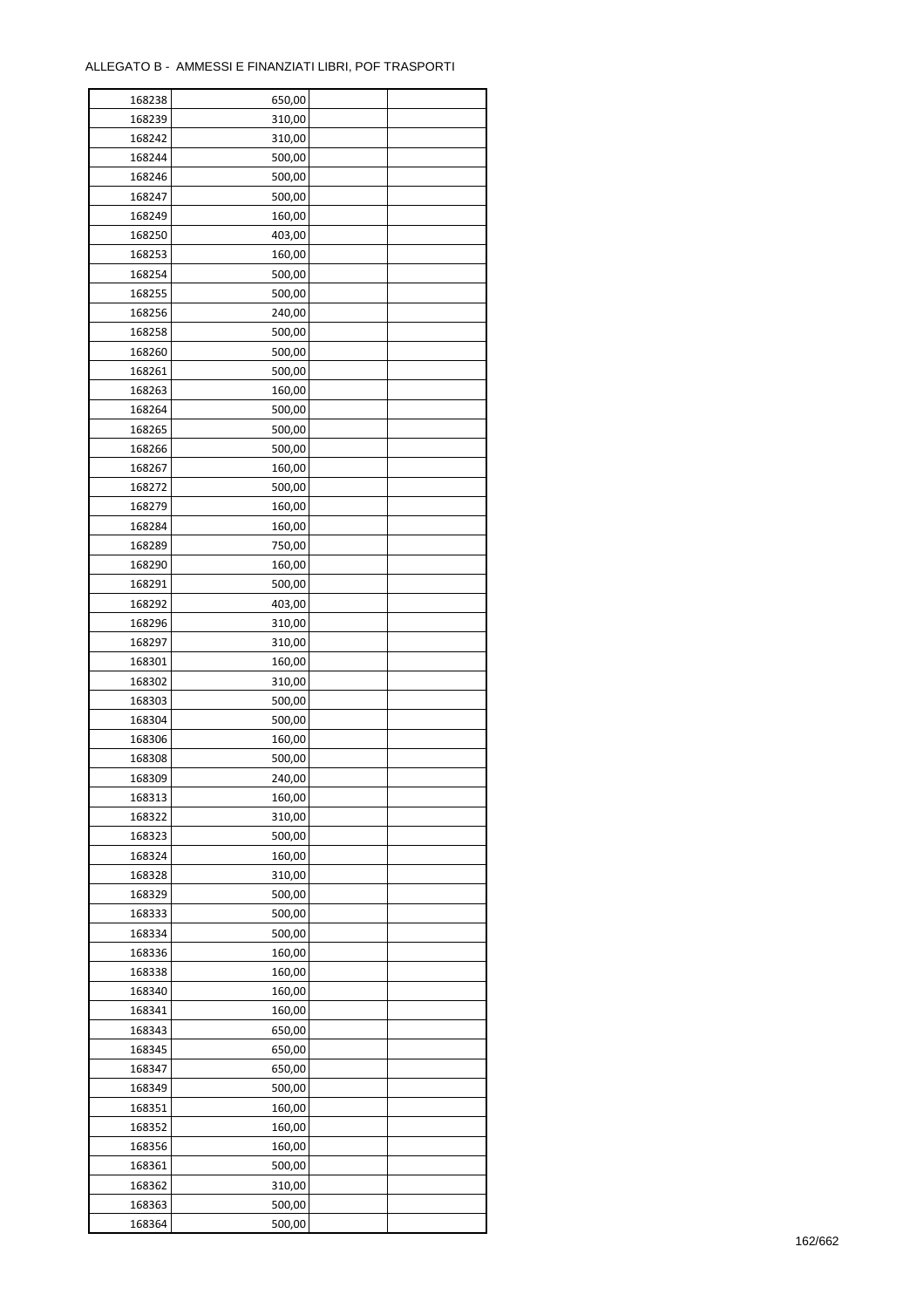ALLEGATO B - AMMESSI E FINANZIATI LIBRI, POF TRASPORTI

| | | | |
|---|---|---|---|
| 168238 | 650,00 | | |
| 168239 | 310,00 | | |
| 168242 | 310,00 | | |
| 168244 | 500,00 | | |
| 168246 | 500,00 | | |
| 168247 | 500,00 | | |
| 168249 | 160,00 | | |
| 168250 | 403,00 | | |
| 168253 | 160,00 | | |
| 168254 | 500,00 | | |
| 168255 | 500,00 | | |
| 168256 | 240,00 | | |
| 168258 | 500,00 | | |
| 168260 | 500,00 | | |
| 168261 | 500,00 | | |
| 168263 | 160,00 | | |
| 168264 | 500,00 | | |
| 168265 | 500,00 | | |
| 168266 | 500,00 | | |
| 168267 | 160,00 | | |
| 168272 | 500,00 | | |
| 168279 | 160,00 | | |
| 168284 | 160,00 | | |
| 168289 | 750,00 | | |
| 168290 | 160,00 | | |
| 168291 | 500,00 | | |
| 168292 | 403,00 | | |
| 168296 | 310,00 | | |
| 168297 | 310,00 | | |
| 168301 | 160,00 | | |
| 168302 | 310,00 | | |
| 168303 | 500,00 | | |
| 168304 | 500,00 | | |
| 168306 | 160,00 | | |
| 168308 | 500,00 | | |
| 168309 | 240,00 | | |
| 168313 | 160,00 | | |
| 168322 | 310,00 | | |
| 168323 | 500,00 | | |
| 168324 | 160,00 | | |
| 168328 | 310,00 | | |
| 168329 | 500,00 | | |
| 168333 | 500,00 | | |
| 168334 | 500,00 | | |
| 168336 | 160,00 | | |
| 168338 | 160,00 | | |
| 168340 | 160,00 | | |
| 168341 | 160,00 | | |
| 168343 | 650,00 | | |
| 168345 | 650,00 | | |
| 168347 | 650,00 | | |
| 168349 | 500,00 | | |
| 168351 | 160,00 | | |
| 168352 | 160,00 | | |
| 168356 | 160,00 | | |
| 168361 | 500,00 | | |
| 168362 | 310,00 | | |
| 168363 | 500,00 | | |
| 168364 | 500,00 | | |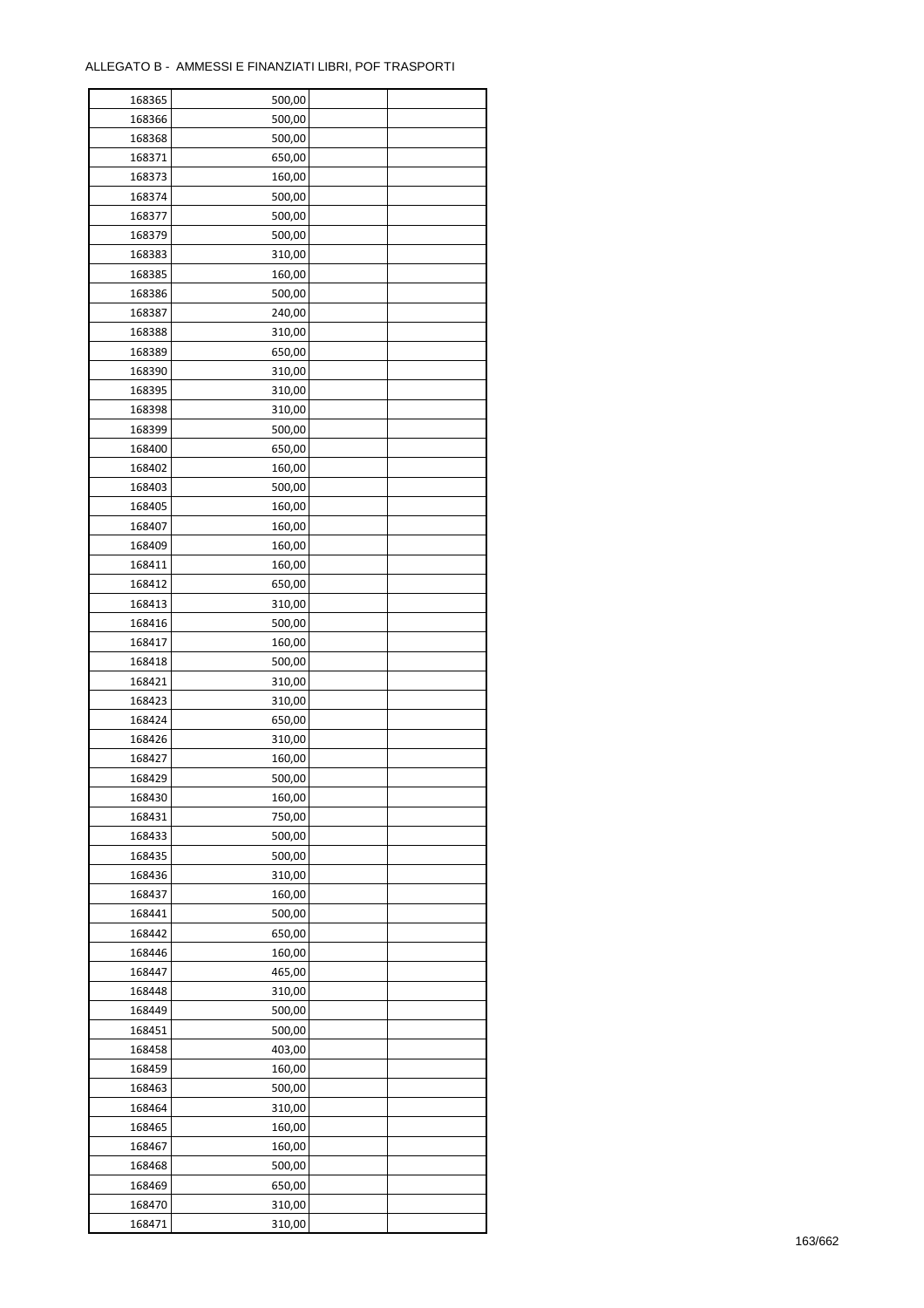ALLEGATO B - AMMESSI E FINANZIATI LIBRI, POF TRASPORTI

| | | | |
|---|---|---|---|
| 168365 | 500,00 | | |
| 168366 | 500,00 | | |
| 168368 | 500,00 | | |
| 168371 | 650,00 | | |
| 168373 | 160,00 | | |
| 168374 | 500,00 | | |
| 168377 | 500,00 | | |
| 168379 | 500,00 | | |
| 168383 | 310,00 | | |
| 168385 | 160,00 | | |
| 168386 | 500,00 | | |
| 168387 | 240,00 | | |
| 168388 | 310,00 | | |
| 168389 | 650,00 | | |
| 168390 | 310,00 | | |
| 168395 | 310,00 | | |
| 168398 | 310,00 | | |
| 168399 | 500,00 | | |
| 168400 | 650,00 | | |
| 168402 | 160,00 | | |
| 168403 | 500,00 | | |
| 168405 | 160,00 | | |
| 168407 | 160,00 | | |
| 168409 | 160,00 | | |
| 168411 | 160,00 | | |
| 168412 | 650,00 | | |
| 168413 | 310,00 | | |
| 168416 | 500,00 | | |
| 168417 | 160,00 | | |
| 168418 | 500,00 | | |
| 168421 | 310,00 | | |
| 168423 | 310,00 | | |
| 168424 | 650,00 | | |
| 168426 | 310,00 | | |
| 168427 | 160,00 | | |
| 168429 | 500,00 | | |
| 168430 | 160,00 | | |
| 168431 | 750,00 | | |
| 168433 | 500,00 | | |
| 168435 | 500,00 | | |
| 168436 | 310,00 | | |
| 168437 | 160,00 | | |
| 168441 | 500,00 | | |
| 168442 | 650,00 | | |
| 168446 | 160,00 | | |
| 168447 | 465,00 | | |
| 168448 | 310,00 | | |
| 168449 | 500,00 | | |
| 168451 | 500,00 | | |
| 168458 | 403,00 | | |
| 168459 | 160,00 | | |
| 168463 | 500,00 | | |
| 168464 | 310,00 | | |
| 168465 | 160,00 | | |
| 168467 | 160,00 | | |
| 168468 | 500,00 | | |
| 168469 | 650,00 | | |
| 168470 | 310,00 | | |
| 168471 | 310,00 | | |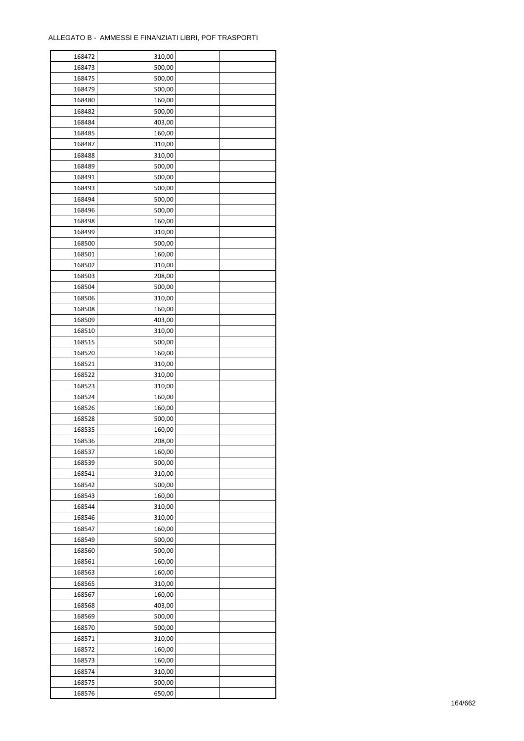ALLEGATO B - AMMESSI E FINANZIATI LIBRI, POF TRASPORTI

| | | | |
|---|---|---|---|
| 168472 | 310,00 | | |
| 168473 | 500,00 | | |
| 168475 | 500,00 | | |
| 168479 | 500,00 | | |
| 168480 | 160,00 | | |
| 168482 | 500,00 | | |
| 168484 | 403,00 | | |
| 168485 | 160,00 | | |
| 168487 | 310,00 | | |
| 168488 | 310,00 | | |
| 168489 | 500,00 | | |
| 168491 | 500,00 | | |
| 168493 | 500,00 | | |
| 168494 | 500,00 | | |
| 168496 | 500,00 | | |
| 168498 | 160,00 | | |
| 168499 | 310,00 | | |
| 168500 | 500,00 | | |
| 168501 | 160,00 | | |
| 168502 | 310,00 | | |
| 168503 | 208,00 | | |
| 168504 | 500,00 | | |
| 168506 | 310,00 | | |
| 168508 | 160,00 | | |
| 168509 | 403,00 | | |
| 168510 | 310,00 | | |
| 168515 | 500,00 | | |
| 168520 | 160,00 | | |
| 168521 | 310,00 | | |
| 168522 | 310,00 | | |
| 168523 | 310,00 | | |
| 168524 | 160,00 | | |
| 168526 | 160,00 | | |
| 168528 | 500,00 | | |
| 168535 | 160,00 | | |
| 168536 | 208,00 | | |
| 168537 | 160,00 | | |
| 168539 | 500,00 | | |
| 168541 | 310,00 | | |
| 168542 | 500,00 | | |
| 168543 | 160,00 | | |
| 168544 | 310,00 | | |
| 168546 | 310,00 | | |
| 168547 | 160,00 | | |
| 168549 | 500,00 | | |
| 168560 | 500,00 | | |
| 168561 | 160,00 | | |
| 168563 | 160,00 | | |
| 168565 | 310,00 | | |
| 168567 | 160,00 | | |
| 168568 | 403,00 | | |
| 168569 | 500,00 | | |
| 168570 | 500,00 | | |
| 168571 | 310,00 | | |
| 168572 | 160,00 | | |
| 168573 | 160,00 | | |
| 168574 | 310,00 | | |
| 168575 | 500,00 | | |
| 168576 | 650,00 | | |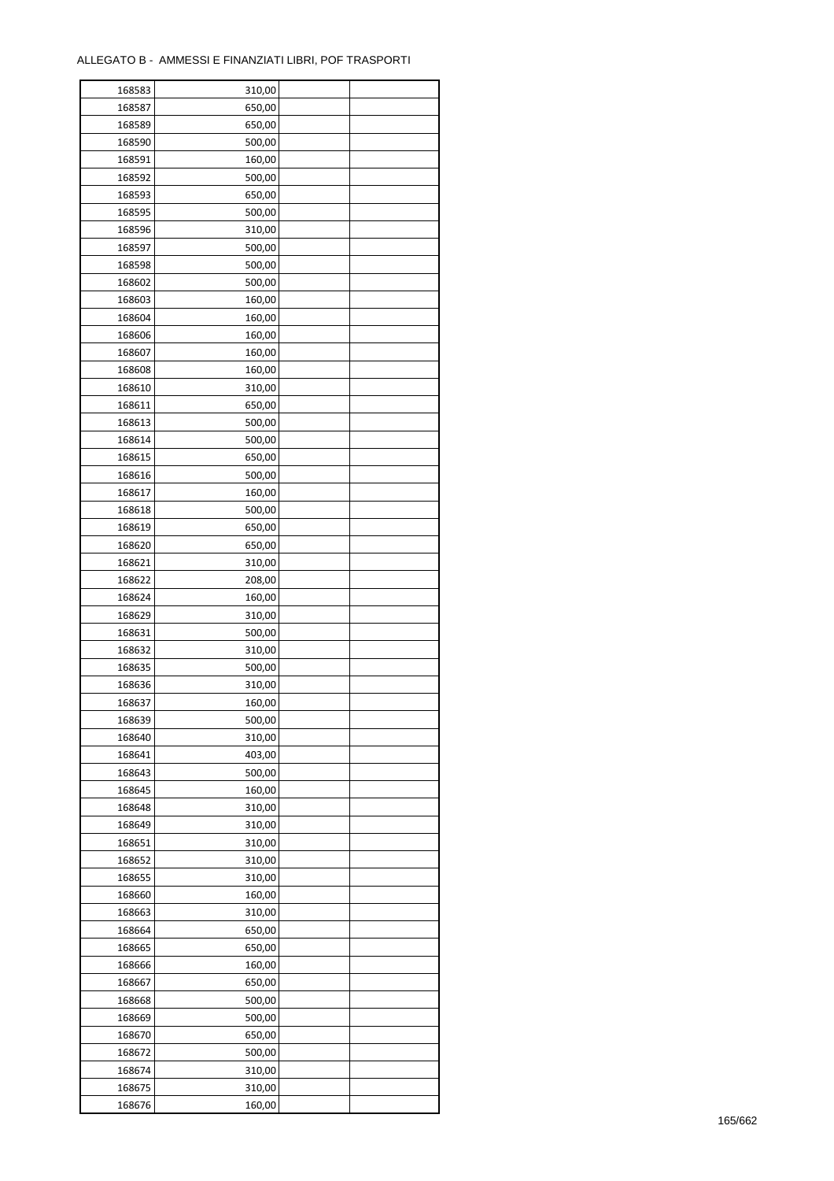ALLEGATO B - AMMESSI E FINANZIATI LIBRI, POF TRASPORTI

| | | | |
|---|---|---|---|
| 168583 | 310,00 | | |
| 168587 | 650,00 | | |
| 168589 | 650,00 | | |
| 168590 | 500,00 | | |
| 168591 | 160,00 | | |
| 168592 | 500,00 | | |
| 168593 | 650,00 | | |
| 168595 | 500,00 | | |
| 168596 | 310,00 | | |
| 168597 | 500,00 | | |
| 168598 | 500,00 | | |
| 168602 | 500,00 | | |
| 168603 | 160,00 | | |
| 168604 | 160,00 | | |
| 168606 | 160,00 | | |
| 168607 | 160,00 | | |
| 168608 | 160,00 | | |
| 168610 | 310,00 | | |
| 168611 | 650,00 | | |
| 168613 | 500,00 | | |
| 168614 | 500,00 | | |
| 168615 | 650,00 | | |
| 168616 | 500,00 | | |
| 168617 | 160,00 | | |
| 168618 | 500,00 | | |
| 168619 | 650,00 | | |
| 168620 | 650,00 | | |
| 168621 | 310,00 | | |
| 168622 | 208,00 | | |
| 168624 | 160,00 | | |
| 168629 | 310,00 | | |
| 168631 | 500,00 | | |
| 168632 | 310,00 | | |
| 168635 | 500,00 | | |
| 168636 | 310,00 | | |
| 168637 | 160,00 | | |
| 168639 | 500,00 | | |
| 168640 | 310,00 | | |
| 168641 | 403,00 | | |
| 168643 | 500,00 | | |
| 168645 | 160,00 | | |
| 168648 | 310,00 | | |
| 168649 | 310,00 | | |
| 168651 | 310,00 | | |
| 168652 | 310,00 | | |
| 168655 | 310,00 | | |
| 168660 | 160,00 | | |
| 168663 | 310,00 | | |
| 168664 | 650,00 | | |
| 168665 | 650,00 | | |
| 168666 | 160,00 | | |
| 168667 | 650,00 | | |
| 168668 | 500,00 | | |
| 168669 | 500,00 | | |
| 168670 | 650,00 | | |
| 168672 | 500,00 | | |
| 168674 | 310,00 | | |
| 168675 | 310,00 | | |
| 168676 | 160,00 | | |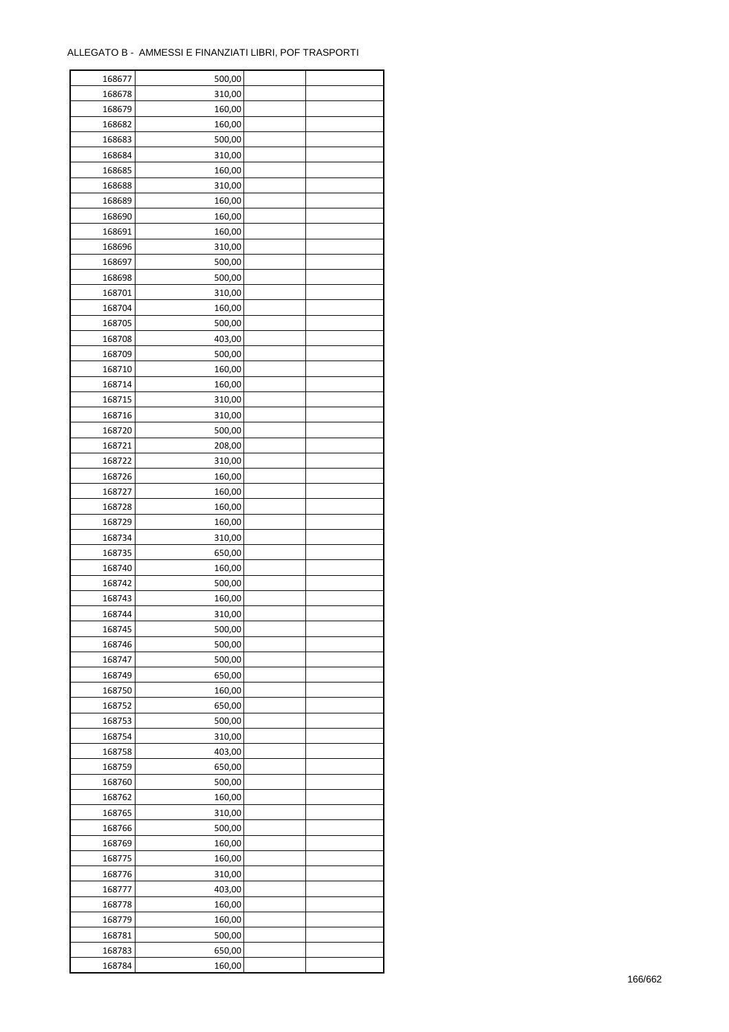ALLEGATO B - AMMESSI E FINANZIATI LIBRI, POF TRASPORTI

| | | | |
|---|---|---|---|
| 168677 | 500,00 | | |
| 168678 | 310,00 | | |
| 168679 | 160,00 | | |
| 168682 | 160,00 | | |
| 168683 | 500,00 | | |
| 168684 | 310,00 | | |
| 168685 | 160,00 | | |
| 168688 | 310,00 | | |
| 168689 | 160,00 | | |
| 168690 | 160,00 | | |
| 168691 | 160,00 | | |
| 168696 | 310,00 | | |
| 168697 | 500,00 | | |
| 168698 | 500,00 | | |
| 168701 | 310,00 | | |
| 168704 | 160,00 | | |
| 168705 | 500,00 | | |
| 168708 | 403,00 | | |
| 168709 | 500,00 | | |
| 168710 | 160,00 | | |
| 168714 | 160,00 | | |
| 168715 | 310,00 | | |
| 168716 | 310,00 | | |
| 168720 | 500,00 | | |
| 168721 | 208,00 | | |
| 168722 | 310,00 | | |
| 168726 | 160,00 | | |
| 168727 | 160,00 | | |
| 168728 | 160,00 | | |
| 168729 | 160,00 | | |
| 168734 | 310,00 | | |
| 168735 | 650,00 | | |
| 168740 | 160,00 | | |
| 168742 | 500,00 | | |
| 168743 | 160,00 | | |
| 168744 | 310,00 | | |
| 168745 | 500,00 | | |
| 168746 | 500,00 | | |
| 168747 | 500,00 | | |
| 168749 | 650,00 | | |
| 168750 | 160,00 | | |
| 168752 | 650,00 | | |
| 168753 | 500,00 | | |
| 168754 | 310,00 | | |
| 168758 | 403,00 | | |
| 168759 | 650,00 | | |
| 168760 | 500,00 | | |
| 168762 | 160,00 | | |
| 168765 | 310,00 | | |
| 168766 | 500,00 | | |
| 168769 | 160,00 | | |
| 168775 | 160,00 | | |
| 168776 | 310,00 | | |
| 168777 | 403,00 | | |
| 168778 | 160,00 | | |
| 168779 | 160,00 | | |
| 168781 | 500,00 | | |
| 168783 | 650,00 | | |
| 168784 | 160,00 | | |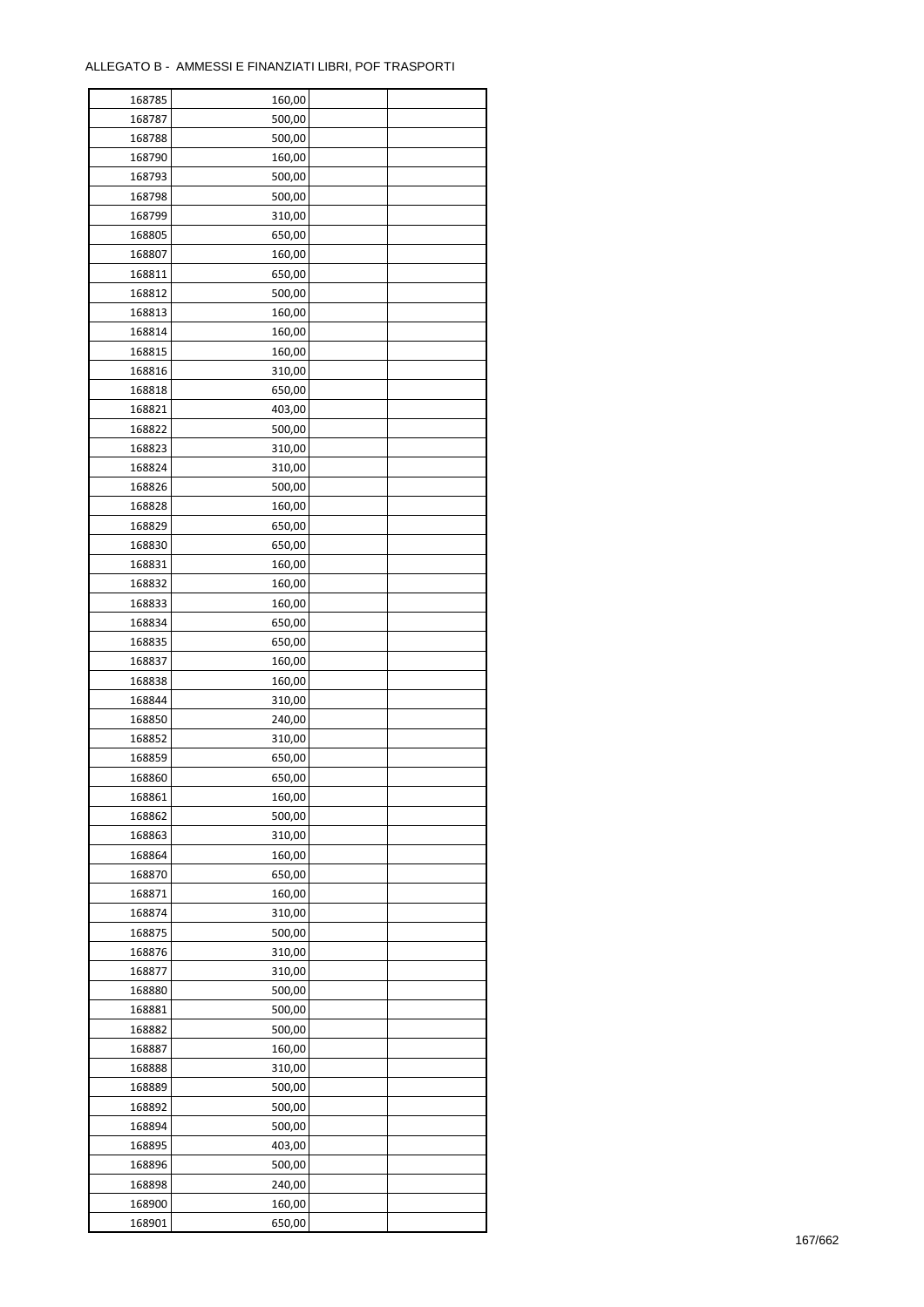ALLEGATO B - AMMESSI E FINANZIATI LIBRI, POF TRASPORTI

| | | | |
|---|---|---|---|
| 168785 | 160,00 | | |
| 168787 | 500,00 | | |
| 168788 | 500,00 | | |
| 168790 | 160,00 | | |
| 168793 | 500,00 | | |
| 168798 | 500,00 | | |
| 168799 | 310,00 | | |
| 168805 | 650,00 | | |
| 168807 | 160,00 | | |
| 168811 | 650,00 | | |
| 168812 | 500,00 | | |
| 168813 | 160,00 | | |
| 168814 | 160,00 | | |
| 168815 | 160,00 | | |
| 168816 | 310,00 | | |
| 168818 | 650,00 | | |
| 168821 | 403,00 | | |
| 168822 | 500,00 | | |
| 168823 | 310,00 | | |
| 168824 | 310,00 | | |
| 168826 | 500,00 | | |
| 168828 | 160,00 | | |
| 168829 | 650,00 | | |
| 168830 | 650,00 | | |
| 168831 | 160,00 | | |
| 168832 | 160,00 | | |
| 168833 | 160,00 | | |
| 168834 | 650,00 | | |
| 168835 | 650,00 | | |
| 168837 | 160,00 | | |
| 168838 | 160,00 | | |
| 168844 | 310,00 | | |
| 168850 | 240,00 | | |
| 168852 | 310,00 | | |
| 168859 | 650,00 | | |
| 168860 | 650,00 | | |
| 168861 | 160,00 | | |
| 168862 | 500,00 | | |
| 168863 | 310,00 | | |
| 168864 | 160,00 | | |
| 168870 | 650,00 | | |
| 168871 | 160,00 | | |
| 168874 | 310,00 | | |
| 168875 | 500,00 | | |
| 168876 | 310,00 | | |
| 168877 | 310,00 | | |
| 168880 | 500,00 | | |
| 168881 | 500,00 | | |
| 168882 | 500,00 | | |
| 168887 | 160,00 | | |
| 168888 | 310,00 | | |
| 168889 | 500,00 | | |
| 168892 | 500,00 | | |
| 168894 | 500,00 | | |
| 168895 | 403,00 | | |
| 168896 | 500,00 | | |
| 168898 | 240,00 | | |
| 168900 | 160,00 | | |
| 168901 | 650,00 | | |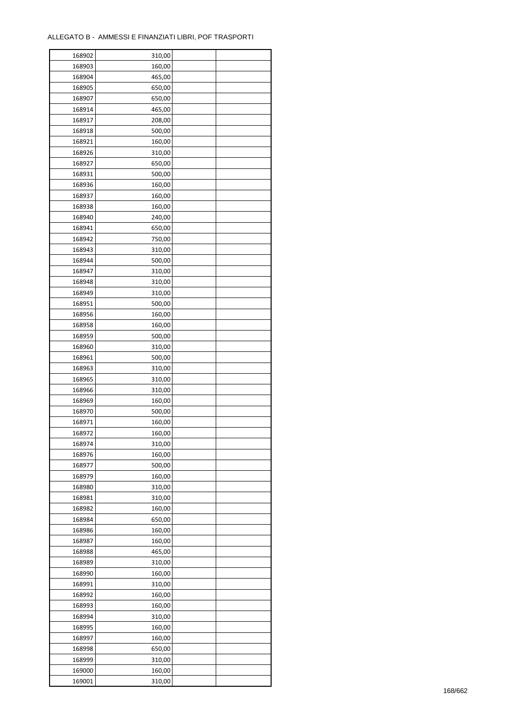ALLEGATO B - AMMESSI E FINANZIATI LIBRI, POF TRASPORTI

| | | | |
|---|---|---|---|
| 168902 | 310,00 | | |
| 168903 | 160,00 | | |
| 168904 | 465,00 | | |
| 168905 | 650,00 | | |
| 168907 | 650,00 | | |
| 168914 | 465,00 | | |
| 168917 | 208,00 | | |
| 168918 | 500,00 | | |
| 168921 | 160,00 | | |
| 168926 | 310,00 | | |
| 168927 | 650,00 | | |
| 168931 | 500,00 | | |
| 168936 | 160,00 | | |
| 168937 | 160,00 | | |
| 168938 | 160,00 | | |
| 168940 | 240,00 | | |
| 168941 | 650,00 | | |
| 168942 | 750,00 | | |
| 168943 | 310,00 | | |
| 168944 | 500,00 | | |
| 168947 | 310,00 | | |
| 168948 | 310,00 | | |
| 168949 | 310,00 | | |
| 168951 | 500,00 | | |
| 168956 | 160,00 | | |
| 168958 | 160,00 | | |
| 168959 | 500,00 | | |
| 168960 | 310,00 | | |
| 168961 | 500,00 | | |
| 168963 | 310,00 | | |
| 168965 | 310,00 | | |
| 168966 | 310,00 | | |
| 168969 | 160,00 | | |
| 168970 | 500,00 | | |
| 168971 | 160,00 | | |
| 168972 | 160,00 | | |
| 168974 | 310,00 | | |
| 168976 | 160,00 | | |
| 168977 | 500,00 | | |
| 168979 | 160,00 | | |
| 168980 | 310,00 | | |
| 168981 | 310,00 | | |
| 168982 | 160,00 | | |
| 168984 | 650,00 | | |
| 168986 | 160,00 | | |
| 168987 | 160,00 | | |
| 168988 | 465,00 | | |
| 168989 | 310,00 | | |
| 168990 | 160,00 | | |
| 168991 | 310,00 | | |
| 168992 | 160,00 | | |
| 168993 | 160,00 | | |
| 168994 | 310,00 | | |
| 168995 | 160,00 | | |
| 168997 | 160,00 | | |
| 168998 | 650,00 | | |
| 168999 | 310,00 | | |
| 169000 | 160,00 | | |
| 169001 | 310,00 | | |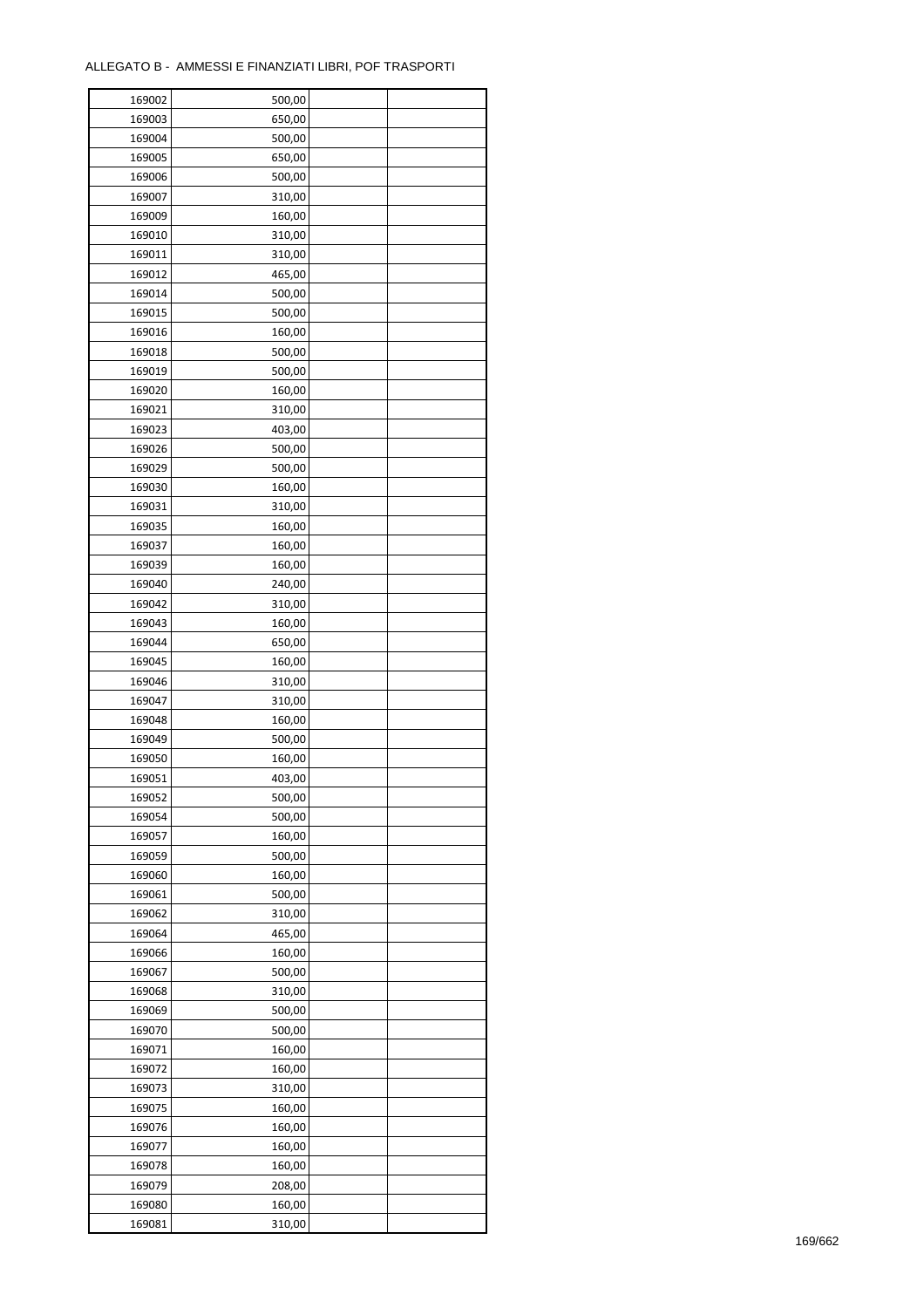ALLEGATO B - AMMESSI E FINANZIATI LIBRI, POF TRASPORTI

| | | | |
|---|---|---|---|
| 169002 | 500,00 | | |
| 169003 | 650,00 | | |
| 169004 | 500,00 | | |
| 169005 | 650,00 | | |
| 169006 | 500,00 | | |
| 169007 | 310,00 | | |
| 169009 | 160,00 | | |
| 169010 | 310,00 | | |
| 169011 | 310,00 | | |
| 169012 | 465,00 | | |
| 169014 | 500,00 | | |
| 169015 | 500,00 | | |
| 169016 | 160,00 | | |
| 169018 | 500,00 | | |
| 169019 | 500,00 | | |
| 169020 | 160,00 | | |
| 169021 | 310,00 | | |
| 169023 | 403,00 | | |
| 169026 | 500,00 | | |
| 169029 | 500,00 | | |
| 169030 | 160,00 | | |
| 169031 | 310,00 | | |
| 169035 | 160,00 | | |
| 169037 | 160,00 | | |
| 169039 | 160,00 | | |
| 169040 | 240,00 | | |
| 169042 | 310,00 | | |
| 169043 | 160,00 | | |
| 169044 | 650,00 | | |
| 169045 | 160,00 | | |
| 169046 | 310,00 | | |
| 169047 | 310,00 | | |
| 169048 | 160,00 | | |
| 169049 | 500,00 | | |
| 169050 | 160,00 | | |
| 169051 | 403,00 | | |
| 169052 | 500,00 | | |
| 169054 | 500,00 | | |
| 169057 | 160,00 | | |
| 169059 | 500,00 | | |
| 169060 | 160,00 | | |
| 169061 | 500,00 | | |
| 169062 | 310,00 | | |
| 169064 | 465,00 | | |
| 169066 | 160,00 | | |
| 169067 | 500,00 | | |
| 169068 | 310,00 | | |
| 169069 | 500,00 | | |
| 169070 | 500,00 | | |
| 169071 | 160,00 | | |
| 169072 | 160,00 | | |
| 169073 | 310,00 | | |
| 169075 | 160,00 | | |
| 169076 | 160,00 | | |
| 169077 | 160,00 | | |
| 169078 | 160,00 | | |
| 169079 | 208,00 | | |
| 169080 | 160,00 | | |
| 169081 | 310,00 | | |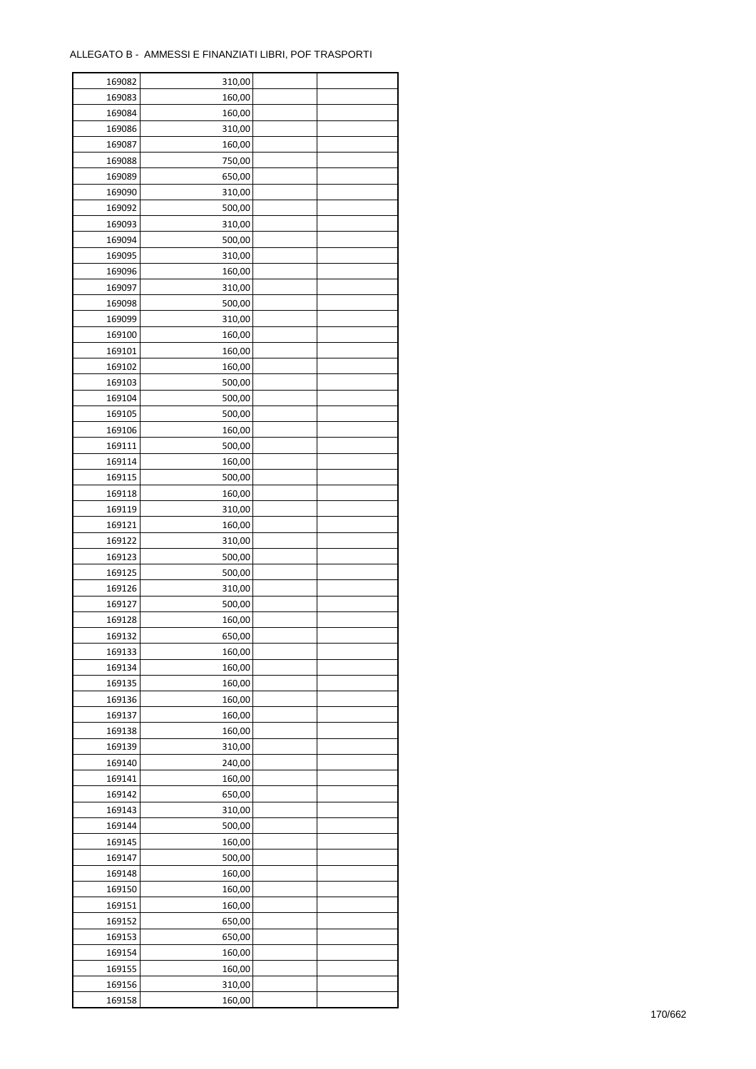ALLEGATO B - AMMESSI E FINANZIATI LIBRI, POF TRASPORTI

| | | | |
|---|---|---|---|
| 169082 | 310,00 | | |
| 169083 | 160,00 | | |
| 169084 | 160,00 | | |
| 169086 | 310,00 | | |
| 169087 | 160,00 | | |
| 169088 | 750,00 | | |
| 169089 | 650,00 | | |
| 169090 | 310,00 | | |
| 169092 | 500,00 | | |
| 169093 | 310,00 | | |
| 169094 | 500,00 | | |
| 169095 | 310,00 | | |
| 169096 | 160,00 | | |
| 169097 | 310,00 | | |
| 169098 | 500,00 | | |
| 169099 | 310,00 | | |
| 169100 | 160,00 | | |
| 169101 | 160,00 | | |
| 169102 | 160,00 | | |
| 169103 | 500,00 | | |
| 169104 | 500,00 | | |
| 169105 | 500,00 | | |
| 169106 | 160,00 | | |
| 169111 | 500,00 | | |
| 169114 | 160,00 | | |
| 169115 | 500,00 | | |
| 169118 | 160,00 | | |
| 169119 | 310,00 | | |
| 169121 | 160,00 | | |
| 169122 | 310,00 | | |
| 169123 | 500,00 | | |
| 169125 | 500,00 | | |
| 169126 | 310,00 | | |
| 169127 | 500,00 | | |
| 169128 | 160,00 | | |
| 169132 | 650,00 | | |
| 169133 | 160,00 | | |
| 169134 | 160,00 | | |
| 169135 | 160,00 | | |
| 169136 | 160,00 | | |
| 169137 | 160,00 | | |
| 169138 | 160,00 | | |
| 169139 | 310,00 | | |
| 169140 | 240,00 | | |
| 169141 | 160,00 | | |
| 169142 | 650,00 | | |
| 169143 | 310,00 | | |
| 169144 | 500,00 | | |
| 169145 | 160,00 | | |
| 169147 | 500,00 | | |
| 169148 | 160,00 | | |
| 169150 | 160,00 | | |
| 169151 | 160,00 | | |
| 169152 | 650,00 | | |
| 169153 | 650,00 | | |
| 169154 | 160,00 | | |
| 169155 | 160,00 | | |
| 169156 | 310,00 | | |
| 169158 | 160,00 | | |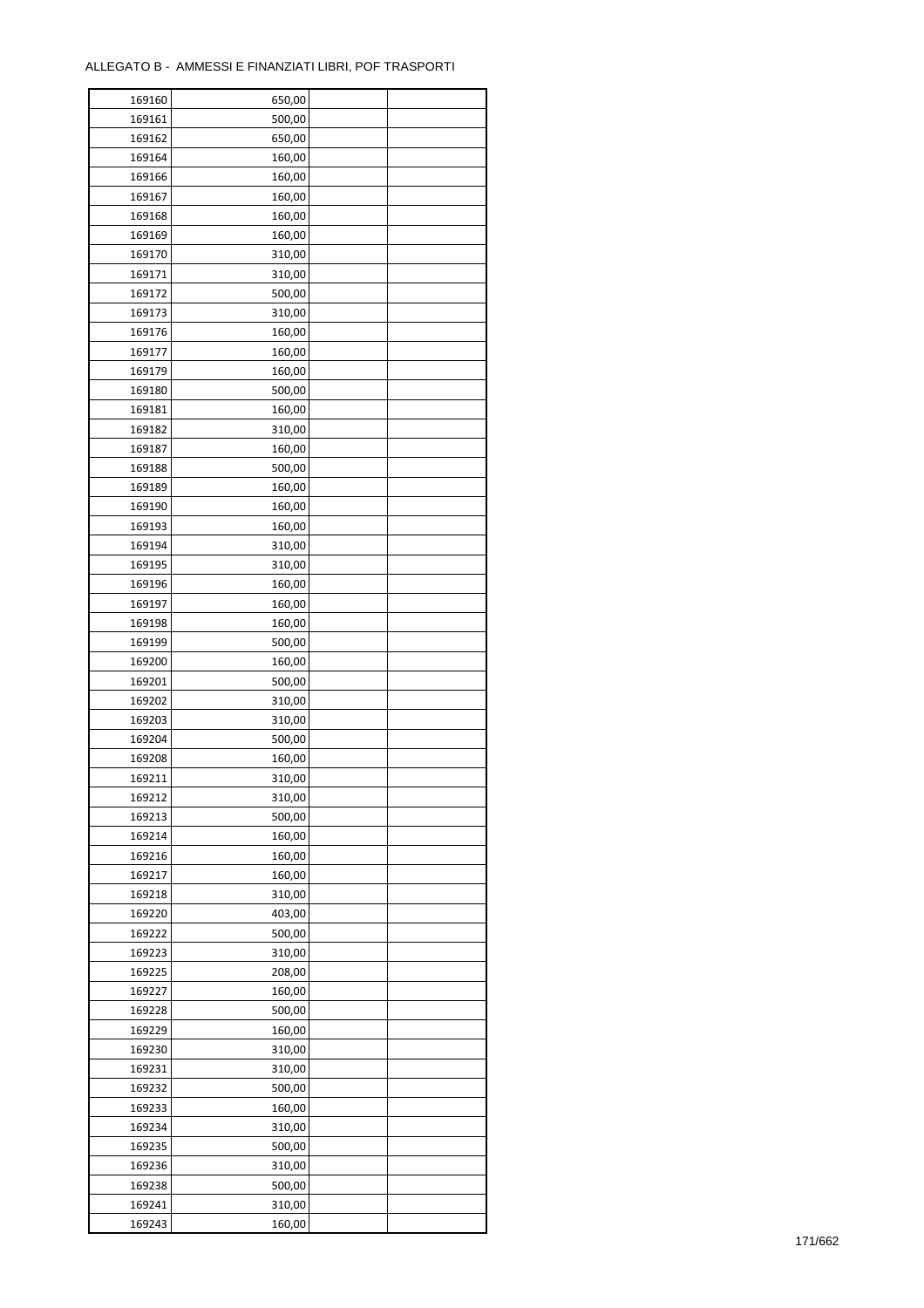ALLEGATO B - AMMESSI E FINANZIATI LIBRI, POF TRASPORTI

| | | | |
|---|---|---|---|
| 169160 | 650,00 | | |
| 169161 | 500,00 | | |
| 169162 | 650,00 | | |
| 169164 | 160,00 | | |
| 169166 | 160,00 | | |
| 169167 | 160,00 | | |
| 169168 | 160,00 | | |
| 169169 | 160,00 | | |
| 169170 | 310,00 | | |
| 169171 | 310,00 | | |
| 169172 | 500,00 | | |
| 169173 | 310,00 | | |
| 169176 | 160,00 | | |
| 169177 | 160,00 | | |
| 169179 | 160,00 | | |
| 169180 | 500,00 | | |
| 169181 | 160,00 | | |
| 169182 | 310,00 | | |
| 169187 | 160,00 | | |
| 169188 | 500,00 | | |
| 169189 | 160,00 | | |
| 169190 | 160,00 | | |
| 169193 | 160,00 | | |
| 169194 | 310,00 | | |
| 169195 | 310,00 | | |
| 169196 | 160,00 | | |
| 169197 | 160,00 | | |
| 169198 | 160,00 | | |
| 169199 | 500,00 | | |
| 169200 | 160,00 | | |
| 169201 | 500,00 | | |
| 169202 | 310,00 | | |
| 169203 | 310,00 | | |
| 169204 | 500,00 | | |
| 169208 | 160,00 | | |
| 169211 | 310,00 | | |
| 169212 | 310,00 | | |
| 169213 | 500,00 | | |
| 169214 | 160,00 | | |
| 169216 | 160,00 | | |
| 169217 | 160,00 | | |
| 169218 | 310,00 | | |
| 169220 | 403,00 | | |
| 169222 | 500,00 | | |
| 169223 | 310,00 | | |
| 169225 | 208,00 | | |
| 169227 | 160,00 | | |
| 169228 | 500,00 | | |
| 169229 | 160,00 | | |
| 169230 | 310,00 | | |
| 169231 | 310,00 | | |
| 169232 | 500,00 | | |
| 169233 | 160,00 | | |
| 169234 | 310,00 | | |
| 169235 | 500,00 | | |
| 169236 | 310,00 | | |
| 169238 | 500,00 | | |
| 169241 | 310,00 | | |
| 169243 | 160,00 | | |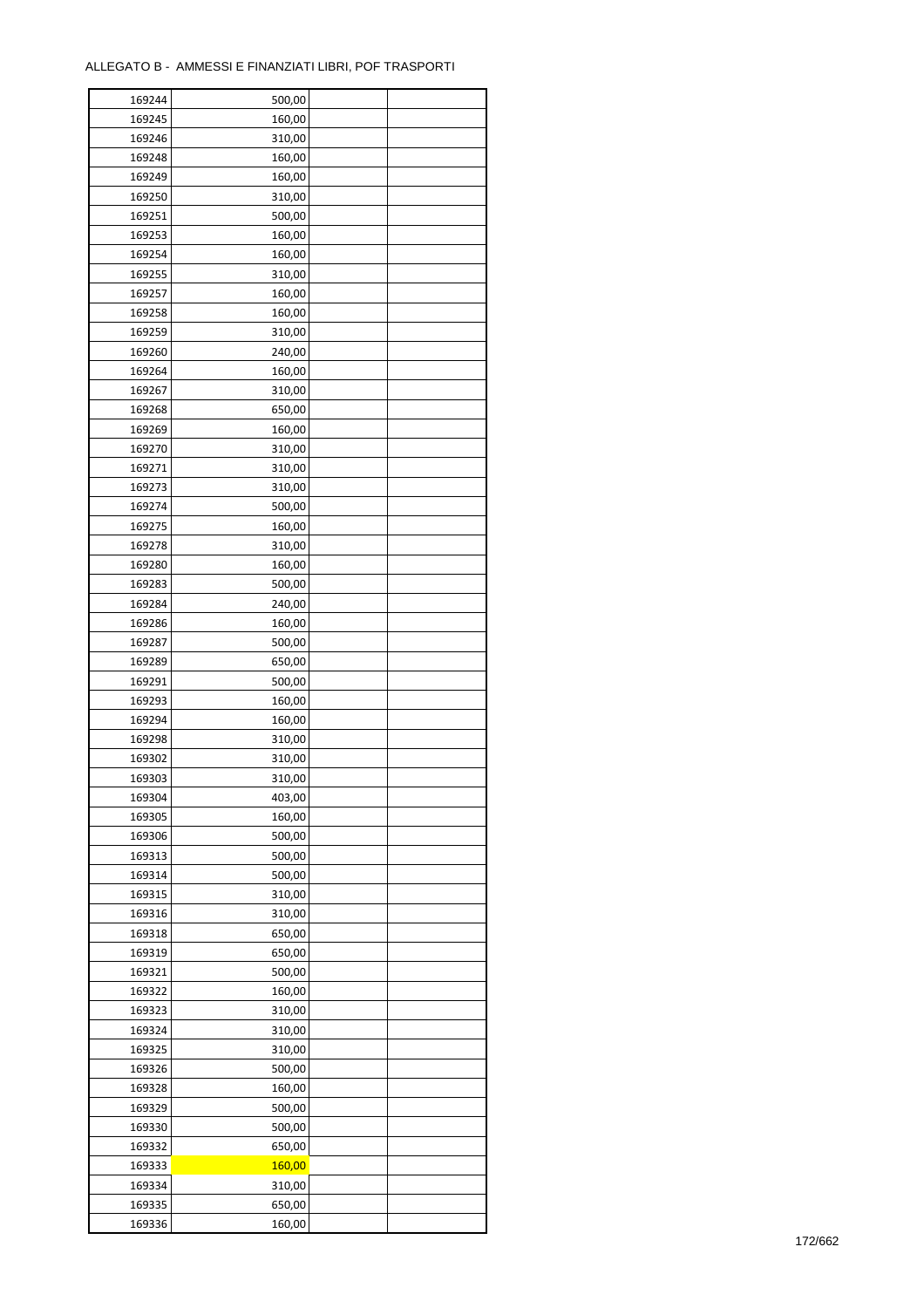ALLEGATO B - AMMESSI E FINANZIATI LIBRI, POF TRASPORTI

| | | | |
|---|---|---|---|
| 169244 | 500,00 | | |
| 169245 | 160,00 | | |
| 169246 | 310,00 | | |
| 169248 | 160,00 | | |
| 169249 | 160,00 | | |
| 169250 | 310,00 | | |
| 169251 | 500,00 | | |
| 169253 | 160,00 | | |
| 169254 | 160,00 | | |
| 169255 | 310,00 | | |
| 169257 | 160,00 | | |
| 169258 | 160,00 | | |
| 169259 | 310,00 | | |
| 169260 | 240,00 | | |
| 169264 | 160,00 | | |
| 169267 | 310,00 | | |
| 169268 | 650,00 | | |
| 169269 | 160,00 | | |
| 169270 | 310,00 | | |
| 169271 | 310,00 | | |
| 169273 | 310,00 | | |
| 169274 | 500,00 | | |
| 169275 | 160,00 | | |
| 169278 | 310,00 | | |
| 169280 | 160,00 | | |
| 169283 | 500,00 | | |
| 169284 | 240,00 | | |
| 169286 | 160,00 | | |
| 169287 | 500,00 | | |
| 169289 | 650,00 | | |
| 169291 | 500,00 | | |
| 169293 | 160,00 | | |
| 169294 | 160,00 | | |
| 169298 | 310,00 | | |
| 169302 | 310,00 | | |
| 169303 | 310,00 | | |
| 169304 | 403,00 | | |
| 169305 | 160,00 | | |
| 169306 | 500,00 | | |
| 169313 | 500,00 | | |
| 169314 | 500,00 | | |
| 169315 | 310,00 | | |
| 169316 | 310,00 | | |
| 169318 | 650,00 | | |
| 169319 | 650,00 | | |
| 169321 | 500,00 | | |
| 169322 | 160,00 | | |
| 169323 | 310,00 | | |
| 169324 | 310,00 | | |
| 169325 | 310,00 | | |
| 169326 | 500,00 | | |
| 169328 | 160,00 | | |
| 169329 | 500,00 | | |
| 169330 | 500,00 | | |
| 169332 | 650,00 | | |
| 169333 | 160,00 | | |
| 169334 | 310,00 | | |
| 169335 | 650,00 | | |
| 169336 | 160,00 | | |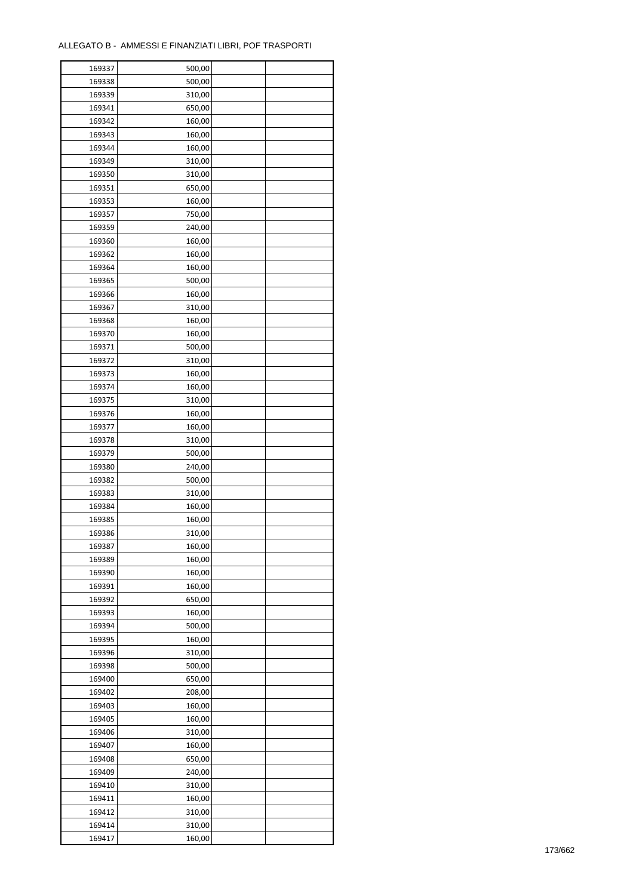ALLEGATO B - AMMESSI E FINANZIATI LIBRI, POF TRASPORTI

| | | | |
|---|---|---|---|
| 169337 | 500,00 | | |
| 169338 | 500,00 | | |
| 169339 | 310,00 | | |
| 169341 | 650,00 | | |
| 169342 | 160,00 | | |
| 169343 | 160,00 | | |
| 169344 | 160,00 | | |
| 169349 | 310,00 | | |
| 169350 | 310,00 | | |
| 169351 | 650,00 | | |
| 169353 | 160,00 | | |
| 169357 | 750,00 | | |
| 169359 | 240,00 | | |
| 169360 | 160,00 | | |
| 169362 | 160,00 | | |
| 169364 | 160,00 | | |
| 169365 | 500,00 | | |
| 169366 | 160,00 | | |
| 169367 | 310,00 | | |
| 169368 | 160,00 | | |
| 169370 | 160,00 | | |
| 169371 | 500,00 | | |
| 169372 | 310,00 | | |
| 169373 | 160,00 | | |
| 169374 | 160,00 | | |
| 169375 | 310,00 | | |
| 169376 | 160,00 | | |
| 169377 | 160,00 | | |
| 169378 | 310,00 | | |
| 169379 | 500,00 | | |
| 169380 | 240,00 | | |
| 169382 | 500,00 | | |
| 169383 | 310,00 | | |
| 169384 | 160,00 | | |
| 169385 | 160,00 | | |
| 169386 | 310,00 | | |
| 169387 | 160,00 | | |
| 169389 | 160,00 | | |
| 169390 | 160,00 | | |
| 169391 | 160,00 | | |
| 169392 | 650,00 | | |
| 169393 | 160,00 | | |
| 169394 | 500,00 | | |
| 169395 | 160,00 | | |
| 169396 | 310,00 | | |
| 169398 | 500,00 | | |
| 169400 | 650,00 | | |
| 169402 | 208,00 | | |
| 169403 | 160,00 | | |
| 169405 | 160,00 | | |
| 169406 | 310,00 | | |
| 169407 | 160,00 | | |
| 169408 | 650,00 | | |
| 169409 | 240,00 | | |
| 169410 | 310,00 | | |
| 169411 | 160,00 | | |
| 169412 | 310,00 | | |
| 169414 | 310,00 | | |
| 169417 | 160,00 | | |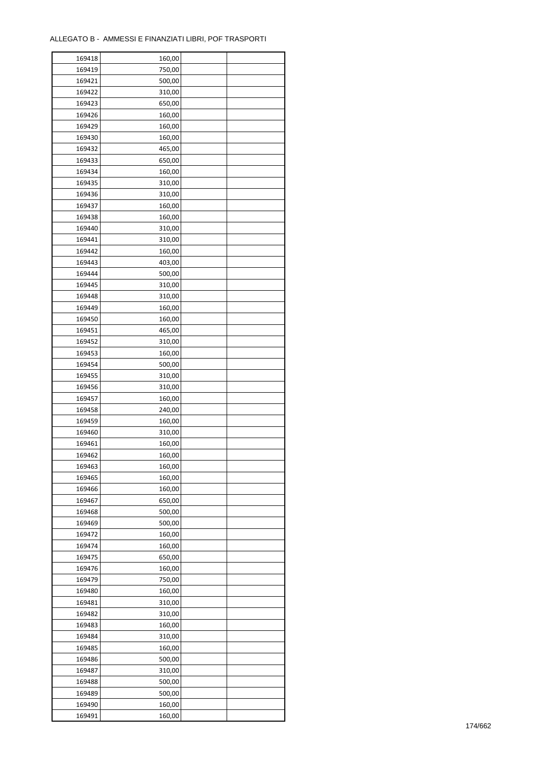ALLEGATO B - AMMESSI E FINANZIATI LIBRI, POF TRASPORTI

| | | | |
|---|---|---|---|
| 169418 | 160,00 | | |
| 169419 | 750,00 | | |
| 169421 | 500,00 | | |
| 169422 | 310,00 | | |
| 169423 | 650,00 | | |
| 169426 | 160,00 | | |
| 169429 | 160,00 | | |
| 169430 | 160,00 | | |
| 169432 | 465,00 | | |
| 169433 | 650,00 | | |
| 169434 | 160,00 | | |
| 169435 | 310,00 | | |
| 169436 | 310,00 | | |
| 169437 | 160,00 | | |
| 169438 | 160,00 | | |
| 169440 | 310,00 | | |
| 169441 | 310,00 | | |
| 169442 | 160,00 | | |
| 169443 | 403,00 | | |
| 169444 | 500,00 | | |
| 169445 | 310,00 | | |
| 169448 | 310,00 | | |
| 169449 | 160,00 | | |
| 169450 | 160,00 | | |
| 169451 | 465,00 | | |
| 169452 | 310,00 | | |
| 169453 | 160,00 | | |
| 169454 | 500,00 | | |
| 169455 | 310,00 | | |
| 169456 | 310,00 | | |
| 169457 | 160,00 | | |
| 169458 | 240,00 | | |
| 169459 | 160,00 | | |
| 169460 | 310,00 | | |
| 169461 | 160,00 | | |
| 169462 | 160,00 | | |
| 169463 | 160,00 | | |
| 169465 | 160,00 | | |
| 169466 | 160,00 | | |
| 169467 | 650,00 | | |
| 169468 | 500,00 | | |
| 169469 | 500,00 | | |
| 169472 | 160,00 | | |
| 169474 | 160,00 | | |
| 169475 | 650,00 | | |
| 169476 | 160,00 | | |
| 169479 | 750,00 | | |
| 169480 | 160,00 | | |
| 169481 | 310,00 | | |
| 169482 | 310,00 | | |
| 169483 | 160,00 | | |
| 169484 | 310,00 | | |
| 169485 | 160,00 | | |
| 169486 | 500,00 | | |
| 169487 | 310,00 | | |
| 169488 | 500,00 | | |
| 169489 | 500,00 | | |
| 169490 | 160,00 | | |
| 169491 | 160,00 | | |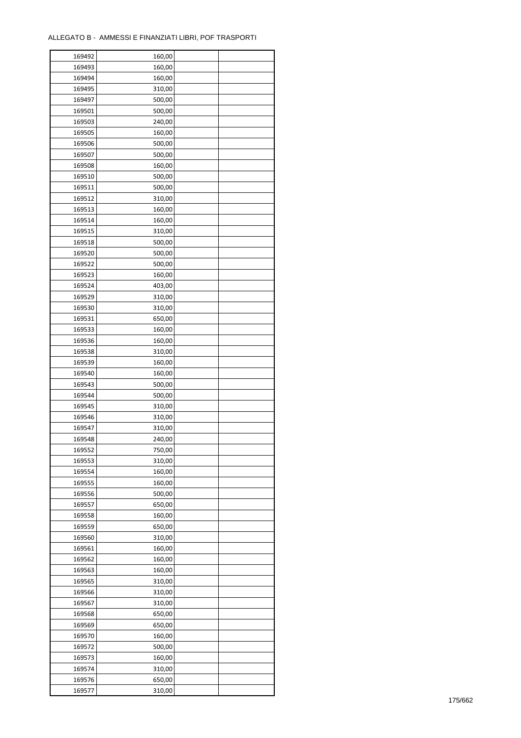ALLEGATO B - AMMESSI E FINANZIATI LIBRI, POF TRASPORTI

| | | | |
|---|---|---|---|
| 169492 | 160,00 | | |
| 169493 | 160,00 | | |
| 169494 | 160,00 | | |
| 169495 | 310,00 | | |
| 169497 | 500,00 | | |
| 169501 | 500,00 | | |
| 169503 | 240,00 | | |
| 169505 | 160,00 | | |
| 169506 | 500,00 | | |
| 169507 | 500,00 | | |
| 169508 | 160,00 | | |
| 169510 | 500,00 | | |
| 169511 | 500,00 | | |
| 169512 | 310,00 | | |
| 169513 | 160,00 | | |
| 169514 | 160,00 | | |
| 169515 | 310,00 | | |
| 169518 | 500,00 | | |
| 169520 | 500,00 | | |
| 169522 | 500,00 | | |
| 169523 | 160,00 | | |
| 169524 | 403,00 | | |
| 169529 | 310,00 | | |
| 169530 | 310,00 | | |
| 169531 | 650,00 | | |
| 169533 | 160,00 | | |
| 169536 | 160,00 | | |
| 169538 | 310,00 | | |
| 169539 | 160,00 | | |
| 169540 | 160,00 | | |
| 169543 | 500,00 | | |
| 169544 | 500,00 | | |
| 169545 | 310,00 | | |
| 169546 | 310,00 | | |
| 169547 | 310,00 | | |
| 169548 | 240,00 | | |
| 169552 | 750,00 | | |
| 169553 | 310,00 | | |
| 169554 | 160,00 | | |
| 169555 | 160,00 | | |
| 169556 | 500,00 | | |
| 169557 | 650,00 | | |
| 169558 | 160,00 | | |
| 169559 | 650,00 | | |
| 169560 | 310,00 | | |
| 169561 | 160,00 | | |
| 169562 | 160,00 | | |
| 169563 | 160,00 | | |
| 169565 | 310,00 | | |
| 169566 | 310,00 | | |
| 169567 | 310,00 | | |
| 169568 | 650,00 | | |
| 169569 | 650,00 | | |
| 169570 | 160,00 | | |
| 169572 | 500,00 | | |
| 169573 | 160,00 | | |
| 169574 | 310,00 | | |
| 169576 | 650,00 | | |
| 169577 | 310,00 | | |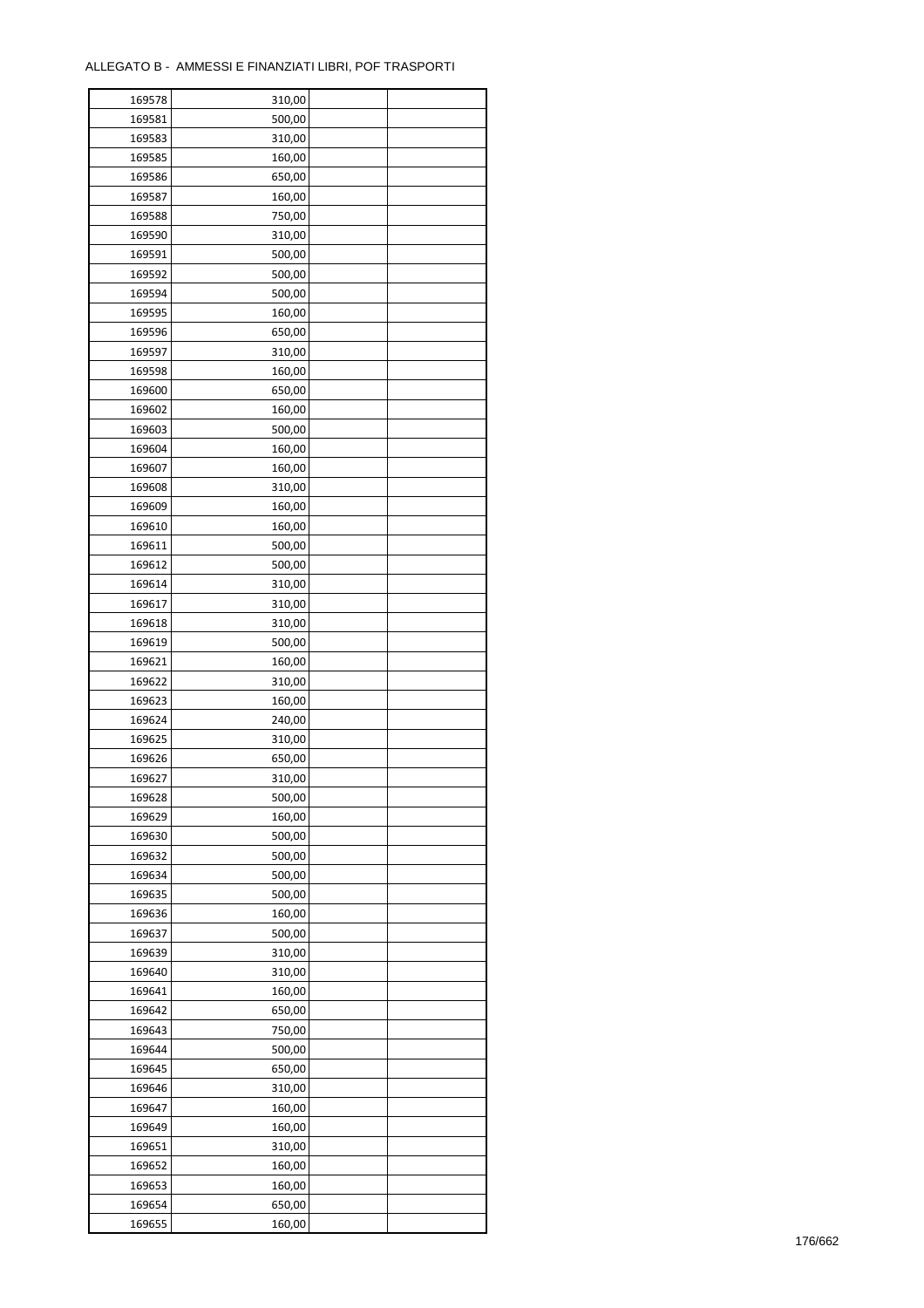ALLEGATO B - AMMESSI E FINANZIATI LIBRI, POF TRASPORTI

| | | | |
|---|---|---|---|
| 169578 | 310,00 | | |
| 169581 | 500,00 | | |
| 169583 | 310,00 | | |
| 169585 | 160,00 | | |
| 169586 | 650,00 | | |
| 169587 | 160,00 | | |
| 169588 | 750,00 | | |
| 169590 | 310,00 | | |
| 169591 | 500,00 | | |
| 169592 | 500,00 | | |
| 169594 | 500,00 | | |
| 169595 | 160,00 | | |
| 169596 | 650,00 | | |
| 169597 | 310,00 | | |
| 169598 | 160,00 | | |
| 169600 | 650,00 | | |
| 169602 | 160,00 | | |
| 169603 | 500,00 | | |
| 169604 | 160,00 | | |
| 169607 | 160,00 | | |
| 169608 | 310,00 | | |
| 169609 | 160,00 | | |
| 169610 | 160,00 | | |
| 169611 | 500,00 | | |
| 169612 | 500,00 | | |
| 169614 | 310,00 | | |
| 169617 | 310,00 | | |
| 169618 | 310,00 | | |
| 169619 | 500,00 | | |
| 169621 | 160,00 | | |
| 169622 | 310,00 | | |
| 169623 | 160,00 | | |
| 169624 | 240,00 | | |
| 169625 | 310,00 | | |
| 169626 | 650,00 | | |
| 169627 | 310,00 | | |
| 169628 | 500,00 | | |
| 169629 | 160,00 | | |
| 169630 | 500,00 | | |
| 169632 | 500,00 | | |
| 169634 | 500,00 | | |
| 169635 | 500,00 | | |
| 169636 | 160,00 | | |
| 169637 | 500,00 | | |
| 169639 | 310,00 | | |
| 169640 | 310,00 | | |
| 169641 | 160,00 | | |
| 169642 | 650,00 | | |
| 169643 | 750,00 | | |
| 169644 | 500,00 | | |
| 169645 | 650,00 | | |
| 169646 | 310,00 | | |
| 169647 | 160,00 | | |
| 169649 | 160,00 | | |
| 169651 | 310,00 | | |
| 169652 | 160,00 | | |
| 169653 | 160,00 | | |
| 169654 | 650,00 | | |
| 169655 | 160,00 | | |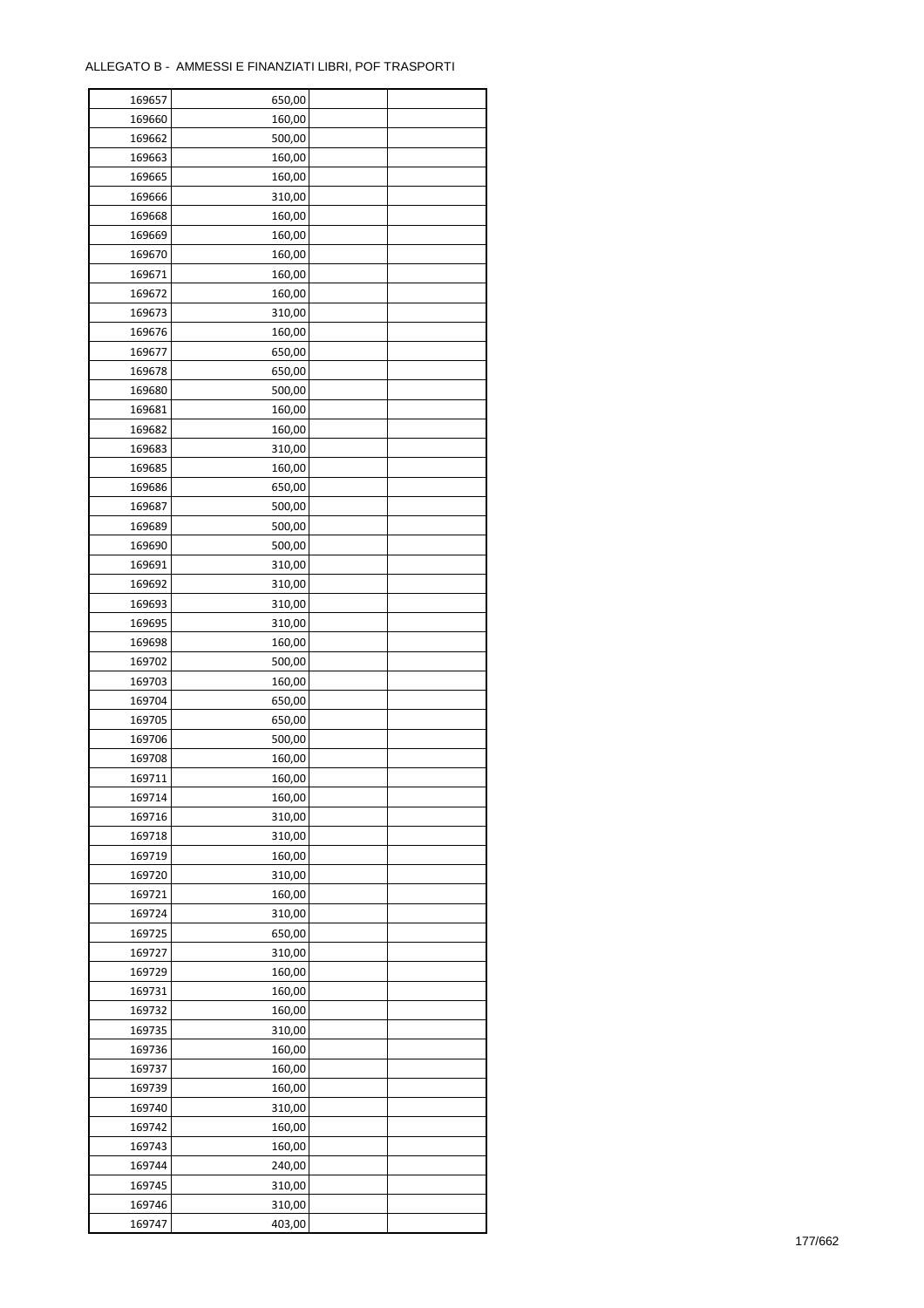ALLEGATO B - AMMESSI E FINANZIATI LIBRI, POF TRASPORTI

| | | | |
|---|---|---|---|
| 169657 | 650,00 | | |
| 169660 | 160,00 | | |
| 169662 | 500,00 | | |
| 169663 | 160,00 | | |
| 169665 | 160,00 | | |
| 169666 | 310,00 | | |
| 169668 | 160,00 | | |
| 169669 | 160,00 | | |
| 169670 | 160,00 | | |
| 169671 | 160,00 | | |
| 169672 | 160,00 | | |
| 169673 | 310,00 | | |
| 169676 | 160,00 | | |
| 169677 | 650,00 | | |
| 169678 | 650,00 | | |
| 169680 | 500,00 | | |
| 169681 | 160,00 | | |
| 169682 | 160,00 | | |
| 169683 | 310,00 | | |
| 169685 | 160,00 | | |
| 169686 | 650,00 | | |
| 169687 | 500,00 | | |
| 169689 | 500,00 | | |
| 169690 | 500,00 | | |
| 169691 | 310,00 | | |
| 169692 | 310,00 | | |
| 169693 | 310,00 | | |
| 169695 | 310,00 | | |
| 169698 | 160,00 | | |
| 169702 | 500,00 | | |
| 169703 | 160,00 | | |
| 169704 | 650,00 | | |
| 169705 | 650,00 | | |
| 169706 | 500,00 | | |
| 169708 | 160,00 | | |
| 169711 | 160,00 | | |
| 169714 | 160,00 | | |
| 169716 | 310,00 | | |
| 169718 | 310,00 | | |
| 169719 | 160,00 | | |
| 169720 | 310,00 | | |
| 169721 | 160,00 | | |
| 169724 | 310,00 | | |
| 169725 | 650,00 | | |
| 169727 | 310,00 | | |
| 169729 | 160,00 | | |
| 169731 | 160,00 | | |
| 169732 | 160,00 | | |
| 169735 | 310,00 | | |
| 169736 | 160,00 | | |
| 169737 | 160,00 | | |
| 169739 | 160,00 | | |
| 169740 | 310,00 | | |
| 169742 | 160,00 | | |
| 169743 | 160,00 | | |
| 169744 | 240,00 | | |
| 169745 | 310,00 | | |
| 169746 | 310,00 | | |
| 169747 | 403,00 | | |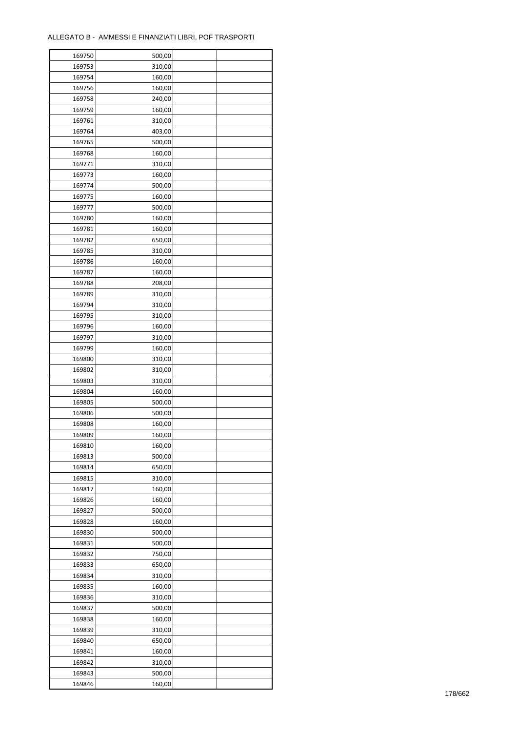ALLEGATO B - AMMESSI E FINANZIATI LIBRI, POF TRASPORTI

| | | | |
|---|---|---|---|
| 169750 | 500,00 | | |
| 169753 | 310,00 | | |
| 169754 | 160,00 | | |
| 169756 | 160,00 | | |
| 169758 | 240,00 | | |
| 169759 | 160,00 | | |
| 169761 | 310,00 | | |
| 169764 | 403,00 | | |
| 169765 | 500,00 | | |
| 169768 | 160,00 | | |
| 169771 | 310,00 | | |
| 169773 | 160,00 | | |
| 169774 | 500,00 | | |
| 169775 | 160,00 | | |
| 169777 | 500,00 | | |
| 169780 | 160,00 | | |
| 169781 | 160,00 | | |
| 169782 | 650,00 | | |
| 169785 | 310,00 | | |
| 169786 | 160,00 | | |
| 169787 | 160,00 | | |
| 169788 | 208,00 | | |
| 169789 | 310,00 | | |
| 169794 | 310,00 | | |
| 169795 | 310,00 | | |
| 169796 | 160,00 | | |
| 169797 | 310,00 | | |
| 169799 | 160,00 | | |
| 169800 | 310,00 | | |
| 169802 | 310,00 | | |
| 169803 | 310,00 | | |
| 169804 | 160,00 | | |
| 169805 | 500,00 | | |
| 169806 | 500,00 | | |
| 169808 | 160,00 | | |
| 169809 | 160,00 | | |
| 169810 | 160,00 | | |
| 169813 | 500,00 | | |
| 169814 | 650,00 | | |
| 169815 | 310,00 | | |
| 169817 | 160,00 | | |
| 169826 | 160,00 | | |
| 169827 | 500,00 | | |
| 169828 | 160,00 | | |
| 169830 | 500,00 | | |
| 169831 | 500,00 | | |
| 169832 | 750,00 | | |
| 169833 | 650,00 | | |
| 169834 | 310,00 | | |
| 169835 | 160,00 | | |
| 169836 | 310,00 | | |
| 169837 | 500,00 | | |
| 169838 | 160,00 | | |
| 169839 | 310,00 | | |
| 169840 | 650,00 | | |
| 169841 | 160,00 | | |
| 169842 | 310,00 | | |
| 169843 | 500,00 | | |
| 169846 | 160,00 | | |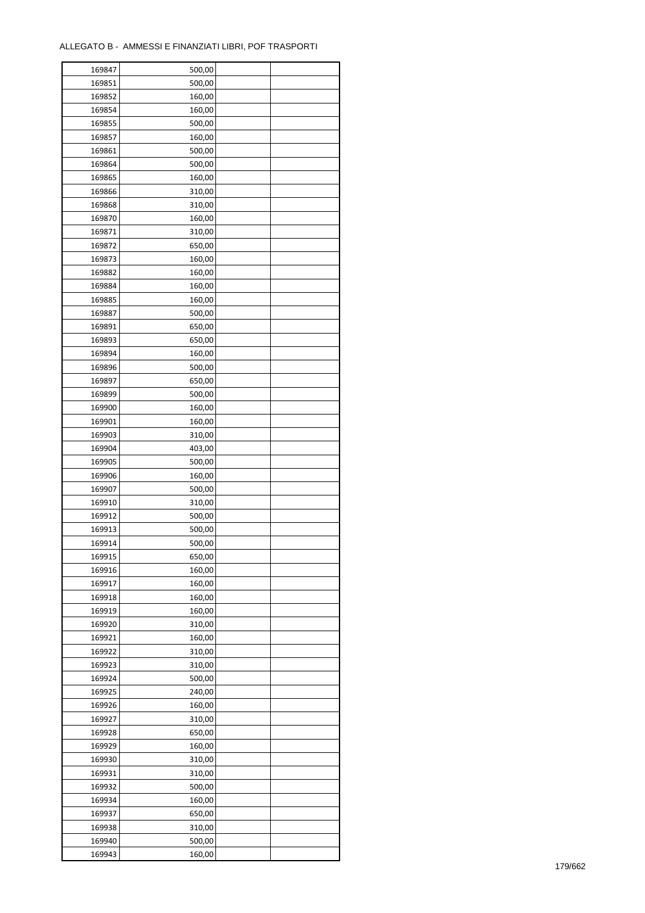ALLEGATO B - AMMESSI E FINANZIATI LIBRI, POF TRASPORTI

| | | | |
|---|---|---|---|
| 169847 | 500,00 | | |
| 169851 | 500,00 | | |
| 169852 | 160,00 | | |
| 169854 | 160,00 | | |
| 169855 | 500,00 | | |
| 169857 | 160,00 | | |
| 169861 | 500,00 | | |
| 169864 | 500,00 | | |
| 169865 | 160,00 | | |
| 169866 | 310,00 | | |
| 169868 | 310,00 | | |
| 169870 | 160,00 | | |
| 169871 | 310,00 | | |
| 169872 | 650,00 | | |
| 169873 | 160,00 | | |
| 169882 | 160,00 | | |
| 169884 | 160,00 | | |
| 169885 | 160,00 | | |
| 169887 | 500,00 | | |
| 169891 | 650,00 | | |
| 169893 | 650,00 | | |
| 169894 | 160,00 | | |
| 169896 | 500,00 | | |
| 169897 | 650,00 | | |
| 169899 | 500,00 | | |
| 169900 | 160,00 | | |
| 169901 | 160,00 | | |
| 169903 | 310,00 | | |
| 169904 | 403,00 | | |
| 169905 | 500,00 | | |
| 169906 | 160,00 | | |
| 169907 | 500,00 | | |
| 169910 | 310,00 | | |
| 169912 | 500,00 | | |
| 169913 | 500,00 | | |
| 169914 | 500,00 | | |
| 169915 | 650,00 | | |
| 169916 | 160,00 | | |
| 169917 | 160,00 | | |
| 169918 | 160,00 | | |
| 169919 | 160,00 | | |
| 169920 | 310,00 | | |
| 169921 | 160,00 | | |
| 169922 | 310,00 | | |
| 169923 | 310,00 | | |
| 169924 | 500,00 | | |
| 169925 | 240,00 | | |
| 169926 | 160,00 | | |
| 169927 | 310,00 | | |
| 169928 | 650,00 | | |
| 169929 | 160,00 | | |
| 169930 | 310,00 | | |
| 169931 | 310,00 | | |
| 169932 | 500,00 | | |
| 169934 | 160,00 | | |
| 169937 | 650,00 | | |
| 169938 | 310,00 | | |
| 169940 | 500,00 | | |
| 169943 | 160,00 | | |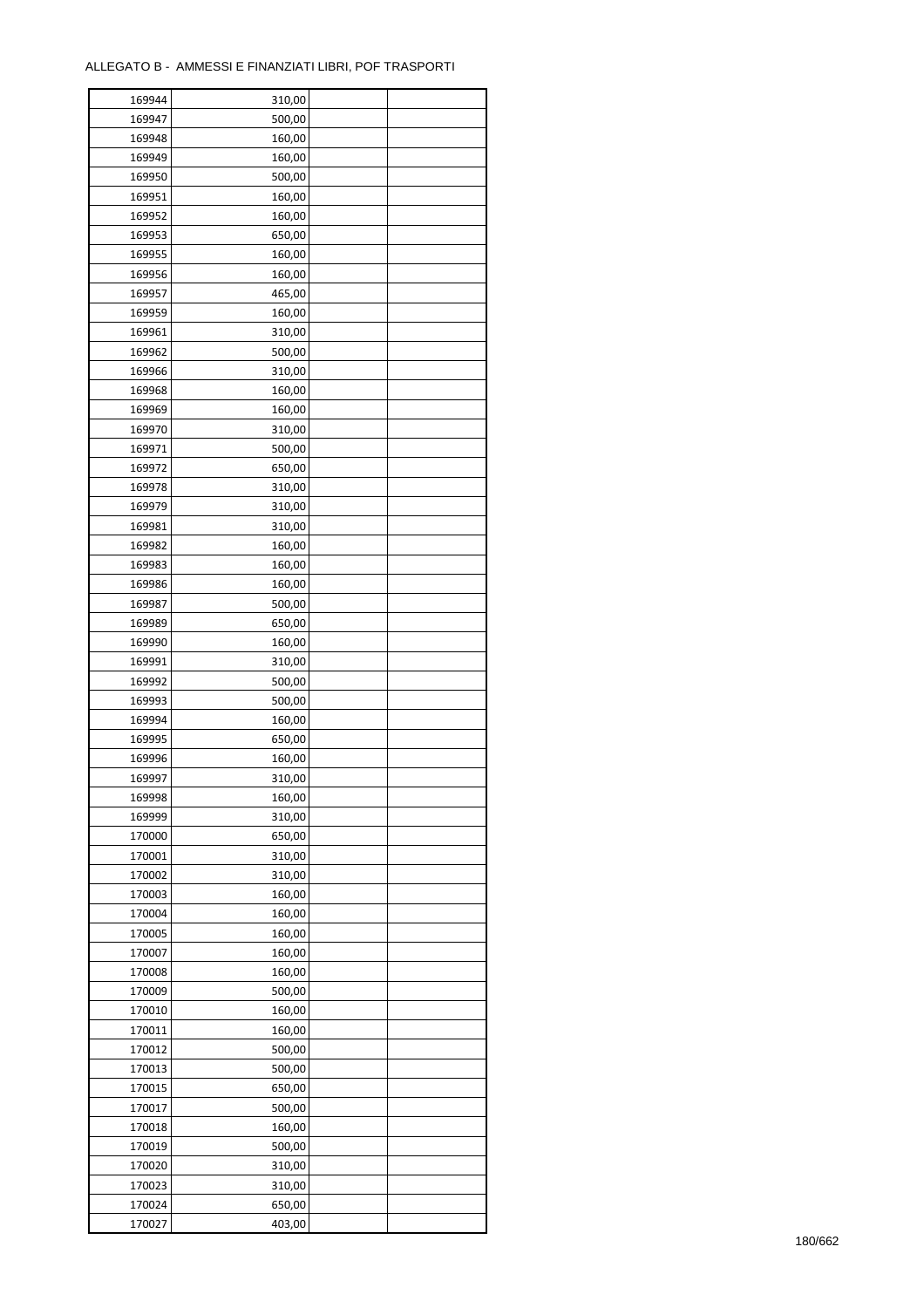ALLEGATO B - AMMESSI E FINANZIATI LIBRI, POF TRASPORTI

| | | | |
|---|---|---|---|
| 169944 | 310,00 | | |
| 169947 | 500,00 | | |
| 169948 | 160,00 | | |
| 169949 | 160,00 | | |
| 169950 | 500,00 | | |
| 169951 | 160,00 | | |
| 169952 | 160,00 | | |
| 169953 | 650,00 | | |
| 169955 | 160,00 | | |
| 169956 | 160,00 | | |
| 169957 | 465,00 | | |
| 169959 | 160,00 | | |
| 169961 | 310,00 | | |
| 169962 | 500,00 | | |
| 169966 | 310,00 | | |
| 169968 | 160,00 | | |
| 169969 | 160,00 | | |
| 169970 | 310,00 | | |
| 169971 | 500,00 | | |
| 169972 | 650,00 | | |
| 169978 | 310,00 | | |
| 169979 | 310,00 | | |
| 169981 | 310,00 | | |
| 169982 | 160,00 | | |
| 169983 | 160,00 | | |
| 169986 | 160,00 | | |
| 169987 | 500,00 | | |
| 169989 | 650,00 | | |
| 169990 | 160,00 | | |
| 169991 | 310,00 | | |
| 169992 | 500,00 | | |
| 169993 | 500,00 | | |
| 169994 | 160,00 | | |
| 169995 | 650,00 | | |
| 169996 | 160,00 | | |
| 169997 | 310,00 | | |
| 169998 | 160,00 | | |
| 169999 | 310,00 | | |
| 170000 | 650,00 | | |
| 170001 | 310,00 | | |
| 170002 | 310,00 | | |
| 170003 | 160,00 | | |
| 170004 | 160,00 | | |
| 170005 | 160,00 | | |
| 170007 | 160,00 | | |
| 170008 | 160,00 | | |
| 170009 | 500,00 | | |
| 170010 | 160,00 | | |
| 170011 | 160,00 | | |
| 170012 | 500,00 | | |
| 170013 | 500,00 | | |
| 170015 | 650,00 | | |
| 170017 | 500,00 | | |
| 170018 | 160,00 | | |
| 170019 | 500,00 | | |
| 170020 | 310,00 | | |
| 170023 | 310,00 | | |
| 170024 | 650,00 | | |
| 170027 | 403,00 | | |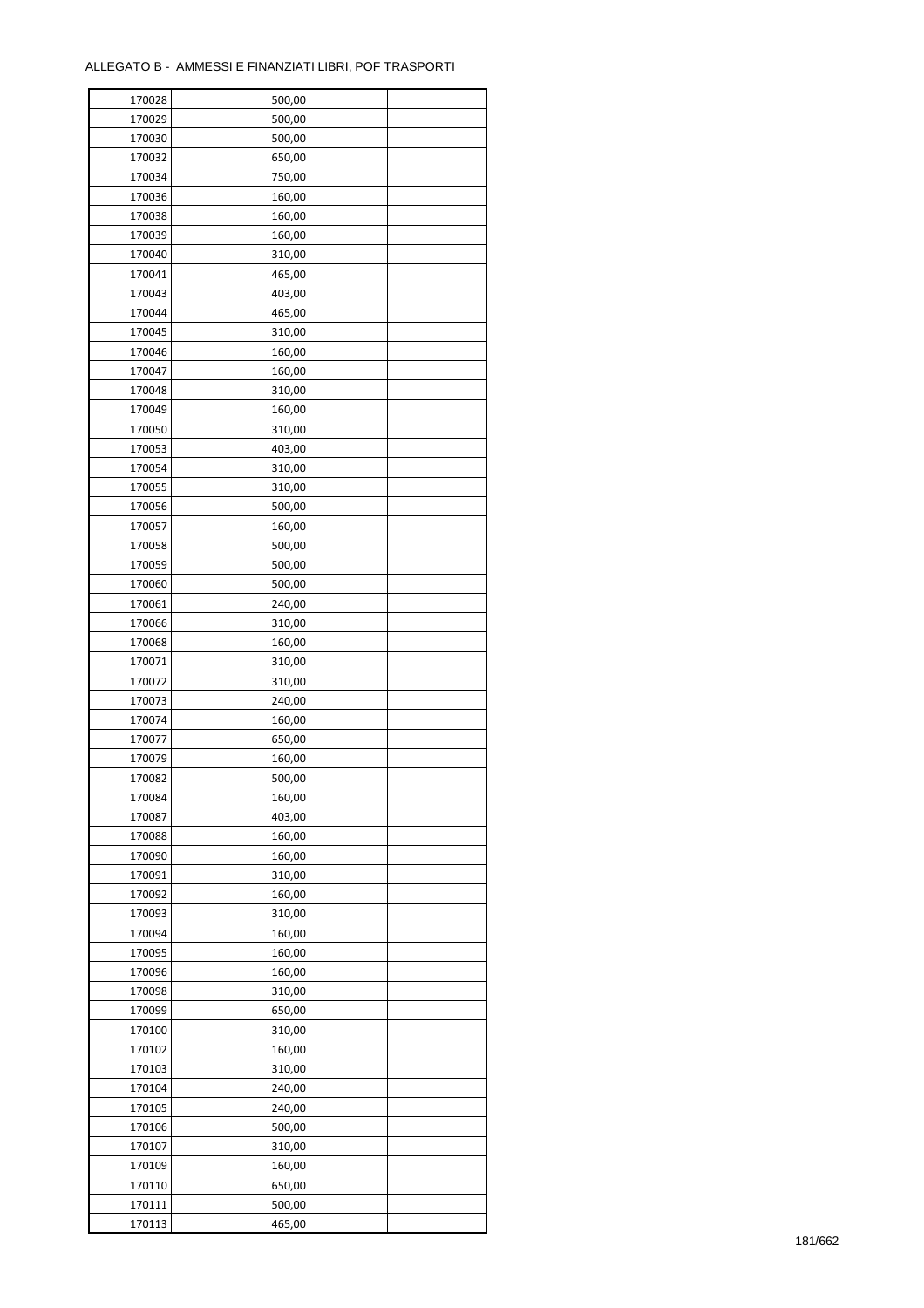ALLEGATO B - AMMESSI E FINANZIATI LIBRI, POF TRASPORTI

| | | | |
|---|---|---|---|
| 170028 | 500,00 | | |
| 170029 | 500,00 | | |
| 170030 | 500,00 | | |
| 170032 | 650,00 | | |
| 170034 | 750,00 | | |
| 170036 | 160,00 | | |
| 170038 | 160,00 | | |
| 170039 | 160,00 | | |
| 170040 | 310,00 | | |
| 170041 | 465,00 | | |
| 170043 | 403,00 | | |
| 170044 | 465,00 | | |
| 170045 | 310,00 | | |
| 170046 | 160,00 | | |
| 170047 | 160,00 | | |
| 170048 | 310,00 | | |
| 170049 | 160,00 | | |
| 170050 | 310,00 | | |
| 170053 | 403,00 | | |
| 170054 | 310,00 | | |
| 170055 | 310,00 | | |
| 170056 | 500,00 | | |
| 170057 | 160,00 | | |
| 170058 | 500,00 | | |
| 170059 | 500,00 | | |
| 170060 | 500,00 | | |
| 170061 | 240,00 | | |
| 170066 | 310,00 | | |
| 170068 | 160,00 | | |
| 170071 | 310,00 | | |
| 170072 | 310,00 | | |
| 170073 | 240,00 | | |
| 170074 | 160,00 | | |
| 170077 | 650,00 | | |
| 170079 | 160,00 | | |
| 170082 | 500,00 | | |
| 170084 | 160,00 | | |
| 170087 | 403,00 | | |
| 170088 | 160,00 | | |
| 170090 | 160,00 | | |
| 170091 | 310,00 | | |
| 170092 | 160,00 | | |
| 170093 | 310,00 | | |
| 170094 | 160,00 | | |
| 170095 | 160,00 | | |
| 170096 | 160,00 | | |
| 170098 | 310,00 | | |
| 170099 | 650,00 | | |
| 170100 | 310,00 | | |
| 170102 | 160,00 | | |
| 170103 | 310,00 | | |
| 170104 | 240,00 | | |
| 170105 | 240,00 | | |
| 170106 | 500,00 | | |
| 170107 | 310,00 | | |
| 170109 | 160,00 | | |
| 170110 | 650,00 | | |
| 170111 | 500,00 | | |
| 170113 | 465,00 | | |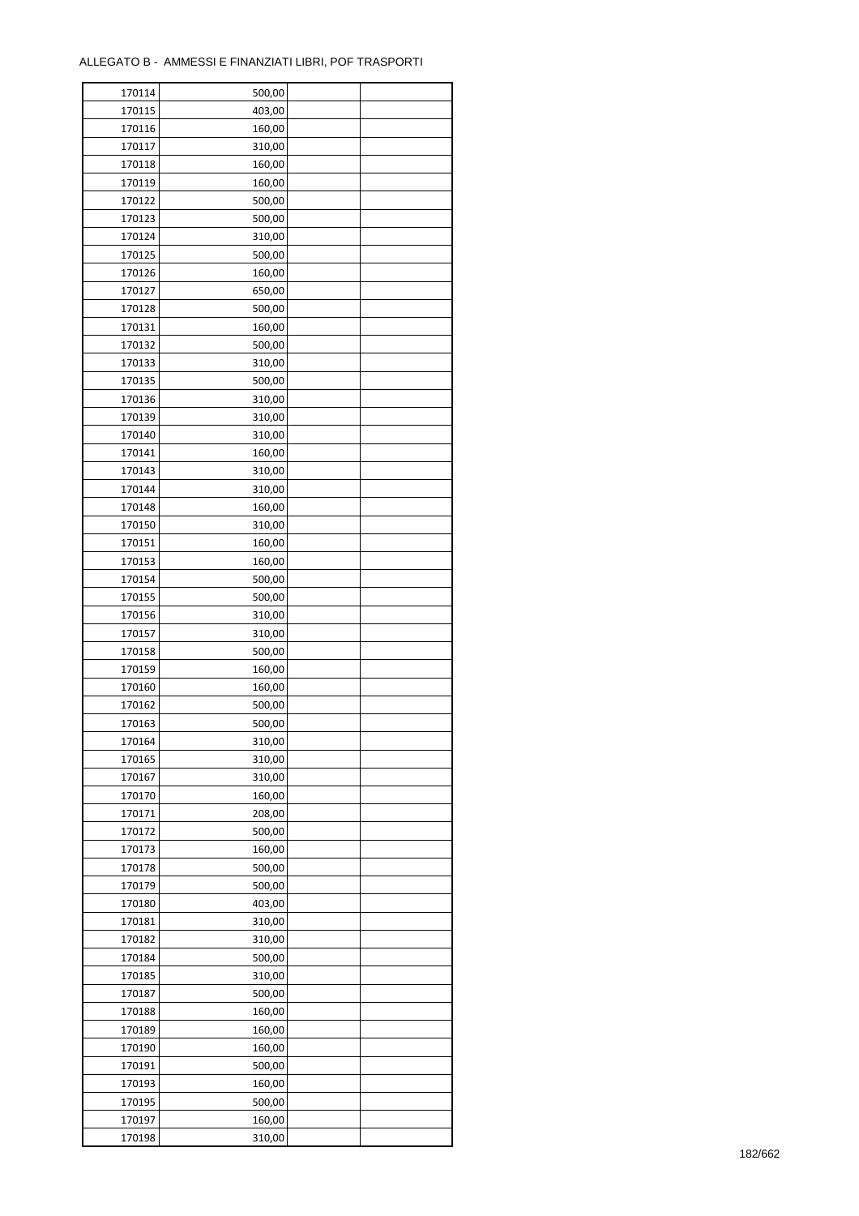ALLEGATO B - AMMESSI E FINANZIATI LIBRI, POF TRASPORTI

| | | | |
|---|---|---|---|
| 170114 | 500,00 | | |
| 170115 | 403,00 | | |
| 170116 | 160,00 | | |
| 170117 | 310,00 | | |
| 170118 | 160,00 | | |
| 170119 | 160,00 | | |
| 170122 | 500,00 | | |
| 170123 | 500,00 | | |
| 170124 | 310,00 | | |
| 170125 | 500,00 | | |
| 170126 | 160,00 | | |
| 170127 | 650,00 | | |
| 170128 | 500,00 | | |
| 170131 | 160,00 | | |
| 170132 | 500,00 | | |
| 170133 | 310,00 | | |
| 170135 | 500,00 | | |
| 170136 | 310,00 | | |
| 170139 | 310,00 | | |
| 170140 | 310,00 | | |
| 170141 | 160,00 | | |
| 170143 | 310,00 | | |
| 170144 | 310,00 | | |
| 170148 | 160,00 | | |
| 170150 | 310,00 | | |
| 170151 | 160,00 | | |
| 170153 | 160,00 | | |
| 170154 | 500,00 | | |
| 170155 | 500,00 | | |
| 170156 | 310,00 | | |
| 170157 | 310,00 | | |
| 170158 | 500,00 | | |
| 170159 | 160,00 | | |
| 170160 | 160,00 | | |
| 170162 | 500,00 | | |
| 170163 | 500,00 | | |
| 170164 | 310,00 | | |
| 170165 | 310,00 | | |
| 170167 | 310,00 | | |
| 170170 | 160,00 | | |
| 170171 | 208,00 | | |
| 170172 | 500,00 | | |
| 170173 | 160,00 | | |
| 170178 | 500,00 | | |
| 170179 | 500,00 | | |
| 170180 | 403,00 | | |
| 170181 | 310,00 | | |
| 170182 | 310,00 | | |
| 170184 | 500,00 | | |
| 170185 | 310,00 | | |
| 170187 | 500,00 | | |
| 170188 | 160,00 | | |
| 170189 | 160,00 | | |
| 170190 | 160,00 | | |
| 170191 | 500,00 | | |
| 170193 | 160,00 | | |
| 170195 | 500,00 | | |
| 170197 | 160,00 | | |
| 170198 | 310,00 | | |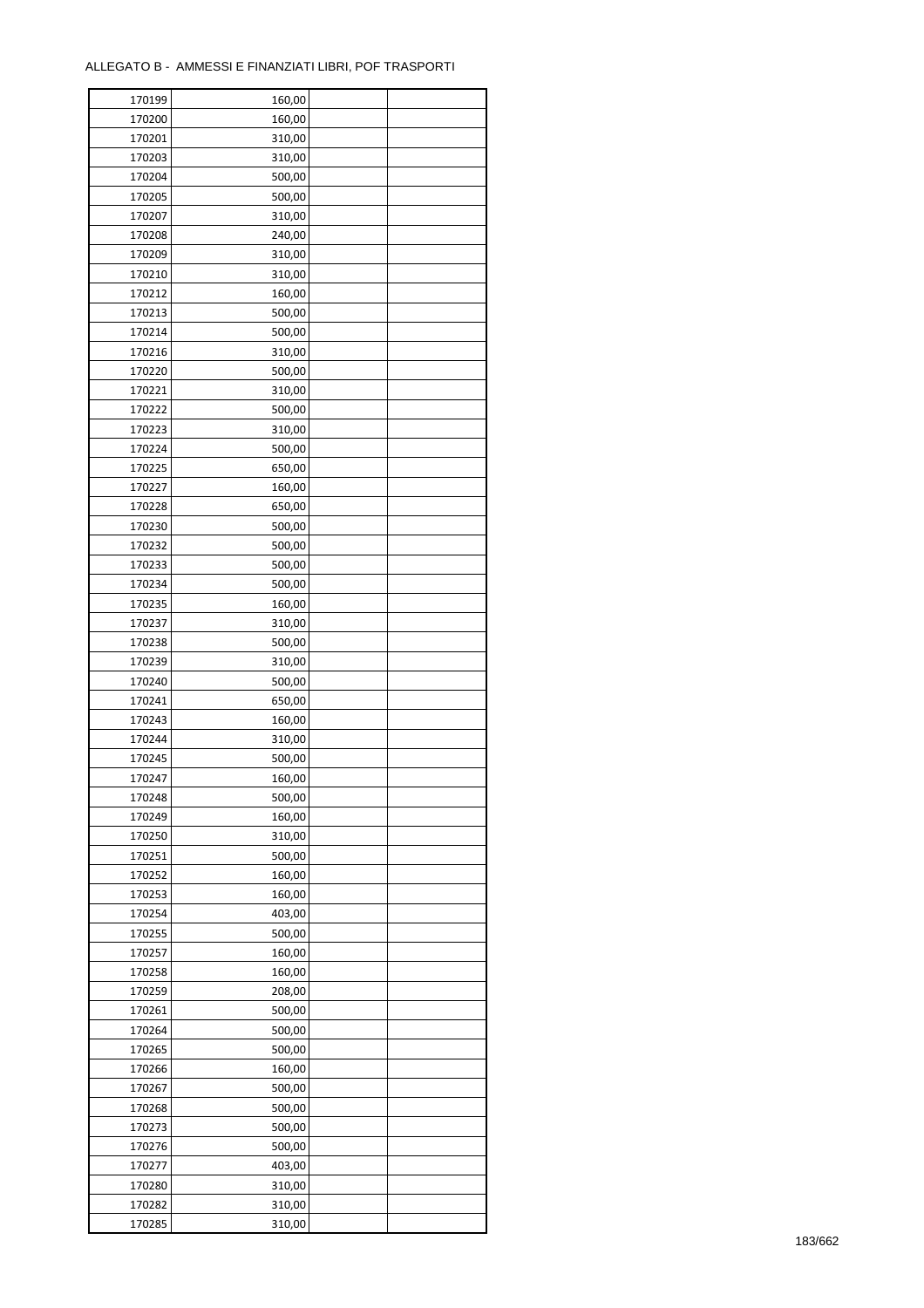ALLEGATO B - AMMESSI E FINANZIATI LIBRI, POF TRASPORTI

| | | | |
|---|---|---|---|
| 170199 | 160,00 | | |
| 170200 | 160,00 | | |
| 170201 | 310,00 | | |
| 170203 | 310,00 | | |
| 170204 | 500,00 | | |
| 170205 | 500,00 | | |
| 170207 | 310,00 | | |
| 170208 | 240,00 | | |
| 170209 | 310,00 | | |
| 170210 | 310,00 | | |
| 170212 | 160,00 | | |
| 170213 | 500,00 | | |
| 170214 | 500,00 | | |
| 170216 | 310,00 | | |
| 170220 | 500,00 | | |
| 170221 | 310,00 | | |
| 170222 | 500,00 | | |
| 170223 | 310,00 | | |
| 170224 | 500,00 | | |
| 170225 | 650,00 | | |
| 170227 | 160,00 | | |
| 170228 | 650,00 | | |
| 170230 | 500,00 | | |
| 170232 | 500,00 | | |
| 170233 | 500,00 | | |
| 170234 | 500,00 | | |
| 170235 | 160,00 | | |
| 170237 | 310,00 | | |
| 170238 | 500,00 | | |
| 170239 | 310,00 | | |
| 170240 | 500,00 | | |
| 170241 | 650,00 | | |
| 170243 | 160,00 | | |
| 170244 | 310,00 | | |
| 170245 | 500,00 | | |
| 170247 | 160,00 | | |
| 170248 | 500,00 | | |
| 170249 | 160,00 | | |
| 170250 | 310,00 | | |
| 170251 | 500,00 | | |
| 170252 | 160,00 | | |
| 170253 | 160,00 | | |
| 170254 | 403,00 | | |
| 170255 | 500,00 | | |
| 170257 | 160,00 | | |
| 170258 | 160,00 | | |
| 170259 | 208,00 | | |
| 170261 | 500,00 | | |
| 170264 | 500,00 | | |
| 170265 | 500,00 | | |
| 170266 | 160,00 | | |
| 170267 | 500,00 | | |
| 170268 | 500,00 | | |
| 170273 | 500,00 | | |
| 170276 | 500,00 | | |
| 170277 | 403,00 | | |
| 170280 | 310,00 | | |
| 170282 | 310,00 | | |
| 170285 | 310,00 | | |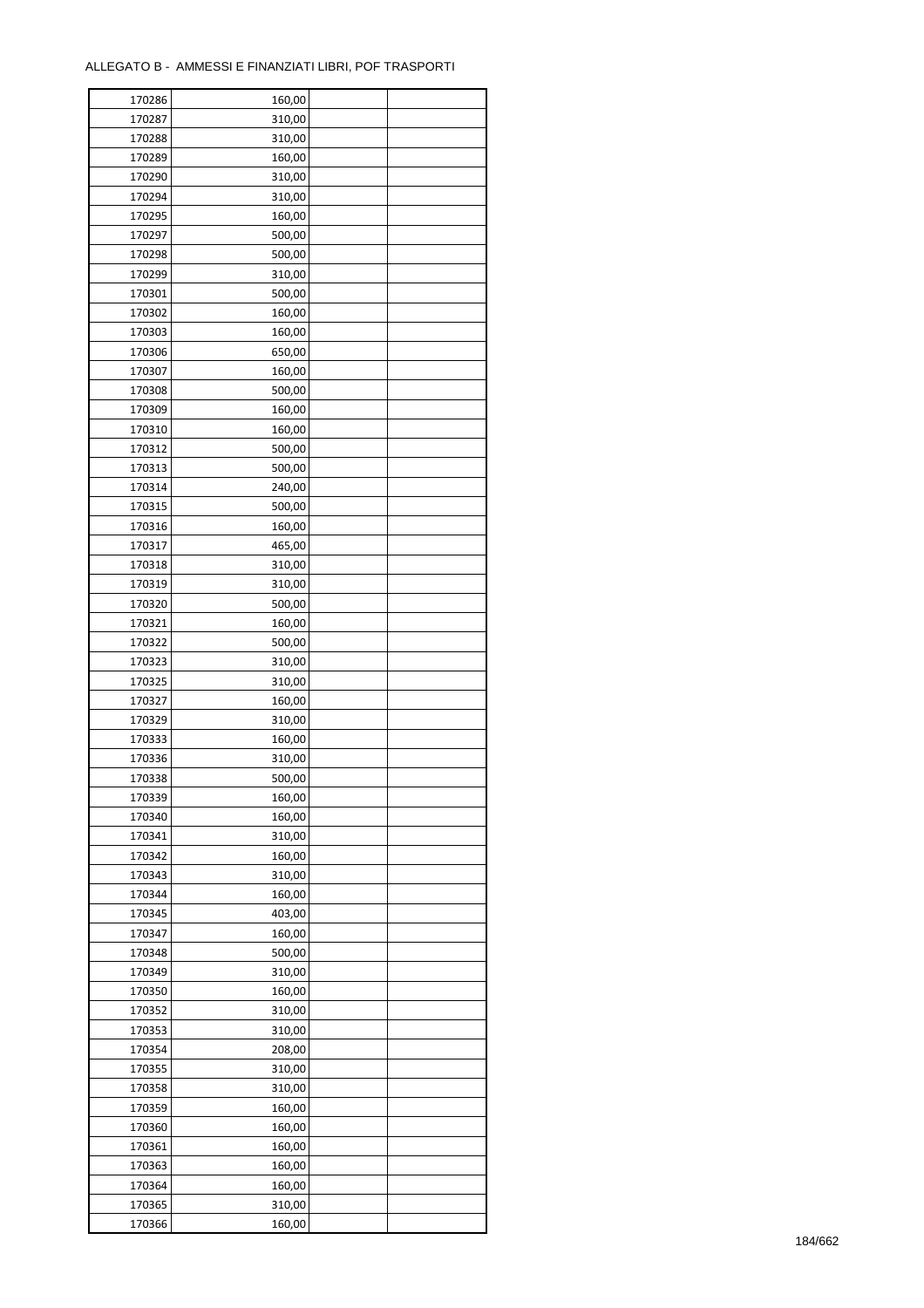ALLEGATO B - AMMESSI E FINANZIATI LIBRI, POF TRASPORTI

| | | | |
|---|---|---|---|
| 170286 | 160,00 | | |
| 170287 | 310,00 | | |
| 170288 | 310,00 | | |
| 170289 | 160,00 | | |
| 170290 | 310,00 | | |
| 170294 | 310,00 | | |
| 170295 | 160,00 | | |
| 170297 | 500,00 | | |
| 170298 | 500,00 | | |
| 170299 | 310,00 | | |
| 170301 | 500,00 | | |
| 170302 | 160,00 | | |
| 170303 | 160,00 | | |
| 170306 | 650,00 | | |
| 170307 | 160,00 | | |
| 170308 | 500,00 | | |
| 170309 | 160,00 | | |
| 170310 | 160,00 | | |
| 170312 | 500,00 | | |
| 170313 | 500,00 | | |
| 170314 | 240,00 | | |
| 170315 | 500,00 | | |
| 170316 | 160,00 | | |
| 170317 | 465,00 | | |
| 170318 | 310,00 | | |
| 170319 | 310,00 | | |
| 170320 | 500,00 | | |
| 170321 | 160,00 | | |
| 170322 | 500,00 | | |
| 170323 | 310,00 | | |
| 170325 | 310,00 | | |
| 170327 | 160,00 | | |
| 170329 | 310,00 | | |
| 170333 | 160,00 | | |
| 170336 | 310,00 | | |
| 170338 | 500,00 | | |
| 170339 | 160,00 | | |
| 170340 | 160,00 | | |
| 170341 | 310,00 | | |
| 170342 | 160,00 | | |
| 170343 | 310,00 | | |
| 170344 | 160,00 | | |
| 170345 | 403,00 | | |
| 170347 | 160,00 | | |
| 170348 | 500,00 | | |
| 170349 | 310,00 | | |
| 170350 | 160,00 | | |
| 170352 | 310,00 | | |
| 170353 | 310,00 | | |
| 170354 | 208,00 | | |
| 170355 | 310,00 | | |
| 170358 | 310,00 | | |
| 170359 | 160,00 | | |
| 170360 | 160,00 | | |
| 170361 | 160,00 | | |
| 170363 | 160,00 | | |
| 170364 | 160,00 | | |
| 170365 | 310,00 | | |
| 170366 | 160,00 | | |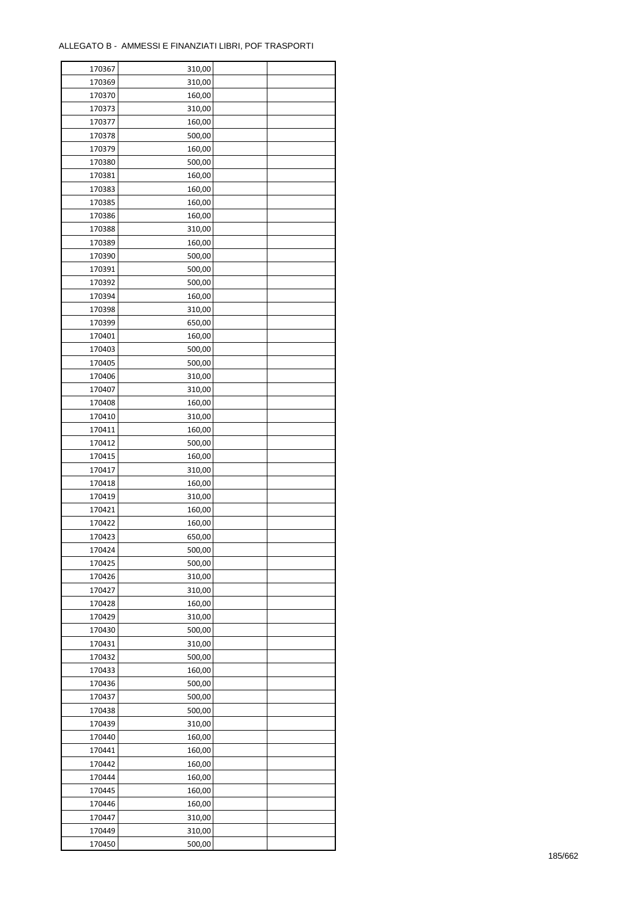ALLEGATO B - AMMESSI E FINANZIATI LIBRI, POF TRASPORTI

| | | | |
|---|---|---|---|
| 170367 | 310,00 | | |
| 170369 | 310,00 | | |
| 170370 | 160,00 | | |
| 170373 | 310,00 | | |
| 170377 | 160,00 | | |
| 170378 | 500,00 | | |
| 170379 | 160,00 | | |
| 170380 | 500,00 | | |
| 170381 | 160,00 | | |
| 170383 | 160,00 | | |
| 170385 | 160,00 | | |
| 170386 | 160,00 | | |
| 170388 | 310,00 | | |
| 170389 | 160,00 | | |
| 170390 | 500,00 | | |
| 170391 | 500,00 | | |
| 170392 | 500,00 | | |
| 170394 | 160,00 | | |
| 170398 | 310,00 | | |
| 170399 | 650,00 | | |
| 170401 | 160,00 | | |
| 170403 | 500,00 | | |
| 170405 | 500,00 | | |
| 170406 | 310,00 | | |
| 170407 | 310,00 | | |
| 170408 | 160,00 | | |
| 170410 | 310,00 | | |
| 170411 | 160,00 | | |
| 170412 | 500,00 | | |
| 170415 | 160,00 | | |
| 170417 | 310,00 | | |
| 170418 | 160,00 | | |
| 170419 | 310,00 | | |
| 170421 | 160,00 | | |
| 170422 | 160,00 | | |
| 170423 | 650,00 | | |
| 170424 | 500,00 | | |
| 170425 | 500,00 | | |
| 170426 | 310,00 | | |
| 170427 | 310,00 | | |
| 170428 | 160,00 | | |
| 170429 | 310,00 | | |
| 170430 | 500,00 | | |
| 170431 | 310,00 | | |
| 170432 | 500,00 | | |
| 170433 | 160,00 | | |
| 170436 | 500,00 | | |
| 170437 | 500,00 | | |
| 170438 | 500,00 | | |
| 170439 | 310,00 | | |
| 170440 | 160,00 | | |
| 170441 | 160,00 | | |
| 170442 | 160,00 | | |
| 170444 | 160,00 | | |
| 170445 | 160,00 | | |
| 170446 | 160,00 | | |
| 170447 | 310,00 | | |
| 170449 | 310,00 | | |
| 170450 | 500,00 | | |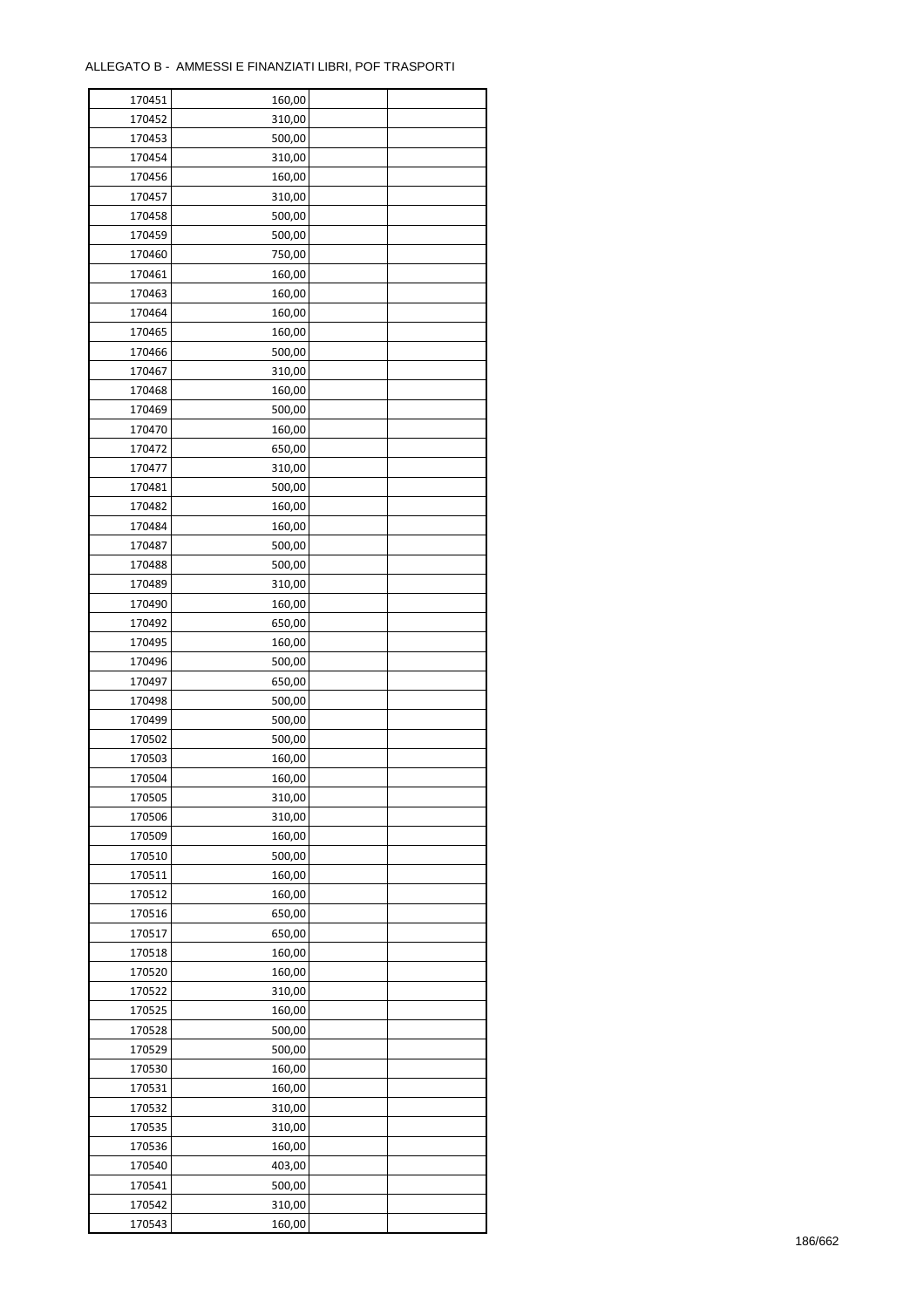ALLEGATO B - AMMESSI E FINANZIATI LIBRI, POF TRASPORTI

| | | | |
|---|---|---|---|
| 170451 | 160,00 | | |
| 170452 | 310,00 | | |
| 170453 | 500,00 | | |
| 170454 | 310,00 | | |
| 170456 | 160,00 | | |
| 170457 | 310,00 | | |
| 170458 | 500,00 | | |
| 170459 | 500,00 | | |
| 170460 | 750,00 | | |
| 170461 | 160,00 | | |
| 170463 | 160,00 | | |
| 170464 | 160,00 | | |
| 170465 | 160,00 | | |
| 170466 | 500,00 | | |
| 170467 | 310,00 | | |
| 170468 | 160,00 | | |
| 170469 | 500,00 | | |
| 170470 | 160,00 | | |
| 170472 | 650,00 | | |
| 170477 | 310,00 | | |
| 170481 | 500,00 | | |
| 170482 | 160,00 | | |
| 170484 | 160,00 | | |
| 170487 | 500,00 | | |
| 170488 | 500,00 | | |
| 170489 | 310,00 | | |
| 170490 | 160,00 | | |
| 170492 | 650,00 | | |
| 170495 | 160,00 | | |
| 170496 | 500,00 | | |
| 170497 | 650,00 | | |
| 170498 | 500,00 | | |
| 170499 | 500,00 | | |
| 170502 | 500,00 | | |
| 170503 | 160,00 | | |
| 170504 | 160,00 | | |
| 170505 | 310,00 | | |
| 170506 | 310,00 | | |
| 170509 | 160,00 | | |
| 170510 | 500,00 | | |
| 170511 | 160,00 | | |
| 170512 | 160,00 | | |
| 170516 | 650,00 | | |
| 170517 | 650,00 | | |
| 170518 | 160,00 | | |
| 170520 | 160,00 | | |
| 170522 | 310,00 | | |
| 170525 | 160,00 | | |
| 170528 | 500,00 | | |
| 170529 | 500,00 | | |
| 170530 | 160,00 | | |
| 170531 | 160,00 | | |
| 170532 | 310,00 | | |
| 170535 | 310,00 | | |
| 170536 | 160,00 | | |
| 170540 | 403,00 | | |
| 170541 | 500,00 | | |
| 170542 | 310,00 | | |
| 170543 | 160,00 | | |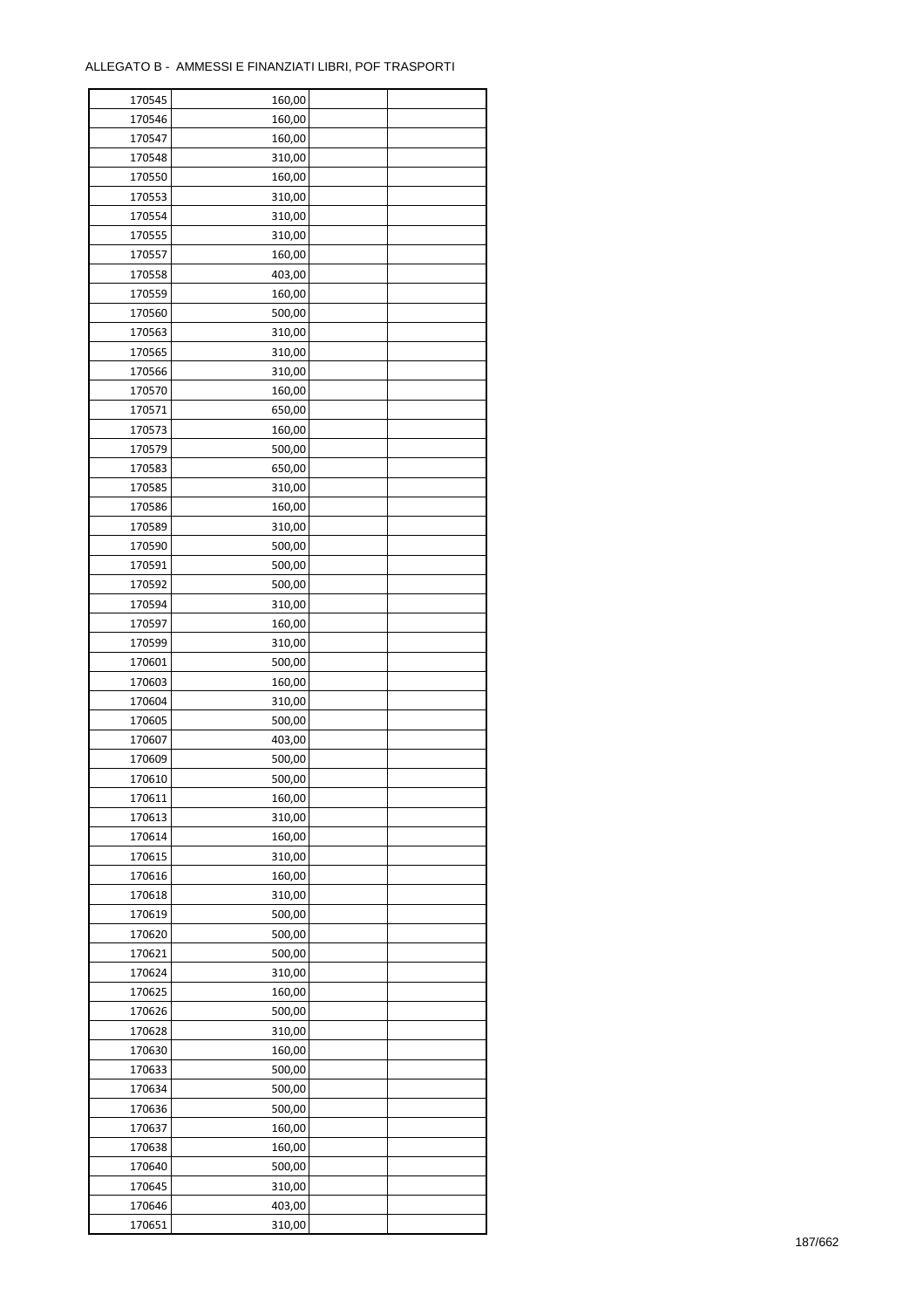ALLEGATO B - AMMESSI E FINANZIATI LIBRI, POF TRASPORTI

| | | | |
|---|---|---|---|
| 170545 | 160,00 | | |
| 170546 | 160,00 | | |
| 170547 | 160,00 | | |
| 170548 | 310,00 | | |
| 170550 | 160,00 | | |
| 170553 | 310,00 | | |
| 170554 | 310,00 | | |
| 170555 | 310,00 | | |
| 170557 | 160,00 | | |
| 170558 | 403,00 | | |
| 170559 | 160,00 | | |
| 170560 | 500,00 | | |
| 170563 | 310,00 | | |
| 170565 | 310,00 | | |
| 170566 | 310,00 | | |
| 170570 | 160,00 | | |
| 170571 | 650,00 | | |
| 170573 | 160,00 | | |
| 170579 | 500,00 | | |
| 170583 | 650,00 | | |
| 170585 | 310,00 | | |
| 170586 | 160,00 | | |
| 170589 | 310,00 | | |
| 170590 | 500,00 | | |
| 170591 | 500,00 | | |
| 170592 | 500,00 | | |
| 170594 | 310,00 | | |
| 170597 | 160,00 | | |
| 170599 | 310,00 | | |
| 170601 | 500,00 | | |
| 170603 | 160,00 | | |
| 170604 | 310,00 | | |
| 170605 | 500,00 | | |
| 170607 | 403,00 | | |
| 170609 | 500,00 | | |
| 170610 | 500,00 | | |
| 170611 | 160,00 | | |
| 170613 | 310,00 | | |
| 170614 | 160,00 | | |
| 170615 | 310,00 | | |
| 170616 | 160,00 | | |
| 170618 | 310,00 | | |
| 170619 | 500,00 | | |
| 170620 | 500,00 | | |
| 170621 | 500,00 | | |
| 170624 | 310,00 | | |
| 170625 | 160,00 | | |
| 170626 | 500,00 | | |
| 170628 | 310,00 | | |
| 170630 | 160,00 | | |
| 170633 | 500,00 | | |
| 170634 | 500,00 | | |
| 170636 | 500,00 | | |
| 170637 | 160,00 | | |
| 170638 | 160,00 | | |
| 170640 | 500,00 | | |
| 170645 | 310,00 | | |
| 170646 | 403,00 | | |
| 170651 | 310,00 | | |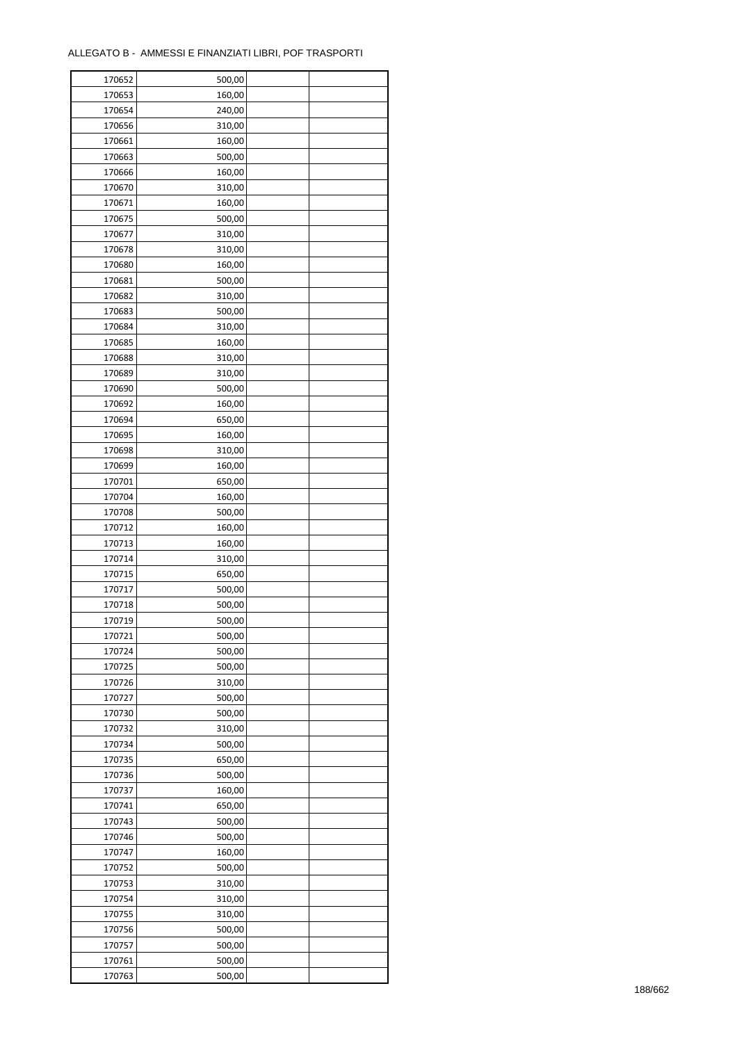ALLEGATO B - AMMESSI E FINANZIATI LIBRI, POF TRASPORTI

| | | | |
|---|---|---|---|
| 170652 | 500,00 | | |
| 170653 | 160,00 | | |
| 170654 | 240,00 | | |
| 170656 | 310,00 | | |
| 170661 | 160,00 | | |
| 170663 | 500,00 | | |
| 170666 | 160,00 | | |
| 170670 | 310,00 | | |
| 170671 | 160,00 | | |
| 170675 | 500,00 | | |
| 170677 | 310,00 | | |
| 170678 | 310,00 | | |
| 170680 | 160,00 | | |
| 170681 | 500,00 | | |
| 170682 | 310,00 | | |
| 170683 | 500,00 | | |
| 170684 | 310,00 | | |
| 170685 | 160,00 | | |
| 170688 | 310,00 | | |
| 170689 | 310,00 | | |
| 170690 | 500,00 | | |
| 170692 | 160,00 | | |
| 170694 | 650,00 | | |
| 170695 | 160,00 | | |
| 170698 | 310,00 | | |
| 170699 | 160,00 | | |
| 170701 | 650,00 | | |
| 170704 | 160,00 | | |
| 170708 | 500,00 | | |
| 170712 | 160,00 | | |
| 170713 | 160,00 | | |
| 170714 | 310,00 | | |
| 170715 | 650,00 | | |
| 170717 | 500,00 | | |
| 170718 | 500,00 | | |
| 170719 | 500,00 | | |
| 170721 | 500,00 | | |
| 170724 | 500,00 | | |
| 170725 | 500,00 | | |
| 170726 | 310,00 | | |
| 170727 | 500,00 | | |
| 170730 | 500,00 | | |
| 170732 | 310,00 | | |
| 170734 | 500,00 | | |
| 170735 | 650,00 | | |
| 170736 | 500,00 | | |
| 170737 | 160,00 | | |
| 170741 | 650,00 | | |
| 170743 | 500,00 | | |
| 170746 | 500,00 | | |
| 170747 | 160,00 | | |
| 170752 | 500,00 | | |
| 170753 | 310,00 | | |
| 170754 | 310,00 | | |
| 170755 | 310,00 | | |
| 170756 | 500,00 | | |
| 170757 | 500,00 | | |
| 170761 | 500,00 | | |
| 170763 | 500,00 | | |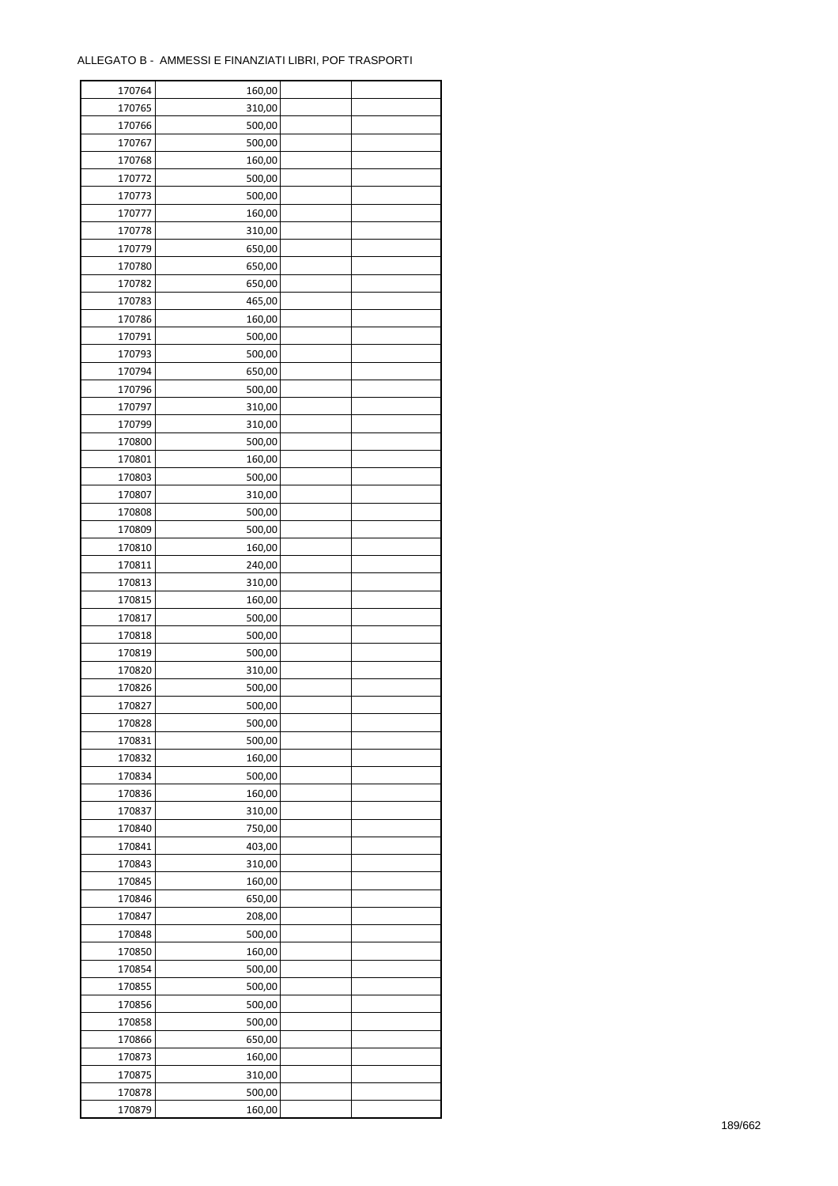ALLEGATO B - AMMESSI E FINANZIATI LIBRI, POF TRASPORTI

| | | | |
|---|---|---|---|
| 170764 | 160,00 | | |
| 170765 | 310,00 | | |
| 170766 | 500,00 | | |
| 170767 | 500,00 | | |
| 170768 | 160,00 | | |
| 170772 | 500,00 | | |
| 170773 | 500,00 | | |
| 170777 | 160,00 | | |
| 170778 | 310,00 | | |
| 170779 | 650,00 | | |
| 170780 | 650,00 | | |
| 170782 | 650,00 | | |
| 170783 | 465,00 | | |
| 170786 | 160,00 | | |
| 170791 | 500,00 | | |
| 170793 | 500,00 | | |
| 170794 | 650,00 | | |
| 170796 | 500,00 | | |
| 170797 | 310,00 | | |
| 170799 | 310,00 | | |
| 170800 | 500,00 | | |
| 170801 | 160,00 | | |
| 170803 | 500,00 | | |
| 170807 | 310,00 | | |
| 170808 | 500,00 | | |
| 170809 | 500,00 | | |
| 170810 | 160,00 | | |
| 170811 | 240,00 | | |
| 170813 | 310,00 | | |
| 170815 | 160,00 | | |
| 170817 | 500,00 | | |
| 170818 | 500,00 | | |
| 170819 | 500,00 | | |
| 170820 | 310,00 | | |
| 170826 | 500,00 | | |
| 170827 | 500,00 | | |
| 170828 | 500,00 | | |
| 170831 | 500,00 | | |
| 170832 | 160,00 | | |
| 170834 | 500,00 | | |
| 170836 | 160,00 | | |
| 170837 | 310,00 | | |
| 170840 | 750,00 | | |
| 170841 | 403,00 | | |
| 170843 | 310,00 | | |
| 170845 | 160,00 | | |
| 170846 | 650,00 | | |
| 170847 | 208,00 | | |
| 170848 | 500,00 | | |
| 170850 | 160,00 | | |
| 170854 | 500,00 | | |
| 170855 | 500,00 | | |
| 170856 | 500,00 | | |
| 170858 | 500,00 | | |
| 170866 | 650,00 | | |
| 170873 | 160,00 | | |
| 170875 | 310,00 | | |
| 170878 | 500,00 | | |
| 170879 | 160,00 | | |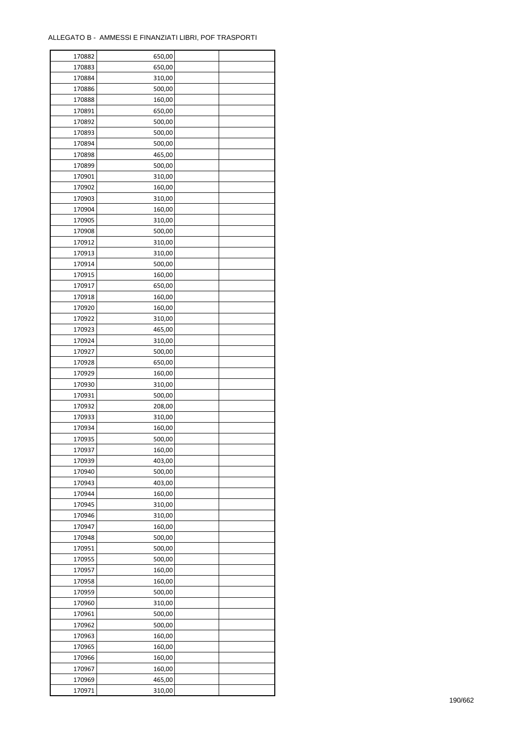ALLEGATO B - AMMESSI E FINANZIATI LIBRI, POF TRASPORTI

| | | | |
|---|---|---|---|
| 170882 | 650,00 | | |
| 170883 | 650,00 | | |
| 170884 | 310,00 | | |
| 170886 | 500,00 | | |
| 170888 | 160,00 | | |
| 170891 | 650,00 | | |
| 170892 | 500,00 | | |
| 170893 | 500,00 | | |
| 170894 | 500,00 | | |
| 170898 | 465,00 | | |
| 170899 | 500,00 | | |
| 170901 | 310,00 | | |
| 170902 | 160,00 | | |
| 170903 | 310,00 | | |
| 170904 | 160,00 | | |
| 170905 | 310,00 | | |
| 170908 | 500,00 | | |
| 170912 | 310,00 | | |
| 170913 | 310,00 | | |
| 170914 | 500,00 | | |
| 170915 | 160,00 | | |
| 170917 | 650,00 | | |
| 170918 | 160,00 | | |
| 170920 | 160,00 | | |
| 170922 | 310,00 | | |
| 170923 | 465,00 | | |
| 170924 | 310,00 | | |
| 170927 | 500,00 | | |
| 170928 | 650,00 | | |
| 170929 | 160,00 | | |
| 170930 | 310,00 | | |
| 170931 | 500,00 | | |
| 170932 | 208,00 | | |
| 170933 | 310,00 | | |
| 170934 | 160,00 | | |
| 170935 | 500,00 | | |
| 170937 | 160,00 | | |
| 170939 | 403,00 | | |
| 170940 | 500,00 | | |
| 170943 | 403,00 | | |
| 170944 | 160,00 | | |
| 170945 | 310,00 | | |
| 170946 | 310,00 | | |
| 170947 | 160,00 | | |
| 170948 | 500,00 | | |
| 170951 | 500,00 | | |
| 170955 | 500,00 | | |
| 170957 | 160,00 | | |
| 170958 | 160,00 | | |
| 170959 | 500,00 | | |
| 170960 | 310,00 | | |
| 170961 | 500,00 | | |
| 170962 | 500,00 | | |
| 170963 | 160,00 | | |
| 170965 | 160,00 | | |
| 170966 | 160,00 | | |
| 170967 | 160,00 | | |
| 170969 | 465,00 | | |
| 170971 | 310,00 | | |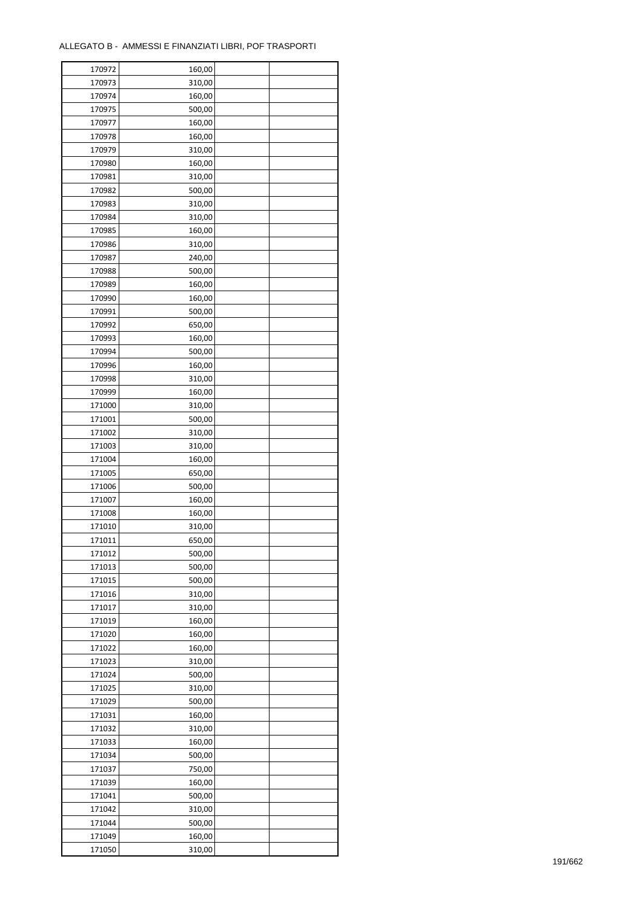ALLEGATO B - AMMESSI E FINANZIATI LIBRI, POF TRASPORTI

| | | | |
|---|---|---|---|
| 170972 | 160,00 | | |
| 170973 | 310,00 | | |
| 170974 | 160,00 | | |
| 170975 | 500,00 | | |
| 170977 | 160,00 | | |
| 170978 | 160,00 | | |
| 170979 | 310,00 | | |
| 170980 | 160,00 | | |
| 170981 | 310,00 | | |
| 170982 | 500,00 | | |
| 170983 | 310,00 | | |
| 170984 | 310,00 | | |
| 170985 | 160,00 | | |
| 170986 | 310,00 | | |
| 170987 | 240,00 | | |
| 170988 | 500,00 | | |
| 170989 | 160,00 | | |
| 170990 | 160,00 | | |
| 170991 | 500,00 | | |
| 170992 | 650,00 | | |
| 170993 | 160,00 | | |
| 170994 | 500,00 | | |
| 170996 | 160,00 | | |
| 170998 | 310,00 | | |
| 170999 | 160,00 | | |
| 171000 | 310,00 | | |
| 171001 | 500,00 | | |
| 171002 | 310,00 | | |
| 171003 | 310,00 | | |
| 171004 | 160,00 | | |
| 171005 | 650,00 | | |
| 171006 | 500,00 | | |
| 171007 | 160,00 | | |
| 171008 | 160,00 | | |
| 171010 | 310,00 | | |
| 171011 | 650,00 | | |
| 171012 | 500,00 | | |
| 171013 | 500,00 | | |
| 171015 | 500,00 | | |
| 171016 | 310,00 | | |
| 171017 | 310,00 | | |
| 171019 | 160,00 | | |
| 171020 | 160,00 | | |
| 171022 | 160,00 | | |
| 171023 | 310,00 | | |
| 171024 | 500,00 | | |
| 171025 | 310,00 | | |
| 171029 | 500,00 | | |
| 171031 | 160,00 | | |
| 171032 | 310,00 | | |
| 171033 | 160,00 | | |
| 171034 | 500,00 | | |
| 171037 | 750,00 | | |
| 171039 | 160,00 | | |
| 171041 | 500,00 | | |
| 171042 | 310,00 | | |
| 171044 | 500,00 | | |
| 171049 | 160,00 | | |
| 171050 | 310,00 | | |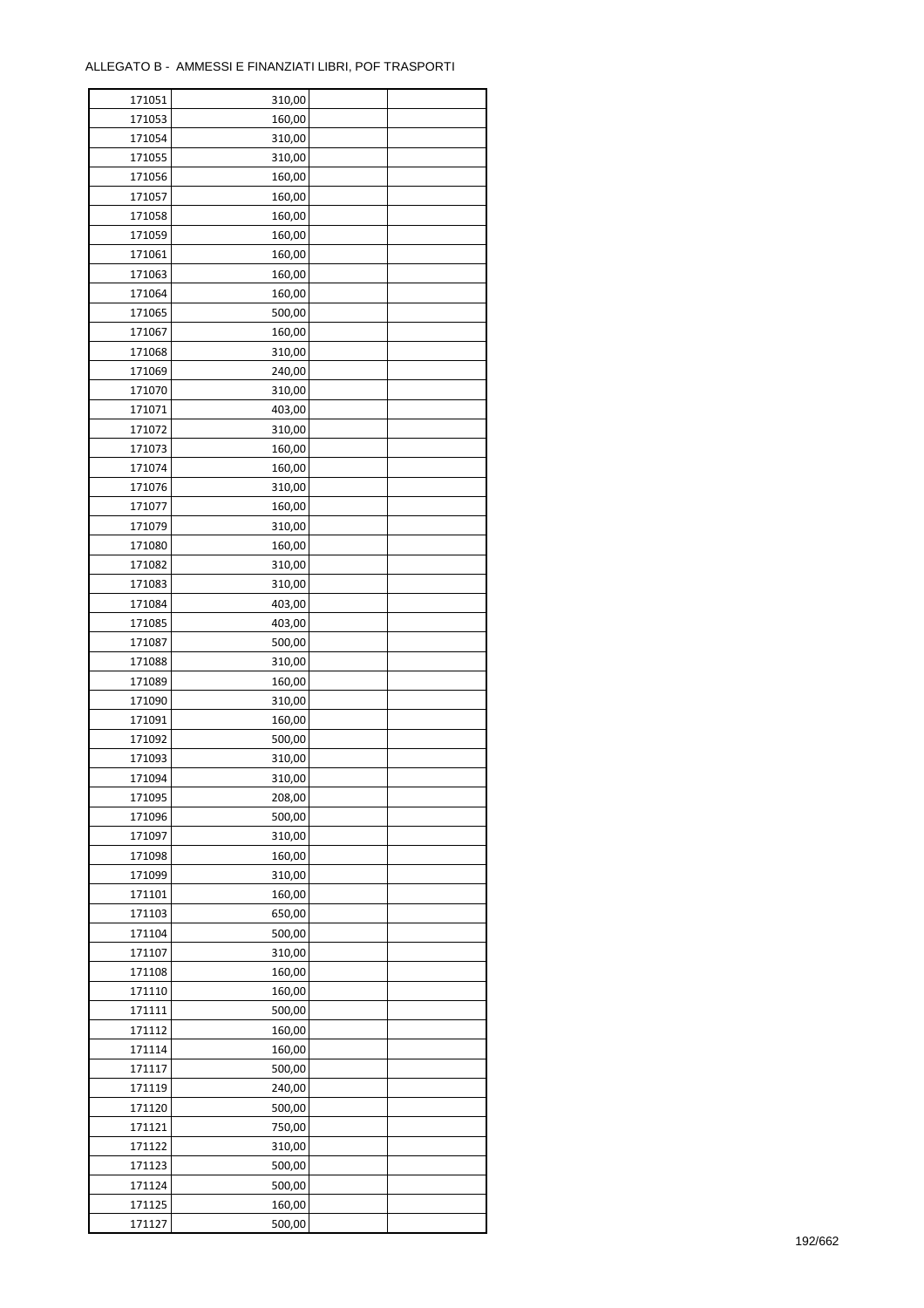ALLEGATO B - AMMESSI E FINANZIATI LIBRI, POF TRASPORTI

| | | | |
|---|---|---|---|
| 171051 | 310,00 | | |
| 171053 | 160,00 | | |
| 171054 | 310,00 | | |
| 171055 | 310,00 | | |
| 171056 | 160,00 | | |
| 171057 | 160,00 | | |
| 171058 | 160,00 | | |
| 171059 | 160,00 | | |
| 171061 | 160,00 | | |
| 171063 | 160,00 | | |
| 171064 | 160,00 | | |
| 171065 | 500,00 | | |
| 171067 | 160,00 | | |
| 171068 | 310,00 | | |
| 171069 | 240,00 | | |
| 171070 | 310,00 | | |
| 171071 | 403,00 | | |
| 171072 | 310,00 | | |
| 171073 | 160,00 | | |
| 171074 | 160,00 | | |
| 171076 | 310,00 | | |
| 171077 | 160,00 | | |
| 171079 | 310,00 | | |
| 171080 | 160,00 | | |
| 171082 | 310,00 | | |
| 171083 | 310,00 | | |
| 171084 | 403,00 | | |
| 171085 | 403,00 | | |
| 171087 | 500,00 | | |
| 171088 | 310,00 | | |
| 171089 | 160,00 | | |
| 171090 | 310,00 | | |
| 171091 | 160,00 | | |
| 171092 | 500,00 | | |
| 171093 | 310,00 | | |
| 171094 | 310,00 | | |
| 171095 | 208,00 | | |
| 171096 | 500,00 | | |
| 171097 | 310,00 | | |
| 171098 | 160,00 | | |
| 171099 | 310,00 | | |
| 171101 | 160,00 | | |
| 171103 | 650,00 | | |
| 171104 | 500,00 | | |
| 171107 | 310,00 | | |
| 171108 | 160,00 | | |
| 171110 | 160,00 | | |
| 171111 | 500,00 | | |
| 171112 | 160,00 | | |
| 171114 | 160,00 | | |
| 171117 | 500,00 | | |
| 171119 | 240,00 | | |
| 171120 | 500,00 | | |
| 171121 | 750,00 | | |
| 171122 | 310,00 | | |
| 171123 | 500,00 | | |
| 171124 | 500,00 | | |
| 171125 | 160,00 | | |
| 171127 | 500,00 | | |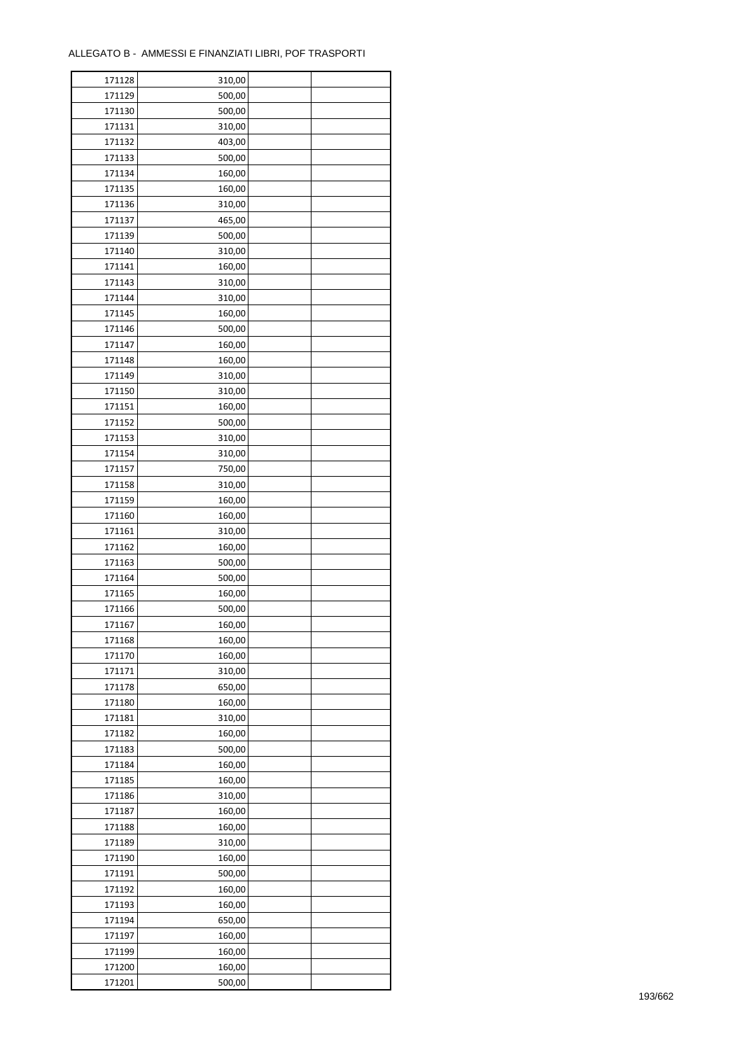ALLEGATO B - AMMESSI E FINANZIATI LIBRI, POF TRASPORTI

| | | | |
|---|---|---|---|
| 171128 | 310,00 | | |
| 171129 | 500,00 | | |
| 171130 | 500,00 | | |
| 171131 | 310,00 | | |
| 171132 | 403,00 | | |
| 171133 | 500,00 | | |
| 171134 | 160,00 | | |
| 171135 | 160,00 | | |
| 171136 | 310,00 | | |
| 171137 | 465,00 | | |
| 171139 | 500,00 | | |
| 171140 | 310,00 | | |
| 171141 | 160,00 | | |
| 171143 | 310,00 | | |
| 171144 | 310,00 | | |
| 171145 | 160,00 | | |
| 171146 | 500,00 | | |
| 171147 | 160,00 | | |
| 171148 | 160,00 | | |
| 171149 | 310,00 | | |
| 171150 | 310,00 | | |
| 171151 | 160,00 | | |
| 171152 | 500,00 | | |
| 171153 | 310,00 | | |
| 171154 | 310,00 | | |
| 171157 | 750,00 | | |
| 171158 | 310,00 | | |
| 171159 | 160,00 | | |
| 171160 | 160,00 | | |
| 171161 | 310,00 | | |
| 171162 | 160,00 | | |
| 171163 | 500,00 | | |
| 171164 | 500,00 | | |
| 171165 | 160,00 | | |
| 171166 | 500,00 | | |
| 171167 | 160,00 | | |
| 171168 | 160,00 | | |
| 171170 | 160,00 | | |
| 171171 | 310,00 | | |
| 171178 | 650,00 | | |
| 171180 | 160,00 | | |
| 171181 | 310,00 | | |
| 171182 | 160,00 | | |
| 171183 | 500,00 | | |
| 171184 | 160,00 | | |
| 171185 | 160,00 | | |
| 171186 | 310,00 | | |
| 171187 | 160,00 | | |
| 171188 | 160,00 | | |
| 171189 | 310,00 | | |
| 171190 | 160,00 | | |
| 171191 | 500,00 | | |
| 171192 | 160,00 | | |
| 171193 | 160,00 | | |
| 171194 | 650,00 | | |
| 171197 | 160,00 | | |
| 171199 | 160,00 | | |
| 171200 | 160,00 | | |
| 171201 | 500,00 | | |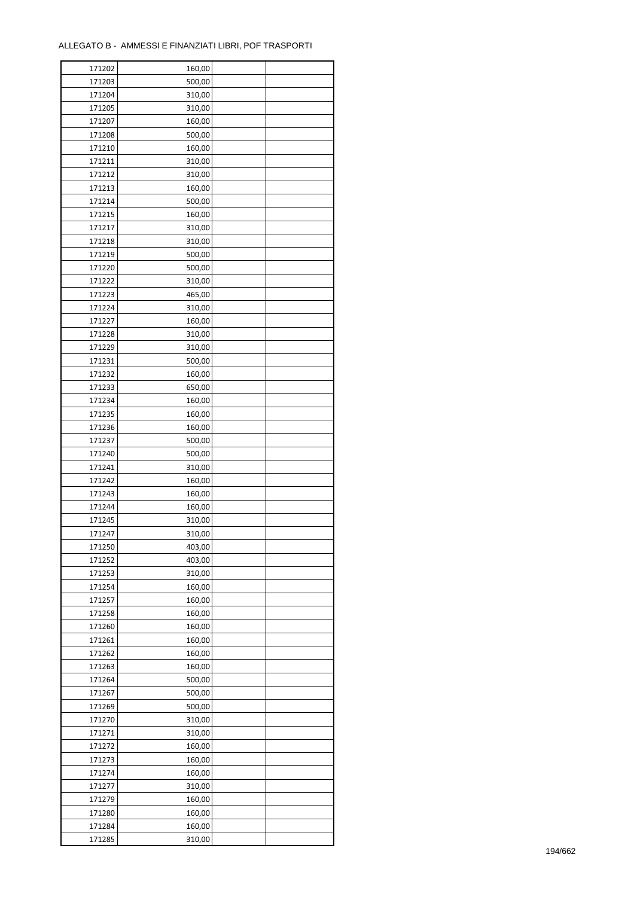ALLEGATO B - AMMESSI E FINANZIATI LIBRI, POF TRASPORTI

| | | | |
|---|---|---|---|
| 171202 | 160,00 | | |
| 171203 | 500,00 | | |
| 171204 | 310,00 | | |
| 171205 | 310,00 | | |
| 171207 | 160,00 | | |
| 171208 | 500,00 | | |
| 171210 | 160,00 | | |
| 171211 | 310,00 | | |
| 171212 | 310,00 | | |
| 171213 | 160,00 | | |
| 171214 | 500,00 | | |
| 171215 | 160,00 | | |
| 171217 | 310,00 | | |
| 171218 | 310,00 | | |
| 171219 | 500,00 | | |
| 171220 | 500,00 | | |
| 171222 | 310,00 | | |
| 171223 | 465,00 | | |
| 171224 | 310,00 | | |
| 171227 | 160,00 | | |
| 171228 | 310,00 | | |
| 171229 | 310,00 | | |
| 171231 | 500,00 | | |
| 171232 | 160,00 | | |
| 171233 | 650,00 | | |
| 171234 | 160,00 | | |
| 171235 | 160,00 | | |
| 171236 | 160,00 | | |
| 171237 | 500,00 | | |
| 171240 | 500,00 | | |
| 171241 | 310,00 | | |
| 171242 | 160,00 | | |
| 171243 | 160,00 | | |
| 171244 | 160,00 | | |
| 171245 | 310,00 | | |
| 171247 | 310,00 | | |
| 171250 | 403,00 | | |
| 171252 | 403,00 | | |
| 171253 | 310,00 | | |
| 171254 | 160,00 | | |
| 171257 | 160,00 | | |
| 171258 | 160,00 | | |
| 171260 | 160,00 | | |
| 171261 | 160,00 | | |
| 171262 | 160,00 | | |
| 171263 | 160,00 | | |
| 171264 | 500,00 | | |
| 171267 | 500,00 | | |
| 171269 | 500,00 | | |
| 171270 | 310,00 | | |
| 171271 | 310,00 | | |
| 171272 | 160,00 | | |
| 171273 | 160,00 | | |
| 171274 | 160,00 | | |
| 171277 | 310,00 | | |
| 171279 | 160,00 | | |
| 171280 | 160,00 | | |
| 171284 | 160,00 | | |
| 171285 | 310,00 | | |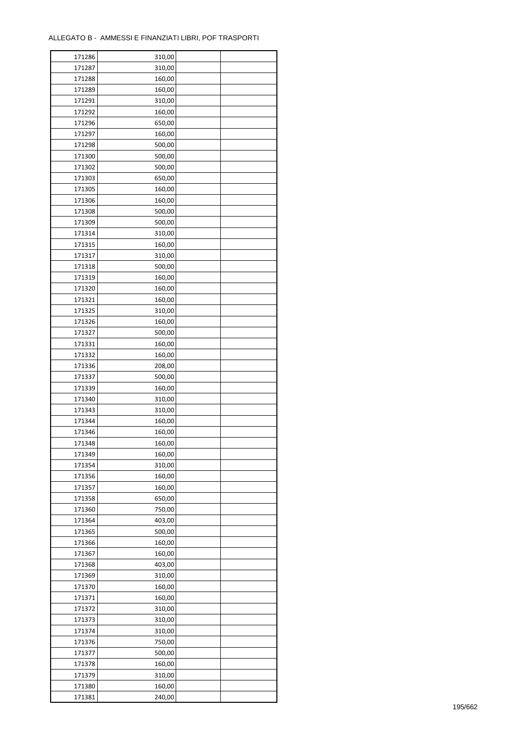ALLEGATO B - AMMESSI E FINANZIATI LIBRI, POF TRASPORTI

| | | | |
|---|---|---|---|
| 171286 | 310,00 | | |
| 171287 | 310,00 | | |
| 171288 | 160,00 | | |
| 171289 | 160,00 | | |
| 171291 | 310,00 | | |
| 171292 | 160,00 | | |
| 171296 | 650,00 | | |
| 171297 | 160,00 | | |
| 171298 | 500,00 | | |
| 171300 | 500,00 | | |
| 171302 | 500,00 | | |
| 171303 | 650,00 | | |
| 171305 | 160,00 | | |
| 171306 | 160,00 | | |
| 171308 | 500,00 | | |
| 171309 | 500,00 | | |
| 171314 | 310,00 | | |
| 171315 | 160,00 | | |
| 171317 | 310,00 | | |
| 171318 | 500,00 | | |
| 171319 | 160,00 | | |
| 171320 | 160,00 | | |
| 171321 | 160,00 | | |
| 171325 | 310,00 | | |
| 171326 | 160,00 | | |
| 171327 | 500,00 | | |
| 171331 | 160,00 | | |
| 171332 | 160,00 | | |
| 171336 | 208,00 | | |
| 171337 | 500,00 | | |
| 171339 | 160,00 | | |
| 171340 | 310,00 | | |
| 171343 | 310,00 | | |
| 171344 | 160,00 | | |
| 171346 | 160,00 | | |
| 171348 | 160,00 | | |
| 171349 | 160,00 | | |
| 171354 | 310,00 | | |
| 171356 | 160,00 | | |
| 171357 | 160,00 | | |
| 171358 | 650,00 | | |
| 171360 | 750,00 | | |
| 171364 | 403,00 | | |
| 171365 | 500,00 | | |
| 171366 | 160,00 | | |
| 171367 | 160,00 | | |
| 171368 | 403,00 | | |
| 171369 | 310,00 | | |
| 171370 | 160,00 | | |
| 171371 | 160,00 | | |
| 171372 | 310,00 | | |
| 171373 | 310,00 | | |
| 171374 | 310,00 | | |
| 171376 | 750,00 | | |
| 171377 | 500,00 | | |
| 171378 | 160,00 | | |
| 171379 | 310,00 | | |
| 171380 | 160,00 | | |
| 171381 | 240,00 | | |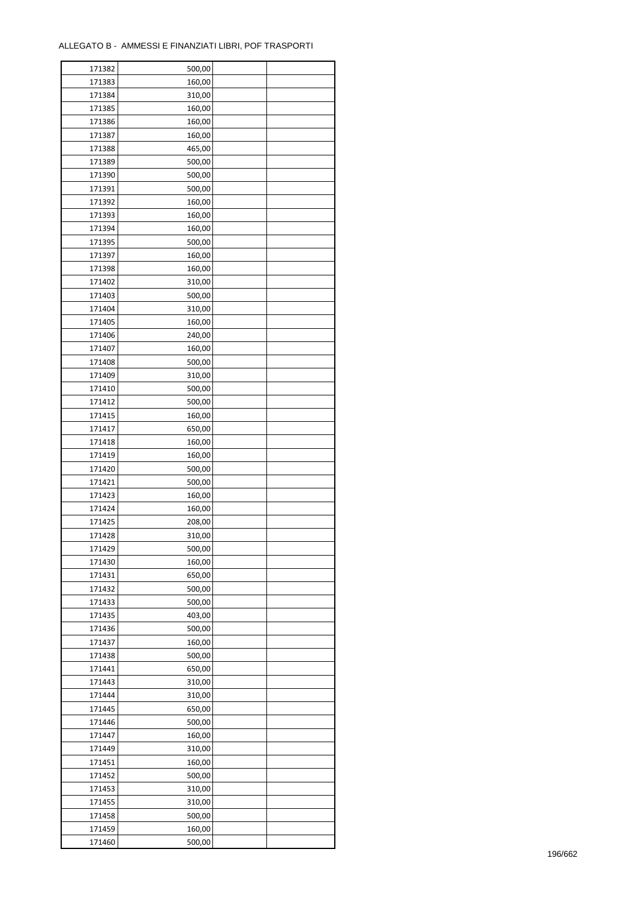ALLEGATO B - AMMESSI E FINANZIATI LIBRI, POF TRASPORTI

| | | | |
|---|---|---|---|
| 171382 | 500,00 | | |
| 171383 | 160,00 | | |
| 171384 | 310,00 | | |
| 171385 | 160,00 | | |
| 171386 | 160,00 | | |
| 171387 | 160,00 | | |
| 171388 | 465,00 | | |
| 171389 | 500,00 | | |
| 171390 | 500,00 | | |
| 171391 | 500,00 | | |
| 171392 | 160,00 | | |
| 171393 | 160,00 | | |
| 171394 | 160,00 | | |
| 171395 | 500,00 | | |
| 171397 | 160,00 | | |
| 171398 | 160,00 | | |
| 171402 | 310,00 | | |
| 171403 | 500,00 | | |
| 171404 | 310,00 | | |
| 171405 | 160,00 | | |
| 171406 | 240,00 | | |
| 171407 | 160,00 | | |
| 171408 | 500,00 | | |
| 171409 | 310,00 | | |
| 171410 | 500,00 | | |
| 171412 | 500,00 | | |
| 171415 | 160,00 | | |
| 171417 | 650,00 | | |
| 171418 | 160,00 | | |
| 171419 | 160,00 | | |
| 171420 | 500,00 | | |
| 171421 | 500,00 | | |
| 171423 | 160,00 | | |
| 171424 | 160,00 | | |
| 171425 | 208,00 | | |
| 171428 | 310,00 | | |
| 171429 | 500,00 | | |
| 171430 | 160,00 | | |
| 171431 | 650,00 | | |
| 171432 | 500,00 | | |
| 171433 | 500,00 | | |
| 171435 | 403,00 | | |
| 171436 | 500,00 | | |
| 171437 | 160,00 | | |
| 171438 | 500,00 | | |
| 171441 | 650,00 | | |
| 171443 | 310,00 | | |
| 171444 | 310,00 | | |
| 171445 | 650,00 | | |
| 171446 | 500,00 | | |
| 171447 | 160,00 | | |
| 171449 | 310,00 | | |
| 171451 | 160,00 | | |
| 171452 | 500,00 | | |
| 171453 | 310,00 | | |
| 171455 | 310,00 | | |
| 171458 | 500,00 | | |
| 171459 | 160,00 | | |
| 171460 | 500,00 | | |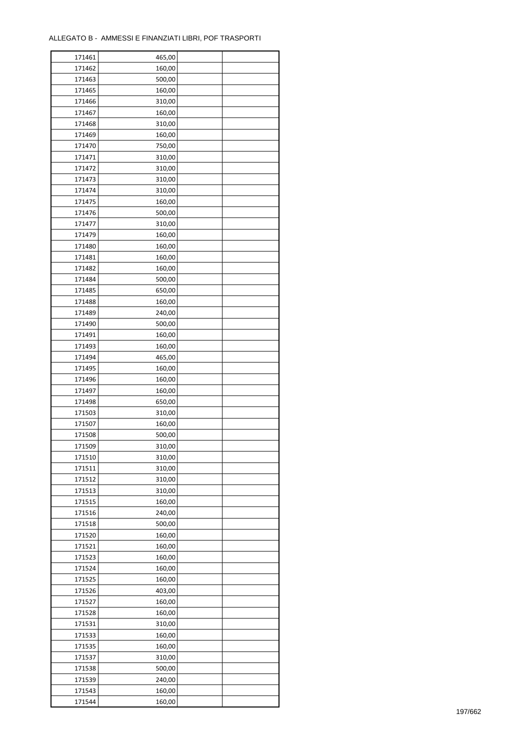ALLEGATO B - AMMESSI E FINANZIATI LIBRI, POF TRASPORTI

| 171461 | 465,00 | | |
|---|---|---|---|
| 171462 | 160,00 | | |
| 171463 | 500,00 | | |
| 171465 | 160,00 | | |
| 171466 | 310,00 | | |
| 171467 | 160,00 | | |
| 171468 | 310,00 | | |
| 171469 | 160,00 | | |
| 171470 | 750,00 | | |
| 171471 | 310,00 | | |
| 171472 | 310,00 | | |
| 171473 | 310,00 | | |
| 171474 | 310,00 | | |
| 171475 | 160,00 | | |
| 171476 | 500,00 | | |
| 171477 | 310,00 | | |
| 171479 | 160,00 | | |
| 171480 | 160,00 | | |
| 171481 | 160,00 | | |
| 171482 | 160,00 | | |
| 171484 | 500,00 | | |
| 171485 | 650,00 | | |
| 171488 | 160,00 | | |
| 171489 | 240,00 | | |
| 171490 | 500,00 | | |
| 171491 | 160,00 | | |
| 171493 | 160,00 | | |
| 171494 | 465,00 | | |
| 171495 | 160,00 | | |
| 171496 | 160,00 | | |
| 171497 | 160,00 | | |
| 171498 | 650,00 | | |
| 171503 | 310,00 | | |
| 171507 | 160,00 | | |
| 171508 | 500,00 | | |
| 171509 | 310,00 | | |
| 171510 | 310,00 | | |
| 171511 | 310,00 | | |
| 171512 | 310,00 | | |
| 171513 | 310,00 | | |
| 171515 | 160,00 | | |
| 171516 | 240,00 | | |
| 171518 | 500,00 | | |
| 171520 | 160,00 | | |
| 171521 | 160,00 | | |
| 171523 | 160,00 | | |
| 171524 | 160,00 | | |
| 171525 | 160,00 | | |
| 171526 | 403,00 | | |
| 171527 | 160,00 | | |
| 171528 | 160,00 | | |
| 171531 | 310,00 | | |
| 171533 | 160,00 | | |
| 171535 | 160,00 | | |
| 171537 | 310,00 | | |
| 171538 | 500,00 | | |
| 171539 | 240,00 | | |
| 171543 | 160,00 | | |
| 171544 | 160,00 | | |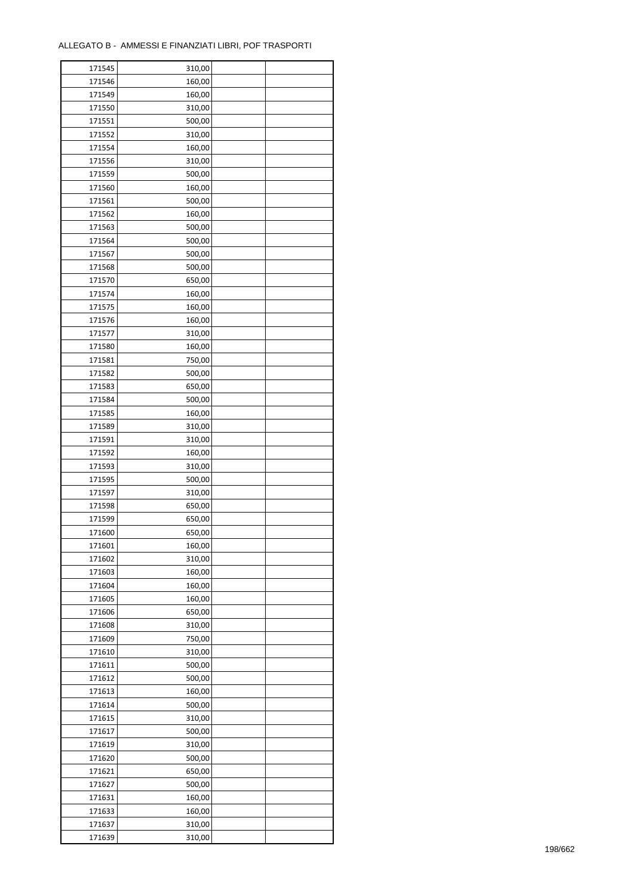ALLEGATO B - AMMESSI E FINANZIATI LIBRI, POF TRASPORTI

| | | | |
|---|---|---|---|
| 171545 | 310,00 | | |
| 171546 | 160,00 | | |
| 171549 | 160,00 | | |
| 171550 | 310,00 | | |
| 171551 | 500,00 | | |
| 171552 | 310,00 | | |
| 171554 | 160,00 | | |
| 171556 | 310,00 | | |
| 171559 | 500,00 | | |
| 171560 | 160,00 | | |
| 171561 | 500,00 | | |
| 171562 | 160,00 | | |
| 171563 | 500,00 | | |
| 171564 | 500,00 | | |
| 171567 | 500,00 | | |
| 171568 | 500,00 | | |
| 171570 | 650,00 | | |
| 171574 | 160,00 | | |
| 171575 | 160,00 | | |
| 171576 | 160,00 | | |
| 171577 | 310,00 | | |
| 171580 | 160,00 | | |
| 171581 | 750,00 | | |
| 171582 | 500,00 | | |
| 171583 | 650,00 | | |
| 171584 | 500,00 | | |
| 171585 | 160,00 | | |
| 171589 | 310,00 | | |
| 171591 | 310,00 | | |
| 171592 | 160,00 | | |
| 171593 | 310,00 | | |
| 171595 | 500,00 | | |
| 171597 | 310,00 | | |
| 171598 | 650,00 | | |
| 171599 | 650,00 | | |
| 171600 | 650,00 | | |
| 171601 | 160,00 | | |
| 171602 | 310,00 | | |
| 171603 | 160,00 | | |
| 171604 | 160,00 | | |
| 171605 | 160,00 | | |
| 171606 | 650,00 | | |
| 171608 | 310,00 | | |
| 171609 | 750,00 | | |
| 171610 | 310,00 | | |
| 171611 | 500,00 | | |
| 171612 | 500,00 | | |
| 171613 | 160,00 | | |
| 171614 | 500,00 | | |
| 171615 | 310,00 | | |
| 171617 | 500,00 | | |
| 171619 | 310,00 | | |
| 171620 | 500,00 | | |
| 171621 | 650,00 | | |
| 171627 | 500,00 | | |
| 171631 | 160,00 | | |
| 171633 | 160,00 | | |
| 171637 | 310,00 | | |
| 171639 | 310,00 | | |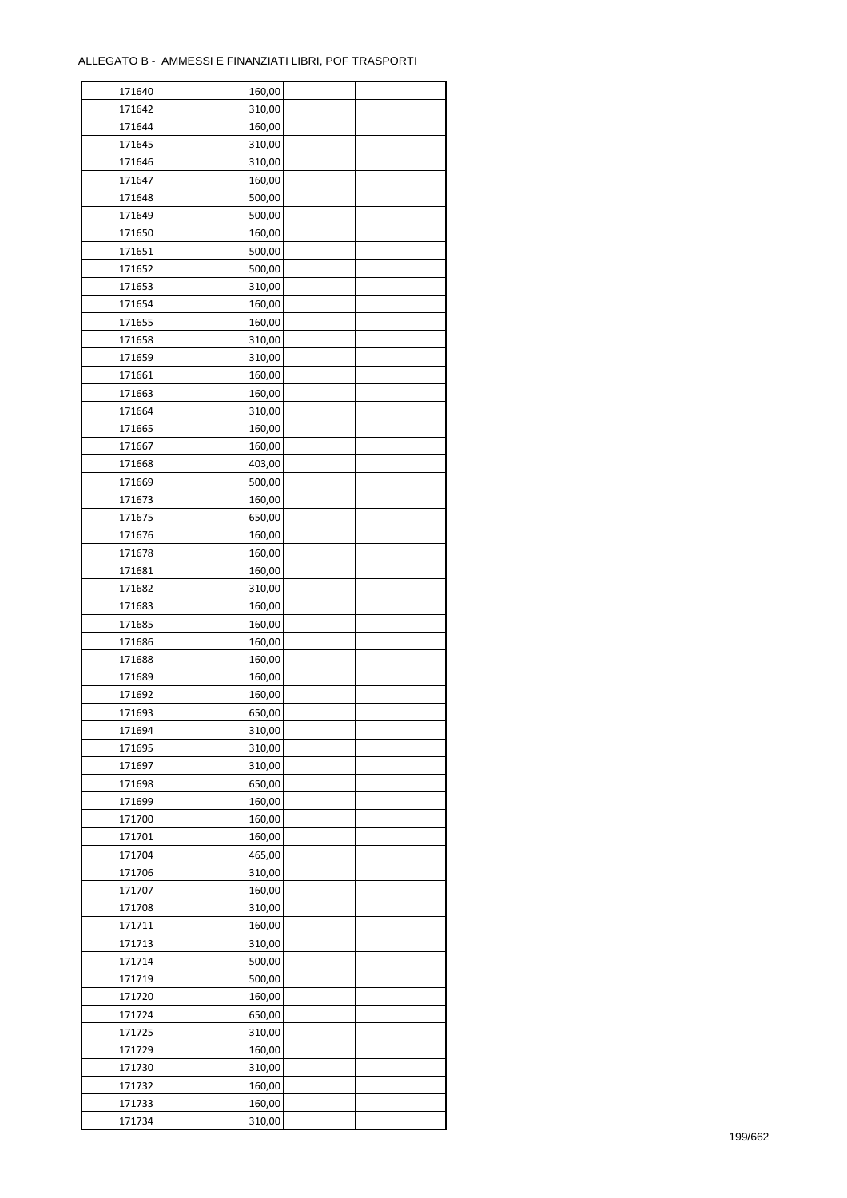ALLEGATO B - AMMESSI E FINANZIATI LIBRI, POF TRASPORTI

| | | | |
|---|---|---|---|
| 171640 | 160,00 | | |
| 171642 | 310,00 | | |
| 171644 | 160,00 | | |
| 171645 | 310,00 | | |
| 171646 | 310,00 | | |
| 171647 | 160,00 | | |
| 171648 | 500,00 | | |
| 171649 | 500,00 | | |
| 171650 | 160,00 | | |
| 171651 | 500,00 | | |
| 171652 | 500,00 | | |
| 171653 | 310,00 | | |
| 171654 | 160,00 | | |
| 171655 | 160,00 | | |
| 171658 | 310,00 | | |
| 171659 | 310,00 | | |
| 171661 | 160,00 | | |
| 171663 | 160,00 | | |
| 171664 | 310,00 | | |
| 171665 | 160,00 | | |
| 171667 | 160,00 | | |
| 171668 | 403,00 | | |
| 171669 | 500,00 | | |
| 171673 | 160,00 | | |
| 171675 | 650,00 | | |
| 171676 | 160,00 | | |
| 171678 | 160,00 | | |
| 171681 | 160,00 | | |
| 171682 | 310,00 | | |
| 171683 | 160,00 | | |
| 171685 | 160,00 | | |
| 171686 | 160,00 | | |
| 171688 | 160,00 | | |
| 171689 | 160,00 | | |
| 171692 | 160,00 | | |
| 171693 | 650,00 | | |
| 171694 | 310,00 | | |
| 171695 | 310,00 | | |
| 171697 | 310,00 | | |
| 171698 | 650,00 | | |
| 171699 | 160,00 | | |
| 171700 | 160,00 | | |
| 171701 | 160,00 | | |
| 171704 | 465,00 | | |
| 171706 | 310,00 | | |
| 171707 | 160,00 | | |
| 171708 | 310,00 | | |
| 171711 | 160,00 | | |
| 171713 | 310,00 | | |
| 171714 | 500,00 | | |
| 171719 | 500,00 | | |
| 171720 | 160,00 | | |
| 171724 | 650,00 | | |
| 171725 | 310,00 | | |
| 171729 | 160,00 | | |
| 171730 | 310,00 | | |
| 171732 | 160,00 | | |
| 171733 | 160,00 | | |
| 171734 | 310,00 | | |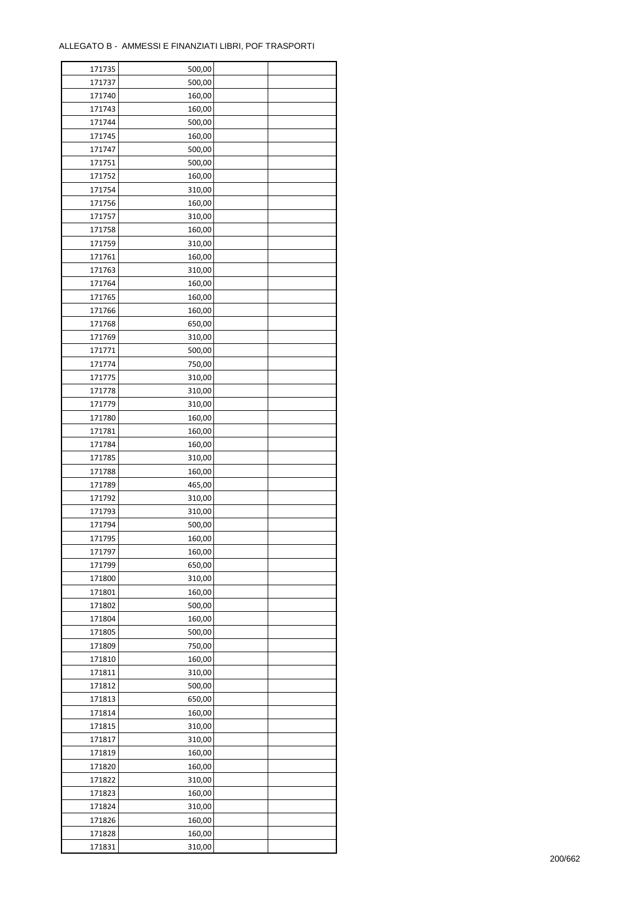ALLEGATO B - AMMESSI E FINANZIATI LIBRI, POF TRASPORTI

| | | | |
|---|---|---|---|
| 171735 | 500,00 | | |
| 171737 | 500,00 | | |
| 171740 | 160,00 | | |
| 171743 | 160,00 | | |
| 171744 | 500,00 | | |
| 171745 | 160,00 | | |
| 171747 | 500,00 | | |
| 171751 | 500,00 | | |
| 171752 | 160,00 | | |
| 171754 | 310,00 | | |
| 171756 | 160,00 | | |
| 171757 | 310,00 | | |
| 171758 | 160,00 | | |
| 171759 | 310,00 | | |
| 171761 | 160,00 | | |
| 171763 | 310,00 | | |
| 171764 | 160,00 | | |
| 171765 | 160,00 | | |
| 171766 | 160,00 | | |
| 171768 | 650,00 | | |
| 171769 | 310,00 | | |
| 171771 | 500,00 | | |
| 171774 | 750,00 | | |
| 171775 | 310,00 | | |
| 171778 | 310,00 | | |
| 171779 | 310,00 | | |
| 171780 | 160,00 | | |
| 171781 | 160,00 | | |
| 171784 | 160,00 | | |
| 171785 | 310,00 | | |
| 171788 | 160,00 | | |
| 171789 | 465,00 | | |
| 171792 | 310,00 | | |
| 171793 | 310,00 | | |
| 171794 | 500,00 | | |
| 171795 | 160,00 | | |
| 171797 | 160,00 | | |
| 171799 | 650,00 | | |
| 171800 | 310,00 | | |
| 171801 | 160,00 | | |
| 171802 | 500,00 | | |
| 171804 | 160,00 | | |
| 171805 | 500,00 | | |
| 171809 | 750,00 | | |
| 171810 | 160,00 | | |
| 171811 | 310,00 | | |
| 171812 | 500,00 | | |
| 171813 | 650,00 | | |
| 171814 | 160,00 | | |
| 171815 | 310,00 | | |
| 171817 | 310,00 | | |
| 171819 | 160,00 | | |
| 171820 | 160,00 | | |
| 171822 | 310,00 | | |
| 171823 | 160,00 | | |
| 171824 | 310,00 | | |
| 171826 | 160,00 | | |
| 171828 | 160,00 | | |
| 171831 | 310,00 | | |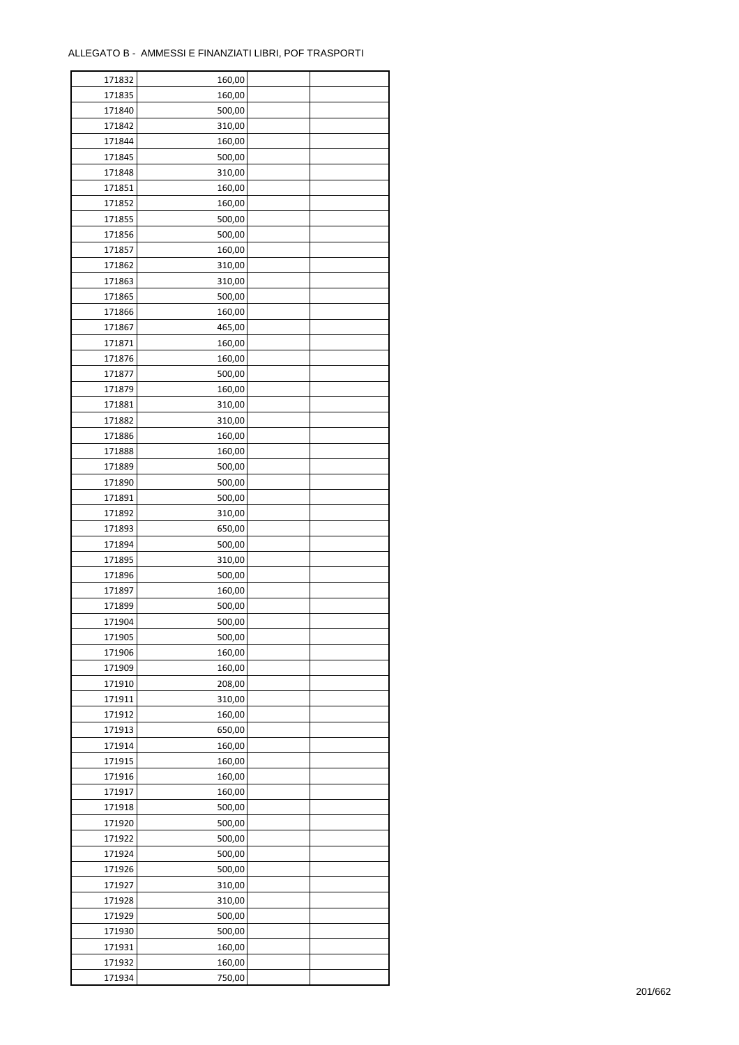ALLEGATO B - AMMESSI E FINANZIATI LIBRI, POF TRASPORTI

| | | | |
|---|---|---|---|
| 171832 | 160,00 | | |
| 171835 | 160,00 | | |
| 171840 | 500,00 | | |
| 171842 | 310,00 | | |
| 171844 | 160,00 | | |
| 171845 | 500,00 | | |
| 171848 | 310,00 | | |
| 171851 | 160,00 | | |
| 171852 | 160,00 | | |
| 171855 | 500,00 | | |
| 171856 | 500,00 | | |
| 171857 | 160,00 | | |
| 171862 | 310,00 | | |
| 171863 | 310,00 | | |
| 171865 | 500,00 | | |
| 171866 | 160,00 | | |
| 171867 | 465,00 | | |
| 171871 | 160,00 | | |
| 171876 | 160,00 | | |
| 171877 | 500,00 | | |
| 171879 | 160,00 | | |
| 171881 | 310,00 | | |
| 171882 | 310,00 | | |
| 171886 | 160,00 | | |
| 171888 | 160,00 | | |
| 171889 | 500,00 | | |
| 171890 | 500,00 | | |
| 171891 | 500,00 | | |
| 171892 | 310,00 | | |
| 171893 | 650,00 | | |
| 171894 | 500,00 | | |
| 171895 | 310,00 | | |
| 171896 | 500,00 | | |
| 171897 | 160,00 | | |
| 171899 | 500,00 | | |
| 171904 | 500,00 | | |
| 171905 | 500,00 | | |
| 171906 | 160,00 | | |
| 171909 | 160,00 | | |
| 171910 | 208,00 | | |
| 171911 | 310,00 | | |
| 171912 | 160,00 | | |
| 171913 | 650,00 | | |
| 171914 | 160,00 | | |
| 171915 | 160,00 | | |
| 171916 | 160,00 | | |
| 171917 | 160,00 | | |
| 171918 | 500,00 | | |
| 171920 | 500,00 | | |
| 171922 | 500,00 | | |
| 171924 | 500,00 | | |
| 171926 | 500,00 | | |
| 171927 | 310,00 | | |
| 171928 | 310,00 | | |
| 171929 | 500,00 | | |
| 171930 | 500,00 | | |
| 171931 | 160,00 | | |
| 171932 | 160,00 | | |
| 171934 | 750,00 | | |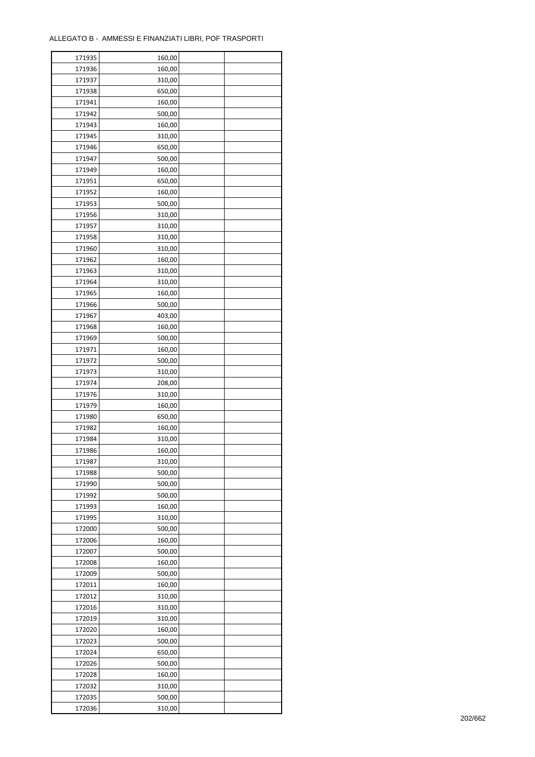ALLEGATO B - AMMESSI E FINANZIATI LIBRI, POF TRASPORTI

| | | | |
|---|---|---|---|
| 171935 | 160,00 | | |
| 171936 | 160,00 | | |
| 171937 | 310,00 | | |
| 171938 | 650,00 | | |
| 171941 | 160,00 | | |
| 171942 | 500,00 | | |
| 171943 | 160,00 | | |
| 171945 | 310,00 | | |
| 171946 | 650,00 | | |
| 171947 | 500,00 | | |
| 171949 | 160,00 | | |
| 171951 | 650,00 | | |
| 171952 | 160,00 | | |
| 171953 | 500,00 | | |
| 171956 | 310,00 | | |
| 171957 | 310,00 | | |
| 171958 | 310,00 | | |
| 171960 | 310,00 | | |
| 171962 | 160,00 | | |
| 171963 | 310,00 | | |
| 171964 | 310,00 | | |
| 171965 | 160,00 | | |
| 171966 | 500,00 | | |
| 171967 | 403,00 | | |
| 171968 | 160,00 | | |
| 171969 | 500,00 | | |
| 171971 | 160,00 | | |
| 171972 | 500,00 | | |
| 171973 | 310,00 | | |
| 171974 | 208,00 | | |
| 171976 | 310,00 | | |
| 171979 | 160,00 | | |
| 171980 | 650,00 | | |
| 171982 | 160,00 | | |
| 171984 | 310,00 | | |
| 171986 | 160,00 | | |
| 171987 | 310,00 | | |
| 171988 | 500,00 | | |
| 171990 | 500,00 | | |
| 171992 | 500,00 | | |
| 171993 | 160,00 | | |
| 171995 | 310,00 | | |
| 172000 | 500,00 | | |
| 172006 | 160,00 | | |
| 172007 | 500,00 | | |
| 172008 | 160,00 | | |
| 172009 | 500,00 | | |
| 172011 | 160,00 | | |
| 172012 | 310,00 | | |
| 172016 | 310,00 | | |
| 172019 | 310,00 | | |
| 172020 | 160,00 | | |
| 172023 | 500,00 | | |
| 172024 | 650,00 | | |
| 172026 | 500,00 | | |
| 172028 | 160,00 | | |
| 172032 | 310,00 | | |
| 172035 | 500,00 | | |
| 172036 | 310,00 | | |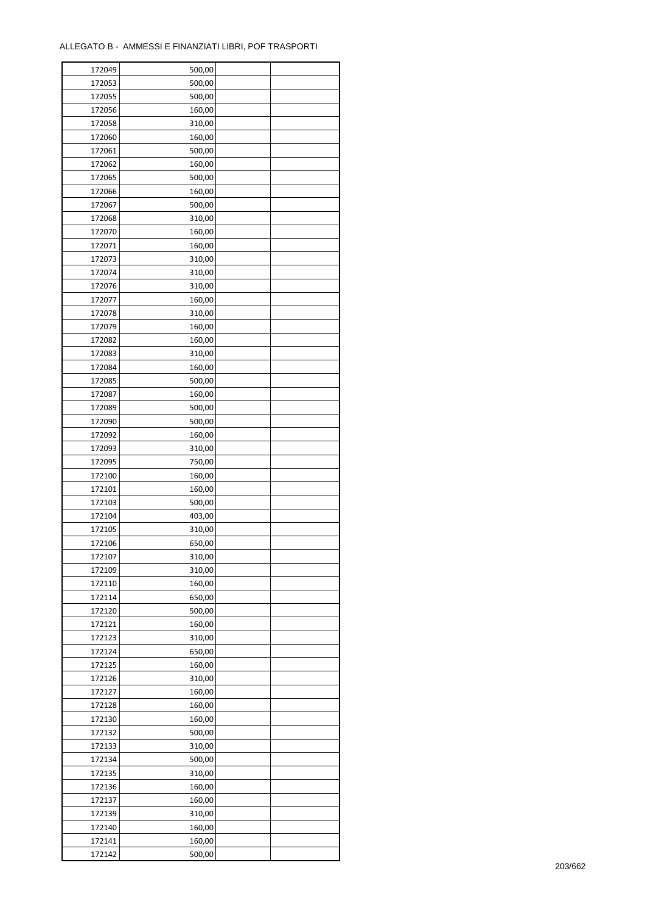ALLEGATO B - AMMESSI E FINANZIATI LIBRI, POF TRASPORTI

| | | | |
|---|---|---|---|
| 172049 | 500,00 | | |
| 172053 | 500,00 | | |
| 172055 | 500,00 | | |
| 172056 | 160,00 | | |
| 172058 | 310,00 | | |
| 172060 | 160,00 | | |
| 172061 | 500,00 | | |
| 172062 | 160,00 | | |
| 172065 | 500,00 | | |
| 172066 | 160,00 | | |
| 172067 | 500,00 | | |
| 172068 | 310,00 | | |
| 172070 | 160,00 | | |
| 172071 | 160,00 | | |
| 172073 | 310,00 | | |
| 172074 | 310,00 | | |
| 172076 | 310,00 | | |
| 172077 | 160,00 | | |
| 172078 | 310,00 | | |
| 172079 | 160,00 | | |
| 172082 | 160,00 | | |
| 172083 | 310,00 | | |
| 172084 | 160,00 | | |
| 172085 | 500,00 | | |
| 172087 | 160,00 | | |
| 172089 | 500,00 | | |
| 172090 | 500,00 | | |
| 172092 | 160,00 | | |
| 172093 | 310,00 | | |
| 172095 | 750,00 | | |
| 172100 | 160,00 | | |
| 172101 | 160,00 | | |
| 172103 | 500,00 | | |
| 172104 | 403,00 | | |
| 172105 | 310,00 | | |
| 172106 | 650,00 | | |
| 172107 | 310,00 | | |
| 172109 | 310,00 | | |
| 172110 | 160,00 | | |
| 172114 | 650,00 | | |
| 172120 | 500,00 | | |
| 172121 | 160,00 | | |
| 172123 | 310,00 | | |
| 172124 | 650,00 | | |
| 172125 | 160,00 | | |
| 172126 | 310,00 | | |
| 172127 | 160,00 | | |
| 172128 | 160,00 | | |
| 172130 | 160,00 | | |
| 172132 | 500,00 | | |
| 172133 | 310,00 | | |
| 172134 | 500,00 | | |
| 172135 | 310,00 | | |
| 172136 | 160,00 | | |
| 172137 | 160,00 | | |
| 172139 | 310,00 | | |
| 172140 | 160,00 | | |
| 172141 | 160,00 | | |
| 172142 | 500,00 | | |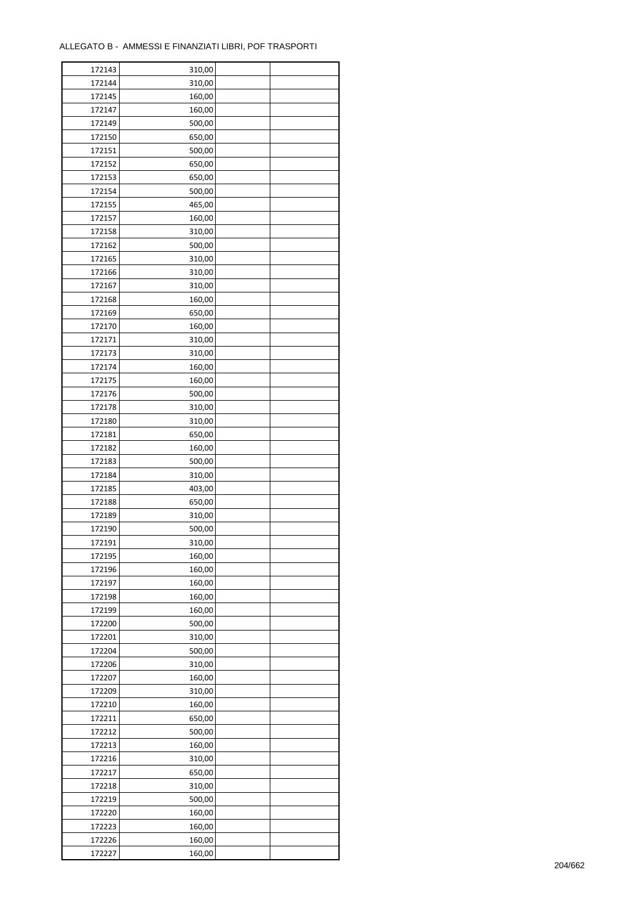ALLEGATO B - AMMESSI E FINANZIATI LIBRI, POF TRASPORTI

| 172143 | 310,00 | | |
|---|---|---|---|
| 172144 | 310,00 | | |
| 172145 | 160,00 | | |
| 172147 | 160,00 | | |
| 172149 | 500,00 | | |
| 172150 | 650,00 | | |
| 172151 | 500,00 | | |
| 172152 | 650,00 | | |
| 172153 | 650,00 | | |
| 172154 | 500,00 | | |
| 172155 | 465,00 | | |
| 172157 | 160,00 | | |
| 172158 | 310,00 | | |
| 172162 | 500,00 | | |
| 172165 | 310,00 | | |
| 172166 | 310,00 | | |
| 172167 | 310,00 | | |
| 172168 | 160,00 | | |
| 172169 | 650,00 | | |
| 172170 | 160,00 | | |
| 172171 | 310,00 | | |
| 172173 | 310,00 | | |
| 172174 | 160,00 | | |
| 172175 | 160,00 | | |
| 172176 | 500,00 | | |
| 172178 | 310,00 | | |
| 172180 | 310,00 | | |
| 172181 | 650,00 | | |
| 172182 | 160,00 | | |
| 172183 | 500,00 | | |
| 172184 | 310,00 | | |
| 172185 | 403,00 | | |
| 172188 | 650,00 | | |
| 172189 | 310,00 | | |
| 172190 | 500,00 | | |
| 172191 | 310,00 | | |
| 172195 | 160,00 | | |
| 172196 | 160,00 | | |
| 172197 | 160,00 | | |
| 172198 | 160,00 | | |
| 172199 | 160,00 | | |
| 172200 | 500,00 | | |
| 172201 | 310,00 | | |
| 172204 | 500,00 | | |
| 172206 | 310,00 | | |
| 172207 | 160,00 | | |
| 172209 | 310,00 | | |
| 172210 | 160,00 | | |
| 172211 | 650,00 | | |
| 172212 | 500,00 | | |
| 172213 | 160,00 | | |
| 172216 | 310,00 | | |
| 172217 | 650,00 | | |
| 172218 | 310,00 | | |
| 172219 | 500,00 | | |
| 172220 | 160,00 | | |
| 172223 | 160,00 | | |
| 172226 | 160,00 | | |
| 172227 | 160,00 | | |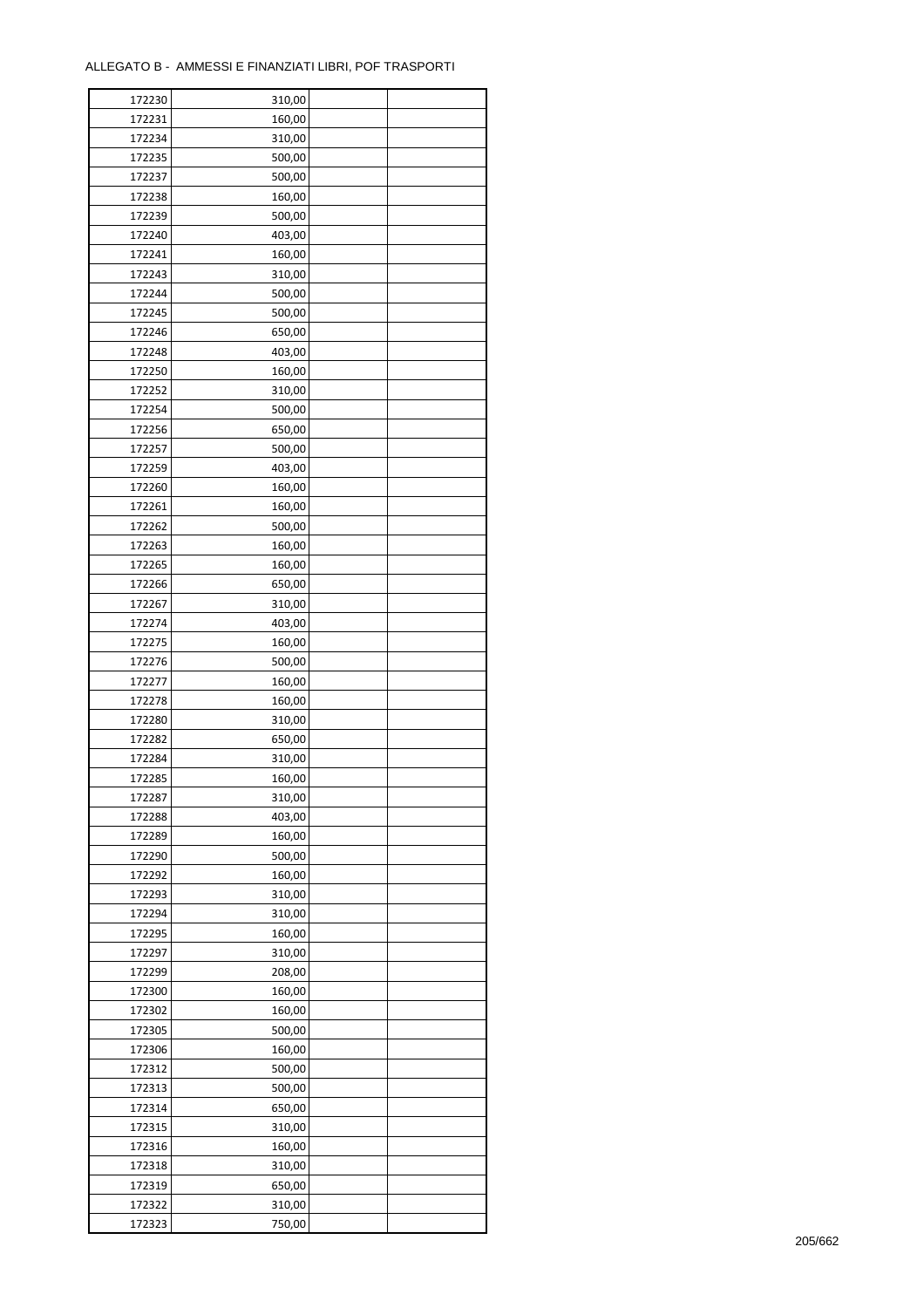ALLEGATO B - AMMESSI E FINANZIATI LIBRI, POF TRASPORTI

| | | | |
|---|---|---|---|
| 172230 | 310,00 | | |
| 172231 | 160,00 | | |
| 172234 | 310,00 | | |
| 172235 | 500,00 | | |
| 172237 | 500,00 | | |
| 172238 | 160,00 | | |
| 172239 | 500,00 | | |
| 172240 | 403,00 | | |
| 172241 | 160,00 | | |
| 172243 | 310,00 | | |
| 172244 | 500,00 | | |
| 172245 | 500,00 | | |
| 172246 | 650,00 | | |
| 172248 | 403,00 | | |
| 172250 | 160,00 | | |
| 172252 | 310,00 | | |
| 172254 | 500,00 | | |
| 172256 | 650,00 | | |
| 172257 | 500,00 | | |
| 172259 | 403,00 | | |
| 172260 | 160,00 | | |
| 172261 | 160,00 | | |
| 172262 | 500,00 | | |
| 172263 | 160,00 | | |
| 172265 | 160,00 | | |
| 172266 | 650,00 | | |
| 172267 | 310,00 | | |
| 172274 | 403,00 | | |
| 172275 | 160,00 | | |
| 172276 | 500,00 | | |
| 172277 | 160,00 | | |
| 172278 | 160,00 | | |
| 172280 | 310,00 | | |
| 172282 | 650,00 | | |
| 172284 | 310,00 | | |
| 172285 | 160,00 | | |
| 172287 | 310,00 | | |
| 172288 | 403,00 | | |
| 172289 | 160,00 | | |
| 172290 | 500,00 | | |
| 172292 | 160,00 | | |
| 172293 | 310,00 | | |
| 172294 | 310,00 | | |
| 172295 | 160,00 | | |
| 172297 | 310,00 | | |
| 172299 | 208,00 | | |
| 172300 | 160,00 | | |
| 172302 | 160,00 | | |
| 172305 | 500,00 | | |
| 172306 | 160,00 | | |
| 172312 | 500,00 | | |
| 172313 | 500,00 | | |
| 172314 | 650,00 | | |
| 172315 | 310,00 | | |
| 172316 | 160,00 | | |
| 172318 | 310,00 | | |
| 172319 | 650,00 | | |
| 172322 | 310,00 | | |
| 172323 | 750,00 | | |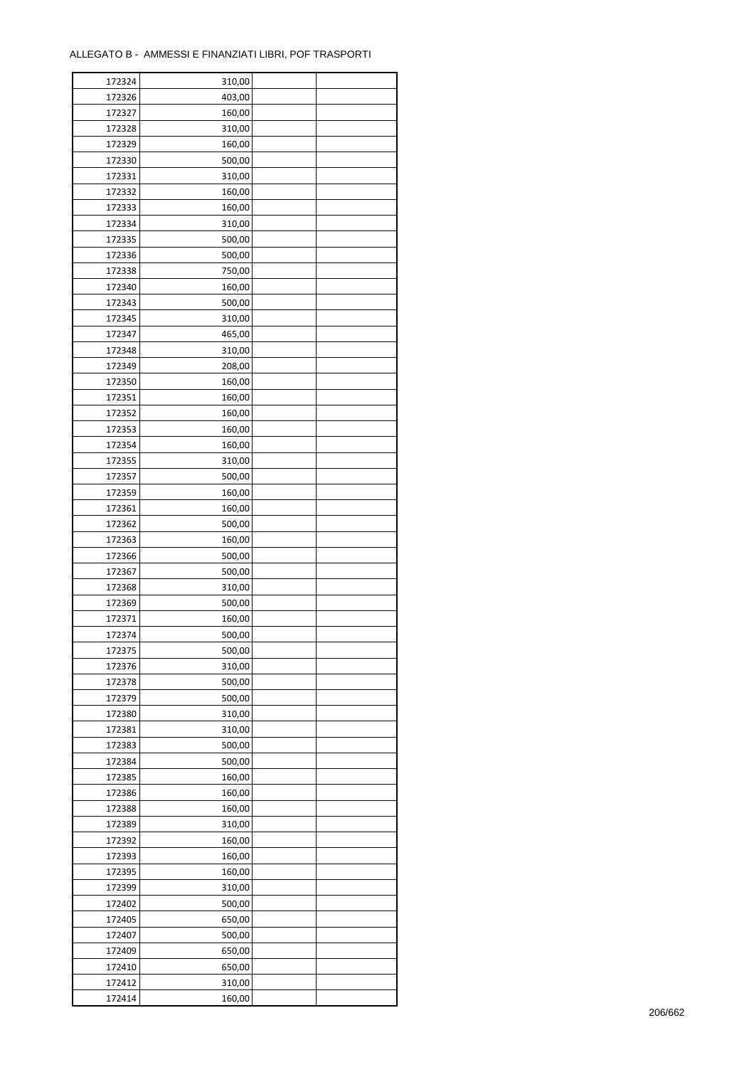ALLEGATO B - AMMESSI E FINANZIATI LIBRI, POF TRASPORTI

| | | | |
|---|---|---|---|
| 172324 | 310,00 | | |
| 172326 | 403,00 | | |
| 172327 | 160,00 | | |
| 172328 | 310,00 | | |
| 172329 | 160,00 | | |
| 172330 | 500,00 | | |
| 172331 | 310,00 | | |
| 172332 | 160,00 | | |
| 172333 | 160,00 | | |
| 172334 | 310,00 | | |
| 172335 | 500,00 | | |
| 172336 | 500,00 | | |
| 172338 | 750,00 | | |
| 172340 | 160,00 | | |
| 172343 | 500,00 | | |
| 172345 | 310,00 | | |
| 172347 | 465,00 | | |
| 172348 | 310,00 | | |
| 172349 | 208,00 | | |
| 172350 | 160,00 | | |
| 172351 | 160,00 | | |
| 172352 | 160,00 | | |
| 172353 | 160,00 | | |
| 172354 | 160,00 | | |
| 172355 | 310,00 | | |
| 172357 | 500,00 | | |
| 172359 | 160,00 | | |
| 172361 | 160,00 | | |
| 172362 | 500,00 | | |
| 172363 | 160,00 | | |
| 172366 | 500,00 | | |
| 172367 | 500,00 | | |
| 172368 | 310,00 | | |
| 172369 | 500,00 | | |
| 172371 | 160,00 | | |
| 172374 | 500,00 | | |
| 172375 | 500,00 | | |
| 172376 | 310,00 | | |
| 172378 | 500,00 | | |
| 172379 | 500,00 | | |
| 172380 | 310,00 | | |
| 172381 | 310,00 | | |
| 172383 | 500,00 | | |
| 172384 | 500,00 | | |
| 172385 | 160,00 | | |
| 172386 | 160,00 | | |
| 172388 | 160,00 | | |
| 172389 | 310,00 | | |
| 172392 | 160,00 | | |
| 172393 | 160,00 | | |
| 172395 | 160,00 | | |
| 172399 | 310,00 | | |
| 172402 | 500,00 | | |
| 172405 | 650,00 | | |
| 172407 | 500,00 | | |
| 172409 | 650,00 | | |
| 172410 | 650,00 | | |
| 172412 | 310,00 | | |
| 172414 | 160,00 | | |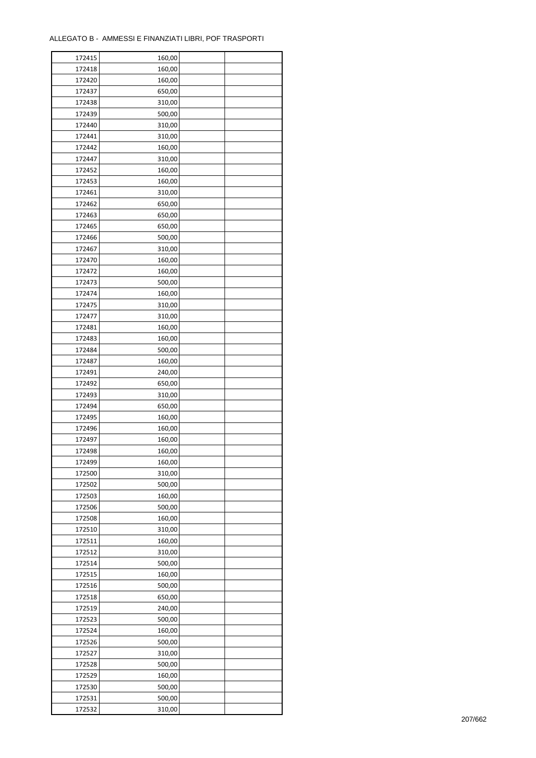ALLEGATO B - AMMESSI E FINANZIATI LIBRI, POF TRASPORTI

| | | | |
|---|---|---|---|
| 172415 | 160,00 | | |
| 172418 | 160,00 | | |
| 172420 | 160,00 | | |
| 172437 | 650,00 | | |
| 172438 | 310,00 | | |
| 172439 | 500,00 | | |
| 172440 | 310,00 | | |
| 172441 | 310,00 | | |
| 172442 | 160,00 | | |
| 172447 | 310,00 | | |
| 172452 | 160,00 | | |
| 172453 | 160,00 | | |
| 172461 | 310,00 | | |
| 172462 | 650,00 | | |
| 172463 | 650,00 | | |
| 172465 | 650,00 | | |
| 172466 | 500,00 | | |
| 172467 | 310,00 | | |
| 172470 | 160,00 | | |
| 172472 | 160,00 | | |
| 172473 | 500,00 | | |
| 172474 | 160,00 | | |
| 172475 | 310,00 | | |
| 172477 | 310,00 | | |
| 172481 | 160,00 | | |
| 172483 | 160,00 | | |
| 172484 | 500,00 | | |
| 172487 | 160,00 | | |
| 172491 | 240,00 | | |
| 172492 | 650,00 | | |
| 172493 | 310,00 | | |
| 172494 | 650,00 | | |
| 172495 | 160,00 | | |
| 172496 | 160,00 | | |
| 172497 | 160,00 | | |
| 172498 | 160,00 | | |
| 172499 | 160,00 | | |
| 172500 | 310,00 | | |
| 172502 | 500,00 | | |
| 172503 | 160,00 | | |
| 172506 | 500,00 | | |
| 172508 | 160,00 | | |
| 172510 | 310,00 | | |
| 172511 | 160,00 | | |
| 172512 | 310,00 | | |
| 172514 | 500,00 | | |
| 172515 | 160,00 | | |
| 172516 | 500,00 | | |
| 172518 | 650,00 | | |
| 172519 | 240,00 | | |
| 172523 | 500,00 | | |
| 172524 | 160,00 | | |
| 172526 | 500,00 | | |
| 172527 | 310,00 | | |
| 172528 | 500,00 | | |
| 172529 | 160,00 | | |
| 172530 | 500,00 | | |
| 172531 | 500,00 | | |
| 172532 | 310,00 | | |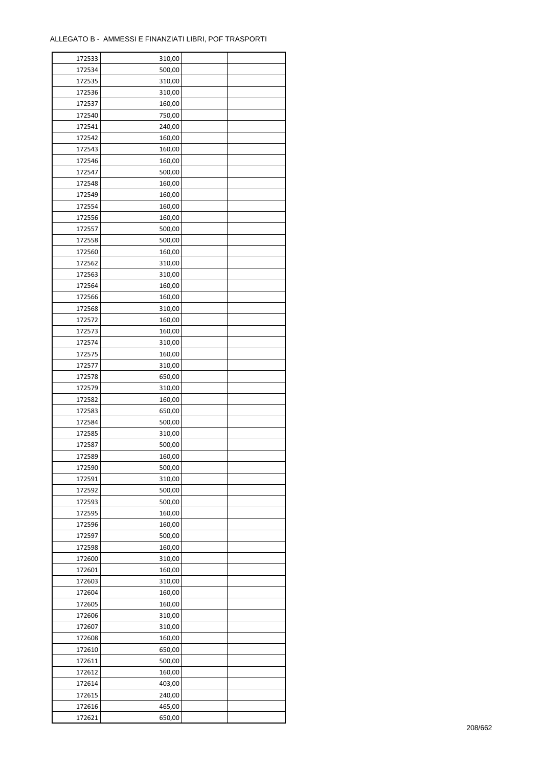ALLEGATO B - AMMESSI E FINANZIATI LIBRI, POF TRASPORTI

| | | | |
|---|---|---|---|
| 172533 | 310,00 | | |
| 172534 | 500,00 | | |
| 172535 | 310,00 | | |
| 172536 | 310,00 | | |
| 172537 | 160,00 | | |
| 172540 | 750,00 | | |
| 172541 | 240,00 | | |
| 172542 | 160,00 | | |
| 172543 | 160,00 | | |
| 172546 | 160,00 | | |
| 172547 | 500,00 | | |
| 172548 | 160,00 | | |
| 172549 | 160,00 | | |
| 172554 | 160,00 | | |
| 172556 | 160,00 | | |
| 172557 | 500,00 | | |
| 172558 | 500,00 | | |
| 172560 | 160,00 | | |
| 172562 | 310,00 | | |
| 172563 | 310,00 | | |
| 172564 | 160,00 | | |
| 172566 | 160,00 | | |
| 172568 | 310,00 | | |
| 172572 | 160,00 | | |
| 172573 | 160,00 | | |
| 172574 | 310,00 | | |
| 172575 | 160,00 | | |
| 172577 | 310,00 | | |
| 172578 | 650,00 | | |
| 172579 | 310,00 | | |
| 172582 | 160,00 | | |
| 172583 | 650,00 | | |
| 172584 | 500,00 | | |
| 172585 | 310,00 | | |
| 172587 | 500,00 | | |
| 172589 | 160,00 | | |
| 172590 | 500,00 | | |
| 172591 | 310,00 | | |
| 172592 | 500,00 | | |
| 172593 | 500,00 | | |
| 172595 | 160,00 | | |
| 172596 | 160,00 | | |
| 172597 | 500,00 | | |
| 172598 | 160,00 | | |
| 172600 | 310,00 | | |
| 172601 | 160,00 | | |
| 172603 | 310,00 | | |
| 172604 | 160,00 | | |
| 172605 | 160,00 | | |
| 172606 | 310,00 | | |
| 172607 | 310,00 | | |
| 172608 | 160,00 | | |
| 172610 | 650,00 | | |
| 172611 | 500,00 | | |
| 172612 | 160,00 | | |
| 172614 | 403,00 | | |
| 172615 | 240,00 | | |
| 172616 | 465,00 | | |
| 172621 | 650,00 | | |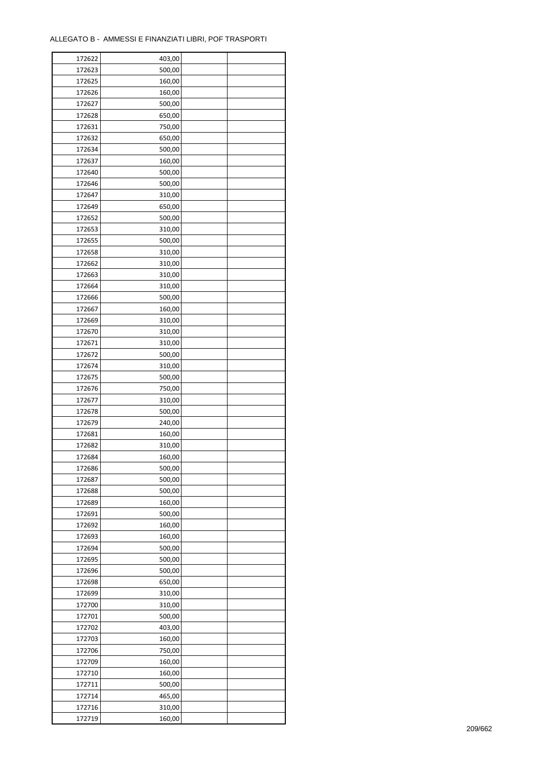ALLEGATO B - AMMESSI E FINANZIATI LIBRI, POF TRASPORTI

| | | | |
|---|---|---|---|
| 172622 | 403,00 | | |
| 172623 | 500,00 | | |
| 172625 | 160,00 | | |
| 172626 | 160,00 | | |
| 172627 | 500,00 | | |
| 172628 | 650,00 | | |
| 172631 | 750,00 | | |
| 172632 | 650,00 | | |
| 172634 | 500,00 | | |
| 172637 | 160,00 | | |
| 172640 | 500,00 | | |
| 172646 | 500,00 | | |
| 172647 | 310,00 | | |
| 172649 | 650,00 | | |
| 172652 | 500,00 | | |
| 172653 | 310,00 | | |
| 172655 | 500,00 | | |
| 172658 | 310,00 | | |
| 172662 | 310,00 | | |
| 172663 | 310,00 | | |
| 172664 | 310,00 | | |
| 172666 | 500,00 | | |
| 172667 | 160,00 | | |
| 172669 | 310,00 | | |
| 172670 | 310,00 | | |
| 172671 | 310,00 | | |
| 172672 | 500,00 | | |
| 172674 | 310,00 | | |
| 172675 | 500,00 | | |
| 172676 | 750,00 | | |
| 172677 | 310,00 | | |
| 172678 | 500,00 | | |
| 172679 | 240,00 | | |
| 172681 | 160,00 | | |
| 172682 | 310,00 | | |
| 172684 | 160,00 | | |
| 172686 | 500,00 | | |
| 172687 | 500,00 | | |
| 172688 | 500,00 | | |
| 172689 | 160,00 | | |
| 172691 | 500,00 | | |
| 172692 | 160,00 | | |
| 172693 | 160,00 | | |
| 172694 | 500,00 | | |
| 172695 | 500,00 | | |
| 172696 | 500,00 | | |
| 172698 | 650,00 | | |
| 172699 | 310,00 | | |
| 172700 | 310,00 | | |
| 172701 | 500,00 | | |
| 172702 | 403,00 | | |
| 172703 | 160,00 | | |
| 172706 | 750,00 | | |
| 172709 | 160,00 | | |
| 172710 | 160,00 | | |
| 172711 | 500,00 | | |
| 172714 | 465,00 | | |
| 172716 | 310,00 | | |
| 172719 | 160,00 | | |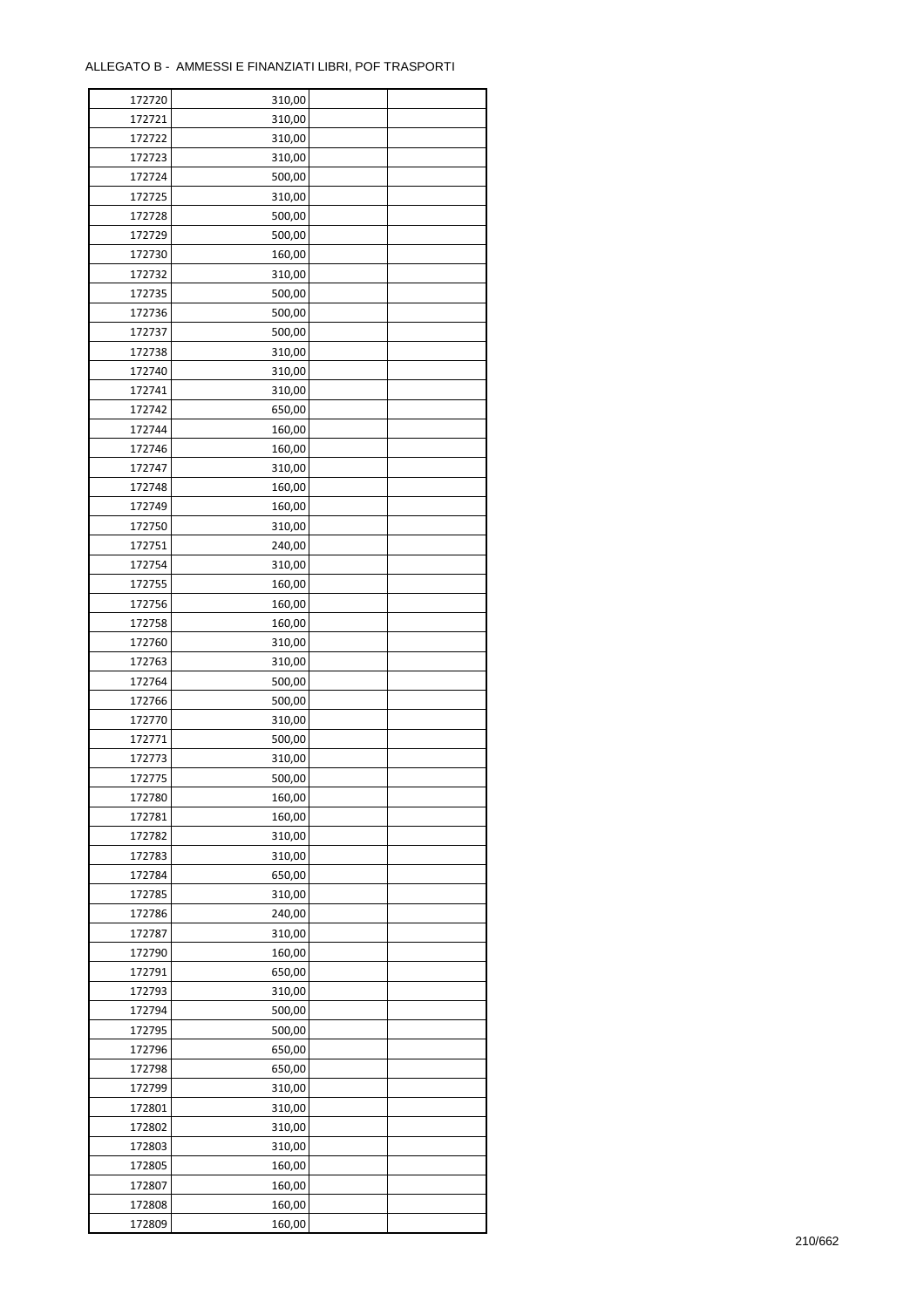ALLEGATO B - AMMESSI E FINANZIATI LIBRI, POF TRASPORTI

| | | | |
|---|---|---|---|
| 172720 | 310,00 | | |
| 172721 | 310,00 | | |
| 172722 | 310,00 | | |
| 172723 | 310,00 | | |
| 172724 | 500,00 | | |
| 172725 | 310,00 | | |
| 172728 | 500,00 | | |
| 172729 | 500,00 | | |
| 172730 | 160,00 | | |
| 172732 | 310,00 | | |
| 172735 | 500,00 | | |
| 172736 | 500,00 | | |
| 172737 | 500,00 | | |
| 172738 | 310,00 | | |
| 172740 | 310,00 | | |
| 172741 | 310,00 | | |
| 172742 | 650,00 | | |
| 172744 | 160,00 | | |
| 172746 | 160,00 | | |
| 172747 | 310,00 | | |
| 172748 | 160,00 | | |
| 172749 | 160,00 | | |
| 172750 | 310,00 | | |
| 172751 | 240,00 | | |
| 172754 | 310,00 | | |
| 172755 | 160,00 | | |
| 172756 | 160,00 | | |
| 172758 | 160,00 | | |
| 172760 | 310,00 | | |
| 172763 | 310,00 | | |
| 172764 | 500,00 | | |
| 172766 | 500,00 | | |
| 172770 | 310,00 | | |
| 172771 | 500,00 | | |
| 172773 | 310,00 | | |
| 172775 | 500,00 | | |
| 172780 | 160,00 | | |
| 172781 | 160,00 | | |
| 172782 | 310,00 | | |
| 172783 | 310,00 | | |
| 172784 | 650,00 | | |
| 172785 | 310,00 | | |
| 172786 | 240,00 | | |
| 172787 | 310,00 | | |
| 172790 | 160,00 | | |
| 172791 | 650,00 | | |
| 172793 | 310,00 | | |
| 172794 | 500,00 | | |
| 172795 | 500,00 | | |
| 172796 | 650,00 | | |
| 172798 | 650,00 | | |
| 172799 | 310,00 | | |
| 172801 | 310,00 | | |
| 172802 | 310,00 | | |
| 172803 | 310,00 | | |
| 172805 | 160,00 | | |
| 172807 | 160,00 | | |
| 172808 | 160,00 | | |
| 172809 | 160,00 | | |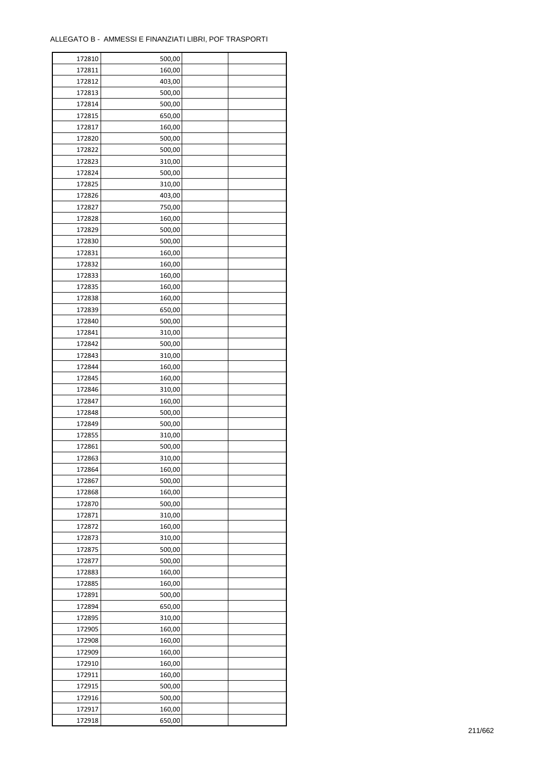ALLEGATO B - AMMESSI E FINANZIATI LIBRI, POF TRASPORTI

| | | | |
|---|---|---|---|
| 172810 | 500,00 | | |
| 172811 | 160,00 | | |
| 172812 | 403,00 | | |
| 172813 | 500,00 | | |
| 172814 | 500,00 | | |
| 172815 | 650,00 | | |
| 172817 | 160,00 | | |
| 172820 | 500,00 | | |
| 172822 | 500,00 | | |
| 172823 | 310,00 | | |
| 172824 | 500,00 | | |
| 172825 | 310,00 | | |
| 172826 | 403,00 | | |
| 172827 | 750,00 | | |
| 172828 | 160,00 | | |
| 172829 | 500,00 | | |
| 172830 | 500,00 | | |
| 172831 | 160,00 | | |
| 172832 | 160,00 | | |
| 172833 | 160,00 | | |
| 172835 | 160,00 | | |
| 172838 | 160,00 | | |
| 172839 | 650,00 | | |
| 172840 | 500,00 | | |
| 172841 | 310,00 | | |
| 172842 | 500,00 | | |
| 172843 | 310,00 | | |
| 172844 | 160,00 | | |
| 172845 | 160,00 | | |
| 172846 | 310,00 | | |
| 172847 | 160,00 | | |
| 172848 | 500,00 | | |
| 172849 | 500,00 | | |
| 172855 | 310,00 | | |
| 172861 | 500,00 | | |
| 172863 | 310,00 | | |
| 172864 | 160,00 | | |
| 172867 | 500,00 | | |
| 172868 | 160,00 | | |
| 172870 | 500,00 | | |
| 172871 | 310,00 | | |
| 172872 | 160,00 | | |
| 172873 | 310,00 | | |
| 172875 | 500,00 | | |
| 172877 | 500,00 | | |
| 172883 | 160,00 | | |
| 172885 | 160,00 | | |
| 172891 | 500,00 | | |
| 172894 | 650,00 | | |
| 172895 | 310,00 | | |
| 172905 | 160,00 | | |
| 172908 | 160,00 | | |
| 172909 | 160,00 | | |
| 172910 | 160,00 | | |
| 172911 | 160,00 | | |
| 172915 | 500,00 | | |
| 172916 | 500,00 | | |
| 172917 | 160,00 | | |
| 172918 | 650,00 | | |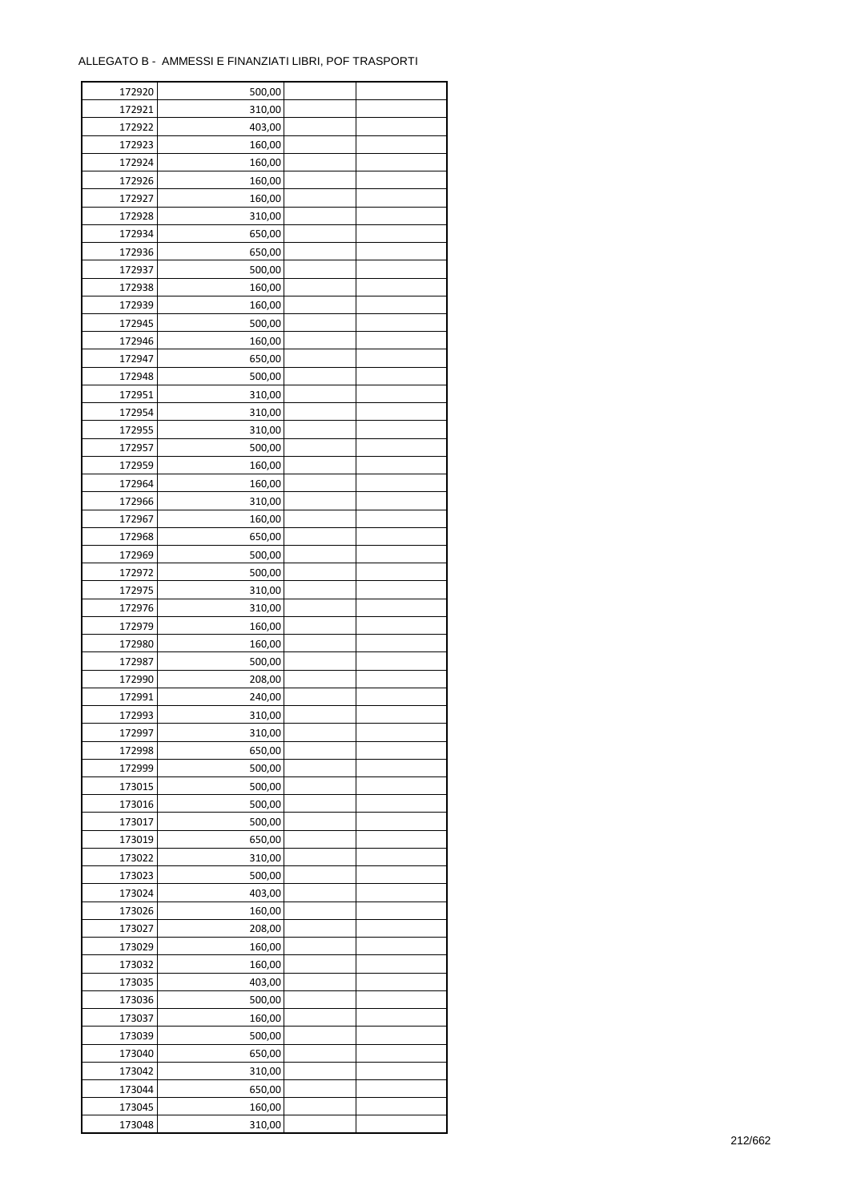ALLEGATO B - AMMESSI E FINANZIATI LIBRI, POF TRASPORTI

| | | | |
|---|---|---|---|
| 172920 | 500,00 | | |
| 172921 | 310,00 | | |
| 172922 | 403,00 | | |
| 172923 | 160,00 | | |
| 172924 | 160,00 | | |
| 172926 | 160,00 | | |
| 172927 | 160,00 | | |
| 172928 | 310,00 | | |
| 172934 | 650,00 | | |
| 172936 | 650,00 | | |
| 172937 | 500,00 | | |
| 172938 | 160,00 | | |
| 172939 | 160,00 | | |
| 172945 | 500,00 | | |
| 172946 | 160,00 | | |
| 172947 | 650,00 | | |
| 172948 | 500,00 | | |
| 172951 | 310,00 | | |
| 172954 | 310,00 | | |
| 172955 | 310,00 | | |
| 172957 | 500,00 | | |
| 172959 | 160,00 | | |
| 172964 | 160,00 | | |
| 172966 | 310,00 | | |
| 172967 | 160,00 | | |
| 172968 | 650,00 | | |
| 172969 | 500,00 | | |
| 172972 | 500,00 | | |
| 172975 | 310,00 | | |
| 172976 | 310,00 | | |
| 172979 | 160,00 | | |
| 172980 | 160,00 | | |
| 172987 | 500,00 | | |
| 172990 | 208,00 | | |
| 172991 | 240,00 | | |
| 172993 | 310,00 | | |
| 172997 | 310,00 | | |
| 172998 | 650,00 | | |
| 172999 | 500,00 | | |
| 173015 | 500,00 | | |
| 173016 | 500,00 | | |
| 173017 | 500,00 | | |
| 173019 | 650,00 | | |
| 173022 | 310,00 | | |
| 173023 | 500,00 | | |
| 173024 | 403,00 | | |
| 173026 | 160,00 | | |
| 173027 | 208,00 | | |
| 173029 | 160,00 | | |
| 173032 | 160,00 | | |
| 173035 | 403,00 | | |
| 173036 | 500,00 | | |
| 173037 | 160,00 | | |
| 173039 | 500,00 | | |
| 173040 | 650,00 | | |
| 173042 | 310,00 | | |
| 173044 | 650,00 | | |
| 173045 | 160,00 | | |
| 173048 | 310,00 | | |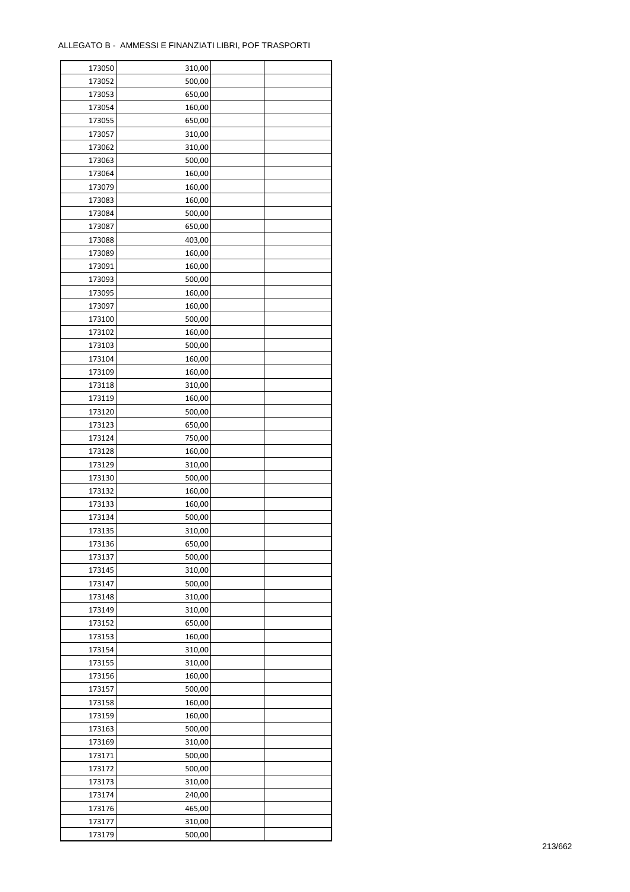ALLEGATO B - AMMESSI E FINANZIATI LIBRI, POF TRASPORTI

| | | | |
|---|---|---|---|
| 173050 | 310,00 | | |
| 173052 | 500,00 | | |
| 173053 | 650,00 | | |
| 173054 | 160,00 | | |
| 173055 | 650,00 | | |
| 173057 | 310,00 | | |
| 173062 | 310,00 | | |
| 173063 | 500,00 | | |
| 173064 | 160,00 | | |
| 173079 | 160,00 | | |
| 173083 | 160,00 | | |
| 173084 | 500,00 | | |
| 173087 | 650,00 | | |
| 173088 | 403,00 | | |
| 173089 | 160,00 | | |
| 173091 | 160,00 | | |
| 173093 | 500,00 | | |
| 173095 | 160,00 | | |
| 173097 | 160,00 | | |
| 173100 | 500,00 | | |
| 173102 | 160,00 | | |
| 173103 | 500,00 | | |
| 173104 | 160,00 | | |
| 173109 | 160,00 | | |
| 173118 | 310,00 | | |
| 173119 | 160,00 | | |
| 173120 | 500,00 | | |
| 173123 | 650,00 | | |
| 173124 | 750,00 | | |
| 173128 | 160,00 | | |
| 173129 | 310,00 | | |
| 173130 | 500,00 | | |
| 173132 | 160,00 | | |
| 173133 | 160,00 | | |
| 173134 | 500,00 | | |
| 173135 | 310,00 | | |
| 173136 | 650,00 | | |
| 173137 | 500,00 | | |
| 173145 | 310,00 | | |
| 173147 | 500,00 | | |
| 173148 | 310,00 | | |
| 173149 | 310,00 | | |
| 173152 | 650,00 | | |
| 173153 | 160,00 | | |
| 173154 | 310,00 | | |
| 173155 | 310,00 | | |
| 173156 | 160,00 | | |
| 173157 | 500,00 | | |
| 173158 | 160,00 | | |
| 173159 | 160,00 | | |
| 173163 | 500,00 | | |
| 173169 | 310,00 | | |
| 173171 | 500,00 | | |
| 173172 | 500,00 | | |
| 173173 | 310,00 | | |
| 173174 | 240,00 | | |
| 173176 | 465,00 | | |
| 173177 | 310,00 | | |
| 173179 | 500,00 | | |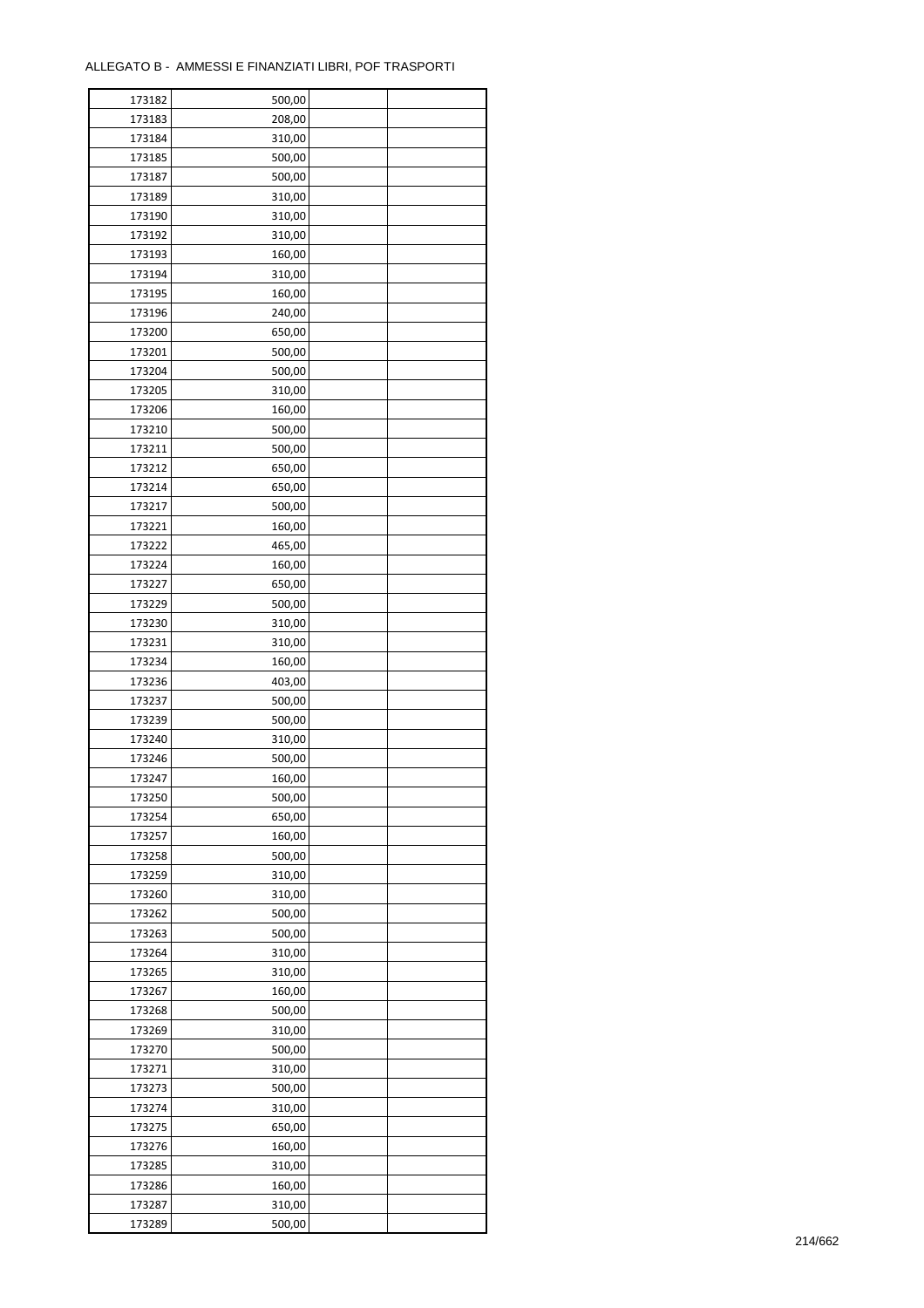ALLEGATO B - AMMESSI E FINANZIATI LIBRI, POF TRASPORTI

| | | | |
|---|---|---|---|
| 173182 | 500,00 | | |
| 173183 | 208,00 | | |
| 173184 | 310,00 | | |
| 173185 | 500,00 | | |
| 173187 | 500,00 | | |
| 173189 | 310,00 | | |
| 173190 | 310,00 | | |
| 173192 | 310,00 | | |
| 173193 | 160,00 | | |
| 173194 | 310,00 | | |
| 173195 | 160,00 | | |
| 173196 | 240,00 | | |
| 173200 | 650,00 | | |
| 173201 | 500,00 | | |
| 173204 | 500,00 | | |
| 173205 | 310,00 | | |
| 173206 | 160,00 | | |
| 173210 | 500,00 | | |
| 173211 | 500,00 | | |
| 173212 | 650,00 | | |
| 173214 | 650,00 | | |
| 173217 | 500,00 | | |
| 173221 | 160,00 | | |
| 173222 | 465,00 | | |
| 173224 | 160,00 | | |
| 173227 | 650,00 | | |
| 173229 | 500,00 | | |
| 173230 | 310,00 | | |
| 173231 | 310,00 | | |
| 173234 | 160,00 | | |
| 173236 | 403,00 | | |
| 173237 | 500,00 | | |
| 173239 | 500,00 | | |
| 173240 | 310,00 | | |
| 173246 | 500,00 | | |
| 173247 | 160,00 | | |
| 173250 | 500,00 | | |
| 173254 | 650,00 | | |
| 173257 | 160,00 | | |
| 173258 | 500,00 | | |
| 173259 | 310,00 | | |
| 173260 | 310,00 | | |
| 173262 | 500,00 | | |
| 173263 | 500,00 | | |
| 173264 | 310,00 | | |
| 173265 | 310,00 | | |
| 173267 | 160,00 | | |
| 173268 | 500,00 | | |
| 173269 | 310,00 | | |
| 173270 | 500,00 | | |
| 173271 | 310,00 | | |
| 173273 | 500,00 | | |
| 173274 | 310,00 | | |
| 173275 | 650,00 | | |
| 173276 | 160,00 | | |
| 173285 | 310,00 | | |
| 173286 | 160,00 | | |
| 173287 | 310,00 | | |
| 173289 | 500,00 | | |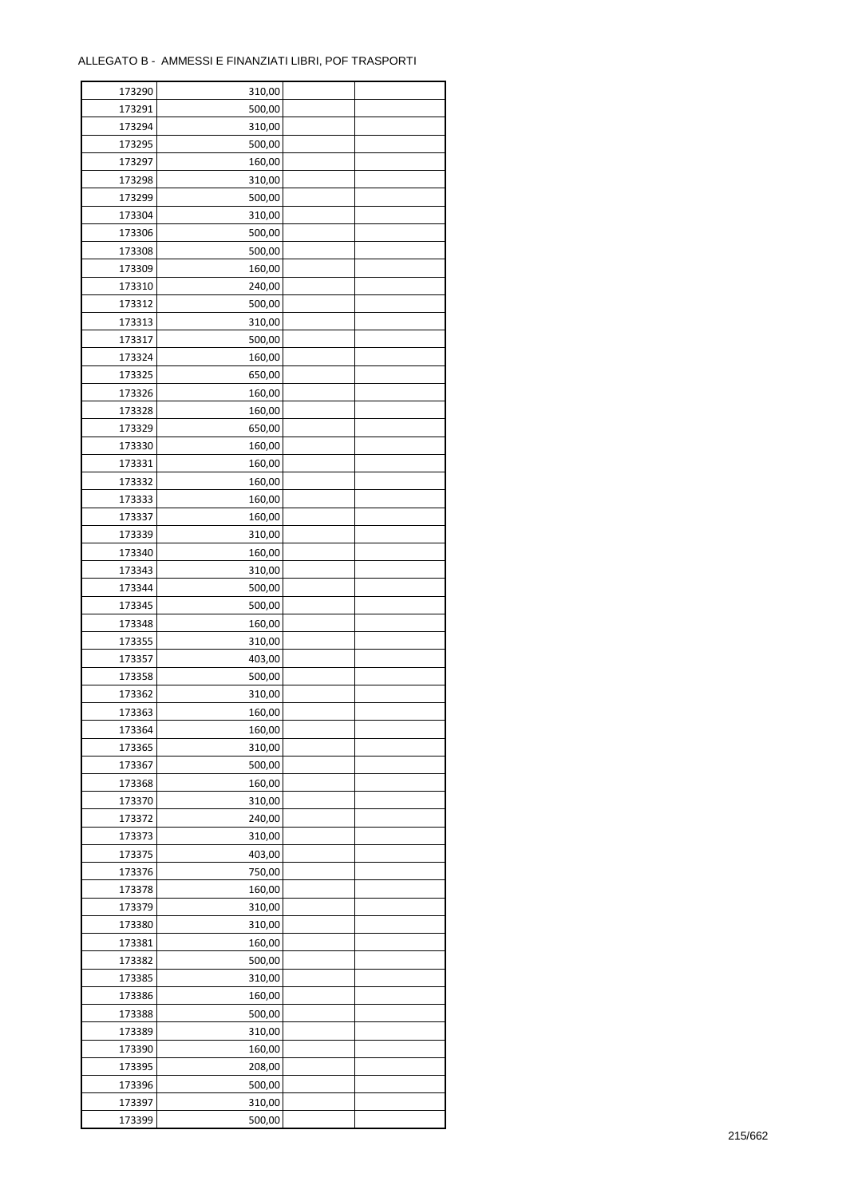ALLEGATO B - AMMESSI E FINANZIATI LIBRI, POF TRASPORTI

| | | | |
|---|---|---|---|
| 173290 | 310,00 | | |
| 173291 | 500,00 | | |
| 173294 | 310,00 | | |
| 173295 | 500,00 | | |
| 173297 | 160,00 | | |
| 173298 | 310,00 | | |
| 173299 | 500,00 | | |
| 173304 | 310,00 | | |
| 173306 | 500,00 | | |
| 173308 | 500,00 | | |
| 173309 | 160,00 | | |
| 173310 | 240,00 | | |
| 173312 | 500,00 | | |
| 173313 | 310,00 | | |
| 173317 | 500,00 | | |
| 173324 | 160,00 | | |
| 173325 | 650,00 | | |
| 173326 | 160,00 | | |
| 173328 | 160,00 | | |
| 173329 | 650,00 | | |
| 173330 | 160,00 | | |
| 173331 | 160,00 | | |
| 173332 | 160,00 | | |
| 173333 | 160,00 | | |
| 173337 | 160,00 | | |
| 173339 | 310,00 | | |
| 173340 | 160,00 | | |
| 173343 | 310,00 | | |
| 173344 | 500,00 | | |
| 173345 | 500,00 | | |
| 173348 | 160,00 | | |
| 173355 | 310,00 | | |
| 173357 | 403,00 | | |
| 173358 | 500,00 | | |
| 173362 | 310,00 | | |
| 173363 | 160,00 | | |
| 173364 | 160,00 | | |
| 173365 | 310,00 | | |
| 173367 | 500,00 | | |
| 173368 | 160,00 | | |
| 173370 | 310,00 | | |
| 173372 | 240,00 | | |
| 173373 | 310,00 | | |
| 173375 | 403,00 | | |
| 173376 | 750,00 | | |
| 173378 | 160,00 | | |
| 173379 | 310,00 | | |
| 173380 | 310,00 | | |
| 173381 | 160,00 | | |
| 173382 | 500,00 | | |
| 173385 | 310,00 | | |
| 173386 | 160,00 | | |
| 173388 | 500,00 | | |
| 173389 | 310,00 | | |
| 173390 | 160,00 | | |
| 173395 | 208,00 | | |
| 173396 | 500,00 | | |
| 173397 | 310,00 | | |
| 173399 | 500,00 | | |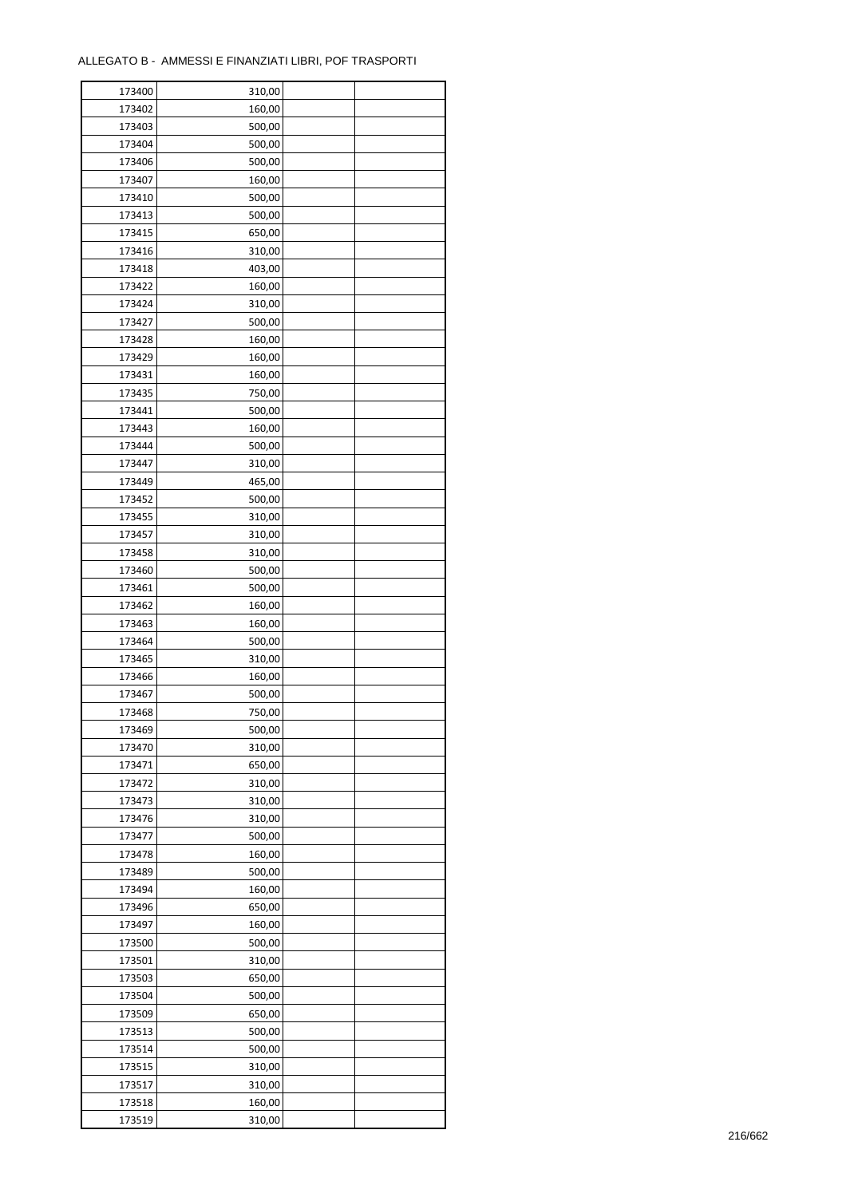ALLEGATO B - AMMESSI E FINANZIATI LIBRI, POF TRASPORTI

| | | | |
|---|---|---|---|
| 173400 | 310,00 | | |
| 173402 | 160,00 | | |
| 173403 | 500,00 | | |
| 173404 | 500,00 | | |
| 173406 | 500,00 | | |
| 173407 | 160,00 | | |
| 173410 | 500,00 | | |
| 173413 | 500,00 | | |
| 173415 | 650,00 | | |
| 173416 | 310,00 | | |
| 173418 | 403,00 | | |
| 173422 | 160,00 | | |
| 173424 | 310,00 | | |
| 173427 | 500,00 | | |
| 173428 | 160,00 | | |
| 173429 | 160,00 | | |
| 173431 | 160,00 | | |
| 173435 | 750,00 | | |
| 173441 | 500,00 | | |
| 173443 | 160,00 | | |
| 173444 | 500,00 | | |
| 173447 | 310,00 | | |
| 173449 | 465,00 | | |
| 173452 | 500,00 | | |
| 173455 | 310,00 | | |
| 173457 | 310,00 | | |
| 173458 | 310,00 | | |
| 173460 | 500,00 | | |
| 173461 | 500,00 | | |
| 173462 | 160,00 | | |
| 173463 | 160,00 | | |
| 173464 | 500,00 | | |
| 173465 | 310,00 | | |
| 173466 | 160,00 | | |
| 173467 | 500,00 | | |
| 173468 | 750,00 | | |
| 173469 | 500,00 | | |
| 173470 | 310,00 | | |
| 173471 | 650,00 | | |
| 173472 | 310,00 | | |
| 173473 | 310,00 | | |
| 173476 | 310,00 | | |
| 173477 | 500,00 | | |
| 173478 | 160,00 | | |
| 173489 | 500,00 | | |
| 173494 | 160,00 | | |
| 173496 | 650,00 | | |
| 173497 | 160,00 | | |
| 173500 | 500,00 | | |
| 173501 | 310,00 | | |
| 173503 | 650,00 | | |
| 173504 | 500,00 | | |
| 173509 | 650,00 | | |
| 173513 | 500,00 | | |
| 173514 | 500,00 | | |
| 173515 | 310,00 | | |
| 173517 | 310,00 | | |
| 173518 | 160,00 | | |
| 173519 | 310,00 | | |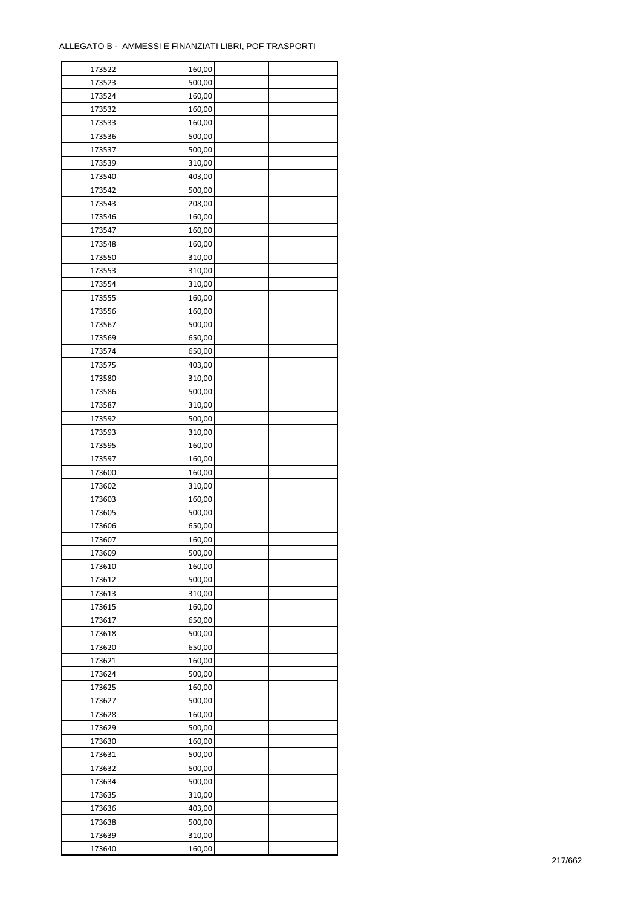ALLEGATO B - AMMESSI E FINANZIATI LIBRI, POF TRASPORTI

| | | | |
|---|---|---|---|
| 173522 | 160,00 | | |
| 173523 | 500,00 | | |
| 173524 | 160,00 | | |
| 173532 | 160,00 | | |
| 173533 | 160,00 | | |
| 173536 | 500,00 | | |
| 173537 | 500,00 | | |
| 173539 | 310,00 | | |
| 173540 | 403,00 | | |
| 173542 | 500,00 | | |
| 173543 | 208,00 | | |
| 173546 | 160,00 | | |
| 173547 | 160,00 | | |
| 173548 | 160,00 | | |
| 173550 | 310,00 | | |
| 173553 | 310,00 | | |
| 173554 | 310,00 | | |
| 173555 | 160,00 | | |
| 173556 | 160,00 | | |
| 173567 | 500,00 | | |
| 173569 | 650,00 | | |
| 173574 | 650,00 | | |
| 173575 | 403,00 | | |
| 173580 | 310,00 | | |
| 173586 | 500,00 | | |
| 173587 | 310,00 | | |
| 173592 | 500,00 | | |
| 173593 | 310,00 | | |
| 173595 | 160,00 | | |
| 173597 | 160,00 | | |
| 173600 | 160,00 | | |
| 173602 | 310,00 | | |
| 173603 | 160,00 | | |
| 173605 | 500,00 | | |
| 173606 | 650,00 | | |
| 173607 | 160,00 | | |
| 173609 | 500,00 | | |
| 173610 | 160,00 | | |
| 173612 | 500,00 | | |
| 173613 | 310,00 | | |
| 173615 | 160,00 | | |
| 173617 | 650,00 | | |
| 173618 | 500,00 | | |
| 173620 | 650,00 | | |
| 173621 | 160,00 | | |
| 173624 | 500,00 | | |
| 173625 | 160,00 | | |
| 173627 | 500,00 | | |
| 173628 | 160,00 | | |
| 173629 | 500,00 | | |
| 173630 | 160,00 | | |
| 173631 | 500,00 | | |
| 173632 | 500,00 | | |
| 173634 | 500,00 | | |
| 173635 | 310,00 | | |
| 173636 | 403,00 | | |
| 173638 | 500,00 | | |
| 173639 | 310,00 | | |
| 173640 | 160,00 | | |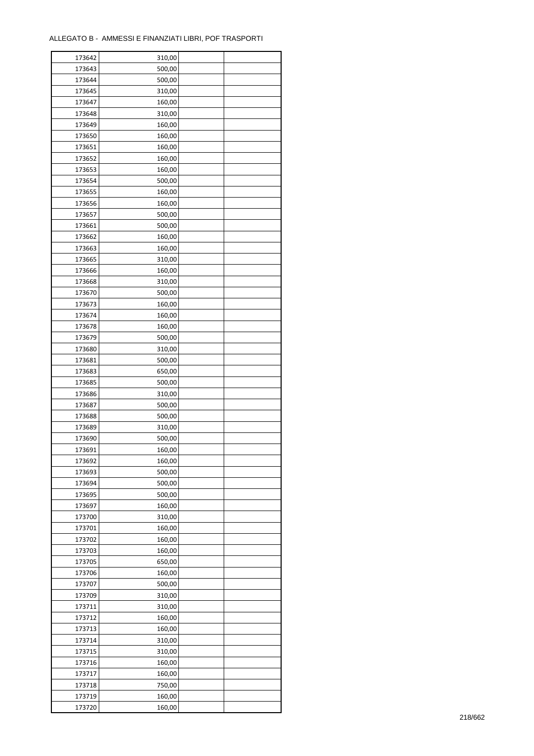ALLEGATO B - AMMESSI E FINANZIATI LIBRI, POF TRASPORTI

| | | | |
|---|---|---|---|
| 173642 | 310,00 | | |
| 173643 | 500,00 | | |
| 173644 | 500,00 | | |
| 173645 | 310,00 | | |
| 173647 | 160,00 | | |
| 173648 | 310,00 | | |
| 173649 | 160,00 | | |
| 173650 | 160,00 | | |
| 173651 | 160,00 | | |
| 173652 | 160,00 | | |
| 173653 | 160,00 | | |
| 173654 | 500,00 | | |
| 173655 | 160,00 | | |
| 173656 | 160,00 | | |
| 173657 | 500,00 | | |
| 173661 | 500,00 | | |
| 173662 | 160,00 | | |
| 173663 | 160,00 | | |
| 173665 | 310,00 | | |
| 173666 | 160,00 | | |
| 173668 | 310,00 | | |
| 173670 | 500,00 | | |
| 173673 | 160,00 | | |
| 173674 | 160,00 | | |
| 173678 | 160,00 | | |
| 173679 | 500,00 | | |
| 173680 | 310,00 | | |
| 173681 | 500,00 | | |
| 173683 | 650,00 | | |
| 173685 | 500,00 | | |
| 173686 | 310,00 | | |
| 173687 | 500,00 | | |
| 173688 | 500,00 | | |
| 173689 | 310,00 | | |
| 173690 | 500,00 | | |
| 173691 | 160,00 | | |
| 173692 | 160,00 | | |
| 173693 | 500,00 | | |
| 173694 | 500,00 | | |
| 173695 | 500,00 | | |
| 173697 | 160,00 | | |
| 173700 | 310,00 | | |
| 173701 | 160,00 | | |
| 173702 | 160,00 | | |
| 173703 | 160,00 | | |
| 173705 | 650,00 | | |
| 173706 | 160,00 | | |
| 173707 | 500,00 | | |
| 173709 | 310,00 | | |
| 173711 | 310,00 | | |
| 173712 | 160,00 | | |
| 173713 | 160,00 | | |
| 173714 | 310,00 | | |
| 173715 | 310,00 | | |
| 173716 | 160,00 | | |
| 173717 | 160,00 | | |
| 173718 | 750,00 | | |
| 173719 | 160,00 | | |
| 173720 | 160,00 | | |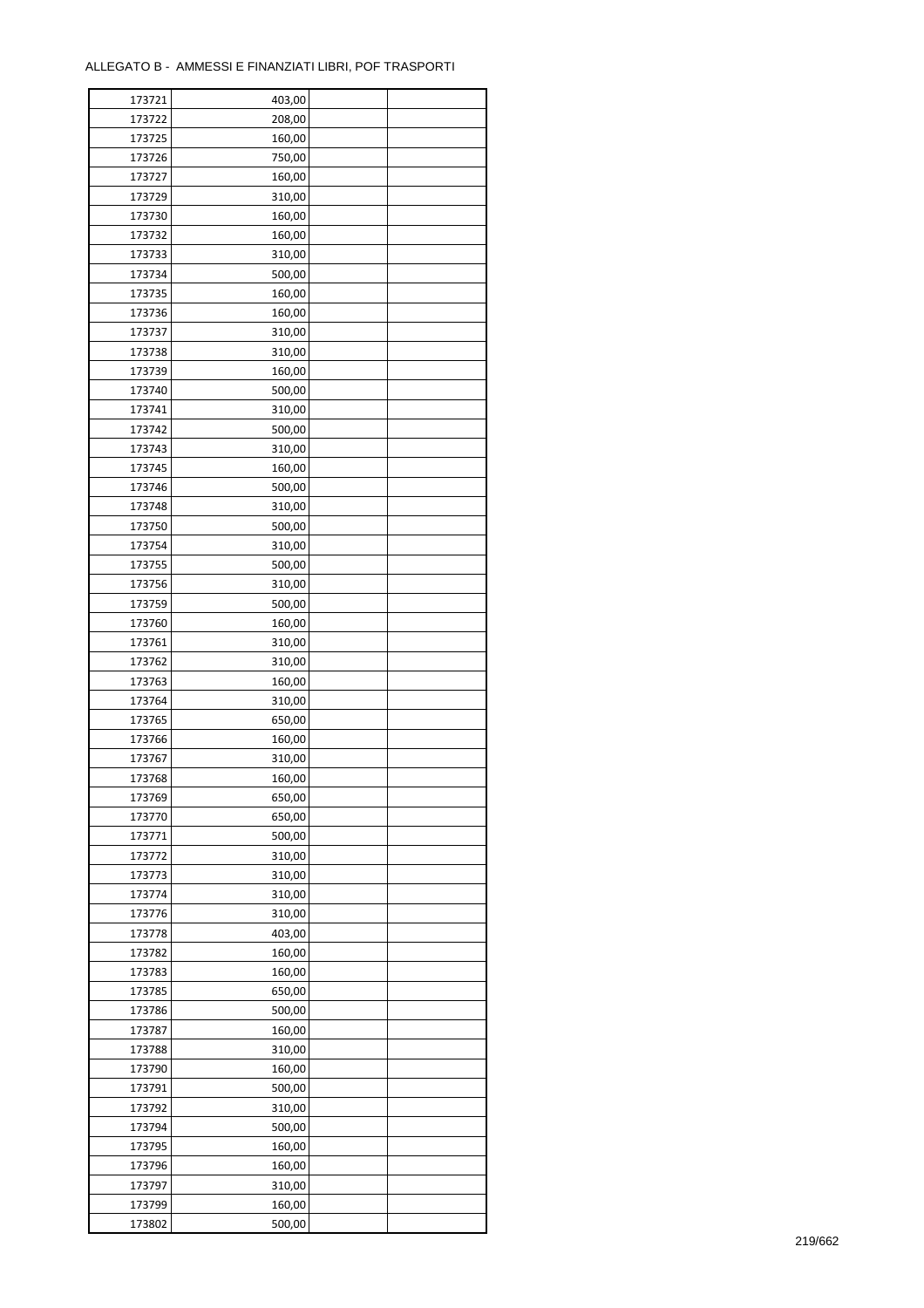ALLEGATO B - AMMESSI E FINANZIATI LIBRI, POF TRASPORTI

| | | | |
|---|---|---|---|
| 173721 | 403,00 | | |
| 173722 | 208,00 | | |
| 173725 | 160,00 | | |
| 173726 | 750,00 | | |
| 173727 | 160,00 | | |
| 173729 | 310,00 | | |
| 173730 | 160,00 | | |
| 173732 | 160,00 | | |
| 173733 | 310,00 | | |
| 173734 | 500,00 | | |
| 173735 | 160,00 | | |
| 173736 | 160,00 | | |
| 173737 | 310,00 | | |
| 173738 | 310,00 | | |
| 173739 | 160,00 | | |
| 173740 | 500,00 | | |
| 173741 | 310,00 | | |
| 173742 | 500,00 | | |
| 173743 | 310,00 | | |
| 173745 | 160,00 | | |
| 173746 | 500,00 | | |
| 173748 | 310,00 | | |
| 173750 | 500,00 | | |
| 173754 | 310,00 | | |
| 173755 | 500,00 | | |
| 173756 | 310,00 | | |
| 173759 | 500,00 | | |
| 173760 | 160,00 | | |
| 173761 | 310,00 | | |
| 173762 | 310,00 | | |
| 173763 | 160,00 | | |
| 173764 | 310,00 | | |
| 173765 | 650,00 | | |
| 173766 | 160,00 | | |
| 173767 | 310,00 | | |
| 173768 | 160,00 | | |
| 173769 | 650,00 | | |
| 173770 | 650,00 | | |
| 173771 | 500,00 | | |
| 173772 | 310,00 | | |
| 173773 | 310,00 | | |
| 173774 | 310,00 | | |
| 173776 | 310,00 | | |
| 173778 | 403,00 | | |
| 173782 | 160,00 | | |
| 173783 | 160,00 | | |
| 173785 | 650,00 | | |
| 173786 | 500,00 | | |
| 173787 | 160,00 | | |
| 173788 | 310,00 | | |
| 173790 | 160,00 | | |
| 173791 | 500,00 | | |
| 173792 | 310,00 | | |
| 173794 | 500,00 | | |
| 173795 | 160,00 | | |
| 173796 | 160,00 | | |
| 173797 | 310,00 | | |
| 173799 | 160,00 | | |
| 173802 | 500,00 | | |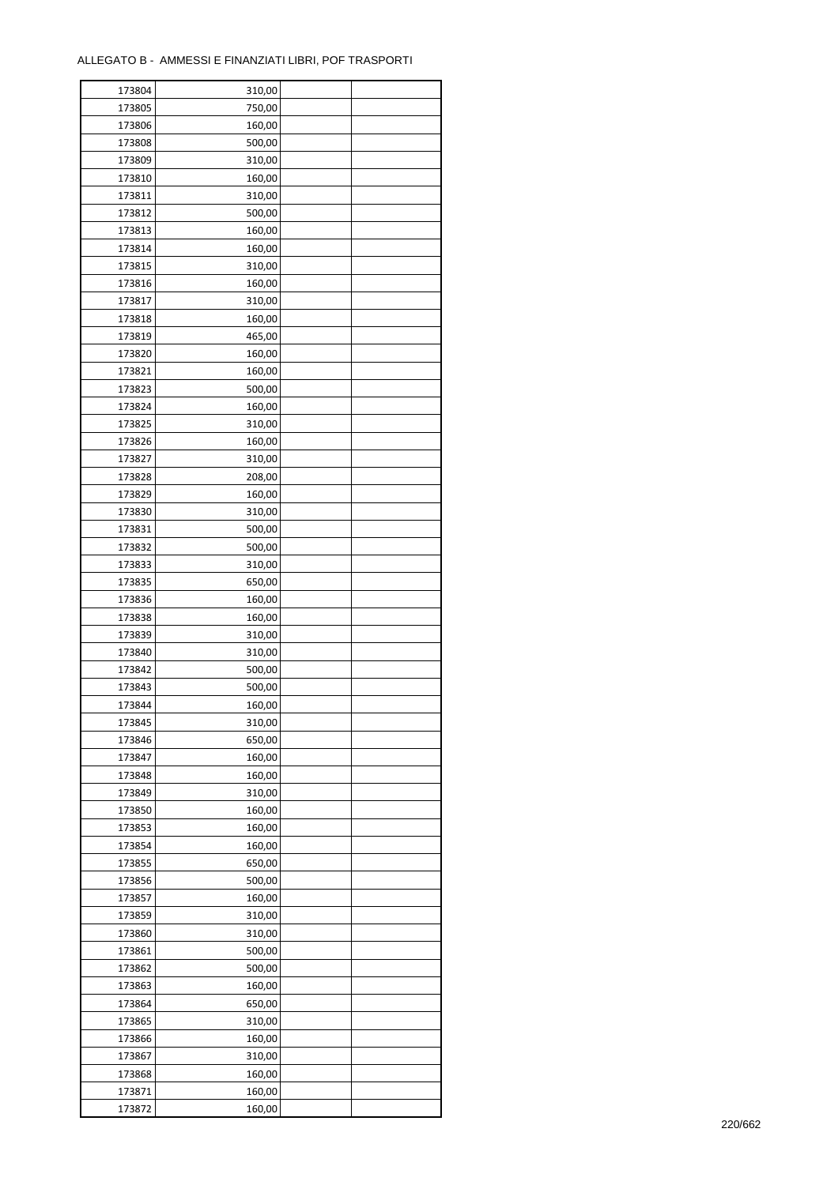ALLEGATO B - AMMESSI E FINANZIATI LIBRI, POF TRASPORTI

| | | | |
|---|---|---|---|
| 173804 | 310,00 | | |
| 173805 | 750,00 | | |
| 173806 | 160,00 | | |
| 173808 | 500,00 | | |
| 173809 | 310,00 | | |
| 173810 | 160,00 | | |
| 173811 | 310,00 | | |
| 173812 | 500,00 | | |
| 173813 | 160,00 | | |
| 173814 | 160,00 | | |
| 173815 | 310,00 | | |
| 173816 | 160,00 | | |
| 173817 | 310,00 | | |
| 173818 | 160,00 | | |
| 173819 | 465,00 | | |
| 173820 | 160,00 | | |
| 173821 | 160,00 | | |
| 173823 | 500,00 | | |
| 173824 | 160,00 | | |
| 173825 | 310,00 | | |
| 173826 | 160,00 | | |
| 173827 | 310,00 | | |
| 173828 | 208,00 | | |
| 173829 | 160,00 | | |
| 173830 | 310,00 | | |
| 173831 | 500,00 | | |
| 173832 | 500,00 | | |
| 173833 | 310,00 | | |
| 173835 | 650,00 | | |
| 173836 | 160,00 | | |
| 173838 | 160,00 | | |
| 173839 | 310,00 | | |
| 173840 | 310,00 | | |
| 173842 | 500,00 | | |
| 173843 | 500,00 | | |
| 173844 | 160,00 | | |
| 173845 | 310,00 | | |
| 173846 | 650,00 | | |
| 173847 | 160,00 | | |
| 173848 | 160,00 | | |
| 173849 | 310,00 | | |
| 173850 | 160,00 | | |
| 173853 | 160,00 | | |
| 173854 | 160,00 | | |
| 173855 | 650,00 | | |
| 173856 | 500,00 | | |
| 173857 | 160,00 | | |
| 173859 | 310,00 | | |
| 173860 | 310,00 | | |
| 173861 | 500,00 | | |
| 173862 | 500,00 | | |
| 173863 | 160,00 | | |
| 173864 | 650,00 | | |
| 173865 | 310,00 | | |
| 173866 | 160,00 | | |
| 173867 | 310,00 | | |
| 173868 | 160,00 | | |
| 173871 | 160,00 | | |
| 173872 | 160,00 | | |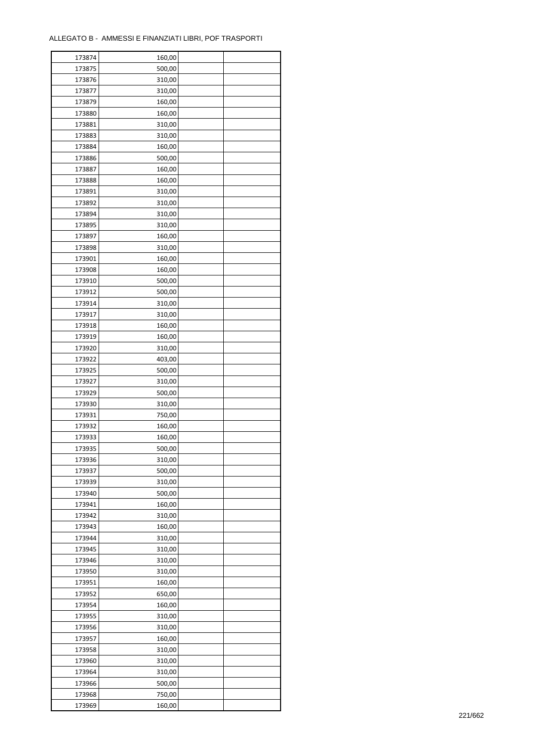ALLEGATO B - AMMESSI E FINANZIATI LIBRI, POF TRASPORTI

| | | | |
|---|---|---|---|
| 173874 | 160,00 | | |
| 173875 | 500,00 | | |
| 173876 | 310,00 | | |
| 173877 | 310,00 | | |
| 173879 | 160,00 | | |
| 173880 | 160,00 | | |
| 173881 | 310,00 | | |
| 173883 | 310,00 | | |
| 173884 | 160,00 | | |
| 173886 | 500,00 | | |
| 173887 | 160,00 | | |
| 173888 | 160,00 | | |
| 173891 | 310,00 | | |
| 173892 | 310,00 | | |
| 173894 | 310,00 | | |
| 173895 | 310,00 | | |
| 173897 | 160,00 | | |
| 173898 | 310,00 | | |
| 173901 | 160,00 | | |
| 173908 | 160,00 | | |
| 173910 | 500,00 | | |
| 173912 | 500,00 | | |
| 173914 | 310,00 | | |
| 173917 | 310,00 | | |
| 173918 | 160,00 | | |
| 173919 | 160,00 | | |
| 173920 | 310,00 | | |
| 173922 | 403,00 | | |
| 173925 | 500,00 | | |
| 173927 | 310,00 | | |
| 173929 | 500,00 | | |
| 173930 | 310,00 | | |
| 173931 | 750,00 | | |
| 173932 | 160,00 | | |
| 173933 | 160,00 | | |
| 173935 | 500,00 | | |
| 173936 | 310,00 | | |
| 173937 | 500,00 | | |
| 173939 | 310,00 | | |
| 173940 | 500,00 | | |
| 173941 | 160,00 | | |
| 173942 | 310,00 | | |
| 173943 | 160,00 | | |
| 173944 | 310,00 | | |
| 173945 | 310,00 | | |
| 173946 | 310,00 | | |
| 173950 | 310,00 | | |
| 173951 | 160,00 | | |
| 173952 | 650,00 | | |
| 173954 | 160,00 | | |
| 173955 | 310,00 | | |
| 173956 | 310,00 | | |
| 173957 | 160,00 | | |
| 173958 | 310,00 | | |
| 173960 | 310,00 | | |
| 173964 | 310,00 | | |
| 173966 | 500,00 | | |
| 173968 | 750,00 | | |
| 173969 | 160,00 | | |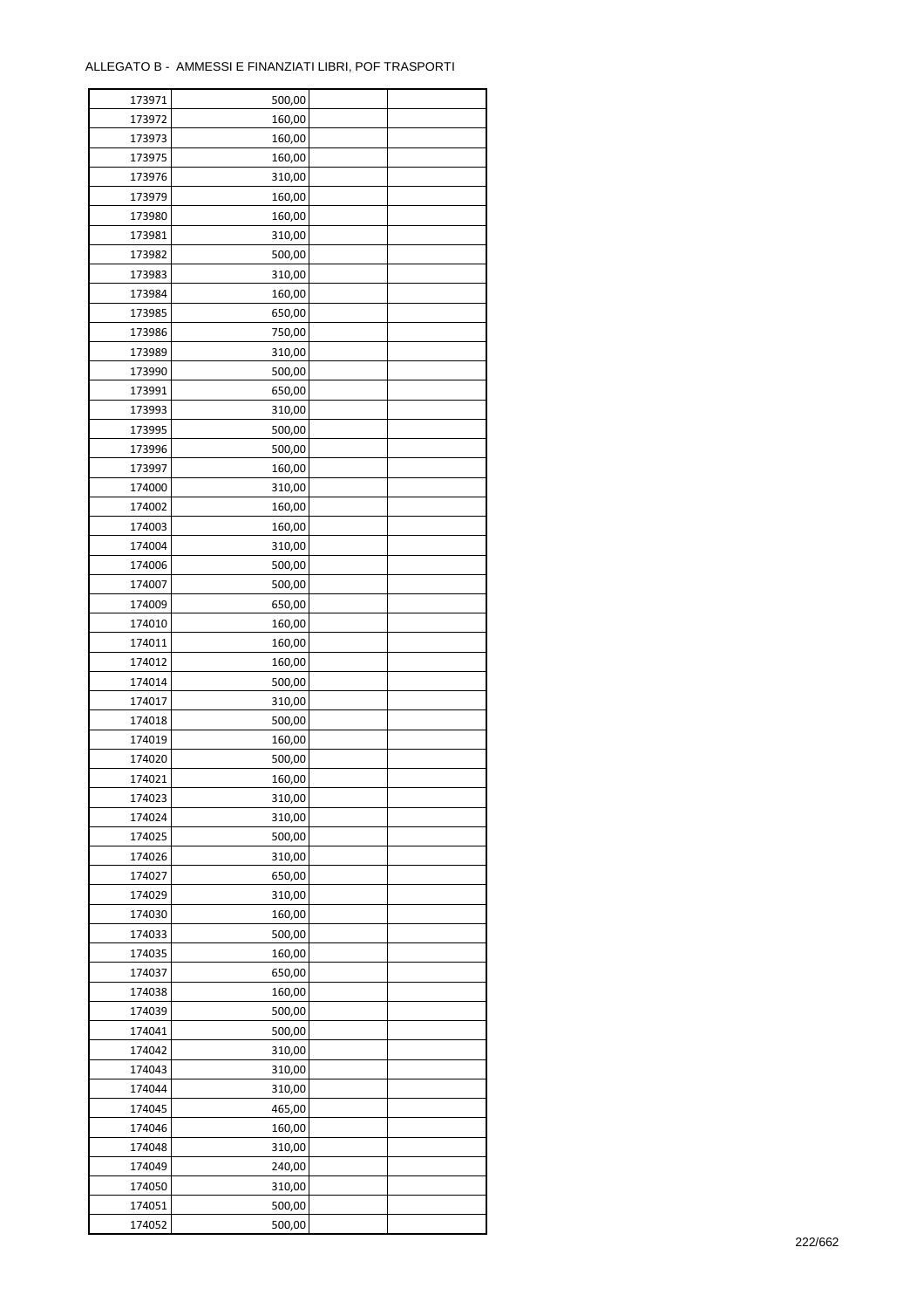ALLEGATO B - AMMESSI E FINANZIATI LIBRI, POF TRASPORTI

| | | | |
|---|---|---|---|
| 173971 | 500,00 | | |
| 173972 | 160,00 | | |
| 173973 | 160,00 | | |
| 173975 | 160,00 | | |
| 173976 | 310,00 | | |
| 173979 | 160,00 | | |
| 173980 | 160,00 | | |
| 173981 | 310,00 | | |
| 173982 | 500,00 | | |
| 173983 | 310,00 | | |
| 173984 | 160,00 | | |
| 173985 | 650,00 | | |
| 173986 | 750,00 | | |
| 173989 | 310,00 | | |
| 173990 | 500,00 | | |
| 173991 | 650,00 | | |
| 173993 | 310,00 | | |
| 173995 | 500,00 | | |
| 173996 | 500,00 | | |
| 173997 | 160,00 | | |
| 174000 | 310,00 | | |
| 174002 | 160,00 | | |
| 174003 | 160,00 | | |
| 174004 | 310,00 | | |
| 174006 | 500,00 | | |
| 174007 | 500,00 | | |
| 174009 | 650,00 | | |
| 174010 | 160,00 | | |
| 174011 | 160,00 | | |
| 174012 | 160,00 | | |
| 174014 | 500,00 | | |
| 174017 | 310,00 | | |
| 174018 | 500,00 | | |
| 174019 | 160,00 | | |
| 174020 | 500,00 | | |
| 174021 | 160,00 | | |
| 174023 | 310,00 | | |
| 174024 | 310,00 | | |
| 174025 | 500,00 | | |
| 174026 | 310,00 | | |
| 174027 | 650,00 | | |
| 174029 | 310,00 | | |
| 174030 | 160,00 | | |
| 174033 | 500,00 | | |
| 174035 | 160,00 | | |
| 174037 | 650,00 | | |
| 174038 | 160,00 | | |
| 174039 | 500,00 | | |
| 174041 | 500,00 | | |
| 174042 | 310,00 | | |
| 174043 | 310,00 | | |
| 174044 | 310,00 | | |
| 174045 | 465,00 | | |
| 174046 | 160,00 | | |
| 174048 | 310,00 | | |
| 174049 | 240,00 | | |
| 174050 | 310,00 | | |
| 174051 | 500,00 | | |
| 174052 | 500,00 | | |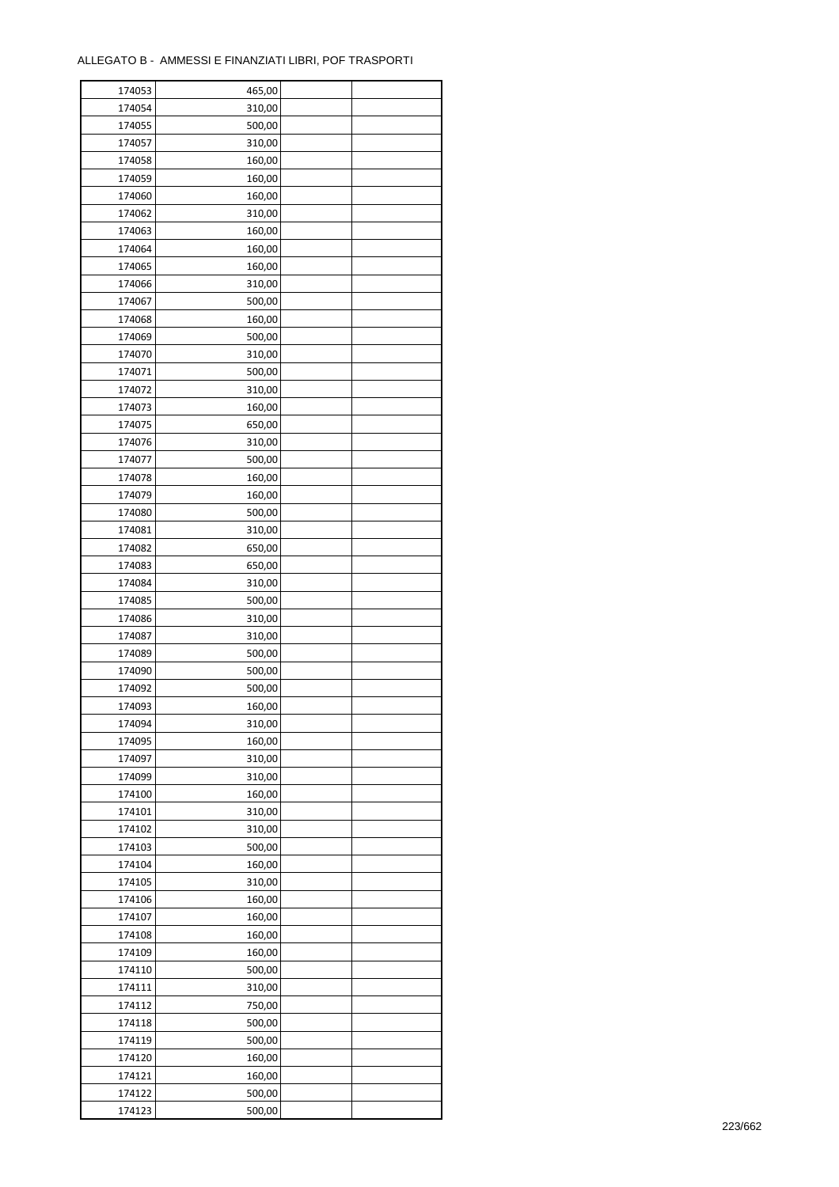ALLEGATO B - AMMESSI E FINANZIATI LIBRI, POF TRASPORTI

| | | | |
|---|---|---|---|
| 174053 | 465,00 | | |
| 174054 | 310,00 | | |
| 174055 | 500,00 | | |
| 174057 | 310,00 | | |
| 174058 | 160,00 | | |
| 174059 | 160,00 | | |
| 174060 | 160,00 | | |
| 174062 | 310,00 | | |
| 174063 | 160,00 | | |
| 174064 | 160,00 | | |
| 174065 | 160,00 | | |
| 174066 | 310,00 | | |
| 174067 | 500,00 | | |
| 174068 | 160,00 | | |
| 174069 | 500,00 | | |
| 174070 | 310,00 | | |
| 174071 | 500,00 | | |
| 174072 | 310,00 | | |
| 174073 | 160,00 | | |
| 174075 | 650,00 | | |
| 174076 | 310,00 | | |
| 174077 | 500,00 | | |
| 174078 | 160,00 | | |
| 174079 | 160,00 | | |
| 174080 | 500,00 | | |
| 174081 | 310,00 | | |
| 174082 | 650,00 | | |
| 174083 | 650,00 | | |
| 174084 | 310,00 | | |
| 174085 | 500,00 | | |
| 174086 | 310,00 | | |
| 174087 | 310,00 | | |
| 174089 | 500,00 | | |
| 174090 | 500,00 | | |
| 174092 | 500,00 | | |
| 174093 | 160,00 | | |
| 174094 | 310,00 | | |
| 174095 | 160,00 | | |
| 174097 | 310,00 | | |
| 174099 | 310,00 | | |
| 174100 | 160,00 | | |
| 174101 | 310,00 | | |
| 174102 | 310,00 | | |
| 174103 | 500,00 | | |
| 174104 | 160,00 | | |
| 174105 | 310,00 | | |
| 174106 | 160,00 | | |
| 174107 | 160,00 | | |
| 174108 | 160,00 | | |
| 174109 | 160,00 | | |
| 174110 | 500,00 | | |
| 174111 | 310,00 | | |
| 174112 | 750,00 | | |
| 174118 | 500,00 | | |
| 174119 | 500,00 | | |
| 174120 | 160,00 | | |
| 174121 | 160,00 | | |
| 174122 | 500,00 | | |
| 174123 | 500,00 | | |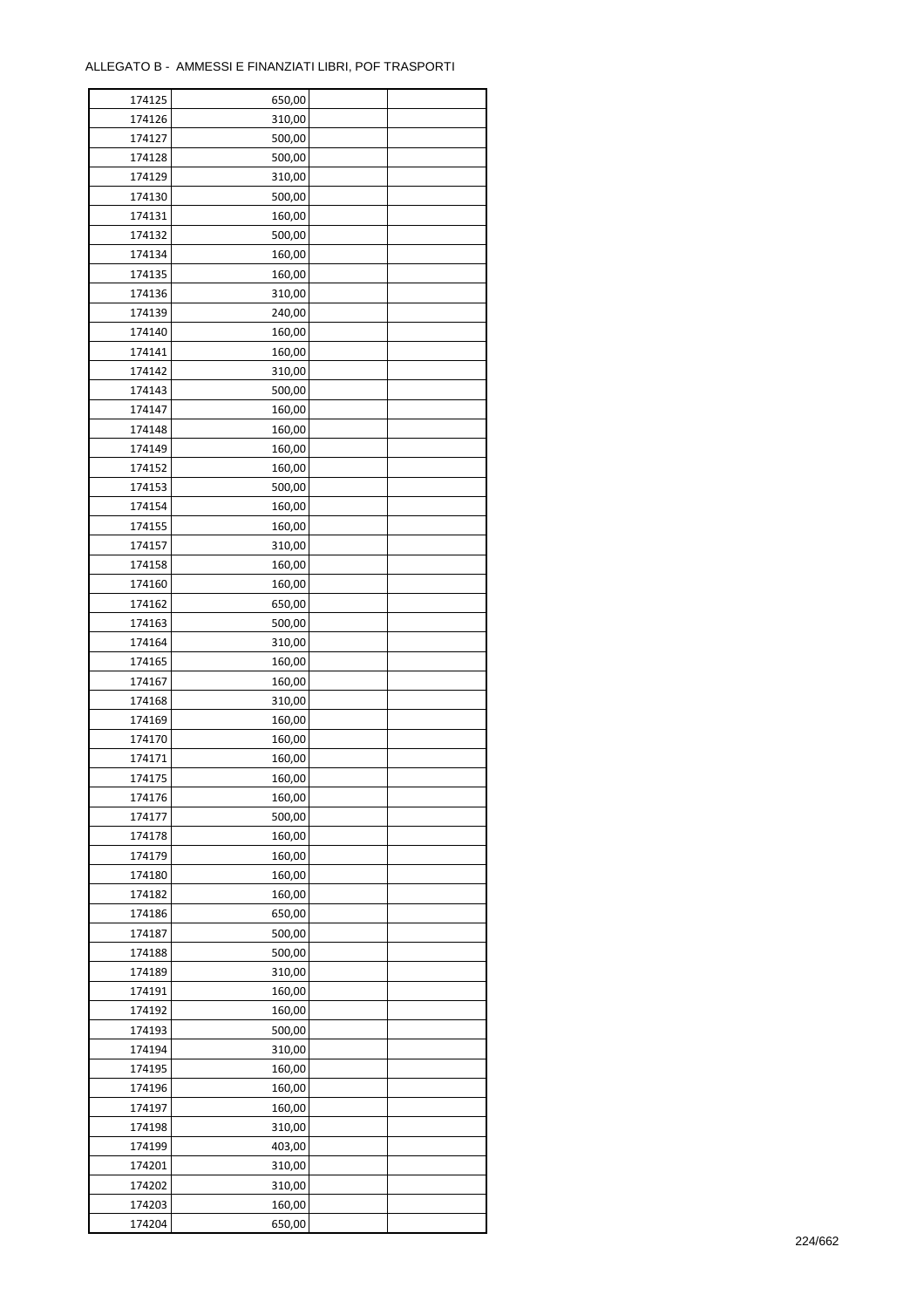ALLEGATO B - AMMESSI E FINANZIATI LIBRI, POF TRASPORTI

| | | | |
|---|---|---|---|
| 174125 | 650,00 | | |
| 174126 | 310,00 | | |
| 174127 | 500,00 | | |
| 174128 | 500,00 | | |
| 174129 | 310,00 | | |
| 174130 | 500,00 | | |
| 174131 | 160,00 | | |
| 174132 | 500,00 | | |
| 174134 | 160,00 | | |
| 174135 | 160,00 | | |
| 174136 | 310,00 | | |
| 174139 | 240,00 | | |
| 174140 | 160,00 | | |
| 174141 | 160,00 | | |
| 174142 | 310,00 | | |
| 174143 | 500,00 | | |
| 174147 | 160,00 | | |
| 174148 | 160,00 | | |
| 174149 | 160,00 | | |
| 174152 | 160,00 | | |
| 174153 | 500,00 | | |
| 174154 | 160,00 | | |
| 174155 | 160,00 | | |
| 174157 | 310,00 | | |
| 174158 | 160,00 | | |
| 174160 | 160,00 | | |
| 174162 | 650,00 | | |
| 174163 | 500,00 | | |
| 174164 | 310,00 | | |
| 174165 | 160,00 | | |
| 174167 | 160,00 | | |
| 174168 | 310,00 | | |
| 174169 | 160,00 | | |
| 174170 | 160,00 | | |
| 174171 | 160,00 | | |
| 174175 | 160,00 | | |
| 174176 | 160,00 | | |
| 174177 | 500,00 | | |
| 174178 | 160,00 | | |
| 174179 | 160,00 | | |
| 174180 | 160,00 | | |
| 174182 | 160,00 | | |
| 174186 | 650,00 | | |
| 174187 | 500,00 | | |
| 174188 | 500,00 | | |
| 174189 | 310,00 | | |
| 174191 | 160,00 | | |
| 174192 | 160,00 | | |
| 174193 | 500,00 | | |
| 174194 | 310,00 | | |
| 174195 | 160,00 | | |
| 174196 | 160,00 | | |
| 174197 | 160,00 | | |
| 174198 | 310,00 | | |
| 174199 | 403,00 | | |
| 174201 | 310,00 | | |
| 174202 | 310,00 | | |
| 174203 | 160,00 | | |
| 174204 | 650,00 | | |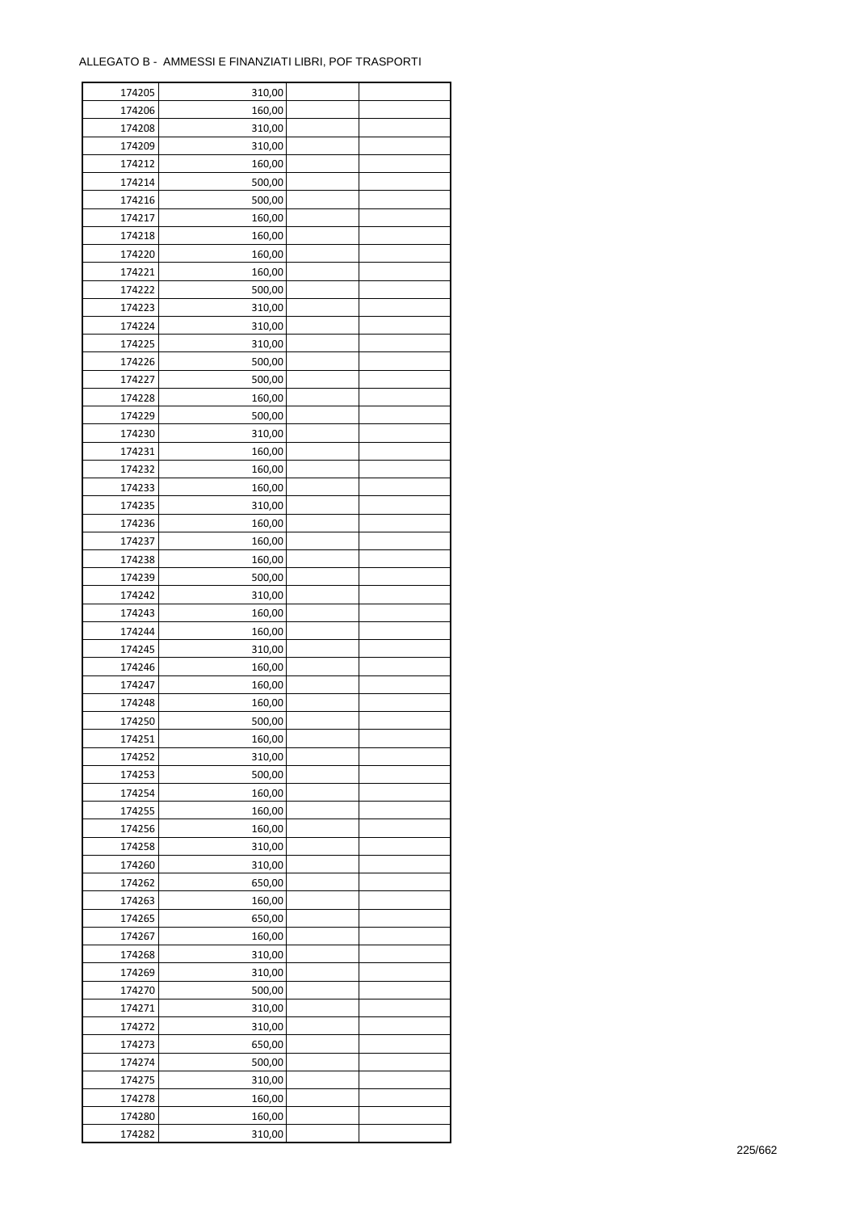ALLEGATO B - AMMESSI E FINANZIATI LIBRI, POF TRASPORTI

| | | | |
|---|---|---|---|
| 174205 | 310,00 | | |
| 174206 | 160,00 | | |
| 174208 | 310,00 | | |
| 174209 | 310,00 | | |
| 174212 | 160,00 | | |
| 174214 | 500,00 | | |
| 174216 | 500,00 | | |
| 174217 | 160,00 | | |
| 174218 | 160,00 | | |
| 174220 | 160,00 | | |
| 174221 | 160,00 | | |
| 174222 | 500,00 | | |
| 174223 | 310,00 | | |
| 174224 | 310,00 | | |
| 174225 | 310,00 | | |
| 174226 | 500,00 | | |
| 174227 | 500,00 | | |
| 174228 | 160,00 | | |
| 174229 | 500,00 | | |
| 174230 | 310,00 | | |
| 174231 | 160,00 | | |
| 174232 | 160,00 | | |
| 174233 | 160,00 | | |
| 174235 | 310,00 | | |
| 174236 | 160,00 | | |
| 174237 | 160,00 | | |
| 174238 | 160,00 | | |
| 174239 | 500,00 | | |
| 174242 | 310,00 | | |
| 174243 | 160,00 | | |
| 174244 | 160,00 | | |
| 174245 | 310,00 | | |
| 174246 | 160,00 | | |
| 174247 | 160,00 | | |
| 174248 | 160,00 | | |
| 174250 | 500,00 | | |
| 174251 | 160,00 | | |
| 174252 | 310,00 | | |
| 174253 | 500,00 | | |
| 174254 | 160,00 | | |
| 174255 | 160,00 | | |
| 174256 | 160,00 | | |
| 174258 | 310,00 | | |
| 174260 | 310,00 | | |
| 174262 | 650,00 | | |
| 174263 | 160,00 | | |
| 174265 | 650,00 | | |
| 174267 | 160,00 | | |
| 174268 | 310,00 | | |
| 174269 | 310,00 | | |
| 174270 | 500,00 | | |
| 174271 | 310,00 | | |
| 174272 | 310,00 | | |
| 174273 | 650,00 | | |
| 174274 | 500,00 | | |
| 174275 | 310,00 | | |
| 174278 | 160,00 | | |
| 174280 | 160,00 | | |
| 174282 | 310,00 | | |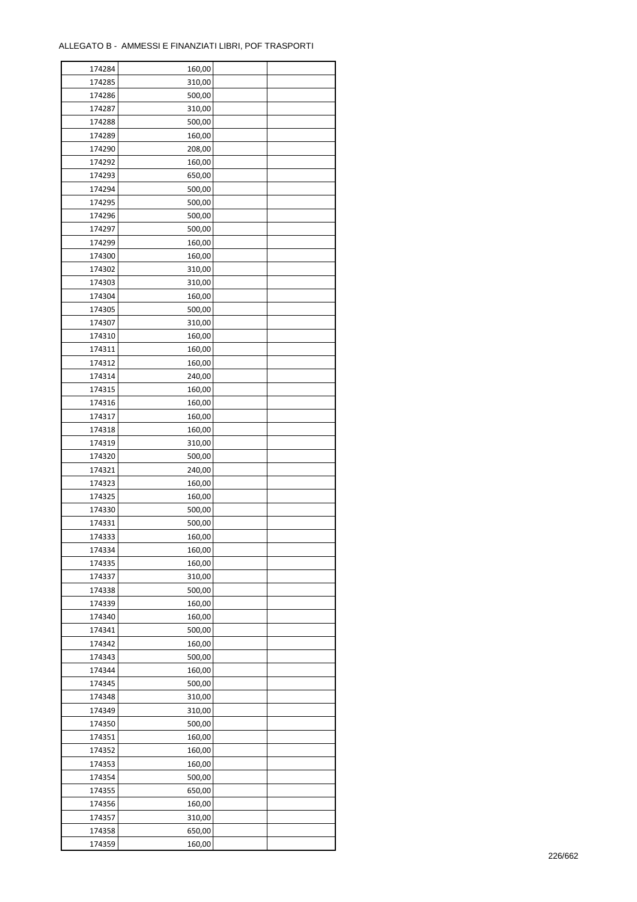ALLEGATO B - AMMESSI E FINANZIATI LIBRI, POF TRASPORTI

| 174284 | 160,00 | | |
|---|---|---|---|
| 174285 | 310,00 | | |
| 174286 | 500,00 | | |
| 174287 | 310,00 | | |
| 174288 | 500,00 | | |
| 174289 | 160,00 | | |
| 174290 | 208,00 | | |
| 174292 | 160,00 | | |
| 174293 | 650,00 | | |
| 174294 | 500,00 | | |
| 174295 | 500,00 | | |
| 174296 | 500,00 | | |
| 174297 | 500,00 | | |
| 174299 | 160,00 | | |
| 174300 | 160,00 | | |
| 174302 | 310,00 | | |
| 174303 | 310,00 | | |
| 174304 | 160,00 | | |
| 174305 | 500,00 | | |
| 174307 | 310,00 | | |
| 174310 | 160,00 | | |
| 174311 | 160,00 | | |
| 174312 | 160,00 | | |
| 174314 | 240,00 | | |
| 174315 | 160,00 | | |
| 174316 | 160,00 | | |
| 174317 | 160,00 | | |
| 174318 | 160,00 | | |
| 174319 | 310,00 | | |
| 174320 | 500,00 | | |
| 174321 | 240,00 | | |
| 174323 | 160,00 | | |
| 174325 | 160,00 | | |
| 174330 | 500,00 | | |
| 174331 | 500,00 | | |
| 174333 | 160,00 | | |
| 174334 | 160,00 | | |
| 174335 | 160,00 | | |
| 174337 | 310,00 | | |
| 174338 | 500,00 | | |
| 174339 | 160,00 | | |
| 174340 | 160,00 | | |
| 174341 | 500,00 | | |
| 174342 | 160,00 | | |
| 174343 | 500,00 | | |
| 174344 | 160,00 | | |
| 174345 | 500,00 | | |
| 174348 | 310,00 | | |
| 174349 | 310,00 | | |
| 174350 | 500,00 | | |
| 174351 | 160,00 | | |
| 174352 | 160,00 | | |
| 174353 | 160,00 | | |
| 174354 | 500,00 | | |
| 174355 | 650,00 | | |
| 174356 | 160,00 | | |
| 174357 | 310,00 | | |
| 174358 | 650,00 | | |
| 174359 | 160,00 | | |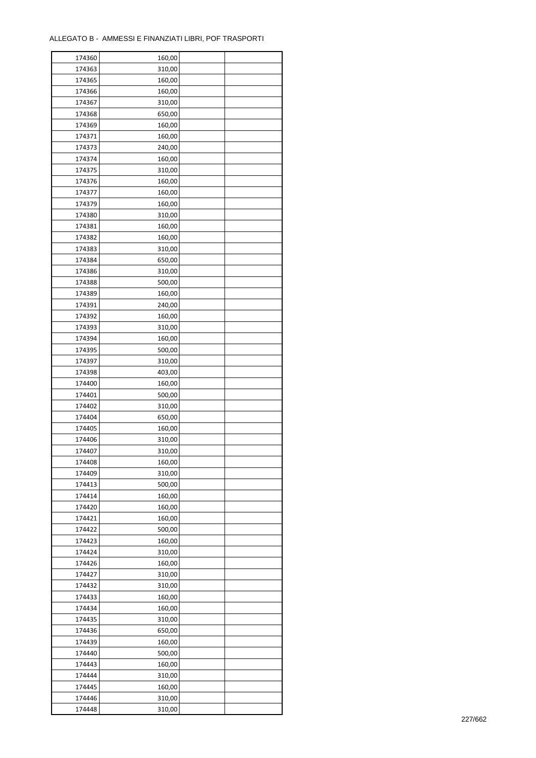ALLEGATO B - AMMESSI E FINANZIATI LIBRI, POF TRASPORTI

| | | | |
|---|---|---|---|
| 174360 | 160,00 | | |
| 174363 | 310,00 | | |
| 174365 | 160,00 | | |
| 174366 | 160,00 | | |
| 174367 | 310,00 | | |
| 174368 | 650,00 | | |
| 174369 | 160,00 | | |
| 174371 | 160,00 | | |
| 174373 | 240,00 | | |
| 174374 | 160,00 | | |
| 174375 | 310,00 | | |
| 174376 | 160,00 | | |
| 174377 | 160,00 | | |
| 174379 | 160,00 | | |
| 174380 | 310,00 | | |
| 174381 | 160,00 | | |
| 174382 | 160,00 | | |
| 174383 | 310,00 | | |
| 174384 | 650,00 | | |
| 174386 | 310,00 | | |
| 174388 | 500,00 | | |
| 174389 | 160,00 | | |
| 174391 | 240,00 | | |
| 174392 | 160,00 | | |
| 174393 | 310,00 | | |
| 174394 | 160,00 | | |
| 174395 | 500,00 | | |
| 174397 | 310,00 | | |
| 174398 | 403,00 | | |
| 174400 | 160,00 | | |
| 174401 | 500,00 | | |
| 174402 | 310,00 | | |
| 174404 | 650,00 | | |
| 174405 | 160,00 | | |
| 174406 | 310,00 | | |
| 174407 | 310,00 | | |
| 174408 | 160,00 | | |
| 174409 | 310,00 | | |
| 174413 | 500,00 | | |
| 174414 | 160,00 | | |
| 174420 | 160,00 | | |
| 174421 | 160,00 | | |
| 174422 | 500,00 | | |
| 174423 | 160,00 | | |
| 174424 | 310,00 | | |
| 174426 | 160,00 | | |
| 174427 | 310,00 | | |
| 174432 | 310,00 | | |
| 174433 | 160,00 | | |
| 174434 | 160,00 | | |
| 174435 | 310,00 | | |
| 174436 | 650,00 | | |
| 174439 | 160,00 | | |
| 174440 | 500,00 | | |
| 174443 | 160,00 | | |
| 174444 | 310,00 | | |
| 174445 | 160,00 | | |
| 174446 | 310,00 | | |
| 174448 | 310,00 | | |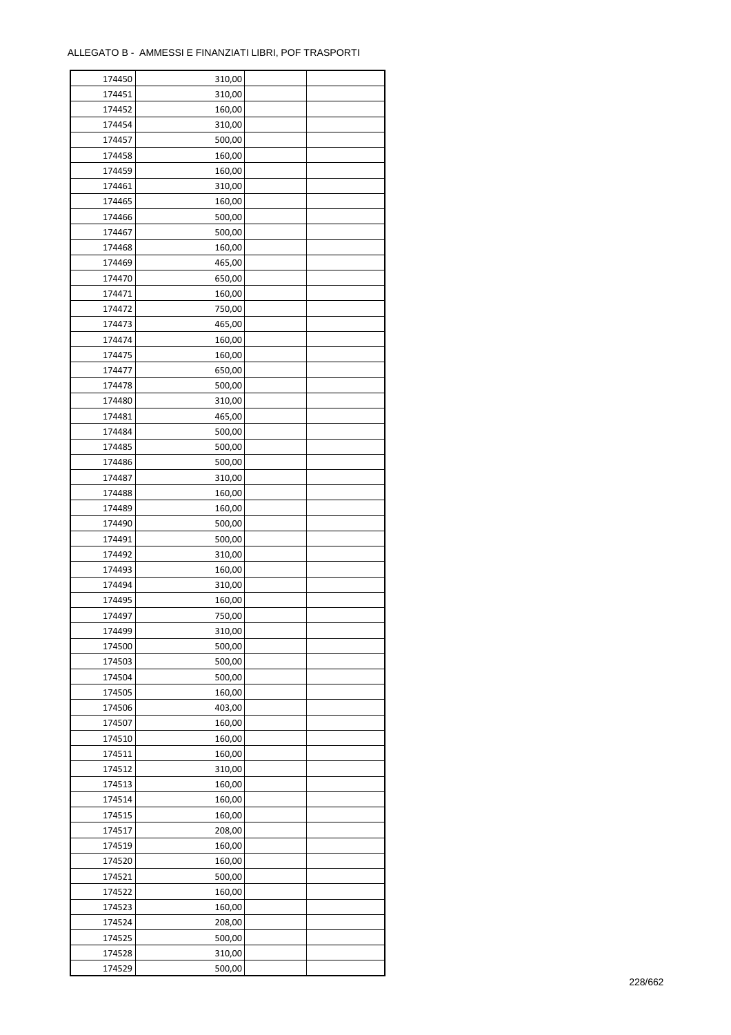ALLEGATO B - AMMESSI E FINANZIATI LIBRI, POF TRASPORTI

| | | | |
|---|---|---|---|
| 174450 | 310,00 | | |
| 174451 | 310,00 | | |
| 174452 | 160,00 | | |
| 174454 | 310,00 | | |
| 174457 | 500,00 | | |
| 174458 | 160,00 | | |
| 174459 | 160,00 | | |
| 174461 | 310,00 | | |
| 174465 | 160,00 | | |
| 174466 | 500,00 | | |
| 174467 | 500,00 | | |
| 174468 | 160,00 | | |
| 174469 | 465,00 | | |
| 174470 | 650,00 | | |
| 174471 | 160,00 | | |
| 174472 | 750,00 | | |
| 174473 | 465,00 | | |
| 174474 | 160,00 | | |
| 174475 | 160,00 | | |
| 174477 | 650,00 | | |
| 174478 | 500,00 | | |
| 174480 | 310,00 | | |
| 174481 | 465,00 | | |
| 174484 | 500,00 | | |
| 174485 | 500,00 | | |
| 174486 | 500,00 | | |
| 174487 | 310,00 | | |
| 174488 | 160,00 | | |
| 174489 | 160,00 | | |
| 174490 | 500,00 | | |
| 174491 | 500,00 | | |
| 174492 | 310,00 | | |
| 174493 | 160,00 | | |
| 174494 | 310,00 | | |
| 174495 | 160,00 | | |
| 174497 | 750,00 | | |
| 174499 | 310,00 | | |
| 174500 | 500,00 | | |
| 174503 | 500,00 | | |
| 174504 | 500,00 | | |
| 174505 | 160,00 | | |
| 174506 | 403,00 | | |
| 174507 | 160,00 | | |
| 174510 | 160,00 | | |
| 174511 | 160,00 | | |
| 174512 | 310,00 | | |
| 174513 | 160,00 | | |
| 174514 | 160,00 | | |
| 174515 | 160,00 | | |
| 174517 | 208,00 | | |
| 174519 | 160,00 | | |
| 174520 | 160,00 | | |
| 174521 | 500,00 | | |
| 174522 | 160,00 | | |
| 174523 | 160,00 | | |
| 174524 | 208,00 | | |
| 174525 | 500,00 | | |
| 174528 | 310,00 | | |
| 174529 | 500,00 | | |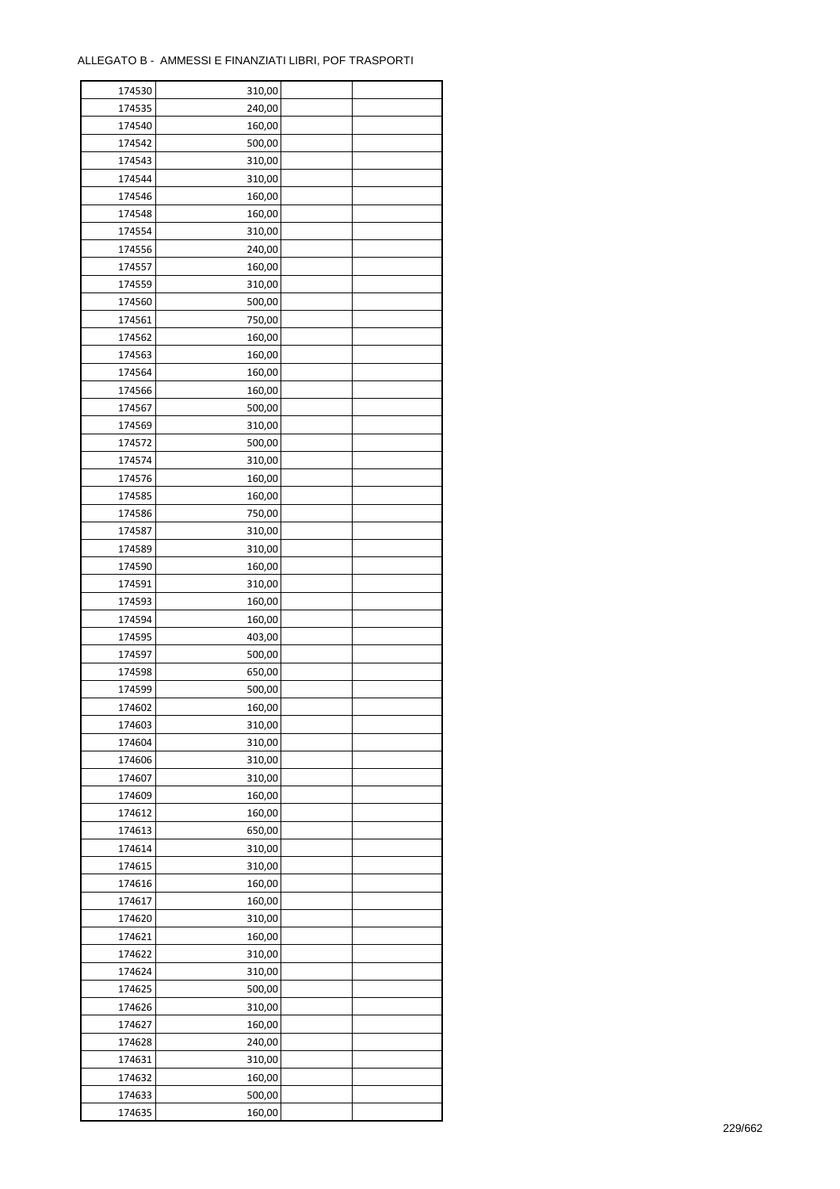ALLEGATO B - AMMESSI E FINANZIATI LIBRI, POF TRASPORTI

| | | | |
|---|---|---|---|
| 174530 | 310,00 | | |
| 174535 | 240,00 | | |
| 174540 | 160,00 | | |
| 174542 | 500,00 | | |
| 174543 | 310,00 | | |
| 174544 | 310,00 | | |
| 174546 | 160,00 | | |
| 174548 | 160,00 | | |
| 174554 | 310,00 | | |
| 174556 | 240,00 | | |
| 174557 | 160,00 | | |
| 174559 | 310,00 | | |
| 174560 | 500,00 | | |
| 174561 | 750,00 | | |
| 174562 | 160,00 | | |
| 174563 | 160,00 | | |
| 174564 | 160,00 | | |
| 174566 | 160,00 | | |
| 174567 | 500,00 | | |
| 174569 | 310,00 | | |
| 174572 | 500,00 | | |
| 174574 | 310,00 | | |
| 174576 | 160,00 | | |
| 174585 | 160,00 | | |
| 174586 | 750,00 | | |
| 174587 | 310,00 | | |
| 174589 | 310,00 | | |
| 174590 | 160,00 | | |
| 174591 | 310,00 | | |
| 174593 | 160,00 | | |
| 174594 | 160,00 | | |
| 174595 | 403,00 | | |
| 174597 | 500,00 | | |
| 174598 | 650,00 | | |
| 174599 | 500,00 | | |
| 174602 | 160,00 | | |
| 174603 | 310,00 | | |
| 174604 | 310,00 | | |
| 174606 | 310,00 | | |
| 174607 | 310,00 | | |
| 174609 | 160,00 | | |
| 174612 | 160,00 | | |
| 174613 | 650,00 | | |
| 174614 | 310,00 | | |
| 174615 | 310,00 | | |
| 174616 | 160,00 | | |
| 174617 | 160,00 | | |
| 174620 | 310,00 | | |
| 174621 | 160,00 | | |
| 174622 | 310,00 | | |
| 174624 | 310,00 | | |
| 174625 | 500,00 | | |
| 174626 | 310,00 | | |
| 174627 | 160,00 | | |
| 174628 | 240,00 | | |
| 174631 | 310,00 | | |
| 174632 | 160,00 | | |
| 174633 | 500,00 | | |
| 174635 | 160,00 | | |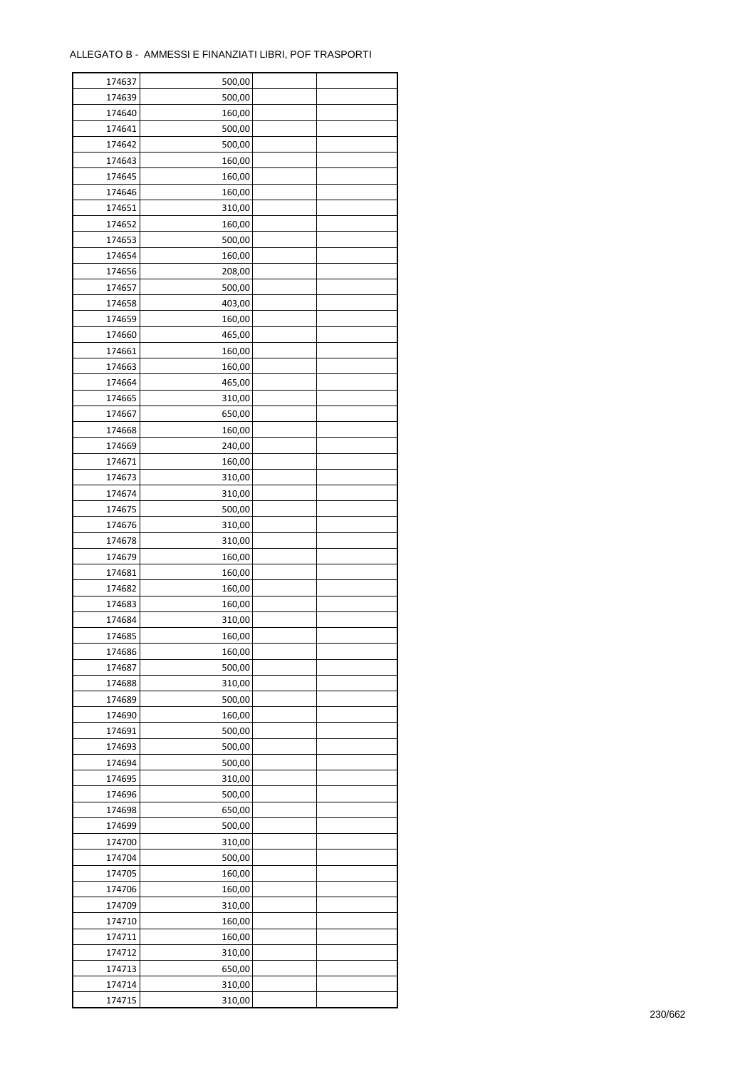ALLEGATO B - AMMESSI E FINANZIATI LIBRI, POF TRASPORTI

| 174637 | 500,00 | | |
|---|---|---|---|
| 174639 | 500,00 | | |
| 174640 | 160,00 | | |
| 174641 | 500,00 | | |
| 174642 | 500,00 | | |
| 174643 | 160,00 | | |
| 174645 | 160,00 | | |
| 174646 | 160,00 | | |
| 174651 | 310,00 | | |
| 174652 | 160,00 | | |
| 174653 | 500,00 | | |
| 174654 | 160,00 | | |
| 174656 | 208,00 | | |
| 174657 | 500,00 | | |
| 174658 | 403,00 | | |
| 174659 | 160,00 | | |
| 174660 | 465,00 | | |
| 174661 | 160,00 | | |
| 174663 | 160,00 | | |
| 174664 | 465,00 | | |
| 174665 | 310,00 | | |
| 174667 | 650,00 | | |
| 174668 | 160,00 | | |
| 174669 | 240,00 | | |
| 174671 | 160,00 | | |
| 174673 | 310,00 | | |
| 174674 | 310,00 | | |
| 174675 | 500,00 | | |
| 174676 | 310,00 | | |
| 174678 | 310,00 | | |
| 174679 | 160,00 | | |
| 174681 | 160,00 | | |
| 174682 | 160,00 | | |
| 174683 | 160,00 | | |
| 174684 | 310,00 | | |
| 174685 | 160,00 | | |
| 174686 | 160,00 | | |
| 174687 | 500,00 | | |
| 174688 | 310,00 | | |
| 174689 | 500,00 | | |
| 174690 | 160,00 | | |
| 174691 | 500,00 | | |
| 174693 | 500,00 | | |
| 174694 | 500,00 | | |
| 174695 | 310,00 | | |
| 174696 | 500,00 | | |
| 174698 | 650,00 | | |
| 174699 | 500,00 | | |
| 174700 | 310,00 | | |
| 174704 | 500,00 | | |
| 174705 | 160,00 | | |
| 174706 | 160,00 | | |
| 174709 | 310,00 | | |
| 174710 | 160,00 | | |
| 174711 | 160,00 | | |
| 174712 | 310,00 | | |
| 174713 | 650,00 | | |
| 174714 | 310,00 | | |
| 174715 | 310,00 | | |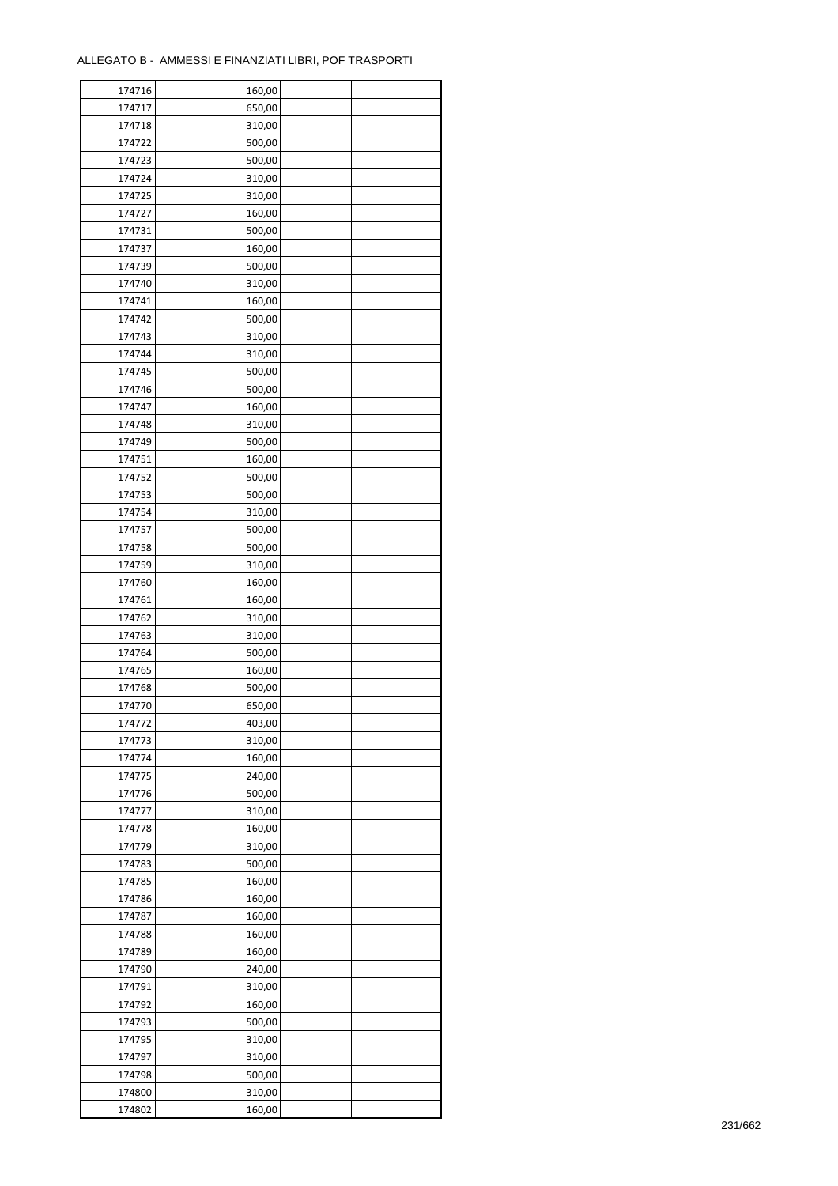ALLEGATO B - AMMESSI E FINANZIATI LIBRI, POF TRASPORTI

| | | | |
|---|---|---|---|
| 174716 | 160,00 | | |
| 174717 | 650,00 | | |
| 174718 | 310,00 | | |
| 174722 | 500,00 | | |
| 174723 | 500,00 | | |
| 174724 | 310,00 | | |
| 174725 | 310,00 | | |
| 174727 | 160,00 | | |
| 174731 | 500,00 | | |
| 174737 | 160,00 | | |
| 174739 | 500,00 | | |
| 174740 | 310,00 | | |
| 174741 | 160,00 | | |
| 174742 | 500,00 | | |
| 174743 | 310,00 | | |
| 174744 | 310,00 | | |
| 174745 | 500,00 | | |
| 174746 | 500,00 | | |
| 174747 | 160,00 | | |
| 174748 | 310,00 | | |
| 174749 | 500,00 | | |
| 174751 | 160,00 | | |
| 174752 | 500,00 | | |
| 174753 | 500,00 | | |
| 174754 | 310,00 | | |
| 174757 | 500,00 | | |
| 174758 | 500,00 | | |
| 174759 | 310,00 | | |
| 174760 | 160,00 | | |
| 174761 | 160,00 | | |
| 174762 | 310,00 | | |
| 174763 | 310,00 | | |
| 174764 | 500,00 | | |
| 174765 | 160,00 | | |
| 174768 | 500,00 | | |
| 174770 | 650,00 | | |
| 174772 | 403,00 | | |
| 174773 | 310,00 | | |
| 174774 | 160,00 | | |
| 174775 | 240,00 | | |
| 174776 | 500,00 | | |
| 174777 | 310,00 | | |
| 174778 | 160,00 | | |
| 174779 | 310,00 | | |
| 174783 | 500,00 | | |
| 174785 | 160,00 | | |
| 174786 | 160,00 | | |
| 174787 | 160,00 | | |
| 174788 | 160,00 | | |
| 174789 | 160,00 | | |
| 174790 | 240,00 | | |
| 174791 | 310,00 | | |
| 174792 | 160,00 | | |
| 174793 | 500,00 | | |
| 174795 | 310,00 | | |
| 174797 | 310,00 | | |
| 174798 | 500,00 | | |
| 174800 | 310,00 | | |
| 174802 | 160,00 | | |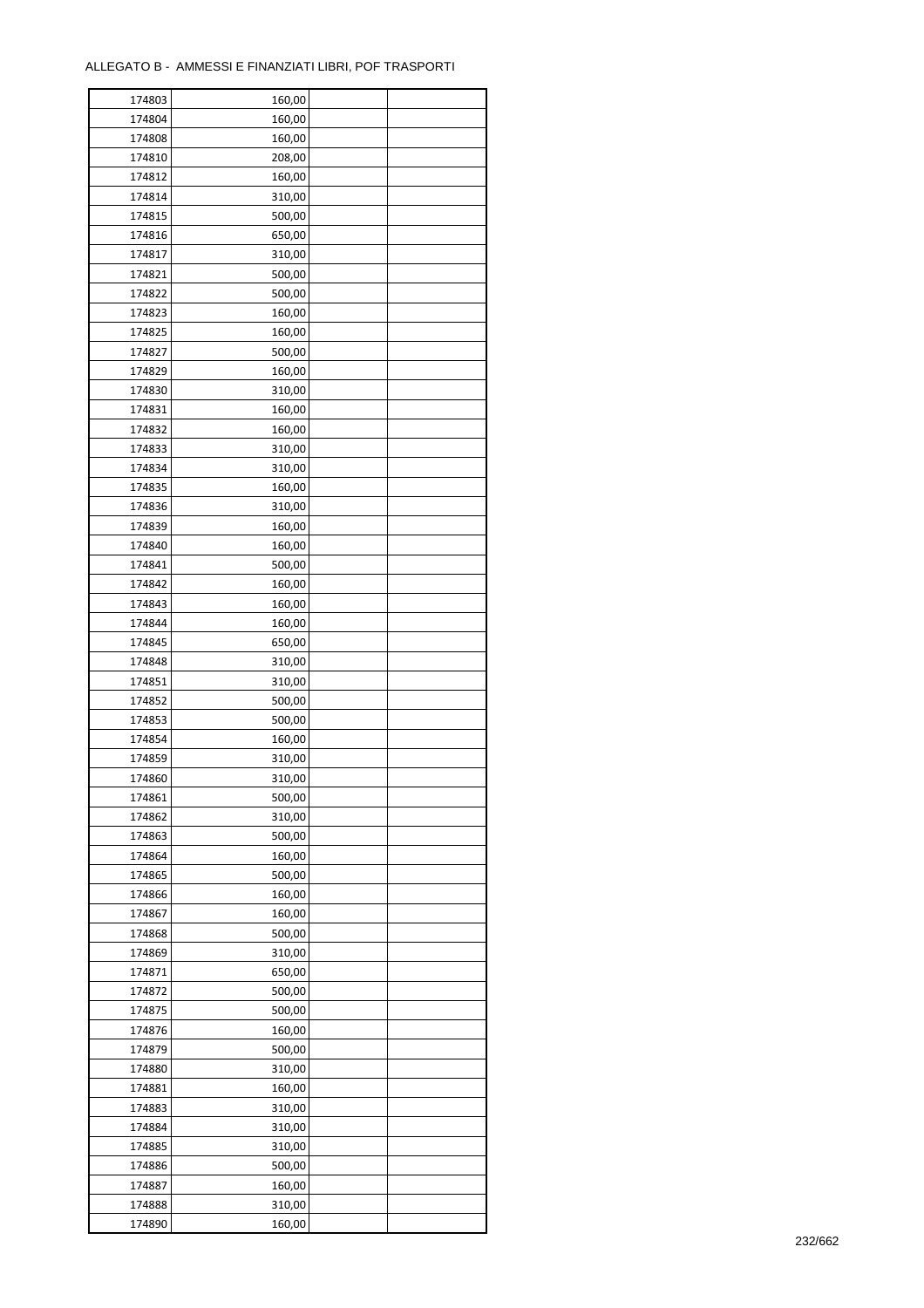ALLEGATO B -  AMMESSI E FINANZIATI LIBRI, POF TRASPORTI

| | | | |
|---|---|---|---|
| 174803 | 160,00 | | |
| 174804 | 160,00 | | |
| 174808 | 160,00 | | |
| 174810 | 208,00 | | |
| 174812 | 160,00 | | |
| 174814 | 310,00 | | |
| 174815 | 500,00 | | |
| 174816 | 650,00 | | |
| 174817 | 310,00 | | |
| 174821 | 500,00 | | |
| 174822 | 500,00 | | |
| 174823 | 160,00 | | |
| 174825 | 160,00 | | |
| 174827 | 500,00 | | |
| 174829 | 160,00 | | |
| 174830 | 310,00 | | |
| 174831 | 160,00 | | |
| 174832 | 160,00 | | |
| 174833 | 310,00 | | |
| 174834 | 310,00 | | |
| 174835 | 160,00 | | |
| 174836 | 310,00 | | |
| 174839 | 160,00 | | |
| 174840 | 160,00 | | |
| 174841 | 500,00 | | |
| 174842 | 160,00 | | |
| 174843 | 160,00 | | |
| 174844 | 160,00 | | |
| 174845 | 650,00 | | |
| 174848 | 310,00 | | |
| 174851 | 310,00 | | |
| 174852 | 500,00 | | |
| 174853 | 500,00 | | |
| 174854 | 160,00 | | |
| 174859 | 310,00 | | |
| 174860 | 310,00 | | |
| 174861 | 500,00 | | |
| 174862 | 310,00 | | |
| 174863 | 500,00 | | |
| 174864 | 160,00 | | |
| 174865 | 500,00 | | |
| 174866 | 160,00 | | |
| 174867 | 160,00 | | |
| 174868 | 500,00 | | |
| 174869 | 310,00 | | |
| 174871 | 650,00 | | |
| 174872 | 500,00 | | |
| 174875 | 500,00 | | |
| 174876 | 160,00 | | |
| 174879 | 500,00 | | |
| 174880 | 310,00 | | |
| 174881 | 160,00 | | |
| 174883 | 310,00 | | |
| 174884 | 310,00 | | |
| 174885 | 310,00 | | |
| 174886 | 500,00 | | |
| 174887 | 160,00 | | |
| 174888 | 310,00 | | |
| 174890 | 160,00 | | |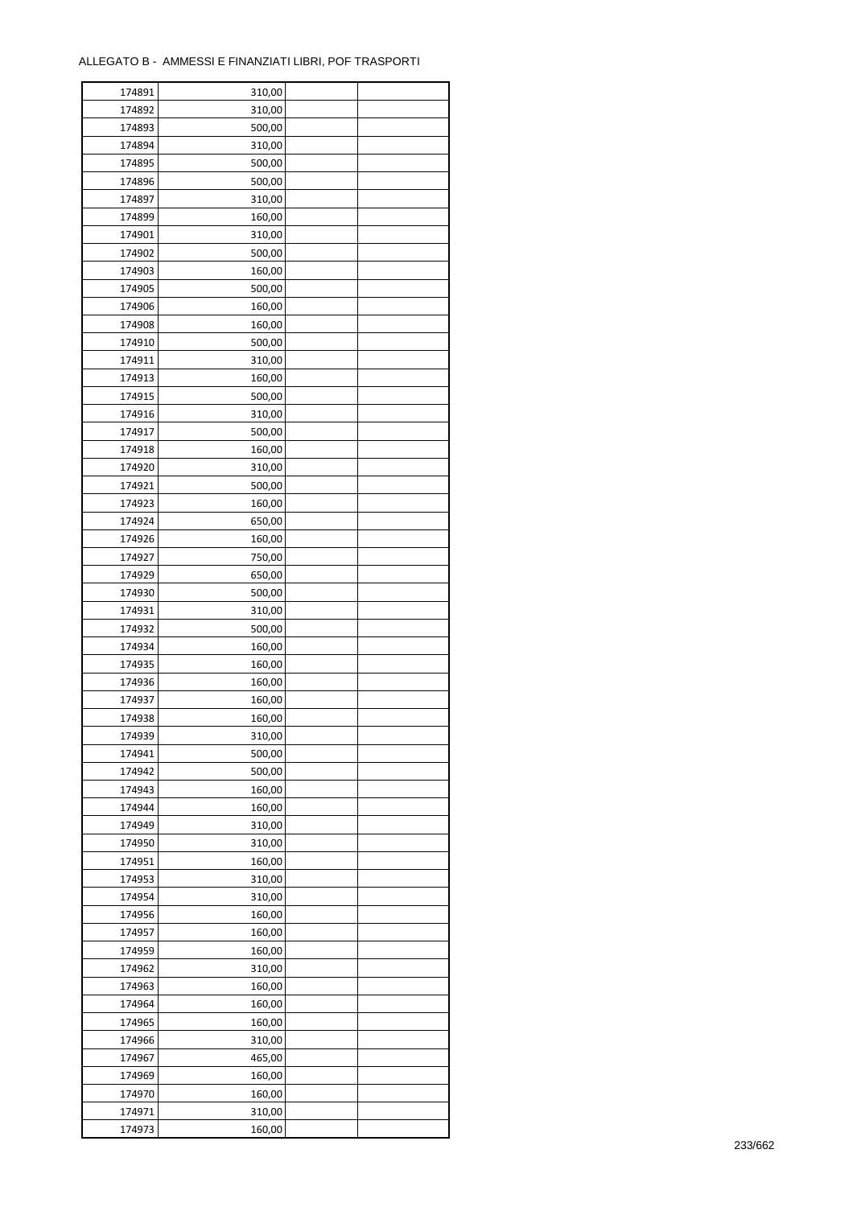ALLEGATO B - AMMESSI E FINANZIATI LIBRI, POF TRASPORTI

| | | | |
|---|---|---|---|
| 174891 | 310,00 | | |
| 174892 | 310,00 | | |
| 174893 | 500,00 | | |
| 174894 | 310,00 | | |
| 174895 | 500,00 | | |
| 174896 | 500,00 | | |
| 174897 | 310,00 | | |
| 174899 | 160,00 | | |
| 174901 | 310,00 | | |
| 174902 | 500,00 | | |
| 174903 | 160,00 | | |
| 174905 | 500,00 | | |
| 174906 | 160,00 | | |
| 174908 | 160,00 | | |
| 174910 | 500,00 | | |
| 174911 | 310,00 | | |
| 174913 | 160,00 | | |
| 174915 | 500,00 | | |
| 174916 | 310,00 | | |
| 174917 | 500,00 | | |
| 174918 | 160,00 | | |
| 174920 | 310,00 | | |
| 174921 | 500,00 | | |
| 174923 | 160,00 | | |
| 174924 | 650,00 | | |
| 174926 | 160,00 | | |
| 174927 | 750,00 | | |
| 174929 | 650,00 | | |
| 174930 | 500,00 | | |
| 174931 | 310,00 | | |
| 174932 | 500,00 | | |
| 174934 | 160,00 | | |
| 174935 | 160,00 | | |
| 174936 | 160,00 | | |
| 174937 | 160,00 | | |
| 174938 | 160,00 | | |
| 174939 | 310,00 | | |
| 174941 | 500,00 | | |
| 174942 | 500,00 | | |
| 174943 | 160,00 | | |
| 174944 | 160,00 | | |
| 174949 | 310,00 | | |
| 174950 | 310,00 | | |
| 174951 | 160,00 | | |
| 174953 | 310,00 | | |
| 174954 | 310,00 | | |
| 174956 | 160,00 | | |
| 174957 | 160,00 | | |
| 174959 | 160,00 | | |
| 174962 | 310,00 | | |
| 174963 | 160,00 | | |
| 174964 | 160,00 | | |
| 174965 | 160,00 | | |
| 174966 | 310,00 | | |
| 174967 | 465,00 | | |
| 174969 | 160,00 | | |
| 174970 | 160,00 | | |
| 174971 | 310,00 | | |
| 174973 | 160,00 | | |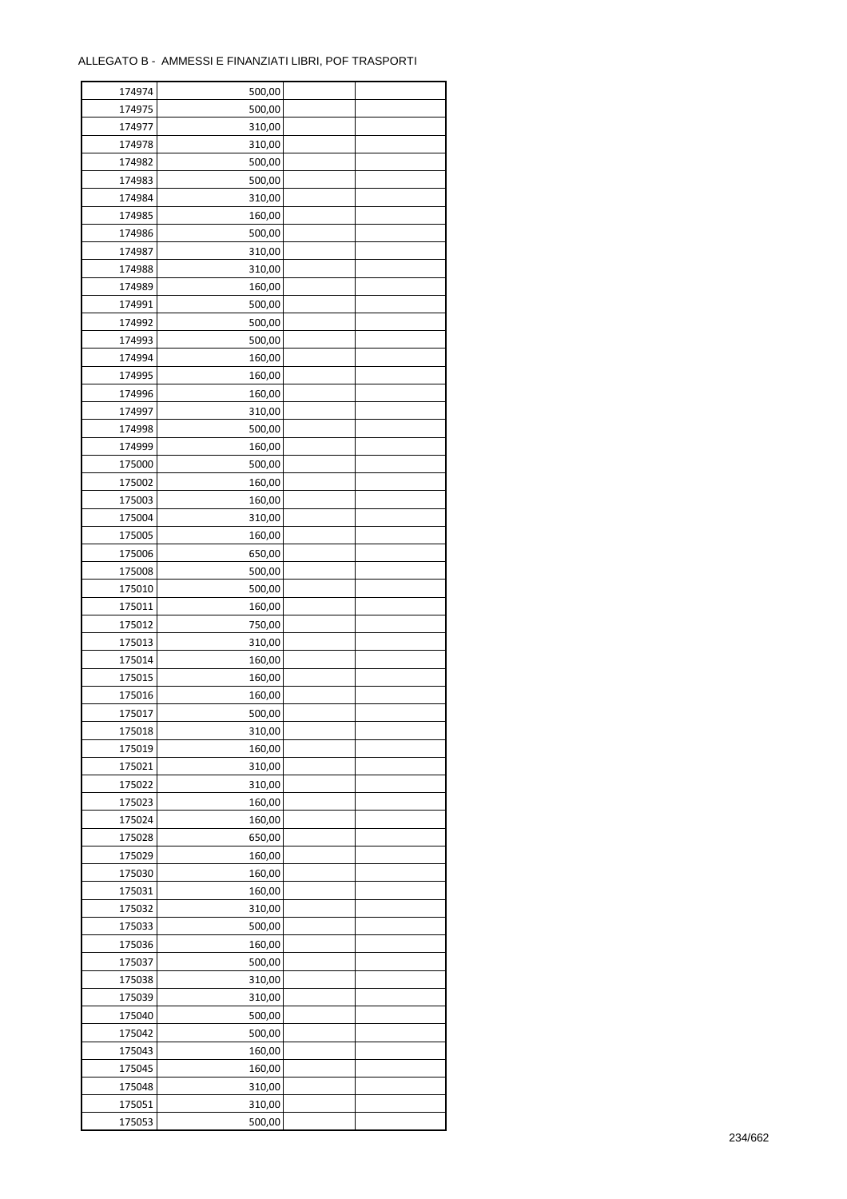ALLEGATO B - AMMESSI E FINANZIATI LIBRI, POF TRASPORTI

| | | | |
|---|---|---|---|
| 174974 | 500,00 | | |
| 174975 | 500,00 | | |
| 174977 | 310,00 | | |
| 174978 | 310,00 | | |
| 174982 | 500,00 | | |
| 174983 | 500,00 | | |
| 174984 | 310,00 | | |
| 174985 | 160,00 | | |
| 174986 | 500,00 | | |
| 174987 | 310,00 | | |
| 174988 | 310,00 | | |
| 174989 | 160,00 | | |
| 174991 | 500,00 | | |
| 174992 | 500,00 | | |
| 174993 | 500,00 | | |
| 174994 | 160,00 | | |
| 174995 | 160,00 | | |
| 174996 | 160,00 | | |
| 174997 | 310,00 | | |
| 174998 | 500,00 | | |
| 174999 | 160,00 | | |
| 175000 | 500,00 | | |
| 175002 | 160,00 | | |
| 175003 | 160,00 | | |
| 175004 | 310,00 | | |
| 175005 | 160,00 | | |
| 175006 | 650,00 | | |
| 175008 | 500,00 | | |
| 175010 | 500,00 | | |
| 175011 | 160,00 | | |
| 175012 | 750,00 | | |
| 175013 | 310,00 | | |
| 175014 | 160,00 | | |
| 175015 | 160,00 | | |
| 175016 | 160,00 | | |
| 175017 | 500,00 | | |
| 175018 | 310,00 | | |
| 175019 | 160,00 | | |
| 175021 | 310,00 | | |
| 175022 | 310,00 | | |
| 175023 | 160,00 | | |
| 175024 | 160,00 | | |
| 175028 | 650,00 | | |
| 175029 | 160,00 | | |
| 175030 | 160,00 | | |
| 175031 | 160,00 | | |
| 175032 | 310,00 | | |
| 175033 | 500,00 | | |
| 175036 | 160,00 | | |
| 175037 | 500,00 | | |
| 175038 | 310,00 | | |
| 175039 | 310,00 | | |
| 175040 | 500,00 | | |
| 175042 | 500,00 | | |
| 175043 | 160,00 | | |
| 175045 | 160,00 | | |
| 175048 | 310,00 | | |
| 175051 | 310,00 | | |
| 175053 | 500,00 | | |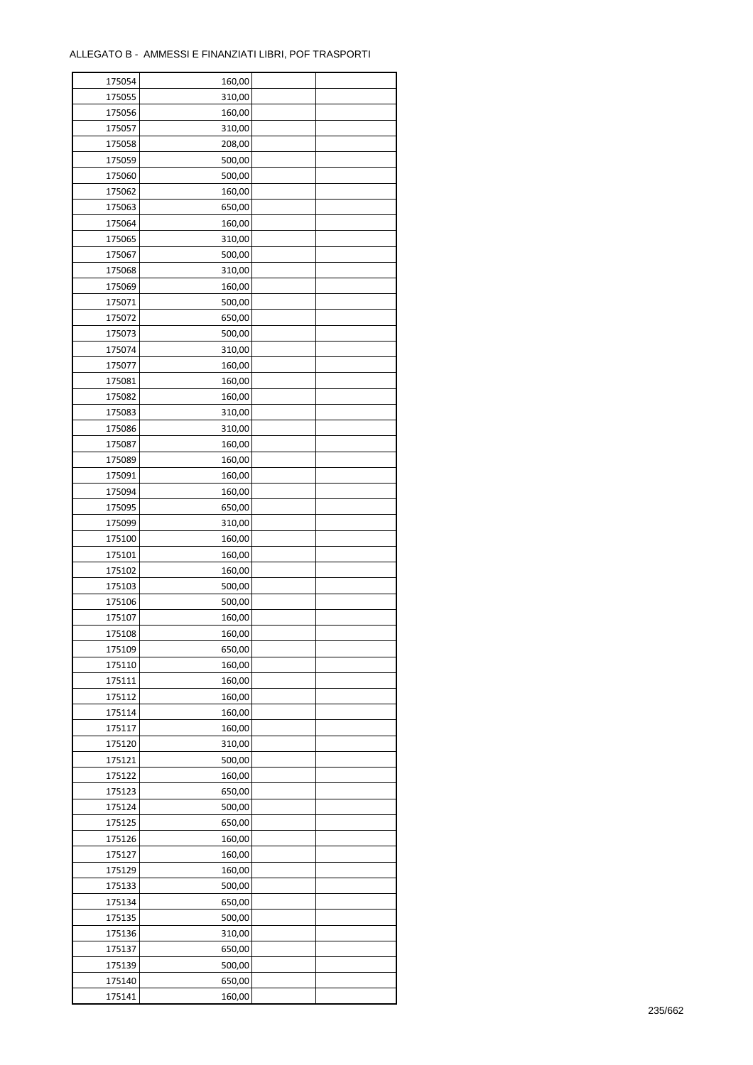ALLEGATO B - AMMESSI E FINANZIATI LIBRI, POF TRASPORTI

| | | | |
|---|---|---|---|
| 175054 | 160,00 | | |
| 175055 | 310,00 | | |
| 175056 | 160,00 | | |
| 175057 | 310,00 | | |
| 175058 | 208,00 | | |
| 175059 | 500,00 | | |
| 175060 | 500,00 | | |
| 175062 | 160,00 | | |
| 175063 | 650,00 | | |
| 175064 | 160,00 | | |
| 175065 | 310,00 | | |
| 175067 | 500,00 | | |
| 175068 | 310,00 | | |
| 175069 | 160,00 | | |
| 175071 | 500,00 | | |
| 175072 | 650,00 | | |
| 175073 | 500,00 | | |
| 175074 | 310,00 | | |
| 175077 | 160,00 | | |
| 175081 | 160,00 | | |
| 175082 | 160,00 | | |
| 175083 | 310,00 | | |
| 175086 | 310,00 | | |
| 175087 | 160,00 | | |
| 175089 | 160,00 | | |
| 175091 | 160,00 | | |
| 175094 | 160,00 | | |
| 175095 | 650,00 | | |
| 175099 | 310,00 | | |
| 175100 | 160,00 | | |
| 175101 | 160,00 | | |
| 175102 | 160,00 | | |
| 175103 | 500,00 | | |
| 175106 | 500,00 | | |
| 175107 | 160,00 | | |
| 175108 | 160,00 | | |
| 175109 | 650,00 | | |
| 175110 | 160,00 | | |
| 175111 | 160,00 | | |
| 175112 | 160,00 | | |
| 175114 | 160,00 | | |
| 175117 | 160,00 | | |
| 175120 | 310,00 | | |
| 175121 | 500,00 | | |
| 175122 | 160,00 | | |
| 175123 | 650,00 | | |
| 175124 | 500,00 | | |
| 175125 | 650,00 | | |
| 175126 | 160,00 | | |
| 175127 | 160,00 | | |
| 175129 | 160,00 | | |
| 175133 | 500,00 | | |
| 175134 | 650,00 | | |
| 175135 | 500,00 | | |
| 175136 | 310,00 | | |
| 175137 | 650,00 | | |
| 175139 | 500,00 | | |
| 175140 | 650,00 | | |
| 175141 | 160,00 | | |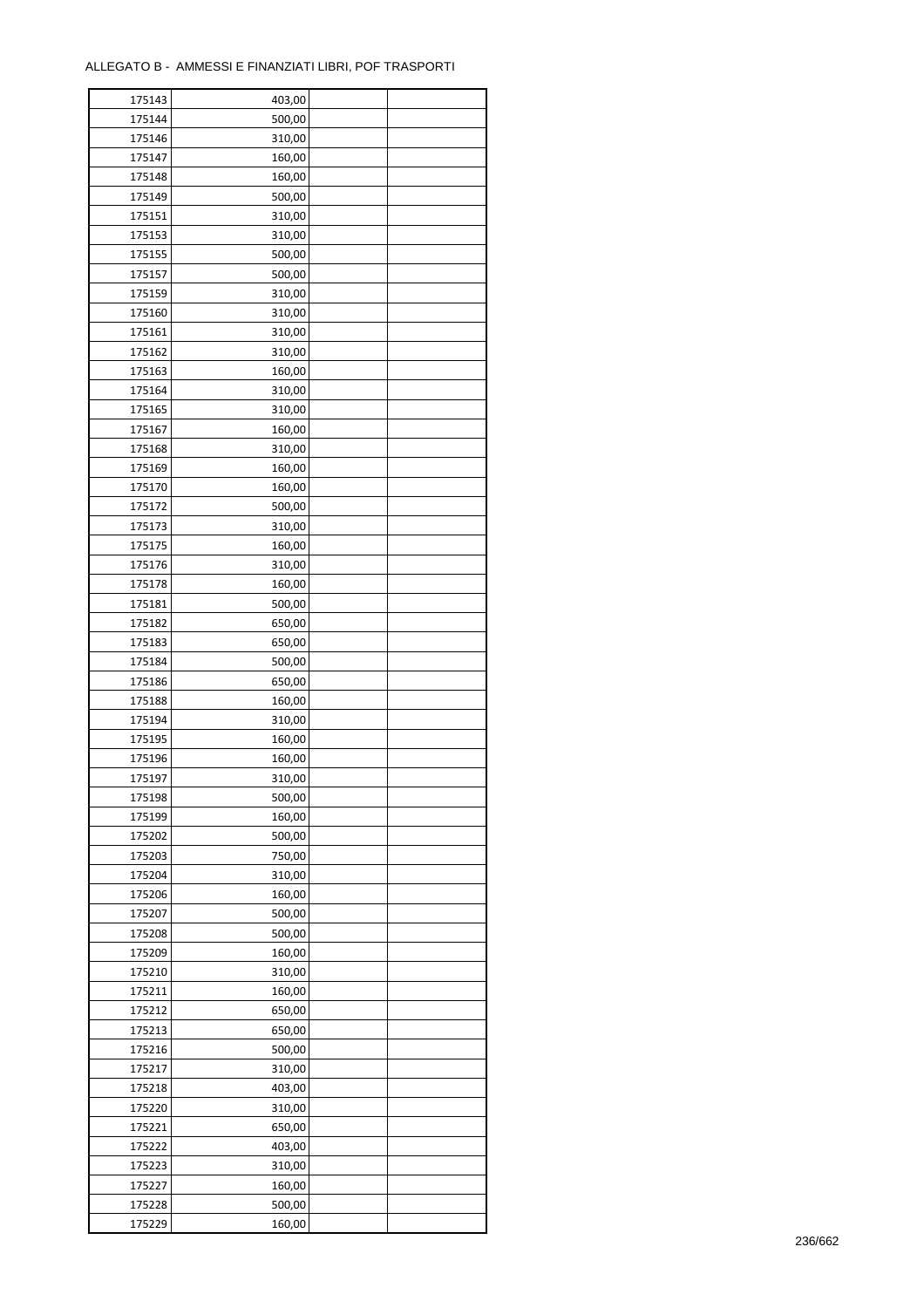ALLEGATO B - AMMESSI E FINANZIATI LIBRI, POF TRASPORTI

| | | | |
|---|---|---|---|
| 175143 | 403,00 | | |
| 175144 | 500,00 | | |
| 175146 | 310,00 | | |
| 175147 | 160,00 | | |
| 175148 | 160,00 | | |
| 175149 | 500,00 | | |
| 175151 | 310,00 | | |
| 175153 | 310,00 | | |
| 175155 | 500,00 | | |
| 175157 | 500,00 | | |
| 175159 | 310,00 | | |
| 175160 | 310,00 | | |
| 175161 | 310,00 | | |
| 175162 | 310,00 | | |
| 175163 | 160,00 | | |
| 175164 | 310,00 | | |
| 175165 | 310,00 | | |
| 175167 | 160,00 | | |
| 175168 | 310,00 | | |
| 175169 | 160,00 | | |
| 175170 | 160,00 | | |
| 175172 | 500,00 | | |
| 175173 | 310,00 | | |
| 175175 | 160,00 | | |
| 175176 | 310,00 | | |
| 175178 | 160,00 | | |
| 175181 | 500,00 | | |
| 175182 | 650,00 | | |
| 175183 | 650,00 | | |
| 175184 | 500,00 | | |
| 175186 | 650,00 | | |
| 175188 | 160,00 | | |
| 175194 | 310,00 | | |
| 175195 | 160,00 | | |
| 175196 | 160,00 | | |
| 175197 | 310,00 | | |
| 175198 | 500,00 | | |
| 175199 | 160,00 | | |
| 175202 | 500,00 | | |
| 175203 | 750,00 | | |
| 175204 | 310,00 | | |
| 175206 | 160,00 | | |
| 175207 | 500,00 | | |
| 175208 | 500,00 | | |
| 175209 | 160,00 | | |
| 175210 | 310,00 | | |
| 175211 | 160,00 | | |
| 175212 | 650,00 | | |
| 175213 | 650,00 | | |
| 175216 | 500,00 | | |
| 175217 | 310,00 | | |
| 175218 | 403,00 | | |
| 175220 | 310,00 | | |
| 175221 | 650,00 | | |
| 175222 | 403,00 | | |
| 175223 | 310,00 | | |
| 175227 | 160,00 | | |
| 175228 | 500,00 | | |
| 175229 | 160,00 | | |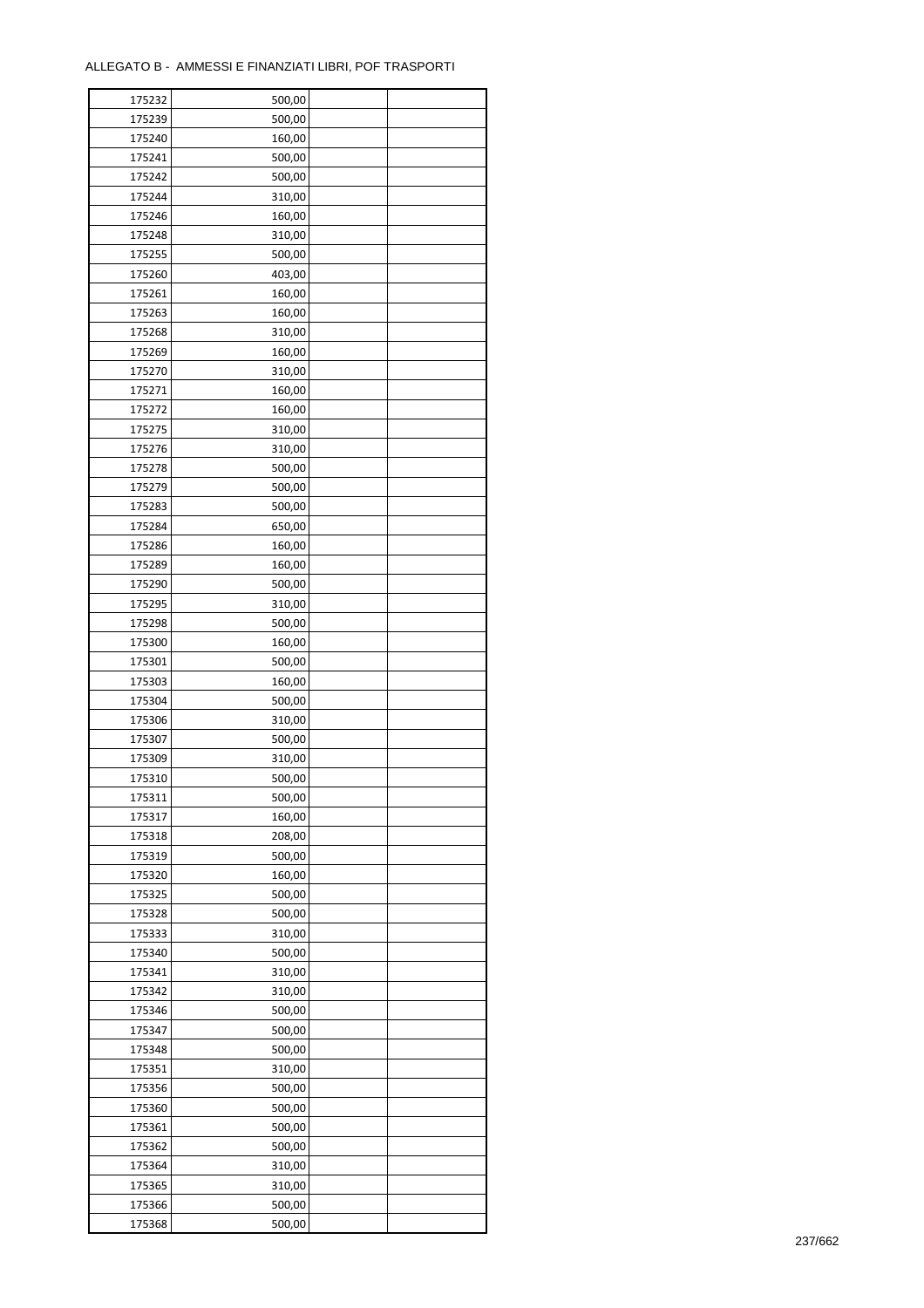ALLEGATO B - AMMESSI E FINANZIATI LIBRI, POF TRASPORTI

| | | | |
|---|---|---|---|
| 175232 | 500,00 | | |
| 175239 | 500,00 | | |
| 175240 | 160,00 | | |
| 175241 | 500,00 | | |
| 175242 | 500,00 | | |
| 175244 | 310,00 | | |
| 175246 | 160,00 | | |
| 175248 | 310,00 | | |
| 175255 | 500,00 | | |
| 175260 | 403,00 | | |
| 175261 | 160,00 | | |
| 175263 | 160,00 | | |
| 175268 | 310,00 | | |
| 175269 | 160,00 | | |
| 175270 | 310,00 | | |
| 175271 | 160,00 | | |
| 175272 | 160,00 | | |
| 175275 | 310,00 | | |
| 175276 | 310,00 | | |
| 175278 | 500,00 | | |
| 175279 | 500,00 | | |
| 175283 | 500,00 | | |
| 175284 | 650,00 | | |
| 175286 | 160,00 | | |
| 175289 | 160,00 | | |
| 175290 | 500,00 | | |
| 175295 | 310,00 | | |
| 175298 | 500,00 | | |
| 175300 | 160,00 | | |
| 175301 | 500,00 | | |
| 175303 | 160,00 | | |
| 175304 | 500,00 | | |
| 175306 | 310,00 | | |
| 175307 | 500,00 | | |
| 175309 | 310,00 | | |
| 175310 | 500,00 | | |
| 175311 | 500,00 | | |
| 175317 | 160,00 | | |
| 175318 | 208,00 | | |
| 175319 | 500,00 | | |
| 175320 | 160,00 | | |
| 175325 | 500,00 | | |
| 175328 | 500,00 | | |
| 175333 | 310,00 | | |
| 175340 | 500,00 | | |
| 175341 | 310,00 | | |
| 175342 | 310,00 | | |
| 175346 | 500,00 | | |
| 175347 | 500,00 | | |
| 175348 | 500,00 | | |
| 175351 | 310,00 | | |
| 175356 | 500,00 | | |
| 175360 | 500,00 | | |
| 175361 | 500,00 | | |
| 175362 | 500,00 | | |
| 175364 | 310,00 | | |
| 175365 | 310,00 | | |
| 175366 | 500,00 | | |
| 175368 | 500,00 | | |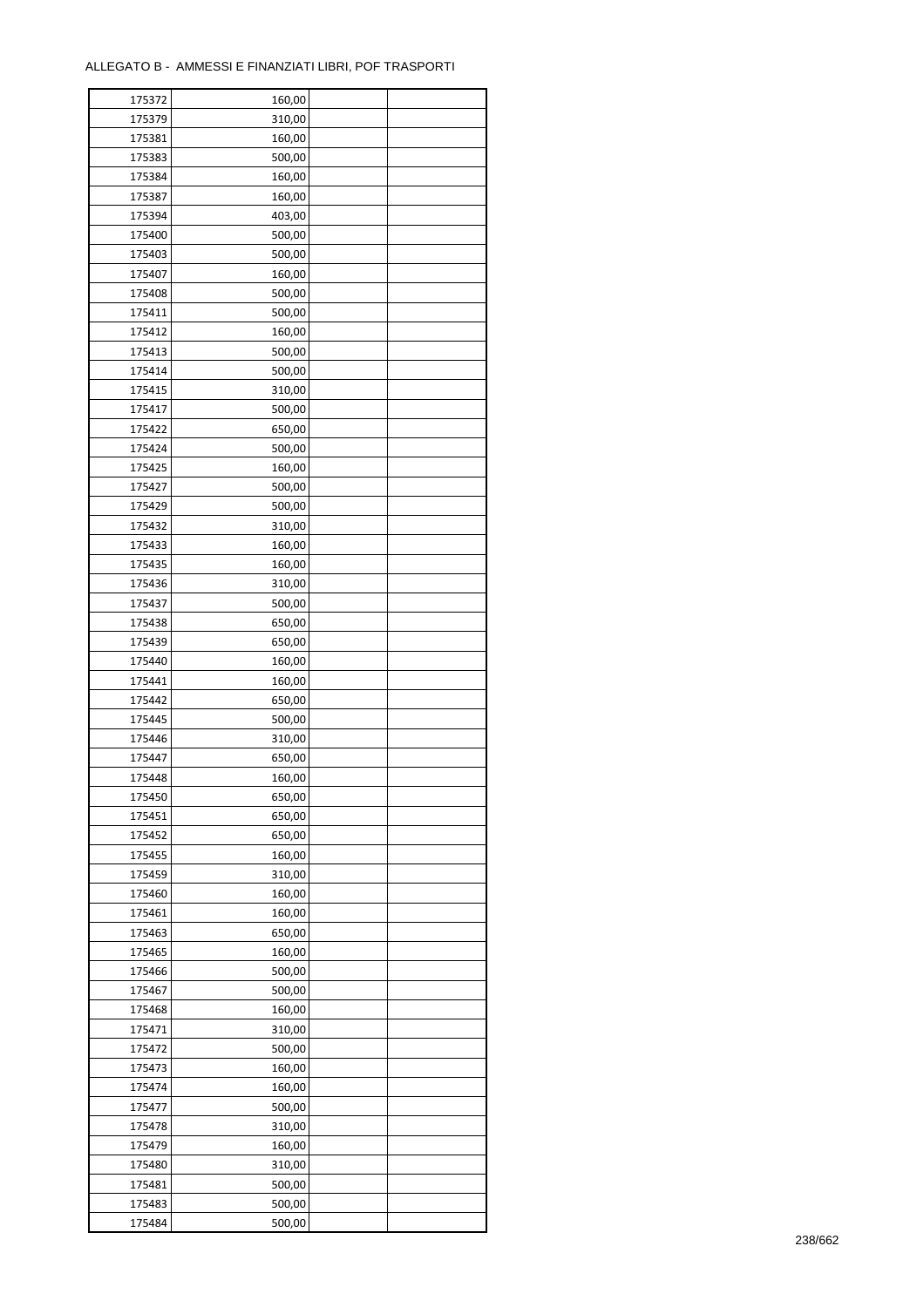ALLEGATO B - AMMESSI E FINANZIATI LIBRI, POF TRASPORTI

| | | | |
|---|---|---|---|
| 175372 | 160,00 | | |
| 175379 | 310,00 | | |
| 175381 | 160,00 | | |
| 175383 | 500,00 | | |
| 175384 | 160,00 | | |
| 175387 | 160,00 | | |
| 175394 | 403,00 | | |
| 175400 | 500,00 | | |
| 175403 | 500,00 | | |
| 175407 | 160,00 | | |
| 175408 | 500,00 | | |
| 175411 | 500,00 | | |
| 175412 | 160,00 | | |
| 175413 | 500,00 | | |
| 175414 | 500,00 | | |
| 175415 | 310,00 | | |
| 175417 | 500,00 | | |
| 175422 | 650,00 | | |
| 175424 | 500,00 | | |
| 175425 | 160,00 | | |
| 175427 | 500,00 | | |
| 175429 | 500,00 | | |
| 175432 | 310,00 | | |
| 175433 | 160,00 | | |
| 175435 | 160,00 | | |
| 175436 | 310,00 | | |
| 175437 | 500,00 | | |
| 175438 | 650,00 | | |
| 175439 | 650,00 | | |
| 175440 | 160,00 | | |
| 175441 | 160,00 | | |
| 175442 | 650,00 | | |
| 175445 | 500,00 | | |
| 175446 | 310,00 | | |
| 175447 | 650,00 | | |
| 175448 | 160,00 | | |
| 175450 | 650,00 | | |
| 175451 | 650,00 | | |
| 175452 | 650,00 | | |
| 175455 | 160,00 | | |
| 175459 | 310,00 | | |
| 175460 | 160,00 | | |
| 175461 | 160,00 | | |
| 175463 | 650,00 | | |
| 175465 | 160,00 | | |
| 175466 | 500,00 | | |
| 175467 | 500,00 | | |
| 175468 | 160,00 | | |
| 175471 | 310,00 | | |
| 175472 | 500,00 | | |
| 175473 | 160,00 | | |
| 175474 | 160,00 | | |
| 175477 | 500,00 | | |
| 175478 | 310,00 | | |
| 175479 | 160,00 | | |
| 175480 | 310,00 | | |
| 175481 | 500,00 | | |
| 175483 | 500,00 | | |
| 175484 | 500,00 | | |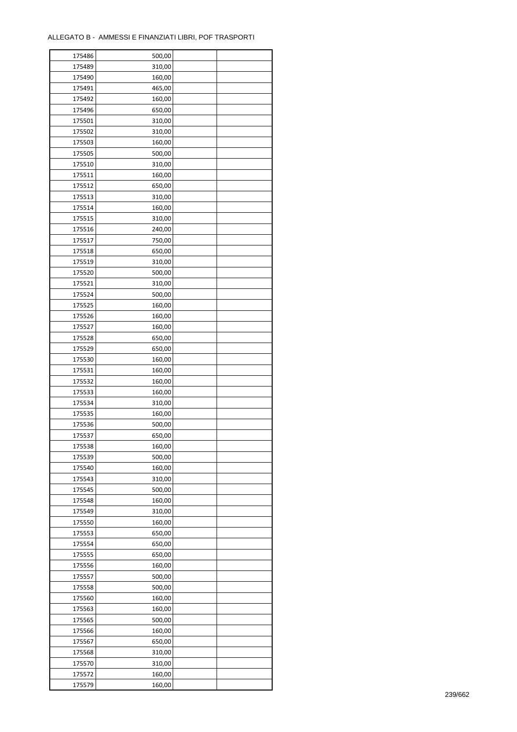ALLEGATO B - AMMESSI E FINANZIATI LIBRI, POF TRASPORTI

| | | | |
|---|---|---|---|
| 175486 | 500,00 | | |
| 175489 | 310,00 | | |
| 175490 | 160,00 | | |
| 175491 | 465,00 | | |
| 175492 | 160,00 | | |
| 175496 | 650,00 | | |
| 175501 | 310,00 | | |
| 175502 | 310,00 | | |
| 175503 | 160,00 | | |
| 175505 | 500,00 | | |
| 175510 | 310,00 | | |
| 175511 | 160,00 | | |
| 175512 | 650,00 | | |
| 175513 | 310,00 | | |
| 175514 | 160,00 | | |
| 175515 | 310,00 | | |
| 175516 | 240,00 | | |
| 175517 | 750,00 | | |
| 175518 | 650,00 | | |
| 175519 | 310,00 | | |
| 175520 | 500,00 | | |
| 175521 | 310,00 | | |
| 175524 | 500,00 | | |
| 175525 | 160,00 | | |
| 175526 | 160,00 | | |
| 175527 | 160,00 | | |
| 175528 | 650,00 | | |
| 175529 | 650,00 | | |
| 175530 | 160,00 | | |
| 175531 | 160,00 | | |
| 175532 | 160,00 | | |
| 175533 | 160,00 | | |
| 175534 | 310,00 | | |
| 175535 | 160,00 | | |
| 175536 | 500,00 | | |
| 175537 | 650,00 | | |
| 175538 | 160,00 | | |
| 175539 | 500,00 | | |
| 175540 | 160,00 | | |
| 175543 | 310,00 | | |
| 175545 | 500,00 | | |
| 175548 | 160,00 | | |
| 175549 | 310,00 | | |
| 175550 | 160,00 | | |
| 175553 | 650,00 | | |
| 175554 | 650,00 | | |
| 175555 | 650,00 | | |
| 175556 | 160,00 | | |
| 175557 | 500,00 | | |
| 175558 | 500,00 | | |
| 175560 | 160,00 | | |
| 175563 | 160,00 | | |
| 175565 | 500,00 | | |
| 175566 | 160,00 | | |
| 175567 | 650,00 | | |
| 175568 | 310,00 | | |
| 175570 | 310,00 | | |
| 175572 | 160,00 | | |
| 175579 | 160,00 | | |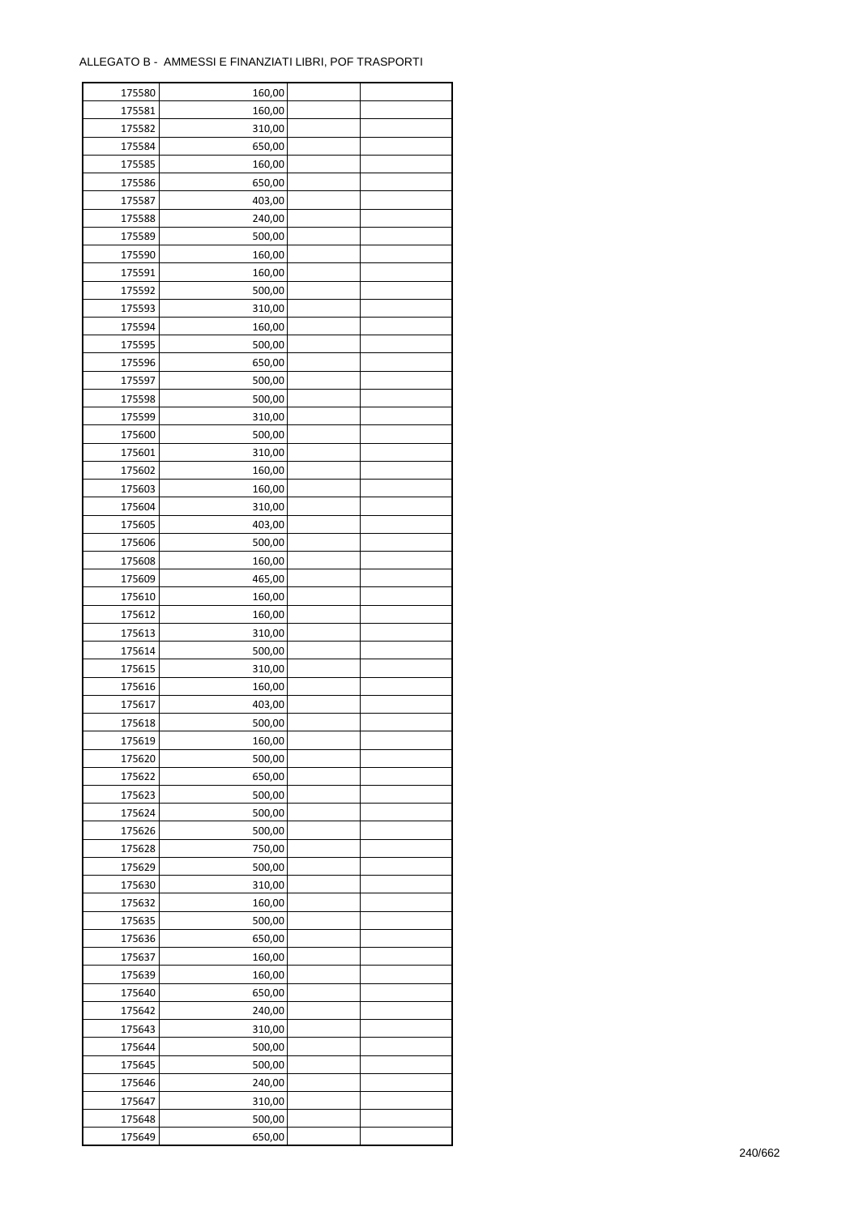ALLEGATO B - AMMESSI E FINANZIATI LIBRI, POF TRASPORTI

| | | | |
|---|---|---|---|
| 175580 | 160,00 | | |
| 175581 | 160,00 | | |
| 175582 | 310,00 | | |
| 175584 | 650,00 | | |
| 175585 | 160,00 | | |
| 175586 | 650,00 | | |
| 175587 | 403,00 | | |
| 175588 | 240,00 | | |
| 175589 | 500,00 | | |
| 175590 | 160,00 | | |
| 175591 | 160,00 | | |
| 175592 | 500,00 | | |
| 175593 | 310,00 | | |
| 175594 | 160,00 | | |
| 175595 | 500,00 | | |
| 175596 | 650,00 | | |
| 175597 | 500,00 | | |
| 175598 | 500,00 | | |
| 175599 | 310,00 | | |
| 175600 | 500,00 | | |
| 175601 | 310,00 | | |
| 175602 | 160,00 | | |
| 175603 | 160,00 | | |
| 175604 | 310,00 | | |
| 175605 | 403,00 | | |
| 175606 | 500,00 | | |
| 175608 | 160,00 | | |
| 175609 | 465,00 | | |
| 175610 | 160,00 | | |
| 175612 | 160,00 | | |
| 175613 | 310,00 | | |
| 175614 | 500,00 | | |
| 175615 | 310,00 | | |
| 175616 | 160,00 | | |
| 175617 | 403,00 | | |
| 175618 | 500,00 | | |
| 175619 | 160,00 | | |
| 175620 | 500,00 | | |
| 175622 | 650,00 | | |
| 175623 | 500,00 | | |
| 175624 | 500,00 | | |
| 175626 | 500,00 | | |
| 175628 | 750,00 | | |
| 175629 | 500,00 | | |
| 175630 | 310,00 | | |
| 175632 | 160,00 | | |
| 175635 | 500,00 | | |
| 175636 | 650,00 | | |
| 175637 | 160,00 | | |
| 175639 | 160,00 | | |
| 175640 | 650,00 | | |
| 175642 | 240,00 | | |
| 175643 | 310,00 | | |
| 175644 | 500,00 | | |
| 175645 | 500,00 | | |
| 175646 | 240,00 | | |
| 175647 | 310,00 | | |
| 175648 | 500,00 | | |
| 175649 | 650,00 | | |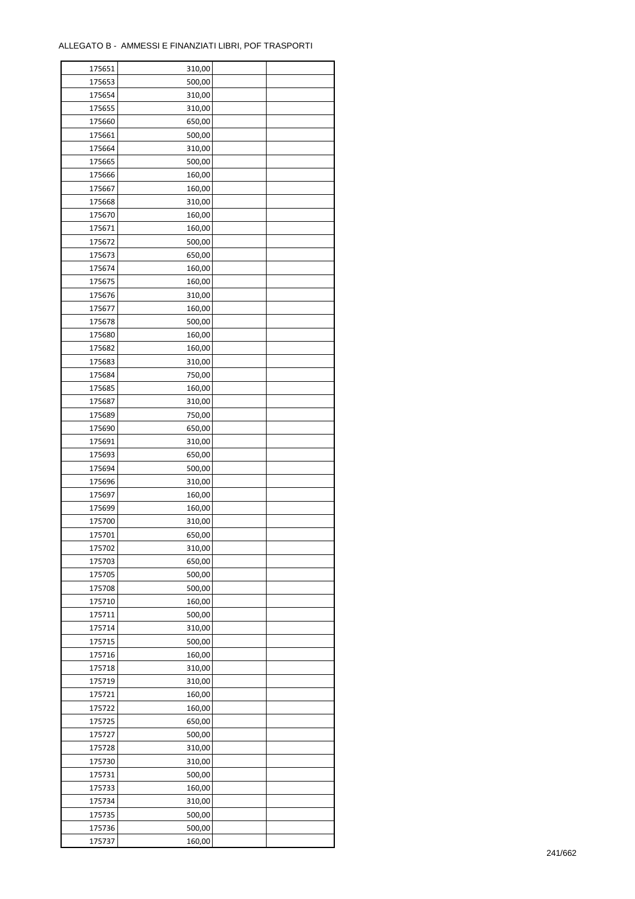ALLEGATO B - AMMESSI E FINANZIATI LIBRI, POF TRASPORTI

| 175651 | 310,00 | | |
|---|---|---|---|
| 175653 | 500,00 | | |
| 175654 | 310,00 | | |
| 175655 | 310,00 | | |
| 175660 | 650,00 | | |
| 175661 | 500,00 | | |
| 175664 | 310,00 | | |
| 175665 | 500,00 | | |
| 175666 | 160,00 | | |
| 175667 | 160,00 | | |
| 175668 | 310,00 | | |
| 175670 | 160,00 | | |
| 175671 | 160,00 | | |
| 175672 | 500,00 | | |
| 175673 | 650,00 | | |
| 175674 | 160,00 | | |
| 175675 | 160,00 | | |
| 175676 | 310,00 | | |
| 175677 | 160,00 | | |
| 175678 | 500,00 | | |
| 175680 | 160,00 | | |
| 175682 | 160,00 | | |
| 175683 | 310,00 | | |
| 175684 | 750,00 | | |
| 175685 | 160,00 | | |
| 175687 | 310,00 | | |
| 175689 | 750,00 | | |
| 175690 | 650,00 | | |
| 175691 | 310,00 | | |
| 175693 | 650,00 | | |
| 175694 | 500,00 | | |
| 175696 | 310,00 | | |
| 175697 | 160,00 | | |
| 175699 | 160,00 | | |
| 175700 | 310,00 | | |
| 175701 | 650,00 | | |
| 175702 | 310,00 | | |
| 175703 | 650,00 | | |
| 175705 | 500,00 | | |
| 175708 | 500,00 | | |
| 175710 | 160,00 | | |
| 175711 | 500,00 | | |
| 175714 | 310,00 | | |
| 175715 | 500,00 | | |
| 175716 | 160,00 | | |
| 175718 | 310,00 | | |
| 175719 | 310,00 | | |
| 175721 | 160,00 | | |
| 175722 | 160,00 | | |
| 175725 | 650,00 | | |
| 175727 | 500,00 | | |
| 175728 | 310,00 | | |
| 175730 | 310,00 | | |
| 175731 | 500,00 | | |
| 175733 | 160,00 | | |
| 175734 | 310,00 | | |
| 175735 | 500,00 | | |
| 175736 | 500,00 | | |
| 175737 | 160,00 | | |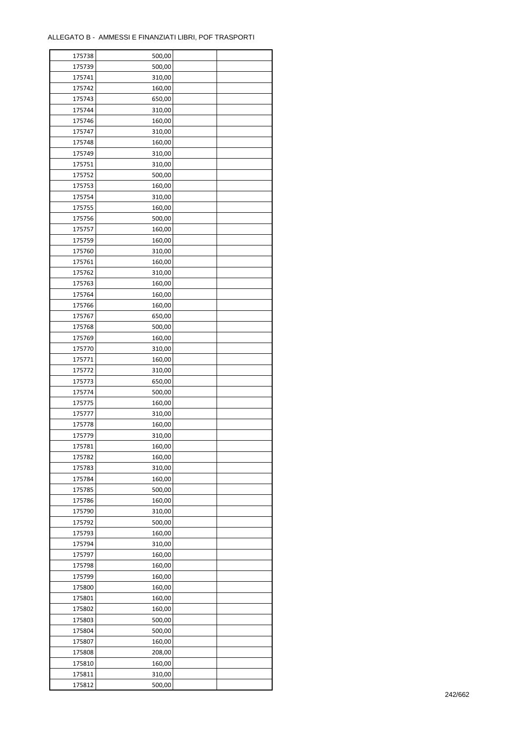ALLEGATO B - AMMESSI E FINANZIATI LIBRI, POF TRASPORTI

| | | | |
|---|---|---|---|
| 175738 | 500,00 | | |
| 175739 | 500,00 | | |
| 175741 | 310,00 | | |
| 175742 | 160,00 | | |
| 175743 | 650,00 | | |
| 175744 | 310,00 | | |
| 175746 | 160,00 | | |
| 175747 | 310,00 | | |
| 175748 | 160,00 | | |
| 175749 | 310,00 | | |
| 175751 | 310,00 | | |
| 175752 | 500,00 | | |
| 175753 | 160,00 | | |
| 175754 | 310,00 | | |
| 175755 | 160,00 | | |
| 175756 | 500,00 | | |
| 175757 | 160,00 | | |
| 175759 | 160,00 | | |
| 175760 | 310,00 | | |
| 175761 | 160,00 | | |
| 175762 | 310,00 | | |
| 175763 | 160,00 | | |
| 175764 | 160,00 | | |
| 175766 | 160,00 | | |
| 175767 | 650,00 | | |
| 175768 | 500,00 | | |
| 175769 | 160,00 | | |
| 175770 | 310,00 | | |
| 175771 | 160,00 | | |
| 175772 | 310,00 | | |
| 175773 | 650,00 | | |
| 175774 | 500,00 | | |
| 175775 | 160,00 | | |
| 175777 | 310,00 | | |
| 175778 | 160,00 | | |
| 175779 | 310,00 | | |
| 175781 | 160,00 | | |
| 175782 | 160,00 | | |
| 175783 | 310,00 | | |
| 175784 | 160,00 | | |
| 175785 | 500,00 | | |
| 175786 | 160,00 | | |
| 175790 | 310,00 | | |
| 175792 | 500,00 | | |
| 175793 | 160,00 | | |
| 175794 | 310,00 | | |
| 175797 | 160,00 | | |
| 175798 | 160,00 | | |
| 175799 | 160,00 | | |
| 175800 | 160,00 | | |
| 175801 | 160,00 | | |
| 175802 | 160,00 | | |
| 175803 | 500,00 | | |
| 175804 | 500,00 | | |
| 175807 | 160,00 | | |
| 175808 | 208,00 | | |
| 175810 | 160,00 | | |
| 175811 | 310,00 | | |
| 175812 | 500,00 | | |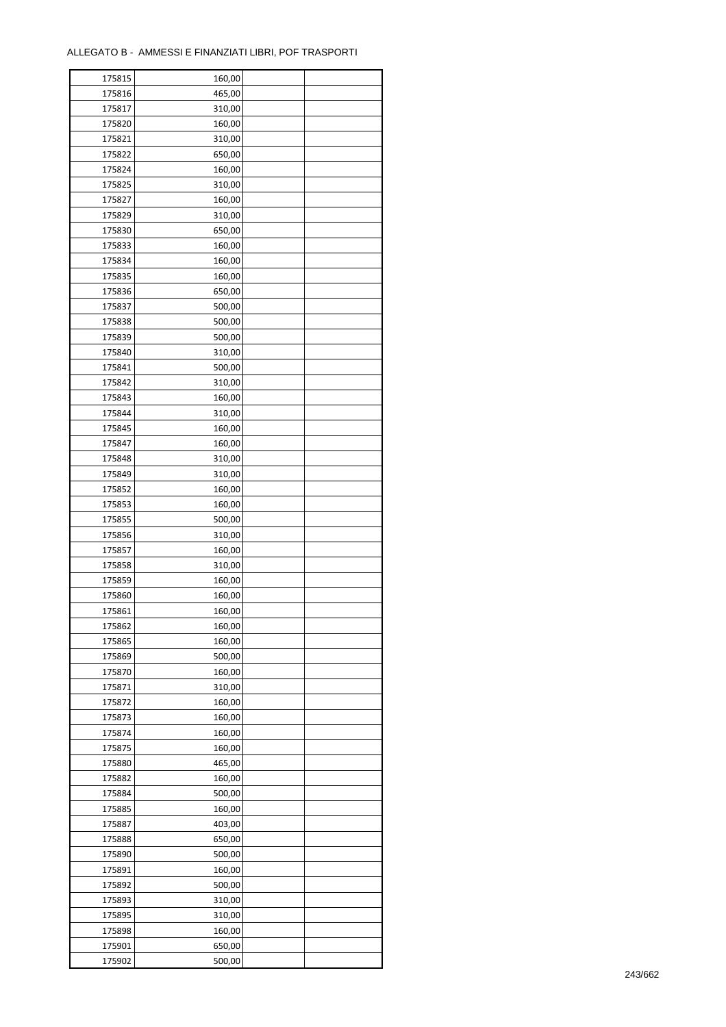ALLEGATO B - AMMESSI E FINANZIATI LIBRI, POF TRASPORTI

| | | | |
|---|---|---|---|
| 175815 | 160,00 | | |
| 175816 | 465,00 | | |
| 175817 | 310,00 | | |
| 175820 | 160,00 | | |
| 175821 | 310,00 | | |
| 175822 | 650,00 | | |
| 175824 | 160,00 | | |
| 175825 | 310,00 | | |
| 175827 | 160,00 | | |
| 175829 | 310,00 | | |
| 175830 | 650,00 | | |
| 175833 | 160,00 | | |
| 175834 | 160,00 | | |
| 175835 | 160,00 | | |
| 175836 | 650,00 | | |
| 175837 | 500,00 | | |
| 175838 | 500,00 | | |
| 175839 | 500,00 | | |
| 175840 | 310,00 | | |
| 175841 | 500,00 | | |
| 175842 | 310,00 | | |
| 175843 | 160,00 | | |
| 175844 | 310,00 | | |
| 175845 | 160,00 | | |
| 175847 | 160,00 | | |
| 175848 | 310,00 | | |
| 175849 | 310,00 | | |
| 175852 | 160,00 | | |
| 175853 | 160,00 | | |
| 175855 | 500,00 | | |
| 175856 | 310,00 | | |
| 175857 | 160,00 | | |
| 175858 | 310,00 | | |
| 175859 | 160,00 | | |
| 175860 | 160,00 | | |
| 175861 | 160,00 | | |
| 175862 | 160,00 | | |
| 175865 | 160,00 | | |
| 175869 | 500,00 | | |
| 175870 | 160,00 | | |
| 175871 | 310,00 | | |
| 175872 | 160,00 | | |
| 175873 | 160,00 | | |
| 175874 | 160,00 | | |
| 175875 | 160,00 | | |
| 175880 | 465,00 | | |
| 175882 | 160,00 | | |
| 175884 | 500,00 | | |
| 175885 | 160,00 | | |
| 175887 | 403,00 | | |
| 175888 | 650,00 | | |
| 175890 | 500,00 | | |
| 175891 | 160,00 | | |
| 175892 | 500,00 | | |
| 175893 | 310,00 | | |
| 175895 | 310,00 | | |
| 175898 | 160,00 | | |
| 175901 | 650,00 | | |
| 175902 | 500,00 | | |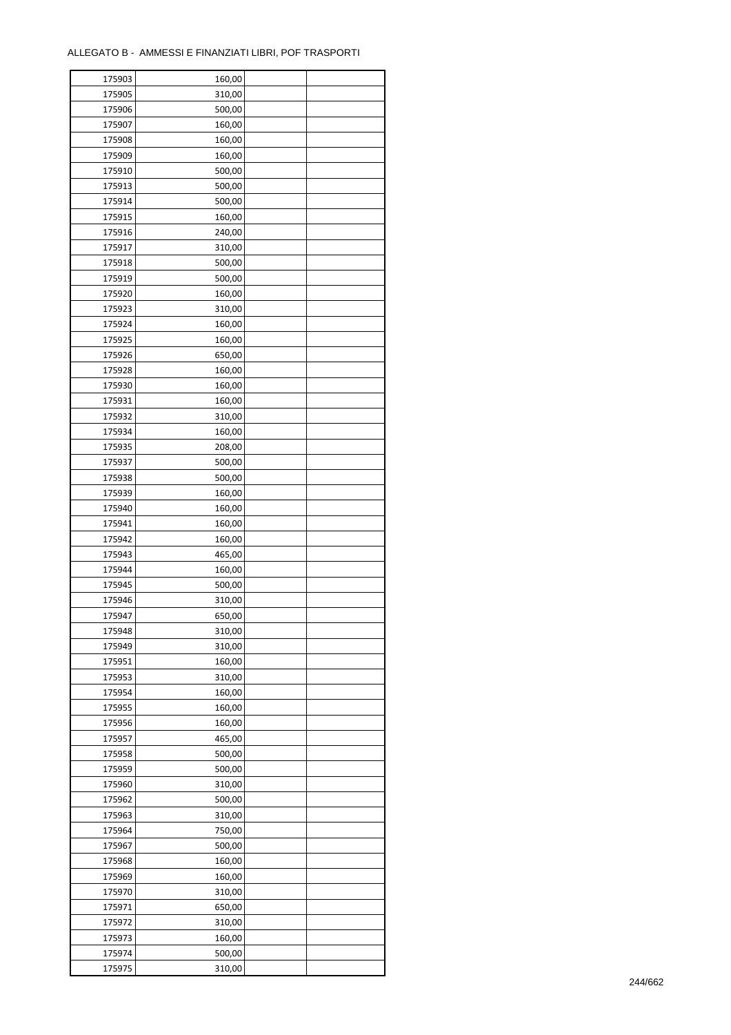ALLEGATO B - AMMESSI E FINANZIATI LIBRI, POF TRASPORTI

| | | | |
|---|---|---|---|
| 175903 | 160,00 | | |
| 175905 | 310,00 | | |
| 175906 | 500,00 | | |
| 175907 | 160,00 | | |
| 175908 | 160,00 | | |
| 175909 | 160,00 | | |
| 175910 | 500,00 | | |
| 175913 | 500,00 | | |
| 175914 | 500,00 | | |
| 175915 | 160,00 | | |
| 175916 | 240,00 | | |
| 175917 | 310,00 | | |
| 175918 | 500,00 | | |
| 175919 | 500,00 | | |
| 175920 | 160,00 | | |
| 175923 | 310,00 | | |
| 175924 | 160,00 | | |
| 175925 | 160,00 | | |
| 175926 | 650,00 | | |
| 175928 | 160,00 | | |
| 175930 | 160,00 | | |
| 175931 | 160,00 | | |
| 175932 | 310,00 | | |
| 175934 | 160,00 | | |
| 175935 | 208,00 | | |
| 175937 | 500,00 | | |
| 175938 | 500,00 | | |
| 175939 | 160,00 | | |
| 175940 | 160,00 | | |
| 175941 | 160,00 | | |
| 175942 | 160,00 | | |
| 175943 | 465,00 | | |
| 175944 | 160,00 | | |
| 175945 | 500,00 | | |
| 175946 | 310,00 | | |
| 175947 | 650,00 | | |
| 175948 | 310,00 | | |
| 175949 | 310,00 | | |
| 175951 | 160,00 | | |
| 175953 | 310,00 | | |
| 175954 | 160,00 | | |
| 175955 | 160,00 | | |
| 175956 | 160,00 | | |
| 175957 | 465,00 | | |
| 175958 | 500,00 | | |
| 175959 | 500,00 | | |
| 175960 | 310,00 | | |
| 175962 | 500,00 | | |
| 175963 | 310,00 | | |
| 175964 | 750,00 | | |
| 175967 | 500,00 | | |
| 175968 | 160,00 | | |
| 175969 | 160,00 | | |
| 175970 | 310,00 | | |
| 175971 | 650,00 | | |
| 175972 | 310,00 | | |
| 175973 | 160,00 | | |
| 175974 | 500,00 | | |
| 175975 | 310,00 | | |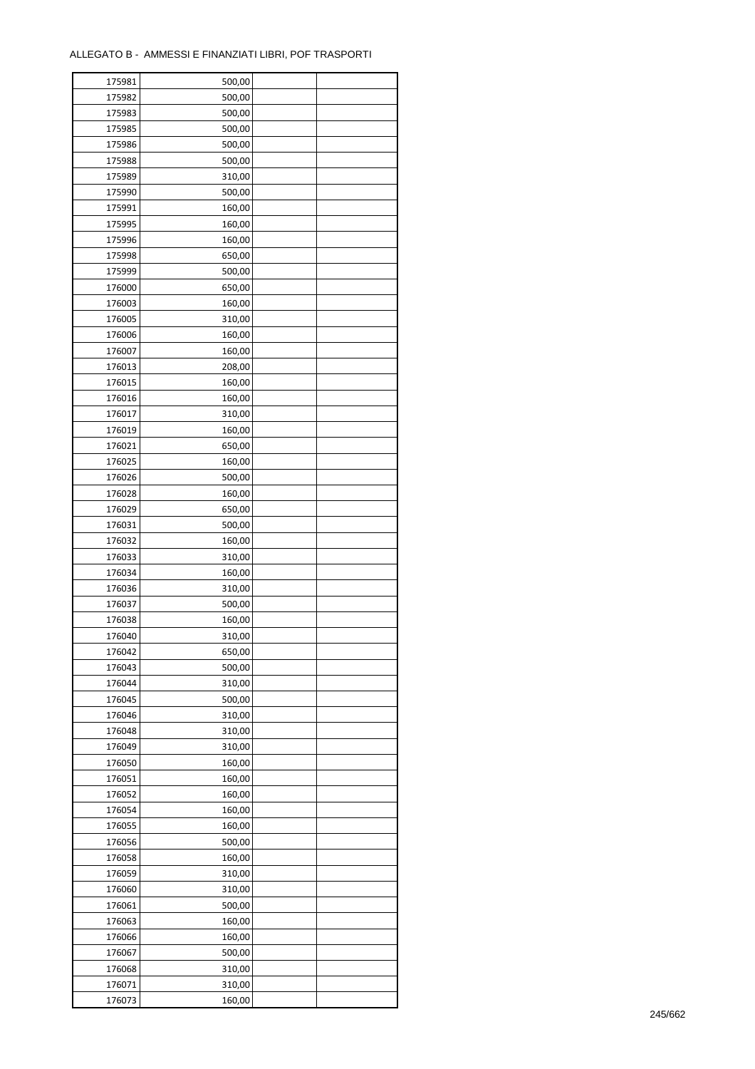ALLEGATO B - AMMESSI E FINANZIATI LIBRI, POF TRASPORTI

| | | | |
|---|---|---|---|
| 175981 | 500,00 | | |
| 175982 | 500,00 | | |
| 175983 | 500,00 | | |
| 175985 | 500,00 | | |
| 175986 | 500,00 | | |
| 175988 | 500,00 | | |
| 175989 | 310,00 | | |
| 175990 | 500,00 | | |
| 175991 | 160,00 | | |
| 175995 | 160,00 | | |
| 175996 | 160,00 | | |
| 175998 | 650,00 | | |
| 175999 | 500,00 | | |
| 176000 | 650,00 | | |
| 176003 | 160,00 | | |
| 176005 | 310,00 | | |
| 176006 | 160,00 | | |
| 176007 | 160,00 | | |
| 176013 | 208,00 | | |
| 176015 | 160,00 | | |
| 176016 | 160,00 | | |
| 176017 | 310,00 | | |
| 176019 | 160,00 | | |
| 176021 | 650,00 | | |
| 176025 | 160,00 | | |
| 176026 | 500,00 | | |
| 176028 | 160,00 | | |
| 176029 | 650,00 | | |
| 176031 | 500,00 | | |
| 176032 | 160,00 | | |
| 176033 | 310,00 | | |
| 176034 | 160,00 | | |
| 176036 | 310,00 | | |
| 176037 | 500,00 | | |
| 176038 | 160,00 | | |
| 176040 | 310,00 | | |
| 176042 | 650,00 | | |
| 176043 | 500,00 | | |
| 176044 | 310,00 | | |
| 176045 | 500,00 | | |
| 176046 | 310,00 | | |
| 176048 | 310,00 | | |
| 176049 | 310,00 | | |
| 176050 | 160,00 | | |
| 176051 | 160,00 | | |
| 176052 | 160,00 | | |
| 176054 | 160,00 | | |
| 176055 | 160,00 | | |
| 176056 | 500,00 | | |
| 176058 | 160,00 | | |
| 176059 | 310,00 | | |
| 176060 | 310,00 | | |
| 176061 | 500,00 | | |
| 176063 | 160,00 | | |
| 176066 | 160,00 | | |
| 176067 | 500,00 | | |
| 176068 | 310,00 | | |
| 176071 | 310,00 | | |
| 176073 | 160,00 | | |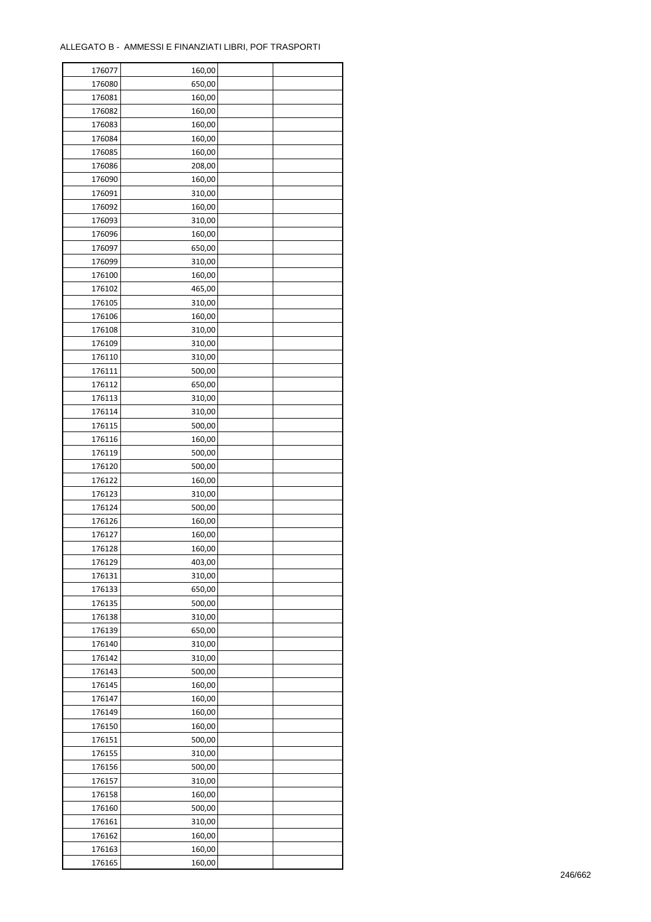ALLEGATO B - AMMESSI E FINANZIATI LIBRI, POF TRASPORTI

| | | | |
|---|---|---|---|
| 176077 | 160,00 | | |
| 176080 | 650,00 | | |
| 176081 | 160,00 | | |
| 176082 | 160,00 | | |
| 176083 | 160,00 | | |
| 176084 | 160,00 | | |
| 176085 | 160,00 | | |
| 176086 | 208,00 | | |
| 176090 | 160,00 | | |
| 176091 | 310,00 | | |
| 176092 | 160,00 | | |
| 176093 | 310,00 | | |
| 176096 | 160,00 | | |
| 176097 | 650,00 | | |
| 176099 | 310,00 | | |
| 176100 | 160,00 | | |
| 176102 | 465,00 | | |
| 176105 | 310,00 | | |
| 176106 | 160,00 | | |
| 176108 | 310,00 | | |
| 176109 | 310,00 | | |
| 176110 | 310,00 | | |
| 176111 | 500,00 | | |
| 176112 | 650,00 | | |
| 176113 | 310,00 | | |
| 176114 | 310,00 | | |
| 176115 | 500,00 | | |
| 176116 | 160,00 | | |
| 176119 | 500,00 | | |
| 176120 | 500,00 | | |
| 176122 | 160,00 | | |
| 176123 | 310,00 | | |
| 176124 | 500,00 | | |
| 176126 | 160,00 | | |
| 176127 | 160,00 | | |
| 176128 | 160,00 | | |
| 176129 | 403,00 | | |
| 176131 | 310,00 | | |
| 176133 | 650,00 | | |
| 176135 | 500,00 | | |
| 176138 | 310,00 | | |
| 176139 | 650,00 | | |
| 176140 | 310,00 | | |
| 176142 | 310,00 | | |
| 176143 | 500,00 | | |
| 176145 | 160,00 | | |
| 176147 | 160,00 | | |
| 176149 | 160,00 | | |
| 176150 | 160,00 | | |
| 176151 | 500,00 | | |
| 176155 | 310,00 | | |
| 176156 | 500,00 | | |
| 176157 | 310,00 | | |
| 176158 | 160,00 | | |
| 176160 | 500,00 | | |
| 176161 | 310,00 | | |
| 176162 | 160,00 | | |
| 176163 | 160,00 | | |
| 176165 | 160,00 | | |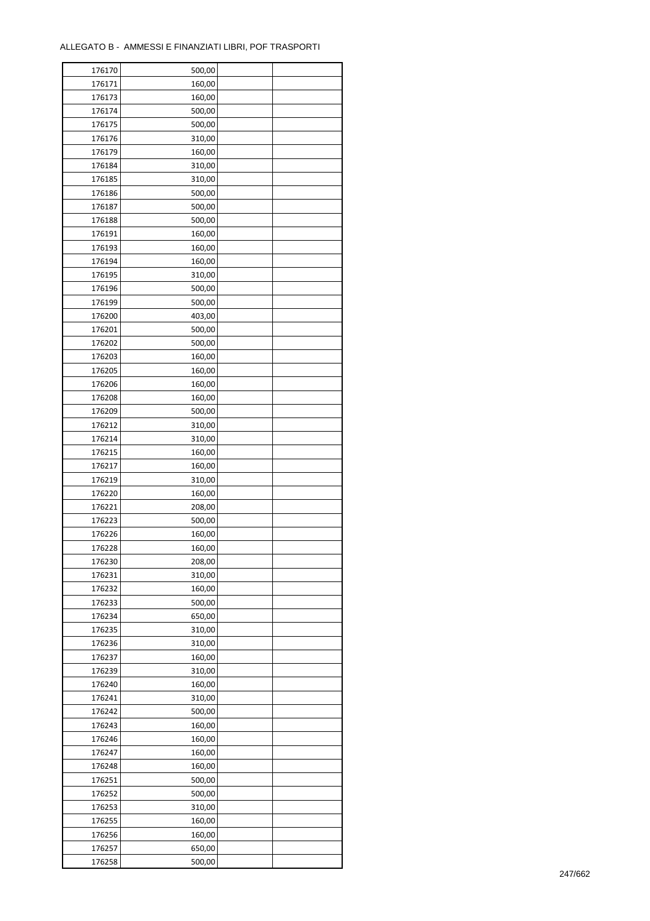ALLEGATO B - AMMESSI E FINANZIATI LIBRI, POF TRASPORTI

| | | | |
|---|---|---|---|
| 176170 | 500,00 | | |
| 176171 | 160,00 | | |
| 176173 | 160,00 | | |
| 176174 | 500,00 | | |
| 176175 | 500,00 | | |
| 176176 | 310,00 | | |
| 176179 | 160,00 | | |
| 176184 | 310,00 | | |
| 176185 | 310,00 | | |
| 176186 | 500,00 | | |
| 176187 | 500,00 | | |
| 176188 | 500,00 | | |
| 176191 | 160,00 | | |
| 176193 | 160,00 | | |
| 176194 | 160,00 | | |
| 176195 | 310,00 | | |
| 176196 | 500,00 | | |
| 176199 | 500,00 | | |
| 176200 | 403,00 | | |
| 176201 | 500,00 | | |
| 176202 | 500,00 | | |
| 176203 | 160,00 | | |
| 176205 | 160,00 | | |
| 176206 | 160,00 | | |
| 176208 | 160,00 | | |
| 176209 | 500,00 | | |
| 176212 | 310,00 | | |
| 176214 | 310,00 | | |
| 176215 | 160,00 | | |
| 176217 | 160,00 | | |
| 176219 | 310,00 | | |
| 176220 | 160,00 | | |
| 176221 | 208,00 | | |
| 176223 | 500,00 | | |
| 176226 | 160,00 | | |
| 176228 | 160,00 | | |
| 176230 | 208,00 | | |
| 176231 | 310,00 | | |
| 176232 | 160,00 | | |
| 176233 | 500,00 | | |
| 176234 | 650,00 | | |
| 176235 | 310,00 | | |
| 176236 | 310,00 | | |
| 176237 | 160,00 | | |
| 176239 | 310,00 | | |
| 176240 | 160,00 | | |
| 176241 | 310,00 | | |
| 176242 | 500,00 | | |
| 176243 | 160,00 | | |
| 176246 | 160,00 | | |
| 176247 | 160,00 | | |
| 176248 | 160,00 | | |
| 176251 | 500,00 | | |
| 176252 | 500,00 | | |
| 176253 | 310,00 | | |
| 176255 | 160,00 | | |
| 176256 | 160,00 | | |
| 176257 | 650,00 | | |
| 176258 | 500,00 | | |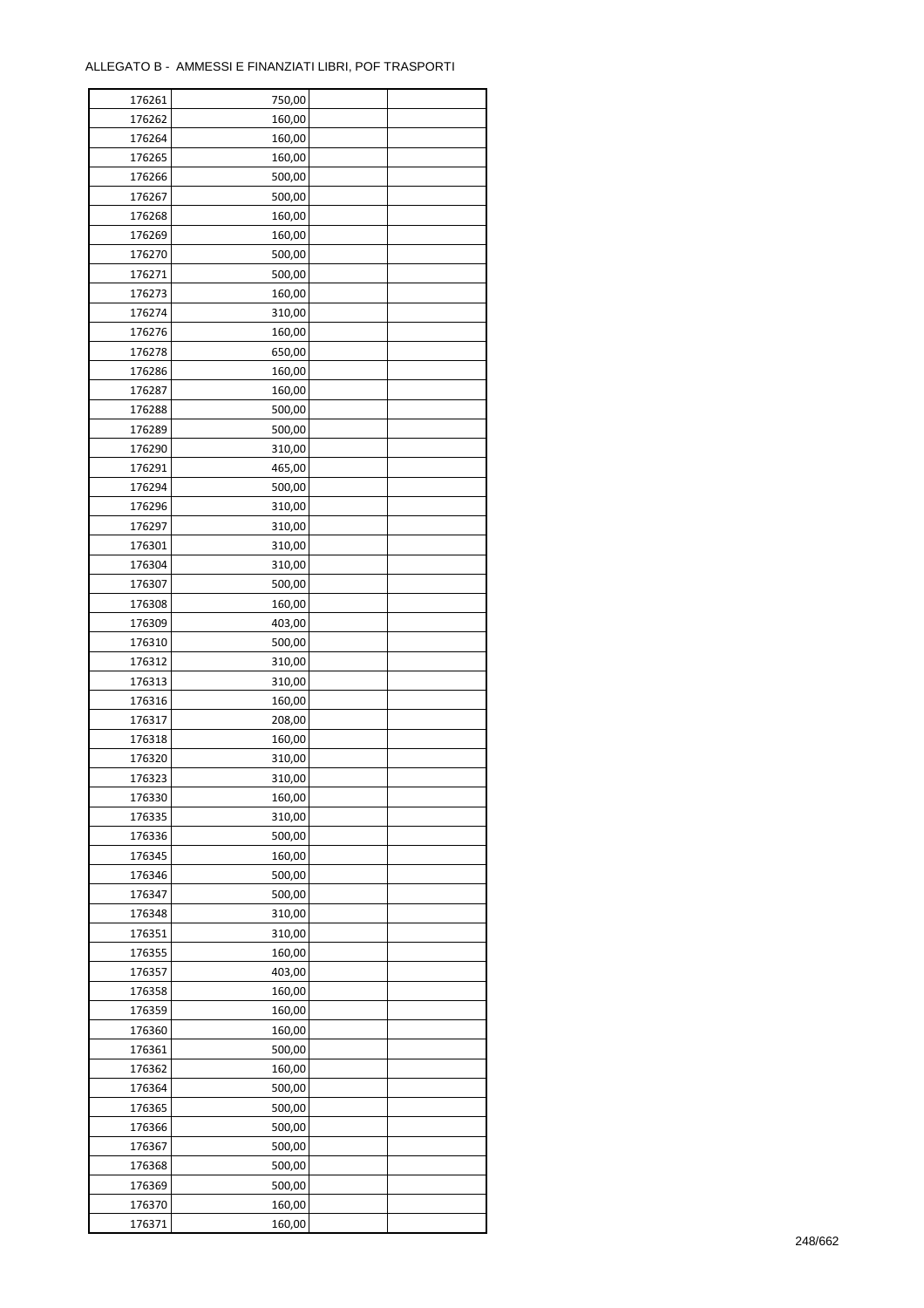ALLEGATO B - AMMESSI E FINANZIATI LIBRI, POF TRASPORTI

| | | | |
|---|---|---|---|
| 176261 | 750,00 | | |
| 176262 | 160,00 | | |
| 176264 | 160,00 | | |
| 176265 | 160,00 | | |
| 176266 | 500,00 | | |
| 176267 | 500,00 | | |
| 176268 | 160,00 | | |
| 176269 | 160,00 | | |
| 176270 | 500,00 | | |
| 176271 | 500,00 | | |
| 176273 | 160,00 | | |
| 176274 | 310,00 | | |
| 176276 | 160,00 | | |
| 176278 | 650,00 | | |
| 176286 | 160,00 | | |
| 176287 | 160,00 | | |
| 176288 | 500,00 | | |
| 176289 | 500,00 | | |
| 176290 | 310,00 | | |
| 176291 | 465,00 | | |
| 176294 | 500,00 | | |
| 176296 | 310,00 | | |
| 176297 | 310,00 | | |
| 176301 | 310,00 | | |
| 176304 | 310,00 | | |
| 176307 | 500,00 | | |
| 176308 | 160,00 | | |
| 176309 | 403,00 | | |
| 176310 | 500,00 | | |
| 176312 | 310,00 | | |
| 176313 | 310,00 | | |
| 176316 | 160,00 | | |
| 176317 | 208,00 | | |
| 176318 | 160,00 | | |
| 176320 | 310,00 | | |
| 176323 | 310,00 | | |
| 176330 | 160,00 | | |
| 176335 | 310,00 | | |
| 176336 | 500,00 | | |
| 176345 | 160,00 | | |
| 176346 | 500,00 | | |
| 176347 | 500,00 | | |
| 176348 | 310,00 | | |
| 176351 | 310,00 | | |
| 176355 | 160,00 | | |
| 176357 | 403,00 | | |
| 176358 | 160,00 | | |
| 176359 | 160,00 | | |
| 176360 | 160,00 | | |
| 176361 | 500,00 | | |
| 176362 | 160,00 | | |
| 176364 | 500,00 | | |
| 176365 | 500,00 | | |
| 176366 | 500,00 | | |
| 176367 | 500,00 | | |
| 176368 | 500,00 | | |
| 176369 | 500,00 | | |
| 176370 | 160,00 | | |
| 176371 | 160,00 | | |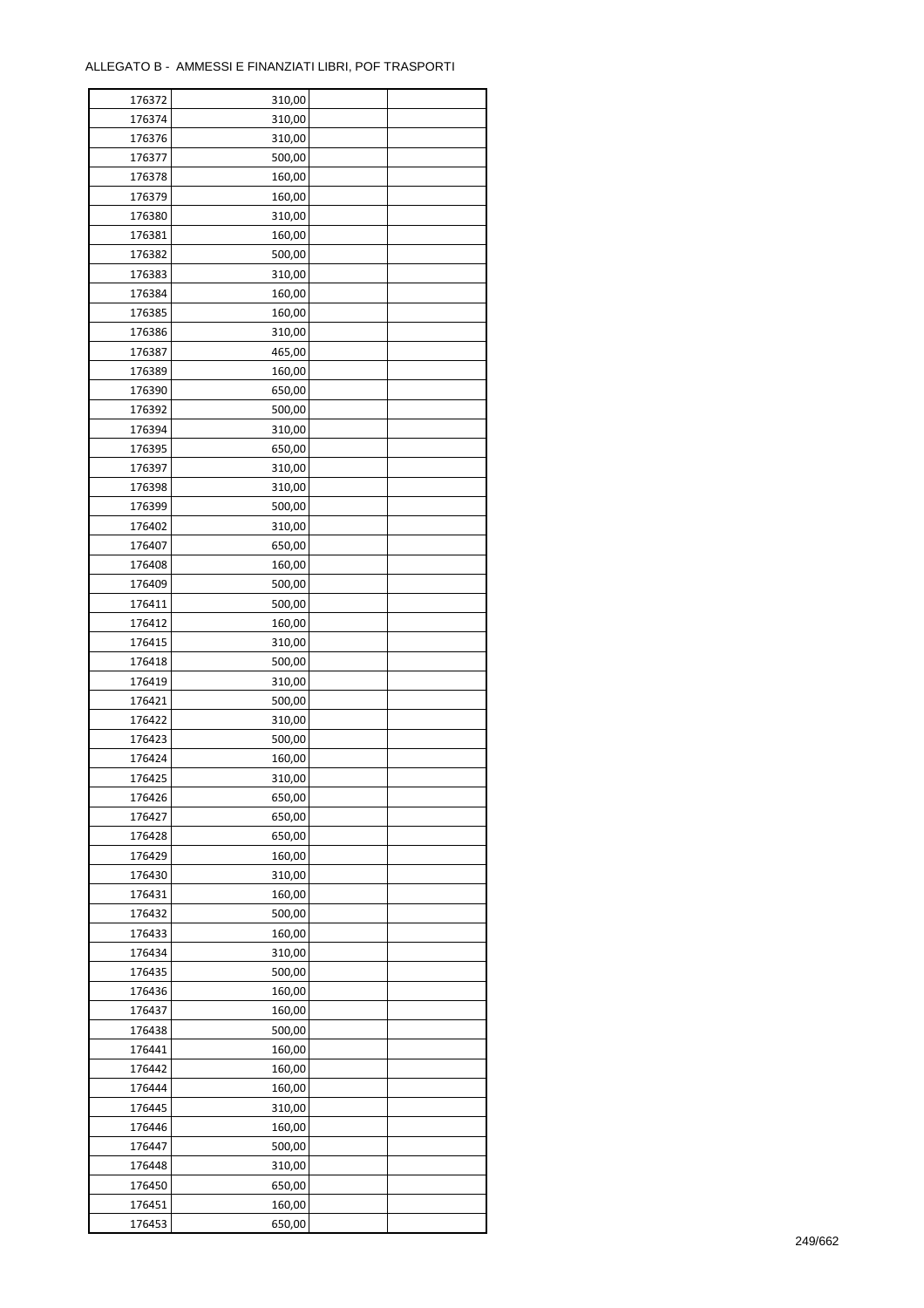ALLEGATO B - AMMESSI E FINANZIATI LIBRI, POF TRASPORTI

| | | | |
|---|---|---|---|
| 176372 | 310,00 | | |
| 176374 | 310,00 | | |
| 176376 | 310,00 | | |
| 176377 | 500,00 | | |
| 176378 | 160,00 | | |
| 176379 | 160,00 | | |
| 176380 | 310,00 | | |
| 176381 | 160,00 | | |
| 176382 | 500,00 | | |
| 176383 | 310,00 | | |
| 176384 | 160,00 | | |
| 176385 | 160,00 | | |
| 176386 | 310,00 | | |
| 176387 | 465,00 | | |
| 176389 | 160,00 | | |
| 176390 | 650,00 | | |
| 176392 | 500,00 | | |
| 176394 | 310,00 | | |
| 176395 | 650,00 | | |
| 176397 | 310,00 | | |
| 176398 | 310,00 | | |
| 176399 | 500,00 | | |
| 176402 | 310,00 | | |
| 176407 | 650,00 | | |
| 176408 | 160,00 | | |
| 176409 | 500,00 | | |
| 176411 | 500,00 | | |
| 176412 | 160,00 | | |
| 176415 | 310,00 | | |
| 176418 | 500,00 | | |
| 176419 | 310,00 | | |
| 176421 | 500,00 | | |
| 176422 | 310,00 | | |
| 176423 | 500,00 | | |
| 176424 | 160,00 | | |
| 176425 | 310,00 | | |
| 176426 | 650,00 | | |
| 176427 | 650,00 | | |
| 176428 | 650,00 | | |
| 176429 | 160,00 | | |
| 176430 | 310,00 | | |
| 176431 | 160,00 | | |
| 176432 | 500,00 | | |
| 176433 | 160,00 | | |
| 176434 | 310,00 | | |
| 176435 | 500,00 | | |
| 176436 | 160,00 | | |
| 176437 | 160,00 | | |
| 176438 | 500,00 | | |
| 176441 | 160,00 | | |
| 176442 | 160,00 | | |
| 176444 | 160,00 | | |
| 176445 | 310,00 | | |
| 176446 | 160,00 | | |
| 176447 | 500,00 | | |
| 176448 | 310,00 | | |
| 176450 | 650,00 | | |
| 176451 | 160,00 | | |
| 176453 | 650,00 | | |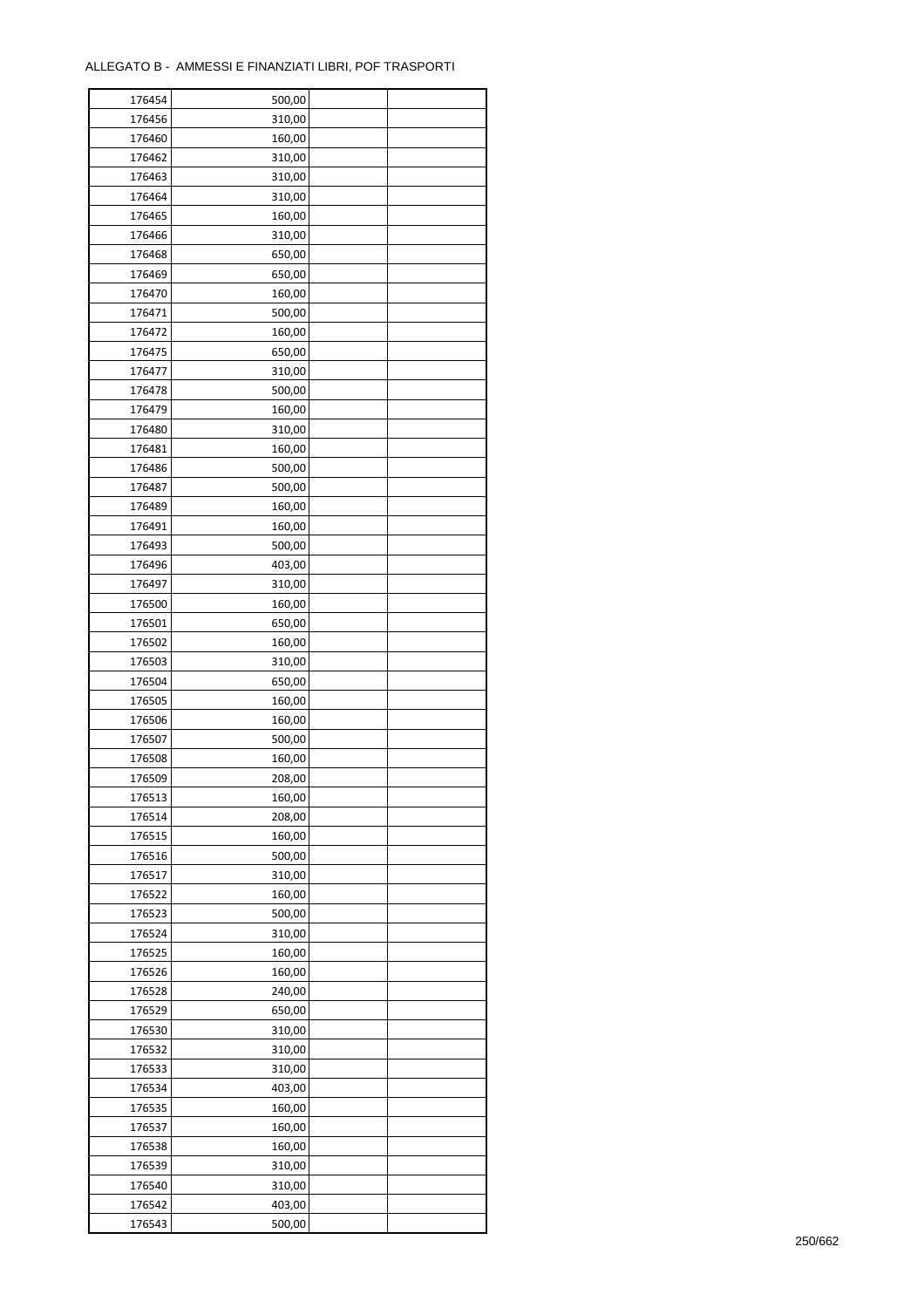ALLEGATO B - AMMESSI E FINANZIATI LIBRI, POF TRASPORTI

| | | | |
|---|---|---|---|
| 176454 | 500,00 | | |
| 176456 | 310,00 | | |
| 176460 | 160,00 | | |
| 176462 | 310,00 | | |
| 176463 | 310,00 | | |
| 176464 | 310,00 | | |
| 176465 | 160,00 | | |
| 176466 | 310,00 | | |
| 176468 | 650,00 | | |
| 176469 | 650,00 | | |
| 176470 | 160,00 | | |
| 176471 | 500,00 | | |
| 176472 | 160,00 | | |
| 176475 | 650,00 | | |
| 176477 | 310,00 | | |
| 176478 | 500,00 | | |
| 176479 | 160,00 | | |
| 176480 | 310,00 | | |
| 176481 | 160,00 | | |
| 176486 | 500,00 | | |
| 176487 | 500,00 | | |
| 176489 | 160,00 | | |
| 176491 | 160,00 | | |
| 176493 | 500,00 | | |
| 176496 | 403,00 | | |
| 176497 | 310,00 | | |
| 176500 | 160,00 | | |
| 176501 | 650,00 | | |
| 176502 | 160,00 | | |
| 176503 | 310,00 | | |
| 176504 | 650,00 | | |
| 176505 | 160,00 | | |
| 176506 | 160,00 | | |
| 176507 | 500,00 | | |
| 176508 | 160,00 | | |
| 176509 | 208,00 | | |
| 176513 | 160,00 | | |
| 176514 | 208,00 | | |
| 176515 | 160,00 | | |
| 176516 | 500,00 | | |
| 176517 | 310,00 | | |
| 176522 | 160,00 | | |
| 176523 | 500,00 | | |
| 176524 | 310,00 | | |
| 176525 | 160,00 | | |
| 176526 | 160,00 | | |
| 176528 | 240,00 | | |
| 176529 | 650,00 | | |
| 176530 | 310,00 | | |
| 176532 | 310,00 | | |
| 176533 | 310,00 | | |
| 176534 | 403,00 | | |
| 176535 | 160,00 | | |
| 176537 | 160,00 | | |
| 176538 | 160,00 | | |
| 176539 | 310,00 | | |
| 176540 | 310,00 | | |
| 176542 | 403,00 | | |
| 176543 | 500,00 | | |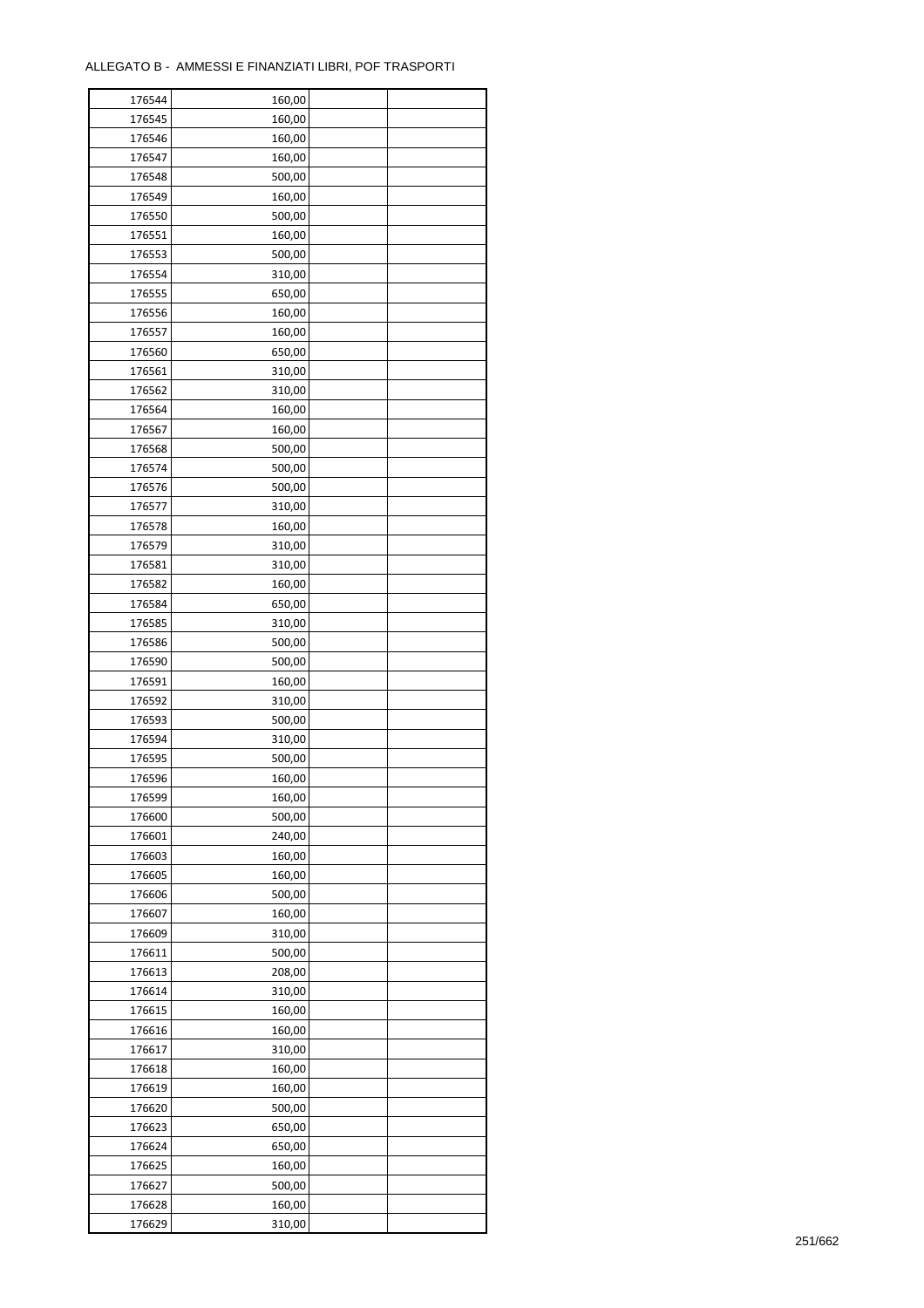ALLEGATO B -  AMMESSI E FINANZIATI LIBRI, POF TRASPORTI

| | | | |
|---|---|---|---|
| 176544 | 160,00 | | |
| 176545 | 160,00 | | |
| 176546 | 160,00 | | |
| 176547 | 160,00 | | |
| 176548 | 500,00 | | |
| 176549 | 160,00 | | |
| 176550 | 500,00 | | |
| 176551 | 160,00 | | |
| 176553 | 500,00 | | |
| 176554 | 310,00 | | |
| 176555 | 650,00 | | |
| 176556 | 160,00 | | |
| 176557 | 160,00 | | |
| 176560 | 650,00 | | |
| 176561 | 310,00 | | |
| 176562 | 310,00 | | |
| 176564 | 160,00 | | |
| 176567 | 160,00 | | |
| 176568 | 500,00 | | |
| 176574 | 500,00 | | |
| 176576 | 500,00 | | |
| 176577 | 310,00 | | |
| 176578 | 160,00 | | |
| 176579 | 310,00 | | |
| 176581 | 310,00 | | |
| 176582 | 160,00 | | |
| 176584 | 650,00 | | |
| 176585 | 310,00 | | |
| 176586 | 500,00 | | |
| 176590 | 500,00 | | |
| 176591 | 160,00 | | |
| 176592 | 310,00 | | |
| 176593 | 500,00 | | |
| 176594 | 310,00 | | |
| 176595 | 500,00 | | |
| 176596 | 160,00 | | |
| 176599 | 160,00 | | |
| 176600 | 500,00 | | |
| 176601 | 240,00 | | |
| 176603 | 160,00 | | |
| 176605 | 160,00 | | |
| 176606 | 500,00 | | |
| 176607 | 160,00 | | |
| 176609 | 310,00 | | |
| 176611 | 500,00 | | |
| 176613 | 208,00 | | |
| 176614 | 310,00 | | |
| 176615 | 160,00 | | |
| 176616 | 160,00 | | |
| 176617 | 310,00 | | |
| 176618 | 160,00 | | |
| 176619 | 160,00 | | |
| 176620 | 500,00 | | |
| 176623 | 650,00 | | |
| 176624 | 650,00 | | |
| 176625 | 160,00 | | |
| 176627 | 500,00 | | |
| 176628 | 160,00 | | |
| 176629 | 310,00 | | |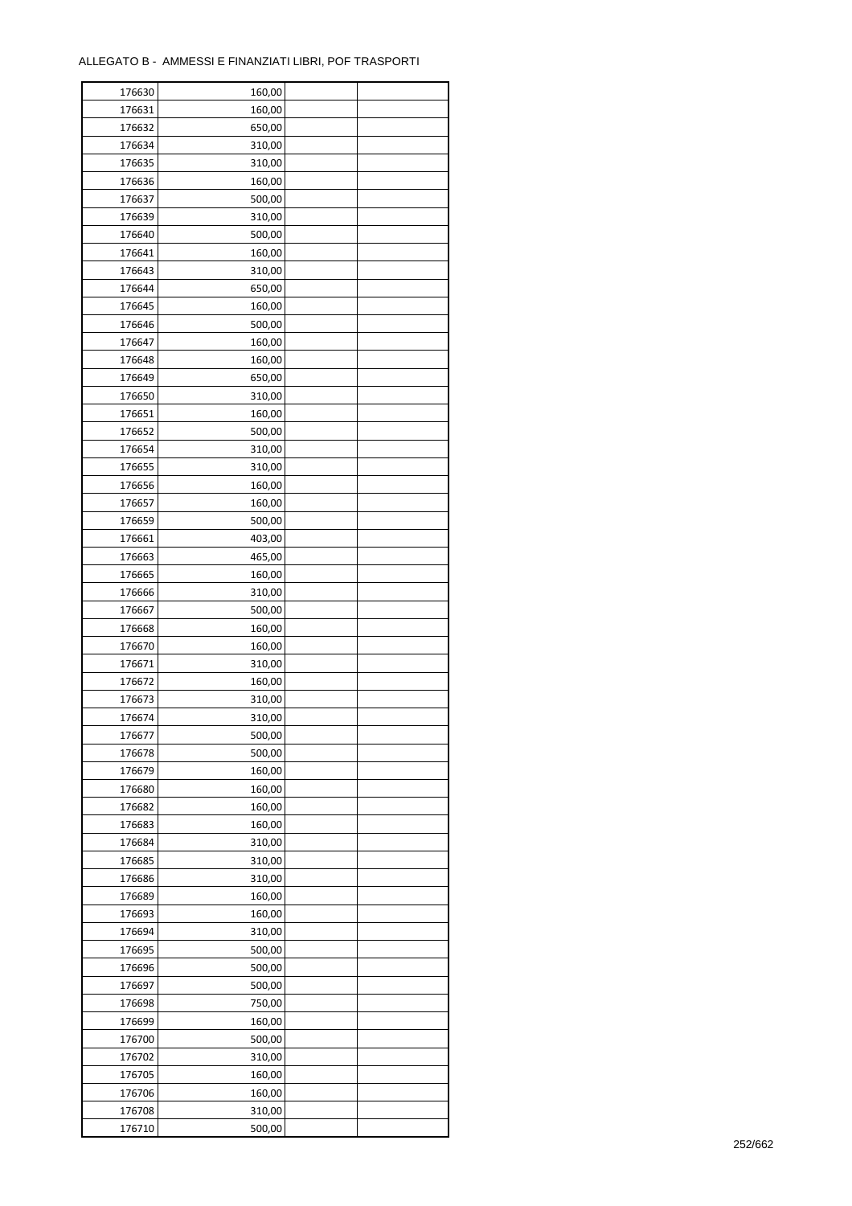ALLEGATO B - AMMESSI E FINANZIATI LIBRI, POF TRASPORTI

| | | | |
|---|---|---|---|
| 176630 | 160,00 | | |
| 176631 | 160,00 | | |
| 176632 | 650,00 | | |
| 176634 | 310,00 | | |
| 176635 | 310,00 | | |
| 176636 | 160,00 | | |
| 176637 | 500,00 | | |
| 176639 | 310,00 | | |
| 176640 | 500,00 | | |
| 176641 | 160,00 | | |
| 176643 | 310,00 | | |
| 176644 | 650,00 | | |
| 176645 | 160,00 | | |
| 176646 | 500,00 | | |
| 176647 | 160,00 | | |
| 176648 | 160,00 | | |
| 176649 | 650,00 | | |
| 176650 | 310,00 | | |
| 176651 | 160,00 | | |
| 176652 | 500,00 | | |
| 176654 | 310,00 | | |
| 176655 | 310,00 | | |
| 176656 | 160,00 | | |
| 176657 | 160,00 | | |
| 176659 | 500,00 | | |
| 176661 | 403,00 | | |
| 176663 | 465,00 | | |
| 176665 | 160,00 | | |
| 176666 | 310,00 | | |
| 176667 | 500,00 | | |
| 176668 | 160,00 | | |
| 176670 | 160,00 | | |
| 176671 | 310,00 | | |
| 176672 | 160,00 | | |
| 176673 | 310,00 | | |
| 176674 | 310,00 | | |
| 176677 | 500,00 | | |
| 176678 | 500,00 | | |
| 176679 | 160,00 | | |
| 176680 | 160,00 | | |
| 176682 | 160,00 | | |
| 176683 | 160,00 | | |
| 176684 | 310,00 | | |
| 176685 | 310,00 | | |
| 176686 | 310,00 | | |
| 176689 | 160,00 | | |
| 176693 | 160,00 | | |
| 176694 | 310,00 | | |
| 176695 | 500,00 | | |
| 176696 | 500,00 | | |
| 176697 | 500,00 | | |
| 176698 | 750,00 | | |
| 176699 | 160,00 | | |
| 176700 | 500,00 | | |
| 176702 | 310,00 | | |
| 176705 | 160,00 | | |
| 176706 | 160,00 | | |
| 176708 | 310,00 | | |
| 176710 | 500,00 | | |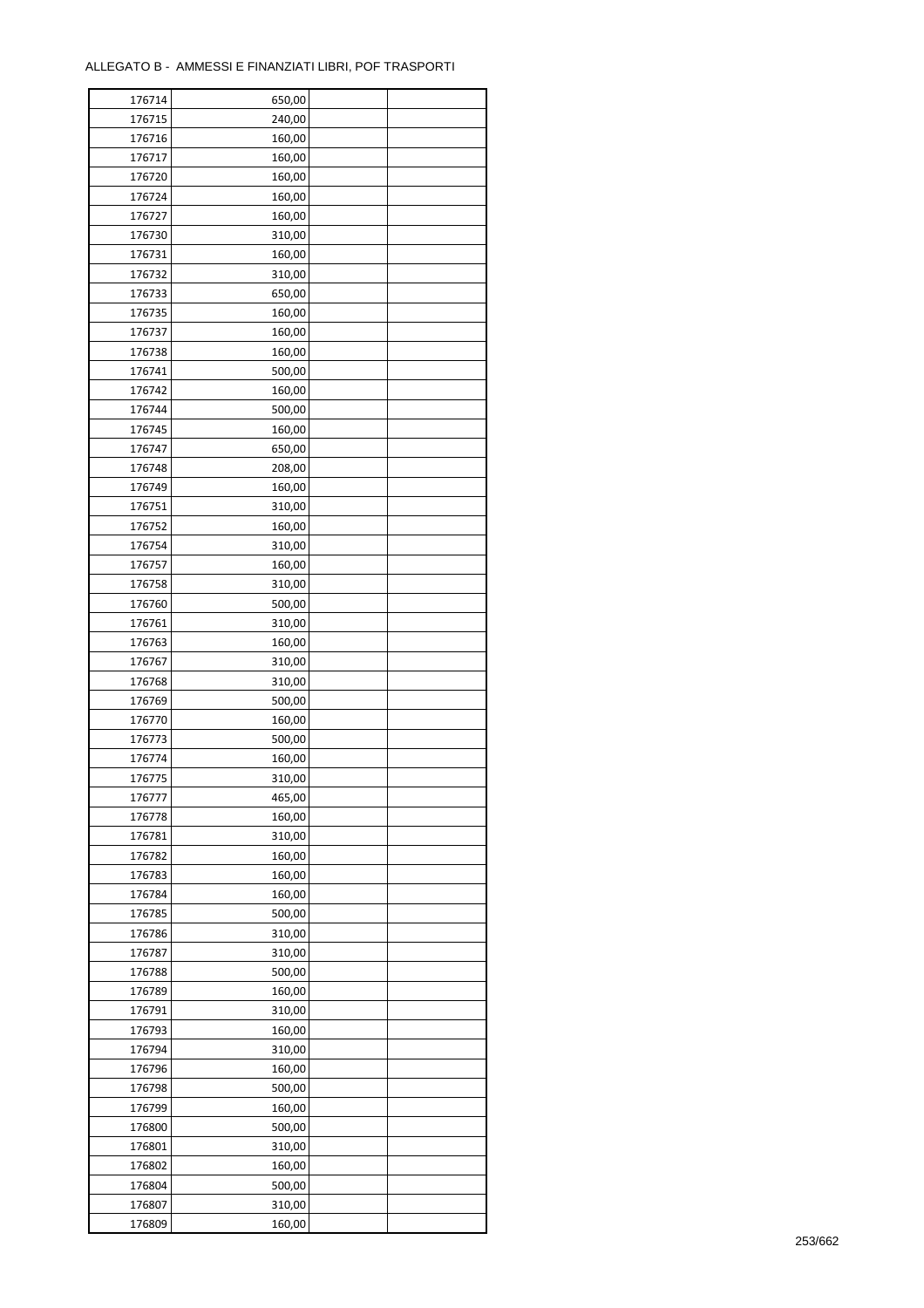| 176714 | 650,00 | | |
|---|---|---|---|
| 176715 | 240,00 | | |
| 176716 | 160,00 | | |
| 176717 | 160,00 | | |
| 176720 | 160,00 | | |
| 176724 | 160,00 | | |
| 176727 | 160,00 | | |
| 176730 | 310,00 | | |
| 176731 | 160,00 | | |
| 176732 | 310,00 | | |
| 176733 | 650,00 | | |
| 176735 | 160,00 | | |
| 176737 | 160,00 | | |
| 176738 | 160,00 | | |
| 176741 | 500,00 | | |
| 176742 | 160,00 | | |
| 176744 | 500,00 | | |
| 176745 | 160,00 | | |
| 176747 | 650,00 | | |
| 176748 | 208,00 | | |
| 176749 | 160,00 | | |
| 176751 | 310,00 | | |
| 176752 | 160,00 | | |
| 176754 | 310,00 | | |
| 176757 | 160,00 | | |
| 176758 | 310,00 | | |
| 176760 | 500,00 | | |
| 176761 | 310,00 | | |
| 176763 | 160,00 | | |
| 176767 | 310,00 | | |
| 176768 | 310,00 | | |
| 176769 | 500,00 | | |
| 176770 | 160,00 | | |
| 176773 | 500,00 | | |
| 176774 | 160,00 | | |
| 176775 | 310,00 | | |
| 176777 | 465,00 | | |
| 176778 | 160,00 | | |
| 176781 | 310,00 | | |
| 176782 | 160,00 | | |
| 176783 | 160,00 | | |
| 176784 | 160,00 | | |
| 176785 | 500,00 | | |
| 176786 | 310,00 | | |
| 176787 | 310,00 | | |
| 176788 | 500,00 | | |
| 176789 | 160,00 | | |
| 176791 | 310,00 | | |
| 176793 | 160,00 | | |
| 176794 | 310,00 | | |
| 176796 | 160,00 | | |
| 176798 | 500,00 | | |
| 176799 | 160,00 | | |
| 176800 | 500,00 | | |
| 176801 | 310,00 | | |
| 176802 | 160,00 | | |
| 176804 | 500,00 | | |
| 176807 | 310,00 | | |
| 176809 | 160,00 | | |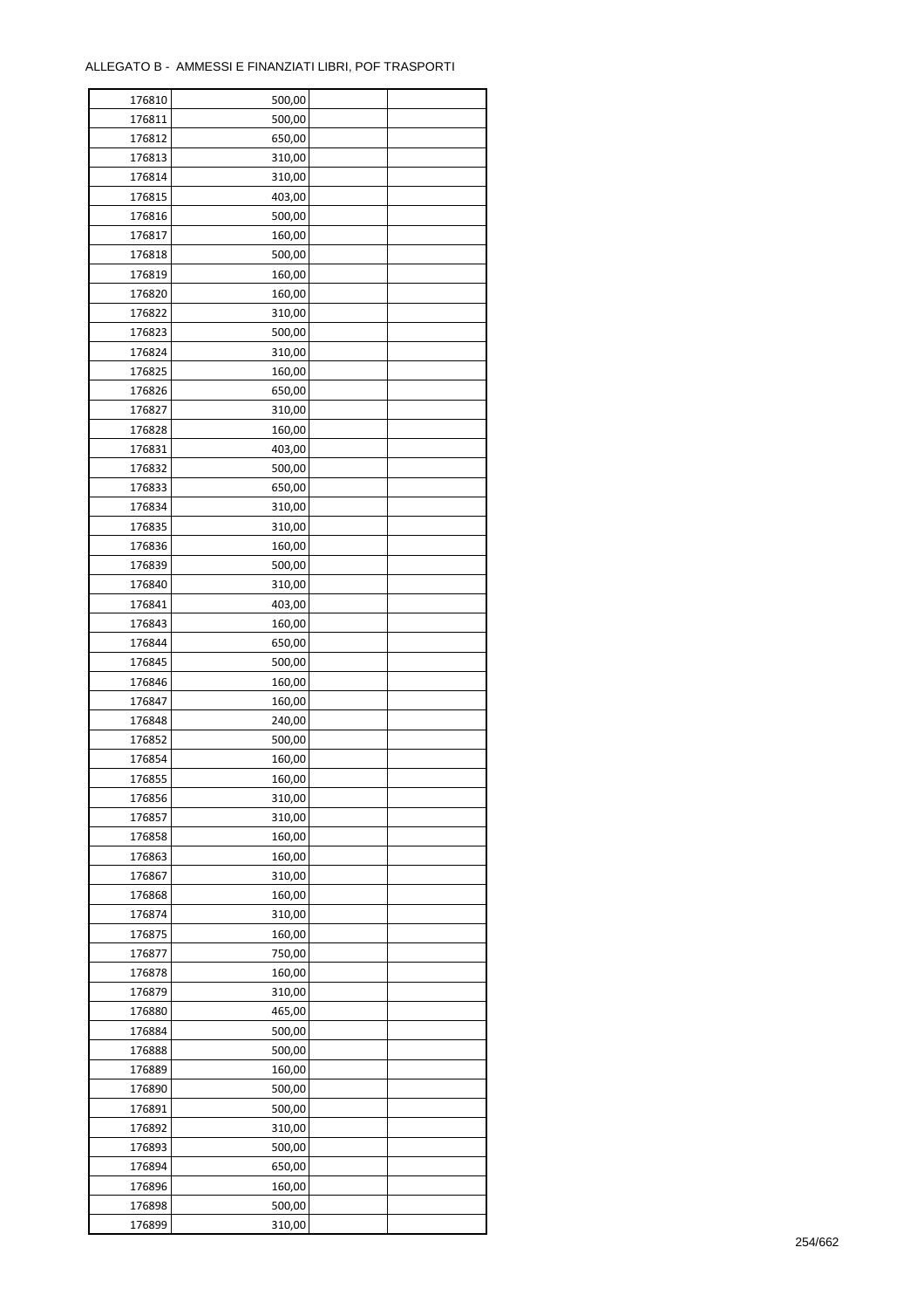ALLEGATO B - AMMESSI E FINANZIATI LIBRI, POF TRASPORTI

| 176810 | 500,00 | | |
|---|---|---|---|
| 176811 | 500,00 | | |
| 176812 | 650,00 | | |
| 176813 | 310,00 | | |
| 176814 | 310,00 | | |
| 176815 | 403,00 | | |
| 176816 | 500,00 | | |
| 176817 | 160,00 | | |
| 176818 | 500,00 | | |
| 176819 | 160,00 | | |
| 176820 | 160,00 | | |
| 176822 | 310,00 | | |
| 176823 | 500,00 | | |
| 176824 | 310,00 | | |
| 176825 | 160,00 | | |
| 176826 | 650,00 | | |
| 176827 | 310,00 | | |
| 176828 | 160,00 | | |
| 176831 | 403,00 | | |
| 176832 | 500,00 | | |
| 176833 | 650,00 | | |
| 176834 | 310,00 | | |
| 176835 | 310,00 | | |
| 176836 | 160,00 | | |
| 176839 | 500,00 | | |
| 176840 | 310,00 | | |
| 176841 | 403,00 | | |
| 176843 | 160,00 | | |
| 176844 | 650,00 | | |
| 176845 | 500,00 | | |
| 176846 | 160,00 | | |
| 176847 | 160,00 | | |
| 176848 | 240,00 | | |
| 176852 | 500,00 | | |
| 176854 | 160,00 | | |
| 176855 | 160,00 | | |
| 176856 | 310,00 | | |
| 176857 | 310,00 | | |
| 176858 | 160,00 | | |
| 176863 | 160,00 | | |
| 176867 | 310,00 | | |
| 176868 | 160,00 | | |
| 176874 | 310,00 | | |
| 176875 | 160,00 | | |
| 176877 | 750,00 | | |
| 176878 | 160,00 | | |
| 176879 | 310,00 | | |
| 176880 | 465,00 | | |
| 176884 | 500,00 | | |
| 176888 | 500,00 | | |
| 176889 | 160,00 | | |
| 176890 | 500,00 | | |
| 176891 | 500,00 | | |
| 176892 | 310,00 | | |
| 176893 | 500,00 | | |
| 176894 | 650,00 | | |
| 176896 | 160,00 | | |
| 176898 | 500,00 | | |
| 176899 | 310,00 | | |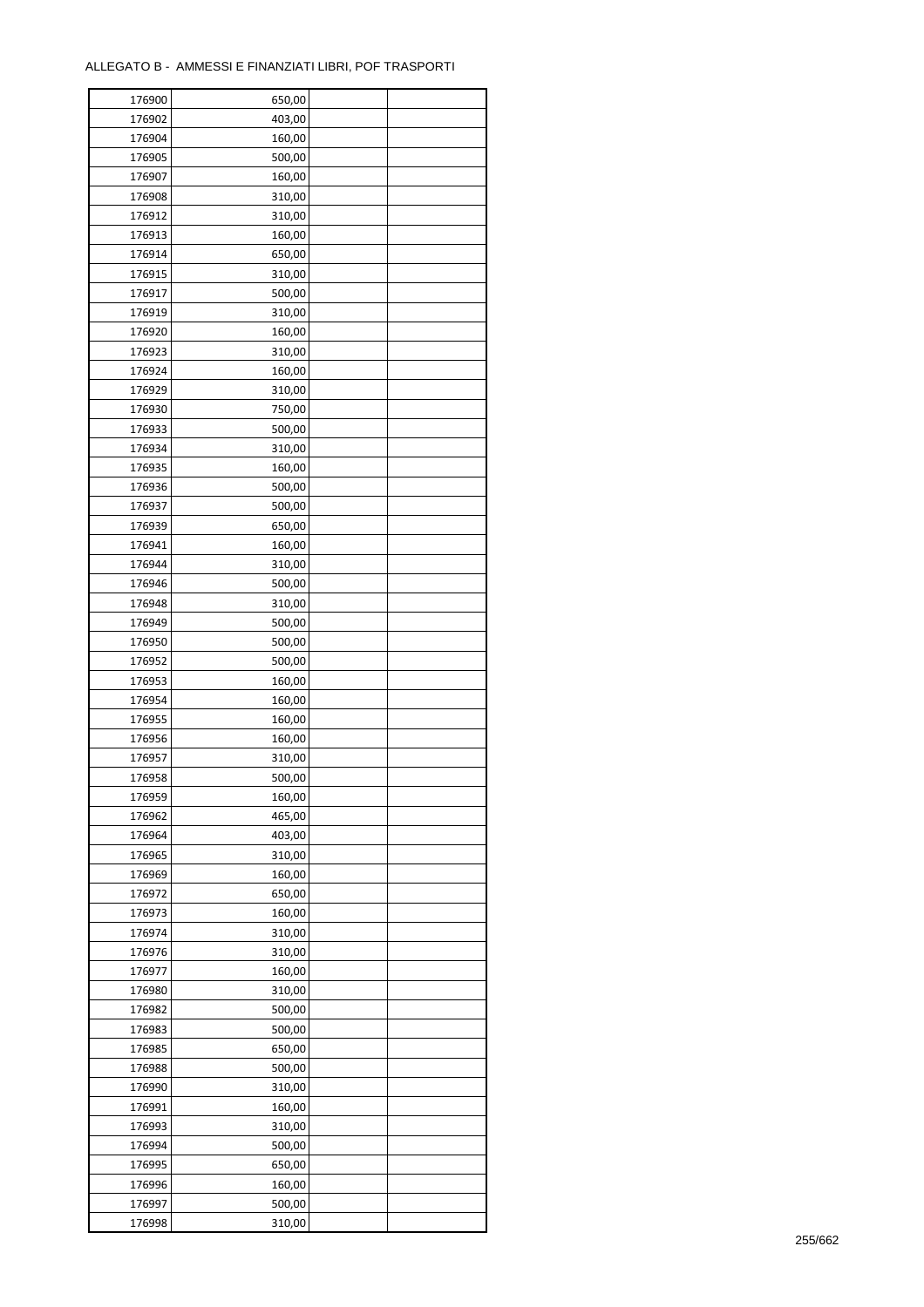ALLEGATO B - AMMESSI E FINANZIATI LIBRI, POF TRASPORTI

| | | | |
|---|---|---|---|
| 176900 | 650,00 | | |
| 176902 | 403,00 | | |
| 176904 | 160,00 | | |
| 176905 | 500,00 | | |
| 176907 | 160,00 | | |
| 176908 | 310,00 | | |
| 176912 | 310,00 | | |
| 176913 | 160,00 | | |
| 176914 | 650,00 | | |
| 176915 | 310,00 | | |
| 176917 | 500,00 | | |
| 176919 | 310,00 | | |
| 176920 | 160,00 | | |
| 176923 | 310,00 | | |
| 176924 | 160,00 | | |
| 176929 | 310,00 | | |
| 176930 | 750,00 | | |
| 176933 | 500,00 | | |
| 176934 | 310,00 | | |
| 176935 | 160,00 | | |
| 176936 | 500,00 | | |
| 176937 | 500,00 | | |
| 176939 | 650,00 | | |
| 176941 | 160,00 | | |
| 176944 | 310,00 | | |
| 176946 | 500,00 | | |
| 176948 | 310,00 | | |
| 176949 | 500,00 | | |
| 176950 | 500,00 | | |
| 176952 | 500,00 | | |
| 176953 | 160,00 | | |
| 176954 | 160,00 | | |
| 176955 | 160,00 | | |
| 176956 | 160,00 | | |
| 176957 | 310,00 | | |
| 176958 | 500,00 | | |
| 176959 | 160,00 | | |
| 176962 | 465,00 | | |
| 176964 | 403,00 | | |
| 176965 | 310,00 | | |
| 176969 | 160,00 | | |
| 176972 | 650,00 | | |
| 176973 | 160,00 | | |
| 176974 | 310,00 | | |
| 176976 | 310,00 | | |
| 176977 | 160,00 | | |
| 176980 | 310,00 | | |
| 176982 | 500,00 | | |
| 176983 | 500,00 | | |
| 176985 | 650,00 | | |
| 176988 | 500,00 | | |
| 176990 | 310,00 | | |
| 176991 | 160,00 | | |
| 176993 | 310,00 | | |
| 176994 | 500,00 | | |
| 176995 | 650,00 | | |
| 176996 | 160,00 | | |
| 176997 | 500,00 | | |
| 176998 | 310,00 | | |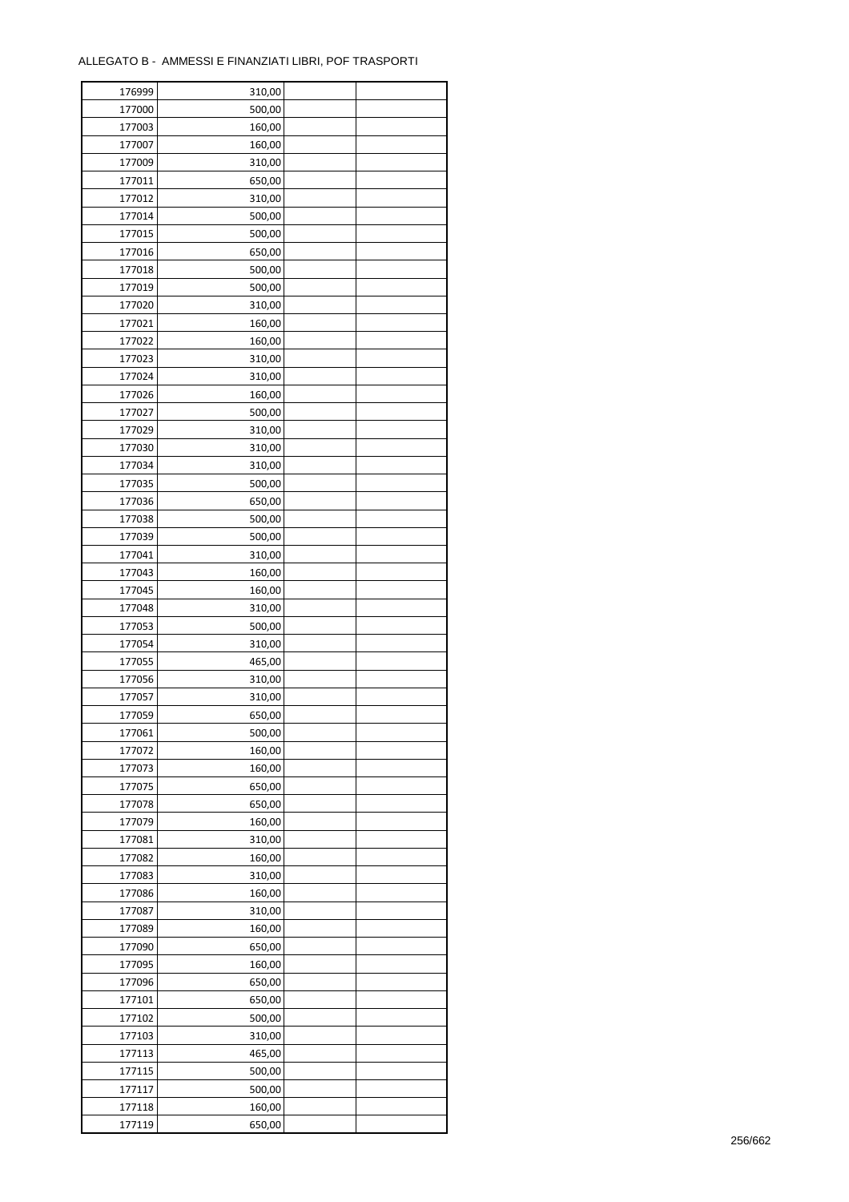ALLEGATO B - AMMESSI E FINANZIATI LIBRI, POF TRASPORTI

| 176999 | 310,00 | | |
|---|---|---|---|
| 177000 | 500,00 | | |
| 177003 | 160,00 | | |
| 177007 | 160,00 | | |
| 177009 | 310,00 | | |
| 177011 | 650,00 | | |
| 177012 | 310,00 | | |
| 177014 | 500,00 | | |
| 177015 | 500,00 | | |
| 177016 | 650,00 | | |
| 177018 | 500,00 | | |
| 177019 | 500,00 | | |
| 177020 | 310,00 | | |
| 177021 | 160,00 | | |
| 177022 | 160,00 | | |
| 177023 | 310,00 | | |
| 177024 | 310,00 | | |
| 177026 | 160,00 | | |
| 177027 | 500,00 | | |
| 177029 | 310,00 | | |
| 177030 | 310,00 | | |
| 177034 | 310,00 | | |
| 177035 | 500,00 | | |
| 177036 | 650,00 | | |
| 177038 | 500,00 | | |
| 177039 | 500,00 | | |
| 177041 | 310,00 | | |
| 177043 | 160,00 | | |
| 177045 | 160,00 | | |
| 177048 | 310,00 | | |
| 177053 | 500,00 | | |
| 177054 | 310,00 | | |
| 177055 | 465,00 | | |
| 177056 | 310,00 | | |
| 177057 | 310,00 | | |
| 177059 | 650,00 | | |
| 177061 | 500,00 | | |
| 177072 | 160,00 | | |
| 177073 | 160,00 | | |
| 177075 | 650,00 | | |
| 177078 | 650,00 | | |
| 177079 | 160,00 | | |
| 177081 | 310,00 | | |
| 177082 | 160,00 | | |
| 177083 | 310,00 | | |
| 177086 | 160,00 | | |
| 177087 | 310,00 | | |
| 177089 | 160,00 | | |
| 177090 | 650,00 | | |
| 177095 | 160,00 | | |
| 177096 | 650,00 | | |
| 177101 | 650,00 | | |
| 177102 | 500,00 | | |
| 177103 | 310,00 | | |
| 177113 | 465,00 | | |
| 177115 | 500,00 | | |
| 177117 | 500,00 | | |
| 177118 | 160,00 | | |
| 177119 | 650,00 | | |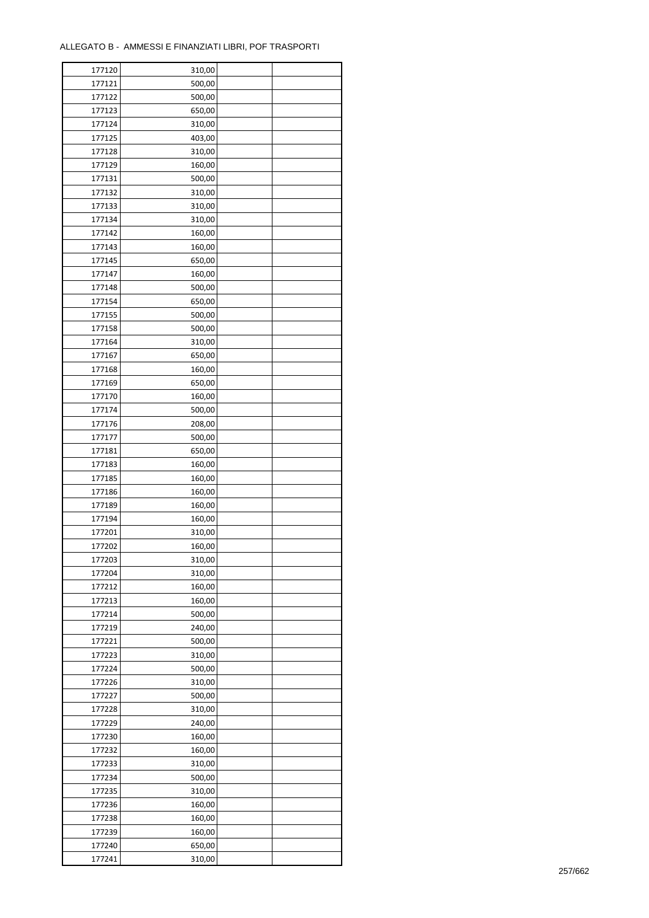ALLEGATO B - AMMESSI E FINANZIATI LIBRI, POF TRASPORTI

| | | | |
|---|---|---|---|
| 177120 | 310,00 | | |
| 177121 | 500,00 | | |
| 177122 | 500,00 | | |
| 177123 | 650,00 | | |
| 177124 | 310,00 | | |
| 177125 | 403,00 | | |
| 177128 | 310,00 | | |
| 177129 | 160,00 | | |
| 177131 | 500,00 | | |
| 177132 | 310,00 | | |
| 177133 | 310,00 | | |
| 177134 | 310,00 | | |
| 177142 | 160,00 | | |
| 177143 | 160,00 | | |
| 177145 | 650,00 | | |
| 177147 | 160,00 | | |
| 177148 | 500,00 | | |
| 177154 | 650,00 | | |
| 177155 | 500,00 | | |
| 177158 | 500,00 | | |
| 177164 | 310,00 | | |
| 177167 | 650,00 | | |
| 177168 | 160,00 | | |
| 177169 | 650,00 | | |
| 177170 | 160,00 | | |
| 177174 | 500,00 | | |
| 177176 | 208,00 | | |
| 177177 | 500,00 | | |
| 177181 | 650,00 | | |
| 177183 | 160,00 | | |
| 177185 | 160,00 | | |
| 177186 | 160,00 | | |
| 177189 | 160,00 | | |
| 177194 | 160,00 | | |
| 177201 | 310,00 | | |
| 177202 | 160,00 | | |
| 177203 | 310,00 | | |
| 177204 | 310,00 | | |
| 177212 | 160,00 | | |
| 177213 | 160,00 | | |
| 177214 | 500,00 | | |
| 177219 | 240,00 | | |
| 177221 | 500,00 | | |
| 177223 | 310,00 | | |
| 177224 | 500,00 | | |
| 177226 | 310,00 | | |
| 177227 | 500,00 | | |
| 177228 | 310,00 | | |
| 177229 | 240,00 | | |
| 177230 | 160,00 | | |
| 177232 | 160,00 | | |
| 177233 | 310,00 | | |
| 177234 | 500,00 | | |
| 177235 | 310,00 | | |
| 177236 | 160,00 | | |
| 177238 | 160,00 | | |
| 177239 | 160,00 | | |
| 177240 | 650,00 | | |
| 177241 | 310,00 | | |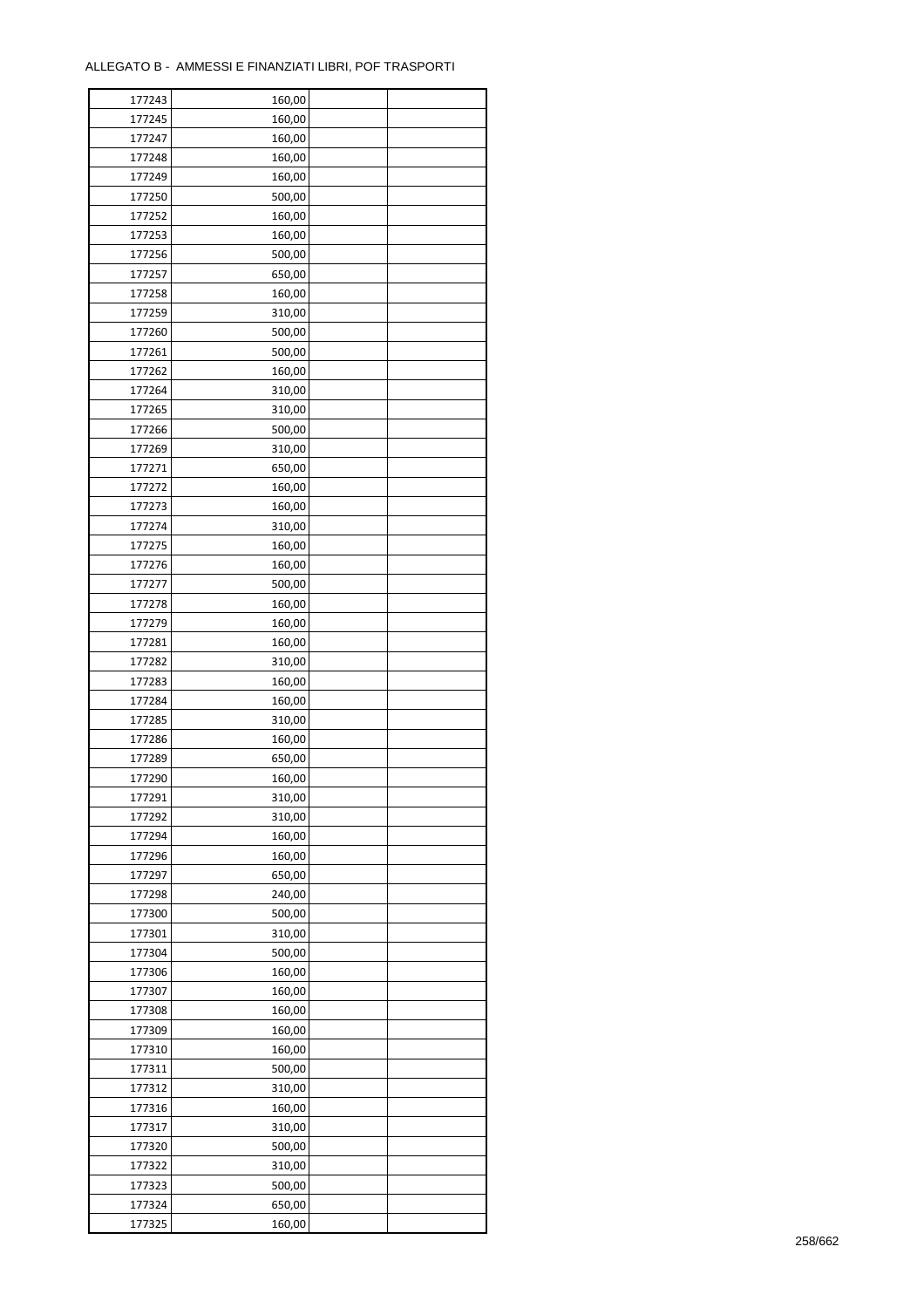ALLEGATO B - AMMESSI E FINANZIATI LIBRI, POF TRASPORTI

| | | | |
|---|---|---|---|
| 177243 | 160,00 | | |
| 177245 | 160,00 | | |
| 177247 | 160,00 | | |
| 177248 | 160,00 | | |
| 177249 | 160,00 | | |
| 177250 | 500,00 | | |
| 177252 | 160,00 | | |
| 177253 | 160,00 | | |
| 177256 | 500,00 | | |
| 177257 | 650,00 | | |
| 177258 | 160,00 | | |
| 177259 | 310,00 | | |
| 177260 | 500,00 | | |
| 177261 | 500,00 | | |
| 177262 | 160,00 | | |
| 177264 | 310,00 | | |
| 177265 | 310,00 | | |
| 177266 | 500,00 | | |
| 177269 | 310,00 | | |
| 177271 | 650,00 | | |
| 177272 | 160,00 | | |
| 177273 | 160,00 | | |
| 177274 | 310,00 | | |
| 177275 | 160,00 | | |
| 177276 | 160,00 | | |
| 177277 | 500,00 | | |
| 177278 | 160,00 | | |
| 177279 | 160,00 | | |
| 177281 | 160,00 | | |
| 177282 | 310,00 | | |
| 177283 | 160,00 | | |
| 177284 | 160,00 | | |
| 177285 | 310,00 | | |
| 177286 | 160,00 | | |
| 177289 | 650,00 | | |
| 177290 | 160,00 | | |
| 177291 | 310,00 | | |
| 177292 | 310,00 | | |
| 177294 | 160,00 | | |
| 177296 | 160,00 | | |
| 177297 | 650,00 | | |
| 177298 | 240,00 | | |
| 177300 | 500,00 | | |
| 177301 | 310,00 | | |
| 177304 | 500,00 | | |
| 177306 | 160,00 | | |
| 177307 | 160,00 | | |
| 177308 | 160,00 | | |
| 177309 | 160,00 | | |
| 177310 | 160,00 | | |
| 177311 | 500,00 | | |
| 177312 | 310,00 | | |
| 177316 | 160,00 | | |
| 177317 | 310,00 | | |
| 177320 | 500,00 | | |
| 177322 | 310,00 | | |
| 177323 | 500,00 | | |
| 177324 | 650,00 | | |
| 177325 | 160,00 | | |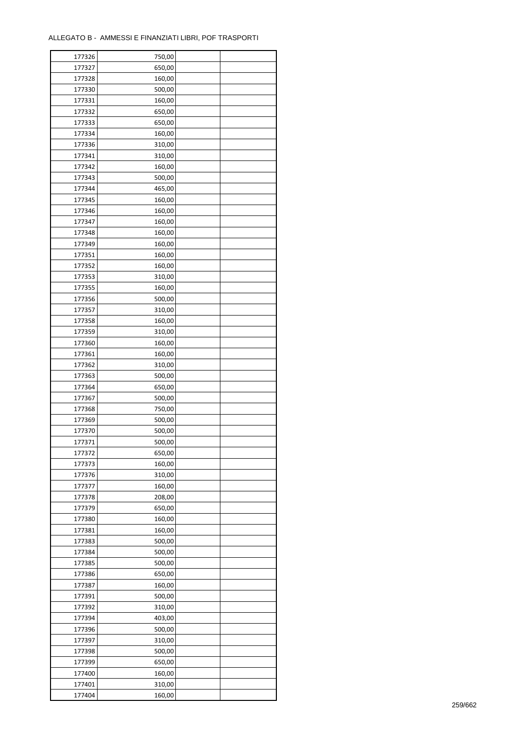ALLEGATO B - AMMESSI E FINANZIATI LIBRI, POF TRASPORTI

| | | | |
|---|---|---|---|
| 177326 | 750,00 | | |
| 177327 | 650,00 | | |
| 177328 | 160,00 | | |
| 177330 | 500,00 | | |
| 177331 | 160,00 | | |
| 177332 | 650,00 | | |
| 177333 | 650,00 | | |
| 177334 | 160,00 | | |
| 177336 | 310,00 | | |
| 177341 | 310,00 | | |
| 177342 | 160,00 | | |
| 177343 | 500,00 | | |
| 177344 | 465,00 | | |
| 177345 | 160,00 | | |
| 177346 | 160,00 | | |
| 177347 | 160,00 | | |
| 177348 | 160,00 | | |
| 177349 | 160,00 | | |
| 177351 | 160,00 | | |
| 177352 | 160,00 | | |
| 177353 | 310,00 | | |
| 177355 | 160,00 | | |
| 177356 | 500,00 | | |
| 177357 | 310,00 | | |
| 177358 | 160,00 | | |
| 177359 | 310,00 | | |
| 177360 | 160,00 | | |
| 177361 | 160,00 | | |
| 177362 | 310,00 | | |
| 177363 | 500,00 | | |
| 177364 | 650,00 | | |
| 177367 | 500,00 | | |
| 177368 | 750,00 | | |
| 177369 | 500,00 | | |
| 177370 | 500,00 | | |
| 177371 | 500,00 | | |
| 177372 | 650,00 | | |
| 177373 | 160,00 | | |
| 177376 | 310,00 | | |
| 177377 | 160,00 | | |
| 177378 | 208,00 | | |
| 177379 | 650,00 | | |
| 177380 | 160,00 | | |
| 177381 | 160,00 | | |
| 177383 | 500,00 | | |
| 177384 | 500,00 | | |
| 177385 | 500,00 | | |
| 177386 | 650,00 | | |
| 177387 | 160,00 | | |
| 177391 | 500,00 | | |
| 177392 | 310,00 | | |
| 177394 | 403,00 | | |
| 177396 | 500,00 | | |
| 177397 | 310,00 | | |
| 177398 | 500,00 | | |
| 177399 | 650,00 | | |
| 177400 | 160,00 | | |
| 177401 | 310,00 | | |
| 177404 | 160,00 | | |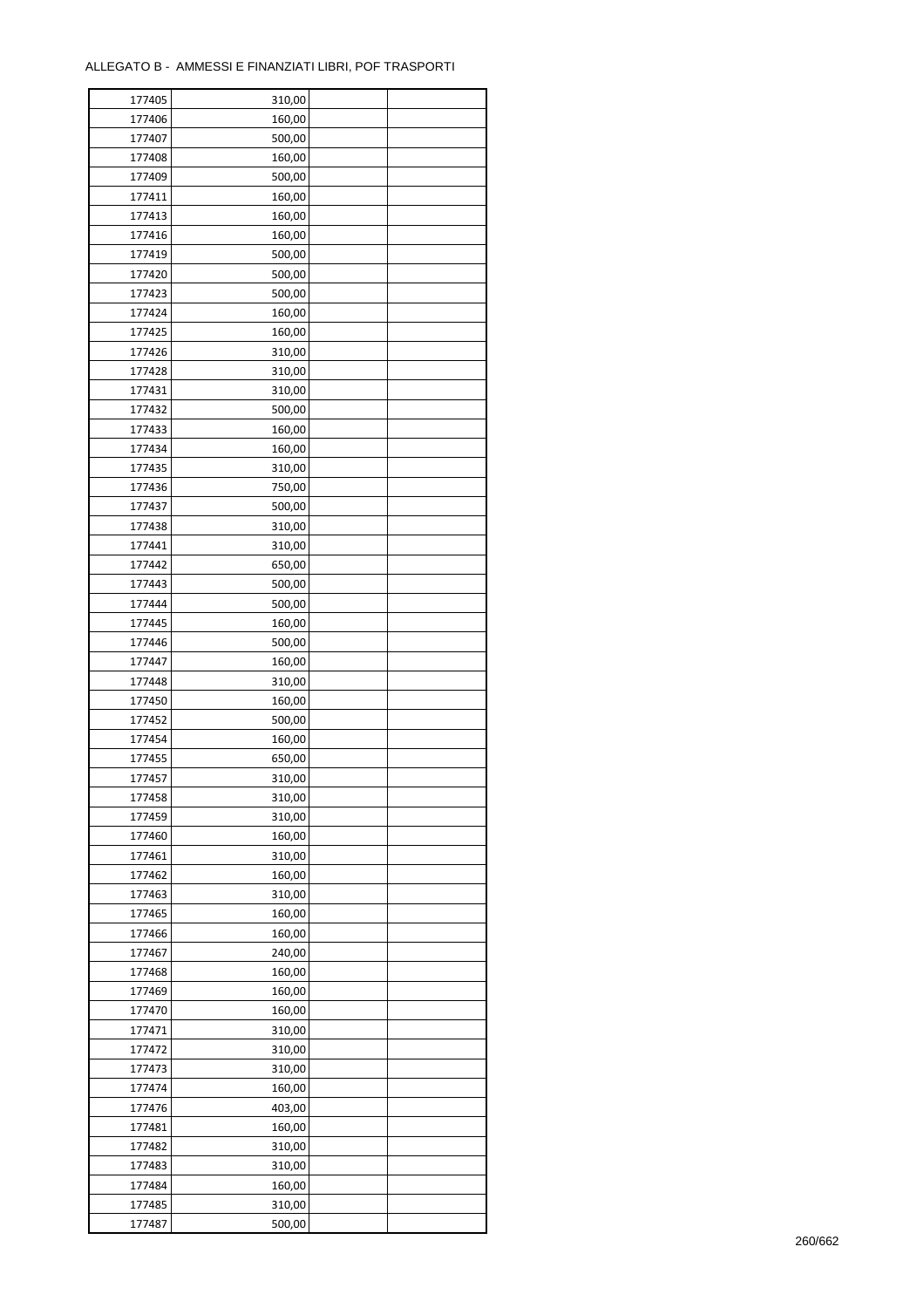ALLEGATO B - AMMESSI E FINANZIATI LIBRI, POF TRASPORTI

| | | | |
|---|---|---|---|
| 177405 | 310,00 | | |
| 177406 | 160,00 | | |
| 177407 | 500,00 | | |
| 177408 | 160,00 | | |
| 177409 | 500,00 | | |
| 177411 | 160,00 | | |
| 177413 | 160,00 | | |
| 177416 | 160,00 | | |
| 177419 | 500,00 | | |
| 177420 | 500,00 | | |
| 177423 | 500,00 | | |
| 177424 | 160,00 | | |
| 177425 | 160,00 | | |
| 177426 | 310,00 | | |
| 177428 | 310,00 | | |
| 177431 | 310,00 | | |
| 177432 | 500,00 | | |
| 177433 | 160,00 | | |
| 177434 | 160,00 | | |
| 177435 | 310,00 | | |
| 177436 | 750,00 | | |
| 177437 | 500,00 | | |
| 177438 | 310,00 | | |
| 177441 | 310,00 | | |
| 177442 | 650,00 | | |
| 177443 | 500,00 | | |
| 177444 | 500,00 | | |
| 177445 | 160,00 | | |
| 177446 | 500,00 | | |
| 177447 | 160,00 | | |
| 177448 | 310,00 | | |
| 177450 | 160,00 | | |
| 177452 | 500,00 | | |
| 177454 | 160,00 | | |
| 177455 | 650,00 | | |
| 177457 | 310,00 | | |
| 177458 | 310,00 | | |
| 177459 | 310,00 | | |
| 177460 | 160,00 | | |
| 177461 | 310,00 | | |
| 177462 | 160,00 | | |
| 177463 | 310,00 | | |
| 177465 | 160,00 | | |
| 177466 | 160,00 | | |
| 177467 | 240,00 | | |
| 177468 | 160,00 | | |
| 177469 | 160,00 | | |
| 177470 | 160,00 | | |
| 177471 | 310,00 | | |
| 177472 | 310,00 | | |
| 177473 | 310,00 | | |
| 177474 | 160,00 | | |
| 177476 | 403,00 | | |
| 177481 | 160,00 | | |
| 177482 | 310,00 | | |
| 177483 | 310,00 | | |
| 177484 | 160,00 | | |
| 177485 | 310,00 | | |
| 177487 | 500,00 | | |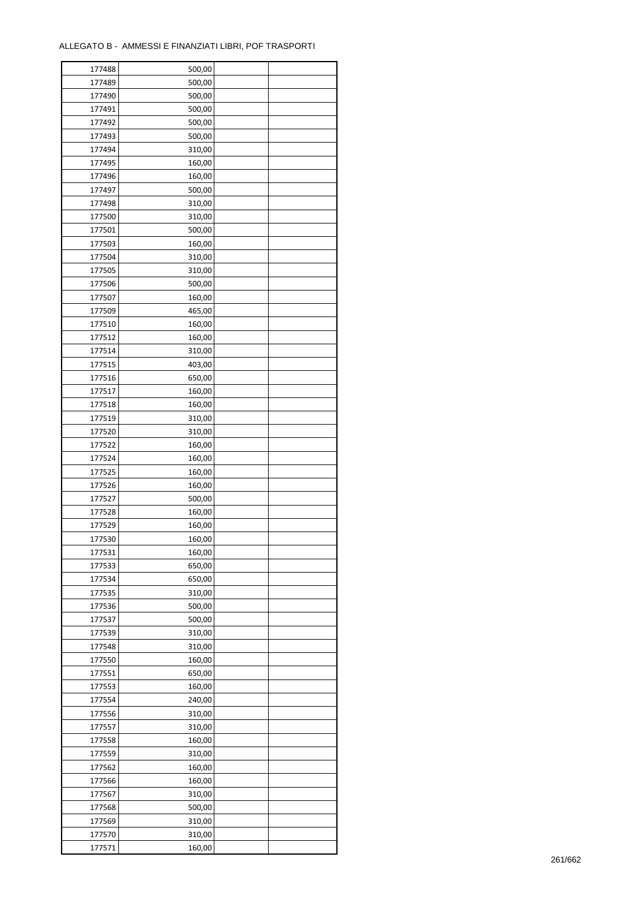ALLEGATO B - AMMESSI E FINANZIATI LIBRI, POF TRASPORTI

| | | | |
|---|---|---|---|
| 177488 | 500,00 | | |
| 177489 | 500,00 | | |
| 177490 | 500,00 | | |
| 177491 | 500,00 | | |
| 177492 | 500,00 | | |
| 177493 | 500,00 | | |
| 177494 | 310,00 | | |
| 177495 | 160,00 | | |
| 177496 | 160,00 | | |
| 177497 | 500,00 | | |
| 177498 | 310,00 | | |
| 177500 | 310,00 | | |
| 177501 | 500,00 | | |
| 177503 | 160,00 | | |
| 177504 | 310,00 | | |
| 177505 | 310,00 | | |
| 177506 | 500,00 | | |
| 177507 | 160,00 | | |
| 177509 | 465,00 | | |
| 177510 | 160,00 | | |
| 177512 | 160,00 | | |
| 177514 | 310,00 | | |
| 177515 | 403,00 | | |
| 177516 | 650,00 | | |
| 177517 | 160,00 | | |
| 177518 | 160,00 | | |
| 177519 | 310,00 | | |
| 177520 | 310,00 | | |
| 177522 | 160,00 | | |
| 177524 | 160,00 | | |
| 177525 | 160,00 | | |
| 177526 | 160,00 | | |
| 177527 | 500,00 | | |
| 177528 | 160,00 | | |
| 177529 | 160,00 | | |
| 177530 | 160,00 | | |
| 177531 | 160,00 | | |
| 177533 | 650,00 | | |
| 177534 | 650,00 | | |
| 177535 | 310,00 | | |
| 177536 | 500,00 | | |
| 177537 | 500,00 | | |
| 177539 | 310,00 | | |
| 177548 | 310,00 | | |
| 177550 | 160,00 | | |
| 177551 | 650,00 | | |
| 177553 | 160,00 | | |
| 177554 | 240,00 | | |
| 177556 | 310,00 | | |
| 177557 | 310,00 | | |
| 177558 | 160,00 | | |
| 177559 | 310,00 | | |
| 177562 | 160,00 | | |
| 177566 | 160,00 | | |
| 177567 | 310,00 | | |
| 177568 | 500,00 | | |
| 177569 | 310,00 | | |
| 177570 | 310,00 | | |
| 177571 | 160,00 | | |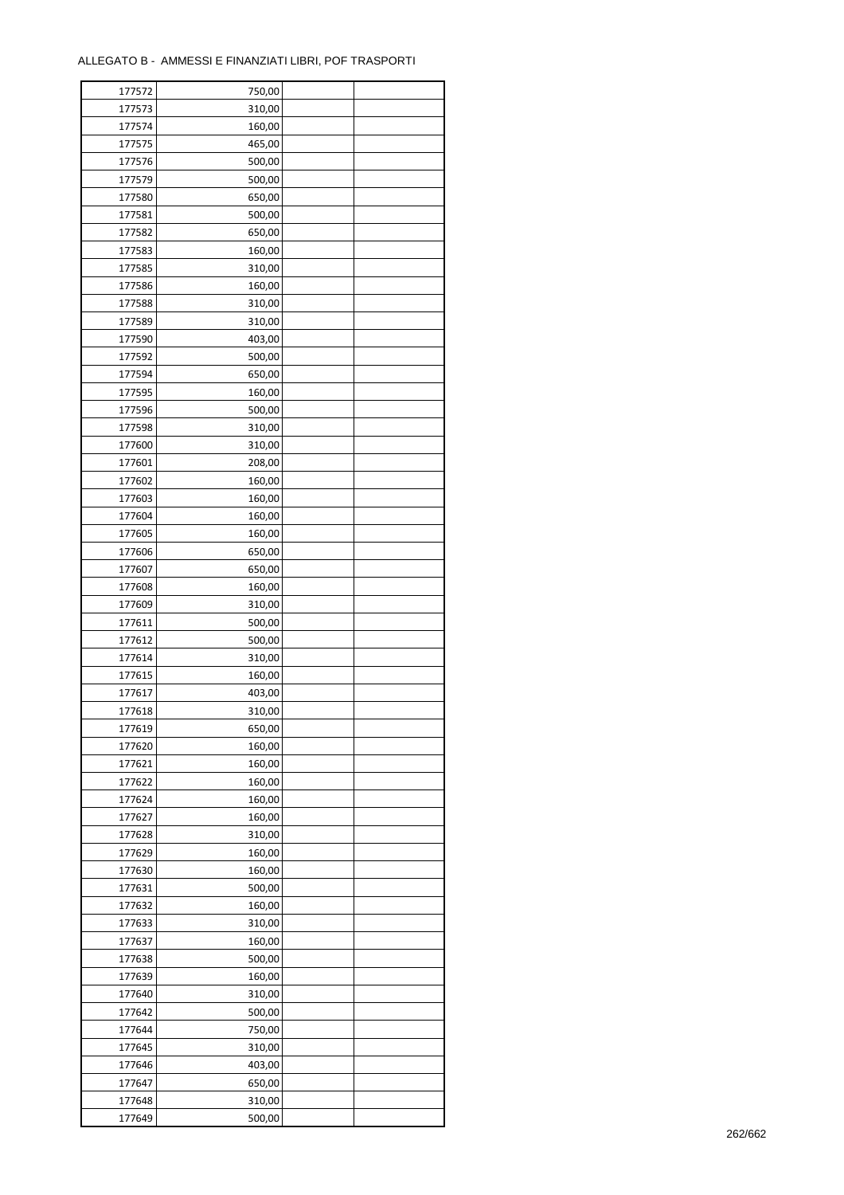ALLEGATO B - AMMESSI E FINANZIATI LIBRI, POF TRASPORTI

| | | | |
|---|---|---|---|
| 177572 | 750,00 | | |
| 177573 | 310,00 | | |
| 177574 | 160,00 | | |
| 177575 | 465,00 | | |
| 177576 | 500,00 | | |
| 177579 | 500,00 | | |
| 177580 | 650,00 | | |
| 177581 | 500,00 | | |
| 177582 | 650,00 | | |
| 177583 | 160,00 | | |
| 177585 | 310,00 | | |
| 177586 | 160,00 | | |
| 177588 | 310,00 | | |
| 177589 | 310,00 | | |
| 177590 | 403,00 | | |
| 177592 | 500,00 | | |
| 177594 | 650,00 | | |
| 177595 | 160,00 | | |
| 177596 | 500,00 | | |
| 177598 | 310,00 | | |
| 177600 | 310,00 | | |
| 177601 | 208,00 | | |
| 177602 | 160,00 | | |
| 177603 | 160,00 | | |
| 177604 | 160,00 | | |
| 177605 | 160,00 | | |
| 177606 | 650,00 | | |
| 177607 | 650,00 | | |
| 177608 | 160,00 | | |
| 177609 | 310,00 | | |
| 177611 | 500,00 | | |
| 177612 | 500,00 | | |
| 177614 | 310,00 | | |
| 177615 | 160,00 | | |
| 177617 | 403,00 | | |
| 177618 | 310,00 | | |
| 177619 | 650,00 | | |
| 177620 | 160,00 | | |
| 177621 | 160,00 | | |
| 177622 | 160,00 | | |
| 177624 | 160,00 | | |
| 177627 | 160,00 | | |
| 177628 | 310,00 | | |
| 177629 | 160,00 | | |
| 177630 | 160,00 | | |
| 177631 | 500,00 | | |
| 177632 | 160,00 | | |
| 177633 | 310,00 | | |
| 177637 | 160,00 | | |
| 177638 | 500,00 | | |
| 177639 | 160,00 | | |
| 177640 | 310,00 | | |
| 177642 | 500,00 | | |
| 177644 | 750,00 | | |
| 177645 | 310,00 | | |
| 177646 | 403,00 | | |
| 177647 | 650,00 | | |
| 177648 | 310,00 | | |
| 177649 | 500,00 | | |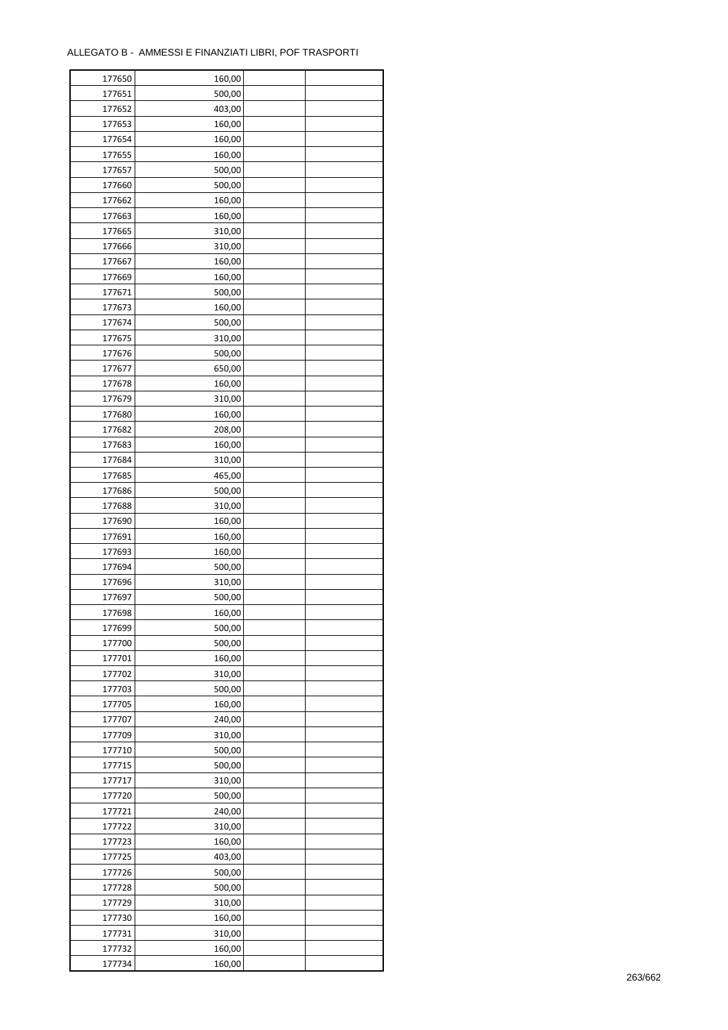ALLEGATO B - AMMESSI E FINANZIATI LIBRI, POF TRASPORTI

| | | | |
|---|---|---|---|
| 177650 | 160,00 | | |
| 177651 | 500,00 | | |
| 177652 | 403,00 | | |
| 177653 | 160,00 | | |
| 177654 | 160,00 | | |
| 177655 | 160,00 | | |
| 177657 | 500,00 | | |
| 177660 | 500,00 | | |
| 177662 | 160,00 | | |
| 177663 | 160,00 | | |
| 177665 | 310,00 | | |
| 177666 | 310,00 | | |
| 177667 | 160,00 | | |
| 177669 | 160,00 | | |
| 177671 | 500,00 | | |
| 177673 | 160,00 | | |
| 177674 | 500,00 | | |
| 177675 | 310,00 | | |
| 177676 | 500,00 | | |
| 177677 | 650,00 | | |
| 177678 | 160,00 | | |
| 177679 | 310,00 | | |
| 177680 | 160,00 | | |
| 177682 | 208,00 | | |
| 177683 | 160,00 | | |
| 177684 | 310,00 | | |
| 177685 | 465,00 | | |
| 177686 | 500,00 | | |
| 177688 | 310,00 | | |
| 177690 | 160,00 | | |
| 177691 | 160,00 | | |
| 177693 | 160,00 | | |
| 177694 | 500,00 | | |
| 177696 | 310,00 | | |
| 177697 | 500,00 | | |
| 177698 | 160,00 | | |
| 177699 | 500,00 | | |
| 177700 | 500,00 | | |
| 177701 | 160,00 | | |
| 177702 | 310,00 | | |
| 177703 | 500,00 | | |
| 177705 | 160,00 | | |
| 177707 | 240,00 | | |
| 177709 | 310,00 | | |
| 177710 | 500,00 | | |
| 177715 | 500,00 | | |
| 177717 | 310,00 | | |
| 177720 | 500,00 | | |
| 177721 | 240,00 | | |
| 177722 | 310,00 | | |
| 177723 | 160,00 | | |
| 177725 | 403,00 | | |
| 177726 | 500,00 | | |
| 177728 | 500,00 | | |
| 177729 | 310,00 | | |
| 177730 | 160,00 | | |
| 177731 | 310,00 | | |
| 177732 | 160,00 | | |
| 177734 | 160,00 | | |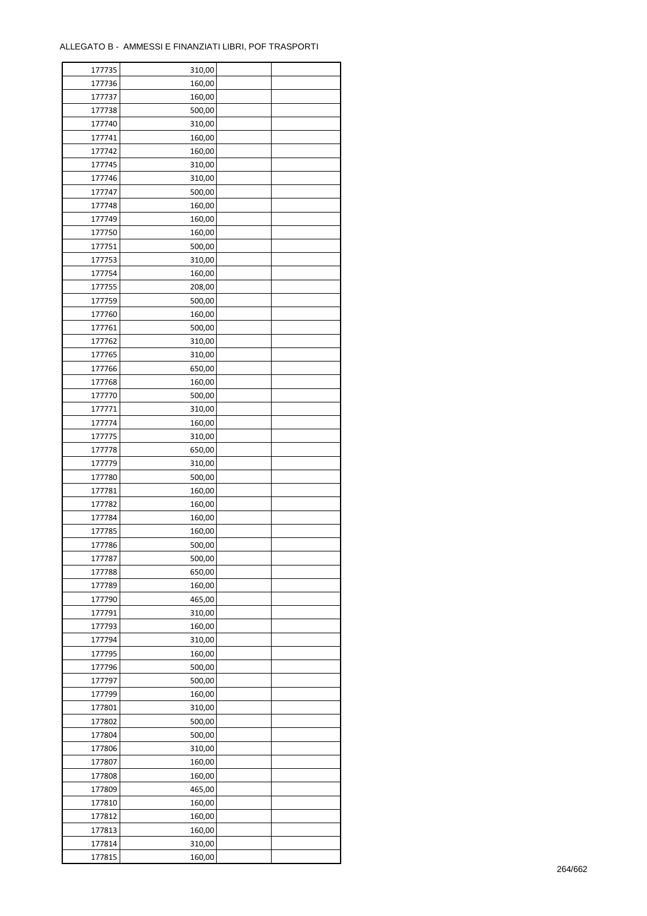ALLEGATO B - AMMESSI E FINANZIATI LIBRI, POF TRASPORTI

| | | | |
|---|---|---|---|
| 177735 | 310,00 | | |
| 177736 | 160,00 | | |
| 177737 | 160,00 | | |
| 177738 | 500,00 | | |
| 177740 | 310,00 | | |
| 177741 | 160,00 | | |
| 177742 | 160,00 | | |
| 177745 | 310,00 | | |
| 177746 | 310,00 | | |
| 177747 | 500,00 | | |
| 177748 | 160,00 | | |
| 177749 | 160,00 | | |
| 177750 | 160,00 | | |
| 177751 | 500,00 | | |
| 177753 | 310,00 | | |
| 177754 | 160,00 | | |
| 177755 | 208,00 | | |
| 177759 | 500,00 | | |
| 177760 | 160,00 | | |
| 177761 | 500,00 | | |
| 177762 | 310,00 | | |
| 177765 | 310,00 | | |
| 177766 | 650,00 | | |
| 177768 | 160,00 | | |
| 177770 | 500,00 | | |
| 177771 | 310,00 | | |
| 177774 | 160,00 | | |
| 177775 | 310,00 | | |
| 177778 | 650,00 | | |
| 177779 | 310,00 | | |
| 177780 | 500,00 | | |
| 177781 | 160,00 | | |
| 177782 | 160,00 | | |
| 177784 | 160,00 | | |
| 177785 | 160,00 | | |
| 177786 | 500,00 | | |
| 177787 | 500,00 | | |
| 177788 | 650,00 | | |
| 177789 | 160,00 | | |
| 177790 | 465,00 | | |
| 177791 | 310,00 | | |
| 177793 | 160,00 | | |
| 177794 | 310,00 | | |
| 177795 | 160,00 | | |
| 177796 | 500,00 | | |
| 177797 | 500,00 | | |
| 177799 | 160,00 | | |
| 177801 | 310,00 | | |
| 177802 | 500,00 | | |
| 177804 | 500,00 | | |
| 177806 | 310,00 | | |
| 177807 | 160,00 | | |
| 177808 | 160,00 | | |
| 177809 | 465,00 | | |
| 177810 | 160,00 | | |
| 177812 | 160,00 | | |
| 177813 | 160,00 | | |
| 177814 | 310,00 | | |
| 177815 | 160,00 | | |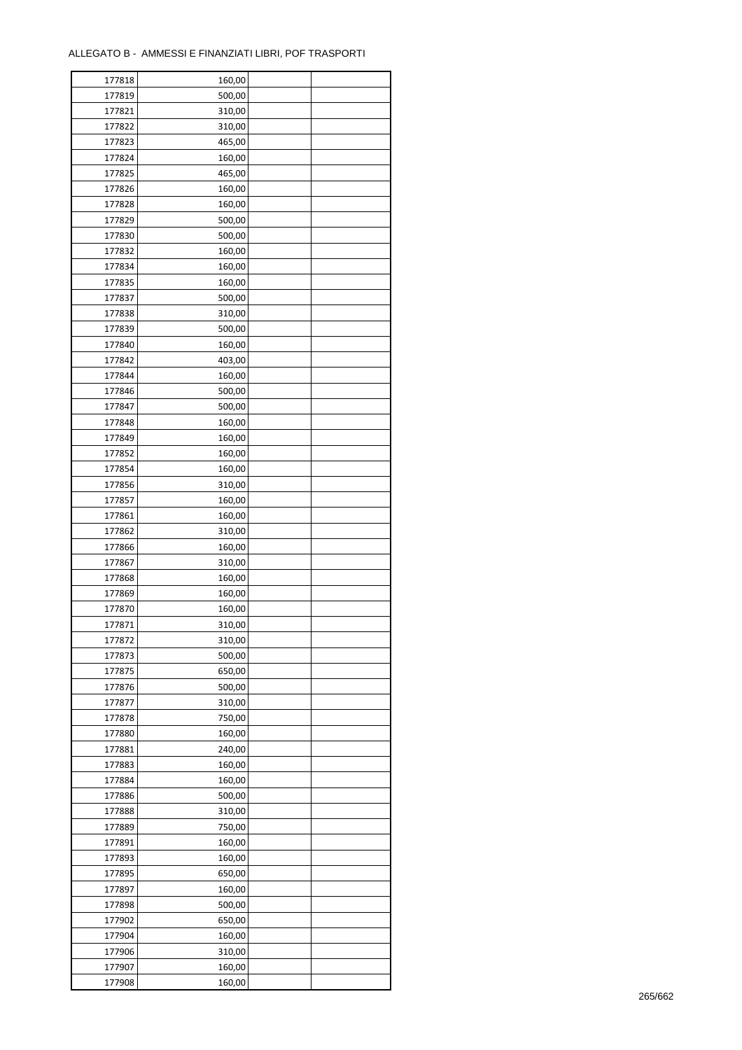ALLEGATO B - AMMESSI E FINANZIATI LIBRI, POF TRASPORTI

| | | | |
|---|---|---|---|
| 177818 | 160,00 | | |
| 177819 | 500,00 | | |
| 177821 | 310,00 | | |
| 177822 | 310,00 | | |
| 177823 | 465,00 | | |
| 177824 | 160,00 | | |
| 177825 | 465,00 | | |
| 177826 | 160,00 | | |
| 177828 | 160,00 | | |
| 177829 | 500,00 | | |
| 177830 | 500,00 | | |
| 177832 | 160,00 | | |
| 177834 | 160,00 | | |
| 177835 | 160,00 | | |
| 177837 | 500,00 | | |
| 177838 | 310,00 | | |
| 177839 | 500,00 | | |
| 177840 | 160,00 | | |
| 177842 | 403,00 | | |
| 177844 | 160,00 | | |
| 177846 | 500,00 | | |
| 177847 | 500,00 | | |
| 177848 | 160,00 | | |
| 177849 | 160,00 | | |
| 177852 | 160,00 | | |
| 177854 | 160,00 | | |
| 177856 | 310,00 | | |
| 177857 | 160,00 | | |
| 177861 | 160,00 | | |
| 177862 | 310,00 | | |
| 177866 | 160,00 | | |
| 177867 | 310,00 | | |
| 177868 | 160,00 | | |
| 177869 | 160,00 | | |
| 177870 | 160,00 | | |
| 177871 | 310,00 | | |
| 177872 | 310,00 | | |
| 177873 | 500,00 | | |
| 177875 | 650,00 | | |
| 177876 | 500,00 | | |
| 177877 | 310,00 | | |
| 177878 | 750,00 | | |
| 177880 | 160,00 | | |
| 177881 | 240,00 | | |
| 177883 | 160,00 | | |
| 177884 | 160,00 | | |
| 177886 | 500,00 | | |
| 177888 | 310,00 | | |
| 177889 | 750,00 | | |
| 177891 | 160,00 | | |
| 177893 | 160,00 | | |
| 177895 | 650,00 | | |
| 177897 | 160,00 | | |
| 177898 | 500,00 | | |
| 177902 | 650,00 | | |
| 177904 | 160,00 | | |
| 177906 | 310,00 | | |
| 177907 | 160,00 | | |
| 177908 | 160,00 | | |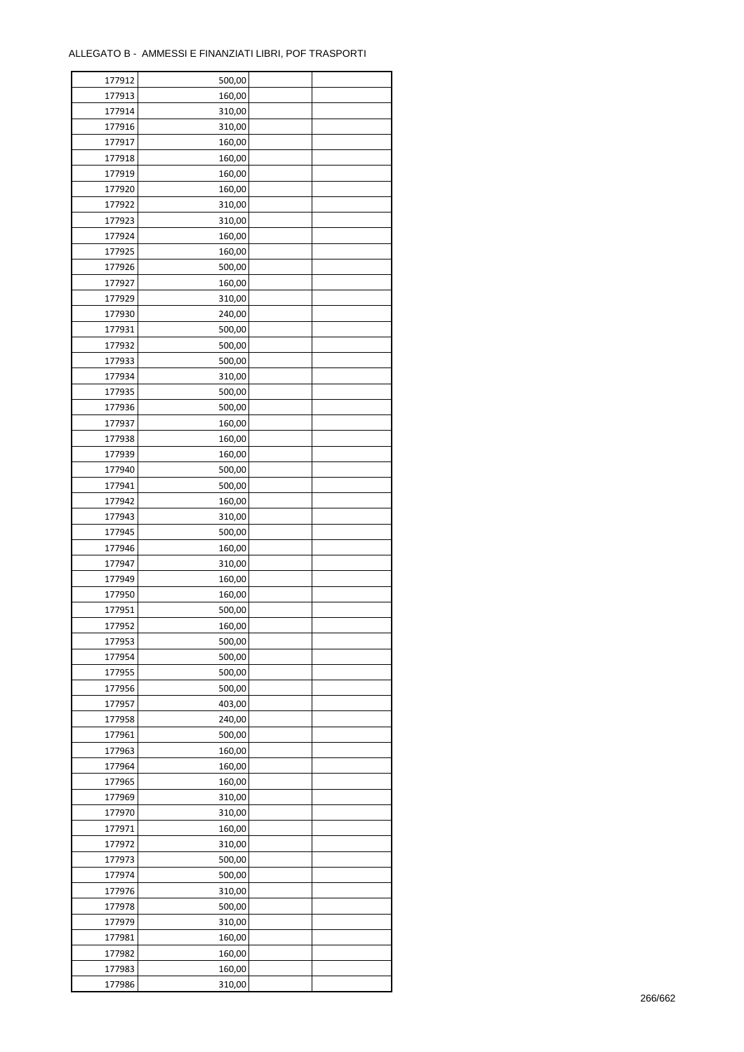ALLEGATO B - AMMESSI E FINANZIATI LIBRI, POF TRASPORTI

| | | | |
|---|---|---|---|
| 177912 | 500,00 | | |
| 177913 | 160,00 | | |
| 177914 | 310,00 | | |
| 177916 | 310,00 | | |
| 177917 | 160,00 | | |
| 177918 | 160,00 | | |
| 177919 | 160,00 | | |
| 177920 | 160,00 | | |
| 177922 | 310,00 | | |
| 177923 | 310,00 | | |
| 177924 | 160,00 | | |
| 177925 | 160,00 | | |
| 177926 | 500,00 | | |
| 177927 | 160,00 | | |
| 177929 | 310,00 | | |
| 177930 | 240,00 | | |
| 177931 | 500,00 | | |
| 177932 | 500,00 | | |
| 177933 | 500,00 | | |
| 177934 | 310,00 | | |
| 177935 | 500,00 | | |
| 177936 | 500,00 | | |
| 177937 | 160,00 | | |
| 177938 | 160,00 | | |
| 177939 | 160,00 | | |
| 177940 | 500,00 | | |
| 177941 | 500,00 | | |
| 177942 | 160,00 | | |
| 177943 | 310,00 | | |
| 177945 | 500,00 | | |
| 177946 | 160,00 | | |
| 177947 | 310,00 | | |
| 177949 | 160,00 | | |
| 177950 | 160,00 | | |
| 177951 | 500,00 | | |
| 177952 | 160,00 | | |
| 177953 | 500,00 | | |
| 177954 | 500,00 | | |
| 177955 | 500,00 | | |
| 177956 | 500,00 | | |
| 177957 | 403,00 | | |
| 177958 | 240,00 | | |
| 177961 | 500,00 | | |
| 177963 | 160,00 | | |
| 177964 | 160,00 | | |
| 177965 | 160,00 | | |
| 177969 | 310,00 | | |
| 177970 | 310,00 | | |
| 177971 | 160,00 | | |
| 177972 | 310,00 | | |
| 177973 | 500,00 | | |
| 177974 | 500,00 | | |
| 177976 | 310,00 | | |
| 177978 | 500,00 | | |
| 177979 | 310,00 | | |
| 177981 | 160,00 | | |
| 177982 | 160,00 | | |
| 177983 | 160,00 | | |
| 177986 | 310,00 | | |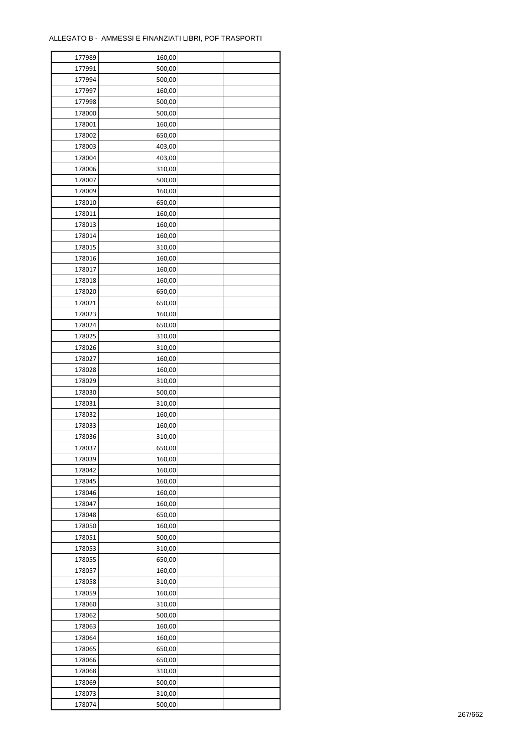ALLEGATO B - AMMESSI E FINANZIATI LIBRI, POF TRASPORTI

| | | | |
|---|---|---|---|
| 177989 | 160,00 | | |
| 177991 | 500,00 | | |
| 177994 | 500,00 | | |
| 177997 | 160,00 | | |
| 177998 | 500,00 | | |
| 178000 | 500,00 | | |
| 178001 | 160,00 | | |
| 178002 | 650,00 | | |
| 178003 | 403,00 | | |
| 178004 | 403,00 | | |
| 178006 | 310,00 | | |
| 178007 | 500,00 | | |
| 178009 | 160,00 | | |
| 178010 | 650,00 | | |
| 178011 | 160,00 | | |
| 178013 | 160,00 | | |
| 178014 | 160,00 | | |
| 178015 | 310,00 | | |
| 178016 | 160,00 | | |
| 178017 | 160,00 | | |
| 178018 | 160,00 | | |
| 178020 | 650,00 | | |
| 178021 | 650,00 | | |
| 178023 | 160,00 | | |
| 178024 | 650,00 | | |
| 178025 | 310,00 | | |
| 178026 | 310,00 | | |
| 178027 | 160,00 | | |
| 178028 | 160,00 | | |
| 178029 | 310,00 | | |
| 178030 | 500,00 | | |
| 178031 | 310,00 | | |
| 178032 | 160,00 | | |
| 178033 | 160,00 | | |
| 178036 | 310,00 | | |
| 178037 | 650,00 | | |
| 178039 | 160,00 | | |
| 178042 | 160,00 | | |
| 178045 | 160,00 | | |
| 178046 | 160,00 | | |
| 178047 | 160,00 | | |
| 178048 | 650,00 | | |
| 178050 | 160,00 | | |
| 178051 | 500,00 | | |
| 178053 | 310,00 | | |
| 178055 | 650,00 | | |
| 178057 | 160,00 | | |
| 178058 | 310,00 | | |
| 178059 | 160,00 | | |
| 178060 | 310,00 | | |
| 178062 | 500,00 | | |
| 178063 | 160,00 | | |
| 178064 | 160,00 | | |
| 178065 | 650,00 | | |
| 178066 | 650,00 | | |
| 178068 | 310,00 | | |
| 178069 | 500,00 | | |
| 178073 | 310,00 | | |
| 178074 | 500,00 | | |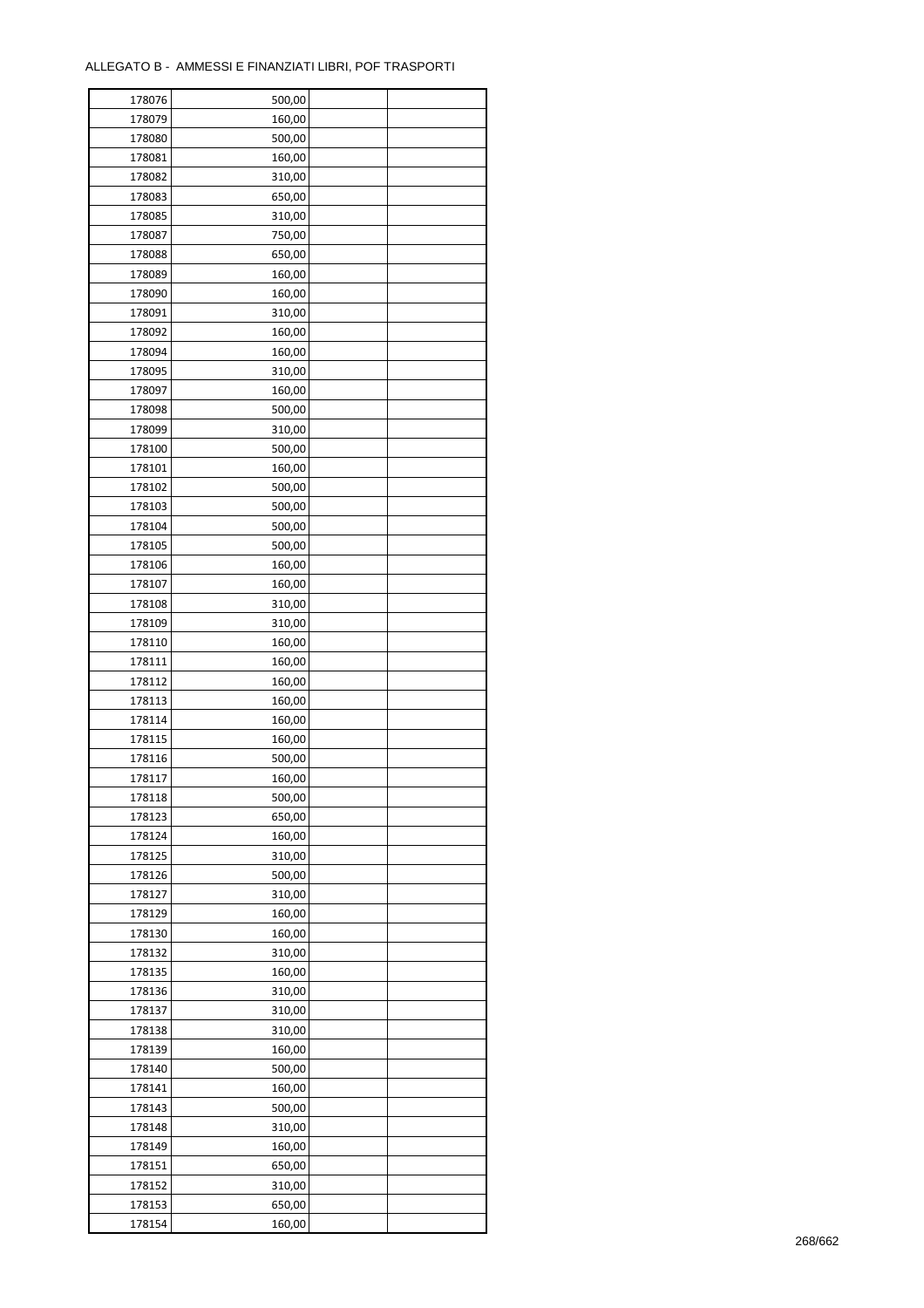ALLEGATO B - AMMESSI E FINANZIATI LIBRI, POF TRASPORTI

| | | | |
|---|---|---|---|
| 178076 | 500,00 | | |
| 178079 | 160,00 | | |
| 178080 | 500,00 | | |
| 178081 | 160,00 | | |
| 178082 | 310,00 | | |
| 178083 | 650,00 | | |
| 178085 | 310,00 | | |
| 178087 | 750,00 | | |
| 178088 | 650,00 | | |
| 178089 | 160,00 | | |
| 178090 | 160,00 | | |
| 178091 | 310,00 | | |
| 178092 | 160,00 | | |
| 178094 | 160,00 | | |
| 178095 | 310,00 | | |
| 178097 | 160,00 | | |
| 178098 | 500,00 | | |
| 178099 | 310,00 | | |
| 178100 | 500,00 | | |
| 178101 | 160,00 | | |
| 178102 | 500,00 | | |
| 178103 | 500,00 | | |
| 178104 | 500,00 | | |
| 178105 | 500,00 | | |
| 178106 | 160,00 | | |
| 178107 | 160,00 | | |
| 178108 | 310,00 | | |
| 178109 | 310,00 | | |
| 178110 | 160,00 | | |
| 178111 | 160,00 | | |
| 178112 | 160,00 | | |
| 178113 | 160,00 | | |
| 178114 | 160,00 | | |
| 178115 | 160,00 | | |
| 178116 | 500,00 | | |
| 178117 | 160,00 | | |
| 178118 | 500,00 | | |
| 178123 | 650,00 | | |
| 178124 | 160,00 | | |
| 178125 | 310,00 | | |
| 178126 | 500,00 | | |
| 178127 | 310,00 | | |
| 178129 | 160,00 | | |
| 178130 | 160,00 | | |
| 178132 | 310,00 | | |
| 178135 | 160,00 | | |
| 178136 | 310,00 | | |
| 178137 | 310,00 | | |
| 178138 | 310,00 | | |
| 178139 | 160,00 | | |
| 178140 | 500,00 | | |
| 178141 | 160,00 | | |
| 178143 | 500,00 | | |
| 178148 | 310,00 | | |
| 178149 | 160,00 | | |
| 178151 | 650,00 | | |
| 178152 | 310,00 | | |
| 178153 | 650,00 | | |
| 178154 | 160,00 | | |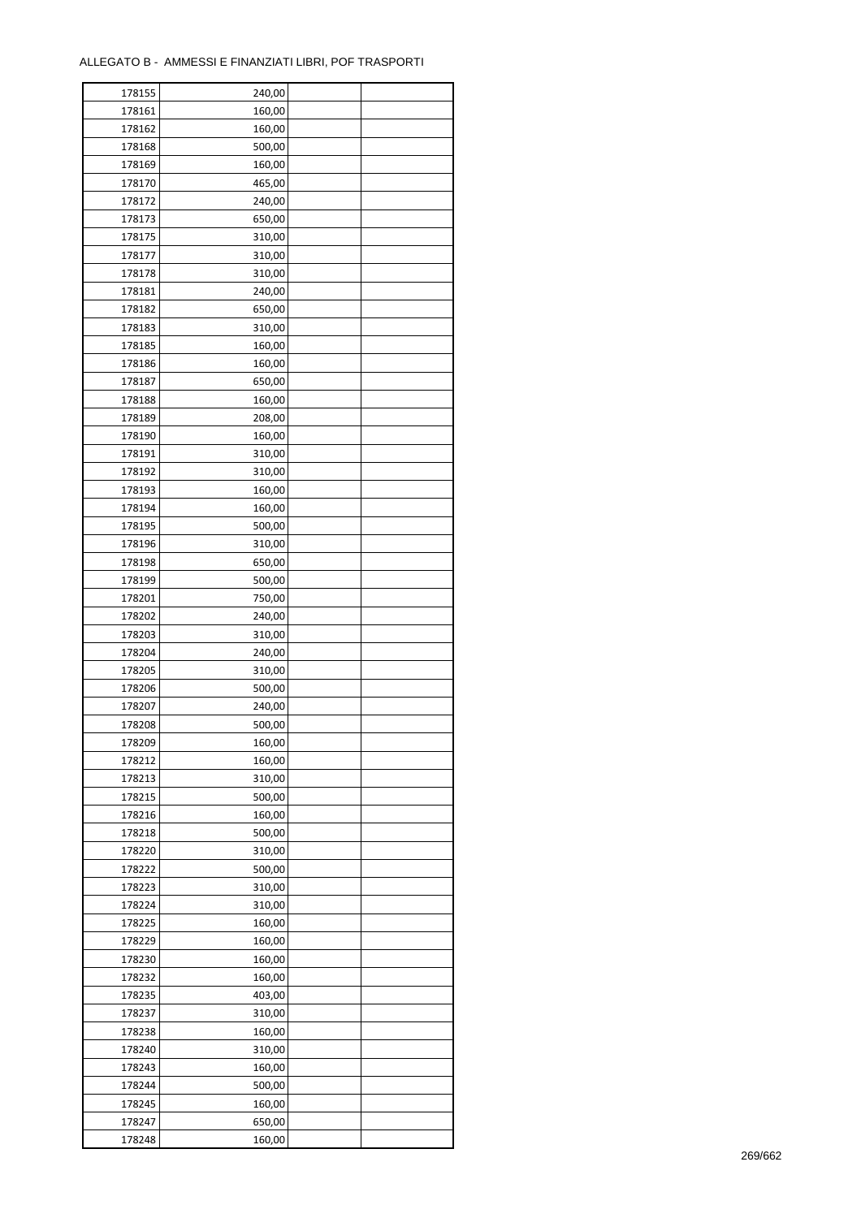ALLEGATO B - AMMESSI E FINANZIATI LIBRI, POF TRASPORTI

| | | | |
|---|---|---|---|
| 178155 | 240,00 | | |
| 178161 | 160,00 | | |
| 178162 | 160,00 | | |
| 178168 | 500,00 | | |
| 178169 | 160,00 | | |
| 178170 | 465,00 | | |
| 178172 | 240,00 | | |
| 178173 | 650,00 | | |
| 178175 | 310,00 | | |
| 178177 | 310,00 | | |
| 178178 | 310,00 | | |
| 178181 | 240,00 | | |
| 178182 | 650,00 | | |
| 178183 | 310,00 | | |
| 178185 | 160,00 | | |
| 178186 | 160,00 | | |
| 178187 | 650,00 | | |
| 178188 | 160,00 | | |
| 178189 | 208,00 | | |
| 178190 | 160,00 | | |
| 178191 | 310,00 | | |
| 178192 | 310,00 | | |
| 178193 | 160,00 | | |
| 178194 | 160,00 | | |
| 178195 | 500,00 | | |
| 178196 | 310,00 | | |
| 178198 | 650,00 | | |
| 178199 | 500,00 | | |
| 178201 | 750,00 | | |
| 178202 | 240,00 | | |
| 178203 | 310,00 | | |
| 178204 | 240,00 | | |
| 178205 | 310,00 | | |
| 178206 | 500,00 | | |
| 178207 | 240,00 | | |
| 178208 | 500,00 | | |
| 178209 | 160,00 | | |
| 178212 | 160,00 | | |
| 178213 | 310,00 | | |
| 178215 | 500,00 | | |
| 178216 | 160,00 | | |
| 178218 | 500,00 | | |
| 178220 | 310,00 | | |
| 178222 | 500,00 | | |
| 178223 | 310,00 | | |
| 178224 | 310,00 | | |
| 178225 | 160,00 | | |
| 178229 | 160,00 | | |
| 178230 | 160,00 | | |
| 178232 | 160,00 | | |
| 178235 | 403,00 | | |
| 178237 | 310,00 | | |
| 178238 | 160,00 | | |
| 178240 | 310,00 | | |
| 178243 | 160,00 | | |
| 178244 | 500,00 | | |
| 178245 | 160,00 | | |
| 178247 | 650,00 | | |
| 178248 | 160,00 | | |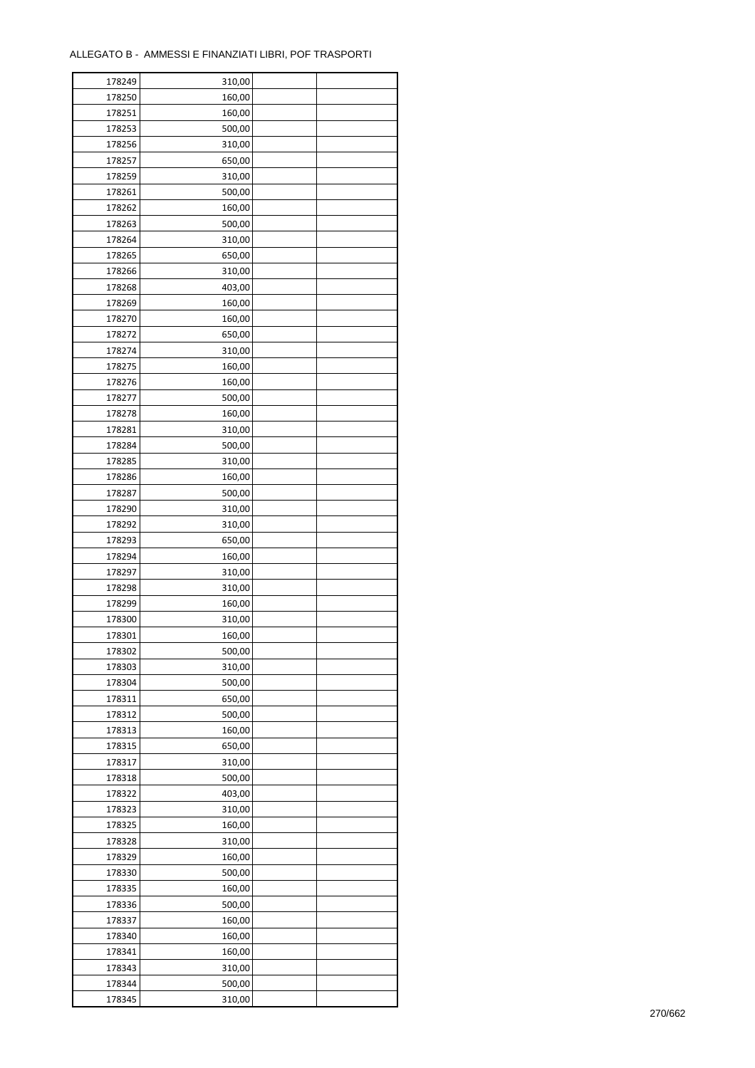ALLEGATO B - AMMESSI E FINANZIATI LIBRI, POF TRASPORTI

| | | | |
|---|---|---|---|
| 178249 | 310,00 | | |
| 178250 | 160,00 | | |
| 178251 | 160,00 | | |
| 178253 | 500,00 | | |
| 178256 | 310,00 | | |
| 178257 | 650,00 | | |
| 178259 | 310,00 | | |
| 178261 | 500,00 | | |
| 178262 | 160,00 | | |
| 178263 | 500,00 | | |
| 178264 | 310,00 | | |
| 178265 | 650,00 | | |
| 178266 | 310,00 | | |
| 178268 | 403,00 | | |
| 178269 | 160,00 | | |
| 178270 | 160,00 | | |
| 178272 | 650,00 | | |
| 178274 | 310,00 | | |
| 178275 | 160,00 | | |
| 178276 | 160,00 | | |
| 178277 | 500,00 | | |
| 178278 | 160,00 | | |
| 178281 | 310,00 | | |
| 178284 | 500,00 | | |
| 178285 | 310,00 | | |
| 178286 | 160,00 | | |
| 178287 | 500,00 | | |
| 178290 | 310,00 | | |
| 178292 | 310,00 | | |
| 178293 | 650,00 | | |
| 178294 | 160,00 | | |
| 178297 | 310,00 | | |
| 178298 | 310,00 | | |
| 178299 | 160,00 | | |
| 178300 | 310,00 | | |
| 178301 | 160,00 | | |
| 178302 | 500,00 | | |
| 178303 | 310,00 | | |
| 178304 | 500,00 | | |
| 178311 | 650,00 | | |
| 178312 | 500,00 | | |
| 178313 | 160,00 | | |
| 178315 | 650,00 | | |
| 178317 | 310,00 | | |
| 178318 | 500,00 | | |
| 178322 | 403,00 | | |
| 178323 | 310,00 | | |
| 178325 | 160,00 | | |
| 178328 | 310,00 | | |
| 178329 | 160,00 | | |
| 178330 | 500,00 | | |
| 178335 | 160,00 | | |
| 178336 | 500,00 | | |
| 178337 | 160,00 | | |
| 178340 | 160,00 | | |
| 178341 | 160,00 | | |
| 178343 | 310,00 | | |
| 178344 | 500,00 | | |
| 178345 | 310,00 | | |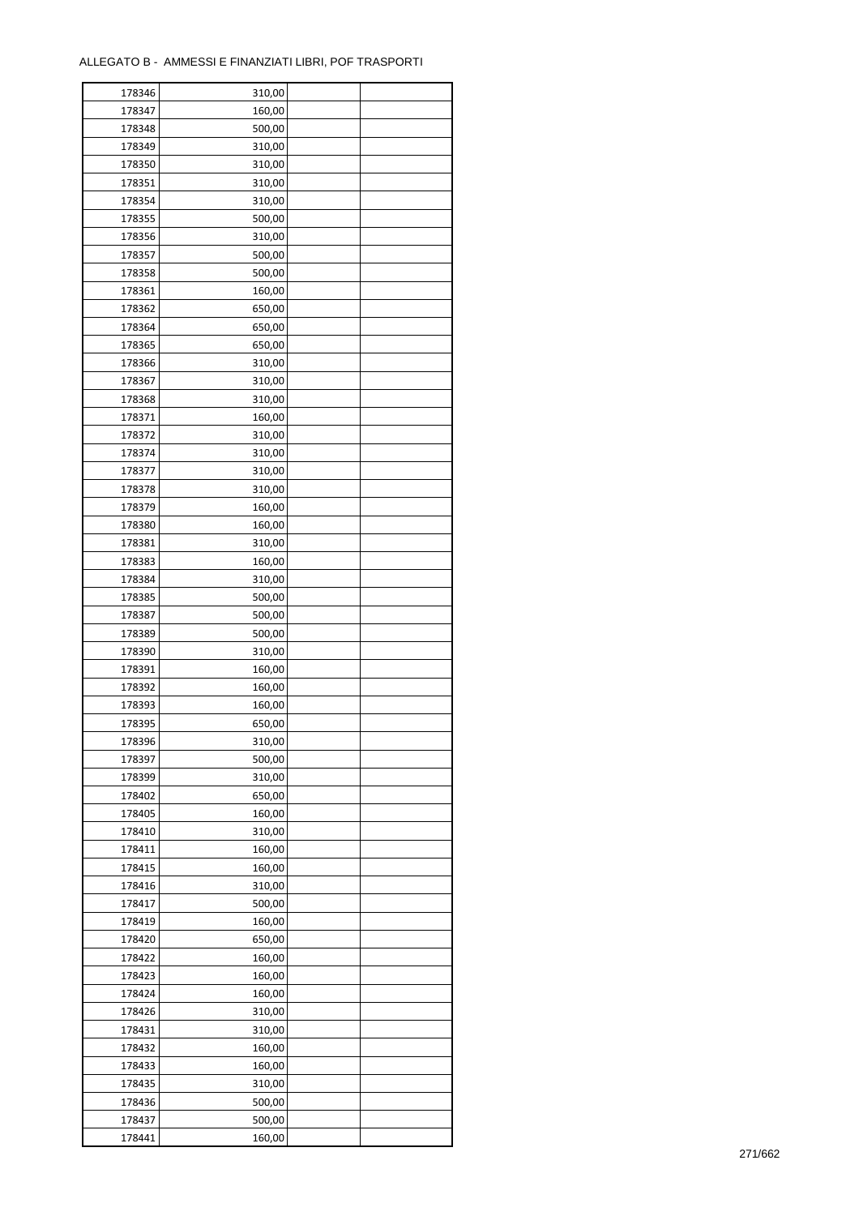ALLEGATO B - AMMESSI E FINANZIATI LIBRI, POF TRASPORTI

| | | | |
|---|---|---|---|
| 178346 | 310,00 | | |
| 178347 | 160,00 | | |
| 178348 | 500,00 | | |
| 178349 | 310,00 | | |
| 178350 | 310,00 | | |
| 178351 | 310,00 | | |
| 178354 | 310,00 | | |
| 178355 | 500,00 | | |
| 178356 | 310,00 | | |
| 178357 | 500,00 | | |
| 178358 | 500,00 | | |
| 178361 | 160,00 | | |
| 178362 | 650,00 | | |
| 178364 | 650,00 | | |
| 178365 | 650,00 | | |
| 178366 | 310,00 | | |
| 178367 | 310,00 | | |
| 178368 | 310,00 | | |
| 178371 | 160,00 | | |
| 178372 | 310,00 | | |
| 178374 | 310,00 | | |
| 178377 | 310,00 | | |
| 178378 | 310,00 | | |
| 178379 | 160,00 | | |
| 178380 | 160,00 | | |
| 178381 | 310,00 | | |
| 178383 | 160,00 | | |
| 178384 | 310,00 | | |
| 178385 | 500,00 | | |
| 178387 | 500,00 | | |
| 178389 | 500,00 | | |
| 178390 | 310,00 | | |
| 178391 | 160,00 | | |
| 178392 | 160,00 | | |
| 178393 | 160,00 | | |
| 178395 | 650,00 | | |
| 178396 | 310,00 | | |
| 178397 | 500,00 | | |
| 178399 | 310,00 | | |
| 178402 | 650,00 | | |
| 178405 | 160,00 | | |
| 178410 | 310,00 | | |
| 178411 | 160,00 | | |
| 178415 | 160,00 | | |
| 178416 | 310,00 | | |
| 178417 | 500,00 | | |
| 178419 | 160,00 | | |
| 178420 | 650,00 | | |
| 178422 | 160,00 | | |
| 178423 | 160,00 | | |
| 178424 | 160,00 | | |
| 178426 | 310,00 | | |
| 178431 | 310,00 | | |
| 178432 | 160,00 | | |
| 178433 | 160,00 | | |
| 178435 | 310,00 | | |
| 178436 | 500,00 | | |
| 178437 | 500,00 | | |
| 178441 | 160,00 | | |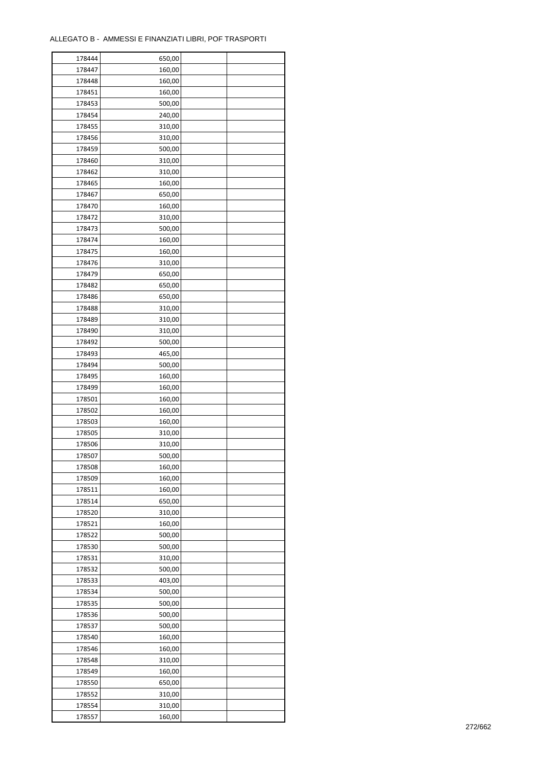ALLEGATO B - AMMESSI E FINANZIATI LIBRI, POF TRASPORTI

| | | | |
|---|---|---|---|
| 178444 | 650,00 | | |
| 178447 | 160,00 | | |
| 178448 | 160,00 | | |
| 178451 | 160,00 | | |
| 178453 | 500,00 | | |
| 178454 | 240,00 | | |
| 178455 | 310,00 | | |
| 178456 | 310,00 | | |
| 178459 | 500,00 | | |
| 178460 | 310,00 | | |
| 178462 | 310,00 | | |
| 178465 | 160,00 | | |
| 178467 | 650,00 | | |
| 178470 | 160,00 | | |
| 178472 | 310,00 | | |
| 178473 | 500,00 | | |
| 178474 | 160,00 | | |
| 178475 | 160,00 | | |
| 178476 | 310,00 | | |
| 178479 | 650,00 | | |
| 178482 | 650,00 | | |
| 178486 | 650,00 | | |
| 178488 | 310,00 | | |
| 178489 | 310,00 | | |
| 178490 | 310,00 | | |
| 178492 | 500,00 | | |
| 178493 | 465,00 | | |
| 178494 | 500,00 | | |
| 178495 | 160,00 | | |
| 178499 | 160,00 | | |
| 178501 | 160,00 | | |
| 178502 | 160,00 | | |
| 178503 | 160,00 | | |
| 178505 | 310,00 | | |
| 178506 | 310,00 | | |
| 178507 | 500,00 | | |
| 178508 | 160,00 | | |
| 178509 | 160,00 | | |
| 178511 | 160,00 | | |
| 178514 | 650,00 | | |
| 178520 | 310,00 | | |
| 178521 | 160,00 | | |
| 178522 | 500,00 | | |
| 178530 | 500,00 | | |
| 178531 | 310,00 | | |
| 178532 | 500,00 | | |
| 178533 | 403,00 | | |
| 178534 | 500,00 | | |
| 178535 | 500,00 | | |
| 178536 | 500,00 | | |
| 178537 | 500,00 | | |
| 178540 | 160,00 | | |
| 178546 | 160,00 | | |
| 178548 | 310,00 | | |
| 178549 | 160,00 | | |
| 178550 | 650,00 | | |
| 178552 | 310,00 | | |
| 178554 | 310,00 | | |
| 178557 | 160,00 | | |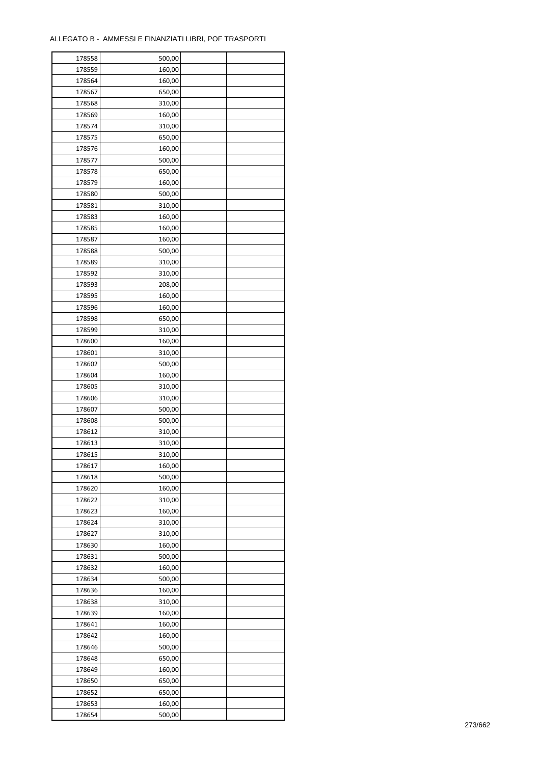ALLEGATO B - AMMESSI E FINANZIATI LIBRI, POF TRASPORTI

| | | | |
|---|---|---|---|
| 178558 | 500,00 | | |
| 178559 | 160,00 | | |
| 178564 | 160,00 | | |
| 178567 | 650,00 | | |
| 178568 | 310,00 | | |
| 178569 | 160,00 | | |
| 178574 | 310,00 | | |
| 178575 | 650,00 | | |
| 178576 | 160,00 | | |
| 178577 | 500,00 | | |
| 178578 | 650,00 | | |
| 178579 | 160,00 | | |
| 178580 | 500,00 | | |
| 178581 | 310,00 | | |
| 178583 | 160,00 | | |
| 178585 | 160,00 | | |
| 178587 | 160,00 | | |
| 178588 | 500,00 | | |
| 178589 | 310,00 | | |
| 178592 | 310,00 | | |
| 178593 | 208,00 | | |
| 178595 | 160,00 | | |
| 178596 | 160,00 | | |
| 178598 | 650,00 | | |
| 178599 | 310,00 | | |
| 178600 | 160,00 | | |
| 178601 | 310,00 | | |
| 178602 | 500,00 | | |
| 178604 | 160,00 | | |
| 178605 | 310,00 | | |
| 178606 | 310,00 | | |
| 178607 | 500,00 | | |
| 178608 | 500,00 | | |
| 178612 | 310,00 | | |
| 178613 | 310,00 | | |
| 178615 | 310,00 | | |
| 178617 | 160,00 | | |
| 178618 | 500,00 | | |
| 178620 | 160,00 | | |
| 178622 | 310,00 | | |
| 178623 | 160,00 | | |
| 178624 | 310,00 | | |
| 178627 | 310,00 | | |
| 178630 | 160,00 | | |
| 178631 | 500,00 | | |
| 178632 | 160,00 | | |
| 178634 | 500,00 | | |
| 178636 | 160,00 | | |
| 178638 | 310,00 | | |
| 178639 | 160,00 | | |
| 178641 | 160,00 | | |
| 178642 | 160,00 | | |
| 178646 | 500,00 | | |
| 178648 | 650,00 | | |
| 178649 | 160,00 | | |
| 178650 | 650,00 | | |
| 178652 | 650,00 | | |
| 178653 | 160,00 | | |
| 178654 | 500,00 | | |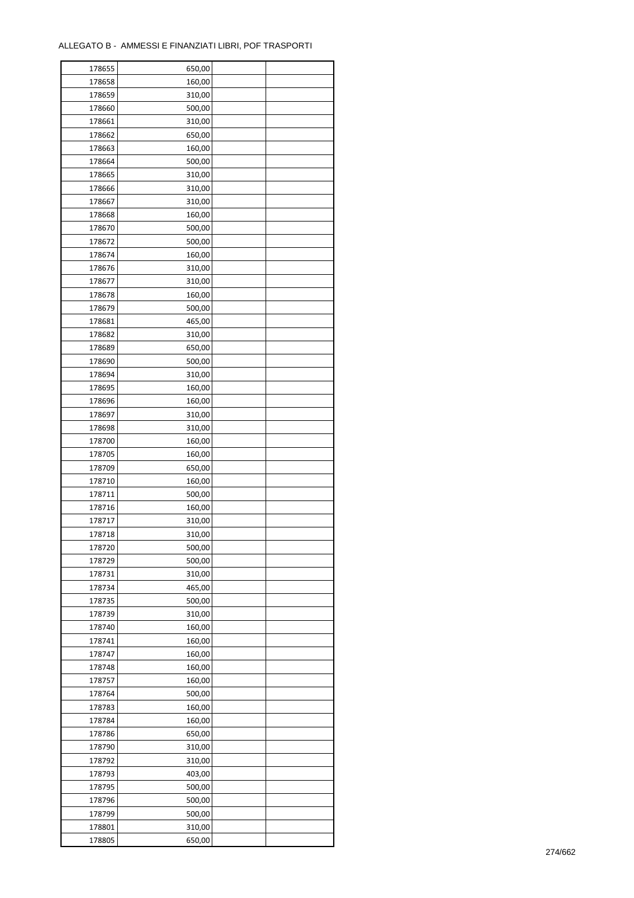ALLEGATO B - AMMESSI E FINANZIATI LIBRI, POF TRASPORTI

| | | | |
|---|---|---|---|
| 178655 | 650,00 | | |
| 178658 | 160,00 | | |
| 178659 | 310,00 | | |
| 178660 | 500,00 | | |
| 178661 | 310,00 | | |
| 178662 | 650,00 | | |
| 178663 | 160,00 | | |
| 178664 | 500,00 | | |
| 178665 | 310,00 | | |
| 178666 | 310,00 | | |
| 178667 | 310,00 | | |
| 178668 | 160,00 | | |
| 178670 | 500,00 | | |
| 178672 | 500,00 | | |
| 178674 | 160,00 | | |
| 178676 | 310,00 | | |
| 178677 | 310,00 | | |
| 178678 | 160,00 | | |
| 178679 | 500,00 | | |
| 178681 | 465,00 | | |
| 178682 | 310,00 | | |
| 178689 | 650,00 | | |
| 178690 | 500,00 | | |
| 178694 | 310,00 | | |
| 178695 | 160,00 | | |
| 178696 | 160,00 | | |
| 178697 | 310,00 | | |
| 178698 | 310,00 | | |
| 178700 | 160,00 | | |
| 178705 | 160,00 | | |
| 178709 | 650,00 | | |
| 178710 | 160,00 | | |
| 178711 | 500,00 | | |
| 178716 | 160,00 | | |
| 178717 | 310,00 | | |
| 178718 | 310,00 | | |
| 178720 | 500,00 | | |
| 178729 | 500,00 | | |
| 178731 | 310,00 | | |
| 178734 | 465,00 | | |
| 178735 | 500,00 | | |
| 178739 | 310,00 | | |
| 178740 | 160,00 | | |
| 178741 | 160,00 | | |
| 178747 | 160,00 | | |
| 178748 | 160,00 | | |
| 178757 | 160,00 | | |
| 178764 | 500,00 | | |
| 178783 | 160,00 | | |
| 178784 | 160,00 | | |
| 178786 | 650,00 | | |
| 178790 | 310,00 | | |
| 178792 | 310,00 | | |
| 178793 | 403,00 | | |
| 178795 | 500,00 | | |
| 178796 | 500,00 | | |
| 178799 | 500,00 | | |
| 178801 | 310,00 | | |
| 178805 | 650,00 | | |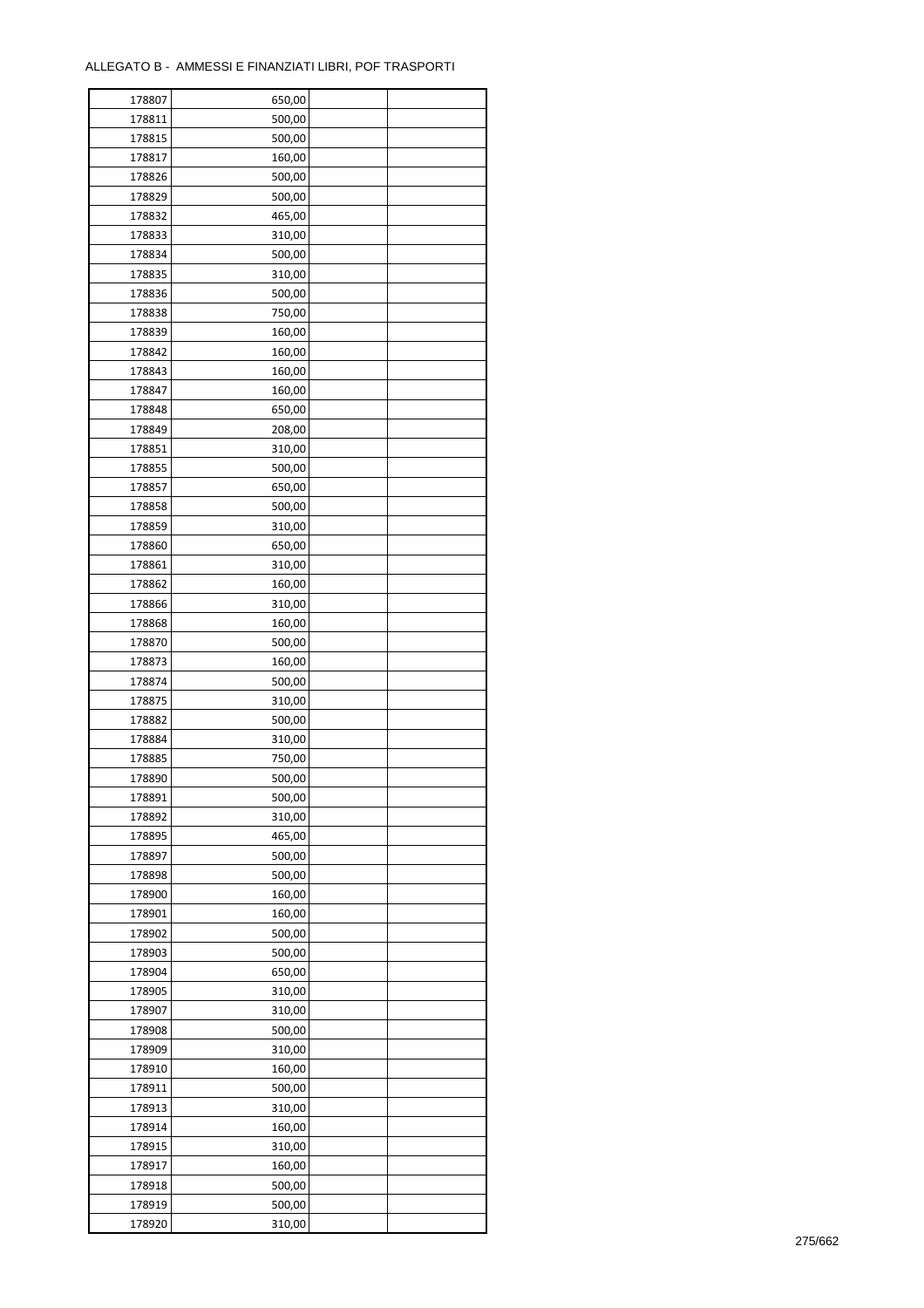ALLEGATO B - AMMESSI E FINANZIATI LIBRI, POF TRASPORTI

| | | | |
|---|---|---|---|
| 178807 | 650,00 | | |
| 178811 | 500,00 | | |
| 178815 | 500,00 | | |
| 178817 | 160,00 | | |
| 178826 | 500,00 | | |
| 178829 | 500,00 | | |
| 178832 | 465,00 | | |
| 178833 | 310,00 | | |
| 178834 | 500,00 | | |
| 178835 | 310,00 | | |
| 178836 | 500,00 | | |
| 178838 | 750,00 | | |
| 178839 | 160,00 | | |
| 178842 | 160,00 | | |
| 178843 | 160,00 | | |
| 178847 | 160,00 | | |
| 178848 | 650,00 | | |
| 178849 | 208,00 | | |
| 178851 | 310,00 | | |
| 178855 | 500,00 | | |
| 178857 | 650,00 | | |
| 178858 | 500,00 | | |
| 178859 | 310,00 | | |
| 178860 | 650,00 | | |
| 178861 | 310,00 | | |
| 178862 | 160,00 | | |
| 178866 | 310,00 | | |
| 178868 | 160,00 | | |
| 178870 | 500,00 | | |
| 178873 | 160,00 | | |
| 178874 | 500,00 | | |
| 178875 | 310,00 | | |
| 178882 | 500,00 | | |
| 178884 | 310,00 | | |
| 178885 | 750,00 | | |
| 178890 | 500,00 | | |
| 178891 | 500,00 | | |
| 178892 | 310,00 | | |
| 178895 | 465,00 | | |
| 178897 | 500,00 | | |
| 178898 | 500,00 | | |
| 178900 | 160,00 | | |
| 178901 | 160,00 | | |
| 178902 | 500,00 | | |
| 178903 | 500,00 | | |
| 178904 | 650,00 | | |
| 178905 | 310,00 | | |
| 178907 | 310,00 | | |
| 178908 | 500,00 | | |
| 178909 | 310,00 | | |
| 178910 | 160,00 | | |
| 178911 | 500,00 | | |
| 178913 | 310,00 | | |
| 178914 | 160,00 | | |
| 178915 | 310,00 | | |
| 178917 | 160,00 | | |
| 178918 | 500,00 | | |
| 178919 | 500,00 | | |
| 178920 | 310,00 | | |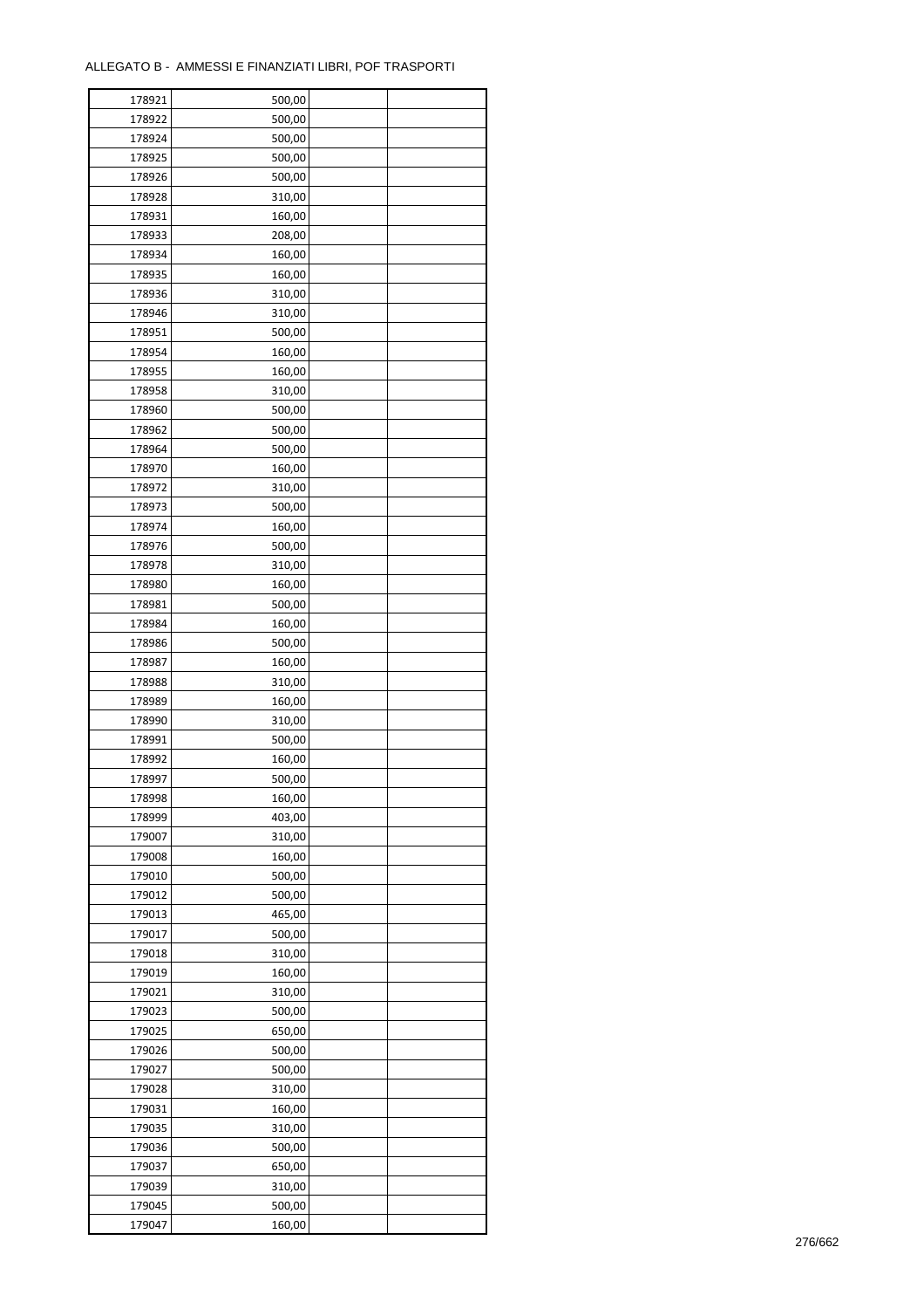ALLEGATO B - AMMESSI E FINANZIATI LIBRI, POF TRASPORTI

| | | | |
|---|---|---|---|
| 178921 | 500,00 | | |
| 178922 | 500,00 | | |
| 178924 | 500,00 | | |
| 178925 | 500,00 | | |
| 178926 | 500,00 | | |
| 178928 | 310,00 | | |
| 178931 | 160,00 | | |
| 178933 | 208,00 | | |
| 178934 | 160,00 | | |
| 178935 | 160,00 | | |
| 178936 | 310,00 | | |
| 178946 | 310,00 | | |
| 178951 | 500,00 | | |
| 178954 | 160,00 | | |
| 178955 | 160,00 | | |
| 178958 | 310,00 | | |
| 178960 | 500,00 | | |
| 178962 | 500,00 | | |
| 178964 | 500,00 | | |
| 178970 | 160,00 | | |
| 178972 | 310,00 | | |
| 178973 | 500,00 | | |
| 178974 | 160,00 | | |
| 178976 | 500,00 | | |
| 178978 | 310,00 | | |
| 178980 | 160,00 | | |
| 178981 | 500,00 | | |
| 178984 | 160,00 | | |
| 178986 | 500,00 | | |
| 178987 | 160,00 | | |
| 178988 | 310,00 | | |
| 178989 | 160,00 | | |
| 178990 | 310,00 | | |
| 178991 | 500,00 | | |
| 178992 | 160,00 | | |
| 178997 | 500,00 | | |
| 178998 | 160,00 | | |
| 178999 | 403,00 | | |
| 179007 | 310,00 | | |
| 179008 | 160,00 | | |
| 179010 | 500,00 | | |
| 179012 | 500,00 | | |
| 179013 | 465,00 | | |
| 179017 | 500,00 | | |
| 179018 | 310,00 | | |
| 179019 | 160,00 | | |
| 179021 | 310,00 | | |
| 179023 | 500,00 | | |
| 179025 | 650,00 | | |
| 179026 | 500,00 | | |
| 179027 | 500,00 | | |
| 179028 | 310,00 | | |
| 179031 | 160,00 | | |
| 179035 | 310,00 | | |
| 179036 | 500,00 | | |
| 179037 | 650,00 | | |
| 179039 | 310,00 | | |
| 179045 | 500,00 | | |
| 179047 | 160,00 | | |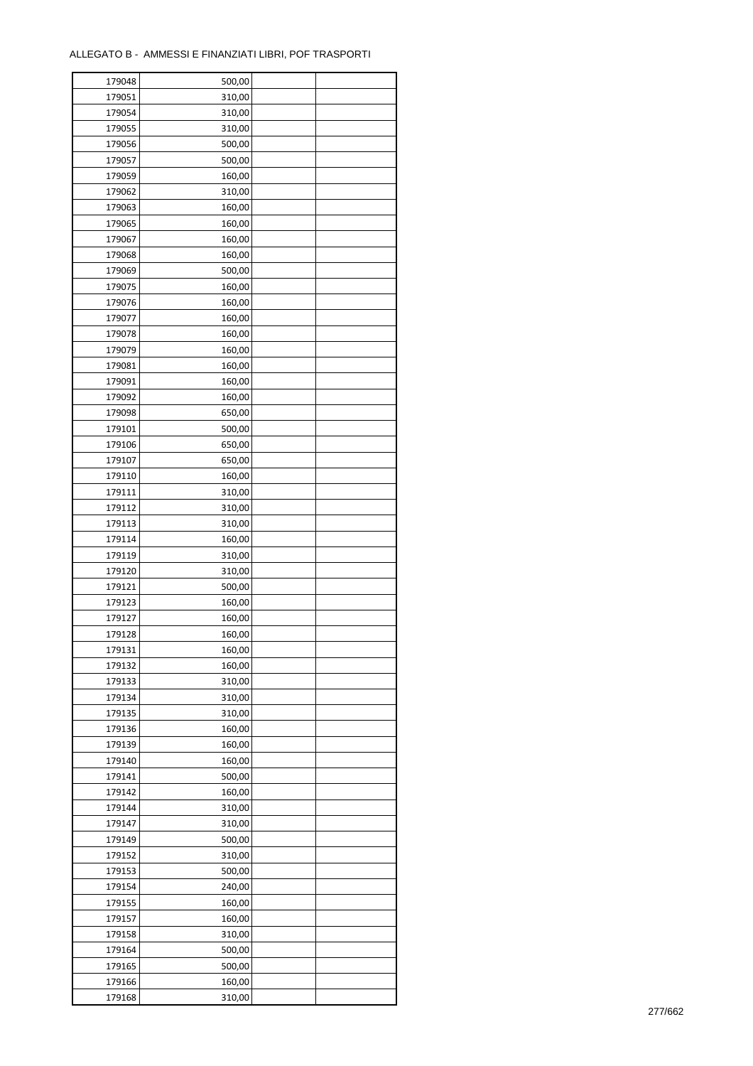ALLEGATO B - AMMESSI E FINANZIATI LIBRI, POF TRASPORTI

| | | | |
|---|---|---|---|
| 179048 | 500,00 | | |
| 179051 | 310,00 | | |
| 179054 | 310,00 | | |
| 179055 | 310,00 | | |
| 179056 | 500,00 | | |
| 179057 | 500,00 | | |
| 179059 | 160,00 | | |
| 179062 | 310,00 | | |
| 179063 | 160,00 | | |
| 179065 | 160,00 | | |
| 179067 | 160,00 | | |
| 179068 | 160,00 | | |
| 179069 | 500,00 | | |
| 179075 | 160,00 | | |
| 179076 | 160,00 | | |
| 179077 | 160,00 | | |
| 179078 | 160,00 | | |
| 179079 | 160,00 | | |
| 179081 | 160,00 | | |
| 179091 | 160,00 | | |
| 179092 | 160,00 | | |
| 179098 | 650,00 | | |
| 179101 | 500,00 | | |
| 179106 | 650,00 | | |
| 179107 | 650,00 | | |
| 179110 | 160,00 | | |
| 179111 | 310,00 | | |
| 179112 | 310,00 | | |
| 179113 | 310,00 | | |
| 179114 | 160,00 | | |
| 179119 | 310,00 | | |
| 179120 | 310,00 | | |
| 179121 | 500,00 | | |
| 179123 | 160,00 | | |
| 179127 | 160,00 | | |
| 179128 | 160,00 | | |
| 179131 | 160,00 | | |
| 179132 | 160,00 | | |
| 179133 | 310,00 | | |
| 179134 | 310,00 | | |
| 179135 | 310,00 | | |
| 179136 | 160,00 | | |
| 179139 | 160,00 | | |
| 179140 | 160,00 | | |
| 179141 | 500,00 | | |
| 179142 | 160,00 | | |
| 179144 | 310,00 | | |
| 179147 | 310,00 | | |
| 179149 | 500,00 | | |
| 179152 | 310,00 | | |
| 179153 | 500,00 | | |
| 179154 | 240,00 | | |
| 179155 | 160,00 | | |
| 179157 | 160,00 | | |
| 179158 | 310,00 | | |
| 179164 | 500,00 | | |
| 179165 | 500,00 | | |
| 179166 | 160,00 | | |
| 179168 | 310,00 | | |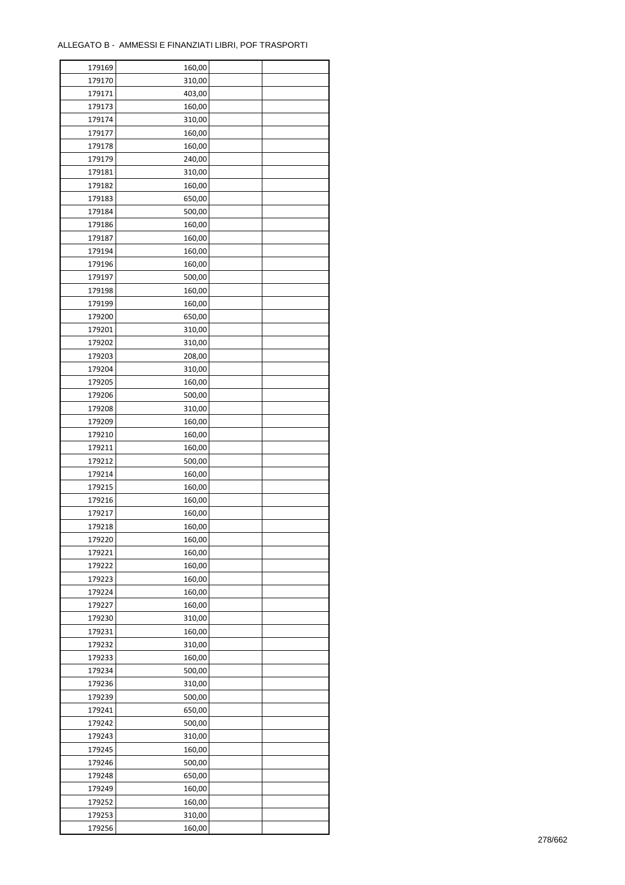ALLEGATO B - AMMESSI E FINANZIATI LIBRI, POF TRASPORTI

| | | | |
|---|---|---|---|
| 179169 | 160,00 | | |
| 179170 | 310,00 | | |
| 179171 | 403,00 | | |
| 179173 | 160,00 | | |
| 179174 | 310,00 | | |
| 179177 | 160,00 | | |
| 179178 | 160,00 | | |
| 179179 | 240,00 | | |
| 179181 | 310,00 | | |
| 179182 | 160,00 | | |
| 179183 | 650,00 | | |
| 179184 | 500,00 | | |
| 179186 | 160,00 | | |
| 179187 | 160,00 | | |
| 179194 | 160,00 | | |
| 179196 | 160,00 | | |
| 179197 | 500,00 | | |
| 179198 | 160,00 | | |
| 179199 | 160,00 | | |
| 179200 | 650,00 | | |
| 179201 | 310,00 | | |
| 179202 | 310,00 | | |
| 179203 | 208,00 | | |
| 179204 | 310,00 | | |
| 179205 | 160,00 | | |
| 179206 | 500,00 | | |
| 179208 | 310,00 | | |
| 179209 | 160,00 | | |
| 179210 | 160,00 | | |
| 179211 | 160,00 | | |
| 179212 | 500,00 | | |
| 179214 | 160,00 | | |
| 179215 | 160,00 | | |
| 179216 | 160,00 | | |
| 179217 | 160,00 | | |
| 179218 | 160,00 | | |
| 179220 | 160,00 | | |
| 179221 | 160,00 | | |
| 179222 | 160,00 | | |
| 179223 | 160,00 | | |
| 179224 | 160,00 | | |
| 179227 | 160,00 | | |
| 179230 | 310,00 | | |
| 179231 | 160,00 | | |
| 179232 | 310,00 | | |
| 179233 | 160,00 | | |
| 179234 | 500,00 | | |
| 179236 | 310,00 | | |
| 179239 | 500,00 | | |
| 179241 | 650,00 | | |
| 179242 | 500,00 | | |
| 179243 | 310,00 | | |
| 179245 | 160,00 | | |
| 179246 | 500,00 | | |
| 179248 | 650,00 | | |
| 179249 | 160,00 | | |
| 179252 | 160,00 | | |
| 179253 | 310,00 | | |
| 179256 | 160,00 | | |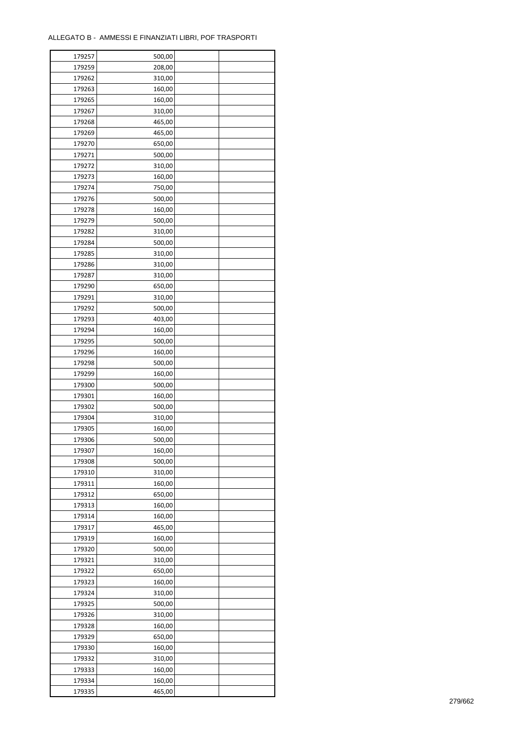ALLEGATO B - AMMESSI E FINANZIATI LIBRI, POF TRASPORTI

| | | | |
|---|---|---|---|
| 179257 | 500,00 | | |
| 179259 | 208,00 | | |
| 179262 | 310,00 | | |
| 179263 | 160,00 | | |
| 179265 | 160,00 | | |
| 179267 | 310,00 | | |
| 179268 | 465,00 | | |
| 179269 | 465,00 | | |
| 179270 | 650,00 | | |
| 179271 | 500,00 | | |
| 179272 | 310,00 | | |
| 179273 | 160,00 | | |
| 179274 | 750,00 | | |
| 179276 | 500,00 | | |
| 179278 | 160,00 | | |
| 179279 | 500,00 | | |
| 179282 | 310,00 | | |
| 179284 | 500,00 | | |
| 179285 | 310,00 | | |
| 179286 | 310,00 | | |
| 179287 | 310,00 | | |
| 179290 | 650,00 | | |
| 179291 | 310,00 | | |
| 179292 | 500,00 | | |
| 179293 | 403,00 | | |
| 179294 | 160,00 | | |
| 179295 | 500,00 | | |
| 179296 | 160,00 | | |
| 179298 | 500,00 | | |
| 179299 | 160,00 | | |
| 179300 | 500,00 | | |
| 179301 | 160,00 | | |
| 179302 | 500,00 | | |
| 179304 | 310,00 | | |
| 179305 | 160,00 | | |
| 179306 | 500,00 | | |
| 179307 | 160,00 | | |
| 179308 | 500,00 | | |
| 179310 | 310,00 | | |
| 179311 | 160,00 | | |
| 179312 | 650,00 | | |
| 179313 | 160,00 | | |
| 179314 | 160,00 | | |
| 179317 | 465,00 | | |
| 179319 | 160,00 | | |
| 179320 | 500,00 | | |
| 179321 | 310,00 | | |
| 179322 | 650,00 | | |
| 179323 | 160,00 | | |
| 179324 | 310,00 | | |
| 179325 | 500,00 | | |
| 179326 | 310,00 | | |
| 179328 | 160,00 | | |
| 179329 | 650,00 | | |
| 179330 | 160,00 | | |
| 179332 | 310,00 | | |
| 179333 | 160,00 | | |
| 179334 | 160,00 | | |
| 179335 | 465,00 | | |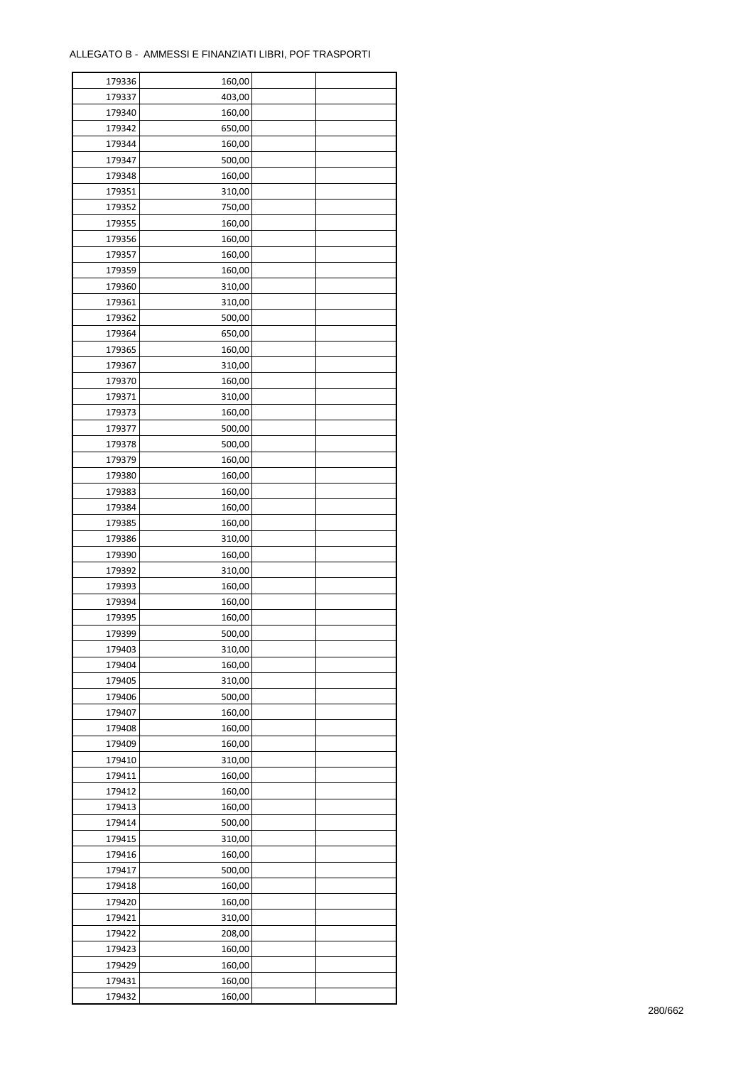ALLEGATO B - AMMESSI E FINANZIATI LIBRI, POF TRASPORTI

| 179336 | 160,00 | | |
|---|---|---|---|
| 179337 | 403,00 | | |
| 179340 | 160,00 | | |
| 179342 | 650,00 | | |
| 179344 | 160,00 | | |
| 179347 | 500,00 | | |
| 179348 | 160,00 | | |
| 179351 | 310,00 | | |
| 179352 | 750,00 | | |
| 179355 | 160,00 | | |
| 179356 | 160,00 | | |
| 179357 | 160,00 | | |
| 179359 | 160,00 | | |
| 179360 | 310,00 | | |
| 179361 | 310,00 | | |
| 179362 | 500,00 | | |
| 179364 | 650,00 | | |
| 179365 | 160,00 | | |
| 179367 | 310,00 | | |
| 179370 | 160,00 | | |
| 179371 | 310,00 | | |
| 179373 | 160,00 | | |
| 179377 | 500,00 | | |
| 179378 | 500,00 | | |
| 179379 | 160,00 | | |
| 179380 | 160,00 | | |
| 179383 | 160,00 | | |
| 179384 | 160,00 | | |
| 179385 | 160,00 | | |
| 179386 | 310,00 | | |
| 179390 | 160,00 | | |
| 179392 | 310,00 | | |
| 179393 | 160,00 | | |
| 179394 | 160,00 | | |
| 179395 | 160,00 | | |
| 179399 | 500,00 | | |
| 179403 | 310,00 | | |
| 179404 | 160,00 | | |
| 179405 | 310,00 | | |
| 179406 | 500,00 | | |
| 179407 | 160,00 | | |
| 179408 | 160,00 | | |
| 179409 | 160,00 | | |
| 179410 | 310,00 | | |
| 179411 | 160,00 | | |
| 179412 | 160,00 | | |
| 179413 | 160,00 | | |
| 179414 | 500,00 | | |
| 179415 | 310,00 | | |
| 179416 | 160,00 | | |
| 179417 | 500,00 | | |
| 179418 | 160,00 | | |
| 179420 | 160,00 | | |
| 179421 | 310,00 | | |
| 179422 | 208,00 | | |
| 179423 | 160,00 | | |
| 179429 | 160,00 | | |
| 179431 | 160,00 | | |
| 179432 | 160,00 | | |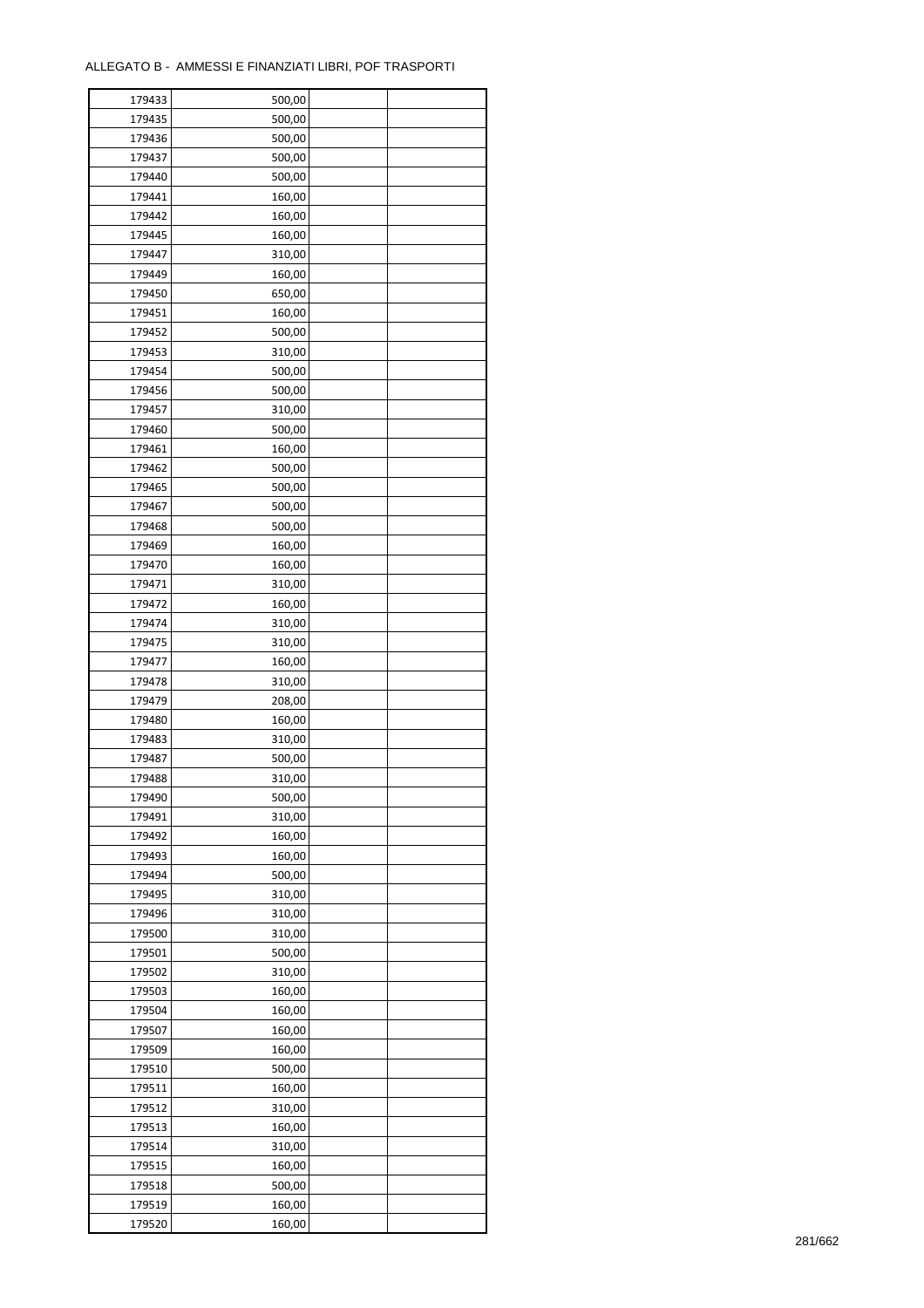ALLEGATO B - AMMESSI E FINANZIATI LIBRI, POF TRASPORTI

| | | | |
|---|---|---|---|
| 179433 | 500,00 | | |
| 179435 | 500,00 | | |
| 179436 | 500,00 | | |
| 179437 | 500,00 | | |
| 179440 | 500,00 | | |
| 179441 | 160,00 | | |
| 179442 | 160,00 | | |
| 179445 | 160,00 | | |
| 179447 | 310,00 | | |
| 179449 | 160,00 | | |
| 179450 | 650,00 | | |
| 179451 | 160,00 | | |
| 179452 | 500,00 | | |
| 179453 | 310,00 | | |
| 179454 | 500,00 | | |
| 179456 | 500,00 | | |
| 179457 | 310,00 | | |
| 179460 | 500,00 | | |
| 179461 | 160,00 | | |
| 179462 | 500,00 | | |
| 179465 | 500,00 | | |
| 179467 | 500,00 | | |
| 179468 | 500,00 | | |
| 179469 | 160,00 | | |
| 179470 | 160,00 | | |
| 179471 | 310,00 | | |
| 179472 | 160,00 | | |
| 179474 | 310,00 | | |
| 179475 | 310,00 | | |
| 179477 | 160,00 | | |
| 179478 | 310,00 | | |
| 179479 | 208,00 | | |
| 179480 | 160,00 | | |
| 179483 | 310,00 | | |
| 179487 | 500,00 | | |
| 179488 | 310,00 | | |
| 179490 | 500,00 | | |
| 179491 | 310,00 | | |
| 179492 | 160,00 | | |
| 179493 | 160,00 | | |
| 179494 | 500,00 | | |
| 179495 | 310,00 | | |
| 179496 | 310,00 | | |
| 179500 | 310,00 | | |
| 179501 | 500,00 | | |
| 179502 | 310,00 | | |
| 179503 | 160,00 | | |
| 179504 | 160,00 | | |
| 179507 | 160,00 | | |
| 179509 | 160,00 | | |
| 179510 | 500,00 | | |
| 179511 | 160,00 | | |
| 179512 | 310,00 | | |
| 179513 | 160,00 | | |
| 179514 | 310,00 | | |
| 179515 | 160,00 | | |
| 179518 | 500,00 | | |
| 179519 | 160,00 | | |
| 179520 | 160,00 | | |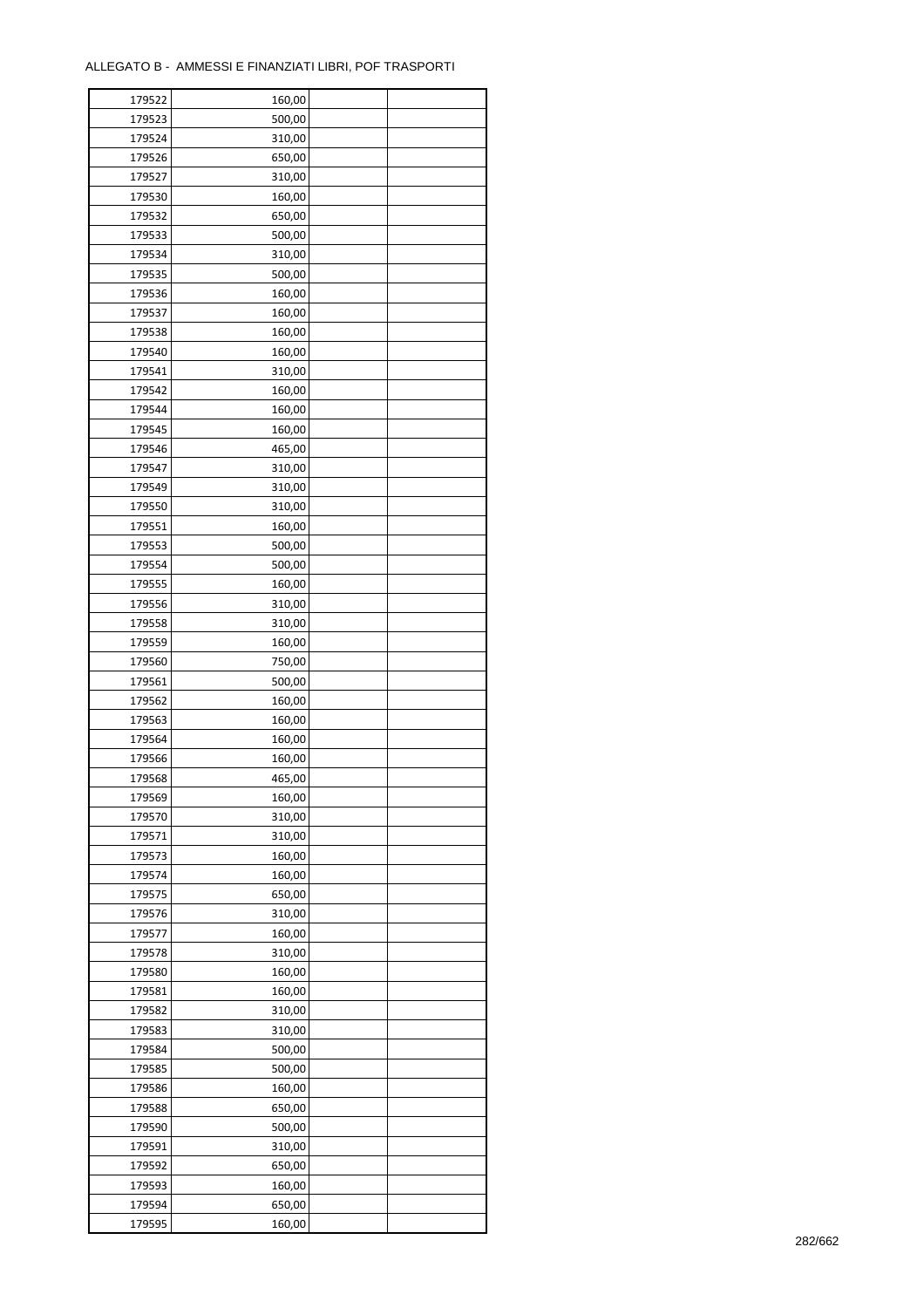| | | | |
|---|---|---|---|
| 179522 | 160,00 | | |
| 179523 | 500,00 | | |
| 179524 | 310,00 | | |
| 179526 | 650,00 | | |
| 179527 | 310,00 | | |
| 179530 | 160,00 | | |
| 179532 | 650,00 | | |
| 179533 | 500,00 | | |
| 179534 | 310,00 | | |
| 179535 | 500,00 | | |
| 179536 | 160,00 | | |
| 179537 | 160,00 | | |
| 179538 | 160,00 | | |
| 179540 | 160,00 | | |
| 179541 | 310,00 | | |
| 179542 | 160,00 | | |
| 179544 | 160,00 | | |
| 179545 | 160,00 | | |
| 179546 | 465,00 | | |
| 179547 | 310,00 | | |
| 179549 | 310,00 | | |
| 179550 | 310,00 | | |
| 179551 | 160,00 | | |
| 179553 | 500,00 | | |
| 179554 | 500,00 | | |
| 179555 | 160,00 | | |
| 179556 | 310,00 | | |
| 179558 | 310,00 | | |
| 179559 | 160,00 | | |
| 179560 | 750,00 | | |
| 179561 | 500,00 | | |
| 179562 | 160,00 | | |
| 179563 | 160,00 | | |
| 179564 | 160,00 | | |
| 179566 | 160,00 | | |
| 179568 | 465,00 | | |
| 179569 | 160,00 | | |
| 179570 | 310,00 | | |
| 179571 | 310,00 | | |
| 179573 | 160,00 | | |
| 179574 | 160,00 | | |
| 179575 | 650,00 | | |
| 179576 | 310,00 | | |
| 179577 | 160,00 | | |
| 179578 | 310,00 | | |
| 179580 | 160,00 | | |
| 179581 | 160,00 | | |
| 179582 | 310,00 | | |
| 179583 | 310,00 | | |
| 179584 | 500,00 | | |
| 179585 | 500,00 | | |
| 179586 | 160,00 | | |
| 179588 | 650,00 | | |
| 179590 | 500,00 | | |
| 179591 | 310,00 | | |
| 179592 | 650,00 | | |
| 179593 | 160,00 | | |
| 179594 | 650,00 | | |
| 179595 | 160,00 | | |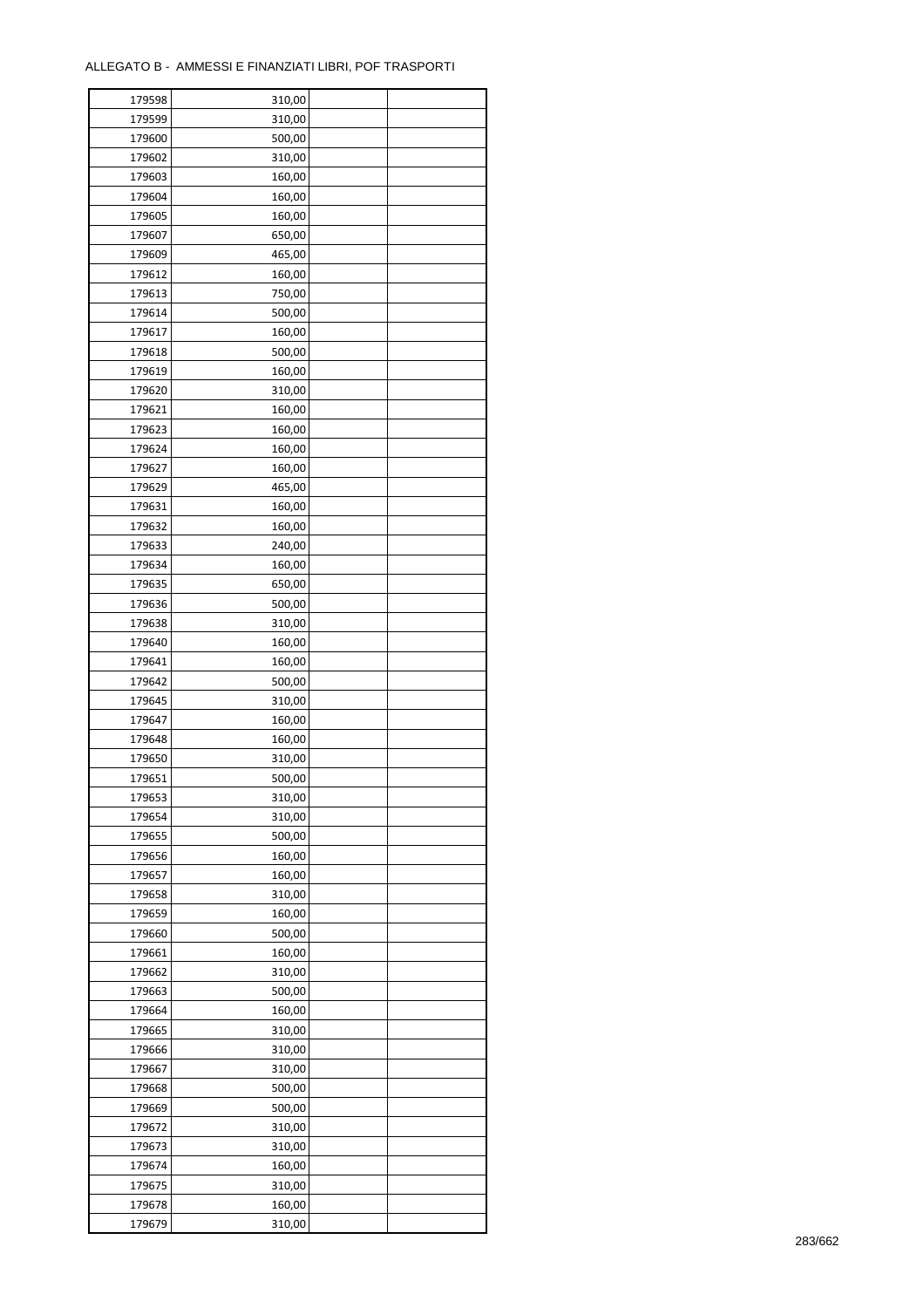ALLEGATO B - AMMESSI E FINANZIATI LIBRI, POF TRASPORTI

| | | | |
|---|---|---|---|
| 179598 | 310,00 | | |
| 179599 | 310,00 | | |
| 179600 | 500,00 | | |
| 179602 | 310,00 | | |
| 179603 | 160,00 | | |
| 179604 | 160,00 | | |
| 179605 | 160,00 | | |
| 179607 | 650,00 | | |
| 179609 | 465,00 | | |
| 179612 | 160,00 | | |
| 179613 | 750,00 | | |
| 179614 | 500,00 | | |
| 179617 | 160,00 | | |
| 179618 | 500,00 | | |
| 179619 | 160,00 | | |
| 179620 | 310,00 | | |
| 179621 | 160,00 | | |
| 179623 | 160,00 | | |
| 179624 | 160,00 | | |
| 179627 | 160,00 | | |
| 179629 | 465,00 | | |
| 179631 | 160,00 | | |
| 179632 | 160,00 | | |
| 179633 | 240,00 | | |
| 179634 | 160,00 | | |
| 179635 | 650,00 | | |
| 179636 | 500,00 | | |
| 179638 | 310,00 | | |
| 179640 | 160,00 | | |
| 179641 | 160,00 | | |
| 179642 | 500,00 | | |
| 179645 | 310,00 | | |
| 179647 | 160,00 | | |
| 179648 | 160,00 | | |
| 179650 | 310,00 | | |
| 179651 | 500,00 | | |
| 179653 | 310,00 | | |
| 179654 | 310,00 | | |
| 179655 | 500,00 | | |
| 179656 | 160,00 | | |
| 179657 | 160,00 | | |
| 179658 | 310,00 | | |
| 179659 | 160,00 | | |
| 179660 | 500,00 | | |
| 179661 | 160,00 | | |
| 179662 | 310,00 | | |
| 179663 | 500,00 | | |
| 179664 | 160,00 | | |
| 179665 | 310,00 | | |
| 179666 | 310,00 | | |
| 179667 | 310,00 | | |
| 179668 | 500,00 | | |
| 179669 | 500,00 | | |
| 179672 | 310,00 | | |
| 179673 | 310,00 | | |
| 179674 | 160,00 | | |
| 179675 | 310,00 | | |
| 179678 | 160,00 | | |
| 179679 | 310,00 | | |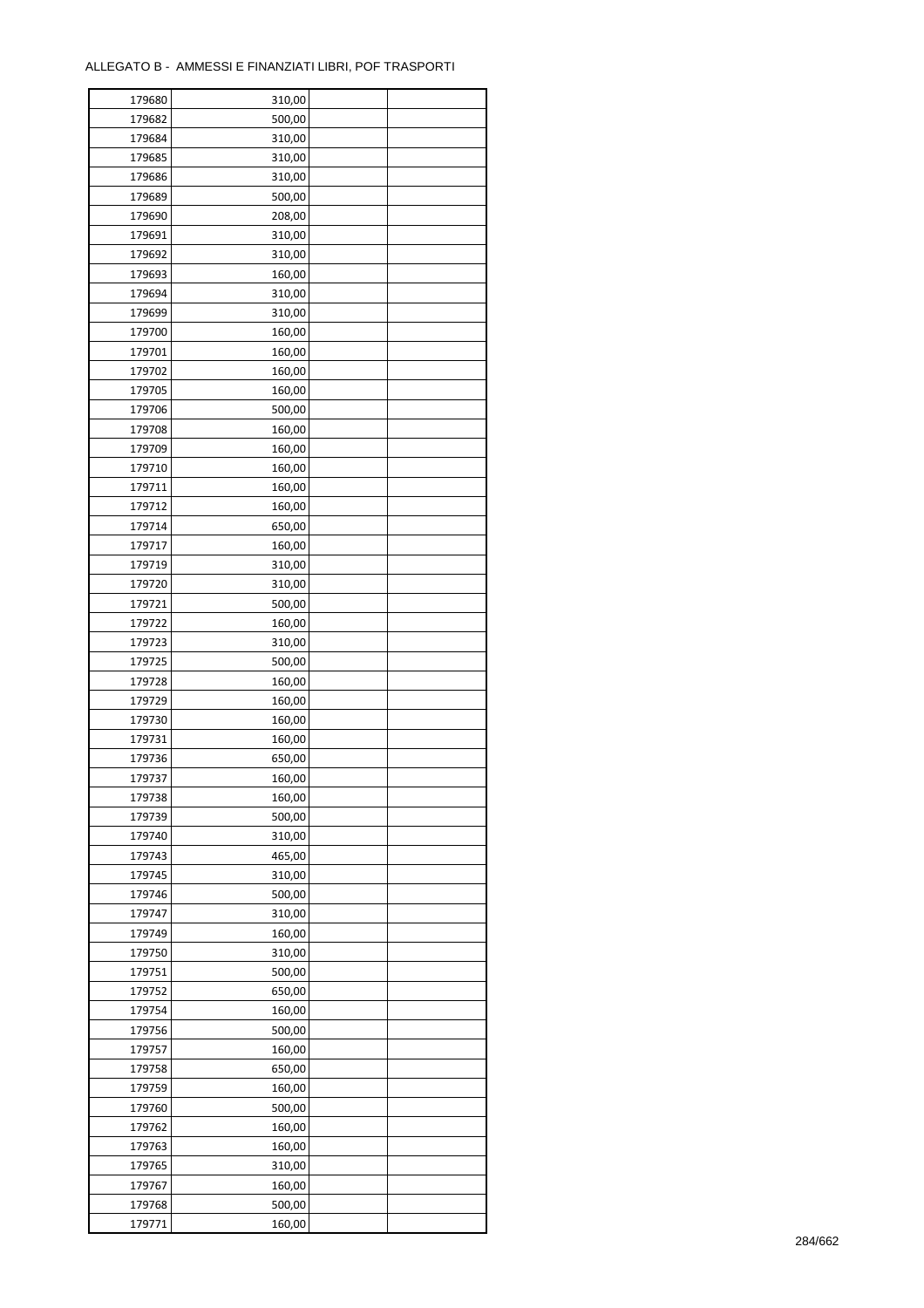ALLEGATO B - AMMESSI E FINANZIATI LIBRI, POF TRASPORTI

| | | | |
|---|---|---|---|
| 179680 | 310,00 | | |
| 179682 | 500,00 | | |
| 179684 | 310,00 | | |
| 179685 | 310,00 | | |
| 179686 | 310,00 | | |
| 179689 | 500,00 | | |
| 179690 | 208,00 | | |
| 179691 | 310,00 | | |
| 179692 | 310,00 | | |
| 179693 | 160,00 | | |
| 179694 | 310,00 | | |
| 179699 | 310,00 | | |
| 179700 | 160,00 | | |
| 179701 | 160,00 | | |
| 179702 | 160,00 | | |
| 179705 | 160,00 | | |
| 179706 | 500,00 | | |
| 179708 | 160,00 | | |
| 179709 | 160,00 | | |
| 179710 | 160,00 | | |
| 179711 | 160,00 | | |
| 179712 | 160,00 | | |
| 179714 | 650,00 | | |
| 179717 | 160,00 | | |
| 179719 | 310,00 | | |
| 179720 | 310,00 | | |
| 179721 | 500,00 | | |
| 179722 | 160,00 | | |
| 179723 | 310,00 | | |
| 179725 | 500,00 | | |
| 179728 | 160,00 | | |
| 179729 | 160,00 | | |
| 179730 | 160,00 | | |
| 179731 | 160,00 | | |
| 179736 | 650,00 | | |
| 179737 | 160,00 | | |
| 179738 | 160,00 | | |
| 179739 | 500,00 | | |
| 179740 | 310,00 | | |
| 179743 | 465,00 | | |
| 179745 | 310,00 | | |
| 179746 | 500,00 | | |
| 179747 | 310,00 | | |
| 179749 | 160,00 | | |
| 179750 | 310,00 | | |
| 179751 | 500,00 | | |
| 179752 | 650,00 | | |
| 179754 | 160,00 | | |
| 179756 | 500,00 | | |
| 179757 | 160,00 | | |
| 179758 | 650,00 | | |
| 179759 | 160,00 | | |
| 179760 | 500,00 | | |
| 179762 | 160,00 | | |
| 179763 | 160,00 | | |
| 179765 | 310,00 | | |
| 179767 | 160,00 | | |
| 179768 | 500,00 | | |
| 179771 | 160,00 | | |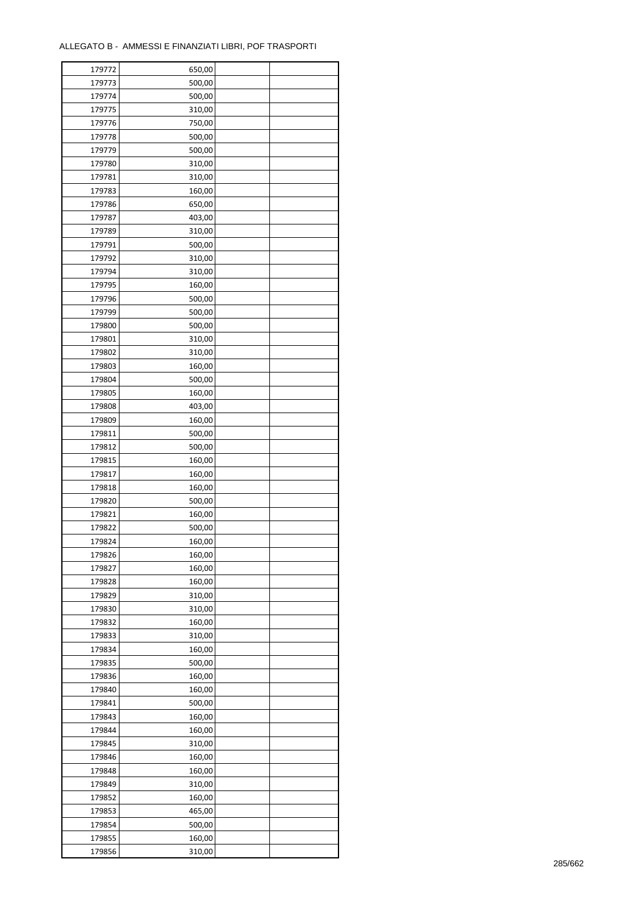ALLEGATO B - AMMESSI E FINANZIATI LIBRI, POF TRASPORTI

| | | | |
|---|---|---|---|
| 179772 | 650,00 | | |
| 179773 | 500,00 | | |
| 179774 | 500,00 | | |
| 179775 | 310,00 | | |
| 179776 | 750,00 | | |
| 179778 | 500,00 | | |
| 179779 | 500,00 | | |
| 179780 | 310,00 | | |
| 179781 | 310,00 | | |
| 179783 | 160,00 | | |
| 179786 | 650,00 | | |
| 179787 | 403,00 | | |
| 179789 | 310,00 | | |
| 179791 | 500,00 | | |
| 179792 | 310,00 | | |
| 179794 | 310,00 | | |
| 179795 | 160,00 | | |
| 179796 | 500,00 | | |
| 179799 | 500,00 | | |
| 179800 | 500,00 | | |
| 179801 | 310,00 | | |
| 179802 | 310,00 | | |
| 179803 | 160,00 | | |
| 179804 | 500,00 | | |
| 179805 | 160,00 | | |
| 179808 | 403,00 | | |
| 179809 | 160,00 | | |
| 179811 | 500,00 | | |
| 179812 | 500,00 | | |
| 179815 | 160,00 | | |
| 179817 | 160,00 | | |
| 179818 | 160,00 | | |
| 179820 | 500,00 | | |
| 179821 | 160,00 | | |
| 179822 | 500,00 | | |
| 179824 | 160,00 | | |
| 179826 | 160,00 | | |
| 179827 | 160,00 | | |
| 179828 | 160,00 | | |
| 179829 | 310,00 | | |
| 179830 | 310,00 | | |
| 179832 | 160,00 | | |
| 179833 | 310,00 | | |
| 179834 | 160,00 | | |
| 179835 | 500,00 | | |
| 179836 | 160,00 | | |
| 179840 | 160,00 | | |
| 179841 | 500,00 | | |
| 179843 | 160,00 | | |
| 179844 | 160,00 | | |
| 179845 | 310,00 | | |
| 179846 | 160,00 | | |
| 179848 | 160,00 | | |
| 179849 | 310,00 | | |
| 179852 | 160,00 | | |
| 179853 | 465,00 | | |
| 179854 | 500,00 | | |
| 179855 | 160,00 | | |
| 179856 | 310,00 | | |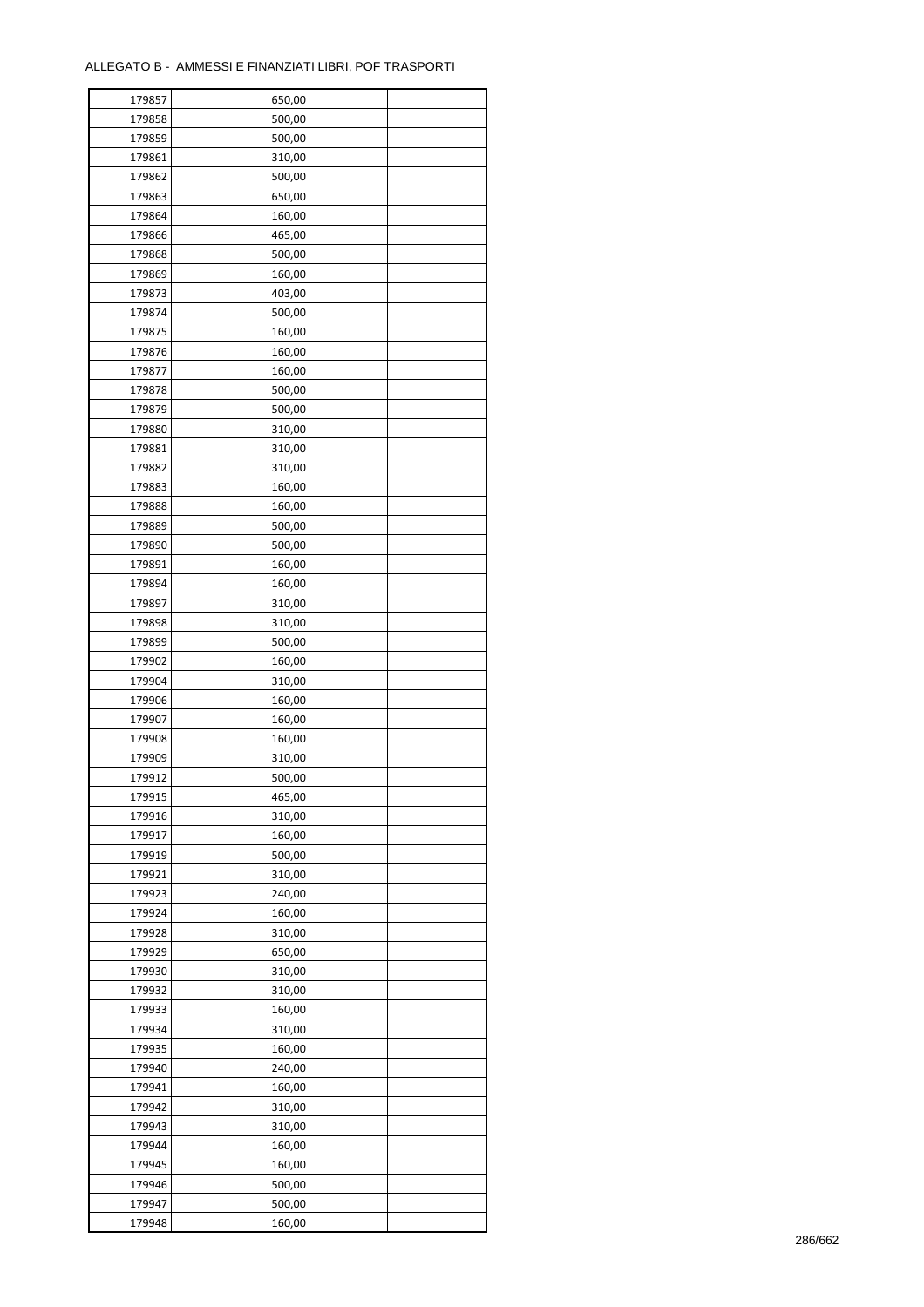ALLEGATO B - AMMESSI E FINANZIATI LIBRI, POF TRASPORTI

| | | | |
|---|---|---|---|
| 179857 | 650,00 | | |
| 179858 | 500,00 | | |
| 179859 | 500,00 | | |
| 179861 | 310,00 | | |
| 179862 | 500,00 | | |
| 179863 | 650,00 | | |
| 179864 | 160,00 | | |
| 179866 | 465,00 | | |
| 179868 | 500,00 | | |
| 179869 | 160,00 | | |
| 179873 | 403,00 | | |
| 179874 | 500,00 | | |
| 179875 | 160,00 | | |
| 179876 | 160,00 | | |
| 179877 | 160,00 | | |
| 179878 | 500,00 | | |
| 179879 | 500,00 | | |
| 179880 | 310,00 | | |
| 179881 | 310,00 | | |
| 179882 | 310,00 | | |
| 179883 | 160,00 | | |
| 179888 | 160,00 | | |
| 179889 | 500,00 | | |
| 179890 | 500,00 | | |
| 179891 | 160,00 | | |
| 179894 | 160,00 | | |
| 179897 | 310,00 | | |
| 179898 | 310,00 | | |
| 179899 | 500,00 | | |
| 179902 | 160,00 | | |
| 179904 | 310,00 | | |
| 179906 | 160,00 | | |
| 179907 | 160,00 | | |
| 179908 | 160,00 | | |
| 179909 | 310,00 | | |
| 179912 | 500,00 | | |
| 179915 | 465,00 | | |
| 179916 | 310,00 | | |
| 179917 | 160,00 | | |
| 179919 | 500,00 | | |
| 179921 | 310,00 | | |
| 179923 | 240,00 | | |
| 179924 | 160,00 | | |
| 179928 | 310,00 | | |
| 179929 | 650,00 | | |
| 179930 | 310,00 | | |
| 179932 | 310,00 | | |
| 179933 | 160,00 | | |
| 179934 | 310,00 | | |
| 179935 | 160,00 | | |
| 179940 | 240,00 | | |
| 179941 | 160,00 | | |
| 179942 | 310,00 | | |
| 179943 | 310,00 | | |
| 179944 | 160,00 | | |
| 179945 | 160,00 | | |
| 179946 | 500,00 | | |
| 179947 | 500,00 | | |
| 179948 | 160,00 | | |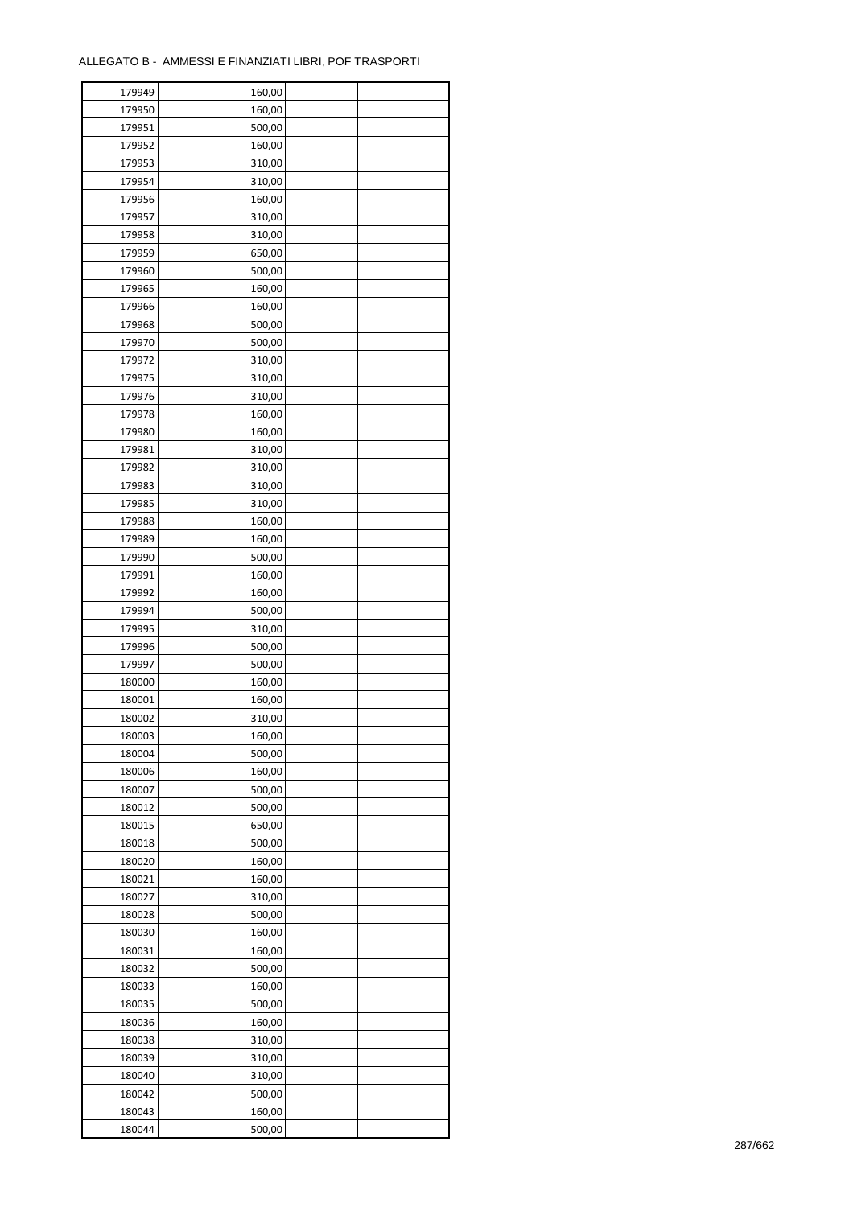ALLEGATO B - AMMESSI E FINANZIATI LIBRI, POF TRASPORTI

| | | | |
|---|---|---|---|
| 179949 | 160,00 | | |
| 179950 | 160,00 | | |
| 179951 | 500,00 | | |
| 179952 | 160,00 | | |
| 179953 | 310,00 | | |
| 179954 | 310,00 | | |
| 179956 | 160,00 | | |
| 179957 | 310,00 | | |
| 179958 | 310,00 | | |
| 179959 | 650,00 | | |
| 179960 | 500,00 | | |
| 179965 | 160,00 | | |
| 179966 | 160,00 | | |
| 179968 | 500,00 | | |
| 179970 | 500,00 | | |
| 179972 | 310,00 | | |
| 179975 | 310,00 | | |
| 179976 | 310,00 | | |
| 179978 | 160,00 | | |
| 179980 | 160,00 | | |
| 179981 | 310,00 | | |
| 179982 | 310,00 | | |
| 179983 | 310,00 | | |
| 179985 | 310,00 | | |
| 179988 | 160,00 | | |
| 179989 | 160,00 | | |
| 179990 | 500,00 | | |
| 179991 | 160,00 | | |
| 179992 | 160,00 | | |
| 179994 | 500,00 | | |
| 179995 | 310,00 | | |
| 179996 | 500,00 | | |
| 179997 | 500,00 | | |
| 180000 | 160,00 | | |
| 180001 | 160,00 | | |
| 180002 | 310,00 | | |
| 180003 | 160,00 | | |
| 180004 | 500,00 | | |
| 180006 | 160,00 | | |
| 180007 | 500,00 | | |
| 180012 | 500,00 | | |
| 180015 | 650,00 | | |
| 180018 | 500,00 | | |
| 180020 | 160,00 | | |
| 180021 | 160,00 | | |
| 180027 | 310,00 | | |
| 180028 | 500,00 | | |
| 180030 | 160,00 | | |
| 180031 | 160,00 | | |
| 180032 | 500,00 | | |
| 180033 | 160,00 | | |
| 180035 | 500,00 | | |
| 180036 | 160,00 | | |
| 180038 | 310,00 | | |
| 180039 | 310,00 | | |
| 180040 | 310,00 | | |
| 180042 | 500,00 | | |
| 180043 | 160,00 | | |
| 180044 | 500,00 | | |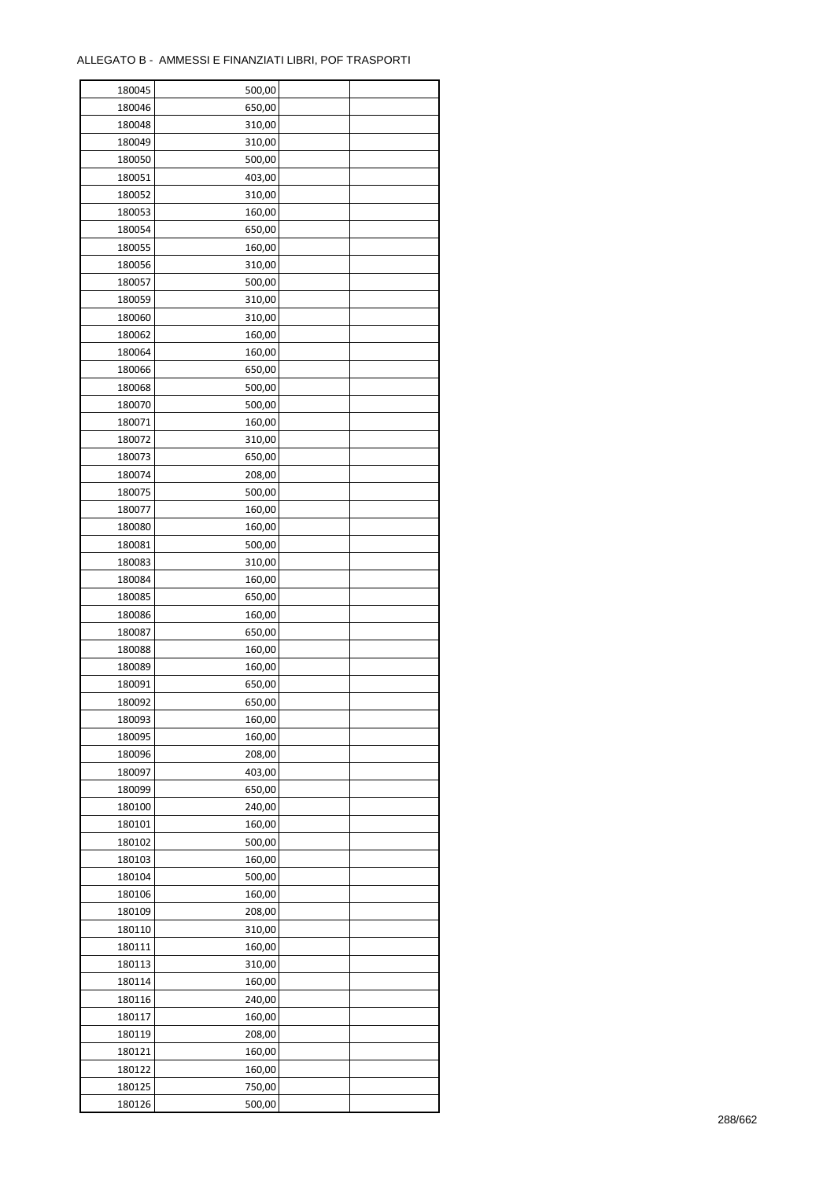ALLEGATO B - AMMESSI E FINANZIATI LIBRI, POF TRASPORTI

| | | | |
|---|---|---|---|
| 180045 | 500,00 | | |
| 180046 | 650,00 | | |
| 180048 | 310,00 | | |
| 180049 | 310,00 | | |
| 180050 | 500,00 | | |
| 180051 | 403,00 | | |
| 180052 | 310,00 | | |
| 180053 | 160,00 | | |
| 180054 | 650,00 | | |
| 180055 | 160,00 | | |
| 180056 | 310,00 | | |
| 180057 | 500,00 | | |
| 180059 | 310,00 | | |
| 180060 | 310,00 | | |
| 180062 | 160,00 | | |
| 180064 | 160,00 | | |
| 180066 | 650,00 | | |
| 180068 | 500,00 | | |
| 180070 | 500,00 | | |
| 180071 | 160,00 | | |
| 180072 | 310,00 | | |
| 180073 | 650,00 | | |
| 180074 | 208,00 | | |
| 180075 | 500,00 | | |
| 180077 | 160,00 | | |
| 180080 | 160,00 | | |
| 180081 | 500,00 | | |
| 180083 | 310,00 | | |
| 180084 | 160,00 | | |
| 180085 | 650,00 | | |
| 180086 | 160,00 | | |
| 180087 | 650,00 | | |
| 180088 | 160,00 | | |
| 180089 | 160,00 | | |
| 180091 | 650,00 | | |
| 180092 | 650,00 | | |
| 180093 | 160,00 | | |
| 180095 | 160,00 | | |
| 180096 | 208,00 | | |
| 180097 | 403,00 | | |
| 180099 | 650,00 | | |
| 180100 | 240,00 | | |
| 180101 | 160,00 | | |
| 180102 | 500,00 | | |
| 180103 | 160,00 | | |
| 180104 | 500,00 | | |
| 180106 | 160,00 | | |
| 180109 | 208,00 | | |
| 180110 | 310,00 | | |
| 180111 | 160,00 | | |
| 180113 | 310,00 | | |
| 180114 | 160,00 | | |
| 180116 | 240,00 | | |
| 180117 | 160,00 | | |
| 180119 | 208,00 | | |
| 180121 | 160,00 | | |
| 180122 | 160,00 | | |
| 180125 | 750,00 | | |
| 180126 | 500,00 | | |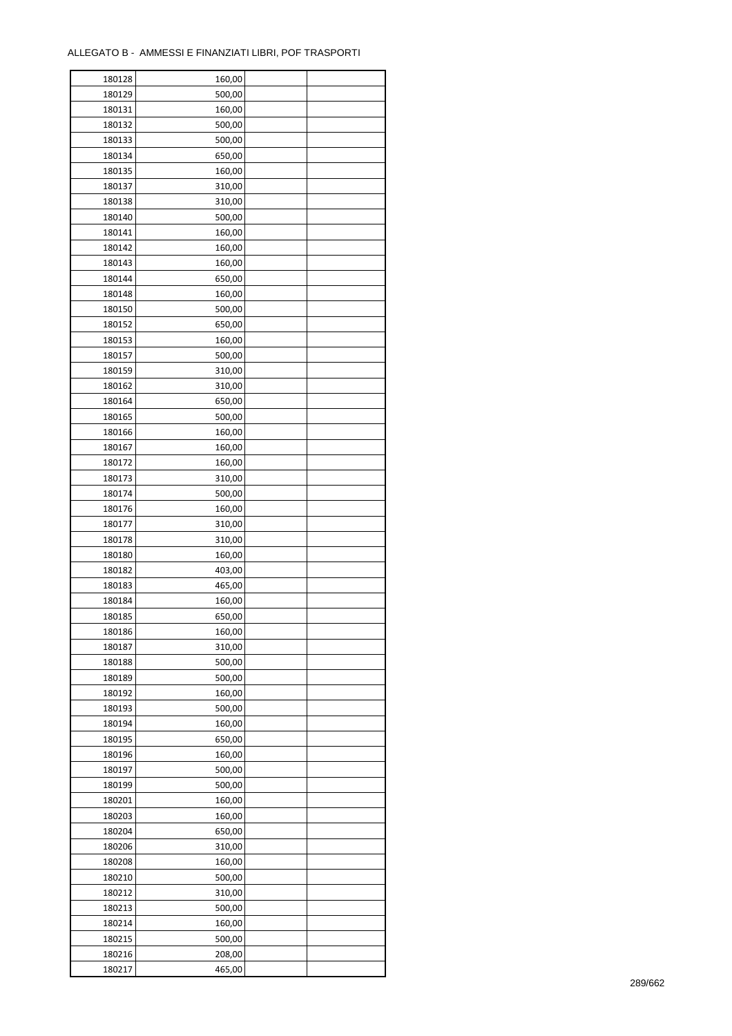ALLEGATO B - AMMESSI E FINANZIATI LIBRI, POF TRASPORTI

| | | | |
|---|---|---|---|
| 180128 | 160,00 | | |
| 180129 | 500,00 | | |
| 180131 | 160,00 | | |
| 180132 | 500,00 | | |
| 180133 | 500,00 | | |
| 180134 | 650,00 | | |
| 180135 | 160,00 | | |
| 180137 | 310,00 | | |
| 180138 | 310,00 | | |
| 180140 | 500,00 | | |
| 180141 | 160,00 | | |
| 180142 | 160,00 | | |
| 180143 | 160,00 | | |
| 180144 | 650,00 | | |
| 180148 | 160,00 | | |
| 180150 | 500,00 | | |
| 180152 | 650,00 | | |
| 180153 | 160,00 | | |
| 180157 | 500,00 | | |
| 180159 | 310,00 | | |
| 180162 | 310,00 | | |
| 180164 | 650,00 | | |
| 180165 | 500,00 | | |
| 180166 | 160,00 | | |
| 180167 | 160,00 | | |
| 180172 | 160,00 | | |
| 180173 | 310,00 | | |
| 180174 | 500,00 | | |
| 180176 | 160,00 | | |
| 180177 | 310,00 | | |
| 180178 | 310,00 | | |
| 180180 | 160,00 | | |
| 180182 | 403,00 | | |
| 180183 | 465,00 | | |
| 180184 | 160,00 | | |
| 180185 | 650,00 | | |
| 180186 | 160,00 | | |
| 180187 | 310,00 | | |
| 180188 | 500,00 | | |
| 180189 | 500,00 | | |
| 180192 | 160,00 | | |
| 180193 | 500,00 | | |
| 180194 | 160,00 | | |
| 180195 | 650,00 | | |
| 180196 | 160,00 | | |
| 180197 | 500,00 | | |
| 180199 | 500,00 | | |
| 180201 | 160,00 | | |
| 180203 | 160,00 | | |
| 180204 | 650,00 | | |
| 180206 | 310,00 | | |
| 180208 | 160,00 | | |
| 180210 | 500,00 | | |
| 180212 | 310,00 | | |
| 180213 | 500,00 | | |
| 180214 | 160,00 | | |
| 180215 | 500,00 | | |
| 180216 | 208,00 | | |
| 180217 | 465,00 | | |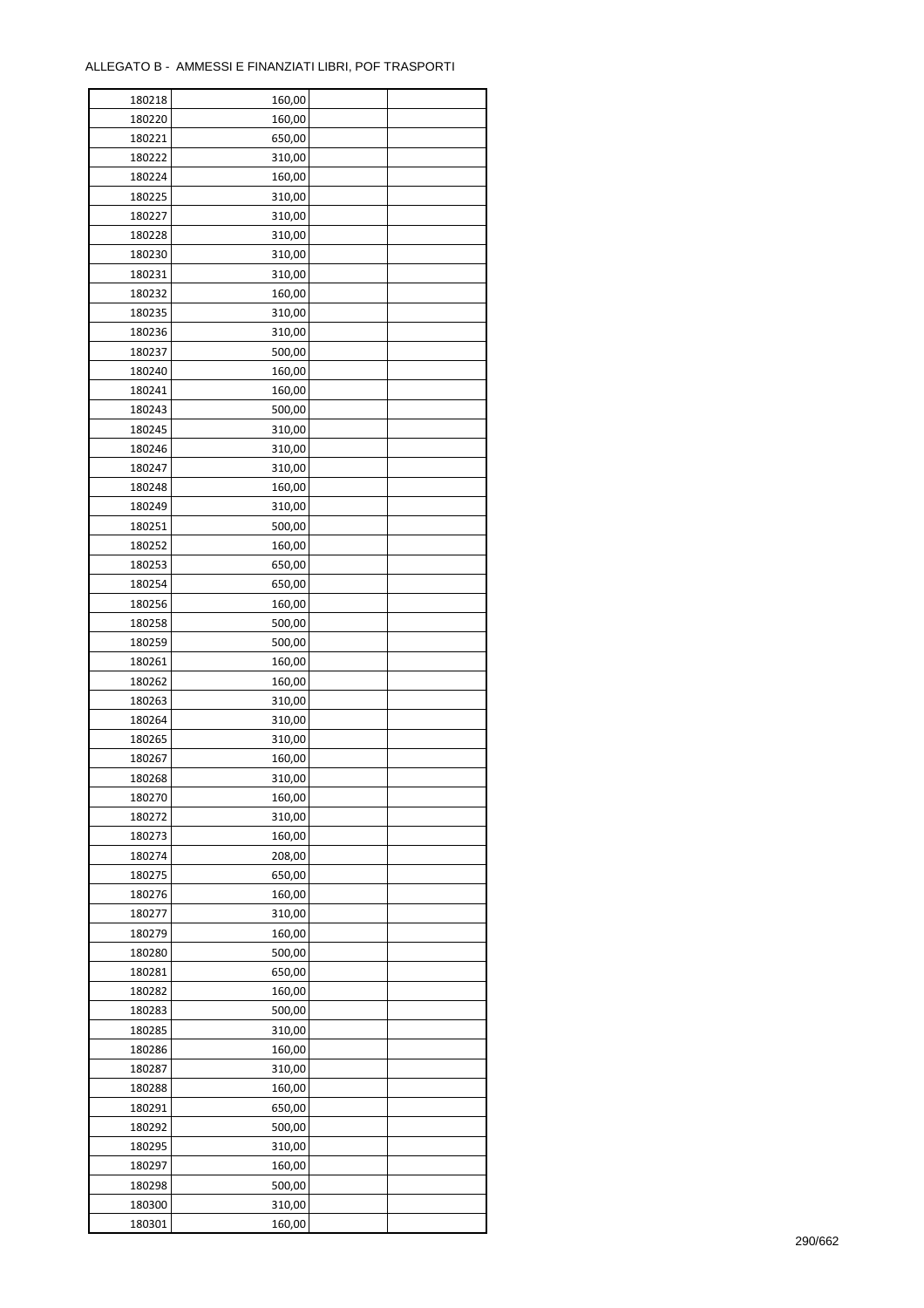ALLEGATO B - AMMESSI E FINANZIATI LIBRI, POF TRASPORTI

| | | | |
|---|---|---|---|
| 180218 | 160,00 | | |
| 180220 | 160,00 | | |
| 180221 | 650,00 | | |
| 180222 | 310,00 | | |
| 180224 | 160,00 | | |
| 180225 | 310,00 | | |
| 180227 | 310,00 | | |
| 180228 | 310,00 | | |
| 180230 | 310,00 | | |
| 180231 | 310,00 | | |
| 180232 | 160,00 | | |
| 180235 | 310,00 | | |
| 180236 | 310,00 | | |
| 180237 | 500,00 | | |
| 180240 | 160,00 | | |
| 180241 | 160,00 | | |
| 180243 | 500,00 | | |
| 180245 | 310,00 | | |
| 180246 | 310,00 | | |
| 180247 | 310,00 | | |
| 180248 | 160,00 | | |
| 180249 | 310,00 | | |
| 180251 | 500,00 | | |
| 180252 | 160,00 | | |
| 180253 | 650,00 | | |
| 180254 | 650,00 | | |
| 180256 | 160,00 | | |
| 180258 | 500,00 | | |
| 180259 | 500,00 | | |
| 180261 | 160,00 | | |
| 180262 | 160,00 | | |
| 180263 | 310,00 | | |
| 180264 | 310,00 | | |
| 180265 | 310,00 | | |
| 180267 | 160,00 | | |
| 180268 | 310,00 | | |
| 180270 | 160,00 | | |
| 180272 | 310,00 | | |
| 180273 | 160,00 | | |
| 180274 | 208,00 | | |
| 180275 | 650,00 | | |
| 180276 | 160,00 | | |
| 180277 | 310,00 | | |
| 180279 | 160,00 | | |
| 180280 | 500,00 | | |
| 180281 | 650,00 | | |
| 180282 | 160,00 | | |
| 180283 | 500,00 | | |
| 180285 | 310,00 | | |
| 180286 | 160,00 | | |
| 180287 | 310,00 | | |
| 180288 | 160,00 | | |
| 180291 | 650,00 | | |
| 180292 | 500,00 | | |
| 180295 | 310,00 | | |
| 180297 | 160,00 | | |
| 180298 | 500,00 | | |
| 180300 | 310,00 | | |
| 180301 | 160,00 | | |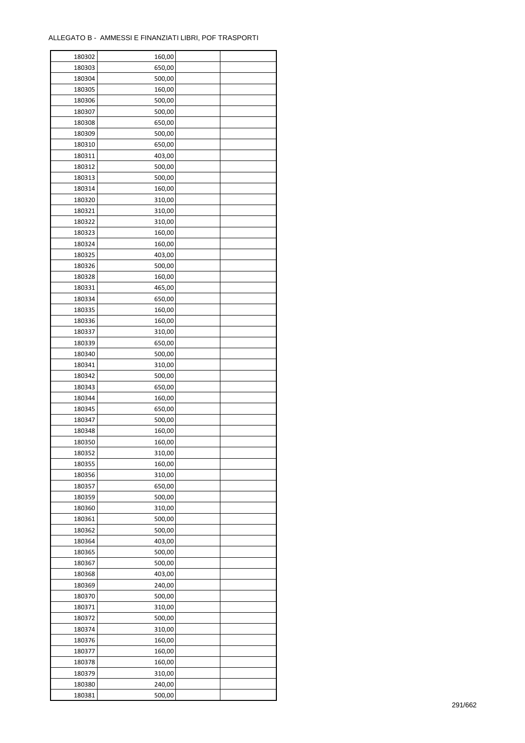ALLEGATO B - AMMESSI E FINANZIATI LIBRI, POF TRASPORTI

| | | | |
|---|---|---|---|
| 180302 | 160,00 | | |
| 180303 | 650,00 | | |
| 180304 | 500,00 | | |
| 180305 | 160,00 | | |
| 180306 | 500,00 | | |
| 180307 | 500,00 | | |
| 180308 | 650,00 | | |
| 180309 | 500,00 | | |
| 180310 | 650,00 | | |
| 180311 | 403,00 | | |
| 180312 | 500,00 | | |
| 180313 | 500,00 | | |
| 180314 | 160,00 | | |
| 180320 | 310,00 | | |
| 180321 | 310,00 | | |
| 180322 | 310,00 | | |
| 180323 | 160,00 | | |
| 180324 | 160,00 | | |
| 180325 | 403,00 | | |
| 180326 | 500,00 | | |
| 180328 | 160,00 | | |
| 180331 | 465,00 | | |
| 180334 | 650,00 | | |
| 180335 | 160,00 | | |
| 180336 | 160,00 | | |
| 180337 | 310,00 | | |
| 180339 | 650,00 | | |
| 180340 | 500,00 | | |
| 180341 | 310,00 | | |
| 180342 | 500,00 | | |
| 180343 | 650,00 | | |
| 180344 | 160,00 | | |
| 180345 | 650,00 | | |
| 180347 | 500,00 | | |
| 180348 | 160,00 | | |
| 180350 | 160,00 | | |
| 180352 | 310,00 | | |
| 180355 | 160,00 | | |
| 180356 | 310,00 | | |
| 180357 | 650,00 | | |
| 180359 | 500,00 | | |
| 180360 | 310,00 | | |
| 180361 | 500,00 | | |
| 180362 | 500,00 | | |
| 180364 | 403,00 | | |
| 180365 | 500,00 | | |
| 180367 | 500,00 | | |
| 180368 | 403,00 | | |
| 180369 | 240,00 | | |
| 180370 | 500,00 | | |
| 180371 | 310,00 | | |
| 180372 | 500,00 | | |
| 180374 | 310,00 | | |
| 180376 | 160,00 | | |
| 180377 | 160,00 | | |
| 180378 | 160,00 | | |
| 180379 | 310,00 | | |
| 180380 | 240,00 | | |
| 180381 | 500,00 | | |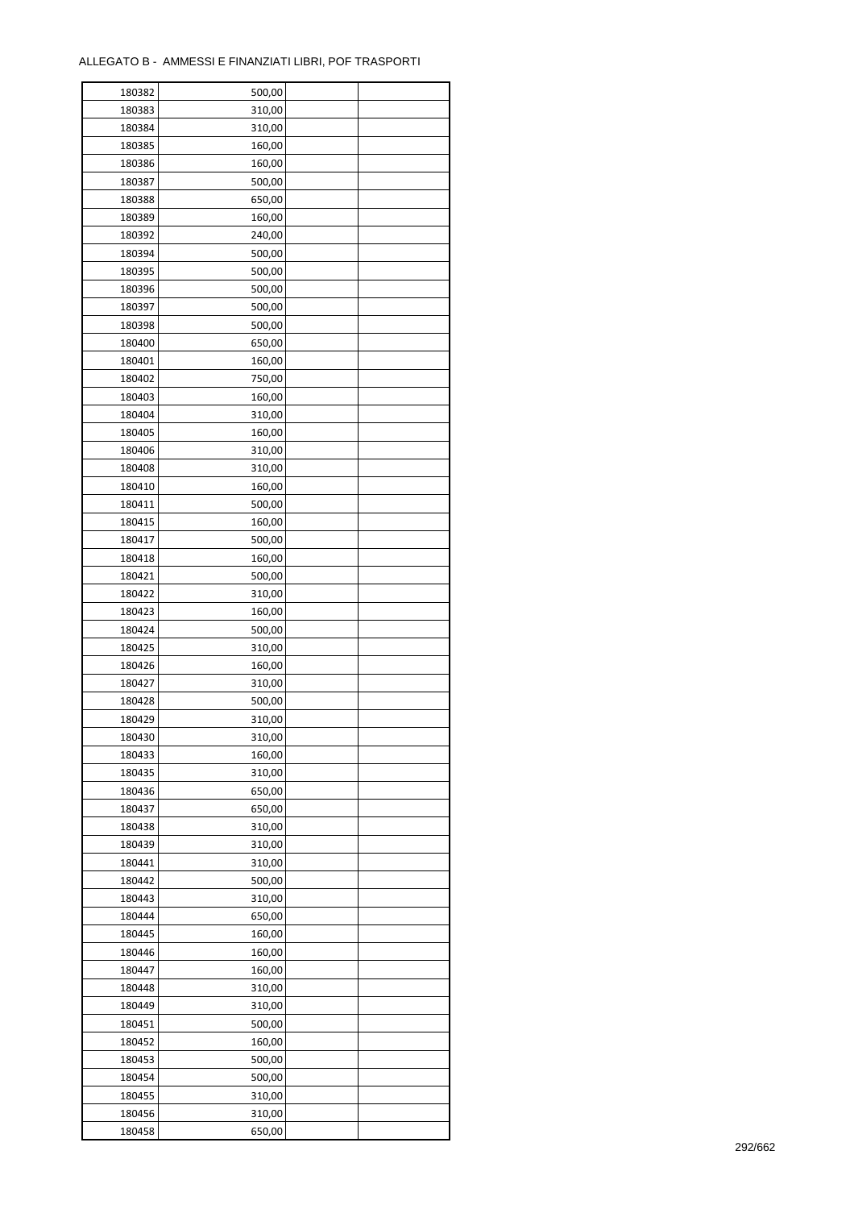ALLEGATO B - AMMESSI E FINANZIATI LIBRI, POF TRASPORTI

| | | | |
|---|---|---|---|
| 180382 | 500,00 | | |
| 180383 | 310,00 | | |
| 180384 | 310,00 | | |
| 180385 | 160,00 | | |
| 180386 | 160,00 | | |
| 180387 | 500,00 | | |
| 180388 | 650,00 | | |
| 180389 | 160,00 | | |
| 180392 | 240,00 | | |
| 180394 | 500,00 | | |
| 180395 | 500,00 | | |
| 180396 | 500,00 | | |
| 180397 | 500,00 | | |
| 180398 | 500,00 | | |
| 180400 | 650,00 | | |
| 180401 | 160,00 | | |
| 180402 | 750,00 | | |
| 180403 | 160,00 | | |
| 180404 | 310,00 | | |
| 180405 | 160,00 | | |
| 180406 | 310,00 | | |
| 180408 | 310,00 | | |
| 180410 | 160,00 | | |
| 180411 | 500,00 | | |
| 180415 | 160,00 | | |
| 180417 | 500,00 | | |
| 180418 | 160,00 | | |
| 180421 | 500,00 | | |
| 180422 | 310,00 | | |
| 180423 | 160,00 | | |
| 180424 | 500,00 | | |
| 180425 | 310,00 | | |
| 180426 | 160,00 | | |
| 180427 | 310,00 | | |
| 180428 | 500,00 | | |
| 180429 | 310,00 | | |
| 180430 | 310,00 | | |
| 180433 | 160,00 | | |
| 180435 | 310,00 | | |
| 180436 | 650,00 | | |
| 180437 | 650,00 | | |
| 180438 | 310,00 | | |
| 180439 | 310,00 | | |
| 180441 | 310,00 | | |
| 180442 | 500,00 | | |
| 180443 | 310,00 | | |
| 180444 | 650,00 | | |
| 180445 | 160,00 | | |
| 180446 | 160,00 | | |
| 180447 | 160,00 | | |
| 180448 | 310,00 | | |
| 180449 | 310,00 | | |
| 180451 | 500,00 | | |
| 180452 | 160,00 | | |
| 180453 | 500,00 | | |
| 180454 | 500,00 | | |
| 180455 | 310,00 | | |
| 180456 | 310,00 | | |
| 180458 | 650,00 | | |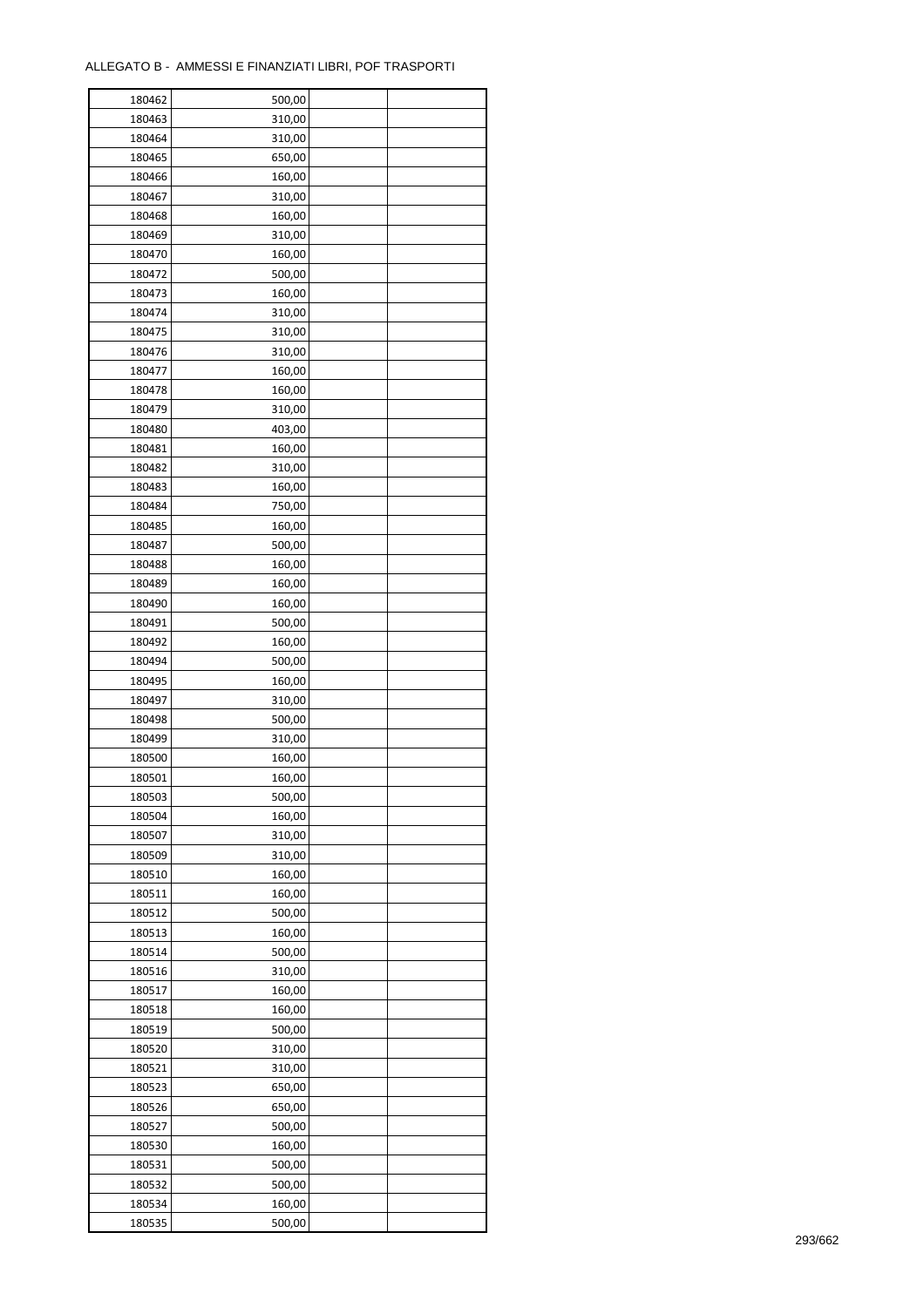ALLEGATO B - AMMESSI E FINANZIATI LIBRI, POF TRASPORTI

| | | | |
|---|---|---|---|
| 180462 | 500,00 | | |
| 180463 | 310,00 | | |
| 180464 | 310,00 | | |
| 180465 | 650,00 | | |
| 180466 | 160,00 | | |
| 180467 | 310,00 | | |
| 180468 | 160,00 | | |
| 180469 | 310,00 | | |
| 180470 | 160,00 | | |
| 180472 | 500,00 | | |
| 180473 | 160,00 | | |
| 180474 | 310,00 | | |
| 180475 | 310,00 | | |
| 180476 | 310,00 | | |
| 180477 | 160,00 | | |
| 180478 | 160,00 | | |
| 180479 | 310,00 | | |
| 180480 | 403,00 | | |
| 180481 | 160,00 | | |
| 180482 | 310,00 | | |
| 180483 | 160,00 | | |
| 180484 | 750,00 | | |
| 180485 | 160,00 | | |
| 180487 | 500,00 | | |
| 180488 | 160,00 | | |
| 180489 | 160,00 | | |
| 180490 | 160,00 | | |
| 180491 | 500,00 | | |
| 180492 | 160,00 | | |
| 180494 | 500,00 | | |
| 180495 | 160,00 | | |
| 180497 | 310,00 | | |
| 180498 | 500,00 | | |
| 180499 | 310,00 | | |
| 180500 | 160,00 | | |
| 180501 | 160,00 | | |
| 180503 | 500,00 | | |
| 180504 | 160,00 | | |
| 180507 | 310,00 | | |
| 180509 | 310,00 | | |
| 180510 | 160,00 | | |
| 180511 | 160,00 | | |
| 180512 | 500,00 | | |
| 180513 | 160,00 | | |
| 180514 | 500,00 | | |
| 180516 | 310,00 | | |
| 180517 | 160,00 | | |
| 180518 | 160,00 | | |
| 180519 | 500,00 | | |
| 180520 | 310,00 | | |
| 180521 | 310,00 | | |
| 180523 | 650,00 | | |
| 180526 | 650,00 | | |
| 180527 | 500,00 | | |
| 180530 | 160,00 | | |
| 180531 | 500,00 | | |
| 180532 | 500,00 | | |
| 180534 | 160,00 | | |
| 180535 | 500,00 | | |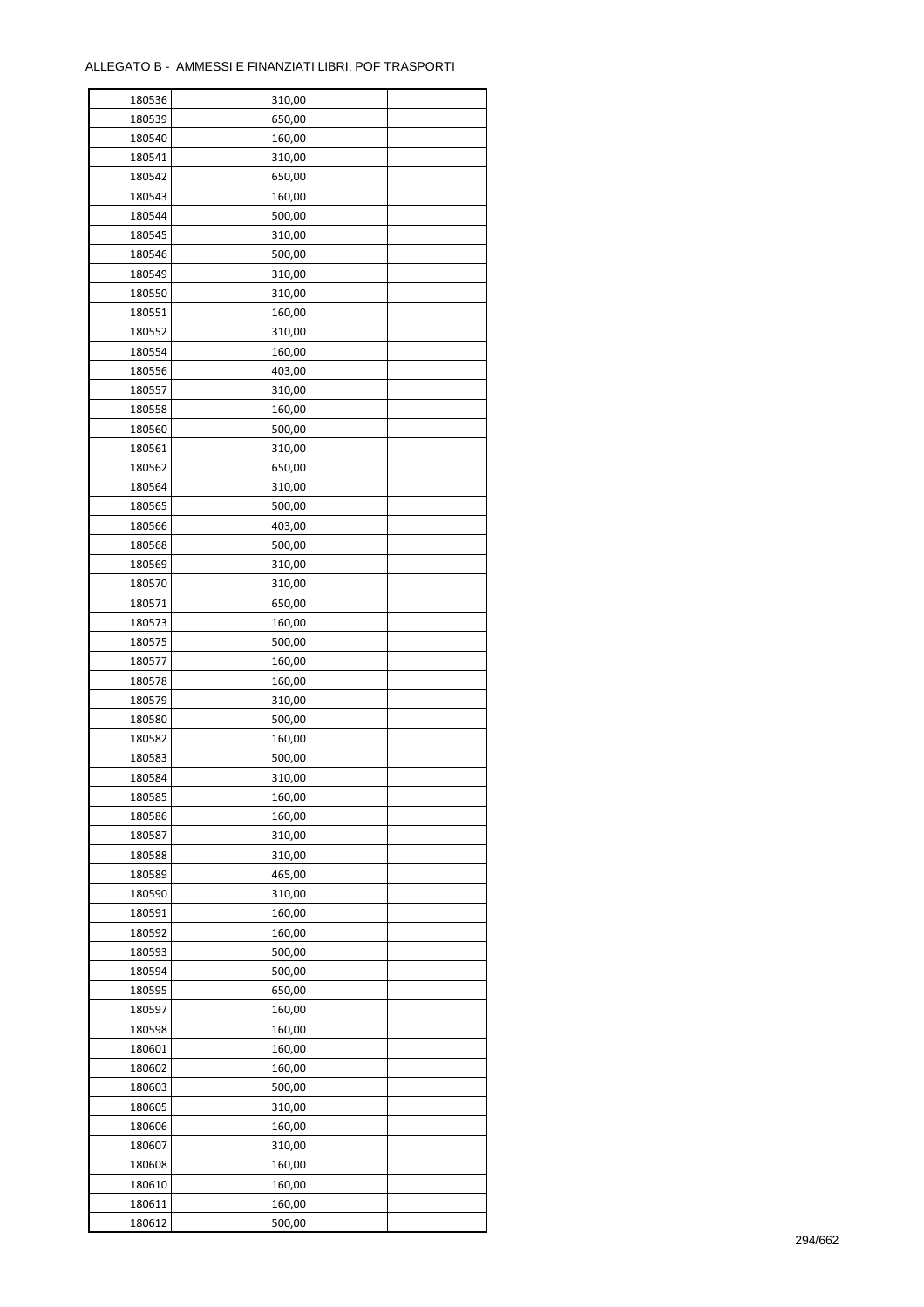ALLEGATO B - AMMESSI E FINANZIATI LIBRI, POF TRASPORTI

| | | | |
|---|---|---|---|
| 180536 | 310,00 | | |
| 180539 | 650,00 | | |
| 180540 | 160,00 | | |
| 180541 | 310,00 | | |
| 180542 | 650,00 | | |
| 180543 | 160,00 | | |
| 180544 | 500,00 | | |
| 180545 | 310,00 | | |
| 180546 | 500,00 | | |
| 180549 | 310,00 | | |
| 180550 | 310,00 | | |
| 180551 | 160,00 | | |
| 180552 | 310,00 | | |
| 180554 | 160,00 | | |
| 180556 | 403,00 | | |
| 180557 | 310,00 | | |
| 180558 | 160,00 | | |
| 180560 | 500,00 | | |
| 180561 | 310,00 | | |
| 180562 | 650,00 | | |
| 180564 | 310,00 | | |
| 180565 | 500,00 | | |
| 180566 | 403,00 | | |
| 180568 | 500,00 | | |
| 180569 | 310,00 | | |
| 180570 | 310,00 | | |
| 180571 | 650,00 | | |
| 180573 | 160,00 | | |
| 180575 | 500,00 | | |
| 180577 | 160,00 | | |
| 180578 | 160,00 | | |
| 180579 | 310,00 | | |
| 180580 | 500,00 | | |
| 180582 | 160,00 | | |
| 180583 | 500,00 | | |
| 180584 | 310,00 | | |
| 180585 | 160,00 | | |
| 180586 | 160,00 | | |
| 180587 | 310,00 | | |
| 180588 | 310,00 | | |
| 180589 | 465,00 | | |
| 180590 | 310,00 | | |
| 180591 | 160,00 | | |
| 180592 | 160,00 | | |
| 180593 | 500,00 | | |
| 180594 | 500,00 | | |
| 180595 | 650,00 | | |
| 180597 | 160,00 | | |
| 180598 | 160,00 | | |
| 180601 | 160,00 | | |
| 180602 | 160,00 | | |
| 180603 | 500,00 | | |
| 180605 | 310,00 | | |
| 180606 | 160,00 | | |
| 180607 | 310,00 | | |
| 180608 | 160,00 | | |
| 180610 | 160,00 | | |
| 180611 | 160,00 | | |
| 180612 | 500,00 | | |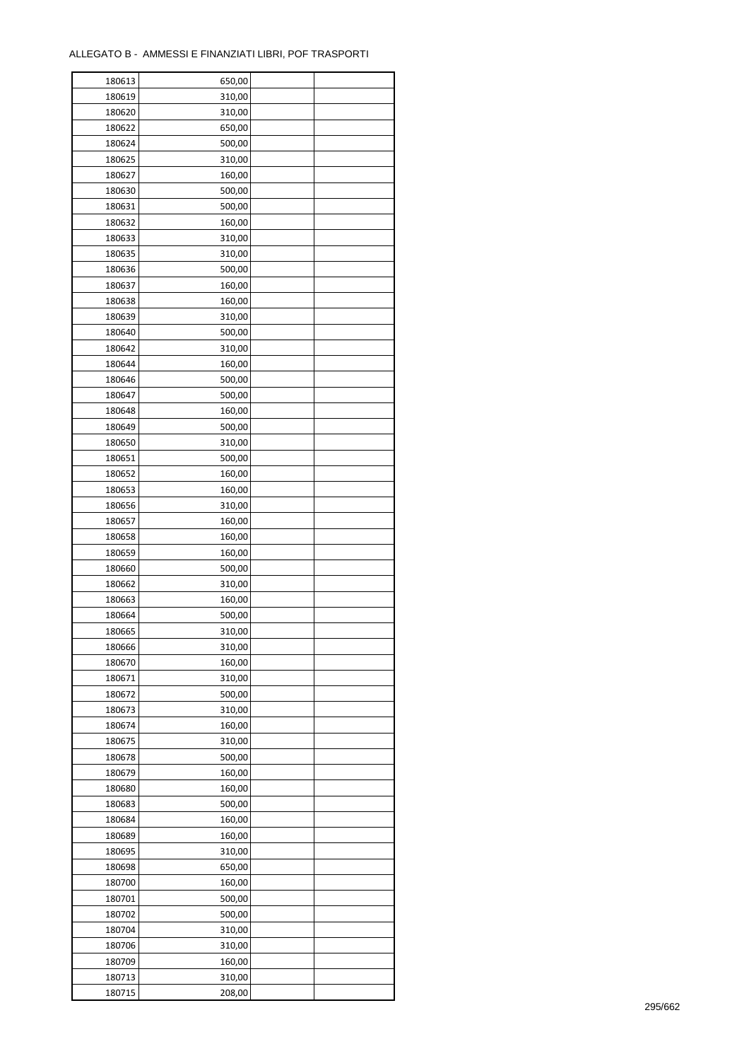ALLEGATO B - AMMESSI E FINANZIATI LIBRI, POF TRASPORTI

| | | | |
|---|---|---|---|
| 180613 | 650,00 | | |
| 180619 | 310,00 | | |
| 180620 | 310,00 | | |
| 180622 | 650,00 | | |
| 180624 | 500,00 | | |
| 180625 | 310,00 | | |
| 180627 | 160,00 | | |
| 180630 | 500,00 | | |
| 180631 | 500,00 | | |
| 180632 | 160,00 | | |
| 180633 | 310,00 | | |
| 180635 | 310,00 | | |
| 180636 | 500,00 | | |
| 180637 | 160,00 | | |
| 180638 | 160,00 | | |
| 180639 | 310,00 | | |
| 180640 | 500,00 | | |
| 180642 | 310,00 | | |
| 180644 | 160,00 | | |
| 180646 | 500,00 | | |
| 180647 | 500,00 | | |
| 180648 | 160,00 | | |
| 180649 | 500,00 | | |
| 180650 | 310,00 | | |
| 180651 | 500,00 | | |
| 180652 | 160,00 | | |
| 180653 | 160,00 | | |
| 180656 | 310,00 | | |
| 180657 | 160,00 | | |
| 180658 | 160,00 | | |
| 180659 | 160,00 | | |
| 180660 | 500,00 | | |
| 180662 | 310,00 | | |
| 180663 | 160,00 | | |
| 180664 | 500,00 | | |
| 180665 | 310,00 | | |
| 180666 | 310,00 | | |
| 180670 | 160,00 | | |
| 180671 | 310,00 | | |
| 180672 | 500,00 | | |
| 180673 | 310,00 | | |
| 180674 | 160,00 | | |
| 180675 | 310,00 | | |
| 180678 | 500,00 | | |
| 180679 | 160,00 | | |
| 180680 | 160,00 | | |
| 180683 | 500,00 | | |
| 180684 | 160,00 | | |
| 180689 | 160,00 | | |
| 180695 | 310,00 | | |
| 180698 | 650,00 | | |
| 180700 | 160,00 | | |
| 180701 | 500,00 | | |
| 180702 | 500,00 | | |
| 180704 | 310,00 | | |
| 180706 | 310,00 | | |
| 180709 | 160,00 | | |
| 180713 | 310,00 | | |
| 180715 | 208,00 | | |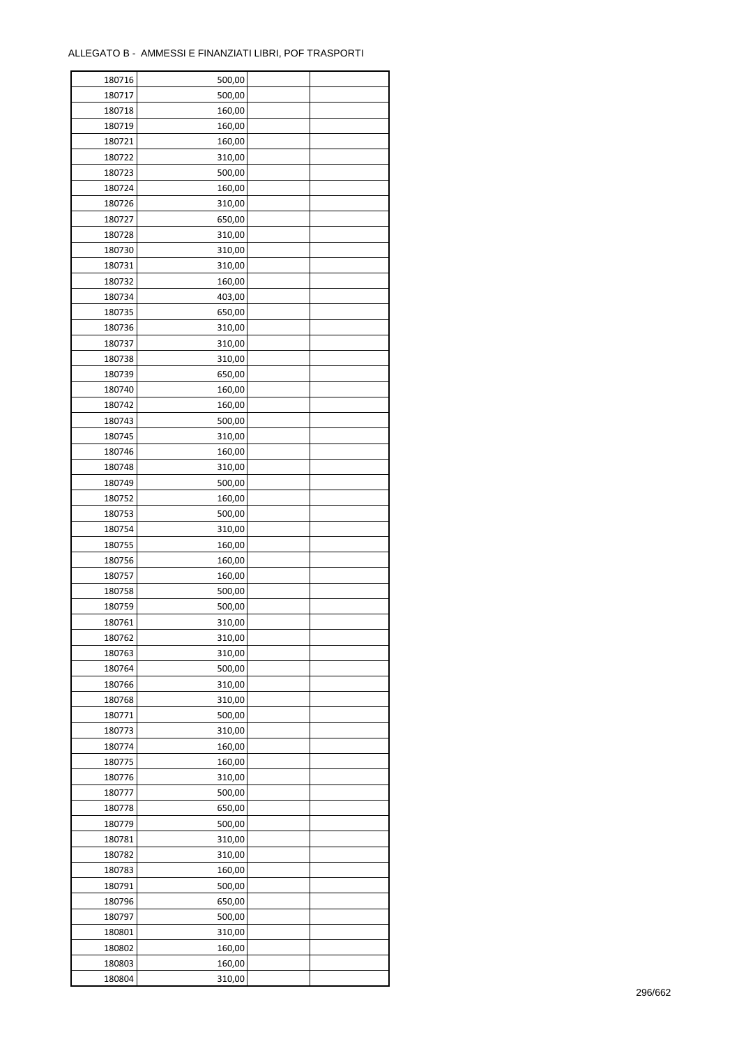ALLEGATO B - AMMESSI E FINANZIATI LIBRI, POF TRASPORTI

| | | | |
|---|---|---|---|
| 180716 | 500,00 | | |
| 180717 | 500,00 | | |
| 180718 | 160,00 | | |
| 180719 | 160,00 | | |
| 180721 | 160,00 | | |
| 180722 | 310,00 | | |
| 180723 | 500,00 | | |
| 180724 | 160,00 | | |
| 180726 | 310,00 | | |
| 180727 | 650,00 | | |
| 180728 | 310,00 | | |
| 180730 | 310,00 | | |
| 180731 | 310,00 | | |
| 180732 | 160,00 | | |
| 180734 | 403,00 | | |
| 180735 | 650,00 | | |
| 180736 | 310,00 | | |
| 180737 | 310,00 | | |
| 180738 | 310,00 | | |
| 180739 | 650,00 | | |
| 180740 | 160,00 | | |
| 180742 | 160,00 | | |
| 180743 | 500,00 | | |
| 180745 | 310,00 | | |
| 180746 | 160,00 | | |
| 180748 | 310,00 | | |
| 180749 | 500,00 | | |
| 180752 | 160,00 | | |
| 180753 | 500,00 | | |
| 180754 | 310,00 | | |
| 180755 | 160,00 | | |
| 180756 | 160,00 | | |
| 180757 | 160,00 | | |
| 180758 | 500,00 | | |
| 180759 | 500,00 | | |
| 180761 | 310,00 | | |
| 180762 | 310,00 | | |
| 180763 | 310,00 | | |
| 180764 | 500,00 | | |
| 180766 | 310,00 | | |
| 180768 | 310,00 | | |
| 180771 | 500,00 | | |
| 180773 | 310,00 | | |
| 180774 | 160,00 | | |
| 180775 | 160,00 | | |
| 180776 | 310,00 | | |
| 180777 | 500,00 | | |
| 180778 | 650,00 | | |
| 180779 | 500,00 | | |
| 180781 | 310,00 | | |
| 180782 | 310,00 | | |
| 180783 | 160,00 | | |
| 180791 | 500,00 | | |
| 180796 | 650,00 | | |
| 180797 | 500,00 | | |
| 180801 | 310,00 | | |
| 180802 | 160,00 | | |
| 180803 | 160,00 | | |
| 180804 | 310,00 | | |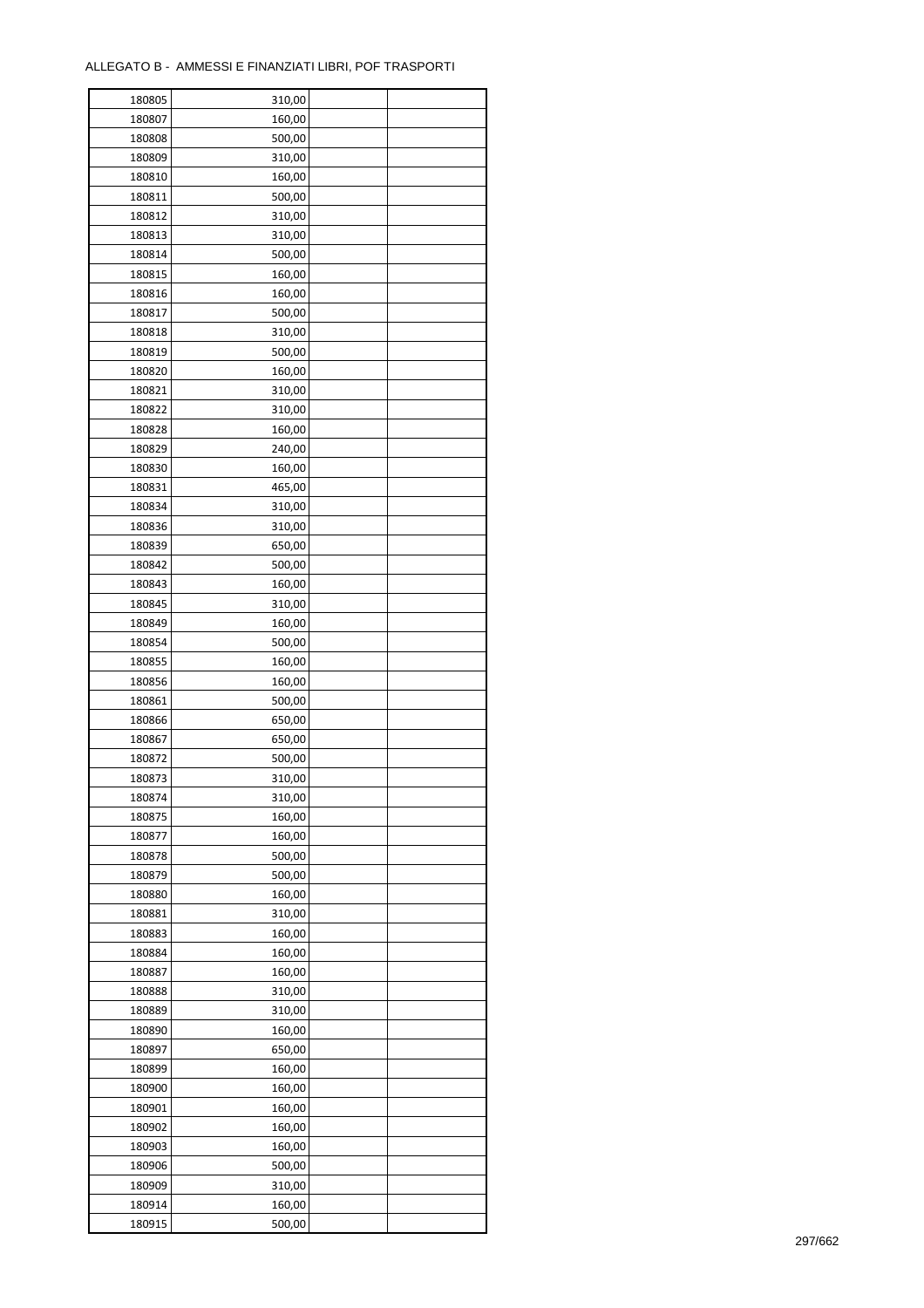ALLEGATO B - AMMESSI E FINANZIATI LIBRI, POF TRASPORTI

| | | | |
|---|---|---|---|
| 180805 | 310,00 | | |
| 180807 | 160,00 | | |
| 180808 | 500,00 | | |
| 180809 | 310,00 | | |
| 180810 | 160,00 | | |
| 180811 | 500,00 | | |
| 180812 | 310,00 | | |
| 180813 | 310,00 | | |
| 180814 | 500,00 | | |
| 180815 | 160,00 | | |
| 180816 | 160,00 | | |
| 180817 | 500,00 | | |
| 180818 | 310,00 | | |
| 180819 | 500,00 | | |
| 180820 | 160,00 | | |
| 180821 | 310,00 | | |
| 180822 | 310,00 | | |
| 180828 | 160,00 | | |
| 180829 | 240,00 | | |
| 180830 | 160,00 | | |
| 180831 | 465,00 | | |
| 180834 | 310,00 | | |
| 180836 | 310,00 | | |
| 180839 | 650,00 | | |
| 180842 | 500,00 | | |
| 180843 | 160,00 | | |
| 180845 | 310,00 | | |
| 180849 | 160,00 | | |
| 180854 | 500,00 | | |
| 180855 | 160,00 | | |
| 180856 | 160,00 | | |
| 180861 | 500,00 | | |
| 180866 | 650,00 | | |
| 180867 | 650,00 | | |
| 180872 | 500,00 | | |
| 180873 | 310,00 | | |
| 180874 | 310,00 | | |
| 180875 | 160,00 | | |
| 180877 | 160,00 | | |
| 180878 | 500,00 | | |
| 180879 | 500,00 | | |
| 180880 | 160,00 | | |
| 180881 | 310,00 | | |
| 180883 | 160,00 | | |
| 180884 | 160,00 | | |
| 180887 | 160,00 | | |
| 180888 | 310,00 | | |
| 180889 | 310,00 | | |
| 180890 | 160,00 | | |
| 180897 | 650,00 | | |
| 180899 | 160,00 | | |
| 180900 | 160,00 | | |
| 180901 | 160,00 | | |
| 180902 | 160,00 | | |
| 180903 | 160,00 | | |
| 180906 | 500,00 | | |
| 180909 | 310,00 | | |
| 180914 | 160,00 | | |
| 180915 | 500,00 | | |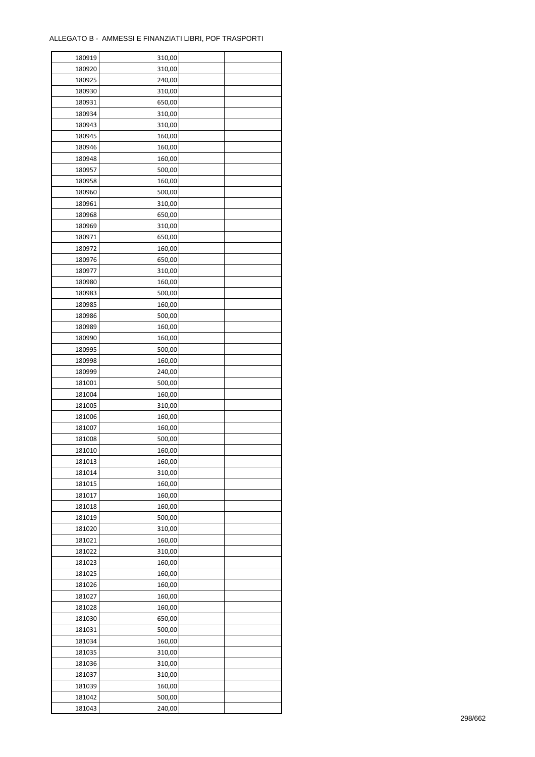ALLEGATO B - AMMESSI E FINANZIATI LIBRI, POF TRASPORTI

| | | | |
|---|---|---|---|
| 180919 | 310,00 | | |
| 180920 | 310,00 | | |
| 180925 | 240,00 | | |
| 180930 | 310,00 | | |
| 180931 | 650,00 | | |
| 180934 | 310,00 | | |
| 180943 | 310,00 | | |
| 180945 | 160,00 | | |
| 180946 | 160,00 | | |
| 180948 | 160,00 | | |
| 180957 | 500,00 | | |
| 180958 | 160,00 | | |
| 180960 | 500,00 | | |
| 180961 | 310,00 | | |
| 180968 | 650,00 | | |
| 180969 | 310,00 | | |
| 180971 | 650,00 | | |
| 180972 | 160,00 | | |
| 180976 | 650,00 | | |
| 180977 | 310,00 | | |
| 180980 | 160,00 | | |
| 180983 | 500,00 | | |
| 180985 | 160,00 | | |
| 180986 | 500,00 | | |
| 180989 | 160,00 | | |
| 180990 | 160,00 | | |
| 180995 | 500,00 | | |
| 180998 | 160,00 | | |
| 180999 | 240,00 | | |
| 181001 | 500,00 | | |
| 181004 | 160,00 | | |
| 181005 | 310,00 | | |
| 181006 | 160,00 | | |
| 181007 | 160,00 | | |
| 181008 | 500,00 | | |
| 181010 | 160,00 | | |
| 181013 | 160,00 | | |
| 181014 | 310,00 | | |
| 181015 | 160,00 | | |
| 181017 | 160,00 | | |
| 181018 | 160,00 | | |
| 181019 | 500,00 | | |
| 181020 | 310,00 | | |
| 181021 | 160,00 | | |
| 181022 | 310,00 | | |
| 181023 | 160,00 | | |
| 181025 | 160,00 | | |
| 181026 | 160,00 | | |
| 181027 | 160,00 | | |
| 181028 | 160,00 | | |
| 181030 | 650,00 | | |
| 181031 | 500,00 | | |
| 181034 | 160,00 | | |
| 181035 | 310,00 | | |
| 181036 | 310,00 | | |
| 181037 | 310,00 | | |
| 181039 | 160,00 | | |
| 181042 | 500,00 | | |
| 181043 | 240,00 | | |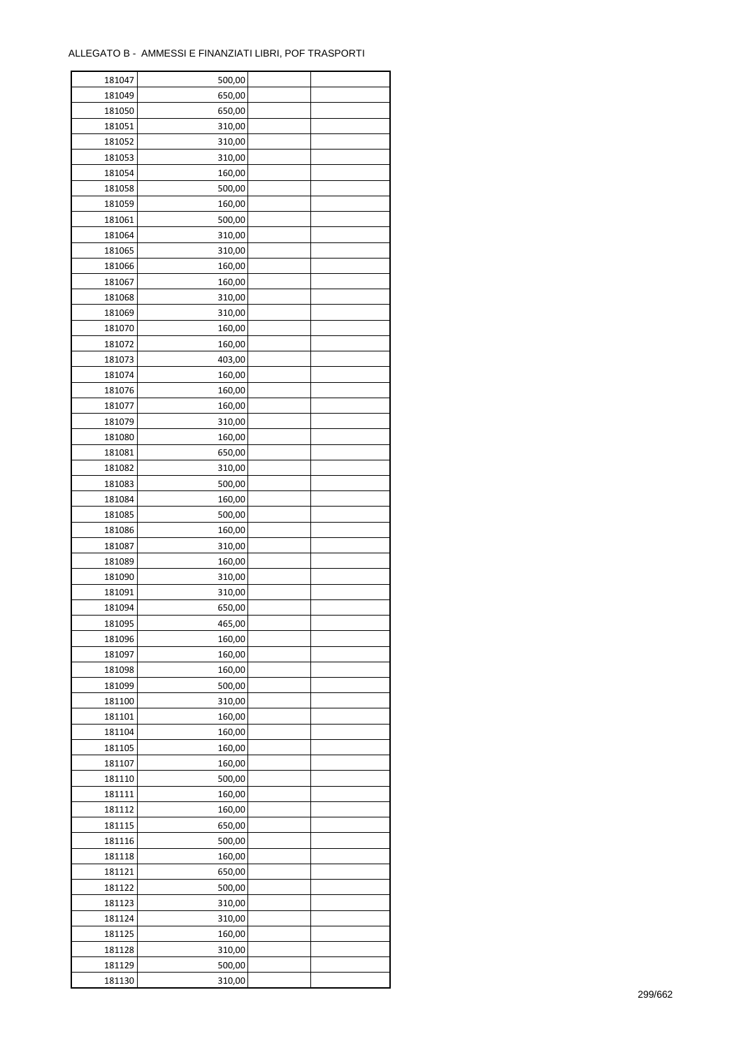ALLEGATO B - AMMESSI E FINANZIATI LIBRI, POF TRASPORTI

| | | | |
|---|---|---|---|
| 181047 | 500,00 | | |
| 181049 | 650,00 | | |
| 181050 | 650,00 | | |
| 181051 | 310,00 | | |
| 181052 | 310,00 | | |
| 181053 | 310,00 | | |
| 181054 | 160,00 | | |
| 181058 | 500,00 | | |
| 181059 | 160,00 | | |
| 181061 | 500,00 | | |
| 181064 | 310,00 | | |
| 181065 | 310,00 | | |
| 181066 | 160,00 | | |
| 181067 | 160,00 | | |
| 181068 | 310,00 | | |
| 181069 | 310,00 | | |
| 181070 | 160,00 | | |
| 181072 | 160,00 | | |
| 181073 | 403,00 | | |
| 181074 | 160,00 | | |
| 181076 | 160,00 | | |
| 181077 | 160,00 | | |
| 181079 | 310,00 | | |
| 181080 | 160,00 | | |
| 181081 | 650,00 | | |
| 181082 | 310,00 | | |
| 181083 | 500,00 | | |
| 181084 | 160,00 | | |
| 181085 | 500,00 | | |
| 181086 | 160,00 | | |
| 181087 | 310,00 | | |
| 181089 | 160,00 | | |
| 181090 | 310,00 | | |
| 181091 | 310,00 | | |
| 181094 | 650,00 | | |
| 181095 | 465,00 | | |
| 181096 | 160,00 | | |
| 181097 | 160,00 | | |
| 181098 | 160,00 | | |
| 181099 | 500,00 | | |
| 181100 | 310,00 | | |
| 181101 | 160,00 | | |
| 181104 | 160,00 | | |
| 181105 | 160,00 | | |
| 181107 | 160,00 | | |
| 181110 | 500,00 | | |
| 181111 | 160,00 | | |
| 181112 | 160,00 | | |
| 181115 | 650,00 | | |
| 181116 | 500,00 | | |
| 181118 | 160,00 | | |
| 181121 | 650,00 | | |
| 181122 | 500,00 | | |
| 181123 | 310,00 | | |
| 181124 | 310,00 | | |
| 181125 | 160,00 | | |
| 181128 | 310,00 | | |
| 181129 | 500,00 | | |
| 181130 | 310,00 | | |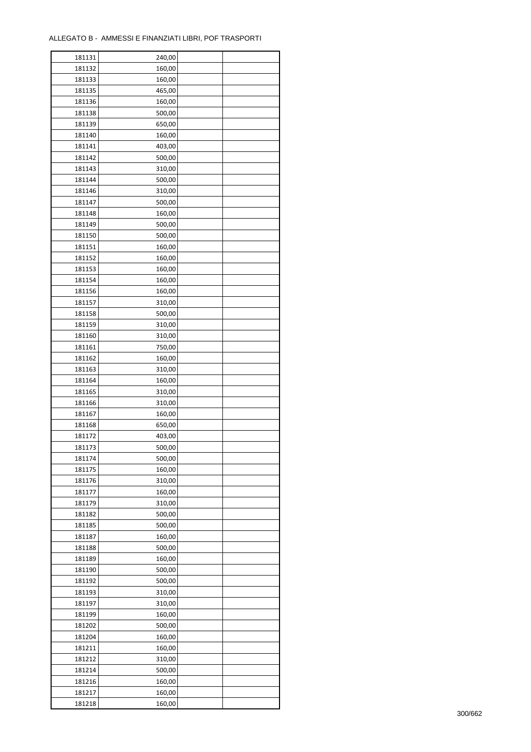ALLEGATO B - AMMESSI E FINANZIATI LIBRI, POF TRASPORTI

| | | | |
|---|---|---|---|
| 181131 | 240,00 | | |
| 181132 | 160,00 | | |
| 181133 | 160,00 | | |
| 181135 | 465,00 | | |
| 181136 | 160,00 | | |
| 181138 | 500,00 | | |
| 181139 | 650,00 | | |
| 181140 | 160,00 | | |
| 181141 | 403,00 | | |
| 181142 | 500,00 | | |
| 181143 | 310,00 | | |
| 181144 | 500,00 | | |
| 181146 | 310,00 | | |
| 181147 | 500,00 | | |
| 181148 | 160,00 | | |
| 181149 | 500,00 | | |
| 181150 | 500,00 | | |
| 181151 | 160,00 | | |
| 181152 | 160,00 | | |
| 181153 | 160,00 | | |
| 181154 | 160,00 | | |
| 181156 | 160,00 | | |
| 181157 | 310,00 | | |
| 181158 | 500,00 | | |
| 181159 | 310,00 | | |
| 181160 | 310,00 | | |
| 181161 | 750,00 | | |
| 181162 | 160,00 | | |
| 181163 | 310,00 | | |
| 181164 | 160,00 | | |
| 181165 | 310,00 | | |
| 181166 | 310,00 | | |
| 181167 | 160,00 | | |
| 181168 | 650,00 | | |
| 181172 | 403,00 | | |
| 181173 | 500,00 | | |
| 181174 | 500,00 | | |
| 181175 | 160,00 | | |
| 181176 | 310,00 | | |
| 181177 | 160,00 | | |
| 181179 | 310,00 | | |
| 181182 | 500,00 | | |
| 181185 | 500,00 | | |
| 181187 | 160,00 | | |
| 181188 | 500,00 | | |
| 181189 | 160,00 | | |
| 181190 | 500,00 | | |
| 181192 | 500,00 | | |
| 181193 | 310,00 | | |
| 181197 | 310,00 | | |
| 181199 | 160,00 | | |
| 181202 | 500,00 | | |
| 181204 | 160,00 | | |
| 181211 | 160,00 | | |
| 181212 | 310,00 | | |
| 181214 | 500,00 | | |
| 181216 | 160,00 | | |
| 181217 | 160,00 | | |
| 181218 | 160,00 | | |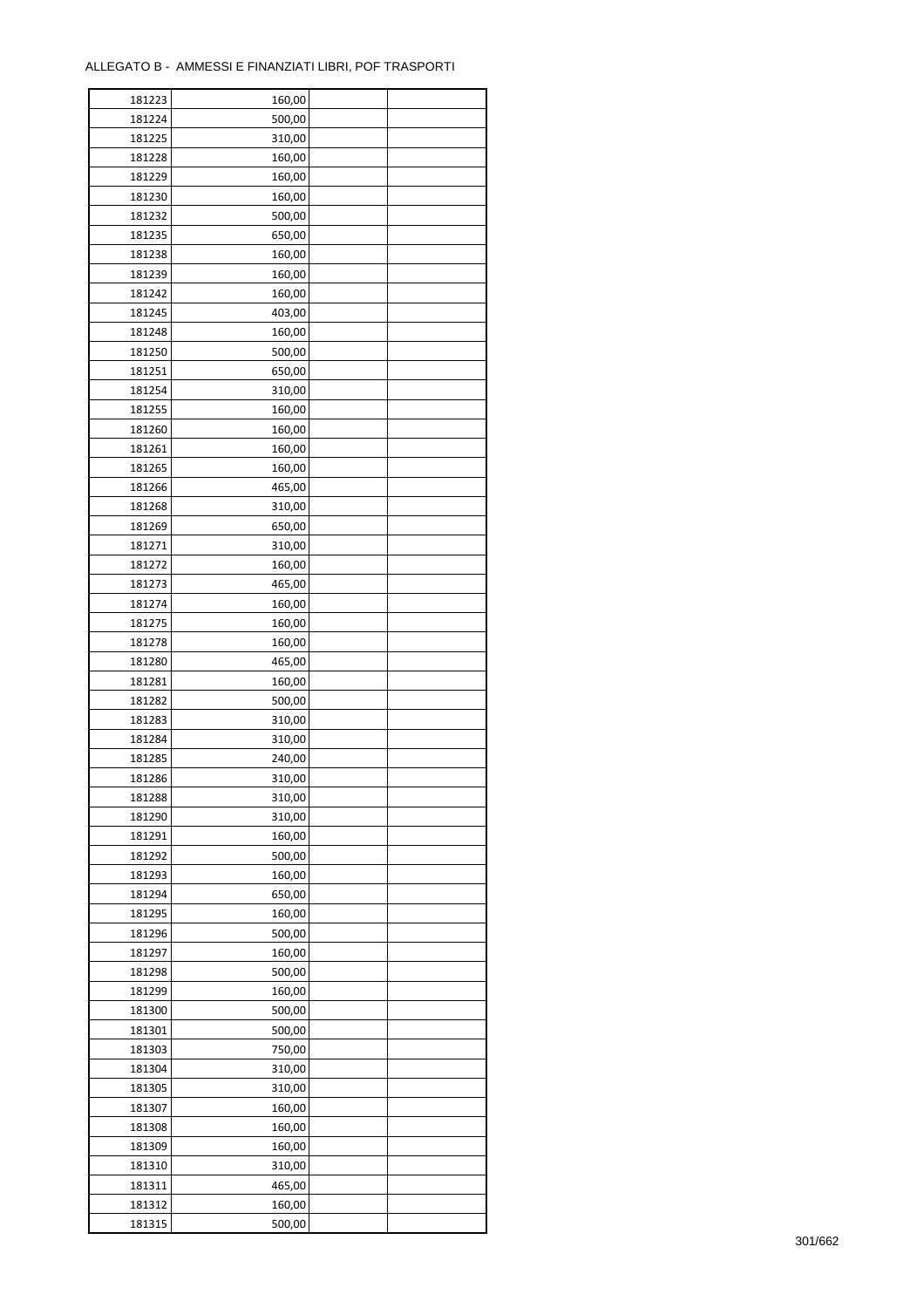ALLEGATO B - AMMESSI E FINANZIATI LIBRI, POF TRASPORTI

| | | | |
|---|---|---|---|
| 181223 | 160,00 | | |
| 181224 | 500,00 | | |
| 181225 | 310,00 | | |
| 181228 | 160,00 | | |
| 181229 | 160,00 | | |
| 181230 | 160,00 | | |
| 181232 | 500,00 | | |
| 181235 | 650,00 | | |
| 181238 | 160,00 | | |
| 181239 | 160,00 | | |
| 181242 | 160,00 | | |
| 181245 | 403,00 | | |
| 181248 | 160,00 | | |
| 181250 | 500,00 | | |
| 181251 | 650,00 | | |
| 181254 | 310,00 | | |
| 181255 | 160,00 | | |
| 181260 | 160,00 | | |
| 181261 | 160,00 | | |
| 181265 | 160,00 | | |
| 181266 | 465,00 | | |
| 181268 | 310,00 | | |
| 181269 | 650,00 | | |
| 181271 | 310,00 | | |
| 181272 | 160,00 | | |
| 181273 | 465,00 | | |
| 181274 | 160,00 | | |
| 181275 | 160,00 | | |
| 181278 | 160,00 | | |
| 181280 | 465,00 | | |
| 181281 | 160,00 | | |
| 181282 | 500,00 | | |
| 181283 | 310,00 | | |
| 181284 | 310,00 | | |
| 181285 | 240,00 | | |
| 181286 | 310,00 | | |
| 181288 | 310,00 | | |
| 181290 | 310,00 | | |
| 181291 | 160,00 | | |
| 181292 | 500,00 | | |
| 181293 | 160,00 | | |
| 181294 | 650,00 | | |
| 181295 | 160,00 | | |
| 181296 | 500,00 | | |
| 181297 | 160,00 | | |
| 181298 | 500,00 | | |
| 181299 | 160,00 | | |
| 181300 | 500,00 | | |
| 181301 | 500,00 | | |
| 181303 | 750,00 | | |
| 181304 | 310,00 | | |
| 181305 | 310,00 | | |
| 181307 | 160,00 | | |
| 181308 | 160,00 | | |
| 181309 | 160,00 | | |
| 181310 | 310,00 | | |
| 181311 | 465,00 | | |
| 181312 | 160,00 | | |
| 181315 | 500,00 | | |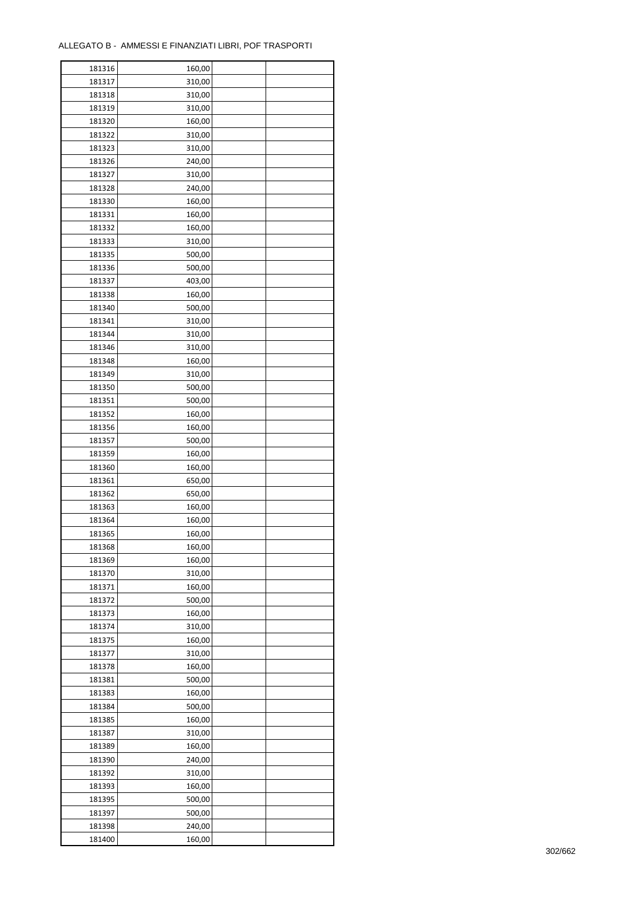ALLEGATO B - AMMESSI E FINANZIATI LIBRI, POF TRASPORTI

| | | | |
|---|---|---|---|
| 181316 | 160,00 | | |
| 181317 | 310,00 | | |
| 181318 | 310,00 | | |
| 181319 | 310,00 | | |
| 181320 | 160,00 | | |
| 181322 | 310,00 | | |
| 181323 | 310,00 | | |
| 181326 | 240,00 | | |
| 181327 | 310,00 | | |
| 181328 | 240,00 | | |
| 181330 | 160,00 | | |
| 181331 | 160,00 | | |
| 181332 | 160,00 | | |
| 181333 | 310,00 | | |
| 181335 | 500,00 | | |
| 181336 | 500,00 | | |
| 181337 | 403,00 | | |
| 181338 | 160,00 | | |
| 181340 | 500,00 | | |
| 181341 | 310,00 | | |
| 181344 | 310,00 | | |
| 181346 | 310,00 | | |
| 181348 | 160,00 | | |
| 181349 | 310,00 | | |
| 181350 | 500,00 | | |
| 181351 | 500,00 | | |
| 181352 | 160,00 | | |
| 181356 | 160,00 | | |
| 181357 | 500,00 | | |
| 181359 | 160,00 | | |
| 181360 | 160,00 | | |
| 181361 | 650,00 | | |
| 181362 | 650,00 | | |
| 181363 | 160,00 | | |
| 181364 | 160,00 | | |
| 181365 | 160,00 | | |
| 181368 | 160,00 | | |
| 181369 | 160,00 | | |
| 181370 | 310,00 | | |
| 181371 | 160,00 | | |
| 181372 | 500,00 | | |
| 181373 | 160,00 | | |
| 181374 | 310,00 | | |
| 181375 | 160,00 | | |
| 181377 | 310,00 | | |
| 181378 | 160,00 | | |
| 181381 | 500,00 | | |
| 181383 | 160,00 | | |
| 181384 | 500,00 | | |
| 181385 | 160,00 | | |
| 181387 | 310,00 | | |
| 181389 | 160,00 | | |
| 181390 | 240,00 | | |
| 181392 | 310,00 | | |
| 181393 | 160,00 | | |
| 181395 | 500,00 | | |
| 181397 | 500,00 | | |
| 181398 | 240,00 | | |
| 181400 | 160,00 | | |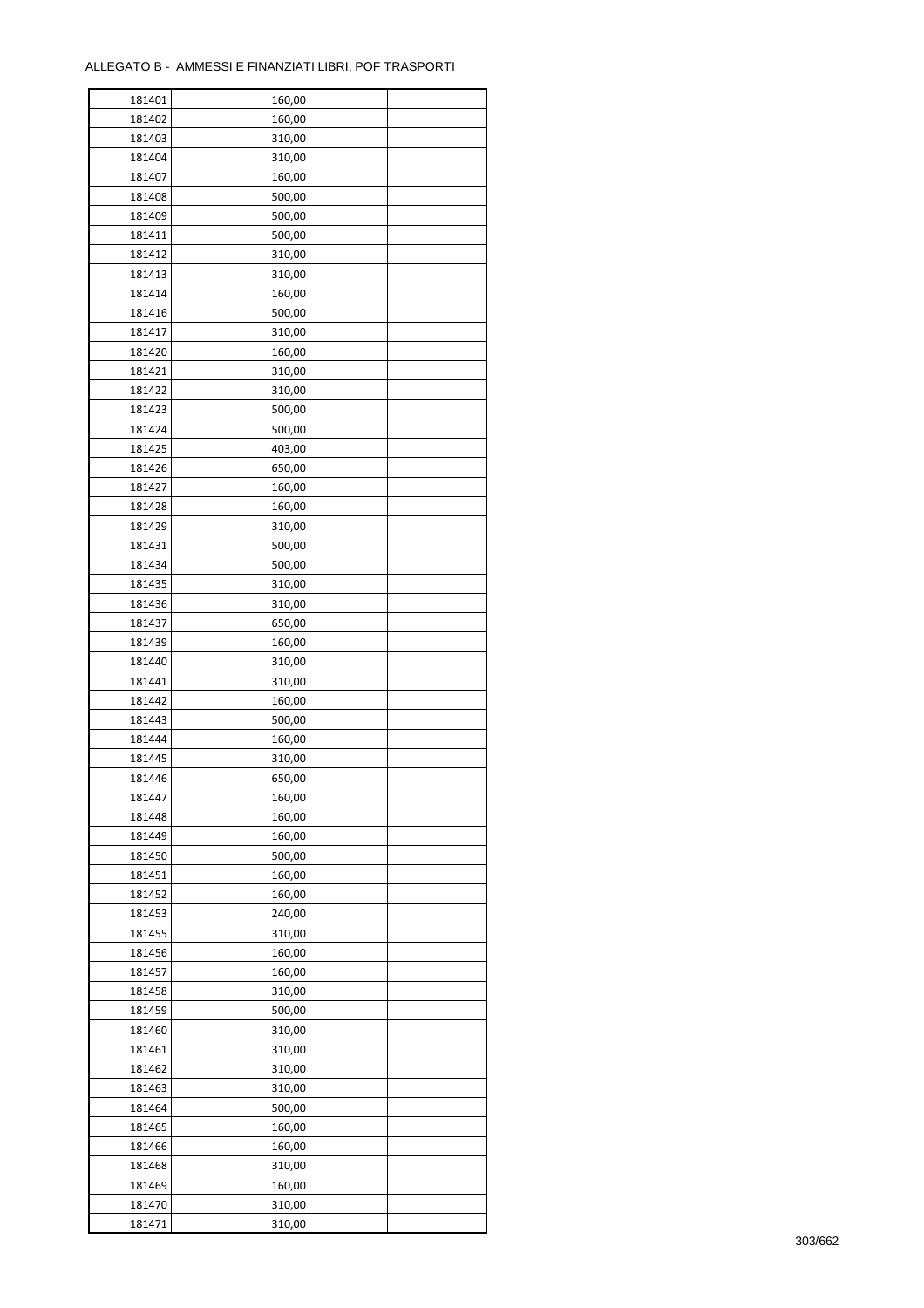ALLEGATO B - AMMESSI E FINANZIATI LIBRI, POF TRASPORTI

| | | | |
|---|---|---|---|
| 181401 | 160,00 | | |
| 181402 | 160,00 | | |
| 181403 | 310,00 | | |
| 181404 | 310,00 | | |
| 181407 | 160,00 | | |
| 181408 | 500,00 | | |
| 181409 | 500,00 | | |
| 181411 | 500,00 | | |
| 181412 | 310,00 | | |
| 181413 | 310,00 | | |
| 181414 | 160,00 | | |
| 181416 | 500,00 | | |
| 181417 | 310,00 | | |
| 181420 | 160,00 | | |
| 181421 | 310,00 | | |
| 181422 | 310,00 | | |
| 181423 | 500,00 | | |
| 181424 | 500,00 | | |
| 181425 | 403,00 | | |
| 181426 | 650,00 | | |
| 181427 | 160,00 | | |
| 181428 | 160,00 | | |
| 181429 | 310,00 | | |
| 181431 | 500,00 | | |
| 181434 | 500,00 | | |
| 181435 | 310,00 | | |
| 181436 | 310,00 | | |
| 181437 | 650,00 | | |
| 181439 | 160,00 | | |
| 181440 | 310,00 | | |
| 181441 | 310,00 | | |
| 181442 | 160,00 | | |
| 181443 | 500,00 | | |
| 181444 | 160,00 | | |
| 181445 | 310,00 | | |
| 181446 | 650,00 | | |
| 181447 | 160,00 | | |
| 181448 | 160,00 | | |
| 181449 | 160,00 | | |
| 181450 | 500,00 | | |
| 181451 | 160,00 | | |
| 181452 | 160,00 | | |
| 181453 | 240,00 | | |
| 181455 | 310,00 | | |
| 181456 | 160,00 | | |
| 181457 | 160,00 | | |
| 181458 | 310,00 | | |
| 181459 | 500,00 | | |
| 181460 | 310,00 | | |
| 181461 | 310,00 | | |
| 181462 | 310,00 | | |
| 181463 | 310,00 | | |
| 181464 | 500,00 | | |
| 181465 | 160,00 | | |
| 181466 | 160,00 | | |
| 181468 | 310,00 | | |
| 181469 | 160,00 | | |
| 181470 | 310,00 | | |
| 181471 | 310,00 | | |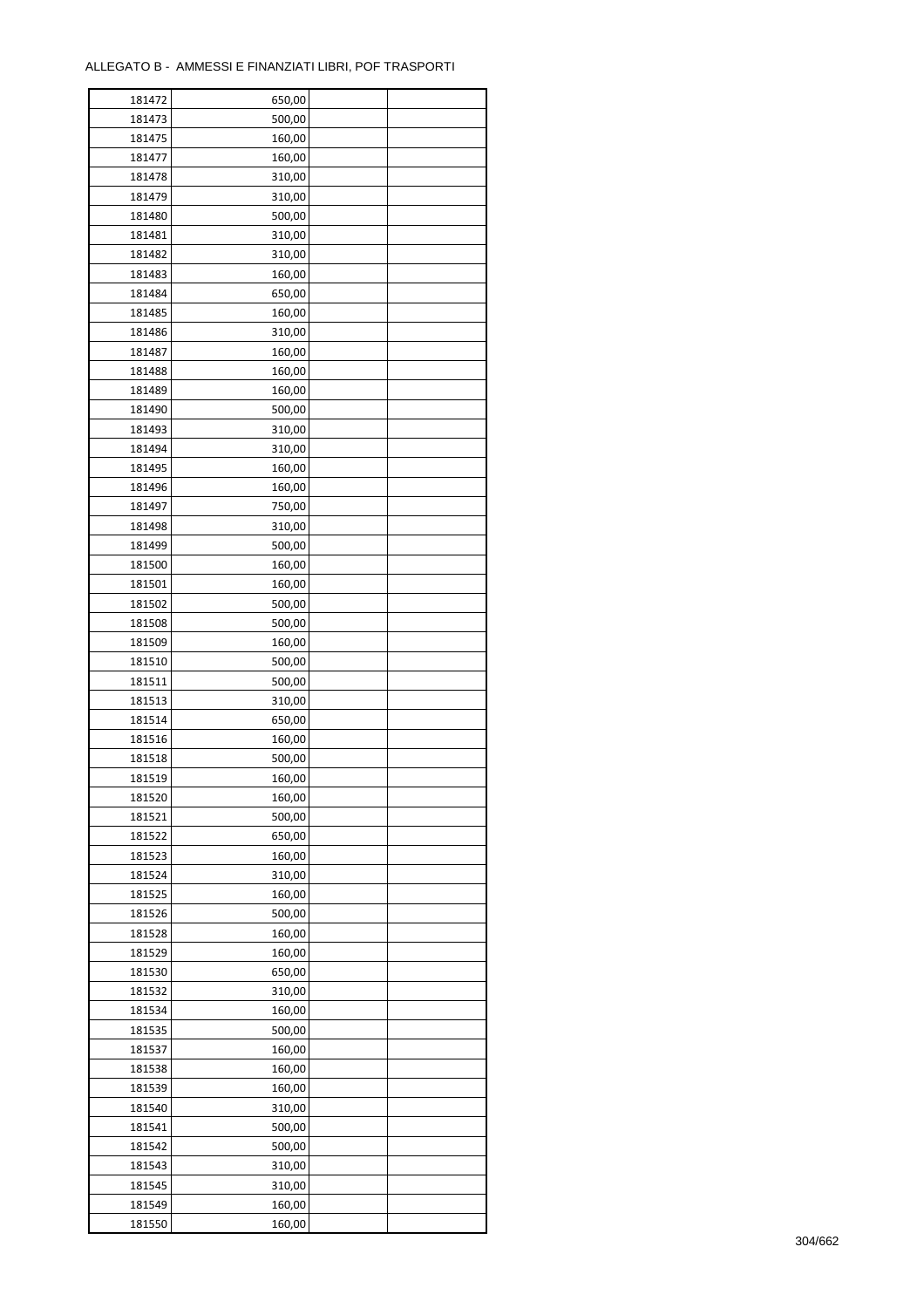ALLEGATO B - AMMESSI E FINANZIATI LIBRI, POF TRASPORTI

| | | | |
|---|---|---|---|
| 181472 | 650,00 | | |
| 181473 | 500,00 | | |
| 181475 | 160,00 | | |
| 181477 | 160,00 | | |
| 181478 | 310,00 | | |
| 181479 | 310,00 | | |
| 181480 | 500,00 | | |
| 181481 | 310,00 | | |
| 181482 | 310,00 | | |
| 181483 | 160,00 | | |
| 181484 | 650,00 | | |
| 181485 | 160,00 | | |
| 181486 | 310,00 | | |
| 181487 | 160,00 | | |
| 181488 | 160,00 | | |
| 181489 | 160,00 | | |
| 181490 | 500,00 | | |
| 181493 | 310,00 | | |
| 181494 | 310,00 | | |
| 181495 | 160,00 | | |
| 181496 | 160,00 | | |
| 181497 | 750,00 | | |
| 181498 | 310,00 | | |
| 181499 | 500,00 | | |
| 181500 | 160,00 | | |
| 181501 | 160,00 | | |
| 181502 | 500,00 | | |
| 181508 | 500,00 | | |
| 181509 | 160,00 | | |
| 181510 | 500,00 | | |
| 181511 | 500,00 | | |
| 181513 | 310,00 | | |
| 181514 | 650,00 | | |
| 181516 | 160,00 | | |
| 181518 | 500,00 | | |
| 181519 | 160,00 | | |
| 181520 | 160,00 | | |
| 181521 | 500,00 | | |
| 181522 | 650,00 | | |
| 181523 | 160,00 | | |
| 181524 | 310,00 | | |
| 181525 | 160,00 | | |
| 181526 | 500,00 | | |
| 181528 | 160,00 | | |
| 181529 | 160,00 | | |
| 181530 | 650,00 | | |
| 181532 | 310,00 | | |
| 181534 | 160,00 | | |
| 181535 | 500,00 | | |
| 181537 | 160,00 | | |
| 181538 | 160,00 | | |
| 181539 | 160,00 | | |
| 181540 | 310,00 | | |
| 181541 | 500,00 | | |
| 181542 | 500,00 | | |
| 181543 | 310,00 | | |
| 181545 | 310,00 | | |
| 181549 | 160,00 | | |
| 181550 | 160,00 | | |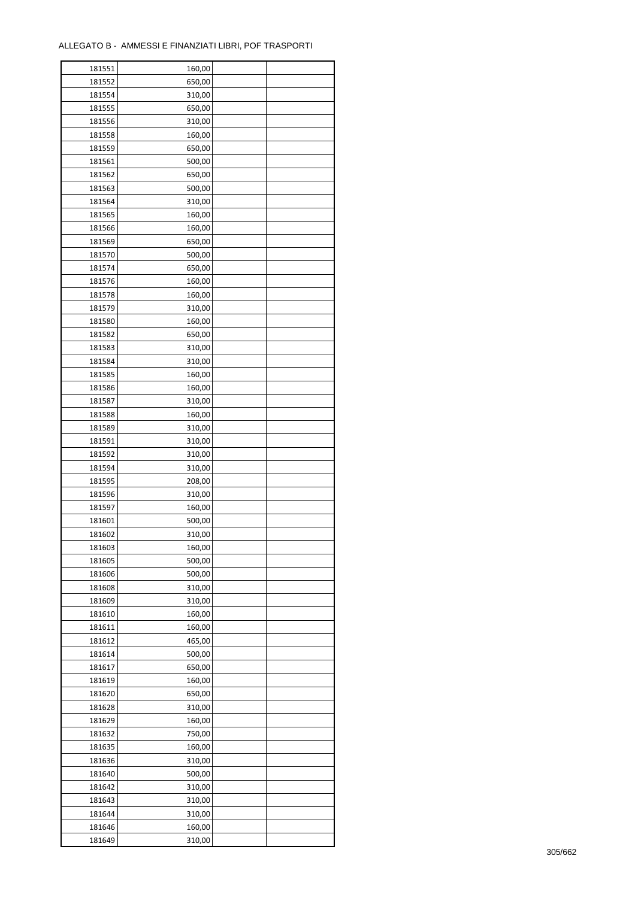ALLEGATO B - AMMESSI E FINANZIATI LIBRI, POF TRASPORTI

| | | | |
|---|---|---|---|
| 181551 | 160,00 | | |
| 181552 | 650,00 | | |
| 181554 | 310,00 | | |
| 181555 | 650,00 | | |
| 181556 | 310,00 | | |
| 181558 | 160,00 | | |
| 181559 | 650,00 | | |
| 181561 | 500,00 | | |
| 181562 | 650,00 | | |
| 181563 | 500,00 | | |
| 181564 | 310,00 | | |
| 181565 | 160,00 | | |
| 181566 | 160,00 | | |
| 181569 | 650,00 | | |
| 181570 | 500,00 | | |
| 181574 | 650,00 | | |
| 181576 | 160,00 | | |
| 181578 | 160,00 | | |
| 181579 | 310,00 | | |
| 181580 | 160,00 | | |
| 181582 | 650,00 | | |
| 181583 | 310,00 | | |
| 181584 | 310,00 | | |
| 181585 | 160,00 | | |
| 181586 | 160,00 | | |
| 181587 | 310,00 | | |
| 181588 | 160,00 | | |
| 181589 | 310,00 | | |
| 181591 | 310,00 | | |
| 181592 | 310,00 | | |
| 181594 | 310,00 | | |
| 181595 | 208,00 | | |
| 181596 | 310,00 | | |
| 181597 | 160,00 | | |
| 181601 | 500,00 | | |
| 181602 | 310,00 | | |
| 181603 | 160,00 | | |
| 181605 | 500,00 | | |
| 181606 | 500,00 | | |
| 181608 | 310,00 | | |
| 181609 | 310,00 | | |
| 181610 | 160,00 | | |
| 181611 | 160,00 | | |
| 181612 | 465,00 | | |
| 181614 | 500,00 | | |
| 181617 | 650,00 | | |
| 181619 | 160,00 | | |
| 181620 | 650,00 | | |
| 181628 | 310,00 | | |
| 181629 | 160,00 | | |
| 181632 | 750,00 | | |
| 181635 | 160,00 | | |
| 181636 | 310,00 | | |
| 181640 | 500,00 | | |
| 181642 | 310,00 | | |
| 181643 | 310,00 | | |
| 181644 | 310,00 | | |
| 181646 | 160,00 | | |
| 181649 | 310,00 | | |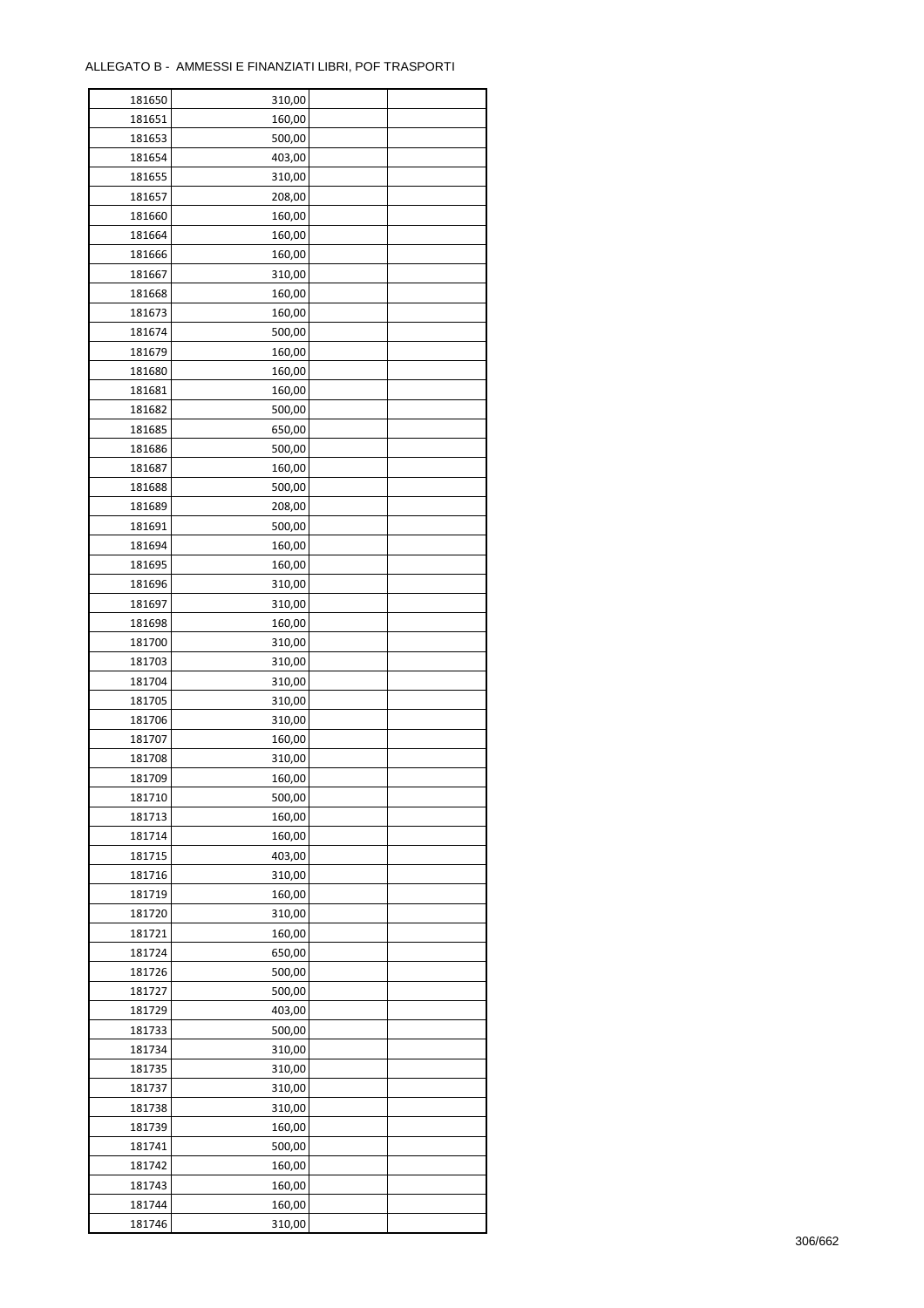ALLEGATO B - AMMESSI E FINANZIATI LIBRI, POF TRASPORTI

| | | | |
|---|---|---|---|
| 181650 | 310,00 | | |
| 181651 | 160,00 | | |
| 181653 | 500,00 | | |
| 181654 | 403,00 | | |
| 181655 | 310,00 | | |
| 181657 | 208,00 | | |
| 181660 | 160,00 | | |
| 181664 | 160,00 | | |
| 181666 | 160,00 | | |
| 181667 | 310,00 | | |
| 181668 | 160,00 | | |
| 181673 | 160,00 | | |
| 181674 | 500,00 | | |
| 181679 | 160,00 | | |
| 181680 | 160,00 | | |
| 181681 | 160,00 | | |
| 181682 | 500,00 | | |
| 181685 | 650,00 | | |
| 181686 | 500,00 | | |
| 181687 | 160,00 | | |
| 181688 | 500,00 | | |
| 181689 | 208,00 | | |
| 181691 | 500,00 | | |
| 181694 | 160,00 | | |
| 181695 | 160,00 | | |
| 181696 | 310,00 | | |
| 181697 | 310,00 | | |
| 181698 | 160,00 | | |
| 181700 | 310,00 | | |
| 181703 | 310,00 | | |
| 181704 | 310,00 | | |
| 181705 | 310,00 | | |
| 181706 | 310,00 | | |
| 181707 | 160,00 | | |
| 181708 | 310,00 | | |
| 181709 | 160,00 | | |
| 181710 | 500,00 | | |
| 181713 | 160,00 | | |
| 181714 | 160,00 | | |
| 181715 | 403,00 | | |
| 181716 | 310,00 | | |
| 181719 | 160,00 | | |
| 181720 | 310,00 | | |
| 181721 | 160,00 | | |
| 181724 | 650,00 | | |
| 181726 | 500,00 | | |
| 181727 | 500,00 | | |
| 181729 | 403,00 | | |
| 181733 | 500,00 | | |
| 181734 | 310,00 | | |
| 181735 | 310,00 | | |
| 181737 | 310,00 | | |
| 181738 | 310,00 | | |
| 181739 | 160,00 | | |
| 181741 | 500,00 | | |
| 181742 | 160,00 | | |
| 181743 | 160,00 | | |
| 181744 | 160,00 | | |
| 181746 | 310,00 | | |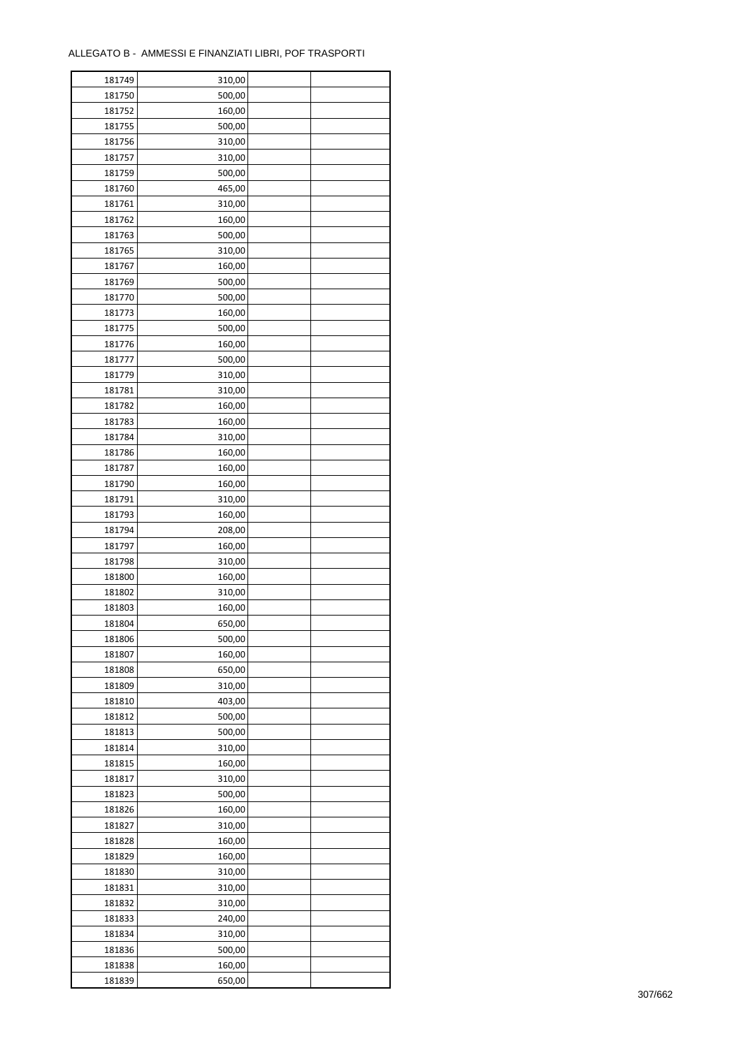ALLEGATO B - AMMESSI E FINANZIATI LIBRI, POF TRASPORTI

| | | | |
|---|---|---|---|
| 181749 | 310,00 | | |
| 181750 | 500,00 | | |
| 181752 | 160,00 | | |
| 181755 | 500,00 | | |
| 181756 | 310,00 | | |
| 181757 | 310,00 | | |
| 181759 | 500,00 | | |
| 181760 | 465,00 | | |
| 181761 | 310,00 | | |
| 181762 | 160,00 | | |
| 181763 | 500,00 | | |
| 181765 | 310,00 | | |
| 181767 | 160,00 | | |
| 181769 | 500,00 | | |
| 181770 | 500,00 | | |
| 181773 | 160,00 | | |
| 181775 | 500,00 | | |
| 181776 | 160,00 | | |
| 181777 | 500,00 | | |
| 181779 | 310,00 | | |
| 181781 | 310,00 | | |
| 181782 | 160,00 | | |
| 181783 | 160,00 | | |
| 181784 | 310,00 | | |
| 181786 | 160,00 | | |
| 181787 | 160,00 | | |
| 181790 | 160,00 | | |
| 181791 | 310,00 | | |
| 181793 | 160,00 | | |
| 181794 | 208,00 | | |
| 181797 | 160,00 | | |
| 181798 | 310,00 | | |
| 181800 | 160,00 | | |
| 181802 | 310,00 | | |
| 181803 | 160,00 | | |
| 181804 | 650,00 | | |
| 181806 | 500,00 | | |
| 181807 | 160,00 | | |
| 181808 | 650,00 | | |
| 181809 | 310,00 | | |
| 181810 | 403,00 | | |
| 181812 | 500,00 | | |
| 181813 | 500,00 | | |
| 181814 | 310,00 | | |
| 181815 | 160,00 | | |
| 181817 | 310,00 | | |
| 181823 | 500,00 | | |
| 181826 | 160,00 | | |
| 181827 | 310,00 | | |
| 181828 | 160,00 | | |
| 181829 | 160,00 | | |
| 181830 | 310,00 | | |
| 181831 | 310,00 | | |
| 181832 | 310,00 | | |
| 181833 | 240,00 | | |
| 181834 | 310,00 | | |
| 181836 | 500,00 | | |
| 181838 | 160,00 | | |
| 181839 | 650,00 | | |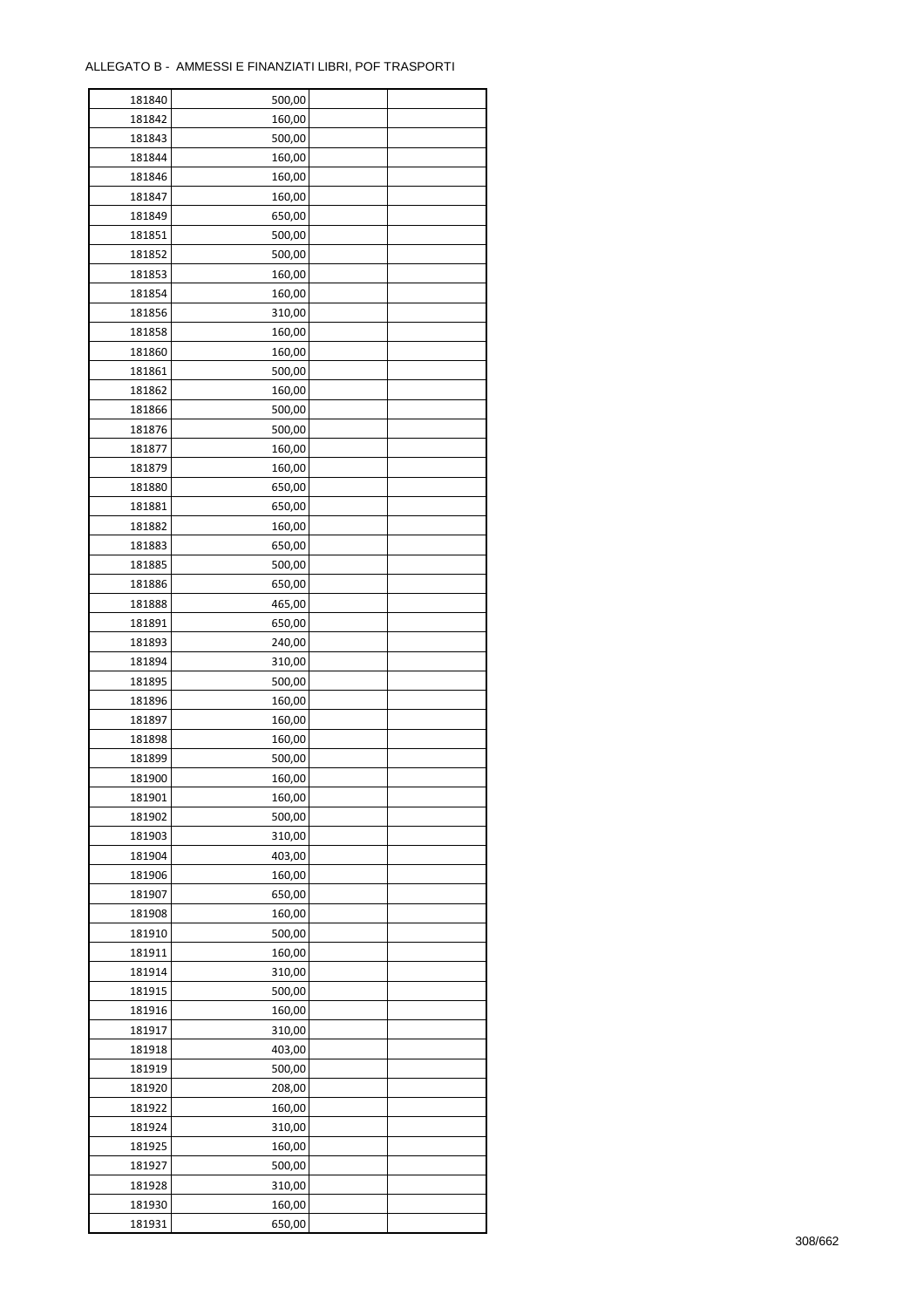ALLEGATO B - AMMESSI E FINANZIATI LIBRI, POF TRASPORTI

| | | | |
|---|---|---|---|
| 181840 | 500,00 | | |
| 181842 | 160,00 | | |
| 181843 | 500,00 | | |
| 181844 | 160,00 | | |
| 181846 | 160,00 | | |
| 181847 | 160,00 | | |
| 181849 | 650,00 | | |
| 181851 | 500,00 | | |
| 181852 | 500,00 | | |
| 181853 | 160,00 | | |
| 181854 | 160,00 | | |
| 181856 | 310,00 | | |
| 181858 | 160,00 | | |
| 181860 | 160,00 | | |
| 181861 | 500,00 | | |
| 181862 | 160,00 | | |
| 181866 | 500,00 | | |
| 181876 | 500,00 | | |
| 181877 | 160,00 | | |
| 181879 | 160,00 | | |
| 181880 | 650,00 | | |
| 181881 | 650,00 | | |
| 181882 | 160,00 | | |
| 181883 | 650,00 | | |
| 181885 | 500,00 | | |
| 181886 | 650,00 | | |
| 181888 | 465,00 | | |
| 181891 | 650,00 | | |
| 181893 | 240,00 | | |
| 181894 | 310,00 | | |
| 181895 | 500,00 | | |
| 181896 | 160,00 | | |
| 181897 | 160,00 | | |
| 181898 | 160,00 | | |
| 181899 | 500,00 | | |
| 181900 | 160,00 | | |
| 181901 | 160,00 | | |
| 181902 | 500,00 | | |
| 181903 | 310,00 | | |
| 181904 | 403,00 | | |
| 181906 | 160,00 | | |
| 181907 | 650,00 | | |
| 181908 | 160,00 | | |
| 181910 | 500,00 | | |
| 181911 | 160,00 | | |
| 181914 | 310,00 | | |
| 181915 | 500,00 | | |
| 181916 | 160,00 | | |
| 181917 | 310,00 | | |
| 181918 | 403,00 | | |
| 181919 | 500,00 | | |
| 181920 | 208,00 | | |
| 181922 | 160,00 | | |
| 181924 | 310,00 | | |
| 181925 | 160,00 | | |
| 181927 | 500,00 | | |
| 181928 | 310,00 | | |
| 181930 | 160,00 | | |
| 181931 | 650,00 | | |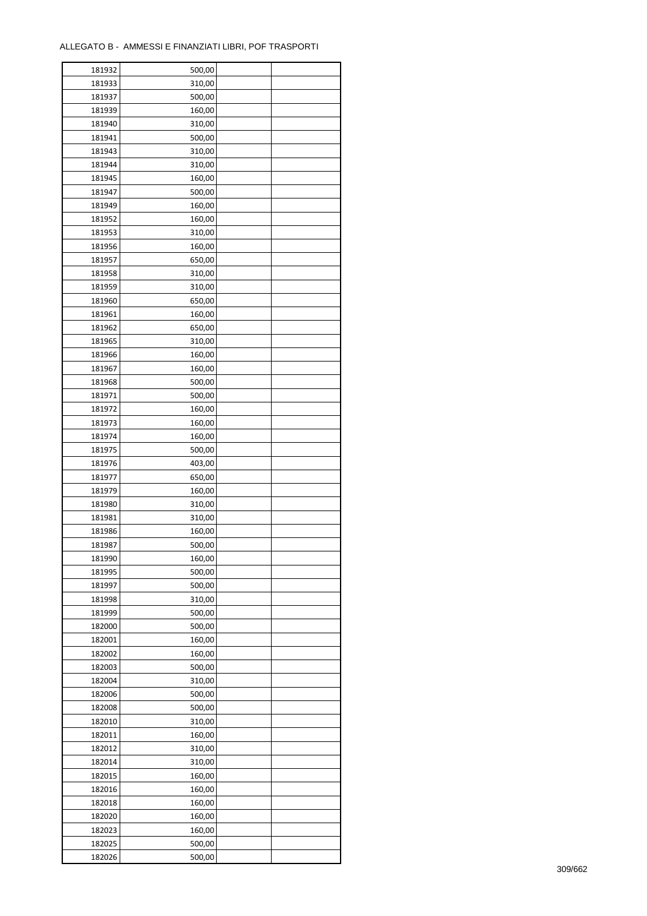ALLEGATO B - AMMESSI E FINANZIATI LIBRI, POF TRASPORTI

| | | | |
|---|---|---|---|
| 181932 | 500,00 | | |
| 181933 | 310,00 | | |
| 181937 | 500,00 | | |
| 181939 | 160,00 | | |
| 181940 | 310,00 | | |
| 181941 | 500,00 | | |
| 181943 | 310,00 | | |
| 181944 | 310,00 | | |
| 181945 | 160,00 | | |
| 181947 | 500,00 | | |
| 181949 | 160,00 | | |
| 181952 | 160,00 | | |
| 181953 | 310,00 | | |
| 181956 | 160,00 | | |
| 181957 | 650,00 | | |
| 181958 | 310,00 | | |
| 181959 | 310,00 | | |
| 181960 | 650,00 | | |
| 181961 | 160,00 | | |
| 181962 | 650,00 | | |
| 181965 | 310,00 | | |
| 181966 | 160,00 | | |
| 181967 | 160,00 | | |
| 181968 | 500,00 | | |
| 181971 | 500,00 | | |
| 181972 | 160,00 | | |
| 181973 | 160,00 | | |
| 181974 | 160,00 | | |
| 181975 | 500,00 | | |
| 181976 | 403,00 | | |
| 181977 | 650,00 | | |
| 181979 | 160,00 | | |
| 181980 | 310,00 | | |
| 181981 | 310,00 | | |
| 181986 | 160,00 | | |
| 181987 | 500,00 | | |
| 181990 | 160,00 | | |
| 181995 | 500,00 | | |
| 181997 | 500,00 | | |
| 181998 | 310,00 | | |
| 181999 | 500,00 | | |
| 182000 | 500,00 | | |
| 182001 | 160,00 | | |
| 182002 | 160,00 | | |
| 182003 | 500,00 | | |
| 182004 | 310,00 | | |
| 182006 | 500,00 | | |
| 182008 | 500,00 | | |
| 182010 | 310,00 | | |
| 182011 | 160,00 | | |
| 182012 | 310,00 | | |
| 182014 | 310,00 | | |
| 182015 | 160,00 | | |
| 182016 | 160,00 | | |
| 182018 | 160,00 | | |
| 182020 | 160,00 | | |
| 182023 | 160,00 | | |
| 182025 | 500,00 | | |
| 182026 | 500,00 | | |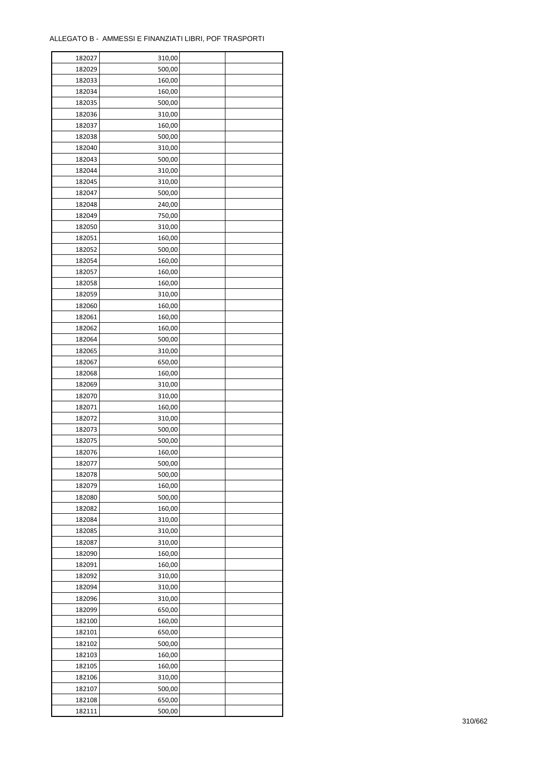ALLEGATO B - AMMESSI E FINANZIATI LIBRI, POF TRASPORTI

| | | | |
|---|---|---|---|
| 182027 | 310,00 | | |
| 182029 | 500,00 | | |
| 182033 | 160,00 | | |
| 182034 | 160,00 | | |
| 182035 | 500,00 | | |
| 182036 | 310,00 | | |
| 182037 | 160,00 | | |
| 182038 | 500,00 | | |
| 182040 | 310,00 | | |
| 182043 | 500,00 | | |
| 182044 | 310,00 | | |
| 182045 | 310,00 | | |
| 182047 | 500,00 | | |
| 182048 | 240,00 | | |
| 182049 | 750,00 | | |
| 182050 | 310,00 | | |
| 182051 | 160,00 | | |
| 182052 | 500,00 | | |
| 182054 | 160,00 | | |
| 182057 | 160,00 | | |
| 182058 | 160,00 | | |
| 182059 | 310,00 | | |
| 182060 | 160,00 | | |
| 182061 | 160,00 | | |
| 182062 | 160,00 | | |
| 182064 | 500,00 | | |
| 182065 | 310,00 | | |
| 182067 | 650,00 | | |
| 182068 | 160,00 | | |
| 182069 | 310,00 | | |
| 182070 | 310,00 | | |
| 182071 | 160,00 | | |
| 182072 | 310,00 | | |
| 182073 | 500,00 | | |
| 182075 | 500,00 | | |
| 182076 | 160,00 | | |
| 182077 | 500,00 | | |
| 182078 | 500,00 | | |
| 182079 | 160,00 | | |
| 182080 | 500,00 | | |
| 182082 | 160,00 | | |
| 182084 | 310,00 | | |
| 182085 | 310,00 | | |
| 182087 | 310,00 | | |
| 182090 | 160,00 | | |
| 182091 | 160,00 | | |
| 182092 | 310,00 | | |
| 182094 | 310,00 | | |
| 182096 | 310,00 | | |
| 182099 | 650,00 | | |
| 182100 | 160,00 | | |
| 182101 | 650,00 | | |
| 182102 | 500,00 | | |
| 182103 | 160,00 | | |
| 182105 | 160,00 | | |
| 182106 | 310,00 | | |
| 182107 | 500,00 | | |
| 182108 | 650,00 | | |
| 182111 | 500,00 | | |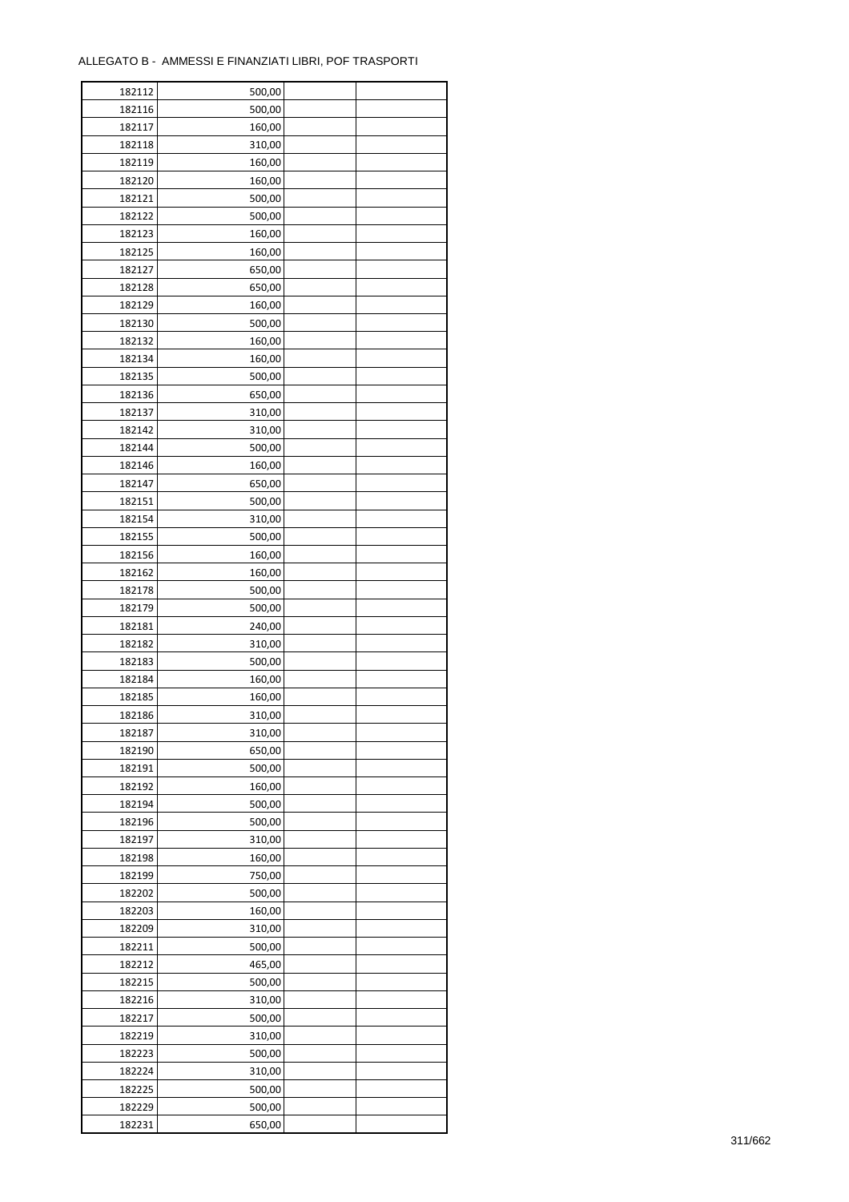ALLEGATO B - AMMESSI E FINANZIATI LIBRI, POF TRASPORTI

| 182112 | 500,00 | | |
|---|---|---|---|
| 182116 | 500,00 | | |
| 182117 | 160,00 | | |
| 182118 | 310,00 | | |
| 182119 | 160,00 | | |
| 182120 | 160,00 | | |
| 182121 | 500,00 | | |
| 182122 | 500,00 | | |
| 182123 | 160,00 | | |
| 182125 | 160,00 | | |
| 182127 | 650,00 | | |
| 182128 | 650,00 | | |
| 182129 | 160,00 | | |
| 182130 | 500,00 | | |
| 182132 | 160,00 | | |
| 182134 | 160,00 | | |
| 182135 | 500,00 | | |
| 182136 | 650,00 | | |
| 182137 | 310,00 | | |
| 182142 | 310,00 | | |
| 182144 | 500,00 | | |
| 182146 | 160,00 | | |
| 182147 | 650,00 | | |
| 182151 | 500,00 | | |
| 182154 | 310,00 | | |
| 182155 | 500,00 | | |
| 182156 | 160,00 | | |
| 182162 | 160,00 | | |
| 182178 | 500,00 | | |
| 182179 | 500,00 | | |
| 182181 | 240,00 | | |
| 182182 | 310,00 | | |
| 182183 | 500,00 | | |
| 182184 | 160,00 | | |
| 182185 | 160,00 | | |
| 182186 | 310,00 | | |
| 182187 | 310,00 | | |
| 182190 | 650,00 | | |
| 182191 | 500,00 | | |
| 182192 | 160,00 | | |
| 182194 | 500,00 | | |
| 182196 | 500,00 | | |
| 182197 | 310,00 | | |
| 182198 | 160,00 | | |
| 182199 | 750,00 | | |
| 182202 | 500,00 | | |
| 182203 | 160,00 | | |
| 182209 | 310,00 | | |
| 182211 | 500,00 | | |
| 182212 | 465,00 | | |
| 182215 | 500,00 | | |
| 182216 | 310,00 | | |
| 182217 | 500,00 | | |
| 182219 | 310,00 | | |
| 182223 | 500,00 | | |
| 182224 | 310,00 | | |
| 182225 | 500,00 | | |
| 182229 | 500,00 | | |
| 182231 | 650,00 | | |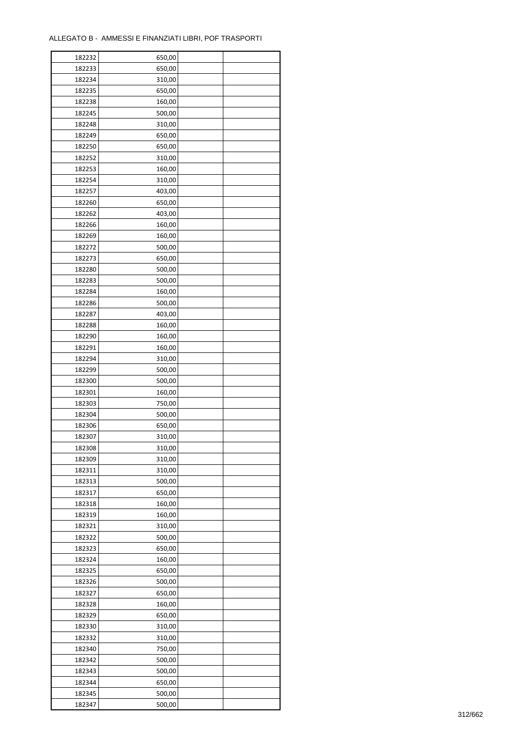ALLEGATO B - AMMESSI E FINANZIATI LIBRI, POF TRASPORTI

| | | | |
|---|---|---|---|
| 182232 | 650,00 | | |
| 182233 | 650,00 | | |
| 182234 | 310,00 | | |
| 182235 | 650,00 | | |
| 182238 | 160,00 | | |
| 182245 | 500,00 | | |
| 182248 | 310,00 | | |
| 182249 | 650,00 | | |
| 182250 | 650,00 | | |
| 182252 | 310,00 | | |
| 182253 | 160,00 | | |
| 182254 | 310,00 | | |
| 182257 | 403,00 | | |
| 182260 | 650,00 | | |
| 182262 | 403,00 | | |
| 182266 | 160,00 | | |
| 182269 | 160,00 | | |
| 182272 | 500,00 | | |
| 182273 | 650,00 | | |
| 182280 | 500,00 | | |
| 182283 | 500,00 | | |
| 182284 | 160,00 | | |
| 182286 | 500,00 | | |
| 182287 | 403,00 | | |
| 182288 | 160,00 | | |
| 182290 | 160,00 | | |
| 182291 | 160,00 | | |
| 182294 | 310,00 | | |
| 182299 | 500,00 | | |
| 182300 | 500,00 | | |
| 182301 | 160,00 | | |
| 182303 | 750,00 | | |
| 182304 | 500,00 | | |
| 182306 | 650,00 | | |
| 182307 | 310,00 | | |
| 182308 | 310,00 | | |
| 182309 | 310,00 | | |
| 182311 | 310,00 | | |
| 182313 | 500,00 | | |
| 182317 | 650,00 | | |
| 182318 | 160,00 | | |
| 182319 | 160,00 | | |
| 182321 | 310,00 | | |
| 182322 | 500,00 | | |
| 182323 | 650,00 | | |
| 182324 | 160,00 | | |
| 182325 | 650,00 | | |
| 182326 | 500,00 | | |
| 182327 | 650,00 | | |
| 182328 | 160,00 | | |
| 182329 | 650,00 | | |
| 182330 | 310,00 | | |
| 182332 | 310,00 | | |
| 182340 | 750,00 | | |
| 182342 | 500,00 | | |
| 182343 | 500,00 | | |
| 182344 | 650,00 | | |
| 182345 | 500,00 | | |
| 182347 | 500,00 | | |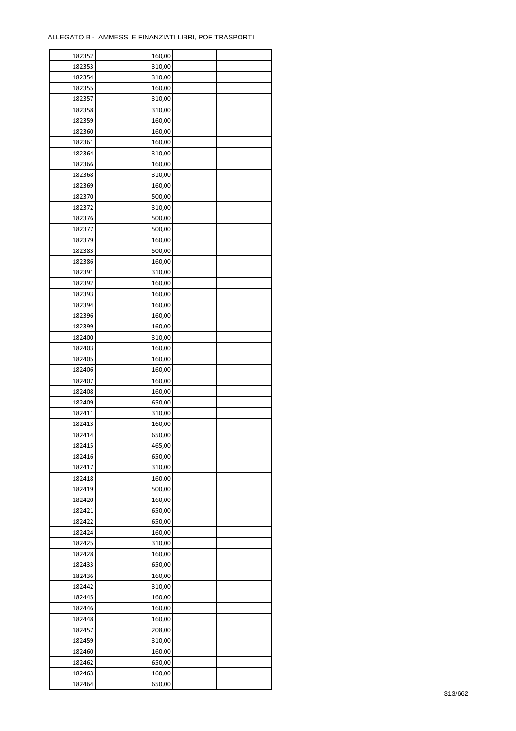ALLEGATO B - AMMESSI E FINANZIATI LIBRI, POF TRASPORTI

| | | | |
|---|---|---|---|
| 182352 | 160,00 | | |
| 182353 | 310,00 | | |
| 182354 | 310,00 | | |
| 182355 | 160,00 | | |
| 182357 | 310,00 | | |
| 182358 | 310,00 | | |
| 182359 | 160,00 | | |
| 182360 | 160,00 | | |
| 182361 | 160,00 | | |
| 182364 | 310,00 | | |
| 182366 | 160,00 | | |
| 182368 | 310,00 | | |
| 182369 | 160,00 | | |
| 182370 | 500,00 | | |
| 182372 | 310,00 | | |
| 182376 | 500,00 | | |
| 182377 | 500,00 | | |
| 182379 | 160,00 | | |
| 182383 | 500,00 | | |
| 182386 | 160,00 | | |
| 182391 | 310,00 | | |
| 182392 | 160,00 | | |
| 182393 | 160,00 | | |
| 182394 | 160,00 | | |
| 182396 | 160,00 | | |
| 182399 | 160,00 | | |
| 182400 | 310,00 | | |
| 182403 | 160,00 | | |
| 182405 | 160,00 | | |
| 182406 | 160,00 | | |
| 182407 | 160,00 | | |
| 182408 | 160,00 | | |
| 182409 | 650,00 | | |
| 182411 | 310,00 | | |
| 182413 | 160,00 | | |
| 182414 | 650,00 | | |
| 182415 | 465,00 | | |
| 182416 | 650,00 | | |
| 182417 | 310,00 | | |
| 182418 | 160,00 | | |
| 182419 | 500,00 | | |
| 182420 | 160,00 | | |
| 182421 | 650,00 | | |
| 182422 | 650,00 | | |
| 182424 | 160,00 | | |
| 182425 | 310,00 | | |
| 182428 | 160,00 | | |
| 182433 | 650,00 | | |
| 182436 | 160,00 | | |
| 182442 | 310,00 | | |
| 182445 | 160,00 | | |
| 182446 | 160,00 | | |
| 182448 | 160,00 | | |
| 182457 | 208,00 | | |
| 182459 | 310,00 | | |
| 182460 | 160,00 | | |
| 182462 | 650,00 | | |
| 182463 | 160,00 | | |
| 182464 | 650,00 | | |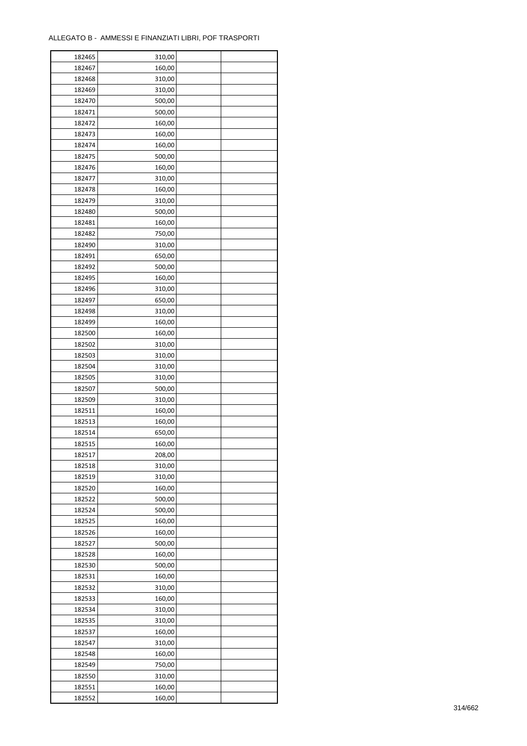ALLEGATO B - AMMESSI E FINANZIATI LIBRI, POF TRASPORTI

| | | | |
|---|---|---|---|
| 182465 | 310,00 | | |
| 182467 | 160,00 | | |
| 182468 | 310,00 | | |
| 182469 | 310,00 | | |
| 182470 | 500,00 | | |
| 182471 | 500,00 | | |
| 182472 | 160,00 | | |
| 182473 | 160,00 | | |
| 182474 | 160,00 | | |
| 182475 | 500,00 | | |
| 182476 | 160,00 | | |
| 182477 | 310,00 | | |
| 182478 | 160,00 | | |
| 182479 | 310,00 | | |
| 182480 | 500,00 | | |
| 182481 | 160,00 | | |
| 182482 | 750,00 | | |
| 182490 | 310,00 | | |
| 182491 | 650,00 | | |
| 182492 | 500,00 | | |
| 182495 | 160,00 | | |
| 182496 | 310,00 | | |
| 182497 | 650,00 | | |
| 182498 | 310,00 | | |
| 182499 | 160,00 | | |
| 182500 | 160,00 | | |
| 182502 | 310,00 | | |
| 182503 | 310,00 | | |
| 182504 | 310,00 | | |
| 182505 | 310,00 | | |
| 182507 | 500,00 | | |
| 182509 | 310,00 | | |
| 182511 | 160,00 | | |
| 182513 | 160,00 | | |
| 182514 | 650,00 | | |
| 182515 | 160,00 | | |
| 182517 | 208,00 | | |
| 182518 | 310,00 | | |
| 182519 | 310,00 | | |
| 182520 | 160,00 | | |
| 182522 | 500,00 | | |
| 182524 | 500,00 | | |
| 182525 | 160,00 | | |
| 182526 | 160,00 | | |
| 182527 | 500,00 | | |
| 182528 | 160,00 | | |
| 182530 | 500,00 | | |
| 182531 | 160,00 | | |
| 182532 | 310,00 | | |
| 182533 | 160,00 | | |
| 182534 | 310,00 | | |
| 182535 | 310,00 | | |
| 182537 | 160,00 | | |
| 182547 | 310,00 | | |
| 182548 | 160,00 | | |
| 182549 | 750,00 | | |
| 182550 | 310,00 | | |
| 182551 | 160,00 | | |
| 182552 | 160,00 | | |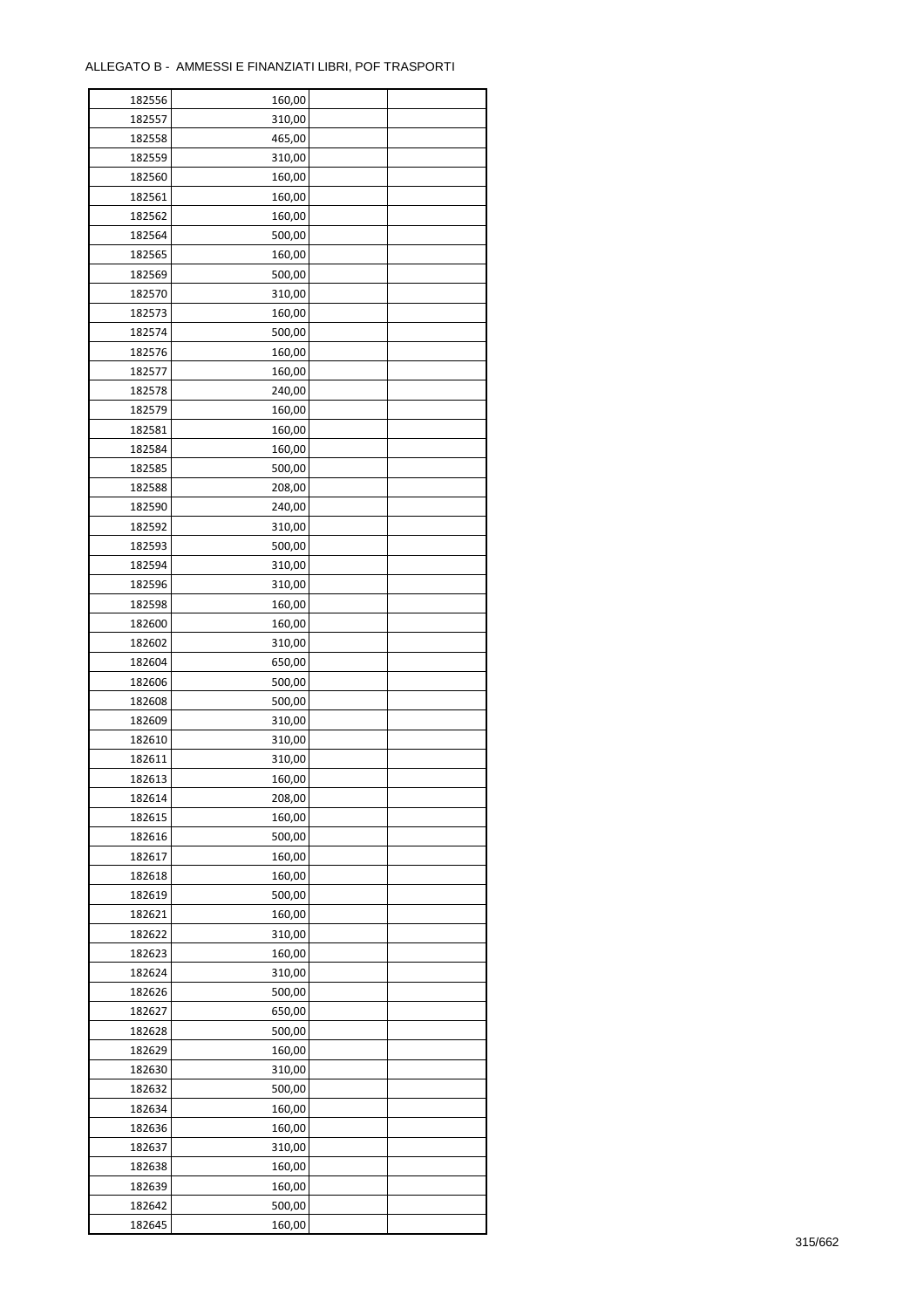ALLEGATO B - AMMESSI E FINANZIATI LIBRI, POF TRASPORTI

| | | | |
|---|---|---|---|
| 182556 | 160,00 | | |
| 182557 | 310,00 | | |
| 182558 | 465,00 | | |
| 182559 | 310,00 | | |
| 182560 | 160,00 | | |
| 182561 | 160,00 | | |
| 182562 | 160,00 | | |
| 182564 | 500,00 | | |
| 182565 | 160,00 | | |
| 182569 | 500,00 | | |
| 182570 | 310,00 | | |
| 182573 | 160,00 | | |
| 182574 | 500,00 | | |
| 182576 | 160,00 | | |
| 182577 | 160,00 | | |
| 182578 | 240,00 | | |
| 182579 | 160,00 | | |
| 182581 | 160,00 | | |
| 182584 | 160,00 | | |
| 182585 | 500,00 | | |
| 182588 | 208,00 | | |
| 182590 | 240,00 | | |
| 182592 | 310,00 | | |
| 182593 | 500,00 | | |
| 182594 | 310,00 | | |
| 182596 | 310,00 | | |
| 182598 | 160,00 | | |
| 182600 | 160,00 | | |
| 182602 | 310,00 | | |
| 182604 | 650,00 | | |
| 182606 | 500,00 | | |
| 182608 | 500,00 | | |
| 182609 | 310,00 | | |
| 182610 | 310,00 | | |
| 182611 | 310,00 | | |
| 182613 | 160,00 | | |
| 182614 | 208,00 | | |
| 182615 | 160,00 | | |
| 182616 | 500,00 | | |
| 182617 | 160,00 | | |
| 182618 | 160,00 | | |
| 182619 | 500,00 | | |
| 182621 | 160,00 | | |
| 182622 | 310,00 | | |
| 182623 | 160,00 | | |
| 182624 | 310,00 | | |
| 182626 | 500,00 | | |
| 182627 | 650,00 | | |
| 182628 | 500,00 | | |
| 182629 | 160,00 | | |
| 182630 | 310,00 | | |
| 182632 | 500,00 | | |
| 182634 | 160,00 | | |
| 182636 | 160,00 | | |
| 182637 | 310,00 | | |
| 182638 | 160,00 | | |
| 182639 | 160,00 | | |
| 182642 | 500,00 | | |
| 182645 | 160,00 | | |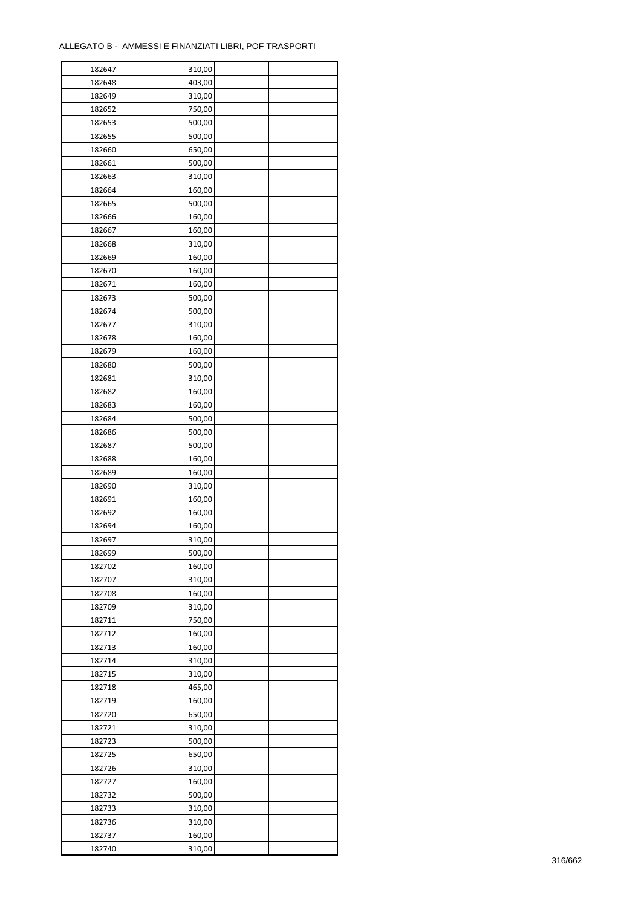ALLEGATO B - AMMESSI E FINANZIATI LIBRI, POF TRASPORTI

| | | | |
|---|---|---|---|
| 182647 | 310,00 | | |
| 182648 | 403,00 | | |
| 182649 | 310,00 | | |
| 182652 | 750,00 | | |
| 182653 | 500,00 | | |
| 182655 | 500,00 | | |
| 182660 | 650,00 | | |
| 182661 | 500,00 | | |
| 182663 | 310,00 | | |
| 182664 | 160,00 | | |
| 182665 | 500,00 | | |
| 182666 | 160,00 | | |
| 182667 | 160,00 | | |
| 182668 | 310,00 | | |
| 182669 | 160,00 | | |
| 182670 | 160,00 | | |
| 182671 | 160,00 | | |
| 182673 | 500,00 | | |
| 182674 | 500,00 | | |
| 182677 | 310,00 | | |
| 182678 | 160,00 | | |
| 182679 | 160,00 | | |
| 182680 | 500,00 | | |
| 182681 | 310,00 | | |
| 182682 | 160,00 | | |
| 182683 | 160,00 | | |
| 182684 | 500,00 | | |
| 182686 | 500,00 | | |
| 182687 | 500,00 | | |
| 182688 | 160,00 | | |
| 182689 | 160,00 | | |
| 182690 | 310,00 | | |
| 182691 | 160,00 | | |
| 182692 | 160,00 | | |
| 182694 | 160,00 | | |
| 182697 | 310,00 | | |
| 182699 | 500,00 | | |
| 182702 | 160,00 | | |
| 182707 | 310,00 | | |
| 182708 | 160,00 | | |
| 182709 | 310,00 | | |
| 182711 | 750,00 | | |
| 182712 | 160,00 | | |
| 182713 | 160,00 | | |
| 182714 | 310,00 | | |
| 182715 | 310,00 | | |
| 182718 | 465,00 | | |
| 182719 | 160,00 | | |
| 182720 | 650,00 | | |
| 182721 | 310,00 | | |
| 182723 | 500,00 | | |
| 182725 | 650,00 | | |
| 182726 | 310,00 | | |
| 182727 | 160,00 | | |
| 182732 | 500,00 | | |
| 182733 | 310,00 | | |
| 182736 | 310,00 | | |
| 182737 | 160,00 | | |
| 182740 | 310,00 | | |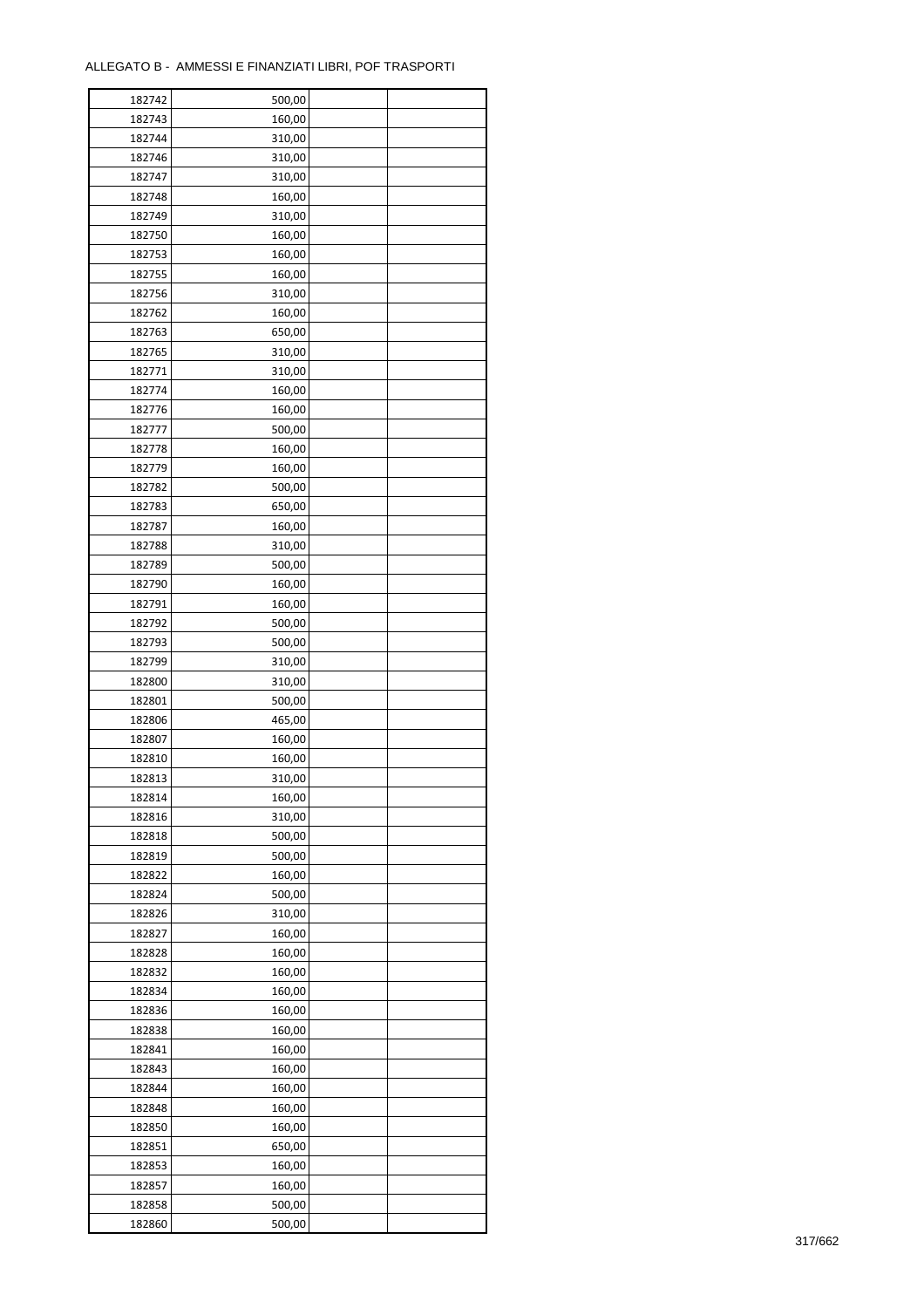ALLEGATO B - AMMESSI E FINANZIATI LIBRI, POF TRASPORTI

| | | | |
|---|---|---|---|
| 182742 | 500,00 | | |
| 182743 | 160,00 | | |
| 182744 | 310,00 | | |
| 182746 | 310,00 | | |
| 182747 | 310,00 | | |
| 182748 | 160,00 | | |
| 182749 | 310,00 | | |
| 182750 | 160,00 | | |
| 182753 | 160,00 | | |
| 182755 | 160,00 | | |
| 182756 | 310,00 | | |
| 182762 | 160,00 | | |
| 182763 | 650,00 | | |
| 182765 | 310,00 | | |
| 182771 | 310,00 | | |
| 182774 | 160,00 | | |
| 182776 | 160,00 | | |
| 182777 | 500,00 | | |
| 182778 | 160,00 | | |
| 182779 | 160,00 | | |
| 182782 | 500,00 | | |
| 182783 | 650,00 | | |
| 182787 | 160,00 | | |
| 182788 | 310,00 | | |
| 182789 | 500,00 | | |
| 182790 | 160,00 | | |
| 182791 | 160,00 | | |
| 182792 | 500,00 | | |
| 182793 | 500,00 | | |
| 182799 | 310,00 | | |
| 182800 | 310,00 | | |
| 182801 | 500,00 | | |
| 182806 | 465,00 | | |
| 182807 | 160,00 | | |
| 182810 | 160,00 | | |
| 182813 | 310,00 | | |
| 182814 | 160,00 | | |
| 182816 | 310,00 | | |
| 182818 | 500,00 | | |
| 182819 | 500,00 | | |
| 182822 | 160,00 | | |
| 182824 | 500,00 | | |
| 182826 | 310,00 | | |
| 182827 | 160,00 | | |
| 182828 | 160,00 | | |
| 182832 | 160,00 | | |
| 182834 | 160,00 | | |
| 182836 | 160,00 | | |
| 182838 | 160,00 | | |
| 182841 | 160,00 | | |
| 182843 | 160,00 | | |
| 182844 | 160,00 | | |
| 182848 | 160,00 | | |
| 182850 | 160,00 | | |
| 182851 | 650,00 | | |
| 182853 | 160,00 | | |
| 182857 | 160,00 | | |
| 182858 | 500,00 | | |
| 182860 | 500,00 | | |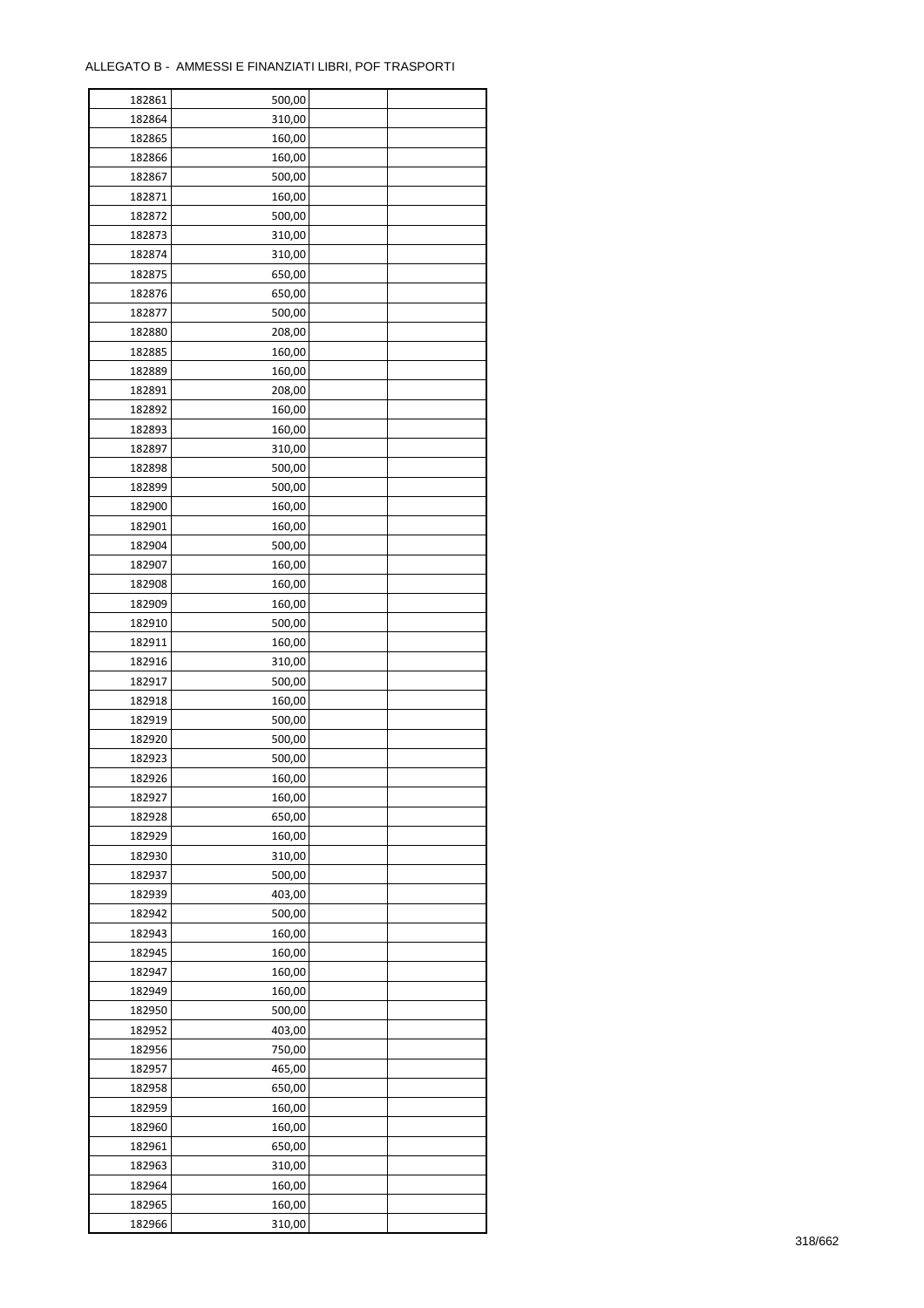ALLEGATO B - AMMESSI E FINANZIATI LIBRI, POF TRASPORTI

| | | | |
|---|---|---|---|
| 182861 | 500,00 | | |
| 182864 | 310,00 | | |
| 182865 | 160,00 | | |
| 182866 | 160,00 | | |
| 182867 | 500,00 | | |
| 182871 | 160,00 | | |
| 182872 | 500,00 | | |
| 182873 | 310,00 | | |
| 182874 | 310,00 | | |
| 182875 | 650,00 | | |
| 182876 | 650,00 | | |
| 182877 | 500,00 | | |
| 182880 | 208,00 | | |
| 182885 | 160,00 | | |
| 182889 | 160,00 | | |
| 182891 | 208,00 | | |
| 182892 | 160,00 | | |
| 182893 | 160,00 | | |
| 182897 | 310,00 | | |
| 182898 | 500,00 | | |
| 182899 | 500,00 | | |
| 182900 | 160,00 | | |
| 182901 | 160,00 | | |
| 182904 | 500,00 | | |
| 182907 | 160,00 | | |
| 182908 | 160,00 | | |
| 182909 | 160,00 | | |
| 182910 | 500,00 | | |
| 182911 | 160,00 | | |
| 182916 | 310,00 | | |
| 182917 | 500,00 | | |
| 182918 | 160,00 | | |
| 182919 | 500,00 | | |
| 182920 | 500,00 | | |
| 182923 | 500,00 | | |
| 182926 | 160,00 | | |
| 182927 | 160,00 | | |
| 182928 | 650,00 | | |
| 182929 | 160,00 | | |
| 182930 | 310,00 | | |
| 182937 | 500,00 | | |
| 182939 | 403,00 | | |
| 182942 | 500,00 | | |
| 182943 | 160,00 | | |
| 182945 | 160,00 | | |
| 182947 | 160,00 | | |
| 182949 | 160,00 | | |
| 182950 | 500,00 | | |
| 182952 | 403,00 | | |
| 182956 | 750,00 | | |
| 182957 | 465,00 | | |
| 182958 | 650,00 | | |
| 182959 | 160,00 | | |
| 182960 | 160,00 | | |
| 182961 | 650,00 | | |
| 182963 | 310,00 | | |
| 182964 | 160,00 | | |
| 182965 | 160,00 | | |
| 182966 | 310,00 | | |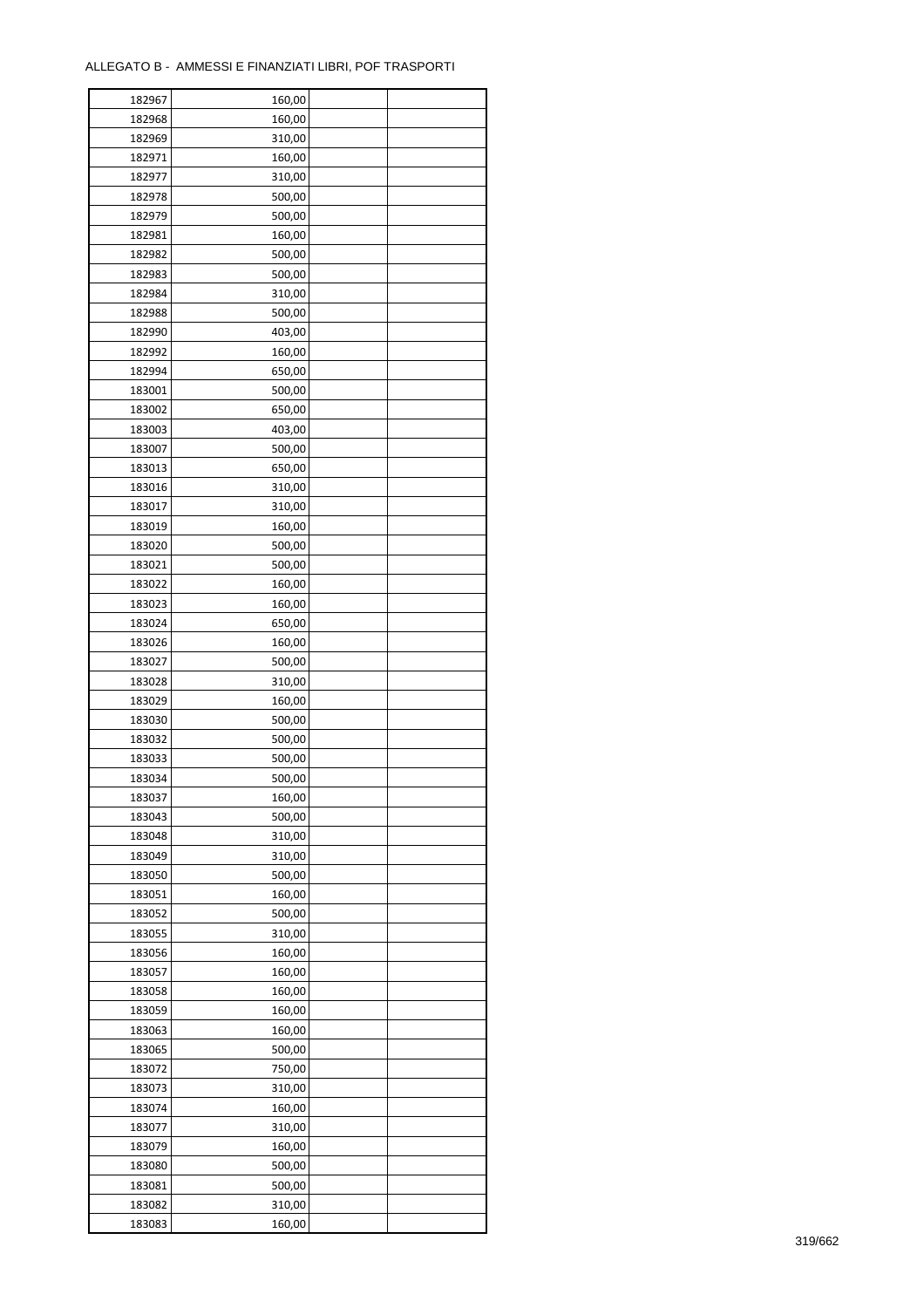ALLEGATO B - AMMESSI E FINANZIATI LIBRI, POF TRASPORTI

| | | | |
|---|---|---|---|
| 182967 | 160,00 | | |
| 182968 | 160,00 | | |
| 182969 | 310,00 | | |
| 182971 | 160,00 | | |
| 182977 | 310,00 | | |
| 182978 | 500,00 | | |
| 182979 | 500,00 | | |
| 182981 | 160,00 | | |
| 182982 | 500,00 | | |
| 182983 | 500,00 | | |
| 182984 | 310,00 | | |
| 182988 | 500,00 | | |
| 182990 | 403,00 | | |
| 182992 | 160,00 | | |
| 182994 | 650,00 | | |
| 183001 | 500,00 | | |
| 183002 | 650,00 | | |
| 183003 | 403,00 | | |
| 183007 | 500,00 | | |
| 183013 | 650,00 | | |
| 183016 | 310,00 | | |
| 183017 | 310,00 | | |
| 183019 | 160,00 | | |
| 183020 | 500,00 | | |
| 183021 | 500,00 | | |
| 183022 | 160,00 | | |
| 183023 | 160,00 | | |
| 183024 | 650,00 | | |
| 183026 | 160,00 | | |
| 183027 | 500,00 | | |
| 183028 | 310,00 | | |
| 183029 | 160,00 | | |
| 183030 | 500,00 | | |
| 183032 | 500,00 | | |
| 183033 | 500,00 | | |
| 183034 | 500,00 | | |
| 183037 | 160,00 | | |
| 183043 | 500,00 | | |
| 183048 | 310,00 | | |
| 183049 | 310,00 | | |
| 183050 | 500,00 | | |
| 183051 | 160,00 | | |
| 183052 | 500,00 | | |
| 183055 | 310,00 | | |
| 183056 | 160,00 | | |
| 183057 | 160,00 | | |
| 183058 | 160,00 | | |
| 183059 | 160,00 | | |
| 183063 | 160,00 | | |
| 183065 | 500,00 | | |
| 183072 | 750,00 | | |
| 183073 | 310,00 | | |
| 183074 | 160,00 | | |
| 183077 | 310,00 | | |
| 183079 | 160,00 | | |
| 183080 | 500,00 | | |
| 183081 | 500,00 | | |
| 183082 | 310,00 | | |
| 183083 | 160,00 | | |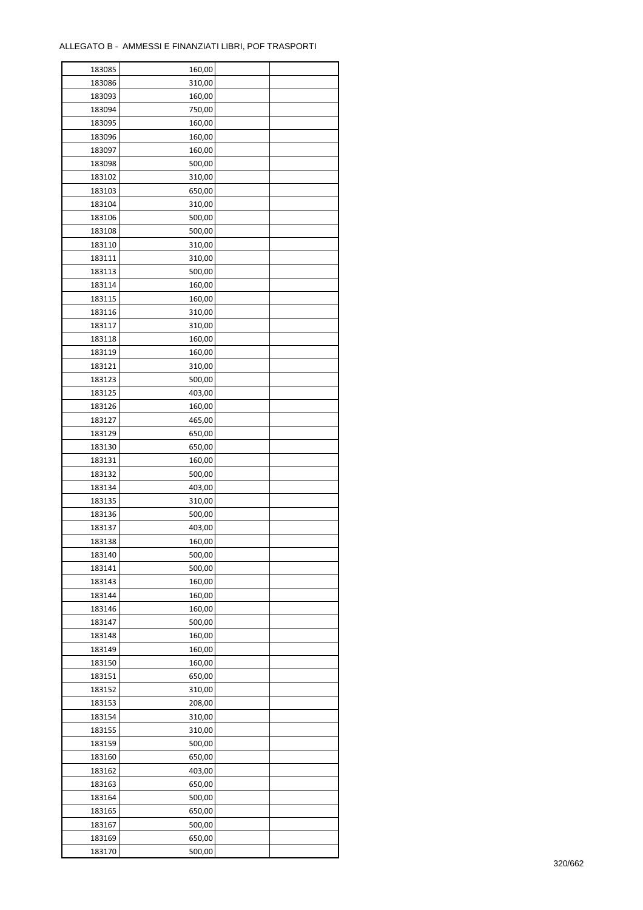ALLEGATO B - AMMESSI E FINANZIATI LIBRI, POF TRASPORTI

| | | | |
|---|---|---|---|
| 183085 | 160,00 | | |
| 183086 | 310,00 | | |
| 183093 | 160,00 | | |
| 183094 | 750,00 | | |
| 183095 | 160,00 | | |
| 183096 | 160,00 | | |
| 183097 | 160,00 | | |
| 183098 | 500,00 | | |
| 183102 | 310,00 | | |
| 183103 | 650,00 | | |
| 183104 | 310,00 | | |
| 183106 | 500,00 | | |
| 183108 | 500,00 | | |
| 183110 | 310,00 | | |
| 183111 | 310,00 | | |
| 183113 | 500,00 | | |
| 183114 | 160,00 | | |
| 183115 | 160,00 | | |
| 183116 | 310,00 | | |
| 183117 | 310,00 | | |
| 183118 | 160,00 | | |
| 183119 | 160,00 | | |
| 183121 | 310,00 | | |
| 183123 | 500,00 | | |
| 183125 | 403,00 | | |
| 183126 | 160,00 | | |
| 183127 | 465,00 | | |
| 183129 | 650,00 | | |
| 183130 | 650,00 | | |
| 183131 | 160,00 | | |
| 183132 | 500,00 | | |
| 183134 | 403,00 | | |
| 183135 | 310,00 | | |
| 183136 | 500,00 | | |
| 183137 | 403,00 | | |
| 183138 | 160,00 | | |
| 183140 | 500,00 | | |
| 183141 | 500,00 | | |
| 183143 | 160,00 | | |
| 183144 | 160,00 | | |
| 183146 | 160,00 | | |
| 183147 | 500,00 | | |
| 183148 | 160,00 | | |
| 183149 | 160,00 | | |
| 183150 | 160,00 | | |
| 183151 | 650,00 | | |
| 183152 | 310,00 | | |
| 183153 | 208,00 | | |
| 183154 | 310,00 | | |
| 183155 | 310,00 | | |
| 183159 | 500,00 | | |
| 183160 | 650,00 | | |
| 183162 | 403,00 | | |
| 183163 | 650,00 | | |
| 183164 | 500,00 | | |
| 183165 | 650,00 | | |
| 183167 | 500,00 | | |
| 183169 | 650,00 | | |
| 183170 | 500,00 | | |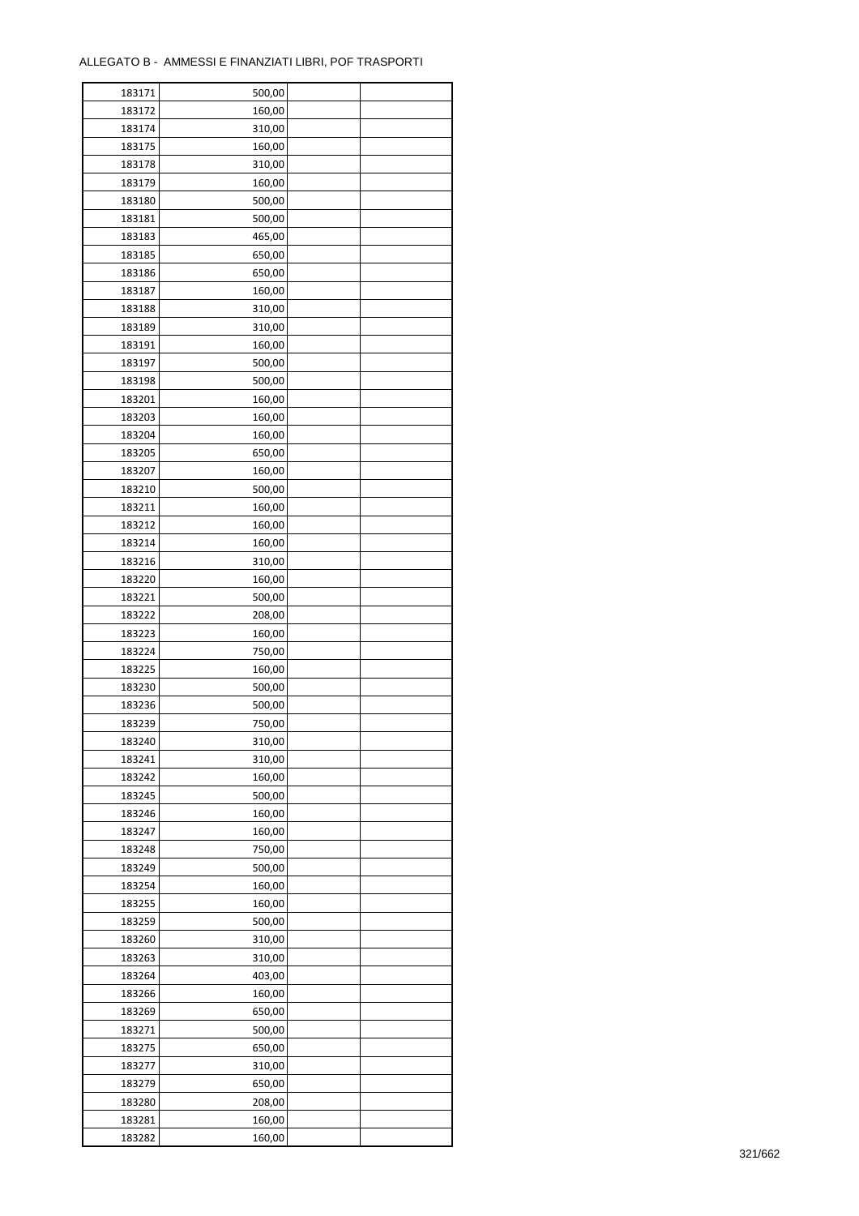ALLEGATO B - AMMESSI E FINANZIATI LIBRI, POF TRASPORTI

| | | | |
|---|---|---|---|
| 183171 | 500,00 | | |
| 183172 | 160,00 | | |
| 183174 | 310,00 | | |
| 183175 | 160,00 | | |
| 183178 | 310,00 | | |
| 183179 | 160,00 | | |
| 183180 | 500,00 | | |
| 183181 | 500,00 | | |
| 183183 | 465,00 | | |
| 183185 | 650,00 | | |
| 183186 | 650,00 | | |
| 183187 | 160,00 | | |
| 183188 | 310,00 | | |
| 183189 | 310,00 | | |
| 183191 | 160,00 | | |
| 183197 | 500,00 | | |
| 183198 | 500,00 | | |
| 183201 | 160,00 | | |
| 183203 | 160,00 | | |
| 183204 | 160,00 | | |
| 183205 | 650,00 | | |
| 183207 | 160,00 | | |
| 183210 | 500,00 | | |
| 183211 | 160,00 | | |
| 183212 | 160,00 | | |
| 183214 | 160,00 | | |
| 183216 | 310,00 | | |
| 183220 | 160,00 | | |
| 183221 | 500,00 | | |
| 183222 | 208,00 | | |
| 183223 | 160,00 | | |
| 183224 | 750,00 | | |
| 183225 | 160,00 | | |
| 183230 | 500,00 | | |
| 183236 | 500,00 | | |
| 183239 | 750,00 | | |
| 183240 | 310,00 | | |
| 183241 | 310,00 | | |
| 183242 | 160,00 | | |
| 183245 | 500,00 | | |
| 183246 | 160,00 | | |
| 183247 | 160,00 | | |
| 183248 | 750,00 | | |
| 183249 | 500,00 | | |
| 183254 | 160,00 | | |
| 183255 | 160,00 | | |
| 183259 | 500,00 | | |
| 183260 | 310,00 | | |
| 183263 | 310,00 | | |
| 183264 | 403,00 | | |
| 183266 | 160,00 | | |
| 183269 | 650,00 | | |
| 183271 | 500,00 | | |
| 183275 | 650,00 | | |
| 183277 | 310,00 | | |
| 183279 | 650,00 | | |
| 183280 | 208,00 | | |
| 183281 | 160,00 | | |
| 183282 | 160,00 | | |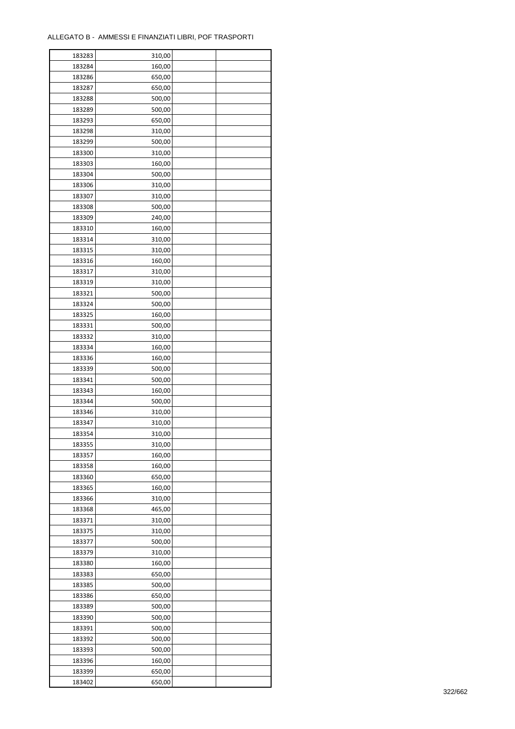ALLEGATO B - AMMESSI E FINANZIATI LIBRI, POF TRASPORTI

| | | | |
|---|---|---|---|
| 183283 | 310,00 | | |
| 183284 | 160,00 | | |
| 183286 | 650,00 | | |
| 183287 | 650,00 | | |
| 183288 | 500,00 | | |
| 183289 | 500,00 | | |
| 183293 | 650,00 | | |
| 183298 | 310,00 | | |
| 183299 | 500,00 | | |
| 183300 | 310,00 | | |
| 183303 | 160,00 | | |
| 183304 | 500,00 | | |
| 183306 | 310,00 | | |
| 183307 | 310,00 | | |
| 183308 | 500,00 | | |
| 183309 | 240,00 | | |
| 183310 | 160,00 | | |
| 183314 | 310,00 | | |
| 183315 | 310,00 | | |
| 183316 | 160,00 | | |
| 183317 | 310,00 | | |
| 183319 | 310,00 | | |
| 183321 | 500,00 | | |
| 183324 | 500,00 | | |
| 183325 | 160,00 | | |
| 183331 | 500,00 | | |
| 183332 | 310,00 | | |
| 183334 | 160,00 | | |
| 183336 | 160,00 | | |
| 183339 | 500,00 | | |
| 183341 | 500,00 | | |
| 183343 | 160,00 | | |
| 183344 | 500,00 | | |
| 183346 | 310,00 | | |
| 183347 | 310,00 | | |
| 183354 | 310,00 | | |
| 183355 | 310,00 | | |
| 183357 | 160,00 | | |
| 183358 | 160,00 | | |
| 183360 | 650,00 | | |
| 183365 | 160,00 | | |
| 183366 | 310,00 | | |
| 183368 | 465,00 | | |
| 183371 | 310,00 | | |
| 183375 | 310,00 | | |
| 183377 | 500,00 | | |
| 183379 | 310,00 | | |
| 183380 | 160,00 | | |
| 183383 | 650,00 | | |
| 183385 | 500,00 | | |
| 183386 | 650,00 | | |
| 183389 | 500,00 | | |
| 183390 | 500,00 | | |
| 183391 | 500,00 | | |
| 183392 | 500,00 | | |
| 183393 | 500,00 | | |
| 183396 | 160,00 | | |
| 183399 | 650,00 | | |
| 183402 | 650,00 | | |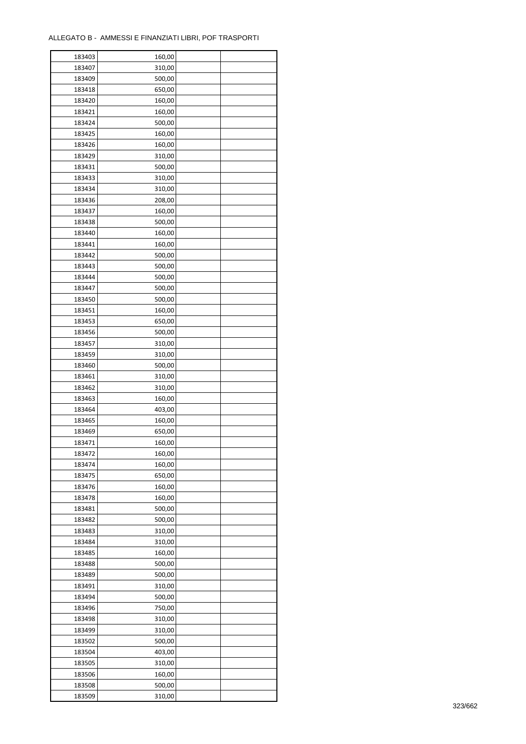ALLEGATO B - AMMESSI E FINANZIATI LIBRI, POF TRASPORTI

| | | | |
|---|---|---|---|
| 183403 | 160,00 | | |
| 183407 | 310,00 | | |
| 183409 | 500,00 | | |
| 183418 | 650,00 | | |
| 183420 | 160,00 | | |
| 183421 | 160,00 | | |
| 183424 | 500,00 | | |
| 183425 | 160,00 | | |
| 183426 | 160,00 | | |
| 183429 | 310,00 | | |
| 183431 | 500,00 | | |
| 183433 | 310,00 | | |
| 183434 | 310,00 | | |
| 183436 | 208,00 | | |
| 183437 | 160,00 | | |
| 183438 | 500,00 | | |
| 183440 | 160,00 | | |
| 183441 | 160,00 | | |
| 183442 | 500,00 | | |
| 183443 | 500,00 | | |
| 183444 | 500,00 | | |
| 183447 | 500,00 | | |
| 183450 | 500,00 | | |
| 183451 | 160,00 | | |
| 183453 | 650,00 | | |
| 183456 | 500,00 | | |
| 183457 | 310,00 | | |
| 183459 | 310,00 | | |
| 183460 | 500,00 | | |
| 183461 | 310,00 | | |
| 183462 | 310,00 | | |
| 183463 | 160,00 | | |
| 183464 | 403,00 | | |
| 183465 | 160,00 | | |
| 183469 | 650,00 | | |
| 183471 | 160,00 | | |
| 183472 | 160,00 | | |
| 183474 | 160,00 | | |
| 183475 | 650,00 | | |
| 183476 | 160,00 | | |
| 183478 | 160,00 | | |
| 183481 | 500,00 | | |
| 183482 | 500,00 | | |
| 183483 | 310,00 | | |
| 183484 | 310,00 | | |
| 183485 | 160,00 | | |
| 183488 | 500,00 | | |
| 183489 | 500,00 | | |
| 183491 | 310,00 | | |
| 183494 | 500,00 | | |
| 183496 | 750,00 | | |
| 183498 | 310,00 | | |
| 183499 | 310,00 | | |
| 183502 | 500,00 | | |
| 183504 | 403,00 | | |
| 183505 | 310,00 | | |
| 183506 | 160,00 | | |
| 183508 | 500,00 | | |
| 183509 | 310,00 | | |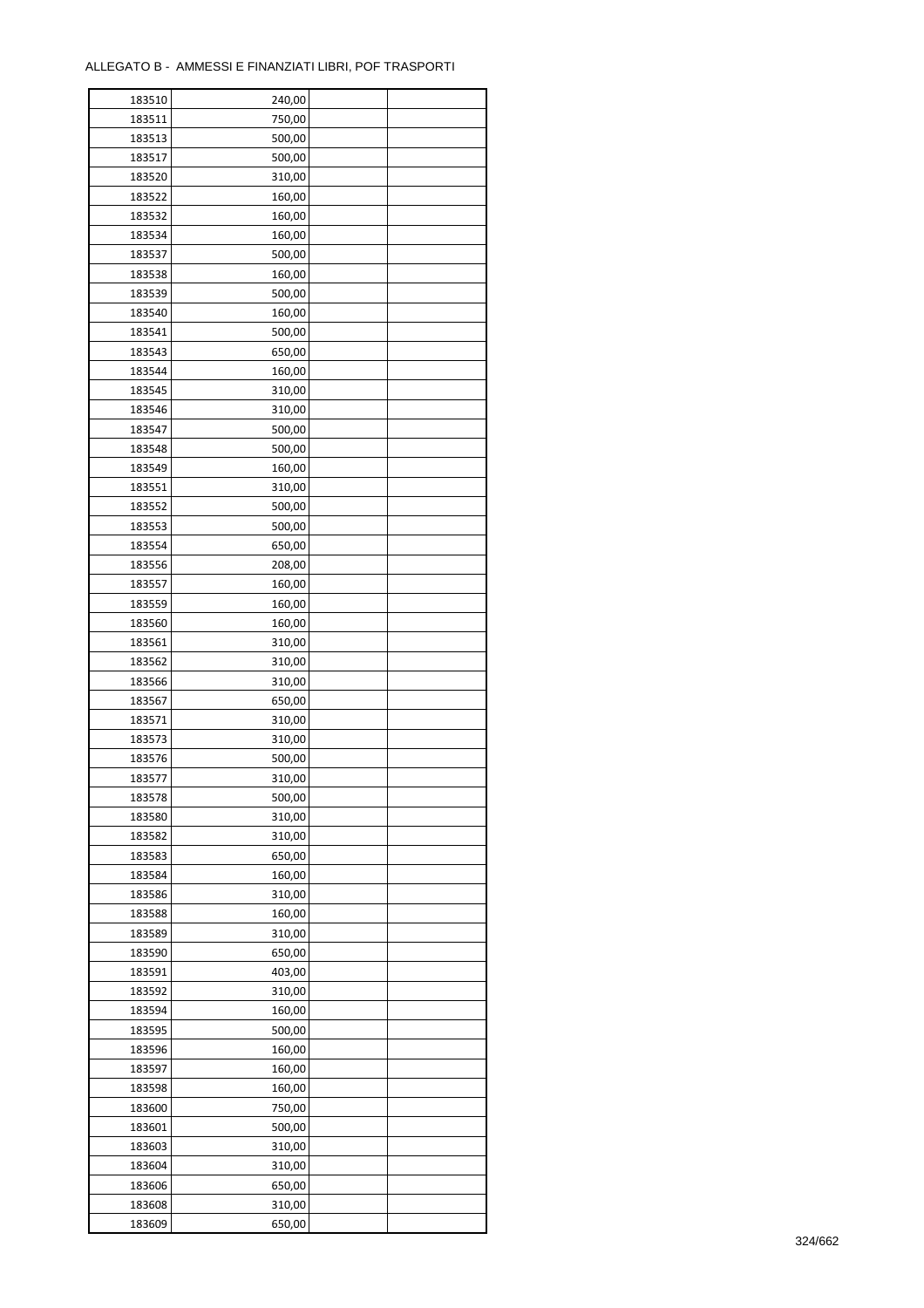ALLEGATO B - AMMESSI E FINANZIATI LIBRI, POF TRASPORTI

| | | | |
|---|---|---|---|
| 183510 | 240,00 | | |
| 183511 | 750,00 | | |
| 183513 | 500,00 | | |
| 183517 | 500,00 | | |
| 183520 | 310,00 | | |
| 183522 | 160,00 | | |
| 183532 | 160,00 | | |
| 183534 | 160,00 | | |
| 183537 | 500,00 | | |
| 183538 | 160,00 | | |
| 183539 | 500,00 | | |
| 183540 | 160,00 | | |
| 183541 | 500,00 | | |
| 183543 | 650,00 | | |
| 183544 | 160,00 | | |
| 183545 | 310,00 | | |
| 183546 | 310,00 | | |
| 183547 | 500,00 | | |
| 183548 | 500,00 | | |
| 183549 | 160,00 | | |
| 183551 | 310,00 | | |
| 183552 | 500,00 | | |
| 183553 | 500,00 | | |
| 183554 | 650,00 | | |
| 183556 | 208,00 | | |
| 183557 | 160,00 | | |
| 183559 | 160,00 | | |
| 183560 | 160,00 | | |
| 183561 | 310,00 | | |
| 183562 | 310,00 | | |
| 183566 | 310,00 | | |
| 183567 | 650,00 | | |
| 183571 | 310,00 | | |
| 183573 | 310,00 | | |
| 183576 | 500,00 | | |
| 183577 | 310,00 | | |
| 183578 | 500,00 | | |
| 183580 | 310,00 | | |
| 183582 | 310,00 | | |
| 183583 | 650,00 | | |
| 183584 | 160,00 | | |
| 183586 | 310,00 | | |
| 183588 | 160,00 | | |
| 183589 | 310,00 | | |
| 183590 | 650,00 | | |
| 183591 | 403,00 | | |
| 183592 | 310,00 | | |
| 183594 | 160,00 | | |
| 183595 | 500,00 | | |
| 183596 | 160,00 | | |
| 183597 | 160,00 | | |
| 183598 | 160,00 | | |
| 183600 | 750,00 | | |
| 183601 | 500,00 | | |
| 183603 | 310,00 | | |
| 183604 | 310,00 | | |
| 183606 | 650,00 | | |
| 183608 | 310,00 | | |
| 183609 | 650,00 | | |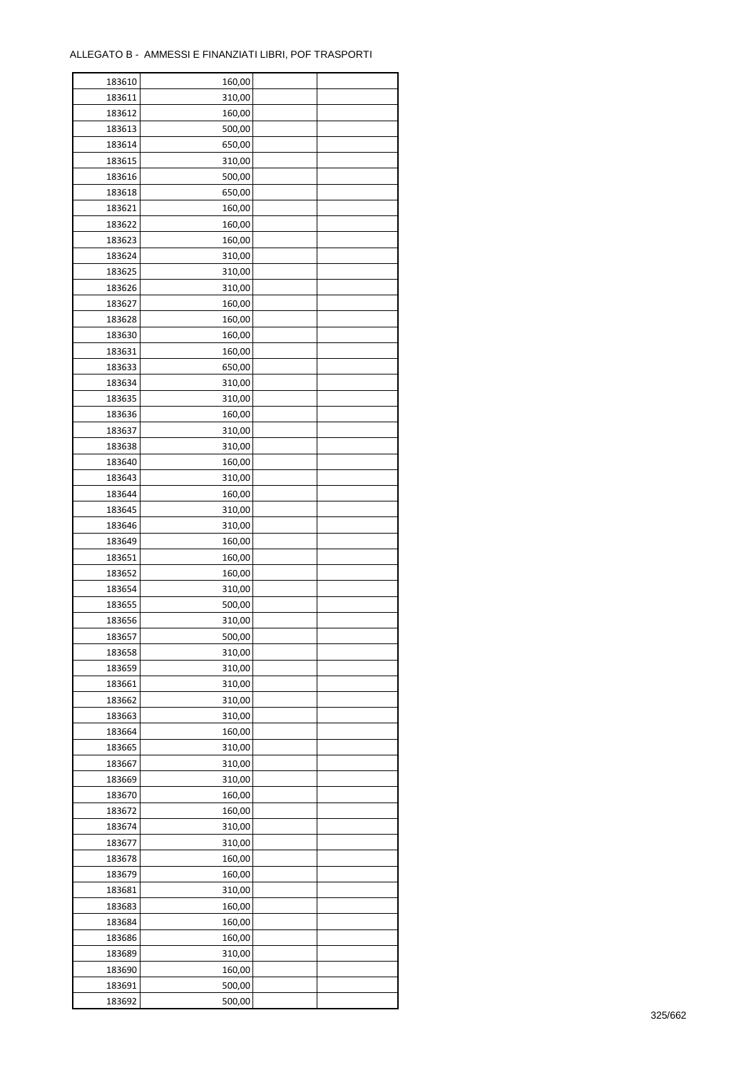ALLEGATO B - AMMESSI E FINANZIATI LIBRI, POF TRASPORTI

| | | | |
|---|---|---|---|
| 183610 | 160,00 | | |
| 183611 | 310,00 | | |
| 183612 | 160,00 | | |
| 183613 | 500,00 | | |
| 183614 | 650,00 | | |
| 183615 | 310,00 | | |
| 183616 | 500,00 | | |
| 183618 | 650,00 | | |
| 183621 | 160,00 | | |
| 183622 | 160,00 | | |
| 183623 | 160,00 | | |
| 183624 | 310,00 | | |
| 183625 | 310,00 | | |
| 183626 | 310,00 | | |
| 183627 | 160,00 | | |
| 183628 | 160,00 | | |
| 183630 | 160,00 | | |
| 183631 | 160,00 | | |
| 183633 | 650,00 | | |
| 183634 | 310,00 | | |
| 183635 | 310,00 | | |
| 183636 | 160,00 | | |
| 183637 | 310,00 | | |
| 183638 | 310,00 | | |
| 183640 | 160,00 | | |
| 183643 | 310,00 | | |
| 183644 | 160,00 | | |
| 183645 | 310,00 | | |
| 183646 | 310,00 | | |
| 183649 | 160,00 | | |
| 183651 | 160,00 | | |
| 183652 | 160,00 | | |
| 183654 | 310,00 | | |
| 183655 | 500,00 | | |
| 183656 | 310,00 | | |
| 183657 | 500,00 | | |
| 183658 | 310,00 | | |
| 183659 | 310,00 | | |
| 183661 | 310,00 | | |
| 183662 | 310,00 | | |
| 183663 | 310,00 | | |
| 183664 | 160,00 | | |
| 183665 | 310,00 | | |
| 183667 | 310,00 | | |
| 183669 | 310,00 | | |
| 183670 | 160,00 | | |
| 183672 | 160,00 | | |
| 183674 | 310,00 | | |
| 183677 | 310,00 | | |
| 183678 | 160,00 | | |
| 183679 | 160,00 | | |
| 183681 | 310,00 | | |
| 183683 | 160,00 | | |
| 183684 | 160,00 | | |
| 183686 | 160,00 | | |
| 183689 | 310,00 | | |
| 183690 | 160,00 | | |
| 183691 | 500,00 | | |
| 183692 | 500,00 | | |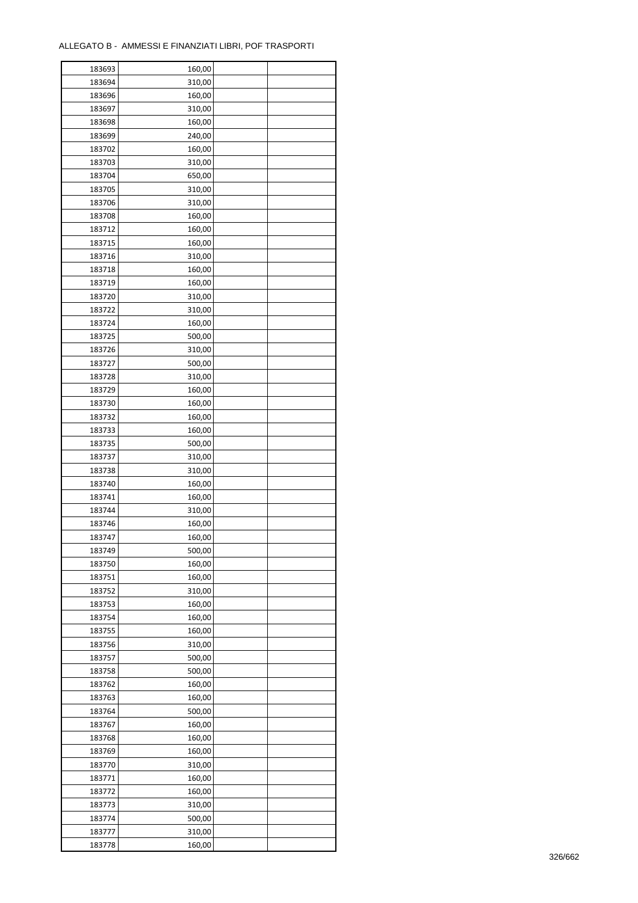ALLEGATO B - AMMESSI E FINANZIATI LIBRI, POF TRASPORTI

| | | | |
|---|---|---|---|
| 183693 | 160,00 | | |
| 183694 | 310,00 | | |
| 183696 | 160,00 | | |
| 183697 | 310,00 | | |
| 183698 | 160,00 | | |
| 183699 | 240,00 | | |
| 183702 | 160,00 | | |
| 183703 | 310,00 | | |
| 183704 | 650,00 | | |
| 183705 | 310,00 | | |
| 183706 | 310,00 | | |
| 183708 | 160,00 | | |
| 183712 | 160,00 | | |
| 183715 | 160,00 | | |
| 183716 | 310,00 | | |
| 183718 | 160,00 | | |
| 183719 | 160,00 | | |
| 183720 | 310,00 | | |
| 183722 | 310,00 | | |
| 183724 | 160,00 | | |
| 183725 | 500,00 | | |
| 183726 | 310,00 | | |
| 183727 | 500,00 | | |
| 183728 | 310,00 | | |
| 183729 | 160,00 | | |
| 183730 | 160,00 | | |
| 183732 | 160,00 | | |
| 183733 | 160,00 | | |
| 183735 | 500,00 | | |
| 183737 | 310,00 | | |
| 183738 | 310,00 | | |
| 183740 | 160,00 | | |
| 183741 | 160,00 | | |
| 183744 | 310,00 | | |
| 183746 | 160,00 | | |
| 183747 | 160,00 | | |
| 183749 | 500,00 | | |
| 183750 | 160,00 | | |
| 183751 | 160,00 | | |
| 183752 | 310,00 | | |
| 183753 | 160,00 | | |
| 183754 | 160,00 | | |
| 183755 | 160,00 | | |
| 183756 | 310,00 | | |
| 183757 | 500,00 | | |
| 183758 | 500,00 | | |
| 183762 | 160,00 | | |
| 183763 | 160,00 | | |
| 183764 | 500,00 | | |
| 183767 | 160,00 | | |
| 183768 | 160,00 | | |
| 183769 | 160,00 | | |
| 183770 | 310,00 | | |
| 183771 | 160,00 | | |
| 183772 | 160,00 | | |
| 183773 | 310,00 | | |
| 183774 | 500,00 | | |
| 183777 | 310,00 | | |
| 183778 | 160,00 | | |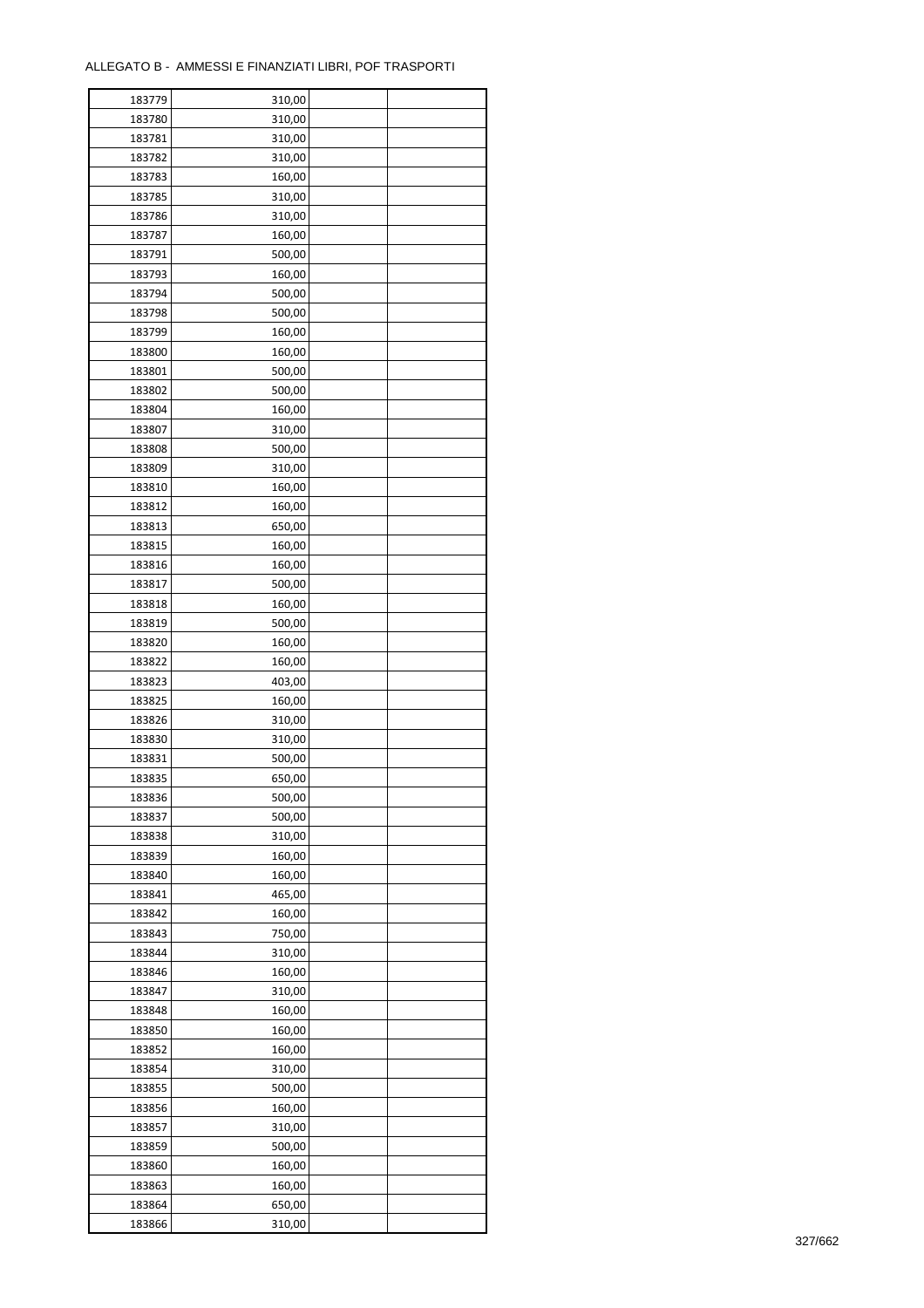ALLEGATO B - AMMESSI E FINANZIATI LIBRI, POF TRASPORTI

| | | | |
|---|---|---|---|
| 183779 | 310,00 | | |
| 183780 | 310,00 | | |
| 183781 | 310,00 | | |
| 183782 | 310,00 | | |
| 183783 | 160,00 | | |
| 183785 | 310,00 | | |
| 183786 | 310,00 | | |
| 183787 | 160,00 | | |
| 183791 | 500,00 | | |
| 183793 | 160,00 | | |
| 183794 | 500,00 | | |
| 183798 | 500,00 | | |
| 183799 | 160,00 | | |
| 183800 | 160,00 | | |
| 183801 | 500,00 | | |
| 183802 | 500,00 | | |
| 183804 | 160,00 | | |
| 183807 | 310,00 | | |
| 183808 | 500,00 | | |
| 183809 | 310,00 | | |
| 183810 | 160,00 | | |
| 183812 | 160,00 | | |
| 183813 | 650,00 | | |
| 183815 | 160,00 | | |
| 183816 | 160,00 | | |
| 183817 | 500,00 | | |
| 183818 | 160,00 | | |
| 183819 | 500,00 | | |
| 183820 | 160,00 | | |
| 183822 | 160,00 | | |
| 183823 | 403,00 | | |
| 183825 | 160,00 | | |
| 183826 | 310,00 | | |
| 183830 | 310,00 | | |
| 183831 | 500,00 | | |
| 183835 | 650,00 | | |
| 183836 | 500,00 | | |
| 183837 | 500,00 | | |
| 183838 | 310,00 | | |
| 183839 | 160,00 | | |
| 183840 | 160,00 | | |
| 183841 | 465,00 | | |
| 183842 | 160,00 | | |
| 183843 | 750,00 | | |
| 183844 | 310,00 | | |
| 183846 | 160,00 | | |
| 183847 | 310,00 | | |
| 183848 | 160,00 | | |
| 183850 | 160,00 | | |
| 183852 | 160,00 | | |
| 183854 | 310,00 | | |
| 183855 | 500,00 | | |
| 183856 | 160,00 | | |
| 183857 | 310,00 | | |
| 183859 | 500,00 | | |
| 183860 | 160,00 | | |
| 183863 | 160,00 | | |
| 183864 | 650,00 | | |
| 183866 | 310,00 | | |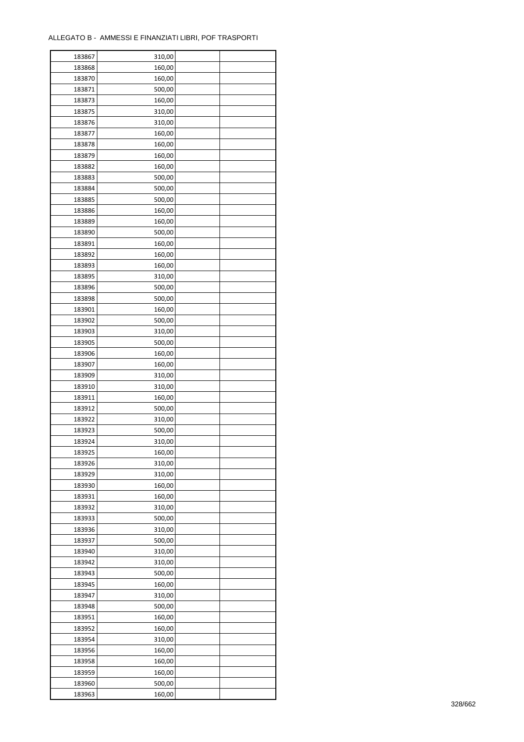ALLEGATO B - AMMESSI E FINANZIATI LIBRI, POF TRASPORTI

| | | | |
|---|---|---|---|
| 183867 | 310,00 | | |
| 183868 | 160,00 | | |
| 183870 | 160,00 | | |
| 183871 | 500,00 | | |
| 183873 | 160,00 | | |
| 183875 | 310,00 | | |
| 183876 | 310,00 | | |
| 183877 | 160,00 | | |
| 183878 | 160,00 | | |
| 183879 | 160,00 | | |
| 183882 | 160,00 | | |
| 183883 | 500,00 | | |
| 183884 | 500,00 | | |
| 183885 | 500,00 | | |
| 183886 | 160,00 | | |
| 183889 | 160,00 | | |
| 183890 | 500,00 | | |
| 183891 | 160,00 | | |
| 183892 | 160,00 | | |
| 183893 | 160,00 | | |
| 183895 | 310,00 | | |
| 183896 | 500,00 | | |
| 183898 | 500,00 | | |
| 183901 | 160,00 | | |
| 183902 | 500,00 | | |
| 183903 | 310,00 | | |
| 183905 | 500,00 | | |
| 183906 | 160,00 | | |
| 183907 | 160,00 | | |
| 183909 | 310,00 | | |
| 183910 | 310,00 | | |
| 183911 | 160,00 | | |
| 183912 | 500,00 | | |
| 183922 | 310,00 | | |
| 183923 | 500,00 | | |
| 183924 | 310,00 | | |
| 183925 | 160,00 | | |
| 183926 | 310,00 | | |
| 183929 | 310,00 | | |
| 183930 | 160,00 | | |
| 183931 | 160,00 | | |
| 183932 | 310,00 | | |
| 183933 | 500,00 | | |
| 183936 | 310,00 | | |
| 183937 | 500,00 | | |
| 183940 | 310,00 | | |
| 183942 | 310,00 | | |
| 183943 | 500,00 | | |
| 183945 | 160,00 | | |
| 183947 | 310,00 | | |
| 183948 | 500,00 | | |
| 183951 | 160,00 | | |
| 183952 | 160,00 | | |
| 183954 | 310,00 | | |
| 183956 | 160,00 | | |
| 183958 | 160,00 | | |
| 183959 | 160,00 | | |
| 183960 | 500,00 | | |
| 183963 | 160,00 | | |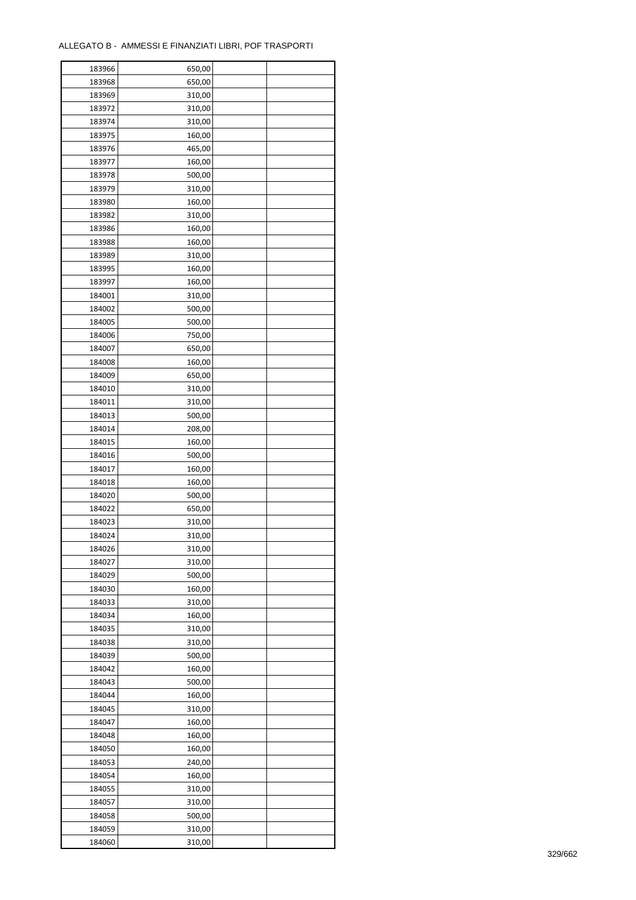ALLEGATO B - AMMESSI E FINANZIATI LIBRI, POF TRASPORTI

| | | | |
|---|---|---|---|
| 183966 | 650,00 | | |
| 183968 | 650,00 | | |
| 183969 | 310,00 | | |
| 183972 | 310,00 | | |
| 183974 | 310,00 | | |
| 183975 | 160,00 | | |
| 183976 | 465,00 | | |
| 183977 | 160,00 | | |
| 183978 | 500,00 | | |
| 183979 | 310,00 | | |
| 183980 | 160,00 | | |
| 183982 | 310,00 | | |
| 183986 | 160,00 | | |
| 183988 | 160,00 | | |
| 183989 | 310,00 | | |
| 183995 | 160,00 | | |
| 183997 | 160,00 | | |
| 184001 | 310,00 | | |
| 184002 | 500,00 | | |
| 184005 | 500,00 | | |
| 184006 | 750,00 | | |
| 184007 | 650,00 | | |
| 184008 | 160,00 | | |
| 184009 | 650,00 | | |
| 184010 | 310,00 | | |
| 184011 | 310,00 | | |
| 184013 | 500,00 | | |
| 184014 | 208,00 | | |
| 184015 | 160,00 | | |
| 184016 | 500,00 | | |
| 184017 | 160,00 | | |
| 184018 | 160,00 | | |
| 184020 | 500,00 | | |
| 184022 | 650,00 | | |
| 184023 | 310,00 | | |
| 184024 | 310,00 | | |
| 184026 | 310,00 | | |
| 184027 | 310,00 | | |
| 184029 | 500,00 | | |
| 184030 | 160,00 | | |
| 184033 | 310,00 | | |
| 184034 | 160,00 | | |
| 184035 | 310,00 | | |
| 184038 | 310,00 | | |
| 184039 | 500,00 | | |
| 184042 | 160,00 | | |
| 184043 | 500,00 | | |
| 184044 | 160,00 | | |
| 184045 | 310,00 | | |
| 184047 | 160,00 | | |
| 184048 | 160,00 | | |
| 184050 | 160,00 | | |
| 184053 | 240,00 | | |
| 184054 | 160,00 | | |
| 184055 | 310,00 | | |
| 184057 | 310,00 | | |
| 184058 | 500,00 | | |
| 184059 | 310,00 | | |
| 184060 | 310,00 | | |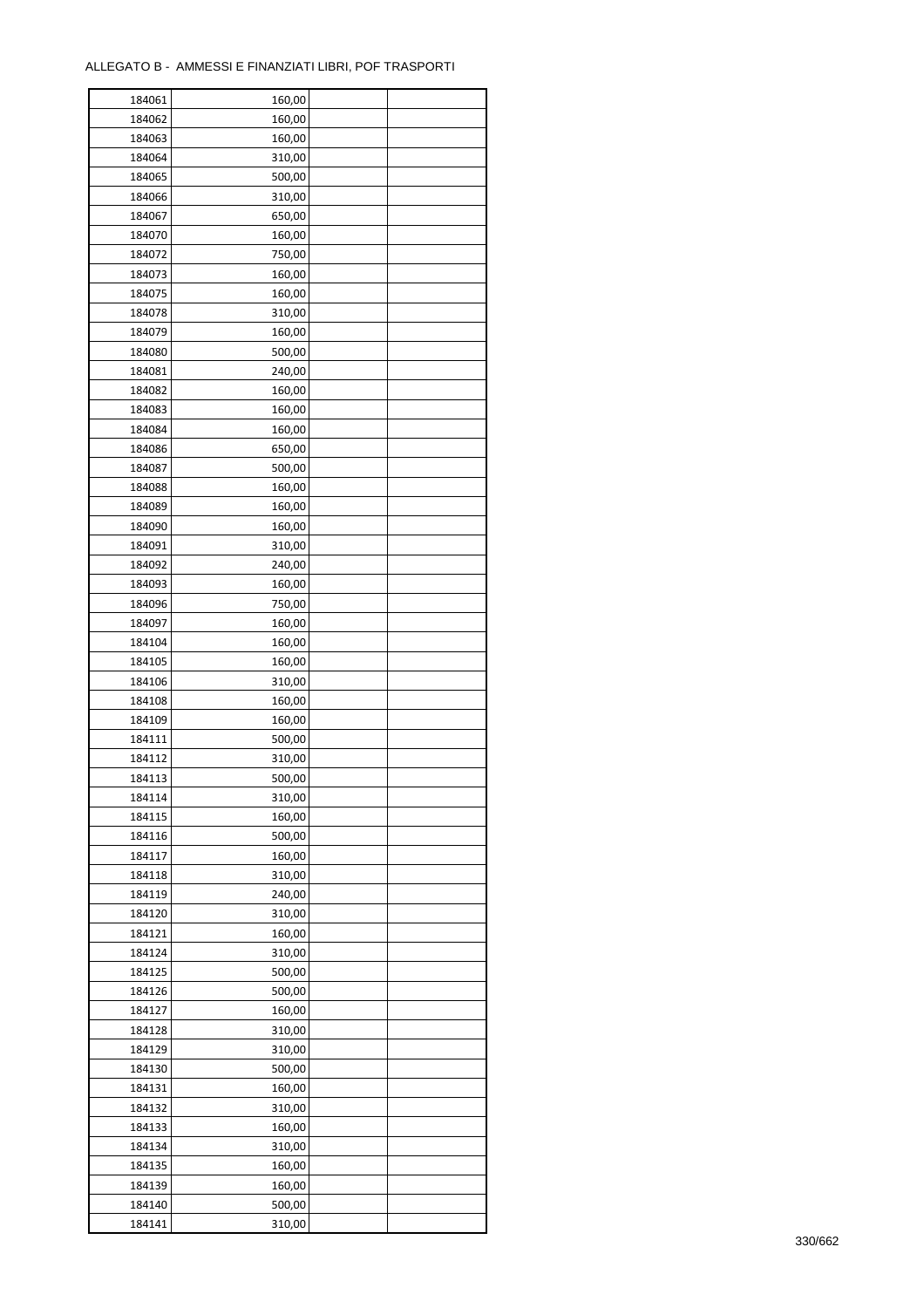ALLEGATO B - AMMESSI E FINANZIATI LIBRI, POF TRASPORTI

| | | | |
|---|---|---|---|
| 184061 | 160,00 | | |
| 184062 | 160,00 | | |
| 184063 | 160,00 | | |
| 184064 | 310,00 | | |
| 184065 | 500,00 | | |
| 184066 | 310,00 | | |
| 184067 | 650,00 | | |
| 184070 | 160,00 | | |
| 184072 | 750,00 | | |
| 184073 | 160,00 | | |
| 184075 | 160,00 | | |
| 184078 | 310,00 | | |
| 184079 | 160,00 | | |
| 184080 | 500,00 | | |
| 184081 | 240,00 | | |
| 184082 | 160,00 | | |
| 184083 | 160,00 | | |
| 184084 | 160,00 | | |
| 184086 | 650,00 | | |
| 184087 | 500,00 | | |
| 184088 | 160,00 | | |
| 184089 | 160,00 | | |
| 184090 | 160,00 | | |
| 184091 | 310,00 | | |
| 184092 | 240,00 | | |
| 184093 | 160,00 | | |
| 184096 | 750,00 | | |
| 184097 | 160,00 | | |
| 184104 | 160,00 | | |
| 184105 | 160,00 | | |
| 184106 | 310,00 | | |
| 184108 | 160,00 | | |
| 184109 | 160,00 | | |
| 184111 | 500,00 | | |
| 184112 | 310,00 | | |
| 184113 | 500,00 | | |
| 184114 | 310,00 | | |
| 184115 | 160,00 | | |
| 184116 | 500,00 | | |
| 184117 | 160,00 | | |
| 184118 | 310,00 | | |
| 184119 | 240,00 | | |
| 184120 | 310,00 | | |
| 184121 | 160,00 | | |
| 184124 | 310,00 | | |
| 184125 | 500,00 | | |
| 184126 | 500,00 | | |
| 184127 | 160,00 | | |
| 184128 | 310,00 | | |
| 184129 | 310,00 | | |
| 184130 | 500,00 | | |
| 184131 | 160,00 | | |
| 184132 | 310,00 | | |
| 184133 | 160,00 | | |
| 184134 | 310,00 | | |
| 184135 | 160,00 | | |
| 184139 | 160,00 | | |
| 184140 | 500,00 | | |
| 184141 | 310,00 | | |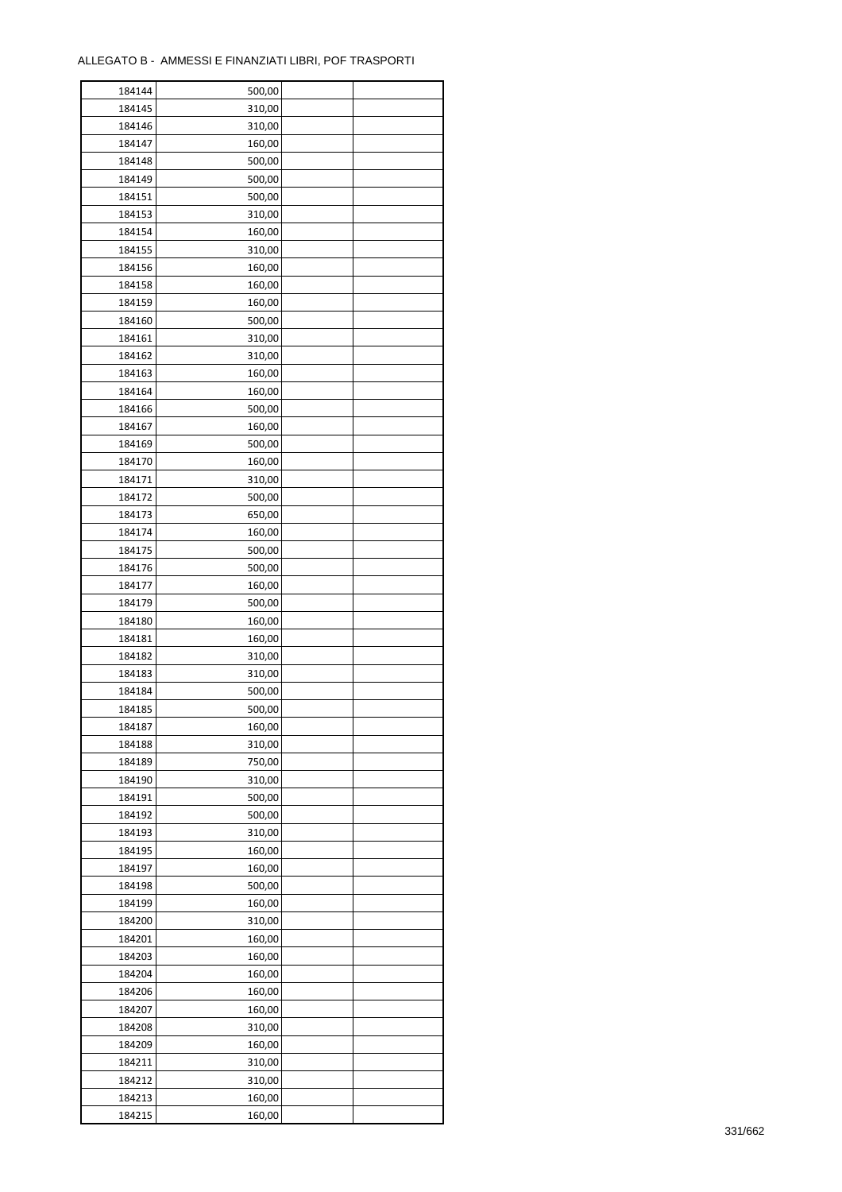ALLEGATO B - AMMESSI E FINANZIATI LIBRI, POF TRASPORTI

| | | | |
|---|---|---|---|
| 184144 | 500,00 | | |
| 184145 | 310,00 | | |
| 184146 | 310,00 | | |
| 184147 | 160,00 | | |
| 184148 | 500,00 | | |
| 184149 | 500,00 | | |
| 184151 | 500,00 | | |
| 184153 | 310,00 | | |
| 184154 | 160,00 | | |
| 184155 | 310,00 | | |
| 184156 | 160,00 | | |
| 184158 | 160,00 | | |
| 184159 | 160,00 | | |
| 184160 | 500,00 | | |
| 184161 | 310,00 | | |
| 184162 | 310,00 | | |
| 184163 | 160,00 | | |
| 184164 | 160,00 | | |
| 184166 | 500,00 | | |
| 184167 | 160,00 | | |
| 184169 | 500,00 | | |
| 184170 | 160,00 | | |
| 184171 | 310,00 | | |
| 184172 | 500,00 | | |
| 184173 | 650,00 | | |
| 184174 | 160,00 | | |
| 184175 | 500,00 | | |
| 184176 | 500,00 | | |
| 184177 | 160,00 | | |
| 184179 | 500,00 | | |
| 184180 | 160,00 | | |
| 184181 | 160,00 | | |
| 184182 | 310,00 | | |
| 184183 | 310,00 | | |
| 184184 | 500,00 | | |
| 184185 | 500,00 | | |
| 184187 | 160,00 | | |
| 184188 | 310,00 | | |
| 184189 | 750,00 | | |
| 184190 | 310,00 | | |
| 184191 | 500,00 | | |
| 184192 | 500,00 | | |
| 184193 | 310,00 | | |
| 184195 | 160,00 | | |
| 184197 | 160,00 | | |
| 184198 | 500,00 | | |
| 184199 | 160,00 | | |
| 184200 | 310,00 | | |
| 184201 | 160,00 | | |
| 184203 | 160,00 | | |
| 184204 | 160,00 | | |
| 184206 | 160,00 | | |
| 184207 | 160,00 | | |
| 184208 | 310,00 | | |
| 184209 | 160,00 | | |
| 184211 | 310,00 | | |
| 184212 | 310,00 | | |
| 184213 | 160,00 | | |
| 184215 | 160,00 | | |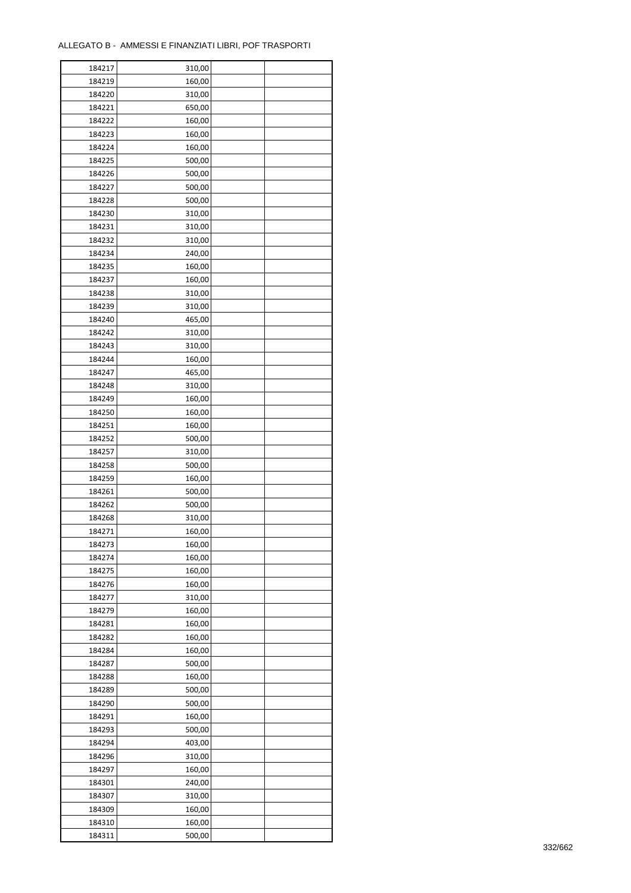ALLEGATO B - AMMESSI E FINANZIATI LIBRI, POF TRASPORTI

| | | | |
|---|---|---|---|
| 184217 | 310,00 | | |
| 184219 | 160,00 | | |
| 184220 | 310,00 | | |
| 184221 | 650,00 | | |
| 184222 | 160,00 | | |
| 184223 | 160,00 | | |
| 184224 | 160,00 | | |
| 184225 | 500,00 | | |
| 184226 | 500,00 | | |
| 184227 | 500,00 | | |
| 184228 | 500,00 | | |
| 184230 | 310,00 | | |
| 184231 | 310,00 | | |
| 184232 | 310,00 | | |
| 184234 | 240,00 | | |
| 184235 | 160,00 | | |
| 184237 | 160,00 | | |
| 184238 | 310,00 | | |
| 184239 | 310,00 | | |
| 184240 | 465,00 | | |
| 184242 | 310,00 | | |
| 184243 | 310,00 | | |
| 184244 | 160,00 | | |
| 184247 | 465,00 | | |
| 184248 | 310,00 | | |
| 184249 | 160,00 | | |
| 184250 | 160,00 | | |
| 184251 | 160,00 | | |
| 184252 | 500,00 | | |
| 184257 | 310,00 | | |
| 184258 | 500,00 | | |
| 184259 | 160,00 | | |
| 184261 | 500,00 | | |
| 184262 | 500,00 | | |
| 184268 | 310,00 | | |
| 184271 | 160,00 | | |
| 184273 | 160,00 | | |
| 184274 | 160,00 | | |
| 184275 | 160,00 | | |
| 184276 | 160,00 | | |
| 184277 | 310,00 | | |
| 184279 | 160,00 | | |
| 184281 | 160,00 | | |
| 184282 | 160,00 | | |
| 184284 | 160,00 | | |
| 184287 | 500,00 | | |
| 184288 | 160,00 | | |
| 184289 | 500,00 | | |
| 184290 | 500,00 | | |
| 184291 | 160,00 | | |
| 184293 | 500,00 | | |
| 184294 | 403,00 | | |
| 184296 | 310,00 | | |
| 184297 | 160,00 | | |
| 184301 | 240,00 | | |
| 184307 | 310,00 | | |
| 184309 | 160,00 | | |
| 184310 | 160,00 | | |
| 184311 | 500,00 | | |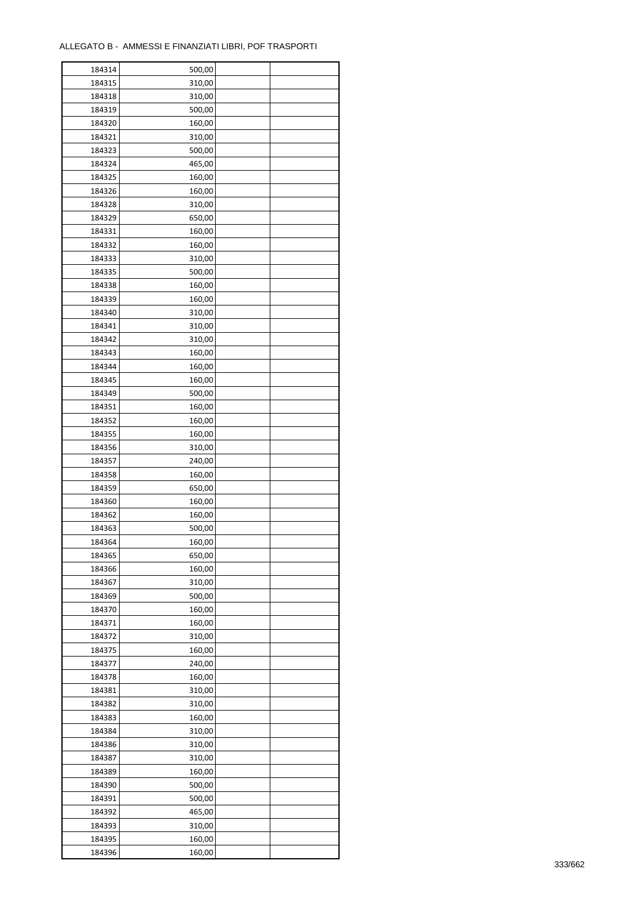ALLEGATO B - AMMESSI E FINANZIATI LIBRI, POF TRASPORTI

| | | | |
|---|---|---|---|
| 184314 | 500,00 | | |
| 184315 | 310,00 | | |
| 184318 | 310,00 | | |
| 184319 | 500,00 | | |
| 184320 | 160,00 | | |
| 184321 | 310,00 | | |
| 184323 | 500,00 | | |
| 184324 | 465,00 | | |
| 184325 | 160,00 | | |
| 184326 | 160,00 | | |
| 184328 | 310,00 | | |
| 184329 | 650,00 | | |
| 184331 | 160,00 | | |
| 184332 | 160,00 | | |
| 184333 | 310,00 | | |
| 184335 | 500,00 | | |
| 184338 | 160,00 | | |
| 184339 | 160,00 | | |
| 184340 | 310,00 | | |
| 184341 | 310,00 | | |
| 184342 | 310,00 | | |
| 184343 | 160,00 | | |
| 184344 | 160,00 | | |
| 184345 | 160,00 | | |
| 184349 | 500,00 | | |
| 184351 | 160,00 | | |
| 184352 | 160,00 | | |
| 184355 | 160,00 | | |
| 184356 | 310,00 | | |
| 184357 | 240,00 | | |
| 184358 | 160,00 | | |
| 184359 | 650,00 | | |
| 184360 | 160,00 | | |
| 184362 | 160,00 | | |
| 184363 | 500,00 | | |
| 184364 | 160,00 | | |
| 184365 | 650,00 | | |
| 184366 | 160,00 | | |
| 184367 | 310,00 | | |
| 184369 | 500,00 | | |
| 184370 | 160,00 | | |
| 184371 | 160,00 | | |
| 184372 | 310,00 | | |
| 184375 | 160,00 | | |
| 184377 | 240,00 | | |
| 184378 | 160,00 | | |
| 184381 | 310,00 | | |
| 184382 | 310,00 | | |
| 184383 | 160,00 | | |
| 184384 | 310,00 | | |
| 184386 | 310,00 | | |
| 184387 | 310,00 | | |
| 184389 | 160,00 | | |
| 184390 | 500,00 | | |
| 184391 | 500,00 | | |
| 184392 | 465,00 | | |
| 184393 | 310,00 | | |
| 184395 | 160,00 | | |
| 184396 | 160,00 | | |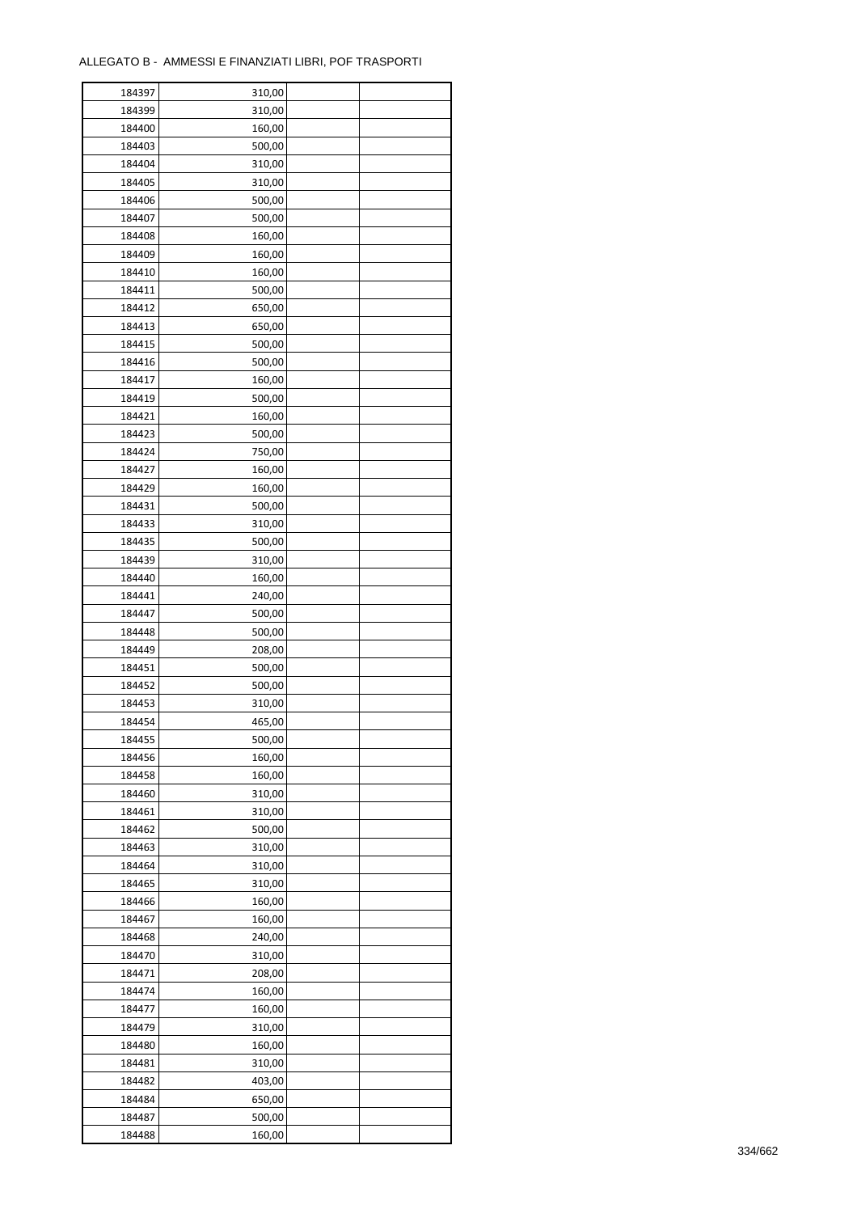ALLEGATO B - AMMESSI E FINANZIATI LIBRI, POF TRASPORTI

| 184397 | 310,00 | | |
|---|---|---|---|
| 184399 | 310,00 | | |
| 184400 | 160,00 | | |
| 184403 | 500,00 | | |
| 184404 | 310,00 | | |
| 184405 | 310,00 | | |
| 184406 | 500,00 | | |
| 184407 | 500,00 | | |
| 184408 | 160,00 | | |
| 184409 | 160,00 | | |
| 184410 | 160,00 | | |
| 184411 | 500,00 | | |
| 184412 | 650,00 | | |
| 184413 | 650,00 | | |
| 184415 | 500,00 | | |
| 184416 | 500,00 | | |
| 184417 | 160,00 | | |
| 184419 | 500,00 | | |
| 184421 | 160,00 | | |
| 184423 | 500,00 | | |
| 184424 | 750,00 | | |
| 184427 | 160,00 | | |
| 184429 | 160,00 | | |
| 184431 | 500,00 | | |
| 184433 | 310,00 | | |
| 184435 | 500,00 | | |
| 184439 | 310,00 | | |
| 184440 | 160,00 | | |
| 184441 | 240,00 | | |
| 184447 | 500,00 | | |
| 184448 | 500,00 | | |
| 184449 | 208,00 | | |
| 184451 | 500,00 | | |
| 184452 | 500,00 | | |
| 184453 | 310,00 | | |
| 184454 | 465,00 | | |
| 184455 | 500,00 | | |
| 184456 | 160,00 | | |
| 184458 | 160,00 | | |
| 184460 | 310,00 | | |
| 184461 | 310,00 | | |
| 184462 | 500,00 | | |
| 184463 | 310,00 | | |
| 184464 | 310,00 | | |
| 184465 | 310,00 | | |
| 184466 | 160,00 | | |
| 184467 | 160,00 | | |
| 184468 | 240,00 | | |
| 184470 | 310,00 | | |
| 184471 | 208,00 | | |
| 184474 | 160,00 | | |
| 184477 | 160,00 | | |
| 184479 | 310,00 | | |
| 184480 | 160,00 | | |
| 184481 | 310,00 | | |
| 184482 | 403,00 | | |
| 184484 | 650,00 | | |
| 184487 | 500,00 | | |
| 184488 | 160,00 | | |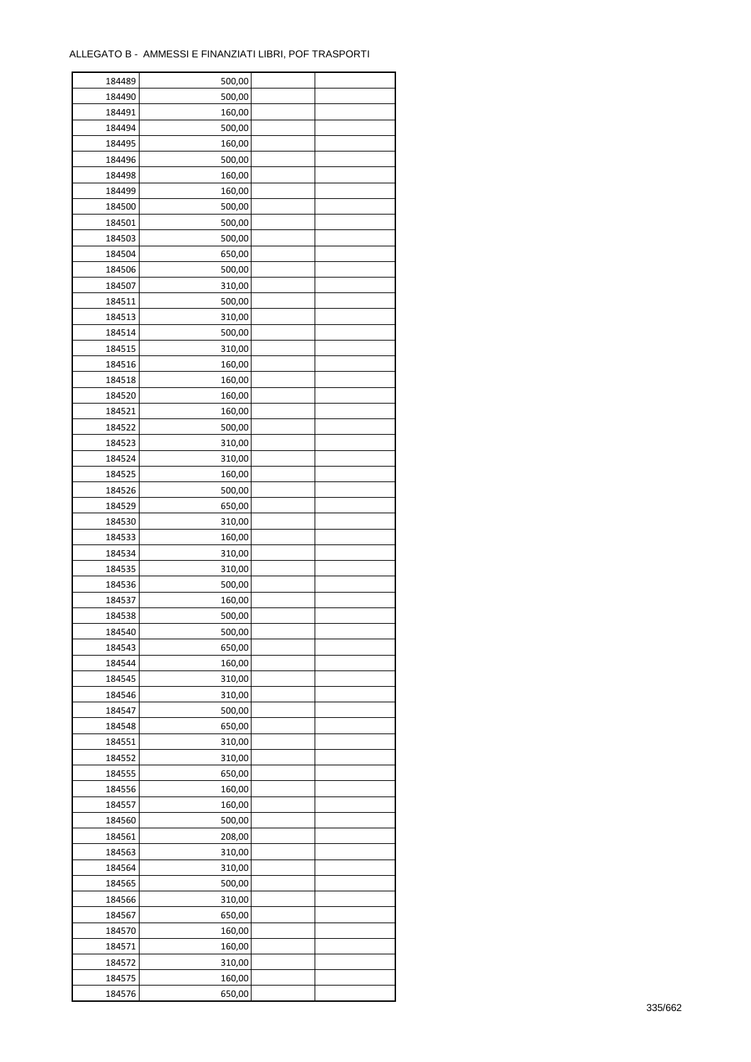ALLEGATO B - AMMESSI E FINANZIATI LIBRI, POF TRASPORTI

| | | | |
|---|---|---|---|
| 184489 | 500,00 | | |
| 184490 | 500,00 | | |
| 184491 | 160,00 | | |
| 184494 | 500,00 | | |
| 184495 | 160,00 | | |
| 184496 | 500,00 | | |
| 184498 | 160,00 | | |
| 184499 | 160,00 | | |
| 184500 | 500,00 | | |
| 184501 | 500,00 | | |
| 184503 | 500,00 | | |
| 184504 | 650,00 | | |
| 184506 | 500,00 | | |
| 184507 | 310,00 | | |
| 184511 | 500,00 | | |
| 184513 | 310,00 | | |
| 184514 | 500,00 | | |
| 184515 | 310,00 | | |
| 184516 | 160,00 | | |
| 184518 | 160,00 | | |
| 184520 | 160,00 | | |
| 184521 | 160,00 | | |
| 184522 | 500,00 | | |
| 184523 | 310,00 | | |
| 184524 | 310,00 | | |
| 184525 | 160,00 | | |
| 184526 | 500,00 | | |
| 184529 | 650,00 | | |
| 184530 | 310,00 | | |
| 184533 | 160,00 | | |
| 184534 | 310,00 | | |
| 184535 | 310,00 | | |
| 184536 | 500,00 | | |
| 184537 | 160,00 | | |
| 184538 | 500,00 | | |
| 184540 | 500,00 | | |
| 184543 | 650,00 | | |
| 184544 | 160,00 | | |
| 184545 | 310,00 | | |
| 184546 | 310,00 | | |
| 184547 | 500,00 | | |
| 184548 | 650,00 | | |
| 184551 | 310,00 | | |
| 184552 | 310,00 | | |
| 184555 | 650,00 | | |
| 184556 | 160,00 | | |
| 184557 | 160,00 | | |
| 184560 | 500,00 | | |
| 184561 | 208,00 | | |
| 184563 | 310,00 | | |
| 184564 | 310,00 | | |
| 184565 | 500,00 | | |
| 184566 | 310,00 | | |
| 184567 | 650,00 | | |
| 184570 | 160,00 | | |
| 184571 | 160,00 | | |
| 184572 | 310,00 | | |
| 184575 | 160,00 | | |
| 184576 | 650,00 | | |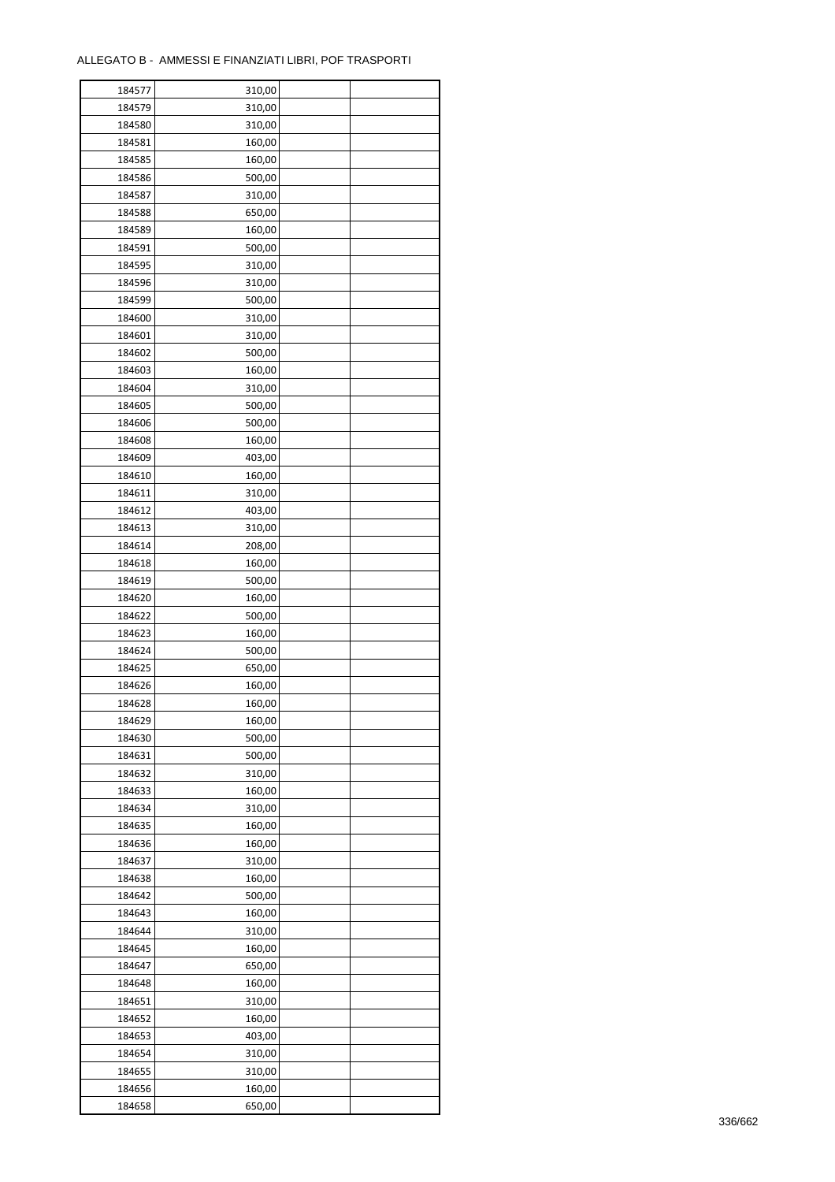ALLEGATO B - AMMESSI E FINANZIATI LIBRI, POF TRASPORTI

| | | | |
|---|---|---|---|
| 184577 | 310,00 | | |
| 184579 | 310,00 | | |
| 184580 | 310,00 | | |
| 184581 | 160,00 | | |
| 184585 | 160,00 | | |
| 184586 | 500,00 | | |
| 184587 | 310,00 | | |
| 184588 | 650,00 | | |
| 184589 | 160,00 | | |
| 184591 | 500,00 | | |
| 184595 | 310,00 | | |
| 184596 | 310,00 | | |
| 184599 | 500,00 | | |
| 184600 | 310,00 | | |
| 184601 | 310,00 | | |
| 184602 | 500,00 | | |
| 184603 | 160,00 | | |
| 184604 | 310,00 | | |
| 184605 | 500,00 | | |
| 184606 | 500,00 | | |
| 184608 | 160,00 | | |
| 184609 | 403,00 | | |
| 184610 | 160,00 | | |
| 184611 | 310,00 | | |
| 184612 | 403,00 | | |
| 184613 | 310,00 | | |
| 184614 | 208,00 | | |
| 184618 | 160,00 | | |
| 184619 | 500,00 | | |
| 184620 | 160,00 | | |
| 184622 | 500,00 | | |
| 184623 | 160,00 | | |
| 184624 | 500,00 | | |
| 184625 | 650,00 | | |
| 184626 | 160,00 | | |
| 184628 | 160,00 | | |
| 184629 | 160,00 | | |
| 184630 | 500,00 | | |
| 184631 | 500,00 | | |
| 184632 | 310,00 | | |
| 184633 | 160,00 | | |
| 184634 | 310,00 | | |
| 184635 | 160,00 | | |
| 184636 | 160,00 | | |
| 184637 | 310,00 | | |
| 184638 | 160,00 | | |
| 184642 | 500,00 | | |
| 184643 | 160,00 | | |
| 184644 | 310,00 | | |
| 184645 | 160,00 | | |
| 184647 | 650,00 | | |
| 184648 | 160,00 | | |
| 184651 | 310,00 | | |
| 184652 | 160,00 | | |
| 184653 | 403,00 | | |
| 184654 | 310,00 | | |
| 184655 | 310,00 | | |
| 184656 | 160,00 | | |
| 184658 | 650,00 | | |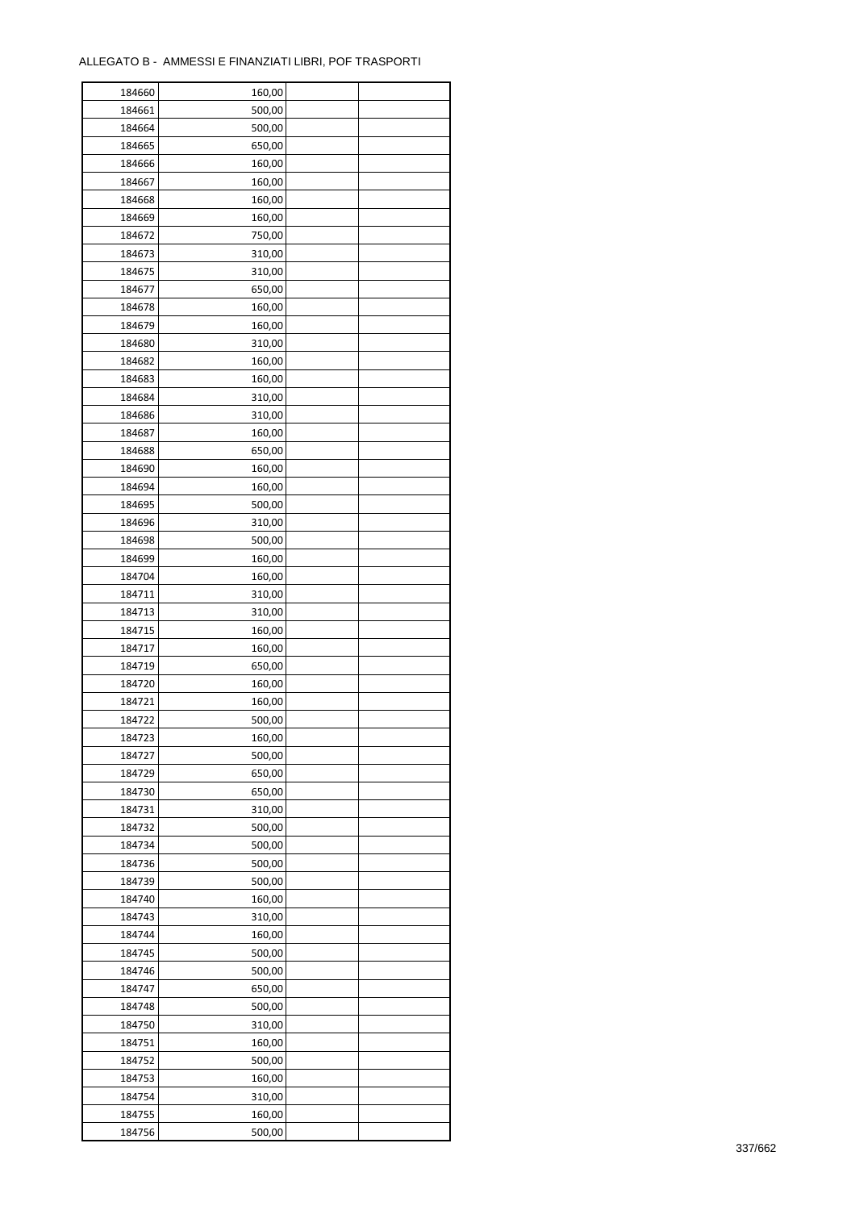ALLEGATO B - AMMESSI E FINANZIATI LIBRI, POF TRASPORTI

| | | | |
|---|---|---|---|
| 184660 | 160,00 | | |
| 184661 | 500,00 | | |
| 184664 | 500,00 | | |
| 184665 | 650,00 | | |
| 184666 | 160,00 | | |
| 184667 | 160,00 | | |
| 184668 | 160,00 | | |
| 184669 | 160,00 | | |
| 184672 | 750,00 | | |
| 184673 | 310,00 | | |
| 184675 | 310,00 | | |
| 184677 | 650,00 | | |
| 184678 | 160,00 | | |
| 184679 | 160,00 | | |
| 184680 | 310,00 | | |
| 184682 | 160,00 | | |
| 184683 | 160,00 | | |
| 184684 | 310,00 | | |
| 184686 | 310,00 | | |
| 184687 | 160,00 | | |
| 184688 | 650,00 | | |
| 184690 | 160,00 | | |
| 184694 | 160,00 | | |
| 184695 | 500,00 | | |
| 184696 | 310,00 | | |
| 184698 | 500,00 | | |
| 184699 | 160,00 | | |
| 184704 | 160,00 | | |
| 184711 | 310,00 | | |
| 184713 | 310,00 | | |
| 184715 | 160,00 | | |
| 184717 | 160,00 | | |
| 184719 | 650,00 | | |
| 184720 | 160,00 | | |
| 184721 | 160,00 | | |
| 184722 | 500,00 | | |
| 184723 | 160,00 | | |
| 184727 | 500,00 | | |
| 184729 | 650,00 | | |
| 184730 | 650,00 | | |
| 184731 | 310,00 | | |
| 184732 | 500,00 | | |
| 184734 | 500,00 | | |
| 184736 | 500,00 | | |
| 184739 | 500,00 | | |
| 184740 | 160,00 | | |
| 184743 | 310,00 | | |
| 184744 | 160,00 | | |
| 184745 | 500,00 | | |
| 184746 | 500,00 | | |
| 184747 | 650,00 | | |
| 184748 | 500,00 | | |
| 184750 | 310,00 | | |
| 184751 | 160,00 | | |
| 184752 | 500,00 | | |
| 184753 | 160,00 | | |
| 184754 | 310,00 | | |
| 184755 | 160,00 | | |
| 184756 | 500,00 | | |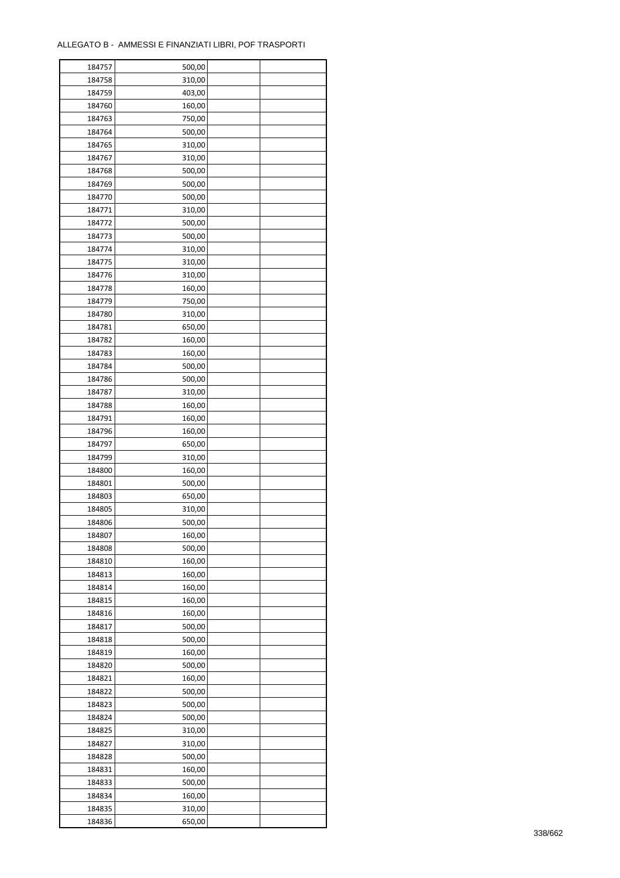ALLEGATO B - AMMESSI E FINANZIATI LIBRI, POF TRASPORTI

| | | | |
|---|---|---|---|
| 184757 | 500,00 | | |
| 184758 | 310,00 | | |
| 184759 | 403,00 | | |
| 184760 | 160,00 | | |
| 184763 | 750,00 | | |
| 184764 | 500,00 | | |
| 184765 | 310,00 | | |
| 184767 | 310,00 | | |
| 184768 | 500,00 | | |
| 184769 | 500,00 | | |
| 184770 | 500,00 | | |
| 184771 | 310,00 | | |
| 184772 | 500,00 | | |
| 184773 | 500,00 | | |
| 184774 | 310,00 | | |
| 184775 | 310,00 | | |
| 184776 | 310,00 | | |
| 184778 | 160,00 | | |
| 184779 | 750,00 | | |
| 184780 | 310,00 | | |
| 184781 | 650,00 | | |
| 184782 | 160,00 | | |
| 184783 | 160,00 | | |
| 184784 | 500,00 | | |
| 184786 | 500,00 | | |
| 184787 | 310,00 | | |
| 184788 | 160,00 | | |
| 184791 | 160,00 | | |
| 184796 | 160,00 | | |
| 184797 | 650,00 | | |
| 184799 | 310,00 | | |
| 184800 | 160,00 | | |
| 184801 | 500,00 | | |
| 184803 | 650,00 | | |
| 184805 | 310,00 | | |
| 184806 | 500,00 | | |
| 184807 | 160,00 | | |
| 184808 | 500,00 | | |
| 184810 | 160,00 | | |
| 184813 | 160,00 | | |
| 184814 | 160,00 | | |
| 184815 | 160,00 | | |
| 184816 | 160,00 | | |
| 184817 | 500,00 | | |
| 184818 | 500,00 | | |
| 184819 | 160,00 | | |
| 184820 | 500,00 | | |
| 184821 | 160,00 | | |
| 184822 | 500,00 | | |
| 184823 | 500,00 | | |
| 184824 | 500,00 | | |
| 184825 | 310,00 | | |
| 184827 | 310,00 | | |
| 184828 | 500,00 | | |
| 184831 | 160,00 | | |
| 184833 | 500,00 | | |
| 184834 | 160,00 | | |
| 184835 | 310,00 | | |
| 184836 | 650,00 | | |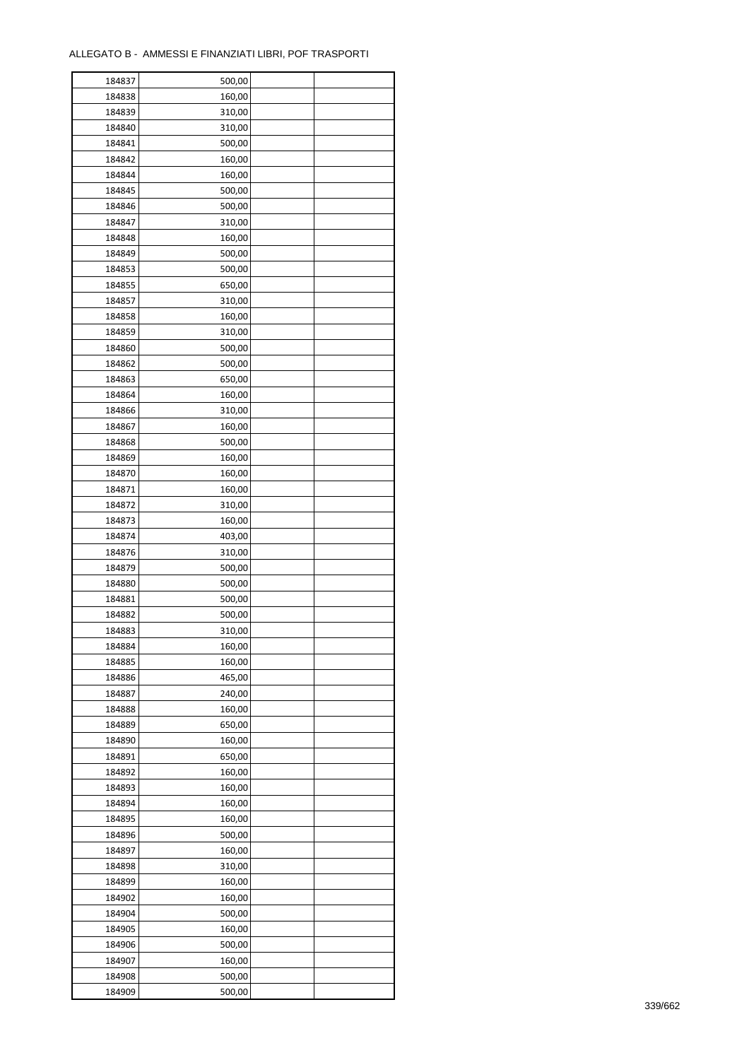ALLEGATO B - AMMESSI E FINANZIATI LIBRI, POF TRASPORTI

| 184837 | 500,00 | | |
|---|---|---|---|
| 184838 | 160,00 | | |
| 184839 | 310,00 | | |
| 184840 | 310,00 | | |
| 184841 | 500,00 | | |
| 184842 | 160,00 | | |
| 184844 | 160,00 | | |
| 184845 | 500,00 | | |
| 184846 | 500,00 | | |
| 184847 | 310,00 | | |
| 184848 | 160,00 | | |
| 184849 | 500,00 | | |
| 184853 | 500,00 | | |
| 184855 | 650,00 | | |
| 184857 | 310,00 | | |
| 184858 | 160,00 | | |
| 184859 | 310,00 | | |
| 184860 | 500,00 | | |
| 184862 | 500,00 | | |
| 184863 | 650,00 | | |
| 184864 | 160,00 | | |
| 184866 | 310,00 | | |
| 184867 | 160,00 | | |
| 184868 | 500,00 | | |
| 184869 | 160,00 | | |
| 184870 | 160,00 | | |
| 184871 | 160,00 | | |
| 184872 | 310,00 | | |
| 184873 | 160,00 | | |
| 184874 | 403,00 | | |
| 184876 | 310,00 | | |
| 184879 | 500,00 | | |
| 184880 | 500,00 | | |
| 184881 | 500,00 | | |
| 184882 | 500,00 | | |
| 184883 | 310,00 | | |
| 184884 | 160,00 | | |
| 184885 | 160,00 | | |
| 184886 | 465,00 | | |
| 184887 | 240,00 | | |
| 184888 | 160,00 | | |
| 184889 | 650,00 | | |
| 184890 | 160,00 | | |
| 184891 | 650,00 | | |
| 184892 | 160,00 | | |
| 184893 | 160,00 | | |
| 184894 | 160,00 | | |
| 184895 | 160,00 | | |
| 184896 | 500,00 | | |
| 184897 | 160,00 | | |
| 184898 | 310,00 | | |
| 184899 | 160,00 | | |
| 184902 | 160,00 | | |
| 184904 | 500,00 | | |
| 184905 | 160,00 | | |
| 184906 | 500,00 | | |
| 184907 | 160,00 | | |
| 184908 | 500,00 | | |
| 184909 | 500,00 | | |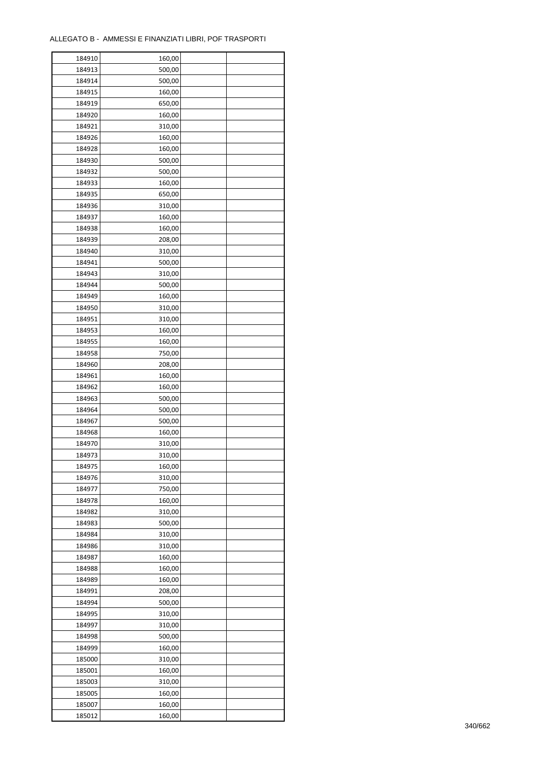ALLEGATO B - AMMESSI E FINANZIATI LIBRI, POF TRASPORTI

| | | | |
|---|---|---|---|
| 184910 | 160,00 | | |
| 184913 | 500,00 | | |
| 184914 | 500,00 | | |
| 184915 | 160,00 | | |
| 184919 | 650,00 | | |
| 184920 | 160,00 | | |
| 184921 | 310,00 | | |
| 184926 | 160,00 | | |
| 184928 | 160,00 | | |
| 184930 | 500,00 | | |
| 184932 | 500,00 | | |
| 184933 | 160,00 | | |
| 184935 | 650,00 | | |
| 184936 | 310,00 | | |
| 184937 | 160,00 | | |
| 184938 | 160,00 | | |
| 184939 | 208,00 | | |
| 184940 | 310,00 | | |
| 184941 | 500,00 | | |
| 184943 | 310,00 | | |
| 184944 | 500,00 | | |
| 184949 | 160,00 | | |
| 184950 | 310,00 | | |
| 184951 | 310,00 | | |
| 184953 | 160,00 | | |
| 184955 | 160,00 | | |
| 184958 | 750,00 | | |
| 184960 | 208,00 | | |
| 184961 | 160,00 | | |
| 184962 | 160,00 | | |
| 184963 | 500,00 | | |
| 184964 | 500,00 | | |
| 184967 | 500,00 | | |
| 184968 | 160,00 | | |
| 184970 | 310,00 | | |
| 184973 | 310,00 | | |
| 184975 | 160,00 | | |
| 184976 | 310,00 | | |
| 184977 | 750,00 | | |
| 184978 | 160,00 | | |
| 184982 | 310,00 | | |
| 184983 | 500,00 | | |
| 184984 | 310,00 | | |
| 184986 | 310,00 | | |
| 184987 | 160,00 | | |
| 184988 | 160,00 | | |
| 184989 | 160,00 | | |
| 184991 | 208,00 | | |
| 184994 | 500,00 | | |
| 184995 | 310,00 | | |
| 184997 | 310,00 | | |
| 184998 | 500,00 | | |
| 184999 | 160,00 | | |
| 185000 | 310,00 | | |
| 185001 | 160,00 | | |
| 185003 | 310,00 | | |
| 185005 | 160,00 | | |
| 185007 | 160,00 | | |
| 185012 | 160,00 | | |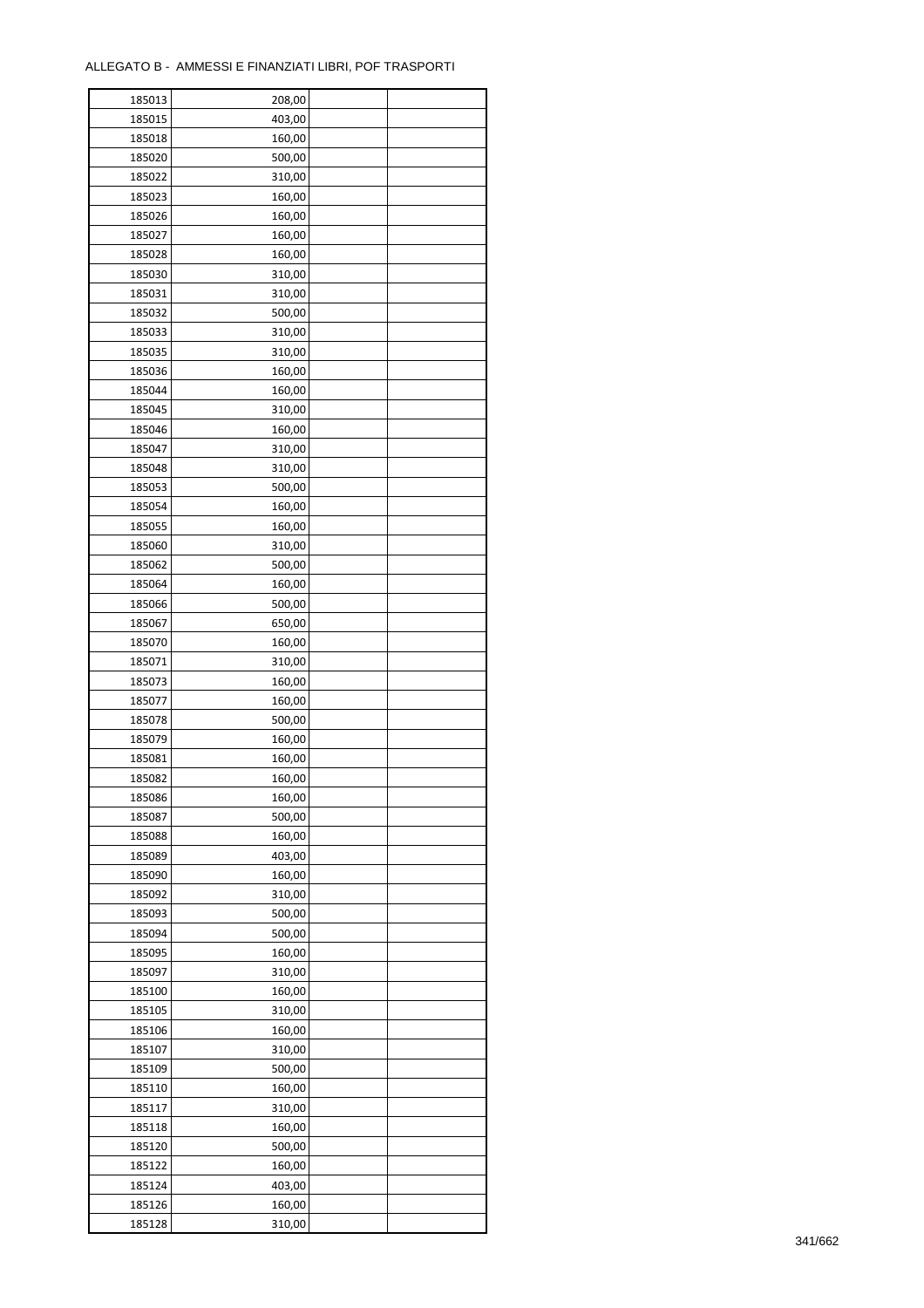ALLEGATO B - AMMESSI E FINANZIATI LIBRI, POF TRASPORTI

| | | | |
|---|---|---|---|
| 185013 | 208,00 | | |
| 185015 | 403,00 | | |
| 185018 | 160,00 | | |
| 185020 | 500,00 | | |
| 185022 | 310,00 | | |
| 185023 | 160,00 | | |
| 185026 | 160,00 | | |
| 185027 | 160,00 | | |
| 185028 | 160,00 | | |
| 185030 | 310,00 | | |
| 185031 | 310,00 | | |
| 185032 | 500,00 | | |
| 185033 | 310,00 | | |
| 185035 | 310,00 | | |
| 185036 | 160,00 | | |
| 185044 | 160,00 | | |
| 185045 | 310,00 | | |
| 185046 | 160,00 | | |
| 185047 | 310,00 | | |
| 185048 | 310,00 | | |
| 185053 | 500,00 | | |
| 185054 | 160,00 | | |
| 185055 | 160,00 | | |
| 185060 | 310,00 | | |
| 185062 | 500,00 | | |
| 185064 | 160,00 | | |
| 185066 | 500,00 | | |
| 185067 | 650,00 | | |
| 185070 | 160,00 | | |
| 185071 | 310,00 | | |
| 185073 | 160,00 | | |
| 185077 | 160,00 | | |
| 185078 | 500,00 | | |
| 185079 | 160,00 | | |
| 185081 | 160,00 | | |
| 185082 | 160,00 | | |
| 185086 | 160,00 | | |
| 185087 | 500,00 | | |
| 185088 | 160,00 | | |
| 185089 | 403,00 | | |
| 185090 | 160,00 | | |
| 185092 | 310,00 | | |
| 185093 | 500,00 | | |
| 185094 | 500,00 | | |
| 185095 | 160,00 | | |
| 185097 | 310,00 | | |
| 185100 | 160,00 | | |
| 185105 | 310,00 | | |
| 185106 | 160,00 | | |
| 185107 | 310,00 | | |
| 185109 | 500,00 | | |
| 185110 | 160,00 | | |
| 185117 | 310,00 | | |
| 185118 | 160,00 | | |
| 185120 | 500,00 | | |
| 185122 | 160,00 | | |
| 185124 | 403,00 | | |
| 185126 | 160,00 | | |
| 185128 | 310,00 | | |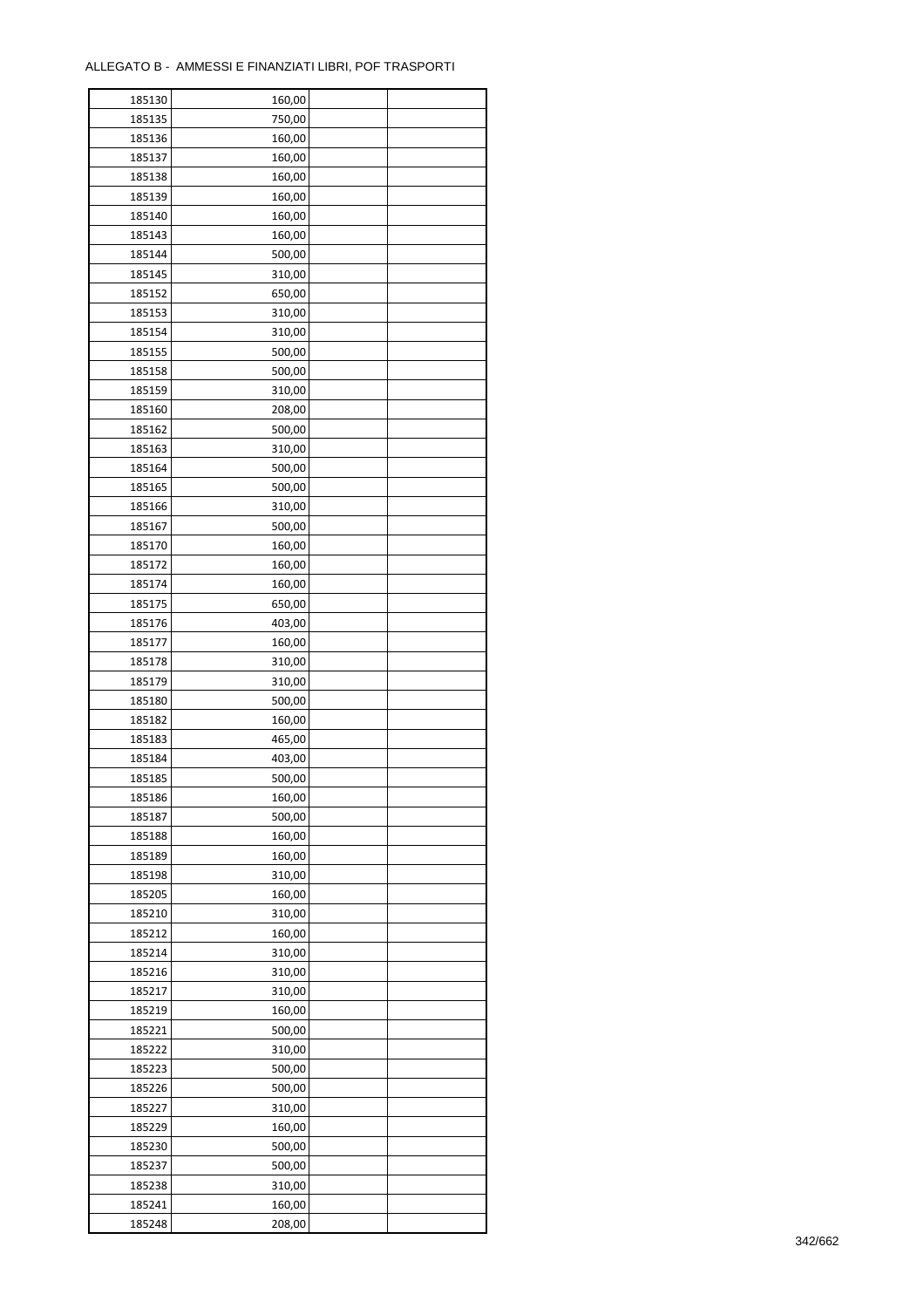ALLEGATO B - AMMESSI E FINANZIATI LIBRI, POF TRASPORTI

| | | | |
|---|---|---|---|
| 185130 | 160,00 | | |
| 185135 | 750,00 | | |
| 185136 | 160,00 | | |
| 185137 | 160,00 | | |
| 185138 | 160,00 | | |
| 185139 | 160,00 | | |
| 185140 | 160,00 | | |
| 185143 | 160,00 | | |
| 185144 | 500,00 | | |
| 185145 | 310,00 | | |
| 185152 | 650,00 | | |
| 185153 | 310,00 | | |
| 185154 | 310,00 | | |
| 185155 | 500,00 | | |
| 185158 | 500,00 | | |
| 185159 | 310,00 | | |
| 185160 | 208,00 | | |
| 185162 | 500,00 | | |
| 185163 | 310,00 | | |
| 185164 | 500,00 | | |
| 185165 | 500,00 | | |
| 185166 | 310,00 | | |
| 185167 | 500,00 | | |
| 185170 | 160,00 | | |
| 185172 | 160,00 | | |
| 185174 | 160,00 | | |
| 185175 | 650,00 | | |
| 185176 | 403,00 | | |
| 185177 | 160,00 | | |
| 185178 | 310,00 | | |
| 185179 | 310,00 | | |
| 185180 | 500,00 | | |
| 185182 | 160,00 | | |
| 185183 | 465,00 | | |
| 185184 | 403,00 | | |
| 185185 | 500,00 | | |
| 185186 | 160,00 | | |
| 185187 | 500,00 | | |
| 185188 | 160,00 | | |
| 185189 | 160,00 | | |
| 185198 | 310,00 | | |
| 185205 | 160,00 | | |
| 185210 | 310,00 | | |
| 185212 | 160,00 | | |
| 185214 | 310,00 | | |
| 185216 | 310,00 | | |
| 185217 | 310,00 | | |
| 185219 | 160,00 | | |
| 185221 | 500,00 | | |
| 185222 | 310,00 | | |
| 185223 | 500,00 | | |
| 185226 | 500,00 | | |
| 185227 | 310,00 | | |
| 185229 | 160,00 | | |
| 185230 | 500,00 | | |
| 185237 | 500,00 | | |
| 185238 | 310,00 | | |
| 185241 | 160,00 | | |
| 185248 | 208,00 | | |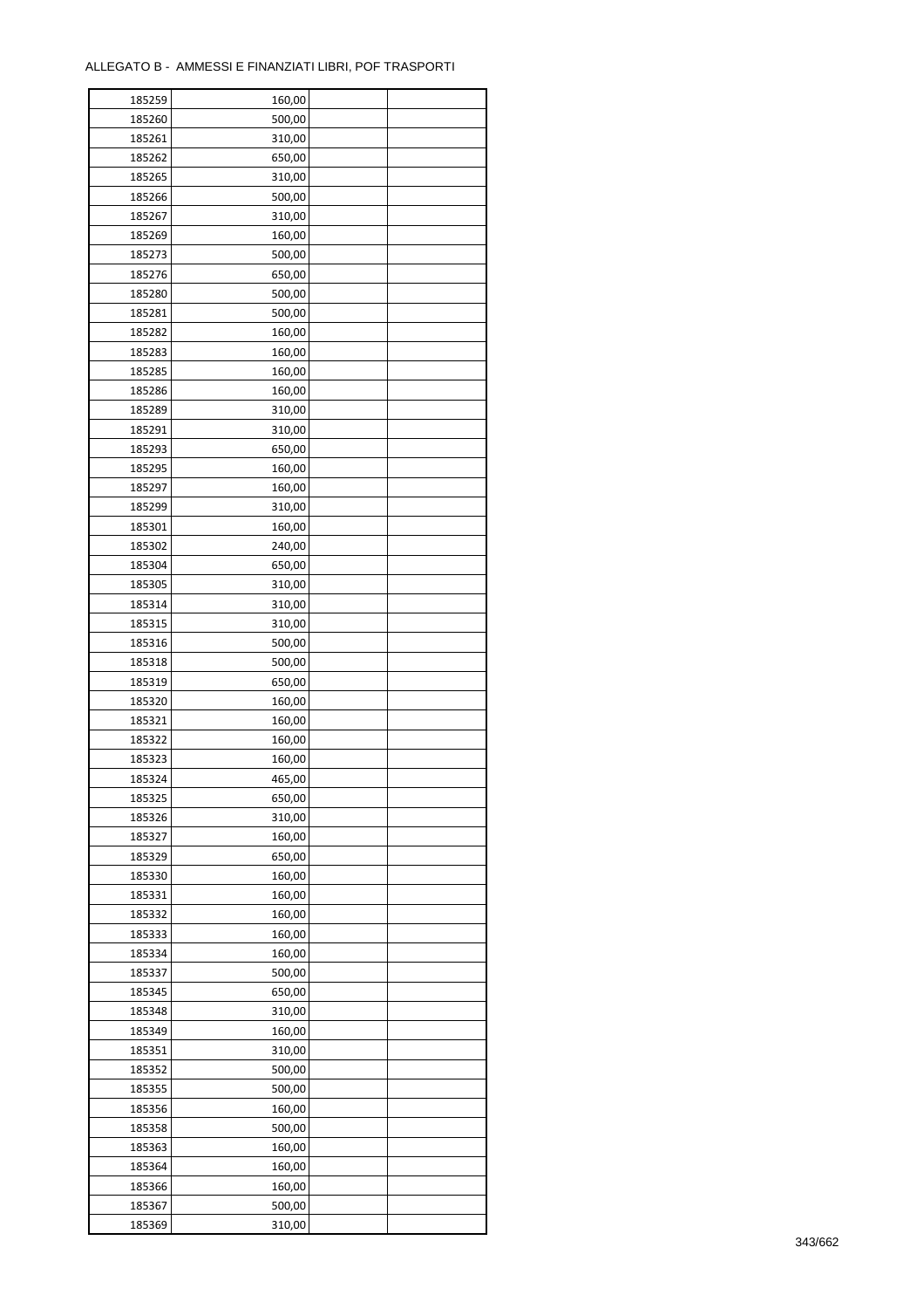ALLEGATO B - AMMESSI E FINANZIATI LIBRI, POF TRASPORTI

| 185259 | 160,00 | | |
|---|---|---|---|
| 185260 | 500,00 | | |
| 185261 | 310,00 | | |
| 185262 | 650,00 | | |
| 185265 | 310,00 | | |
| 185266 | 500,00 | | |
| 185267 | 310,00 | | |
| 185269 | 160,00 | | |
| 185273 | 500,00 | | |
| 185276 | 650,00 | | |
| 185280 | 500,00 | | |
| 185281 | 500,00 | | |
| 185282 | 160,00 | | |
| 185283 | 160,00 | | |
| 185285 | 160,00 | | |
| 185286 | 160,00 | | |
| 185289 | 310,00 | | |
| 185291 | 310,00 | | |
| 185293 | 650,00 | | |
| 185295 | 160,00 | | |
| 185297 | 160,00 | | |
| 185299 | 310,00 | | |
| 185301 | 160,00 | | |
| 185302 | 240,00 | | |
| 185304 | 650,00 | | |
| 185305 | 310,00 | | |
| 185314 | 310,00 | | |
| 185315 | 310,00 | | |
| 185316 | 500,00 | | |
| 185318 | 500,00 | | |
| 185319 | 650,00 | | |
| 185320 | 160,00 | | |
| 185321 | 160,00 | | |
| 185322 | 160,00 | | |
| 185323 | 160,00 | | |
| 185324 | 465,00 | | |
| 185325 | 650,00 | | |
| 185326 | 310,00 | | |
| 185327 | 160,00 | | |
| 185329 | 650,00 | | |
| 185330 | 160,00 | | |
| 185331 | 160,00 | | |
| 185332 | 160,00 | | |
| 185333 | 160,00 | | |
| 185334 | 160,00 | | |
| 185337 | 500,00 | | |
| 185345 | 650,00 | | |
| 185348 | 310,00 | | |
| 185349 | 160,00 | | |
| 185351 | 310,00 | | |
| 185352 | 500,00 | | |
| 185355 | 500,00 | | |
| 185356 | 160,00 | | |
| 185358 | 500,00 | | |
| 185363 | 160,00 | | |
| 185364 | 160,00 | | |
| 185366 | 160,00 | | |
| 185367 | 500,00 | | |
| 185369 | 310,00 | | |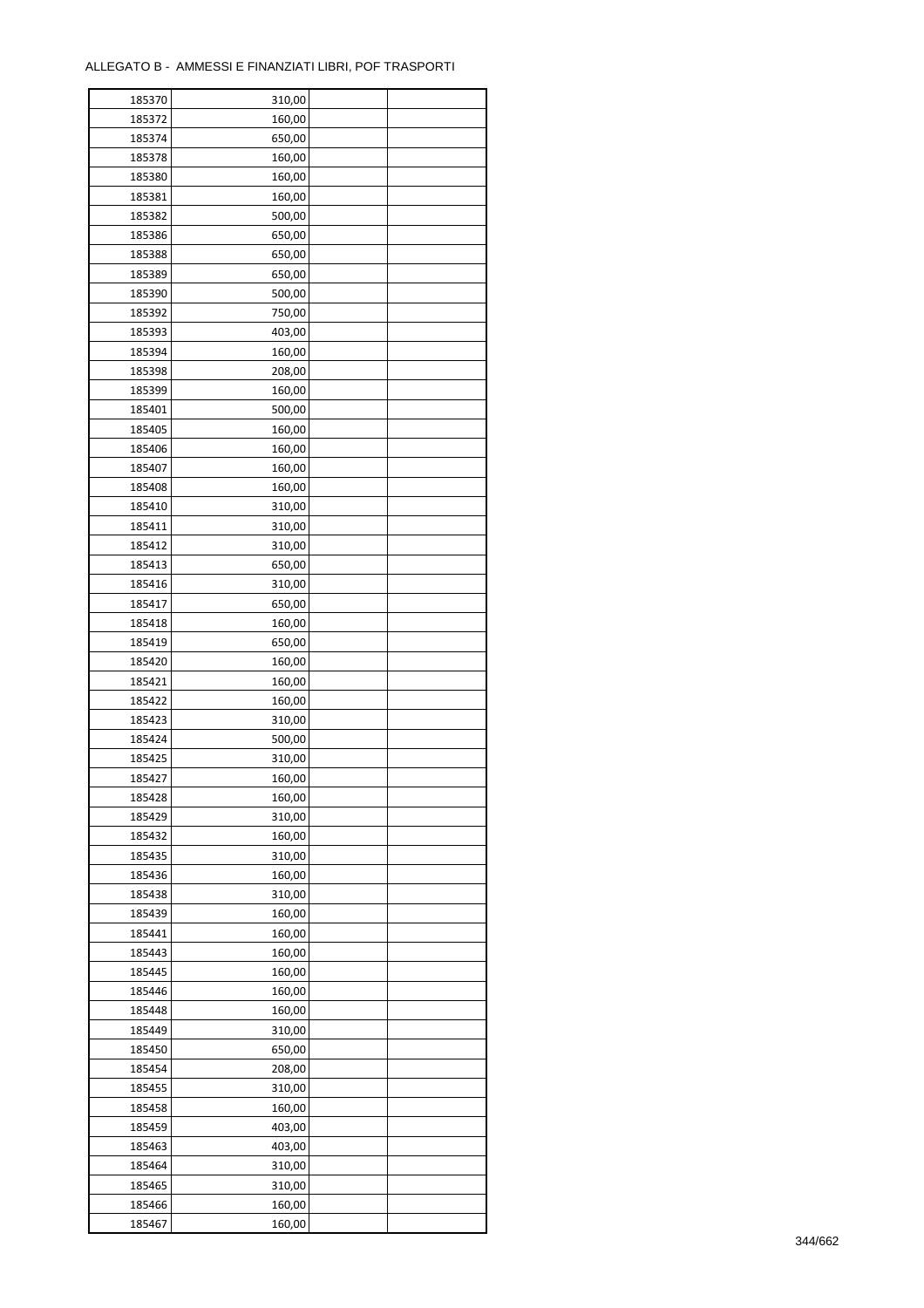ALLEGATO B - AMMESSI E FINANZIATI LIBRI, POF TRASPORTI

| | | | |
|---|---|---|---|
| 185370 | 310,00 | | |
| 185372 | 160,00 | | |
| 185374 | 650,00 | | |
| 185378 | 160,00 | | |
| 185380 | 160,00 | | |
| 185381 | 160,00 | | |
| 185382 | 500,00 | | |
| 185386 | 650,00 | | |
| 185388 | 650,00 | | |
| 185389 | 650,00 | | |
| 185390 | 500,00 | | |
| 185392 | 750,00 | | |
| 185393 | 403,00 | | |
| 185394 | 160,00 | | |
| 185398 | 208,00 | | |
| 185399 | 160,00 | | |
| 185401 | 500,00 | | |
| 185405 | 160,00 | | |
| 185406 | 160,00 | | |
| 185407 | 160,00 | | |
| 185408 | 160,00 | | |
| 185410 | 310,00 | | |
| 185411 | 310,00 | | |
| 185412 | 310,00 | | |
| 185413 | 650,00 | | |
| 185416 | 310,00 | | |
| 185417 | 650,00 | | |
| 185418 | 160,00 | | |
| 185419 | 650,00 | | |
| 185420 | 160,00 | | |
| 185421 | 160,00 | | |
| 185422 | 160,00 | | |
| 185423 | 310,00 | | |
| 185424 | 500,00 | | |
| 185425 | 310,00 | | |
| 185427 | 160,00 | | |
| 185428 | 160,00 | | |
| 185429 | 310,00 | | |
| 185432 | 160,00 | | |
| 185435 | 310,00 | | |
| 185436 | 160,00 | | |
| 185438 | 310,00 | | |
| 185439 | 160,00 | | |
| 185441 | 160,00 | | |
| 185443 | 160,00 | | |
| 185445 | 160,00 | | |
| 185446 | 160,00 | | |
| 185448 | 160,00 | | |
| 185449 | 310,00 | | |
| 185450 | 650,00 | | |
| 185454 | 208,00 | | |
| 185455 | 310,00 | | |
| 185458 | 160,00 | | |
| 185459 | 403,00 | | |
| 185463 | 403,00 | | |
| 185464 | 310,00 | | |
| 185465 | 310,00 | | |
| 185466 | 160,00 | | |
| 185467 | 160,00 | | |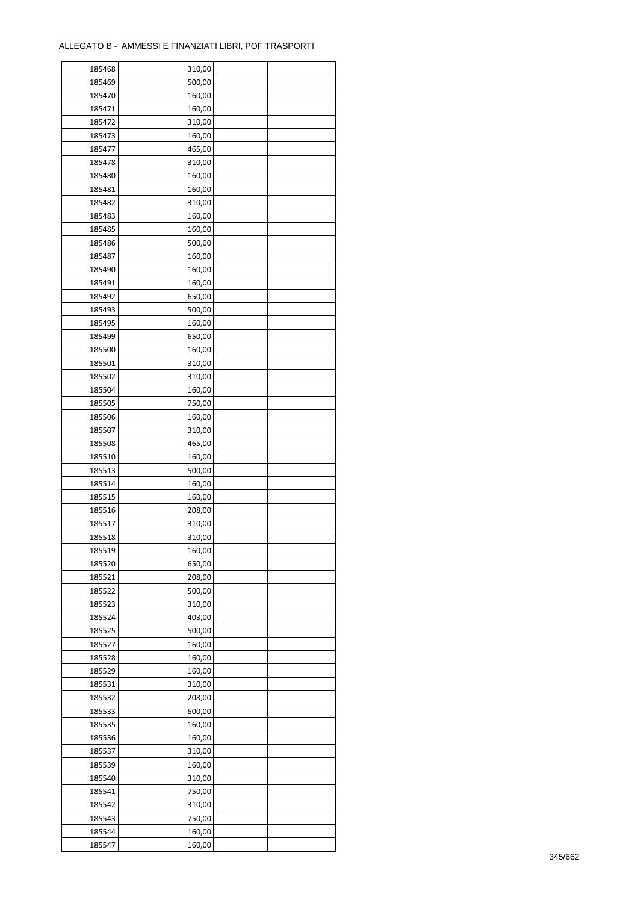ALLEGATO B - AMMESSI E FINANZIATI LIBRI, POF TRASPORTI

| | | | |
|---|---|---|---|
| 185468 | 310,00 | | |
| 185469 | 500,00 | | |
| 185470 | 160,00 | | |
| 185471 | 160,00 | | |
| 185472 | 310,00 | | |
| 185473 | 160,00 | | |
| 185477 | 465,00 | | |
| 185478 | 310,00 | | |
| 185480 | 160,00 | | |
| 185481 | 160,00 | | |
| 185482 | 310,00 | | |
| 185483 | 160,00 | | |
| 185485 | 160,00 | | |
| 185486 | 500,00 | | |
| 185487 | 160,00 | | |
| 185490 | 160,00 | | |
| 185491 | 160,00 | | |
| 185492 | 650,00 | | |
| 185493 | 500,00 | | |
| 185495 | 160,00 | | |
| 185499 | 650,00 | | |
| 185500 | 160,00 | | |
| 185501 | 310,00 | | |
| 185502 | 310,00 | | |
| 185504 | 160,00 | | |
| 185505 | 750,00 | | |
| 185506 | 160,00 | | |
| 185507 | 310,00 | | |
| 185508 | 465,00 | | |
| 185510 | 160,00 | | |
| 185513 | 500,00 | | |
| 185514 | 160,00 | | |
| 185515 | 160,00 | | |
| 185516 | 208,00 | | |
| 185517 | 310,00 | | |
| 185518 | 310,00 | | |
| 185519 | 160,00 | | |
| 185520 | 650,00 | | |
| 185521 | 208,00 | | |
| 185522 | 500,00 | | |
| 185523 | 310,00 | | |
| 185524 | 403,00 | | |
| 185525 | 500,00 | | |
| 185527 | 160,00 | | |
| 185528 | 160,00 | | |
| 185529 | 160,00 | | |
| 185531 | 310,00 | | |
| 185532 | 208,00 | | |
| 185533 | 500,00 | | |
| 185535 | 160,00 | | |
| 185536 | 160,00 | | |
| 185537 | 310,00 | | |
| 185539 | 160,00 | | |
| 185540 | 310,00 | | |
| 185541 | 750,00 | | |
| 185542 | 310,00 | | |
| 185543 | 750,00 | | |
| 185544 | 160,00 | | |
| 185547 | 160,00 | | |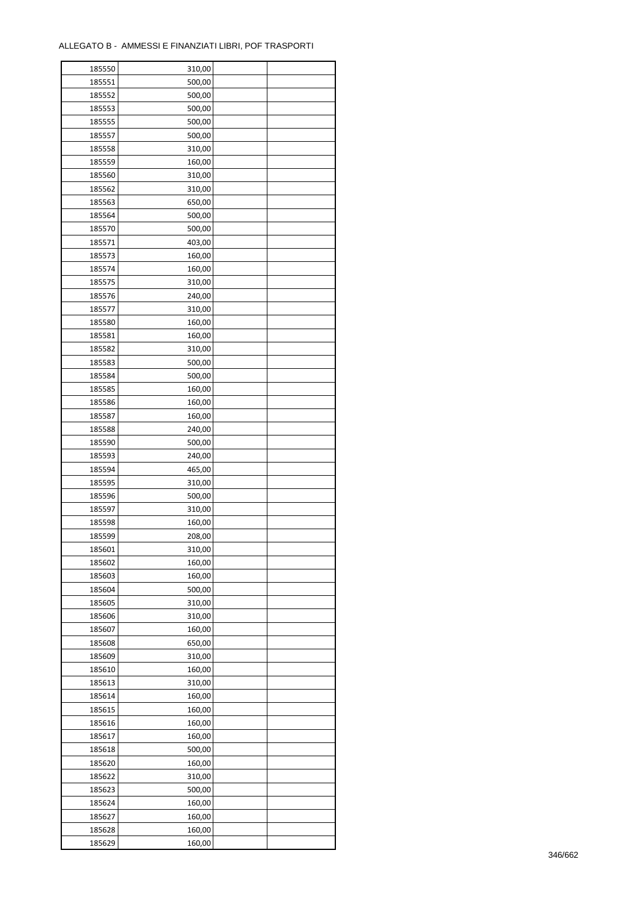ALLEGATO B - AMMESSI E FINANZIATI LIBRI, POF TRASPORTI

| | | | |
|---|---|---|---|
| 185550 | 310,00 | | |
| 185551 | 500,00 | | |
| 185552 | 500,00 | | |
| 185553 | 500,00 | | |
| 185555 | 500,00 | | |
| 185557 | 500,00 | | |
| 185558 | 310,00 | | |
| 185559 | 160,00 | | |
| 185560 | 310,00 | | |
| 185562 | 310,00 | | |
| 185563 | 650,00 | | |
| 185564 | 500,00 | | |
| 185570 | 500,00 | | |
| 185571 | 403,00 | | |
| 185573 | 160,00 | | |
| 185574 | 160,00 | | |
| 185575 | 310,00 | | |
| 185576 | 240,00 | | |
| 185577 | 310,00 | | |
| 185580 | 160,00 | | |
| 185581 | 160,00 | | |
| 185582 | 310,00 | | |
| 185583 | 500,00 | | |
| 185584 | 500,00 | | |
| 185585 | 160,00 | | |
| 185586 | 160,00 | | |
| 185587 | 160,00 | | |
| 185588 | 240,00 | | |
| 185590 | 500,00 | | |
| 185593 | 240,00 | | |
| 185594 | 465,00 | | |
| 185595 | 310,00 | | |
| 185596 | 500,00 | | |
| 185597 | 310,00 | | |
| 185598 | 160,00 | | |
| 185599 | 208,00 | | |
| 185601 | 310,00 | | |
| 185602 | 160,00 | | |
| 185603 | 160,00 | | |
| 185604 | 500,00 | | |
| 185605 | 310,00 | | |
| 185606 | 310,00 | | |
| 185607 | 160,00 | | |
| 185608 | 650,00 | | |
| 185609 | 310,00 | | |
| 185610 | 160,00 | | |
| 185613 | 310,00 | | |
| 185614 | 160,00 | | |
| 185615 | 160,00 | | |
| 185616 | 160,00 | | |
| 185617 | 160,00 | | |
| 185618 | 500,00 | | |
| 185620 | 160,00 | | |
| 185622 | 310,00 | | |
| 185623 | 500,00 | | |
| 185624 | 160,00 | | |
| 185627 | 160,00 | | |
| 185628 | 160,00 | | |
| 185629 | 160,00 | | |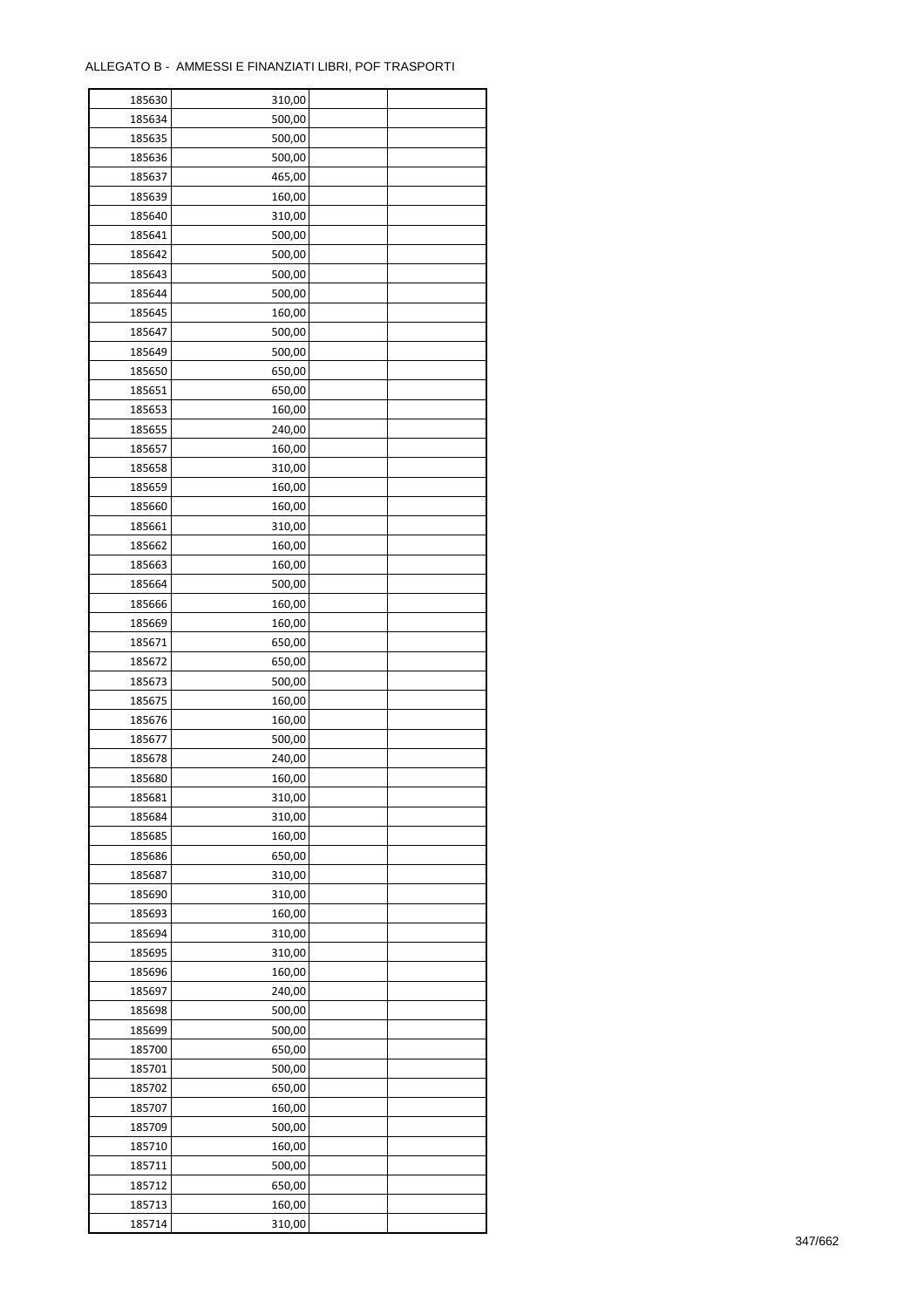| | | | |
|---|---|---|---|
| 185630 | 310,00 | | |
| 185634 | 500,00 | | |
| 185635 | 500,00 | | |
| 185636 | 500,00 | | |
| 185637 | 465,00 | | |
| 185639 | 160,00 | | |
| 185640 | 310,00 | | |
| 185641 | 500,00 | | |
| 185642 | 500,00 | | |
| 185643 | 500,00 | | |
| 185644 | 500,00 | | |
| 185645 | 160,00 | | |
| 185647 | 500,00 | | |
| 185649 | 500,00 | | |
| 185650 | 650,00 | | |
| 185651 | 650,00 | | |
| 185653 | 160,00 | | |
| 185655 | 240,00 | | |
| 185657 | 160,00 | | |
| 185658 | 310,00 | | |
| 185659 | 160,00 | | |
| 185660 | 160,00 | | |
| 185661 | 310,00 | | |
| 185662 | 160,00 | | |
| 185663 | 160,00 | | |
| 185664 | 500,00 | | |
| 185666 | 160,00 | | |
| 185669 | 160,00 | | |
| 185671 | 650,00 | | |
| 185672 | 650,00 | | |
| 185673 | 500,00 | | |
| 185675 | 160,00 | | |
| 185676 | 160,00 | | |
| 185677 | 500,00 | | |
| 185678 | 240,00 | | |
| 185680 | 160,00 | | |
| 185681 | 310,00 | | |
| 185684 | 310,00 | | |
| 185685 | 160,00 | | |
| 185686 | 650,00 | | |
| 185687 | 310,00 | | |
| 185690 | 310,00 | | |
| 185693 | 160,00 | | |
| 185694 | 310,00 | | |
| 185695 | 310,00 | | |
| 185696 | 160,00 | | |
| 185697 | 240,00 | | |
| 185698 | 500,00 | | |
| 185699 | 500,00 | | |
| 185700 | 650,00 | | |
| 185701 | 500,00 | | |
| 185702 | 650,00 | | |
| 185707 | 160,00 | | |
| 185709 | 500,00 | | |
| 185710 | 160,00 | | |
| 185711 | 500,00 | | |
| 185712 | 650,00 | | |
| 185713 | 160,00 | | |
| 185714 | 310,00 | | |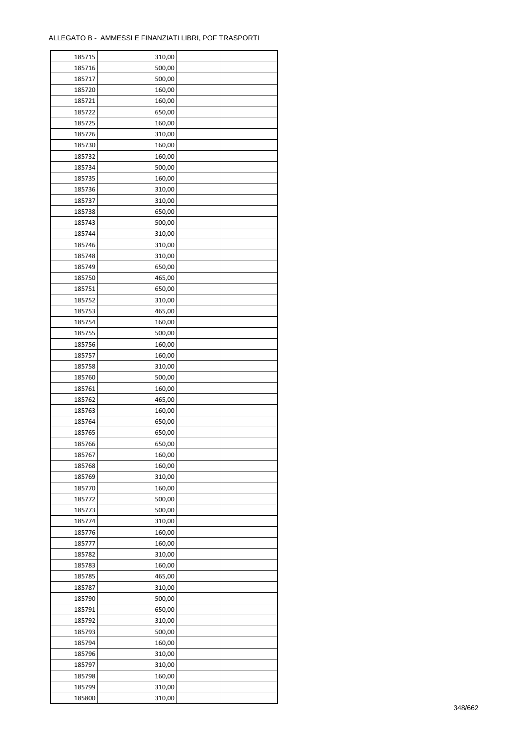ALLEGATO B - AMMESSI E FINANZIATI LIBRI, POF TRASPORTI

| | | | |
|---|---|---|---|
| 185715 | 310,00 | | |
| 185716 | 500,00 | | |
| 185717 | 500,00 | | |
| 185720 | 160,00 | | |
| 185721 | 160,00 | | |
| 185722 | 650,00 | | |
| 185725 | 160,00 | | |
| 185726 | 310,00 | | |
| 185730 | 160,00 | | |
| 185732 | 160,00 | | |
| 185734 | 500,00 | | |
| 185735 | 160,00 | | |
| 185736 | 310,00 | | |
| 185737 | 310,00 | | |
| 185738 | 650,00 | | |
| 185743 | 500,00 | | |
| 185744 | 310,00 | | |
| 185746 | 310,00 | | |
| 185748 | 310,00 | | |
| 185749 | 650,00 | | |
| 185750 | 465,00 | | |
| 185751 | 650,00 | | |
| 185752 | 310,00 | | |
| 185753 | 465,00 | | |
| 185754 | 160,00 | | |
| 185755 | 500,00 | | |
| 185756 | 160,00 | | |
| 185757 | 160,00 | | |
| 185758 | 310,00 | | |
| 185760 | 500,00 | | |
| 185761 | 160,00 | | |
| 185762 | 465,00 | | |
| 185763 | 160,00 | | |
| 185764 | 650,00 | | |
| 185765 | 650,00 | | |
| 185766 | 650,00 | | |
| 185767 | 160,00 | | |
| 185768 | 160,00 | | |
| 185769 | 310,00 | | |
| 185770 | 160,00 | | |
| 185772 | 500,00 | | |
| 185773 | 500,00 | | |
| 185774 | 310,00 | | |
| 185776 | 160,00 | | |
| 185777 | 160,00 | | |
| 185782 | 310,00 | | |
| 185783 | 160,00 | | |
| 185785 | 465,00 | | |
| 185787 | 310,00 | | |
| 185790 | 500,00 | | |
| 185791 | 650,00 | | |
| 185792 | 310,00 | | |
| 185793 | 500,00 | | |
| 185794 | 160,00 | | |
| 185796 | 310,00 | | |
| 185797 | 310,00 | | |
| 185798 | 160,00 | | |
| 185799 | 310,00 | | |
| 185800 | 310,00 | | |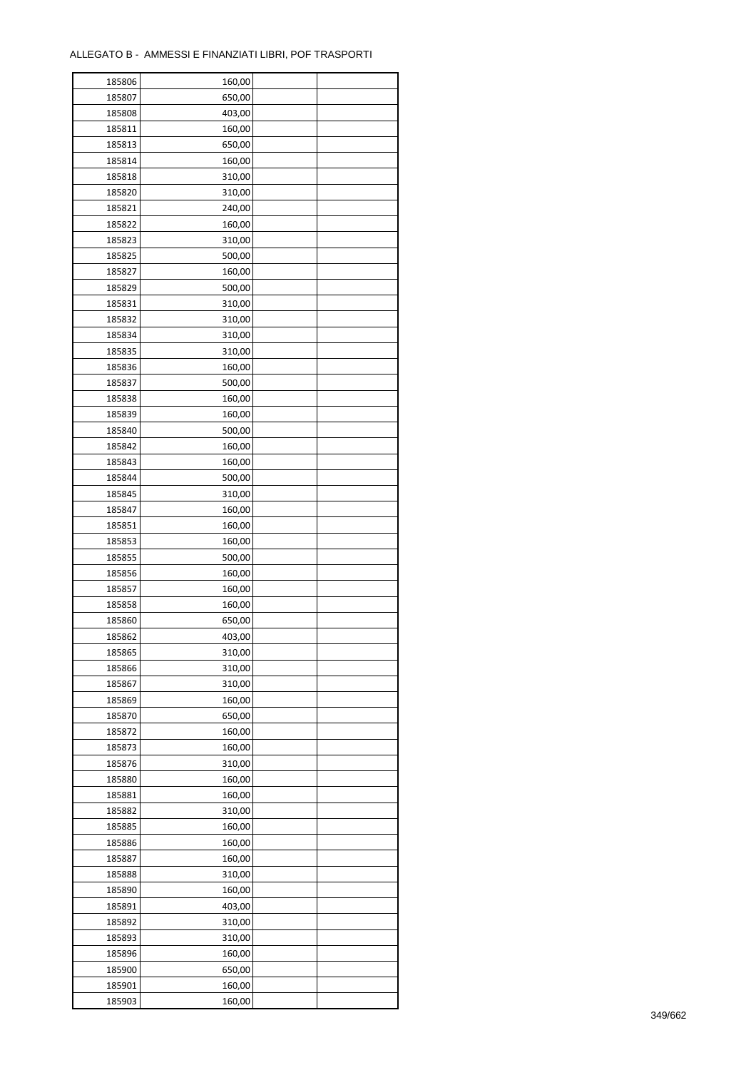ALLEGATO B - AMMESSI E FINANZIATI LIBRI, POF TRASPORTI

| | | | |
|---|---|---|---|
| 185806 | 160,00 | | |
| 185807 | 650,00 | | |
| 185808 | 403,00 | | |
| 185811 | 160,00 | | |
| 185813 | 650,00 | | |
| 185814 | 160,00 | | |
| 185818 | 310,00 | | |
| 185820 | 310,00 | | |
| 185821 | 240,00 | | |
| 185822 | 160,00 | | |
| 185823 | 310,00 | | |
| 185825 | 500,00 | | |
| 185827 | 160,00 | | |
| 185829 | 500,00 | | |
| 185831 | 310,00 | | |
| 185832 | 310,00 | | |
| 185834 | 310,00 | | |
| 185835 | 310,00 | | |
| 185836 | 160,00 | | |
| 185837 | 500,00 | | |
| 185838 | 160,00 | | |
| 185839 | 160,00 | | |
| 185840 | 500,00 | | |
| 185842 | 160,00 | | |
| 185843 | 160,00 | | |
| 185844 | 500,00 | | |
| 185845 | 310,00 | | |
| 185847 | 160,00 | | |
| 185851 | 160,00 | | |
| 185853 | 160,00 | | |
| 185855 | 500,00 | | |
| 185856 | 160,00 | | |
| 185857 | 160,00 | | |
| 185858 | 160,00 | | |
| 185860 | 650,00 | | |
| 185862 | 403,00 | | |
| 185865 | 310,00 | | |
| 185866 | 310,00 | | |
| 185867 | 310,00 | | |
| 185869 | 160,00 | | |
| 185870 | 650,00 | | |
| 185872 | 160,00 | | |
| 185873 | 160,00 | | |
| 185876 | 310,00 | | |
| 185880 | 160,00 | | |
| 185881 | 160,00 | | |
| 185882 | 310,00 | | |
| 185885 | 160,00 | | |
| 185886 | 160,00 | | |
| 185887 | 160,00 | | |
| 185888 | 310,00 | | |
| 185890 | 160,00 | | |
| 185891 | 403,00 | | |
| 185892 | 310,00 | | |
| 185893 | 310,00 | | |
| 185896 | 160,00 | | |
| 185900 | 650,00 | | |
| 185901 | 160,00 | | |
| 185903 | 160,00 | | |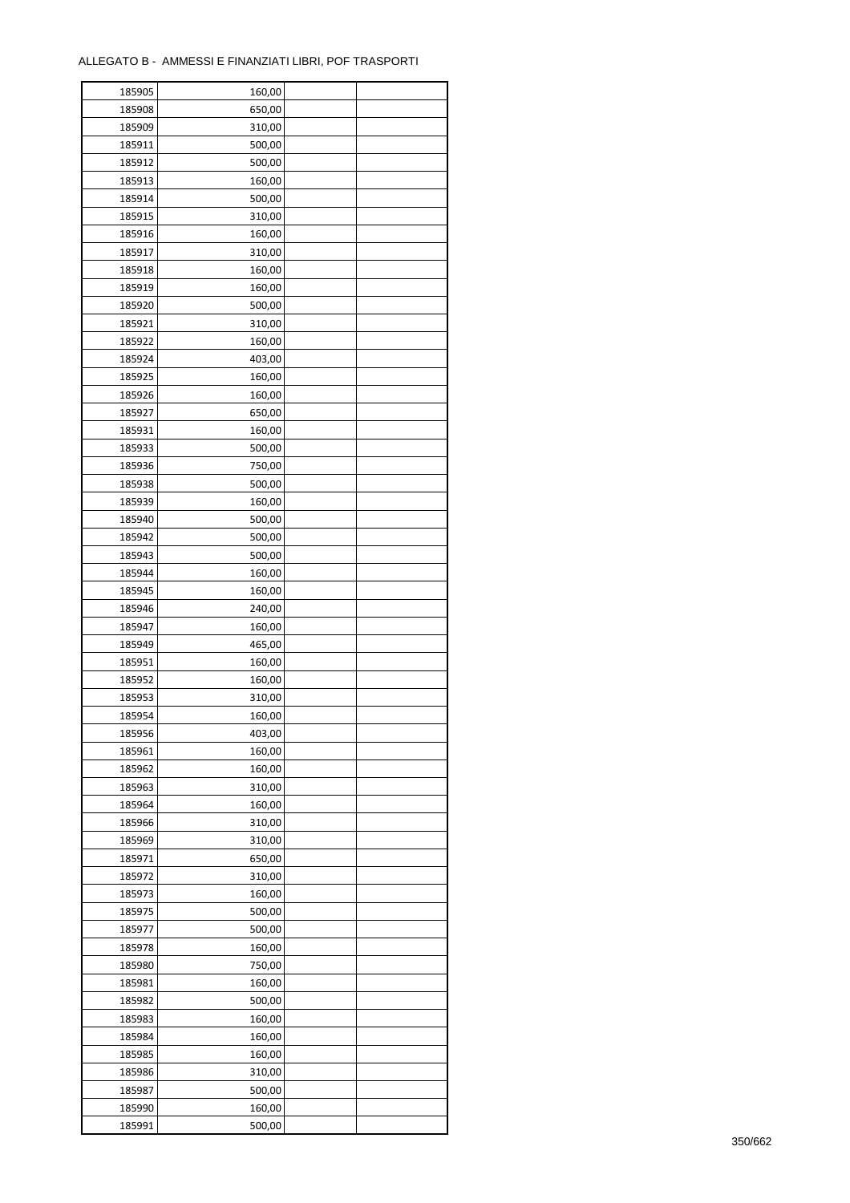ALLEGATO B - AMMESSI E FINANZIATI LIBRI, POF TRASPORTI

| | | | |
|---|---|---|---|
| 185905 | 160,00 | | |
| 185908 | 650,00 | | |
| 185909 | 310,00 | | |
| 185911 | 500,00 | | |
| 185912 | 500,00 | | |
| 185913 | 160,00 | | |
| 185914 | 500,00 | | |
| 185915 | 310,00 | | |
| 185916 | 160,00 | | |
| 185917 | 310,00 | | |
| 185918 | 160,00 | | |
| 185919 | 160,00 | | |
| 185920 | 500,00 | | |
| 185921 | 310,00 | | |
| 185922 | 160,00 | | |
| 185924 | 403,00 | | |
| 185925 | 160,00 | | |
| 185926 | 160,00 | | |
| 185927 | 650,00 | | |
| 185931 | 160,00 | | |
| 185933 | 500,00 | | |
| 185936 | 750,00 | | |
| 185938 | 500,00 | | |
| 185939 | 160,00 | | |
| 185940 | 500,00 | | |
| 185942 | 500,00 | | |
| 185943 | 500,00 | | |
| 185944 | 160,00 | | |
| 185945 | 160,00 | | |
| 185946 | 240,00 | | |
| 185947 | 160,00 | | |
| 185949 | 465,00 | | |
| 185951 | 160,00 | | |
| 185952 | 160,00 | | |
| 185953 | 310,00 | | |
| 185954 | 160,00 | | |
| 185956 | 403,00 | | |
| 185961 | 160,00 | | |
| 185962 | 160,00 | | |
| 185963 | 310,00 | | |
| 185964 | 160,00 | | |
| 185966 | 310,00 | | |
| 185969 | 310,00 | | |
| 185971 | 650,00 | | |
| 185972 | 310,00 | | |
| 185973 | 160,00 | | |
| 185975 | 500,00 | | |
| 185977 | 500,00 | | |
| 185978 | 160,00 | | |
| 185980 | 750,00 | | |
| 185981 | 160,00 | | |
| 185982 | 500,00 | | |
| 185983 | 160,00 | | |
| 185984 | 160,00 | | |
| 185985 | 160,00 | | |
| 185986 | 310,00 | | |
| 185987 | 500,00 | | |
| 185990 | 160,00 | | |
| 185991 | 500,00 | | |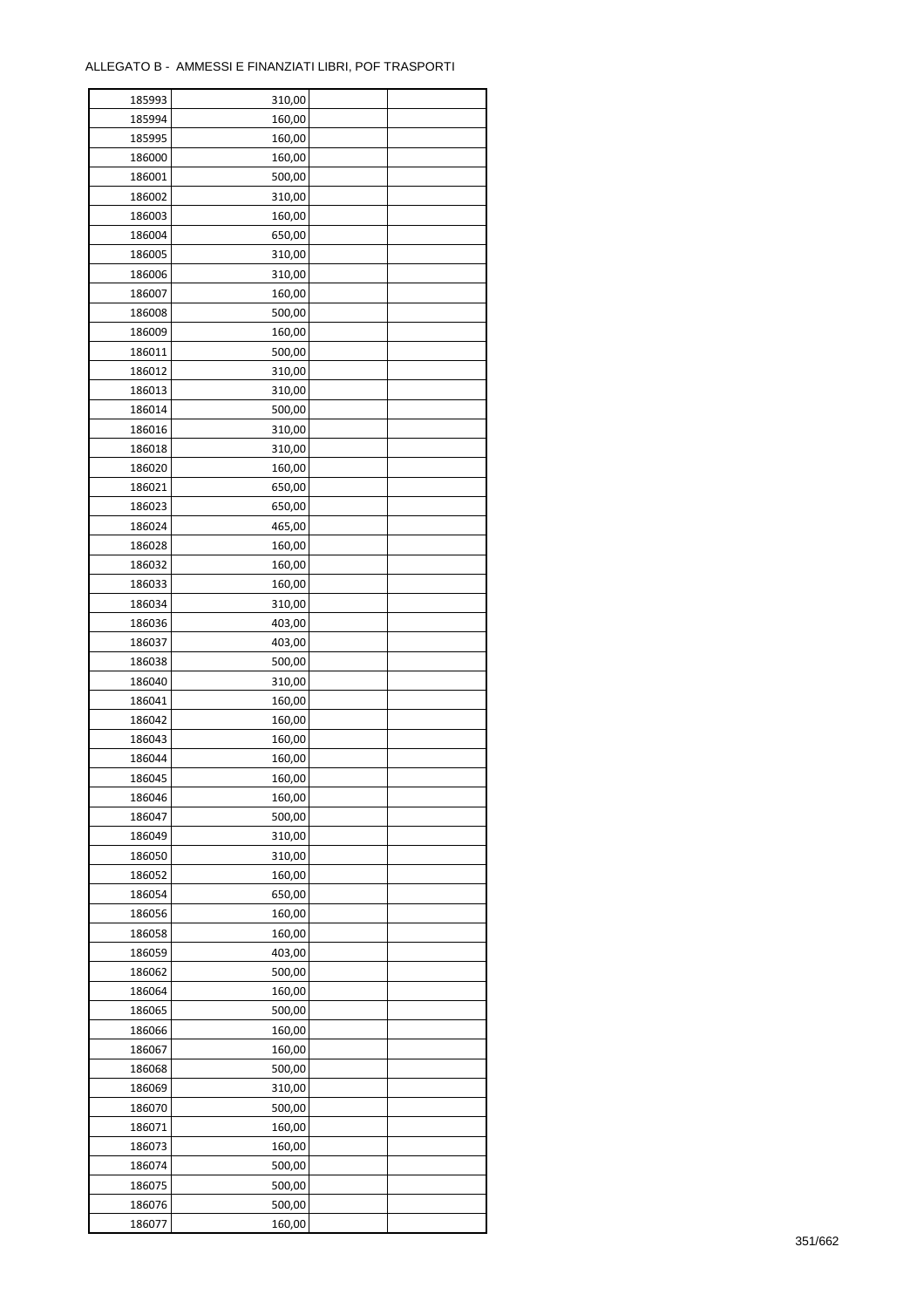ALLEGATO B - AMMESSI E FINANZIATI LIBRI, POF TRASPORTI

| | | | |
|---|---|---|---|
| 185993 | 310,00 | | |
| 185994 | 160,00 | | |
| 185995 | 160,00 | | |
| 186000 | 160,00 | | |
| 186001 | 500,00 | | |
| 186002 | 310,00 | | |
| 186003 | 160,00 | | |
| 186004 | 650,00 | | |
| 186005 | 310,00 | | |
| 186006 | 310,00 | | |
| 186007 | 160,00 | | |
| 186008 | 500,00 | | |
| 186009 | 160,00 | | |
| 186011 | 500,00 | | |
| 186012 | 310,00 | | |
| 186013 | 310,00 | | |
| 186014 | 500,00 | | |
| 186016 | 310,00 | | |
| 186018 | 310,00 | | |
| 186020 | 160,00 | | |
| 186021 | 650,00 | | |
| 186023 | 650,00 | | |
| 186024 | 465,00 | | |
| 186028 | 160,00 | | |
| 186032 | 160,00 | | |
| 186033 | 160,00 | | |
| 186034 | 310,00 | | |
| 186036 | 403,00 | | |
| 186037 | 403,00 | | |
| 186038 | 500,00 | | |
| 186040 | 310,00 | | |
| 186041 | 160,00 | | |
| 186042 | 160,00 | | |
| 186043 | 160,00 | | |
| 186044 | 160,00 | | |
| 186045 | 160,00 | | |
| 186046 | 160,00 | | |
| 186047 | 500,00 | | |
| 186049 | 310,00 | | |
| 186050 | 310,00 | | |
| 186052 | 160,00 | | |
| 186054 | 650,00 | | |
| 186056 | 160,00 | | |
| 186058 | 160,00 | | |
| 186059 | 403,00 | | |
| 186062 | 500,00 | | |
| 186064 | 160,00 | | |
| 186065 | 500,00 | | |
| 186066 | 160,00 | | |
| 186067 | 160,00 | | |
| 186068 | 500,00 | | |
| 186069 | 310,00 | | |
| 186070 | 500,00 | | |
| 186071 | 160,00 | | |
| 186073 | 160,00 | | |
| 186074 | 500,00 | | |
| 186075 | 500,00 | | |
| 186076 | 500,00 | | |
| 186077 | 160,00 | | |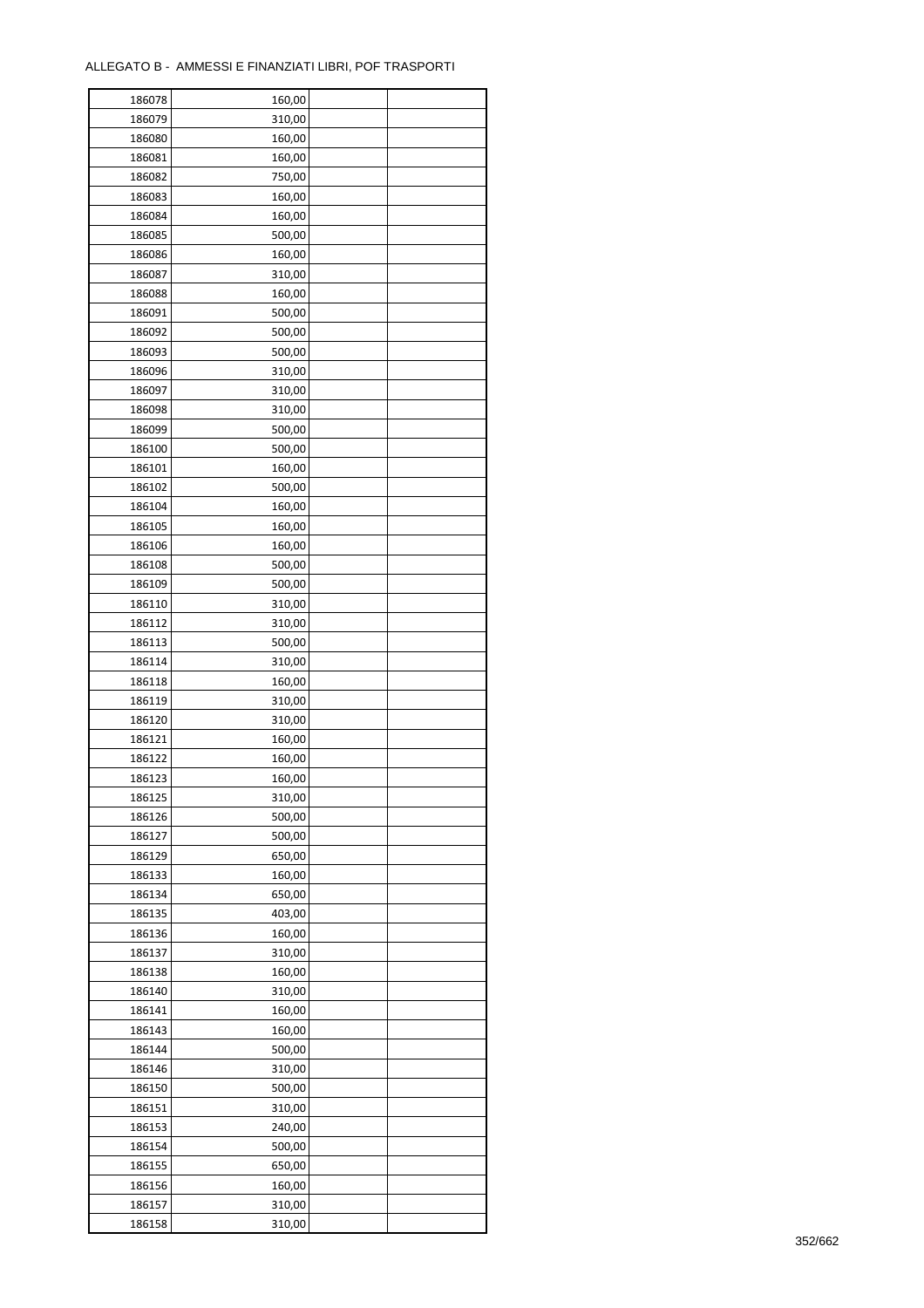ALLEGATO B - AMMESSI E FINANZIATI LIBRI, POF TRASPORTI

| | | | |
|---|---|---|---|
| 186078 | 160,00 | | |
| 186079 | 310,00 | | |
| 186080 | 160,00 | | |
| 186081 | 160,00 | | |
| 186082 | 750,00 | | |
| 186083 | 160,00 | | |
| 186084 | 160,00 | | |
| 186085 | 500,00 | | |
| 186086 | 160,00 | | |
| 186087 | 310,00 | | |
| 186088 | 160,00 | | |
| 186091 | 500,00 | | |
| 186092 | 500,00 | | |
| 186093 | 500,00 | | |
| 186096 | 310,00 | | |
| 186097 | 310,00 | | |
| 186098 | 310,00 | | |
| 186099 | 500,00 | | |
| 186100 | 500,00 | | |
| 186101 | 160,00 | | |
| 186102 | 500,00 | | |
| 186104 | 160,00 | | |
| 186105 | 160,00 | | |
| 186106 | 160,00 | | |
| 186108 | 500,00 | | |
| 186109 | 500,00 | | |
| 186110 | 310,00 | | |
| 186112 | 310,00 | | |
| 186113 | 500,00 | | |
| 186114 | 310,00 | | |
| 186118 | 160,00 | | |
| 186119 | 310,00 | | |
| 186120 | 310,00 | | |
| 186121 | 160,00 | | |
| 186122 | 160,00 | | |
| 186123 | 160,00 | | |
| 186125 | 310,00 | | |
| 186126 | 500,00 | | |
| 186127 | 500,00 | | |
| 186129 | 650,00 | | |
| 186133 | 160,00 | | |
| 186134 | 650,00 | | |
| 186135 | 403,00 | | |
| 186136 | 160,00 | | |
| 186137 | 310,00 | | |
| 186138 | 160,00 | | |
| 186140 | 310,00 | | |
| 186141 | 160,00 | | |
| 186143 | 160,00 | | |
| 186144 | 500,00 | | |
| 186146 | 310,00 | | |
| 186150 | 500,00 | | |
| 186151 | 310,00 | | |
| 186153 | 240,00 | | |
| 186154 | 500,00 | | |
| 186155 | 650,00 | | |
| 186156 | 160,00 | | |
| 186157 | 310,00 | | |
| 186158 | 310,00 | | |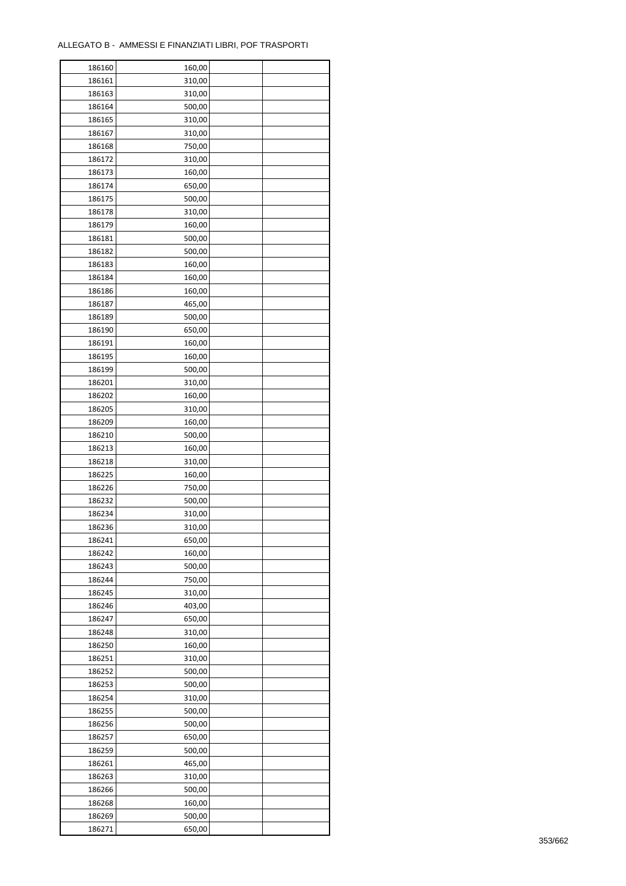ALLEGATO B - AMMESSI E FINANZIATI LIBRI, POF TRASPORTI

| 186160 | 160,00 | | |
|---|---|---|---|
| 186161 | 310,00 | | |
| 186163 | 310,00 | | |
| 186164 | 500,00 | | |
| 186165 | 310,00 | | |
| 186167 | 310,00 | | |
| 186168 | 750,00 | | |
| 186172 | 310,00 | | |
| 186173 | 160,00 | | |
| 186174 | 650,00 | | |
| 186175 | 500,00 | | |
| 186178 | 310,00 | | |
| 186179 | 160,00 | | |
| 186181 | 500,00 | | |
| 186182 | 500,00 | | |
| 186183 | 160,00 | | |
| 186184 | 160,00 | | |
| 186186 | 160,00 | | |
| 186187 | 465,00 | | |
| 186189 | 500,00 | | |
| 186190 | 650,00 | | |
| 186191 | 160,00 | | |
| 186195 | 160,00 | | |
| 186199 | 500,00 | | |
| 186201 | 310,00 | | |
| 186202 | 160,00 | | |
| 186205 | 310,00 | | |
| 186209 | 160,00 | | |
| 186210 | 500,00 | | |
| 186213 | 160,00 | | |
| 186218 | 310,00 | | |
| 186225 | 160,00 | | |
| 186226 | 750,00 | | |
| 186232 | 500,00 | | |
| 186234 | 310,00 | | |
| 186236 | 310,00 | | |
| 186241 | 650,00 | | |
| 186242 | 160,00 | | |
| 186243 | 500,00 | | |
| 186244 | 750,00 | | |
| 186245 | 310,00 | | |
| 186246 | 403,00 | | |
| 186247 | 650,00 | | |
| 186248 | 310,00 | | |
| 186250 | 160,00 | | |
| 186251 | 310,00 | | |
| 186252 | 500,00 | | |
| 186253 | 500,00 | | |
| 186254 | 310,00 | | |
| 186255 | 500,00 | | |
| 186256 | 500,00 | | |
| 186257 | 650,00 | | |
| 186259 | 500,00 | | |
| 186261 | 465,00 | | |
| 186263 | 310,00 | | |
| 186266 | 500,00 | | |
| 186268 | 160,00 | | |
| 186269 | 500,00 | | |
| 186271 | 650,00 | | |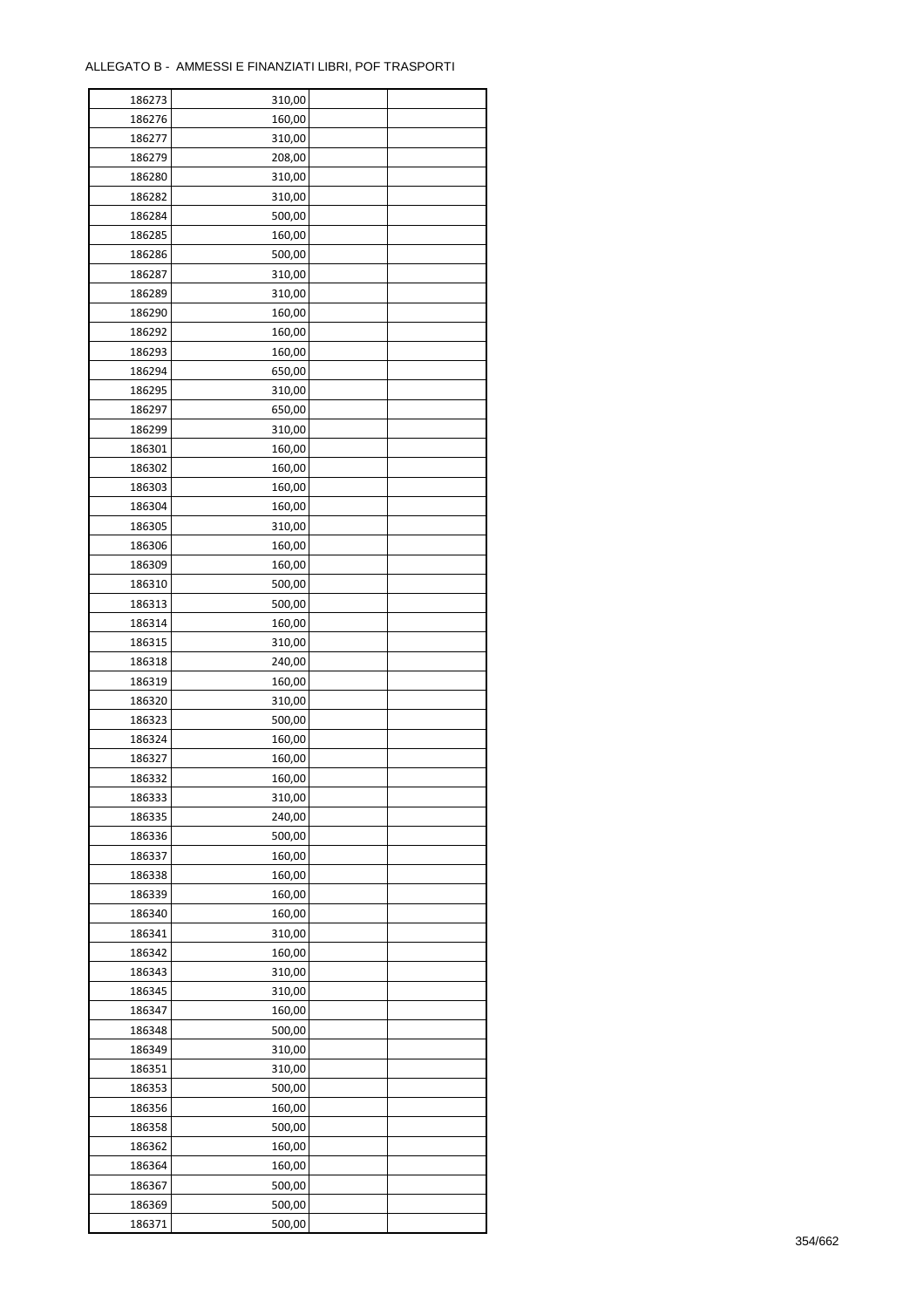ALLEGATO B - AMMESSI E FINANZIATI LIBRI, POF TRASPORTI

| 186273 | 310,00 | | |
|---|---|---|---|
| 186276 | 160,00 | | |
| 186277 | 310,00 | | |
| 186279 | 208,00 | | |
| 186280 | 310,00 | | |
| 186282 | 310,00 | | |
| 186284 | 500,00 | | |
| 186285 | 160,00 | | |
| 186286 | 500,00 | | |
| 186287 | 310,00 | | |
| 186289 | 310,00 | | |
| 186290 | 160,00 | | |
| 186292 | 160,00 | | |
| 186293 | 160,00 | | |
| 186294 | 650,00 | | |
| 186295 | 310,00 | | |
| 186297 | 650,00 | | |
| 186299 | 310,00 | | |
| 186301 | 160,00 | | |
| 186302 | 160,00 | | |
| 186303 | 160,00 | | |
| 186304 | 160,00 | | |
| 186305 | 310,00 | | |
| 186306 | 160,00 | | |
| 186309 | 160,00 | | |
| 186310 | 500,00 | | |
| 186313 | 500,00 | | |
| 186314 | 160,00 | | |
| 186315 | 310,00 | | |
| 186318 | 240,00 | | |
| 186319 | 160,00 | | |
| 186320 | 310,00 | | |
| 186323 | 500,00 | | |
| 186324 | 160,00 | | |
| 186327 | 160,00 | | |
| 186332 | 160,00 | | |
| 186333 | 310,00 | | |
| 186335 | 240,00 | | |
| 186336 | 500,00 | | |
| 186337 | 160,00 | | |
| 186338 | 160,00 | | |
| 186339 | 160,00 | | |
| 186340 | 160,00 | | |
| 186341 | 310,00 | | |
| 186342 | 160,00 | | |
| 186343 | 310,00 | | |
| 186345 | 310,00 | | |
| 186347 | 160,00 | | |
| 186348 | 500,00 | | |
| 186349 | 310,00 | | |
| 186351 | 310,00 | | |
| 186353 | 500,00 | | |
| 186356 | 160,00 | | |
| 186358 | 500,00 | | |
| 186362 | 160,00 | | |
| 186364 | 160,00 | | |
| 186367 | 500,00 | | |
| 186369 | 500,00 | | |
| 186371 | 500,00 | | |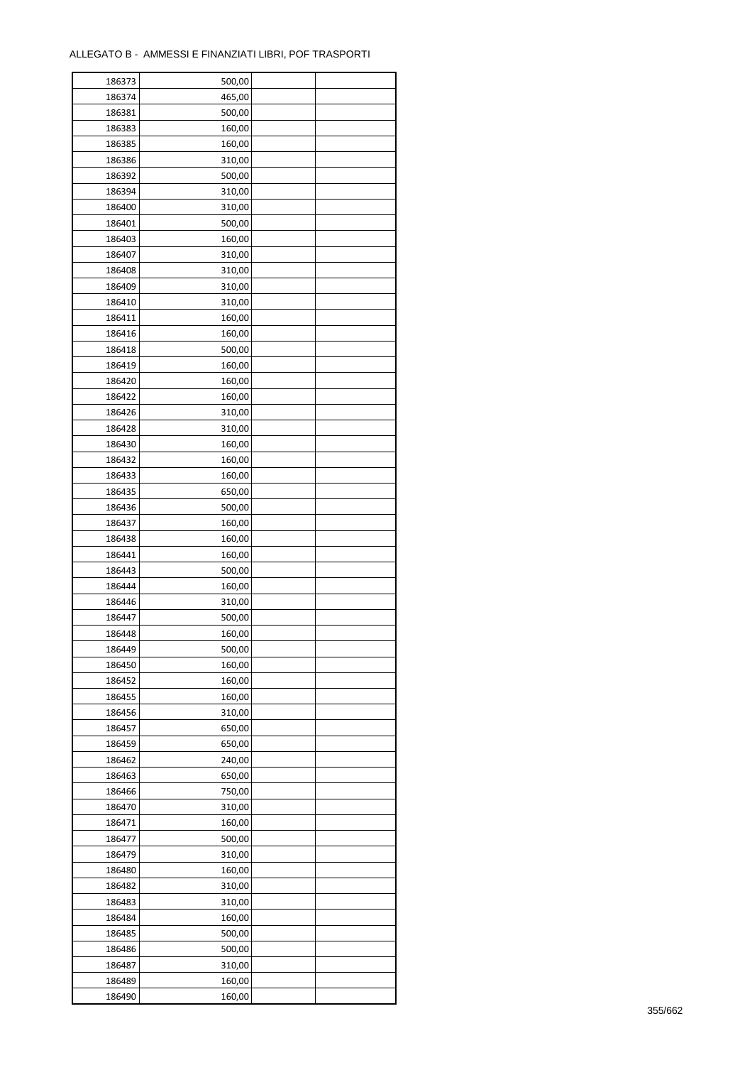ALLEGATO B - AMMESSI E FINANZIATI LIBRI, POF TRASPORTI

| | | | |
|---|---|---|---|
| 186373 | 500,00 | | |
| 186374 | 465,00 | | |
| 186381 | 500,00 | | |
| 186383 | 160,00 | | |
| 186385 | 160,00 | | |
| 186386 | 310,00 | | |
| 186392 | 500,00 | | |
| 186394 | 310,00 | | |
| 186400 | 310,00 | | |
| 186401 | 500,00 | | |
| 186403 | 160,00 | | |
| 186407 | 310,00 | | |
| 186408 | 310,00 | | |
| 186409 | 310,00 | | |
| 186410 | 310,00 | | |
| 186411 | 160,00 | | |
| 186416 | 160,00 | | |
| 186418 | 500,00 | | |
| 186419 | 160,00 | | |
| 186420 | 160,00 | | |
| 186422 | 160,00 | | |
| 186426 | 310,00 | | |
| 186428 | 310,00 | | |
| 186430 | 160,00 | | |
| 186432 | 160,00 | | |
| 186433 | 160,00 | | |
| 186435 | 650,00 | | |
| 186436 | 500,00 | | |
| 186437 | 160,00 | | |
| 186438 | 160,00 | | |
| 186441 | 160,00 | | |
| 186443 | 500,00 | | |
| 186444 | 160,00 | | |
| 186446 | 310,00 | | |
| 186447 | 500,00 | | |
| 186448 | 160,00 | | |
| 186449 | 500,00 | | |
| 186450 | 160,00 | | |
| 186452 | 160,00 | | |
| 186455 | 160,00 | | |
| 186456 | 310,00 | | |
| 186457 | 650,00 | | |
| 186459 | 650,00 | | |
| 186462 | 240,00 | | |
| 186463 | 650,00 | | |
| 186466 | 750,00 | | |
| 186470 | 310,00 | | |
| 186471 | 160,00 | | |
| 186477 | 500,00 | | |
| 186479 | 310,00 | | |
| 186480 | 160,00 | | |
| 186482 | 310,00 | | |
| 186483 | 310,00 | | |
| 186484 | 160,00 | | |
| 186485 | 500,00 | | |
| 186486 | 500,00 | | |
| 186487 | 310,00 | | |
| 186489 | 160,00 | | |
| 186490 | 160,00 | | |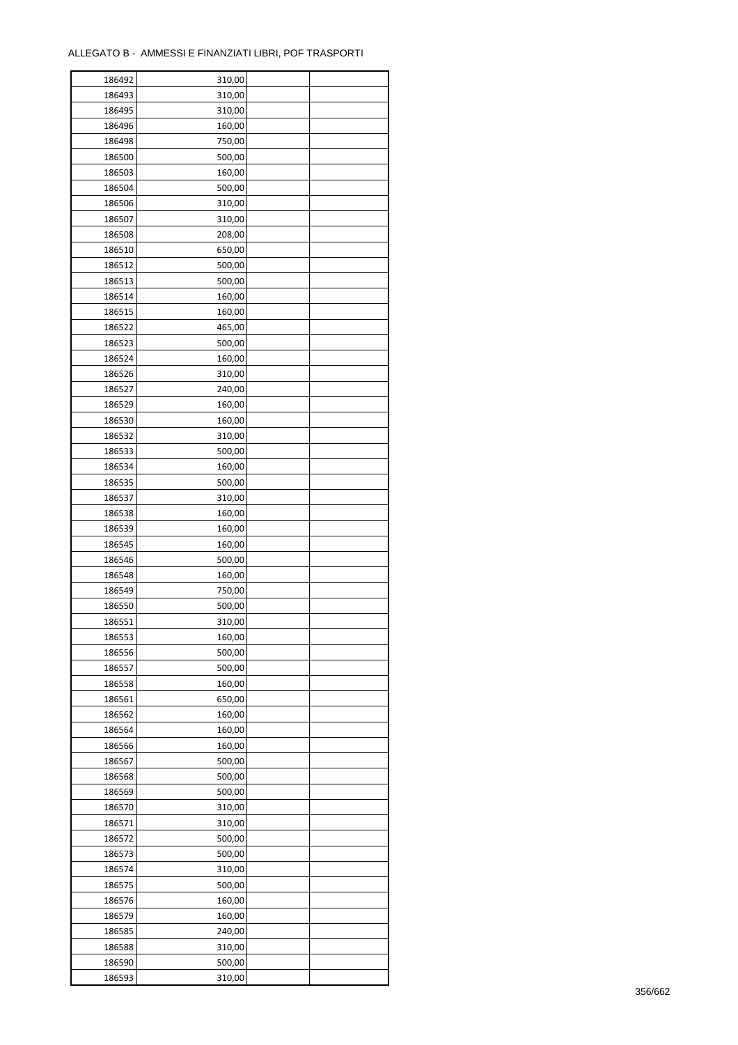ALLEGATO B - AMMESSI E FINANZIATI LIBRI, POF TRASPORTI

| | | | |
|---|---|---|---|
| 186492 | 310,00 | | |
| 186493 | 310,00 | | |
| 186495 | 310,00 | | |
| 186496 | 160,00 | | |
| 186498 | 750,00 | | |
| 186500 | 500,00 | | |
| 186503 | 160,00 | | |
| 186504 | 500,00 | | |
| 186506 | 310,00 | | |
| 186507 | 310,00 | | |
| 186508 | 208,00 | | |
| 186510 | 650,00 | | |
| 186512 | 500,00 | | |
| 186513 | 500,00 | | |
| 186514 | 160,00 | | |
| 186515 | 160,00 | | |
| 186522 | 465,00 | | |
| 186523 | 500,00 | | |
| 186524 | 160,00 | | |
| 186526 | 310,00 | | |
| 186527 | 240,00 | | |
| 186529 | 160,00 | | |
| 186530 | 160,00 | | |
| 186532 | 310,00 | | |
| 186533 | 500,00 | | |
| 186534 | 160,00 | | |
| 186535 | 500,00 | | |
| 186537 | 310,00 | | |
| 186538 | 160,00 | | |
| 186539 | 160,00 | | |
| 186545 | 160,00 | | |
| 186546 | 500,00 | | |
| 186548 | 160,00 | | |
| 186549 | 750,00 | | |
| 186550 | 500,00 | | |
| 186551 | 310,00 | | |
| 186553 | 160,00 | | |
| 186556 | 500,00 | | |
| 186557 | 500,00 | | |
| 186558 | 160,00 | | |
| 186561 | 650,00 | | |
| 186562 | 160,00 | | |
| 186564 | 160,00 | | |
| 186566 | 160,00 | | |
| 186567 | 500,00 | | |
| 186568 | 500,00 | | |
| 186569 | 500,00 | | |
| 186570 | 310,00 | | |
| 186571 | 310,00 | | |
| 186572 | 500,00 | | |
| 186573 | 500,00 | | |
| 186574 | 310,00 | | |
| 186575 | 500,00 | | |
| 186576 | 160,00 | | |
| 186579 | 160,00 | | |
| 186585 | 240,00 | | |
| 186588 | 310,00 | | |
| 186590 | 500,00 | | |
| 186593 | 310,00 | | |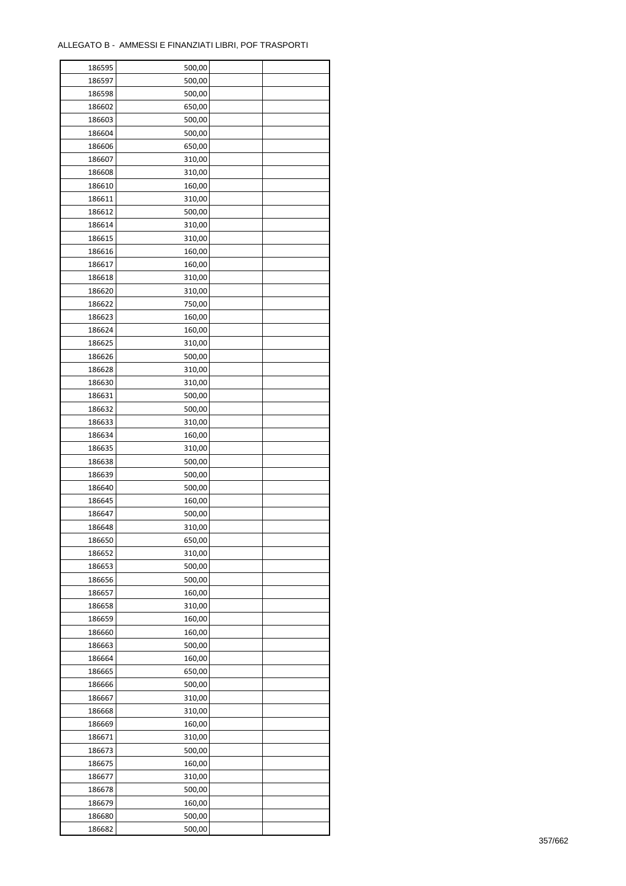ALLEGATO B - AMMESSI E FINANZIATI LIBRI, POF TRASPORTI

| | | | |
|---|---|---|---|
| 186595 | 500,00 | | |
| 186597 | 500,00 | | |
| 186598 | 500,00 | | |
| 186602 | 650,00 | | |
| 186603 | 500,00 | | |
| 186604 | 500,00 | | |
| 186606 | 650,00 | | |
| 186607 | 310,00 | | |
| 186608 | 310,00 | | |
| 186610 | 160,00 | | |
| 186611 | 310,00 | | |
| 186612 | 500,00 | | |
| 186614 | 310,00 | | |
| 186615 | 310,00 | | |
| 186616 | 160,00 | | |
| 186617 | 160,00 | | |
| 186618 | 310,00 | | |
| 186620 | 310,00 | | |
| 186622 | 750,00 | | |
| 186623 | 160,00 | | |
| 186624 | 160,00 | | |
| 186625 | 310,00 | | |
| 186626 | 500,00 | | |
| 186628 | 310,00 | | |
| 186630 | 310,00 | | |
| 186631 | 500,00 | | |
| 186632 | 500,00 | | |
| 186633 | 310,00 | | |
| 186634 | 160,00 | | |
| 186635 | 310,00 | | |
| 186638 | 500,00 | | |
| 186639 | 500,00 | | |
| 186640 | 500,00 | | |
| 186645 | 160,00 | | |
| 186647 | 500,00 | | |
| 186648 | 310,00 | | |
| 186650 | 650,00 | | |
| 186652 | 310,00 | | |
| 186653 | 500,00 | | |
| 186656 | 500,00 | | |
| 186657 | 160,00 | | |
| 186658 | 310,00 | | |
| 186659 | 160,00 | | |
| 186660 | 160,00 | | |
| 186663 | 500,00 | | |
| 186664 | 160,00 | | |
| 186665 | 650,00 | | |
| 186666 | 500,00 | | |
| 186667 | 310,00 | | |
| 186668 | 310,00 | | |
| 186669 | 160,00 | | |
| 186671 | 310,00 | | |
| 186673 | 500,00 | | |
| 186675 | 160,00 | | |
| 186677 | 310,00 | | |
| 186678 | 500,00 | | |
| 186679 | 160,00 | | |
| 186680 | 500,00 | | |
| 186682 | 500,00 | | |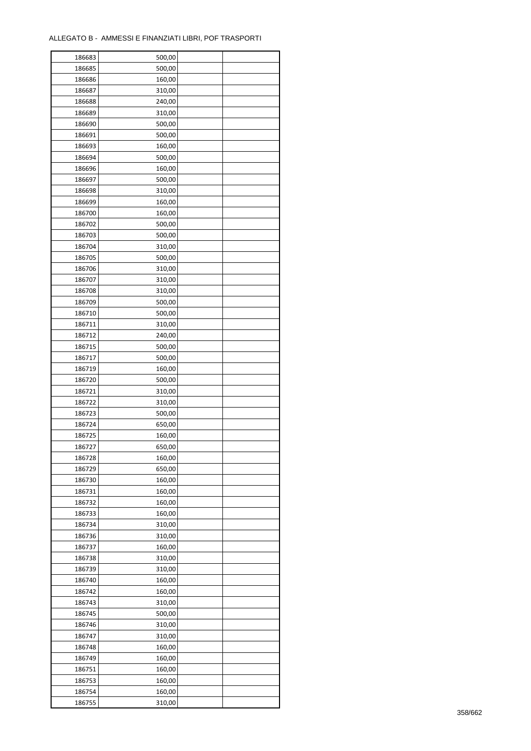ALLEGATO B - AMMESSI E FINANZIATI LIBRI, POF TRASPORTI

| 186683 | 500,00 | | |
|---|---|---|---|
| 186685 | 500,00 | | |
| 186686 | 160,00 | | |
| 186687 | 310,00 | | |
| 186688 | 240,00 | | |
| 186689 | 310,00 | | |
| 186690 | 500,00 | | |
| 186691 | 500,00 | | |
| 186693 | 160,00 | | |
| 186694 | 500,00 | | |
| 186696 | 160,00 | | |
| 186697 | 500,00 | | |
| 186698 | 310,00 | | |
| 186699 | 160,00 | | |
| 186700 | 160,00 | | |
| 186702 | 500,00 | | |
| 186703 | 500,00 | | |
| 186704 | 310,00 | | |
| 186705 | 500,00 | | |
| 186706 | 310,00 | | |
| 186707 | 310,00 | | |
| 186708 | 310,00 | | |
| 186709 | 500,00 | | |
| 186710 | 500,00 | | |
| 186711 | 310,00 | | |
| 186712 | 240,00 | | |
| 186715 | 500,00 | | |
| 186717 | 500,00 | | |
| 186719 | 160,00 | | |
| 186720 | 500,00 | | |
| 186721 | 310,00 | | |
| 186722 | 310,00 | | |
| 186723 | 500,00 | | |
| 186724 | 650,00 | | |
| 186725 | 160,00 | | |
| 186727 | 650,00 | | |
| 186728 | 160,00 | | |
| 186729 | 650,00 | | |
| 186730 | 160,00 | | |
| 186731 | 160,00 | | |
| 186732 | 160,00 | | |
| 186733 | 160,00 | | |
| 186734 | 310,00 | | |
| 186736 | 310,00 | | |
| 186737 | 160,00 | | |
| 186738 | 310,00 | | |
| 186739 | 310,00 | | |
| 186740 | 160,00 | | |
| 186742 | 160,00 | | |
| 186743 | 310,00 | | |
| 186745 | 500,00 | | |
| 186746 | 310,00 | | |
| 186747 | 310,00 | | |
| 186748 | 160,00 | | |
| 186749 | 160,00 | | |
| 186751 | 160,00 | | |
| 186753 | 160,00 | | |
| 186754 | 160,00 | | |
| 186755 | 310,00 | | |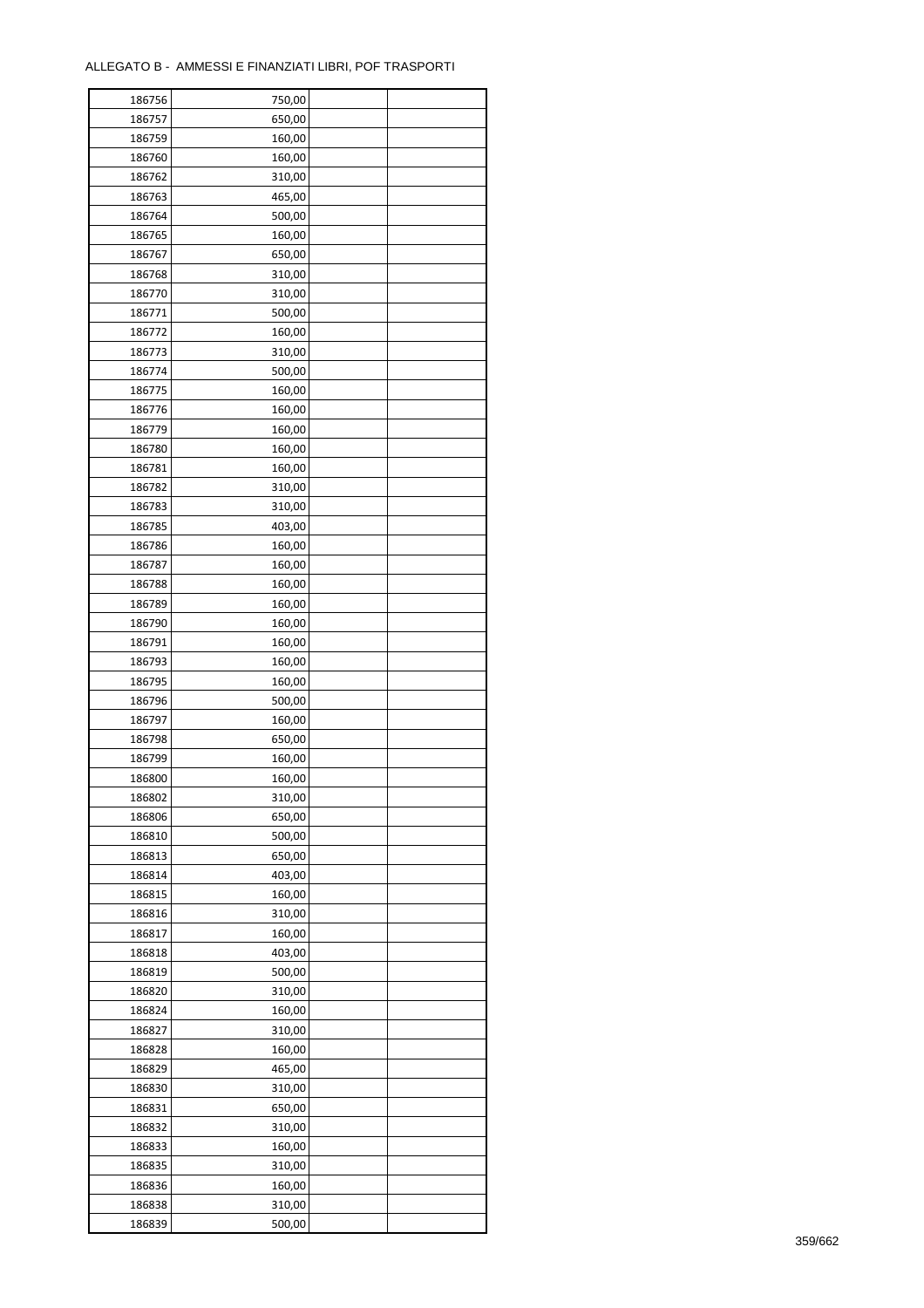ALLEGATO B - AMMESSI E FINANZIATI LIBRI, POF TRASPORTI

| | | | |
|---|---|---|---|
| 186756 | 750,00 | | |
| 186757 | 650,00 | | |
| 186759 | 160,00 | | |
| 186760 | 160,00 | | |
| 186762 | 310,00 | | |
| 186763 | 465,00 | | |
| 186764 | 500,00 | | |
| 186765 | 160,00 | | |
| 186767 | 650,00 | | |
| 186768 | 310,00 | | |
| 186770 | 310,00 | | |
| 186771 | 500,00 | | |
| 186772 | 160,00 | | |
| 186773 | 310,00 | | |
| 186774 | 500,00 | | |
| 186775 | 160,00 | | |
| 186776 | 160,00 | | |
| 186779 | 160,00 | | |
| 186780 | 160,00 | | |
| 186781 | 160,00 | | |
| 186782 | 310,00 | | |
| 186783 | 310,00 | | |
| 186785 | 403,00 | | |
| 186786 | 160,00 | | |
| 186787 | 160,00 | | |
| 186788 | 160,00 | | |
| 186789 | 160,00 | | |
| 186790 | 160,00 | | |
| 186791 | 160,00 | | |
| 186793 | 160,00 | | |
| 186795 | 160,00 | | |
| 186796 | 500,00 | | |
| 186797 | 160,00 | | |
| 186798 | 650,00 | | |
| 186799 | 160,00 | | |
| 186800 | 160,00 | | |
| 186802 | 310,00 | | |
| 186806 | 650,00 | | |
| 186810 | 500,00 | | |
| 186813 | 650,00 | | |
| 186814 | 403,00 | | |
| 186815 | 160,00 | | |
| 186816 | 310,00 | | |
| 186817 | 160,00 | | |
| 186818 | 403,00 | | |
| 186819 | 500,00 | | |
| 186820 | 310,00 | | |
| 186824 | 160,00 | | |
| 186827 | 310,00 | | |
| 186828 | 160,00 | | |
| 186829 | 465,00 | | |
| 186830 | 310,00 | | |
| 186831 | 650,00 | | |
| 186832 | 310,00 | | |
| 186833 | 160,00 | | |
| 186835 | 310,00 | | |
| 186836 | 160,00 | | |
| 186838 | 310,00 | | |
| 186839 | 500,00 | | |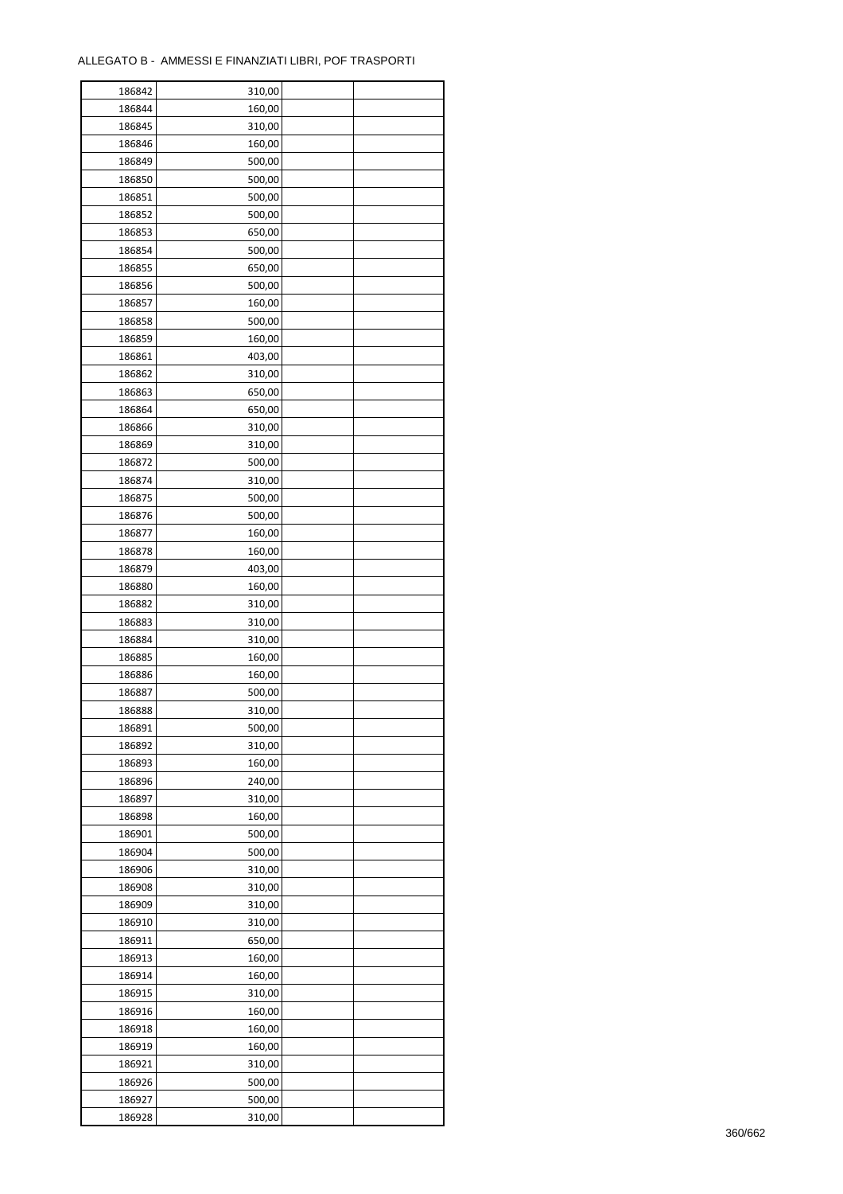ALLEGATO B - AMMESSI E FINANZIATI LIBRI, POF TRASPORTI

| | | | |
|---|---|---|---|
| 186842 | 310,00 | | |
| 186844 | 160,00 | | |
| 186845 | 310,00 | | |
| 186846 | 160,00 | | |
| 186849 | 500,00 | | |
| 186850 | 500,00 | | |
| 186851 | 500,00 | | |
| 186852 | 500,00 | | |
| 186853 | 650,00 | | |
| 186854 | 500,00 | | |
| 186855 | 650,00 | | |
| 186856 | 500,00 | | |
| 186857 | 160,00 | | |
| 186858 | 500,00 | | |
| 186859 | 160,00 | | |
| 186861 | 403,00 | | |
| 186862 | 310,00 | | |
| 186863 | 650,00 | | |
| 186864 | 650,00 | | |
| 186866 | 310,00 | | |
| 186869 | 310,00 | | |
| 186872 | 500,00 | | |
| 186874 | 310,00 | | |
| 186875 | 500,00 | | |
| 186876 | 500,00 | | |
| 186877 | 160,00 | | |
| 186878 | 160,00 | | |
| 186879 | 403,00 | | |
| 186880 | 160,00 | | |
| 186882 | 310,00 | | |
| 186883 | 310,00 | | |
| 186884 | 310,00 | | |
| 186885 | 160,00 | | |
| 186886 | 160,00 | | |
| 186887 | 500,00 | | |
| 186888 | 310,00 | | |
| 186891 | 500,00 | | |
| 186892 | 310,00 | | |
| 186893 | 160,00 | | |
| 186896 | 240,00 | | |
| 186897 | 310,00 | | |
| 186898 | 160,00 | | |
| 186901 | 500,00 | | |
| 186904 | 500,00 | | |
| 186906 | 310,00 | | |
| 186908 | 310,00 | | |
| 186909 | 310,00 | | |
| 186910 | 310,00 | | |
| 186911 | 650,00 | | |
| 186913 | 160,00 | | |
| 186914 | 160,00 | | |
| 186915 | 310,00 | | |
| 186916 | 160,00 | | |
| 186918 | 160,00 | | |
| 186919 | 160,00 | | |
| 186921 | 310,00 | | |
| 186926 | 500,00 | | |
| 186927 | 500,00 | | |
| 186928 | 310,00 | | |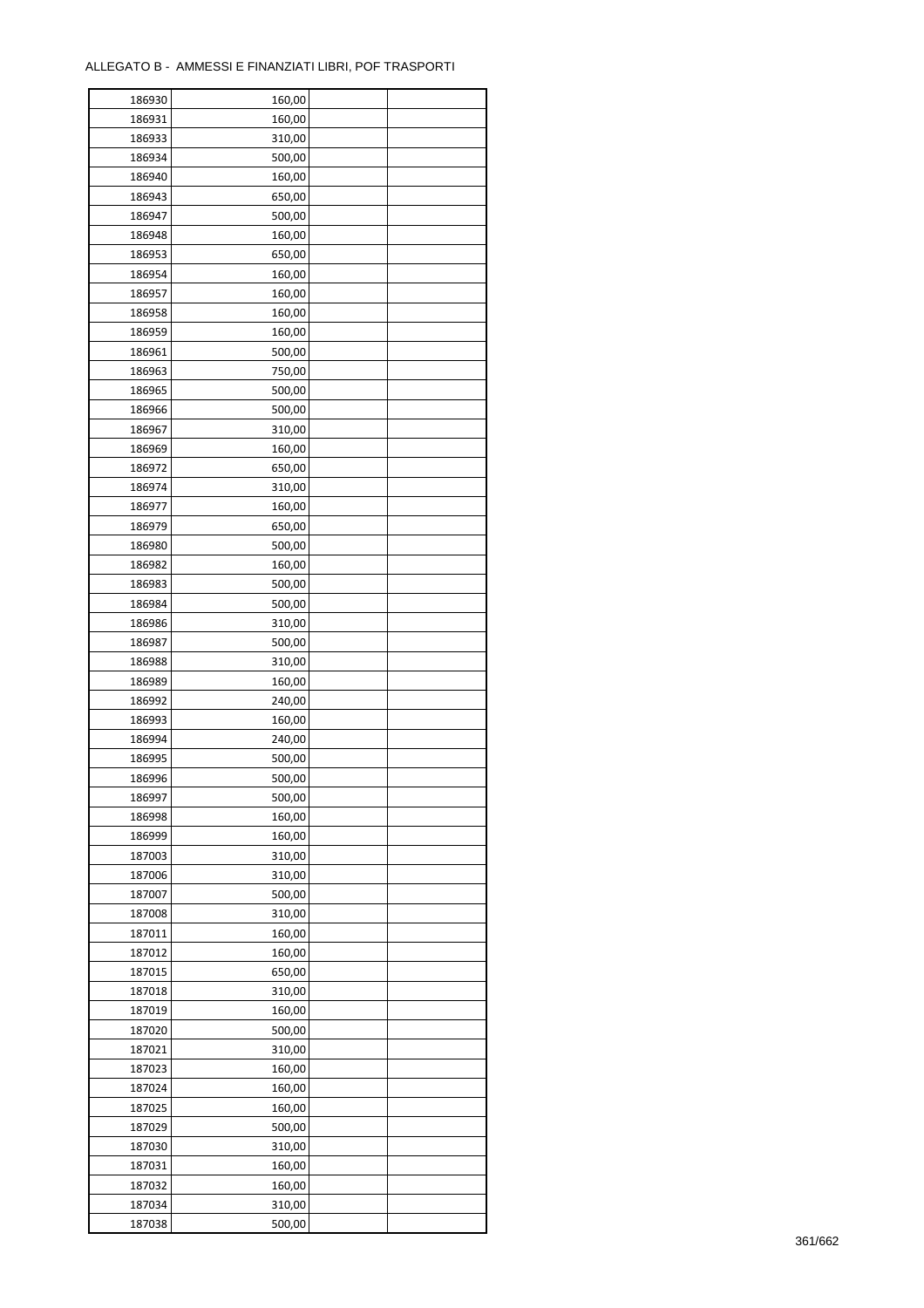ALLEGATO B - AMMESSI E FINANZIATI LIBRI, POF TRASPORTI

| | | | |
|---|---|---|---|
| 186930 | 160,00 | | |
| 186931 | 160,00 | | |
| 186933 | 310,00 | | |
| 186934 | 500,00 | | |
| 186940 | 160,00 | | |
| 186943 | 650,00 | | |
| 186947 | 500,00 | | |
| 186948 | 160,00 | | |
| 186953 | 650,00 | | |
| 186954 | 160,00 | | |
| 186957 | 160,00 | | |
| 186958 | 160,00 | | |
| 186959 | 160,00 | | |
| 186961 | 500,00 | | |
| 186963 | 750,00 | | |
| 186965 | 500,00 | | |
| 186966 | 500,00 | | |
| 186967 | 310,00 | | |
| 186969 | 160,00 | | |
| 186972 | 650,00 | | |
| 186974 | 310,00 | | |
| 186977 | 160,00 | | |
| 186979 | 650,00 | | |
| 186980 | 500,00 | | |
| 186982 | 160,00 | | |
| 186983 | 500,00 | | |
| 186984 | 500,00 | | |
| 186986 | 310,00 | | |
| 186987 | 500,00 | | |
| 186988 | 310,00 | | |
| 186989 | 160,00 | | |
| 186992 | 240,00 | | |
| 186993 | 160,00 | | |
| 186994 | 240,00 | | |
| 186995 | 500,00 | | |
| 186996 | 500,00 | | |
| 186997 | 500,00 | | |
| 186998 | 160,00 | | |
| 186999 | 160,00 | | |
| 187003 | 310,00 | | |
| 187006 | 310,00 | | |
| 187007 | 500,00 | | |
| 187008 | 310,00 | | |
| 187011 | 160,00 | | |
| 187012 | 160,00 | | |
| 187015 | 650,00 | | |
| 187018 | 310,00 | | |
| 187019 | 160,00 | | |
| 187020 | 500,00 | | |
| 187021 | 310,00 | | |
| 187023 | 160,00 | | |
| 187024 | 160,00 | | |
| 187025 | 160,00 | | |
| 187029 | 500,00 | | |
| 187030 | 310,00 | | |
| 187031 | 160,00 | | |
| 187032 | 160,00 | | |
| 187034 | 310,00 | | |
| 187038 | 500,00 | | |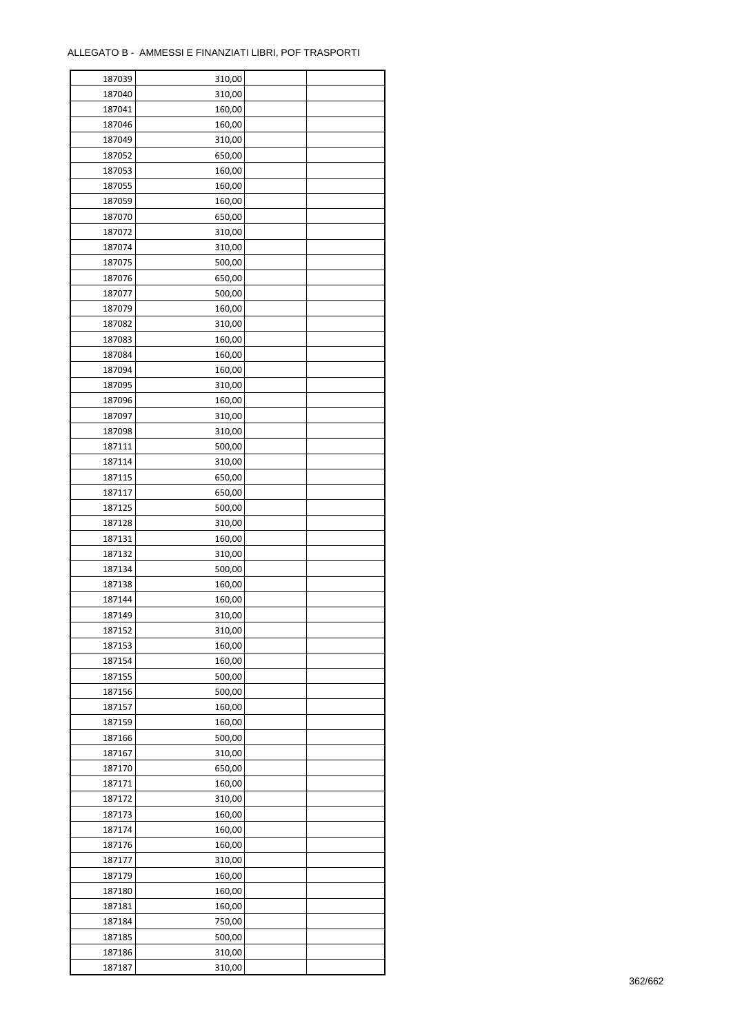ALLEGATO B - AMMESSI E FINANZIATI LIBRI, POF TRASPORTI

| | | | |
|---|---|---|---|
| 187039 | 310,00 | | |
| 187040 | 310,00 | | |
| 187041 | 160,00 | | |
| 187046 | 160,00 | | |
| 187049 | 310,00 | | |
| 187052 | 650,00 | | |
| 187053 | 160,00 | | |
| 187055 | 160,00 | | |
| 187059 | 160,00 | | |
| 187070 | 650,00 | | |
| 187072 | 310,00 | | |
| 187074 | 310,00 | | |
| 187075 | 500,00 | | |
| 187076 | 650,00 | | |
| 187077 | 500,00 | | |
| 187079 | 160,00 | | |
| 187082 | 310,00 | | |
| 187083 | 160,00 | | |
| 187084 | 160,00 | | |
| 187094 | 160,00 | | |
| 187095 | 310,00 | | |
| 187096 | 160,00 | | |
| 187097 | 310,00 | | |
| 187098 | 310,00 | | |
| 187111 | 500,00 | | |
| 187114 | 310,00 | | |
| 187115 | 650,00 | | |
| 187117 | 650,00 | | |
| 187125 | 500,00 | | |
| 187128 | 310,00 | | |
| 187131 | 160,00 | | |
| 187132 | 310,00 | | |
| 187134 | 500,00 | | |
| 187138 | 160,00 | | |
| 187144 | 160,00 | | |
| 187149 | 310,00 | | |
| 187152 | 310,00 | | |
| 187153 | 160,00 | | |
| 187154 | 160,00 | | |
| 187155 | 500,00 | | |
| 187156 | 500,00 | | |
| 187157 | 160,00 | | |
| 187159 | 160,00 | | |
| 187166 | 500,00 | | |
| 187167 | 310,00 | | |
| 187170 | 650,00 | | |
| 187171 | 160,00 | | |
| 187172 | 310,00 | | |
| 187173 | 160,00 | | |
| 187174 | 160,00 | | |
| 187176 | 160,00 | | |
| 187177 | 310,00 | | |
| 187179 | 160,00 | | |
| 187180 | 160,00 | | |
| 187181 | 160,00 | | |
| 187184 | 750,00 | | |
| 187185 | 500,00 | | |
| 187186 | 310,00 | | |
| 187187 | 310,00 | | |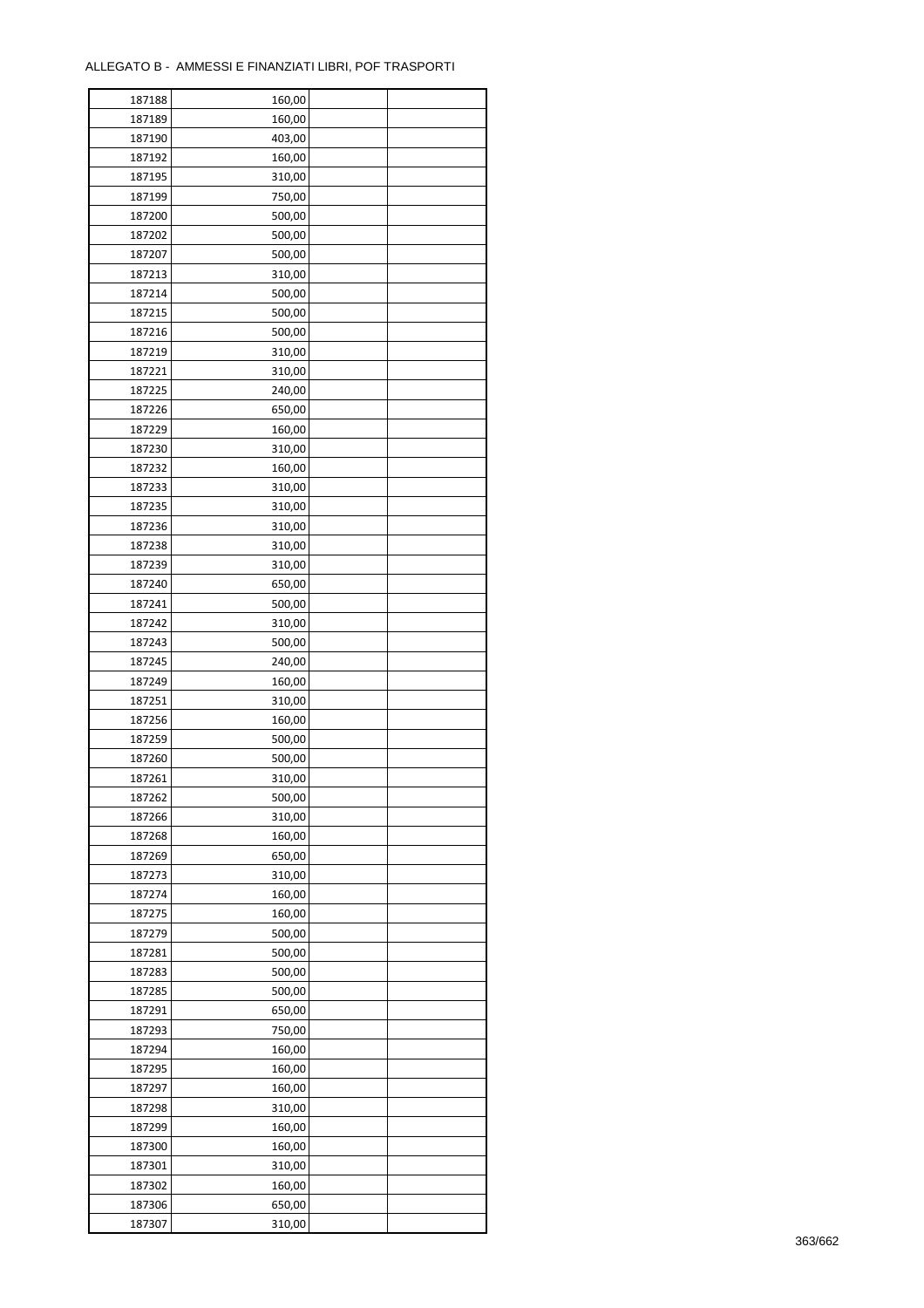ALLEGATO B - AMMESSI E FINANZIATI LIBRI, POF TRASPORTI

| | | | |
|---|---|---|---|
| 187188 | 160,00 | | |
| 187189 | 160,00 | | |
| 187190 | 403,00 | | |
| 187192 | 160,00 | | |
| 187195 | 310,00 | | |
| 187199 | 750,00 | | |
| 187200 | 500,00 | | |
| 187202 | 500,00 | | |
| 187207 | 500,00 | | |
| 187213 | 310,00 | | |
| 187214 | 500,00 | | |
| 187215 | 500,00 | | |
| 187216 | 500,00 | | |
| 187219 | 310,00 | | |
| 187221 | 310,00 | | |
| 187225 | 240,00 | | |
| 187226 | 650,00 | | |
| 187229 | 160,00 | | |
| 187230 | 310,00 | | |
| 187232 | 160,00 | | |
| 187233 | 310,00 | | |
| 187235 | 310,00 | | |
| 187236 | 310,00 | | |
| 187238 | 310,00 | | |
| 187239 | 310,00 | | |
| 187240 | 650,00 | | |
| 187241 | 500,00 | | |
| 187242 | 310,00 | | |
| 187243 | 500,00 | | |
| 187245 | 240,00 | | |
| 187249 | 160,00 | | |
| 187251 | 310,00 | | |
| 187256 | 160,00 | | |
| 187259 | 500,00 | | |
| 187260 | 500,00 | | |
| 187261 | 310,00 | | |
| 187262 | 500,00 | | |
| 187266 | 310,00 | | |
| 187268 | 160,00 | | |
| 187269 | 650,00 | | |
| 187273 | 310,00 | | |
| 187274 | 160,00 | | |
| 187275 | 160,00 | | |
| 187279 | 500,00 | | |
| 187281 | 500,00 | | |
| 187283 | 500,00 | | |
| 187285 | 500,00 | | |
| 187291 | 650,00 | | |
| 187293 | 750,00 | | |
| 187294 | 160,00 | | |
| 187295 | 160,00 | | |
| 187297 | 160,00 | | |
| 187298 | 310,00 | | |
| 187299 | 160,00 | | |
| 187300 | 160,00 | | |
| 187301 | 310,00 | | |
| 187302 | 160,00 | | |
| 187306 | 650,00 | | |
| 187307 | 310,00 | | |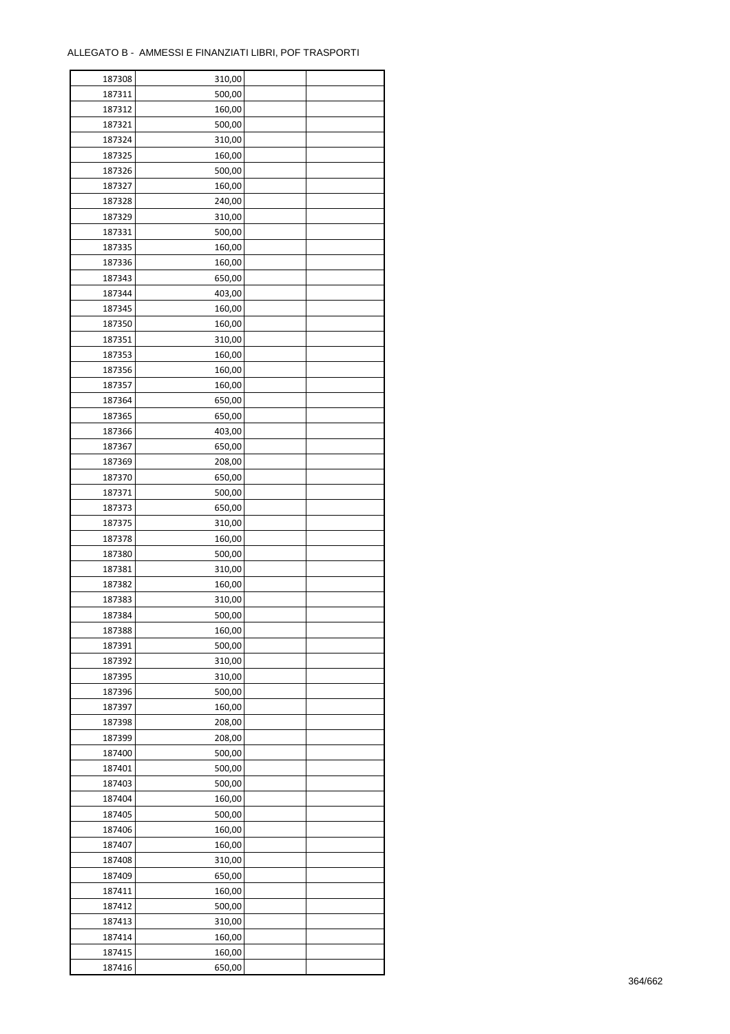ALLEGATO B - AMMESSI E FINANZIATI LIBRI, POF TRASPORTI

| | | | |
|---|---|---|---|
| 187308 | 310,00 | | |
| 187311 | 500,00 | | |
| 187312 | 160,00 | | |
| 187321 | 500,00 | | |
| 187324 | 310,00 | | |
| 187325 | 160,00 | | |
| 187326 | 500,00 | | |
| 187327 | 160,00 | | |
| 187328 | 240,00 | | |
| 187329 | 310,00 | | |
| 187331 | 500,00 | | |
| 187335 | 160,00 | | |
| 187336 | 160,00 | | |
| 187343 | 650,00 | | |
| 187344 | 403,00 | | |
| 187345 | 160,00 | | |
| 187350 | 160,00 | | |
| 187351 | 310,00 | | |
| 187353 | 160,00 | | |
| 187356 | 160,00 | | |
| 187357 | 160,00 | | |
| 187364 | 650,00 | | |
| 187365 | 650,00 | | |
| 187366 | 403,00 | | |
| 187367 | 650,00 | | |
| 187369 | 208,00 | | |
| 187370 | 650,00 | | |
| 187371 | 500,00 | | |
| 187373 | 650,00 | | |
| 187375 | 310,00 | | |
| 187378 | 160,00 | | |
| 187380 | 500,00 | | |
| 187381 | 310,00 | | |
| 187382 | 160,00 | | |
| 187383 | 310,00 | | |
| 187384 | 500,00 | | |
| 187388 | 160,00 | | |
| 187391 | 500,00 | | |
| 187392 | 310,00 | | |
| 187395 | 310,00 | | |
| 187396 | 500,00 | | |
| 187397 | 160,00 | | |
| 187398 | 208,00 | | |
| 187399 | 208,00 | | |
| 187400 | 500,00 | | |
| 187401 | 500,00 | | |
| 187403 | 500,00 | | |
| 187404 | 160,00 | | |
| 187405 | 500,00 | | |
| 187406 | 160,00 | | |
| 187407 | 160,00 | | |
| 187408 | 310,00 | | |
| 187409 | 650,00 | | |
| 187411 | 160,00 | | |
| 187412 | 500,00 | | |
| 187413 | 310,00 | | |
| 187414 | 160,00 | | |
| 187415 | 160,00 | | |
| 187416 | 650,00 | | |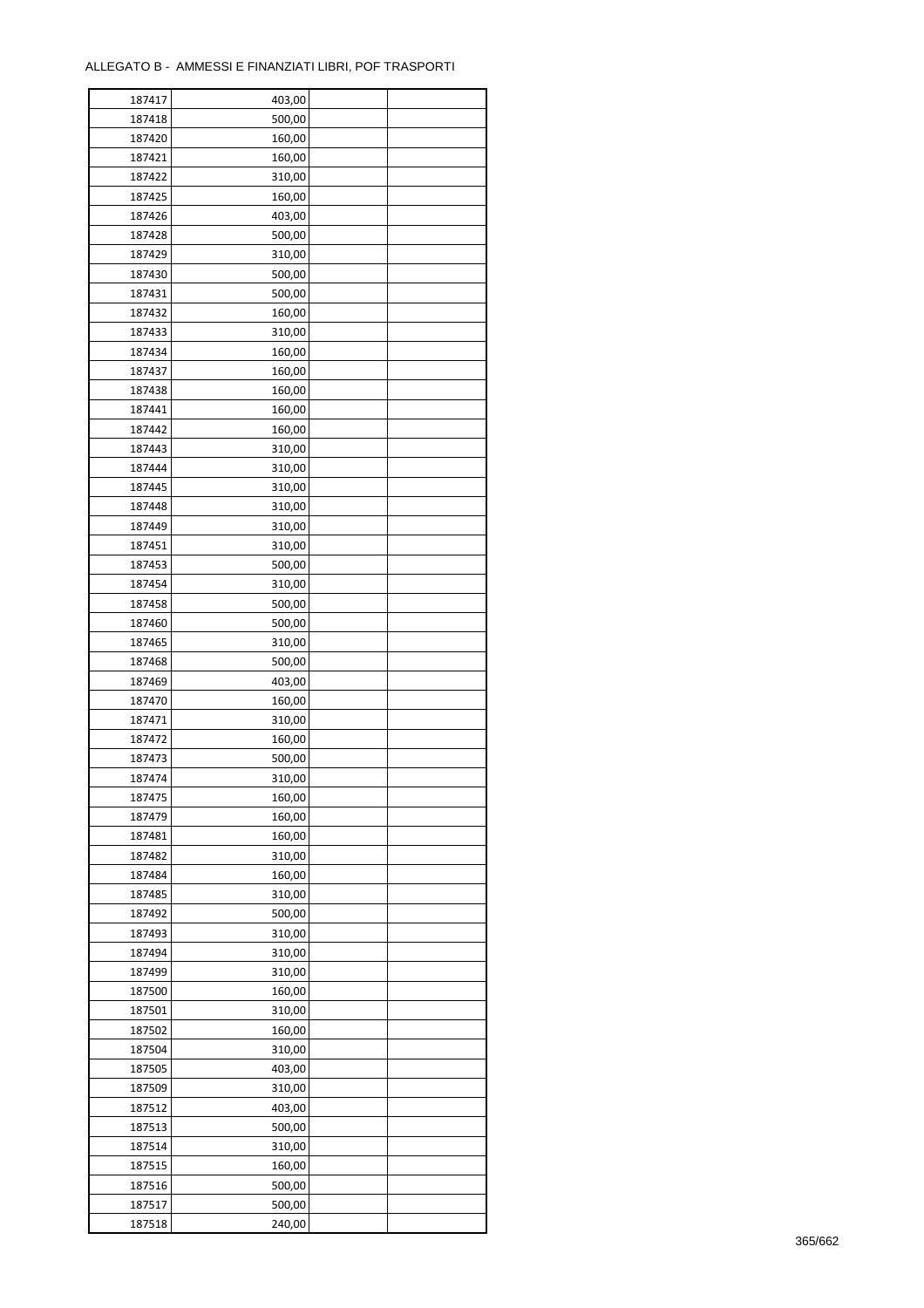ALLEGATO B - AMMESSI E FINANZIATI LIBRI, POF TRASPORTI

| | | | |
|---|---|---|---|
| 187417 | 403,00 | | |
| 187418 | 500,00 | | |
| 187420 | 160,00 | | |
| 187421 | 160,00 | | |
| 187422 | 310,00 | | |
| 187425 | 160,00 | | |
| 187426 | 403,00 | | |
| 187428 | 500,00 | | |
| 187429 | 310,00 | | |
| 187430 | 500,00 | | |
| 187431 | 500,00 | | |
| 187432 | 160,00 | | |
| 187433 | 310,00 | | |
| 187434 | 160,00 | | |
| 187437 | 160,00 | | |
| 187438 | 160,00 | | |
| 187441 | 160,00 | | |
| 187442 | 160,00 | | |
| 187443 | 310,00 | | |
| 187444 | 310,00 | | |
| 187445 | 310,00 | | |
| 187448 | 310,00 | | |
| 187449 | 310,00 | | |
| 187451 | 310,00 | | |
| 187453 | 500,00 | | |
| 187454 | 310,00 | | |
| 187458 | 500,00 | | |
| 187460 | 500,00 | | |
| 187465 | 310,00 | | |
| 187468 | 500,00 | | |
| 187469 | 403,00 | | |
| 187470 | 160,00 | | |
| 187471 | 310,00 | | |
| 187472 | 160,00 | | |
| 187473 | 500,00 | | |
| 187474 | 310,00 | | |
| 187475 | 160,00 | | |
| 187479 | 160,00 | | |
| 187481 | 160,00 | | |
| 187482 | 310,00 | | |
| 187484 | 160,00 | | |
| 187485 | 310,00 | | |
| 187492 | 500,00 | | |
| 187493 | 310,00 | | |
| 187494 | 310,00 | | |
| 187499 | 310,00 | | |
| 187500 | 160,00 | | |
| 187501 | 310,00 | | |
| 187502 | 160,00 | | |
| 187504 | 310,00 | | |
| 187505 | 403,00 | | |
| 187509 | 310,00 | | |
| 187512 | 403,00 | | |
| 187513 | 500,00 | | |
| 187514 | 310,00 | | |
| 187515 | 160,00 | | |
| 187516 | 500,00 | | |
| 187517 | 500,00 | | |
| 187518 | 240,00 | | |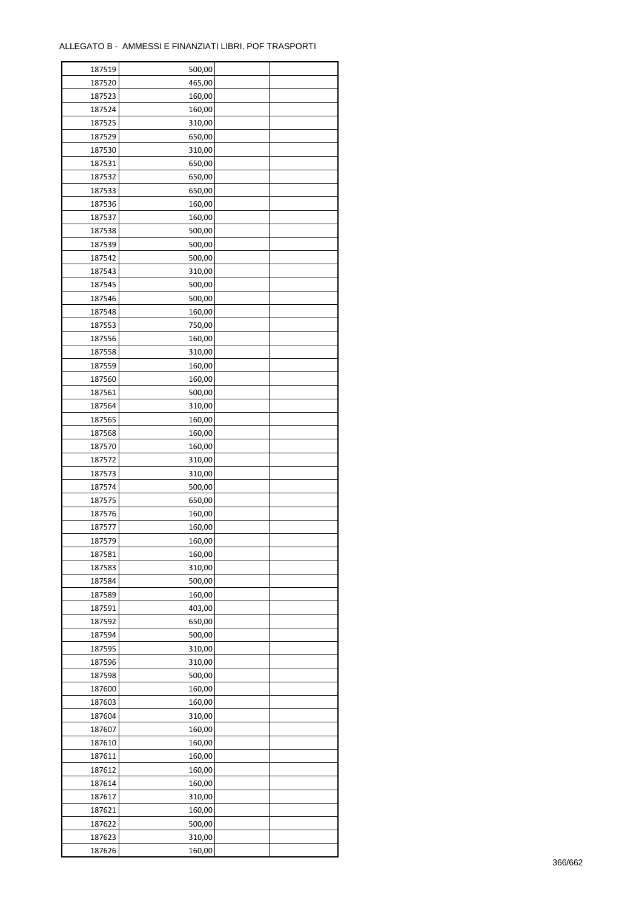ALLEGATO B - AMMESSI E FINANZIATI LIBRI, POF TRASPORTI

| | | | |
|---|---|---|---|
| 187519 | 500,00 | | |
| 187520 | 465,00 | | |
| 187523 | 160,00 | | |
| 187524 | 160,00 | | |
| 187525 | 310,00 | | |
| 187529 | 650,00 | | |
| 187530 | 310,00 | | |
| 187531 | 650,00 | | |
| 187532 | 650,00 | | |
| 187533 | 650,00 | | |
| 187536 | 160,00 | | |
| 187537 | 160,00 | | |
| 187538 | 500,00 | | |
| 187539 | 500,00 | | |
| 187542 | 500,00 | | |
| 187543 | 310,00 | | |
| 187545 | 500,00 | | |
| 187546 | 500,00 | | |
| 187548 | 160,00 | | |
| 187553 | 750,00 | | |
| 187556 | 160,00 | | |
| 187558 | 310,00 | | |
| 187559 | 160,00 | | |
| 187560 | 160,00 | | |
| 187561 | 500,00 | | |
| 187564 | 310,00 | | |
| 187565 | 160,00 | | |
| 187568 | 160,00 | | |
| 187570 | 160,00 | | |
| 187572 | 310,00 | | |
| 187573 | 310,00 | | |
| 187574 | 500,00 | | |
| 187575 | 650,00 | | |
| 187576 | 160,00 | | |
| 187577 | 160,00 | | |
| 187579 | 160,00 | | |
| 187581 | 160,00 | | |
| 187583 | 310,00 | | |
| 187584 | 500,00 | | |
| 187589 | 160,00 | | |
| 187591 | 403,00 | | |
| 187592 | 650,00 | | |
| 187594 | 500,00 | | |
| 187595 | 310,00 | | |
| 187596 | 310,00 | | |
| 187598 | 500,00 | | |
| 187600 | 160,00 | | |
| 187603 | 160,00 | | |
| 187604 | 310,00 | | |
| 187607 | 160,00 | | |
| 187610 | 160,00 | | |
| 187611 | 160,00 | | |
| 187612 | 160,00 | | |
| 187614 | 160,00 | | |
| 187617 | 310,00 | | |
| 187621 | 160,00 | | |
| 187622 | 500,00 | | |
| 187623 | 310,00 | | |
| 187626 | 160,00 | | |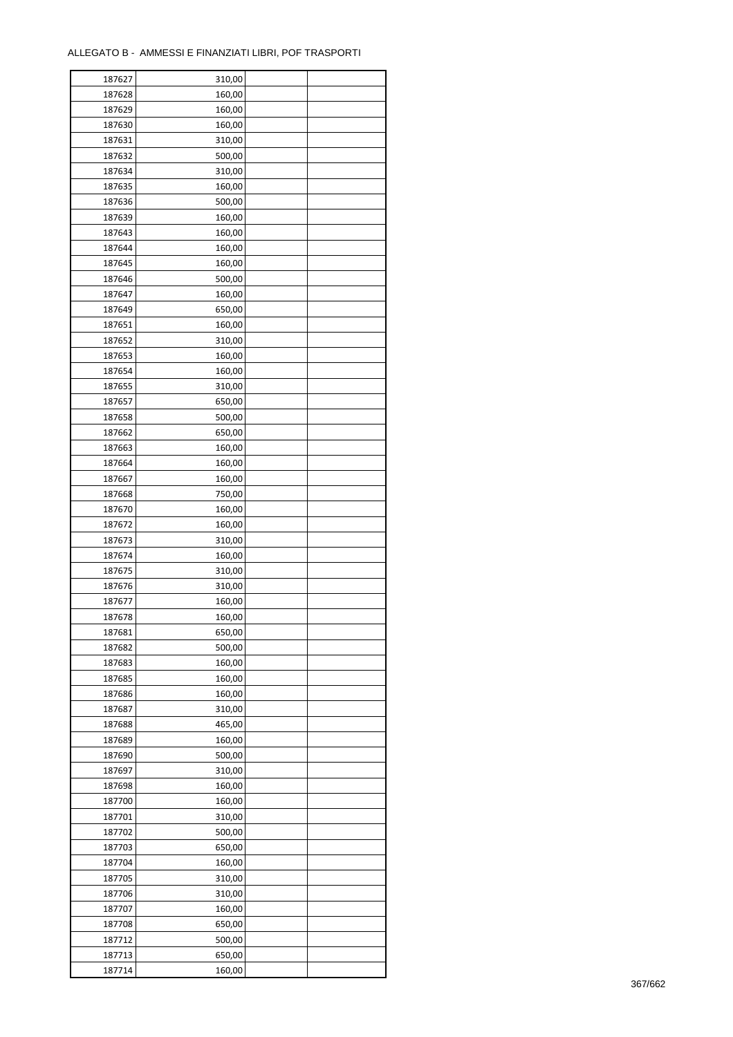ALLEGATO B - AMMESSI E FINANZIATI LIBRI, POF TRASPORTI

| | | | |
|---|---|---|---|
| 187627 | 310,00 | | |
| 187628 | 160,00 | | |
| 187629 | 160,00 | | |
| 187630 | 160,00 | | |
| 187631 | 310,00 | | |
| 187632 | 500,00 | | |
| 187634 | 310,00 | | |
| 187635 | 160,00 | | |
| 187636 | 500,00 | | |
| 187639 | 160,00 | | |
| 187643 | 160,00 | | |
| 187644 | 160,00 | | |
| 187645 | 160,00 | | |
| 187646 | 500,00 | | |
| 187647 | 160,00 | | |
| 187649 | 650,00 | | |
| 187651 | 160,00 | | |
| 187652 | 310,00 | | |
| 187653 | 160,00 | | |
| 187654 | 160,00 | | |
| 187655 | 310,00 | | |
| 187657 | 650,00 | | |
| 187658 | 500,00 | | |
| 187662 | 650,00 | | |
| 187663 | 160,00 | | |
| 187664 | 160,00 | | |
| 187667 | 160,00 | | |
| 187668 | 750,00 | | |
| 187670 | 160,00 | | |
| 187672 | 160,00 | | |
| 187673 | 310,00 | | |
| 187674 | 160,00 | | |
| 187675 | 310,00 | | |
| 187676 | 310,00 | | |
| 187677 | 160,00 | | |
| 187678 | 160,00 | | |
| 187681 | 650,00 | | |
| 187682 | 500,00 | | |
| 187683 | 160,00 | | |
| 187685 | 160,00 | | |
| 187686 | 160,00 | | |
| 187687 | 310,00 | | |
| 187688 | 465,00 | | |
| 187689 | 160,00 | | |
| 187690 | 500,00 | | |
| 187697 | 310,00 | | |
| 187698 | 160,00 | | |
| 187700 | 160,00 | | |
| 187701 | 310,00 | | |
| 187702 | 500,00 | | |
| 187703 | 650,00 | | |
| 187704 | 160,00 | | |
| 187705 | 310,00 | | |
| 187706 | 310,00 | | |
| 187707 | 160,00 | | |
| 187708 | 650,00 | | |
| 187712 | 500,00 | | |
| 187713 | 650,00 | | |
| 187714 | 160,00 | | |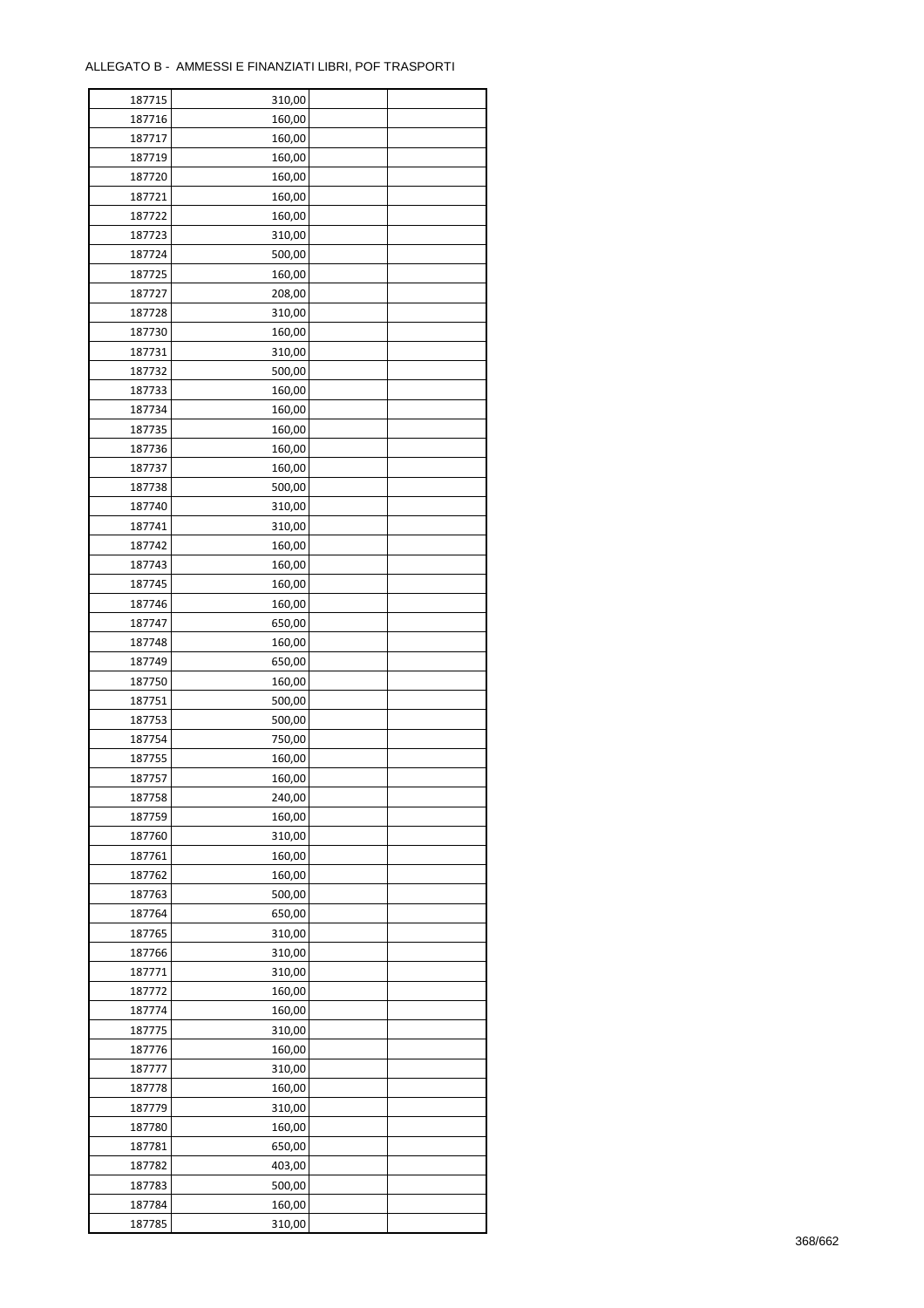ALLEGATO B - AMMESSI E FINANZIATI LIBRI, POF TRASPORTI

| | | | |
|---|---|---|---|
| 187715 | 310,00 | | |
| 187716 | 160,00 | | |
| 187717 | 160,00 | | |
| 187719 | 160,00 | | |
| 187720 | 160,00 | | |
| 187721 | 160,00 | | |
| 187722 | 160,00 | | |
| 187723 | 310,00 | | |
| 187724 | 500,00 | | |
| 187725 | 160,00 | | |
| 187727 | 208,00 | | |
| 187728 | 310,00 | | |
| 187730 | 160,00 | | |
| 187731 | 310,00 | | |
| 187732 | 500,00 | | |
| 187733 | 160,00 | | |
| 187734 | 160,00 | | |
| 187735 | 160,00 | | |
| 187736 | 160,00 | | |
| 187737 | 160,00 | | |
| 187738 | 500,00 | | |
| 187740 | 310,00 | | |
| 187741 | 310,00 | | |
| 187742 | 160,00 | | |
| 187743 | 160,00 | | |
| 187745 | 160,00 | | |
| 187746 | 160,00 | | |
| 187747 | 650,00 | | |
| 187748 | 160,00 | | |
| 187749 | 650,00 | | |
| 187750 | 160,00 | | |
| 187751 | 500,00 | | |
| 187753 | 500,00 | | |
| 187754 | 750,00 | | |
| 187755 | 160,00 | | |
| 187757 | 160,00 | | |
| 187758 | 240,00 | | |
| 187759 | 160,00 | | |
| 187760 | 310,00 | | |
| 187761 | 160,00 | | |
| 187762 | 160,00 | | |
| 187763 | 500,00 | | |
| 187764 | 650,00 | | |
| 187765 | 310,00 | | |
| 187766 | 310,00 | | |
| 187771 | 310,00 | | |
| 187772 | 160,00 | | |
| 187774 | 160,00 | | |
| 187775 | 310,00 | | |
| 187776 | 160,00 | | |
| 187777 | 310,00 | | |
| 187778 | 160,00 | | |
| 187779 | 310,00 | | |
| 187780 | 160,00 | | |
| 187781 | 650,00 | | |
| 187782 | 403,00 | | |
| 187783 | 500,00 | | |
| 187784 | 160,00 | | |
| 187785 | 310,00 | | |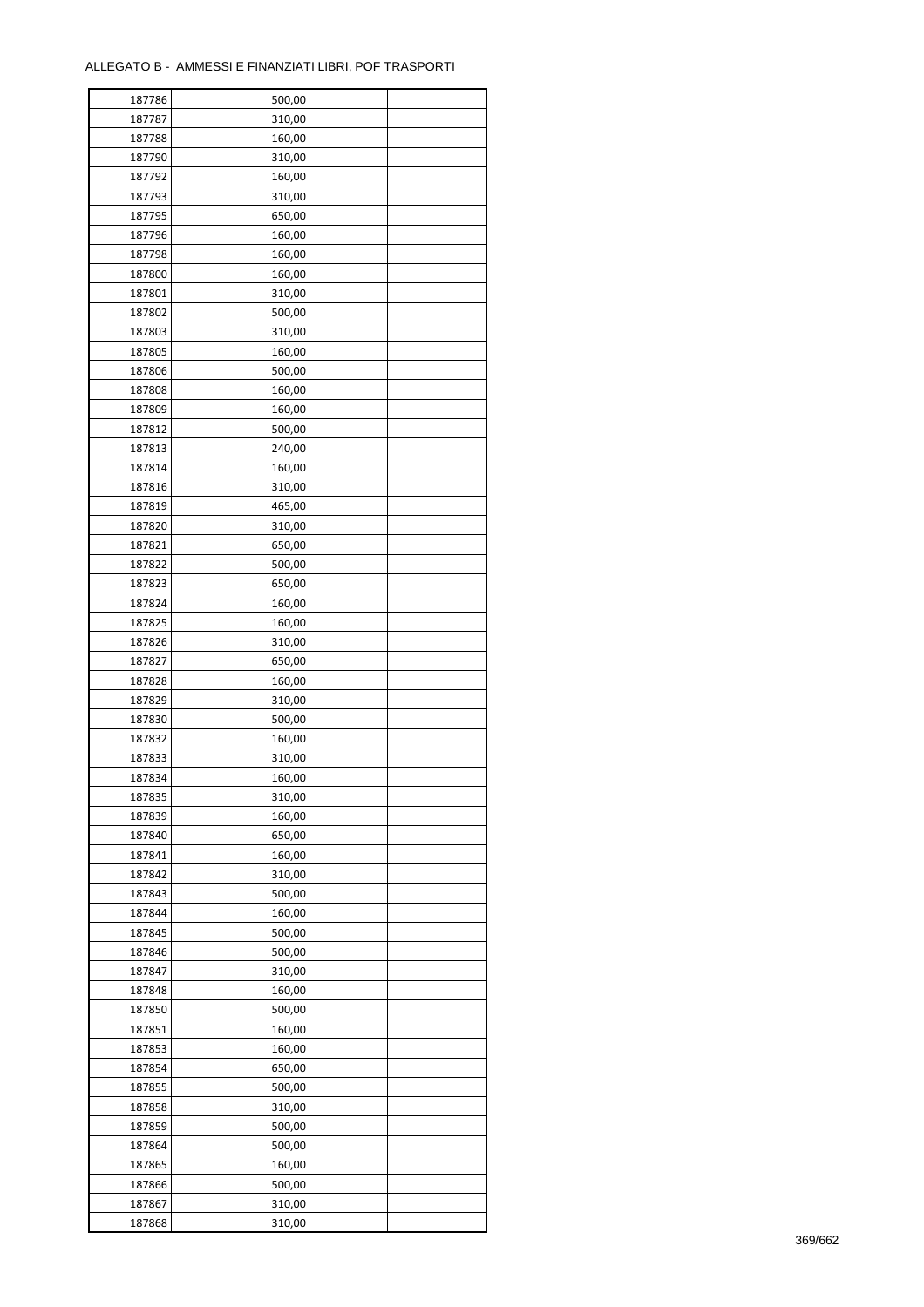| 187786 | 500,00 | | |
|---|---|---|---|
| 187787 | 310,00 | | |
| 187788 | 160,00 | | |
| 187790 | 310,00 | | |
| 187792 | 160,00 | | |
| 187793 | 310,00 | | |
| 187795 | 650,00 | | |
| 187796 | 160,00 | | |
| 187798 | 160,00 | | |
| 187800 | 160,00 | | |
| 187801 | 310,00 | | |
| 187802 | 500,00 | | |
| 187803 | 310,00 | | |
| 187805 | 160,00 | | |
| 187806 | 500,00 | | |
| 187808 | 160,00 | | |
| 187809 | 160,00 | | |
| 187812 | 500,00 | | |
| 187813 | 240,00 | | |
| 187814 | 160,00 | | |
| 187816 | 310,00 | | |
| 187819 | 465,00 | | |
| 187820 | 310,00 | | |
| 187821 | 650,00 | | |
| 187822 | 500,00 | | |
| 187823 | 650,00 | | |
| 187824 | 160,00 | | |
| 187825 | 160,00 | | |
| 187826 | 310,00 | | |
| 187827 | 650,00 | | |
| 187828 | 160,00 | | |
| 187829 | 310,00 | | |
| 187830 | 500,00 | | |
| 187832 | 160,00 | | |
| 187833 | 310,00 | | |
| 187834 | 160,00 | | |
| 187835 | 310,00 | | |
| 187839 | 160,00 | | |
| 187840 | 650,00 | | |
| 187841 | 160,00 | | |
| 187842 | 310,00 | | |
| 187843 | 500,00 | | |
| 187844 | 160,00 | | |
| 187845 | 500,00 | | |
| 187846 | 500,00 | | |
| 187847 | 310,00 | | |
| 187848 | 160,00 | | |
| 187850 | 500,00 | | |
| 187851 | 160,00 | | |
| 187853 | 160,00 | | |
| 187854 | 650,00 | | |
| 187855 | 500,00 | | |
| 187858 | 310,00 | | |
| 187859 | 500,00 | | |
| 187864 | 500,00 | | |
| 187865 | 160,00 | | |
| 187866 | 500,00 | | |
| 187867 | 310,00 | | |
| 187868 | 310,00 | | |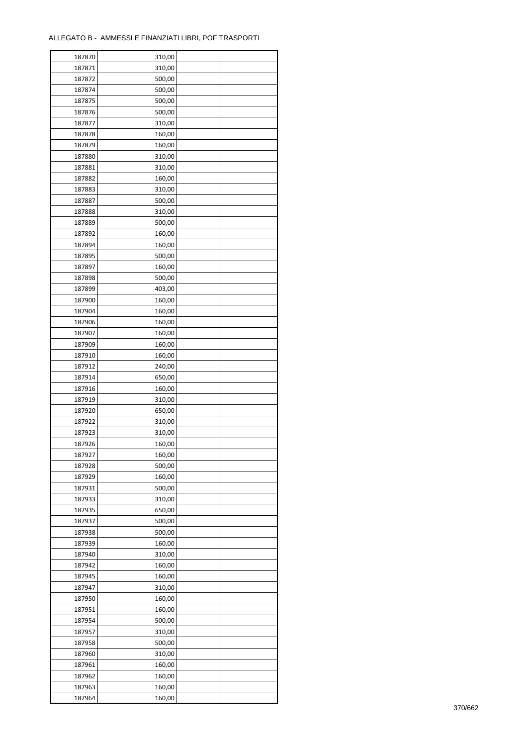ALLEGATO B - AMMESSI E FINANZIATI LIBRI, POF TRASPORTI

| | | | |
|---|---|---|---|
| 187870 | 310,00 | | |
| 187871 | 310,00 | | |
| 187872 | 500,00 | | |
| 187874 | 500,00 | | |
| 187875 | 500,00 | | |
| 187876 | 500,00 | | |
| 187877 | 310,00 | | |
| 187878 | 160,00 | | |
| 187879 | 160,00 | | |
| 187880 | 310,00 | | |
| 187881 | 310,00 | | |
| 187882 | 160,00 | | |
| 187883 | 310,00 | | |
| 187887 | 500,00 | | |
| 187888 | 310,00 | | |
| 187889 | 500,00 | | |
| 187892 | 160,00 | | |
| 187894 | 160,00 | | |
| 187895 | 500,00 | | |
| 187897 | 160,00 | | |
| 187898 | 500,00 | | |
| 187899 | 403,00 | | |
| 187900 | 160,00 | | |
| 187904 | 160,00 | | |
| 187906 | 160,00 | | |
| 187907 | 160,00 | | |
| 187909 | 160,00 | | |
| 187910 | 160,00 | | |
| 187912 | 240,00 | | |
| 187914 | 650,00 | | |
| 187916 | 160,00 | | |
| 187919 | 310,00 | | |
| 187920 | 650,00 | | |
| 187922 | 310,00 | | |
| 187923 | 310,00 | | |
| 187926 | 160,00 | | |
| 187927 | 160,00 | | |
| 187928 | 500,00 | | |
| 187929 | 160,00 | | |
| 187931 | 500,00 | | |
| 187933 | 310,00 | | |
| 187935 | 650,00 | | |
| 187937 | 500,00 | | |
| 187938 | 500,00 | | |
| 187939 | 160,00 | | |
| 187940 | 310,00 | | |
| 187942 | 160,00 | | |
| 187945 | 160,00 | | |
| 187947 | 310,00 | | |
| 187950 | 160,00 | | |
| 187951 | 160,00 | | |
| 187954 | 500,00 | | |
| 187957 | 310,00 | | |
| 187958 | 500,00 | | |
| 187960 | 310,00 | | |
| 187961 | 160,00 | | |
| 187962 | 160,00 | | |
| 187963 | 160,00 | | |
| 187964 | 160,00 | | |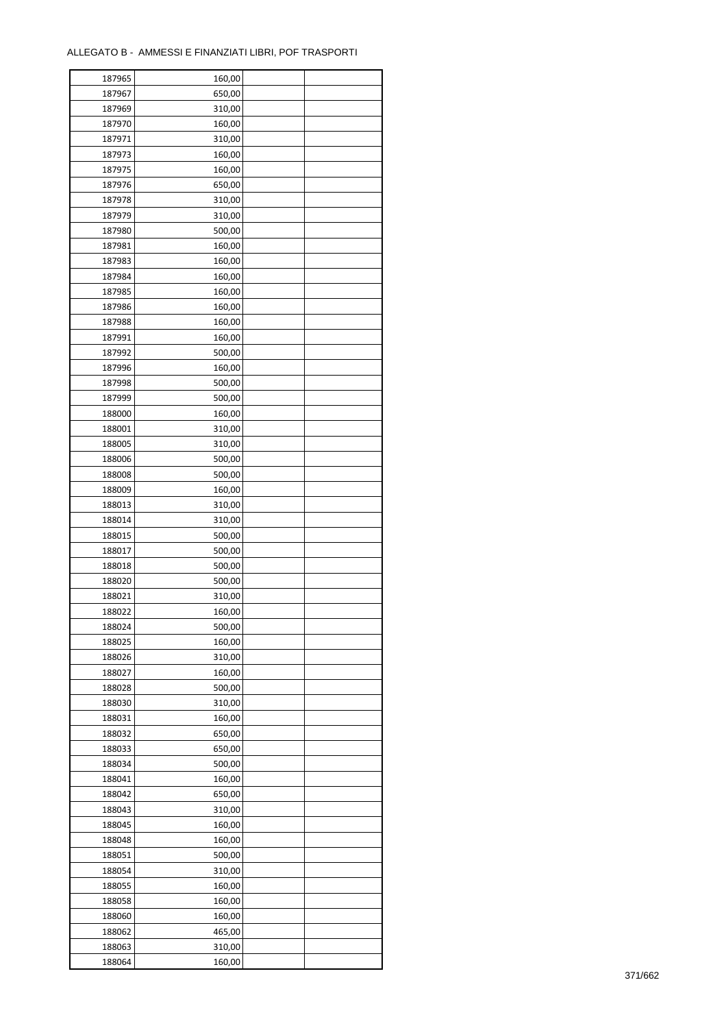ALLEGATO B - AMMESSI E FINANZIATI LIBRI, POF TRASPORTI

| | | | |
|---|---|---|---|
| 187965 | 160,00 | | |
| 187967 | 650,00 | | |
| 187969 | 310,00 | | |
| 187970 | 160,00 | | |
| 187971 | 310,00 | | |
| 187973 | 160,00 | | |
| 187975 | 160,00 | | |
| 187976 | 650,00 | | |
| 187978 | 310,00 | | |
| 187979 | 310,00 | | |
| 187980 | 500,00 | | |
| 187981 | 160,00 | | |
| 187983 | 160,00 | | |
| 187984 | 160,00 | | |
| 187985 | 160,00 | | |
| 187986 | 160,00 | | |
| 187988 | 160,00 | | |
| 187991 | 160,00 | | |
| 187992 | 500,00 | | |
| 187996 | 160,00 | | |
| 187998 | 500,00 | | |
| 187999 | 500,00 | | |
| 188000 | 160,00 | | |
| 188001 | 310,00 | | |
| 188005 | 310,00 | | |
| 188006 | 500,00 | | |
| 188008 | 500,00 | | |
| 188009 | 160,00 | | |
| 188013 | 310,00 | | |
| 188014 | 310,00 | | |
| 188015 | 500,00 | | |
| 188017 | 500,00 | | |
| 188018 | 500,00 | | |
| 188020 | 500,00 | | |
| 188021 | 310,00 | | |
| 188022 | 160,00 | | |
| 188024 | 500,00 | | |
| 188025 | 160,00 | | |
| 188026 | 310,00 | | |
| 188027 | 160,00 | | |
| 188028 | 500,00 | | |
| 188030 | 310,00 | | |
| 188031 | 160,00 | | |
| 188032 | 650,00 | | |
| 188033 | 650,00 | | |
| 188034 | 500,00 | | |
| 188041 | 160,00 | | |
| 188042 | 650,00 | | |
| 188043 | 310,00 | | |
| 188045 | 160,00 | | |
| 188048 | 160,00 | | |
| 188051 | 500,00 | | |
| 188054 | 310,00 | | |
| 188055 | 160,00 | | |
| 188058 | 160,00 | | |
| 188060 | 160,00 | | |
| 188062 | 465,00 | | |
| 188063 | 310,00 | | |
| 188064 | 160,00 | | |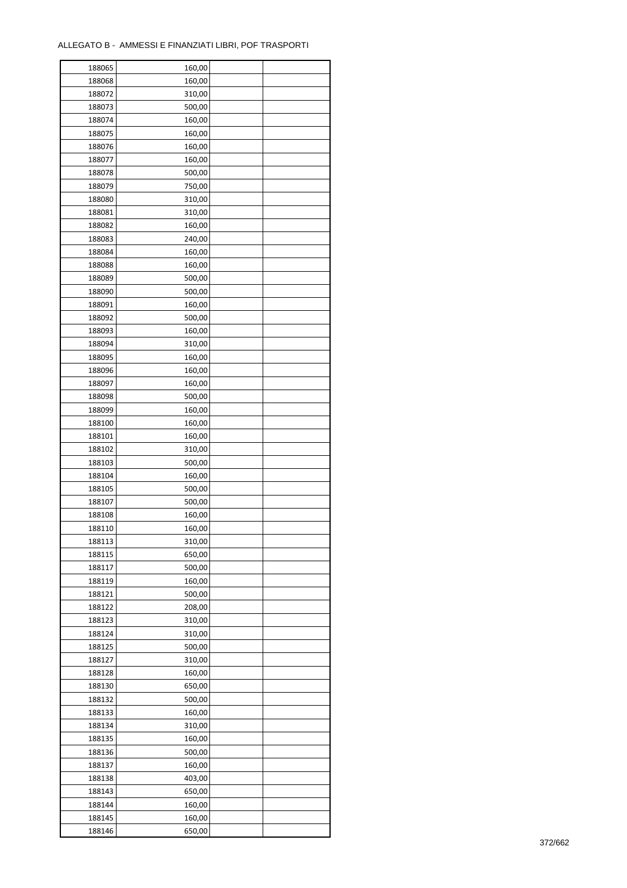ALLEGATO B - AMMESSI E FINANZIATI LIBRI, POF TRASPORTI

| | | | |
|---|---|---|---|
| 188065 | 160,00 | | |
| 188068 | 160,00 | | |
| 188072 | 310,00 | | |
| 188073 | 500,00 | | |
| 188074 | 160,00 | | |
| 188075 | 160,00 | | |
| 188076 | 160,00 | | |
| 188077 | 160,00 | | |
| 188078 | 500,00 | | |
| 188079 | 750,00 | | |
| 188080 | 310,00 | | |
| 188081 | 310,00 | | |
| 188082 | 160,00 | | |
| 188083 | 240,00 | | |
| 188084 | 160,00 | | |
| 188088 | 160,00 | | |
| 188089 | 500,00 | | |
| 188090 | 500,00 | | |
| 188091 | 160,00 | | |
| 188092 | 500,00 | | |
| 188093 | 160,00 | | |
| 188094 | 310,00 | | |
| 188095 | 160,00 | | |
| 188096 | 160,00 | | |
| 188097 | 160,00 | | |
| 188098 | 500,00 | | |
| 188099 | 160,00 | | |
| 188100 | 160,00 | | |
| 188101 | 160,00 | | |
| 188102 | 310,00 | | |
| 188103 | 500,00 | | |
| 188104 | 160,00 | | |
| 188105 | 500,00 | | |
| 188107 | 500,00 | | |
| 188108 | 160,00 | | |
| 188110 | 160,00 | | |
| 188113 | 310,00 | | |
| 188115 | 650,00 | | |
| 188117 | 500,00 | | |
| 188119 | 160,00 | | |
| 188121 | 500,00 | | |
| 188122 | 208,00 | | |
| 188123 | 310,00 | | |
| 188124 | 310,00 | | |
| 188125 | 500,00 | | |
| 188127 | 310,00 | | |
| 188128 | 160,00 | | |
| 188130 | 650,00 | | |
| 188132 | 500,00 | | |
| 188133 | 160,00 | | |
| 188134 | 310,00 | | |
| 188135 | 160,00 | | |
| 188136 | 500,00 | | |
| 188137 | 160,00 | | |
| 188138 | 403,00 | | |
| 188143 | 650,00 | | |
| 188144 | 160,00 | | |
| 188145 | 160,00 | | |
| 188146 | 650,00 | | |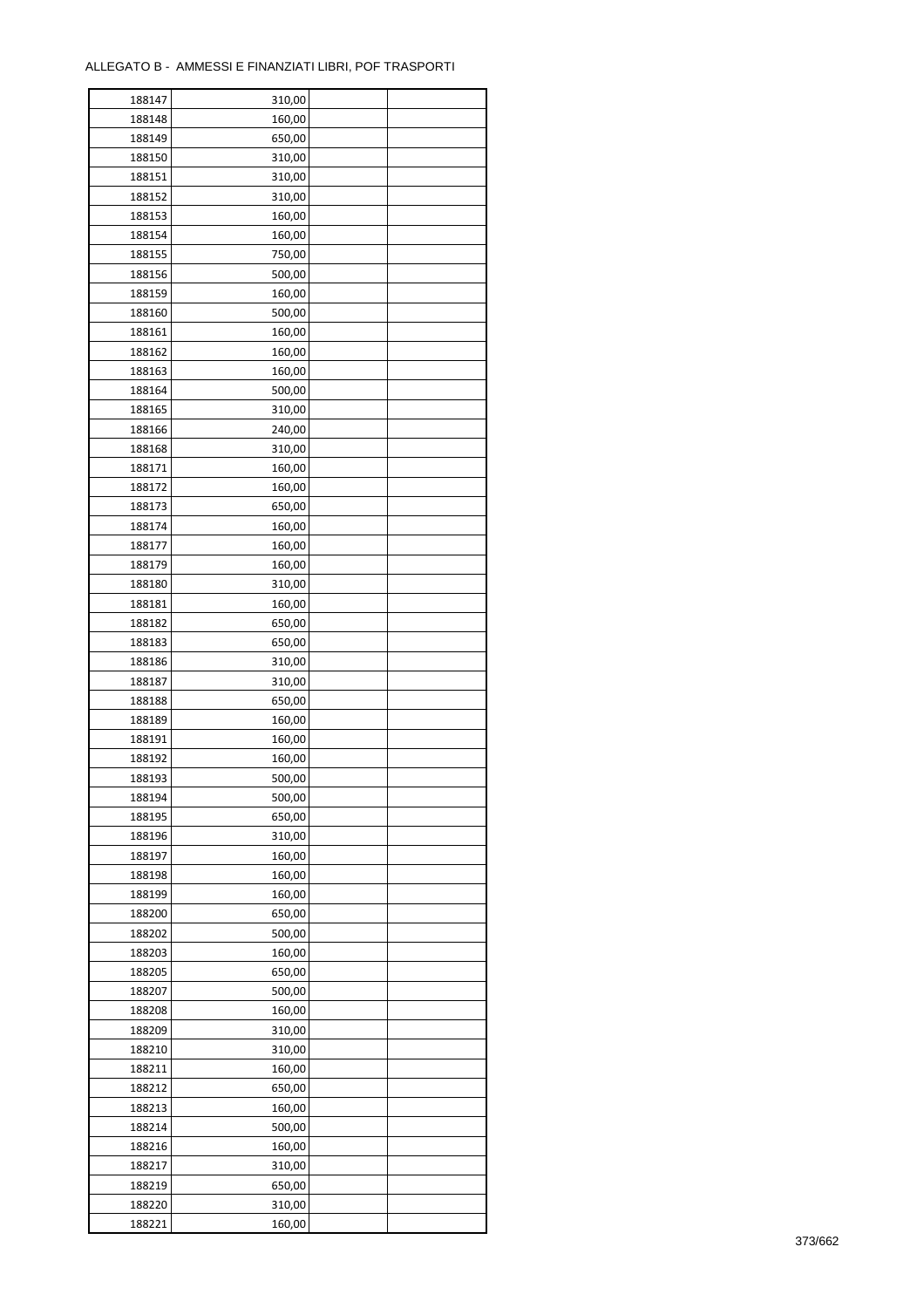ALLEGATO B - AMMESSI E FINANZIATI LIBRI, POF TRASPORTI

| | | | |
|---|---|---|---|
| 188147 | 310,00 | | |
| 188148 | 160,00 | | |
| 188149 | 650,00 | | |
| 188150 | 310,00 | | |
| 188151 | 310,00 | | |
| 188152 | 310,00 | | |
| 188153 | 160,00 | | |
| 188154 | 160,00 | | |
| 188155 | 750,00 | | |
| 188156 | 500,00 | | |
| 188159 | 160,00 | | |
| 188160 | 500,00 | | |
| 188161 | 160,00 | | |
| 188162 | 160,00 | | |
| 188163 | 160,00 | | |
| 188164 | 500,00 | | |
| 188165 | 310,00 | | |
| 188166 | 240,00 | | |
| 188168 | 310,00 | | |
| 188171 | 160,00 | | |
| 188172 | 160,00 | | |
| 188173 | 650,00 | | |
| 188174 | 160,00 | | |
| 188177 | 160,00 | | |
| 188179 | 160,00 | | |
| 188180 | 310,00 | | |
| 188181 | 160,00 | | |
| 188182 | 650,00 | | |
| 188183 | 650,00 | | |
| 188186 | 310,00 | | |
| 188187 | 310,00 | | |
| 188188 | 650,00 | | |
| 188189 | 160,00 | | |
| 188191 | 160,00 | | |
| 188192 | 160,00 | | |
| 188193 | 500,00 | | |
| 188194 | 500,00 | | |
| 188195 | 650,00 | | |
| 188196 | 310,00 | | |
| 188197 | 160,00 | | |
| 188198 | 160,00 | | |
| 188199 | 160,00 | | |
| 188200 | 650,00 | | |
| 188202 | 500,00 | | |
| 188203 | 160,00 | | |
| 188205 | 650,00 | | |
| 188207 | 500,00 | | |
| 188208 | 160,00 | | |
| 188209 | 310,00 | | |
| 188210 | 310,00 | | |
| 188211 | 160,00 | | |
| 188212 | 650,00 | | |
| 188213 | 160,00 | | |
| 188214 | 500,00 | | |
| 188216 | 160,00 | | |
| 188217 | 310,00 | | |
| 188219 | 650,00 | | |
| 188220 | 310,00 | | |
| 188221 | 160,00 | | |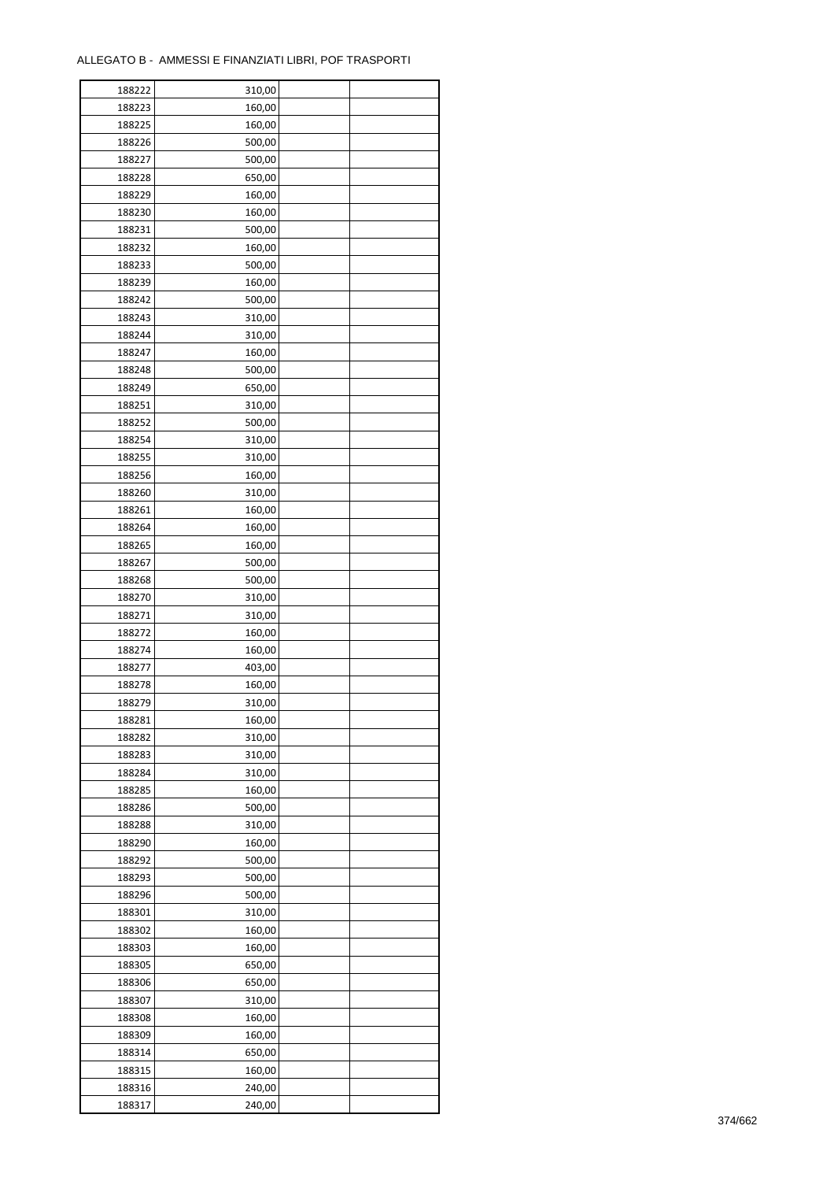ALLEGATO B - AMMESSI E FINANZIATI LIBRI, POF TRASPORTI

| | | | |
|---|---|---|---|
| 188222 | 310,00 | | |
| 188223 | 160,00 | | |
| 188225 | 160,00 | | |
| 188226 | 500,00 | | |
| 188227 | 500,00 | | |
| 188228 | 650,00 | | |
| 188229 | 160,00 | | |
| 188230 | 160,00 | | |
| 188231 | 500,00 | | |
| 188232 | 160,00 | | |
| 188233 | 500,00 | | |
| 188239 | 160,00 | | |
| 188242 | 500,00 | | |
| 188243 | 310,00 | | |
| 188244 | 310,00 | | |
| 188247 | 160,00 | | |
| 188248 | 500,00 | | |
| 188249 | 650,00 | | |
| 188251 | 310,00 | | |
| 188252 | 500,00 | | |
| 188254 | 310,00 | | |
| 188255 | 310,00 | | |
| 188256 | 160,00 | | |
| 188260 | 310,00 | | |
| 188261 | 160,00 | | |
| 188264 | 160,00 | | |
| 188265 | 160,00 | | |
| 188267 | 500,00 | | |
| 188268 | 500,00 | | |
| 188270 | 310,00 | | |
| 188271 | 310,00 | | |
| 188272 | 160,00 | | |
| 188274 | 160,00 | | |
| 188277 | 403,00 | | |
| 188278 | 160,00 | | |
| 188279 | 310,00 | | |
| 188281 | 160,00 | | |
| 188282 | 310,00 | | |
| 188283 | 310,00 | | |
| 188284 | 310,00 | | |
| 188285 | 160,00 | | |
| 188286 | 500,00 | | |
| 188288 | 310,00 | | |
| 188290 | 160,00 | | |
| 188292 | 500,00 | | |
| 188293 | 500,00 | | |
| 188296 | 500,00 | | |
| 188301 | 310,00 | | |
| 188302 | 160,00 | | |
| 188303 | 160,00 | | |
| 188305 | 650,00 | | |
| 188306 | 650,00 | | |
| 188307 | 310,00 | | |
| 188308 | 160,00 | | |
| 188309 | 160,00 | | |
| 188314 | 650,00 | | |
| 188315 | 160,00 | | |
| 188316 | 240,00 | | |
| 188317 | 240,00 | | |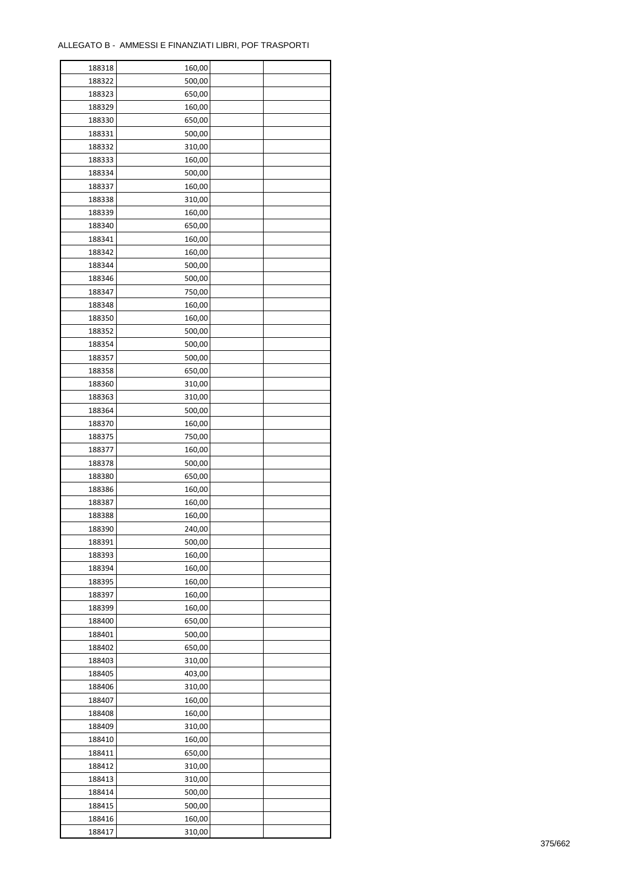ALLEGATO B - AMMESSI E FINANZIATI LIBRI, POF TRASPORTI

| | | | |
|---|---|---|---|
| 188318 | 160,00 | | |
| 188322 | 500,00 | | |
| 188323 | 650,00 | | |
| 188329 | 160,00 | | |
| 188330 | 650,00 | | |
| 188331 | 500,00 | | |
| 188332 | 310,00 | | |
| 188333 | 160,00 | | |
| 188334 | 500,00 | | |
| 188337 | 160,00 | | |
| 188338 | 310,00 | | |
| 188339 | 160,00 | | |
| 188340 | 650,00 | | |
| 188341 | 160,00 | | |
| 188342 | 160,00 | | |
| 188344 | 500,00 | | |
| 188346 | 500,00 | | |
| 188347 | 750,00 | | |
| 188348 | 160,00 | | |
| 188350 | 160,00 | | |
| 188352 | 500,00 | | |
| 188354 | 500,00 | | |
| 188357 | 500,00 | | |
| 188358 | 650,00 | | |
| 188360 | 310,00 | | |
| 188363 | 310,00 | | |
| 188364 | 500,00 | | |
| 188370 | 160,00 | | |
| 188375 | 750,00 | | |
| 188377 | 160,00 | | |
| 188378 | 500,00 | | |
| 188380 | 650,00 | | |
| 188386 | 160,00 | | |
| 188387 | 160,00 | | |
| 188388 | 160,00 | | |
| 188390 | 240,00 | | |
| 188391 | 500,00 | | |
| 188393 | 160,00 | | |
| 188394 | 160,00 | | |
| 188395 | 160,00 | | |
| 188397 | 160,00 | | |
| 188399 | 160,00 | | |
| 188400 | 650,00 | | |
| 188401 | 500,00 | | |
| 188402 | 650,00 | | |
| 188403 | 310,00 | | |
| 188405 | 403,00 | | |
| 188406 | 310,00 | | |
| 188407 | 160,00 | | |
| 188408 | 160,00 | | |
| 188409 | 310,00 | | |
| 188410 | 160,00 | | |
| 188411 | 650,00 | | |
| 188412 | 310,00 | | |
| 188413 | 310,00 | | |
| 188414 | 500,00 | | |
| 188415 | 500,00 | | |
| 188416 | 160,00 | | |
| 188417 | 310,00 | | |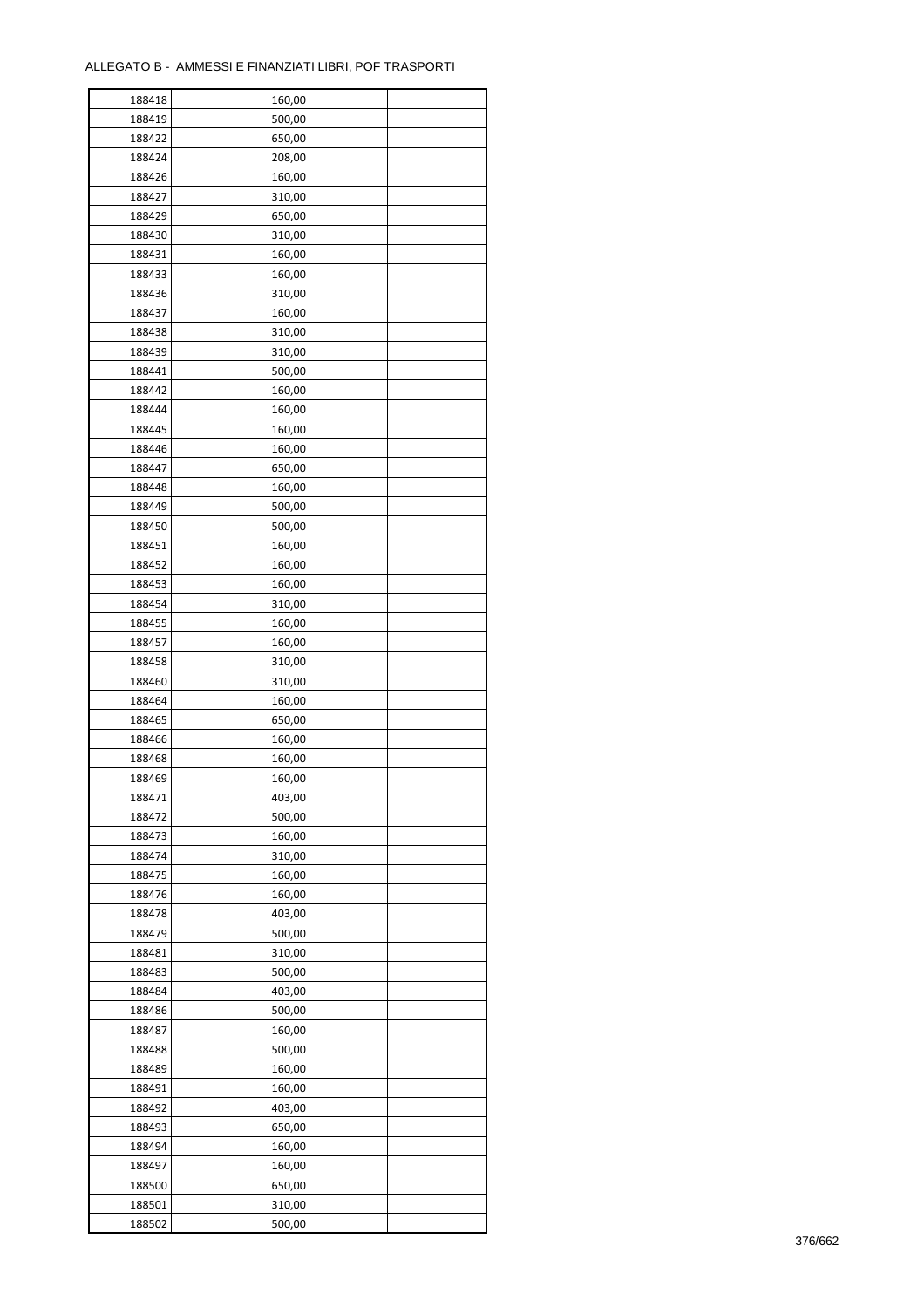ALLEGATO B - AMMESSI E FINANZIATI LIBRI, POF TRASPORTI

| | | | |
|---|---|---|---|
| 188418 | 160,00 | | |
| 188419 | 500,00 | | |
| 188422 | 650,00 | | |
| 188424 | 208,00 | | |
| 188426 | 160,00 | | |
| 188427 | 310,00 | | |
| 188429 | 650,00 | | |
| 188430 | 310,00 | | |
| 188431 | 160,00 | | |
| 188433 | 160,00 | | |
| 188436 | 310,00 | | |
| 188437 | 160,00 | | |
| 188438 | 310,00 | | |
| 188439 | 310,00 | | |
| 188441 | 500,00 | | |
| 188442 | 160,00 | | |
| 188444 | 160,00 | | |
| 188445 | 160,00 | | |
| 188446 | 160,00 | | |
| 188447 | 650,00 | | |
| 188448 | 160,00 | | |
| 188449 | 500,00 | | |
| 188450 | 500,00 | | |
| 188451 | 160,00 | | |
| 188452 | 160,00 | | |
| 188453 | 160,00 | | |
| 188454 | 310,00 | | |
| 188455 | 160,00 | | |
| 188457 | 160,00 | | |
| 188458 | 310,00 | | |
| 188460 | 310,00 | | |
| 188464 | 160,00 | | |
| 188465 | 650,00 | | |
| 188466 | 160,00 | | |
| 188468 | 160,00 | | |
| 188469 | 160,00 | | |
| 188471 | 403,00 | | |
| 188472 | 500,00 | | |
| 188473 | 160,00 | | |
| 188474 | 310,00 | | |
| 188475 | 160,00 | | |
| 188476 | 160,00 | | |
| 188478 | 403,00 | | |
| 188479 | 500,00 | | |
| 188481 | 310,00 | | |
| 188483 | 500,00 | | |
| 188484 | 403,00 | | |
| 188486 | 500,00 | | |
| 188487 | 160,00 | | |
| 188488 | 500,00 | | |
| 188489 | 160,00 | | |
| 188491 | 160,00 | | |
| 188492 | 403,00 | | |
| 188493 | 650,00 | | |
| 188494 | 160,00 | | |
| 188497 | 160,00 | | |
| 188500 | 650,00 | | |
| 188501 | 310,00 | | |
| 188502 | 500,00 | | |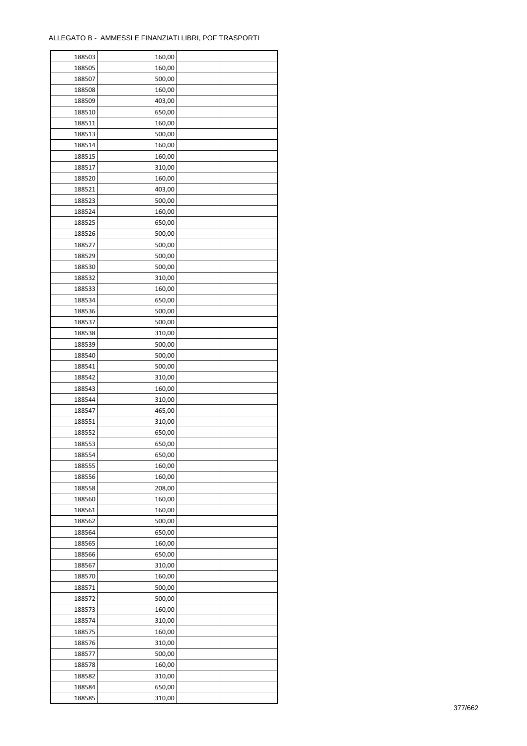ALLEGATO B - AMMESSI E FINANZIATI LIBRI, POF TRASPORTI

| | | | |
|---|---|---|---|
| 188503 | 160,00 | | |
| 188505 | 160,00 | | |
| 188507 | 500,00 | | |
| 188508 | 160,00 | | |
| 188509 | 403,00 | | |
| 188510 | 650,00 | | |
| 188511 | 160,00 | | |
| 188513 | 500,00 | | |
| 188514 | 160,00 | | |
| 188515 | 160,00 | | |
| 188517 | 310,00 | | |
| 188520 | 160,00 | | |
| 188521 | 403,00 | | |
| 188523 | 500,00 | | |
| 188524 | 160,00 | | |
| 188525 | 650,00 | | |
| 188526 | 500,00 | | |
| 188527 | 500,00 | | |
| 188529 | 500,00 | | |
| 188530 | 500,00 | | |
| 188532 | 310,00 | | |
| 188533 | 160,00 | | |
| 188534 | 650,00 | | |
| 188536 | 500,00 | | |
| 188537 | 500,00 | | |
| 188538 | 310,00 | | |
| 188539 | 500,00 | | |
| 188540 | 500,00 | | |
| 188541 | 500,00 | | |
| 188542 | 310,00 | | |
| 188543 | 160,00 | | |
| 188544 | 310,00 | | |
| 188547 | 465,00 | | |
| 188551 | 310,00 | | |
| 188552 | 650,00 | | |
| 188553 | 650,00 | | |
| 188554 | 650,00 | | |
| 188555 | 160,00 | | |
| 188556 | 160,00 | | |
| 188558 | 208,00 | | |
| 188560 | 160,00 | | |
| 188561 | 160,00 | | |
| 188562 | 500,00 | | |
| 188564 | 650,00 | | |
| 188565 | 160,00 | | |
| 188566 | 650,00 | | |
| 188567 | 310,00 | | |
| 188570 | 160,00 | | |
| 188571 | 500,00 | | |
| 188572 | 500,00 | | |
| 188573 | 160,00 | | |
| 188574 | 310,00 | | |
| 188575 | 160,00 | | |
| 188576 | 310,00 | | |
| 188577 | 500,00 | | |
| 188578 | 160,00 | | |
| 188582 | 310,00 | | |
| 188584 | 650,00 | | |
| 188585 | 310,00 | | |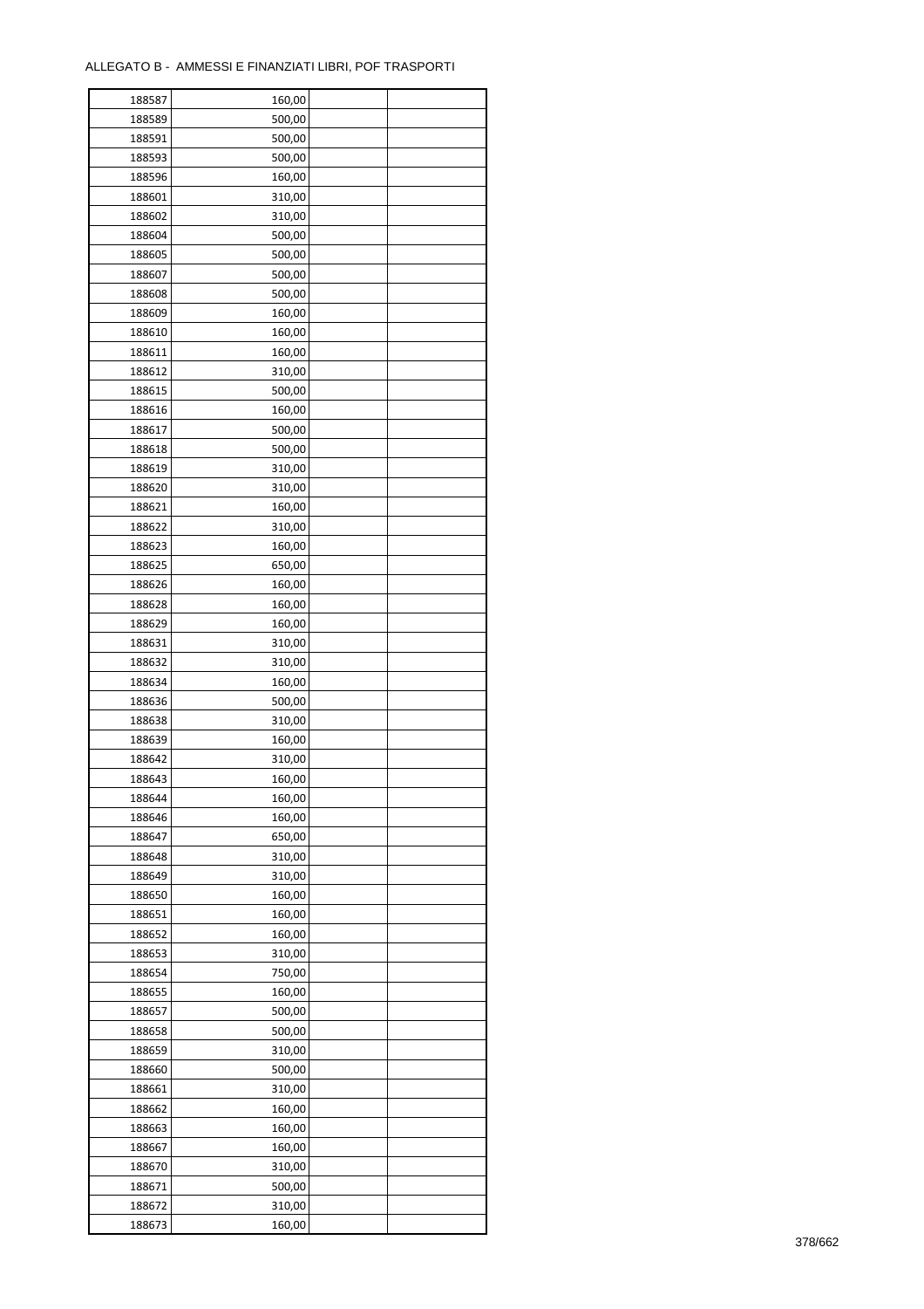ALLEGATO B - AMMESSI E FINANZIATI LIBRI, POF TRASPORTI

| | | | |
|---|---|---|---|
| 188587 | 160,00 | | |
| 188589 | 500,00 | | |
| 188591 | 500,00 | | |
| 188593 | 500,00 | | |
| 188596 | 160,00 | | |
| 188601 | 310,00 | | |
| 188602 | 310,00 | | |
| 188604 | 500,00 | | |
| 188605 | 500,00 | | |
| 188607 | 500,00 | | |
| 188608 | 500,00 | | |
| 188609 | 160,00 | | |
| 188610 | 160,00 | | |
| 188611 | 160,00 | | |
| 188612 | 310,00 | | |
| 188615 | 500,00 | | |
| 188616 | 160,00 | | |
| 188617 | 500,00 | | |
| 188618 | 500,00 | | |
| 188619 | 310,00 | | |
| 188620 | 310,00 | | |
| 188621 | 160,00 | | |
| 188622 | 310,00 | | |
| 188623 | 160,00 | | |
| 188625 | 650,00 | | |
| 188626 | 160,00 | | |
| 188628 | 160,00 | | |
| 188629 | 160,00 | | |
| 188631 | 310,00 | | |
| 188632 | 310,00 | | |
| 188634 | 160,00 | | |
| 188636 | 500,00 | | |
| 188638 | 310,00 | | |
| 188639 | 160,00 | | |
| 188642 | 310,00 | | |
| 188643 | 160,00 | | |
| 188644 | 160,00 | | |
| 188646 | 160,00 | | |
| 188647 | 650,00 | | |
| 188648 | 310,00 | | |
| 188649 | 310,00 | | |
| 188650 | 160,00 | | |
| 188651 | 160,00 | | |
| 188652 | 160,00 | | |
| 188653 | 310,00 | | |
| 188654 | 750,00 | | |
| 188655 | 160,00 | | |
| 188657 | 500,00 | | |
| 188658 | 500,00 | | |
| 188659 | 310,00 | | |
| 188660 | 500,00 | | |
| 188661 | 310,00 | | |
| 188662 | 160,00 | | |
| 188663 | 160,00 | | |
| 188667 | 160,00 | | |
| 188670 | 310,00 | | |
| 188671 | 500,00 | | |
| 188672 | 310,00 | | |
| 188673 | 160,00 | | |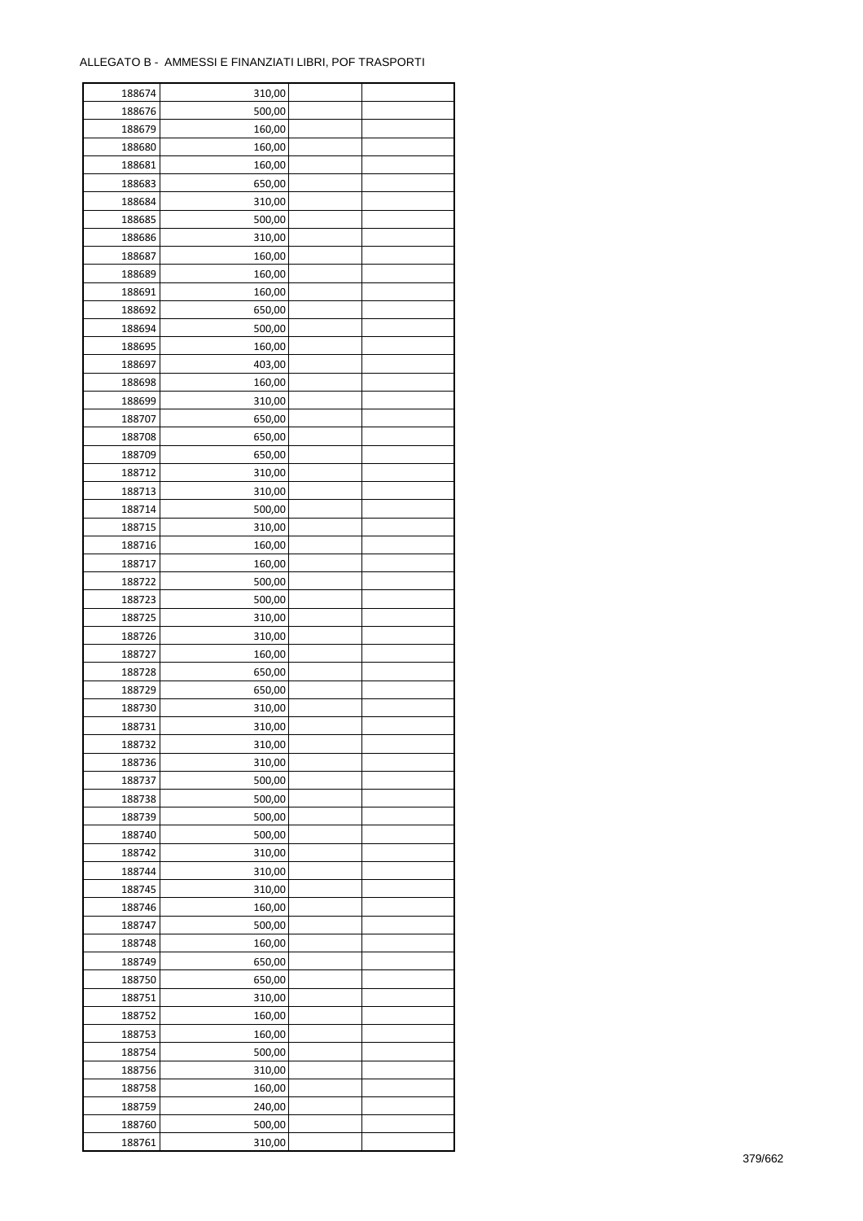ALLEGATO B - AMMESSI E FINANZIATI LIBRI, POF TRASPORTI

| | | | |
|---|---|---|---|
| 188674 | 310,00 | | |
| 188676 | 500,00 | | |
| 188679 | 160,00 | | |
| 188680 | 160,00 | | |
| 188681 | 160,00 | | |
| 188683 | 650,00 | | |
| 188684 | 310,00 | | |
| 188685 | 500,00 | | |
| 188686 | 310,00 | | |
| 188687 | 160,00 | | |
| 188689 | 160,00 | | |
| 188691 | 160,00 | | |
| 188692 | 650,00 | | |
| 188694 | 500,00 | | |
| 188695 | 160,00 | | |
| 188697 | 403,00 | | |
| 188698 | 160,00 | | |
| 188699 | 310,00 | | |
| 188707 | 650,00 | | |
| 188708 | 650,00 | | |
| 188709 | 650,00 | | |
| 188712 | 310,00 | | |
| 188713 | 310,00 | | |
| 188714 | 500,00 | | |
| 188715 | 310,00 | | |
| 188716 | 160,00 | | |
| 188717 | 160,00 | | |
| 188722 | 500,00 | | |
| 188723 | 500,00 | | |
| 188725 | 310,00 | | |
| 188726 | 310,00 | | |
| 188727 | 160,00 | | |
| 188728 | 650,00 | | |
| 188729 | 650,00 | | |
| 188730 | 310,00 | | |
| 188731 | 310,00 | | |
| 188732 | 310,00 | | |
| 188736 | 310,00 | | |
| 188737 | 500,00 | | |
| 188738 | 500,00 | | |
| 188739 | 500,00 | | |
| 188740 | 500,00 | | |
| 188742 | 310,00 | | |
| 188744 | 310,00 | | |
| 188745 | 310,00 | | |
| 188746 | 160,00 | | |
| 188747 | 500,00 | | |
| 188748 | 160,00 | | |
| 188749 | 650,00 | | |
| 188750 | 650,00 | | |
| 188751 | 310,00 | | |
| 188752 | 160,00 | | |
| 188753 | 160,00 | | |
| 188754 | 500,00 | | |
| 188756 | 310,00 | | |
| 188758 | 160,00 | | |
| 188759 | 240,00 | | |
| 188760 | 500,00 | | |
| 188761 | 310,00 | | |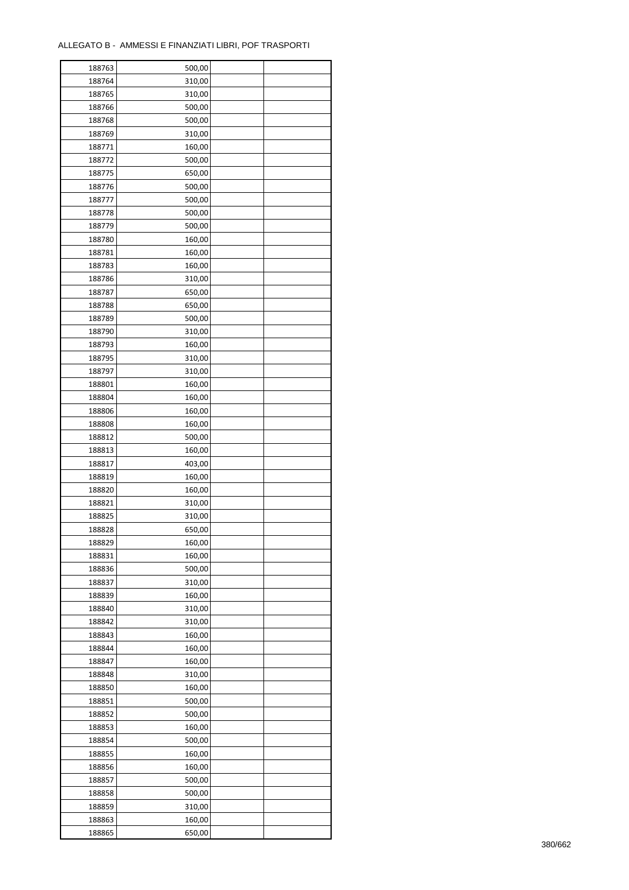ALLEGATO B - AMMESSI E FINANZIATI LIBRI, POF TRASPORTI

| | | | |
|---|---|---|---|
| 188763 | 500,00 | | |
| 188764 | 310,00 | | |
| 188765 | 310,00 | | |
| 188766 | 500,00 | | |
| 188768 | 500,00 | | |
| 188769 | 310,00 | | |
| 188771 | 160,00 | | |
| 188772 | 500,00 | | |
| 188775 | 650,00 | | |
| 188776 | 500,00 | | |
| 188777 | 500,00 | | |
| 188778 | 500,00 | | |
| 188779 | 500,00 | | |
| 188780 | 160,00 | | |
| 188781 | 160,00 | | |
| 188783 | 160,00 | | |
| 188786 | 310,00 | | |
| 188787 | 650,00 | | |
| 188788 | 650,00 | | |
| 188789 | 500,00 | | |
| 188790 | 310,00 | | |
| 188793 | 160,00 | | |
| 188795 | 310,00 | | |
| 188797 | 310,00 | | |
| 188801 | 160,00 | | |
| 188804 | 160,00 | | |
| 188806 | 160,00 | | |
| 188808 | 160,00 | | |
| 188812 | 500,00 | | |
| 188813 | 160,00 | | |
| 188817 | 403,00 | | |
| 188819 | 160,00 | | |
| 188820 | 160,00 | | |
| 188821 | 310,00 | | |
| 188825 | 310,00 | | |
| 188828 | 650,00 | | |
| 188829 | 160,00 | | |
| 188831 | 160,00 | | |
| 188836 | 500,00 | | |
| 188837 | 310,00 | | |
| 188839 | 160,00 | | |
| 188840 | 310,00 | | |
| 188842 | 310,00 | | |
| 188843 | 160,00 | | |
| 188844 | 160,00 | | |
| 188847 | 160,00 | | |
| 188848 | 310,00 | | |
| 188850 | 160,00 | | |
| 188851 | 500,00 | | |
| 188852 | 500,00 | | |
| 188853 | 160,00 | | |
| 188854 | 500,00 | | |
| 188855 | 160,00 | | |
| 188856 | 160,00 | | |
| 188857 | 500,00 | | |
| 188858 | 500,00 | | |
| 188859 | 310,00 | | |
| 188863 | 160,00 | | |
| 188865 | 650,00 | | |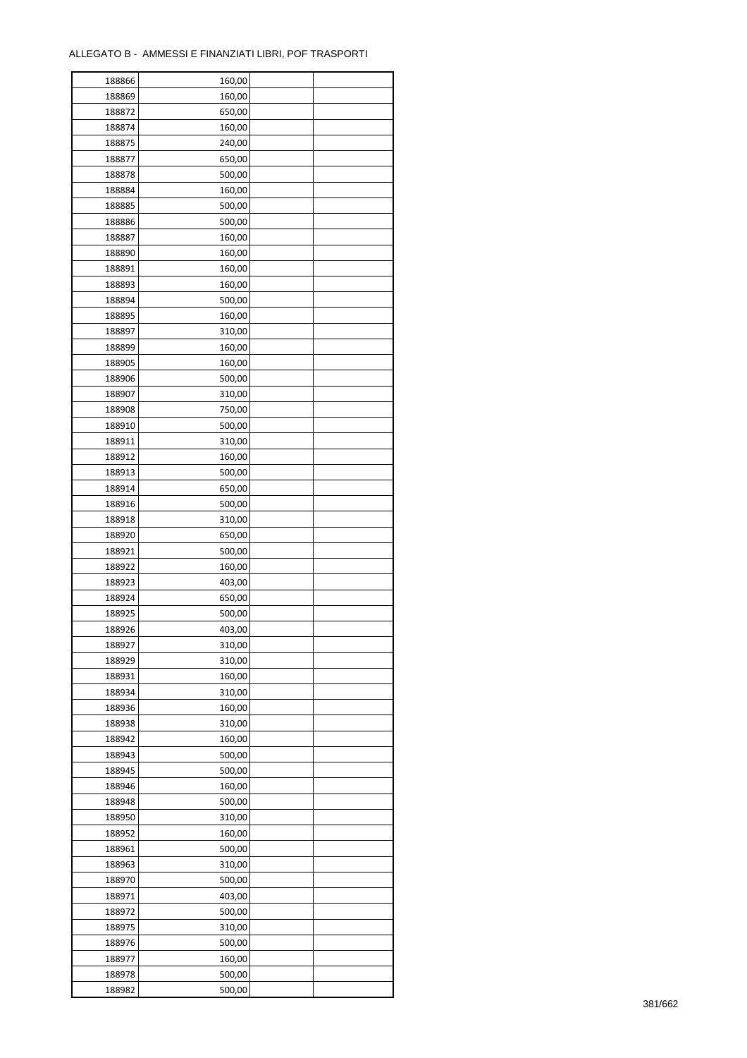ALLEGATO B - AMMESSI E FINANZIATI LIBRI, POF TRASPORTI

| | | | |
|---|---|---|---|
| 188866 | 160,00 | | |
| 188869 | 160,00 | | |
| 188872 | 650,00 | | |
| 188874 | 160,00 | | |
| 188875 | 240,00 | | |
| 188877 | 650,00 | | |
| 188878 | 500,00 | | |
| 188884 | 160,00 | | |
| 188885 | 500,00 | | |
| 188886 | 500,00 | | |
| 188887 | 160,00 | | |
| 188890 | 160,00 | | |
| 188891 | 160,00 | | |
| 188893 | 160,00 | | |
| 188894 | 500,00 | | |
| 188895 | 160,00 | | |
| 188897 | 310,00 | | |
| 188899 | 160,00 | | |
| 188905 | 160,00 | | |
| 188906 | 500,00 | | |
| 188907 | 310,00 | | |
| 188908 | 750,00 | | |
| 188910 | 500,00 | | |
| 188911 | 310,00 | | |
| 188912 | 160,00 | | |
| 188913 | 500,00 | | |
| 188914 | 650,00 | | |
| 188916 | 500,00 | | |
| 188918 | 310,00 | | |
| 188920 | 650,00 | | |
| 188921 | 500,00 | | |
| 188922 | 160,00 | | |
| 188923 | 403,00 | | |
| 188924 | 650,00 | | |
| 188925 | 500,00 | | |
| 188926 | 403,00 | | |
| 188927 | 310,00 | | |
| 188929 | 310,00 | | |
| 188931 | 160,00 | | |
| 188934 | 310,00 | | |
| 188936 | 160,00 | | |
| 188938 | 310,00 | | |
| 188942 | 160,00 | | |
| 188943 | 500,00 | | |
| 188945 | 500,00 | | |
| 188946 | 160,00 | | |
| 188948 | 500,00 | | |
| 188950 | 310,00 | | |
| 188952 | 160,00 | | |
| 188961 | 500,00 | | |
| 188963 | 310,00 | | |
| 188970 | 500,00 | | |
| 188971 | 403,00 | | |
| 188972 | 500,00 | | |
| 188975 | 310,00 | | |
| 188976 | 500,00 | | |
| 188977 | 160,00 | | |
| 188978 | 500,00 | | |
| 188982 | 500,00 | | |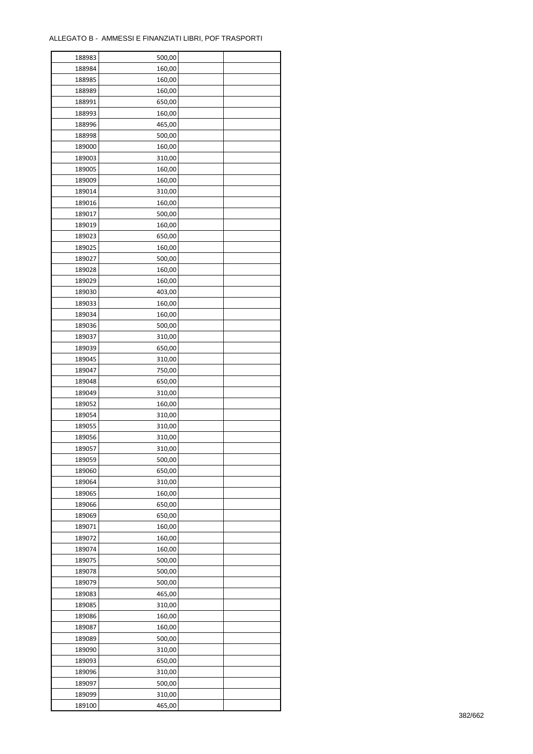ALLEGATO B - AMMESSI E FINANZIATI LIBRI, POF TRASPORTI

| | | | |
|---|---|---|---|
| 188983 | 500,00 | | |
| 188984 | 160,00 | | |
| 188985 | 160,00 | | |
| 188989 | 160,00 | | |
| 188991 | 650,00 | | |
| 188993 | 160,00 | | |
| 188996 | 465,00 | | |
| 188998 | 500,00 | | |
| 189000 | 160,00 | | |
| 189003 | 310,00 | | |
| 189005 | 160,00 | | |
| 189009 | 160,00 | | |
| 189014 | 310,00 | | |
| 189016 | 160,00 | | |
| 189017 | 500,00 | | |
| 189019 | 160,00 | | |
| 189023 | 650,00 | | |
| 189025 | 160,00 | | |
| 189027 | 500,00 | | |
| 189028 | 160,00 | | |
| 189029 | 160,00 | | |
| 189030 | 403,00 | | |
| 189033 | 160,00 | | |
| 189034 | 160,00 | | |
| 189036 | 500,00 | | |
| 189037 | 310,00 | | |
| 189039 | 650,00 | | |
| 189045 | 310,00 | | |
| 189047 | 750,00 | | |
| 189048 | 650,00 | | |
| 189049 | 310,00 | | |
| 189052 | 160,00 | | |
| 189054 | 310,00 | | |
| 189055 | 310,00 | | |
| 189056 | 310,00 | | |
| 189057 | 310,00 | | |
| 189059 | 500,00 | | |
| 189060 | 650,00 | | |
| 189064 | 310,00 | | |
| 189065 | 160,00 | | |
| 189066 | 650,00 | | |
| 189069 | 650,00 | | |
| 189071 | 160,00 | | |
| 189072 | 160,00 | | |
| 189074 | 160,00 | | |
| 189075 | 500,00 | | |
| 189078 | 500,00 | | |
| 189079 | 500,00 | | |
| 189083 | 465,00 | | |
| 189085 | 310,00 | | |
| 189086 | 160,00 | | |
| 189087 | 160,00 | | |
| 189089 | 500,00 | | |
| 189090 | 310,00 | | |
| 189093 | 650,00 | | |
| 189096 | 310,00 | | |
| 189097 | 500,00 | | |
| 189099 | 310,00 | | |
| 189100 | 465,00 | | |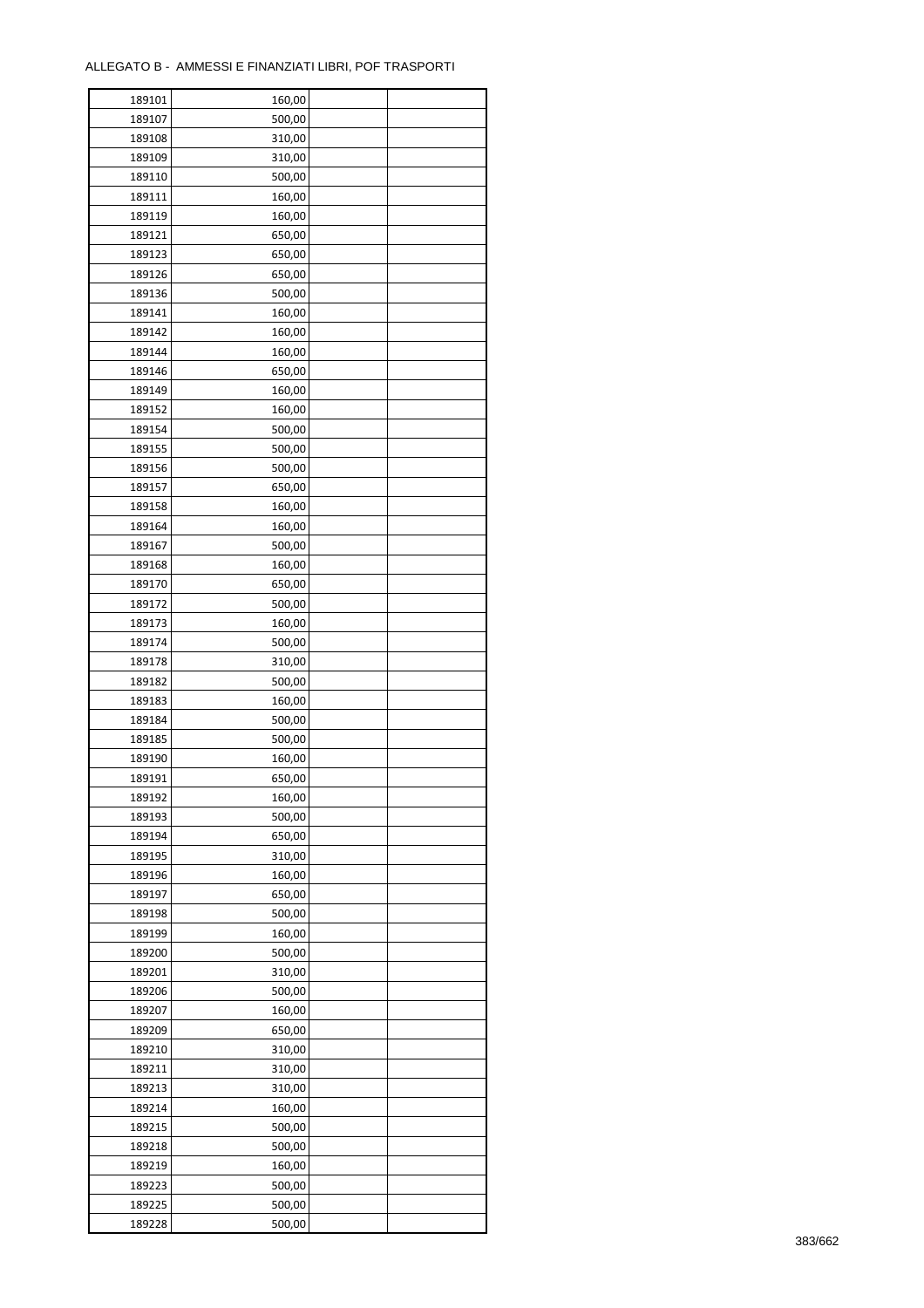ALLEGATO B - AMMESSI E FINANZIATI LIBRI, POF TRASPORTI

| 189101 | 160,00 | | |
|---|---|---|---|
| 189107 | 500,00 | | |
| 189108 | 310,00 | | |
| 189109 | 310,00 | | |
| 189110 | 500,00 | | |
| 189111 | 160,00 | | |
| 189119 | 160,00 | | |
| 189121 | 650,00 | | |
| 189123 | 650,00 | | |
| 189126 | 650,00 | | |
| 189136 | 500,00 | | |
| 189141 | 160,00 | | |
| 189142 | 160,00 | | |
| 189144 | 160,00 | | |
| 189146 | 650,00 | | |
| 189149 | 160,00 | | |
| 189152 | 160,00 | | |
| 189154 | 500,00 | | |
| 189155 | 500,00 | | |
| 189156 | 500,00 | | |
| 189157 | 650,00 | | |
| 189158 | 160,00 | | |
| 189164 | 160,00 | | |
| 189167 | 500,00 | | |
| 189168 | 160,00 | | |
| 189170 | 650,00 | | |
| 189172 | 500,00 | | |
| 189173 | 160,00 | | |
| 189174 | 500,00 | | |
| 189178 | 310,00 | | |
| 189182 | 500,00 | | |
| 189183 | 160,00 | | |
| 189184 | 500,00 | | |
| 189185 | 500,00 | | |
| 189190 | 160,00 | | |
| 189191 | 650,00 | | |
| 189192 | 160,00 | | |
| 189193 | 500,00 | | |
| 189194 | 650,00 | | |
| 189195 | 310,00 | | |
| 189196 | 160,00 | | |
| 189197 | 650,00 | | |
| 189198 | 500,00 | | |
| 189199 | 160,00 | | |
| 189200 | 500,00 | | |
| 189201 | 310,00 | | |
| 189206 | 500,00 | | |
| 189207 | 160,00 | | |
| 189209 | 650,00 | | |
| 189210 | 310,00 | | |
| 189211 | 310,00 | | |
| 189213 | 310,00 | | |
| 189214 | 160,00 | | |
| 189215 | 500,00 | | |
| 189218 | 500,00 | | |
| 189219 | 160,00 | | |
| 189223 | 500,00 | | |
| 189225 | 500,00 | | |
| 189228 | 500,00 | | |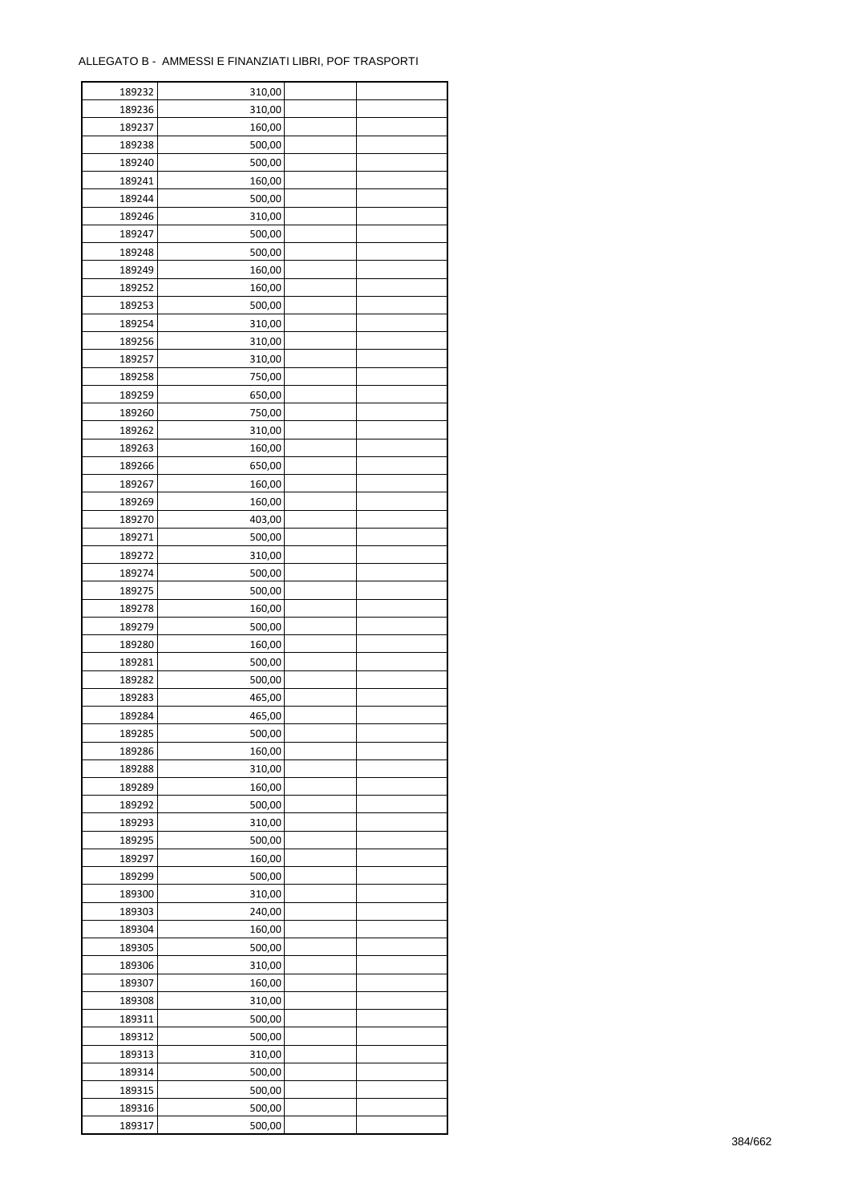ALLEGATO B - AMMESSI E FINANZIATI LIBRI, POF TRASPORTI

| | | | |
|---|---|---|---|
| 189232 | 310,00 | | |
| 189236 | 310,00 | | |
| 189237 | 160,00 | | |
| 189238 | 500,00 | | |
| 189240 | 500,00 | | |
| 189241 | 160,00 | | |
| 189244 | 500,00 | | |
| 189246 | 310,00 | | |
| 189247 | 500,00 | | |
| 189248 | 500,00 | | |
| 189249 | 160,00 | | |
| 189252 | 160,00 | | |
| 189253 | 500,00 | | |
| 189254 | 310,00 | | |
| 189256 | 310,00 | | |
| 189257 | 310,00 | | |
| 189258 | 750,00 | | |
| 189259 | 650,00 | | |
| 189260 | 750,00 | | |
| 189262 | 310,00 | | |
| 189263 | 160,00 | | |
| 189266 | 650,00 | | |
| 189267 | 160,00 | | |
| 189269 | 160,00 | | |
| 189270 | 403,00 | | |
| 189271 | 500,00 | | |
| 189272 | 310,00 | | |
| 189274 | 500,00 | | |
| 189275 | 500,00 | | |
| 189278 | 160,00 | | |
| 189279 | 500,00 | | |
| 189280 | 160,00 | | |
| 189281 | 500,00 | | |
| 189282 | 500,00 | | |
| 189283 | 465,00 | | |
| 189284 | 465,00 | | |
| 189285 | 500,00 | | |
| 189286 | 160,00 | | |
| 189288 | 310,00 | | |
| 189289 | 160,00 | | |
| 189292 | 500,00 | | |
| 189293 | 310,00 | | |
| 189295 | 500,00 | | |
| 189297 | 160,00 | | |
| 189299 | 500,00 | | |
| 189300 | 310,00 | | |
| 189303 | 240,00 | | |
| 189304 | 160,00 | | |
| 189305 | 500,00 | | |
| 189306 | 310,00 | | |
| 189307 | 160,00 | | |
| 189308 | 310,00 | | |
| 189311 | 500,00 | | |
| 189312 | 500,00 | | |
| 189313 | 310,00 | | |
| 189314 | 500,00 | | |
| 189315 | 500,00 | | |
| 189316 | 500,00 | | |
| 189317 | 500,00 | | |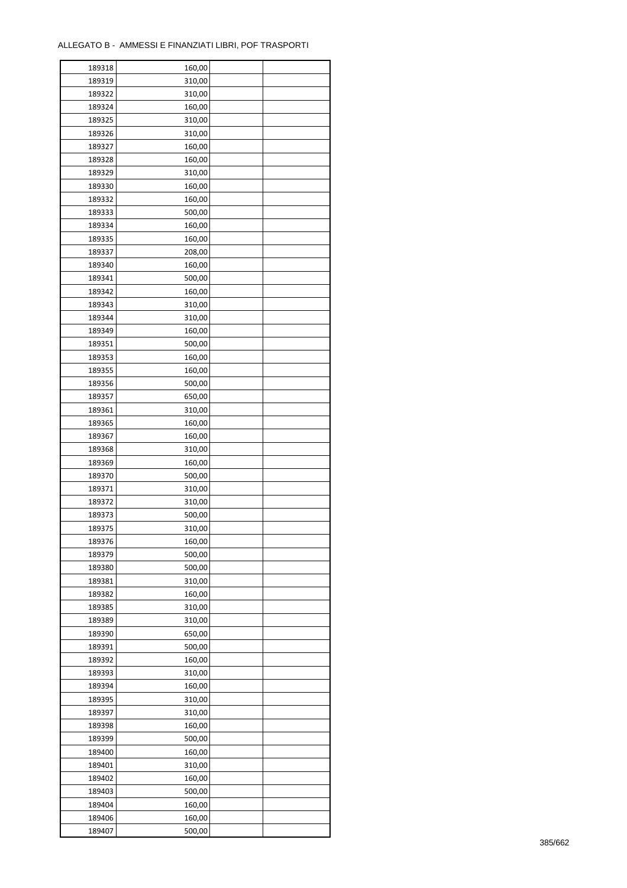ALLEGATO B - AMMESSI E FINANZIATI LIBRI, POF TRASPORTI

| | | | |
|---|---|---|---|
| 189318 | 160,00 | | |
| 189319 | 310,00 | | |
| 189322 | 310,00 | | |
| 189324 | 160,00 | | |
| 189325 | 310,00 | | |
| 189326 | 310,00 | | |
| 189327 | 160,00 | | |
| 189328 | 160,00 | | |
| 189329 | 310,00 | | |
| 189330 | 160,00 | | |
| 189332 | 160,00 | | |
| 189333 | 500,00 | | |
| 189334 | 160,00 | | |
| 189335 | 160,00 | | |
| 189337 | 208,00 | | |
| 189340 | 160,00 | | |
| 189341 | 500,00 | | |
| 189342 | 160,00 | | |
| 189343 | 310,00 | | |
| 189344 | 310,00 | | |
| 189349 | 160,00 | | |
| 189351 | 500,00 | | |
| 189353 | 160,00 | | |
| 189355 | 160,00 | | |
| 189356 | 500,00 | | |
| 189357 | 650,00 | | |
| 189361 | 310,00 | | |
| 189365 | 160,00 | | |
| 189367 | 160,00 | | |
| 189368 | 310,00 | | |
| 189369 | 160,00 | | |
| 189370 | 500,00 | | |
| 189371 | 310,00 | | |
| 189372 | 310,00 | | |
| 189373 | 500,00 | | |
| 189375 | 310,00 | | |
| 189376 | 160,00 | | |
| 189379 | 500,00 | | |
| 189380 | 500,00 | | |
| 189381 | 310,00 | | |
| 189382 | 160,00 | | |
| 189385 | 310,00 | | |
| 189389 | 310,00 | | |
| 189390 | 650,00 | | |
| 189391 | 500,00 | | |
| 189392 | 160,00 | | |
| 189393 | 310,00 | | |
| 189394 | 160,00 | | |
| 189395 | 310,00 | | |
| 189397 | 310,00 | | |
| 189398 | 160,00 | | |
| 189399 | 500,00 | | |
| 189400 | 160,00 | | |
| 189401 | 310,00 | | |
| 189402 | 160,00 | | |
| 189403 | 500,00 | | |
| 189404 | 160,00 | | |
| 189406 | 160,00 | | |
| 189407 | 500,00 | | |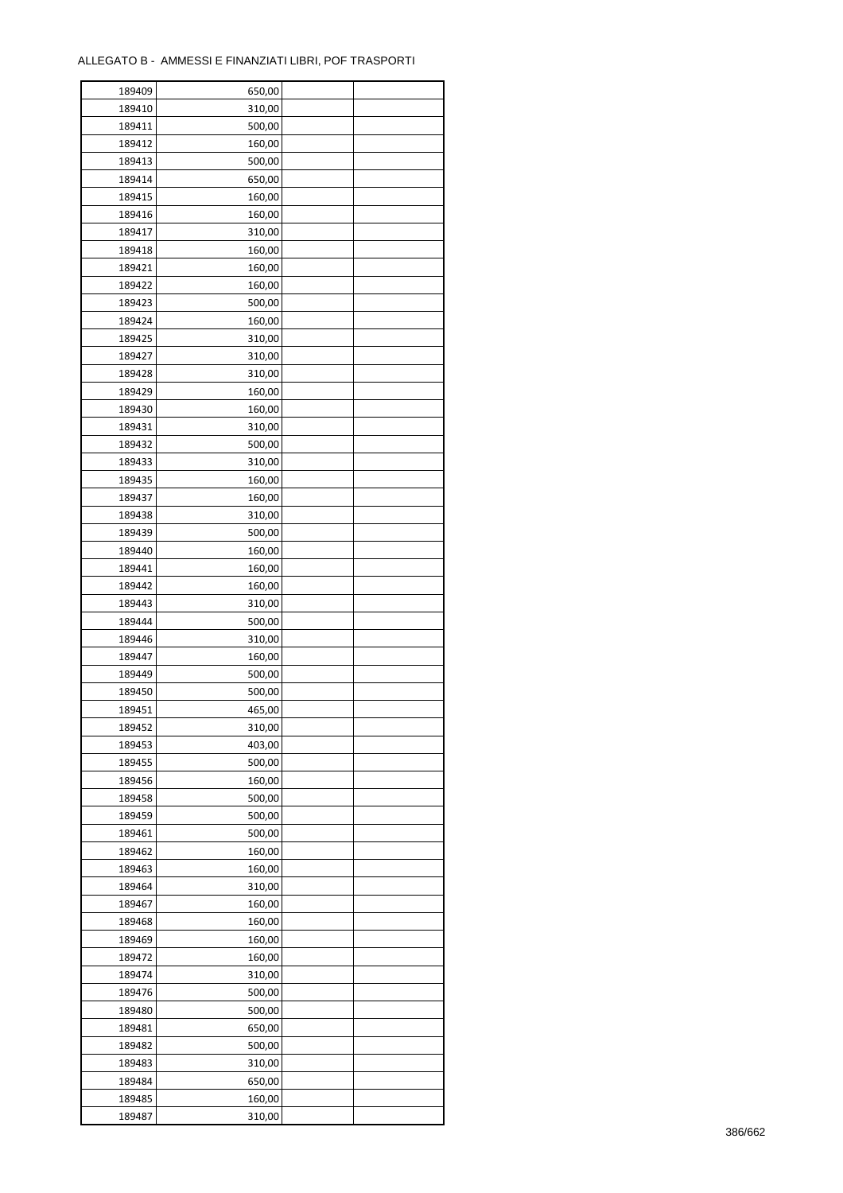ALLEGATO B - AMMESSI E FINANZIATI LIBRI, POF TRASPORTI

| | | | |
|---|---|---|---|
| 189409 | 650,00 | | |
| 189410 | 310,00 | | |
| 189411 | 500,00 | | |
| 189412 | 160,00 | | |
| 189413 | 500,00 | | |
| 189414 | 650,00 | | |
| 189415 | 160,00 | | |
| 189416 | 160,00 | | |
| 189417 | 310,00 | | |
| 189418 | 160,00 | | |
| 189421 | 160,00 | | |
| 189422 | 160,00 | | |
| 189423 | 500,00 | | |
| 189424 | 160,00 | | |
| 189425 | 310,00 | | |
| 189427 | 310,00 | | |
| 189428 | 310,00 | | |
| 189429 | 160,00 | | |
| 189430 | 160,00 | | |
| 189431 | 310,00 | | |
| 189432 | 500,00 | | |
| 189433 | 310,00 | | |
| 189435 | 160,00 | | |
| 189437 | 160,00 | | |
| 189438 | 310,00 | | |
| 189439 | 500,00 | | |
| 189440 | 160,00 | | |
| 189441 | 160,00 | | |
| 189442 | 160,00 | | |
| 189443 | 310,00 | | |
| 189444 | 500,00 | | |
| 189446 | 310,00 | | |
| 189447 | 160,00 | | |
| 189449 | 500,00 | | |
| 189450 | 500,00 | | |
| 189451 | 465,00 | | |
| 189452 | 310,00 | | |
| 189453 | 403,00 | | |
| 189455 | 500,00 | | |
| 189456 | 160,00 | | |
| 189458 | 500,00 | | |
| 189459 | 500,00 | | |
| 189461 | 500,00 | | |
| 189462 | 160,00 | | |
| 189463 | 160,00 | | |
| 189464 | 310,00 | | |
| 189467 | 160,00 | | |
| 189468 | 160,00 | | |
| 189469 | 160,00 | | |
| 189472 | 160,00 | | |
| 189474 | 310,00 | | |
| 189476 | 500,00 | | |
| 189480 | 500,00 | | |
| 189481 | 650,00 | | |
| 189482 | 500,00 | | |
| 189483 | 310,00 | | |
| 189484 | 650,00 | | |
| 189485 | 160,00 | | |
| 189487 | 310,00 | | |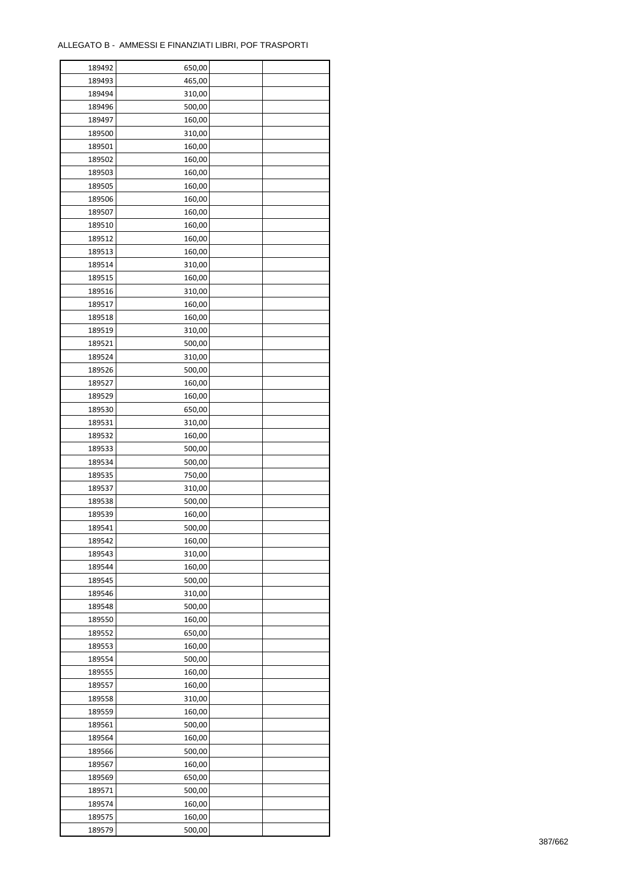ALLEGATO B - AMMESSI E FINANZIATI LIBRI, POF TRASPORTI

| | | | |
|---|---|---|---|
| 189492 | 650,00 | | |
| 189493 | 465,00 | | |
| 189494 | 310,00 | | |
| 189496 | 500,00 | | |
| 189497 | 160,00 | | |
| 189500 | 310,00 | | |
| 189501 | 160,00 | | |
| 189502 | 160,00 | | |
| 189503 | 160,00 | | |
| 189505 | 160,00 | | |
| 189506 | 160,00 | | |
| 189507 | 160,00 | | |
| 189510 | 160,00 | | |
| 189512 | 160,00 | | |
| 189513 | 160,00 | | |
| 189514 | 310,00 | | |
| 189515 | 160,00 | | |
| 189516 | 310,00 | | |
| 189517 | 160,00 | | |
| 189518 | 160,00 | | |
| 189519 | 310,00 | | |
| 189521 | 500,00 | | |
| 189524 | 310,00 | | |
| 189526 | 500,00 | | |
| 189527 | 160,00 | | |
| 189529 | 160,00 | | |
| 189530 | 650,00 | | |
| 189531 | 310,00 | | |
| 189532 | 160,00 | | |
| 189533 | 500,00 | | |
| 189534 | 500,00 | | |
| 189535 | 750,00 | | |
| 189537 | 310,00 | | |
| 189538 | 500,00 | | |
| 189539 | 160,00 | | |
| 189541 | 500,00 | | |
| 189542 | 160,00 | | |
| 189543 | 310,00 | | |
| 189544 | 160,00 | | |
| 189545 | 500,00 | | |
| 189546 | 310,00 | | |
| 189548 | 500,00 | | |
| 189550 | 160,00 | | |
| 189552 | 650,00 | | |
| 189553 | 160,00 | | |
| 189554 | 500,00 | | |
| 189555 | 160,00 | | |
| 189557 | 160,00 | | |
| 189558 | 310,00 | | |
| 189559 | 160,00 | | |
| 189561 | 500,00 | | |
| 189564 | 160,00 | | |
| 189566 | 500,00 | | |
| 189567 | 160,00 | | |
| 189569 | 650,00 | | |
| 189571 | 500,00 | | |
| 189574 | 160,00 | | |
| 189575 | 160,00 | | |
| 189579 | 500,00 | | |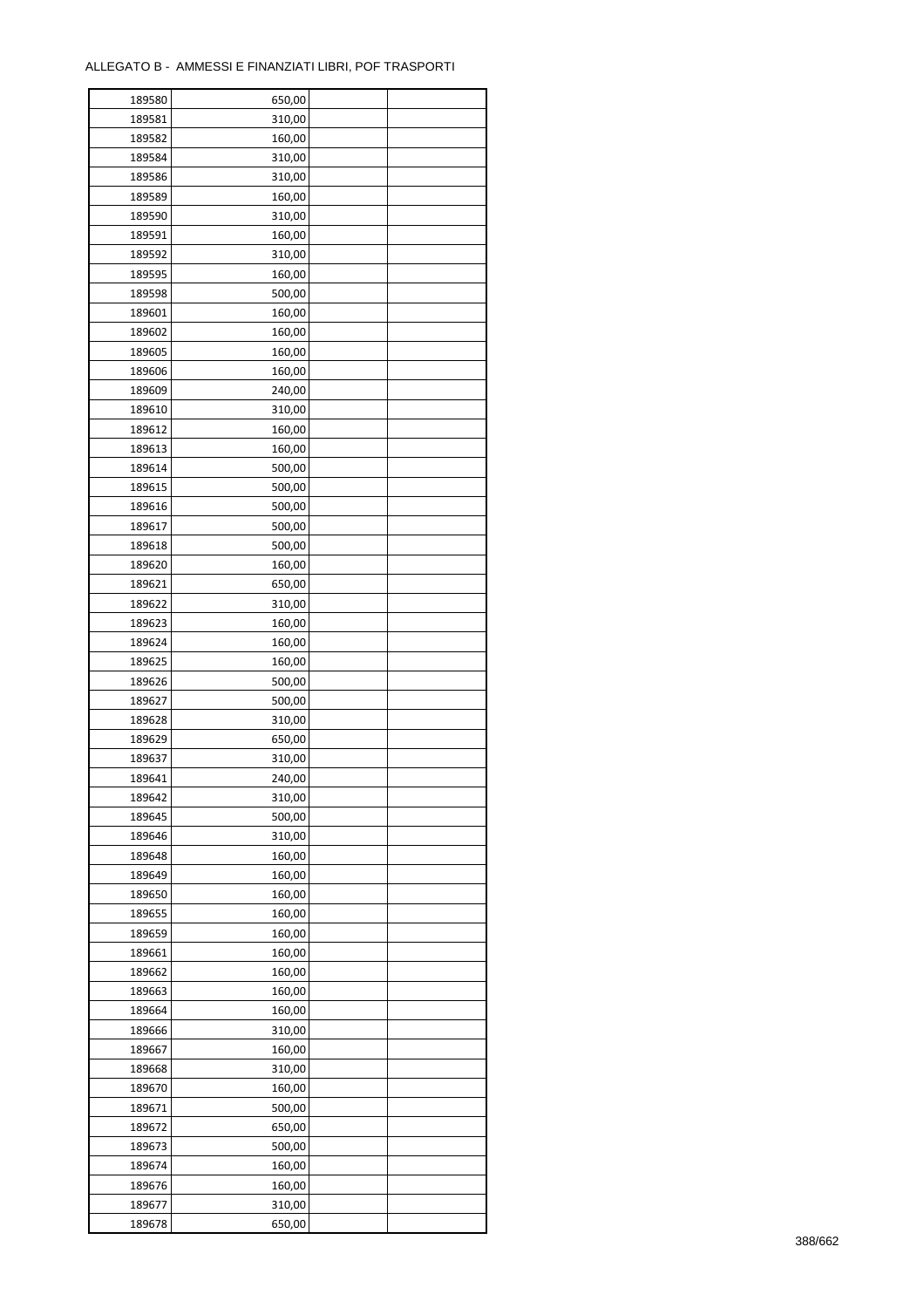ALLEGATO B - AMMESSI E FINANZIATI LIBRI, POF TRASPORTI

| | | | |
|---|---|---|---|
| 189580 | 650,00 | | |
| 189581 | 310,00 | | |
| 189582 | 160,00 | | |
| 189584 | 310,00 | | |
| 189586 | 310,00 | | |
| 189589 | 160,00 | | |
| 189590 | 310,00 | | |
| 189591 | 160,00 | | |
| 189592 | 310,00 | | |
| 189595 | 160,00 | | |
| 189598 | 500,00 | | |
| 189601 | 160,00 | | |
| 189602 | 160,00 | | |
| 189605 | 160,00 | | |
| 189606 | 160,00 | | |
| 189609 | 240,00 | | |
| 189610 | 310,00 | | |
| 189612 | 160,00 | | |
| 189613 | 160,00 | | |
| 189614 | 500,00 | | |
| 189615 | 500,00 | | |
| 189616 | 500,00 | | |
| 189617 | 500,00 | | |
| 189618 | 500,00 | | |
| 189620 | 160,00 | | |
| 189621 | 650,00 | | |
| 189622 | 310,00 | | |
| 189623 | 160,00 | | |
| 189624 | 160,00 | | |
| 189625 | 160,00 | | |
| 189626 | 500,00 | | |
| 189627 | 500,00 | | |
| 189628 | 310,00 | | |
| 189629 | 650,00 | | |
| 189637 | 310,00 | | |
| 189641 | 240,00 | | |
| 189642 | 310,00 | | |
| 189645 | 500,00 | | |
| 189646 | 310,00 | | |
| 189648 | 160,00 | | |
| 189649 | 160,00 | | |
| 189650 | 160,00 | | |
| 189655 | 160,00 | | |
| 189659 | 160,00 | | |
| 189661 | 160,00 | | |
| 189662 | 160,00 | | |
| 189663 | 160,00 | | |
| 189664 | 160,00 | | |
| 189666 | 310,00 | | |
| 189667 | 160,00 | | |
| 189668 | 310,00 | | |
| 189670 | 160,00 | | |
| 189671 | 500,00 | | |
| 189672 | 650,00 | | |
| 189673 | 500,00 | | |
| 189674 | 160,00 | | |
| 189676 | 160,00 | | |
| 189677 | 310,00 | | |
| 189678 | 650,00 | | |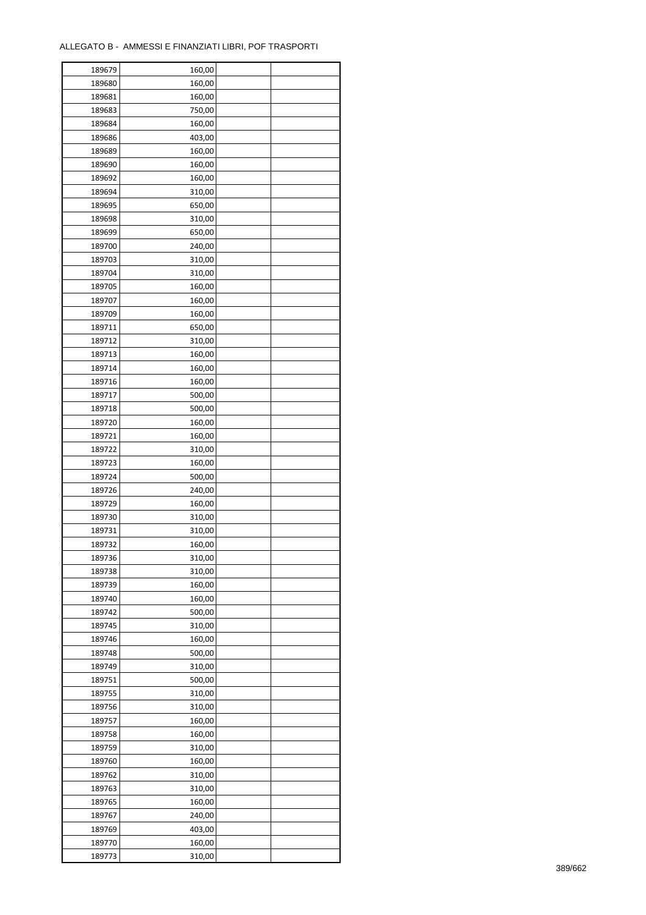ALLEGATO B - AMMESSI E FINANZIATI LIBRI, POF TRASPORTI

| | | | |
|---|---|---|---|
| 189679 | 160,00 | | |
| 189680 | 160,00 | | |
| 189681 | 160,00 | | |
| 189683 | 750,00 | | |
| 189684 | 160,00 | | |
| 189686 | 403,00 | | |
| 189689 | 160,00 | | |
| 189690 | 160,00 | | |
| 189692 | 160,00 | | |
| 189694 | 310,00 | | |
| 189695 | 650,00 | | |
| 189698 | 310,00 | | |
| 189699 | 650,00 | | |
| 189700 | 240,00 | | |
| 189703 | 310,00 | | |
| 189704 | 310,00 | | |
| 189705 | 160,00 | | |
| 189707 | 160,00 | | |
| 189709 | 160,00 | | |
| 189711 | 650,00 | | |
| 189712 | 310,00 | | |
| 189713 | 160,00 | | |
| 189714 | 160,00 | | |
| 189716 | 160,00 | | |
| 189717 | 500,00 | | |
| 189718 | 500,00 | | |
| 189720 | 160,00 | | |
| 189721 | 160,00 | | |
| 189722 | 310,00 | | |
| 189723 | 160,00 | | |
| 189724 | 500,00 | | |
| 189726 | 240,00 | | |
| 189729 | 160,00 | | |
| 189730 | 310,00 | | |
| 189731 | 310,00 | | |
| 189732 | 160,00 | | |
| 189736 | 310,00 | | |
| 189738 | 310,00 | | |
| 189739 | 160,00 | | |
| 189740 | 160,00 | | |
| 189742 | 500,00 | | |
| 189745 | 310,00 | | |
| 189746 | 160,00 | | |
| 189748 | 500,00 | | |
| 189749 | 310,00 | | |
| 189751 | 500,00 | | |
| 189755 | 310,00 | | |
| 189756 | 310,00 | | |
| 189757 | 160,00 | | |
| 189758 | 160,00 | | |
| 189759 | 310,00 | | |
| 189760 | 160,00 | | |
| 189762 | 310,00 | | |
| 189763 | 310,00 | | |
| 189765 | 160,00 | | |
| 189767 | 240,00 | | |
| 189769 | 403,00 | | |
| 189770 | 160,00 | | |
| 189773 | 310,00 | | |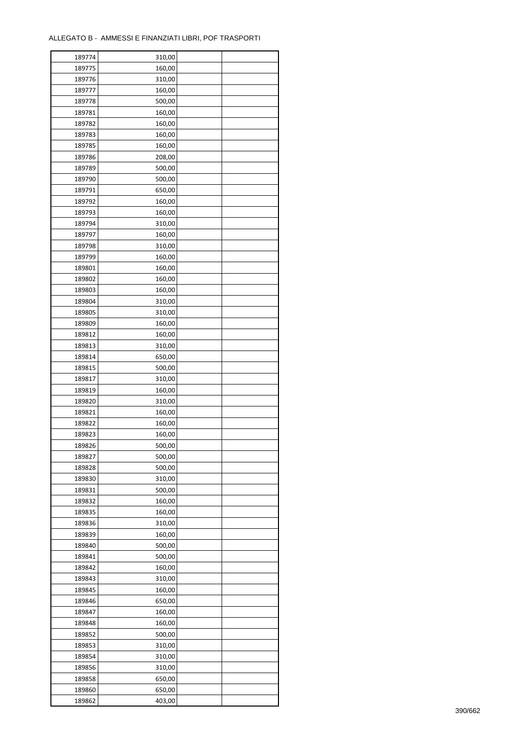ALLEGATO B - AMMESSI E FINANZIATI LIBRI, POF TRASPORTI

| | | | |
|---|---|---|---|
| 189774 | 310,00 | | |
| 189775 | 160,00 | | |
| 189776 | 310,00 | | |
| 189777 | 160,00 | | |
| 189778 | 500,00 | | |
| 189781 | 160,00 | | |
| 189782 | 160,00 | | |
| 189783 | 160,00 | | |
| 189785 | 160,00 | | |
| 189786 | 208,00 | | |
| 189789 | 500,00 | | |
| 189790 | 500,00 | | |
| 189791 | 650,00 | | |
| 189792 | 160,00 | | |
| 189793 | 160,00 | | |
| 189794 | 310,00 | | |
| 189797 | 160,00 | | |
| 189798 | 310,00 | | |
| 189799 | 160,00 | | |
| 189801 | 160,00 | | |
| 189802 | 160,00 | | |
| 189803 | 160,00 | | |
| 189804 | 310,00 | | |
| 189805 | 310,00 | | |
| 189809 | 160,00 | | |
| 189812 | 160,00 | | |
| 189813 | 310,00 | | |
| 189814 | 650,00 | | |
| 189815 | 500,00 | | |
| 189817 | 310,00 | | |
| 189819 | 160,00 | | |
| 189820 | 310,00 | | |
| 189821 | 160,00 | | |
| 189822 | 160,00 | | |
| 189823 | 160,00 | | |
| 189826 | 500,00 | | |
| 189827 | 500,00 | | |
| 189828 | 500,00 | | |
| 189830 | 310,00 | | |
| 189831 | 500,00 | | |
| 189832 | 160,00 | | |
| 189835 | 160,00 | | |
| 189836 | 310,00 | | |
| 189839 | 160,00 | | |
| 189840 | 500,00 | | |
| 189841 | 500,00 | | |
| 189842 | 160,00 | | |
| 189843 | 310,00 | | |
| 189845 | 160,00 | | |
| 189846 | 650,00 | | |
| 189847 | 160,00 | | |
| 189848 | 160,00 | | |
| 189852 | 500,00 | | |
| 189853 | 310,00 | | |
| 189854 | 310,00 | | |
| 189856 | 310,00 | | |
| 189858 | 650,00 | | |
| 189860 | 650,00 | | |
| 189862 | 403,00 | | |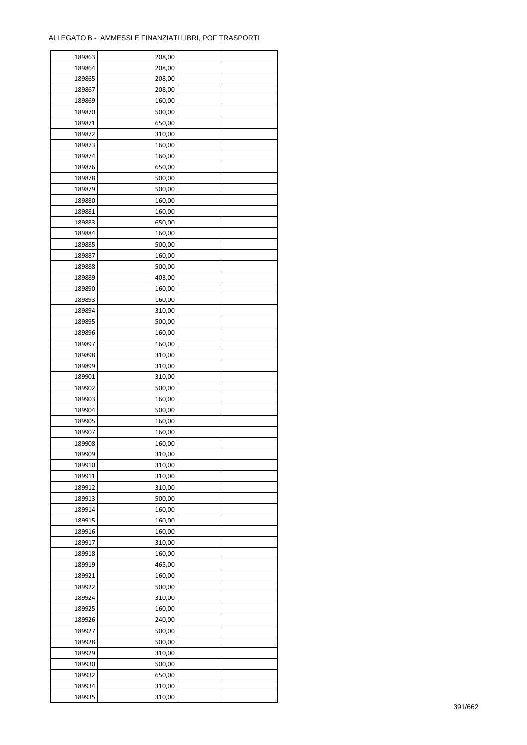ALLEGATO B - AMMESSI E FINANZIATI LIBRI, POF TRASPORTI

| | | | |
|---|---|---|---|
| 189863 | 208,00 | | |
| 189864 | 208,00 | | |
| 189865 | 208,00 | | |
| 189867 | 208,00 | | |
| 189869 | 160,00 | | |
| 189870 | 500,00 | | |
| 189871 | 650,00 | | |
| 189872 | 310,00 | | |
| 189873 | 160,00 | | |
| 189874 | 160,00 | | |
| 189876 | 650,00 | | |
| 189878 | 500,00 | | |
| 189879 | 500,00 | | |
| 189880 | 160,00 | | |
| 189881 | 160,00 | | |
| 189883 | 650,00 | | |
| 189884 | 160,00 | | |
| 189885 | 500,00 | | |
| 189887 | 160,00 | | |
| 189888 | 500,00 | | |
| 189889 | 403,00 | | |
| 189890 | 160,00 | | |
| 189893 | 160,00 | | |
| 189894 | 310,00 | | |
| 189895 | 500,00 | | |
| 189896 | 160,00 | | |
| 189897 | 160,00 | | |
| 189898 | 310,00 | | |
| 189899 | 310,00 | | |
| 189901 | 310,00 | | |
| 189902 | 500,00 | | |
| 189903 | 160,00 | | |
| 189904 | 500,00 | | |
| 189905 | 160,00 | | |
| 189907 | 160,00 | | |
| 189908 | 160,00 | | |
| 189909 | 310,00 | | |
| 189910 | 310,00 | | |
| 189911 | 310,00 | | |
| 189912 | 310,00 | | |
| 189913 | 500,00 | | |
| 189914 | 160,00 | | |
| 189915 | 160,00 | | |
| 189916 | 160,00 | | |
| 189917 | 310,00 | | |
| 189918 | 160,00 | | |
| 189919 | 465,00 | | |
| 189921 | 160,00 | | |
| 189922 | 500,00 | | |
| 189924 | 310,00 | | |
| 189925 | 160,00 | | |
| 189926 | 240,00 | | |
| 189927 | 500,00 | | |
| 189928 | 500,00 | | |
| 189929 | 310,00 | | |
| 189930 | 500,00 | | |
| 189932 | 650,00 | | |
| 189934 | 310,00 | | |
| 189935 | 310,00 | | |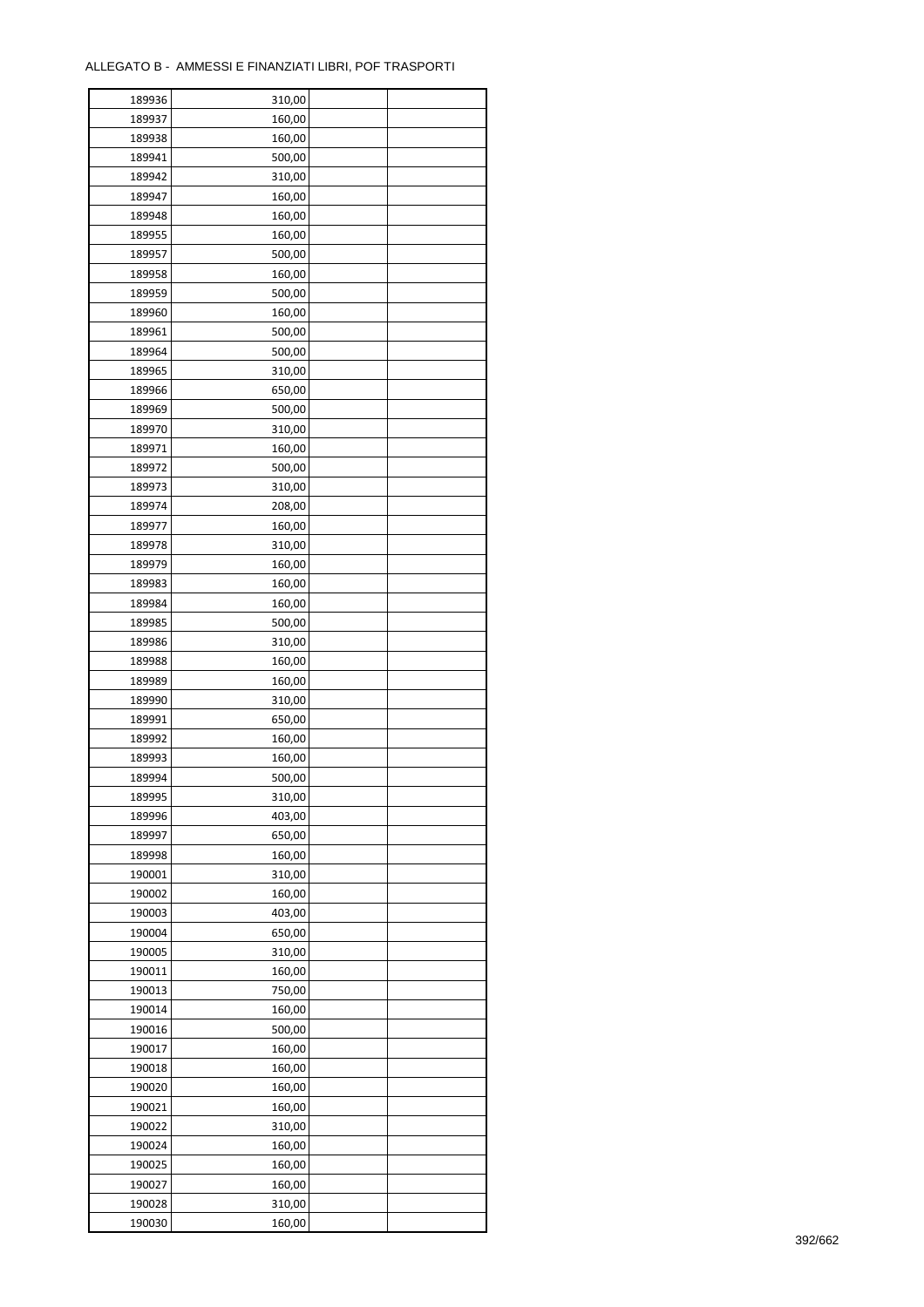ALLEGATO B - AMMESSI E FINANZIATI LIBRI, POF TRASPORTI

| | | | |
|---|---|---|---|
| 189936 | 310,00 | | |
| 189937 | 160,00 | | |
| 189938 | 160,00 | | |
| 189941 | 500,00 | | |
| 189942 | 310,00 | | |
| 189947 | 160,00 | | |
| 189948 | 160,00 | | |
| 189955 | 160,00 | | |
| 189957 | 500,00 | | |
| 189958 | 160,00 | | |
| 189959 | 500,00 | | |
| 189960 | 160,00 | | |
| 189961 | 500,00 | | |
| 189964 | 500,00 | | |
| 189965 | 310,00 | | |
| 189966 | 650,00 | | |
| 189969 | 500,00 | | |
| 189970 | 310,00 | | |
| 189971 | 160,00 | | |
| 189972 | 500,00 | | |
| 189973 | 310,00 | | |
| 189974 | 208,00 | | |
| 189977 | 160,00 | | |
| 189978 | 310,00 | | |
| 189979 | 160,00 | | |
| 189983 | 160,00 | | |
| 189984 | 160,00 | | |
| 189985 | 500,00 | | |
| 189986 | 310,00 | | |
| 189988 | 160,00 | | |
| 189989 | 160,00 | | |
| 189990 | 310,00 | | |
| 189991 | 650,00 | | |
| 189992 | 160,00 | | |
| 189993 | 160,00 | | |
| 189994 | 500,00 | | |
| 189995 | 310,00 | | |
| 189996 | 403,00 | | |
| 189997 | 650,00 | | |
| 189998 | 160,00 | | |
| 190001 | 310,00 | | |
| 190002 | 160,00 | | |
| 190003 | 403,00 | | |
| 190004 | 650,00 | | |
| 190005 | 310,00 | | |
| 190011 | 160,00 | | |
| 190013 | 750,00 | | |
| 190014 | 160,00 | | |
| 190016 | 500,00 | | |
| 190017 | 160,00 | | |
| 190018 | 160,00 | | |
| 190020 | 160,00 | | |
| 190021 | 160,00 | | |
| 190022 | 310,00 | | |
| 190024 | 160,00 | | |
| 190025 | 160,00 | | |
| 190027 | 160,00 | | |
| 190028 | 310,00 | | |
| 190030 | 160,00 | | |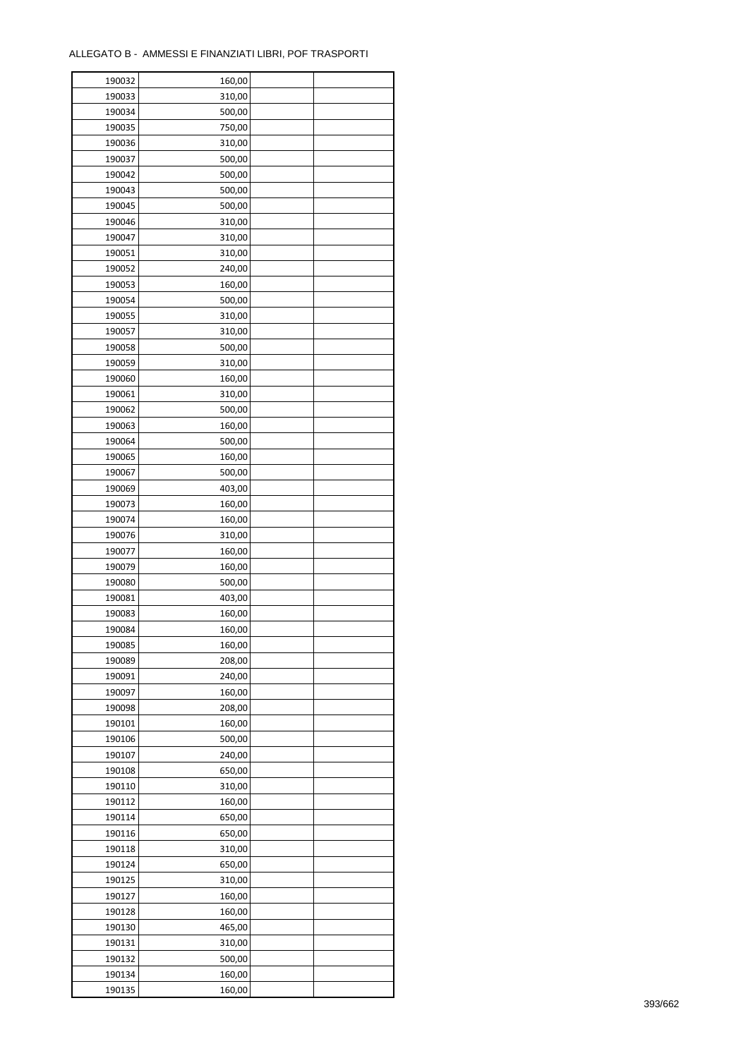ALLEGATO B - AMMESSI E FINANZIATI LIBRI, POF TRASPORTI

| | | | |
|---|---|---|---|
| 190032 | 160,00 | | |
| 190033 | 310,00 | | |
| 190034 | 500,00 | | |
| 190035 | 750,00 | | |
| 190036 | 310,00 | | |
| 190037 | 500,00 | | |
| 190042 | 500,00 | | |
| 190043 | 500,00 | | |
| 190045 | 500,00 | | |
| 190046 | 310,00 | | |
| 190047 | 310,00 | | |
| 190051 | 310,00 | | |
| 190052 | 240,00 | | |
| 190053 | 160,00 | | |
| 190054 | 500,00 | | |
| 190055 | 310,00 | | |
| 190057 | 310,00 | | |
| 190058 | 500,00 | | |
| 190059 | 310,00 | | |
| 190060 | 160,00 | | |
| 190061 | 310,00 | | |
| 190062 | 500,00 | | |
| 190063 | 160,00 | | |
| 190064 | 500,00 | | |
| 190065 | 160,00 | | |
| 190067 | 500,00 | | |
| 190069 | 403,00 | | |
| 190073 | 160,00 | | |
| 190074 | 160,00 | | |
| 190076 | 310,00 | | |
| 190077 | 160,00 | | |
| 190079 | 160,00 | | |
| 190080 | 500,00 | | |
| 190081 | 403,00 | | |
| 190083 | 160,00 | | |
| 190084 | 160,00 | | |
| 190085 | 160,00 | | |
| 190089 | 208,00 | | |
| 190091 | 240,00 | | |
| 190097 | 160,00 | | |
| 190098 | 208,00 | | |
| 190101 | 160,00 | | |
| 190106 | 500,00 | | |
| 190107 | 240,00 | | |
| 190108 | 650,00 | | |
| 190110 | 310,00 | | |
| 190112 | 160,00 | | |
| 190114 | 650,00 | | |
| 190116 | 650,00 | | |
| 190118 | 310,00 | | |
| 190124 | 650,00 | | |
| 190125 | 310,00 | | |
| 190127 | 160,00 | | |
| 190128 | 160,00 | | |
| 190130 | 465,00 | | |
| 190131 | 310,00 | | |
| 190132 | 500,00 | | |
| 190134 | 160,00 | | |
| 190135 | 160,00 | | |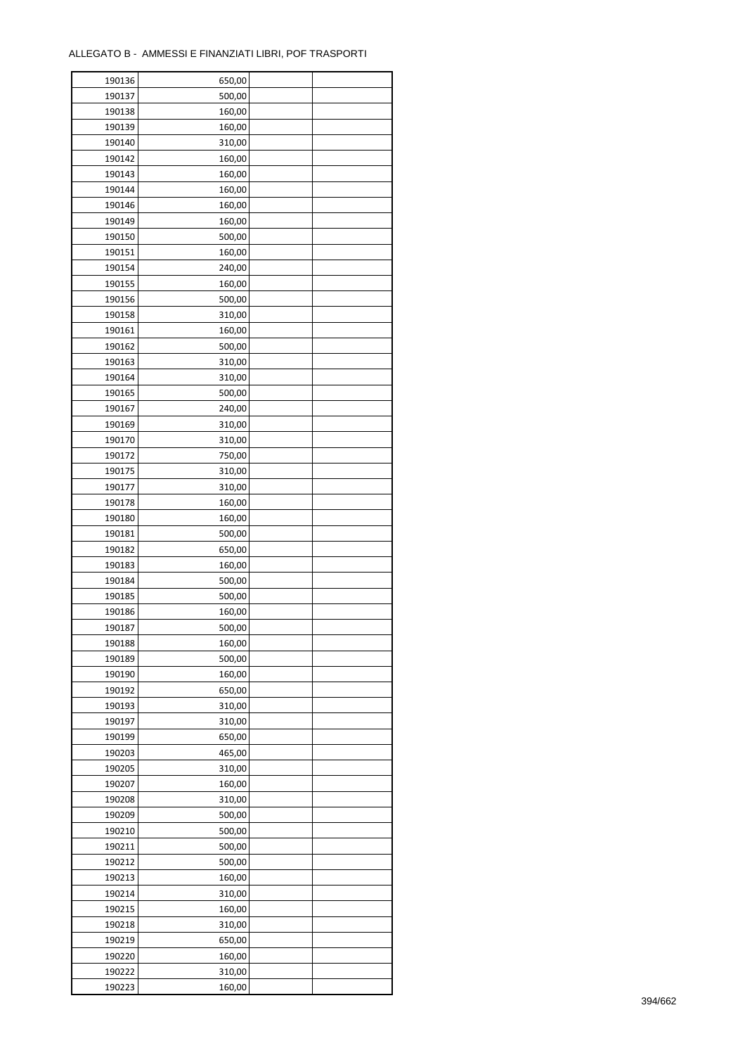ALLEGATO B - AMMESSI E FINANZIATI LIBRI, POF TRASPORTI

| | | | |
|---|---|---|---|
| 190136 | 650,00 | | |
| 190137 | 500,00 | | |
| 190138 | 160,00 | | |
| 190139 | 160,00 | | |
| 190140 | 310,00 | | |
| 190142 | 160,00 | | |
| 190143 | 160,00 | | |
| 190144 | 160,00 | | |
| 190146 | 160,00 | | |
| 190149 | 160,00 | | |
| 190150 | 500,00 | | |
| 190151 | 160,00 | | |
| 190154 | 240,00 | | |
| 190155 | 160,00 | | |
| 190156 | 500,00 | | |
| 190158 | 310,00 | | |
| 190161 | 160,00 | | |
| 190162 | 500,00 | | |
| 190163 | 310,00 | | |
| 190164 | 310,00 | | |
| 190165 | 500,00 | | |
| 190167 | 240,00 | | |
| 190169 | 310,00 | | |
| 190170 | 310,00 | | |
| 190172 | 750,00 | | |
| 190175 | 310,00 | | |
| 190177 | 310,00 | | |
| 190178 | 160,00 | | |
| 190180 | 160,00 | | |
| 190181 | 500,00 | | |
| 190182 | 650,00 | | |
| 190183 | 160,00 | | |
| 190184 | 500,00 | | |
| 190185 | 500,00 | | |
| 190186 | 160,00 | | |
| 190187 | 500,00 | | |
| 190188 | 160,00 | | |
| 190189 | 500,00 | | |
| 190190 | 160,00 | | |
| 190192 | 650,00 | | |
| 190193 | 310,00 | | |
| 190197 | 310,00 | | |
| 190199 | 650,00 | | |
| 190203 | 465,00 | | |
| 190205 | 310,00 | | |
| 190207 | 160,00 | | |
| 190208 | 310,00 | | |
| 190209 | 500,00 | | |
| 190210 | 500,00 | | |
| 190211 | 500,00 | | |
| 190212 | 500,00 | | |
| 190213 | 160,00 | | |
| 190214 | 310,00 | | |
| 190215 | 160,00 | | |
| 190218 | 310,00 | | |
| 190219 | 650,00 | | |
| 190220 | 160,00 | | |
| 190222 | 310,00 | | |
| 190223 | 160,00 | | |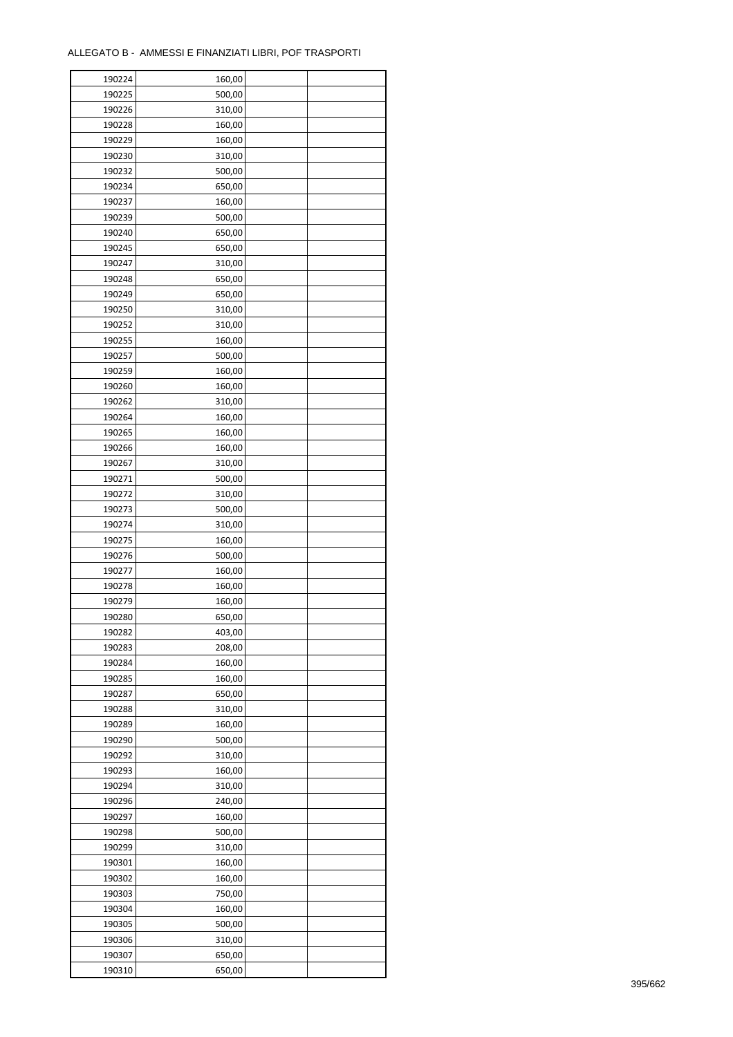ALLEGATO B - AMMESSI E FINANZIATI LIBRI, POF TRASPORTI

| | | | |
|---|---|---|---|
| 190224 | 160,00 | | |
| 190225 | 500,00 | | |
| 190226 | 310,00 | | |
| 190228 | 160,00 | | |
| 190229 | 160,00 | | |
| 190230 | 310,00 | | |
| 190232 | 500,00 | | |
| 190234 | 650,00 | | |
| 190237 | 160,00 | | |
| 190239 | 500,00 | | |
| 190240 | 650,00 | | |
| 190245 | 650,00 | | |
| 190247 | 310,00 | | |
| 190248 | 650,00 | | |
| 190249 | 650,00 | | |
| 190250 | 310,00 | | |
| 190252 | 310,00 | | |
| 190255 | 160,00 | | |
| 190257 | 500,00 | | |
| 190259 | 160,00 | | |
| 190260 | 160,00 | | |
| 190262 | 310,00 | | |
| 190264 | 160,00 | | |
| 190265 | 160,00 | | |
| 190266 | 160,00 | | |
| 190267 | 310,00 | | |
| 190271 | 500,00 | | |
| 190272 | 310,00 | | |
| 190273 | 500,00 | | |
| 190274 | 310,00 | | |
| 190275 | 160,00 | | |
| 190276 | 500,00 | | |
| 190277 | 160,00 | | |
| 190278 | 160,00 | | |
| 190279 | 160,00 | | |
| 190280 | 650,00 | | |
| 190282 | 403,00 | | |
| 190283 | 208,00 | | |
| 190284 | 160,00 | | |
| 190285 | 160,00 | | |
| 190287 | 650,00 | | |
| 190288 | 310,00 | | |
| 190289 | 160,00 | | |
| 190290 | 500,00 | | |
| 190292 | 310,00 | | |
| 190293 | 160,00 | | |
| 190294 | 310,00 | | |
| 190296 | 240,00 | | |
| 190297 | 160,00 | | |
| 190298 | 500,00 | | |
| 190299 | 310,00 | | |
| 190301 | 160,00 | | |
| 190302 | 160,00 | | |
| 190303 | 750,00 | | |
| 190304 | 160,00 | | |
| 190305 | 500,00 | | |
| 190306 | 310,00 | | |
| 190307 | 650,00 | | |
| 190310 | 650,00 | | |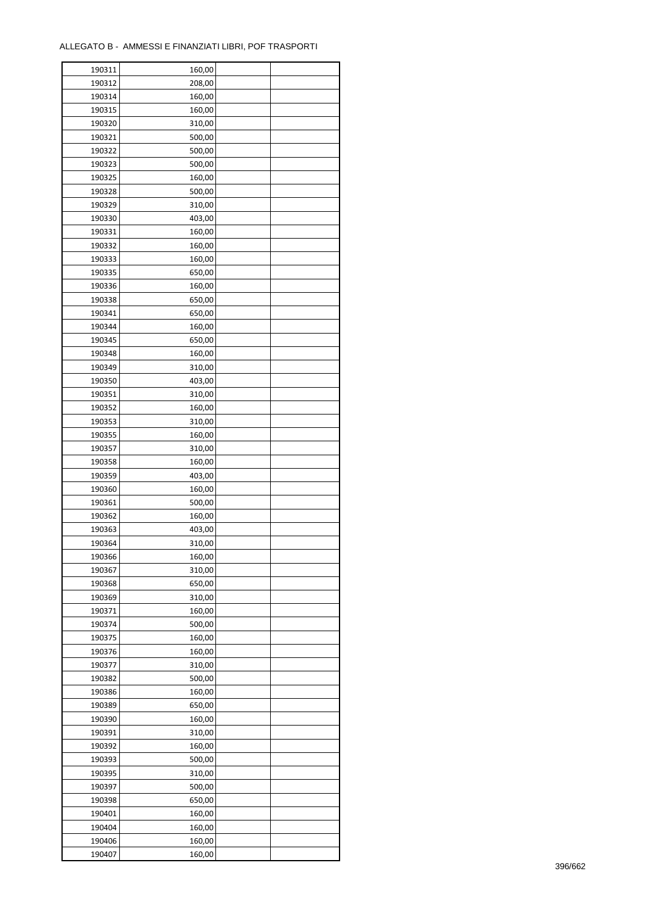ALLEGATO B -  AMMESSI E FINANZIATI LIBRI, POF TRASPORTI

| 190311 | 160,00 | | |
|---|---|---|---|
| 190312 | 208,00 | | |
| 190314 | 160,00 | | |
| 190315 | 160,00 | | |
| 190320 | 310,00 | | |
| 190321 | 500,00 | | |
| 190322 | 500,00 | | |
| 190323 | 500,00 | | |
| 190325 | 160,00 | | |
| 190328 | 500,00 | | |
| 190329 | 310,00 | | |
| 190330 | 403,00 | | |
| 190331 | 160,00 | | |
| 190332 | 160,00 | | |
| 190333 | 160,00 | | |
| 190335 | 650,00 | | |
| 190336 | 160,00 | | |
| 190338 | 650,00 | | |
| 190341 | 650,00 | | |
| 190344 | 160,00 | | |
| 190345 | 650,00 | | |
| 190348 | 160,00 | | |
| 190349 | 310,00 | | |
| 190350 | 403,00 | | |
| 190351 | 310,00 | | |
| 190352 | 160,00 | | |
| 190353 | 310,00 | | |
| 190355 | 160,00 | | |
| 190357 | 310,00 | | |
| 190358 | 160,00 | | |
| 190359 | 403,00 | | |
| 190360 | 160,00 | | |
| 190361 | 500,00 | | |
| 190362 | 160,00 | | |
| 190363 | 403,00 | | |
| 190364 | 310,00 | | |
| 190366 | 160,00 | | |
| 190367 | 310,00 | | |
| 190368 | 650,00 | | |
| 190369 | 310,00 | | |
| 190371 | 160,00 | | |
| 190374 | 500,00 | | |
| 190375 | 160,00 | | |
| 190376 | 160,00 | | |
| 190377 | 310,00 | | |
| 190382 | 500,00 | | |
| 190386 | 160,00 | | |
| 190389 | 650,00 | | |
| 190390 | 160,00 | | |
| 190391 | 310,00 | | |
| 190392 | 160,00 | | |
| 190393 | 500,00 | | |
| 190395 | 310,00 | | |
| 190397 | 500,00 | | |
| 190398 | 650,00 | | |
| 190401 | 160,00 | | |
| 190404 | 160,00 | | |
| 190406 | 160,00 | | |
| 190407 | 160,00 | | |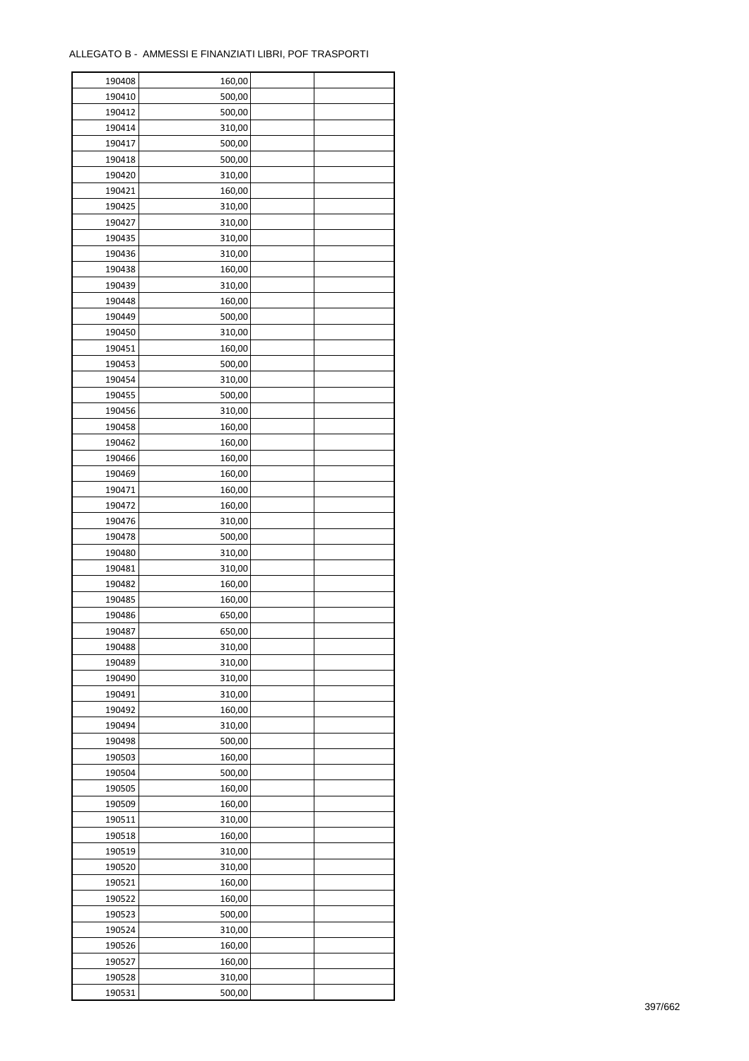ALLEGATO B - AMMESSI E FINANZIATI LIBRI, POF TRASPORTI

| | | | |
|---|---|---|---|
| 190408 | 160,00 | | |
| 190410 | 500,00 | | |
| 190412 | 500,00 | | |
| 190414 | 310,00 | | |
| 190417 | 500,00 | | |
| 190418 | 500,00 | | |
| 190420 | 310,00 | | |
| 190421 | 160,00 | | |
| 190425 | 310,00 | | |
| 190427 | 310,00 | | |
| 190435 | 310,00 | | |
| 190436 | 310,00 | | |
| 190438 | 160,00 | | |
| 190439 | 310,00 | | |
| 190448 | 160,00 | | |
| 190449 | 500,00 | | |
| 190450 | 310,00 | | |
| 190451 | 160,00 | | |
| 190453 | 500,00 | | |
| 190454 | 310,00 | | |
| 190455 | 500,00 | | |
| 190456 | 310,00 | | |
| 190458 | 160,00 | | |
| 190462 | 160,00 | | |
| 190466 | 160,00 | | |
| 190469 | 160,00 | | |
| 190471 | 160,00 | | |
| 190472 | 160,00 | | |
| 190476 | 310,00 | | |
| 190478 | 500,00 | | |
| 190480 | 310,00 | | |
| 190481 | 310,00 | | |
| 190482 | 160,00 | | |
| 190485 | 160,00 | | |
| 190486 | 650,00 | | |
| 190487 | 650,00 | | |
| 190488 | 310,00 | | |
| 190489 | 310,00 | | |
| 190490 | 310,00 | | |
| 190491 | 310,00 | | |
| 190492 | 160,00 | | |
| 190494 | 310,00 | | |
| 190498 | 500,00 | | |
| 190503 | 160,00 | | |
| 190504 | 500,00 | | |
| 190505 | 160,00 | | |
| 190509 | 160,00 | | |
| 190511 | 310,00 | | |
| 190518 | 160,00 | | |
| 190519 | 310,00 | | |
| 190520 | 310,00 | | |
| 190521 | 160,00 | | |
| 190522 | 160,00 | | |
| 190523 | 500,00 | | |
| 190524 | 310,00 | | |
| 190526 | 160,00 | | |
| 190527 | 160,00 | | |
| 190528 | 310,00 | | |
| 190531 | 500,00 | | |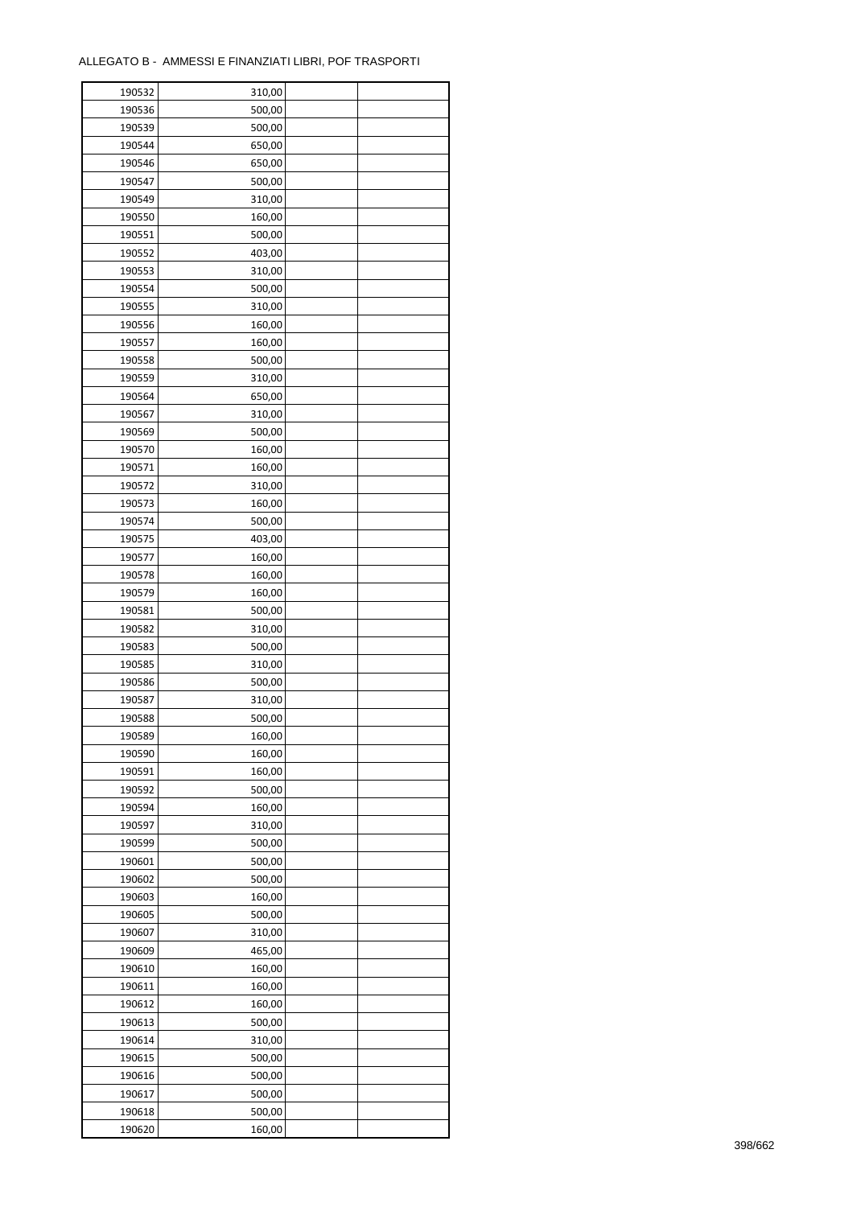ALLEGATO B - AMMESSI E FINANZIATI LIBRI, POF TRASPORTI

| | | | |
|---|---|---|---|
| 190532 | 310,00 | | |
| 190536 | 500,00 | | |
| 190539 | 500,00 | | |
| 190544 | 650,00 | | |
| 190546 | 650,00 | | |
| 190547 | 500,00 | | |
| 190549 | 310,00 | | |
| 190550 | 160,00 | | |
| 190551 | 500,00 | | |
| 190552 | 403,00 | | |
| 190553 | 310,00 | | |
| 190554 | 500,00 | | |
| 190555 | 310,00 | | |
| 190556 | 160,00 | | |
| 190557 | 160,00 | | |
| 190558 | 500,00 | | |
| 190559 | 310,00 | | |
| 190564 | 650,00 | | |
| 190567 | 310,00 | | |
| 190569 | 500,00 | | |
| 190570 | 160,00 | | |
| 190571 | 160,00 | | |
| 190572 | 310,00 | | |
| 190573 | 160,00 | | |
| 190574 | 500,00 | | |
| 190575 | 403,00 | | |
| 190577 | 160,00 | | |
| 190578 | 160,00 | | |
| 190579 | 160,00 | | |
| 190581 | 500,00 | | |
| 190582 | 310,00 | | |
| 190583 | 500,00 | | |
| 190585 | 310,00 | | |
| 190586 | 500,00 | | |
| 190587 | 310,00 | | |
| 190588 | 500,00 | | |
| 190589 | 160,00 | | |
| 190590 | 160,00 | | |
| 190591 | 160,00 | | |
| 190592 | 500,00 | | |
| 190594 | 160,00 | | |
| 190597 | 310,00 | | |
| 190599 | 500,00 | | |
| 190601 | 500,00 | | |
| 190602 | 500,00 | | |
| 190603 | 160,00 | | |
| 190605 | 500,00 | | |
| 190607 | 310,00 | | |
| 190609 | 465,00 | | |
| 190610 | 160,00 | | |
| 190611 | 160,00 | | |
| 190612 | 160,00 | | |
| 190613 | 500,00 | | |
| 190614 | 310,00 | | |
| 190615 | 500,00 | | |
| 190616 | 500,00 | | |
| 190617 | 500,00 | | |
| 190618 | 500,00 | | |
| 190620 | 160,00 | | |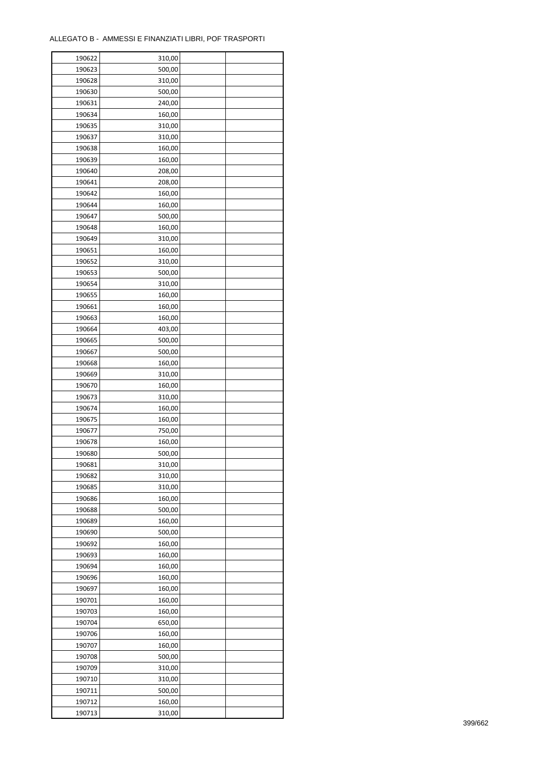ALLEGATO B - AMMESSI E FINANZIATI LIBRI, POF TRASPORTI

| | | | |
|---|---|---|---|
| 190622 | 310,00 | | |
| 190623 | 500,00 | | |
| 190628 | 310,00 | | |
| 190630 | 500,00 | | |
| 190631 | 240,00 | | |
| 190634 | 160,00 | | |
| 190635 | 310,00 | | |
| 190637 | 310,00 | | |
| 190638 | 160,00 | | |
| 190639 | 160,00 | | |
| 190640 | 208,00 | | |
| 190641 | 208,00 | | |
| 190642 | 160,00 | | |
| 190644 | 160,00 | | |
| 190647 | 500,00 | | |
| 190648 | 160,00 | | |
| 190649 | 310,00 | | |
| 190651 | 160,00 | | |
| 190652 | 310,00 | | |
| 190653 | 500,00 | | |
| 190654 | 310,00 | | |
| 190655 | 160,00 | | |
| 190661 | 160,00 | | |
| 190663 | 160,00 | | |
| 190664 | 403,00 | | |
| 190665 | 500,00 | | |
| 190667 | 500,00 | | |
| 190668 | 160,00 | | |
| 190669 | 310,00 | | |
| 190670 | 160,00 | | |
| 190673 | 310,00 | | |
| 190674 | 160,00 | | |
| 190675 | 160,00 | | |
| 190677 | 750,00 | | |
| 190678 | 160,00 | | |
| 190680 | 500,00 | | |
| 190681 | 310,00 | | |
| 190682 | 310,00 | | |
| 190685 | 310,00 | | |
| 190686 | 160,00 | | |
| 190688 | 500,00 | | |
| 190689 | 160,00 | | |
| 190690 | 500,00 | | |
| 190692 | 160,00 | | |
| 190693 | 160,00 | | |
| 190694 | 160,00 | | |
| 190696 | 160,00 | | |
| 190697 | 160,00 | | |
| 190701 | 160,00 | | |
| 190703 | 160,00 | | |
| 190704 | 650,00 | | |
| 190706 | 160,00 | | |
| 190707 | 160,00 | | |
| 190708 | 500,00 | | |
| 190709 | 310,00 | | |
| 190710 | 310,00 | | |
| 190711 | 500,00 | | |
| 190712 | 160,00 | | |
| 190713 | 310,00 | | |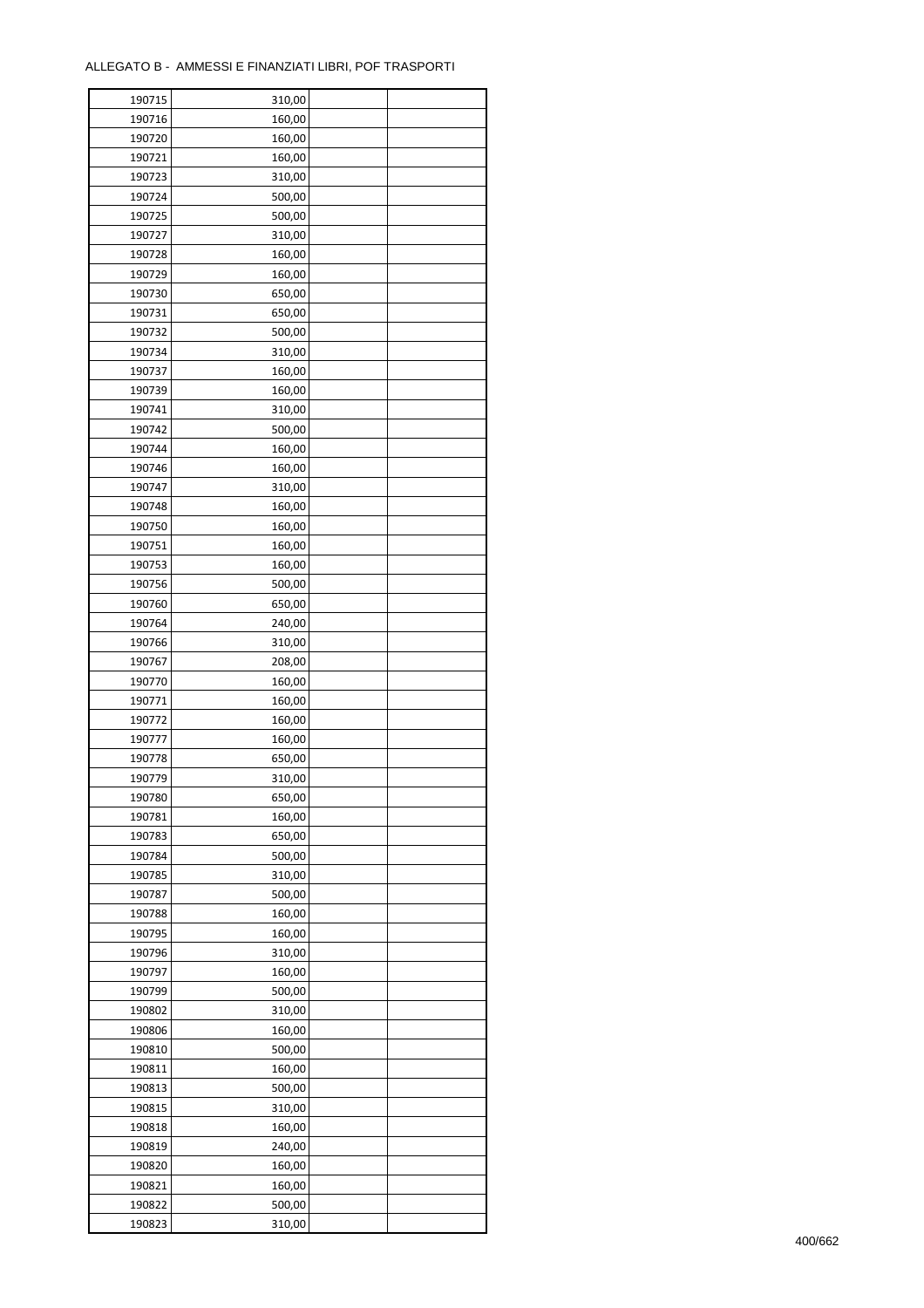ALLEGATO B - AMMESSI E FINANZIATI LIBRI, POF TRASPORTI

| | | | |
|---|---|---|---|
| 190715 | 310,00 | | |
| 190716 | 160,00 | | |
| 190720 | 160,00 | | |
| 190721 | 160,00 | | |
| 190723 | 310,00 | | |
| 190724 | 500,00 | | |
| 190725 | 500,00 | | |
| 190727 | 310,00 | | |
| 190728 | 160,00 | | |
| 190729 | 160,00 | | |
| 190730 | 650,00 | | |
| 190731 | 650,00 | | |
| 190732 | 500,00 | | |
| 190734 | 310,00 | | |
| 190737 | 160,00 | | |
| 190739 | 160,00 | | |
| 190741 | 310,00 | | |
| 190742 | 500,00 | | |
| 190744 | 160,00 | | |
| 190746 | 160,00 | | |
| 190747 | 310,00 | | |
| 190748 | 160,00 | | |
| 190750 | 160,00 | | |
| 190751 | 160,00 | | |
| 190753 | 160,00 | | |
| 190756 | 500,00 | | |
| 190760 | 650,00 | | |
| 190764 | 240,00 | | |
| 190766 | 310,00 | | |
| 190767 | 208,00 | | |
| 190770 | 160,00 | | |
| 190771 | 160,00 | | |
| 190772 | 160,00 | | |
| 190777 | 160,00 | | |
| 190778 | 650,00 | | |
| 190779 | 310,00 | | |
| 190780 | 650,00 | | |
| 190781 | 160,00 | | |
| 190783 | 650,00 | | |
| 190784 | 500,00 | | |
| 190785 | 310,00 | | |
| 190787 | 500,00 | | |
| 190788 | 160,00 | | |
| 190795 | 160,00 | | |
| 190796 | 310,00 | | |
| 190797 | 160,00 | | |
| 190799 | 500,00 | | |
| 190802 | 310,00 | | |
| 190806 | 160,00 | | |
| 190810 | 500,00 | | |
| 190811 | 160,00 | | |
| 190813 | 500,00 | | |
| 190815 | 310,00 | | |
| 190818 | 160,00 | | |
| 190819 | 240,00 | | |
| 190820 | 160,00 | | |
| 190821 | 160,00 | | |
| 190822 | 500,00 | | |
| 190823 | 310,00 | | |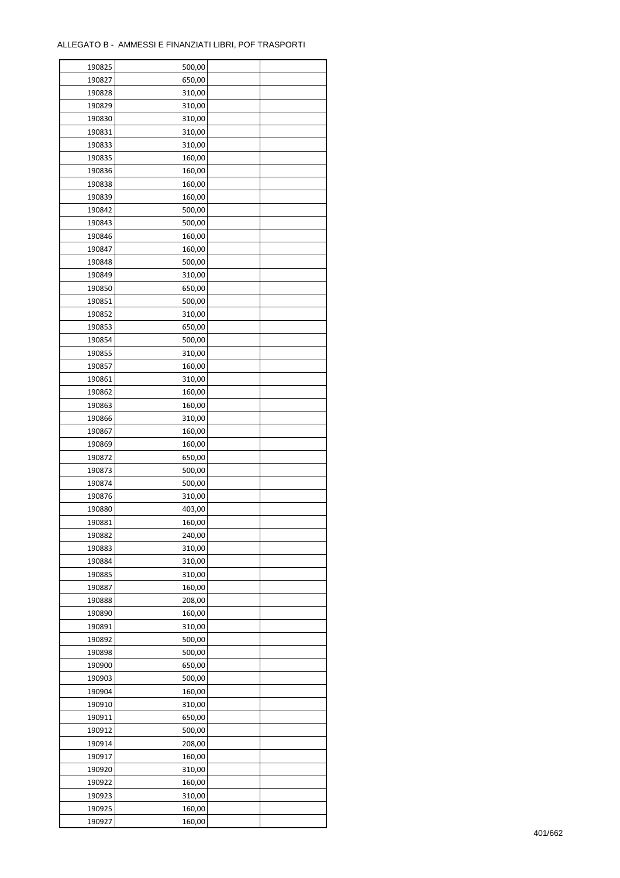ALLEGATO B - AMMESSI E FINANZIATI LIBRI, POF TRASPORTI

| | | | |
|---|---|---|---|
| 190825 | 500,00 | | |
| 190827 | 650,00 | | |
| 190828 | 310,00 | | |
| 190829 | 310,00 | | |
| 190830 | 310,00 | | |
| 190831 | 310,00 | | |
| 190833 | 310,00 | | |
| 190835 | 160,00 | | |
| 190836 | 160,00 | | |
| 190838 | 160,00 | | |
| 190839 | 160,00 | | |
| 190842 | 500,00 | | |
| 190843 | 500,00 | | |
| 190846 | 160,00 | | |
| 190847 | 160,00 | | |
| 190848 | 500,00 | | |
| 190849 | 310,00 | | |
| 190850 | 650,00 | | |
| 190851 | 500,00 | | |
| 190852 | 310,00 | | |
| 190853 | 650,00 | | |
| 190854 | 500,00 | | |
| 190855 | 310,00 | | |
| 190857 | 160,00 | | |
| 190861 | 310,00 | | |
| 190862 | 160,00 | | |
| 190863 | 160,00 | | |
| 190866 | 310,00 | | |
| 190867 | 160,00 | | |
| 190869 | 160,00 | | |
| 190872 | 650,00 | | |
| 190873 | 500,00 | | |
| 190874 | 500,00 | | |
| 190876 | 310,00 | | |
| 190880 | 403,00 | | |
| 190881 | 160,00 | | |
| 190882 | 240,00 | | |
| 190883 | 310,00 | | |
| 190884 | 310,00 | | |
| 190885 | 310,00 | | |
| 190887 | 160,00 | | |
| 190888 | 208,00 | | |
| 190890 | 160,00 | | |
| 190891 | 310,00 | | |
| 190892 | 500,00 | | |
| 190898 | 500,00 | | |
| 190900 | 650,00 | | |
| 190903 | 500,00 | | |
| 190904 | 160,00 | | |
| 190910 | 310,00 | | |
| 190911 | 650,00 | | |
| 190912 | 500,00 | | |
| 190914 | 208,00 | | |
| 190917 | 160,00 | | |
| 190920 | 310,00 | | |
| 190922 | 160,00 | | |
| 190923 | 310,00 | | |
| 190925 | 160,00 | | |
| 190927 | 160,00 | | |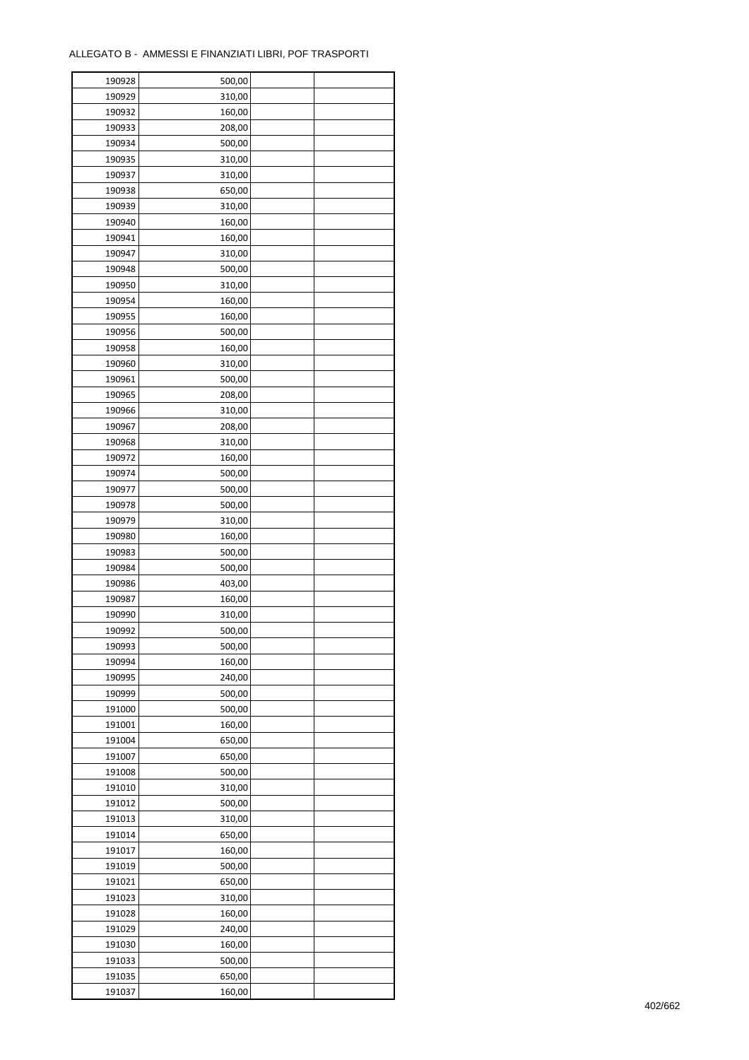ALLEGATO B - AMMESSI E FINANZIATI LIBRI, POF TRASPORTI

| | | | |
|---|---|---|---|
| 190928 | 500,00 | | |
| 190929 | 310,00 | | |
| 190932 | 160,00 | | |
| 190933 | 208,00 | | |
| 190934 | 500,00 | | |
| 190935 | 310,00 | | |
| 190937 | 310,00 | | |
| 190938 | 650,00 | | |
| 190939 | 310,00 | | |
| 190940 | 160,00 | | |
| 190941 | 160,00 | | |
| 190947 | 310,00 | | |
| 190948 | 500,00 | | |
| 190950 | 310,00 | | |
| 190954 | 160,00 | | |
| 190955 | 160,00 | | |
| 190956 | 500,00 | | |
| 190958 | 160,00 | | |
| 190960 | 310,00 | | |
| 190961 | 500,00 | | |
| 190965 | 208,00 | | |
| 190966 | 310,00 | | |
| 190967 | 208,00 | | |
| 190968 | 310,00 | | |
| 190972 | 160,00 | | |
| 190974 | 500,00 | | |
| 190977 | 500,00 | | |
| 190978 | 500,00 | | |
| 190979 | 310,00 | | |
| 190980 | 160,00 | | |
| 190983 | 500,00 | | |
| 190984 | 500,00 | | |
| 190986 | 403,00 | | |
| 190987 | 160,00 | | |
| 190990 | 310,00 | | |
| 190992 | 500,00 | | |
| 190993 | 500,00 | | |
| 190994 | 160,00 | | |
| 190995 | 240,00 | | |
| 190999 | 500,00 | | |
| 191000 | 500,00 | | |
| 191001 | 160,00 | | |
| 191004 | 650,00 | | |
| 191007 | 650,00 | | |
| 191008 | 500,00 | | |
| 191010 | 310,00 | | |
| 191012 | 500,00 | | |
| 191013 | 310,00 | | |
| 191014 | 650,00 | | |
| 191017 | 160,00 | | |
| 191019 | 500,00 | | |
| 191021 | 650,00 | | |
| 191023 | 310,00 | | |
| 191028 | 160,00 | | |
| 191029 | 240,00 | | |
| 191030 | 160,00 | | |
| 191033 | 500,00 | | |
| 191035 | 650,00 | | |
| 191037 | 160,00 | | |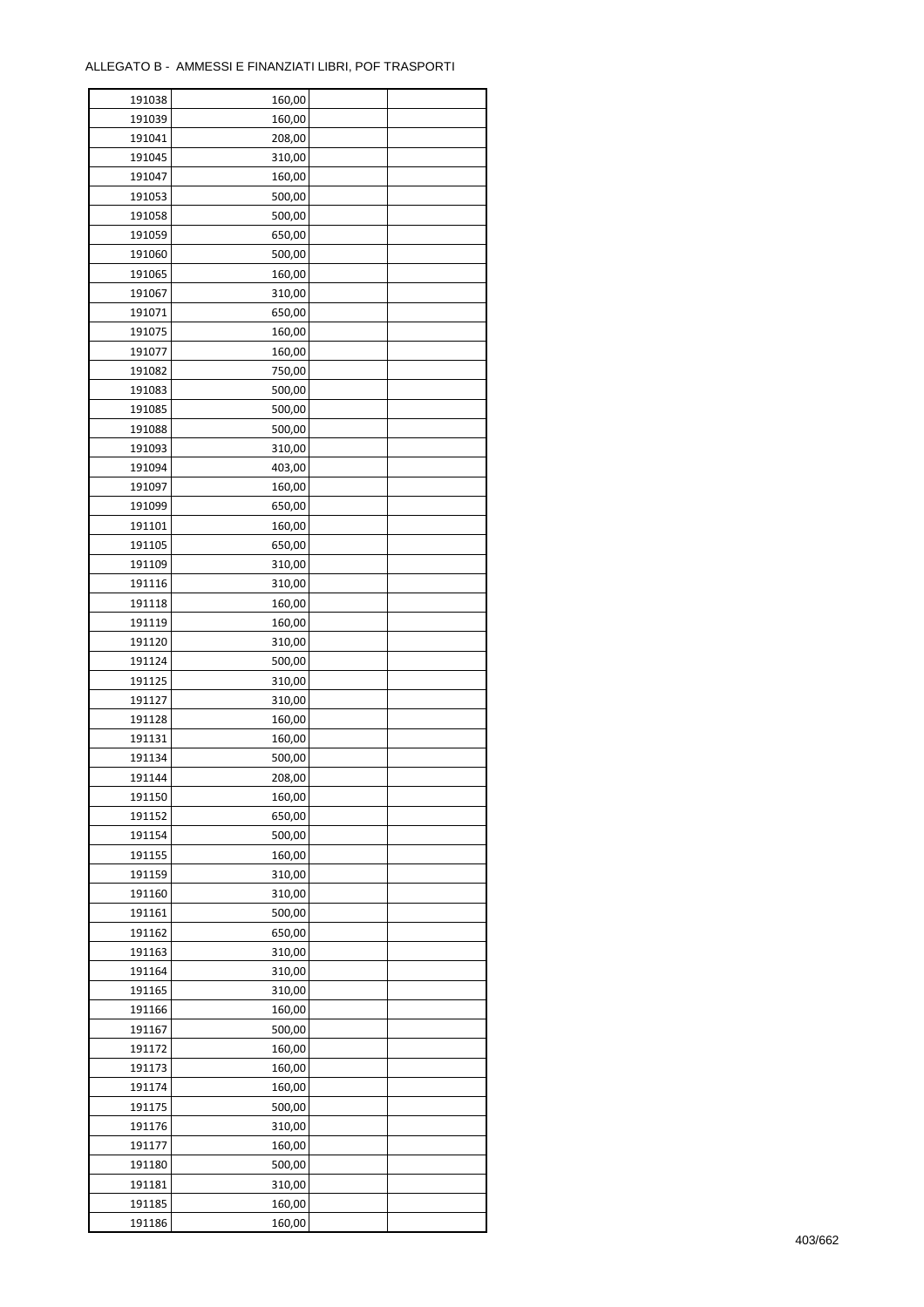ALLEGATO B - AMMESSI E FINANZIATI LIBRI, POF TRASPORTI

| | | | |
|---|---|---|---|
| 191038 | 160,00 | | |
| 191039 | 160,00 | | |
| 191041 | 208,00 | | |
| 191045 | 310,00 | | |
| 191047 | 160,00 | | |
| 191053 | 500,00 | | |
| 191058 | 500,00 | | |
| 191059 | 650,00 | | |
| 191060 | 500,00 | | |
| 191065 | 160,00 | | |
| 191067 | 310,00 | | |
| 191071 | 650,00 | | |
| 191075 | 160,00 | | |
| 191077 | 160,00 | | |
| 191082 | 750,00 | | |
| 191083 | 500,00 | | |
| 191085 | 500,00 | | |
| 191088 | 500,00 | | |
| 191093 | 310,00 | | |
| 191094 | 403,00 | | |
| 191097 | 160,00 | | |
| 191099 | 650,00 | | |
| 191101 | 160,00 | | |
| 191105 | 650,00 | | |
| 191109 | 310,00 | | |
| 191116 | 310,00 | | |
| 191118 | 160,00 | | |
| 191119 | 160,00 | | |
| 191120 | 310,00 | | |
| 191124 | 500,00 | | |
| 191125 | 310,00 | | |
| 191127 | 310,00 | | |
| 191128 | 160,00 | | |
| 191131 | 160,00 | | |
| 191134 | 500,00 | | |
| 191144 | 208,00 | | |
| 191150 | 160,00 | | |
| 191152 | 650,00 | | |
| 191154 | 500,00 | | |
| 191155 | 160,00 | | |
| 191159 | 310,00 | | |
| 191160 | 310,00 | | |
| 191161 | 500,00 | | |
| 191162 | 650,00 | | |
| 191163 | 310,00 | | |
| 191164 | 310,00 | | |
| 191165 | 310,00 | | |
| 191166 | 160,00 | | |
| 191167 | 500,00 | | |
| 191172 | 160,00 | | |
| 191173 | 160,00 | | |
| 191174 | 160,00 | | |
| 191175 | 500,00 | | |
| 191176 | 310,00 | | |
| 191177 | 160,00 | | |
| 191180 | 500,00 | | |
| 191181 | 310,00 | | |
| 191185 | 160,00 | | |
| 191186 | 160,00 | | |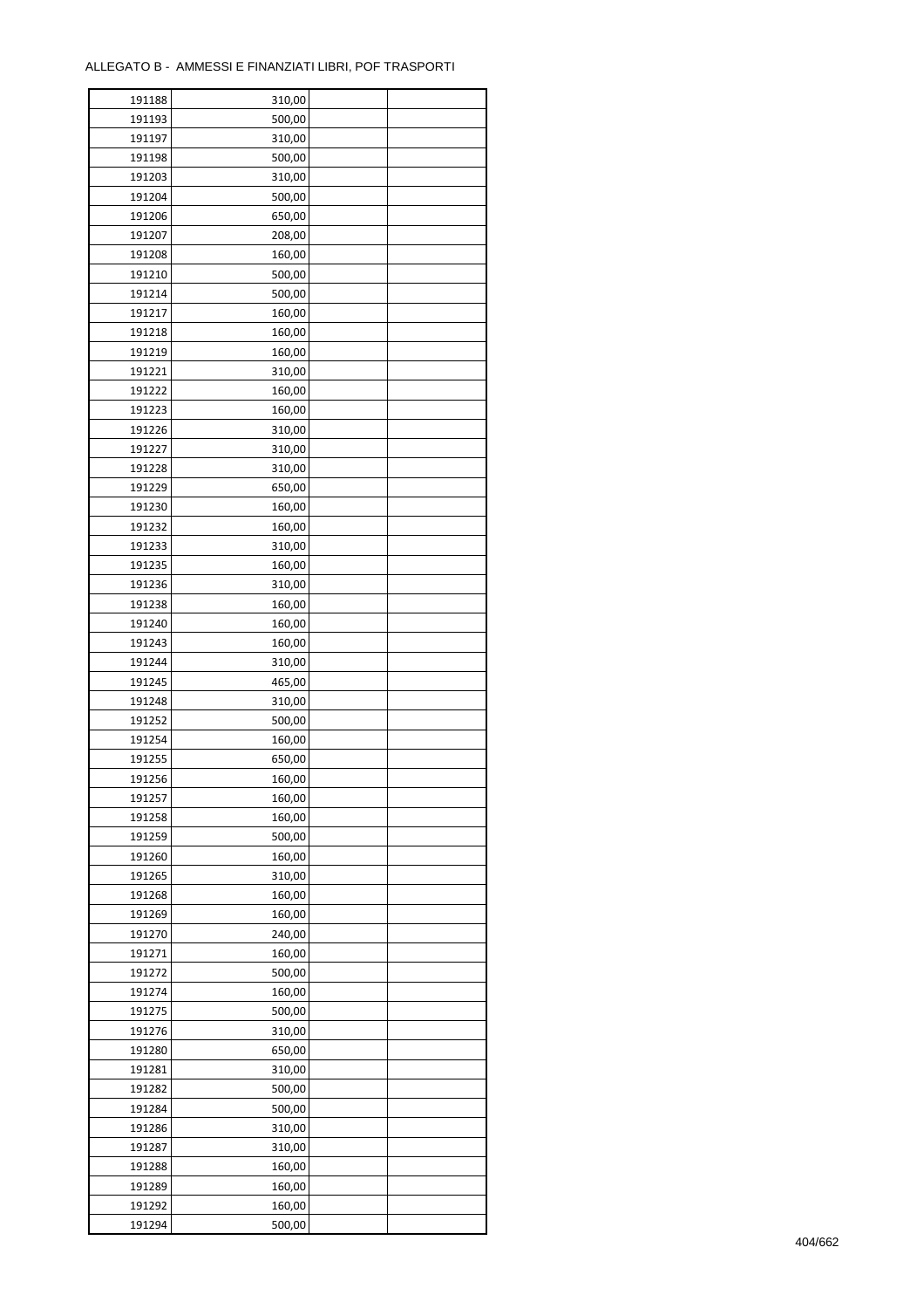ALLEGATO B - AMMESSI E FINANZIATI LIBRI, POF TRASPORTI

| | | | |
|---|---|---|---|
| 191188 | 310,00 | | |
| 191193 | 500,00 | | |
| 191197 | 310,00 | | |
| 191198 | 500,00 | | |
| 191203 | 310,00 | | |
| 191204 | 500,00 | | |
| 191206 | 650,00 | | |
| 191207 | 208,00 | | |
| 191208 | 160,00 | | |
| 191210 | 500,00 | | |
| 191214 | 500,00 | | |
| 191217 | 160,00 | | |
| 191218 | 160,00 | | |
| 191219 | 160,00 | | |
| 191221 | 310,00 | | |
| 191222 | 160,00 | | |
| 191223 | 160,00 | | |
| 191226 | 310,00 | | |
| 191227 | 310,00 | | |
| 191228 | 310,00 | | |
| 191229 | 650,00 | | |
| 191230 | 160,00 | | |
| 191232 | 160,00 | | |
| 191233 | 310,00 | | |
| 191235 | 160,00 | | |
| 191236 | 310,00 | | |
| 191238 | 160,00 | | |
| 191240 | 160,00 | | |
| 191243 | 160,00 | | |
| 191244 | 310,00 | | |
| 191245 | 465,00 | | |
| 191248 | 310,00 | | |
| 191252 | 500,00 | | |
| 191254 | 160,00 | | |
| 191255 | 650,00 | | |
| 191256 | 160,00 | | |
| 191257 | 160,00 | | |
| 191258 | 160,00 | | |
| 191259 | 500,00 | | |
| 191260 | 160,00 | | |
| 191265 | 310,00 | | |
| 191268 | 160,00 | | |
| 191269 | 160,00 | | |
| 191270 | 240,00 | | |
| 191271 | 160,00 | | |
| 191272 | 500,00 | | |
| 191274 | 160,00 | | |
| 191275 | 500,00 | | |
| 191276 | 310,00 | | |
| 191280 | 650,00 | | |
| 191281 | 310,00 | | |
| 191282 | 500,00 | | |
| 191284 | 500,00 | | |
| 191286 | 310,00 | | |
| 191287 | 310,00 | | |
| 191288 | 160,00 | | |
| 191289 | 160,00 | | |
| 191292 | 160,00 | | |
| 191294 | 500,00 | | |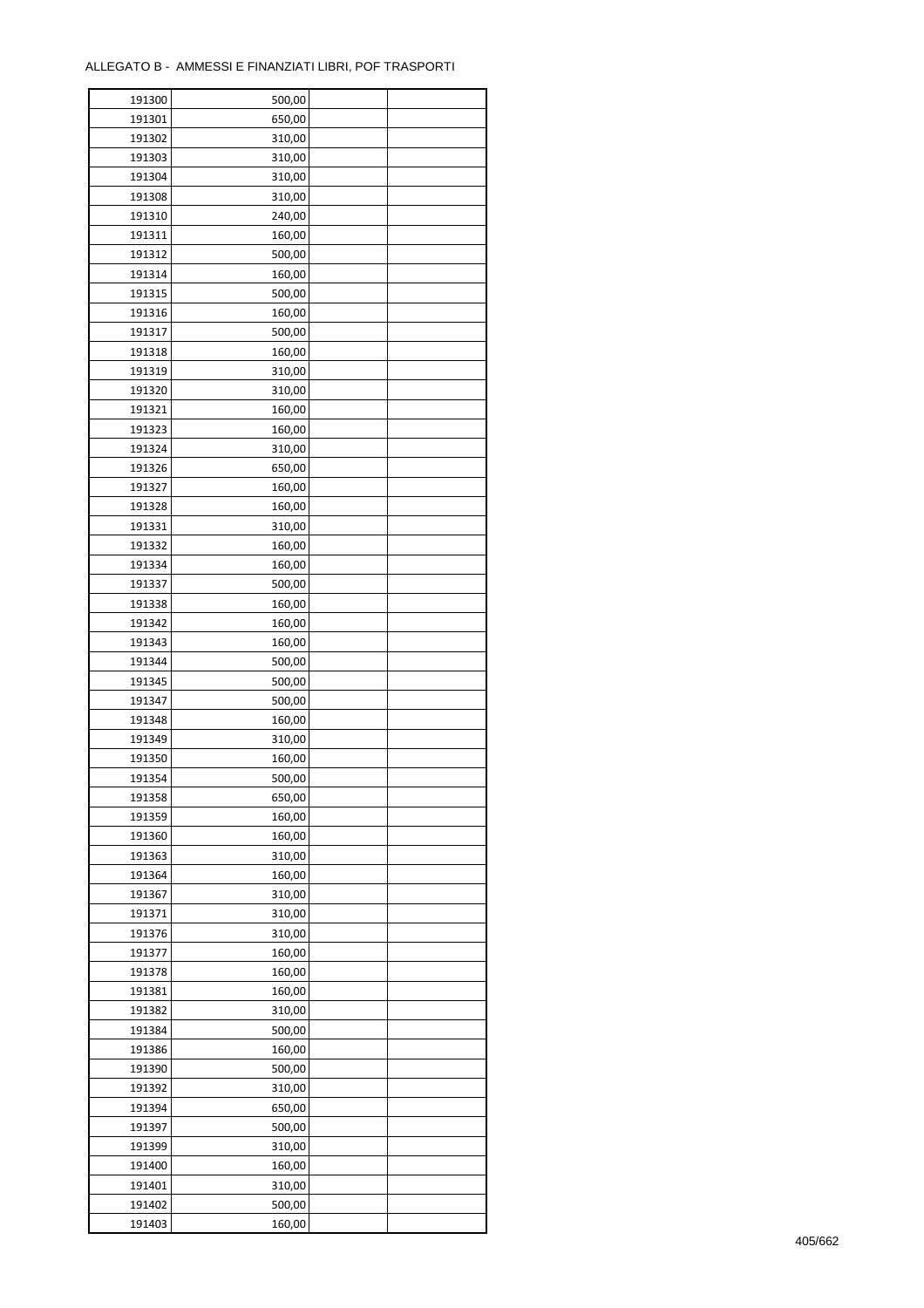ALLEGATO B - AMMESSI E FINANZIATI LIBRI, POF TRASPORTI

| | | | |
|---|---|---|---|
| 191300 | 500,00 | | |
| 191301 | 650,00 | | |
| 191302 | 310,00 | | |
| 191303 | 310,00 | | |
| 191304 | 310,00 | | |
| 191308 | 310,00 | | |
| 191310 | 240,00 | | |
| 191311 | 160,00 | | |
| 191312 | 500,00 | | |
| 191314 | 160,00 | | |
| 191315 | 500,00 | | |
| 191316 | 160,00 | | |
| 191317 | 500,00 | | |
| 191318 | 160,00 | | |
| 191319 | 310,00 | | |
| 191320 | 310,00 | | |
| 191321 | 160,00 | | |
| 191323 | 160,00 | | |
| 191324 | 310,00 | | |
| 191326 | 650,00 | | |
| 191327 | 160,00 | | |
| 191328 | 160,00 | | |
| 191331 | 310,00 | | |
| 191332 | 160,00 | | |
| 191334 | 160,00 | | |
| 191337 | 500,00 | | |
| 191338 | 160,00 | | |
| 191342 | 160,00 | | |
| 191343 | 160,00 | | |
| 191344 | 500,00 | | |
| 191345 | 500,00 | | |
| 191347 | 500,00 | | |
| 191348 | 160,00 | | |
| 191349 | 310,00 | | |
| 191350 | 160,00 | | |
| 191354 | 500,00 | | |
| 191358 | 650,00 | | |
| 191359 | 160,00 | | |
| 191360 | 160,00 | | |
| 191363 | 310,00 | | |
| 191364 | 160,00 | | |
| 191367 | 310,00 | | |
| 191371 | 310,00 | | |
| 191376 | 310,00 | | |
| 191377 | 160,00 | | |
| 191378 | 160,00 | | |
| 191381 | 160,00 | | |
| 191382 | 310,00 | | |
| 191384 | 500,00 | | |
| 191386 | 160,00 | | |
| 191390 | 500,00 | | |
| 191392 | 310,00 | | |
| 191394 | 650,00 | | |
| 191397 | 500,00 | | |
| 191399 | 310,00 | | |
| 191400 | 160,00 | | |
| 191401 | 310,00 | | |
| 191402 | 500,00 | | |
| 191403 | 160,00 | | |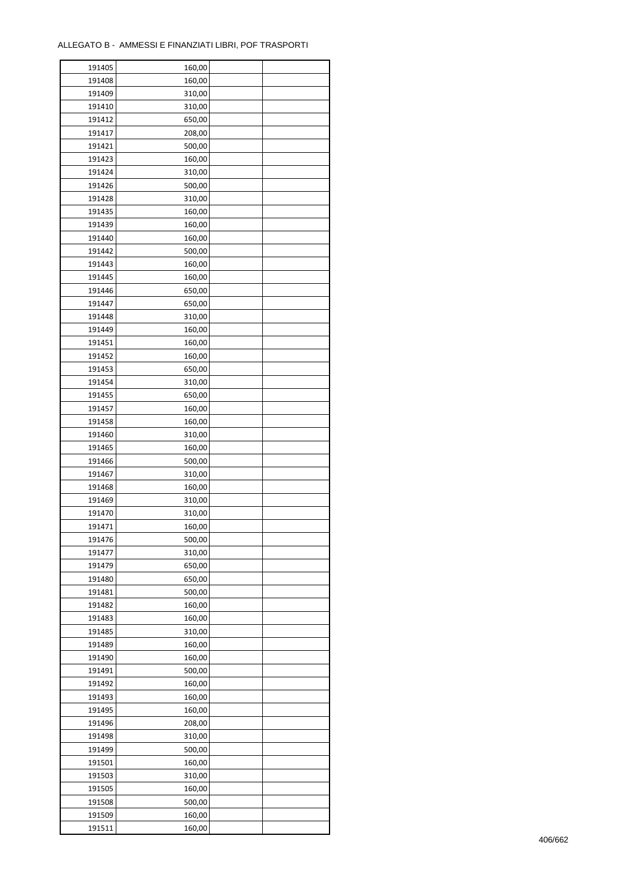ALLEGATO B - AMMESSI E FINANZIATI LIBRI, POF TRASPORTI

| | | | |
|---|---|---|---|
| 191405 | 160,00 | | |
| 191408 | 160,00 | | |
| 191409 | 310,00 | | |
| 191410 | 310,00 | | |
| 191412 | 650,00 | | |
| 191417 | 208,00 | | |
| 191421 | 500,00 | | |
| 191423 | 160,00 | | |
| 191424 | 310,00 | | |
| 191426 | 500,00 | | |
| 191428 | 310,00 | | |
| 191435 | 160,00 | | |
| 191439 | 160,00 | | |
| 191440 | 160,00 | | |
| 191442 | 500,00 | | |
| 191443 | 160,00 | | |
| 191445 | 160,00 | | |
| 191446 | 650,00 | | |
| 191447 | 650,00 | | |
| 191448 | 310,00 | | |
| 191449 | 160,00 | | |
| 191451 | 160,00 | | |
| 191452 | 160,00 | | |
| 191453 | 650,00 | | |
| 191454 | 310,00 | | |
| 191455 | 650,00 | | |
| 191457 | 160,00 | | |
| 191458 | 160,00 | | |
| 191460 | 310,00 | | |
| 191465 | 160,00 | | |
| 191466 | 500,00 | | |
| 191467 | 310,00 | | |
| 191468 | 160,00 | | |
| 191469 | 310,00 | | |
| 191470 | 310,00 | | |
| 191471 | 160,00 | | |
| 191476 | 500,00 | | |
| 191477 | 310,00 | | |
| 191479 | 650,00 | | |
| 191480 | 650,00 | | |
| 191481 | 500,00 | | |
| 191482 | 160,00 | | |
| 191483 | 160,00 | | |
| 191485 | 310,00 | | |
| 191489 | 160,00 | | |
| 191490 | 160,00 | | |
| 191491 | 500,00 | | |
| 191492 | 160,00 | | |
| 191493 | 160,00 | | |
| 191495 | 160,00 | | |
| 191496 | 208,00 | | |
| 191498 | 310,00 | | |
| 191499 | 500,00 | | |
| 191501 | 160,00 | | |
| 191503 | 310,00 | | |
| 191505 | 160,00 | | |
| 191508 | 500,00 | | |
| 191509 | 160,00 | | |
| 191511 | 160,00 | | |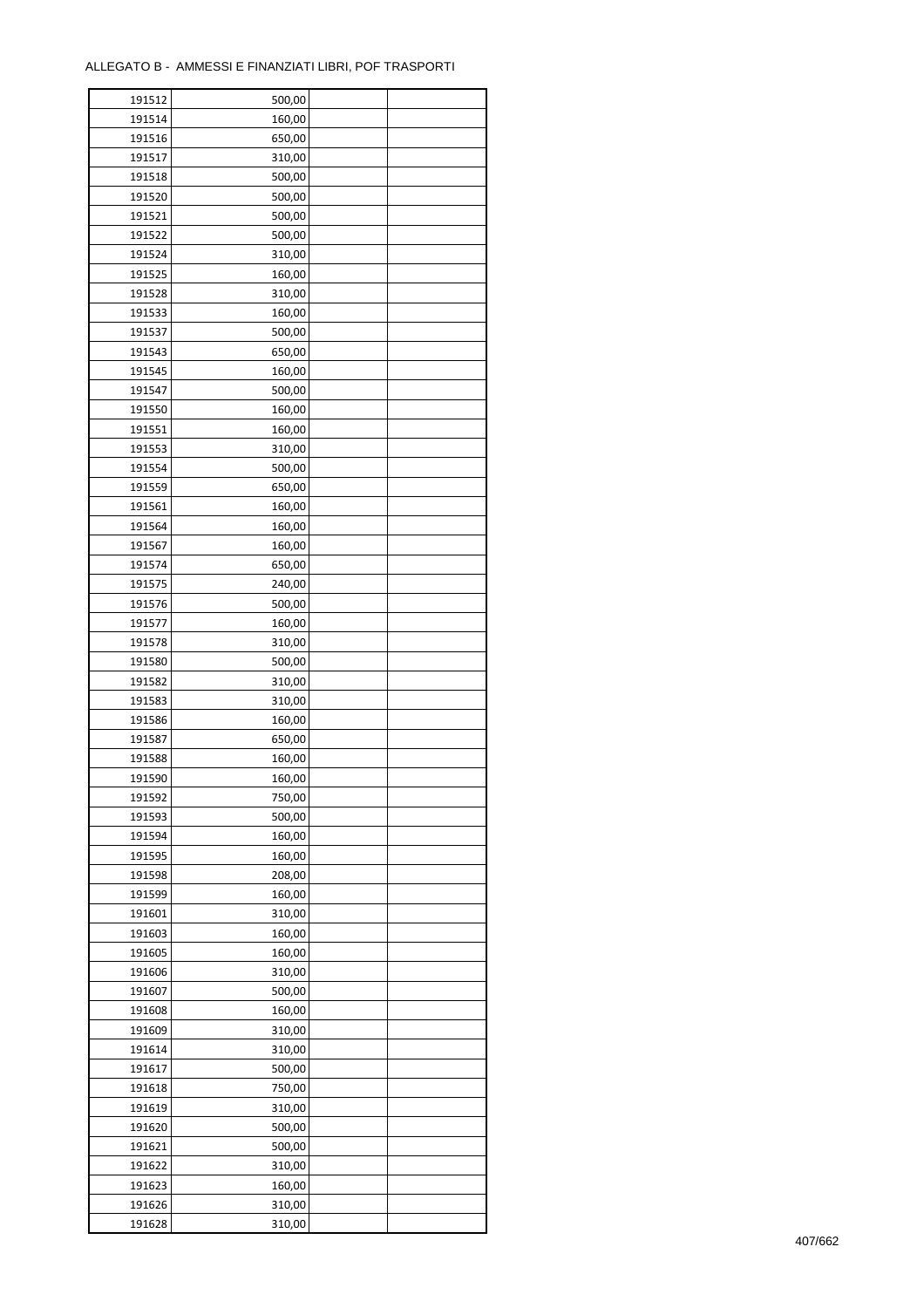ALLEGATO B -  AMMESSI E FINANZIATI LIBRI, POF TRASPORTI

| | | | |
|---|---|---|---|
| 191512 | 500,00 | | |
| 191514 | 160,00 | | |
| 191516 | 650,00 | | |
| 191517 | 310,00 | | |
| 191518 | 500,00 | | |
| 191520 | 500,00 | | |
| 191521 | 500,00 | | |
| 191522 | 500,00 | | |
| 191524 | 310,00 | | |
| 191525 | 160,00 | | |
| 191528 | 310,00 | | |
| 191533 | 160,00 | | |
| 191537 | 500,00 | | |
| 191543 | 650,00 | | |
| 191545 | 160,00 | | |
| 191547 | 500,00 | | |
| 191550 | 160,00 | | |
| 191551 | 160,00 | | |
| 191553 | 310,00 | | |
| 191554 | 500,00 | | |
| 191559 | 650,00 | | |
| 191561 | 160,00 | | |
| 191564 | 160,00 | | |
| 191567 | 160,00 | | |
| 191574 | 650,00 | | |
| 191575 | 240,00 | | |
| 191576 | 500,00 | | |
| 191577 | 160,00 | | |
| 191578 | 310,00 | | |
| 191580 | 500,00 | | |
| 191582 | 310,00 | | |
| 191583 | 310,00 | | |
| 191586 | 160,00 | | |
| 191587 | 650,00 | | |
| 191588 | 160,00 | | |
| 191590 | 160,00 | | |
| 191592 | 750,00 | | |
| 191593 | 500,00 | | |
| 191594 | 160,00 | | |
| 191595 | 160,00 | | |
| 191598 | 208,00 | | |
| 191599 | 160,00 | | |
| 191601 | 310,00 | | |
| 191603 | 160,00 | | |
| 191605 | 160,00 | | |
| 191606 | 310,00 | | |
| 191607 | 500,00 | | |
| 191608 | 160,00 | | |
| 191609 | 310,00 | | |
| 191614 | 310,00 | | |
| 191617 | 500,00 | | |
| 191618 | 750,00 | | |
| 191619 | 310,00 | | |
| 191620 | 500,00 | | |
| 191621 | 500,00 | | |
| 191622 | 310,00 | | |
| 191623 | 160,00 | | |
| 191626 | 310,00 | | |
| 191628 | 310,00 | | |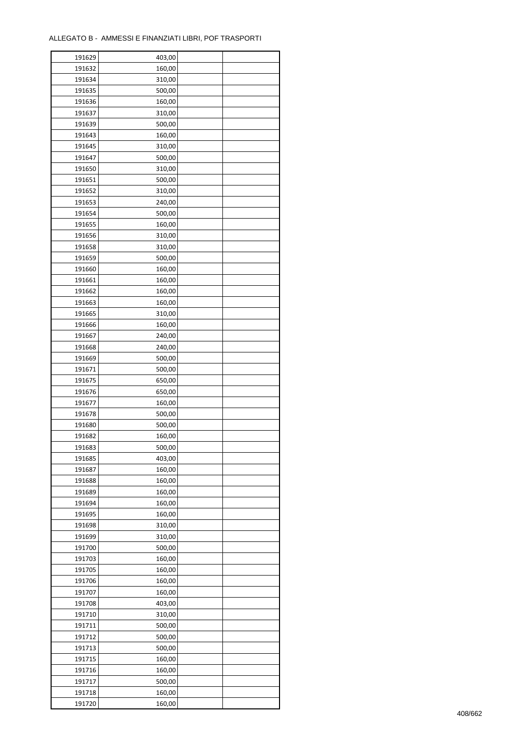ALLEGATO B - AMMESSI E FINANZIATI LIBRI, POF TRASPORTI

| | | | |
|---|---|---|---|
| 191629 | 403,00 | | |
| 191632 | 160,00 | | |
| 191634 | 310,00 | | |
| 191635 | 500,00 | | |
| 191636 | 160,00 | | |
| 191637 | 310,00 | | |
| 191639 | 500,00 | | |
| 191643 | 160,00 | | |
| 191645 | 310,00 | | |
| 191647 | 500,00 | | |
| 191650 | 310,00 | | |
| 191651 | 500,00 | | |
| 191652 | 310,00 | | |
| 191653 | 240,00 | | |
| 191654 | 500,00 | | |
| 191655 | 160,00 | | |
| 191656 | 310,00 | | |
| 191658 | 310,00 | | |
| 191659 | 500,00 | | |
| 191660 | 160,00 | | |
| 191661 | 160,00 | | |
| 191662 | 160,00 | | |
| 191663 | 160,00 | | |
| 191665 | 310,00 | | |
| 191666 | 160,00 | | |
| 191667 | 240,00 | | |
| 191668 | 240,00 | | |
| 191669 | 500,00 | | |
| 191671 | 500,00 | | |
| 191675 | 650,00 | | |
| 191676 | 650,00 | | |
| 191677 | 160,00 | | |
| 191678 | 500,00 | | |
| 191680 | 500,00 | | |
| 191682 | 160,00 | | |
| 191683 | 500,00 | | |
| 191685 | 403,00 | | |
| 191687 | 160,00 | | |
| 191688 | 160,00 | | |
| 191689 | 160,00 | | |
| 191694 | 160,00 | | |
| 191695 | 160,00 | | |
| 191698 | 310,00 | | |
| 191699 | 310,00 | | |
| 191700 | 500,00 | | |
| 191703 | 160,00 | | |
| 191705 | 160,00 | | |
| 191706 | 160,00 | | |
| 191707 | 160,00 | | |
| 191708 | 403,00 | | |
| 191710 | 310,00 | | |
| 191711 | 500,00 | | |
| 191712 | 500,00 | | |
| 191713 | 500,00 | | |
| 191715 | 160,00 | | |
| 191716 | 160,00 | | |
| 191717 | 500,00 | | |
| 191718 | 160,00 | | |
| 191720 | 160,00 | | |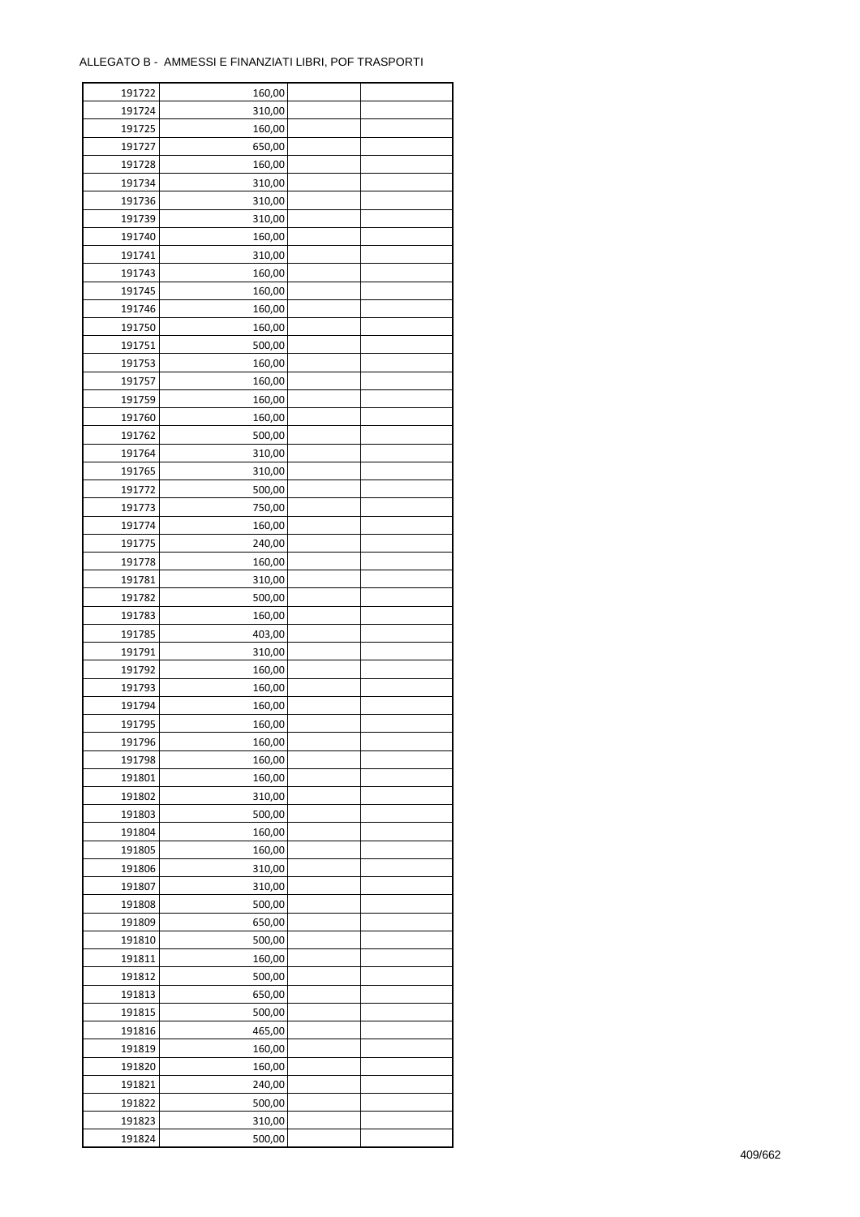ALLEGATO B - AMMESSI E FINANZIATI LIBRI, POF TRASPORTI

| | | | |
|---|---|---|---|
| 191722 | 160,00 | | |
| 191724 | 310,00 | | |
| 191725 | 160,00 | | |
| 191727 | 650,00 | | |
| 191728 | 160,00 | | |
| 191734 | 310,00 | | |
| 191736 | 310,00 | | |
| 191739 | 310,00 | | |
| 191740 | 160,00 | | |
| 191741 | 310,00 | | |
| 191743 | 160,00 | | |
| 191745 | 160,00 | | |
| 191746 | 160,00 | | |
| 191750 | 160,00 | | |
| 191751 | 500,00 | | |
| 191753 | 160,00 | | |
| 191757 | 160,00 | | |
| 191759 | 160,00 | | |
| 191760 | 160,00 | | |
| 191762 | 500,00 | | |
| 191764 | 310,00 | | |
| 191765 | 310,00 | | |
| 191772 | 500,00 | | |
| 191773 | 750,00 | | |
| 191774 | 160,00 | | |
| 191775 | 240,00 | | |
| 191778 | 160,00 | | |
| 191781 | 310,00 | | |
| 191782 | 500,00 | | |
| 191783 | 160,00 | | |
| 191785 | 403,00 | | |
| 191791 | 310,00 | | |
| 191792 | 160,00 | | |
| 191793 | 160,00 | | |
| 191794 | 160,00 | | |
| 191795 | 160,00 | | |
| 191796 | 160,00 | | |
| 191798 | 160,00 | | |
| 191801 | 160,00 | | |
| 191802 | 310,00 | | |
| 191803 | 500,00 | | |
| 191804 | 160,00 | | |
| 191805 | 160,00 | | |
| 191806 | 310,00 | | |
| 191807 | 310,00 | | |
| 191808 | 500,00 | | |
| 191809 | 650,00 | | |
| 191810 | 500,00 | | |
| 191811 | 160,00 | | |
| 191812 | 500,00 | | |
| 191813 | 650,00 | | |
| 191815 | 500,00 | | |
| 191816 | 465,00 | | |
| 191819 | 160,00 | | |
| 191820 | 160,00 | | |
| 191821 | 240,00 | | |
| 191822 | 500,00 | | |
| 191823 | 310,00 | | |
| 191824 | 500,00 | | |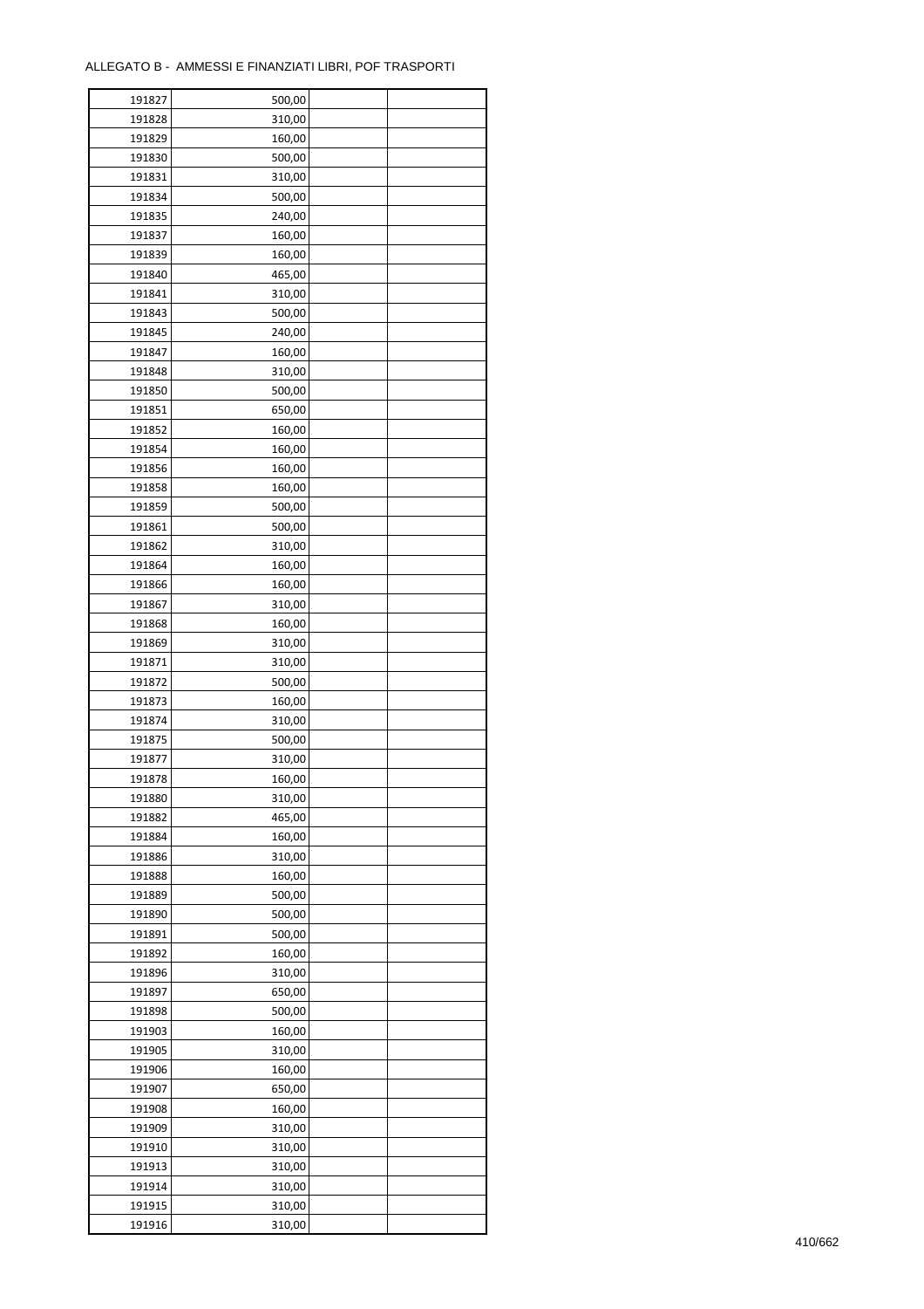ALLEGATO B - AMMESSI E FINANZIATI LIBRI, POF TRASPORTI

| | | | |
|---|---|---|---|
| 191827 | 500,00 | | |
| 191828 | 310,00 | | |
| 191829 | 160,00 | | |
| 191830 | 500,00 | | |
| 191831 | 310,00 | | |
| 191834 | 500,00 | | |
| 191835 | 240,00 | | |
| 191837 | 160,00 | | |
| 191839 | 160,00 | | |
| 191840 | 465,00 | | |
| 191841 | 310,00 | | |
| 191843 | 500,00 | | |
| 191845 | 240,00 | | |
| 191847 | 160,00 | | |
| 191848 | 310,00 | | |
| 191850 | 500,00 | | |
| 191851 | 650,00 | | |
| 191852 | 160,00 | | |
| 191854 | 160,00 | | |
| 191856 | 160,00 | | |
| 191858 | 160,00 | | |
| 191859 | 500,00 | | |
| 191861 | 500,00 | | |
| 191862 | 310,00 | | |
| 191864 | 160,00 | | |
| 191866 | 160,00 | | |
| 191867 | 310,00 | | |
| 191868 | 160,00 | | |
| 191869 | 310,00 | | |
| 191871 | 310,00 | | |
| 191872 | 500,00 | | |
| 191873 | 160,00 | | |
| 191874 | 310,00 | | |
| 191875 | 500,00 | | |
| 191877 | 310,00 | | |
| 191878 | 160,00 | | |
| 191880 | 310,00 | | |
| 191882 | 465,00 | | |
| 191884 | 160,00 | | |
| 191886 | 310,00 | | |
| 191888 | 160,00 | | |
| 191889 | 500,00 | | |
| 191890 | 500,00 | | |
| 191891 | 500,00 | | |
| 191892 | 160,00 | | |
| 191896 | 310,00 | | |
| 191897 | 650,00 | | |
| 191898 | 500,00 | | |
| 191903 | 160,00 | | |
| 191905 | 310,00 | | |
| 191906 | 160,00 | | |
| 191907 | 650,00 | | |
| 191908 | 160,00 | | |
| 191909 | 310,00 | | |
| 191910 | 310,00 | | |
| 191913 | 310,00 | | |
| 191914 | 310,00 | | |
| 191915 | 310,00 | | |
| 191916 | 310,00 | | |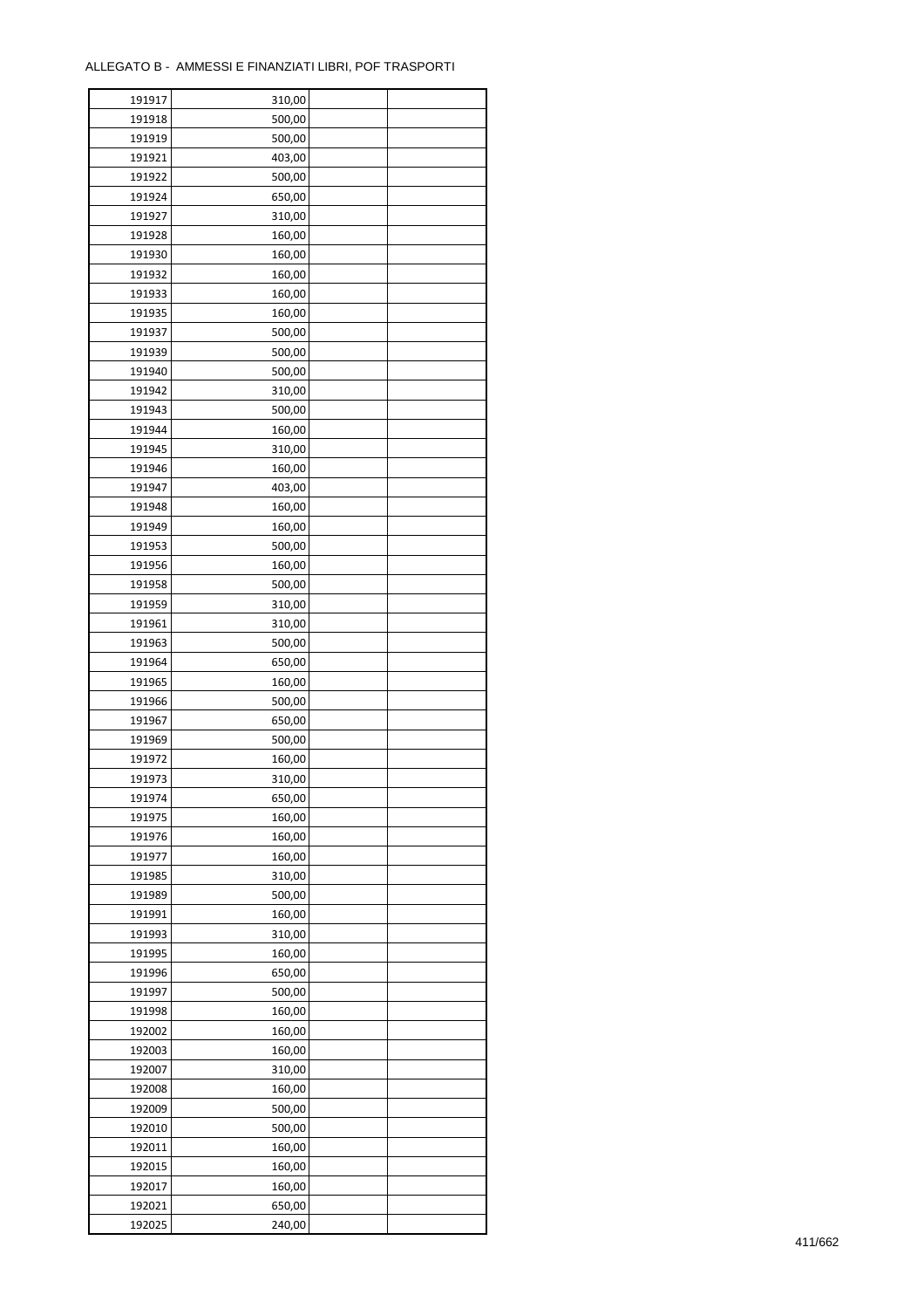ALLEGATO B - AMMESSI E FINANZIATI LIBRI, POF TRASPORTI

| | | | |
|---|---|---|---|
| 191917 | 310,00 | | |
| 191918 | 500,00 | | |
| 191919 | 500,00 | | |
| 191921 | 403,00 | | |
| 191922 | 500,00 | | |
| 191924 | 650,00 | | |
| 191927 | 310,00 | | |
| 191928 | 160,00 | | |
| 191930 | 160,00 | | |
| 191932 | 160,00 | | |
| 191933 | 160,00 | | |
| 191935 | 160,00 | | |
| 191937 | 500,00 | | |
| 191939 | 500,00 | | |
| 191940 | 500,00 | | |
| 191942 | 310,00 | | |
| 191943 | 500,00 | | |
| 191944 | 160,00 | | |
| 191945 | 310,00 | | |
| 191946 | 160,00 | | |
| 191947 | 403,00 | | |
| 191948 | 160,00 | | |
| 191949 | 160,00 | | |
| 191953 | 500,00 | | |
| 191956 | 160,00 | | |
| 191958 | 500,00 | | |
| 191959 | 310,00 | | |
| 191961 | 310,00 | | |
| 191963 | 500,00 | | |
| 191964 | 650,00 | | |
| 191965 | 160,00 | | |
| 191966 | 500,00 | | |
| 191967 | 650,00 | | |
| 191969 | 500,00 | | |
| 191972 | 160,00 | | |
| 191973 | 310,00 | | |
| 191974 | 650,00 | | |
| 191975 | 160,00 | | |
| 191976 | 160,00 | | |
| 191977 | 160,00 | | |
| 191985 | 310,00 | | |
| 191989 | 500,00 | | |
| 191991 | 160,00 | | |
| 191993 | 310,00 | | |
| 191995 | 160,00 | | |
| 191996 | 650,00 | | |
| 191997 | 500,00 | | |
| 191998 | 160,00 | | |
| 192002 | 160,00 | | |
| 192003 | 160,00 | | |
| 192007 | 310,00 | | |
| 192008 | 160,00 | | |
| 192009 | 500,00 | | |
| 192010 | 500,00 | | |
| 192011 | 160,00 | | |
| 192015 | 160,00 | | |
| 192017 | 160,00 | | |
| 192021 | 650,00 | | |
| 192025 | 240,00 | | |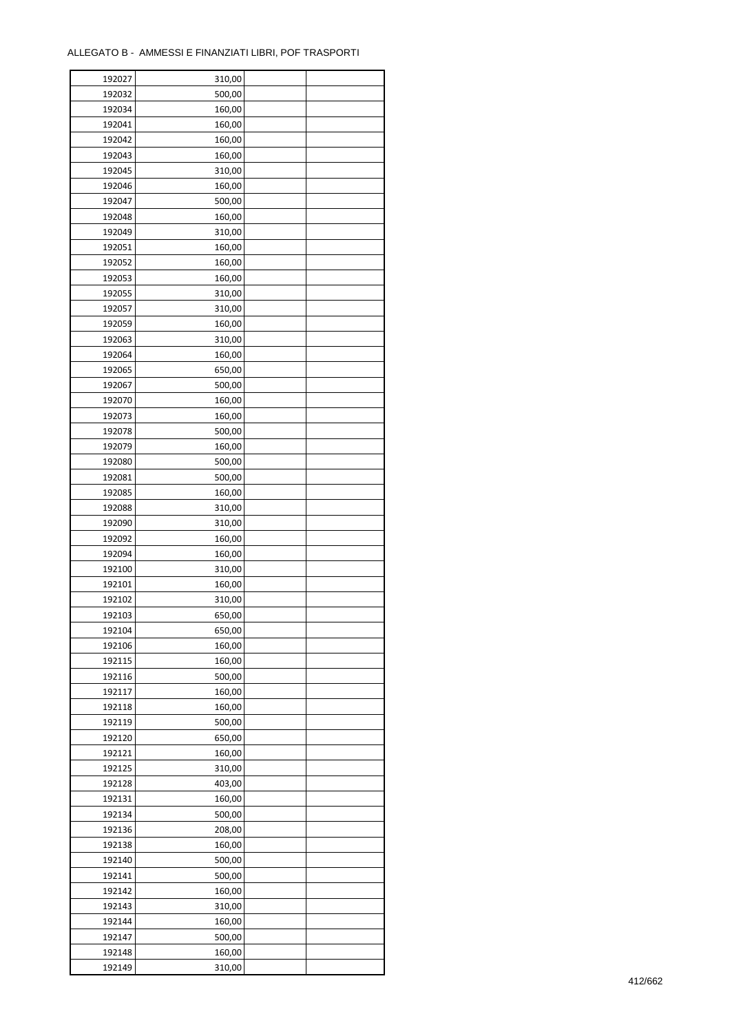ALLEGATO B - AMMESSI E FINANZIATI LIBRI, POF TRASPORTI

| | | | |
|---|---|---|---|
| 192027 | 310,00 | | |
| 192032 | 500,00 | | |
| 192034 | 160,00 | | |
| 192041 | 160,00 | | |
| 192042 | 160,00 | | |
| 192043 | 160,00 | | |
| 192045 | 310,00 | | |
| 192046 | 160,00 | | |
| 192047 | 500,00 | | |
| 192048 | 160,00 | | |
| 192049 | 310,00 | | |
| 192051 | 160,00 | | |
| 192052 | 160,00 | | |
| 192053 | 160,00 | | |
| 192055 | 310,00 | | |
| 192057 | 310,00 | | |
| 192059 | 160,00 | | |
| 192063 | 310,00 | | |
| 192064 | 160,00 | | |
| 192065 | 650,00 | | |
| 192067 | 500,00 | | |
| 192070 | 160,00 | | |
| 192073 | 160,00 | | |
| 192078 | 500,00 | | |
| 192079 | 160,00 | | |
| 192080 | 500,00 | | |
| 192081 | 500,00 | | |
| 192085 | 160,00 | | |
| 192088 | 310,00 | | |
| 192090 | 310,00 | | |
| 192092 | 160,00 | | |
| 192094 | 160,00 | | |
| 192100 | 310,00 | | |
| 192101 | 160,00 | | |
| 192102 | 310,00 | | |
| 192103 | 650,00 | | |
| 192104 | 650,00 | | |
| 192106 | 160,00 | | |
| 192115 | 160,00 | | |
| 192116 | 500,00 | | |
| 192117 | 160,00 | | |
| 192118 | 160,00 | | |
| 192119 | 500,00 | | |
| 192120 | 650,00 | | |
| 192121 | 160,00 | | |
| 192125 | 310,00 | | |
| 192128 | 403,00 | | |
| 192131 | 160,00 | | |
| 192134 | 500,00 | | |
| 192136 | 208,00 | | |
| 192138 | 160,00 | | |
| 192140 | 500,00 | | |
| 192141 | 500,00 | | |
| 192142 | 160,00 | | |
| 192143 | 310,00 | | |
| 192144 | 160,00 | | |
| 192147 | 500,00 | | |
| 192148 | 160,00 | | |
| 192149 | 310,00 | | |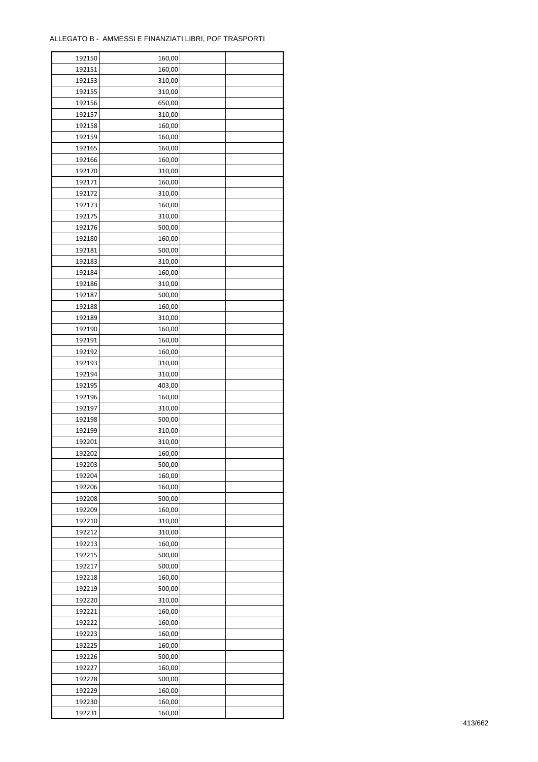ALLEGATO B - AMMESSI E FINANZIATI LIBRI, POF TRASPORTI

| | | | |
|---|---|---|---|
| 192150 | 160,00 | | |
| 192151 | 160,00 | | |
| 192153 | 310,00 | | |
| 192155 | 310,00 | | |
| 192156 | 650,00 | | |
| 192157 | 310,00 | | |
| 192158 | 160,00 | | |
| 192159 | 160,00 | | |
| 192165 | 160,00 | | |
| 192166 | 160,00 | | |
| 192170 | 310,00 | | |
| 192171 | 160,00 | | |
| 192172 | 310,00 | | |
| 192173 | 160,00 | | |
| 192175 | 310,00 | | |
| 192176 | 500,00 | | |
| 192180 | 160,00 | | |
| 192181 | 500,00 | | |
| 192183 | 310,00 | | |
| 192184 | 160,00 | | |
| 192186 | 310,00 | | |
| 192187 | 500,00 | | |
| 192188 | 160,00 | | |
| 192189 | 310,00 | | |
| 192190 | 160,00 | | |
| 192191 | 160,00 | | |
| 192192 | 160,00 | | |
| 192193 | 310,00 | | |
| 192194 | 310,00 | | |
| 192195 | 403,00 | | |
| 192196 | 160,00 | | |
| 192197 | 310,00 | | |
| 192198 | 500,00 | | |
| 192199 | 310,00 | | |
| 192201 | 310,00 | | |
| 192202 | 160,00 | | |
| 192203 | 500,00 | | |
| 192204 | 160,00 | | |
| 192206 | 160,00 | | |
| 192208 | 500,00 | | |
| 192209 | 160,00 | | |
| 192210 | 310,00 | | |
| 192212 | 310,00 | | |
| 192213 | 160,00 | | |
| 192215 | 500,00 | | |
| 192217 | 500,00 | | |
| 192218 | 160,00 | | |
| 192219 | 500,00 | | |
| 192220 | 310,00 | | |
| 192221 | 160,00 | | |
| 192222 | 160,00 | | |
| 192223 | 160,00 | | |
| 192225 | 160,00 | | |
| 192226 | 500,00 | | |
| 192227 | 160,00 | | |
| 192228 | 500,00 | | |
| 192229 | 160,00 | | |
| 192230 | 160,00 | | |
| 192231 | 160,00 | | |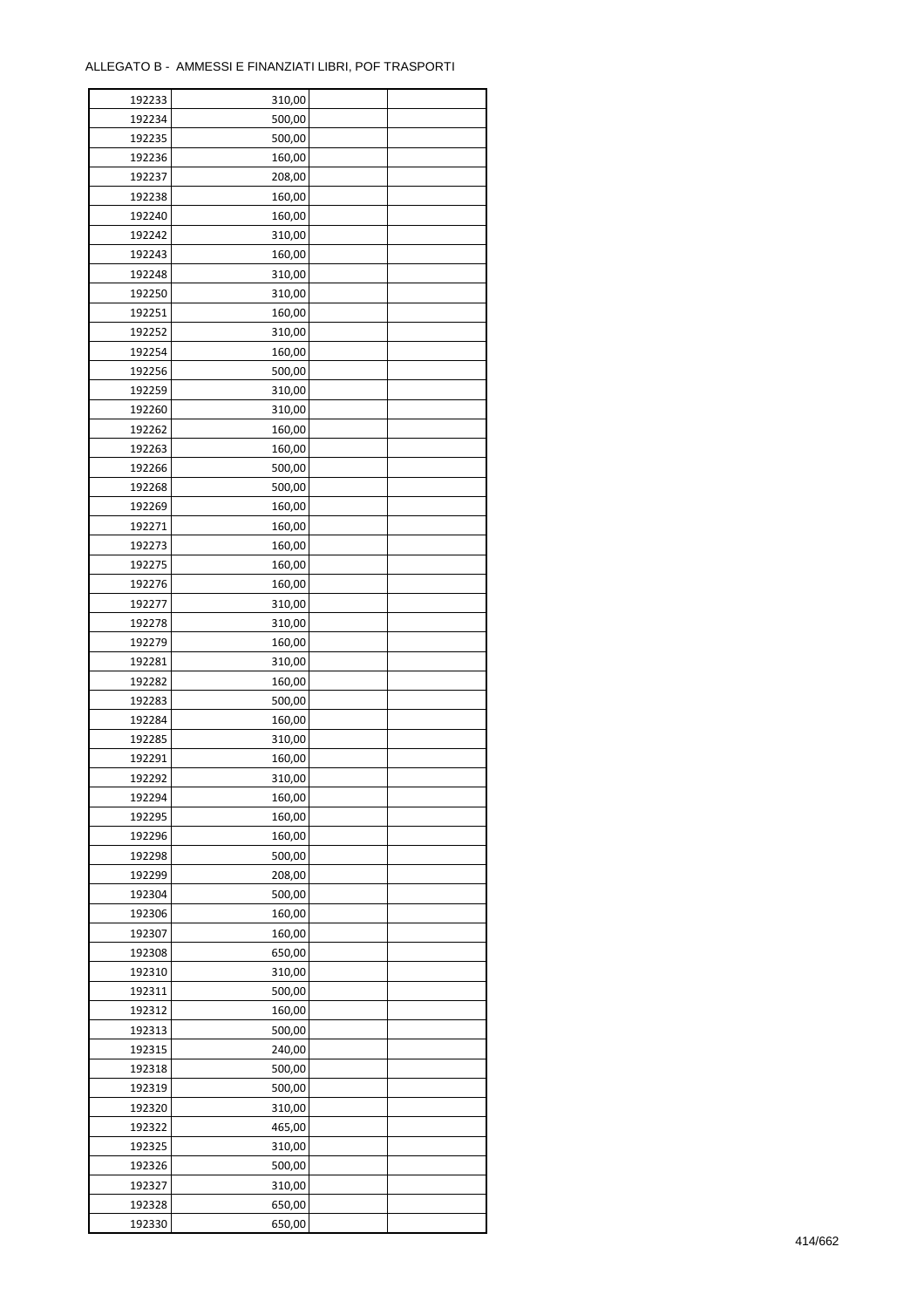ALLEGATO B - AMMESSI E FINANZIATI LIBRI, POF TRASPORTI

| | | | |
|---|---|---|---|
| 192233 | 310,00 | | |
| 192234 | 500,00 | | |
| 192235 | 500,00 | | |
| 192236 | 160,00 | | |
| 192237 | 208,00 | | |
| 192238 | 160,00 | | |
| 192240 | 160,00 | | |
| 192242 | 310,00 | | |
| 192243 | 160,00 | | |
| 192248 | 310,00 | | |
| 192250 | 310,00 | | |
| 192251 | 160,00 | | |
| 192252 | 310,00 | | |
| 192254 | 160,00 | | |
| 192256 | 500,00 | | |
| 192259 | 310,00 | | |
| 192260 | 310,00 | | |
| 192262 | 160,00 | | |
| 192263 | 160,00 | | |
| 192266 | 500,00 | | |
| 192268 | 500,00 | | |
| 192269 | 160,00 | | |
| 192271 | 160,00 | | |
| 192273 | 160,00 | | |
| 192275 | 160,00 | | |
| 192276 | 160,00 | | |
| 192277 | 310,00 | | |
| 192278 | 310,00 | | |
| 192279 | 160,00 | | |
| 192281 | 310,00 | | |
| 192282 | 160,00 | | |
| 192283 | 500,00 | | |
| 192284 | 160,00 | | |
| 192285 | 310,00 | | |
| 192291 | 160,00 | | |
| 192292 | 310,00 | | |
| 192294 | 160,00 | | |
| 192295 | 160,00 | | |
| 192296 | 160,00 | | |
| 192298 | 500,00 | | |
| 192299 | 208,00 | | |
| 192304 | 500,00 | | |
| 192306 | 160,00 | | |
| 192307 | 160,00 | | |
| 192308 | 650,00 | | |
| 192310 | 310,00 | | |
| 192311 | 500,00 | | |
| 192312 | 160,00 | | |
| 192313 | 500,00 | | |
| 192315 | 240,00 | | |
| 192318 | 500,00 | | |
| 192319 | 500,00 | | |
| 192320 | 310,00 | | |
| 192322 | 465,00 | | |
| 192325 | 310,00 | | |
| 192326 | 500,00 | | |
| 192327 | 310,00 | | |
| 192328 | 650,00 | | |
| 192330 | 650,00 | | |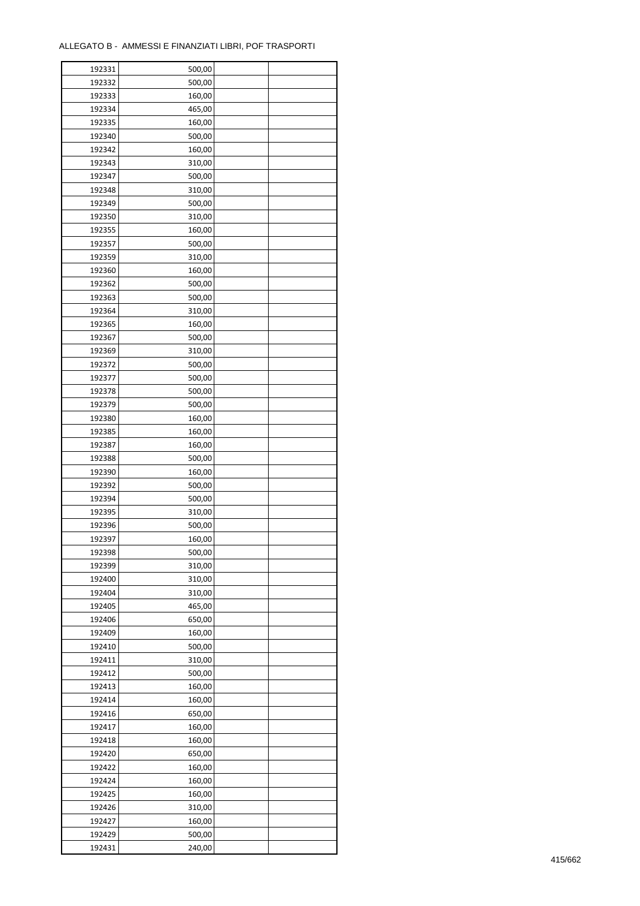ALLEGATO B - AMMESSI E FINANZIATI LIBRI, POF TRASPORTI

| | | | |
|---|---|---|---|
| 192331 | 500,00 | | |
| 192332 | 500,00 | | |
| 192333 | 160,00 | | |
| 192334 | 465,00 | | |
| 192335 | 160,00 | | |
| 192340 | 500,00 | | |
| 192342 | 160,00 | | |
| 192343 | 310,00 | | |
| 192347 | 500,00 | | |
| 192348 | 310,00 | | |
| 192349 | 500,00 | | |
| 192350 | 310,00 | | |
| 192355 | 160,00 | | |
| 192357 | 500,00 | | |
| 192359 | 310,00 | | |
| 192360 | 160,00 | | |
| 192362 | 500,00 | | |
| 192363 | 500,00 | | |
| 192364 | 310,00 | | |
| 192365 | 160,00 | | |
| 192367 | 500,00 | | |
| 192369 | 310,00 | | |
| 192372 | 500,00 | | |
| 192377 | 500,00 | | |
| 192378 | 500,00 | | |
| 192379 | 500,00 | | |
| 192380 | 160,00 | | |
| 192385 | 160,00 | | |
| 192387 | 160,00 | | |
| 192388 | 500,00 | | |
| 192390 | 160,00 | | |
| 192392 | 500,00 | | |
| 192394 | 500,00 | | |
| 192395 | 310,00 | | |
| 192396 | 500,00 | | |
| 192397 | 160,00 | | |
| 192398 | 500,00 | | |
| 192399 | 310,00 | | |
| 192400 | 310,00 | | |
| 192404 | 310,00 | | |
| 192405 | 465,00 | | |
| 192406 | 650,00 | | |
| 192409 | 160,00 | | |
| 192410 | 500,00 | | |
| 192411 | 310,00 | | |
| 192412 | 500,00 | | |
| 192413 | 160,00 | | |
| 192414 | 160,00 | | |
| 192416 | 650,00 | | |
| 192417 | 160,00 | | |
| 192418 | 160,00 | | |
| 192420 | 650,00 | | |
| 192422 | 160,00 | | |
| 192424 | 160,00 | | |
| 192425 | 160,00 | | |
| 192426 | 310,00 | | |
| 192427 | 160,00 | | |
| 192429 | 500,00 | | |
| 192431 | 240,00 | | |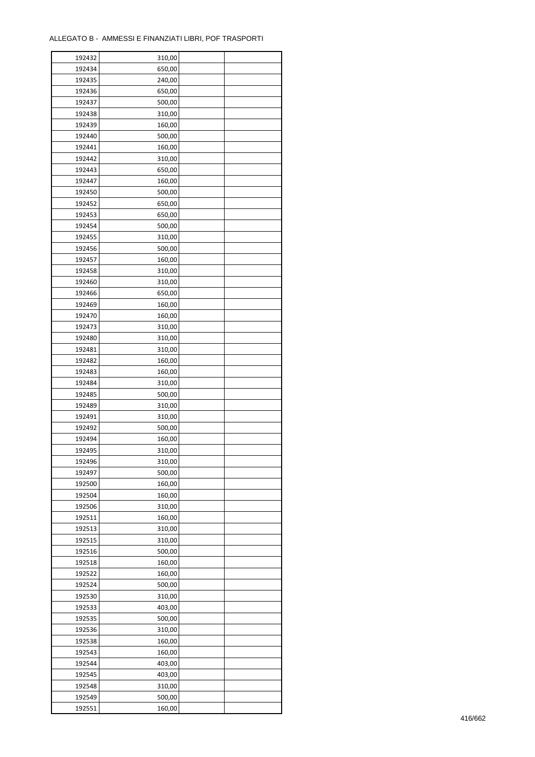ALLEGATO B - AMMESSI E FINANZIATI LIBRI, POF TRASPORTI

| | | | |
|---|---|---|---|
| 192432 | 310,00 | | |
| 192434 | 650,00 | | |
| 192435 | 240,00 | | |
| 192436 | 650,00 | | |
| 192437 | 500,00 | | |
| 192438 | 310,00 | | |
| 192439 | 160,00 | | |
| 192440 | 500,00 | | |
| 192441 | 160,00 | | |
| 192442 | 310,00 | | |
| 192443 | 650,00 | | |
| 192447 | 160,00 | | |
| 192450 | 500,00 | | |
| 192452 | 650,00 | | |
| 192453 | 650,00 | | |
| 192454 | 500,00 | | |
| 192455 | 310,00 | | |
| 192456 | 500,00 | | |
| 192457 | 160,00 | | |
| 192458 | 310,00 | | |
| 192460 | 310,00 | | |
| 192466 | 650,00 | | |
| 192469 | 160,00 | | |
| 192470 | 160,00 | | |
| 192473 | 310,00 | | |
| 192480 | 310,00 | | |
| 192481 | 310,00 | | |
| 192482 | 160,00 | | |
| 192483 | 160,00 | | |
| 192484 | 310,00 | | |
| 192485 | 500,00 | | |
| 192489 | 310,00 | | |
| 192491 | 310,00 | | |
| 192492 | 500,00 | | |
| 192494 | 160,00 | | |
| 192495 | 310,00 | | |
| 192496 | 310,00 | | |
| 192497 | 500,00 | | |
| 192500 | 160,00 | | |
| 192504 | 160,00 | | |
| 192506 | 310,00 | | |
| 192511 | 160,00 | | |
| 192513 | 310,00 | | |
| 192515 | 310,00 | | |
| 192516 | 500,00 | | |
| 192518 | 160,00 | | |
| 192522 | 160,00 | | |
| 192524 | 500,00 | | |
| 192530 | 310,00 | | |
| 192533 | 403,00 | | |
| 192535 | 500,00 | | |
| 192536 | 310,00 | | |
| 192538 | 160,00 | | |
| 192543 | 160,00 | | |
| 192544 | 403,00 | | |
| 192545 | 403,00 | | |
| 192548 | 310,00 | | |
| 192549 | 500,00 | | |
| 192551 | 160,00 | | |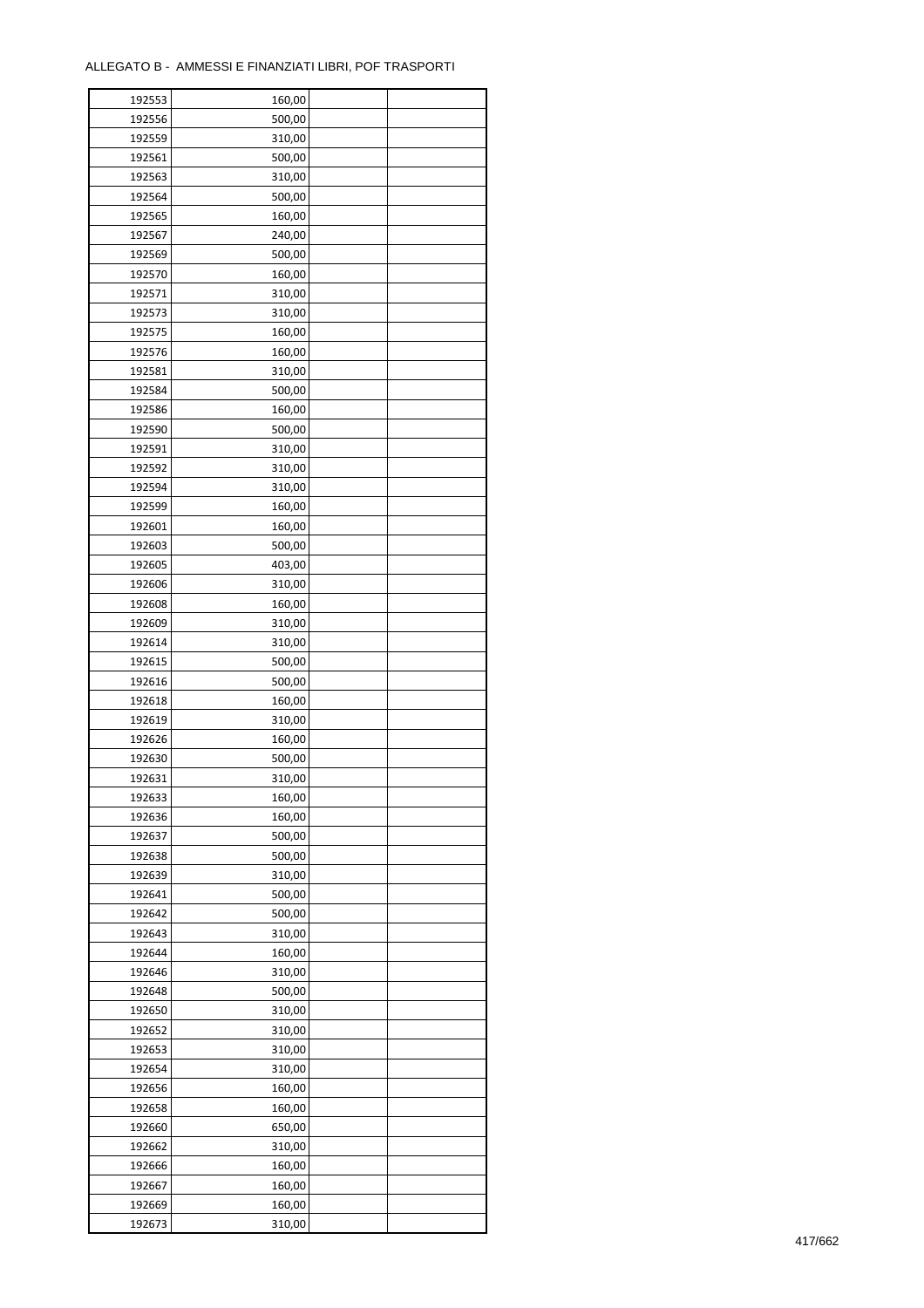ALLEGATO B - AMMESSI E FINANZIATI LIBRI, POF TRASPORTI

| | | | |
|---|---|---|---|
| 192553 | 160,00 | | |
| 192556 | 500,00 | | |
| 192559 | 310,00 | | |
| 192561 | 500,00 | | |
| 192563 | 310,00 | | |
| 192564 | 500,00 | | |
| 192565 | 160,00 | | |
| 192567 | 240,00 | | |
| 192569 | 500,00 | | |
| 192570 | 160,00 | | |
| 192571 | 310,00 | | |
| 192573 | 310,00 | | |
| 192575 | 160,00 | | |
| 192576 | 160,00 | | |
| 192581 | 310,00 | | |
| 192584 | 500,00 | | |
| 192586 | 160,00 | | |
| 192590 | 500,00 | | |
| 192591 | 310,00 | | |
| 192592 | 310,00 | | |
| 192594 | 310,00 | | |
| 192599 | 160,00 | | |
| 192601 | 160,00 | | |
| 192603 | 500,00 | | |
| 192605 | 403,00 | | |
| 192606 | 310,00 | | |
| 192608 | 160,00 | | |
| 192609 | 310,00 | | |
| 192614 | 310,00 | | |
| 192615 | 500,00 | | |
| 192616 | 500,00 | | |
| 192618 | 160,00 | | |
| 192619 | 310,00 | | |
| 192626 | 160,00 | | |
| 192630 | 500,00 | | |
| 192631 | 310,00 | | |
| 192633 | 160,00 | | |
| 192636 | 160,00 | | |
| 192637 | 500,00 | | |
| 192638 | 500,00 | | |
| 192639 | 310,00 | | |
| 192641 | 500,00 | | |
| 192642 | 500,00 | | |
| 192643 | 310,00 | | |
| 192644 | 160,00 | | |
| 192646 | 310,00 | | |
| 192648 | 500,00 | | |
| 192650 | 310,00 | | |
| 192652 | 310,00 | | |
| 192653 | 310,00 | | |
| 192654 | 310,00 | | |
| 192656 | 160,00 | | |
| 192658 | 160,00 | | |
| 192660 | 650,00 | | |
| 192662 | 310,00 | | |
| 192666 | 160,00 | | |
| 192667 | 160,00 | | |
| 192669 | 160,00 | | |
| 192673 | 310,00 | | |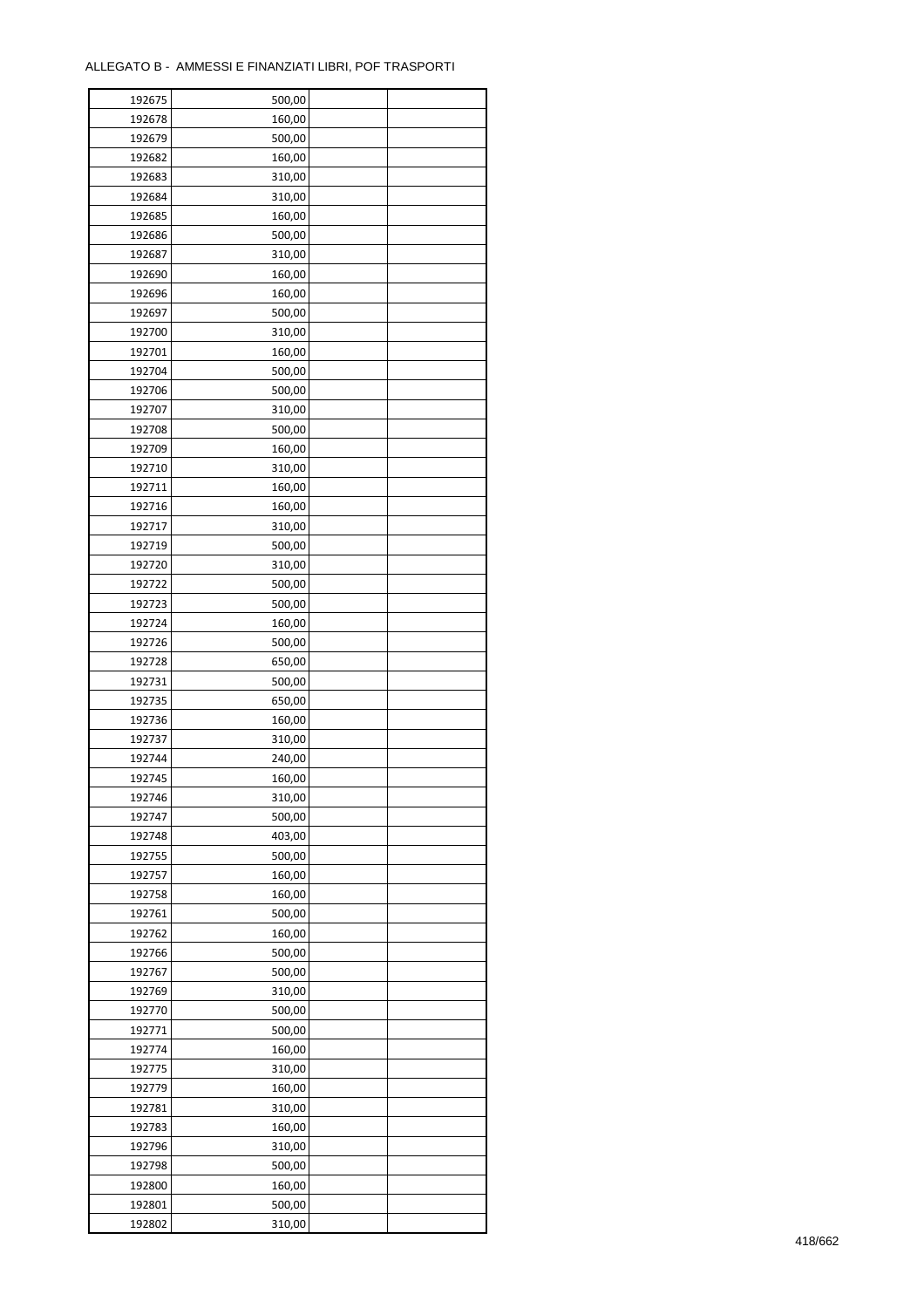ALLEGATO B - AMMESSI E FINANZIATI LIBRI, POF TRASPORTI

| | | | |
|---|---|---|---|
| 192675 | 500,00 | | |
| 192678 | 160,00 | | |
| 192679 | 500,00 | | |
| 192682 | 160,00 | | |
| 192683 | 310,00 | | |
| 192684 | 310,00 | | |
| 192685 | 160,00 | | |
| 192686 | 500,00 | | |
| 192687 | 310,00 | | |
| 192690 | 160,00 | | |
| 192696 | 160,00 | | |
| 192697 | 500,00 | | |
| 192700 | 310,00 | | |
| 192701 | 160,00 | | |
| 192704 | 500,00 | | |
| 192706 | 500,00 | | |
| 192707 | 310,00 | | |
| 192708 | 500,00 | | |
| 192709 | 160,00 | | |
| 192710 | 310,00 | | |
| 192711 | 160,00 | | |
| 192716 | 160,00 | | |
| 192717 | 310,00 | | |
| 192719 | 500,00 | | |
| 192720 | 310,00 | | |
| 192722 | 500,00 | | |
| 192723 | 500,00 | | |
| 192724 | 160,00 | | |
| 192726 | 500,00 | | |
| 192728 | 650,00 | | |
| 192731 | 500,00 | | |
| 192735 | 650,00 | | |
| 192736 | 160,00 | | |
| 192737 | 310,00 | | |
| 192744 | 240,00 | | |
| 192745 | 160,00 | | |
| 192746 | 310,00 | | |
| 192747 | 500,00 | | |
| 192748 | 403,00 | | |
| 192755 | 500,00 | | |
| 192757 | 160,00 | | |
| 192758 | 160,00 | | |
| 192761 | 500,00 | | |
| 192762 | 160,00 | | |
| 192766 | 500,00 | | |
| 192767 | 500,00 | | |
| 192769 | 310,00 | | |
| 192770 | 500,00 | | |
| 192771 | 500,00 | | |
| 192774 | 160,00 | | |
| 192775 | 310,00 | | |
| 192779 | 160,00 | | |
| 192781 | 310,00 | | |
| 192783 | 160,00 | | |
| 192796 | 310,00 | | |
| 192798 | 500,00 | | |
| 192800 | 160,00 | | |
| 192801 | 500,00 | | |
| 192802 | 310,00 | | |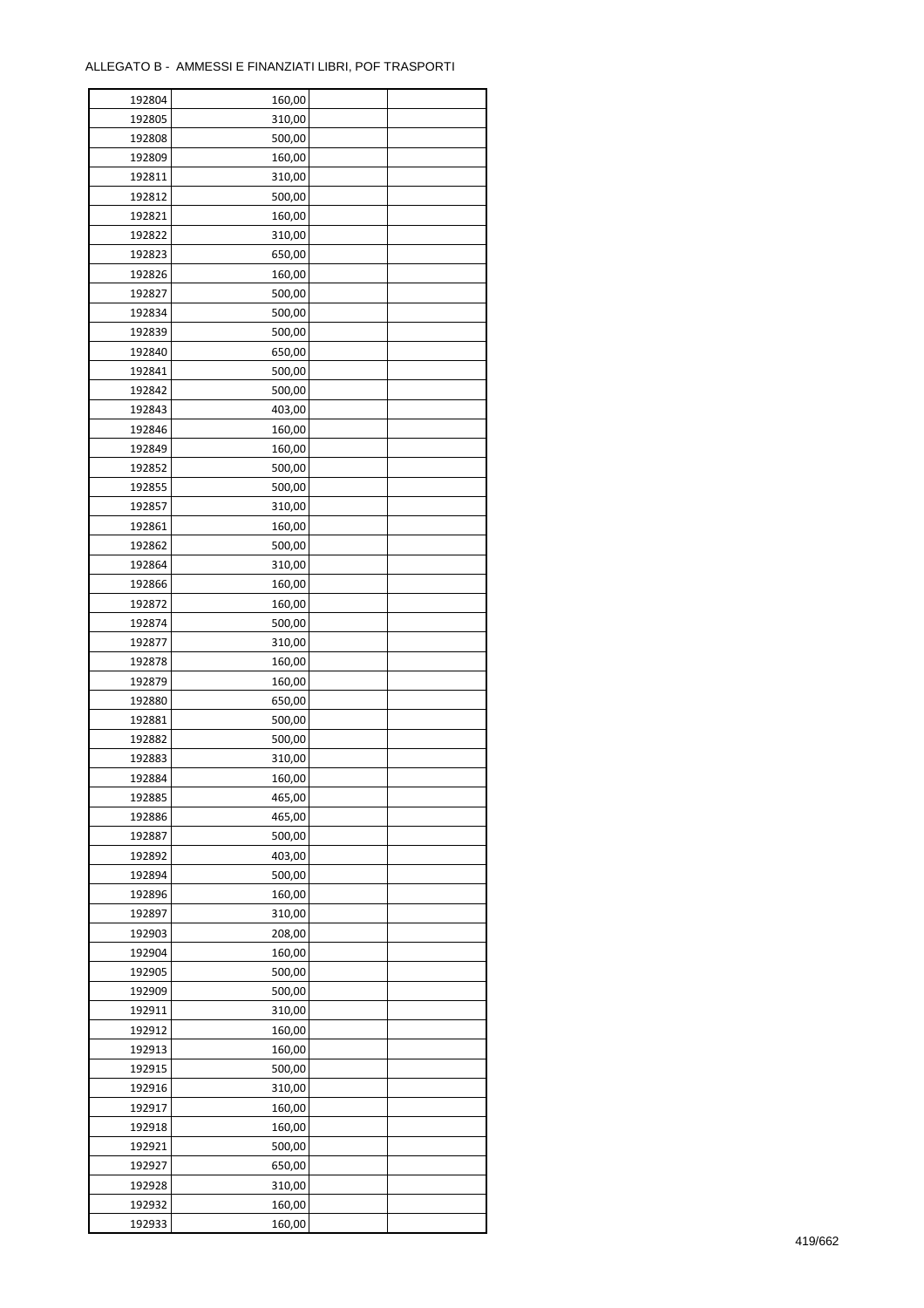ALLEGATO B - AMMESSI E FINANZIATI LIBRI, POF TRASPORTI

| | | | |
|---|---|---|---|
| 192804 | 160,00 | | |
| 192805 | 310,00 | | |
| 192808 | 500,00 | | |
| 192809 | 160,00 | | |
| 192811 | 310,00 | | |
| 192812 | 500,00 | | |
| 192821 | 160,00 | | |
| 192822 | 310,00 | | |
| 192823 | 650,00 | | |
| 192826 | 160,00 | | |
| 192827 | 500,00 | | |
| 192834 | 500,00 | | |
| 192839 | 500,00 | | |
| 192840 | 650,00 | | |
| 192841 | 500,00 | | |
| 192842 | 500,00 | | |
| 192843 | 403,00 | | |
| 192846 | 160,00 | | |
| 192849 | 160,00 | | |
| 192852 | 500,00 | | |
| 192855 | 500,00 | | |
| 192857 | 310,00 | | |
| 192861 | 160,00 | | |
| 192862 | 500,00 | | |
| 192864 | 310,00 | | |
| 192866 | 160,00 | | |
| 192872 | 160,00 | | |
| 192874 | 500,00 | | |
| 192877 | 310,00 | | |
| 192878 | 160,00 | | |
| 192879 | 160,00 | | |
| 192880 | 650,00 | | |
| 192881 | 500,00 | | |
| 192882 | 500,00 | | |
| 192883 | 310,00 | | |
| 192884 | 160,00 | | |
| 192885 | 465,00 | | |
| 192886 | 465,00 | | |
| 192887 | 500,00 | | |
| 192892 | 403,00 | | |
| 192894 | 500,00 | | |
| 192896 | 160,00 | | |
| 192897 | 310,00 | | |
| 192903 | 208,00 | | |
| 192904 | 160,00 | | |
| 192905 | 500,00 | | |
| 192909 | 500,00 | | |
| 192911 | 310,00 | | |
| 192912 | 160,00 | | |
| 192913 | 160,00 | | |
| 192915 | 500,00 | | |
| 192916 | 310,00 | | |
| 192917 | 160,00 | | |
| 192918 | 160,00 | | |
| 192921 | 500,00 | | |
| 192927 | 650,00 | | |
| 192928 | 310,00 | | |
| 192932 | 160,00 | | |
| 192933 | 160,00 | | |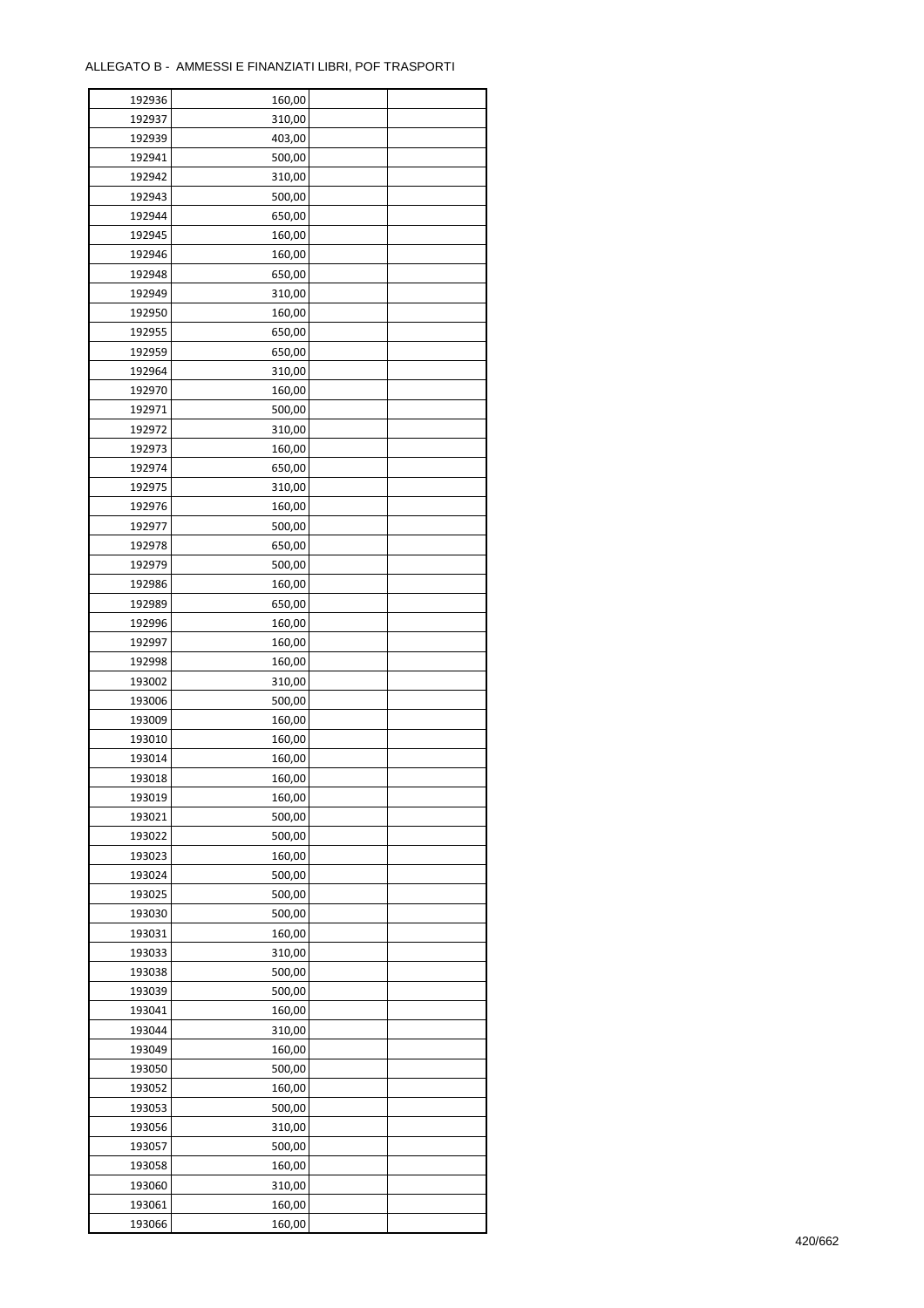ALLEGATO B - AMMESSI E FINANZIATI LIBRI, POF TRASPORTI

| | | | |
|---|---|---|---|
| 192936 | 160,00 | | |
| 192937 | 310,00 | | |
| 192939 | 403,00 | | |
| 192941 | 500,00 | | |
| 192942 | 310,00 | | |
| 192943 | 500,00 | | |
| 192944 | 650,00 | | |
| 192945 | 160,00 | | |
| 192946 | 160,00 | | |
| 192948 | 650,00 | | |
| 192949 | 310,00 | | |
| 192950 | 160,00 | | |
| 192955 | 650,00 | | |
| 192959 | 650,00 | | |
| 192964 | 310,00 | | |
| 192970 | 160,00 | | |
| 192971 | 500,00 | | |
| 192972 | 310,00 | | |
| 192973 | 160,00 | | |
| 192974 | 650,00 | | |
| 192975 | 310,00 | | |
| 192976 | 160,00 | | |
| 192977 | 500,00 | | |
| 192978 | 650,00 | | |
| 192979 | 500,00 | | |
| 192986 | 160,00 | | |
| 192989 | 650,00 | | |
| 192996 | 160,00 | | |
| 192997 | 160,00 | | |
| 192998 | 160,00 | | |
| 193002 | 310,00 | | |
| 193006 | 500,00 | | |
| 193009 | 160,00 | | |
| 193010 | 160,00 | | |
| 193014 | 160,00 | | |
| 193018 | 160,00 | | |
| 193019 | 160,00 | | |
| 193021 | 500,00 | | |
| 193022 | 500,00 | | |
| 193023 | 160,00 | | |
| 193024 | 500,00 | | |
| 193025 | 500,00 | | |
| 193030 | 500,00 | | |
| 193031 | 160,00 | | |
| 193033 | 310,00 | | |
| 193038 | 500,00 | | |
| 193039 | 500,00 | | |
| 193041 | 160,00 | | |
| 193044 | 310,00 | | |
| 193049 | 160,00 | | |
| 193050 | 500,00 | | |
| 193052 | 160,00 | | |
| 193053 | 500,00 | | |
| 193056 | 310,00 | | |
| 193057 | 500,00 | | |
| 193058 | 160,00 | | |
| 193060 | 310,00 | | |
| 193061 | 160,00 | | |
| 193066 | 160,00 | | |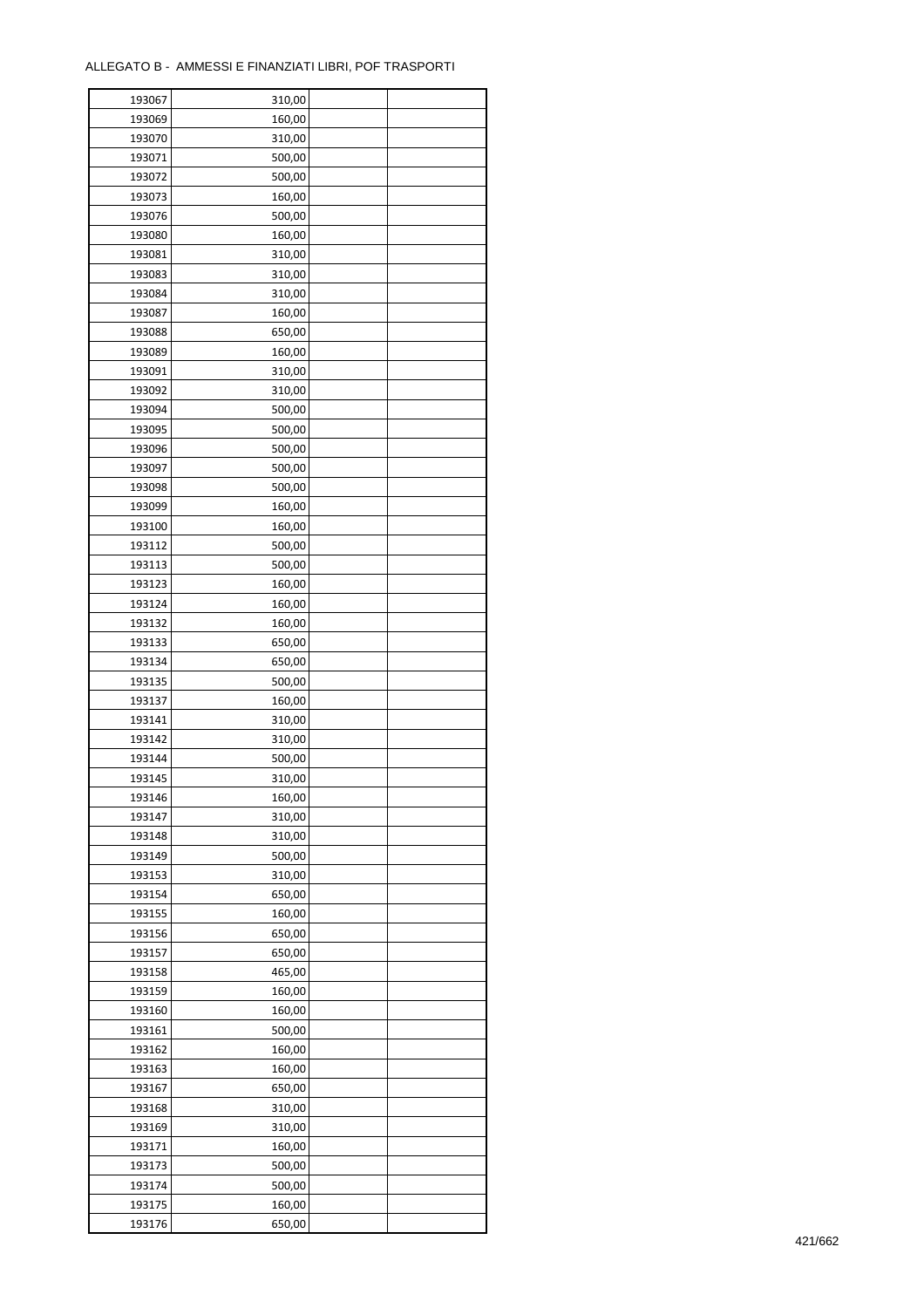ALLEGATO B - AMMESSI E FINANZIATI LIBRI, POF TRASPORTI

| | | | |
|---|---|---|---|
| 193067 | 310,00 | | |
| 193069 | 160,00 | | |
| 193070 | 310,00 | | |
| 193071 | 500,00 | | |
| 193072 | 500,00 | | |
| 193073 | 160,00 | | |
| 193076 | 500,00 | | |
| 193080 | 160,00 | | |
| 193081 | 310,00 | | |
| 193083 | 310,00 | | |
| 193084 | 310,00 | | |
| 193087 | 160,00 | | |
| 193088 | 650,00 | | |
| 193089 | 160,00 | | |
| 193091 | 310,00 | | |
| 193092 | 310,00 | | |
| 193094 | 500,00 | | |
| 193095 | 500,00 | | |
| 193096 | 500,00 | | |
| 193097 | 500,00 | | |
| 193098 | 500,00 | | |
| 193099 | 160,00 | | |
| 193100 | 160,00 | | |
| 193112 | 500,00 | | |
| 193113 | 500,00 | | |
| 193123 | 160,00 | | |
| 193124 | 160,00 | | |
| 193132 | 160,00 | | |
| 193133 | 650,00 | | |
| 193134 | 650,00 | | |
| 193135 | 500,00 | | |
| 193137 | 160,00 | | |
| 193141 | 310,00 | | |
| 193142 | 310,00 | | |
| 193144 | 500,00 | | |
| 193145 | 310,00 | | |
| 193146 | 160,00 | | |
| 193147 | 310,00 | | |
| 193148 | 310,00 | | |
| 193149 | 500,00 | | |
| 193153 | 310,00 | | |
| 193154 | 650,00 | | |
| 193155 | 160,00 | | |
| 193156 | 650,00 | | |
| 193157 | 650,00 | | |
| 193158 | 465,00 | | |
| 193159 | 160,00 | | |
| 193160 | 160,00 | | |
| 193161 | 500,00 | | |
| 193162 | 160,00 | | |
| 193163 | 160,00 | | |
| 193167 | 650,00 | | |
| 193168 | 310,00 | | |
| 193169 | 310,00 | | |
| 193171 | 160,00 | | |
| 193173 | 500,00 | | |
| 193174 | 500,00 | | |
| 193175 | 160,00 | | |
| 193176 | 650,00 | | |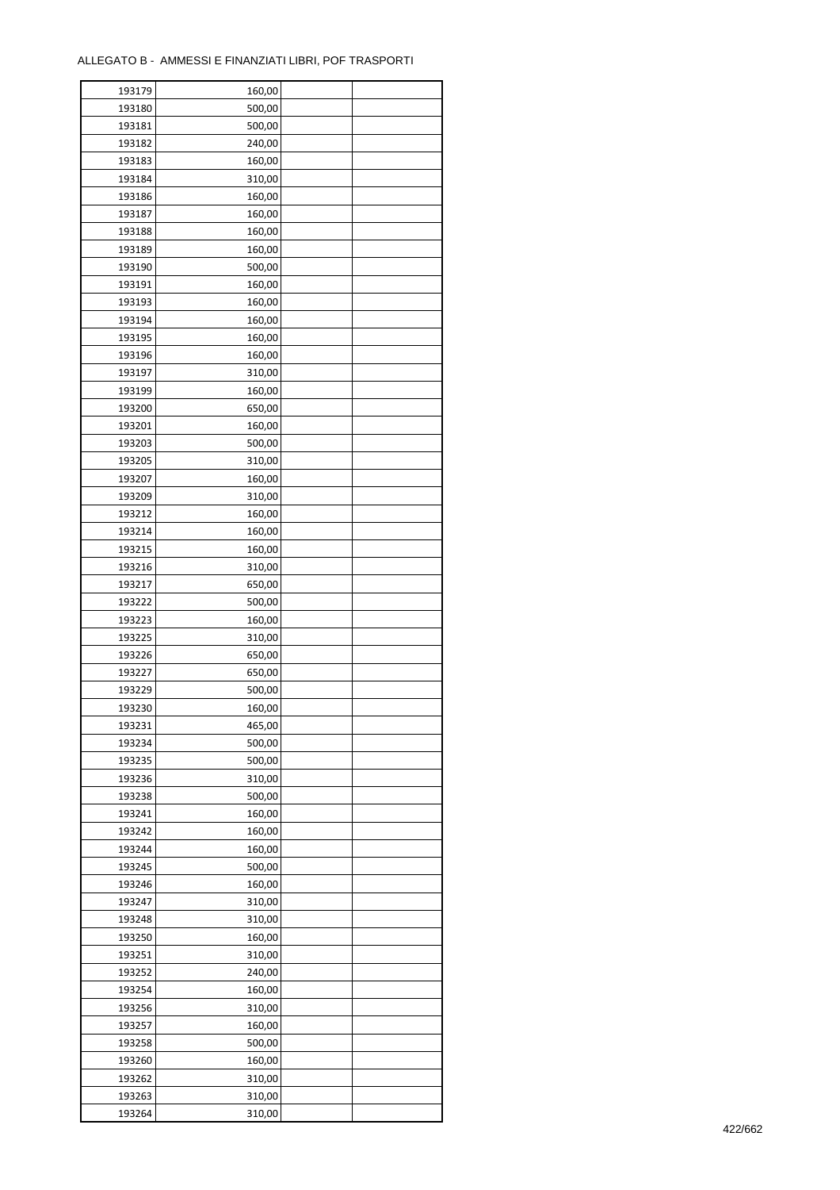ALLEGATO B - AMMESSI E FINANZIATI LIBRI, POF TRASPORTI

| | | | |
|---|---|---|---|
| 193179 | 160,00 | | |
| 193180 | 500,00 | | |
| 193181 | 500,00 | | |
| 193182 | 240,00 | | |
| 193183 | 160,00 | | |
| 193184 | 310,00 | | |
| 193186 | 160,00 | | |
| 193187 | 160,00 | | |
| 193188 | 160,00 | | |
| 193189 | 160,00 | | |
| 193190 | 500,00 | | |
| 193191 | 160,00 | | |
| 193193 | 160,00 | | |
| 193194 | 160,00 | | |
| 193195 | 160,00 | | |
| 193196 | 160,00 | | |
| 193197 | 310,00 | | |
| 193199 | 160,00 | | |
| 193200 | 650,00 | | |
| 193201 | 160,00 | | |
| 193203 | 500,00 | | |
| 193205 | 310,00 | | |
| 193207 | 160,00 | | |
| 193209 | 310,00 | | |
| 193212 | 160,00 | | |
| 193214 | 160,00 | | |
| 193215 | 160,00 | | |
| 193216 | 310,00 | | |
| 193217 | 650,00 | | |
| 193222 | 500,00 | | |
| 193223 | 160,00 | | |
| 193225 | 310,00 | | |
| 193226 | 650,00 | | |
| 193227 | 650,00 | | |
| 193229 | 500,00 | | |
| 193230 | 160,00 | | |
| 193231 | 465,00 | | |
| 193234 | 500,00 | | |
| 193235 | 500,00 | | |
| 193236 | 310,00 | | |
| 193238 | 500,00 | | |
| 193241 | 160,00 | | |
| 193242 | 160,00 | | |
| 193244 | 160,00 | | |
| 193245 | 500,00 | | |
| 193246 | 160,00 | | |
| 193247 | 310,00 | | |
| 193248 | 310,00 | | |
| 193250 | 160,00 | | |
| 193251 | 310,00 | | |
| 193252 | 240,00 | | |
| 193254 | 160,00 | | |
| 193256 | 310,00 | | |
| 193257 | 160,00 | | |
| 193258 | 500,00 | | |
| 193260 | 160,00 | | |
| 193262 | 310,00 | | |
| 193263 | 310,00 | | |
| 193264 | 310,00 | | |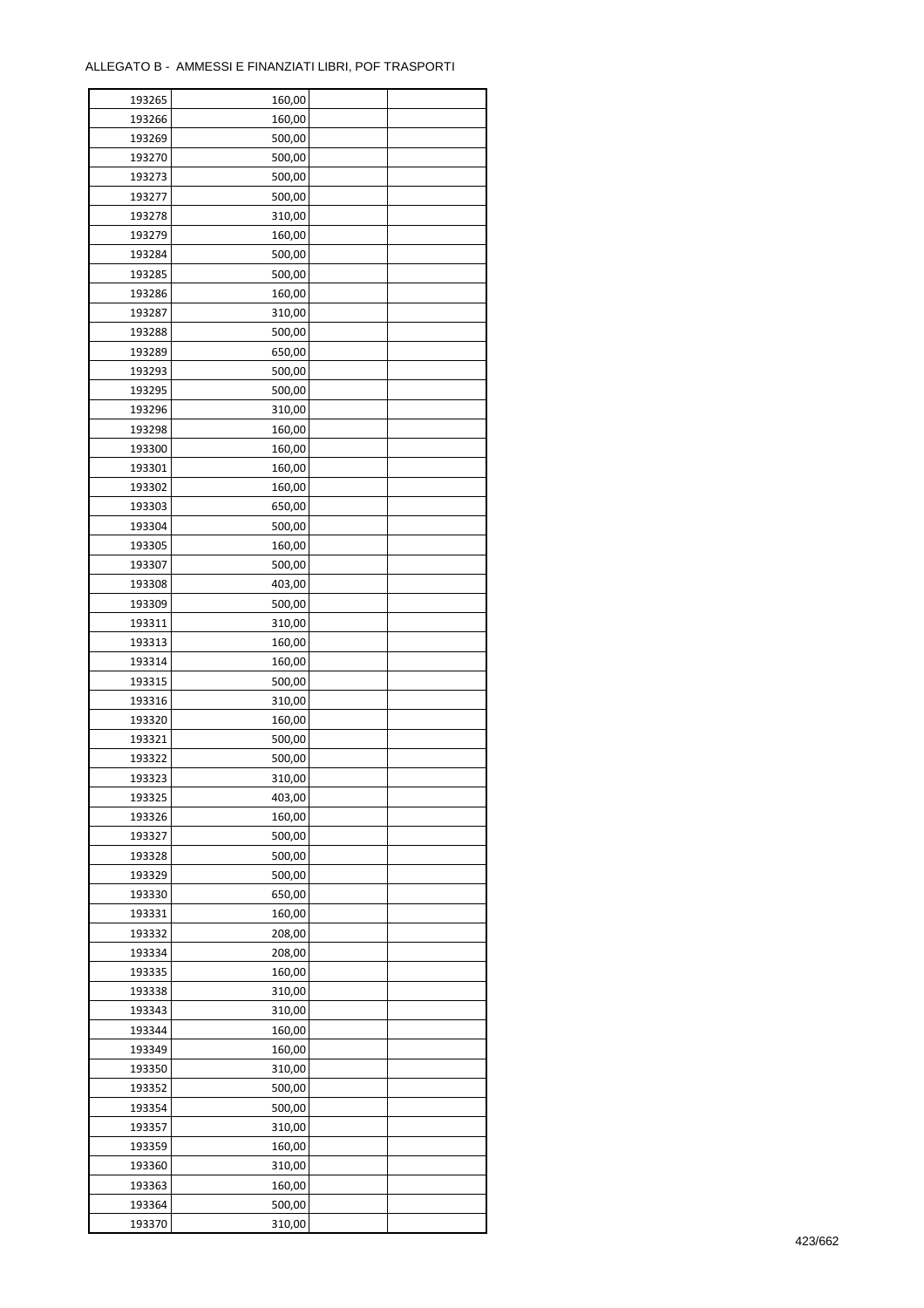ALLEGATO B - AMMESSI E FINANZIATI LIBRI, POF TRASPORTI

| | | | |
|---|---|---|---|
| 193265 | 160,00 | | |
| 193266 | 160,00 | | |
| 193269 | 500,00 | | |
| 193270 | 500,00 | | |
| 193273 | 500,00 | | |
| 193277 | 500,00 | | |
| 193278 | 310,00 | | |
| 193279 | 160,00 | | |
| 193284 | 500,00 | | |
| 193285 | 500,00 | | |
| 193286 | 160,00 | | |
| 193287 | 310,00 | | |
| 193288 | 500,00 | | |
| 193289 | 650,00 | | |
| 193293 | 500,00 | | |
| 193295 | 500,00 | | |
| 193296 | 310,00 | | |
| 193298 | 160,00 | | |
| 193300 | 160,00 | | |
| 193301 | 160,00 | | |
| 193302 | 160,00 | | |
| 193303 | 650,00 | | |
| 193304 | 500,00 | | |
| 193305 | 160,00 | | |
| 193307 | 500,00 | | |
| 193308 | 403,00 | | |
| 193309 | 500,00 | | |
| 193311 | 310,00 | | |
| 193313 | 160,00 | | |
| 193314 | 160,00 | | |
| 193315 | 500,00 | | |
| 193316 | 310,00 | | |
| 193320 | 160,00 | | |
| 193321 | 500,00 | | |
| 193322 | 500,00 | | |
| 193323 | 310,00 | | |
| 193325 | 403,00 | | |
| 193326 | 160,00 | | |
| 193327 | 500,00 | | |
| 193328 | 500,00 | | |
| 193329 | 500,00 | | |
| 193330 | 650,00 | | |
| 193331 | 160,00 | | |
| 193332 | 208,00 | | |
| 193334 | 208,00 | | |
| 193335 | 160,00 | | |
| 193338 | 310,00 | | |
| 193343 | 310,00 | | |
| 193344 | 160,00 | | |
| 193349 | 160,00 | | |
| 193350 | 310,00 | | |
| 193352 | 500,00 | | |
| 193354 | 500,00 | | |
| 193357 | 310,00 | | |
| 193359 | 160,00 | | |
| 193360 | 310,00 | | |
| 193363 | 160,00 | | |
| 193364 | 500,00 | | |
| 193370 | 310,00 | | |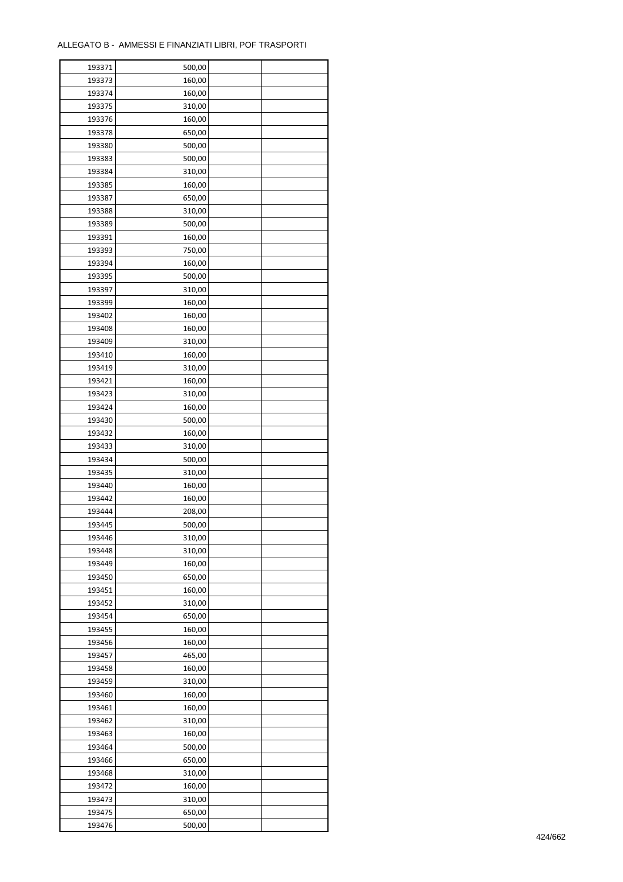ALLEGATO B - AMMESSI E FINANZIATI LIBRI, POF TRASPORTI

| | | | |
|---|---|---|---|
| 193371 | 500,00 | | |
| 193373 | 160,00 | | |
| 193374 | 160,00 | | |
| 193375 | 310,00 | | |
| 193376 | 160,00 | | |
| 193378 | 650,00 | | |
| 193380 | 500,00 | | |
| 193383 | 500,00 | | |
| 193384 | 310,00 | | |
| 193385 | 160,00 | | |
| 193387 | 650,00 | | |
| 193388 | 310,00 | | |
| 193389 | 500,00 | | |
| 193391 | 160,00 | | |
| 193393 | 750,00 | | |
| 193394 | 160,00 | | |
| 193395 | 500,00 | | |
| 193397 | 310,00 | | |
| 193399 | 160,00 | | |
| 193402 | 160,00 | | |
| 193408 | 160,00 | | |
| 193409 | 310,00 | | |
| 193410 | 160,00 | | |
| 193419 | 310,00 | | |
| 193421 | 160,00 | | |
| 193423 | 310,00 | | |
| 193424 | 160,00 | | |
| 193430 | 500,00 | | |
| 193432 | 160,00 | | |
| 193433 | 310,00 | | |
| 193434 | 500,00 | | |
| 193435 | 310,00 | | |
| 193440 | 160,00 | | |
| 193442 | 160,00 | | |
| 193444 | 208,00 | | |
| 193445 | 500,00 | | |
| 193446 | 310,00 | | |
| 193448 | 310,00 | | |
| 193449 | 160,00 | | |
| 193450 | 650,00 | | |
| 193451 | 160,00 | | |
| 193452 | 310,00 | | |
| 193454 | 650,00 | | |
| 193455 | 160,00 | | |
| 193456 | 160,00 | | |
| 193457 | 465,00 | | |
| 193458 | 160,00 | | |
| 193459 | 310,00 | | |
| 193460 | 160,00 | | |
| 193461 | 160,00 | | |
| 193462 | 310,00 | | |
| 193463 | 160,00 | | |
| 193464 | 500,00 | | |
| 193466 | 650,00 | | |
| 193468 | 310,00 | | |
| 193472 | 160,00 | | |
| 193473 | 310,00 | | |
| 193475 | 650,00 | | |
| 193476 | 500,00 | | |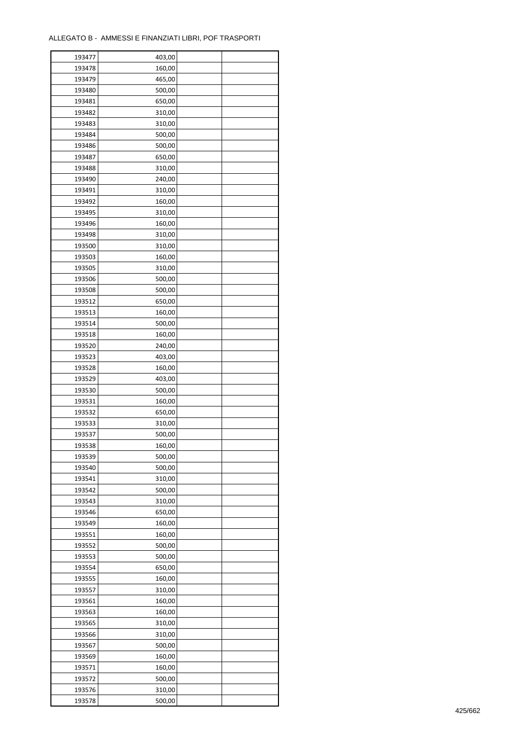ALLEGATO B - AMMESSI E FINANZIATI LIBRI, POF TRASPORTI

| | | | |
|---|---|---|---|
| 193477 | 403,00 | | |
| 193478 | 160,00 | | |
| 193479 | 465,00 | | |
| 193480 | 500,00 | | |
| 193481 | 650,00 | | |
| 193482 | 310,00 | | |
| 193483 | 310,00 | | |
| 193484 | 500,00 | | |
| 193486 | 500,00 | | |
| 193487 | 650,00 | | |
| 193488 | 310,00 | | |
| 193490 | 240,00 | | |
| 193491 | 310,00 | | |
| 193492 | 160,00 | | |
| 193495 | 310,00 | | |
| 193496 | 160,00 | | |
| 193498 | 310,00 | | |
| 193500 | 310,00 | | |
| 193503 | 160,00 | | |
| 193505 | 310,00 | | |
| 193506 | 500,00 | | |
| 193508 | 500,00 | | |
| 193512 | 650,00 | | |
| 193513 | 160,00 | | |
| 193514 | 500,00 | | |
| 193518 | 160,00 | | |
| 193520 | 240,00 | | |
| 193523 | 403,00 | | |
| 193528 | 160,00 | | |
| 193529 | 403,00 | | |
| 193530 | 500,00 | | |
| 193531 | 160,00 | | |
| 193532 | 650,00 | | |
| 193533 | 310,00 | | |
| 193537 | 500,00 | | |
| 193538 | 160,00 | | |
| 193539 | 500,00 | | |
| 193540 | 500,00 | | |
| 193541 | 310,00 | | |
| 193542 | 500,00 | | |
| 193543 | 310,00 | | |
| 193546 | 650,00 | | |
| 193549 | 160,00 | | |
| 193551 | 160,00 | | |
| 193552 | 500,00 | | |
| 193553 | 500,00 | | |
| 193554 | 650,00 | | |
| 193555 | 160,00 | | |
| 193557 | 310,00 | | |
| 193561 | 160,00 | | |
| 193563 | 160,00 | | |
| 193565 | 310,00 | | |
| 193566 | 310,00 | | |
| 193567 | 500,00 | | |
| 193569 | 160,00 | | |
| 193571 | 160,00 | | |
| 193572 | 500,00 | | |
| 193576 | 310,00 | | |
| 193578 | 500,00 | | |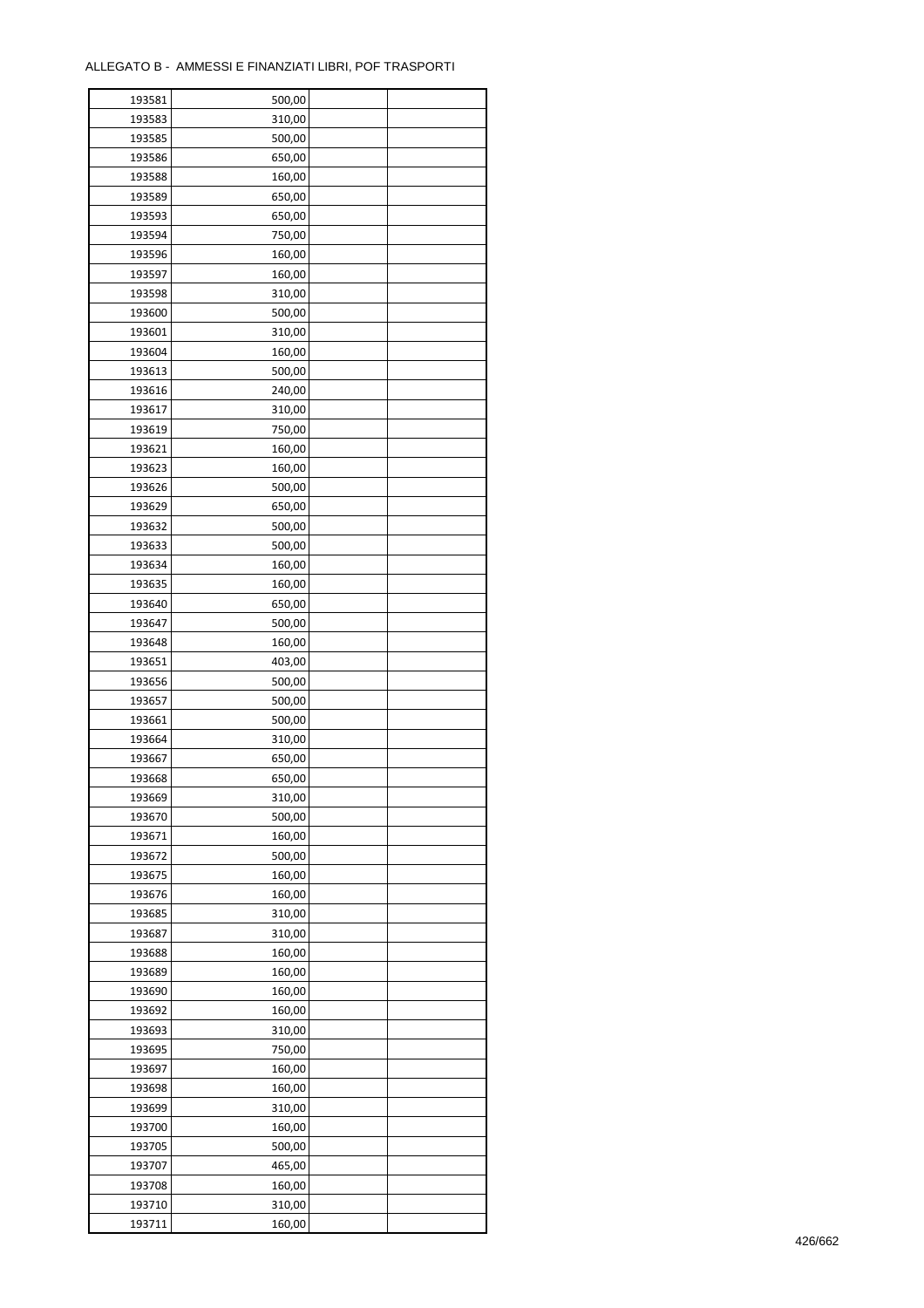ALLEGATO B - AMMESSI E FINANZIATI LIBRI, POF TRASPORTI

| | | | |
|---|---|---|---|
| 193581 | 500,00 | | |
| 193583 | 310,00 | | |
| 193585 | 500,00 | | |
| 193586 | 650,00 | | |
| 193588 | 160,00 | | |
| 193589 | 650,00 | | |
| 193593 | 650,00 | | |
| 193594 | 750,00 | | |
| 193596 | 160,00 | | |
| 193597 | 160,00 | | |
| 193598 | 310,00 | | |
| 193600 | 500,00 | | |
| 193601 | 310,00 | | |
| 193604 | 160,00 | | |
| 193613 | 500,00 | | |
| 193616 | 240,00 | | |
| 193617 | 310,00 | | |
| 193619 | 750,00 | | |
| 193621 | 160,00 | | |
| 193623 | 160,00 | | |
| 193626 | 500,00 | | |
| 193629 | 650,00 | | |
| 193632 | 500,00 | | |
| 193633 | 500,00 | | |
| 193634 | 160,00 | | |
| 193635 | 160,00 | | |
| 193640 | 650,00 | | |
| 193647 | 500,00 | | |
| 193648 | 160,00 | | |
| 193651 | 403,00 | | |
| 193656 | 500,00 | | |
| 193657 | 500,00 | | |
| 193661 | 500,00 | | |
| 193664 | 310,00 | | |
| 193667 | 650,00 | | |
| 193668 | 650,00 | | |
| 193669 | 310,00 | | |
| 193670 | 500,00 | | |
| 193671 | 160,00 | | |
| 193672 | 500,00 | | |
| 193675 | 160,00 | | |
| 193676 | 160,00 | | |
| 193685 | 310,00 | | |
| 193687 | 310,00 | | |
| 193688 | 160,00 | | |
| 193689 | 160,00 | | |
| 193690 | 160,00 | | |
| 193692 | 160,00 | | |
| 193693 | 310,00 | | |
| 193695 | 750,00 | | |
| 193697 | 160,00 | | |
| 193698 | 160,00 | | |
| 193699 | 310,00 | | |
| 193700 | 160,00 | | |
| 193705 | 500,00 | | |
| 193707 | 465,00 | | |
| 193708 | 160,00 | | |
| 193710 | 310,00 | | |
| 193711 | 160,00 | | |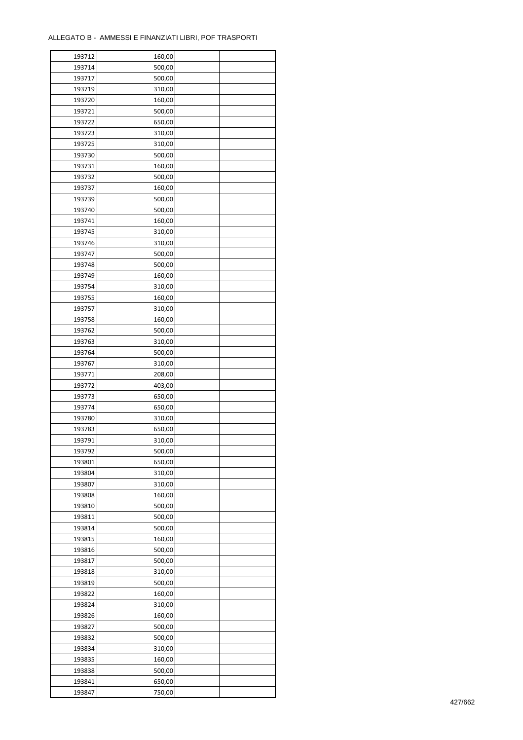ALLEGATO B - AMMESSI E FINANZIATI LIBRI, POF TRASPORTI

| | | | |
|---|---|---|---|
| 193712 | 160,00 | | |
| 193714 | 500,00 | | |
| 193717 | 500,00 | | |
| 193719 | 310,00 | | |
| 193720 | 160,00 | | |
| 193721 | 500,00 | | |
| 193722 | 650,00 | | |
| 193723 | 310,00 | | |
| 193725 | 310,00 | | |
| 193730 | 500,00 | | |
| 193731 | 160,00 | | |
| 193732 | 500,00 | | |
| 193737 | 160,00 | | |
| 193739 | 500,00 | | |
| 193740 | 500,00 | | |
| 193741 | 160,00 | | |
| 193745 | 310,00 | | |
| 193746 | 310,00 | | |
| 193747 | 500,00 | | |
| 193748 | 500,00 | | |
| 193749 | 160,00 | | |
| 193754 | 310,00 | | |
| 193755 | 160,00 | | |
| 193757 | 310,00 | | |
| 193758 | 160,00 | | |
| 193762 | 500,00 | | |
| 193763 | 310,00 | | |
| 193764 | 500,00 | | |
| 193767 | 310,00 | | |
| 193771 | 208,00 | | |
| 193772 | 403,00 | | |
| 193773 | 650,00 | | |
| 193774 | 650,00 | | |
| 193780 | 310,00 | | |
| 193783 | 650,00 | | |
| 193791 | 310,00 | | |
| 193792 | 500,00 | | |
| 193801 | 650,00 | | |
| 193804 | 310,00 | | |
| 193807 | 310,00 | | |
| 193808 | 160,00 | | |
| 193810 | 500,00 | | |
| 193811 | 500,00 | | |
| 193814 | 500,00 | | |
| 193815 | 160,00 | | |
| 193816 | 500,00 | | |
| 193817 | 500,00 | | |
| 193818 | 310,00 | | |
| 193819 | 500,00 | | |
| 193822 | 160,00 | | |
| 193824 | 310,00 | | |
| 193826 | 160,00 | | |
| 193827 | 500,00 | | |
| 193832 | 500,00 | | |
| 193834 | 310,00 | | |
| 193835 | 160,00 | | |
| 193838 | 500,00 | | |
| 193841 | 650,00 | | |
| 193847 | 750,00 | | |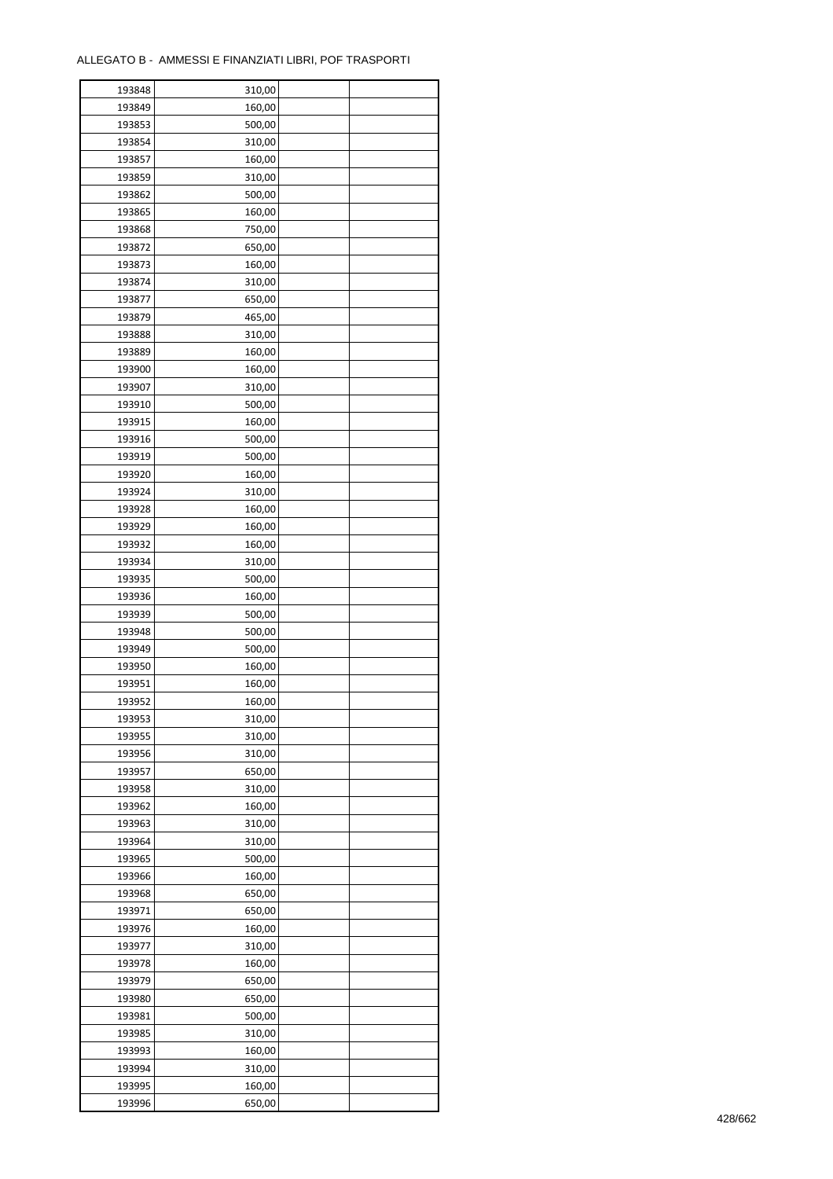ALLEGATO B - AMMESSI E FINANZIATI LIBRI, POF TRASPORTI

| | | | |
|---|---|---|---|
| 193848 | 310,00 | | |
| 193849 | 160,00 | | |
| 193853 | 500,00 | | |
| 193854 | 310,00 | | |
| 193857 | 160,00 | | |
| 193859 | 310,00 | | |
| 193862 | 500,00 | | |
| 193865 | 160,00 | | |
| 193868 | 750,00 | | |
| 193872 | 650,00 | | |
| 193873 | 160,00 | | |
| 193874 | 310,00 | | |
| 193877 | 650,00 | | |
| 193879 | 465,00 | | |
| 193888 | 310,00 | | |
| 193889 | 160,00 | | |
| 193900 | 160,00 | | |
| 193907 | 310,00 | | |
| 193910 | 500,00 | | |
| 193915 | 160,00 | | |
| 193916 | 500,00 | | |
| 193919 | 500,00 | | |
| 193920 | 160,00 | | |
| 193924 | 310,00 | | |
| 193928 | 160,00 | | |
| 193929 | 160,00 | | |
| 193932 | 160,00 | | |
| 193934 | 310,00 | | |
| 193935 | 500,00 | | |
| 193936 | 160,00 | | |
| 193939 | 500,00 | | |
| 193948 | 500,00 | | |
| 193949 | 500,00 | | |
| 193950 | 160,00 | | |
| 193951 | 160,00 | | |
| 193952 | 160,00 | | |
| 193953 | 310,00 | | |
| 193955 | 310,00 | | |
| 193956 | 310,00 | | |
| 193957 | 650,00 | | |
| 193958 | 310,00 | | |
| 193962 | 160,00 | | |
| 193963 | 310,00 | | |
| 193964 | 310,00 | | |
| 193965 | 500,00 | | |
| 193966 | 160,00 | | |
| 193968 | 650,00 | | |
| 193971 | 650,00 | | |
| 193976 | 160,00 | | |
| 193977 | 310,00 | | |
| 193978 | 160,00 | | |
| 193979 | 650,00 | | |
| 193980 | 650,00 | | |
| 193981 | 500,00 | | |
| 193985 | 310,00 | | |
| 193993 | 160,00 | | |
| 193994 | 310,00 | | |
| 193995 | 160,00 | | |
| 193996 | 650,00 | | |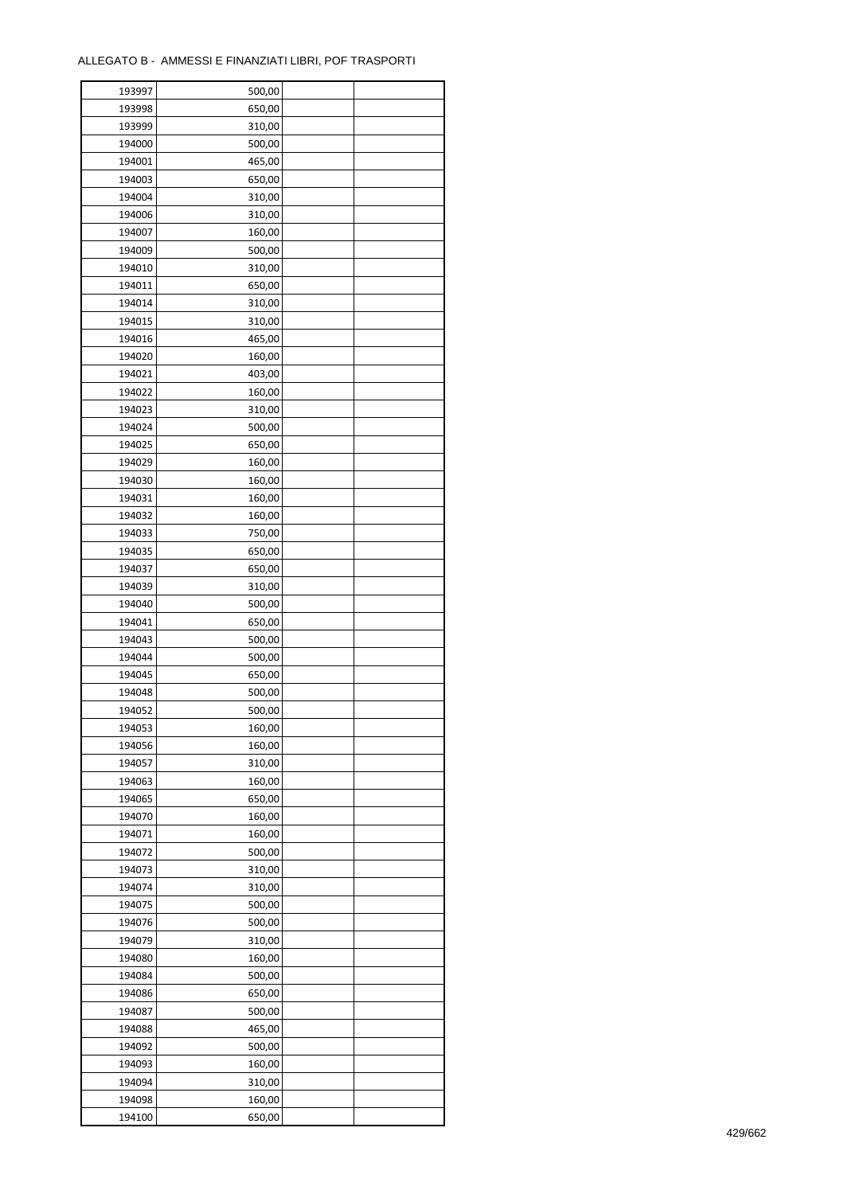ALLEGATO B - AMMESSI E FINANZIATI LIBRI, POF TRASPORTI

| | | | |
|---|---|---|---|
| 193997 | 500,00 | | |
| 193998 | 650,00 | | |
| 193999 | 310,00 | | |
| 194000 | 500,00 | | |
| 194001 | 465,00 | | |
| 194003 | 650,00 | | |
| 194004 | 310,00 | | |
| 194006 | 310,00 | | |
| 194007 | 160,00 | | |
| 194009 | 500,00 | | |
| 194010 | 310,00 | | |
| 194011 | 650,00 | | |
| 194014 | 310,00 | | |
| 194015 | 310,00 | | |
| 194016 | 465,00 | | |
| 194020 | 160,00 | | |
| 194021 | 403,00 | | |
| 194022 | 160,00 | | |
| 194023 | 310,00 | | |
| 194024 | 500,00 | | |
| 194025 | 650,00 | | |
| 194029 | 160,00 | | |
| 194030 | 160,00 | | |
| 194031 | 160,00 | | |
| 194032 | 160,00 | | |
| 194033 | 750,00 | | |
| 194035 | 650,00 | | |
| 194037 | 650,00 | | |
| 194039 | 310,00 | | |
| 194040 | 500,00 | | |
| 194041 | 650,00 | | |
| 194043 | 500,00 | | |
| 194044 | 500,00 | | |
| 194045 | 650,00 | | |
| 194048 | 500,00 | | |
| 194052 | 500,00 | | |
| 194053 | 160,00 | | |
| 194056 | 160,00 | | |
| 194057 | 310,00 | | |
| 194063 | 160,00 | | |
| 194065 | 650,00 | | |
| 194070 | 160,00 | | |
| 194071 | 160,00 | | |
| 194072 | 500,00 | | |
| 194073 | 310,00 | | |
| 194074 | 310,00 | | |
| 194075 | 500,00 | | |
| 194076 | 500,00 | | |
| 194079 | 310,00 | | |
| 194080 | 160,00 | | |
| 194084 | 500,00 | | |
| 194086 | 650,00 | | |
| 194087 | 500,00 | | |
| 194088 | 465,00 | | |
| 194092 | 500,00 | | |
| 194093 | 160,00 | | |
| 194094 | 310,00 | | |
| 194098 | 160,00 | | |
| 194100 | 650,00 | | |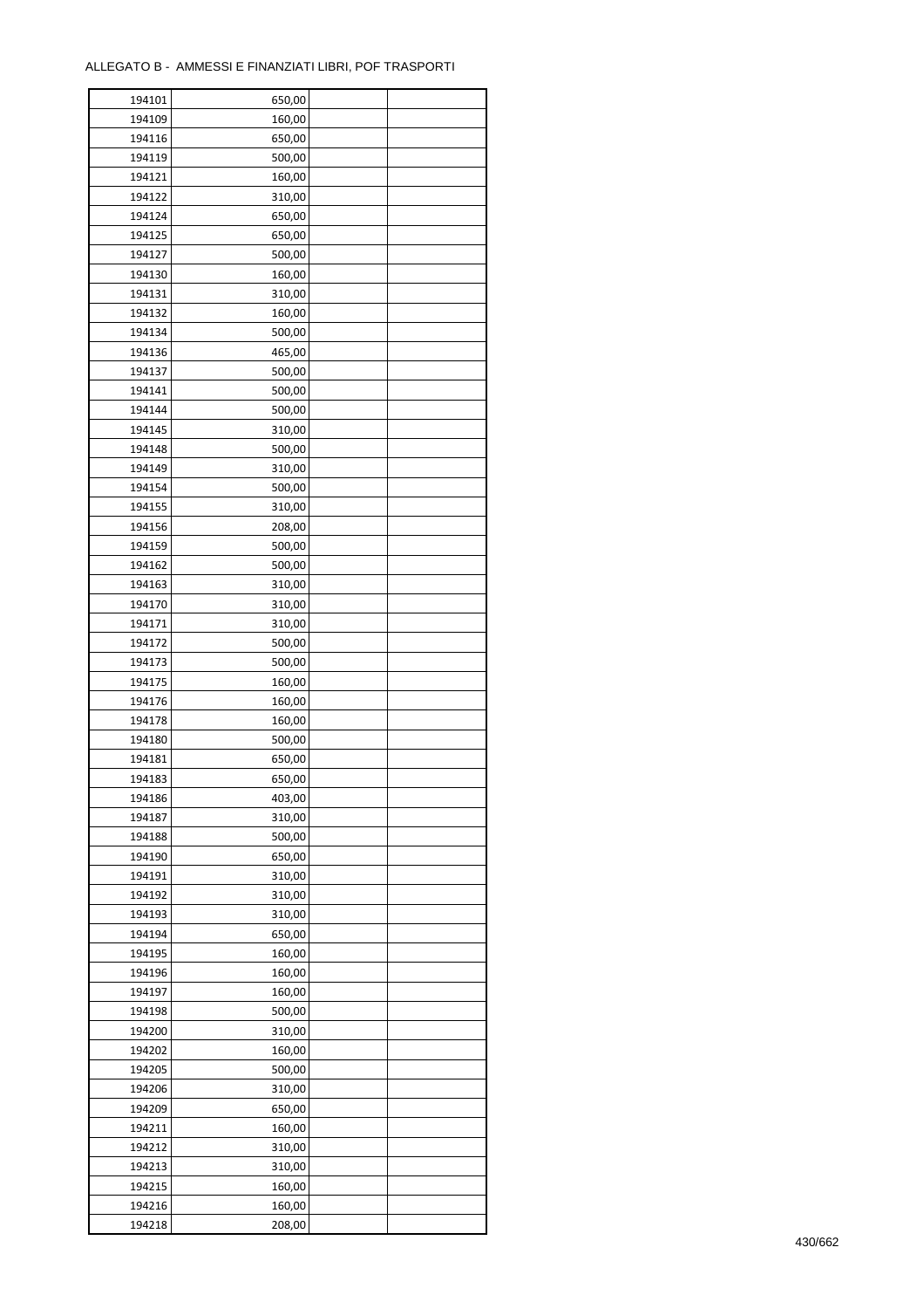ALLEGATO B - AMMESSI E FINANZIATI LIBRI, POF TRASPORTI

| | | | |
|---|---|---|---|
| 194101 | 650,00 | | |
| 194109 | 160,00 | | |
| 194116 | 650,00 | | |
| 194119 | 500,00 | | |
| 194121 | 160,00 | | |
| 194122 | 310,00 | | |
| 194124 | 650,00 | | |
| 194125 | 650,00 | | |
| 194127 | 500,00 | | |
| 194130 | 160,00 | | |
| 194131 | 310,00 | | |
| 194132 | 160,00 | | |
| 194134 | 500,00 | | |
| 194136 | 465,00 | | |
| 194137 | 500,00 | | |
| 194141 | 500,00 | | |
| 194144 | 500,00 | | |
| 194145 | 310,00 | | |
| 194148 | 500,00 | | |
| 194149 | 310,00 | | |
| 194154 | 500,00 | | |
| 194155 | 310,00 | | |
| 194156 | 208,00 | | |
| 194159 | 500,00 | | |
| 194162 | 500,00 | | |
| 194163 | 310,00 | | |
| 194170 | 310,00 | | |
| 194171 | 310,00 | | |
| 194172 | 500,00 | | |
| 194173 | 500,00 | | |
| 194175 | 160,00 | | |
| 194176 | 160,00 | | |
| 194178 | 160,00 | | |
| 194180 | 500,00 | | |
| 194181 | 650,00 | | |
| 194183 | 650,00 | | |
| 194186 | 403,00 | | |
| 194187 | 310,00 | | |
| 194188 | 500,00 | | |
| 194190 | 650,00 | | |
| 194191 | 310,00 | | |
| 194192 | 310,00 | | |
| 194193 | 310,00 | | |
| 194194 | 650,00 | | |
| 194195 | 160,00 | | |
| 194196 | 160,00 | | |
| 194197 | 160,00 | | |
| 194198 | 500,00 | | |
| 194200 | 310,00 | | |
| 194202 | 160,00 | | |
| 194205 | 500,00 | | |
| 194206 | 310,00 | | |
| 194209 | 650,00 | | |
| 194211 | 160,00 | | |
| 194212 | 310,00 | | |
| 194213 | 310,00 | | |
| 194215 | 160,00 | | |
| 194216 | 160,00 | | |
| 194218 | 208,00 | | |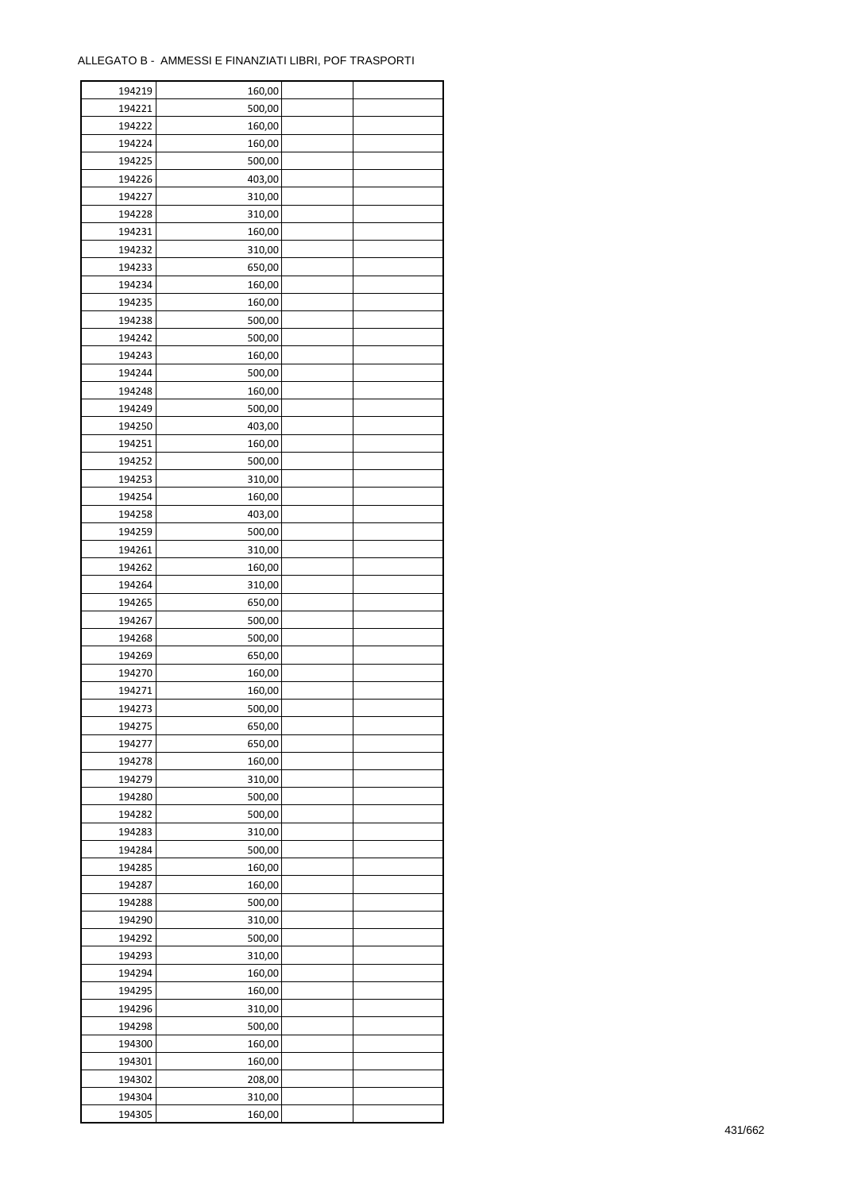ALLEGATO B - AMMESSI E FINANZIATI LIBRI, POF TRASPORTI

| | | | |
|---|---|---|---|
| 194219 | 160,00 | | |
| 194221 | 500,00 | | |
| 194222 | 160,00 | | |
| 194224 | 160,00 | | |
| 194225 | 500,00 | | |
| 194226 | 403,00 | | |
| 194227 | 310,00 | | |
| 194228 | 310,00 | | |
| 194231 | 160,00 | | |
| 194232 | 310,00 | | |
| 194233 | 650,00 | | |
| 194234 | 160,00 | | |
| 194235 | 160,00 | | |
| 194238 | 500,00 | | |
| 194242 | 500,00 | | |
| 194243 | 160,00 | | |
| 194244 | 500,00 | | |
| 194248 | 160,00 | | |
| 194249 | 500,00 | | |
| 194250 | 403,00 | | |
| 194251 | 160,00 | | |
| 194252 | 500,00 | | |
| 194253 | 310,00 | | |
| 194254 | 160,00 | | |
| 194258 | 403,00 | | |
| 194259 | 500,00 | | |
| 194261 | 310,00 | | |
| 194262 | 160,00 | | |
| 194264 | 310,00 | | |
| 194265 | 650,00 | | |
| 194267 | 500,00 | | |
| 194268 | 500,00 | | |
| 194269 | 650,00 | | |
| 194270 | 160,00 | | |
| 194271 | 160,00 | | |
| 194273 | 500,00 | | |
| 194275 | 650,00 | | |
| 194277 | 650,00 | | |
| 194278 | 160,00 | | |
| 194279 | 310,00 | | |
| 194280 | 500,00 | | |
| 194282 | 500,00 | | |
| 194283 | 310,00 | | |
| 194284 | 500,00 | | |
| 194285 | 160,00 | | |
| 194287 | 160,00 | | |
| 194288 | 500,00 | | |
| 194290 | 310,00 | | |
| 194292 | 500,00 | | |
| 194293 | 310,00 | | |
| 194294 | 160,00 | | |
| 194295 | 160,00 | | |
| 194296 | 310,00 | | |
| 194298 | 500,00 | | |
| 194300 | 160,00 | | |
| 194301 | 160,00 | | |
| 194302 | 208,00 | | |
| 194304 | 310,00 | | |
| 194305 | 160,00 | | |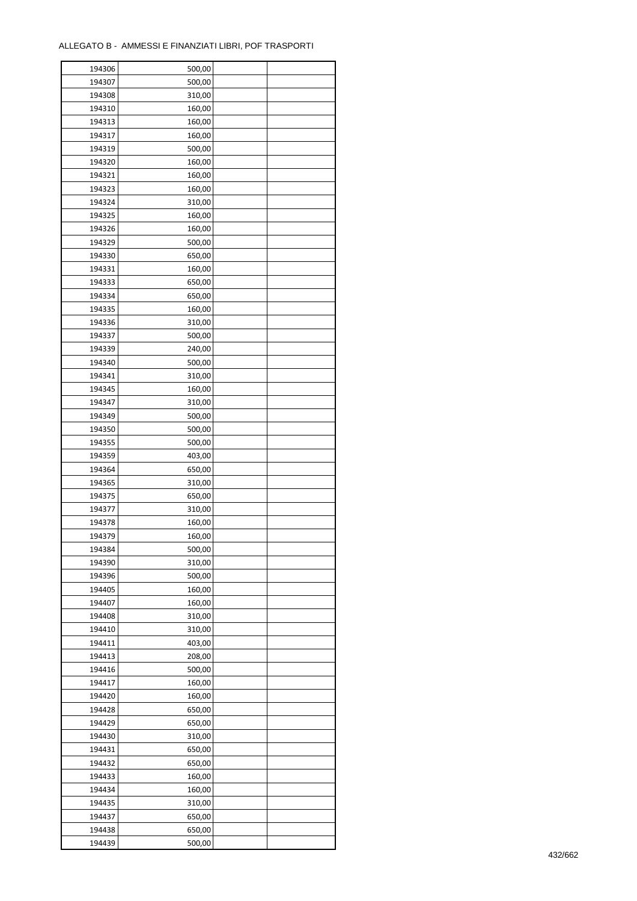ALLEGATO B - AMMESSI E FINANZIATI LIBRI, POF TRASPORTI

| | | | |
|---|---|---|---|
| 194306 | 500,00 | | |
| 194307 | 500,00 | | |
| 194308 | 310,00 | | |
| 194310 | 160,00 | | |
| 194313 | 160,00 | | |
| 194317 | 160,00 | | |
| 194319 | 500,00 | | |
| 194320 | 160,00 | | |
| 194321 | 160,00 | | |
| 194323 | 160,00 | | |
| 194324 | 310,00 | | |
| 194325 | 160,00 | | |
| 194326 | 160,00 | | |
| 194329 | 500,00 | | |
| 194330 | 650,00 | | |
| 194331 | 160,00 | | |
| 194333 | 650,00 | | |
| 194334 | 650,00 | | |
| 194335 | 160,00 | | |
| 194336 | 310,00 | | |
| 194337 | 500,00 | | |
| 194339 | 240,00 | | |
| 194340 | 500,00 | | |
| 194341 | 310,00 | | |
| 194345 | 160,00 | | |
| 194347 | 310,00 | | |
| 194349 | 500,00 | | |
| 194350 | 500,00 | | |
| 194355 | 500,00 | | |
| 194359 | 403,00 | | |
| 194364 | 650,00 | | |
| 194365 | 310,00 | | |
| 194375 | 650,00 | | |
| 194377 | 310,00 | | |
| 194378 | 160,00 | | |
| 194379 | 160,00 | | |
| 194384 | 500,00 | | |
| 194390 | 310,00 | | |
| 194396 | 500,00 | | |
| 194405 | 160,00 | | |
| 194407 | 160,00 | | |
| 194408 | 310,00 | | |
| 194410 | 310,00 | | |
| 194411 | 403,00 | | |
| 194413 | 208,00 | | |
| 194416 | 500,00 | | |
| 194417 | 160,00 | | |
| 194420 | 160,00 | | |
| 194428 | 650,00 | | |
| 194429 | 650,00 | | |
| 194430 | 310,00 | | |
| 194431 | 650,00 | | |
| 194432 | 650,00 | | |
| 194433 | 160,00 | | |
| 194434 | 160,00 | | |
| 194435 | 310,00 | | |
| 194437 | 650,00 | | |
| 194438 | 650,00 | | |
| 194439 | 500,00 | | |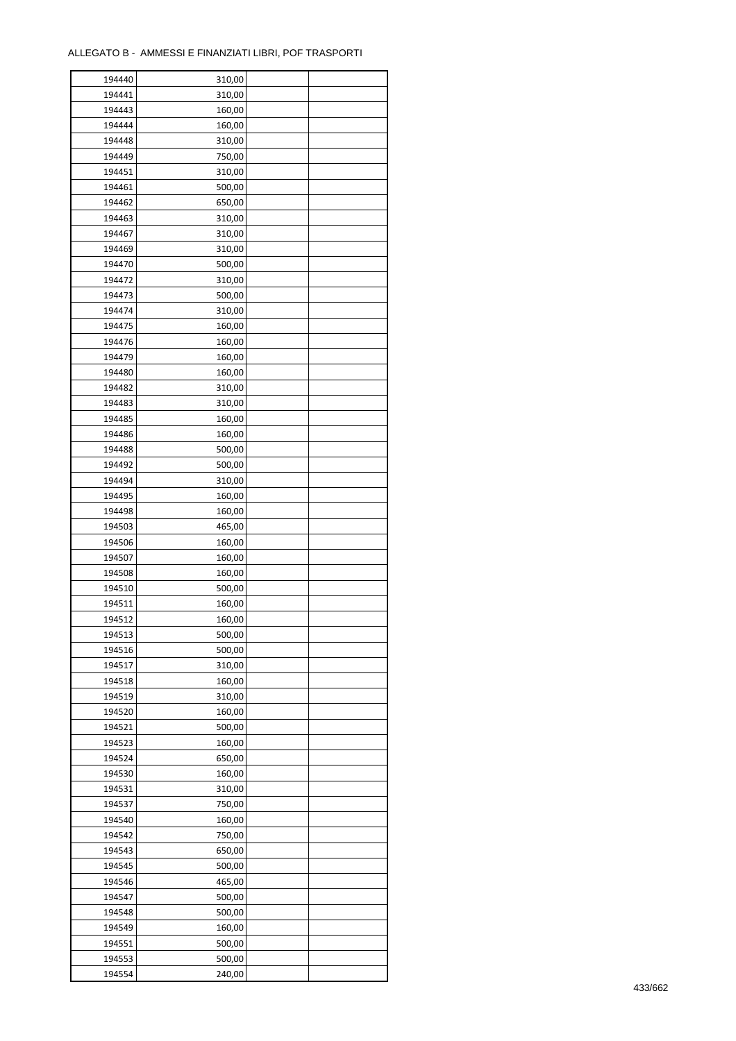ALLEGATO B - AMMESSI E FINANZIATI LIBRI, POF TRASPORTI

| | | | |
|---|---|---|---|
| 194440 | 310,00 | | |
| 194441 | 310,00 | | |
| 194443 | 160,00 | | |
| 194444 | 160,00 | | |
| 194448 | 310,00 | | |
| 194449 | 750,00 | | |
| 194451 | 310,00 | | |
| 194461 | 500,00 | | |
| 194462 | 650,00 | | |
| 194463 | 310,00 | | |
| 194467 | 310,00 | | |
| 194469 | 310,00 | | |
| 194470 | 500,00 | | |
| 194472 | 310,00 | | |
| 194473 | 500,00 | | |
| 194474 | 310,00 | | |
| 194475 | 160,00 | | |
| 194476 | 160,00 | | |
| 194479 | 160,00 | | |
| 194480 | 160,00 | | |
| 194482 | 310,00 | | |
| 194483 | 310,00 | | |
| 194485 | 160,00 | | |
| 194486 | 160,00 | | |
| 194488 | 500,00 | | |
| 194492 | 500,00 | | |
| 194494 | 310,00 | | |
| 194495 | 160,00 | | |
| 194498 | 160,00 | | |
| 194503 | 465,00 | | |
| 194506 | 160,00 | | |
| 194507 | 160,00 | | |
| 194508 | 160,00 | | |
| 194510 | 500,00 | | |
| 194511 | 160,00 | | |
| 194512 | 160,00 | | |
| 194513 | 500,00 | | |
| 194516 | 500,00 | | |
| 194517 | 310,00 | | |
| 194518 | 160,00 | | |
| 194519 | 310,00 | | |
| 194520 | 160,00 | | |
| 194521 | 500,00 | | |
| 194523 | 160,00 | | |
| 194524 | 650,00 | | |
| 194530 | 160,00 | | |
| 194531 | 310,00 | | |
| 194537 | 750,00 | | |
| 194540 | 160,00 | | |
| 194542 | 750,00 | | |
| 194543 | 650,00 | | |
| 194545 | 500,00 | | |
| 194546 | 465,00 | | |
| 194547 | 500,00 | | |
| 194548 | 500,00 | | |
| 194549 | 160,00 | | |
| 194551 | 500,00 | | |
| 194553 | 500,00 | | |
| 194554 | 240,00 | | |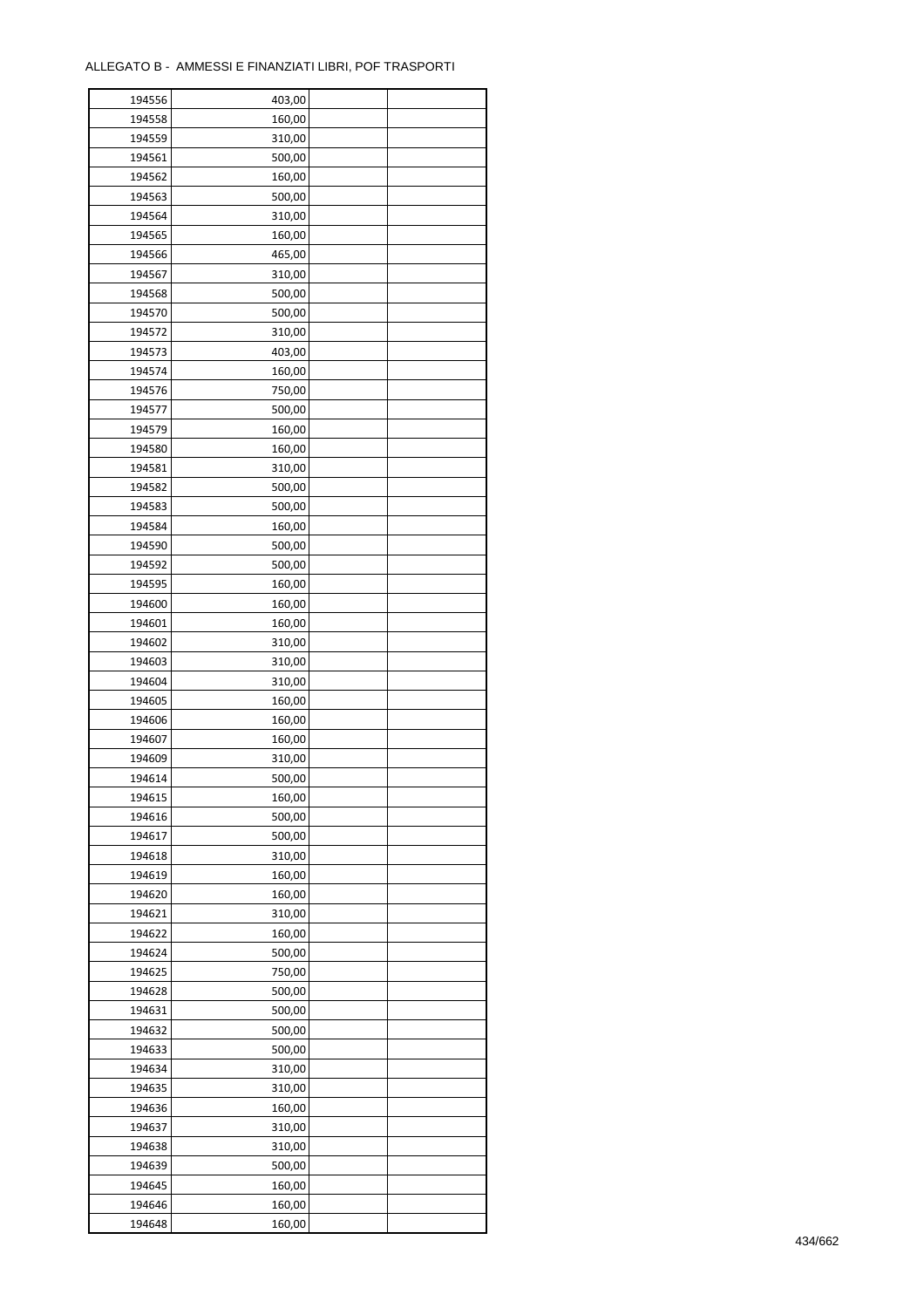ALLEGATO B - AMMESSI E FINANZIATI LIBRI, POF TRASPORTI

| | | | |
|---|---|---|---|
| 194556 | 403,00 | | |
| 194558 | 160,00 | | |
| 194559 | 310,00 | | |
| 194561 | 500,00 | | |
| 194562 | 160,00 | | |
| 194563 | 500,00 | | |
| 194564 | 310,00 | | |
| 194565 | 160,00 | | |
| 194566 | 465,00 | | |
| 194567 | 310,00 | | |
| 194568 | 500,00 | | |
| 194570 | 500,00 | | |
| 194572 | 310,00 | | |
| 194573 | 403,00 | | |
| 194574 | 160,00 | | |
| 194576 | 750,00 | | |
| 194577 | 500,00 | | |
| 194579 | 160,00 | | |
| 194580 | 160,00 | | |
| 194581 | 310,00 | | |
| 194582 | 500,00 | | |
| 194583 | 500,00 | | |
| 194584 | 160,00 | | |
| 194590 | 500,00 | | |
| 194592 | 500,00 | | |
| 194595 | 160,00 | | |
| 194600 | 160,00 | | |
| 194601 | 160,00 | | |
| 194602 | 310,00 | | |
| 194603 | 310,00 | | |
| 194604 | 310,00 | | |
| 194605 | 160,00 | | |
| 194606 | 160,00 | | |
| 194607 | 160,00 | | |
| 194609 | 310,00 | | |
| 194614 | 500,00 | | |
| 194615 | 160,00 | | |
| 194616 | 500,00 | | |
| 194617 | 500,00 | | |
| 194618 | 310,00 | | |
| 194619 | 160,00 | | |
| 194620 | 160,00 | | |
| 194621 | 310,00 | | |
| 194622 | 160,00 | | |
| 194624 | 500,00 | | |
| 194625 | 750,00 | | |
| 194628 | 500,00 | | |
| 194631 | 500,00 | | |
| 194632 | 500,00 | | |
| 194633 | 500,00 | | |
| 194634 | 310,00 | | |
| 194635 | 310,00 | | |
| 194636 | 160,00 | | |
| 194637 | 310,00 | | |
| 194638 | 310,00 | | |
| 194639 | 500,00 | | |
| 194645 | 160,00 | | |
| 194646 | 160,00 | | |
| 194648 | 160,00 | | |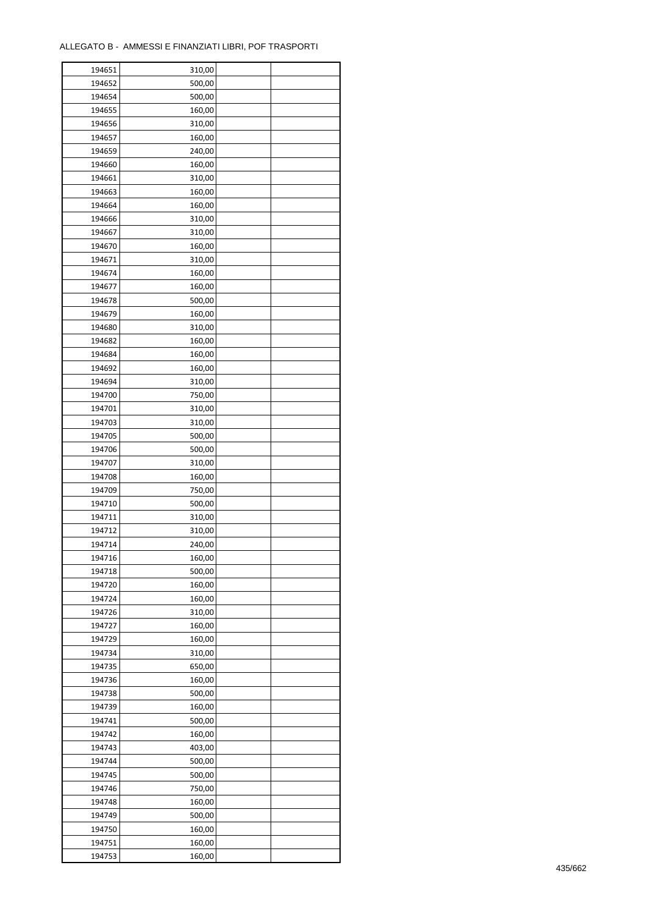ALLEGATO B - AMMESSI E FINANZIATI LIBRI, POF TRASPORTI

| | | | |
|---|---|---|---|
| 194651 | 310,00 | | |
| 194652 | 500,00 | | |
| 194654 | 500,00 | | |
| 194655 | 160,00 | | |
| 194656 | 310,00 | | |
| 194657 | 160,00 | | |
| 194659 | 240,00 | | |
| 194660 | 160,00 | | |
| 194661 | 310,00 | | |
| 194663 | 160,00 | | |
| 194664 | 160,00 | | |
| 194666 | 310,00 | | |
| 194667 | 310,00 | | |
| 194670 | 160,00 | | |
| 194671 | 310,00 | | |
| 194674 | 160,00 | | |
| 194677 | 160,00 | | |
| 194678 | 500,00 | | |
| 194679 | 160,00 | | |
| 194680 | 310,00 | | |
| 194682 | 160,00 | | |
| 194684 | 160,00 | | |
| 194692 | 160,00 | | |
| 194694 | 310,00 | | |
| 194700 | 750,00 | | |
| 194701 | 310,00 | | |
| 194703 | 310,00 | | |
| 194705 | 500,00 | | |
| 194706 | 500,00 | | |
| 194707 | 310,00 | | |
| 194708 | 160,00 | | |
| 194709 | 750,00 | | |
| 194710 | 500,00 | | |
| 194711 | 310,00 | | |
| 194712 | 310,00 | | |
| 194714 | 240,00 | | |
| 194716 | 160,00 | | |
| 194718 | 500,00 | | |
| 194720 | 160,00 | | |
| 194724 | 160,00 | | |
| 194726 | 310,00 | | |
| 194727 | 160,00 | | |
| 194729 | 160,00 | | |
| 194734 | 310,00 | | |
| 194735 | 650,00 | | |
| 194736 | 160,00 | | |
| 194738 | 500,00 | | |
| 194739 | 160,00 | | |
| 194741 | 500,00 | | |
| 194742 | 160,00 | | |
| 194743 | 403,00 | | |
| 194744 | 500,00 | | |
| 194745 | 500,00 | | |
| 194746 | 750,00 | | |
| 194748 | 160,00 | | |
| 194749 | 500,00 | | |
| 194750 | 160,00 | | |
| 194751 | 160,00 | | |
| 194753 | 160,00 | | |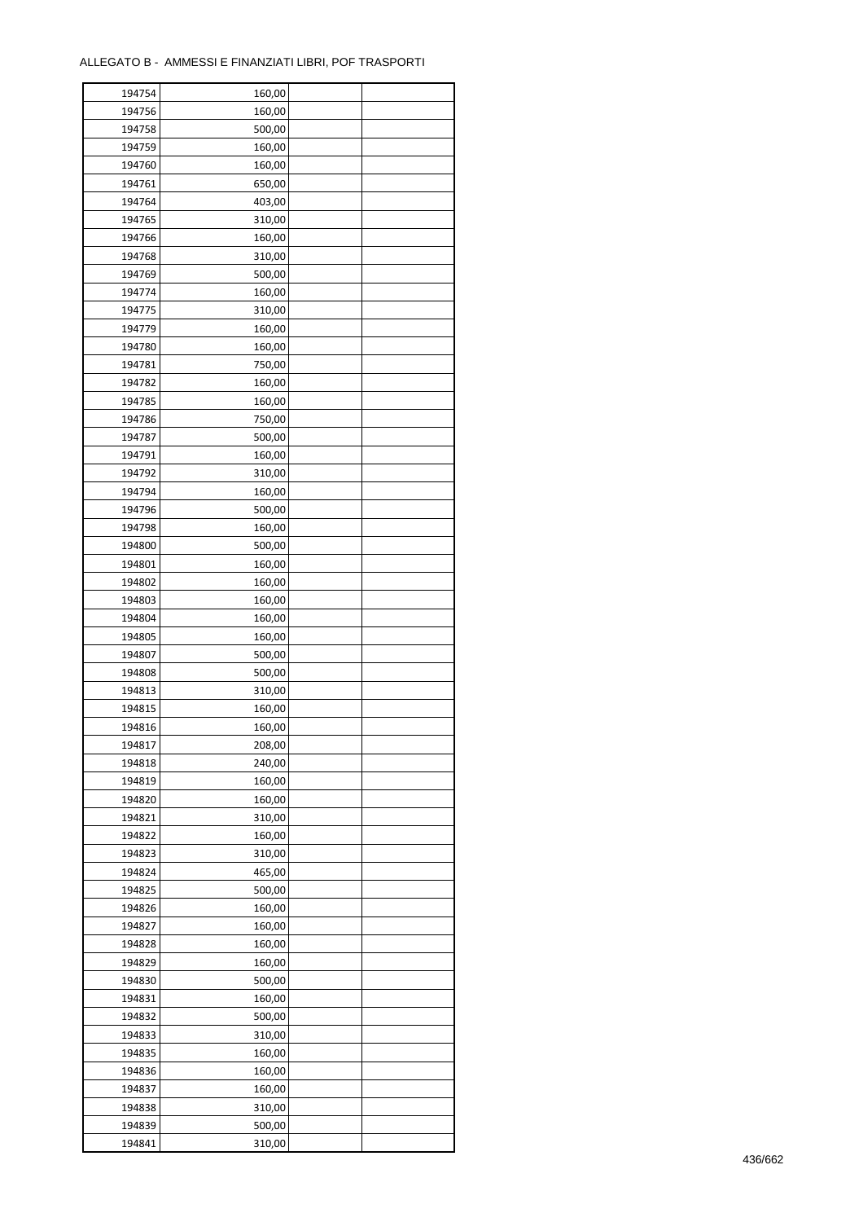ALLEGATO B - AMMESSI E FINANZIATI LIBRI, POF TRASPORTI

| 194754 | 160,00 | | |
|---|---|---|---|
| 194756 | 160,00 | | |
| 194758 | 500,00 | | |
| 194759 | 160,00 | | |
| 194760 | 160,00 | | |
| 194761 | 650,00 | | |
| 194764 | 403,00 | | |
| 194765 | 310,00 | | |
| 194766 | 160,00 | | |
| 194768 | 310,00 | | |
| 194769 | 500,00 | | |
| 194774 | 160,00 | | |
| 194775 | 310,00 | | |
| 194779 | 160,00 | | |
| 194780 | 160,00 | | |
| 194781 | 750,00 | | |
| 194782 | 160,00 | | |
| 194785 | 160,00 | | |
| 194786 | 750,00 | | |
| 194787 | 500,00 | | |
| 194791 | 160,00 | | |
| 194792 | 310,00 | | |
| 194794 | 160,00 | | |
| 194796 | 500,00 | | |
| 194798 | 160,00 | | |
| 194800 | 500,00 | | |
| 194801 | 160,00 | | |
| 194802 | 160,00 | | |
| 194803 | 160,00 | | |
| 194804 | 160,00 | | |
| 194805 | 160,00 | | |
| 194807 | 500,00 | | |
| 194808 | 500,00 | | |
| 194813 | 310,00 | | |
| 194815 | 160,00 | | |
| 194816 | 160,00 | | |
| 194817 | 208,00 | | |
| 194818 | 240,00 | | |
| 194819 | 160,00 | | |
| 194820 | 160,00 | | |
| 194821 | 310,00 | | |
| 194822 | 160,00 | | |
| 194823 | 310,00 | | |
| 194824 | 465,00 | | |
| 194825 | 500,00 | | |
| 194826 | 160,00 | | |
| 194827 | 160,00 | | |
| 194828 | 160,00 | | |
| 194829 | 160,00 | | |
| 194830 | 500,00 | | |
| 194831 | 160,00 | | |
| 194832 | 500,00 | | |
| 194833 | 310,00 | | |
| 194835 | 160,00 | | |
| 194836 | 160,00 | | |
| 194837 | 160,00 | | |
| 194838 | 310,00 | | |
| 194839 | 500,00 | | |
| 194841 | 310,00 | | |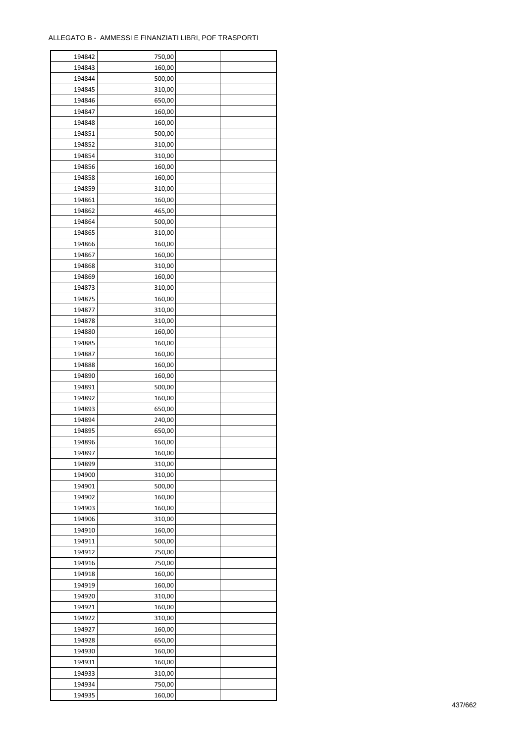ALLEGATO B - AMMESSI E FINANZIATI LIBRI, POF TRASPORTI

| | | | |
|---|---|---|---|
| 194842 | 750,00 | | |
| 194843 | 160,00 | | |
| 194844 | 500,00 | | |
| 194845 | 310,00 | | |
| 194846 | 650,00 | | |
| 194847 | 160,00 | | |
| 194848 | 160,00 | | |
| 194851 | 500,00 | | |
| 194852 | 310,00 | | |
| 194854 | 310,00 | | |
| 194856 | 160,00 | | |
| 194858 | 160,00 | | |
| 194859 | 310,00 | | |
| 194861 | 160,00 | | |
| 194862 | 465,00 | | |
| 194864 | 500,00 | | |
| 194865 | 310,00 | | |
| 194866 | 160,00 | | |
| 194867 | 160,00 | | |
| 194868 | 310,00 | | |
| 194869 | 160,00 | | |
| 194873 | 310,00 | | |
| 194875 | 160,00 | | |
| 194877 | 310,00 | | |
| 194878 | 310,00 | | |
| 194880 | 160,00 | | |
| 194885 | 160,00 | | |
| 194887 | 160,00 | | |
| 194888 | 160,00 | | |
| 194890 | 160,00 | | |
| 194891 | 500,00 | | |
| 194892 | 160,00 | | |
| 194893 | 650,00 | | |
| 194894 | 240,00 | | |
| 194895 | 650,00 | | |
| 194896 | 160,00 | | |
| 194897 | 160,00 | | |
| 194899 | 310,00 | | |
| 194900 | 310,00 | | |
| 194901 | 500,00 | | |
| 194902 | 160,00 | | |
| 194903 | 160,00 | | |
| 194906 | 310,00 | | |
| 194910 | 160,00 | | |
| 194911 | 500,00 | | |
| 194912 | 750,00 | | |
| 194916 | 750,00 | | |
| 194918 | 160,00 | | |
| 194919 | 160,00 | | |
| 194920 | 310,00 | | |
| 194921 | 160,00 | | |
| 194922 | 310,00 | | |
| 194927 | 160,00 | | |
| 194928 | 650,00 | | |
| 194930 | 160,00 | | |
| 194931 | 160,00 | | |
| 194933 | 310,00 | | |
| 194934 | 750,00 | | |
| 194935 | 160,00 | | |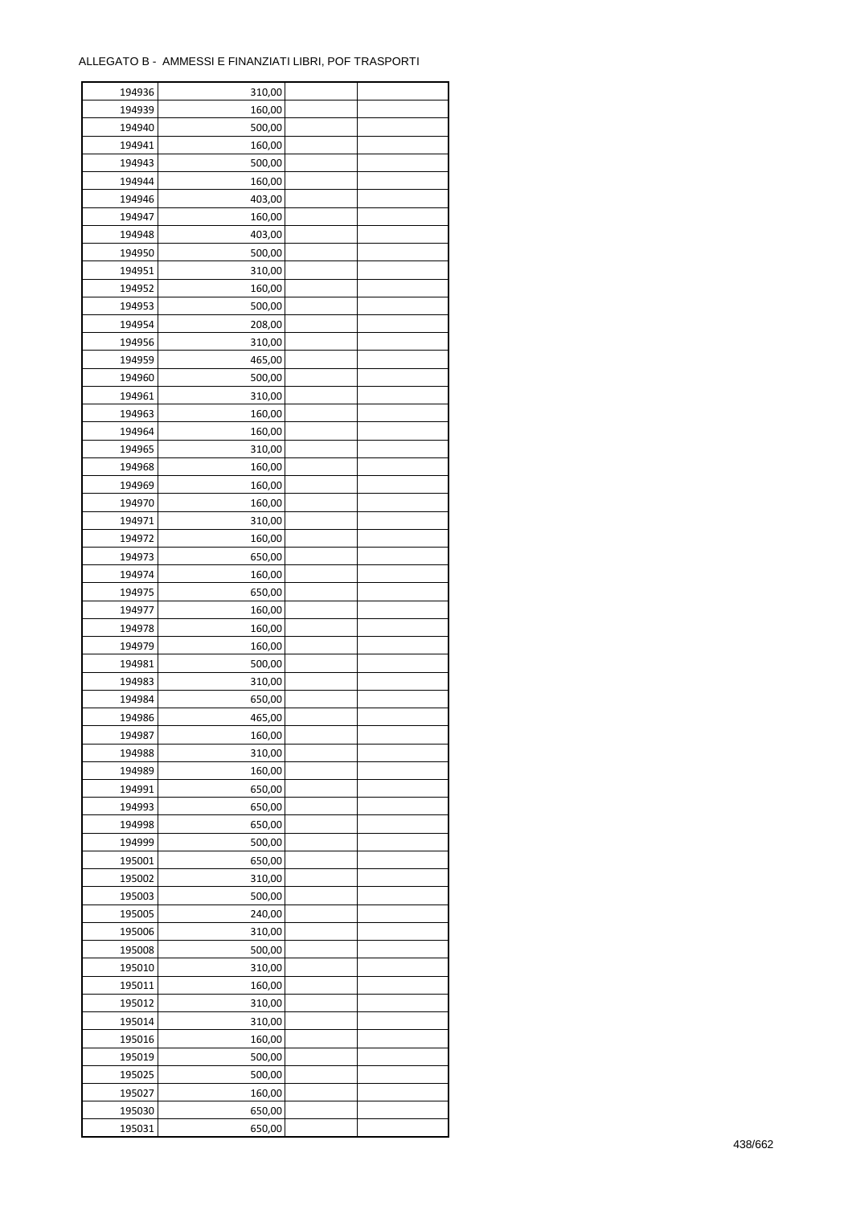ALLEGATO B - AMMESSI E FINANZIATI LIBRI, POF TRASPORTI

| 194936 | 310,00 | | |
|---|---|---|---|
| 194939 | 160,00 | | |
| 194940 | 500,00 | | |
| 194941 | 160,00 | | |
| 194943 | 500,00 | | |
| 194944 | 160,00 | | |
| 194946 | 403,00 | | |
| 194947 | 160,00 | | |
| 194948 | 403,00 | | |
| 194950 | 500,00 | | |
| 194951 | 310,00 | | |
| 194952 | 160,00 | | |
| 194953 | 500,00 | | |
| 194954 | 208,00 | | |
| 194956 | 310,00 | | |
| 194959 | 465,00 | | |
| 194960 | 500,00 | | |
| 194961 | 310,00 | | |
| 194963 | 160,00 | | |
| 194964 | 160,00 | | |
| 194965 | 310,00 | | |
| 194968 | 160,00 | | |
| 194969 | 160,00 | | |
| 194970 | 160,00 | | |
| 194971 | 310,00 | | |
| 194972 | 160,00 | | |
| 194973 | 650,00 | | |
| 194974 | 160,00 | | |
| 194975 | 650,00 | | |
| 194977 | 160,00 | | |
| 194978 | 160,00 | | |
| 194979 | 160,00 | | |
| 194981 | 500,00 | | |
| 194983 | 310,00 | | |
| 194984 | 650,00 | | |
| 194986 | 465,00 | | |
| 194987 | 160,00 | | |
| 194988 | 310,00 | | |
| 194989 | 160,00 | | |
| 194991 | 650,00 | | |
| 194993 | 650,00 | | |
| 194998 | 650,00 | | |
| 194999 | 500,00 | | |
| 195001 | 650,00 | | |
| 195002 | 310,00 | | |
| 195003 | 500,00 | | |
| 195005 | 240,00 | | |
| 195006 | 310,00 | | |
| 195008 | 500,00 | | |
| 195010 | 310,00 | | |
| 195011 | 160,00 | | |
| 195012 | 310,00 | | |
| 195014 | 310,00 | | |
| 195016 | 160,00 | | |
| 195019 | 500,00 | | |
| 195025 | 500,00 | | |
| 195027 | 160,00 | | |
| 195030 | 650,00 | | |
| 195031 | 650,00 | | |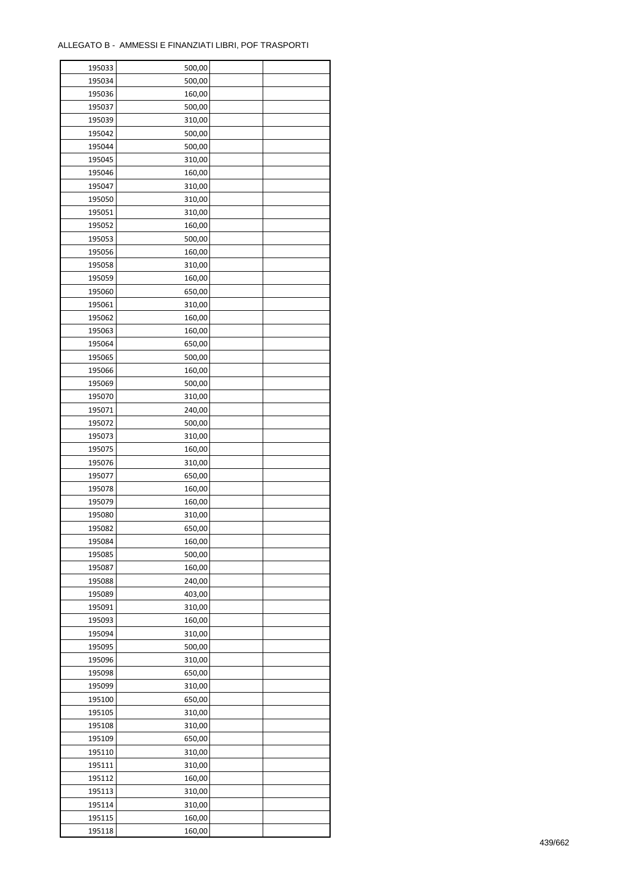ALLEGATO B - AMMESSI E FINANZIATI LIBRI, POF TRASPORTI

| | | | |
|---|---|---|---|
| 195033 | 500,00 | | |
| 195034 | 500,00 | | |
| 195036 | 160,00 | | |
| 195037 | 500,00 | | |
| 195039 | 310,00 | | |
| 195042 | 500,00 | | |
| 195044 | 500,00 | | |
| 195045 | 310,00 | | |
| 195046 | 160,00 | | |
| 195047 | 310,00 | | |
| 195050 | 310,00 | | |
| 195051 | 310,00 | | |
| 195052 | 160,00 | | |
| 195053 | 500,00 | | |
| 195056 | 160,00 | | |
| 195058 | 310,00 | | |
| 195059 | 160,00 | | |
| 195060 | 650,00 | | |
| 195061 | 310,00 | | |
| 195062 | 160,00 | | |
| 195063 | 160,00 | | |
| 195064 | 650,00 | | |
| 195065 | 500,00 | | |
| 195066 | 160,00 | | |
| 195069 | 500,00 | | |
| 195070 | 310,00 | | |
| 195071 | 240,00 | | |
| 195072 | 500,00 | | |
| 195073 | 310,00 | | |
| 195075 | 160,00 | | |
| 195076 | 310,00 | | |
| 195077 | 650,00 | | |
| 195078 | 160,00 | | |
| 195079 | 160,00 | | |
| 195080 | 310,00 | | |
| 195082 | 650,00 | | |
| 195084 | 160,00 | | |
| 195085 | 500,00 | | |
| 195087 | 160,00 | | |
| 195088 | 240,00 | | |
| 195089 | 403,00 | | |
| 195091 | 310,00 | | |
| 195093 | 160,00 | | |
| 195094 | 310,00 | | |
| 195095 | 500,00 | | |
| 195096 | 310,00 | | |
| 195098 | 650,00 | | |
| 195099 | 310,00 | | |
| 195100 | 650,00 | | |
| 195105 | 310,00 | | |
| 195108 | 310,00 | | |
| 195109 | 650,00 | | |
| 195110 | 310,00 | | |
| 195111 | 310,00 | | |
| 195112 | 160,00 | | |
| 195113 | 310,00 | | |
| 195114 | 310,00 | | |
| 195115 | 160,00 | | |
| 195118 | 160,00 | | |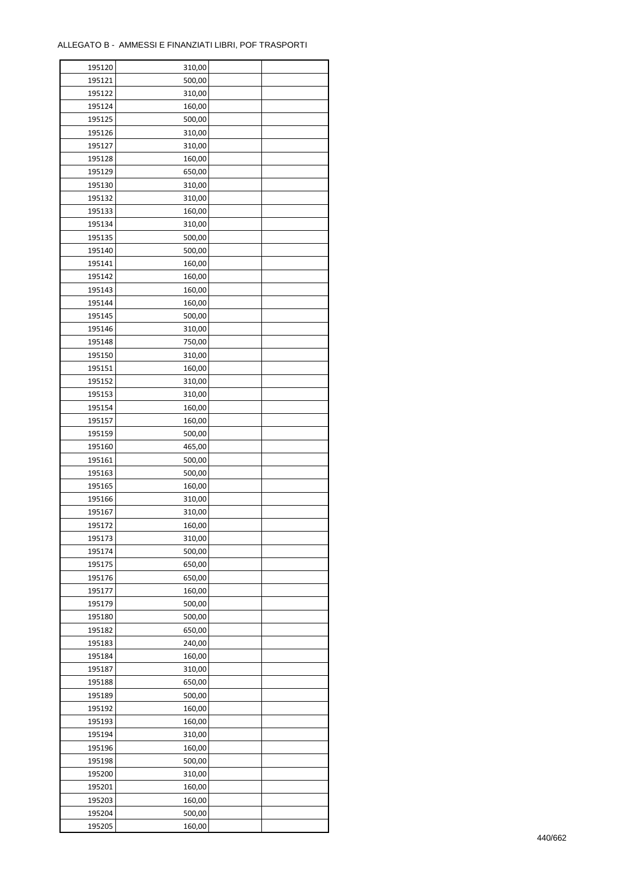ALLEGATO B - AMMESSI E FINANZIATI LIBRI, POF TRASPORTI

| | | | |
|---|---|---|---|
| 195120 | 310,00 | | |
| 195121 | 500,00 | | |
| 195122 | 310,00 | | |
| 195124 | 160,00 | | |
| 195125 | 500,00 | | |
| 195126 | 310,00 | | |
| 195127 | 310,00 | | |
| 195128 | 160,00 | | |
| 195129 | 650,00 | | |
| 195130 | 310,00 | | |
| 195132 | 310,00 | | |
| 195133 | 160,00 | | |
| 195134 | 310,00 | | |
| 195135 | 500,00 | | |
| 195140 | 500,00 | | |
| 195141 | 160,00 | | |
| 195142 | 160,00 | | |
| 195143 | 160,00 | | |
| 195144 | 160,00 | | |
| 195145 | 500,00 | | |
| 195146 | 310,00 | | |
| 195148 | 750,00 | | |
| 195150 | 310,00 | | |
| 195151 | 160,00 | | |
| 195152 | 310,00 | | |
| 195153 | 310,00 | | |
| 195154 | 160,00 | | |
| 195157 | 160,00 | | |
| 195159 | 500,00 | | |
| 195160 | 465,00 | | |
| 195161 | 500,00 | | |
| 195163 | 500,00 | | |
| 195165 | 160,00 | | |
| 195166 | 310,00 | | |
| 195167 | 310,00 | | |
| 195172 | 160,00 | | |
| 195173 | 310,00 | | |
| 195174 | 500,00 | | |
| 195175 | 650,00 | | |
| 195176 | 650,00 | | |
| 195177 | 160,00 | | |
| 195179 | 500,00 | | |
| 195180 | 500,00 | | |
| 195182 | 650,00 | | |
| 195183 | 240,00 | | |
| 195184 | 160,00 | | |
| 195187 | 310,00 | | |
| 195188 | 650,00 | | |
| 195189 | 500,00 | | |
| 195192 | 160,00 | | |
| 195193 | 160,00 | | |
| 195194 | 310,00 | | |
| 195196 | 160,00 | | |
| 195198 | 500,00 | | |
| 195200 | 310,00 | | |
| 195201 | 160,00 | | |
| 195203 | 160,00 | | |
| 195204 | 500,00 | | |
| 195205 | 160,00 | | |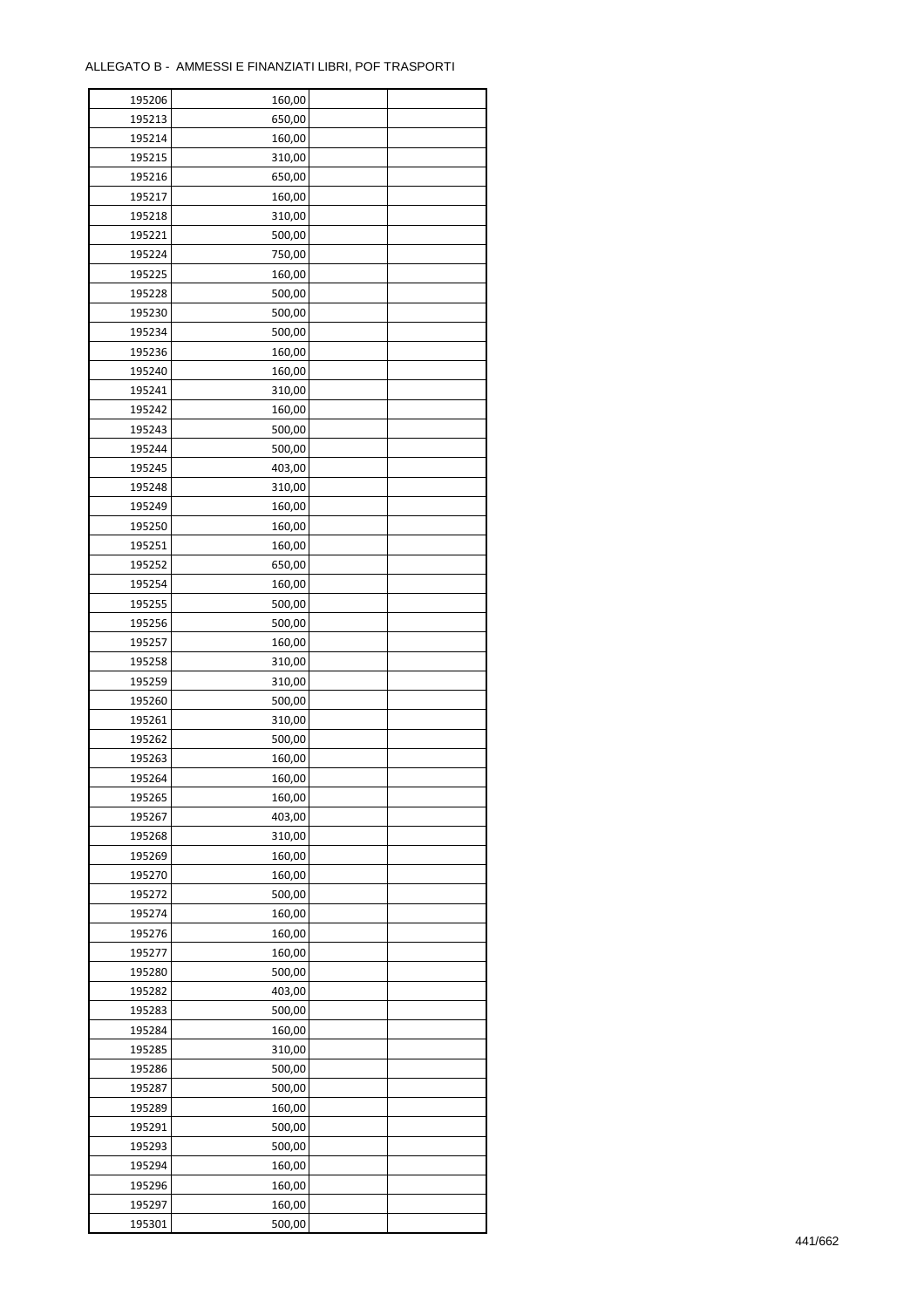ALLEGATO B - AMMESSI E FINANZIATI LIBRI, POF TRASPORTI

| | | | |
|---|---|---|---|
| 195206 | 160,00 | | |
| 195213 | 650,00 | | |
| 195214 | 160,00 | | |
| 195215 | 310,00 | | |
| 195216 | 650,00 | | |
| 195217 | 160,00 | | |
| 195218 | 310,00 | | |
| 195221 | 500,00 | | |
| 195224 | 750,00 | | |
| 195225 | 160,00 | | |
| 195228 | 500,00 | | |
| 195230 | 500,00 | | |
| 195234 | 500,00 | | |
| 195236 | 160,00 | | |
| 195240 | 160,00 | | |
| 195241 | 310,00 | | |
| 195242 | 160,00 | | |
| 195243 | 500,00 | | |
| 195244 | 500,00 | | |
| 195245 | 403,00 | | |
| 195248 | 310,00 | | |
| 195249 | 160,00 | | |
| 195250 | 160,00 | | |
| 195251 | 160,00 | | |
| 195252 | 650,00 | | |
| 195254 | 160,00 | | |
| 195255 | 500,00 | | |
| 195256 | 500,00 | | |
| 195257 | 160,00 | | |
| 195258 | 310,00 | | |
| 195259 | 310,00 | | |
| 195260 | 500,00 | | |
| 195261 | 310,00 | | |
| 195262 | 500,00 | | |
| 195263 | 160,00 | | |
| 195264 | 160,00 | | |
| 195265 | 160,00 | | |
| 195267 | 403,00 | | |
| 195268 | 310,00 | | |
| 195269 | 160,00 | | |
| 195270 | 160,00 | | |
| 195272 | 500,00 | | |
| 195274 | 160,00 | | |
| 195276 | 160,00 | | |
| 195277 | 160,00 | | |
| 195280 | 500,00 | | |
| 195282 | 403,00 | | |
| 195283 | 500,00 | | |
| 195284 | 160,00 | | |
| 195285 | 310,00 | | |
| 195286 | 500,00 | | |
| 195287 | 500,00 | | |
| 195289 | 160,00 | | |
| 195291 | 500,00 | | |
| 195293 | 500,00 | | |
| 195294 | 160,00 | | |
| 195296 | 160,00 | | |
| 195297 | 160,00 | | |
| 195301 | 500,00 | | |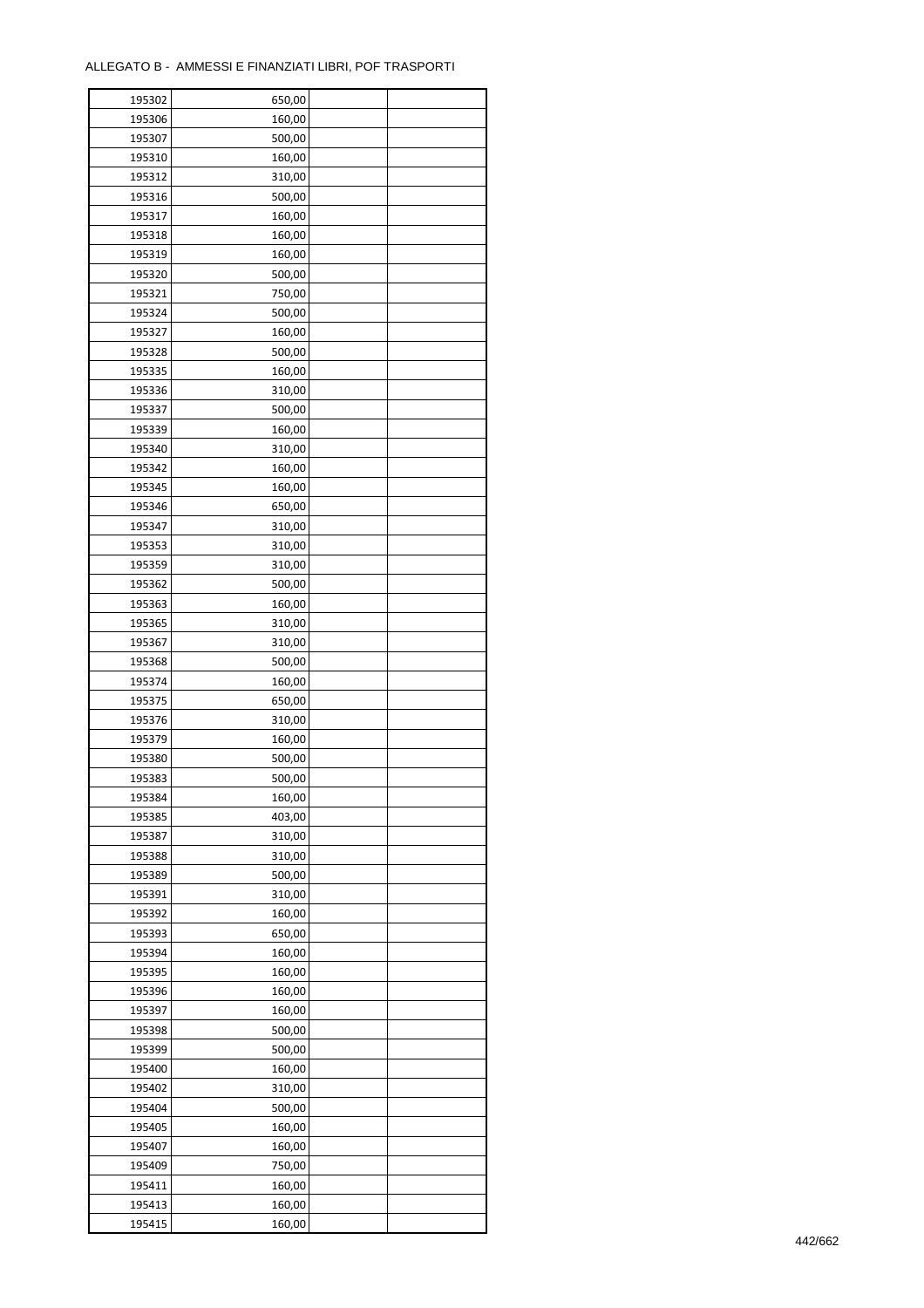ALLEGATO B - AMMESSI E FINANZIATI LIBRI, POF TRASPORTI

| | | | |
|---|---|---|---|
| 195302 | 650,00 | | |
| 195306 | 160,00 | | |
| 195307 | 500,00 | | |
| 195310 | 160,00 | | |
| 195312 | 310,00 | | |
| 195316 | 500,00 | | |
| 195317 | 160,00 | | |
| 195318 | 160,00 | | |
| 195319 | 160,00 | | |
| 195320 | 500,00 | | |
| 195321 | 750,00 | | |
| 195324 | 500,00 | | |
| 195327 | 160,00 | | |
| 195328 | 500,00 | | |
| 195335 | 160,00 | | |
| 195336 | 310,00 | | |
| 195337 | 500,00 | | |
| 195339 | 160,00 | | |
| 195340 | 310,00 | | |
| 195342 | 160,00 | | |
| 195345 | 160,00 | | |
| 195346 | 650,00 | | |
| 195347 | 310,00 | | |
| 195353 | 310,00 | | |
| 195359 | 310,00 | | |
| 195362 | 500,00 | | |
| 195363 | 160,00 | | |
| 195365 | 310,00 | | |
| 195367 | 310,00 | | |
| 195368 | 500,00 | | |
| 195374 | 160,00 | | |
| 195375 | 650,00 | | |
| 195376 | 310,00 | | |
| 195379 | 160,00 | | |
| 195380 | 500,00 | | |
| 195383 | 500,00 | | |
| 195384 | 160,00 | | |
| 195385 | 403,00 | | |
| 195387 | 310,00 | | |
| 195388 | 310,00 | | |
| 195389 | 500,00 | | |
| 195391 | 310,00 | | |
| 195392 | 160,00 | | |
| 195393 | 650,00 | | |
| 195394 | 160,00 | | |
| 195395 | 160,00 | | |
| 195396 | 160,00 | | |
| 195397 | 160,00 | | |
| 195398 | 500,00 | | |
| 195399 | 500,00 | | |
| 195400 | 160,00 | | |
| 195402 | 310,00 | | |
| 195404 | 500,00 | | |
| 195405 | 160,00 | | |
| 195407 | 160,00 | | |
| 195409 | 750,00 | | |
| 195411 | 160,00 | | |
| 195413 | 160,00 | | |
| 195415 | 160,00 | | |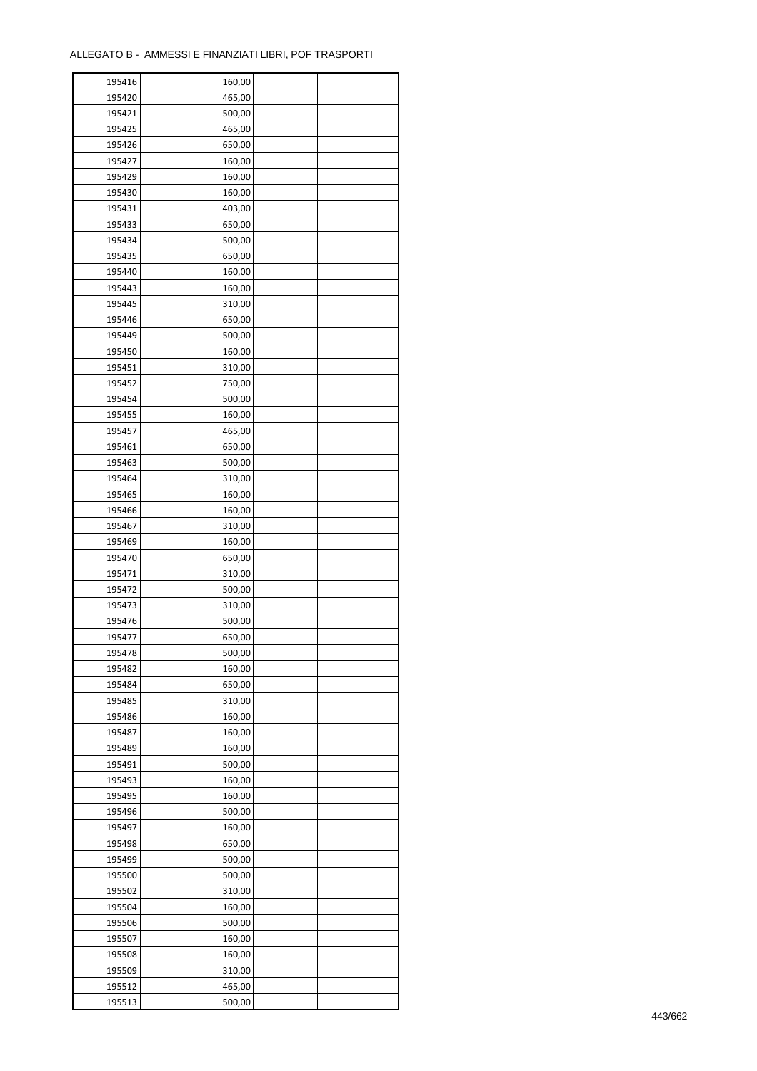ALLEGATO B - AMMESSI E FINANZIATI LIBRI, POF TRASPORTI

| | | | |
|---|---|---|---|
| 195416 | 160,00 | | |
| 195420 | 465,00 | | |
| 195421 | 500,00 | | |
| 195425 | 465,00 | | |
| 195426 | 650,00 | | |
| 195427 | 160,00 | | |
| 195429 | 160,00 | | |
| 195430 | 160,00 | | |
| 195431 | 403,00 | | |
| 195433 | 650,00 | | |
| 195434 | 500,00 | | |
| 195435 | 650,00 | | |
| 195440 | 160,00 | | |
| 195443 | 160,00 | | |
| 195445 | 310,00 | | |
| 195446 | 650,00 | | |
| 195449 | 500,00 | | |
| 195450 | 160,00 | | |
| 195451 | 310,00 | | |
| 195452 | 750,00 | | |
| 195454 | 500,00 | | |
| 195455 | 160,00 | | |
| 195457 | 465,00 | | |
| 195461 | 650,00 | | |
| 195463 | 500,00 | | |
| 195464 | 310,00 | | |
| 195465 | 160,00 | | |
| 195466 | 160,00 | | |
| 195467 | 310,00 | | |
| 195469 | 160,00 | | |
| 195470 | 650,00 | | |
| 195471 | 310,00 | | |
| 195472 | 500,00 | | |
| 195473 | 310,00 | | |
| 195476 | 500,00 | | |
| 195477 | 650,00 | | |
| 195478 | 500,00 | | |
| 195482 | 160,00 | | |
| 195484 | 650,00 | | |
| 195485 | 310,00 | | |
| 195486 | 160,00 | | |
| 195487 | 160,00 | | |
| 195489 | 160,00 | | |
| 195491 | 500,00 | | |
| 195493 | 160,00 | | |
| 195495 | 160,00 | | |
| 195496 | 500,00 | | |
| 195497 | 160,00 | | |
| 195498 | 650,00 | | |
| 195499 | 500,00 | | |
| 195500 | 500,00 | | |
| 195502 | 310,00 | | |
| 195504 | 160,00 | | |
| 195506 | 500,00 | | |
| 195507 | 160,00 | | |
| 195508 | 160,00 | | |
| 195509 | 310,00 | | |
| 195512 | 465,00 | | |
| 195513 | 500,00 | | |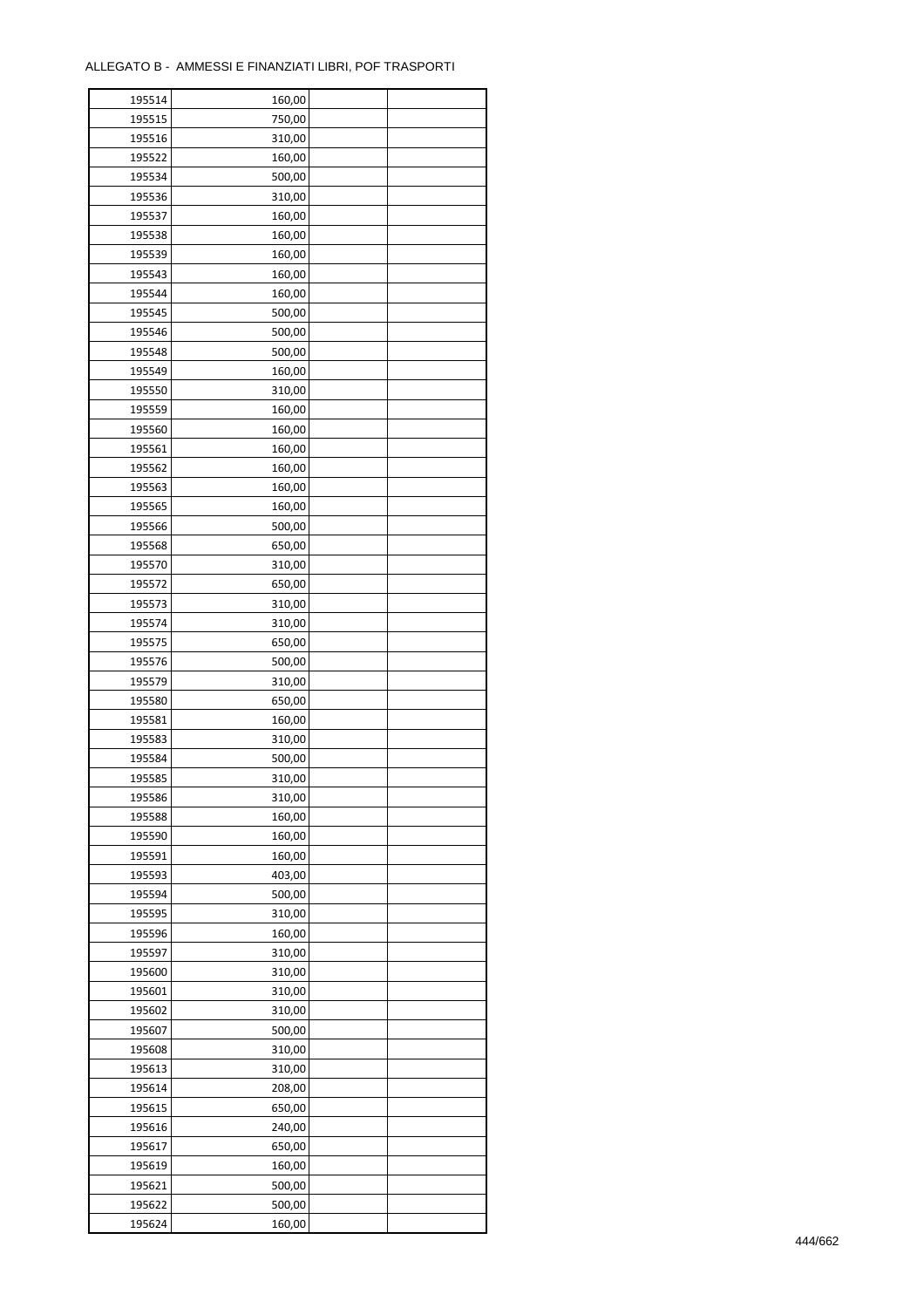ALLEGATO B - AMMESSI E FINANZIATI LIBRI, POF TRASPORTI

| | | | |
|---|---|---|---|
| 195514 | 160,00 | | |
| 195515 | 750,00 | | |
| 195516 | 310,00 | | |
| 195522 | 160,00 | | |
| 195534 | 500,00 | | |
| 195536 | 310,00 | | |
| 195537 | 160,00 | | |
| 195538 | 160,00 | | |
| 195539 | 160,00 | | |
| 195543 | 160,00 | | |
| 195544 | 160,00 | | |
| 195545 | 500,00 | | |
| 195546 | 500,00 | | |
| 195548 | 500,00 | | |
| 195549 | 160,00 | | |
| 195550 | 310,00 | | |
| 195559 | 160,00 | | |
| 195560 | 160,00 | | |
| 195561 | 160,00 | | |
| 195562 | 160,00 | | |
| 195563 | 160,00 | | |
| 195565 | 160,00 | | |
| 195566 | 500,00 | | |
| 195568 | 650,00 | | |
| 195570 | 310,00 | | |
| 195572 | 650,00 | | |
| 195573 | 310,00 | | |
| 195574 | 310,00 | | |
| 195575 | 650,00 | | |
| 195576 | 500,00 | | |
| 195579 | 310,00 | | |
| 195580 | 650,00 | | |
| 195581 | 160,00 | | |
| 195583 | 310,00 | | |
| 195584 | 500,00 | | |
| 195585 | 310,00 | | |
| 195586 | 310,00 | | |
| 195588 | 160,00 | | |
| 195590 | 160,00 | | |
| 195591 | 160,00 | | |
| 195593 | 403,00 | | |
| 195594 | 500,00 | | |
| 195595 | 310,00 | | |
| 195596 | 160,00 | | |
| 195597 | 310,00 | | |
| 195600 | 310,00 | | |
| 195601 | 310,00 | | |
| 195602 | 310,00 | | |
| 195607 | 500,00 | | |
| 195608 | 310,00 | | |
| 195613 | 310,00 | | |
| 195614 | 208,00 | | |
| 195615 | 650,00 | | |
| 195616 | 240,00 | | |
| 195617 | 650,00 | | |
| 195619 | 160,00 | | |
| 195621 | 500,00 | | |
| 195622 | 500,00 | | |
| 195624 | 160,00 | | |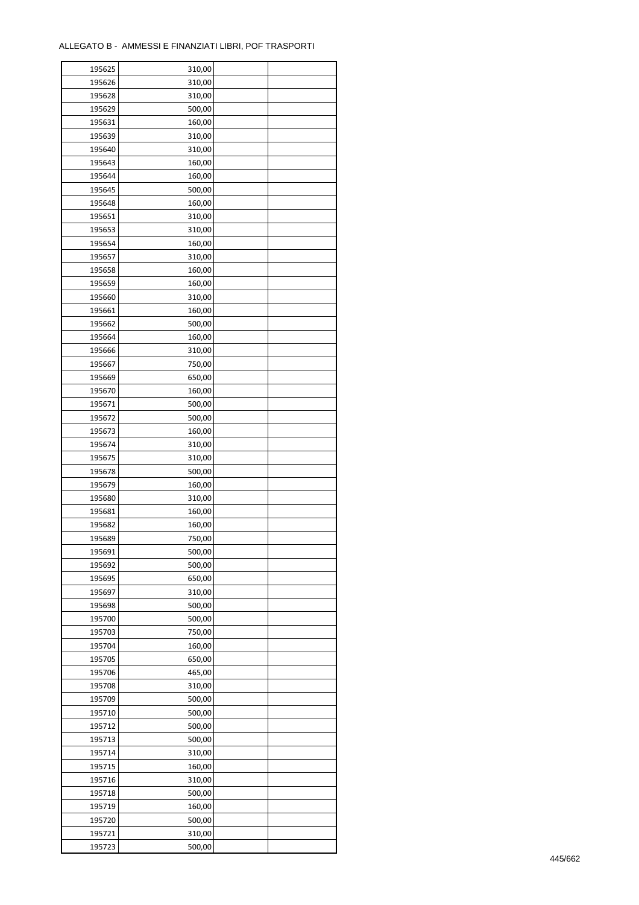ALLEGATO B - AMMESSI E FINANZIATI LIBRI, POF TRASPORTI

| | | | |
|---|---|---|---|
| 195625 | 310,00 | | |
| 195626 | 310,00 | | |
| 195628 | 310,00 | | |
| 195629 | 500,00 | | |
| 195631 | 160,00 | | |
| 195639 | 310,00 | | |
| 195640 | 310,00 | | |
| 195643 | 160,00 | | |
| 195644 | 160,00 | | |
| 195645 | 500,00 | | |
| 195648 | 160,00 | | |
| 195651 | 310,00 | | |
| 195653 | 310,00 | | |
| 195654 | 160,00 | | |
| 195657 | 310,00 | | |
| 195658 | 160,00 | | |
| 195659 | 160,00 | | |
| 195660 | 310,00 | | |
| 195661 | 160,00 | | |
| 195662 | 500,00 | | |
| 195664 | 160,00 | | |
| 195666 | 310,00 | | |
| 195667 | 750,00 | | |
| 195669 | 650,00 | | |
| 195670 | 160,00 | | |
| 195671 | 500,00 | | |
| 195672 | 500,00 | | |
| 195673 | 160,00 | | |
| 195674 | 310,00 | | |
| 195675 | 310,00 | | |
| 195678 | 500,00 | | |
| 195679 | 160,00 | | |
| 195680 | 310,00 | | |
| 195681 | 160,00 | | |
| 195682 | 160,00 | | |
| 195689 | 750,00 | | |
| 195691 | 500,00 | | |
| 195692 | 500,00 | | |
| 195695 | 650,00 | | |
| 195697 | 310,00 | | |
| 195698 | 500,00 | | |
| 195700 | 500,00 | | |
| 195703 | 750,00 | | |
| 195704 | 160,00 | | |
| 195705 | 650,00 | | |
| 195706 | 465,00 | | |
| 195708 | 310,00 | | |
| 195709 | 500,00 | | |
| 195710 | 500,00 | | |
| 195712 | 500,00 | | |
| 195713 | 500,00 | | |
| 195714 | 310,00 | | |
| 195715 | 160,00 | | |
| 195716 | 310,00 | | |
| 195718 | 500,00 | | |
| 195719 | 160,00 | | |
| 195720 | 500,00 | | |
| 195721 | 310,00 | | |
| 195723 | 500,00 | | |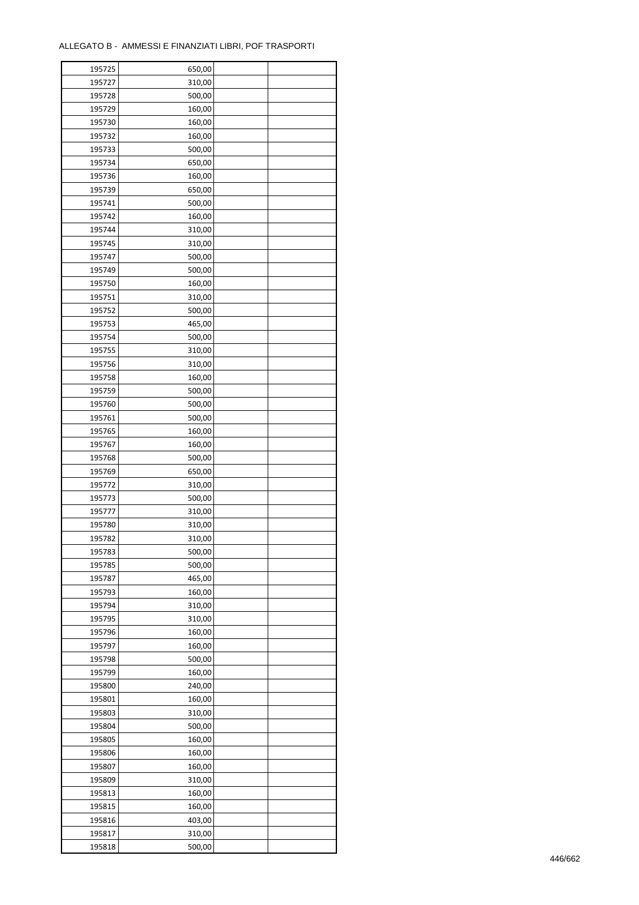ALLEGATO B - AMMESSI E FINANZIATI LIBRI, POF TRASPORTI

| | | | |
|---|---|---|---|
| 195725 | 650,00 | | |
| 195727 | 310,00 | | |
| 195728 | 500,00 | | |
| 195729 | 160,00 | | |
| 195730 | 160,00 | | |
| 195732 | 160,00 | | |
| 195733 | 500,00 | | |
| 195734 | 650,00 | | |
| 195736 | 160,00 | | |
| 195739 | 650,00 | | |
| 195741 | 500,00 | | |
| 195742 | 160,00 | | |
| 195744 | 310,00 | | |
| 195745 | 310,00 | | |
| 195747 | 500,00 | | |
| 195749 | 500,00 | | |
| 195750 | 160,00 | | |
| 195751 | 310,00 | | |
| 195752 | 500,00 | | |
| 195753 | 465,00 | | |
| 195754 | 500,00 | | |
| 195755 | 310,00 | | |
| 195756 | 310,00 | | |
| 195758 | 160,00 | | |
| 195759 | 500,00 | | |
| 195760 | 500,00 | | |
| 195761 | 500,00 | | |
| 195765 | 160,00 | | |
| 195767 | 160,00 | | |
| 195768 | 500,00 | | |
| 195769 | 650,00 | | |
| 195772 | 310,00 | | |
| 195773 | 500,00 | | |
| 195777 | 310,00 | | |
| 195780 | 310,00 | | |
| 195782 | 310,00 | | |
| 195783 | 500,00 | | |
| 195785 | 500,00 | | |
| 195787 | 465,00 | | |
| 195793 | 160,00 | | |
| 195794 | 310,00 | | |
| 195795 | 310,00 | | |
| 195796 | 160,00 | | |
| 195797 | 160,00 | | |
| 195798 | 500,00 | | |
| 195799 | 160,00 | | |
| 195800 | 240,00 | | |
| 195801 | 160,00 | | |
| 195803 | 310,00 | | |
| 195804 | 500,00 | | |
| 195805 | 160,00 | | |
| 195806 | 160,00 | | |
| 195807 | 160,00 | | |
| 195809 | 310,00 | | |
| 195813 | 160,00 | | |
| 195815 | 160,00 | | |
| 195816 | 403,00 | | |
| 195817 | 310,00 | | |
| 195818 | 500,00 | | |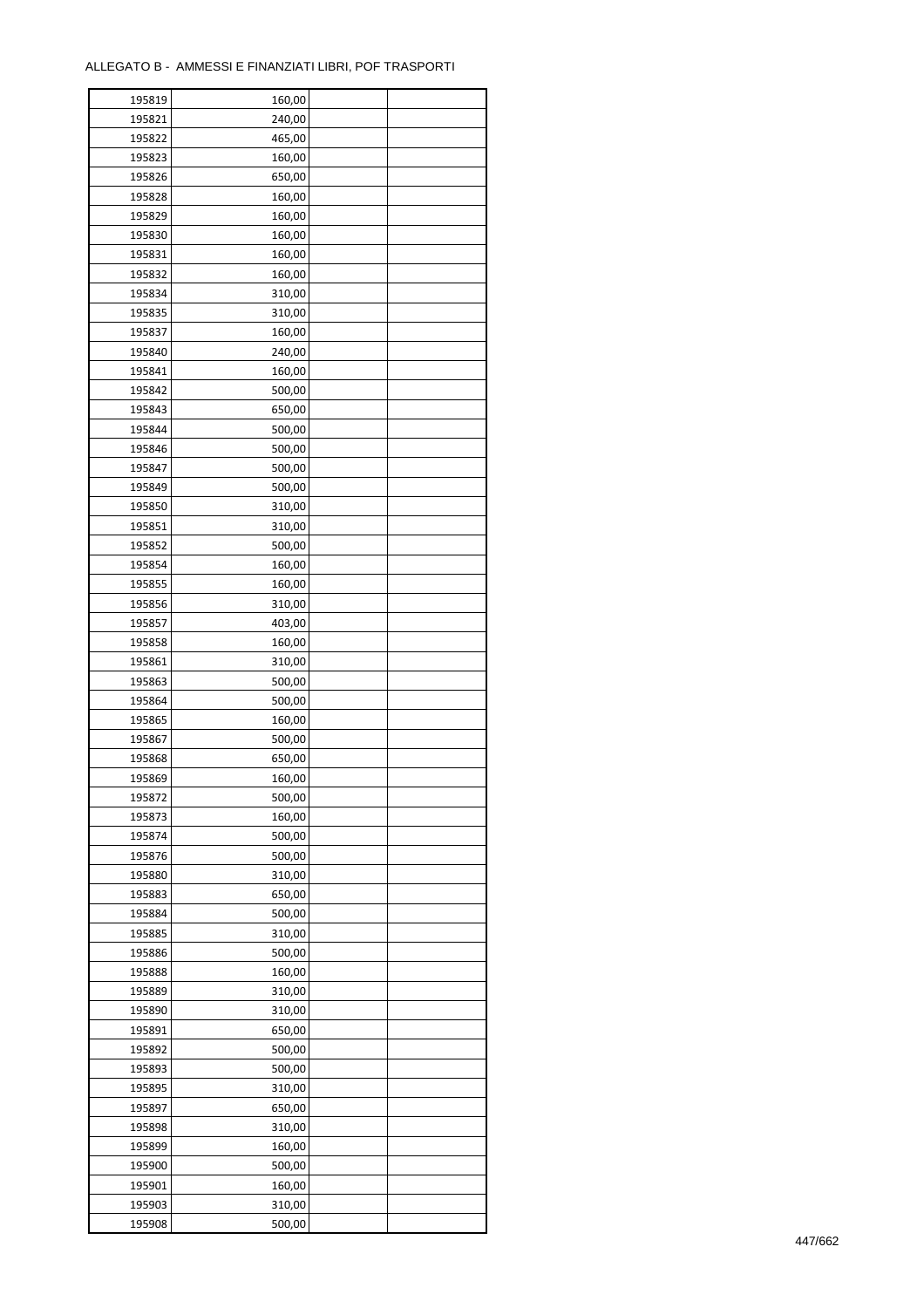ALLEGATO B - AMMESSI E FINANZIATI LIBRI, POF TRASPORTI

| | | | |
|---|---|---|---|
| 195819 | 160,00 | | |
| 195821 | 240,00 | | |
| 195822 | 465,00 | | |
| 195823 | 160,00 | | |
| 195826 | 650,00 | | |
| 195828 | 160,00 | | |
| 195829 | 160,00 | | |
| 195830 | 160,00 | | |
| 195831 | 160,00 | | |
| 195832 | 160,00 | | |
| 195834 | 310,00 | | |
| 195835 | 310,00 | | |
| 195837 | 160,00 | | |
| 195840 | 240,00 | | |
| 195841 | 160,00 | | |
| 195842 | 500,00 | | |
| 195843 | 650,00 | | |
| 195844 | 500,00 | | |
| 195846 | 500,00 | | |
| 195847 | 500,00 | | |
| 195849 | 500,00 | | |
| 195850 | 310,00 | | |
| 195851 | 310,00 | | |
| 195852 | 500,00 | | |
| 195854 | 160,00 | | |
| 195855 | 160,00 | | |
| 195856 | 310,00 | | |
| 195857 | 403,00 | | |
| 195858 | 160,00 | | |
| 195861 | 310,00 | | |
| 195863 | 500,00 | | |
| 195864 | 500,00 | | |
| 195865 | 160,00 | | |
| 195867 | 500,00 | | |
| 195868 | 650,00 | | |
| 195869 | 160,00 | | |
| 195872 | 500,00 | | |
| 195873 | 160,00 | | |
| 195874 | 500,00 | | |
| 195876 | 500,00 | | |
| 195880 | 310,00 | | |
| 195883 | 650,00 | | |
| 195884 | 500,00 | | |
| 195885 | 310,00 | | |
| 195886 | 500,00 | | |
| 195888 | 160,00 | | |
| 195889 | 310,00 | | |
| 195890 | 310,00 | | |
| 195891 | 650,00 | | |
| 195892 | 500,00 | | |
| 195893 | 500,00 | | |
| 195895 | 310,00 | | |
| 195897 | 650,00 | | |
| 195898 | 310,00 | | |
| 195899 | 160,00 | | |
| 195900 | 500,00 | | |
| 195901 | 160,00 | | |
| 195903 | 310,00 | | |
| 195908 | 500,00 | | |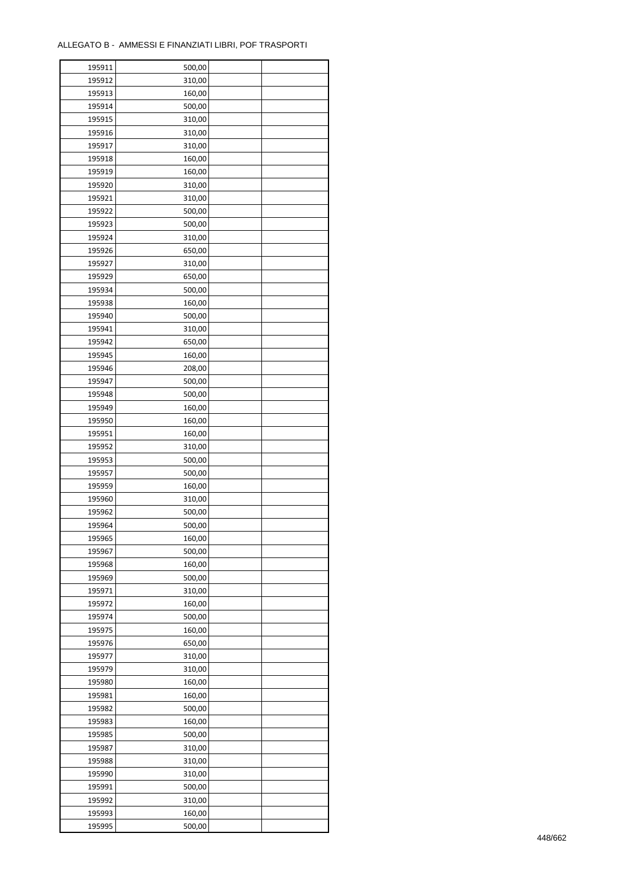ALLEGATO B - AMMESSI E FINANZIATI LIBRI, POF TRASPORTI

| | | | |
|---|---|---|---|
| 195911 | 500,00 | | |
| 195912 | 310,00 | | |
| 195913 | 160,00 | | |
| 195914 | 500,00 | | |
| 195915 | 310,00 | | |
| 195916 | 310,00 | | |
| 195917 | 310,00 | | |
| 195918 | 160,00 | | |
| 195919 | 160,00 | | |
| 195920 | 310,00 | | |
| 195921 | 310,00 | | |
| 195922 | 500,00 | | |
| 195923 | 500,00 | | |
| 195924 | 310,00 | | |
| 195926 | 650,00 | | |
| 195927 | 310,00 | | |
| 195929 | 650,00 | | |
| 195934 | 500,00 | | |
| 195938 | 160,00 | | |
| 195940 | 500,00 | | |
| 195941 | 310,00 | | |
| 195942 | 650,00 | | |
| 195945 | 160,00 | | |
| 195946 | 208,00 | | |
| 195947 | 500,00 | | |
| 195948 | 500,00 | | |
| 195949 | 160,00 | | |
| 195950 | 160,00 | | |
| 195951 | 160,00 | | |
| 195952 | 310,00 | | |
| 195953 | 500,00 | | |
| 195957 | 500,00 | | |
| 195959 | 160,00 | | |
| 195960 | 310,00 | | |
| 195962 | 500,00 | | |
| 195964 | 500,00 | | |
| 195965 | 160,00 | | |
| 195967 | 500,00 | | |
| 195968 | 160,00 | | |
| 195969 | 500,00 | | |
| 195971 | 310,00 | | |
| 195972 | 160,00 | | |
| 195974 | 500,00 | | |
| 195975 | 160,00 | | |
| 195976 | 650,00 | | |
| 195977 | 310,00 | | |
| 195979 | 310,00 | | |
| 195980 | 160,00 | | |
| 195981 | 160,00 | | |
| 195982 | 500,00 | | |
| 195983 | 160,00 | | |
| 195985 | 500,00 | | |
| 195987 | 310,00 | | |
| 195988 | 310,00 | | |
| 195990 | 310,00 | | |
| 195991 | 500,00 | | |
| 195992 | 310,00 | | |
| 195993 | 160,00 | | |
| 195995 | 500,00 | | |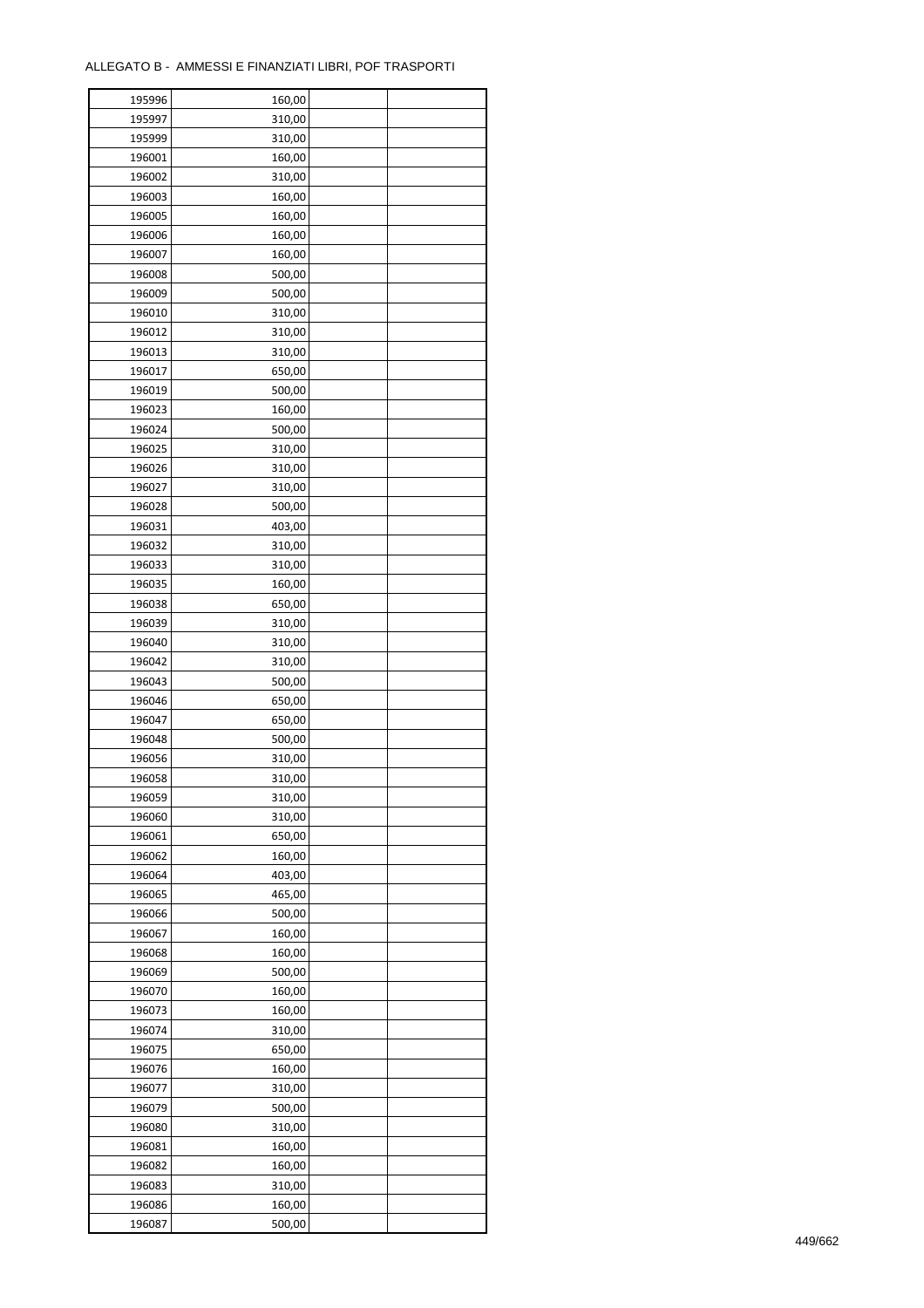ALLEGATO B - AMMESSI E FINANZIATI LIBRI, POF TRASPORTI

| | | | |
|---|---|---|---|
| 195996 | 160,00 | | |
| 195997 | 310,00 | | |
| 195999 | 310,00 | | |
| 196001 | 160,00 | | |
| 196002 | 310,00 | | |
| 196003 | 160,00 | | |
| 196005 | 160,00 | | |
| 196006 | 160,00 | | |
| 196007 | 160,00 | | |
| 196008 | 500,00 | | |
| 196009 | 500,00 | | |
| 196010 | 310,00 | | |
| 196012 | 310,00 | | |
| 196013 | 310,00 | | |
| 196017 | 650,00 | | |
| 196019 | 500,00 | | |
| 196023 | 160,00 | | |
| 196024 | 500,00 | | |
| 196025 | 310,00 | | |
| 196026 | 310,00 | | |
| 196027 | 310,00 | | |
| 196028 | 500,00 | | |
| 196031 | 403,00 | | |
| 196032 | 310,00 | | |
| 196033 | 310,00 | | |
| 196035 | 160,00 | | |
| 196038 | 650,00 | | |
| 196039 | 310,00 | | |
| 196040 | 310,00 | | |
| 196042 | 310,00 | | |
| 196043 | 500,00 | | |
| 196046 | 650,00 | | |
| 196047 | 650,00 | | |
| 196048 | 500,00 | | |
| 196056 | 310,00 | | |
| 196058 | 310,00 | | |
| 196059 | 310,00 | | |
| 196060 | 310,00 | | |
| 196061 | 650,00 | | |
| 196062 | 160,00 | | |
| 196064 | 403,00 | | |
| 196065 | 465,00 | | |
| 196066 | 500,00 | | |
| 196067 | 160,00 | | |
| 196068 | 160,00 | | |
| 196069 | 500,00 | | |
| 196070 | 160,00 | | |
| 196073 | 160,00 | | |
| 196074 | 310,00 | | |
| 196075 | 650,00 | | |
| 196076 | 160,00 | | |
| 196077 | 310,00 | | |
| 196079 | 500,00 | | |
| 196080 | 310,00 | | |
| 196081 | 160,00 | | |
| 196082 | 160,00 | | |
| 196083 | 310,00 | | |
| 196086 | 160,00 | | |
| 196087 | 500,00 | | |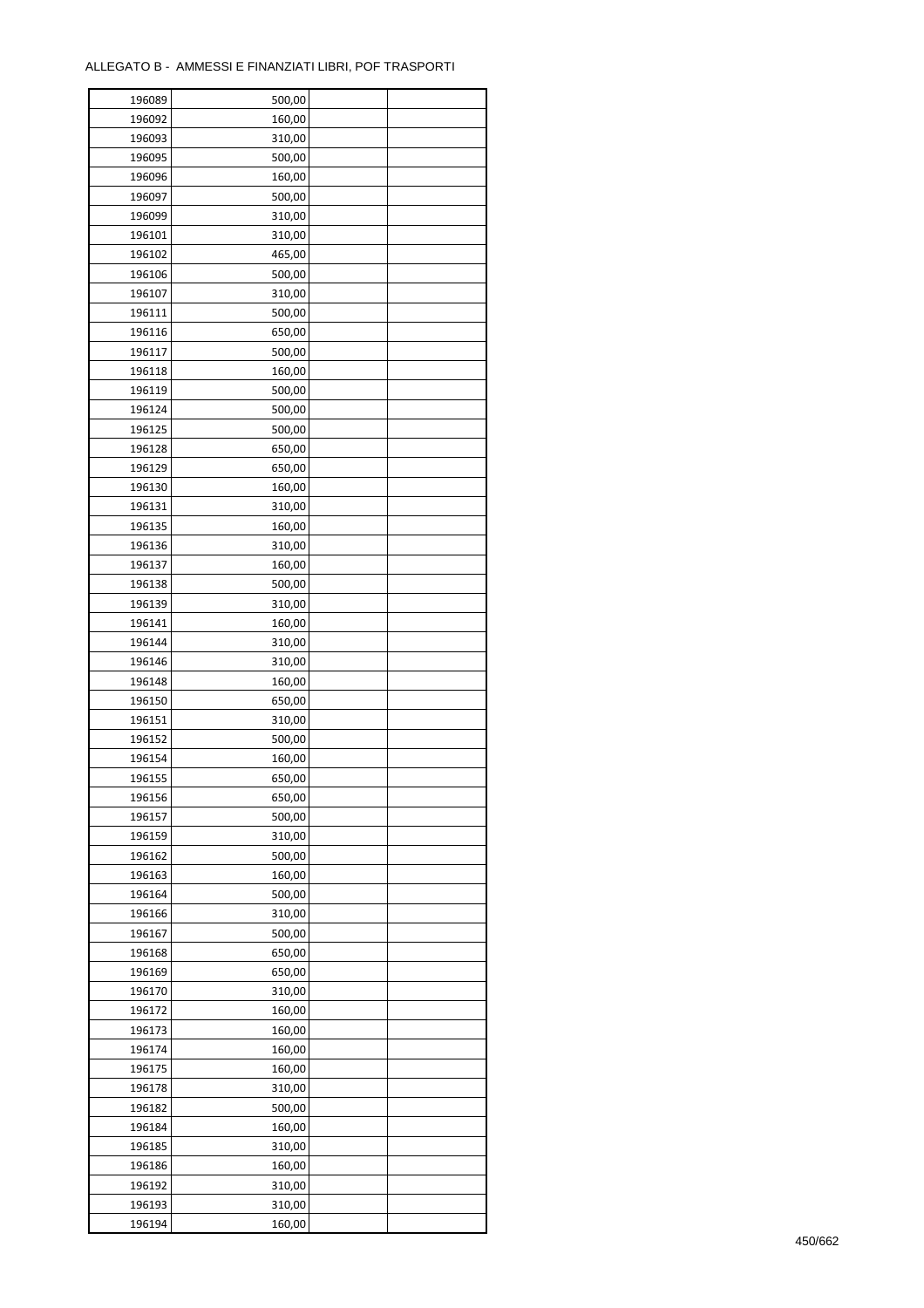ALLEGATO B - AMMESSI E FINANZIATI LIBRI, POF TRASPORTI

| | | | |
|---|---|---|---|
| 196089 | 500,00 | | |
| 196092 | 160,00 | | |
| 196093 | 310,00 | | |
| 196095 | 500,00 | | |
| 196096 | 160,00 | | |
| 196097 | 500,00 | | |
| 196099 | 310,00 | | |
| 196101 | 310,00 | | |
| 196102 | 465,00 | | |
| 196106 | 500,00 | | |
| 196107 | 310,00 | | |
| 196111 | 500,00 | | |
| 196116 | 650,00 | | |
| 196117 | 500,00 | | |
| 196118 | 160,00 | | |
| 196119 | 500,00 | | |
| 196124 | 500,00 | | |
| 196125 | 500,00 | | |
| 196128 | 650,00 | | |
| 196129 | 650,00 | | |
| 196130 | 160,00 | | |
| 196131 | 310,00 | | |
| 196135 | 160,00 | | |
| 196136 | 310,00 | | |
| 196137 | 160,00 | | |
| 196138 | 500,00 | | |
| 196139 | 310,00 | | |
| 196141 | 160,00 | | |
| 196144 | 310,00 | | |
| 196146 | 310,00 | | |
| 196148 | 160,00 | | |
| 196150 | 650,00 | | |
| 196151 | 310,00 | | |
| 196152 | 500,00 | | |
| 196154 | 160,00 | | |
| 196155 | 650,00 | | |
| 196156 | 650,00 | | |
| 196157 | 500,00 | | |
| 196159 | 310,00 | | |
| 196162 | 500,00 | | |
| 196163 | 160,00 | | |
| 196164 | 500,00 | | |
| 196166 | 310,00 | | |
| 196167 | 500,00 | | |
| 196168 | 650,00 | | |
| 196169 | 650,00 | | |
| 196170 | 310,00 | | |
| 196172 | 160,00 | | |
| 196173 | 160,00 | | |
| 196174 | 160,00 | | |
| 196175 | 160,00 | | |
| 196178 | 310,00 | | |
| 196182 | 500,00 | | |
| 196184 | 160,00 | | |
| 196185 | 310,00 | | |
| 196186 | 160,00 | | |
| 196192 | 310,00 | | |
| 196193 | 310,00 | | |
| 196194 | 160,00 | | |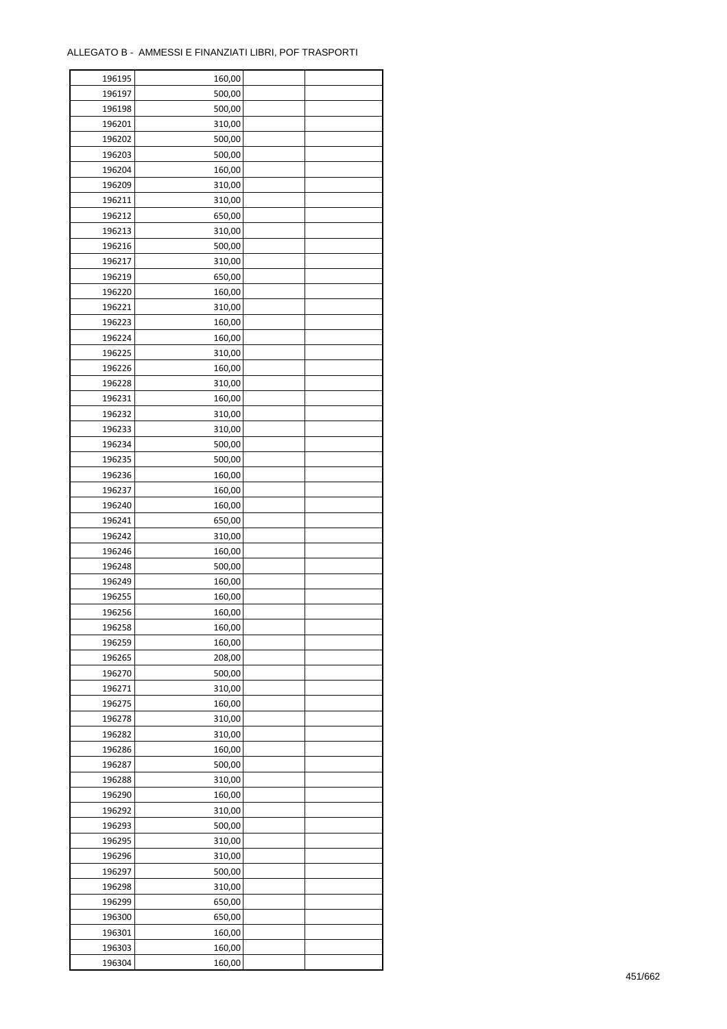ALLEGATO B - AMMESSI E FINANZIATI LIBRI, POF TRASPORTI

| | | | |
|---|---|---|---|
| 196195 | 160,00 | | |
| 196197 | 500,00 | | |
| 196198 | 500,00 | | |
| 196201 | 310,00 | | |
| 196202 | 500,00 | | |
| 196203 | 500,00 | | |
| 196204 | 160,00 | | |
| 196209 | 310,00 | | |
| 196211 | 310,00 | | |
| 196212 | 650,00 | | |
| 196213 | 310,00 | | |
| 196216 | 500,00 | | |
| 196217 | 310,00 | | |
| 196219 | 650,00 | | |
| 196220 | 160,00 | | |
| 196221 | 310,00 | | |
| 196223 | 160,00 | | |
| 196224 | 160,00 | | |
| 196225 | 310,00 | | |
| 196226 | 160,00 | | |
| 196228 | 310,00 | | |
| 196231 | 160,00 | | |
| 196232 | 310,00 | | |
| 196233 | 310,00 | | |
| 196234 | 500,00 | | |
| 196235 | 500,00 | | |
| 196236 | 160,00 | | |
| 196237 | 160,00 | | |
| 196240 | 160,00 | | |
| 196241 | 650,00 | | |
| 196242 | 310,00 | | |
| 196246 | 160,00 | | |
| 196248 | 500,00 | | |
| 196249 | 160,00 | | |
| 196255 | 160,00 | | |
| 196256 | 160,00 | | |
| 196258 | 160,00 | | |
| 196259 | 160,00 | | |
| 196265 | 208,00 | | |
| 196270 | 500,00 | | |
| 196271 | 310,00 | | |
| 196275 | 160,00 | | |
| 196278 | 310,00 | | |
| 196282 | 310,00 | | |
| 196286 | 160,00 | | |
| 196287 | 500,00 | | |
| 196288 | 310,00 | | |
| 196290 | 160,00 | | |
| 196292 | 310,00 | | |
| 196293 | 500,00 | | |
| 196295 | 310,00 | | |
| 196296 | 310,00 | | |
| 196297 | 500,00 | | |
| 196298 | 310,00 | | |
| 196299 | 650,00 | | |
| 196300 | 650,00 | | |
| 196301 | 160,00 | | |
| 196303 | 160,00 | | |
| 196304 | 160,00 | | |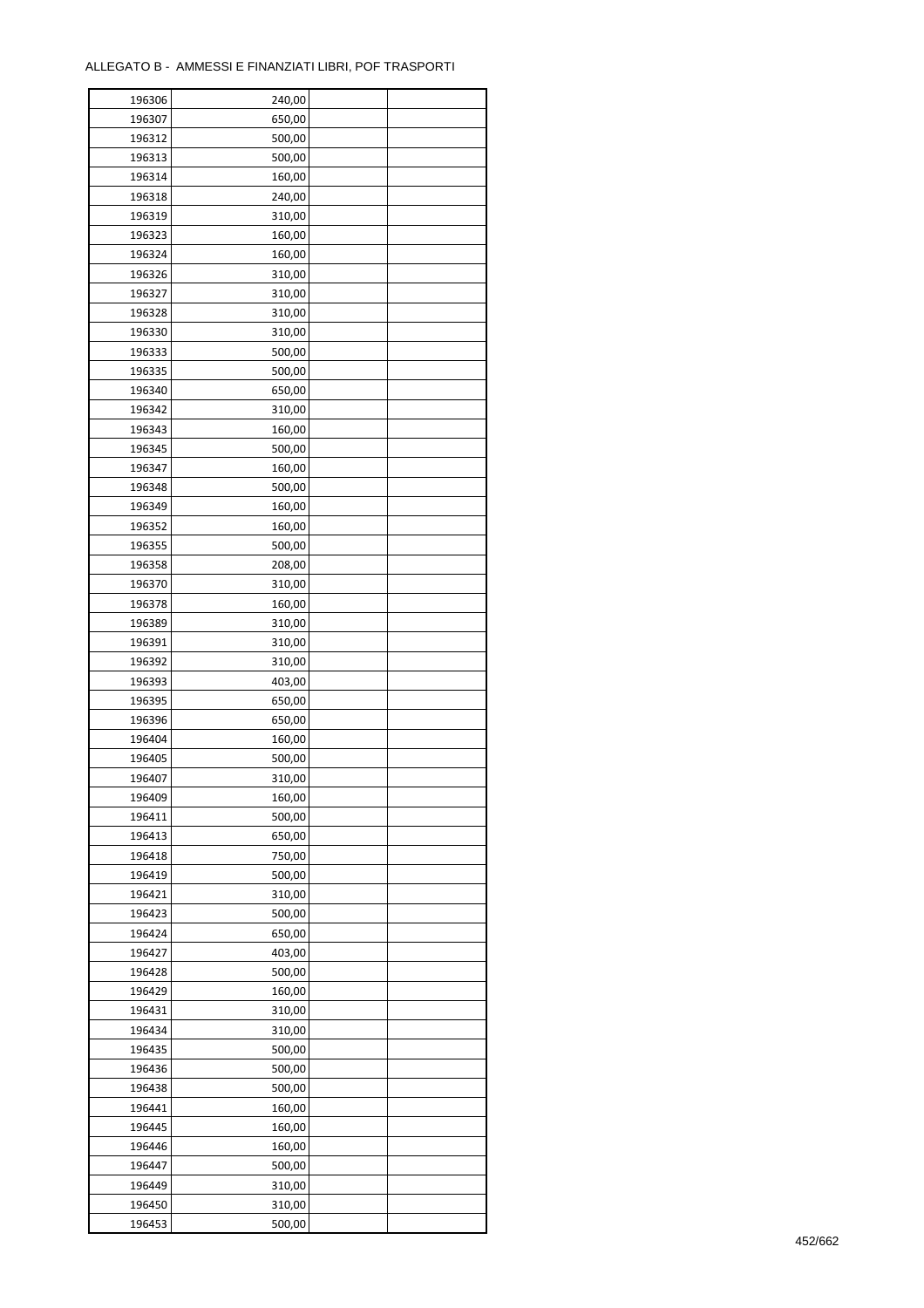ALLEGATO B - AMMESSI E FINANZIATI LIBRI, POF TRASPORTI

| | | | |
|---|---|---|---|
| 196306 | 240,00 | | |
| 196307 | 650,00 | | |
| 196312 | 500,00 | | |
| 196313 | 500,00 | | |
| 196314 | 160,00 | | |
| 196318 | 240,00 | | |
| 196319 | 310,00 | | |
| 196323 | 160,00 | | |
| 196324 | 160,00 | | |
| 196326 | 310,00 | | |
| 196327 | 310,00 | | |
| 196328 | 310,00 | | |
| 196330 | 310,00 | | |
| 196333 | 500,00 | | |
| 196335 | 500,00 | | |
| 196340 | 650,00 | | |
| 196342 | 310,00 | | |
| 196343 | 160,00 | | |
| 196345 | 500,00 | | |
| 196347 | 160,00 | | |
| 196348 | 500,00 | | |
| 196349 | 160,00 | | |
| 196352 | 160,00 | | |
| 196355 | 500,00 | | |
| 196358 | 208,00 | | |
| 196370 | 310,00 | | |
| 196378 | 160,00 | | |
| 196389 | 310,00 | | |
| 196391 | 310,00 | | |
| 196392 | 310,00 | | |
| 196393 | 403,00 | | |
| 196395 | 650,00 | | |
| 196396 | 650,00 | | |
| 196404 | 160,00 | | |
| 196405 | 500,00 | | |
| 196407 | 310,00 | | |
| 196409 | 160,00 | | |
| 196411 | 500,00 | | |
| 196413 | 650,00 | | |
| 196418 | 750,00 | | |
| 196419 | 500,00 | | |
| 196421 | 310,00 | | |
| 196423 | 500,00 | | |
| 196424 | 650,00 | | |
| 196427 | 403,00 | | |
| 196428 | 500,00 | | |
| 196429 | 160,00 | | |
| 196431 | 310,00 | | |
| 196434 | 310,00 | | |
| 196435 | 500,00 | | |
| 196436 | 500,00 | | |
| 196438 | 500,00 | | |
| 196441 | 160,00 | | |
| 196445 | 160,00 | | |
| 196446 | 160,00 | | |
| 196447 | 500,00 | | |
| 196449 | 310,00 | | |
| 196450 | 310,00 | | |
| 196453 | 500,00 | | |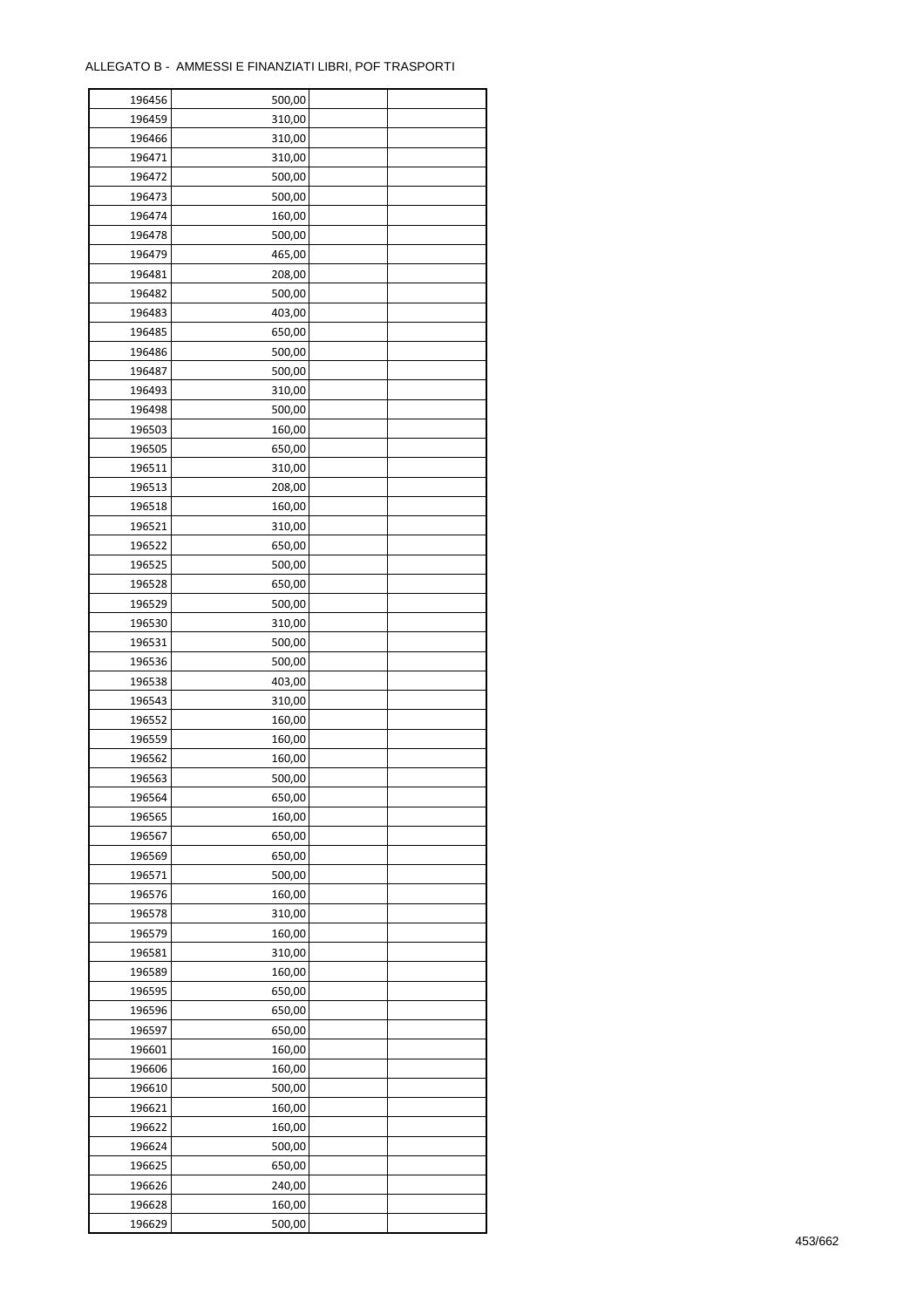ALLEGATO B - AMMESSI E FINANZIATI LIBRI, POF TRASPORTI

| | | | |
|---|---|---|---|
| 196456 | 500,00 | | |
| 196459 | 310,00 | | |
| 196466 | 310,00 | | |
| 196471 | 310,00 | | |
| 196472 | 500,00 | | |
| 196473 | 500,00 | | |
| 196474 | 160,00 | | |
| 196478 | 500,00 | | |
| 196479 | 465,00 | | |
| 196481 | 208,00 | | |
| 196482 | 500,00 | | |
| 196483 | 403,00 | | |
| 196485 | 650,00 | | |
| 196486 | 500,00 | | |
| 196487 | 500,00 | | |
| 196493 | 310,00 | | |
| 196498 | 500,00 | | |
| 196503 | 160,00 | | |
| 196505 | 650,00 | | |
| 196511 | 310,00 | | |
| 196513 | 208,00 | | |
| 196518 | 160,00 | | |
| 196521 | 310,00 | | |
| 196522 | 650,00 | | |
| 196525 | 500,00 | | |
| 196528 | 650,00 | | |
| 196529 | 500,00 | | |
| 196530 | 310,00 | | |
| 196531 | 500,00 | | |
| 196536 | 500,00 | | |
| 196538 | 403,00 | | |
| 196543 | 310,00 | | |
| 196552 | 160,00 | | |
| 196559 | 160,00 | | |
| 196562 | 160,00 | | |
| 196563 | 500,00 | | |
| 196564 | 650,00 | | |
| 196565 | 160,00 | | |
| 196567 | 650,00 | | |
| 196569 | 650,00 | | |
| 196571 | 500,00 | | |
| 196576 | 160,00 | | |
| 196578 | 310,00 | | |
| 196579 | 160,00 | | |
| 196581 | 310,00 | | |
| 196589 | 160,00 | | |
| 196595 | 650,00 | | |
| 196596 | 650,00 | | |
| 196597 | 650,00 | | |
| 196601 | 160,00 | | |
| 196606 | 160,00 | | |
| 196610 | 500,00 | | |
| 196621 | 160,00 | | |
| 196622 | 160,00 | | |
| 196624 | 500,00 | | |
| 196625 | 650,00 | | |
| 196626 | 240,00 | | |
| 196628 | 160,00 | | |
| 196629 | 500,00 | | |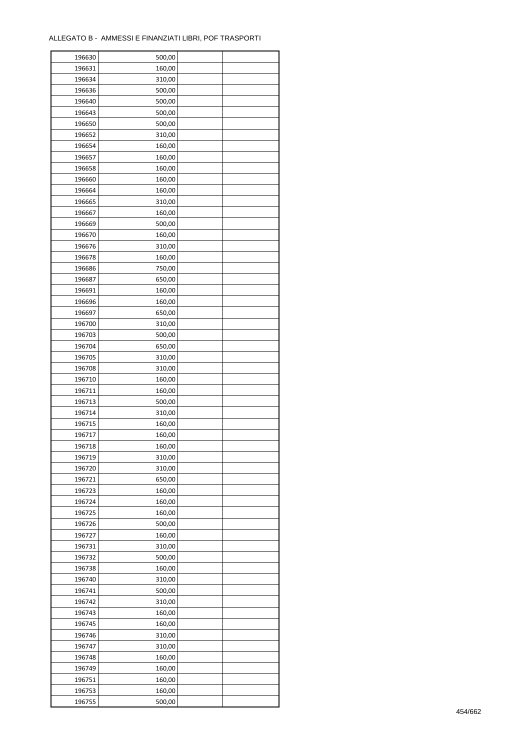ALLEGATO B - AMMESSI E FINANZIATI LIBRI, POF TRASPORTI

| | | | |
|---|---|---|---|
| 196630 | 500,00 | | |
| 196631 | 160,00 | | |
| 196634 | 310,00 | | |
| 196636 | 500,00 | | |
| 196640 | 500,00 | | |
| 196643 | 500,00 | | |
| 196650 | 500,00 | | |
| 196652 | 310,00 | | |
| 196654 | 160,00 | | |
| 196657 | 160,00 | | |
| 196658 | 160,00 | | |
| 196660 | 160,00 | | |
| 196664 | 160,00 | | |
| 196665 | 310,00 | | |
| 196667 | 160,00 | | |
| 196669 | 500,00 | | |
| 196670 | 160,00 | | |
| 196676 | 310,00 | | |
| 196678 | 160,00 | | |
| 196686 | 750,00 | | |
| 196687 | 650,00 | | |
| 196691 | 160,00 | | |
| 196696 | 160,00 | | |
| 196697 | 650,00 | | |
| 196700 | 310,00 | | |
| 196703 | 500,00 | | |
| 196704 | 650,00 | | |
| 196705 | 310,00 | | |
| 196708 | 310,00 | | |
| 196710 | 160,00 | | |
| 196711 | 160,00 | | |
| 196713 | 500,00 | | |
| 196714 | 310,00 | | |
| 196715 | 160,00 | | |
| 196717 | 160,00 | | |
| 196718 | 160,00 | | |
| 196719 | 310,00 | | |
| 196720 | 310,00 | | |
| 196721 | 650,00 | | |
| 196723 | 160,00 | | |
| 196724 | 160,00 | | |
| 196725 | 160,00 | | |
| 196726 | 500,00 | | |
| 196727 | 160,00 | | |
| 196731 | 310,00 | | |
| 196732 | 500,00 | | |
| 196738 | 160,00 | | |
| 196740 | 310,00 | | |
| 196741 | 500,00 | | |
| 196742 | 310,00 | | |
| 196743 | 160,00 | | |
| 196745 | 160,00 | | |
| 196746 | 310,00 | | |
| 196747 | 310,00 | | |
| 196748 | 160,00 | | |
| 196749 | 160,00 | | |
| 196751 | 160,00 | | |
| 196753 | 160,00 | | |
| 196755 | 500,00 | | |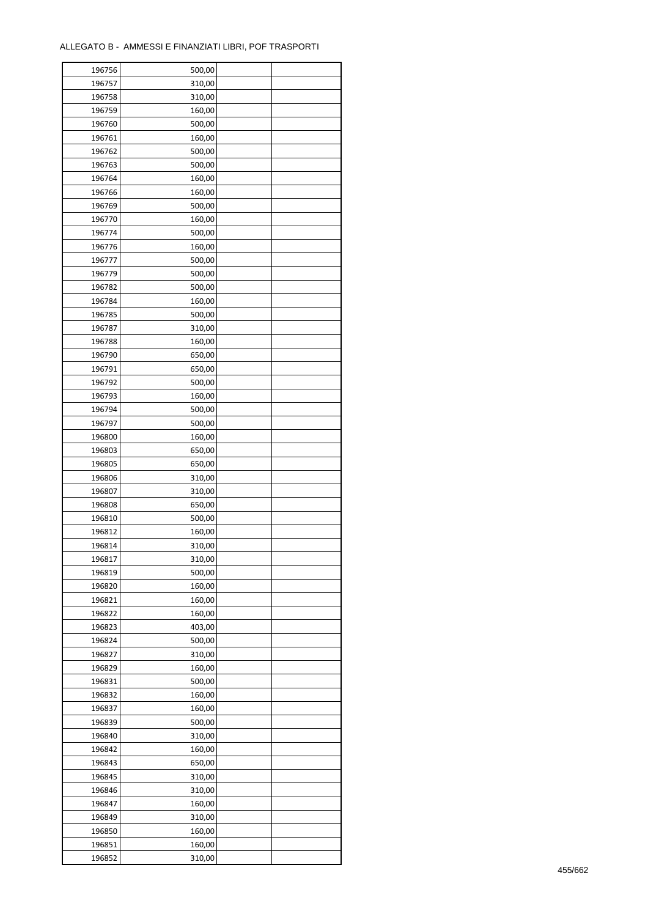ALLEGATO B - AMMESSI E FINANZIATI LIBRI, POF TRASPORTI

| | | | |
|---|---|---|---|
| 196756 | 500,00 | | |
| 196757 | 310,00 | | |
| 196758 | 310,00 | | |
| 196759 | 160,00 | | |
| 196760 | 500,00 | | |
| 196761 | 160,00 | | |
| 196762 | 500,00 | | |
| 196763 | 500,00 | | |
| 196764 | 160,00 | | |
| 196766 | 160,00 | | |
| 196769 | 500,00 | | |
| 196770 | 160,00 | | |
| 196774 | 500,00 | | |
| 196776 | 160,00 | | |
| 196777 | 500,00 | | |
| 196779 | 500,00 | | |
| 196782 | 500,00 | | |
| 196784 | 160,00 | | |
| 196785 | 500,00 | | |
| 196787 | 310,00 | | |
| 196788 | 160,00 | | |
| 196790 | 650,00 | | |
| 196791 | 650,00 | | |
| 196792 | 500,00 | | |
| 196793 | 160,00 | | |
| 196794 | 500,00 | | |
| 196797 | 500,00 | | |
| 196800 | 160,00 | | |
| 196803 | 650,00 | | |
| 196805 | 650,00 | | |
| 196806 | 310,00 | | |
| 196807 | 310,00 | | |
| 196808 | 650,00 | | |
| 196810 | 500,00 | | |
| 196812 | 160,00 | | |
| 196814 | 310,00 | | |
| 196817 | 310,00 | | |
| 196819 | 500,00 | | |
| 196820 | 160,00 | | |
| 196821 | 160,00 | | |
| 196822 | 160,00 | | |
| 196823 | 403,00 | | |
| 196824 | 500,00 | | |
| 196827 | 310,00 | | |
| 196829 | 160,00 | | |
| 196831 | 500,00 | | |
| 196832 | 160,00 | | |
| 196837 | 160,00 | | |
| 196839 | 500,00 | | |
| 196840 | 310,00 | | |
| 196842 | 160,00 | | |
| 196843 | 650,00 | | |
| 196845 | 310,00 | | |
| 196846 | 310,00 | | |
| 196847 | 160,00 | | |
| 196849 | 310,00 | | |
| 196850 | 160,00 | | |
| 196851 | 160,00 | | |
| 196852 | 310,00 | | |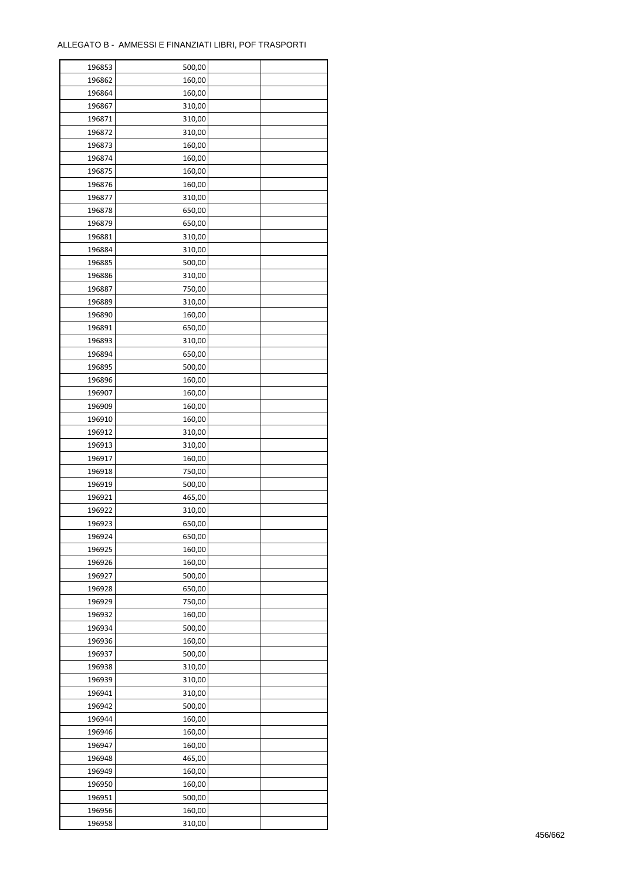ALLEGATO B - AMMESSI E FINANZIATI LIBRI, POF TRASPORTI

| | | | |
|---|---|---|---|
| 196853 | 500,00 | | |
| 196862 | 160,00 | | |
| 196864 | 160,00 | | |
| 196867 | 310,00 | | |
| 196871 | 310,00 | | |
| 196872 | 310,00 | | |
| 196873 | 160,00 | | |
| 196874 | 160,00 | | |
| 196875 | 160,00 | | |
| 196876 | 160,00 | | |
| 196877 | 310,00 | | |
| 196878 | 650,00 | | |
| 196879 | 650,00 | | |
| 196881 | 310,00 | | |
| 196884 | 310,00 | | |
| 196885 | 500,00 | | |
| 196886 | 310,00 | | |
| 196887 | 750,00 | | |
| 196889 | 310,00 | | |
| 196890 | 160,00 | | |
| 196891 | 650,00 | | |
| 196893 | 310,00 | | |
| 196894 | 650,00 | | |
| 196895 | 500,00 | | |
| 196896 | 160,00 | | |
| 196907 | 160,00 | | |
| 196909 | 160,00 | | |
| 196910 | 160,00 | | |
| 196912 | 310,00 | | |
| 196913 | 310,00 | | |
| 196917 | 160,00 | | |
| 196918 | 750,00 | | |
| 196919 | 500,00 | | |
| 196921 | 465,00 | | |
| 196922 | 310,00 | | |
| 196923 | 650,00 | | |
| 196924 | 650,00 | | |
| 196925 | 160,00 | | |
| 196926 | 160,00 | | |
| 196927 | 500,00 | | |
| 196928 | 650,00 | | |
| 196929 | 750,00 | | |
| 196932 | 160,00 | | |
| 196934 | 500,00 | | |
| 196936 | 160,00 | | |
| 196937 | 500,00 | | |
| 196938 | 310,00 | | |
| 196939 | 310,00 | | |
| 196941 | 310,00 | | |
| 196942 | 500,00 | | |
| 196944 | 160,00 | | |
| 196946 | 160,00 | | |
| 196947 | 160,00 | | |
| 196948 | 465,00 | | |
| 196949 | 160,00 | | |
| 196950 | 160,00 | | |
| 196951 | 500,00 | | |
| 196956 | 160,00 | | |
| 196958 | 310,00 | | |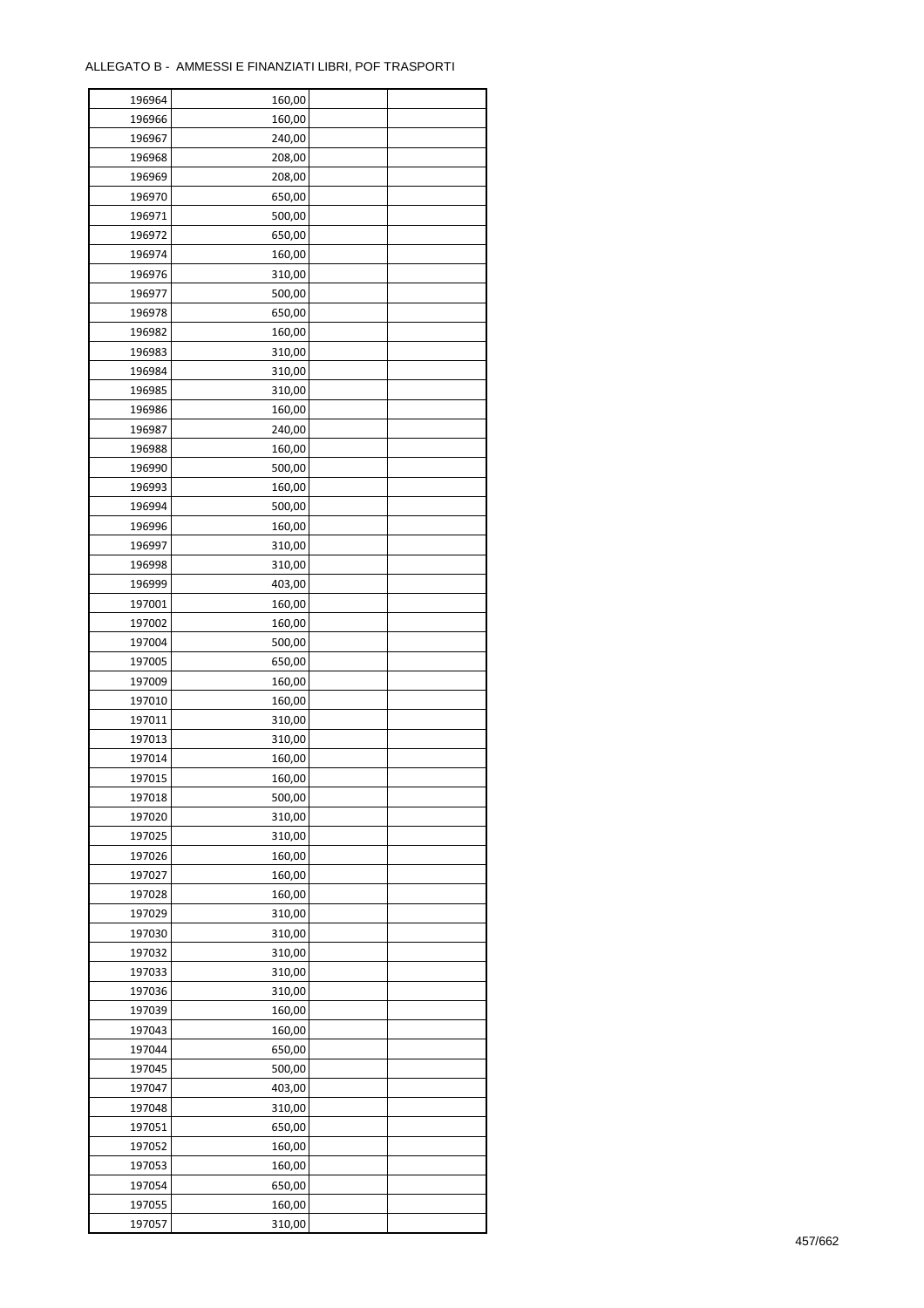ALLEGATO B - AMMESSI E FINANZIATI LIBRI, POF TRASPORTI

| | | | |
|---|---|---|---|
| 196964 | 160,00 | | |
| 196966 | 160,00 | | |
| 196967 | 240,00 | | |
| 196968 | 208,00 | | |
| 196969 | 208,00 | | |
| 196970 | 650,00 | | |
| 196971 | 500,00 | | |
| 196972 | 650,00 | | |
| 196974 | 160,00 | | |
| 196976 | 310,00 | | |
| 196977 | 500,00 | | |
| 196978 | 650,00 | | |
| 196982 | 160,00 | | |
| 196983 | 310,00 | | |
| 196984 | 310,00 | | |
| 196985 | 310,00 | | |
| 196986 | 160,00 | | |
| 196987 | 240,00 | | |
| 196988 | 160,00 | | |
| 196990 | 500,00 | | |
| 196993 | 160,00 | | |
| 196994 | 500,00 | | |
| 196996 | 160,00 | | |
| 196997 | 310,00 | | |
| 196998 | 310,00 | | |
| 196999 | 403,00 | | |
| 197001 | 160,00 | | |
| 197002 | 160,00 | | |
| 197004 | 500,00 | | |
| 197005 | 650,00 | | |
| 197009 | 160,00 | | |
| 197010 | 160,00 | | |
| 197011 | 310,00 | | |
| 197013 | 310,00 | | |
| 197014 | 160,00 | | |
| 197015 | 160,00 | | |
| 197018 | 500,00 | | |
| 197020 | 310,00 | | |
| 197025 | 310,00 | | |
| 197026 | 160,00 | | |
| 197027 | 160,00 | | |
| 197028 | 160,00 | | |
| 197029 | 310,00 | | |
| 197030 | 310,00 | | |
| 197032 | 310,00 | | |
| 197033 | 310,00 | | |
| 197036 | 310,00 | | |
| 197039 | 160,00 | | |
| 197043 | 160,00 | | |
| 197044 | 650,00 | | |
| 197045 | 500,00 | | |
| 197047 | 403,00 | | |
| 197048 | 310,00 | | |
| 197051 | 650,00 | | |
| 197052 | 160,00 | | |
| 197053 | 160,00 | | |
| 197054 | 650,00 | | |
| 197055 | 160,00 | | |
| 197057 | 310,00 | | |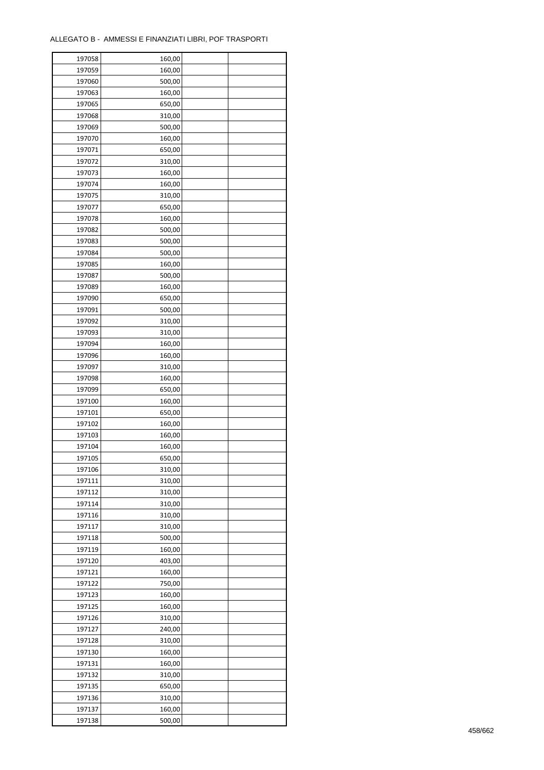ALLEGATO B - AMMESSI E FINANZIATI LIBRI, POF TRASPORTI

| | | | |
|---|---|---|---|
| 197058 | 160,00 | | |
| 197059 | 160,00 | | |
| 197060 | 500,00 | | |
| 197063 | 160,00 | | |
| 197065 | 650,00 | | |
| 197068 | 310,00 | | |
| 197069 | 500,00 | | |
| 197070 | 160,00 | | |
| 197071 | 650,00 | | |
| 197072 | 310,00 | | |
| 197073 | 160,00 | | |
| 197074 | 160,00 | | |
| 197075 | 310,00 | | |
| 197077 | 650,00 | | |
| 197078 | 160,00 | | |
| 197082 | 500,00 | | |
| 197083 | 500,00 | | |
| 197084 | 500,00 | | |
| 197085 | 160,00 | | |
| 197087 | 500,00 | | |
| 197089 | 160,00 | | |
| 197090 | 650,00 | | |
| 197091 | 500,00 | | |
| 197092 | 310,00 | | |
| 197093 | 310,00 | | |
| 197094 | 160,00 | | |
| 197096 | 160,00 | | |
| 197097 | 310,00 | | |
| 197098 | 160,00 | | |
| 197099 | 650,00 | | |
| 197100 | 160,00 | | |
| 197101 | 650,00 | | |
| 197102 | 160,00 | | |
| 197103 | 160,00 | | |
| 197104 | 160,00 | | |
| 197105 | 650,00 | | |
| 197106 | 310,00 | | |
| 197111 | 310,00 | | |
| 197112 | 310,00 | | |
| 197114 | 310,00 | | |
| 197116 | 310,00 | | |
| 197117 | 310,00 | | |
| 197118 | 500,00 | | |
| 197119 | 160,00 | | |
| 197120 | 403,00 | | |
| 197121 | 160,00 | | |
| 197122 | 750,00 | | |
| 197123 | 160,00 | | |
| 197125 | 160,00 | | |
| 197126 | 310,00 | | |
| 197127 | 240,00 | | |
| 197128 | 310,00 | | |
| 197130 | 160,00 | | |
| 197131 | 160,00 | | |
| 197132 | 310,00 | | |
| 197135 | 650,00 | | |
| 197136 | 310,00 | | |
| 197137 | 160,00 | | |
| 197138 | 500,00 | | |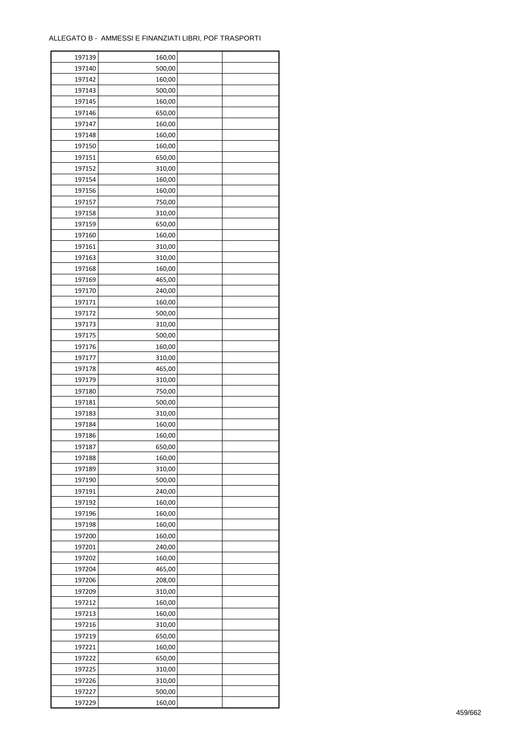ALLEGATO B - AMMESSI E FINANZIATI LIBRI, POF TRASPORTI

| | | | |
|---|---|---|---|
| 197139 | 160,00 | | |
| 197140 | 500,00 | | |
| 197142 | 160,00 | | |
| 197143 | 500,00 | | |
| 197145 | 160,00 | | |
| 197146 | 650,00 | | |
| 197147 | 160,00 | | |
| 197148 | 160,00 | | |
| 197150 | 160,00 | | |
| 197151 | 650,00 | | |
| 197152 | 310,00 | | |
| 197154 | 160,00 | | |
| 197156 | 160,00 | | |
| 197157 | 750,00 | | |
| 197158 | 310,00 | | |
| 197159 | 650,00 | | |
| 197160 | 160,00 | | |
| 197161 | 310,00 | | |
| 197163 | 310,00 | | |
| 197168 | 160,00 | | |
| 197169 | 465,00 | | |
| 197170 | 240,00 | | |
| 197171 | 160,00 | | |
| 197172 | 500,00 | | |
| 197173 | 310,00 | | |
| 197175 | 500,00 | | |
| 197176 | 160,00 | | |
| 197177 | 310,00 | | |
| 197178 | 465,00 | | |
| 197179 | 310,00 | | |
| 197180 | 750,00 | | |
| 197181 | 500,00 | | |
| 197183 | 310,00 | | |
| 197184 | 160,00 | | |
| 197186 | 160,00 | | |
| 197187 | 650,00 | | |
| 197188 | 160,00 | | |
| 197189 | 310,00 | | |
| 197190 | 500,00 | | |
| 197191 | 240,00 | | |
| 197192 | 160,00 | | |
| 197196 | 160,00 | | |
| 197198 | 160,00 | | |
| 197200 | 160,00 | | |
| 197201 | 240,00 | | |
| 197202 | 160,00 | | |
| 197204 | 465,00 | | |
| 197206 | 208,00 | | |
| 197209 | 310,00 | | |
| 197212 | 160,00 | | |
| 197213 | 160,00 | | |
| 197216 | 310,00 | | |
| 197219 | 650,00 | | |
| 197221 | 160,00 | | |
| 197222 | 650,00 | | |
| 197225 | 310,00 | | |
| 197226 | 310,00 | | |
| 197227 | 500,00 | | |
| 197229 | 160,00 | | |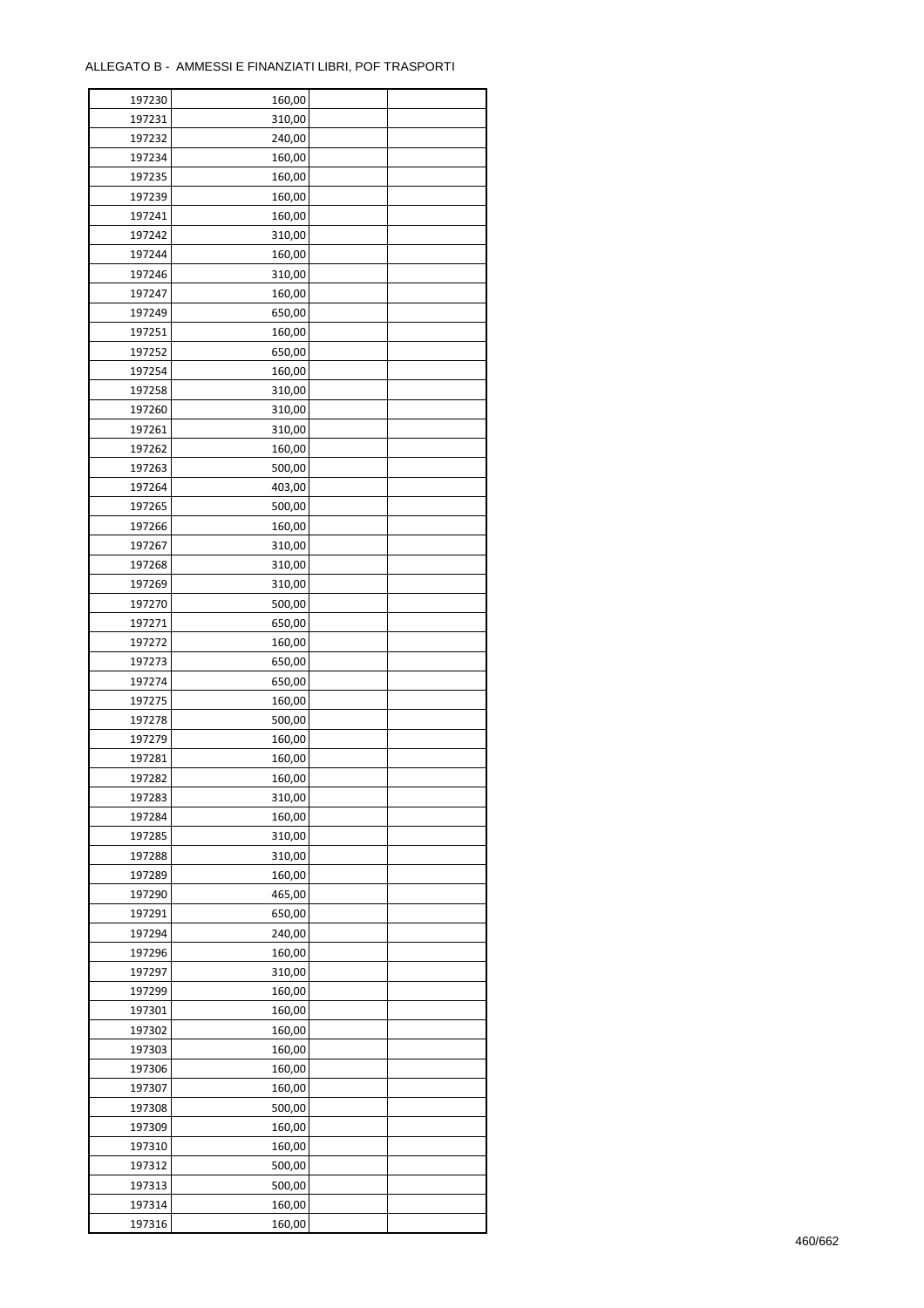ALLEGATO B - AMMESSI E FINANZIATI LIBRI, POF TRASPORTI

| | | | |
|---|---|---|---|
| 197230 | 160,00 | | |
| 197231 | 310,00 | | |
| 197232 | 240,00 | | |
| 197234 | 160,00 | | |
| 197235 | 160,00 | | |
| 197239 | 160,00 | | |
| 197241 | 160,00 | | |
| 197242 | 310,00 | | |
| 197244 | 160,00 | | |
| 197246 | 310,00 | | |
| 197247 | 160,00 | | |
| 197249 | 650,00 | | |
| 197251 | 160,00 | | |
| 197252 | 650,00 | | |
| 197254 | 160,00 | | |
| 197258 | 310,00 | | |
| 197260 | 310,00 | | |
| 197261 | 310,00 | | |
| 197262 | 160,00 | | |
| 197263 | 500,00 | | |
| 197264 | 403,00 | | |
| 197265 | 500,00 | | |
| 197266 | 160,00 | | |
| 197267 | 310,00 | | |
| 197268 | 310,00 | | |
| 197269 | 310,00 | | |
| 197270 | 500,00 | | |
| 197271 | 650,00 | | |
| 197272 | 160,00 | | |
| 197273 | 650,00 | | |
| 197274 | 650,00 | | |
| 197275 | 160,00 | | |
| 197278 | 500,00 | | |
| 197279 | 160,00 | | |
| 197281 | 160,00 | | |
| 197282 | 160,00 | | |
| 197283 | 310,00 | | |
| 197284 | 160,00 | | |
| 197285 | 310,00 | | |
| 197288 | 310,00 | | |
| 197289 | 160,00 | | |
| 197290 | 465,00 | | |
| 197291 | 650,00 | | |
| 197294 | 240,00 | | |
| 197296 | 160,00 | | |
| 197297 | 310,00 | | |
| 197299 | 160,00 | | |
| 197301 | 160,00 | | |
| 197302 | 160,00 | | |
| 197303 | 160,00 | | |
| 197306 | 160,00 | | |
| 197307 | 160,00 | | |
| 197308 | 500,00 | | |
| 197309 | 160,00 | | |
| 197310 | 160,00 | | |
| 197312 | 500,00 | | |
| 197313 | 500,00 | | |
| 197314 | 160,00 | | |
| 197316 | 160,00 | | |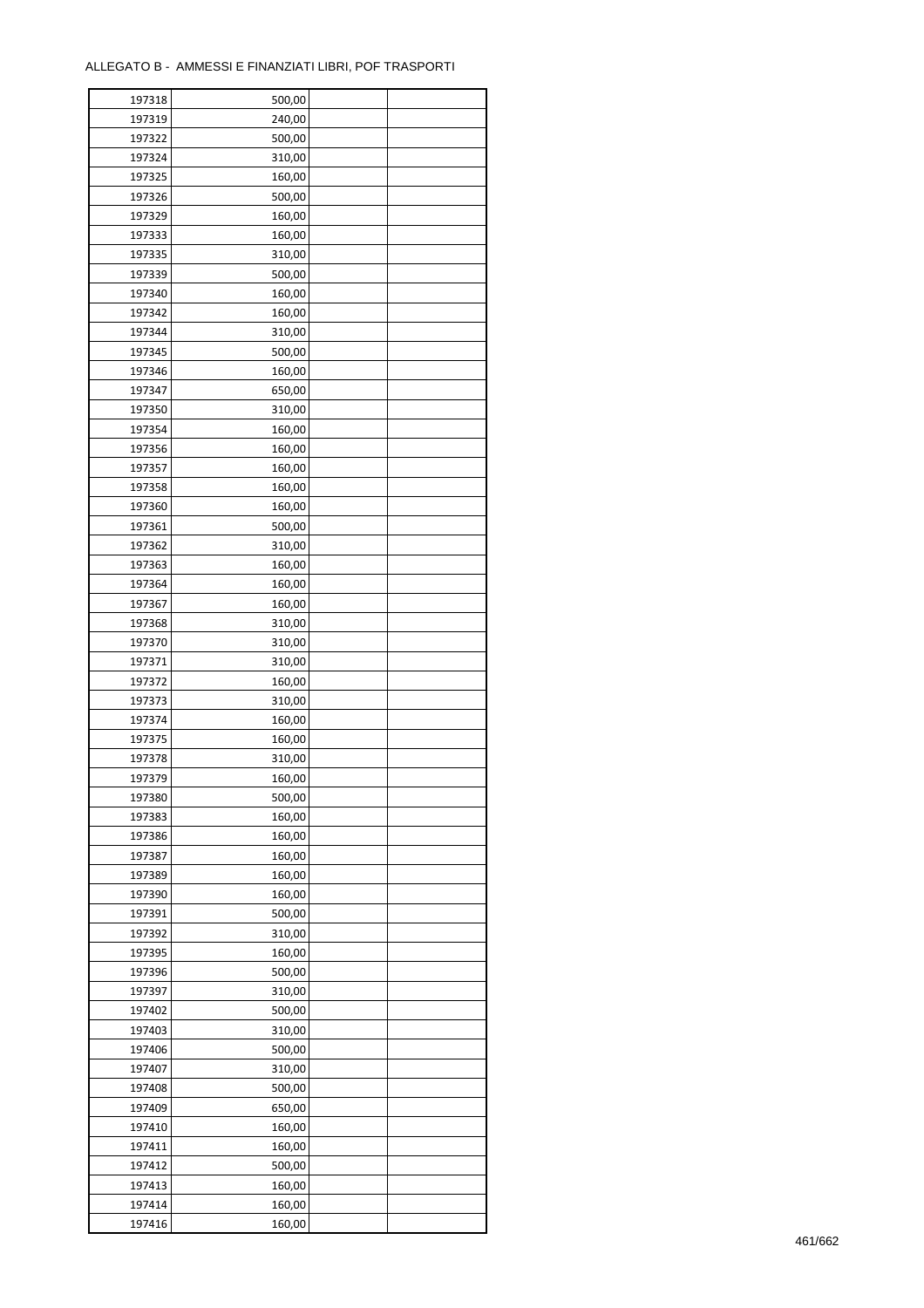ALLEGATO B - AMMESSI E FINANZIATI LIBRI, POF TRASPORTI

| | | | |
|---|---|---|---|
| 197318 | 500,00 | | |
| 197319 | 240,00 | | |
| 197322 | 500,00 | | |
| 197324 | 310,00 | | |
| 197325 | 160,00 | | |
| 197326 | 500,00 | | |
| 197329 | 160,00 | | |
| 197333 | 160,00 | | |
| 197335 | 310,00 | | |
| 197339 | 500,00 | | |
| 197340 | 160,00 | | |
| 197342 | 160,00 | | |
| 197344 | 310,00 | | |
| 197345 | 500,00 | | |
| 197346 | 160,00 | | |
| 197347 | 650,00 | | |
| 197350 | 310,00 | | |
| 197354 | 160,00 | | |
| 197356 | 160,00 | | |
| 197357 | 160,00 | | |
| 197358 | 160,00 | | |
| 197360 | 160,00 | | |
| 197361 | 500,00 | | |
| 197362 | 310,00 | | |
| 197363 | 160,00 | | |
| 197364 | 160,00 | | |
| 197367 | 160,00 | | |
| 197368 | 310,00 | | |
| 197370 | 310,00 | | |
| 197371 | 310,00 | | |
| 197372 | 160,00 | | |
| 197373 | 310,00 | | |
| 197374 | 160,00 | | |
| 197375 | 160,00 | | |
| 197378 | 310,00 | | |
| 197379 | 160,00 | | |
| 197380 | 500,00 | | |
| 197383 | 160,00 | | |
| 197386 | 160,00 | | |
| 197387 | 160,00 | | |
| 197389 | 160,00 | | |
| 197390 | 160,00 | | |
| 197391 | 500,00 | | |
| 197392 | 310,00 | | |
| 197395 | 160,00 | | |
| 197396 | 500,00 | | |
| 197397 | 310,00 | | |
| 197402 | 500,00 | | |
| 197403 | 310,00 | | |
| 197406 | 500,00 | | |
| 197407 | 310,00 | | |
| 197408 | 500,00 | | |
| 197409 | 650,00 | | |
| 197410 | 160,00 | | |
| 197411 | 160,00 | | |
| 197412 | 500,00 | | |
| 197413 | 160,00 | | |
| 197414 | 160,00 | | |
| 197416 | 160,00 | | |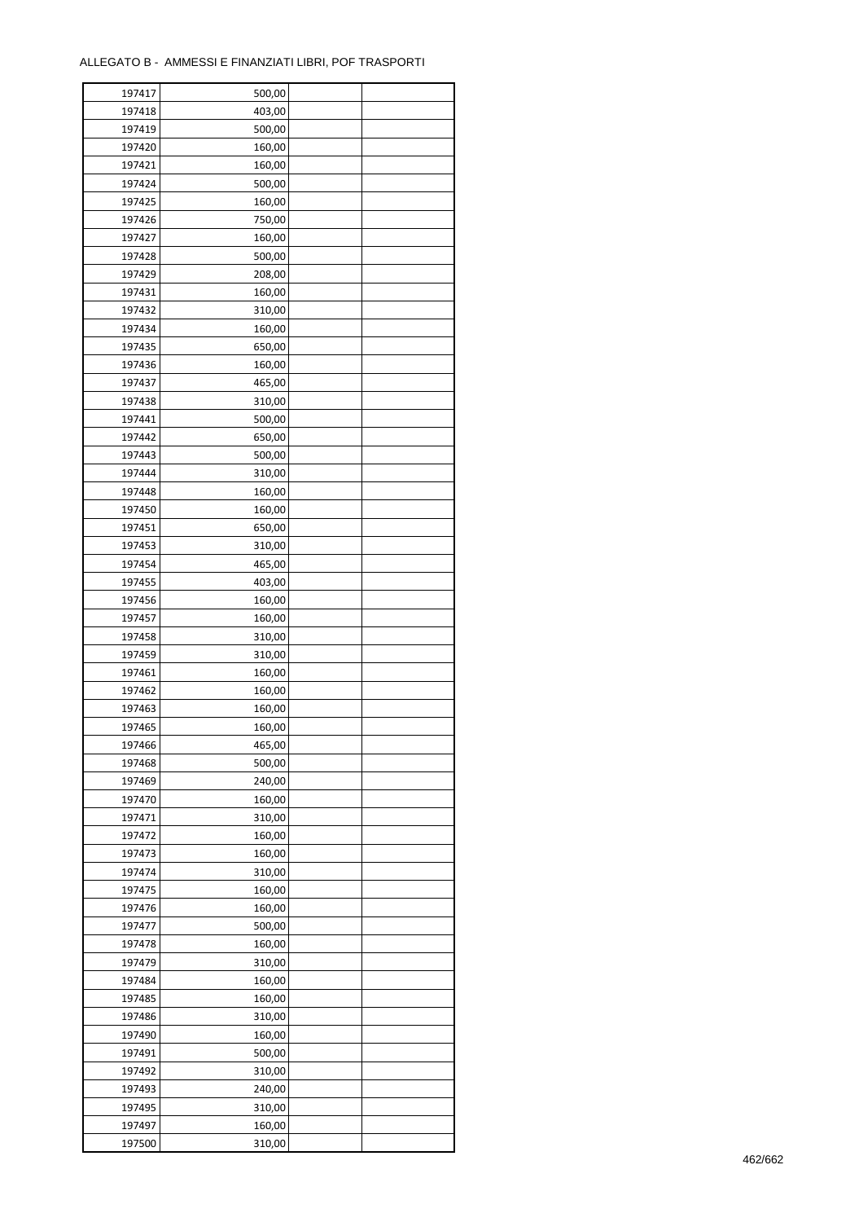ALLEGATO B - AMMESSI E FINANZIATI LIBRI, POF TRASPORTI

| | | | |
|---|---|---|---|
| 197417 | 500,00 | | |
| 197418 | 403,00 | | |
| 197419 | 500,00 | | |
| 197420 | 160,00 | | |
| 197421 | 160,00 | | |
| 197424 | 500,00 | | |
| 197425 | 160,00 | | |
| 197426 | 750,00 | | |
| 197427 | 160,00 | | |
| 197428 | 500,00 | | |
| 197429 | 208,00 | | |
| 197431 | 160,00 | | |
| 197432 | 310,00 | | |
| 197434 | 160,00 | | |
| 197435 | 650,00 | | |
| 197436 | 160,00 | | |
| 197437 | 465,00 | | |
| 197438 | 310,00 | | |
| 197441 | 500,00 | | |
| 197442 | 650,00 | | |
| 197443 | 500,00 | | |
| 197444 | 310,00 | | |
| 197448 | 160,00 | | |
| 197450 | 160,00 | | |
| 197451 | 650,00 | | |
| 197453 | 310,00 | | |
| 197454 | 465,00 | | |
| 197455 | 403,00 | | |
| 197456 | 160,00 | | |
| 197457 | 160,00 | | |
| 197458 | 310,00 | | |
| 197459 | 310,00 | | |
| 197461 | 160,00 | | |
| 197462 | 160,00 | | |
| 197463 | 160,00 | | |
| 197465 | 160,00 | | |
| 197466 | 465,00 | | |
| 197468 | 500,00 | | |
| 197469 | 240,00 | | |
| 197470 | 160,00 | | |
| 197471 | 310,00 | | |
| 197472 | 160,00 | | |
| 197473 | 160,00 | | |
| 197474 | 310,00 | | |
| 197475 | 160,00 | | |
| 197476 | 160,00 | | |
| 197477 | 500,00 | | |
| 197478 | 160,00 | | |
| 197479 | 310,00 | | |
| 197484 | 160,00 | | |
| 197485 | 160,00 | | |
| 197486 | 310,00 | | |
| 197490 | 160,00 | | |
| 197491 | 500,00 | | |
| 197492 | 310,00 | | |
| 197493 | 240,00 | | |
| 197495 | 310,00 | | |
| 197497 | 160,00 | | |
| 197500 | 310,00 | | |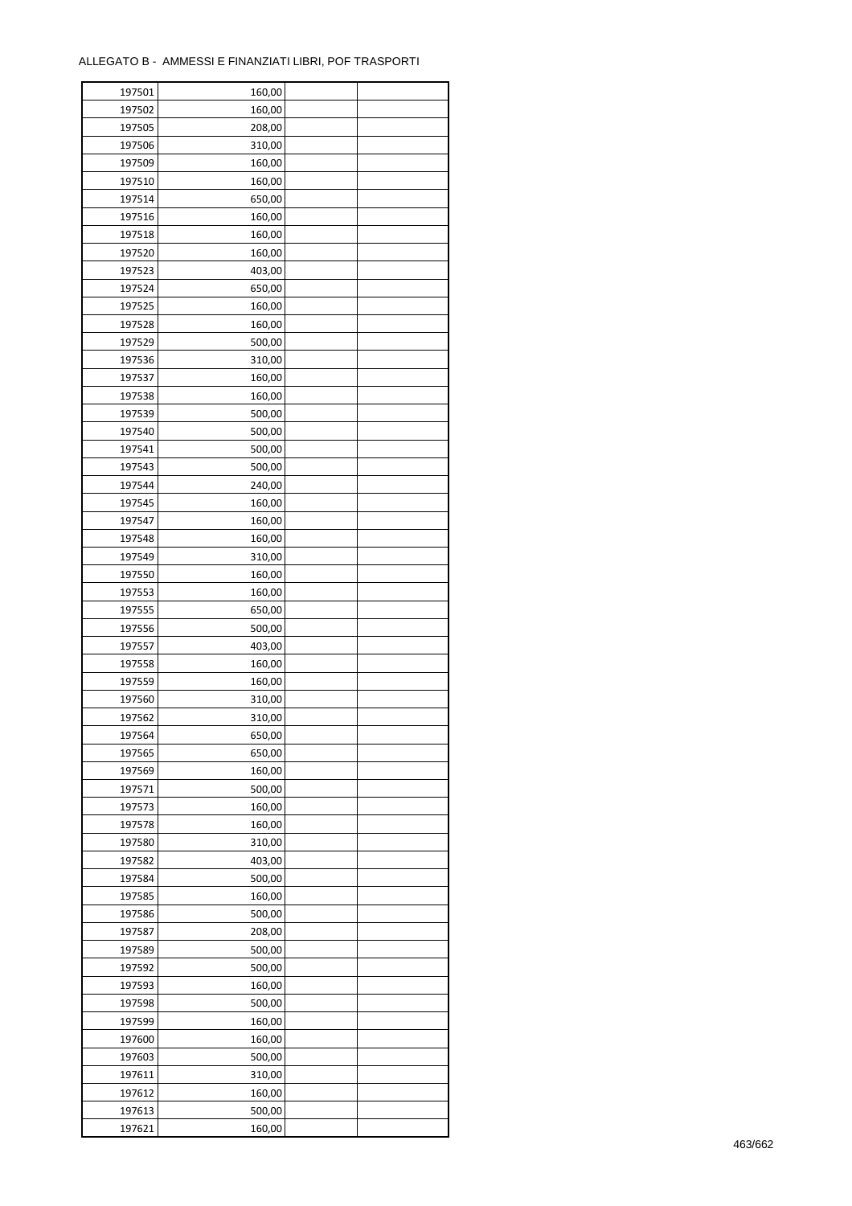ALLEGATO B - AMMESSI E FINANZIATI LIBRI, POF TRASPORTI

| | | | |
|---|---|---|---|
| 197501 | 160,00 | | |
| 197502 | 160,00 | | |
| 197505 | 208,00 | | |
| 197506 | 310,00 | | |
| 197509 | 160,00 | | |
| 197510 | 160,00 | | |
| 197514 | 650,00 | | |
| 197516 | 160,00 | | |
| 197518 | 160,00 | | |
| 197520 | 160,00 | | |
| 197523 | 403,00 | | |
| 197524 | 650,00 | | |
| 197525 | 160,00 | | |
| 197528 | 160,00 | | |
| 197529 | 500,00 | | |
| 197536 | 310,00 | | |
| 197537 | 160,00 | | |
| 197538 | 160,00 | | |
| 197539 | 500,00 | | |
| 197540 | 500,00 | | |
| 197541 | 500,00 | | |
| 197543 | 500,00 | | |
| 197544 | 240,00 | | |
| 197545 | 160,00 | | |
| 197547 | 160,00 | | |
| 197548 | 160,00 | | |
| 197549 | 310,00 | | |
| 197550 | 160,00 | | |
| 197553 | 160,00 | | |
| 197555 | 650,00 | | |
| 197556 | 500,00 | | |
| 197557 | 403,00 | | |
| 197558 | 160,00 | | |
| 197559 | 160,00 | | |
| 197560 | 310,00 | | |
| 197562 | 310,00 | | |
| 197564 | 650,00 | | |
| 197565 | 650,00 | | |
| 197569 | 160,00 | | |
| 197571 | 500,00 | | |
| 197573 | 160,00 | | |
| 197578 | 160,00 | | |
| 197580 | 310,00 | | |
| 197582 | 403,00 | | |
| 197584 | 500,00 | | |
| 197585 | 160,00 | | |
| 197586 | 500,00 | | |
| 197587 | 208,00 | | |
| 197589 | 500,00 | | |
| 197592 | 500,00 | | |
| 197593 | 160,00 | | |
| 197598 | 500,00 | | |
| 197599 | 160,00 | | |
| 197600 | 160,00 | | |
| 197603 | 500,00 | | |
| 197611 | 310,00 | | |
| 197612 | 160,00 | | |
| 197613 | 500,00 | | |
| 197621 | 160,00 | | |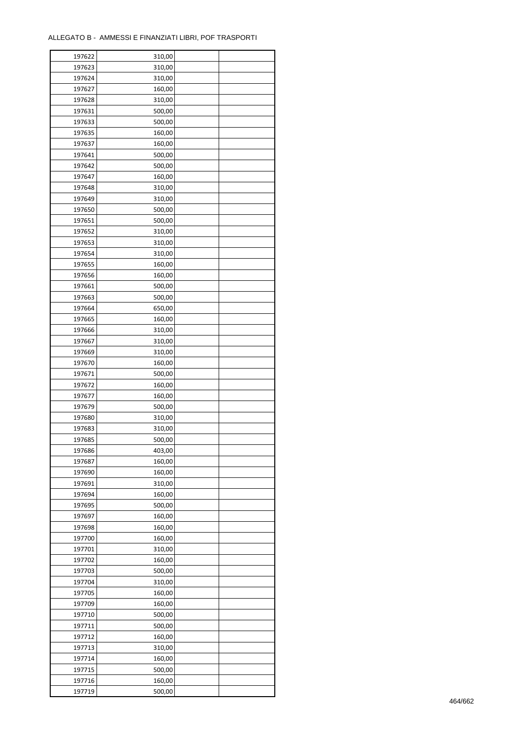ALLEGATO B - AMMESSI E FINANZIATI LIBRI, POF TRASPORTI

| | | | |
|---|---|---|---|
| 197622 | 310,00 | | |
| 197623 | 310,00 | | |
| 197624 | 310,00 | | |
| 197627 | 160,00 | | |
| 197628 | 310,00 | | |
| 197631 | 500,00 | | |
| 197633 | 500,00 | | |
| 197635 | 160,00 | | |
| 197637 | 160,00 | | |
| 197641 | 500,00 | | |
| 197642 | 500,00 | | |
| 197647 | 160,00 | | |
| 197648 | 310,00 | | |
| 197649 | 310,00 | | |
| 197650 | 500,00 | | |
| 197651 | 500,00 | | |
| 197652 | 310,00 | | |
| 197653 | 310,00 | | |
| 197654 | 310,00 | | |
| 197655 | 160,00 | | |
| 197656 | 160,00 | | |
| 197661 | 500,00 | | |
| 197663 | 500,00 | | |
| 197664 | 650,00 | | |
| 197665 | 160,00 | | |
| 197666 | 310,00 | | |
| 197667 | 310,00 | | |
| 197669 | 310,00 | | |
| 197670 | 160,00 | | |
| 197671 | 500,00 | | |
| 197672 | 160,00 | | |
| 197677 | 160,00 | | |
| 197679 | 500,00 | | |
| 197680 | 310,00 | | |
| 197683 | 310,00 | | |
| 197685 | 500,00 | | |
| 197686 | 403,00 | | |
| 197687 | 160,00 | | |
| 197690 | 160,00 | | |
| 197691 | 310,00 | | |
| 197694 | 160,00 | | |
| 197695 | 500,00 | | |
| 197697 | 160,00 | | |
| 197698 | 160,00 | | |
| 197700 | 160,00 | | |
| 197701 | 310,00 | | |
| 197702 | 160,00 | | |
| 197703 | 500,00 | | |
| 197704 | 310,00 | | |
| 197705 | 160,00 | | |
| 197709 | 160,00 | | |
| 197710 | 500,00 | | |
| 197711 | 500,00 | | |
| 197712 | 160,00 | | |
| 197713 | 310,00 | | |
| 197714 | 160,00 | | |
| 197715 | 500,00 | | |
| 197716 | 160,00 | | |
| 197719 | 500,00 | | |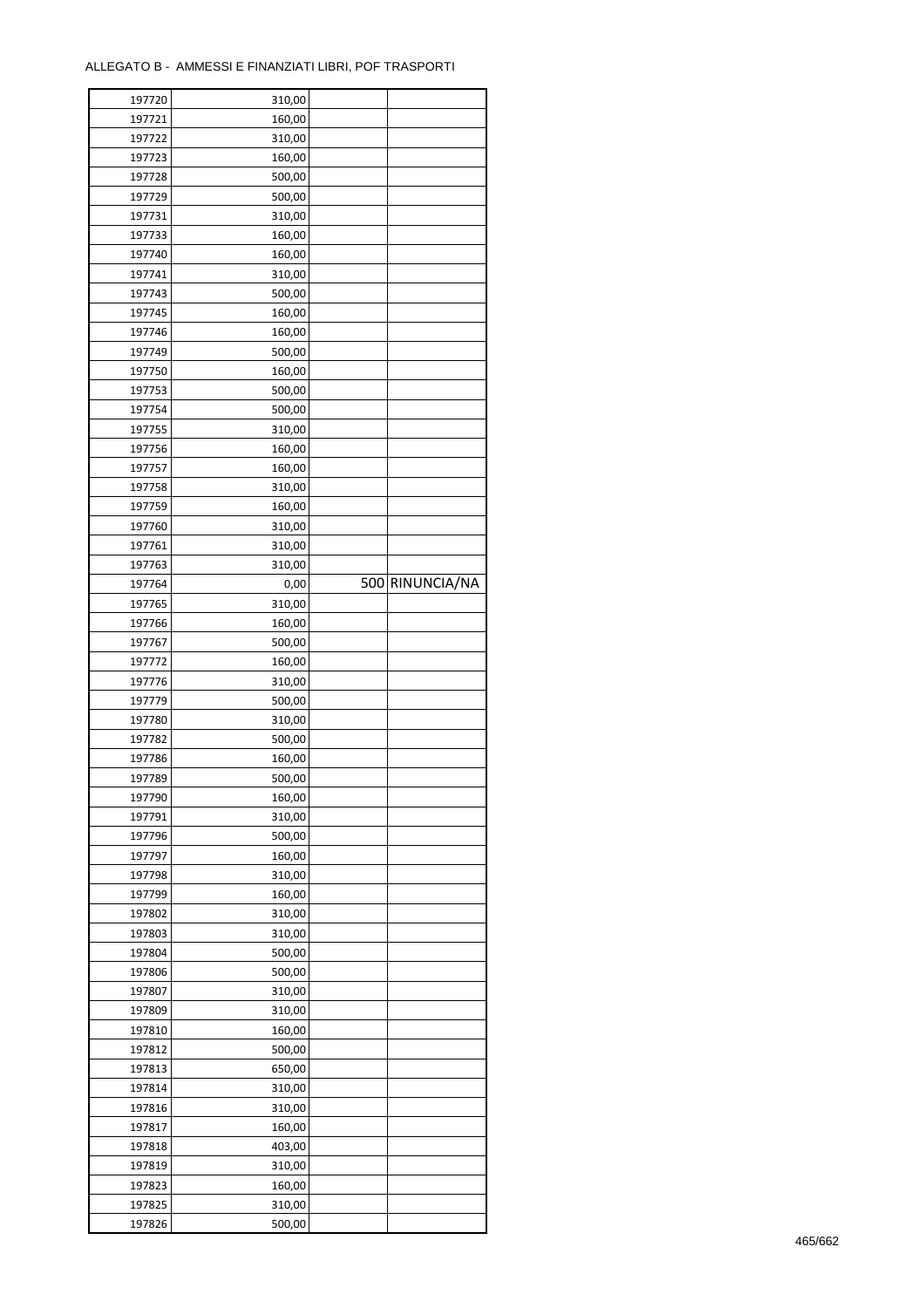ALLEGATO B - AMMESSI E FINANZIATI LIBRI, POF TRASPORTI

| | | | |
|---|---|---|---|
| 197720 | 310,00 | | |
| 197721 | 160,00 | | |
| 197722 | 310,00 | | |
| 197723 | 160,00 | | |
| 197728 | 500,00 | | |
| 197729 | 500,00 | | |
| 197731 | 310,00 | | |
| 197733 | 160,00 | | |
| 197740 | 160,00 | | |
| 197741 | 310,00 | | |
| 197743 | 500,00 | | |
| 197745 | 160,00 | | |
| 197746 | 160,00 | | |
| 197749 | 500,00 | | |
| 197750 | 160,00 | | |
| 197753 | 500,00 | | |
| 197754 | 500,00 | | |
| 197755 | 310,00 | | |
| 197756 | 160,00 | | |
| 197757 | 160,00 | | |
| 197758 | 310,00 | | |
| 197759 | 160,00 | | |
| 197760 | 310,00 | | |
| 197761 | 310,00 | | |
| 197763 | 310,00 | | |
| 197764 | 0,00 | 500 | RINUNCIA/NA |
| 197765 | 310,00 | | |
| 197766 | 160,00 | | |
| 197767 | 500,00 | | |
| 197772 | 160,00 | | |
| 197776 | 310,00 | | |
| 197779 | 500,00 | | |
| 197780 | 310,00 | | |
| 197782 | 500,00 | | |
| 197786 | 160,00 | | |
| 197789 | 500,00 | | |
| 197790 | 160,00 | | |
| 197791 | 310,00 | | |
| 197796 | 500,00 | | |
| 197797 | 160,00 | | |
| 197798 | 310,00 | | |
| 197799 | 160,00 | | |
| 197802 | 310,00 | | |
| 197803 | 310,00 | | |
| 197804 | 500,00 | | |
| 197806 | 500,00 | | |
| 197807 | 310,00 | | |
| 197809 | 310,00 | | |
| 197810 | 160,00 | | |
| 197812 | 500,00 | | |
| 197813 | 650,00 | | |
| 197814 | 310,00 | | |
| 197816 | 310,00 | | |
| 197817 | 160,00 | | |
| 197818 | 403,00 | | |
| 197819 | 310,00 | | |
| 197823 | 160,00 | | |
| 197825 | 310,00 | | |
| 197826 | 500,00 | | |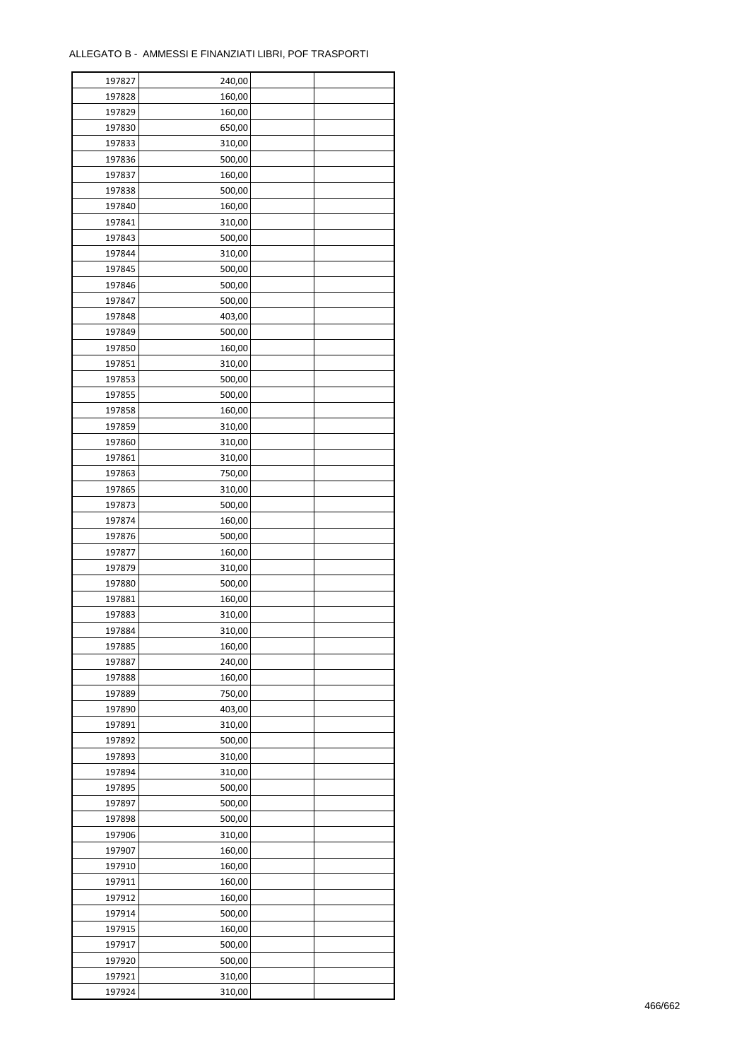ALLEGATO B - AMMESSI E FINANZIATI LIBRI, POF TRASPORTI

| | | | |
|---|---|---|---|
| 197827 | 240,00 | | |
| 197828 | 160,00 | | |
| 197829 | 160,00 | | |
| 197830 | 650,00 | | |
| 197833 | 310,00 | | |
| 197836 | 500,00 | | |
| 197837 | 160,00 | | |
| 197838 | 500,00 | | |
| 197840 | 160,00 | | |
| 197841 | 310,00 | | |
| 197843 | 500,00 | | |
| 197844 | 310,00 | | |
| 197845 | 500,00 | | |
| 197846 | 500,00 | | |
| 197847 | 500,00 | | |
| 197848 | 403,00 | | |
| 197849 | 500,00 | | |
| 197850 | 160,00 | | |
| 197851 | 310,00 | | |
| 197853 | 500,00 | | |
| 197855 | 500,00 | | |
| 197858 | 160,00 | | |
| 197859 | 310,00 | | |
| 197860 | 310,00 | | |
| 197861 | 310,00 | | |
| 197863 | 750,00 | | |
| 197865 | 310,00 | | |
| 197873 | 500,00 | | |
| 197874 | 160,00 | | |
| 197876 | 500,00 | | |
| 197877 | 160,00 | | |
| 197879 | 310,00 | | |
| 197880 | 500,00 | | |
| 197881 | 160,00 | | |
| 197883 | 310,00 | | |
| 197884 | 310,00 | | |
| 197885 | 160,00 | | |
| 197887 | 240,00 | | |
| 197888 | 160,00 | | |
| 197889 | 750,00 | | |
| 197890 | 403,00 | | |
| 197891 | 310,00 | | |
| 197892 | 500,00 | | |
| 197893 | 310,00 | | |
| 197894 | 310,00 | | |
| 197895 | 500,00 | | |
| 197897 | 500,00 | | |
| 197898 | 500,00 | | |
| 197906 | 310,00 | | |
| 197907 | 160,00 | | |
| 197910 | 160,00 | | |
| 197911 | 160,00 | | |
| 197912 | 160,00 | | |
| 197914 | 500,00 | | |
| 197915 | 160,00 | | |
| 197917 | 500,00 | | |
| 197920 | 500,00 | | |
| 197921 | 310,00 | | |
| 197924 | 310,00 | | |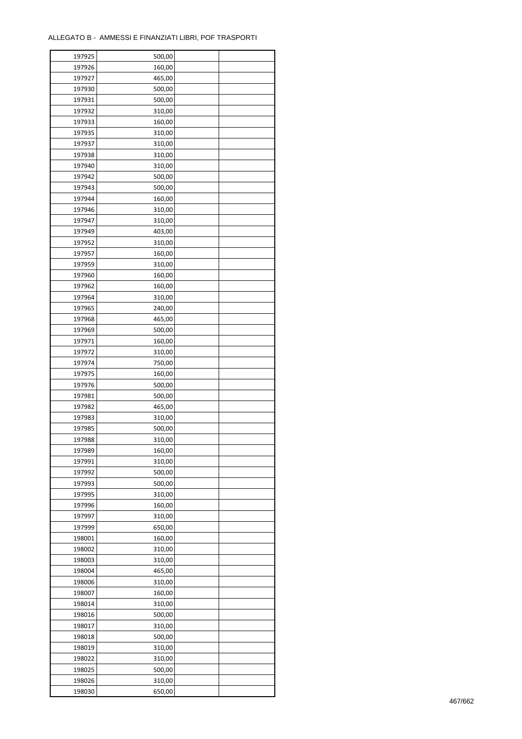ALLEGATO B - AMMESSI E FINANZIATI LIBRI, POF TRASPORTI

| | | | |
|---|---|---|---|
| 197925 | 500,00 | | |
| 197926 | 160,00 | | |
| 197927 | 465,00 | | |
| 197930 | 500,00 | | |
| 197931 | 500,00 | | |
| 197932 | 310,00 | | |
| 197933 | 160,00 | | |
| 197935 | 310,00 | | |
| 197937 | 310,00 | | |
| 197938 | 310,00 | | |
| 197940 | 310,00 | | |
| 197942 | 500,00 | | |
| 197943 | 500,00 | | |
| 197944 | 160,00 | | |
| 197946 | 310,00 | | |
| 197947 | 310,00 | | |
| 197949 | 403,00 | | |
| 197952 | 310,00 | | |
| 197957 | 160,00 | | |
| 197959 | 310,00 | | |
| 197960 | 160,00 | | |
| 197962 | 160,00 | | |
| 197964 | 310,00 | | |
| 197965 | 240,00 | | |
| 197968 | 465,00 | | |
| 197969 | 500,00 | | |
| 197971 | 160,00 | | |
| 197972 | 310,00 | | |
| 197974 | 750,00 | | |
| 197975 | 160,00 | | |
| 197976 | 500,00 | | |
| 197981 | 500,00 | | |
| 197982 | 465,00 | | |
| 197983 | 310,00 | | |
| 197985 | 500,00 | | |
| 197988 | 310,00 | | |
| 197989 | 160,00 | | |
| 197991 | 310,00 | | |
| 197992 | 500,00 | | |
| 197993 | 500,00 | | |
| 197995 | 310,00 | | |
| 197996 | 160,00 | | |
| 197997 | 310,00 | | |
| 197999 | 650,00 | | |
| 198001 | 160,00 | | |
| 198002 | 310,00 | | |
| 198003 | 310,00 | | |
| 198004 | 465,00 | | |
| 198006 | 310,00 | | |
| 198007 | 160,00 | | |
| 198014 | 310,00 | | |
| 198016 | 500,00 | | |
| 198017 | 310,00 | | |
| 198018 | 500,00 | | |
| 198019 | 310,00 | | |
| 198022 | 310,00 | | |
| 198025 | 500,00 | | |
| 198026 | 310,00 | | |
| 198030 | 650,00 | | |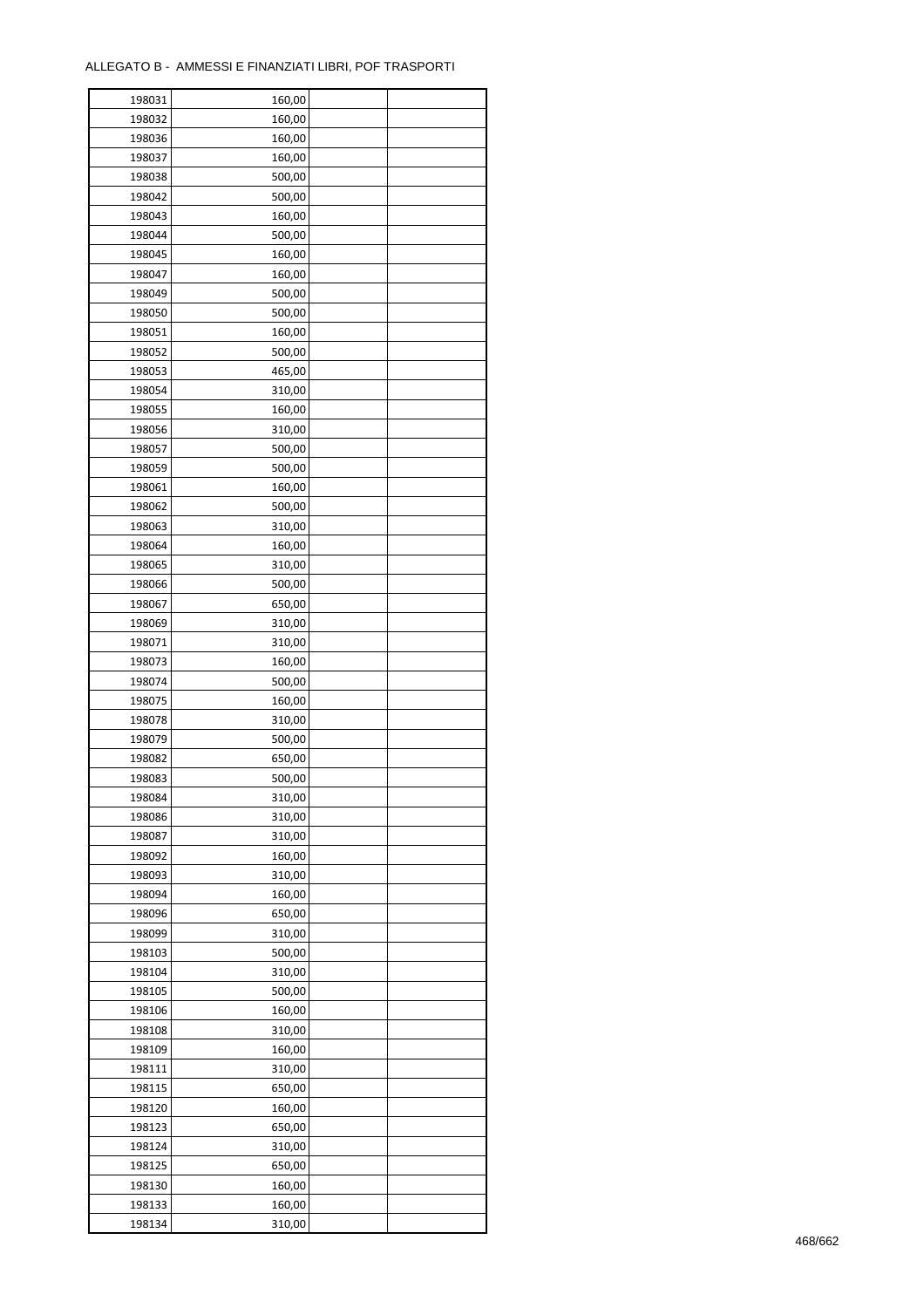ALLEGATO B - AMMESSI E FINANZIATI LIBRI, POF TRASPORTI

| | | | |
|---|---|---|---|
| 198031 | 160,00 | | |
| 198032 | 160,00 | | |
| 198036 | 160,00 | | |
| 198037 | 160,00 | | |
| 198038 | 500,00 | | |
| 198042 | 500,00 | | |
| 198043 | 160,00 | | |
| 198044 | 500,00 | | |
| 198045 | 160,00 | | |
| 198047 | 160,00 | | |
| 198049 | 500,00 | | |
| 198050 | 500,00 | | |
| 198051 | 160,00 | | |
| 198052 | 500,00 | | |
| 198053 | 465,00 | | |
| 198054 | 310,00 | | |
| 198055 | 160,00 | | |
| 198056 | 310,00 | | |
| 198057 | 500,00 | | |
| 198059 | 500,00 | | |
| 198061 | 160,00 | | |
| 198062 | 500,00 | | |
| 198063 | 310,00 | | |
| 198064 | 160,00 | | |
| 198065 | 310,00 | | |
| 198066 | 500,00 | | |
| 198067 | 650,00 | | |
| 198069 | 310,00 | | |
| 198071 | 310,00 | | |
| 198073 | 160,00 | | |
| 198074 | 500,00 | | |
| 198075 | 160,00 | | |
| 198078 | 310,00 | | |
| 198079 | 500,00 | | |
| 198082 | 650,00 | | |
| 198083 | 500,00 | | |
| 198084 | 310,00 | | |
| 198086 | 310,00 | | |
| 198087 | 310,00 | | |
| 198092 | 160,00 | | |
| 198093 | 310,00 | | |
| 198094 | 160,00 | | |
| 198096 | 650,00 | | |
| 198099 | 310,00 | | |
| 198103 | 500,00 | | |
| 198104 | 310,00 | | |
| 198105 | 500,00 | | |
| 198106 | 160,00 | | |
| 198108 | 310,00 | | |
| 198109 | 160,00 | | |
| 198111 | 310,00 | | |
| 198115 | 650,00 | | |
| 198120 | 160,00 | | |
| 198123 | 650,00 | | |
| 198124 | 310,00 | | |
| 198125 | 650,00 | | |
| 198130 | 160,00 | | |
| 198133 | 160,00 | | |
| 198134 | 310,00 | | |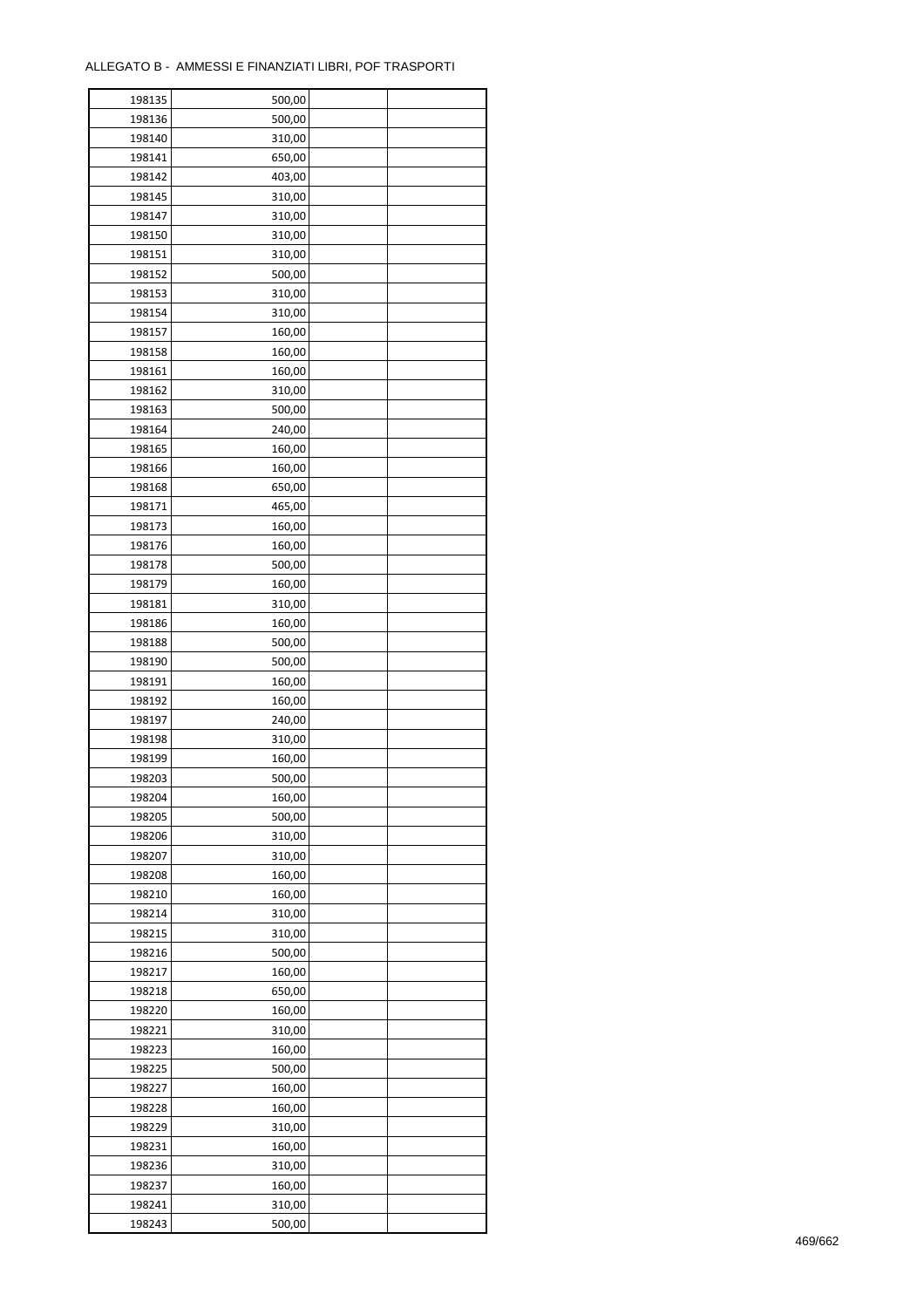ALLEGATO B - AMMESSI E FINANZIATI LIBRI, POF TRASPORTI

| | | | |
|---|---|---|---|
| 198135 | 500,00 | | |
| 198136 | 500,00 | | |
| 198140 | 310,00 | | |
| 198141 | 650,00 | | |
| 198142 | 403,00 | | |
| 198145 | 310,00 | | |
| 198147 | 310,00 | | |
| 198150 | 310,00 | | |
| 198151 | 310,00 | | |
| 198152 | 500,00 | | |
| 198153 | 310,00 | | |
| 198154 | 310,00 | | |
| 198157 | 160,00 | | |
| 198158 | 160,00 | | |
| 198161 | 160,00 | | |
| 198162 | 310,00 | | |
| 198163 | 500,00 | | |
| 198164 | 240,00 | | |
| 198165 | 160,00 | | |
| 198166 | 160,00 | | |
| 198168 | 650,00 | | |
| 198171 | 465,00 | | |
| 198173 | 160,00 | | |
| 198176 | 160,00 | | |
| 198178 | 500,00 | | |
| 198179 | 160,00 | | |
| 198181 | 310,00 | | |
| 198186 | 160,00 | | |
| 198188 | 500,00 | | |
| 198190 | 500,00 | | |
| 198191 | 160,00 | | |
| 198192 | 160,00 | | |
| 198197 | 240,00 | | |
| 198198 | 310,00 | | |
| 198199 | 160,00 | | |
| 198203 | 500,00 | | |
| 198204 | 160,00 | | |
| 198205 | 500,00 | | |
| 198206 | 310,00 | | |
| 198207 | 310,00 | | |
| 198208 | 160,00 | | |
| 198210 | 160,00 | | |
| 198214 | 310,00 | | |
| 198215 | 310,00 | | |
| 198216 | 500,00 | | |
| 198217 | 160,00 | | |
| 198218 | 650,00 | | |
| 198220 | 160,00 | | |
| 198221 | 310,00 | | |
| 198223 | 160,00 | | |
| 198225 | 500,00 | | |
| 198227 | 160,00 | | |
| 198228 | 160,00 | | |
| 198229 | 310,00 | | |
| 198231 | 160,00 | | |
| 198236 | 310,00 | | |
| 198237 | 160,00 | | |
| 198241 | 310,00 | | |
| 198243 | 500,00 | | |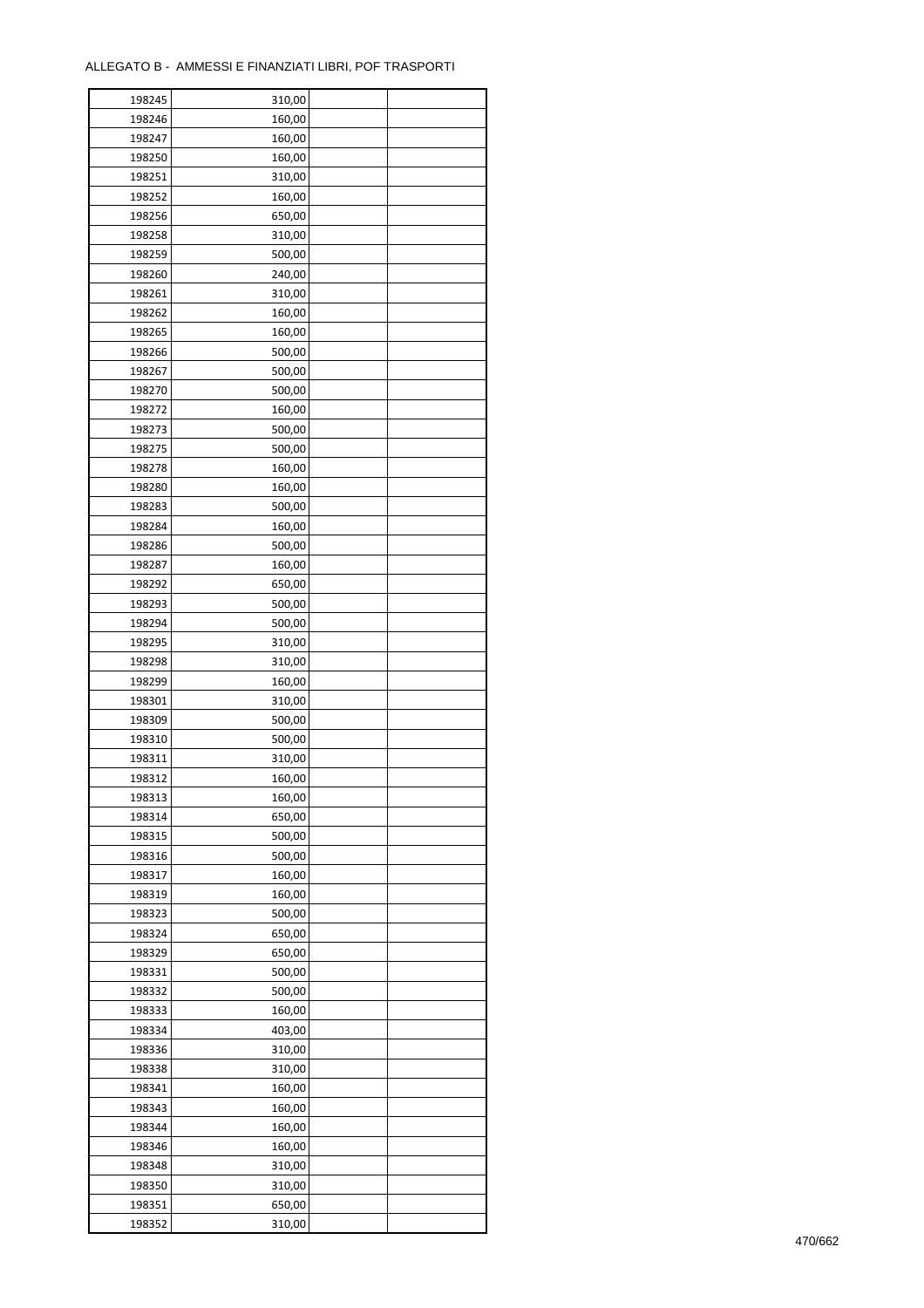ALLEGATO B - AMMESSI E FINANZIATI LIBRI, POF TRASPORTI

| | | | |
|---|---|---|---|
| 198245 | 310,00 | | |
| 198246 | 160,00 | | |
| 198247 | 160,00 | | |
| 198250 | 160,00 | | |
| 198251 | 310,00 | | |
| 198252 | 160,00 | | |
| 198256 | 650,00 | | |
| 198258 | 310,00 | | |
| 198259 | 500,00 | | |
| 198260 | 240,00 | | |
| 198261 | 310,00 | | |
| 198262 | 160,00 | | |
| 198265 | 160,00 | | |
| 198266 | 500,00 | | |
| 198267 | 500,00 | | |
| 198270 | 500,00 | | |
| 198272 | 160,00 | | |
| 198273 | 500,00 | | |
| 198275 | 500,00 | | |
| 198278 | 160,00 | | |
| 198280 | 160,00 | | |
| 198283 | 500,00 | | |
| 198284 | 160,00 | | |
| 198286 | 500,00 | | |
| 198287 | 160,00 | | |
| 198292 | 650,00 | | |
| 198293 | 500,00 | | |
| 198294 | 500,00 | | |
| 198295 | 310,00 | | |
| 198298 | 310,00 | | |
| 198299 | 160,00 | | |
| 198301 | 310,00 | | |
| 198309 | 500,00 | | |
| 198310 | 500,00 | | |
| 198311 | 310,00 | | |
| 198312 | 160,00 | | |
| 198313 | 160,00 | | |
| 198314 | 650,00 | | |
| 198315 | 500,00 | | |
| 198316 | 500,00 | | |
| 198317 | 160,00 | | |
| 198319 | 160,00 | | |
| 198323 | 500,00 | | |
| 198324 | 650,00 | | |
| 198329 | 650,00 | | |
| 198331 | 500,00 | | |
| 198332 | 500,00 | | |
| 198333 | 160,00 | | |
| 198334 | 403,00 | | |
| 198336 | 310,00 | | |
| 198338 | 310,00 | | |
| 198341 | 160,00 | | |
| 198343 | 160,00 | | |
| 198344 | 160,00 | | |
| 198346 | 160,00 | | |
| 198348 | 310,00 | | |
| 198350 | 310,00 | | |
| 198351 | 650,00 | | |
| 198352 | 310,00 | | |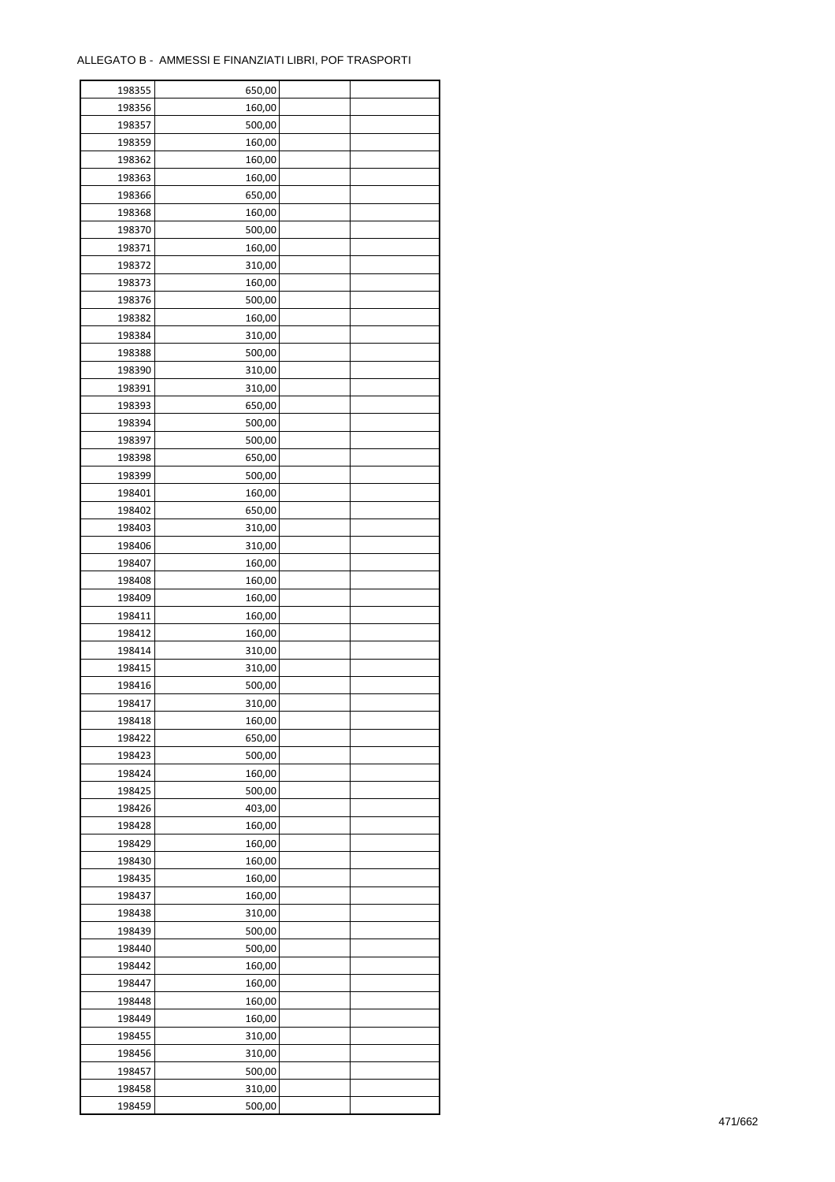ALLEGATO B - AMMESSI E FINANZIATI LIBRI, POF TRASPORTI

| | | | |
|---|---|---|---|
| 198355 | 650,00 | | |
| 198356 | 160,00 | | |
| 198357 | 500,00 | | |
| 198359 | 160,00 | | |
| 198362 | 160,00 | | |
| 198363 | 160,00 | | |
| 198366 | 650,00 | | |
| 198368 | 160,00 | | |
| 198370 | 500,00 | | |
| 198371 | 160,00 | | |
| 198372 | 310,00 | | |
| 198373 | 160,00 | | |
| 198376 | 500,00 | | |
| 198382 | 160,00 | | |
| 198384 | 310,00 | | |
| 198388 | 500,00 | | |
| 198390 | 310,00 | | |
| 198391 | 310,00 | | |
| 198393 | 650,00 | | |
| 198394 | 500,00 | | |
| 198397 | 500,00 | | |
| 198398 | 650,00 | | |
| 198399 | 500,00 | | |
| 198401 | 160,00 | | |
| 198402 | 650,00 | | |
| 198403 | 310,00 | | |
| 198406 | 310,00 | | |
| 198407 | 160,00 | | |
| 198408 | 160,00 | | |
| 198409 | 160,00 | | |
| 198411 | 160,00 | | |
| 198412 | 160,00 | | |
| 198414 | 310,00 | | |
| 198415 | 310,00 | | |
| 198416 | 500,00 | | |
| 198417 | 310,00 | | |
| 198418 | 160,00 | | |
| 198422 | 650,00 | | |
| 198423 | 500,00 | | |
| 198424 | 160,00 | | |
| 198425 | 500,00 | | |
| 198426 | 403,00 | | |
| 198428 | 160,00 | | |
| 198429 | 160,00 | | |
| 198430 | 160,00 | | |
| 198435 | 160,00 | | |
| 198437 | 160,00 | | |
| 198438 | 310,00 | | |
| 198439 | 500,00 | | |
| 198440 | 500,00 | | |
| 198442 | 160,00 | | |
| 198447 | 160,00 | | |
| 198448 | 160,00 | | |
| 198449 | 160,00 | | |
| 198455 | 310,00 | | |
| 198456 | 310,00 | | |
| 198457 | 500,00 | | |
| 198458 | 310,00 | | |
| 198459 | 500,00 | | |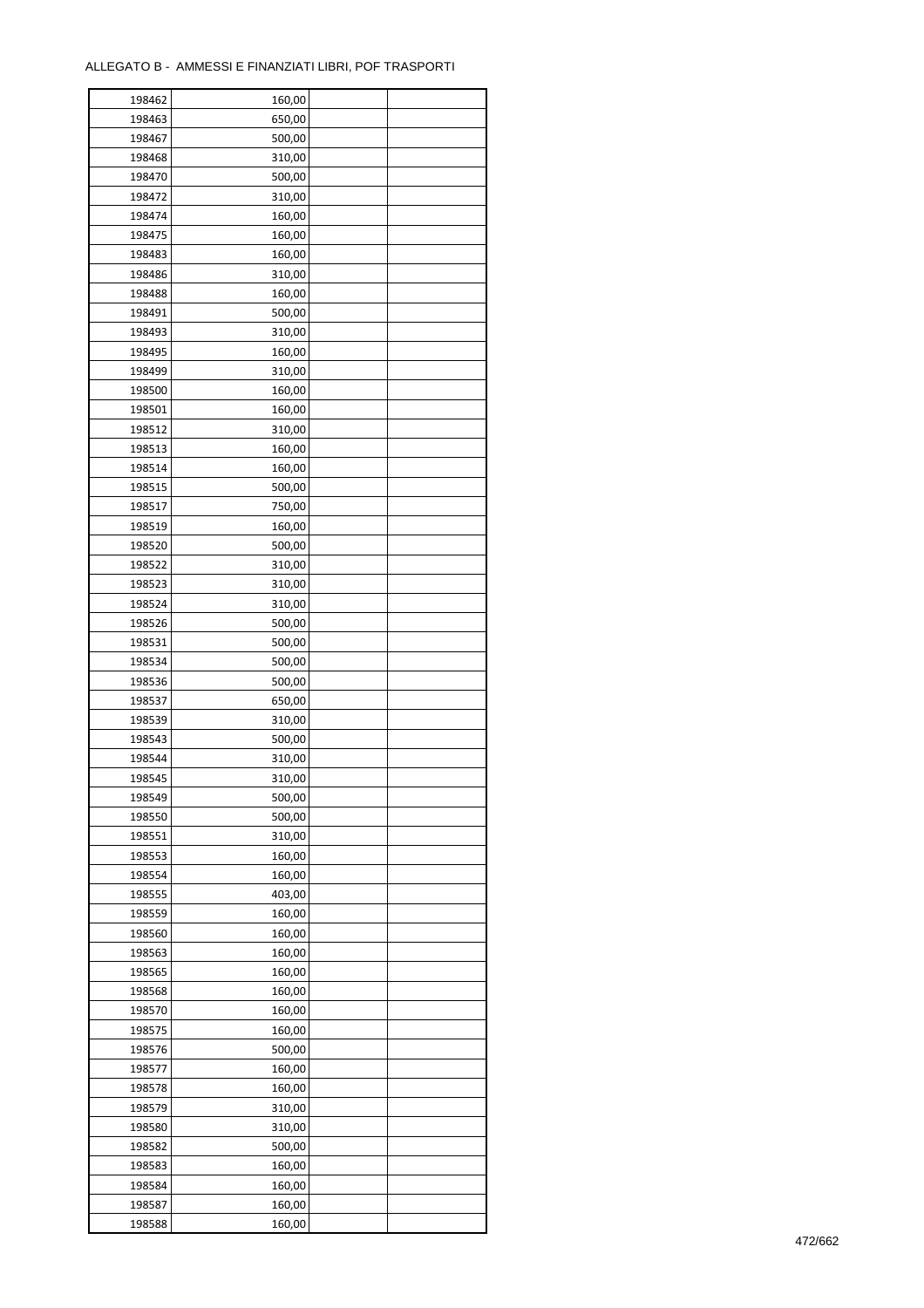ALLEGATO B - AMMESSI E FINANZIATI LIBRI, POF TRASPORTI

| 198462 | 160,00 | | |
|---|---|---|---|
| 198463 | 650,00 | | |
| 198467 | 500,00 | | |
| 198468 | 310,00 | | |
| 198470 | 500,00 | | |
| 198472 | 310,00 | | |
| 198474 | 160,00 | | |
| 198475 | 160,00 | | |
| 198483 | 160,00 | | |
| 198486 | 310,00 | | |
| 198488 | 160,00 | | |
| 198491 | 500,00 | | |
| 198493 | 310,00 | | |
| 198495 | 160,00 | | |
| 198499 | 310,00 | | |
| 198500 | 160,00 | | |
| 198501 | 160,00 | | |
| 198512 | 310,00 | | |
| 198513 | 160,00 | | |
| 198514 | 160,00 | | |
| 198515 | 500,00 | | |
| 198517 | 750,00 | | |
| 198519 | 160,00 | | |
| 198520 | 500,00 | | |
| 198522 | 310,00 | | |
| 198523 | 310,00 | | |
| 198524 | 310,00 | | |
| 198526 | 500,00 | | |
| 198531 | 500,00 | | |
| 198534 | 500,00 | | |
| 198536 | 500,00 | | |
| 198537 | 650,00 | | |
| 198539 | 310,00 | | |
| 198543 | 500,00 | | |
| 198544 | 310,00 | | |
| 198545 | 310,00 | | |
| 198549 | 500,00 | | |
| 198550 | 500,00 | | |
| 198551 | 310,00 | | |
| 198553 | 160,00 | | |
| 198554 | 160,00 | | |
| 198555 | 403,00 | | |
| 198559 | 160,00 | | |
| 198560 | 160,00 | | |
| 198563 | 160,00 | | |
| 198565 | 160,00 | | |
| 198568 | 160,00 | | |
| 198570 | 160,00 | | |
| 198575 | 160,00 | | |
| 198576 | 500,00 | | |
| 198577 | 160,00 | | |
| 198578 | 160,00 | | |
| 198579 | 310,00 | | |
| 198580 | 310,00 | | |
| 198582 | 500,00 | | |
| 198583 | 160,00 | | |
| 198584 | 160,00 | | |
| 198587 | 160,00 | | |
| 198588 | 160,00 | | |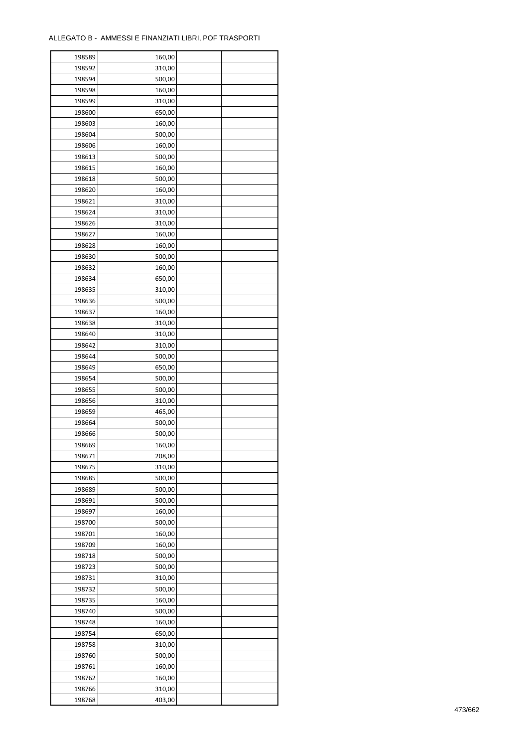ALLEGATO B - AMMESSI E FINANZIATI LIBRI, POF TRASPORTI

| | | | |
|---|---|---|---|
| 198589 | 160,00 | | |
| 198592 | 310,00 | | |
| 198594 | 500,00 | | |
| 198598 | 160,00 | | |
| 198599 | 310,00 | | |
| 198600 | 650,00 | | |
| 198603 | 160,00 | | |
| 198604 | 500,00 | | |
| 198606 | 160,00 | | |
| 198613 | 500,00 | | |
| 198615 | 160,00 | | |
| 198618 | 500,00 | | |
| 198620 | 160,00 | | |
| 198621 | 310,00 | | |
| 198624 | 310,00 | | |
| 198626 | 310,00 | | |
| 198627 | 160,00 | | |
| 198628 | 160,00 | | |
| 198630 | 500,00 | | |
| 198632 | 160,00 | | |
| 198634 | 650,00 | | |
| 198635 | 310,00 | | |
| 198636 | 500,00 | | |
| 198637 | 160,00 | | |
| 198638 | 310,00 | | |
| 198640 | 310,00 | | |
| 198642 | 310,00 | | |
| 198644 | 500,00 | | |
| 198649 | 650,00 | | |
| 198654 | 500,00 | | |
| 198655 | 500,00 | | |
| 198656 | 310,00 | | |
| 198659 | 465,00 | | |
| 198664 | 500,00 | | |
| 198666 | 500,00 | | |
| 198669 | 160,00 | | |
| 198671 | 208,00 | | |
| 198675 | 310,00 | | |
| 198685 | 500,00 | | |
| 198689 | 500,00 | | |
| 198691 | 500,00 | | |
| 198697 | 160,00 | | |
| 198700 | 500,00 | | |
| 198701 | 160,00 | | |
| 198709 | 160,00 | | |
| 198718 | 500,00 | | |
| 198723 | 500,00 | | |
| 198731 | 310,00 | | |
| 198732 | 500,00 | | |
| 198735 | 160,00 | | |
| 198740 | 500,00 | | |
| 198748 | 160,00 | | |
| 198754 | 650,00 | | |
| 198758 | 310,00 | | |
| 198760 | 500,00 | | |
| 198761 | 160,00 | | |
| 198762 | 160,00 | | |
| 198766 | 310,00 | | |
| 198768 | 403,00 | | |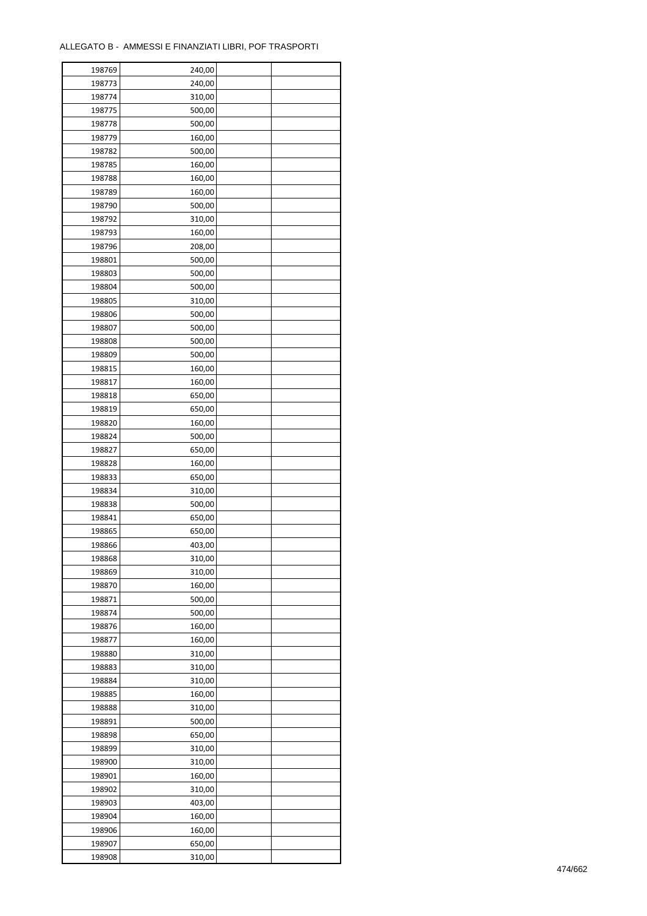ALLEGATO B - AMMESSI E FINANZIATI LIBRI, POF TRASPORTI

| | | | |
|---|---|---|---|
| 198769 | 240,00 | | |
| 198773 | 240,00 | | |
| 198774 | 310,00 | | |
| 198775 | 500,00 | | |
| 198778 | 500,00 | | |
| 198779 | 160,00 | | |
| 198782 | 500,00 | | |
| 198785 | 160,00 | | |
| 198788 | 160,00 | | |
| 198789 | 160,00 | | |
| 198790 | 500,00 | | |
| 198792 | 310,00 | | |
| 198793 | 160,00 | | |
| 198796 | 208,00 | | |
| 198801 | 500,00 | | |
| 198803 | 500,00 | | |
| 198804 | 500,00 | | |
| 198805 | 310,00 | | |
| 198806 | 500,00 | | |
| 198807 | 500,00 | | |
| 198808 | 500,00 | | |
| 198809 | 500,00 | | |
| 198815 | 160,00 | | |
| 198817 | 160,00 | | |
| 198818 | 650,00 | | |
| 198819 | 650,00 | | |
| 198820 | 160,00 | | |
| 198824 | 500,00 | | |
| 198827 | 650,00 | | |
| 198828 | 160,00 | | |
| 198833 | 650,00 | | |
| 198834 | 310,00 | | |
| 198838 | 500,00 | | |
| 198841 | 650,00 | | |
| 198865 | 650,00 | | |
| 198866 | 403,00 | | |
| 198868 | 310,00 | | |
| 198869 | 310,00 | | |
| 198870 | 160,00 | | |
| 198871 | 500,00 | | |
| 198874 | 500,00 | | |
| 198876 | 160,00 | | |
| 198877 | 160,00 | | |
| 198880 | 310,00 | | |
| 198883 | 310,00 | | |
| 198884 | 310,00 | | |
| 198885 | 160,00 | | |
| 198888 | 310,00 | | |
| 198891 | 500,00 | | |
| 198898 | 650,00 | | |
| 198899 | 310,00 | | |
| 198900 | 310,00 | | |
| 198901 | 160,00 | | |
| 198902 | 310,00 | | |
| 198903 | 403,00 | | |
| 198904 | 160,00 | | |
| 198906 | 160,00 | | |
| 198907 | 650,00 | | |
| 198908 | 310,00 | | |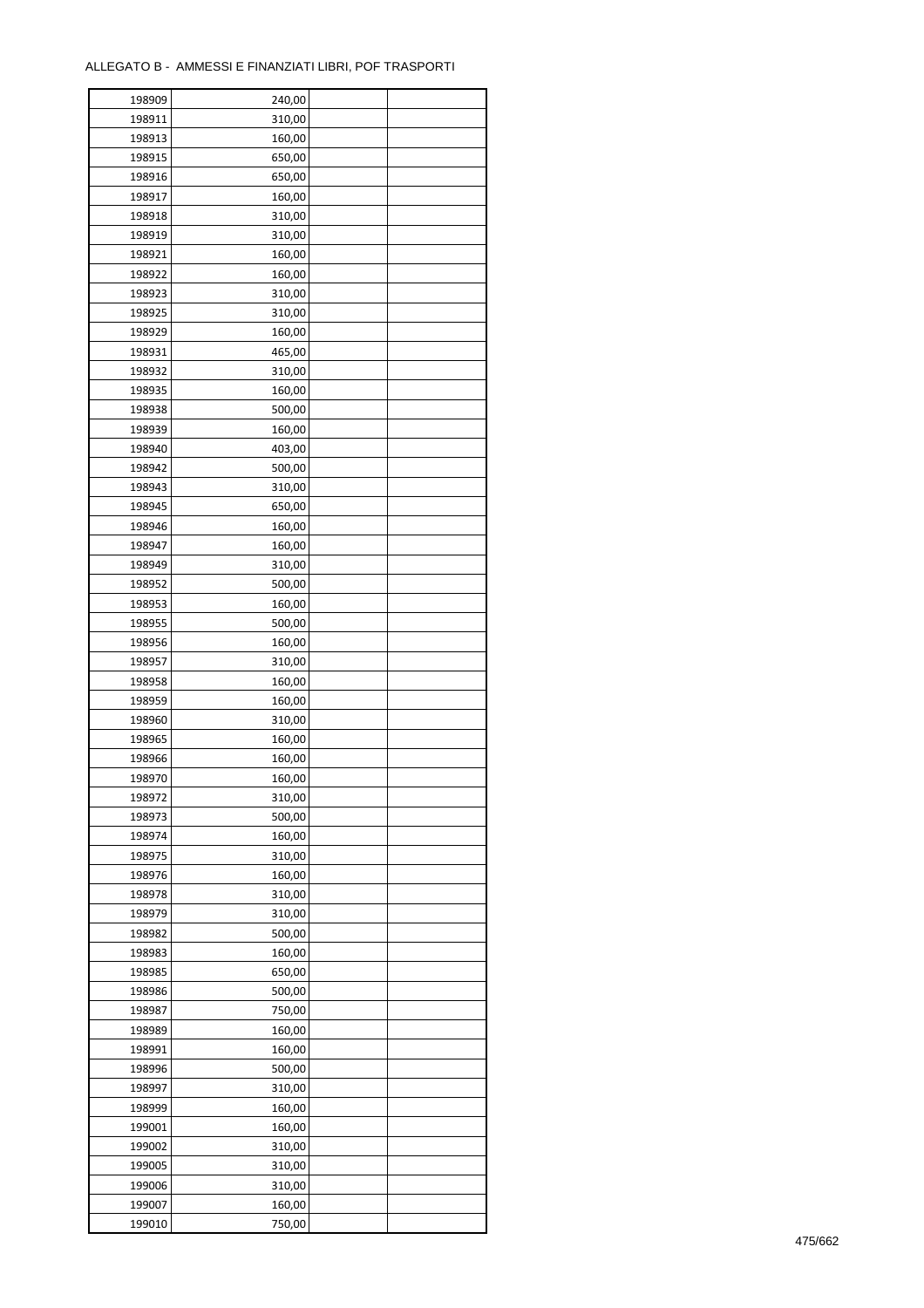ALLEGATO B - AMMESSI E FINANZIATI LIBRI, POF TRASPORTI

| | | | |
|---|---|---|---|
| 198909 | 240,00 | | |
| 198911 | 310,00 | | |
| 198913 | 160,00 | | |
| 198915 | 650,00 | | |
| 198916 | 650,00 | | |
| 198917 | 160,00 | | |
| 198918 | 310,00 | | |
| 198919 | 310,00 | | |
| 198921 | 160,00 | | |
| 198922 | 160,00 | | |
| 198923 | 310,00 | | |
| 198925 | 310,00 | | |
| 198929 | 160,00 | | |
| 198931 | 465,00 | | |
| 198932 | 310,00 | | |
| 198935 | 160,00 | | |
| 198938 | 500,00 | | |
| 198939 | 160,00 | | |
| 198940 | 403,00 | | |
| 198942 | 500,00 | | |
| 198943 | 310,00 | | |
| 198945 | 650,00 | | |
| 198946 | 160,00 | | |
| 198947 | 160,00 | | |
| 198949 | 310,00 | | |
| 198952 | 500,00 | | |
| 198953 | 160,00 | | |
| 198955 | 500,00 | | |
| 198956 | 160,00 | | |
| 198957 | 310,00 | | |
| 198958 | 160,00 | | |
| 198959 | 160,00 | | |
| 198960 | 310,00 | | |
| 198965 | 160,00 | | |
| 198966 | 160,00 | | |
| 198970 | 160,00 | | |
| 198972 | 310,00 | | |
| 198973 | 500,00 | | |
| 198974 | 160,00 | | |
| 198975 | 310,00 | | |
| 198976 | 160,00 | | |
| 198978 | 310,00 | | |
| 198979 | 310,00 | | |
| 198982 | 500,00 | | |
| 198983 | 160,00 | | |
| 198985 | 650,00 | | |
| 198986 | 500,00 | | |
| 198987 | 750,00 | | |
| 198989 | 160,00 | | |
| 198991 | 160,00 | | |
| 198996 | 500,00 | | |
| 198997 | 310,00 | | |
| 198999 | 160,00 | | |
| 199001 | 160,00 | | |
| 199002 | 310,00 | | |
| 199005 | 310,00 | | |
| 199006 | 310,00 | | |
| 199007 | 160,00 | | |
| 199010 | 750,00 | | |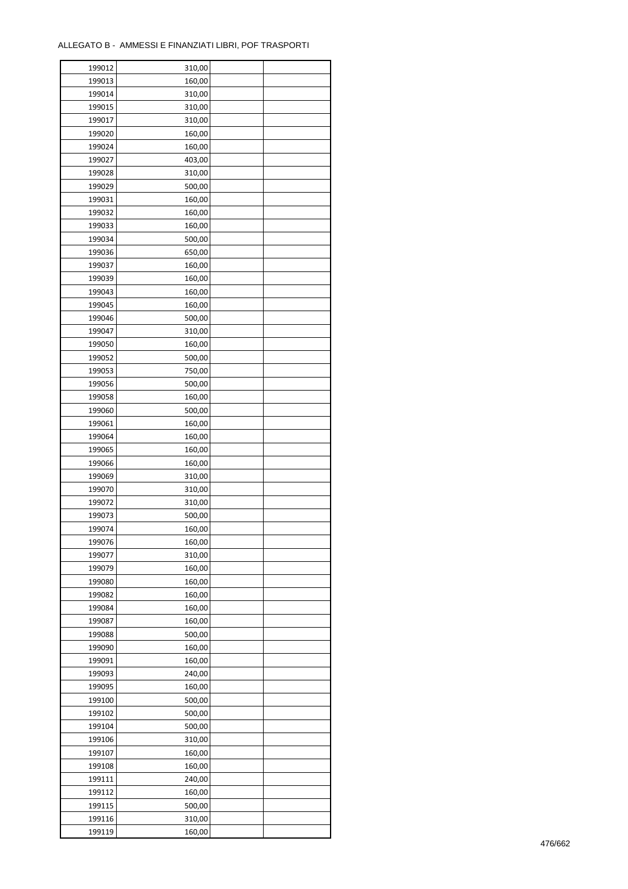ALLEGATO B - AMMESSI E FINANZIATI LIBRI, POF TRASPORTI

| | | | |
|---|---|---|---|
| 199012 | 310,00 | | |
| 199013 | 160,00 | | |
| 199014 | 310,00 | | |
| 199015 | 310,00 | | |
| 199017 | 310,00 | | |
| 199020 | 160,00 | | |
| 199024 | 160,00 | | |
| 199027 | 403,00 | | |
| 199028 | 310,00 | | |
| 199029 | 500,00 | | |
| 199031 | 160,00 | | |
| 199032 | 160,00 | | |
| 199033 | 160,00 | | |
| 199034 | 500,00 | | |
| 199036 | 650,00 | | |
| 199037 | 160,00 | | |
| 199039 | 160,00 | | |
| 199043 | 160,00 | | |
| 199045 | 160,00 | | |
| 199046 | 500,00 | | |
| 199047 | 310,00 | | |
| 199050 | 160,00 | | |
| 199052 | 500,00 | | |
| 199053 | 750,00 | | |
| 199056 | 500,00 | | |
| 199058 | 160,00 | | |
| 199060 | 500,00 | | |
| 199061 | 160,00 | | |
| 199064 | 160,00 | | |
| 199065 | 160,00 | | |
| 199066 | 160,00 | | |
| 199069 | 310,00 | | |
| 199070 | 310,00 | | |
| 199072 | 310,00 | | |
| 199073 | 500,00 | | |
| 199074 | 160,00 | | |
| 199076 | 160,00 | | |
| 199077 | 310,00 | | |
| 199079 | 160,00 | | |
| 199080 | 160,00 | | |
| 199082 | 160,00 | | |
| 199084 | 160,00 | | |
| 199087 | 160,00 | | |
| 199088 | 500,00 | | |
| 199090 | 160,00 | | |
| 199091 | 160,00 | | |
| 199093 | 240,00 | | |
| 199095 | 160,00 | | |
| 199100 | 500,00 | | |
| 199102 | 500,00 | | |
| 199104 | 500,00 | | |
| 199106 | 310,00 | | |
| 199107 | 160,00 | | |
| 199108 | 160,00 | | |
| 199111 | 240,00 | | |
| 199112 | 160,00 | | |
| 199115 | 500,00 | | |
| 199116 | 310,00 | | |
| 199119 | 160,00 | | |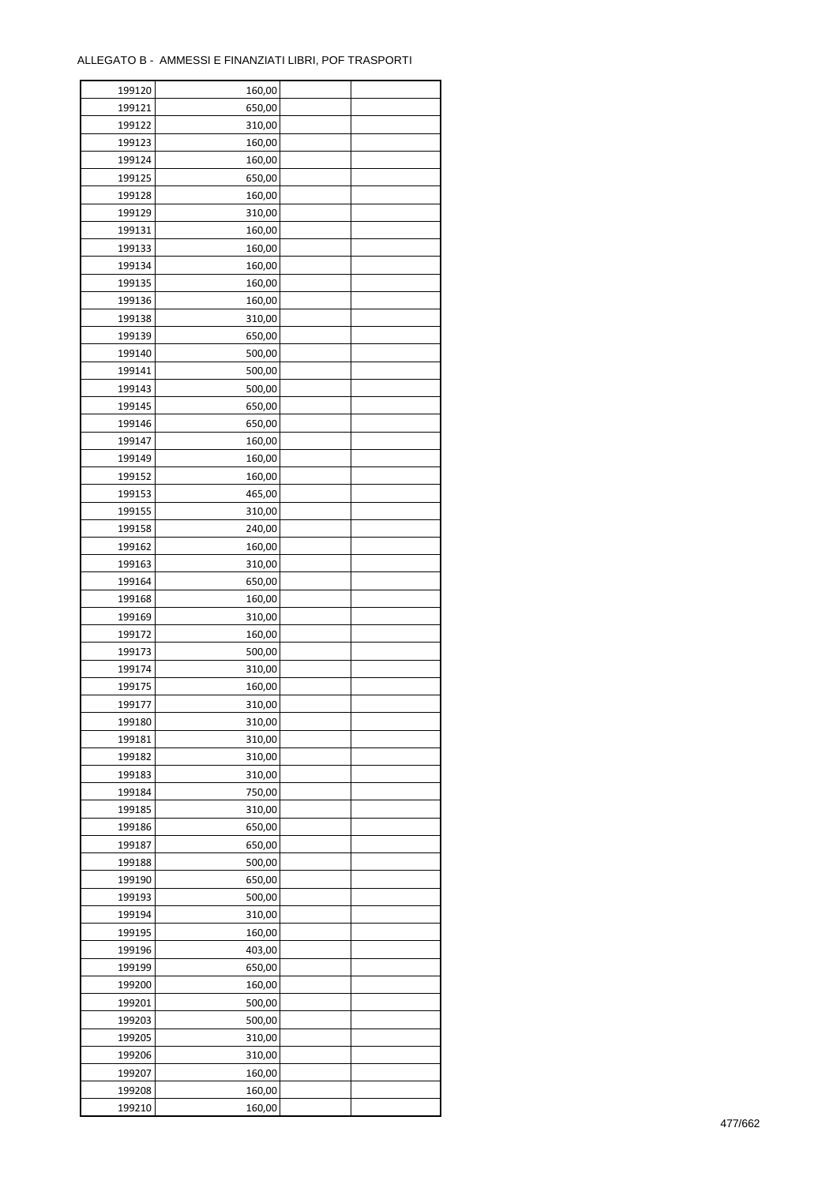ALLEGATO B - AMMESSI E FINANZIATI LIBRI, POF TRASPORTI

| | | | |
|---|---|---|---|
| 199120 | 160,00 | | |
| 199121 | 650,00 | | |
| 199122 | 310,00 | | |
| 199123 | 160,00 | | |
| 199124 | 160,00 | | |
| 199125 | 650,00 | | |
| 199128 | 160,00 | | |
| 199129 | 310,00 | | |
| 199131 | 160,00 | | |
| 199133 | 160,00 | | |
| 199134 | 160,00 | | |
| 199135 | 160,00 | | |
| 199136 | 160,00 | | |
| 199138 | 310,00 | | |
| 199139 | 650,00 | | |
| 199140 | 500,00 | | |
| 199141 | 500,00 | | |
| 199143 | 500,00 | | |
| 199145 | 650,00 | | |
| 199146 | 650,00 | | |
| 199147 | 160,00 | | |
| 199149 | 160,00 | | |
| 199152 | 160,00 | | |
| 199153 | 465,00 | | |
| 199155 | 310,00 | | |
| 199158 | 240,00 | | |
| 199162 | 160,00 | | |
| 199163 | 310,00 | | |
| 199164 | 650,00 | | |
| 199168 | 160,00 | | |
| 199169 | 310,00 | | |
| 199172 | 160,00 | | |
| 199173 | 500,00 | | |
| 199174 | 310,00 | | |
| 199175 | 160,00 | | |
| 199177 | 310,00 | | |
| 199180 | 310,00 | | |
| 199181 | 310,00 | | |
| 199182 | 310,00 | | |
| 199183 | 310,00 | | |
| 199184 | 750,00 | | |
| 199185 | 310,00 | | |
| 199186 | 650,00 | | |
| 199187 | 650,00 | | |
| 199188 | 500,00 | | |
| 199190 | 650,00 | | |
| 199193 | 500,00 | | |
| 199194 | 310,00 | | |
| 199195 | 160,00 | | |
| 199196 | 403,00 | | |
| 199199 | 650,00 | | |
| 199200 | 160,00 | | |
| 199201 | 500,00 | | |
| 199203 | 500,00 | | |
| 199205 | 310,00 | | |
| 199206 | 310,00 | | |
| 199207 | 160,00 | | |
| 199208 | 160,00 | | |
| 199210 | 160,00 | | |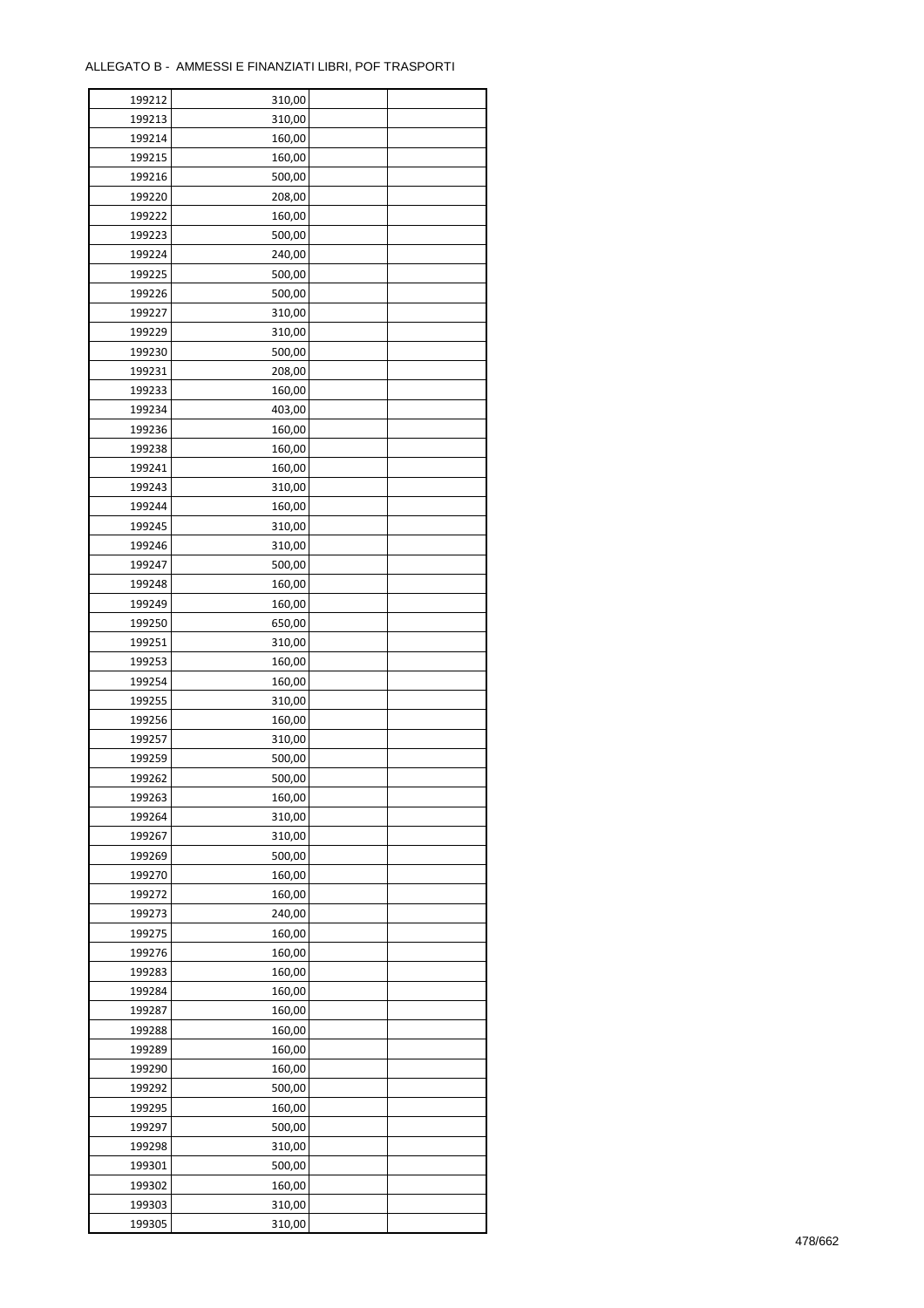ALLEGATO B - AMMESSI E FINANZIATI LIBRI, POF TRASPORTI

| | | | |
|---|---|---|---|
| 199212 | 310,00 | | |
| 199213 | 310,00 | | |
| 199214 | 160,00 | | |
| 199215 | 160,00 | | |
| 199216 | 500,00 | | |
| 199220 | 208,00 | | |
| 199222 | 160,00 | | |
| 199223 | 500,00 | | |
| 199224 | 240,00 | | |
| 199225 | 500,00 | | |
| 199226 | 500,00 | | |
| 199227 | 310,00 | | |
| 199229 | 310,00 | | |
| 199230 | 500,00 | | |
| 199231 | 208,00 | | |
| 199233 | 160,00 | | |
| 199234 | 403,00 | | |
| 199236 | 160,00 | | |
| 199238 | 160,00 | | |
| 199241 | 160,00 | | |
| 199243 | 310,00 | | |
| 199244 | 160,00 | | |
| 199245 | 310,00 | | |
| 199246 | 310,00 | | |
| 199247 | 500,00 | | |
| 199248 | 160,00 | | |
| 199249 | 160,00 | | |
| 199250 | 650,00 | | |
| 199251 | 310,00 | | |
| 199253 | 160,00 | | |
| 199254 | 160,00 | | |
| 199255 | 310,00 | | |
| 199256 | 160,00 | | |
| 199257 | 310,00 | | |
| 199259 | 500,00 | | |
| 199262 | 500,00 | | |
| 199263 | 160,00 | | |
| 199264 | 310,00 | | |
| 199267 | 310,00 | | |
| 199269 | 500,00 | | |
| 199270 | 160,00 | | |
| 199272 | 160,00 | | |
| 199273 | 240,00 | | |
| 199275 | 160,00 | | |
| 199276 | 160,00 | | |
| 199283 | 160,00 | | |
| 199284 | 160,00 | | |
| 199287 | 160,00 | | |
| 199288 | 160,00 | | |
| 199289 | 160,00 | | |
| 199290 | 160,00 | | |
| 199292 | 500,00 | | |
| 199295 | 160,00 | | |
| 199297 | 500,00 | | |
| 199298 | 310,00 | | |
| 199301 | 500,00 | | |
| 199302 | 160,00 | | |
| 199303 | 310,00 | | |
| 199305 | 310,00 | | |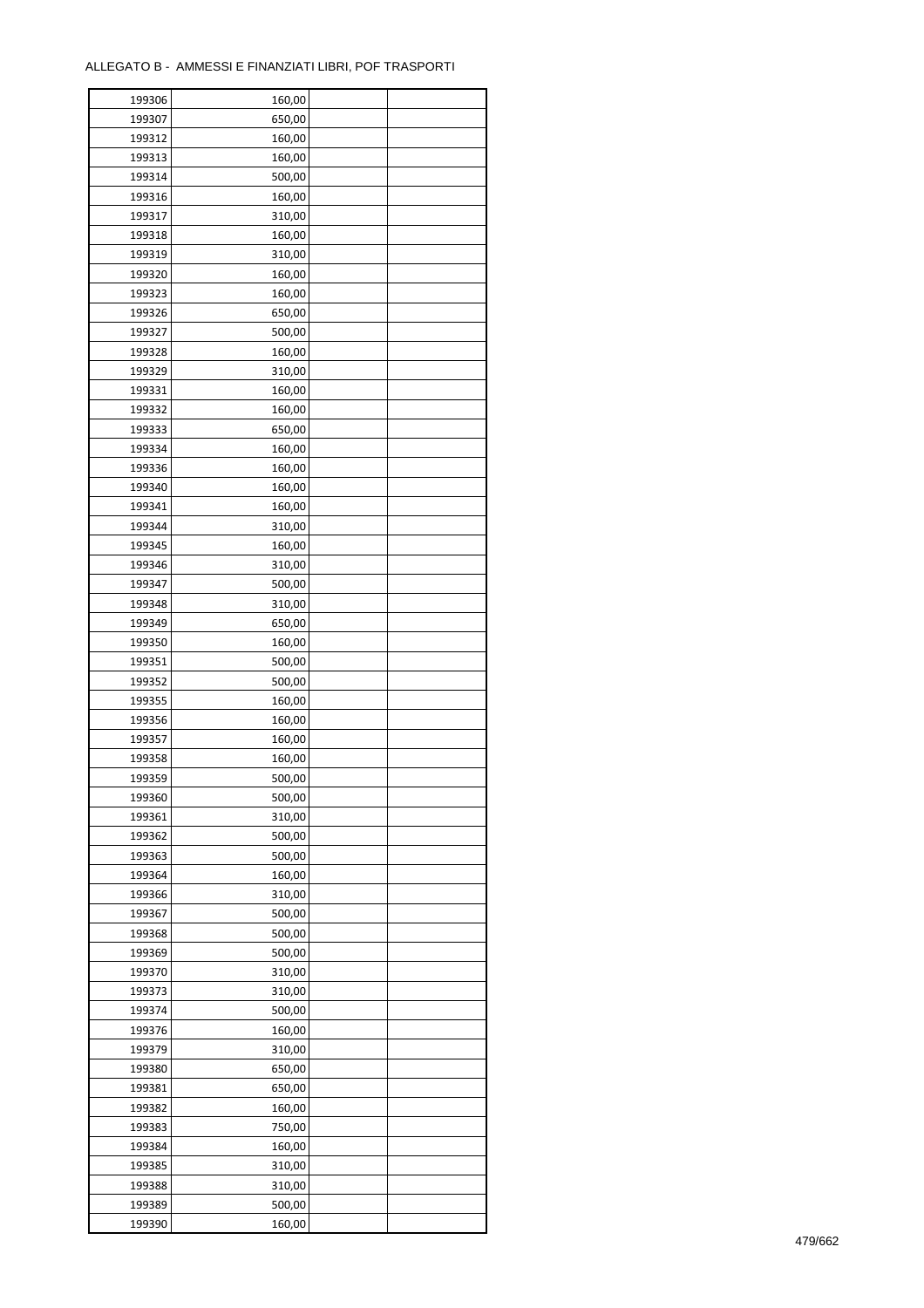ALLEGATO B - AMMESSI E FINANZIATI LIBRI, POF TRASPORTI

| | | | |
|---|---|---|---|
| 199306 | 160,00 | | |
| 199307 | 650,00 | | |
| 199312 | 160,00 | | |
| 199313 | 160,00 | | |
| 199314 | 500,00 | | |
| 199316 | 160,00 | | |
| 199317 | 310,00 | | |
| 199318 | 160,00 | | |
| 199319 | 310,00 | | |
| 199320 | 160,00 | | |
| 199323 | 160,00 | | |
| 199326 | 650,00 | | |
| 199327 | 500,00 | | |
| 199328 | 160,00 | | |
| 199329 | 310,00 | | |
| 199331 | 160,00 | | |
| 199332 | 160,00 | | |
| 199333 | 650,00 | | |
| 199334 | 160,00 | | |
| 199336 | 160,00 | | |
| 199340 | 160,00 | | |
| 199341 | 160,00 | | |
| 199344 | 310,00 | | |
| 199345 | 160,00 | | |
| 199346 | 310,00 | | |
| 199347 | 500,00 | | |
| 199348 | 310,00 | | |
| 199349 | 650,00 | | |
| 199350 | 160,00 | | |
| 199351 | 500,00 | | |
| 199352 | 500,00 | | |
| 199355 | 160,00 | | |
| 199356 | 160,00 | | |
| 199357 | 160,00 | | |
| 199358 | 160,00 | | |
| 199359 | 500,00 | | |
| 199360 | 500,00 | | |
| 199361 | 310,00 | | |
| 199362 | 500,00 | | |
| 199363 | 500,00 | | |
| 199364 | 160,00 | | |
| 199366 | 310,00 | | |
| 199367 | 500,00 | | |
| 199368 | 500,00 | | |
| 199369 | 500,00 | | |
| 199370 | 310,00 | | |
| 199373 | 310,00 | | |
| 199374 | 500,00 | | |
| 199376 | 160,00 | | |
| 199379 | 310,00 | | |
| 199380 | 650,00 | | |
| 199381 | 650,00 | | |
| 199382 | 160,00 | | |
| 199383 | 750,00 | | |
| 199384 | 160,00 | | |
| 199385 | 310,00 | | |
| 199388 | 310,00 | | |
| 199389 | 500,00 | | |
| 199390 | 160,00 | | |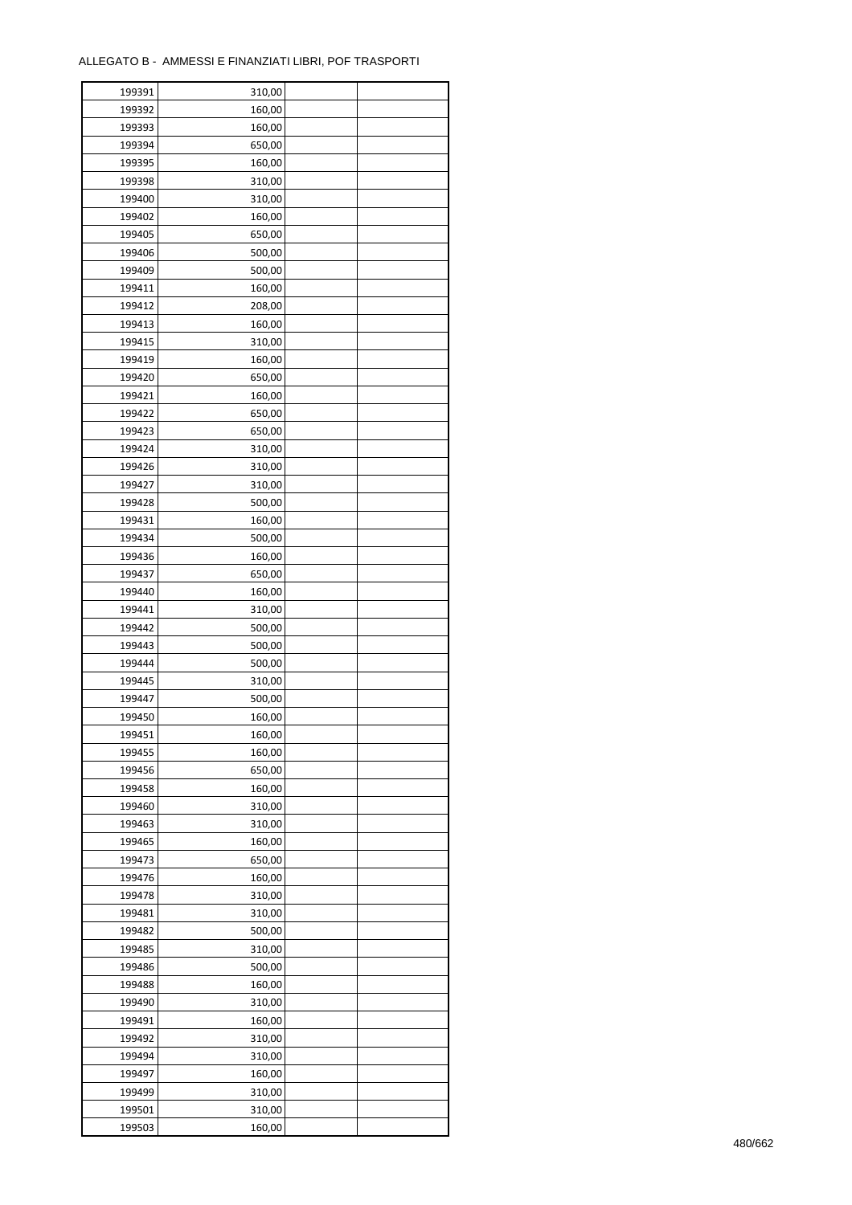ALLEGATO B - AMMESSI E FINANZIATI LIBRI, POF TRASPORTI

| | | | |
|---|---|---|---|
| 199391 | 310,00 | | |
| 199392 | 160,00 | | |
| 199393 | 160,00 | | |
| 199394 | 650,00 | | |
| 199395 | 160,00 | | |
| 199398 | 310,00 | | |
| 199400 | 310,00 | | |
| 199402 | 160,00 | | |
| 199405 | 650,00 | | |
| 199406 | 500,00 | | |
| 199409 | 500,00 | | |
| 199411 | 160,00 | | |
| 199412 | 208,00 | | |
| 199413 | 160,00 | | |
| 199415 | 310,00 | | |
| 199419 | 160,00 | | |
| 199420 | 650,00 | | |
| 199421 | 160,00 | | |
| 199422 | 650,00 | | |
| 199423 | 650,00 | | |
| 199424 | 310,00 | | |
| 199426 | 310,00 | | |
| 199427 | 310,00 | | |
| 199428 | 500,00 | | |
| 199431 | 160,00 | | |
| 199434 | 500,00 | | |
| 199436 | 160,00 | | |
| 199437 | 650,00 | | |
| 199440 | 160,00 | | |
| 199441 | 310,00 | | |
| 199442 | 500,00 | | |
| 199443 | 500,00 | | |
| 199444 | 500,00 | | |
| 199445 | 310,00 | | |
| 199447 | 500,00 | | |
| 199450 | 160,00 | | |
| 199451 | 160,00 | | |
| 199455 | 160,00 | | |
| 199456 | 650,00 | | |
| 199458 | 160,00 | | |
| 199460 | 310,00 | | |
| 199463 | 310,00 | | |
| 199465 | 160,00 | | |
| 199473 | 650,00 | | |
| 199476 | 160,00 | | |
| 199478 | 310,00 | | |
| 199481 | 310,00 | | |
| 199482 | 500,00 | | |
| 199485 | 310,00 | | |
| 199486 | 500,00 | | |
| 199488 | 160,00 | | |
| 199490 | 310,00 | | |
| 199491 | 160,00 | | |
| 199492 | 310,00 | | |
| 199494 | 310,00 | | |
| 199497 | 160,00 | | |
| 199499 | 310,00 | | |
| 199501 | 310,00 | | |
| 199503 | 160,00 | | |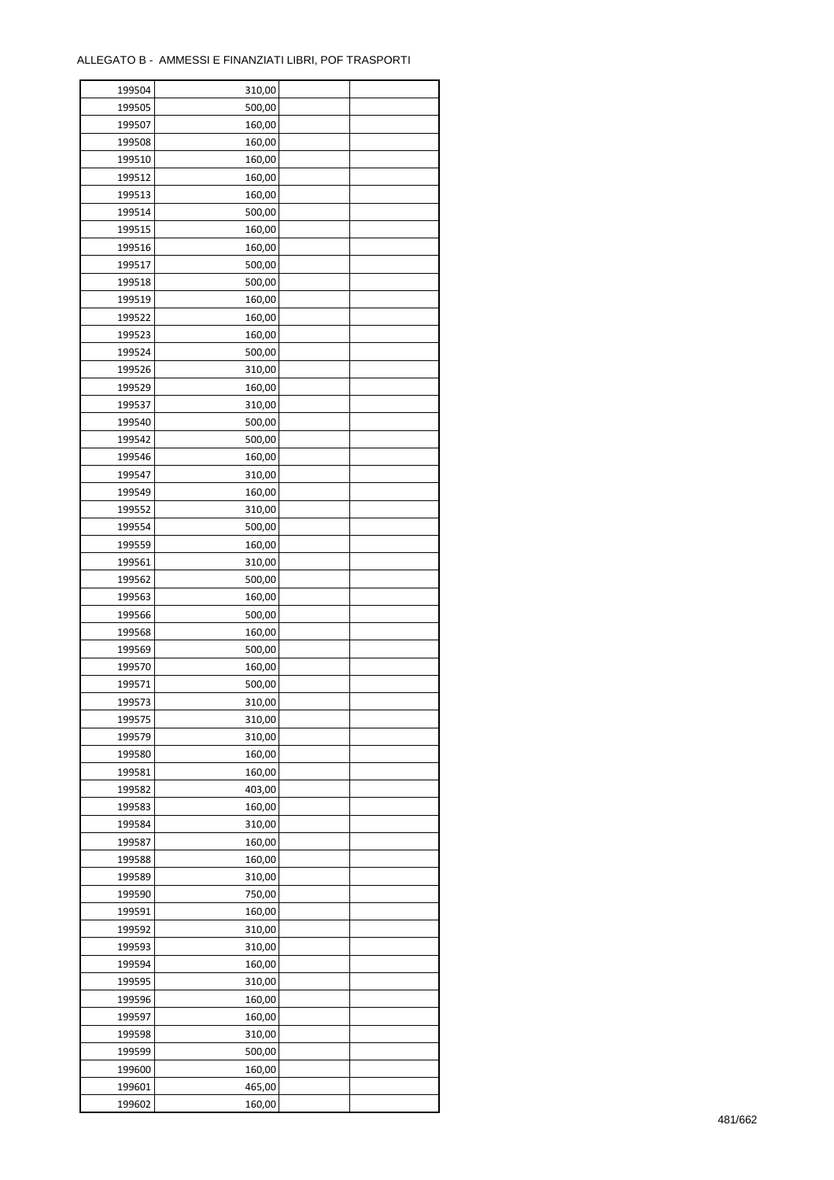ALLEGATO B - AMMESSI E FINANZIATI LIBRI, POF TRASPORTI

| | | | |
|---|---|---|---|
| 199504 | 310,00 | | |
| 199505 | 500,00 | | |
| 199507 | 160,00 | | |
| 199508 | 160,00 | | |
| 199510 | 160,00 | | |
| 199512 | 160,00 | | |
| 199513 | 160,00 | | |
| 199514 | 500,00 | | |
| 199515 | 160,00 | | |
| 199516 | 160,00 | | |
| 199517 | 500,00 | | |
| 199518 | 500,00 | | |
| 199519 | 160,00 | | |
| 199522 | 160,00 | | |
| 199523 | 160,00 | | |
| 199524 | 500,00 | | |
| 199526 | 310,00 | | |
| 199529 | 160,00 | | |
| 199537 | 310,00 | | |
| 199540 | 500,00 | | |
| 199542 | 500,00 | | |
| 199546 | 160,00 | | |
| 199547 | 310,00 | | |
| 199549 | 160,00 | | |
| 199552 | 310,00 | | |
| 199554 | 500,00 | | |
| 199559 | 160,00 | | |
| 199561 | 310,00 | | |
| 199562 | 500,00 | | |
| 199563 | 160,00 | | |
| 199566 | 500,00 | | |
| 199568 | 160,00 | | |
| 199569 | 500,00 | | |
| 199570 | 160,00 | | |
| 199571 | 500,00 | | |
| 199573 | 310,00 | | |
| 199575 | 310,00 | | |
| 199579 | 310,00 | | |
| 199580 | 160,00 | | |
| 199581 | 160,00 | | |
| 199582 | 403,00 | | |
| 199583 | 160,00 | | |
| 199584 | 310,00 | | |
| 199587 | 160,00 | | |
| 199588 | 160,00 | | |
| 199589 | 310,00 | | |
| 199590 | 750,00 | | |
| 199591 | 160,00 | | |
| 199592 | 310,00 | | |
| 199593 | 310,00 | | |
| 199594 | 160,00 | | |
| 199595 | 310,00 | | |
| 199596 | 160,00 | | |
| 199597 | 160,00 | | |
| 199598 | 310,00 | | |
| 199599 | 500,00 | | |
| 199600 | 160,00 | | |
| 199601 | 465,00 | | |
| 199602 | 160,00 | | |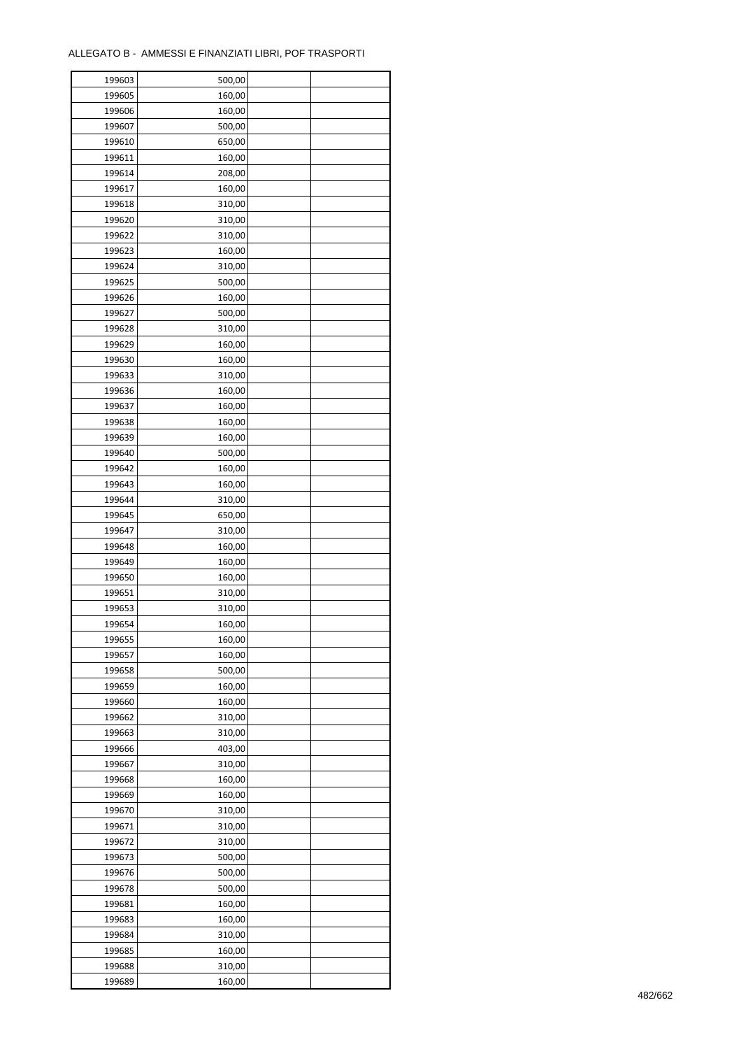ALLEGATO B - AMMESSI E FINANZIATI LIBRI, POF TRASPORTI

| | | | |
|---|---|---|---|
| 199603 | 500,00 | | |
| 199605 | 160,00 | | |
| 199606 | 160,00 | | |
| 199607 | 500,00 | | |
| 199610 | 650,00 | | |
| 199611 | 160,00 | | |
| 199614 | 208,00 | | |
| 199617 | 160,00 | | |
| 199618 | 310,00 | | |
| 199620 | 310,00 | | |
| 199622 | 310,00 | | |
| 199623 | 160,00 | | |
| 199624 | 310,00 | | |
| 199625 | 500,00 | | |
| 199626 | 160,00 | | |
| 199627 | 500,00 | | |
| 199628 | 310,00 | | |
| 199629 | 160,00 | | |
| 199630 | 160,00 | | |
| 199633 | 310,00 | | |
| 199636 | 160,00 | | |
| 199637 | 160,00 | | |
| 199638 | 160,00 | | |
| 199639 | 160,00 | | |
| 199640 | 500,00 | | |
| 199642 | 160,00 | | |
| 199643 | 160,00 | | |
| 199644 | 310,00 | | |
| 199645 | 650,00 | | |
| 199647 | 310,00 | | |
| 199648 | 160,00 | | |
| 199649 | 160,00 | | |
| 199650 | 160,00 | | |
| 199651 | 310,00 | | |
| 199653 | 310,00 | | |
| 199654 | 160,00 | | |
| 199655 | 160,00 | | |
| 199657 | 160,00 | | |
| 199658 | 500,00 | | |
| 199659 | 160,00 | | |
| 199660 | 160,00 | | |
| 199662 | 310,00 | | |
| 199663 | 310,00 | | |
| 199666 | 403,00 | | |
| 199667 | 310,00 | | |
| 199668 | 160,00 | | |
| 199669 | 160,00 | | |
| 199670 | 310,00 | | |
| 199671 | 310,00 | | |
| 199672 | 310,00 | | |
| 199673 | 500,00 | | |
| 199676 | 500,00 | | |
| 199678 | 500,00 | | |
| 199681 | 160,00 | | |
| 199683 | 160,00 | | |
| 199684 | 310,00 | | |
| 199685 | 160,00 | | |
| 199688 | 310,00 | | |
| 199689 | 160,00 | | |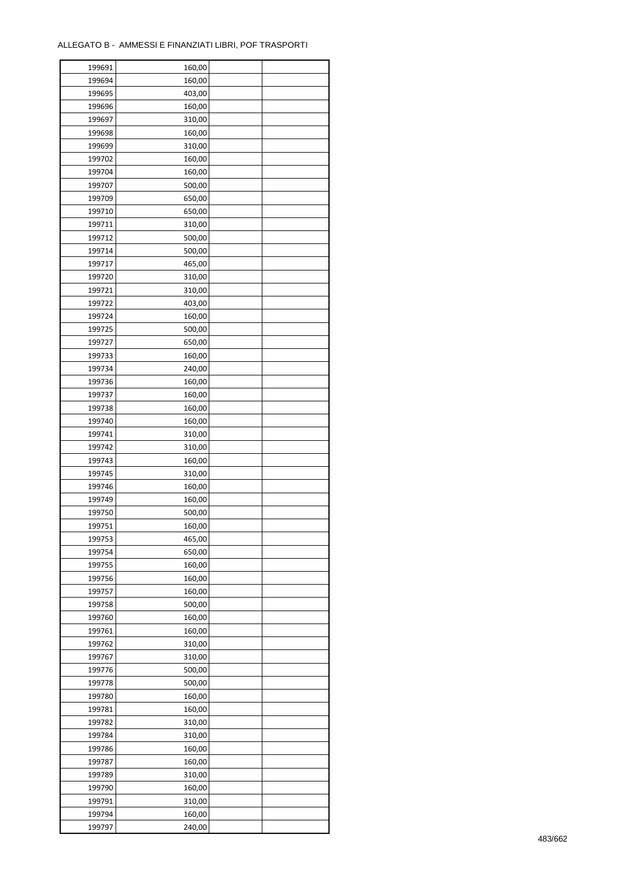ALLEGATO B - AMMESSI E FINANZIATI LIBRI, POF TRASPORTI

| | | | |
|---|---|---|---|
| 199691 | 160,00 | | |
| 199694 | 160,00 | | |
| 199695 | 403,00 | | |
| 199696 | 160,00 | | |
| 199697 | 310,00 | | |
| 199698 | 160,00 | | |
| 199699 | 310,00 | | |
| 199702 | 160,00 | | |
| 199704 | 160,00 | | |
| 199707 | 500,00 | | |
| 199709 | 650,00 | | |
| 199710 | 650,00 | | |
| 199711 | 310,00 | | |
| 199712 | 500,00 | | |
| 199714 | 500,00 | | |
| 199717 | 465,00 | | |
| 199720 | 310,00 | | |
| 199721 | 310,00 | | |
| 199722 | 403,00 | | |
| 199724 | 160,00 | | |
| 199725 | 500,00 | | |
| 199727 | 650,00 | | |
| 199733 | 160,00 | | |
| 199734 | 240,00 | | |
| 199736 | 160,00 | | |
| 199737 | 160,00 | | |
| 199738 | 160,00 | | |
| 199740 | 160,00 | | |
| 199741 | 310,00 | | |
| 199742 | 310,00 | | |
| 199743 | 160,00 | | |
| 199745 | 310,00 | | |
| 199746 | 160,00 | | |
| 199749 | 160,00 | | |
| 199750 | 500,00 | | |
| 199751 | 160,00 | | |
| 199753 | 465,00 | | |
| 199754 | 650,00 | | |
| 199755 | 160,00 | | |
| 199756 | 160,00 | | |
| 199757 | 160,00 | | |
| 199758 | 500,00 | | |
| 199760 | 160,00 | | |
| 199761 | 160,00 | | |
| 199762 | 310,00 | | |
| 199767 | 310,00 | | |
| 199776 | 500,00 | | |
| 199778 | 500,00 | | |
| 199780 | 160,00 | | |
| 199781 | 160,00 | | |
| 199782 | 310,00 | | |
| 199784 | 310,00 | | |
| 199786 | 160,00 | | |
| 199787 | 160,00 | | |
| 199789 | 310,00 | | |
| 199790 | 160,00 | | |
| 199791 | 310,00 | | |
| 199794 | 160,00 | | |
| 199797 | 240,00 | | |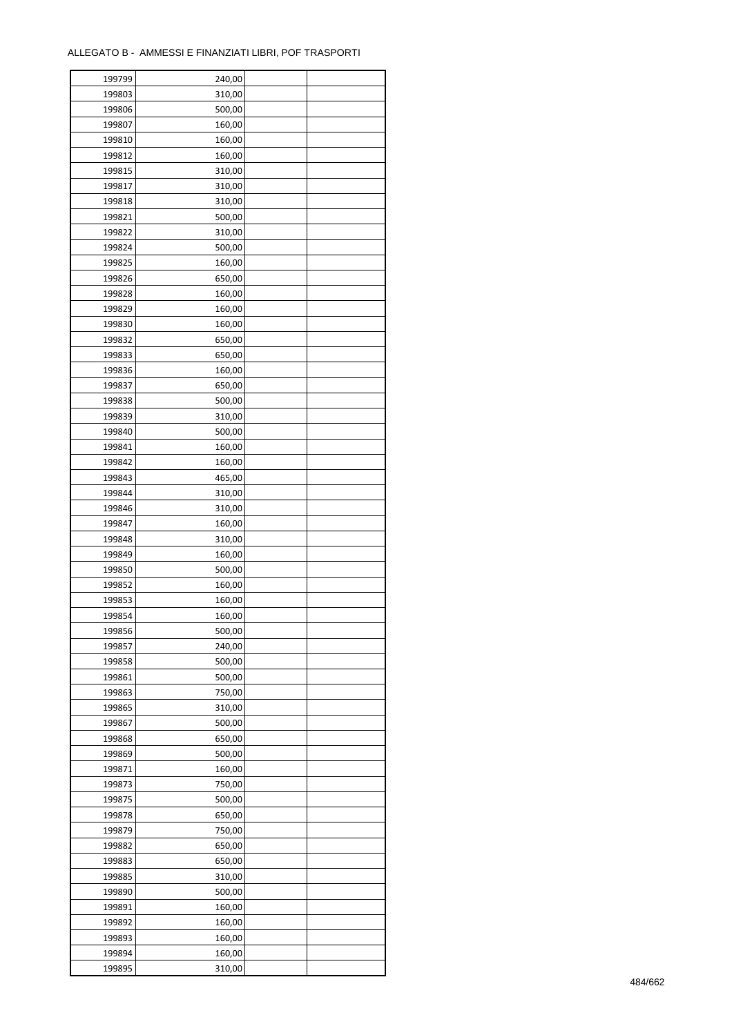ALLEGATO B -  AMMESSI E FINANZIATI LIBRI, POF TRASPORTI

| | | | |
|---|---|---|---|
| 199799 | 240,00 | | |
| 199803 | 310,00 | | |
| 199806 | 500,00 | | |
| 199807 | 160,00 | | |
| 199810 | 160,00 | | |
| 199812 | 160,00 | | |
| 199815 | 310,00 | | |
| 199817 | 310,00 | | |
| 199818 | 310,00 | | |
| 199821 | 500,00 | | |
| 199822 | 310,00 | | |
| 199824 | 500,00 | | |
| 199825 | 160,00 | | |
| 199826 | 650,00 | | |
| 199828 | 160,00 | | |
| 199829 | 160,00 | | |
| 199830 | 160,00 | | |
| 199832 | 650,00 | | |
| 199833 | 650,00 | | |
| 199836 | 160,00 | | |
| 199837 | 650,00 | | |
| 199838 | 500,00 | | |
| 199839 | 310,00 | | |
| 199840 | 500,00 | | |
| 199841 | 160,00 | | |
| 199842 | 160,00 | | |
| 199843 | 465,00 | | |
| 199844 | 310,00 | | |
| 199846 | 310,00 | | |
| 199847 | 160,00 | | |
| 199848 | 310,00 | | |
| 199849 | 160,00 | | |
| 199850 | 500,00 | | |
| 199852 | 160,00 | | |
| 199853 | 160,00 | | |
| 199854 | 160,00 | | |
| 199856 | 500,00 | | |
| 199857 | 240,00 | | |
| 199858 | 500,00 | | |
| 199861 | 500,00 | | |
| 199863 | 750,00 | | |
| 199865 | 310,00 | | |
| 199867 | 500,00 | | |
| 199868 | 650,00 | | |
| 199869 | 500,00 | | |
| 199871 | 160,00 | | |
| 199873 | 750,00 | | |
| 199875 | 500,00 | | |
| 199878 | 650,00 | | |
| 199879 | 750,00 | | |
| 199882 | 650,00 | | |
| 199883 | 650,00 | | |
| 199885 | 310,00 | | |
| 199890 | 500,00 | | |
| 199891 | 160,00 | | |
| 199892 | 160,00 | | |
| 199893 | 160,00 | | |
| 199894 | 160,00 | | |
| 199895 | 310,00 | | |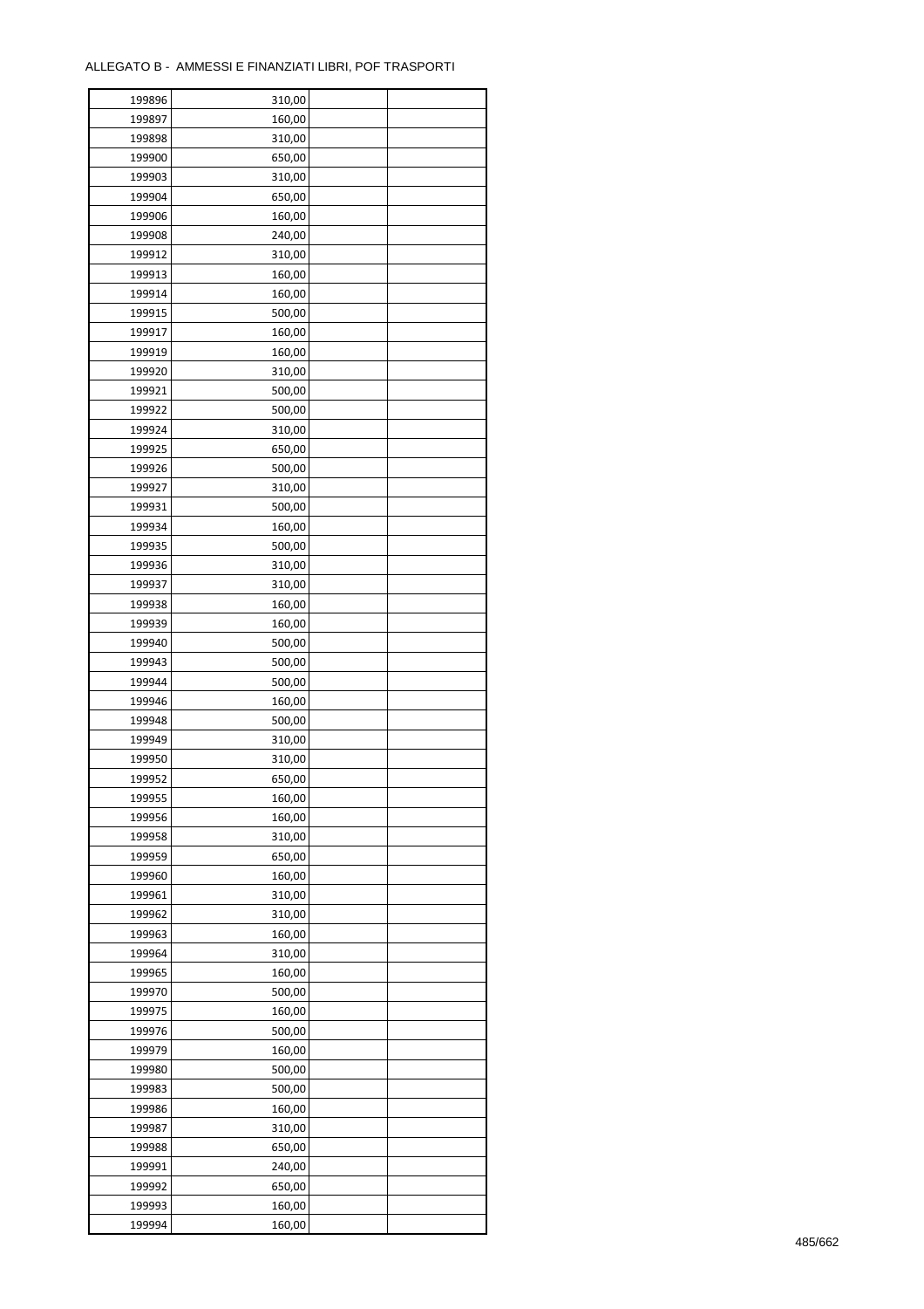ALLEGATO B - AMMESSI E FINANZIATI LIBRI, POF TRASPORTI

| | | | |
|---|---|---|---|
| 199896 | 310,00 | | |
| 199897 | 160,00 | | |
| 199898 | 310,00 | | |
| 199900 | 650,00 | | |
| 199903 | 310,00 | | |
| 199904 | 650,00 | | |
| 199906 | 160,00 | | |
| 199908 | 240,00 | | |
| 199912 | 310,00 | | |
| 199913 | 160,00 | | |
| 199914 | 160,00 | | |
| 199915 | 500,00 | | |
| 199917 | 160,00 | | |
| 199919 | 160,00 | | |
| 199920 | 310,00 | | |
| 199921 | 500,00 | | |
| 199922 | 500,00 | | |
| 199924 | 310,00 | | |
| 199925 | 650,00 | | |
| 199926 | 500,00 | | |
| 199927 | 310,00 | | |
| 199931 | 500,00 | | |
| 199934 | 160,00 | | |
| 199935 | 500,00 | | |
| 199936 | 310,00 | | |
| 199937 | 310,00 | | |
| 199938 | 160,00 | | |
| 199939 | 160,00 | | |
| 199940 | 500,00 | | |
| 199943 | 500,00 | | |
| 199944 | 500,00 | | |
| 199946 | 160,00 | | |
| 199948 | 500,00 | | |
| 199949 | 310,00 | | |
| 199950 | 310,00 | | |
| 199952 | 650,00 | | |
| 199955 | 160,00 | | |
| 199956 | 160,00 | | |
| 199958 | 310,00 | | |
| 199959 | 650,00 | | |
| 199960 | 160,00 | | |
| 199961 | 310,00 | | |
| 199962 | 310,00 | | |
| 199963 | 160,00 | | |
| 199964 | 310,00 | | |
| 199965 | 160,00 | | |
| 199970 | 500,00 | | |
| 199975 | 160,00 | | |
| 199976 | 500,00 | | |
| 199979 | 160,00 | | |
| 199980 | 500,00 | | |
| 199983 | 500,00 | | |
| 199986 | 160,00 | | |
| 199987 | 310,00 | | |
| 199988 | 650,00 | | |
| 199991 | 240,00 | | |
| 199992 | 650,00 | | |
| 199993 | 160,00 | | |
| 199994 | 160,00 | | |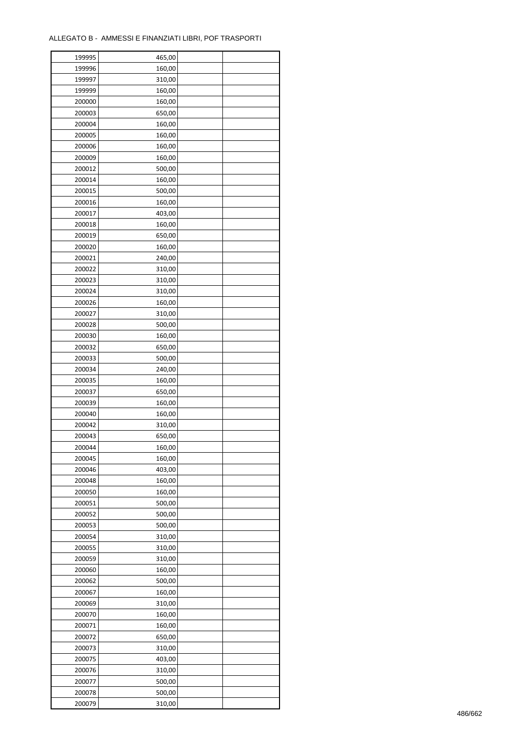ALLEGATO B - AMMESSI E FINANZIATI LIBRI, POF TRASPORTI

| | | | |
|---|---|---|---|
| 199995 | 465,00 | | |
| 199996 | 160,00 | | |
| 199997 | 310,00 | | |
| 199999 | 160,00 | | |
| 200000 | 160,00 | | |
| 200003 | 650,00 | | |
| 200004 | 160,00 | | |
| 200005 | 160,00 | | |
| 200006 | 160,00 | | |
| 200009 | 160,00 | | |
| 200012 | 500,00 | | |
| 200014 | 160,00 | | |
| 200015 | 500,00 | | |
| 200016 | 160,00 | | |
| 200017 | 403,00 | | |
| 200018 | 160,00 | | |
| 200019 | 650,00 | | |
| 200020 | 160,00 | | |
| 200021 | 240,00 | | |
| 200022 | 310,00 | | |
| 200023 | 310,00 | | |
| 200024 | 310,00 | | |
| 200026 | 160,00 | | |
| 200027 | 310,00 | | |
| 200028 | 500,00 | | |
| 200030 | 160,00 | | |
| 200032 | 650,00 | | |
| 200033 | 500,00 | | |
| 200034 | 240,00 | | |
| 200035 | 160,00 | | |
| 200037 | 650,00 | | |
| 200039 | 160,00 | | |
| 200040 | 160,00 | | |
| 200042 | 310,00 | | |
| 200043 | 650,00 | | |
| 200044 | 160,00 | | |
| 200045 | 160,00 | | |
| 200046 | 403,00 | | |
| 200048 | 160,00 | | |
| 200050 | 160,00 | | |
| 200051 | 500,00 | | |
| 200052 | 500,00 | | |
| 200053 | 500,00 | | |
| 200054 | 310,00 | | |
| 200055 | 310,00 | | |
| 200059 | 310,00 | | |
| 200060 | 160,00 | | |
| 200062 | 500,00 | | |
| 200067 | 160,00 | | |
| 200069 | 310,00 | | |
| 200070 | 160,00 | | |
| 200071 | 160,00 | | |
| 200072 | 650,00 | | |
| 200073 | 310,00 | | |
| 200075 | 403,00 | | |
| 200076 | 310,00 | | |
| 200077 | 500,00 | | |
| 200078 | 500,00 | | |
| 200079 | 310,00 | | |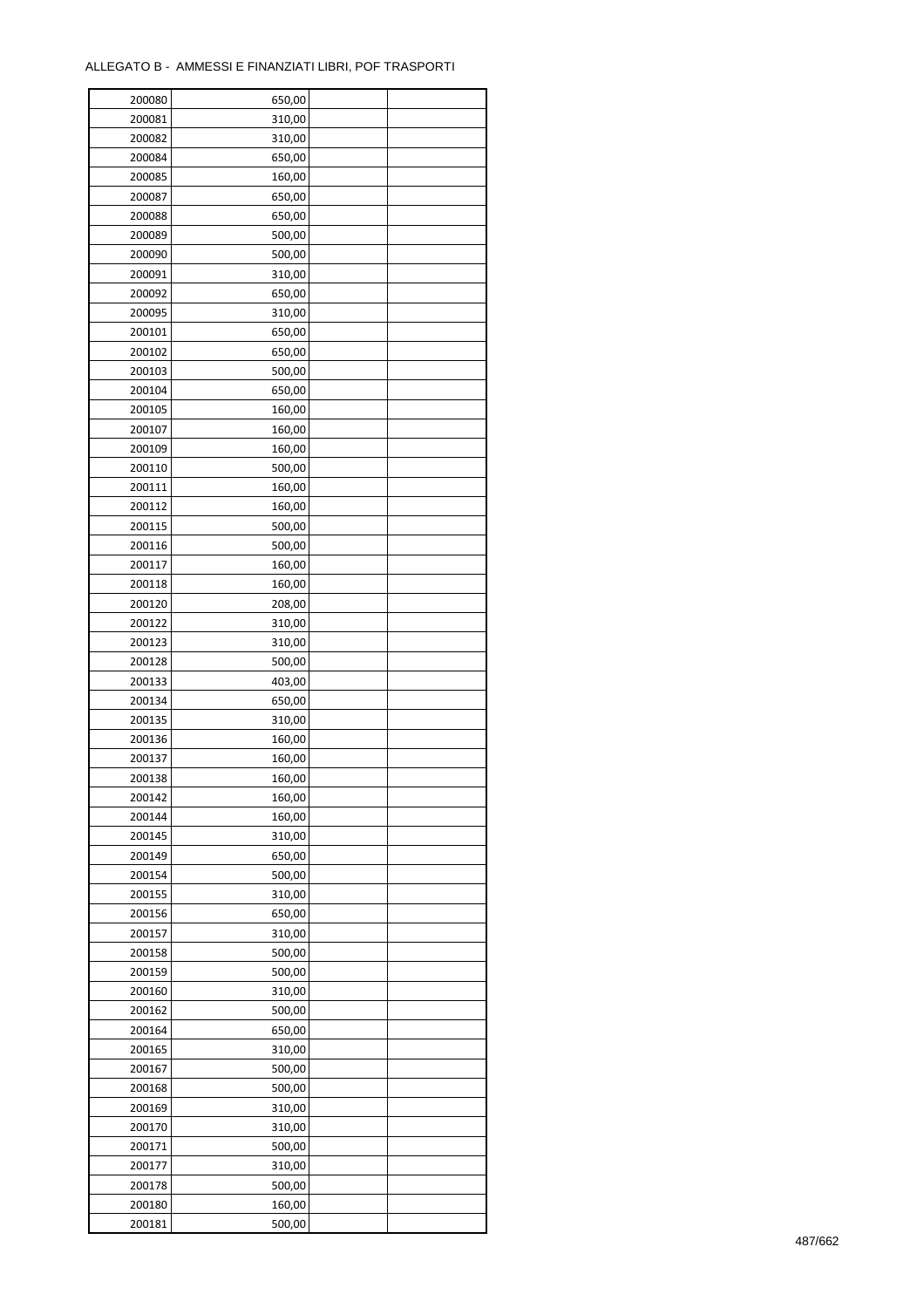ALLEGATO B - AMMESSI E FINANZIATI LIBRI, POF TRASPORTI

| | | | |
|---|---|---|---|
| 200080 | 650,00 | | |
| 200081 | 310,00 | | |
| 200082 | 310,00 | | |
| 200084 | 650,00 | | |
| 200085 | 160,00 | | |
| 200087 | 650,00 | | |
| 200088 | 650,00 | | |
| 200089 | 500,00 | | |
| 200090 | 500,00 | | |
| 200091 | 310,00 | | |
| 200092 | 650,00 | | |
| 200095 | 310,00 | | |
| 200101 | 650,00 | | |
| 200102 | 650,00 | | |
| 200103 | 500,00 | | |
| 200104 | 650,00 | | |
| 200105 | 160,00 | | |
| 200107 | 160,00 | | |
| 200109 | 160,00 | | |
| 200110 | 500,00 | | |
| 200111 | 160,00 | | |
| 200112 | 160,00 | | |
| 200115 | 500,00 | | |
| 200116 | 500,00 | | |
| 200117 | 160,00 | | |
| 200118 | 160,00 | | |
| 200120 | 208,00 | | |
| 200122 | 310,00 | | |
| 200123 | 310,00 | | |
| 200128 | 500,00 | | |
| 200133 | 403,00 | | |
| 200134 | 650,00 | | |
| 200135 | 310,00 | | |
| 200136 | 160,00 | | |
| 200137 | 160,00 | | |
| 200138 | 160,00 | | |
| 200142 | 160,00 | | |
| 200144 | 160,00 | | |
| 200145 | 310,00 | | |
| 200149 | 650,00 | | |
| 200154 | 500,00 | | |
| 200155 | 310,00 | | |
| 200156 | 650,00 | | |
| 200157 | 310,00 | | |
| 200158 | 500,00 | | |
| 200159 | 500,00 | | |
| 200160 | 310,00 | | |
| 200162 | 500,00 | | |
| 200164 | 650,00 | | |
| 200165 | 310,00 | | |
| 200167 | 500,00 | | |
| 200168 | 500,00 | | |
| 200169 | 310,00 | | |
| 200170 | 310,00 | | |
| 200171 | 500,00 | | |
| 200177 | 310,00 | | |
| 200178 | 500,00 | | |
| 200180 | 160,00 | | |
| 200181 | 500,00 | | |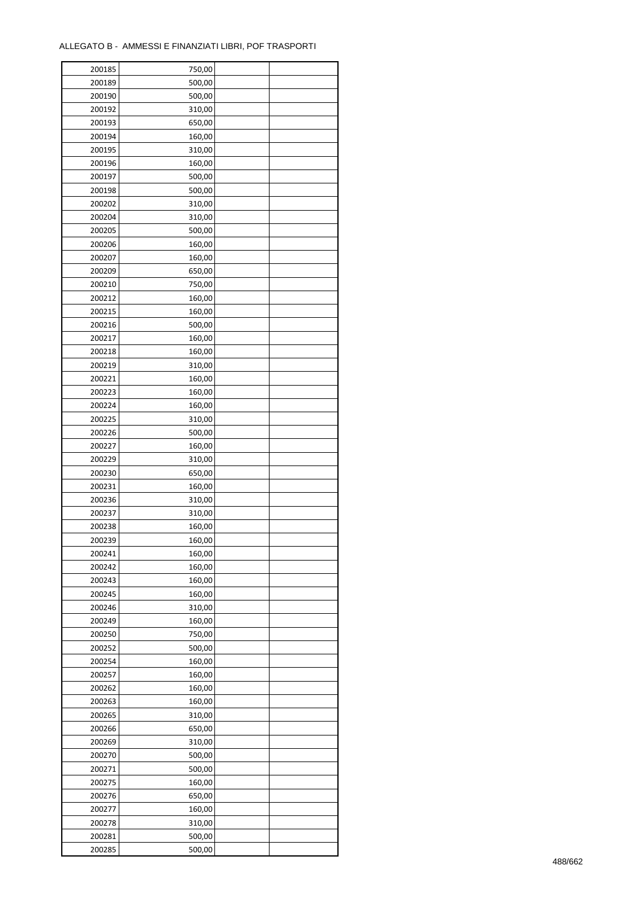ALLEGATO B - AMMESSI E FINANZIATI LIBRI, POF TRASPORTI

| | | | |
|---|---|---|---|
| 200185 | 750,00 | | |
| 200189 | 500,00 | | |
| 200190 | 500,00 | | |
| 200192 | 310,00 | | |
| 200193 | 650,00 | | |
| 200194 | 160,00 | | |
| 200195 | 310,00 | | |
| 200196 | 160,00 | | |
| 200197 | 500,00 | | |
| 200198 | 500,00 | | |
| 200202 | 310,00 | | |
| 200204 | 310,00 | | |
| 200205 | 500,00 | | |
| 200206 | 160,00 | | |
| 200207 | 160,00 | | |
| 200209 | 650,00 | | |
| 200210 | 750,00 | | |
| 200212 | 160,00 | | |
| 200215 | 160,00 | | |
| 200216 | 500,00 | | |
| 200217 | 160,00 | | |
| 200218 | 160,00 | | |
| 200219 | 310,00 | | |
| 200221 | 160,00 | | |
| 200223 | 160,00 | | |
| 200224 | 160,00 | | |
| 200225 | 310,00 | | |
| 200226 | 500,00 | | |
| 200227 | 160,00 | | |
| 200229 | 310,00 | | |
| 200230 | 650,00 | | |
| 200231 | 160,00 | | |
| 200236 | 310,00 | | |
| 200237 | 310,00 | | |
| 200238 | 160,00 | | |
| 200239 | 160,00 | | |
| 200241 | 160,00 | | |
| 200242 | 160,00 | | |
| 200243 | 160,00 | | |
| 200245 | 160,00 | | |
| 200246 | 310,00 | | |
| 200249 | 160,00 | | |
| 200250 | 750,00 | | |
| 200252 | 500,00 | | |
| 200254 | 160,00 | | |
| 200257 | 160,00 | | |
| 200262 | 160,00 | | |
| 200263 | 160,00 | | |
| 200265 | 310,00 | | |
| 200266 | 650,00 | | |
| 200269 | 310,00 | | |
| 200270 | 500,00 | | |
| 200271 | 500,00 | | |
| 200275 | 160,00 | | |
| 200276 | 650,00 | | |
| 200277 | 160,00 | | |
| 200278 | 310,00 | | |
| 200281 | 500,00 | | |
| 200285 | 500,00 | | |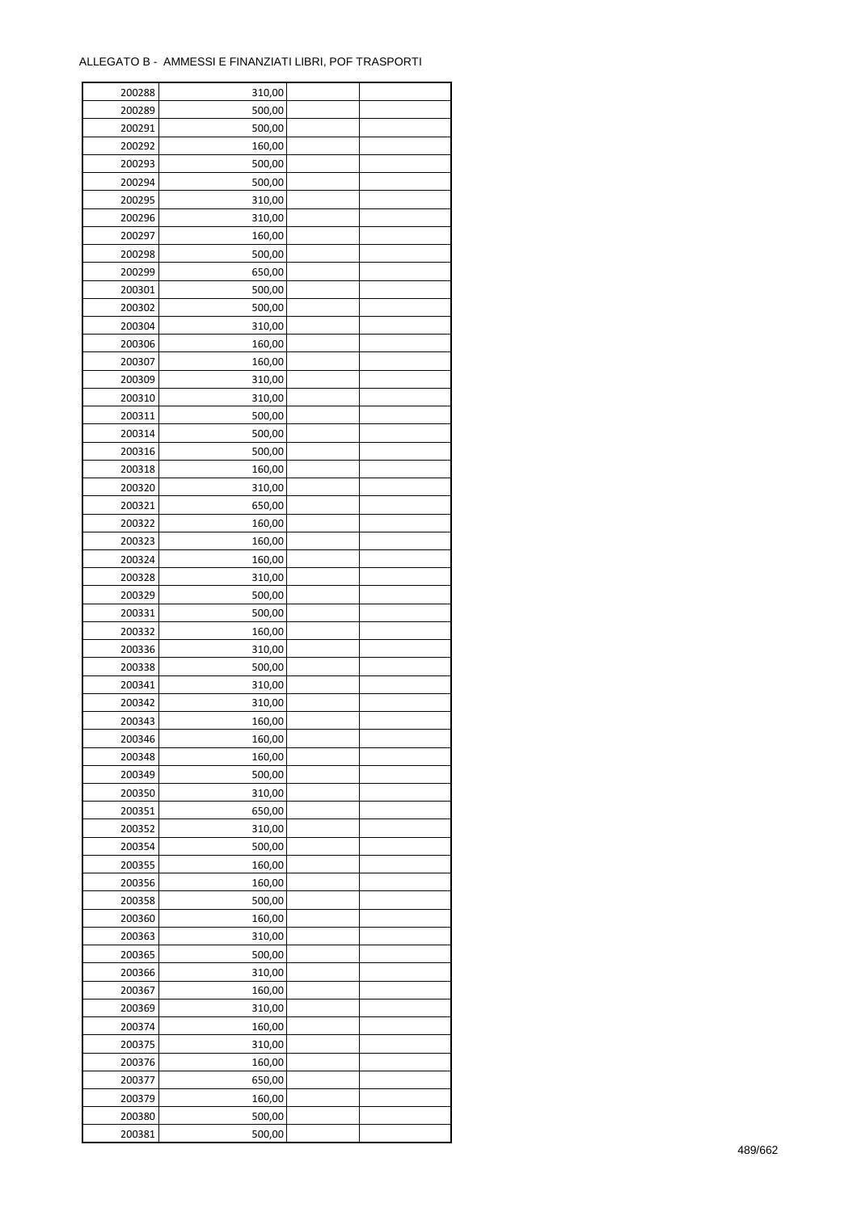ALLEGATO B - AMMESSI E FINANZIATI LIBRI, POF TRASPORTI

| | | | |
|---|---|---|---|
| 200288 | 310,00 | | |
| 200289 | 500,00 | | |
| 200291 | 500,00 | | |
| 200292 | 160,00 | | |
| 200293 | 500,00 | | |
| 200294 | 500,00 | | |
| 200295 | 310,00 | | |
| 200296 | 310,00 | | |
| 200297 | 160,00 | | |
| 200298 | 500,00 | | |
| 200299 | 650,00 | | |
| 200301 | 500,00 | | |
| 200302 | 500,00 | | |
| 200304 | 310,00 | | |
| 200306 | 160,00 | | |
| 200307 | 160,00 | | |
| 200309 | 310,00 | | |
| 200310 | 310,00 | | |
| 200311 | 500,00 | | |
| 200314 | 500,00 | | |
| 200316 | 500,00 | | |
| 200318 | 160,00 | | |
| 200320 | 310,00 | | |
| 200321 | 650,00 | | |
| 200322 | 160,00 | | |
| 200323 | 160,00 | | |
| 200324 | 160,00 | | |
| 200328 | 310,00 | | |
| 200329 | 500,00 | | |
| 200331 | 500,00 | | |
| 200332 | 160,00 | | |
| 200336 | 310,00 | | |
| 200338 | 500,00 | | |
| 200341 | 310,00 | | |
| 200342 | 310,00 | | |
| 200343 | 160,00 | | |
| 200346 | 160,00 | | |
| 200348 | 160,00 | | |
| 200349 | 500,00 | | |
| 200350 | 310,00 | | |
| 200351 | 650,00 | | |
| 200352 | 310,00 | | |
| 200354 | 500,00 | | |
| 200355 | 160,00 | | |
| 200356 | 160,00 | | |
| 200358 | 500,00 | | |
| 200360 | 160,00 | | |
| 200363 | 310,00 | | |
| 200365 | 500,00 | | |
| 200366 | 310,00 | | |
| 200367 | 160,00 | | |
| 200369 | 310,00 | | |
| 200374 | 160,00 | | |
| 200375 | 310,00 | | |
| 200376 | 160,00 | | |
| 200377 | 650,00 | | |
| 200379 | 160,00 | | |
| 200380 | 500,00 | | |
| 200381 | 500,00 | | |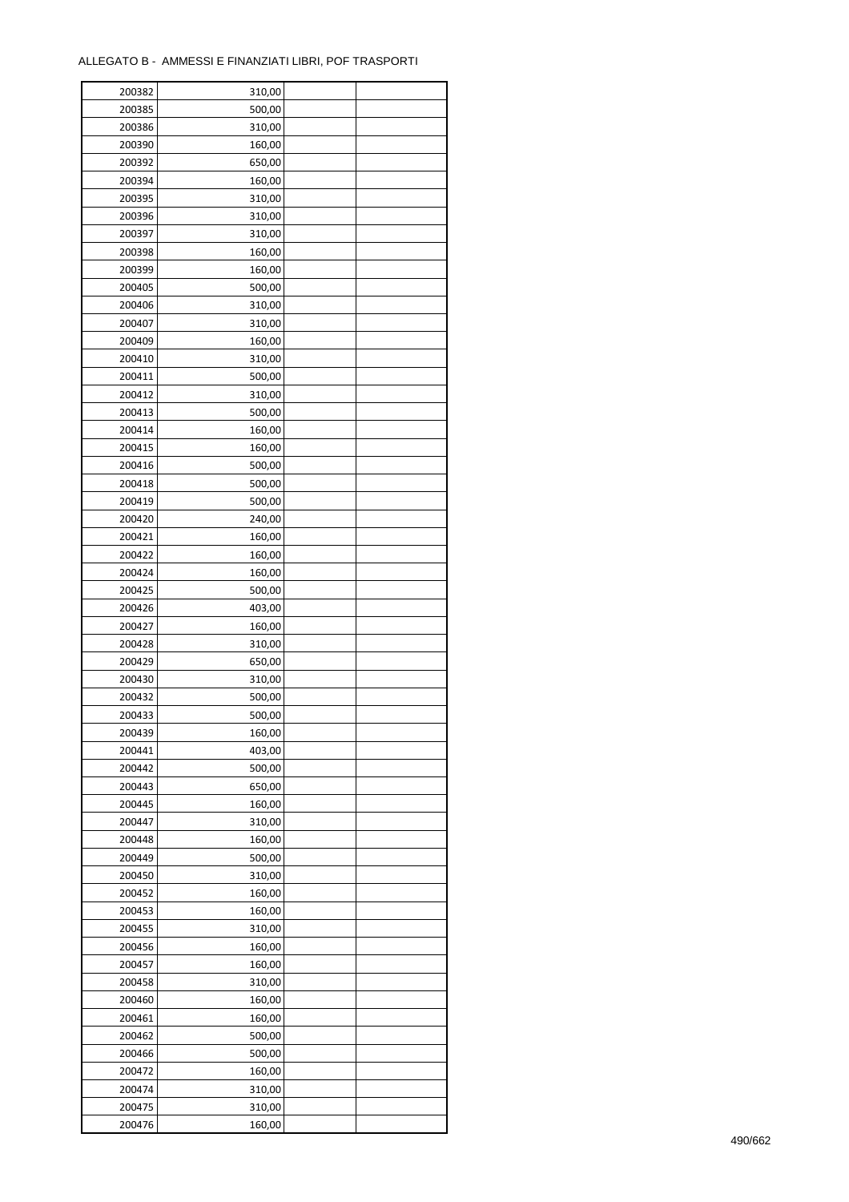ALLEGATO B - AMMESSI E FINANZIATI LIBRI, POF TRASPORTI

| | | | |
|---|---|---|---|
| 200382 | 310,00 | | |
| 200385 | 500,00 | | |
| 200386 | 310,00 | | |
| 200390 | 160,00 | | |
| 200392 | 650,00 | | |
| 200394 | 160,00 | | |
| 200395 | 310,00 | | |
| 200396 | 310,00 | | |
| 200397 | 310,00 | | |
| 200398 | 160,00 | | |
| 200399 | 160,00 | | |
| 200405 | 500,00 | | |
| 200406 | 310,00 | | |
| 200407 | 310,00 | | |
| 200409 | 160,00 | | |
| 200410 | 310,00 | | |
| 200411 | 500,00 | | |
| 200412 | 310,00 | | |
| 200413 | 500,00 | | |
| 200414 | 160,00 | | |
| 200415 | 160,00 | | |
| 200416 | 500,00 | | |
| 200418 | 500,00 | | |
| 200419 | 500,00 | | |
| 200420 | 240,00 | | |
| 200421 | 160,00 | | |
| 200422 | 160,00 | | |
| 200424 | 160,00 | | |
| 200425 | 500,00 | | |
| 200426 | 403,00 | | |
| 200427 | 160,00 | | |
| 200428 | 310,00 | | |
| 200429 | 650,00 | | |
| 200430 | 310,00 | | |
| 200432 | 500,00 | | |
| 200433 | 500,00 | | |
| 200439 | 160,00 | | |
| 200441 | 403,00 | | |
| 200442 | 500,00 | | |
| 200443 | 650,00 | | |
| 200445 | 160,00 | | |
| 200447 | 310,00 | | |
| 200448 | 160,00 | | |
| 200449 | 500,00 | | |
| 200450 | 310,00 | | |
| 200452 | 160,00 | | |
| 200453 | 160,00 | | |
| 200455 | 310,00 | | |
| 200456 | 160,00 | | |
| 200457 | 160,00 | | |
| 200458 | 310,00 | | |
| 200460 | 160,00 | | |
| 200461 | 160,00 | | |
| 200462 | 500,00 | | |
| 200466 | 500,00 | | |
| 200472 | 160,00 | | |
| 200474 | 310,00 | | |
| 200475 | 310,00 | | |
| 200476 | 160,00 | | |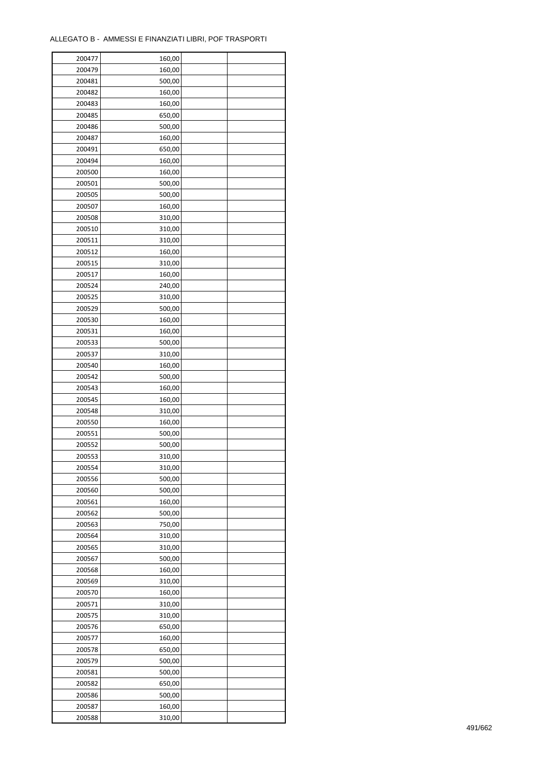ALLEGATO B - AMMESSI E FINANZIATI LIBRI, POF TRASPORTI

| | | | |
|---|---|---|---|
| 200477 | 160,00 | | |
| 200479 | 160,00 | | |
| 200481 | 500,00 | | |
| 200482 | 160,00 | | |
| 200483 | 160,00 | | |
| 200485 | 650,00 | | |
| 200486 | 500,00 | | |
| 200487 | 160,00 | | |
| 200491 | 650,00 | | |
| 200494 | 160,00 | | |
| 200500 | 160,00 | | |
| 200501 | 500,00 | | |
| 200505 | 500,00 | | |
| 200507 | 160,00 | | |
| 200508 | 310,00 | | |
| 200510 | 310,00 | | |
| 200511 | 310,00 | | |
| 200512 | 160,00 | | |
| 200515 | 310,00 | | |
| 200517 | 160,00 | | |
| 200524 | 240,00 | | |
| 200525 | 310,00 | | |
| 200529 | 500,00 | | |
| 200530 | 160,00 | | |
| 200531 | 160,00 | | |
| 200533 | 500,00 | | |
| 200537 | 310,00 | | |
| 200540 | 160,00 | | |
| 200542 | 500,00 | | |
| 200543 | 160,00 | | |
| 200545 | 160,00 | | |
| 200548 | 310,00 | | |
| 200550 | 160,00 | | |
| 200551 | 500,00 | | |
| 200552 | 500,00 | | |
| 200553 | 310,00 | | |
| 200554 | 310,00 | | |
| 200556 | 500,00 | | |
| 200560 | 500,00 | | |
| 200561 | 160,00 | | |
| 200562 | 500,00 | | |
| 200563 | 750,00 | | |
| 200564 | 310,00 | | |
| 200565 | 310,00 | | |
| 200567 | 500,00 | | |
| 200568 | 160,00 | | |
| 200569 | 310,00 | | |
| 200570 | 160,00 | | |
| 200571 | 310,00 | | |
| 200575 | 310,00 | | |
| 200576 | 650,00 | | |
| 200577 | 160,00 | | |
| 200578 | 650,00 | | |
| 200579 | 500,00 | | |
| 200581 | 500,00 | | |
| 200582 | 650,00 | | |
| 200586 | 500,00 | | |
| 200587 | 160,00 | | |
| 200588 | 310,00 | | |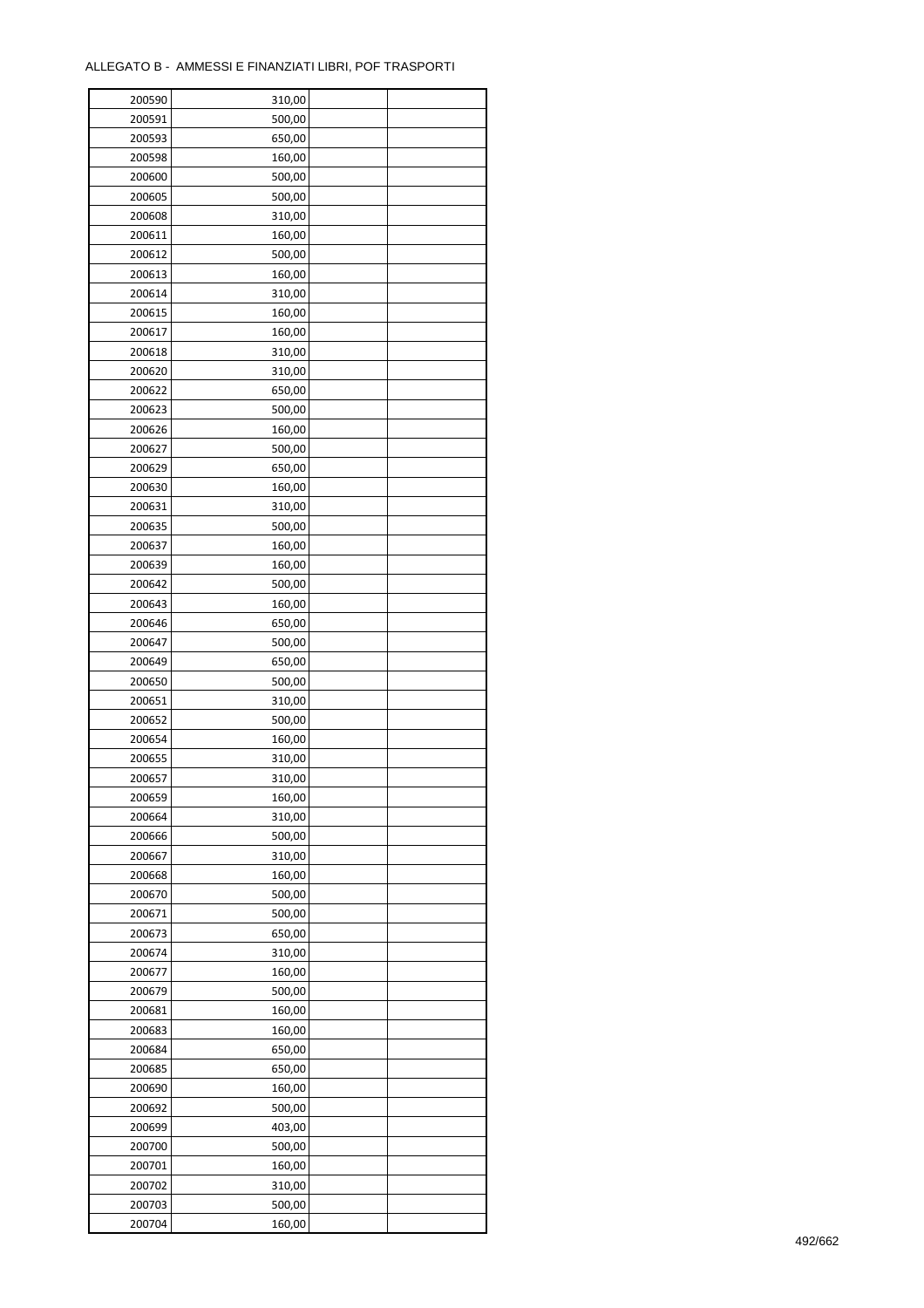ALLEGATO B - AMMESSI E FINANZIATI LIBRI, POF TRASPORTI

| | | | |
|---|---|---|---|
| 200590 | 310,00 | | |
| 200591 | 500,00 | | |
| 200593 | 650,00 | | |
| 200598 | 160,00 | | |
| 200600 | 500,00 | | |
| 200605 | 500,00 | | |
| 200608 | 310,00 | | |
| 200611 | 160,00 | | |
| 200612 | 500,00 | | |
| 200613 | 160,00 | | |
| 200614 | 310,00 | | |
| 200615 | 160,00 | | |
| 200617 | 160,00 | | |
| 200618 | 310,00 | | |
| 200620 | 310,00 | | |
| 200622 | 650,00 | | |
| 200623 | 500,00 | | |
| 200626 | 160,00 | | |
| 200627 | 500,00 | | |
| 200629 | 650,00 | | |
| 200630 | 160,00 | | |
| 200631 | 310,00 | | |
| 200635 | 500,00 | | |
| 200637 | 160,00 | | |
| 200639 | 160,00 | | |
| 200642 | 500,00 | | |
| 200643 | 160,00 | | |
| 200646 | 650,00 | | |
| 200647 | 500,00 | | |
| 200649 | 650,00 | | |
| 200650 | 500,00 | | |
| 200651 | 310,00 | | |
| 200652 | 500,00 | | |
| 200654 | 160,00 | | |
| 200655 | 310,00 | | |
| 200657 | 310,00 | | |
| 200659 | 160,00 | | |
| 200664 | 310,00 | | |
| 200666 | 500,00 | | |
| 200667 | 310,00 | | |
| 200668 | 160,00 | | |
| 200670 | 500,00 | | |
| 200671 | 500,00 | | |
| 200673 | 650,00 | | |
| 200674 | 310,00 | | |
| 200677 | 160,00 | | |
| 200679 | 500,00 | | |
| 200681 | 160,00 | | |
| 200683 | 160,00 | | |
| 200684 | 650,00 | | |
| 200685 | 650,00 | | |
| 200690 | 160,00 | | |
| 200692 | 500,00 | | |
| 200699 | 403,00 | | |
| 200700 | 500,00 | | |
| 200701 | 160,00 | | |
| 200702 | 310,00 | | |
| 200703 | 500,00 | | |
| 200704 | 160,00 | | |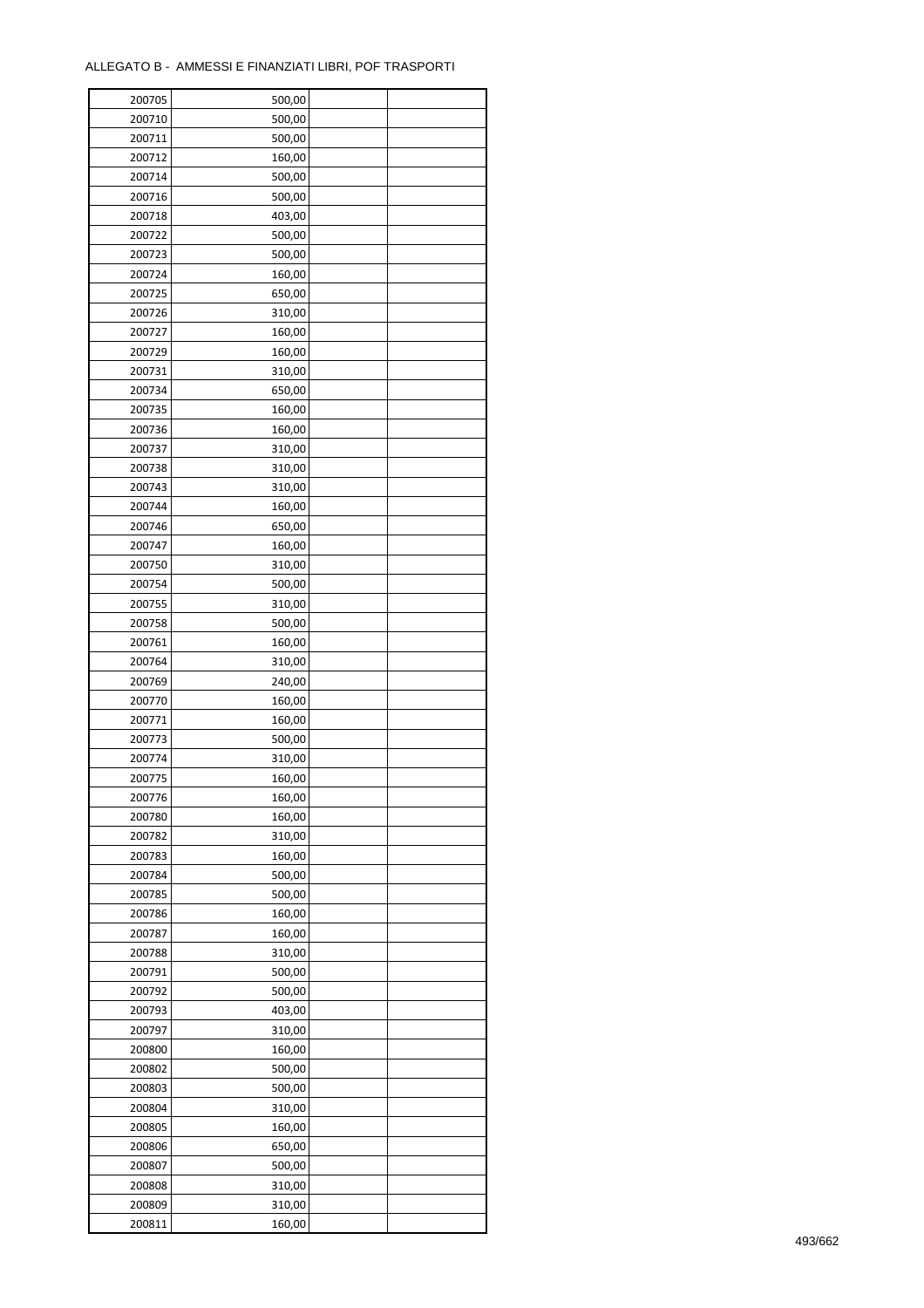ALLEGATO B - AMMESSI E FINANZIATI LIBRI, POF TRASPORTI

| | | | |
|---|---|---|---|
| 200705 | 500,00 | | |
| 200710 | 500,00 | | |
| 200711 | 500,00 | | |
| 200712 | 160,00 | | |
| 200714 | 500,00 | | |
| 200716 | 500,00 | | |
| 200718 | 403,00 | | |
| 200722 | 500,00 | | |
| 200723 | 500,00 | | |
| 200724 | 160,00 | | |
| 200725 | 650,00 | | |
| 200726 | 310,00 | | |
| 200727 | 160,00 | | |
| 200729 | 160,00 | | |
| 200731 | 310,00 | | |
| 200734 | 650,00 | | |
| 200735 | 160,00 | | |
| 200736 | 160,00 | | |
| 200737 | 310,00 | | |
| 200738 | 310,00 | | |
| 200743 | 310,00 | | |
| 200744 | 160,00 | | |
| 200746 | 650,00 | | |
| 200747 | 160,00 | | |
| 200750 | 310,00 | | |
| 200754 | 500,00 | | |
| 200755 | 310,00 | | |
| 200758 | 500,00 | | |
| 200761 | 160,00 | | |
| 200764 | 310,00 | | |
| 200769 | 240,00 | | |
| 200770 | 160,00 | | |
| 200771 | 160,00 | | |
| 200773 | 500,00 | | |
| 200774 | 310,00 | | |
| 200775 | 160,00 | | |
| 200776 | 160,00 | | |
| 200780 | 160,00 | | |
| 200782 | 310,00 | | |
| 200783 | 160,00 | | |
| 200784 | 500,00 | | |
| 200785 | 500,00 | | |
| 200786 | 160,00 | | |
| 200787 | 160,00 | | |
| 200788 | 310,00 | | |
| 200791 | 500,00 | | |
| 200792 | 500,00 | | |
| 200793 | 403,00 | | |
| 200797 | 310,00 | | |
| 200800 | 160,00 | | |
| 200802 | 500,00 | | |
| 200803 | 500,00 | | |
| 200804 | 310,00 | | |
| 200805 | 160,00 | | |
| 200806 | 650,00 | | |
| 200807 | 500,00 | | |
| 200808 | 310,00 | | |
| 200809 | 310,00 | | |
| 200811 | 160,00 | | |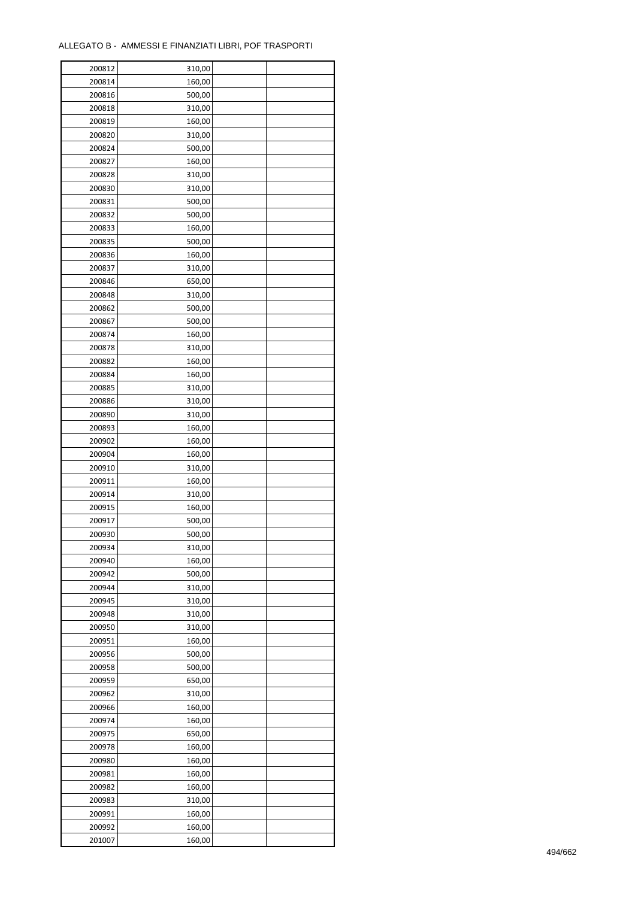ALLEGATO B - AMMESSI E FINANZIATI LIBRI, POF TRASPORTI

| | | | |
|---|---|---|---|
| 200812 | 310,00 | | |
| 200814 | 160,00 | | |
| 200816 | 500,00 | | |
| 200818 | 310,00 | | |
| 200819 | 160,00 | | |
| 200820 | 310,00 | | |
| 200824 | 500,00 | | |
| 200827 | 160,00 | | |
| 200828 | 310,00 | | |
| 200830 | 310,00 | | |
| 200831 | 500,00 | | |
| 200832 | 500,00 | | |
| 200833 | 160,00 | | |
| 200835 | 500,00 | | |
| 200836 | 160,00 | | |
| 200837 | 310,00 | | |
| 200846 | 650,00 | | |
| 200848 | 310,00 | | |
| 200862 | 500,00 | | |
| 200867 | 500,00 | | |
| 200874 | 160,00 | | |
| 200878 | 310,00 | | |
| 200882 | 160,00 | | |
| 200884 | 160,00 | | |
| 200885 | 310,00 | | |
| 200886 | 310,00 | | |
| 200890 | 310,00 | | |
| 200893 | 160,00 | | |
| 200902 | 160,00 | | |
| 200904 | 160,00 | | |
| 200910 | 310,00 | | |
| 200911 | 160,00 | | |
| 200914 | 310,00 | | |
| 200915 | 160,00 | | |
| 200917 | 500,00 | | |
| 200930 | 500,00 | | |
| 200934 | 310,00 | | |
| 200940 | 160,00 | | |
| 200942 | 500,00 | | |
| 200944 | 310,00 | | |
| 200945 | 310,00 | | |
| 200948 | 310,00 | | |
| 200950 | 310,00 | | |
| 200951 | 160,00 | | |
| 200956 | 500,00 | | |
| 200958 | 500,00 | | |
| 200959 | 650,00 | | |
| 200962 | 310,00 | | |
| 200966 | 160,00 | | |
| 200974 | 160,00 | | |
| 200975 | 650,00 | | |
| 200978 | 160,00 | | |
| 200980 | 160,00 | | |
| 200981 | 160,00 | | |
| 200982 | 160,00 | | |
| 200983 | 310,00 | | |
| 200991 | 160,00 | | |
| 200992 | 160,00 | | |
| 201007 | 160,00 | | |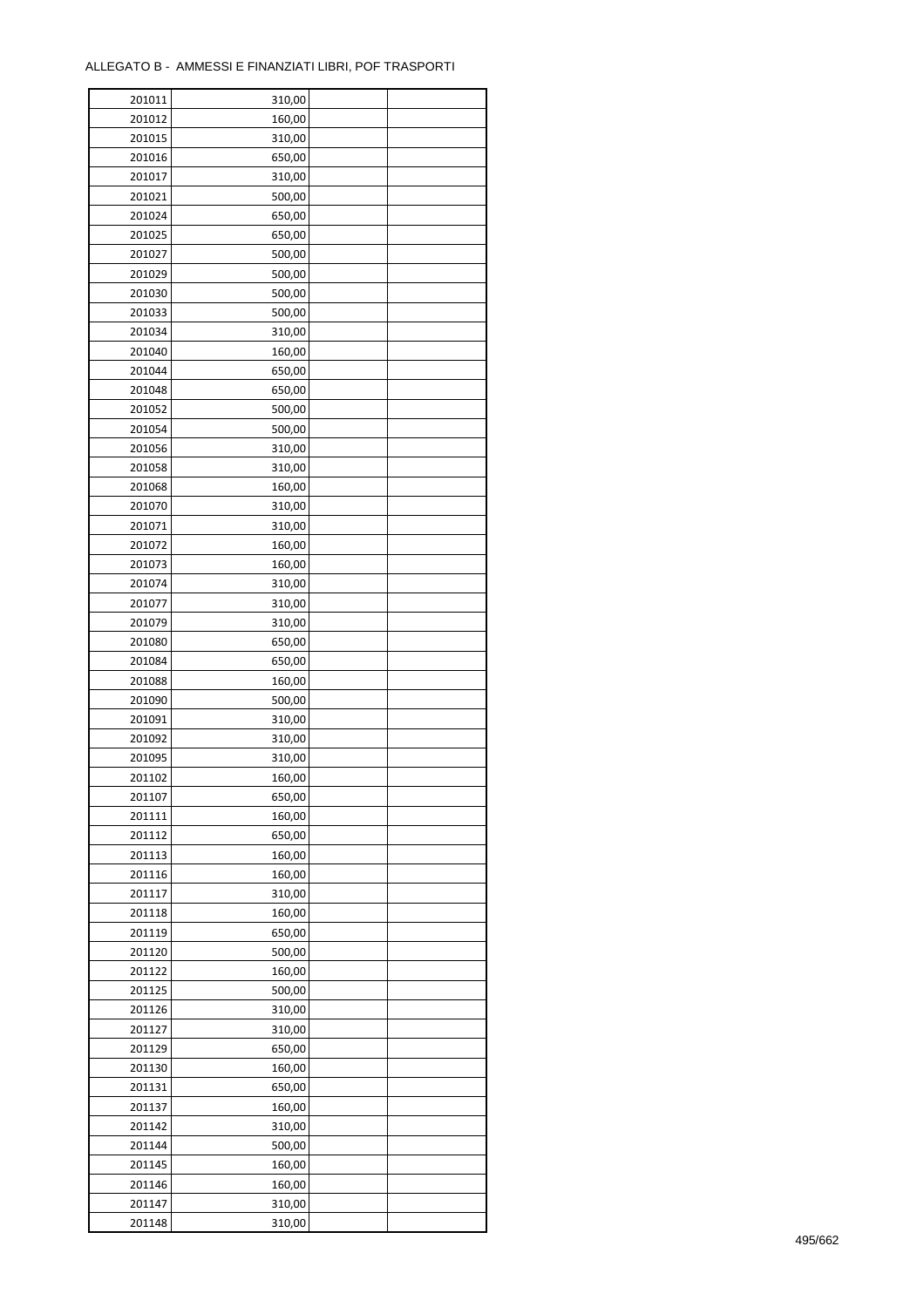ALLEGATO B - AMMESSI E FINANZIATI LIBRI, POF TRASPORTI

| | | | |
|---|---|---|---|
| 201011 | 310,00 | | |
| 201012 | 160,00 | | |
| 201015 | 310,00 | | |
| 201016 | 650,00 | | |
| 201017 | 310,00 | | |
| 201021 | 500,00 | | |
| 201024 | 650,00 | | |
| 201025 | 650,00 | | |
| 201027 | 500,00 | | |
| 201029 | 500,00 | | |
| 201030 | 500,00 | | |
| 201033 | 500,00 | | |
| 201034 | 310,00 | | |
| 201040 | 160,00 | | |
| 201044 | 650,00 | | |
| 201048 | 650,00 | | |
| 201052 | 500,00 | | |
| 201054 | 500,00 | | |
| 201056 | 310,00 | | |
| 201058 | 310,00 | | |
| 201068 | 160,00 | | |
| 201070 | 310,00 | | |
| 201071 | 310,00 | | |
| 201072 | 160,00 | | |
| 201073 | 160,00 | | |
| 201074 | 310,00 | | |
| 201077 | 310,00 | | |
| 201079 | 310,00 | | |
| 201080 | 650,00 | | |
| 201084 | 650,00 | | |
| 201088 | 160,00 | | |
| 201090 | 500,00 | | |
| 201091 | 310,00 | | |
| 201092 | 310,00 | | |
| 201095 | 310,00 | | |
| 201102 | 160,00 | | |
| 201107 | 650,00 | | |
| 201111 | 160,00 | | |
| 201112 | 650,00 | | |
| 201113 | 160,00 | | |
| 201116 | 160,00 | | |
| 201117 | 310,00 | | |
| 201118 | 160,00 | | |
| 201119 | 650,00 | | |
| 201120 | 500,00 | | |
| 201122 | 160,00 | | |
| 201125 | 500,00 | | |
| 201126 | 310,00 | | |
| 201127 | 310,00 | | |
| 201129 | 650,00 | | |
| 201130 | 160,00 | | |
| 201131 | 650,00 | | |
| 201137 | 160,00 | | |
| 201142 | 310,00 | | |
| 201144 | 500,00 | | |
| 201145 | 160,00 | | |
| 201146 | 160,00 | | |
| 201147 | 310,00 | | |
| 201148 | 310,00 | | |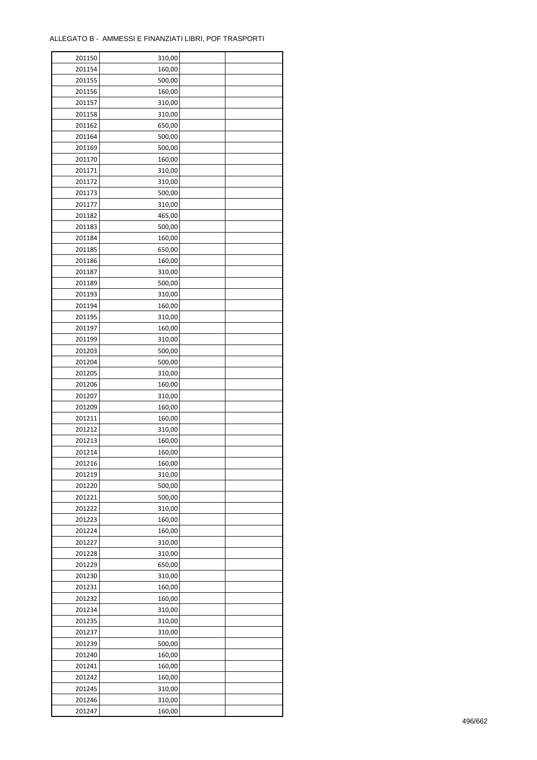ALLEGATO B - AMMESSI E FINANZIATI LIBRI, POF TRASPORTI

| | | | |
|---|---|---|---|
| 201150 | 310,00 | | |
| 201154 | 160,00 | | |
| 201155 | 500,00 | | |
| 201156 | 160,00 | | |
| 201157 | 310,00 | | |
| 201158 | 310,00 | | |
| 201162 | 650,00 | | |
| 201164 | 500,00 | | |
| 201169 | 500,00 | | |
| 201170 | 160,00 | | |
| 201171 | 310,00 | | |
| 201172 | 310,00 | | |
| 201173 | 500,00 | | |
| 201177 | 310,00 | | |
| 201182 | 465,00 | | |
| 201183 | 500,00 | | |
| 201184 | 160,00 | | |
| 201185 | 650,00 | | |
| 201186 | 160,00 | | |
| 201187 | 310,00 | | |
| 201189 | 500,00 | | |
| 201193 | 310,00 | | |
| 201194 | 160,00 | | |
| 201195 | 310,00 | | |
| 201197 | 160,00 | | |
| 201199 | 310,00 | | |
| 201203 | 500,00 | | |
| 201204 | 500,00 | | |
| 201205 | 310,00 | | |
| 201206 | 160,00 | | |
| 201207 | 310,00 | | |
| 201209 | 160,00 | | |
| 201211 | 160,00 | | |
| 201212 | 310,00 | | |
| 201213 | 160,00 | | |
| 201214 | 160,00 | | |
| 201216 | 160,00 | | |
| 201219 | 310,00 | | |
| 201220 | 500,00 | | |
| 201221 | 500,00 | | |
| 201222 | 310,00 | | |
| 201223 | 160,00 | | |
| 201224 | 160,00 | | |
| 201227 | 310,00 | | |
| 201228 | 310,00 | | |
| 201229 | 650,00 | | |
| 201230 | 310,00 | | |
| 201231 | 160,00 | | |
| 201232 | 160,00 | | |
| 201234 | 310,00 | | |
| 201235 | 310,00 | | |
| 201237 | 310,00 | | |
| 201239 | 500,00 | | |
| 201240 | 160,00 | | |
| 201241 | 160,00 | | |
| 201242 | 160,00 | | |
| 201245 | 310,00 | | |
| 201246 | 310,00 | | |
| 201247 | 160,00 | | |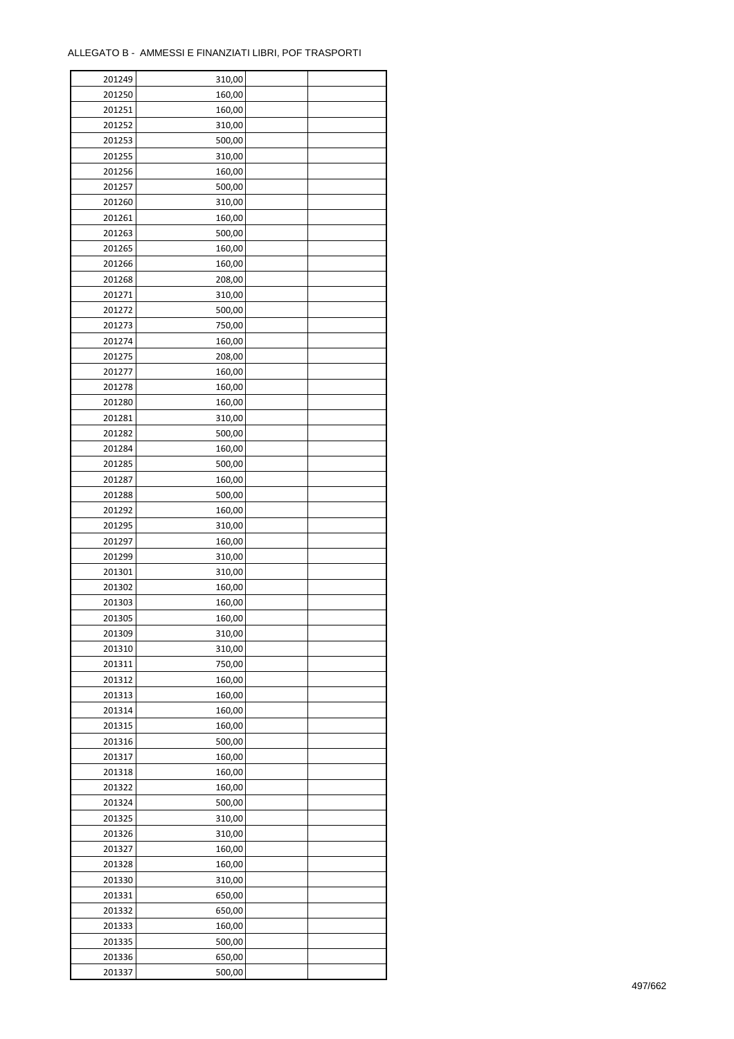ALLEGATO B - AMMESSI E FINANZIATI LIBRI, POF TRASPORTI

| | | | |
|---|---|---|---|
| 201249 | 310,00 | | |
| 201250 | 160,00 | | |
| 201251 | 160,00 | | |
| 201252 | 310,00 | | |
| 201253 | 500,00 | | |
| 201255 | 310,00 | | |
| 201256 | 160,00 | | |
| 201257 | 500,00 | | |
| 201260 | 310,00 | | |
| 201261 | 160,00 | | |
| 201263 | 500,00 | | |
| 201265 | 160,00 | | |
| 201266 | 160,00 | | |
| 201268 | 208,00 | | |
| 201271 | 310,00 | | |
| 201272 | 500,00 | | |
| 201273 | 750,00 | | |
| 201274 | 160,00 | | |
| 201275 | 208,00 | | |
| 201277 | 160,00 | | |
| 201278 | 160,00 | | |
| 201280 | 160,00 | | |
| 201281 | 310,00 | | |
| 201282 | 500,00 | | |
| 201284 | 160,00 | | |
| 201285 | 500,00 | | |
| 201287 | 160,00 | | |
| 201288 | 500,00 | | |
| 201292 | 160,00 | | |
| 201295 | 310,00 | | |
| 201297 | 160,00 | | |
| 201299 | 310,00 | | |
| 201301 | 310,00 | | |
| 201302 | 160,00 | | |
| 201303 | 160,00 | | |
| 201305 | 160,00 | | |
| 201309 | 310,00 | | |
| 201310 | 310,00 | | |
| 201311 | 750,00 | | |
| 201312 | 160,00 | | |
| 201313 | 160,00 | | |
| 201314 | 160,00 | | |
| 201315 | 160,00 | | |
| 201316 | 500,00 | | |
| 201317 | 160,00 | | |
| 201318 | 160,00 | | |
| 201322 | 160,00 | | |
| 201324 | 500,00 | | |
| 201325 | 310,00 | | |
| 201326 | 310,00 | | |
| 201327 | 160,00 | | |
| 201328 | 160,00 | | |
| 201330 | 310,00 | | |
| 201331 | 650,00 | | |
| 201332 | 650,00 | | |
| 201333 | 160,00 | | |
| 201335 | 500,00 | | |
| 201336 | 650,00 | | |
| 201337 | 500,00 | | |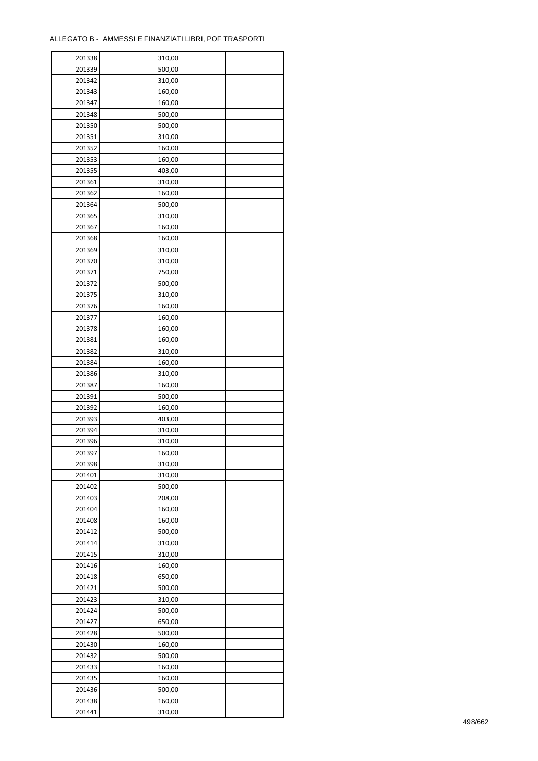ALLEGATO B - AMMESSI E FINANZIATI LIBRI, POF TRASPORTI

| | | | |
|---|---|---|---|
| 201338 | 310,00 | | |
| 201339 | 500,00 | | |
| 201342 | 310,00 | | |
| 201343 | 160,00 | | |
| 201347 | 160,00 | | |
| 201348 | 500,00 | | |
| 201350 | 500,00 | | |
| 201351 | 310,00 | | |
| 201352 | 160,00 | | |
| 201353 | 160,00 | | |
| 201355 | 403,00 | | |
| 201361 | 310,00 | | |
| 201362 | 160,00 | | |
| 201364 | 500,00 | | |
| 201365 | 310,00 | | |
| 201367 | 160,00 | | |
| 201368 | 160,00 | | |
| 201369 | 310,00 | | |
| 201370 | 310,00 | | |
| 201371 | 750,00 | | |
| 201372 | 500,00 | | |
| 201375 | 310,00 | | |
| 201376 | 160,00 | | |
| 201377 | 160,00 | | |
| 201378 | 160,00 | | |
| 201381 | 160,00 | | |
| 201382 | 310,00 | | |
| 201384 | 160,00 | | |
| 201386 | 310,00 | | |
| 201387 | 160,00 | | |
| 201391 | 500,00 | | |
| 201392 | 160,00 | | |
| 201393 | 403,00 | | |
| 201394 | 310,00 | | |
| 201396 | 310,00 | | |
| 201397 | 160,00 | | |
| 201398 | 310,00 | | |
| 201401 | 310,00 | | |
| 201402 | 500,00 | | |
| 201403 | 208,00 | | |
| 201404 | 160,00 | | |
| 201408 | 160,00 | | |
| 201412 | 500,00 | | |
| 201414 | 310,00 | | |
| 201415 | 310,00 | | |
| 201416 | 160,00 | | |
| 201418 | 650,00 | | |
| 201421 | 500,00 | | |
| 201423 | 310,00 | | |
| 201424 | 500,00 | | |
| 201427 | 650,00 | | |
| 201428 | 500,00 | | |
| 201430 | 160,00 | | |
| 201432 | 500,00 | | |
| 201433 | 160,00 | | |
| 201435 | 160,00 | | |
| 201436 | 500,00 | | |
| 201438 | 160,00 | | |
| 201441 | 310,00 | | |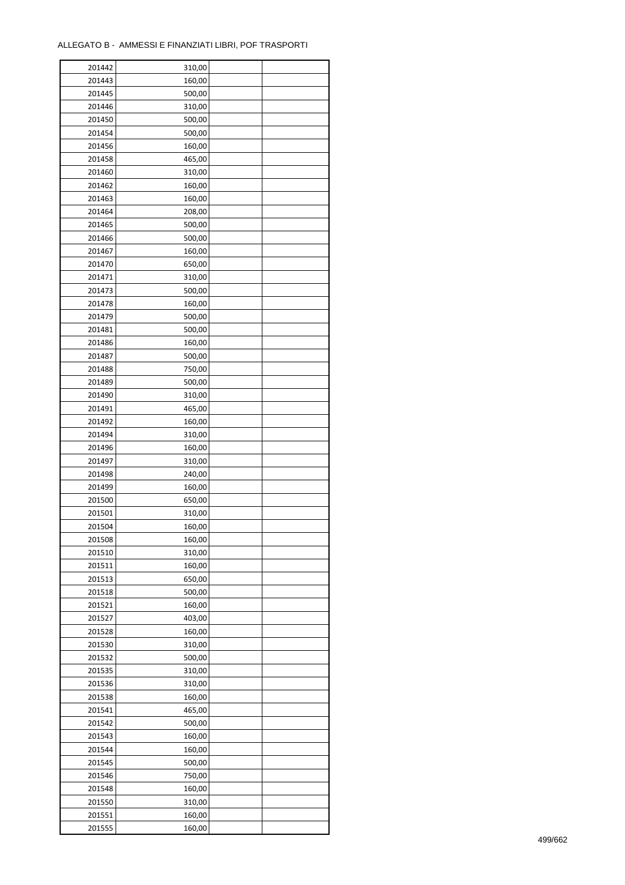ALLEGATO B - AMMESSI E FINANZIATI LIBRI, POF TRASPORTI

| | | | |
|---|---|---|---|
| 201442 | 310,00 | | |
| 201443 | 160,00 | | |
| 201445 | 500,00 | | |
| 201446 | 310,00 | | |
| 201450 | 500,00 | | |
| 201454 | 500,00 | | |
| 201456 | 160,00 | | |
| 201458 | 465,00 | | |
| 201460 | 310,00 | | |
| 201462 | 160,00 | | |
| 201463 | 160,00 | | |
| 201464 | 208,00 | | |
| 201465 | 500,00 | | |
| 201466 | 500,00 | | |
| 201467 | 160,00 | | |
| 201470 | 650,00 | | |
| 201471 | 310,00 | | |
| 201473 | 500,00 | | |
| 201478 | 160,00 | | |
| 201479 | 500,00 | | |
| 201481 | 500,00 | | |
| 201486 | 160,00 | | |
| 201487 | 500,00 | | |
| 201488 | 750,00 | | |
| 201489 | 500,00 | | |
| 201490 | 310,00 | | |
| 201491 | 465,00 | | |
| 201492 | 160,00 | | |
| 201494 | 310,00 | | |
| 201496 | 160,00 | | |
| 201497 | 310,00 | | |
| 201498 | 240,00 | | |
| 201499 | 160,00 | | |
| 201500 | 650,00 | | |
| 201501 | 310,00 | | |
| 201504 | 160,00 | | |
| 201508 | 160,00 | | |
| 201510 | 310,00 | | |
| 201511 | 160,00 | | |
| 201513 | 650,00 | | |
| 201518 | 500,00 | | |
| 201521 | 160,00 | | |
| 201527 | 403,00 | | |
| 201528 | 160,00 | | |
| 201530 | 310,00 | | |
| 201532 | 500,00 | | |
| 201535 | 310,00 | | |
| 201536 | 310,00 | | |
| 201538 | 160,00 | | |
| 201541 | 465,00 | | |
| 201542 | 500,00 | | |
| 201543 | 160,00 | | |
| 201544 | 160,00 | | |
| 201545 | 500,00 | | |
| 201546 | 750,00 | | |
| 201548 | 160,00 | | |
| 201550 | 310,00 | | |
| 201551 | 160,00 | | |
| 201555 | 160,00 | | |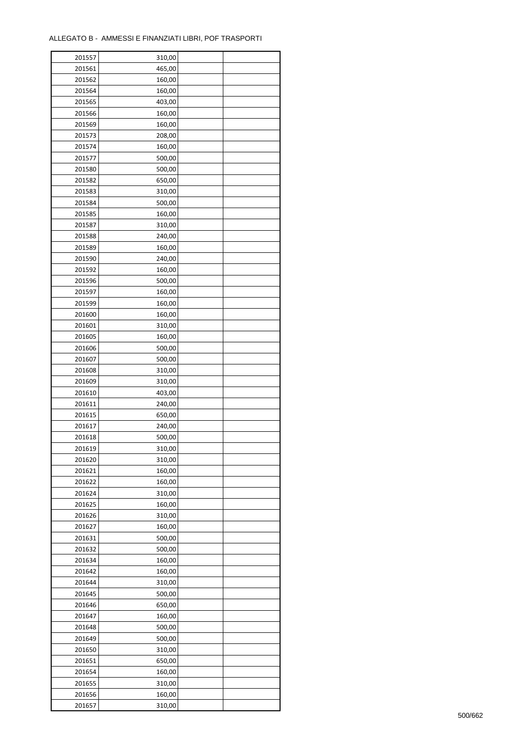ALLEGATO B - AMMESSI E FINANZIATI LIBRI, POF TRASPORTI

| | | | |
|---|---|---|---|
| 201557 | 310,00 | | |
| 201561 | 465,00 | | |
| 201562 | 160,00 | | |
| 201564 | 160,00 | | |
| 201565 | 403,00 | | |
| 201566 | 160,00 | | |
| 201569 | 160,00 | | |
| 201573 | 208,00 | | |
| 201574 | 160,00 | | |
| 201577 | 500,00 | | |
| 201580 | 500,00 | | |
| 201582 | 650,00 | | |
| 201583 | 310,00 | | |
| 201584 | 500,00 | | |
| 201585 | 160,00 | | |
| 201587 | 310,00 | | |
| 201588 | 240,00 | | |
| 201589 | 160,00 | | |
| 201590 | 240,00 | | |
| 201592 | 160,00 | | |
| 201596 | 500,00 | | |
| 201597 | 160,00 | | |
| 201599 | 160,00 | | |
| 201600 | 160,00 | | |
| 201601 | 310,00 | | |
| 201605 | 160,00 | | |
| 201606 | 500,00 | | |
| 201607 | 500,00 | | |
| 201608 | 310,00 | | |
| 201609 | 310,00 | | |
| 201610 | 403,00 | | |
| 201611 | 240,00 | | |
| 201615 | 650,00 | | |
| 201617 | 240,00 | | |
| 201618 | 500,00 | | |
| 201619 | 310,00 | | |
| 201620 | 310,00 | | |
| 201621 | 160,00 | | |
| 201622 | 160,00 | | |
| 201624 | 310,00 | | |
| 201625 | 160,00 | | |
| 201626 | 310,00 | | |
| 201627 | 160,00 | | |
| 201631 | 500,00 | | |
| 201632 | 500,00 | | |
| 201634 | 160,00 | | |
| 201642 | 160,00 | | |
| 201644 | 310,00 | | |
| 201645 | 500,00 | | |
| 201646 | 650,00 | | |
| 201647 | 160,00 | | |
| 201648 | 500,00 | | |
| 201649 | 500,00 | | |
| 201650 | 310,00 | | |
| 201651 | 650,00 | | |
| 201654 | 160,00 | | |
| 201655 | 310,00 | | |
| 201656 | 160,00 | | |
| 201657 | 310,00 | | |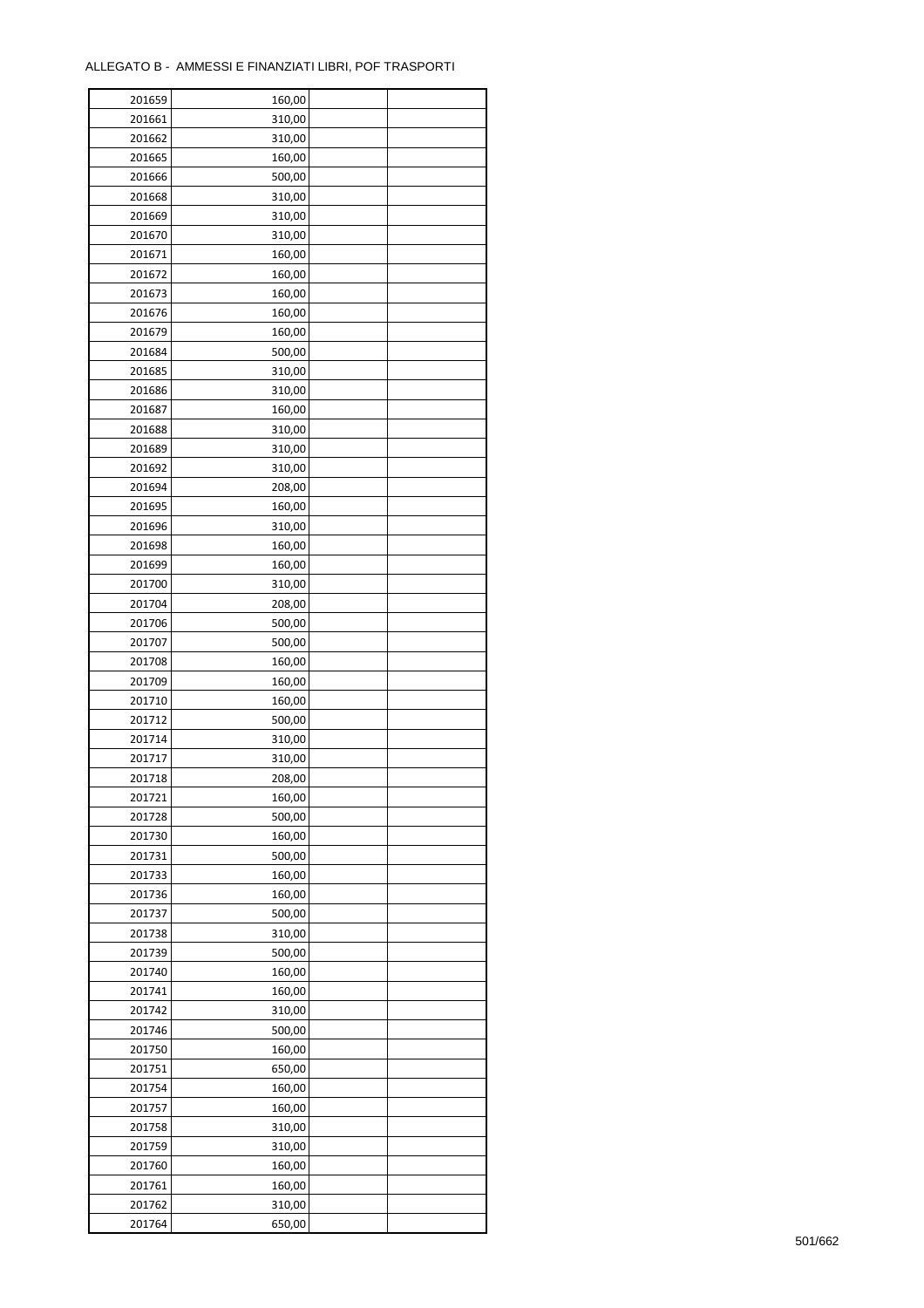ALLEGATO B - AMMESSI E FINANZIATI LIBRI, POF TRASPORTI

| | | | |
|---|---|---|---|
| 201659 | 160,00 | | |
| 201661 | 310,00 | | |
| 201662 | 310,00 | | |
| 201665 | 160,00 | | |
| 201666 | 500,00 | | |
| 201668 | 310,00 | | |
| 201669 | 310,00 | | |
| 201670 | 310,00 | | |
| 201671 | 160,00 | | |
| 201672 | 160,00 | | |
| 201673 | 160,00 | | |
| 201676 | 160,00 | | |
| 201679 | 160,00 | | |
| 201684 | 500,00 | | |
| 201685 | 310,00 | | |
| 201686 | 310,00 | | |
| 201687 | 160,00 | | |
| 201688 | 310,00 | | |
| 201689 | 310,00 | | |
| 201692 | 310,00 | | |
| 201694 | 208,00 | | |
| 201695 | 160,00 | | |
| 201696 | 310,00 | | |
| 201698 | 160,00 | | |
| 201699 | 160,00 | | |
| 201700 | 310,00 | | |
| 201704 | 208,00 | | |
| 201706 | 500,00 | | |
| 201707 | 500,00 | | |
| 201708 | 160,00 | | |
| 201709 | 160,00 | | |
| 201710 | 160,00 | | |
| 201712 | 500,00 | | |
| 201714 | 310,00 | | |
| 201717 | 310,00 | | |
| 201718 | 208,00 | | |
| 201721 | 160,00 | | |
| 201728 | 500,00 | | |
| 201730 | 160,00 | | |
| 201731 | 500,00 | | |
| 201733 | 160,00 | | |
| 201736 | 160,00 | | |
| 201737 | 500,00 | | |
| 201738 | 310,00 | | |
| 201739 | 500,00 | | |
| 201740 | 160,00 | | |
| 201741 | 160,00 | | |
| 201742 | 310,00 | | |
| 201746 | 500,00 | | |
| 201750 | 160,00 | | |
| 201751 | 650,00 | | |
| 201754 | 160,00 | | |
| 201757 | 160,00 | | |
| 201758 | 310,00 | | |
| 201759 | 310,00 | | |
| 201760 | 160,00 | | |
| 201761 | 160,00 | | |
| 201762 | 310,00 | | |
| 201764 | 650,00 | | |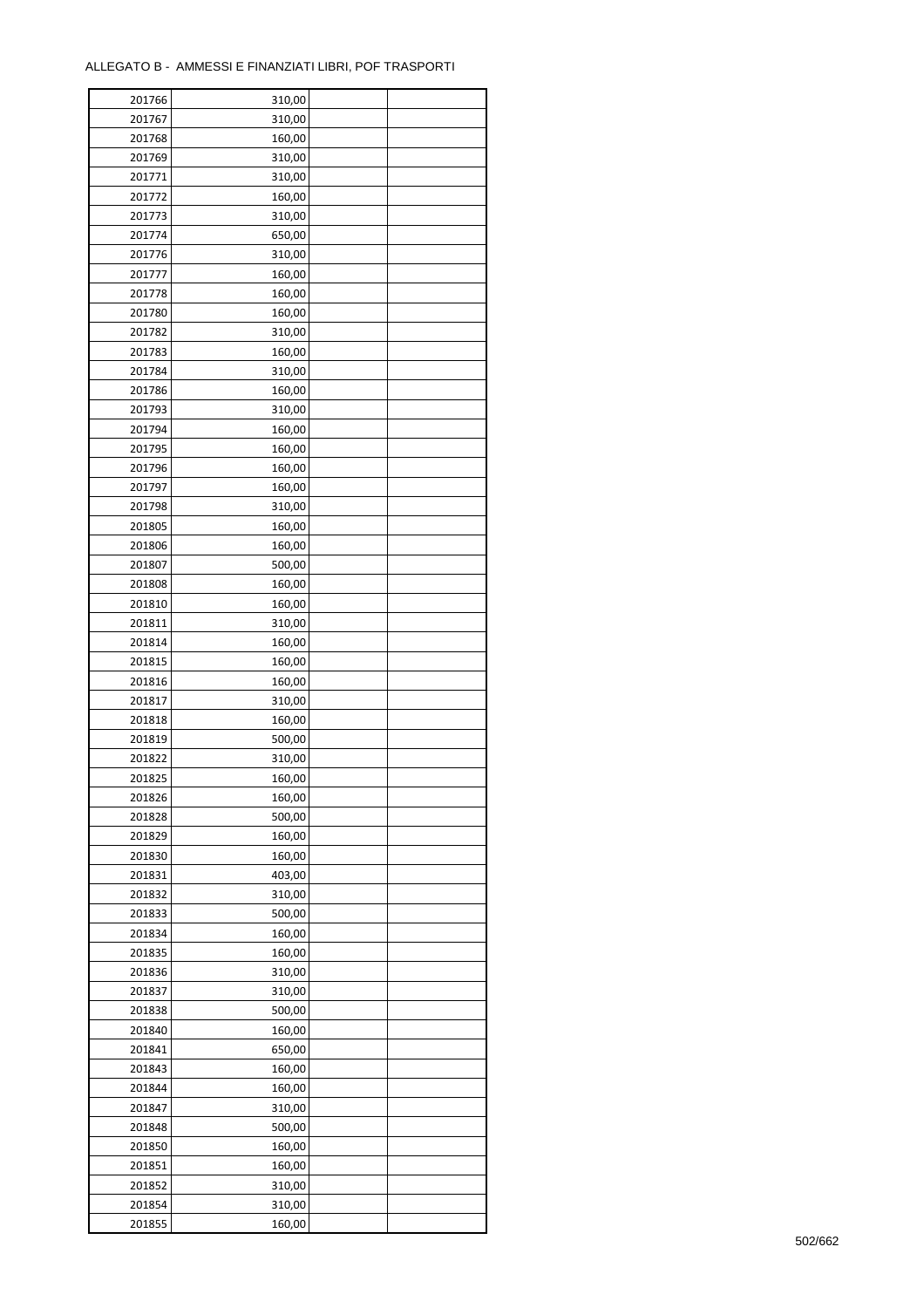ALLEGATO B - AMMESSI E FINANZIATI LIBRI, POF TRASPORTI

| | | | |
|---|---|---|---|
| 201766 | 310,00 | | |
| 201767 | 310,00 | | |
| 201768 | 160,00 | | |
| 201769 | 310,00 | | |
| 201771 | 310,00 | | |
| 201772 | 160,00 | | |
| 201773 | 310,00 | | |
| 201774 | 650,00 | | |
| 201776 | 310,00 | | |
| 201777 | 160,00 | | |
| 201778 | 160,00 | | |
| 201780 | 160,00 | | |
| 201782 | 310,00 | | |
| 201783 | 160,00 | | |
| 201784 | 310,00 | | |
| 201786 | 160,00 | | |
| 201793 | 310,00 | | |
| 201794 | 160,00 | | |
| 201795 | 160,00 | | |
| 201796 | 160,00 | | |
| 201797 | 160,00 | | |
| 201798 | 310,00 | | |
| 201805 | 160,00 | | |
| 201806 | 160,00 | | |
| 201807 | 500,00 | | |
| 201808 | 160,00 | | |
| 201810 | 160,00 | | |
| 201811 | 310,00 | | |
| 201814 | 160,00 | | |
| 201815 | 160,00 | | |
| 201816 | 160,00 | | |
| 201817 | 310,00 | | |
| 201818 | 160,00 | | |
| 201819 | 500,00 | | |
| 201822 | 310,00 | | |
| 201825 | 160,00 | | |
| 201826 | 160,00 | | |
| 201828 | 500,00 | | |
| 201829 | 160,00 | | |
| 201830 | 160,00 | | |
| 201831 | 403,00 | | |
| 201832 | 310,00 | | |
| 201833 | 500,00 | | |
| 201834 | 160,00 | | |
| 201835 | 160,00 | | |
| 201836 | 310,00 | | |
| 201837 | 310,00 | | |
| 201838 | 500,00 | | |
| 201840 | 160,00 | | |
| 201841 | 650,00 | | |
| 201843 | 160,00 | | |
| 201844 | 160,00 | | |
| 201847 | 310,00 | | |
| 201848 | 500,00 | | |
| 201850 | 160,00 | | |
| 201851 | 160,00 | | |
| 201852 | 310,00 | | |
| 201854 | 310,00 | | |
| 201855 | 160,00 | | |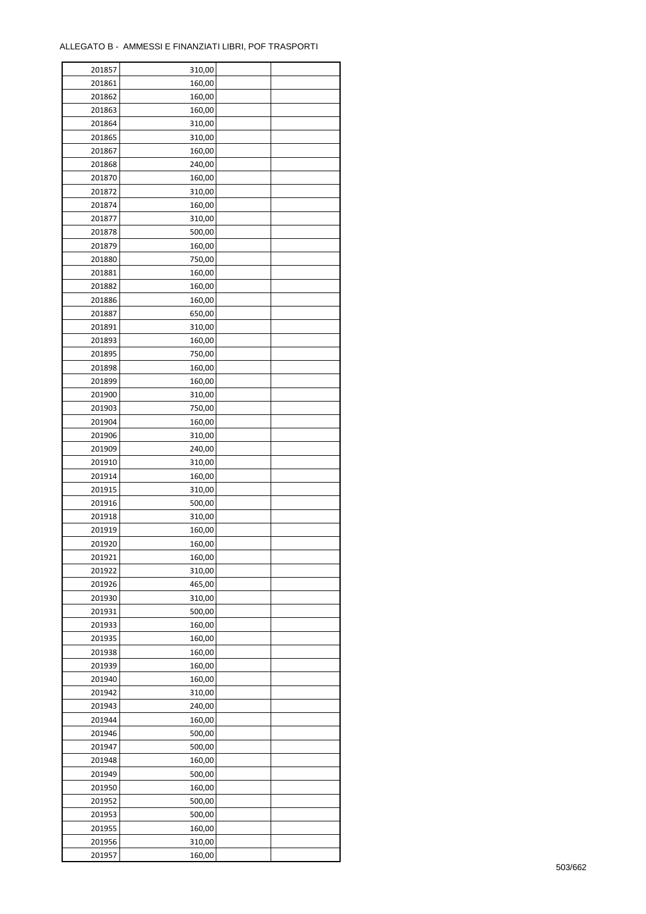ALLEGATO B - AMMESSI E FINANZIATI LIBRI, POF TRASPORTI

| | | | |
|---|---|---|---|
| 201857 | 310,00 | | |
| 201861 | 160,00 | | |
| 201862 | 160,00 | | |
| 201863 | 160,00 | | |
| 201864 | 310,00 | | |
| 201865 | 310,00 | | |
| 201867 | 160,00 | | |
| 201868 | 240,00 | | |
| 201870 | 160,00 | | |
| 201872 | 310,00 | | |
| 201874 | 160,00 | | |
| 201877 | 310,00 | | |
| 201878 | 500,00 | | |
| 201879 | 160,00 | | |
| 201880 | 750,00 | | |
| 201881 | 160,00 | | |
| 201882 | 160,00 | | |
| 201886 | 160,00 | | |
| 201887 | 650,00 | | |
| 201891 | 310,00 | | |
| 201893 | 160,00 | | |
| 201895 | 750,00 | | |
| 201898 | 160,00 | | |
| 201899 | 160,00 | | |
| 201900 | 310,00 | | |
| 201903 | 750,00 | | |
| 201904 | 160,00 | | |
| 201906 | 310,00 | | |
| 201909 | 240,00 | | |
| 201910 | 310,00 | | |
| 201914 | 160,00 | | |
| 201915 | 310,00 | | |
| 201916 | 500,00 | | |
| 201918 | 310,00 | | |
| 201919 | 160,00 | | |
| 201920 | 160,00 | | |
| 201921 | 160,00 | | |
| 201922 | 310,00 | | |
| 201926 | 465,00 | | |
| 201930 | 310,00 | | |
| 201931 | 500,00 | | |
| 201933 | 160,00 | | |
| 201935 | 160,00 | | |
| 201938 | 160,00 | | |
| 201939 | 160,00 | | |
| 201940 | 160,00 | | |
| 201942 | 310,00 | | |
| 201943 | 240,00 | | |
| 201944 | 160,00 | | |
| 201946 | 500,00 | | |
| 201947 | 500,00 | | |
| 201948 | 160,00 | | |
| 201949 | 500,00 | | |
| 201950 | 160,00 | | |
| 201952 | 500,00 | | |
| 201953 | 500,00 | | |
| 201955 | 160,00 | | |
| 201956 | 310,00 | | |
| 201957 | 160,00 | | |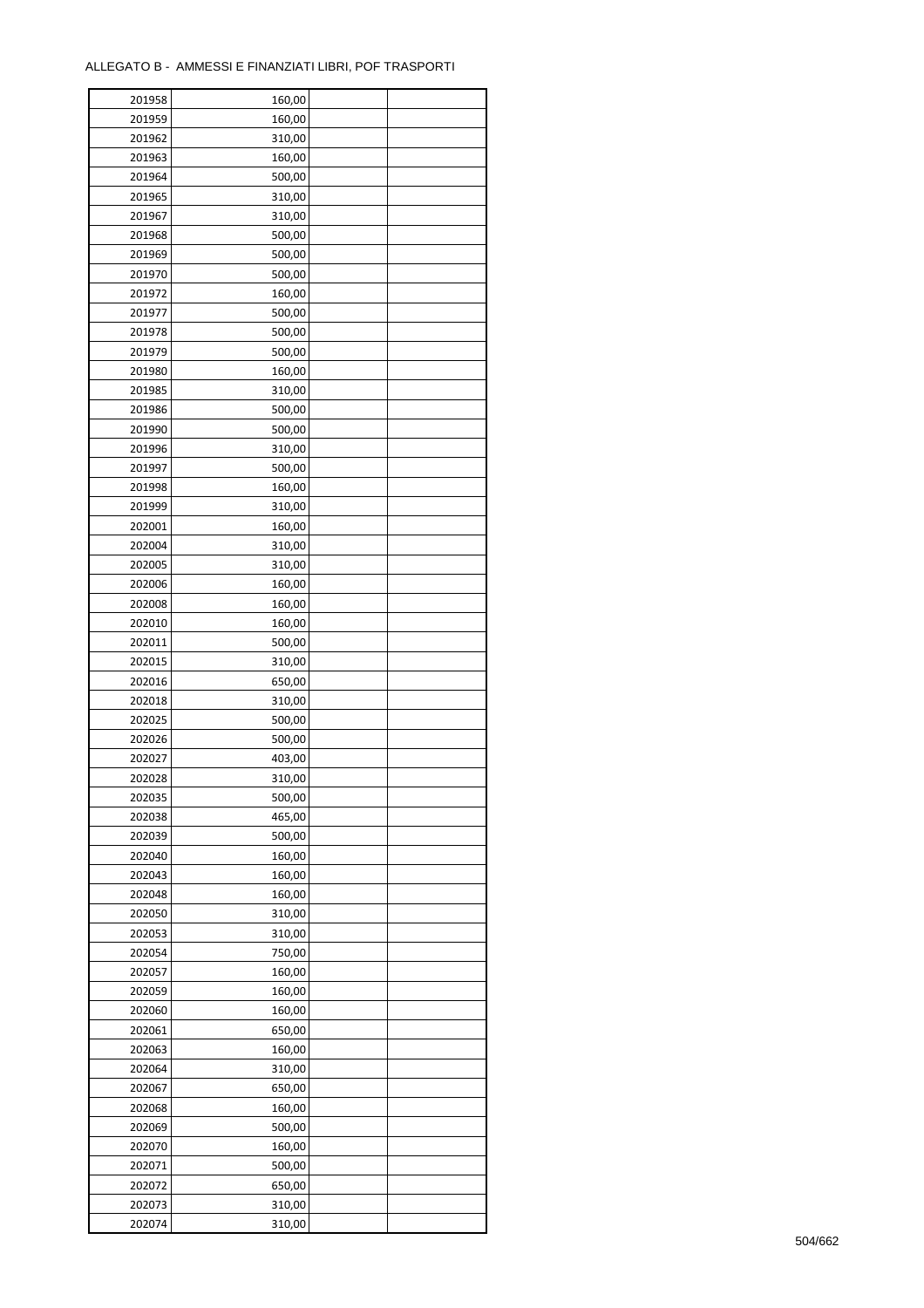ALLEGATO B - AMMESSI E FINANZIATI LIBRI, POF TRASPORTI

| | | | |
|---|---|---|---|
| 201958 | 160,00 | | |
| 201959 | 160,00 | | |
| 201962 | 310,00 | | |
| 201963 | 160,00 | | |
| 201964 | 500,00 | | |
| 201965 | 310,00 | | |
| 201967 | 310,00 | | |
| 201968 | 500,00 | | |
| 201969 | 500,00 | | |
| 201970 | 500,00 | | |
| 201972 | 160,00 | | |
| 201977 | 500,00 | | |
| 201978 | 500,00 | | |
| 201979 | 500,00 | | |
| 201980 | 160,00 | | |
| 201985 | 310,00 | | |
| 201986 | 500,00 | | |
| 201990 | 500,00 | | |
| 201996 | 310,00 | | |
| 201997 | 500,00 | | |
| 201998 | 160,00 | | |
| 201999 | 310,00 | | |
| 202001 | 160,00 | | |
| 202004 | 310,00 | | |
| 202005 | 310,00 | | |
| 202006 | 160,00 | | |
| 202008 | 160,00 | | |
| 202010 | 160,00 | | |
| 202011 | 500,00 | | |
| 202015 | 310,00 | | |
| 202016 | 650,00 | | |
| 202018 | 310,00 | | |
| 202025 | 500,00 | | |
| 202026 | 500,00 | | |
| 202027 | 403,00 | | |
| 202028 | 310,00 | | |
| 202035 | 500,00 | | |
| 202038 | 465,00 | | |
| 202039 | 500,00 | | |
| 202040 | 160,00 | | |
| 202043 | 160,00 | | |
| 202048 | 160,00 | | |
| 202050 | 310,00 | | |
| 202053 | 310,00 | | |
| 202054 | 750,00 | | |
| 202057 | 160,00 | | |
| 202059 | 160,00 | | |
| 202060 | 160,00 | | |
| 202061 | 650,00 | | |
| 202063 | 160,00 | | |
| 202064 | 310,00 | | |
| 202067 | 650,00 | | |
| 202068 | 160,00 | | |
| 202069 | 500,00 | | |
| 202070 | 160,00 | | |
| 202071 | 500,00 | | |
| 202072 | 650,00 | | |
| 202073 | 310,00 | | |
| 202074 | 310,00 | | |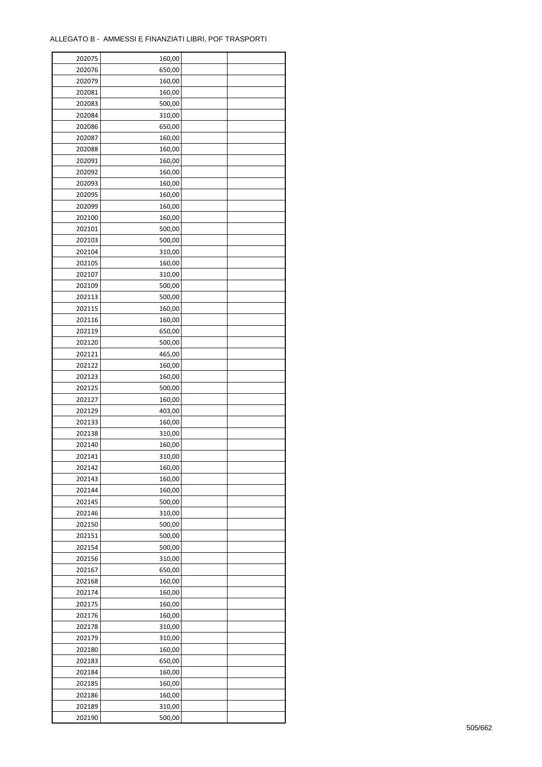ALLEGATO B - AMMESSI E FINANZIATI LIBRI, POF TRASPORTI

| | | | |
|---|---|---|---|
| 202075 | 160,00 | | |
| 202076 | 650,00 | | |
| 202079 | 160,00 | | |
| 202081 | 160,00 | | |
| 202083 | 500,00 | | |
| 202084 | 310,00 | | |
| 202086 | 650,00 | | |
| 202087 | 160,00 | | |
| 202088 | 160,00 | | |
| 202091 | 160,00 | | |
| 202092 | 160,00 | | |
| 202093 | 160,00 | | |
| 202095 | 160,00 | | |
| 202099 | 160,00 | | |
| 202100 | 160,00 | | |
| 202101 | 500,00 | | |
| 202103 | 500,00 | | |
| 202104 | 310,00 | | |
| 202105 | 160,00 | | |
| 202107 | 310,00 | | |
| 202109 | 500,00 | | |
| 202113 | 500,00 | | |
| 202115 | 160,00 | | |
| 202116 | 160,00 | | |
| 202119 | 650,00 | | |
| 202120 | 500,00 | | |
| 202121 | 465,00 | | |
| 202122 | 160,00 | | |
| 202123 | 160,00 | | |
| 202125 | 500,00 | | |
| 202127 | 160,00 | | |
| 202129 | 403,00 | | |
| 202133 | 160,00 | | |
| 202138 | 310,00 | | |
| 202140 | 160,00 | | |
| 202141 | 310,00 | | |
| 202142 | 160,00 | | |
| 202143 | 160,00 | | |
| 202144 | 160,00 | | |
| 202145 | 500,00 | | |
| 202146 | 310,00 | | |
| 202150 | 500,00 | | |
| 202151 | 500,00 | | |
| 202154 | 500,00 | | |
| 202156 | 310,00 | | |
| 202167 | 650,00 | | |
| 202168 | 160,00 | | |
| 202174 | 160,00 | | |
| 202175 | 160,00 | | |
| 202176 | 160,00 | | |
| 202178 | 310,00 | | |
| 202179 | 310,00 | | |
| 202180 | 160,00 | | |
| 202183 | 650,00 | | |
| 202184 | 160,00 | | |
| 202185 | 160,00 | | |
| 202186 | 160,00 | | |
| 202189 | 310,00 | | |
| 202190 | 500,00 | | |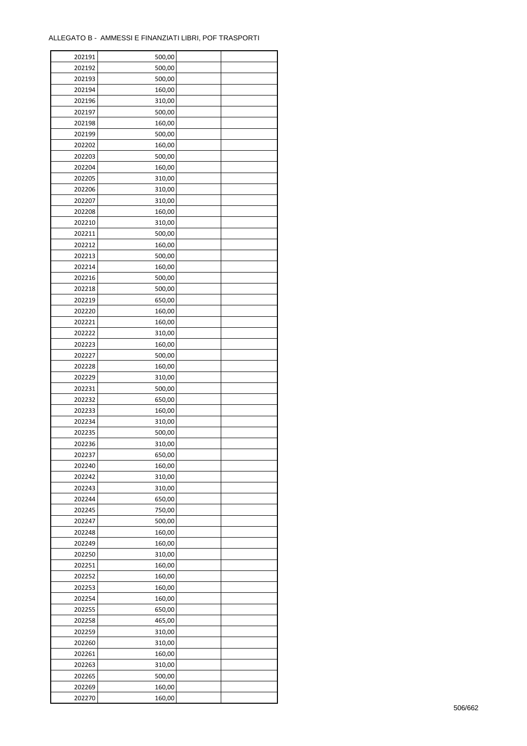ALLEGATO B - AMMESSI E FINANZIATI LIBRI, POF TRASPORTI

| | | | |
|---|---|---|---|
| 202191 | 500,00 | | |
| 202192 | 500,00 | | |
| 202193 | 500,00 | | |
| 202194 | 160,00 | | |
| 202196 | 310,00 | | |
| 202197 | 500,00 | | |
| 202198 | 160,00 | | |
| 202199 | 500,00 | | |
| 202202 | 160,00 | | |
| 202203 | 500,00 | | |
| 202204 | 160,00 | | |
| 202205 | 310,00 | | |
| 202206 | 310,00 | | |
| 202207 | 310,00 | | |
| 202208 | 160,00 | | |
| 202210 | 310,00 | | |
| 202211 | 500,00 | | |
| 202212 | 160,00 | | |
| 202213 | 500,00 | | |
| 202214 | 160,00 | | |
| 202216 | 500,00 | | |
| 202218 | 500,00 | | |
| 202219 | 650,00 | | |
| 202220 | 160,00 | | |
| 202221 | 160,00 | | |
| 202222 | 310,00 | | |
| 202223 | 160,00 | | |
| 202227 | 500,00 | | |
| 202228 | 160,00 | | |
| 202229 | 310,00 | | |
| 202231 | 500,00 | | |
| 202232 | 650,00 | | |
| 202233 | 160,00 | | |
| 202234 | 310,00 | | |
| 202235 | 500,00 | | |
| 202236 | 310,00 | | |
| 202237 | 650,00 | | |
| 202240 | 160,00 | | |
| 202242 | 310,00 | | |
| 202243 | 310,00 | | |
| 202244 | 650,00 | | |
| 202245 | 750,00 | | |
| 202247 | 500,00 | | |
| 202248 | 160,00 | | |
| 202249 | 160,00 | | |
| 202250 | 310,00 | | |
| 202251 | 160,00 | | |
| 202252 | 160,00 | | |
| 202253 | 160,00 | | |
| 202254 | 160,00 | | |
| 202255 | 650,00 | | |
| 202258 | 465,00 | | |
| 202259 | 310,00 | | |
| 202260 | 310,00 | | |
| 202261 | 160,00 | | |
| 202263 | 310,00 | | |
| 202265 | 500,00 | | |
| 202269 | 160,00 | | |
| 202270 | 160,00 | | |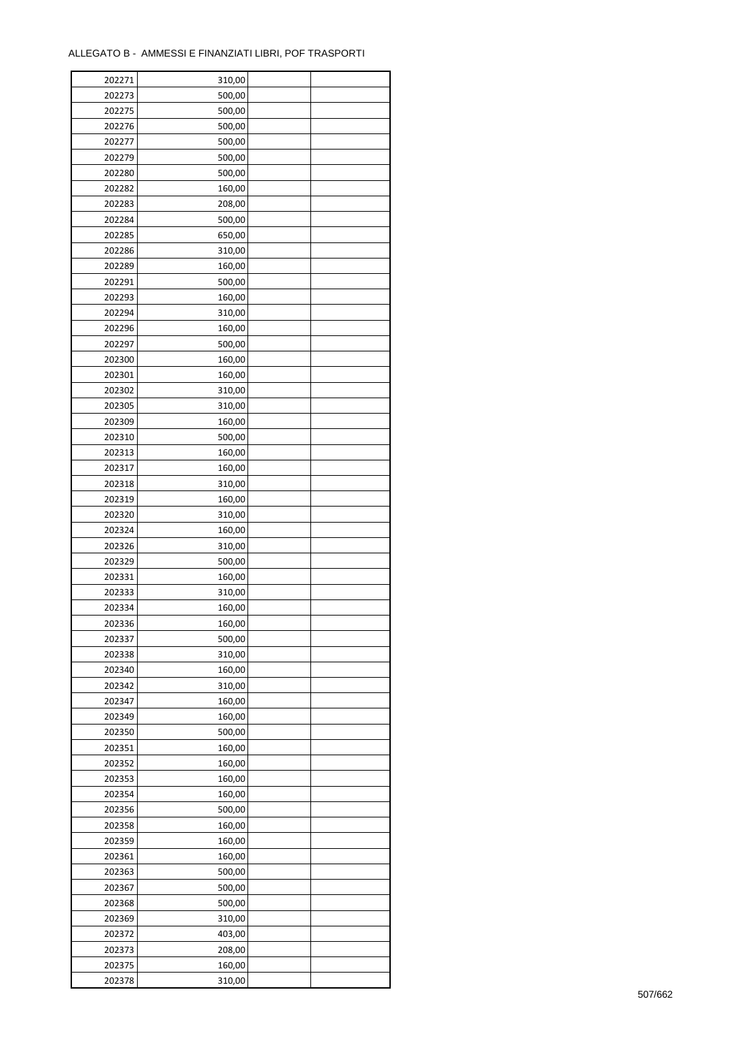ALLEGATO B - AMMESSI E FINANZIATI LIBRI, POF TRASPORTI

| | | | |
|---|---|---|---|
| 202271 | 310,00 | | |
| 202273 | 500,00 | | |
| 202275 | 500,00 | | |
| 202276 | 500,00 | | |
| 202277 | 500,00 | | |
| 202279 | 500,00 | | |
| 202280 | 500,00 | | |
| 202282 | 160,00 | | |
| 202283 | 208,00 | | |
| 202284 | 500,00 | | |
| 202285 | 650,00 | | |
| 202286 | 310,00 | | |
| 202289 | 160,00 | | |
| 202291 | 500,00 | | |
| 202293 | 160,00 | | |
| 202294 | 310,00 | | |
| 202296 | 160,00 | | |
| 202297 | 500,00 | | |
| 202300 | 160,00 | | |
| 202301 | 160,00 | | |
| 202302 | 310,00 | | |
| 202305 | 310,00 | | |
| 202309 | 160,00 | | |
| 202310 | 500,00 | | |
| 202313 | 160,00 | | |
| 202317 | 160,00 | | |
| 202318 | 310,00 | | |
| 202319 | 160,00 | | |
| 202320 | 310,00 | | |
| 202324 | 160,00 | | |
| 202326 | 310,00 | | |
| 202329 | 500,00 | | |
| 202331 | 160,00 | | |
| 202333 | 310,00 | | |
| 202334 | 160,00 | | |
| 202336 | 160,00 | | |
| 202337 | 500,00 | | |
| 202338 | 310,00 | | |
| 202340 | 160,00 | | |
| 202342 | 310,00 | | |
| 202347 | 160,00 | | |
| 202349 | 160,00 | | |
| 202350 | 500,00 | | |
| 202351 | 160,00 | | |
| 202352 | 160,00 | | |
| 202353 | 160,00 | | |
| 202354 | 160,00 | | |
| 202356 | 500,00 | | |
| 202358 | 160,00 | | |
| 202359 | 160,00 | | |
| 202361 | 160,00 | | |
| 202363 | 500,00 | | |
| 202367 | 500,00 | | |
| 202368 | 500,00 | | |
| 202369 | 310,00 | | |
| 202372 | 403,00 | | |
| 202373 | 208,00 | | |
| 202375 | 160,00 | | |
| 202378 | 310,00 | | |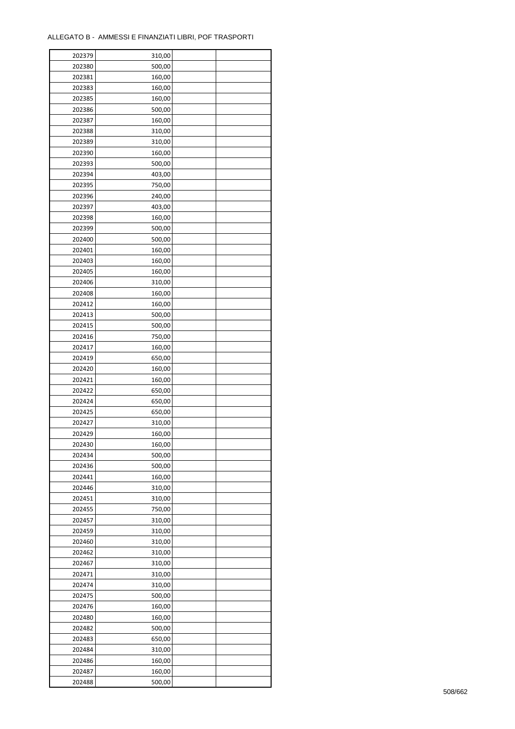ALLEGATO B - AMMESSI E FINANZIATI LIBRI, POF TRASPORTI

| 202379 | 310,00 | | |
|---|---|---|---|
| 202380 | 500,00 | | |
| 202381 | 160,00 | | |
| 202383 | 160,00 | | |
| 202385 | 160,00 | | |
| 202386 | 500,00 | | |
| 202387 | 160,00 | | |
| 202388 | 310,00 | | |
| 202389 | 310,00 | | |
| 202390 | 160,00 | | |
| 202393 | 500,00 | | |
| 202394 | 403,00 | | |
| 202395 | 750,00 | | |
| 202396 | 240,00 | | |
| 202397 | 403,00 | | |
| 202398 | 160,00 | | |
| 202399 | 500,00 | | |
| 202400 | 500,00 | | |
| 202401 | 160,00 | | |
| 202403 | 160,00 | | |
| 202405 | 160,00 | | |
| 202406 | 310,00 | | |
| 202408 | 160,00 | | |
| 202412 | 160,00 | | |
| 202413 | 500,00 | | |
| 202415 | 500,00 | | |
| 202416 | 750,00 | | |
| 202417 | 160,00 | | |
| 202419 | 650,00 | | |
| 202420 | 160,00 | | |
| 202421 | 160,00 | | |
| 202422 | 650,00 | | |
| 202424 | 650,00 | | |
| 202425 | 650,00 | | |
| 202427 | 310,00 | | |
| 202429 | 160,00 | | |
| 202430 | 160,00 | | |
| 202434 | 500,00 | | |
| 202436 | 500,00 | | |
| 202441 | 160,00 | | |
| 202446 | 310,00 | | |
| 202451 | 310,00 | | |
| 202455 | 750,00 | | |
| 202457 | 310,00 | | |
| 202459 | 310,00 | | |
| 202460 | 310,00 | | |
| 202462 | 310,00 | | |
| 202467 | 310,00 | | |
| 202471 | 310,00 | | |
| 202474 | 310,00 | | |
| 202475 | 500,00 | | |
| 202476 | 160,00 | | |
| 202480 | 160,00 | | |
| 202482 | 500,00 | | |
| 202483 | 650,00 | | |
| 202484 | 310,00 | | |
| 202486 | 160,00 | | |
| 202487 | 160,00 | | |
| 202488 | 500,00 | | |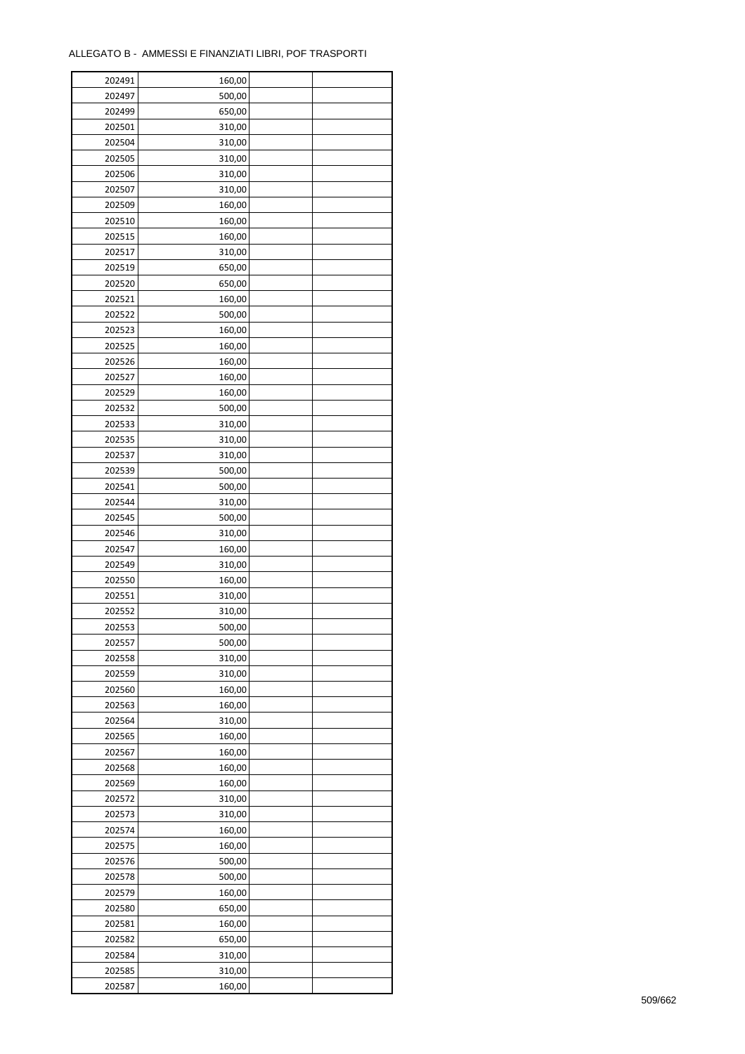ALLEGATO B - AMMESSI E FINANZIATI LIBRI, POF TRASPORTI

| | | | |
|---|---|---|---|
| 202491 | 160,00 | | |
| 202497 | 500,00 | | |
| 202499 | 650,00 | | |
| 202501 | 310,00 | | |
| 202504 | 310,00 | | |
| 202505 | 310,00 | | |
| 202506 | 310,00 | | |
| 202507 | 310,00 | | |
| 202509 | 160,00 | | |
| 202510 | 160,00 | | |
| 202515 | 160,00 | | |
| 202517 | 310,00 | | |
| 202519 | 650,00 | | |
| 202520 | 650,00 | | |
| 202521 | 160,00 | | |
| 202522 | 500,00 | | |
| 202523 | 160,00 | | |
| 202525 | 160,00 | | |
| 202526 | 160,00 | | |
| 202527 | 160,00 | | |
| 202529 | 160,00 | | |
| 202532 | 500,00 | | |
| 202533 | 310,00 | | |
| 202535 | 310,00 | | |
| 202537 | 310,00 | | |
| 202539 | 500,00 | | |
| 202541 | 500,00 | | |
| 202544 | 310,00 | | |
| 202545 | 500,00 | | |
| 202546 | 310,00 | | |
| 202547 | 160,00 | | |
| 202549 | 310,00 | | |
| 202550 | 160,00 | | |
| 202551 | 310,00 | | |
| 202552 | 310,00 | | |
| 202553 | 500,00 | | |
| 202557 | 500,00 | | |
| 202558 | 310,00 | | |
| 202559 | 310,00 | | |
| 202560 | 160,00 | | |
| 202563 | 160,00 | | |
| 202564 | 310,00 | | |
| 202565 | 160,00 | | |
| 202567 | 160,00 | | |
| 202568 | 160,00 | | |
| 202569 | 160,00 | | |
| 202572 | 310,00 | | |
| 202573 | 310,00 | | |
| 202574 | 160,00 | | |
| 202575 | 160,00 | | |
| 202576 | 500,00 | | |
| 202578 | 500,00 | | |
| 202579 | 160,00 | | |
| 202580 | 650,00 | | |
| 202581 | 160,00 | | |
| 202582 | 650,00 | | |
| 202584 | 310,00 | | |
| 202585 | 310,00 | | |
| 202587 | 160,00 | | |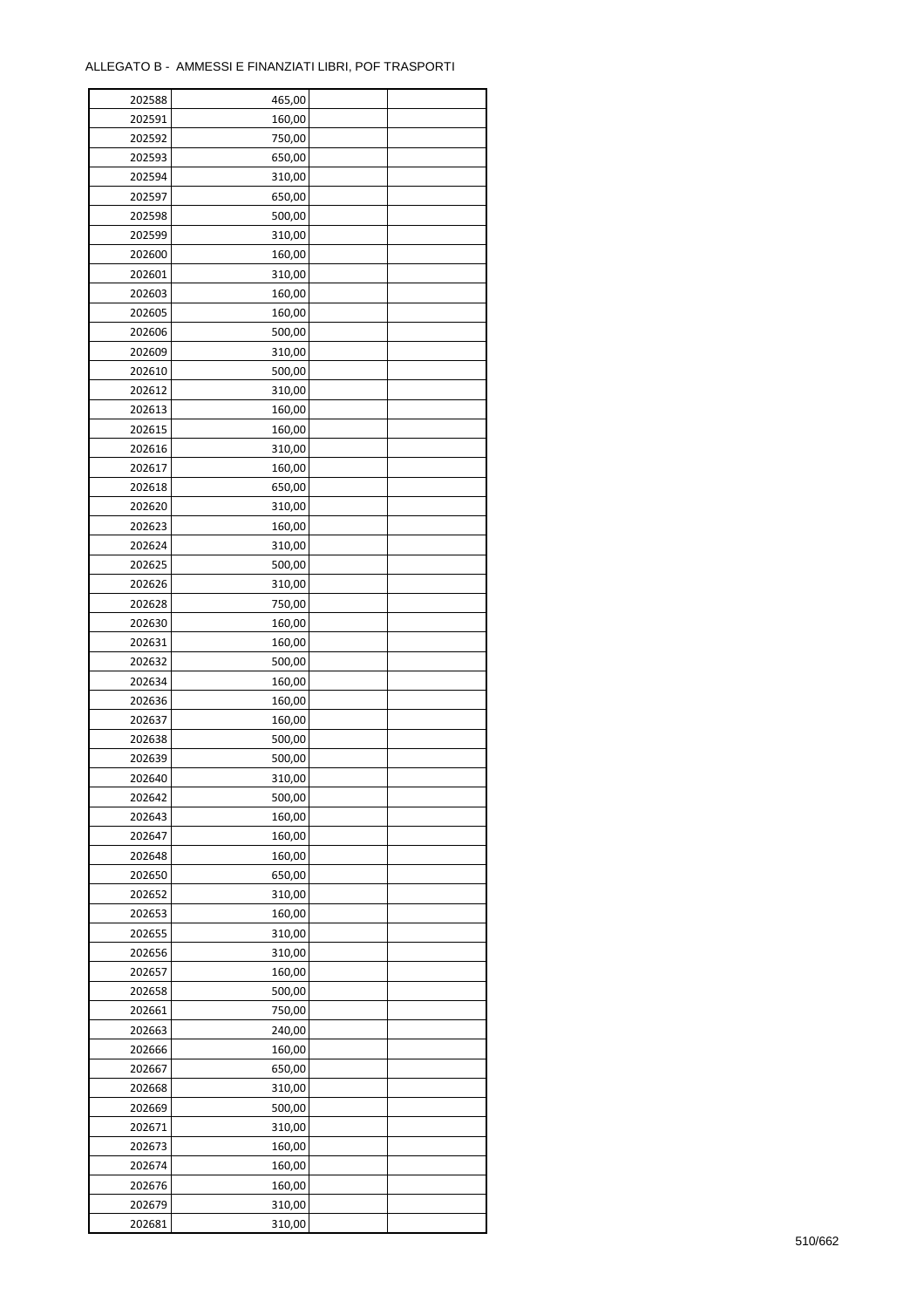ALLEGATO B - AMMESSI E FINANZIATI LIBRI, POF TRASPORTI

| | | | |
|---|---|---|---|
| 202588 | 465,00 | | |
| 202591 | 160,00 | | |
| 202592 | 750,00 | | |
| 202593 | 650,00 | | |
| 202594 | 310,00 | | |
| 202597 | 650,00 | | |
| 202598 | 500,00 | | |
| 202599 | 310,00 | | |
| 202600 | 160,00 | | |
| 202601 | 310,00 | | |
| 202603 | 160,00 | | |
| 202605 | 160,00 | | |
| 202606 | 500,00 | | |
| 202609 | 310,00 | | |
| 202610 | 500,00 | | |
| 202612 | 310,00 | | |
| 202613 | 160,00 | | |
| 202615 | 160,00 | | |
| 202616 | 310,00 | | |
| 202617 | 160,00 | | |
| 202618 | 650,00 | | |
| 202620 | 310,00 | | |
| 202623 | 160,00 | | |
| 202624 | 310,00 | | |
| 202625 | 500,00 | | |
| 202626 | 310,00 | | |
| 202628 | 750,00 | | |
| 202630 | 160,00 | | |
| 202631 | 160,00 | | |
| 202632 | 500,00 | | |
| 202634 | 160,00 | | |
| 202636 | 160,00 | | |
| 202637 | 160,00 | | |
| 202638 | 500,00 | | |
| 202639 | 500,00 | | |
| 202640 | 310,00 | | |
| 202642 | 500,00 | | |
| 202643 | 160,00 | | |
| 202647 | 160,00 | | |
| 202648 | 160,00 | | |
| 202650 | 650,00 | | |
| 202652 | 310,00 | | |
| 202653 | 160,00 | | |
| 202655 | 310,00 | | |
| 202656 | 310,00 | | |
| 202657 | 160,00 | | |
| 202658 | 500,00 | | |
| 202661 | 750,00 | | |
| 202663 | 240,00 | | |
| 202666 | 160,00 | | |
| 202667 | 650,00 | | |
| 202668 | 310,00 | | |
| 202669 | 500,00 | | |
| 202671 | 310,00 | | |
| 202673 | 160,00 | | |
| 202674 | 160,00 | | |
| 202676 | 160,00 | | |
| 202679 | 310,00 | | |
| 202681 | 310,00 | | |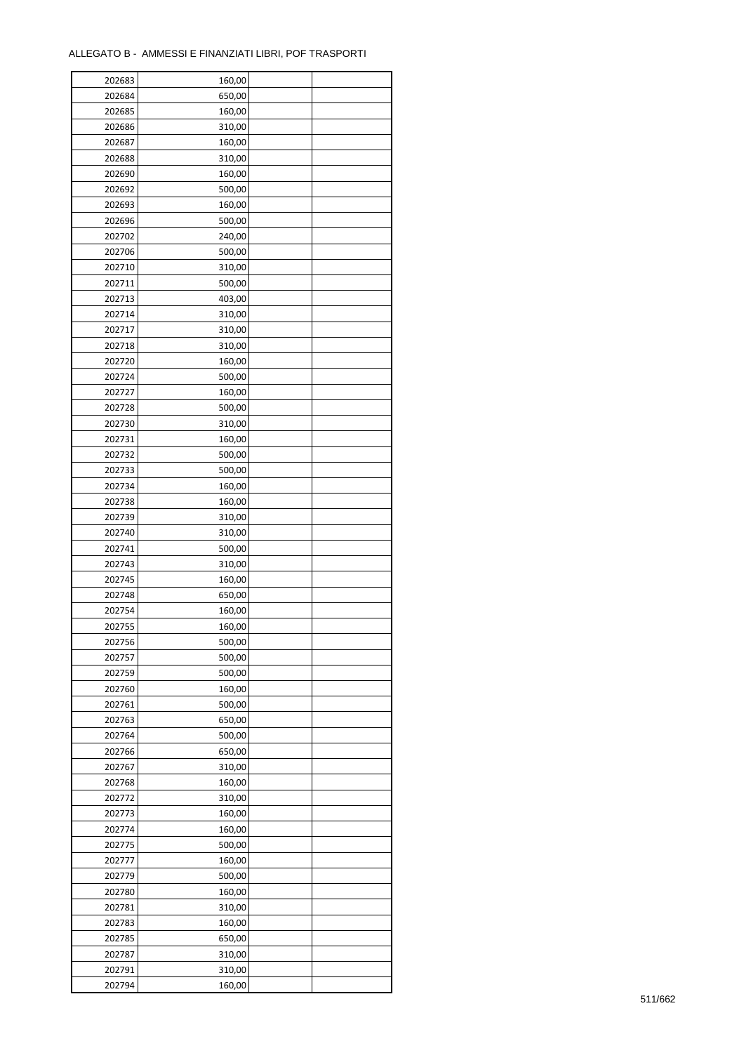ALLEGATO B - AMMESSI E FINANZIATI LIBRI, POF TRASPORTI

| | | | |
|---|---|---|---|
| 202683 | 160,00 | | |
| 202684 | 650,00 | | |
| 202685 | 160,00 | | |
| 202686 | 310,00 | | |
| 202687 | 160,00 | | |
| 202688 | 310,00 | | |
| 202690 | 160,00 | | |
| 202692 | 500,00 | | |
| 202693 | 160,00 | | |
| 202696 | 500,00 | | |
| 202702 | 240,00 | | |
| 202706 | 500,00 | | |
| 202710 | 310,00 | | |
| 202711 | 500,00 | | |
| 202713 | 403,00 | | |
| 202714 | 310,00 | | |
| 202717 | 310,00 | | |
| 202718 | 310,00 | | |
| 202720 | 160,00 | | |
| 202724 | 500,00 | | |
| 202727 | 160,00 | | |
| 202728 | 500,00 | | |
| 202730 | 310,00 | | |
| 202731 | 160,00 | | |
| 202732 | 500,00 | | |
| 202733 | 500,00 | | |
| 202734 | 160,00 | | |
| 202738 | 160,00 | | |
| 202739 | 310,00 | | |
| 202740 | 310,00 | | |
| 202741 | 500,00 | | |
| 202743 | 310,00 | | |
| 202745 | 160,00 | | |
| 202748 | 650,00 | | |
| 202754 | 160,00 | | |
| 202755 | 160,00 | | |
| 202756 | 500,00 | | |
| 202757 | 500,00 | | |
| 202759 | 500,00 | | |
| 202760 | 160,00 | | |
| 202761 | 500,00 | | |
| 202763 | 650,00 | | |
| 202764 | 500,00 | | |
| 202766 | 650,00 | | |
| 202767 | 310,00 | | |
| 202768 | 160,00 | | |
| 202772 | 310,00 | | |
| 202773 | 160,00 | | |
| 202774 | 160,00 | | |
| 202775 | 500,00 | | |
| 202777 | 160,00 | | |
| 202779 | 500,00 | | |
| 202780 | 160,00 | | |
| 202781 | 310,00 | | |
| 202783 | 160,00 | | |
| 202785 | 650,00 | | |
| 202787 | 310,00 | | |
| 202791 | 310,00 | | |
| 202794 | 160,00 | | |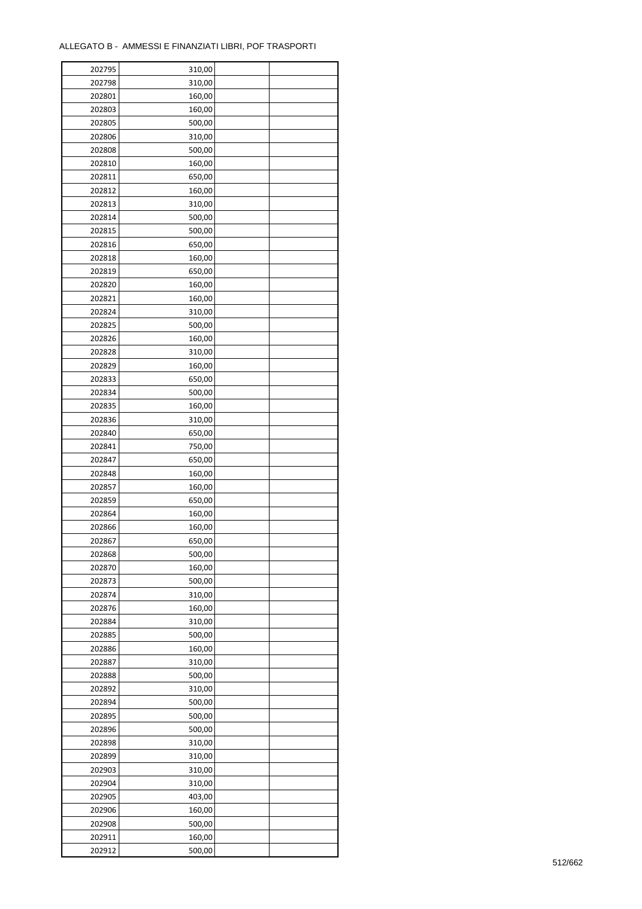ALLEGATO B - AMMESSI E FINANZIATI LIBRI, POF TRASPORTI

| | | | |
|---|---|---|---|
| 202795 | 310,00 | | |
| 202798 | 310,00 | | |
| 202801 | 160,00 | | |
| 202803 | 160,00 | | |
| 202805 | 500,00 | | |
| 202806 | 310,00 | | |
| 202808 | 500,00 | | |
| 202810 | 160,00 | | |
| 202811 | 650,00 | | |
| 202812 | 160,00 | | |
| 202813 | 310,00 | | |
| 202814 | 500,00 | | |
| 202815 | 500,00 | | |
| 202816 | 650,00 | | |
| 202818 | 160,00 | | |
| 202819 | 650,00 | | |
| 202820 | 160,00 | | |
| 202821 | 160,00 | | |
| 202824 | 310,00 | | |
| 202825 | 500,00 | | |
| 202826 | 160,00 | | |
| 202828 | 310,00 | | |
| 202829 | 160,00 | | |
| 202833 | 650,00 | | |
| 202834 | 500,00 | | |
| 202835 | 160,00 | | |
| 202836 | 310,00 | | |
| 202840 | 650,00 | | |
| 202841 | 750,00 | | |
| 202847 | 650,00 | | |
| 202848 | 160,00 | | |
| 202857 | 160,00 | | |
| 202859 | 650,00 | | |
| 202864 | 160,00 | | |
| 202866 | 160,00 | | |
| 202867 | 650,00 | | |
| 202868 | 500,00 | | |
| 202870 | 160,00 | | |
| 202873 | 500,00 | | |
| 202874 | 310,00 | | |
| 202876 | 160,00 | | |
| 202884 | 310,00 | | |
| 202885 | 500,00 | | |
| 202886 | 160,00 | | |
| 202887 | 310,00 | | |
| 202888 | 500,00 | | |
| 202892 | 310,00 | | |
| 202894 | 500,00 | | |
| 202895 | 500,00 | | |
| 202896 | 500,00 | | |
| 202898 | 310,00 | | |
| 202899 | 310,00 | | |
| 202903 | 310,00 | | |
| 202904 | 310,00 | | |
| 202905 | 403,00 | | |
| 202906 | 160,00 | | |
| 202908 | 500,00 | | |
| 202911 | 160,00 | | |
| 202912 | 500,00 | | |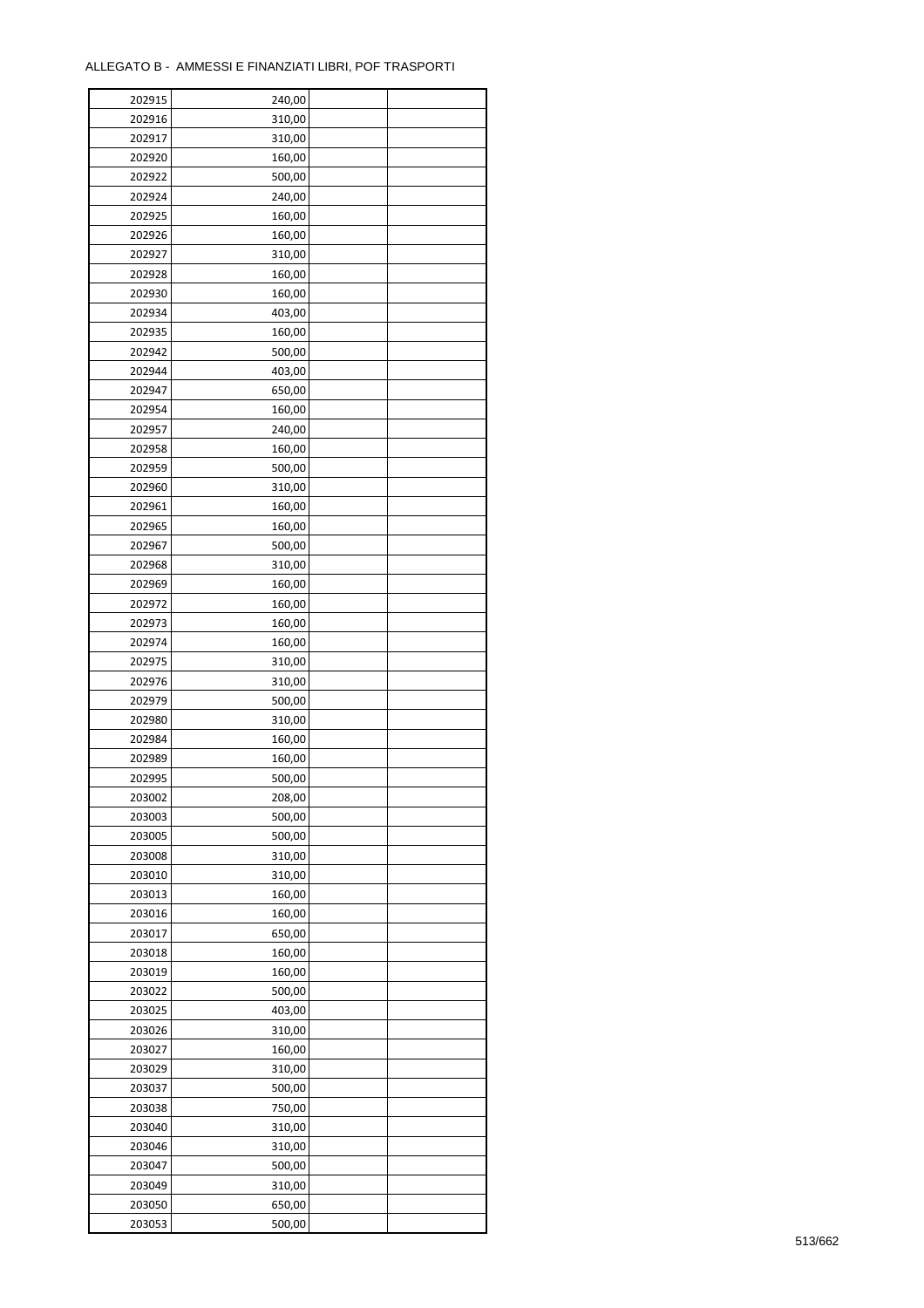ALLEGATO B - AMMESSI E FINANZIATI LIBRI, POF TRASPORTI

| | | | |
|---|---|---|---|
| 202915 | 240,00 | | |
| 202916 | 310,00 | | |
| 202917 | 310,00 | | |
| 202920 | 160,00 | | |
| 202922 | 500,00 | | |
| 202924 | 240,00 | | |
| 202925 | 160,00 | | |
| 202926 | 160,00 | | |
| 202927 | 310,00 | | |
| 202928 | 160,00 | | |
| 202930 | 160,00 | | |
| 202934 | 403,00 | | |
| 202935 | 160,00 | | |
| 202942 | 500,00 | | |
| 202944 | 403,00 | | |
| 202947 | 650,00 | | |
| 202954 | 160,00 | | |
| 202957 | 240,00 | | |
| 202958 | 160,00 | | |
| 202959 | 500,00 | | |
| 202960 | 310,00 | | |
| 202961 | 160,00 | | |
| 202965 | 160,00 | | |
| 202967 | 500,00 | | |
| 202968 | 310,00 | | |
| 202969 | 160,00 | | |
| 202972 | 160,00 | | |
| 202973 | 160,00 | | |
| 202974 | 160,00 | | |
| 202975 | 310,00 | | |
| 202976 | 310,00 | | |
| 202979 | 500,00 | | |
| 202980 | 310,00 | | |
| 202984 | 160,00 | | |
| 202989 | 160,00 | | |
| 202995 | 500,00 | | |
| 203002 | 208,00 | | |
| 203003 | 500,00 | | |
| 203005 | 500,00 | | |
| 203008 | 310,00 | | |
| 203010 | 310,00 | | |
| 203013 | 160,00 | | |
| 203016 | 160,00 | | |
| 203017 | 650,00 | | |
| 203018 | 160,00 | | |
| 203019 | 160,00 | | |
| 203022 | 500,00 | | |
| 203025 | 403,00 | | |
| 203026 | 310,00 | | |
| 203027 | 160,00 | | |
| 203029 | 310,00 | | |
| 203037 | 500,00 | | |
| 203038 | 750,00 | | |
| 203040 | 310,00 | | |
| 203046 | 310,00 | | |
| 203047 | 500,00 | | |
| 203049 | 310,00 | | |
| 203050 | 650,00 | | |
| 203053 | 500,00 | | |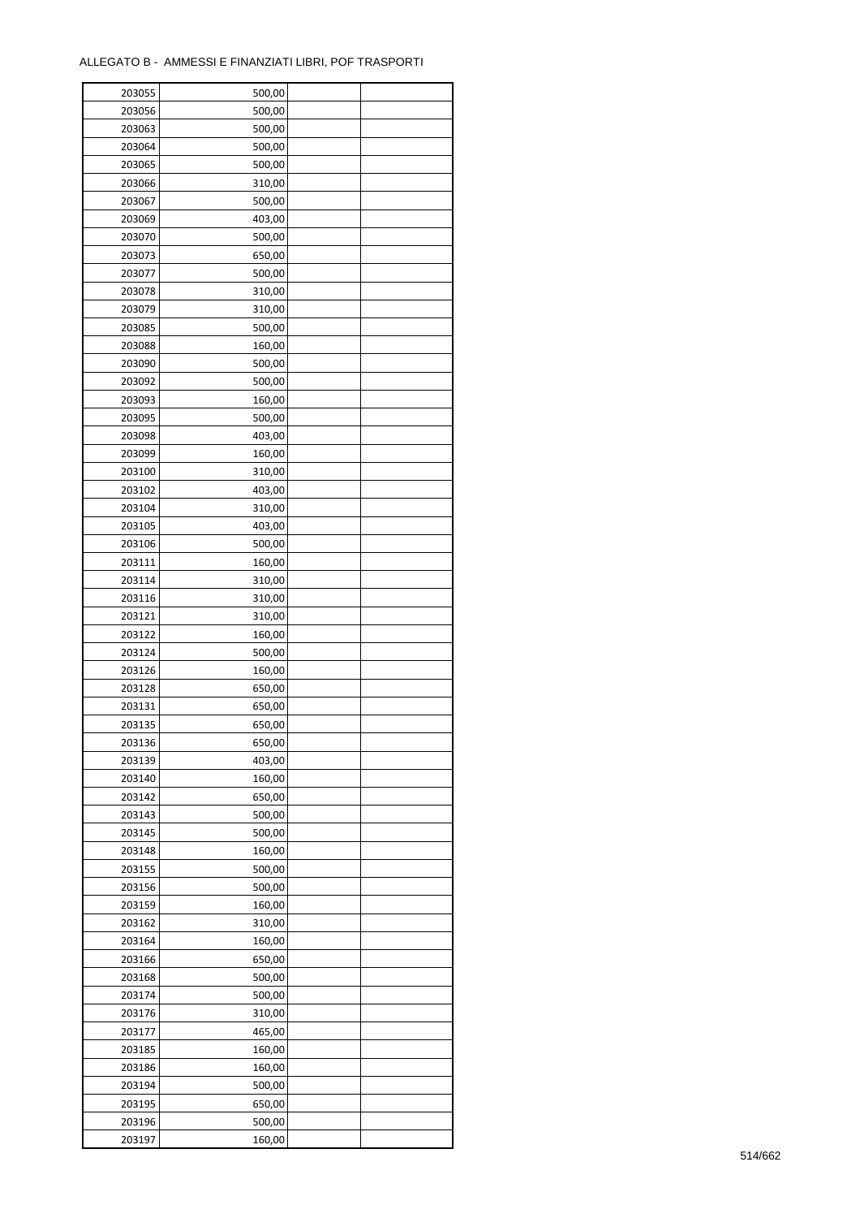ALLEGATO B - AMMESSI E FINANZIATI LIBRI, POF TRASPORTI

| | | | |
|---|---|---|---|
| 203055 | 500,00 | | |
| 203056 | 500,00 | | |
| 203063 | 500,00 | | |
| 203064 | 500,00 | | |
| 203065 | 500,00 | | |
| 203066 | 310,00 | | |
| 203067 | 500,00 | | |
| 203069 | 403,00 | | |
| 203070 | 500,00 | | |
| 203073 | 650,00 | | |
| 203077 | 500,00 | | |
| 203078 | 310,00 | | |
| 203079 | 310,00 | | |
| 203085 | 500,00 | | |
| 203088 | 160,00 | | |
| 203090 | 500,00 | | |
| 203092 | 500,00 | | |
| 203093 | 160,00 | | |
| 203095 | 500,00 | | |
| 203098 | 403,00 | | |
| 203099 | 160,00 | | |
| 203100 | 310,00 | | |
| 203102 | 403,00 | | |
| 203104 | 310,00 | | |
| 203105 | 403,00 | | |
| 203106 | 500,00 | | |
| 203111 | 160,00 | | |
| 203114 | 310,00 | | |
| 203116 | 310,00 | | |
| 203121 | 310,00 | | |
| 203122 | 160,00 | | |
| 203124 | 500,00 | | |
| 203126 | 160,00 | | |
| 203128 | 650,00 | | |
| 203131 | 650,00 | | |
| 203135 | 650,00 | | |
| 203136 | 650,00 | | |
| 203139 | 403,00 | | |
| 203140 | 160,00 | | |
| 203142 | 650,00 | | |
| 203143 | 500,00 | | |
| 203145 | 500,00 | | |
| 203148 | 160,00 | | |
| 203155 | 500,00 | | |
| 203156 | 500,00 | | |
| 203159 | 160,00 | | |
| 203162 | 310,00 | | |
| 203164 | 160,00 | | |
| 203166 | 650,00 | | |
| 203168 | 500,00 | | |
| 203174 | 500,00 | | |
| 203176 | 310,00 | | |
| 203177 | 465,00 | | |
| 203185 | 160,00 | | |
| 203186 | 160,00 | | |
| 203194 | 500,00 | | |
| 203195 | 650,00 | | |
| 203196 | 500,00 | | |
| 203197 | 160,00 | | |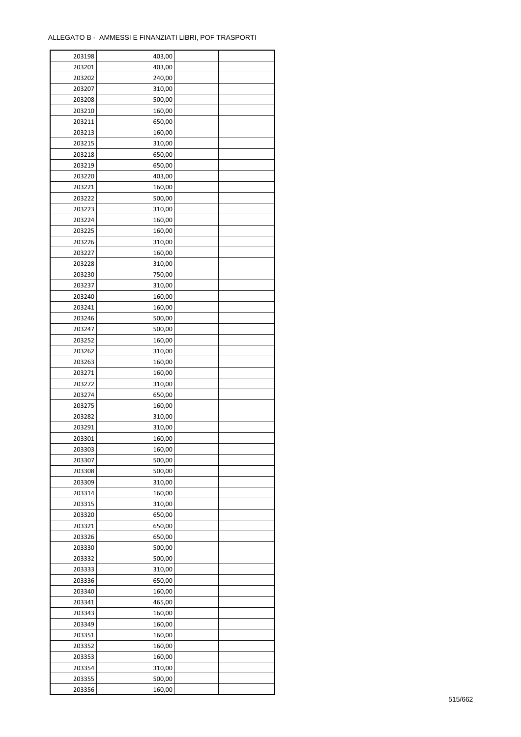ALLEGATO B - AMMESSI E FINANZIATI LIBRI, POF TRASPORTI

| | | | |
|---|---|---|---|
| 203198 | 403,00 | | |
| 203201 | 403,00 | | |
| 203202 | 240,00 | | |
| 203207 | 310,00 | | |
| 203208 | 500,00 | | |
| 203210 | 160,00 | | |
| 203211 | 650,00 | | |
| 203213 | 160,00 | | |
| 203215 | 310,00 | | |
| 203218 | 650,00 | | |
| 203219 | 650,00 | | |
| 203220 | 403,00 | | |
| 203221 | 160,00 | | |
| 203222 | 500,00 | | |
| 203223 | 310,00 | | |
| 203224 | 160,00 | | |
| 203225 | 160,00 | | |
| 203226 | 310,00 | | |
| 203227 | 160,00 | | |
| 203228 | 310,00 | | |
| 203230 | 750,00 | | |
| 203237 | 310,00 | | |
| 203240 | 160,00 | | |
| 203241 | 160,00 | | |
| 203246 | 500,00 | | |
| 203247 | 500,00 | | |
| 203252 | 160,00 | | |
| 203262 | 310,00 | | |
| 203263 | 160,00 | | |
| 203271 | 160,00 | | |
| 203272 | 310,00 | | |
| 203274 | 650,00 | | |
| 203275 | 160,00 | | |
| 203282 | 310,00 | | |
| 203291 | 310,00 | | |
| 203301 | 160,00 | | |
| 203303 | 160,00 | | |
| 203307 | 500,00 | | |
| 203308 | 500,00 | | |
| 203309 | 310,00 | | |
| 203314 | 160,00 | | |
| 203315 | 310,00 | | |
| 203320 | 650,00 | | |
| 203321 | 650,00 | | |
| 203326 | 650,00 | | |
| 203330 | 500,00 | | |
| 203332 | 500,00 | | |
| 203333 | 310,00 | | |
| 203336 | 650,00 | | |
| 203340 | 160,00 | | |
| 203341 | 465,00 | | |
| 203343 | 160,00 | | |
| 203349 | 160,00 | | |
| 203351 | 160,00 | | |
| 203352 | 160,00 | | |
| 203353 | 160,00 | | |
| 203354 | 310,00 | | |
| 203355 | 500,00 | | |
| 203356 | 160,00 | | |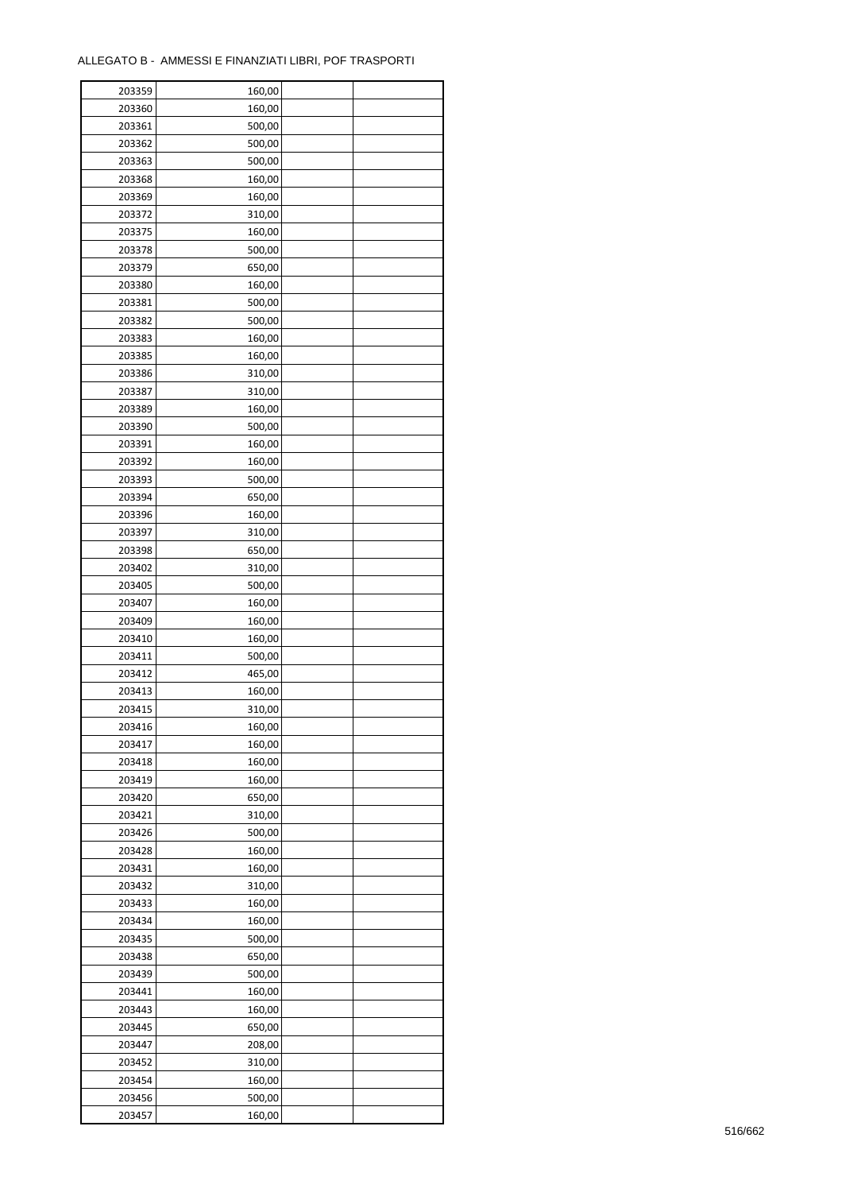ALLEGATO B - AMMESSI E FINANZIATI LIBRI, POF TRASPORTI

| | | | |
|---|---|---|---|
| 203359 | 160,00 | | |
| 203360 | 160,00 | | |
| 203361 | 500,00 | | |
| 203362 | 500,00 | | |
| 203363 | 500,00 | | |
| 203368 | 160,00 | | |
| 203369 | 160,00 | | |
| 203372 | 310,00 | | |
| 203375 | 160,00 | | |
| 203378 | 500,00 | | |
| 203379 | 650,00 | | |
| 203380 | 160,00 | | |
| 203381 | 500,00 | | |
| 203382 | 500,00 | | |
| 203383 | 160,00 | | |
| 203385 | 160,00 | | |
| 203386 | 310,00 | | |
| 203387 | 310,00 | | |
| 203389 | 160,00 | | |
| 203390 | 500,00 | | |
| 203391 | 160,00 | | |
| 203392 | 160,00 | | |
| 203393 | 500,00 | | |
| 203394 | 650,00 | | |
| 203396 | 160,00 | | |
| 203397 | 310,00 | | |
| 203398 | 650,00 | | |
| 203402 | 310,00 | | |
| 203405 | 500,00 | | |
| 203407 | 160,00 | | |
| 203409 | 160,00 | | |
| 203410 | 160,00 | | |
| 203411 | 500,00 | | |
| 203412 | 465,00 | | |
| 203413 | 160,00 | | |
| 203415 | 310,00 | | |
| 203416 | 160,00 | | |
| 203417 | 160,00 | | |
| 203418 | 160,00 | | |
| 203419 | 160,00 | | |
| 203420 | 650,00 | | |
| 203421 | 310,00 | | |
| 203426 | 500,00 | | |
| 203428 | 160,00 | | |
| 203431 | 160,00 | | |
| 203432 | 310,00 | | |
| 203433 | 160,00 | | |
| 203434 | 160,00 | | |
| 203435 | 500,00 | | |
| 203438 | 650,00 | | |
| 203439 | 500,00 | | |
| 203441 | 160,00 | | |
| 203443 | 160,00 | | |
| 203445 | 650,00 | | |
| 203447 | 208,00 | | |
| 203452 | 310,00 | | |
| 203454 | 160,00 | | |
| 203456 | 500,00 | | |
| 203457 | 160,00 | | |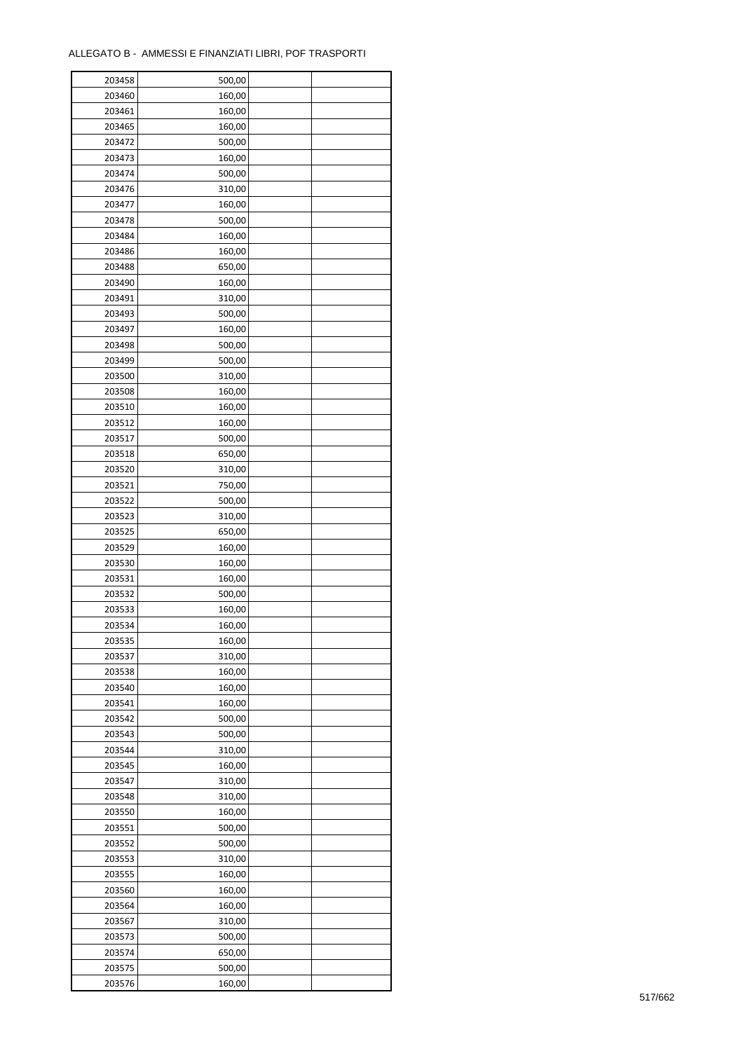ALLEGATO B - AMMESSI E FINANZIATI LIBRI, POF TRASPORTI

| | | | |
|---|---|---|---|
| 203458 | 500,00 | | |
| 203460 | 160,00 | | |
| 203461 | 160,00 | | |
| 203465 | 160,00 | | |
| 203472 | 500,00 | | |
| 203473 | 160,00 | | |
| 203474 | 500,00 | | |
| 203476 | 310,00 | | |
| 203477 | 160,00 | | |
| 203478 | 500,00 | | |
| 203484 | 160,00 | | |
| 203486 | 160,00 | | |
| 203488 | 650,00 | | |
| 203490 | 160,00 | | |
| 203491 | 310,00 | | |
| 203493 | 500,00 | | |
| 203497 | 160,00 | | |
| 203498 | 500,00 | | |
| 203499 | 500,00 | | |
| 203500 | 310,00 | | |
| 203508 | 160,00 | | |
| 203510 | 160,00 | | |
| 203512 | 160,00 | | |
| 203517 | 500,00 | | |
| 203518 | 650,00 | | |
| 203520 | 310,00 | | |
| 203521 | 750,00 | | |
| 203522 | 500,00 | | |
| 203523 | 310,00 | | |
| 203525 | 650,00 | | |
| 203529 | 160,00 | | |
| 203530 | 160,00 | | |
| 203531 | 160,00 | | |
| 203532 | 500,00 | | |
| 203533 | 160,00 | | |
| 203534 | 160,00 | | |
| 203535 | 160,00 | | |
| 203537 | 310,00 | | |
| 203538 | 160,00 | | |
| 203540 | 160,00 | | |
| 203541 | 160,00 | | |
| 203542 | 500,00 | | |
| 203543 | 500,00 | | |
| 203544 | 310,00 | | |
| 203545 | 160,00 | | |
| 203547 | 310,00 | | |
| 203548 | 310,00 | | |
| 203550 | 160,00 | | |
| 203551 | 500,00 | | |
| 203552 | 500,00 | | |
| 203553 | 310,00 | | |
| 203555 | 160,00 | | |
| 203560 | 160,00 | | |
| 203564 | 160,00 | | |
| 203567 | 310,00 | | |
| 203573 | 500,00 | | |
| 203574 | 650,00 | | |
| 203575 | 500,00 | | |
| 203576 | 160,00 | | |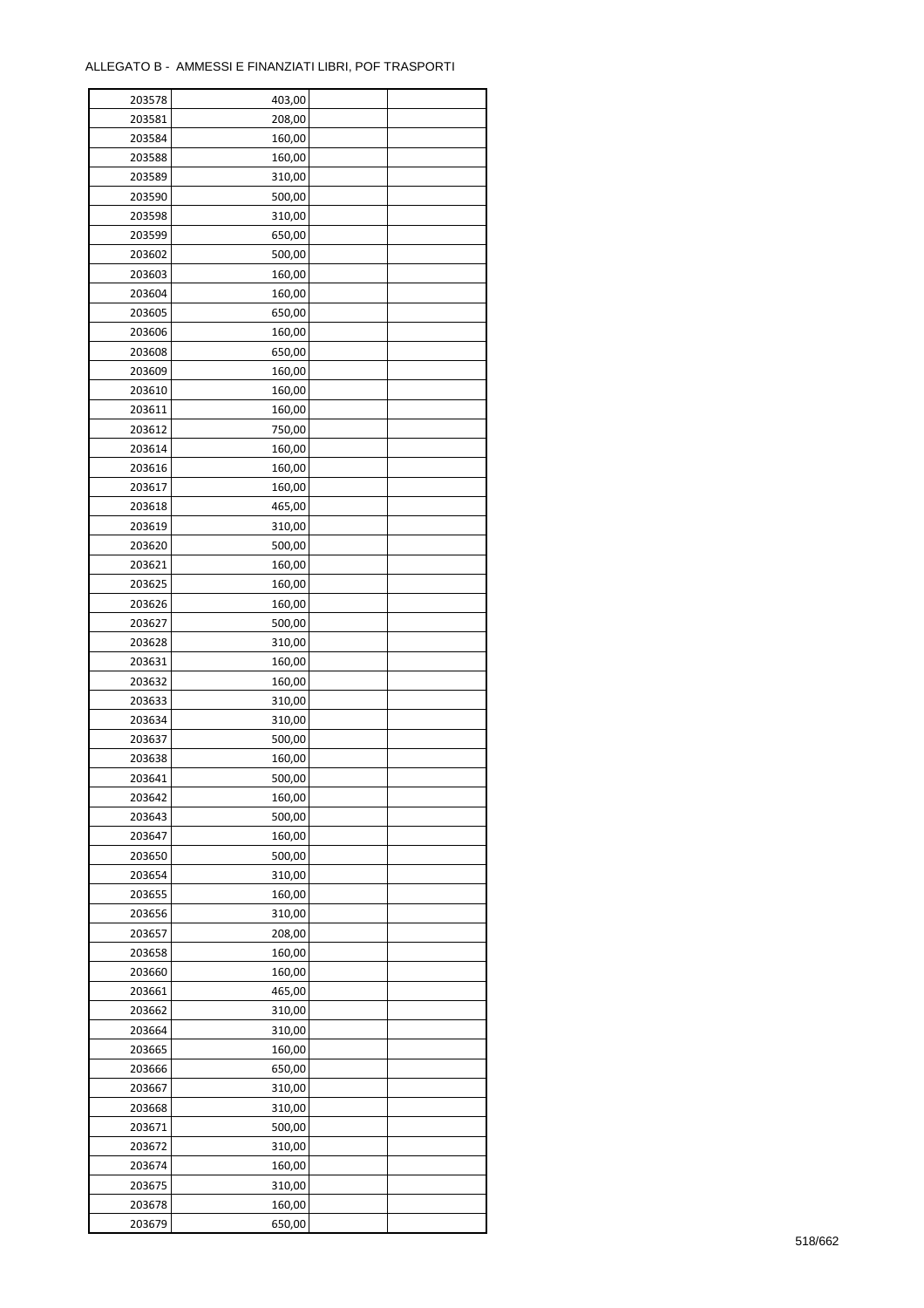ALLEGATO B - AMMESSI E FINANZIATI LIBRI, POF TRASPORTI

| | | | |
|---|---|---|---|
| 203578 | 403,00 | | |
| 203581 | 208,00 | | |
| 203584 | 160,00 | | |
| 203588 | 160,00 | | |
| 203589 | 310,00 | | |
| 203590 | 500,00 | | |
| 203598 | 310,00 | | |
| 203599 | 650,00 | | |
| 203602 | 500,00 | | |
| 203603 | 160,00 | | |
| 203604 | 160,00 | | |
| 203605 | 650,00 | | |
| 203606 | 160,00 | | |
| 203608 | 650,00 | | |
| 203609 | 160,00 | | |
| 203610 | 160,00 | | |
| 203611 | 160,00 | | |
| 203612 | 750,00 | | |
| 203614 | 160,00 | | |
| 203616 | 160,00 | | |
| 203617 | 160,00 | | |
| 203618 | 465,00 | | |
| 203619 | 310,00 | | |
| 203620 | 500,00 | | |
| 203621 | 160,00 | | |
| 203625 | 160,00 | | |
| 203626 | 160,00 | | |
| 203627 | 500,00 | | |
| 203628 | 310,00 | | |
| 203631 | 160,00 | | |
| 203632 | 160,00 | | |
| 203633 | 310,00 | | |
| 203634 | 310,00 | | |
| 203637 | 500,00 | | |
| 203638 | 160,00 | | |
| 203641 | 500,00 | | |
| 203642 | 160,00 | | |
| 203643 | 500,00 | | |
| 203647 | 160,00 | | |
| 203650 | 500,00 | | |
| 203654 | 310,00 | | |
| 203655 | 160,00 | | |
| 203656 | 310,00 | | |
| 203657 | 208,00 | | |
| 203658 | 160,00 | | |
| 203660 | 160,00 | | |
| 203661 | 465,00 | | |
| 203662 | 310,00 | | |
| 203664 | 310,00 | | |
| 203665 | 160,00 | | |
| 203666 | 650,00 | | |
| 203667 | 310,00 | | |
| 203668 | 310,00 | | |
| 203671 | 500,00 | | |
| 203672 | 310,00 | | |
| 203674 | 160,00 | | |
| 203675 | 310,00 | | |
| 203678 | 160,00 | | |
| 203679 | 650,00 | | |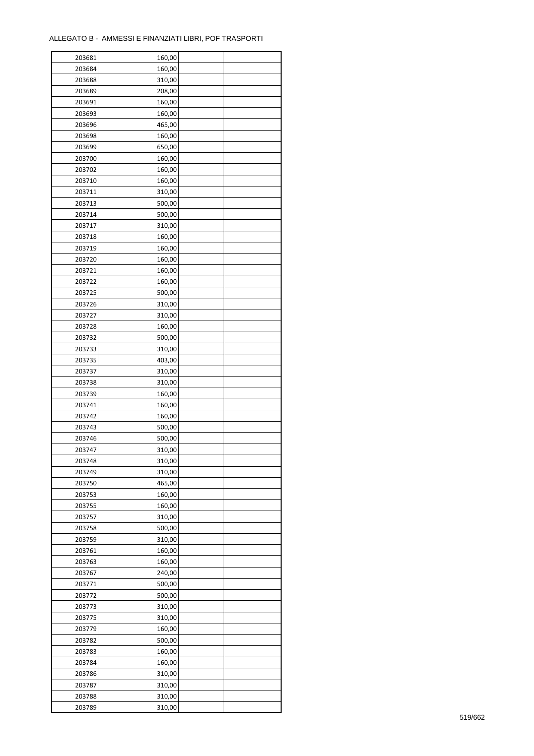ALLEGATO B - AMMESSI E FINANZIATI LIBRI, POF TRASPORTI

| | | | |
|---|---|---|---|
| 203681 | 160,00 | | |
| 203684 | 160,00 | | |
| 203688 | 310,00 | | |
| 203689 | 208,00 | | |
| 203691 | 160,00 | | |
| 203693 | 160,00 | | |
| 203696 | 465,00 | | |
| 203698 | 160,00 | | |
| 203699 | 650,00 | | |
| 203700 | 160,00 | | |
| 203702 | 160,00 | | |
| 203710 | 160,00 | | |
| 203711 | 310,00 | | |
| 203713 | 500,00 | | |
| 203714 | 500,00 | | |
| 203717 | 310,00 | | |
| 203718 | 160,00 | | |
| 203719 | 160,00 | | |
| 203720 | 160,00 | | |
| 203721 | 160,00 | | |
| 203722 | 160,00 | | |
| 203725 | 500,00 | | |
| 203726 | 310,00 | | |
| 203727 | 310,00 | | |
| 203728 | 160,00 | | |
| 203732 | 500,00 | | |
| 203733 | 310,00 | | |
| 203735 | 403,00 | | |
| 203737 | 310,00 | | |
| 203738 | 310,00 | | |
| 203739 | 160,00 | | |
| 203741 | 160,00 | | |
| 203742 | 160,00 | | |
| 203743 | 500,00 | | |
| 203746 | 500,00 | | |
| 203747 | 310,00 | | |
| 203748 | 310,00 | | |
| 203749 | 310,00 | | |
| 203750 | 465,00 | | |
| 203753 | 160,00 | | |
| 203755 | 160,00 | | |
| 203757 | 310,00 | | |
| 203758 | 500,00 | | |
| 203759 | 310,00 | | |
| 203761 | 160,00 | | |
| 203763 | 160,00 | | |
| 203767 | 240,00 | | |
| 203771 | 500,00 | | |
| 203772 | 500,00 | | |
| 203773 | 310,00 | | |
| 203775 | 310,00 | | |
| 203779 | 160,00 | | |
| 203782 | 500,00 | | |
| 203783 | 160,00 | | |
| 203784 | 160,00 | | |
| 203786 | 310,00 | | |
| 203787 | 310,00 | | |
| 203788 | 310,00 | | |
| 203789 | 310,00 | | |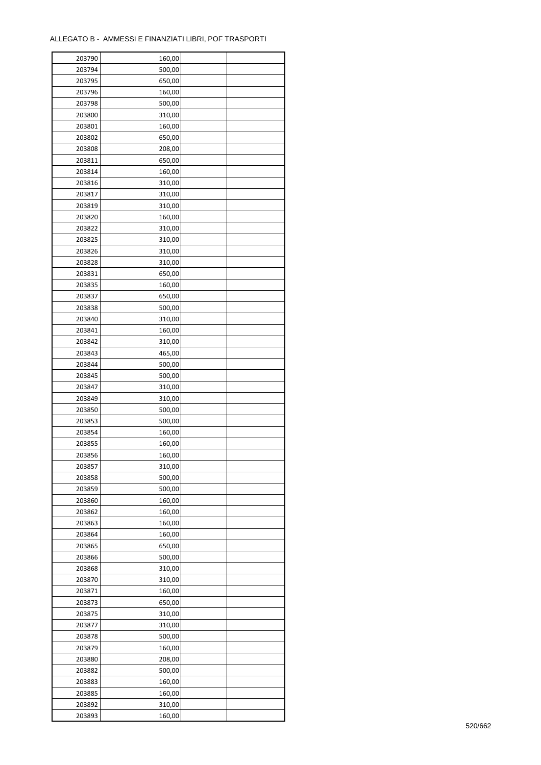ALLEGATO B - AMMESSI E FINANZIATI LIBRI, POF TRASPORTI

| | | | |
|---|---|---|---|
| 203790 | 160,00 | | |
| 203794 | 500,00 | | |
| 203795 | 650,00 | | |
| 203796 | 160,00 | | |
| 203798 | 500,00 | | |
| 203800 | 310,00 | | |
| 203801 | 160,00 | | |
| 203802 | 650,00 | | |
| 203808 | 208,00 | | |
| 203811 | 650,00 | | |
| 203814 | 160,00 | | |
| 203816 | 310,00 | | |
| 203817 | 310,00 | | |
| 203819 | 310,00 | | |
| 203820 | 160,00 | | |
| 203822 | 310,00 | | |
| 203825 | 310,00 | | |
| 203826 | 310,00 | | |
| 203828 | 310,00 | | |
| 203831 | 650,00 | | |
| 203835 | 160,00 | | |
| 203837 | 650,00 | | |
| 203838 | 500,00 | | |
| 203840 | 310,00 | | |
| 203841 | 160,00 | | |
| 203842 | 310,00 | | |
| 203843 | 465,00 | | |
| 203844 | 500,00 | | |
| 203845 | 500,00 | | |
| 203847 | 310,00 | | |
| 203849 | 310,00 | | |
| 203850 | 500,00 | | |
| 203853 | 500,00 | | |
| 203854 | 160,00 | | |
| 203855 | 160,00 | | |
| 203856 | 160,00 | | |
| 203857 | 310,00 | | |
| 203858 | 500,00 | | |
| 203859 | 500,00 | | |
| 203860 | 160,00 | | |
| 203862 | 160,00 | | |
| 203863 | 160,00 | | |
| 203864 | 160,00 | | |
| 203865 | 650,00 | | |
| 203866 | 500,00 | | |
| 203868 | 310,00 | | |
| 203870 | 310,00 | | |
| 203871 | 160,00 | | |
| 203873 | 650,00 | | |
| 203875 | 310,00 | | |
| 203877 | 310,00 | | |
| 203878 | 500,00 | | |
| 203879 | 160,00 | | |
| 203880 | 208,00 | | |
| 203882 | 500,00 | | |
| 203883 | 160,00 | | |
| 203885 | 160,00 | | |
| 203892 | 310,00 | | |
| 203893 | 160,00 | | |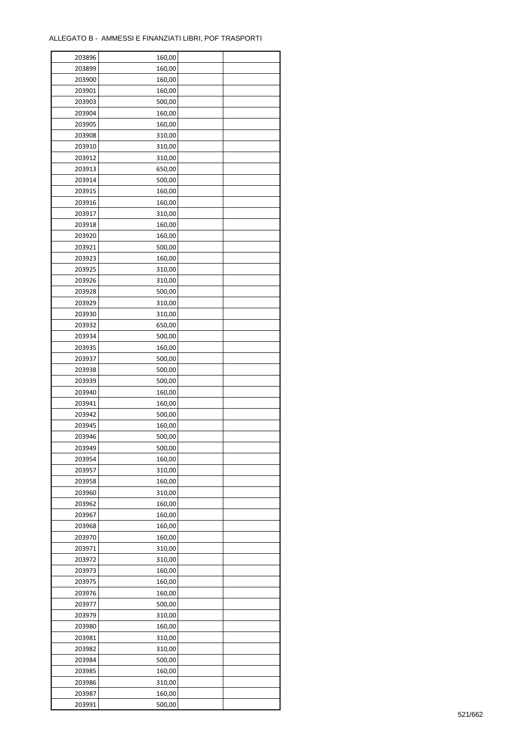ALLEGATO B - AMMESSI E FINANZIATI LIBRI, POF TRASPORTI

| | | | |
|---|---|---|---|
| 203896 | 160,00 | | |
| 203899 | 160,00 | | |
| 203900 | 160,00 | | |
| 203901 | 160,00 | | |
| 203903 | 500,00 | | |
| 203904 | 160,00 | | |
| 203905 | 160,00 | | |
| 203908 | 310,00 | | |
| 203910 | 310,00 | | |
| 203912 | 310,00 | | |
| 203913 | 650,00 | | |
| 203914 | 500,00 | | |
| 203915 | 160,00 | | |
| 203916 | 160,00 | | |
| 203917 | 310,00 | | |
| 203918 | 160,00 | | |
| 203920 | 160,00 | | |
| 203921 | 500,00 | | |
| 203923 | 160,00 | | |
| 203925 | 310,00 | | |
| 203926 | 310,00 | | |
| 203928 | 500,00 | | |
| 203929 | 310,00 | | |
| 203930 | 310,00 | | |
| 203932 | 650,00 | | |
| 203934 | 500,00 | | |
| 203935 | 160,00 | | |
| 203937 | 500,00 | | |
| 203938 | 500,00 | | |
| 203939 | 500,00 | | |
| 203940 | 160,00 | | |
| 203941 | 160,00 | | |
| 203942 | 500,00 | | |
| 203945 | 160,00 | | |
| 203946 | 500,00 | | |
| 203949 | 500,00 | | |
| 203954 | 160,00 | | |
| 203957 | 310,00 | | |
| 203958 | 160,00 | | |
| 203960 | 310,00 | | |
| 203962 | 160,00 | | |
| 203967 | 160,00 | | |
| 203968 | 160,00 | | |
| 203970 | 160,00 | | |
| 203971 | 310,00 | | |
| 203972 | 310,00 | | |
| 203973 | 160,00 | | |
| 203975 | 160,00 | | |
| 203976 | 160,00 | | |
| 203977 | 500,00 | | |
| 203979 | 310,00 | | |
| 203980 | 160,00 | | |
| 203981 | 310,00 | | |
| 203982 | 310,00 | | |
| 203984 | 500,00 | | |
| 203985 | 160,00 | | |
| 203986 | 310,00 | | |
| 203987 | 160,00 | | |
| 203991 | 500,00 | | |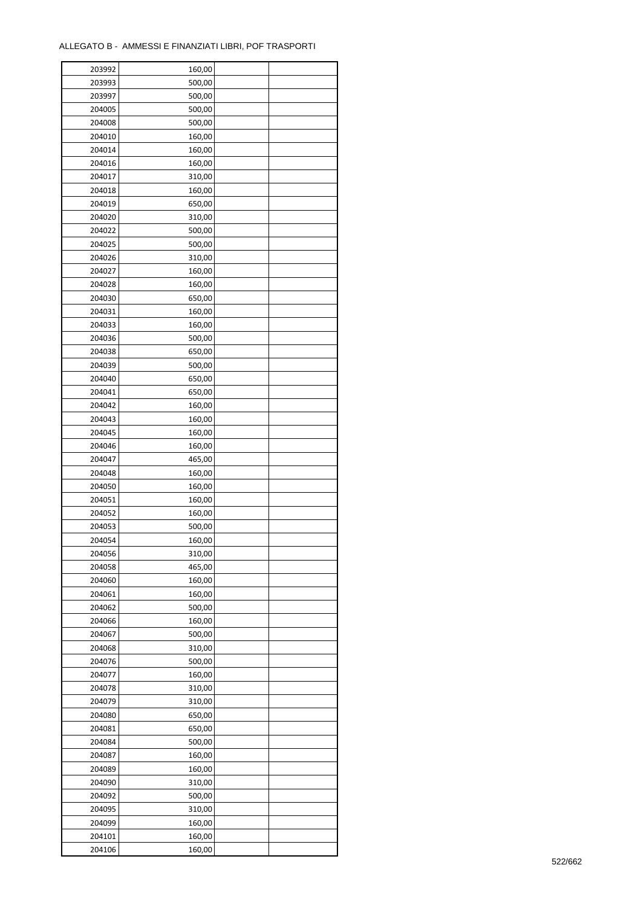ALLEGATO B - AMMESSI E FINANZIATI LIBRI, POF TRASPORTI

| | | | |
|---|---|---|---|
| 203992 | 160,00 | | |
| 203993 | 500,00 | | |
| 203997 | 500,00 | | |
| 204005 | 500,00 | | |
| 204008 | 500,00 | | |
| 204010 | 160,00 | | |
| 204014 | 160,00 | | |
| 204016 | 160,00 | | |
| 204017 | 310,00 | | |
| 204018 | 160,00 | | |
| 204019 | 650,00 | | |
| 204020 | 310,00 | | |
| 204022 | 500,00 | | |
| 204025 | 500,00 | | |
| 204026 | 310,00 | | |
| 204027 | 160,00 | | |
| 204028 | 160,00 | | |
| 204030 | 650,00 | | |
| 204031 | 160,00 | | |
| 204033 | 160,00 | | |
| 204036 | 500,00 | | |
| 204038 | 650,00 | | |
| 204039 | 500,00 | | |
| 204040 | 650,00 | | |
| 204041 | 650,00 | | |
| 204042 | 160,00 | | |
| 204043 | 160,00 | | |
| 204045 | 160,00 | | |
| 204046 | 160,00 | | |
| 204047 | 465,00 | | |
| 204048 | 160,00 | | |
| 204050 | 160,00 | | |
| 204051 | 160,00 | | |
| 204052 | 160,00 | | |
| 204053 | 500,00 | | |
| 204054 | 160,00 | | |
| 204056 | 310,00 | | |
| 204058 | 465,00 | | |
| 204060 | 160,00 | | |
| 204061 | 160,00 | | |
| 204062 | 500,00 | | |
| 204066 | 160,00 | | |
| 204067 | 500,00 | | |
| 204068 | 310,00 | | |
| 204076 | 500,00 | | |
| 204077 | 160,00 | | |
| 204078 | 310,00 | | |
| 204079 | 310,00 | | |
| 204080 | 650,00 | | |
| 204081 | 650,00 | | |
| 204084 | 500,00 | | |
| 204087 | 160,00 | | |
| 204089 | 160,00 | | |
| 204090 | 310,00 | | |
| 204092 | 500,00 | | |
| 204095 | 310,00 | | |
| 204099 | 160,00 | | |
| 204101 | 160,00 | | |
| 204106 | 160,00 | | |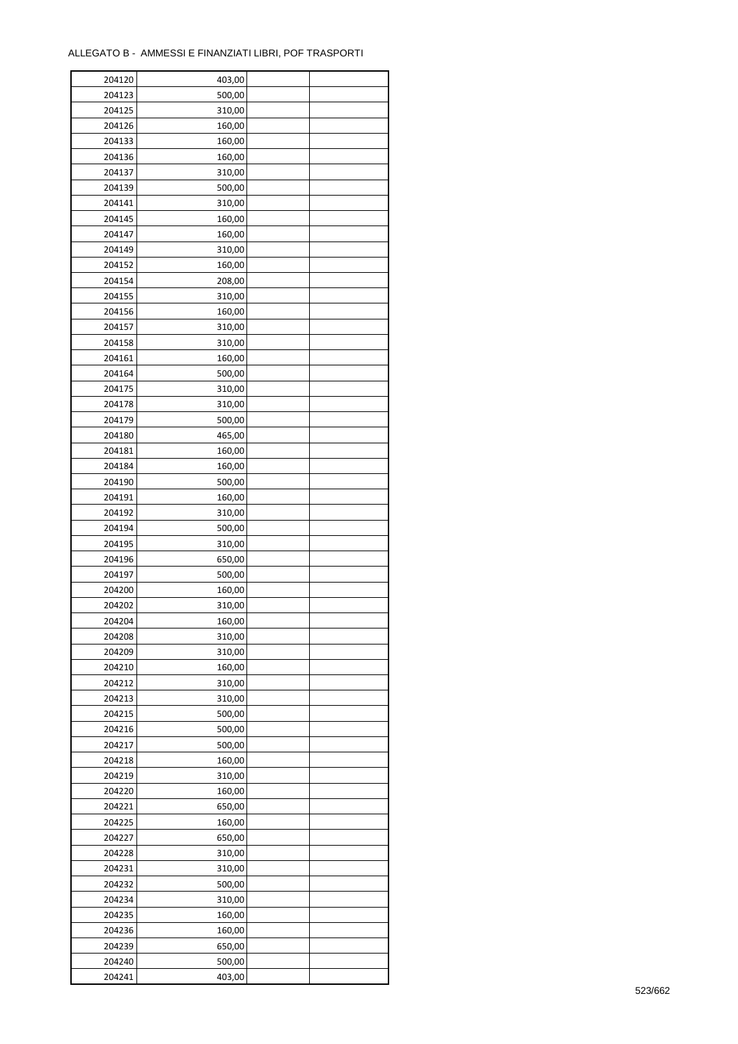ALLEGATO B - AMMESSI E FINANZIATI LIBRI, POF TRASPORTI

| | | | |
|---|---|---|---|
| 204120 | 403,00 | | |
| 204123 | 500,00 | | |
| 204125 | 310,00 | | |
| 204126 | 160,00 | | |
| 204133 | 160,00 | | |
| 204136 | 160,00 | | |
| 204137 | 310,00 | | |
| 204139 | 500,00 | | |
| 204141 | 310,00 | | |
| 204145 | 160,00 | | |
| 204147 | 160,00 | | |
| 204149 | 310,00 | | |
| 204152 | 160,00 | | |
| 204154 | 208,00 | | |
| 204155 | 310,00 | | |
| 204156 | 160,00 | | |
| 204157 | 310,00 | | |
| 204158 | 310,00 | | |
| 204161 | 160,00 | | |
| 204164 | 500,00 | | |
| 204175 | 310,00 | | |
| 204178 | 310,00 | | |
| 204179 | 500,00 | | |
| 204180 | 465,00 | | |
| 204181 | 160,00 | | |
| 204184 | 160,00 | | |
| 204190 | 500,00 | | |
| 204191 | 160,00 | | |
| 204192 | 310,00 | | |
| 204194 | 500,00 | | |
| 204195 | 310,00 | | |
| 204196 | 650,00 | | |
| 204197 | 500,00 | | |
| 204200 | 160,00 | | |
| 204202 | 310,00 | | |
| 204204 | 160,00 | | |
| 204208 | 310,00 | | |
| 204209 | 310,00 | | |
| 204210 | 160,00 | | |
| 204212 | 310,00 | | |
| 204213 | 310,00 | | |
| 204215 | 500,00 | | |
| 204216 | 500,00 | | |
| 204217 | 500,00 | | |
| 204218 | 160,00 | | |
| 204219 | 310,00 | | |
| 204220 | 160,00 | | |
| 204221 | 650,00 | | |
| 204225 | 160,00 | | |
| 204227 | 650,00 | | |
| 204228 | 310,00 | | |
| 204231 | 310,00 | | |
| 204232 | 500,00 | | |
| 204234 | 310,00 | | |
| 204235 | 160,00 | | |
| 204236 | 160,00 | | |
| 204239 | 650,00 | | |
| 204240 | 500,00 | | |
| 204241 | 403,00 | | |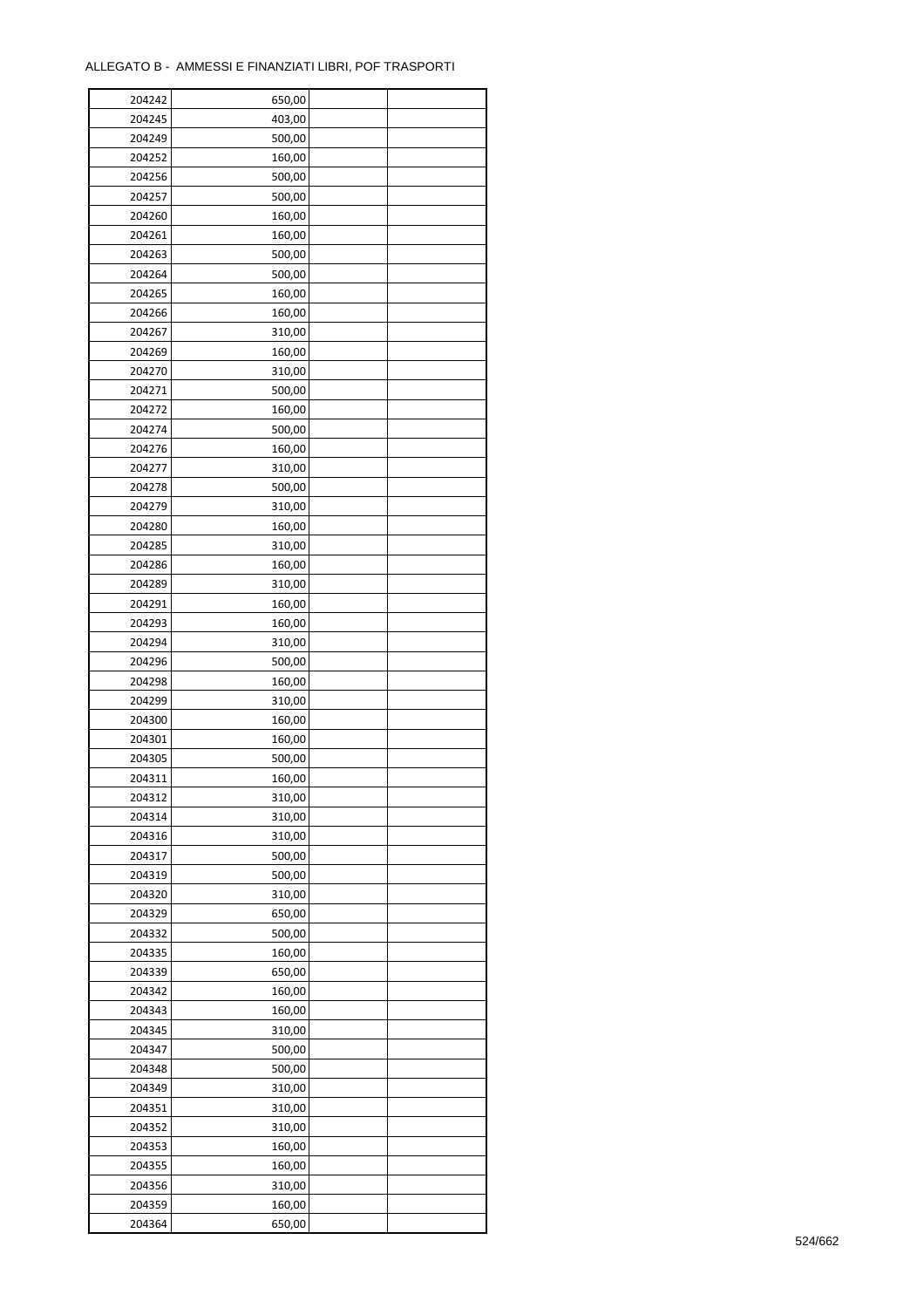ALLEGATO B - AMMESSI E FINANZIATI LIBRI, POF TRASPORTI

| | | | |
|---|---|---|---|
| 204242 | 650,00 | | |
| 204245 | 403,00 | | |
| 204249 | 500,00 | | |
| 204252 | 160,00 | | |
| 204256 | 500,00 | | |
| 204257 | 500,00 | | |
| 204260 | 160,00 | | |
| 204261 | 160,00 | | |
| 204263 | 500,00 | | |
| 204264 | 500,00 | | |
| 204265 | 160,00 | | |
| 204266 | 160,00 | | |
| 204267 | 310,00 | | |
| 204269 | 160,00 | | |
| 204270 | 310,00 | | |
| 204271 | 500,00 | | |
| 204272 | 160,00 | | |
| 204274 | 500,00 | | |
| 204276 | 160,00 | | |
| 204277 | 310,00 | | |
| 204278 | 500,00 | | |
| 204279 | 310,00 | | |
| 204280 | 160,00 | | |
| 204285 | 310,00 | | |
| 204286 | 160,00 | | |
| 204289 | 310,00 | | |
| 204291 | 160,00 | | |
| 204293 | 160,00 | | |
| 204294 | 310,00 | | |
| 204296 | 500,00 | | |
| 204298 | 160,00 | | |
| 204299 | 310,00 | | |
| 204300 | 160,00 | | |
| 204301 | 160,00 | | |
| 204305 | 500,00 | | |
| 204311 | 160,00 | | |
| 204312 | 310,00 | | |
| 204314 | 310,00 | | |
| 204316 | 310,00 | | |
| 204317 | 500,00 | | |
| 204319 | 500,00 | | |
| 204320 | 310,00 | | |
| 204329 | 650,00 | | |
| 204332 | 500,00 | | |
| 204335 | 160,00 | | |
| 204339 | 650,00 | | |
| 204342 | 160,00 | | |
| 204343 | 160,00 | | |
| 204345 | 310,00 | | |
| 204347 | 500,00 | | |
| 204348 | 500,00 | | |
| 204349 | 310,00 | | |
| 204351 | 310,00 | | |
| 204352 | 310,00 | | |
| 204353 | 160,00 | | |
| 204355 | 160,00 | | |
| 204356 | 310,00 | | |
| 204359 | 160,00 | | |
| 204364 | 650,00 | | |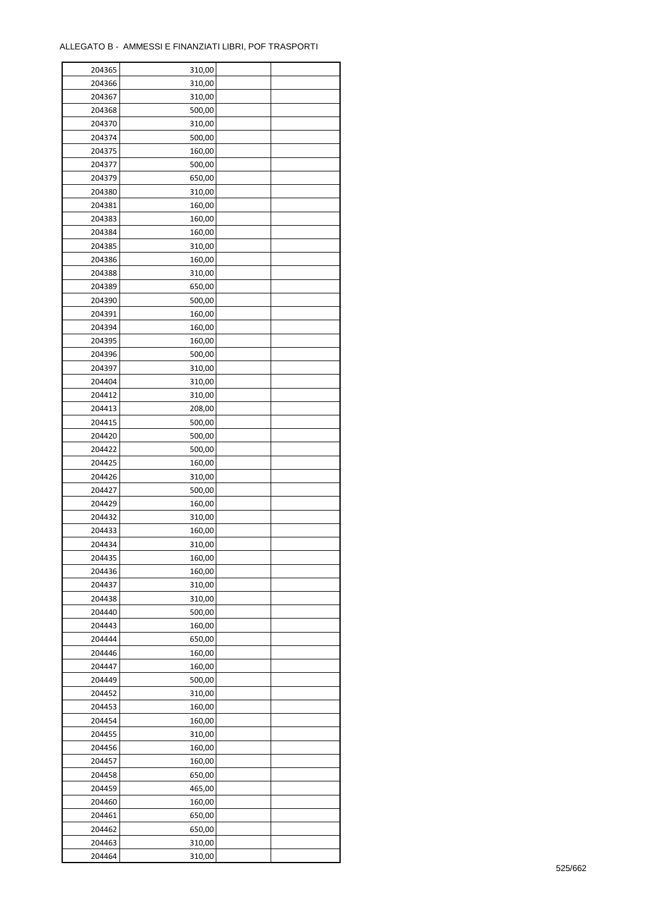ALLEGATO B - AMMESSI E FINANZIATI LIBRI, POF TRASPORTI

| | | | |
|---|---|---|---|
| 204365 | 310,00 | | |
| 204366 | 310,00 | | |
| 204367 | 310,00 | | |
| 204368 | 500,00 | | |
| 204370 | 310,00 | | |
| 204374 | 500,00 | | |
| 204375 | 160,00 | | |
| 204377 | 500,00 | | |
| 204379 | 650,00 | | |
| 204380 | 310,00 | | |
| 204381 | 160,00 | | |
| 204383 | 160,00 | | |
| 204384 | 160,00 | | |
| 204385 | 310,00 | | |
| 204386 | 160,00 | | |
| 204388 | 310,00 | | |
| 204389 | 650,00 | | |
| 204390 | 500,00 | | |
| 204391 | 160,00 | | |
| 204394 | 160,00 | | |
| 204395 | 160,00 | | |
| 204396 | 500,00 | | |
| 204397 | 310,00 | | |
| 204404 | 310,00 | | |
| 204412 | 310,00 | | |
| 204413 | 208,00 | | |
| 204415 | 500,00 | | |
| 204420 | 500,00 | | |
| 204422 | 500,00 | | |
| 204425 | 160,00 | | |
| 204426 | 310,00 | | |
| 204427 | 500,00 | | |
| 204429 | 160,00 | | |
| 204432 | 310,00 | | |
| 204433 | 160,00 | | |
| 204434 | 310,00 | | |
| 204435 | 160,00 | | |
| 204436 | 160,00 | | |
| 204437 | 310,00 | | |
| 204438 | 310,00 | | |
| 204440 | 500,00 | | |
| 204443 | 160,00 | | |
| 204444 | 650,00 | | |
| 204446 | 160,00 | | |
| 204447 | 160,00 | | |
| 204449 | 500,00 | | |
| 204452 | 310,00 | | |
| 204453 | 160,00 | | |
| 204454 | 160,00 | | |
| 204455 | 310,00 | | |
| 204456 | 160,00 | | |
| 204457 | 160,00 | | |
| 204458 | 650,00 | | |
| 204459 | 465,00 | | |
| 204460 | 160,00 | | |
| 204461 | 650,00 | | |
| 204462 | 650,00 | | |
| 204463 | 310,00 | | |
| 204464 | 310,00 | | |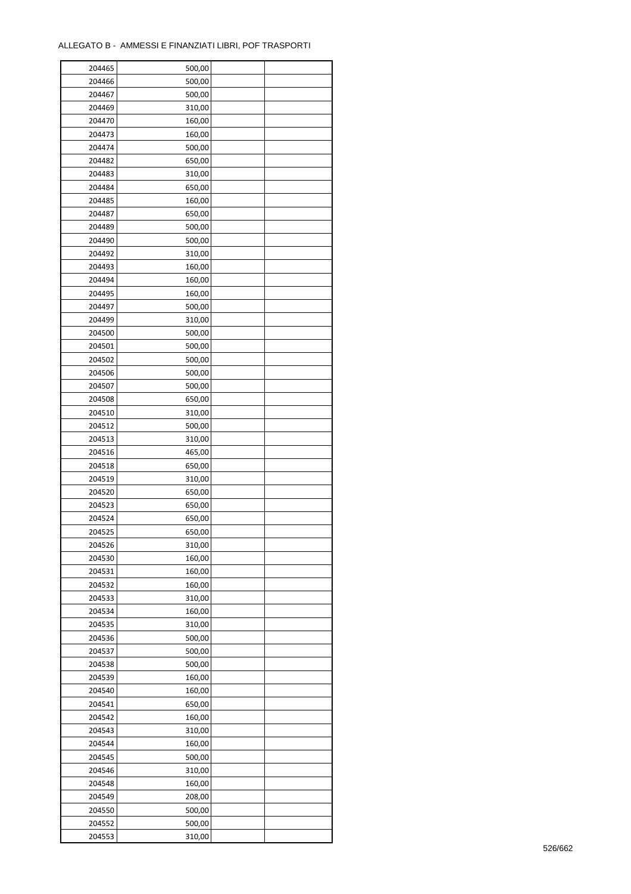ALLEGATO B - AMMESSI E FINANZIATI LIBRI, POF TRASPORTI

| | | | |
|---|---|---|---|
| 204465 | 500,00 | | |
| 204466 | 500,00 | | |
| 204467 | 500,00 | | |
| 204469 | 310,00 | | |
| 204470 | 160,00 | | |
| 204473 | 160,00 | | |
| 204474 | 500,00 | | |
| 204482 | 650,00 | | |
| 204483 | 310,00 | | |
| 204484 | 650,00 | | |
| 204485 | 160,00 | | |
| 204487 | 650,00 | | |
| 204489 | 500,00 | | |
| 204490 | 500,00 | | |
| 204492 | 310,00 | | |
| 204493 | 160,00 | | |
| 204494 | 160,00 | | |
| 204495 | 160,00 | | |
| 204497 | 500,00 | | |
| 204499 | 310,00 | | |
| 204500 | 500,00 | | |
| 204501 | 500,00 | | |
| 204502 | 500,00 | | |
| 204506 | 500,00 | | |
| 204507 | 500,00 | | |
| 204508 | 650,00 | | |
| 204510 | 310,00 | | |
| 204512 | 500,00 | | |
| 204513 | 310,00 | | |
| 204516 | 465,00 | | |
| 204518 | 650,00 | | |
| 204519 | 310,00 | | |
| 204520 | 650,00 | | |
| 204523 | 650,00 | | |
| 204524 | 650,00 | | |
| 204525 | 650,00 | | |
| 204526 | 310,00 | | |
| 204530 | 160,00 | | |
| 204531 | 160,00 | | |
| 204532 | 160,00 | | |
| 204533 | 310,00 | | |
| 204534 | 160,00 | | |
| 204535 | 310,00 | | |
| 204536 | 500,00 | | |
| 204537 | 500,00 | | |
| 204538 | 500,00 | | |
| 204539 | 160,00 | | |
| 204540 | 160,00 | | |
| 204541 | 650,00 | | |
| 204542 | 160,00 | | |
| 204543 | 310,00 | | |
| 204544 | 160,00 | | |
| 204545 | 500,00 | | |
| 204546 | 310,00 | | |
| 204548 | 160,00 | | |
| 204549 | 208,00 | | |
| 204550 | 500,00 | | |
| 204552 | 500,00 | | |
| 204553 | 310,00 | | |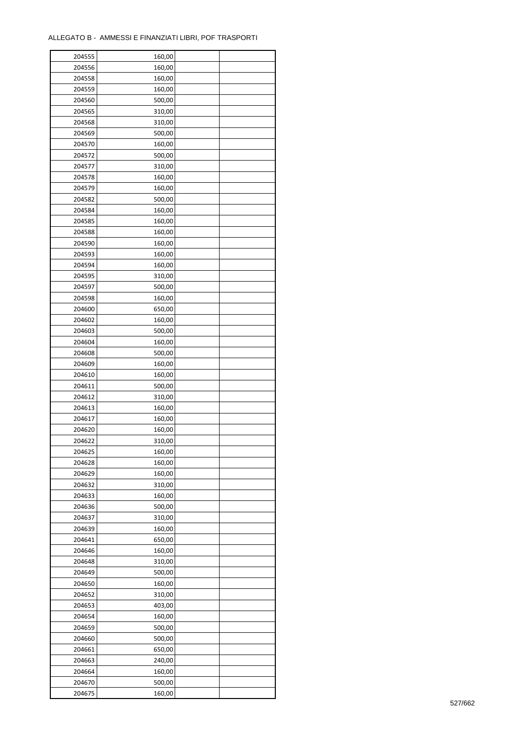ALLEGATO B - AMMESSI E FINANZIATI LIBRI, POF TRASPORTI

| | | | |
|---|---|---|---|
| 204555 | 160,00 | | |
| 204556 | 160,00 | | |
| 204558 | 160,00 | | |
| 204559 | 160,00 | | |
| 204560 | 500,00 | | |
| 204565 | 310,00 | | |
| 204568 | 310,00 | | |
| 204569 | 500,00 | | |
| 204570 | 160,00 | | |
| 204572 | 500,00 | | |
| 204577 | 310,00 | | |
| 204578 | 160,00 | | |
| 204579 | 160,00 | | |
| 204582 | 500,00 | | |
| 204584 | 160,00 | | |
| 204585 | 160,00 | | |
| 204588 | 160,00 | | |
| 204590 | 160,00 | | |
| 204593 | 160,00 | | |
| 204594 | 160,00 | | |
| 204595 | 310,00 | | |
| 204597 | 500,00 | | |
| 204598 | 160,00 | | |
| 204600 | 650,00 | | |
| 204602 | 160,00 | | |
| 204603 | 500,00 | | |
| 204604 | 160,00 | | |
| 204608 | 500,00 | | |
| 204609 | 160,00 | | |
| 204610 | 160,00 | | |
| 204611 | 500,00 | | |
| 204612 | 310,00 | | |
| 204613 | 160,00 | | |
| 204617 | 160,00 | | |
| 204620 | 160,00 | | |
| 204622 | 310,00 | | |
| 204625 | 160,00 | | |
| 204628 | 160,00 | | |
| 204629 | 160,00 | | |
| 204632 | 310,00 | | |
| 204633 | 160,00 | | |
| 204636 | 500,00 | | |
| 204637 | 310,00 | | |
| 204639 | 160,00 | | |
| 204641 | 650,00 | | |
| 204646 | 160,00 | | |
| 204648 | 310,00 | | |
| 204649 | 500,00 | | |
| 204650 | 160,00 | | |
| 204652 | 310,00 | | |
| 204653 | 403,00 | | |
| 204654 | 160,00 | | |
| 204659 | 500,00 | | |
| 204660 | 500,00 | | |
| 204661 | 650,00 | | |
| 204663 | 240,00 | | |
| 204664 | 160,00 | | |
| 204670 | 500,00 | | |
| 204675 | 160,00 | | |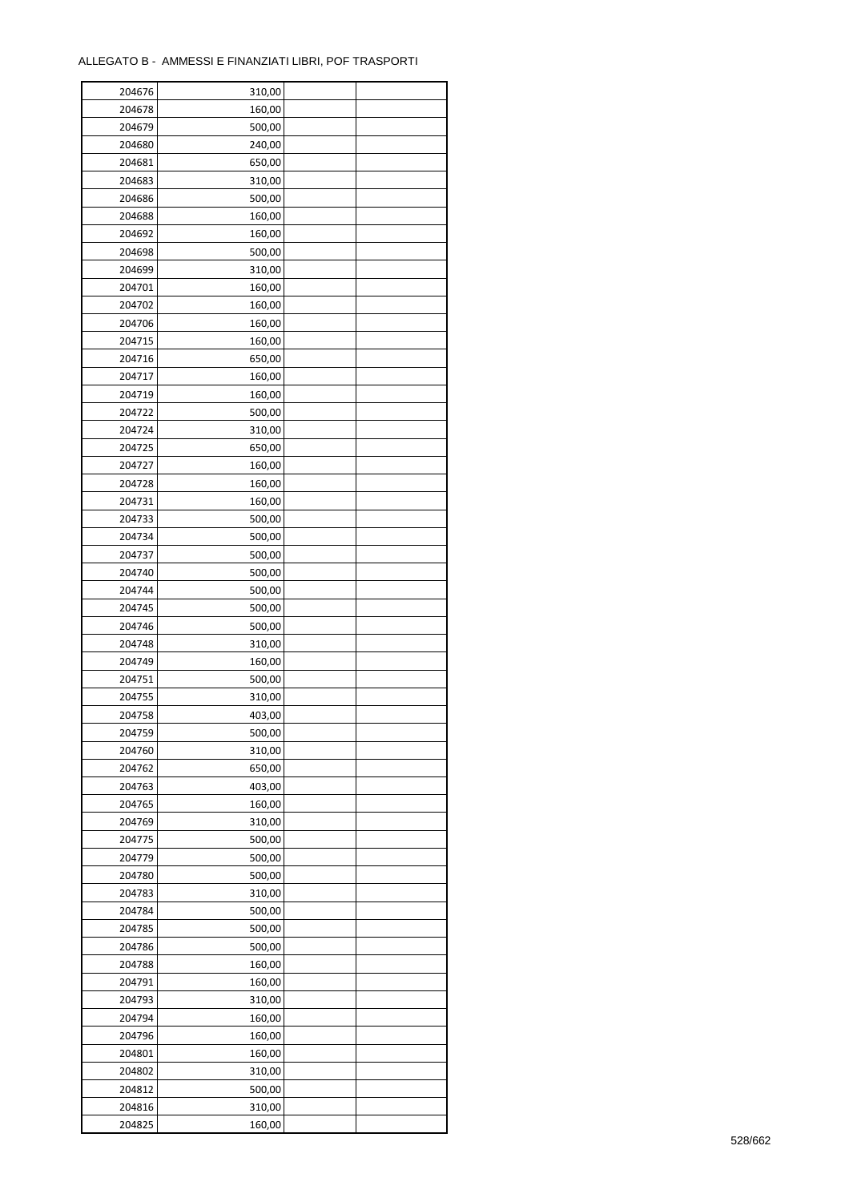ALLEGATO B - AMMESSI E FINANZIATI LIBRI, POF TRASPORTI

| | | | |
|---|---|---|---|
| 204676 | 310,00 | | |
| 204678 | 160,00 | | |
| 204679 | 500,00 | | |
| 204680 | 240,00 | | |
| 204681 | 650,00 | | |
| 204683 | 310,00 | | |
| 204686 | 500,00 | | |
| 204688 | 160,00 | | |
| 204692 | 160,00 | | |
| 204698 | 500,00 | | |
| 204699 | 310,00 | | |
| 204701 | 160,00 | | |
| 204702 | 160,00 | | |
| 204706 | 160,00 | | |
| 204715 | 160,00 | | |
| 204716 | 650,00 | | |
| 204717 | 160,00 | | |
| 204719 | 160,00 | | |
| 204722 | 500,00 | | |
| 204724 | 310,00 | | |
| 204725 | 650,00 | | |
| 204727 | 160,00 | | |
| 204728 | 160,00 | | |
| 204731 | 160,00 | | |
| 204733 | 500,00 | | |
| 204734 | 500,00 | | |
| 204737 | 500,00 | | |
| 204740 | 500,00 | | |
| 204744 | 500,00 | | |
| 204745 | 500,00 | | |
| 204746 | 500,00 | | |
| 204748 | 310,00 | | |
| 204749 | 160,00 | | |
| 204751 | 500,00 | | |
| 204755 | 310,00 | | |
| 204758 | 403,00 | | |
| 204759 | 500,00 | | |
| 204760 | 310,00 | | |
| 204762 | 650,00 | | |
| 204763 | 403,00 | | |
| 204765 | 160,00 | | |
| 204769 | 310,00 | | |
| 204775 | 500,00 | | |
| 204779 | 500,00 | | |
| 204780 | 500,00 | | |
| 204783 | 310,00 | | |
| 204784 | 500,00 | | |
| 204785 | 500,00 | | |
| 204786 | 500,00 | | |
| 204788 | 160,00 | | |
| 204791 | 160,00 | | |
| 204793 | 310,00 | | |
| 204794 | 160,00 | | |
| 204796 | 160,00 | | |
| 204801 | 160,00 | | |
| 204802 | 310,00 | | |
| 204812 | 500,00 | | |
| 204816 | 310,00 | | |
| 204825 | 160,00 | | |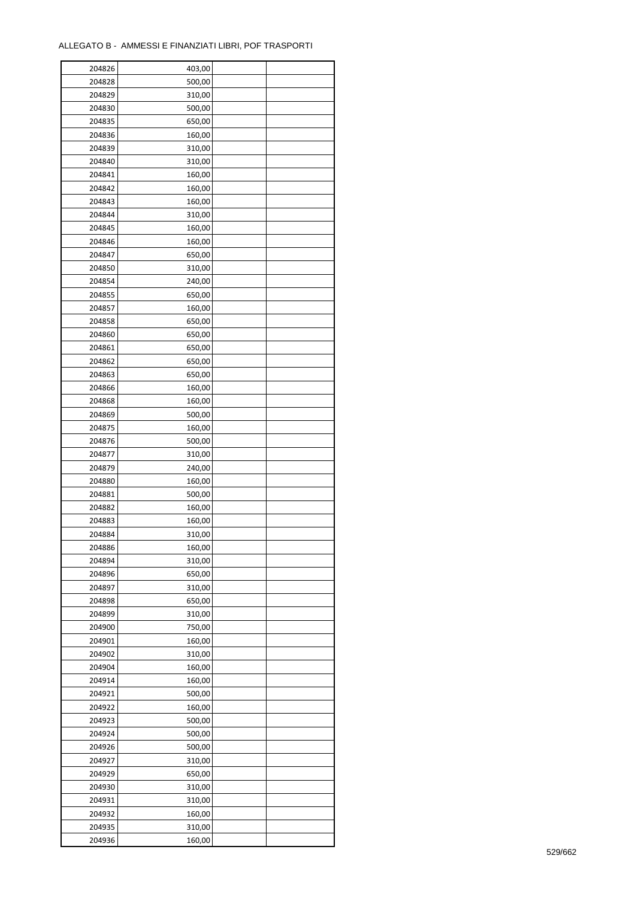ALLEGATO B - AMMESSI E FINANZIATI LIBRI, POF TRASPORTI

| | | | |
|---|---|---|---|
| 204826 | 403,00 | | |
| 204828 | 500,00 | | |
| 204829 | 310,00 | | |
| 204830 | 500,00 | | |
| 204835 | 650,00 | | |
| 204836 | 160,00 | | |
| 204839 | 310,00 | | |
| 204840 | 310,00 | | |
| 204841 | 160,00 | | |
| 204842 | 160,00 | | |
| 204843 | 160,00 | | |
| 204844 | 310,00 | | |
| 204845 | 160,00 | | |
| 204846 | 160,00 | | |
| 204847 | 650,00 | | |
| 204850 | 310,00 | | |
| 204854 | 240,00 | | |
| 204855 | 650,00 | | |
| 204857 | 160,00 | | |
| 204858 | 650,00 | | |
| 204860 | 650,00 | | |
| 204861 | 650,00 | | |
| 204862 | 650,00 | | |
| 204863 | 650,00 | | |
| 204866 | 160,00 | | |
| 204868 | 160,00 | | |
| 204869 | 500,00 | | |
| 204875 | 160,00 | | |
| 204876 | 500,00 | | |
| 204877 | 310,00 | | |
| 204879 | 240,00 | | |
| 204880 | 160,00 | | |
| 204881 | 500,00 | | |
| 204882 | 160,00 | | |
| 204883 | 160,00 | | |
| 204884 | 310,00 | | |
| 204886 | 160,00 | | |
| 204894 | 310,00 | | |
| 204896 | 650,00 | | |
| 204897 | 310,00 | | |
| 204898 | 650,00 | | |
| 204899 | 310,00 | | |
| 204900 | 750,00 | | |
| 204901 | 160,00 | | |
| 204902 | 310,00 | | |
| 204904 | 160,00 | | |
| 204914 | 160,00 | | |
| 204921 | 500,00 | | |
| 204922 | 160,00 | | |
| 204923 | 500,00 | | |
| 204924 | 500,00 | | |
| 204926 | 500,00 | | |
| 204927 | 310,00 | | |
| 204929 | 650,00 | | |
| 204930 | 310,00 | | |
| 204931 | 310,00 | | |
| 204932 | 160,00 | | |
| 204935 | 310,00 | | |
| 204936 | 160,00 | | |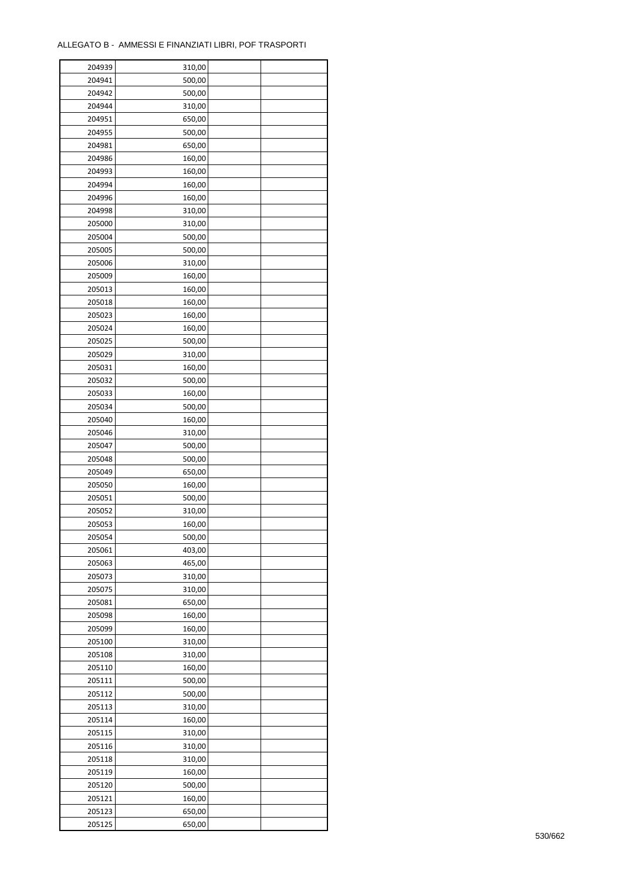ALLEGATO B - AMMESSI E FINANZIATI LIBRI, POF TRASPORTI

| | | | |
|---|---|---|---|
| 204939 | 310,00 | | |
| 204941 | 500,00 | | |
| 204942 | 500,00 | | |
| 204944 | 310,00 | | |
| 204951 | 650,00 | | |
| 204955 | 500,00 | | |
| 204981 | 650,00 | | |
| 204986 | 160,00 | | |
| 204993 | 160,00 | | |
| 204994 | 160,00 | | |
| 204996 | 160,00 | | |
| 204998 | 310,00 | | |
| 205000 | 310,00 | | |
| 205004 | 500,00 | | |
| 205005 | 500,00 | | |
| 205006 | 310,00 | | |
| 205009 | 160,00 | | |
| 205013 | 160,00 | | |
| 205018 | 160,00 | | |
| 205023 | 160,00 | | |
| 205024 | 160,00 | | |
| 205025 | 500,00 | | |
| 205029 | 310,00 | | |
| 205031 | 160,00 | | |
| 205032 | 500,00 | | |
| 205033 | 160,00 | | |
| 205034 | 500,00 | | |
| 205040 | 160,00 | | |
| 205046 | 310,00 | | |
| 205047 | 500,00 | | |
| 205048 | 500,00 | | |
| 205049 | 650,00 | | |
| 205050 | 160,00 | | |
| 205051 | 500,00 | | |
| 205052 | 310,00 | | |
| 205053 | 160,00 | | |
| 205054 | 500,00 | | |
| 205061 | 403,00 | | |
| 205063 | 465,00 | | |
| 205073 | 310,00 | | |
| 205075 | 310,00 | | |
| 205081 | 650,00 | | |
| 205098 | 160,00 | | |
| 205099 | 160,00 | | |
| 205100 | 310,00 | | |
| 205108 | 310,00 | | |
| 205110 | 160,00 | | |
| 205111 | 500,00 | | |
| 205112 | 500,00 | | |
| 205113 | 310,00 | | |
| 205114 | 160,00 | | |
| 205115 | 310,00 | | |
| 205116 | 310,00 | | |
| 205118 | 310,00 | | |
| 205119 | 160,00 | | |
| 205120 | 500,00 | | |
| 205121 | 160,00 | | |
| 205123 | 650,00 | | |
| 205125 | 650,00 | | |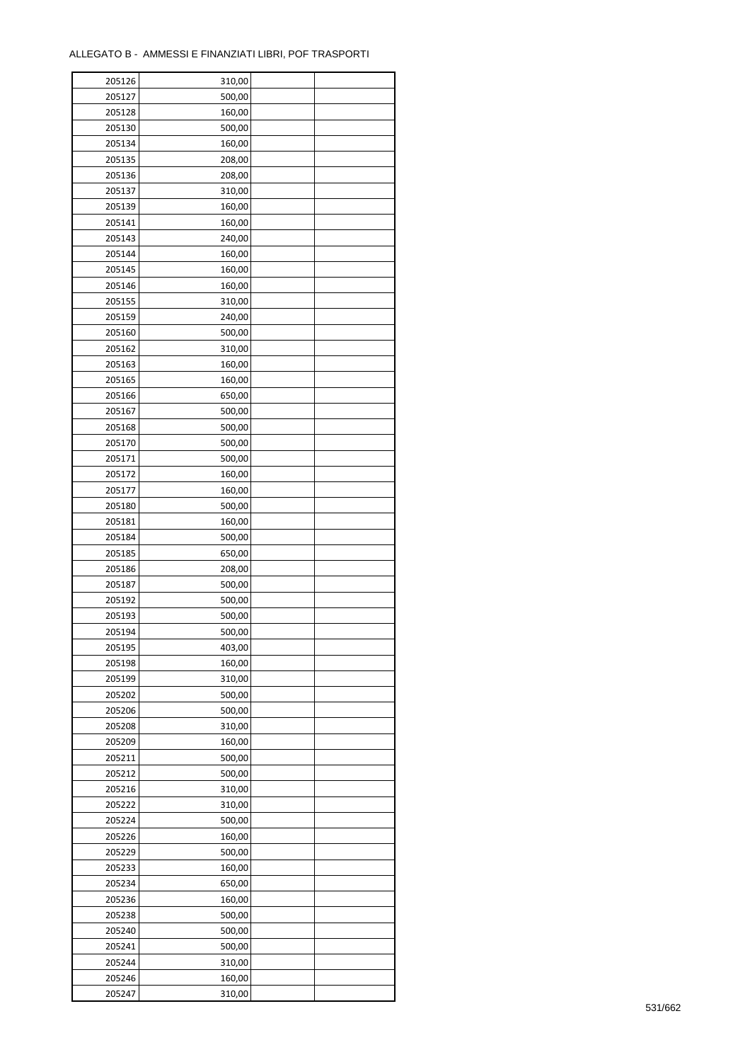ALLEGATO B - AMMESSI E FINANZIATI LIBRI, POF TRASPORTI

| | | | |
|---|---|---|---|
| 205126 | 310,00 | | |
| 205127 | 500,00 | | |
| 205128 | 160,00 | | |
| 205130 | 500,00 | | |
| 205134 | 160,00 | | |
| 205135 | 208,00 | | |
| 205136 | 208,00 | | |
| 205137 | 310,00 | | |
| 205139 | 160,00 | | |
| 205141 | 160,00 | | |
| 205143 | 240,00 | | |
| 205144 | 160,00 | | |
| 205145 | 160,00 | | |
| 205146 | 160,00 | | |
| 205155 | 310,00 | | |
| 205159 | 240,00 | | |
| 205160 | 500,00 | | |
| 205162 | 310,00 | | |
| 205163 | 160,00 | | |
| 205165 | 160,00 | | |
| 205166 | 650,00 | | |
| 205167 | 500,00 | | |
| 205168 | 500,00 | | |
| 205170 | 500,00 | | |
| 205171 | 500,00 | | |
| 205172 | 160,00 | | |
| 205177 | 160,00 | | |
| 205180 | 500,00 | | |
| 205181 | 160,00 | | |
| 205184 | 500,00 | | |
| 205185 | 650,00 | | |
| 205186 | 208,00 | | |
| 205187 | 500,00 | | |
| 205192 | 500,00 | | |
| 205193 | 500,00 | | |
| 205194 | 500,00 | | |
| 205195 | 403,00 | | |
| 205198 | 160,00 | | |
| 205199 | 310,00 | | |
| 205202 | 500,00 | | |
| 205206 | 500,00 | | |
| 205208 | 310,00 | | |
| 205209 | 160,00 | | |
| 205211 | 500,00 | | |
| 205212 | 500,00 | | |
| 205216 | 310,00 | | |
| 205222 | 310,00 | | |
| 205224 | 500,00 | | |
| 205226 | 160,00 | | |
| 205229 | 500,00 | | |
| 205233 | 160,00 | | |
| 205234 | 650,00 | | |
| 205236 | 160,00 | | |
| 205238 | 500,00 | | |
| 205240 | 500,00 | | |
| 205241 | 500,00 | | |
| 205244 | 310,00 | | |
| 205246 | 160,00 | | |
| 205247 | 310,00 | | |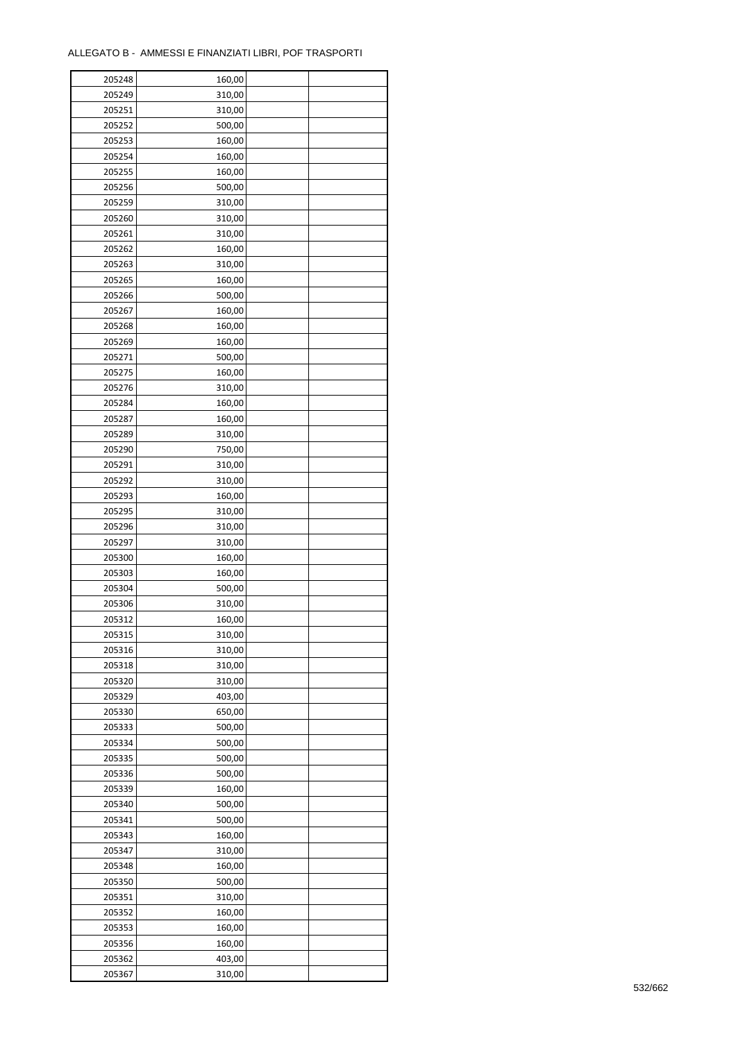ALLEGATO B - AMMESSI E FINANZIATI LIBRI, POF TRASPORTI

| | | | |
|---|---|---|---|
| 205248 | 160,00 | | |
| 205249 | 310,00 | | |
| 205251 | 310,00 | | |
| 205252 | 500,00 | | |
| 205253 | 160,00 | | |
| 205254 | 160,00 | | |
| 205255 | 160,00 | | |
| 205256 | 500,00 | | |
| 205259 | 310,00 | | |
| 205260 | 310,00 | | |
| 205261 | 310,00 | | |
| 205262 | 160,00 | | |
| 205263 | 310,00 | | |
| 205265 | 160,00 | | |
| 205266 | 500,00 | | |
| 205267 | 160,00 | | |
| 205268 | 160,00 | | |
| 205269 | 160,00 | | |
| 205271 | 500,00 | | |
| 205275 | 160,00 | | |
| 205276 | 310,00 | | |
| 205284 | 160,00 | | |
| 205287 | 160,00 | | |
| 205289 | 310,00 | | |
| 205290 | 750,00 | | |
| 205291 | 310,00 | | |
| 205292 | 310,00 | | |
| 205293 | 160,00 | | |
| 205295 | 310,00 | | |
| 205296 | 310,00 | | |
| 205297 | 310,00 | | |
| 205300 | 160,00 | | |
| 205303 | 160,00 | | |
| 205304 | 500,00 | | |
| 205306 | 310,00 | | |
| 205312 | 160,00 | | |
| 205315 | 310,00 | | |
| 205316 | 310,00 | | |
| 205318 | 310,00 | | |
| 205320 | 310,00 | | |
| 205329 | 403,00 | | |
| 205330 | 650,00 | | |
| 205333 | 500,00 | | |
| 205334 | 500,00 | | |
| 205335 | 500,00 | | |
| 205336 | 500,00 | | |
| 205339 | 160,00 | | |
| 205340 | 500,00 | | |
| 205341 | 500,00 | | |
| 205343 | 160,00 | | |
| 205347 | 310,00 | | |
| 205348 | 160,00 | | |
| 205350 | 500,00 | | |
| 205351 | 310,00 | | |
| 205352 | 160,00 | | |
| 205353 | 160,00 | | |
| 205356 | 160,00 | | |
| 205362 | 403,00 | | |
| 205367 | 310,00 | | |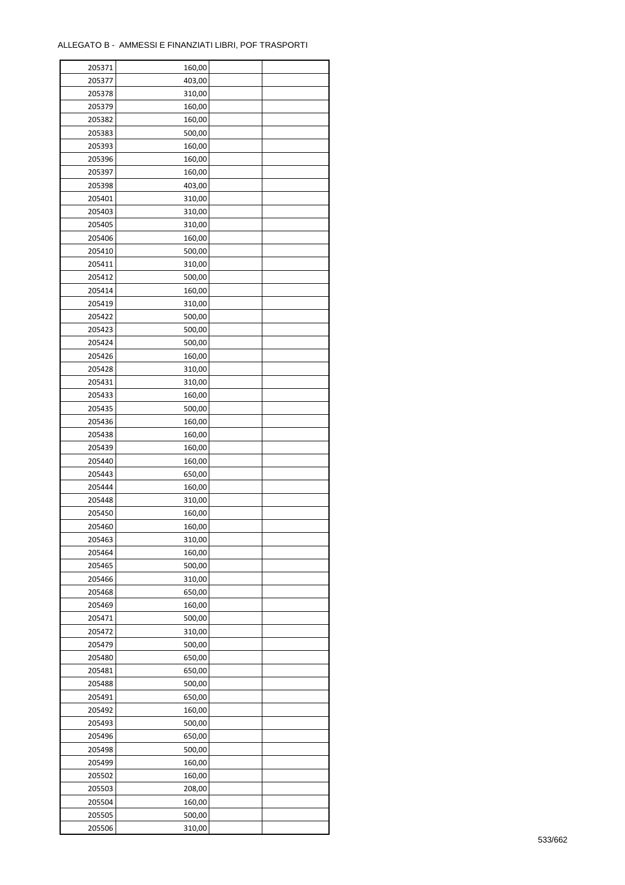ALLEGATO B - AMMESSI E FINANZIATI LIBRI, POF TRASPORTI

| | | | |
|---|---|---|---|
| 205371 | 160,00 | | |
| 205377 | 403,00 | | |
| 205378 | 310,00 | | |
| 205379 | 160,00 | | |
| 205382 | 160,00 | | |
| 205383 | 500,00 | | |
| 205393 | 160,00 | | |
| 205396 | 160,00 | | |
| 205397 | 160,00 | | |
| 205398 | 403,00 | | |
| 205401 | 310,00 | | |
| 205403 | 310,00 | | |
| 205405 | 310,00 | | |
| 205406 | 160,00 | | |
| 205410 | 500,00 | | |
| 205411 | 310,00 | | |
| 205412 | 500,00 | | |
| 205414 | 160,00 | | |
| 205419 | 310,00 | | |
| 205422 | 500,00 | | |
| 205423 | 500,00 | | |
| 205424 | 500,00 | | |
| 205426 | 160,00 | | |
| 205428 | 310,00 | | |
| 205431 | 310,00 | | |
| 205433 | 160,00 | | |
| 205435 | 500,00 | | |
| 205436 | 160,00 | | |
| 205438 | 160,00 | | |
| 205439 | 160,00 | | |
| 205440 | 160,00 | | |
| 205443 | 650,00 | | |
| 205444 | 160,00 | | |
| 205448 | 310,00 | | |
| 205450 | 160,00 | | |
| 205460 | 160,00 | | |
| 205463 | 310,00 | | |
| 205464 | 160,00 | | |
| 205465 | 500,00 | | |
| 205466 | 310,00 | | |
| 205468 | 650,00 | | |
| 205469 | 160,00 | | |
| 205471 | 500,00 | | |
| 205472 | 310,00 | | |
| 205479 | 500,00 | | |
| 205480 | 650,00 | | |
| 205481 | 650,00 | | |
| 205488 | 500,00 | | |
| 205491 | 650,00 | | |
| 205492 | 160,00 | | |
| 205493 | 500,00 | | |
| 205496 | 650,00 | | |
| 205498 | 500,00 | | |
| 205499 | 160,00 | | |
| 205502 | 160,00 | | |
| 205503 | 208,00 | | |
| 205504 | 160,00 | | |
| 205505 | 500,00 | | |
| 205506 | 310,00 | | |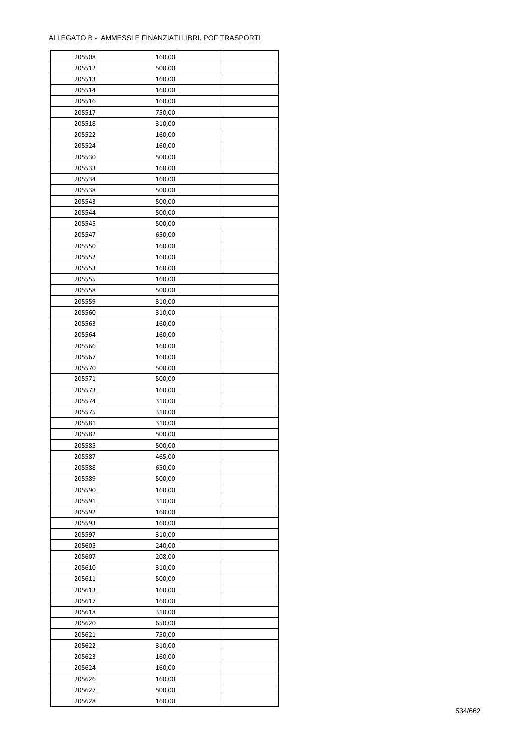ALLEGATO B - AMMESSI E FINANZIATI LIBRI, POF TRASPORTI

| | | | |
|---|---|---|---|
| 205508 | 160,00 | | |
| 205512 | 500,00 | | |
| 205513 | 160,00 | | |
| 205514 | 160,00 | | |
| 205516 | 160,00 | | |
| 205517 | 750,00 | | |
| 205518 | 310,00 | | |
| 205522 | 160,00 | | |
| 205524 | 160,00 | | |
| 205530 | 500,00 | | |
| 205533 | 160,00 | | |
| 205534 | 160,00 | | |
| 205538 | 500,00 | | |
| 205543 | 500,00 | | |
| 205544 | 500,00 | | |
| 205545 | 500,00 | | |
| 205547 | 650,00 | | |
| 205550 | 160,00 | | |
| 205552 | 160,00 | | |
| 205553 | 160,00 | | |
| 205555 | 160,00 | | |
| 205558 | 500,00 | | |
| 205559 | 310,00 | | |
| 205560 | 310,00 | | |
| 205563 | 160,00 | | |
| 205564 | 160,00 | | |
| 205566 | 160,00 | | |
| 205567 | 160,00 | | |
| 205570 | 500,00 | | |
| 205571 | 500,00 | | |
| 205573 | 160,00 | | |
| 205574 | 310,00 | | |
| 205575 | 310,00 | | |
| 205581 | 310,00 | | |
| 205582 | 500,00 | | |
| 205585 | 500,00 | | |
| 205587 | 465,00 | | |
| 205588 | 650,00 | | |
| 205589 | 500,00 | | |
| 205590 | 160,00 | | |
| 205591 | 310,00 | | |
| 205592 | 160,00 | | |
| 205593 | 160,00 | | |
| 205597 | 310,00 | | |
| 205605 | 240,00 | | |
| 205607 | 208,00 | | |
| 205610 | 310,00 | | |
| 205611 | 500,00 | | |
| 205613 | 160,00 | | |
| 205617 | 160,00 | | |
| 205618 | 310,00 | | |
| 205620 | 650,00 | | |
| 205621 | 750,00 | | |
| 205622 | 310,00 | | |
| 205623 | 160,00 | | |
| 205624 | 160,00 | | |
| 205626 | 160,00 | | |
| 205627 | 500,00 | | |
| 205628 | 160,00 | | |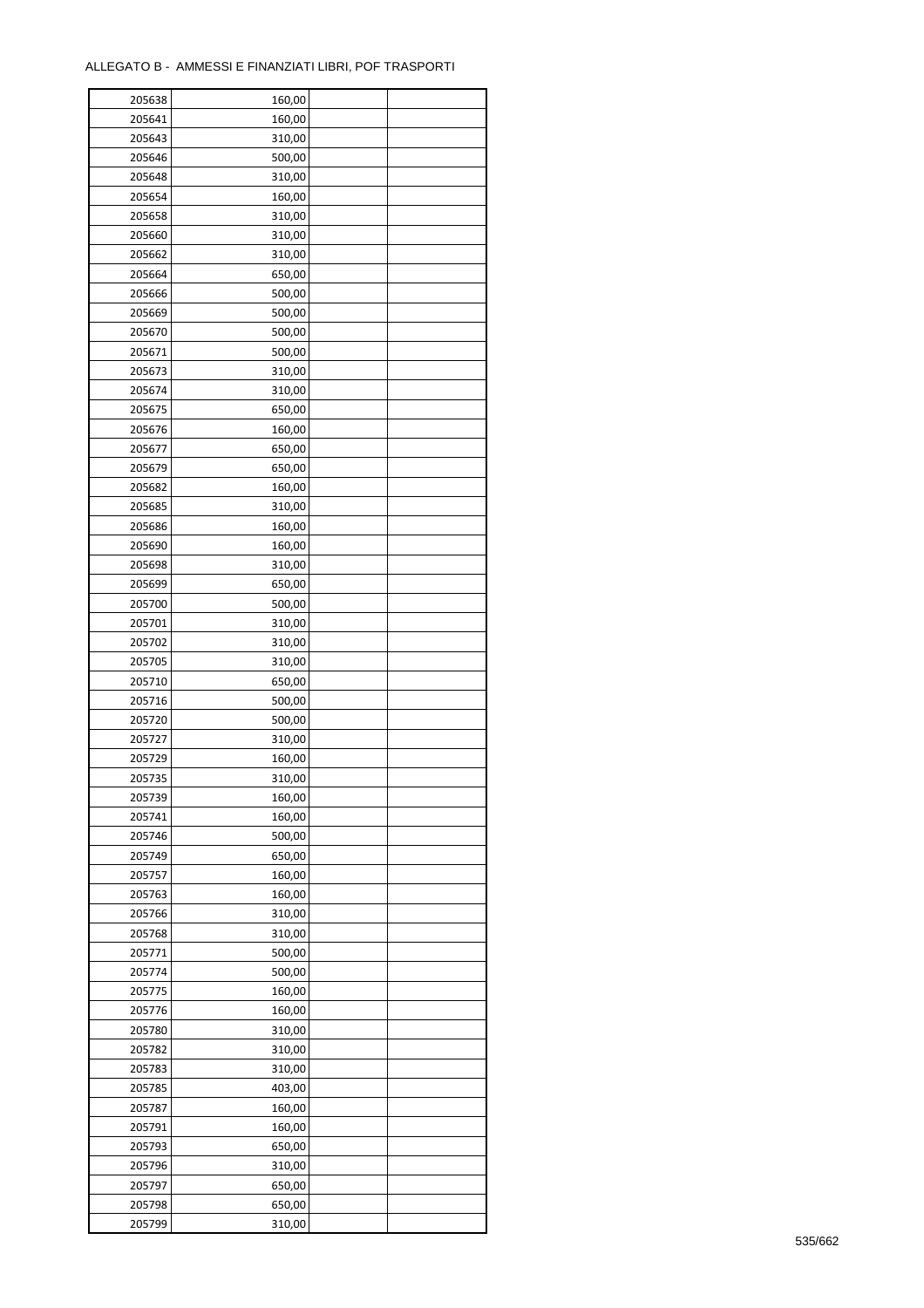ALLEGATO B - AMMESSI E FINANZIATI LIBRI, POF TRASPORTI

| | | | |
|---|---|---|---|
| 205638 | 160,00 | | |
| 205641 | 160,00 | | |
| 205643 | 310,00 | | |
| 205646 | 500,00 | | |
| 205648 | 310,00 | | |
| 205654 | 160,00 | | |
| 205658 | 310,00 | | |
| 205660 | 310,00 | | |
| 205662 | 310,00 | | |
| 205664 | 650,00 | | |
| 205666 | 500,00 | | |
| 205669 | 500,00 | | |
| 205670 | 500,00 | | |
| 205671 | 500,00 | | |
| 205673 | 310,00 | | |
| 205674 | 310,00 | | |
| 205675 | 650,00 | | |
| 205676 | 160,00 | | |
| 205677 | 650,00 | | |
| 205679 | 650,00 | | |
| 205682 | 160,00 | | |
| 205685 | 310,00 | | |
| 205686 | 160,00 | | |
| 205690 | 160,00 | | |
| 205698 | 310,00 | | |
| 205699 | 650,00 | | |
| 205700 | 500,00 | | |
| 205701 | 310,00 | | |
| 205702 | 310,00 | | |
| 205705 | 310,00 | | |
| 205710 | 650,00 | | |
| 205716 | 500,00 | | |
| 205720 | 500,00 | | |
| 205727 | 310,00 | | |
| 205729 | 160,00 | | |
| 205735 | 310,00 | | |
| 205739 | 160,00 | | |
| 205741 | 160,00 | | |
| 205746 | 500,00 | | |
| 205749 | 650,00 | | |
| 205757 | 160,00 | | |
| 205763 | 160,00 | | |
| 205766 | 310,00 | | |
| 205768 | 310,00 | | |
| 205771 | 500,00 | | |
| 205774 | 500,00 | | |
| 205775 | 160,00 | | |
| 205776 | 160,00 | | |
| 205780 | 310,00 | | |
| 205782 | 310,00 | | |
| 205783 | 310,00 | | |
| 205785 | 403,00 | | |
| 205787 | 160,00 | | |
| 205791 | 160,00 | | |
| 205793 | 650,00 | | |
| 205796 | 310,00 | | |
| 205797 | 650,00 | | |
| 205798 | 650,00 | | |
| 205799 | 310,00 | | |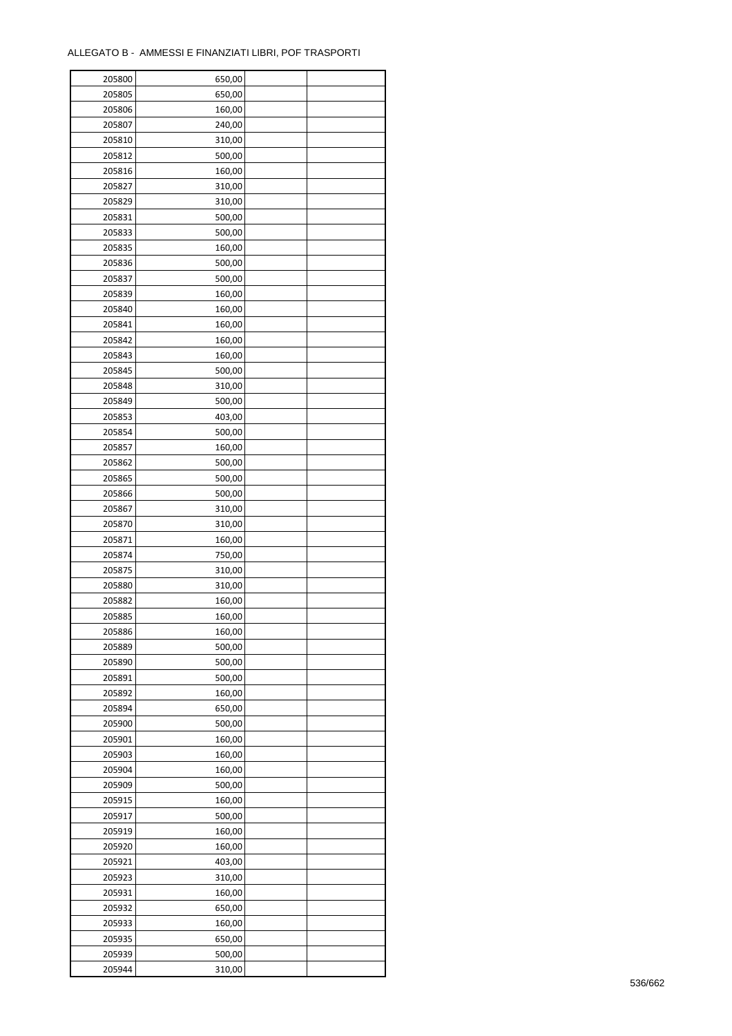ALLEGATO B - AMMESSI E FINANZIATI LIBRI, POF TRASPORTI

| | | | |
|---|---|---|---|
| 205800 | 650,00 | | |
| 205805 | 650,00 | | |
| 205806 | 160,00 | | |
| 205807 | 240,00 | | |
| 205810 | 310,00 | | |
| 205812 | 500,00 | | |
| 205816 | 160,00 | | |
| 205827 | 310,00 | | |
| 205829 | 310,00 | | |
| 205831 | 500,00 | | |
| 205833 | 500,00 | | |
| 205835 | 160,00 | | |
| 205836 | 500,00 | | |
| 205837 | 500,00 | | |
| 205839 | 160,00 | | |
| 205840 | 160,00 | | |
| 205841 | 160,00 | | |
| 205842 | 160,00 | | |
| 205843 | 160,00 | | |
| 205845 | 500,00 | | |
| 205848 | 310,00 | | |
| 205849 | 500,00 | | |
| 205853 | 403,00 | | |
| 205854 | 500,00 | | |
| 205857 | 160,00 | | |
| 205862 | 500,00 | | |
| 205865 | 500,00 | | |
| 205866 | 500,00 | | |
| 205867 | 310,00 | | |
| 205870 | 310,00 | | |
| 205871 | 160,00 | | |
| 205874 | 750,00 | | |
| 205875 | 310,00 | | |
| 205880 | 310,00 | | |
| 205882 | 160,00 | | |
| 205885 | 160,00 | | |
| 205886 | 160,00 | | |
| 205889 | 500,00 | | |
| 205890 | 500,00 | | |
| 205891 | 500,00 | | |
| 205892 | 160,00 | | |
| 205894 | 650,00 | | |
| 205900 | 500,00 | | |
| 205901 | 160,00 | | |
| 205903 | 160,00 | | |
| 205904 | 160,00 | | |
| 205909 | 500,00 | | |
| 205915 | 160,00 | | |
| 205917 | 500,00 | | |
| 205919 | 160,00 | | |
| 205920 | 160,00 | | |
| 205921 | 403,00 | | |
| 205923 | 310,00 | | |
| 205931 | 160,00 | | |
| 205932 | 650,00 | | |
| 205933 | 160,00 | | |
| 205935 | 650,00 | | |
| 205939 | 500,00 | | |
| 205944 | 310,00 | | |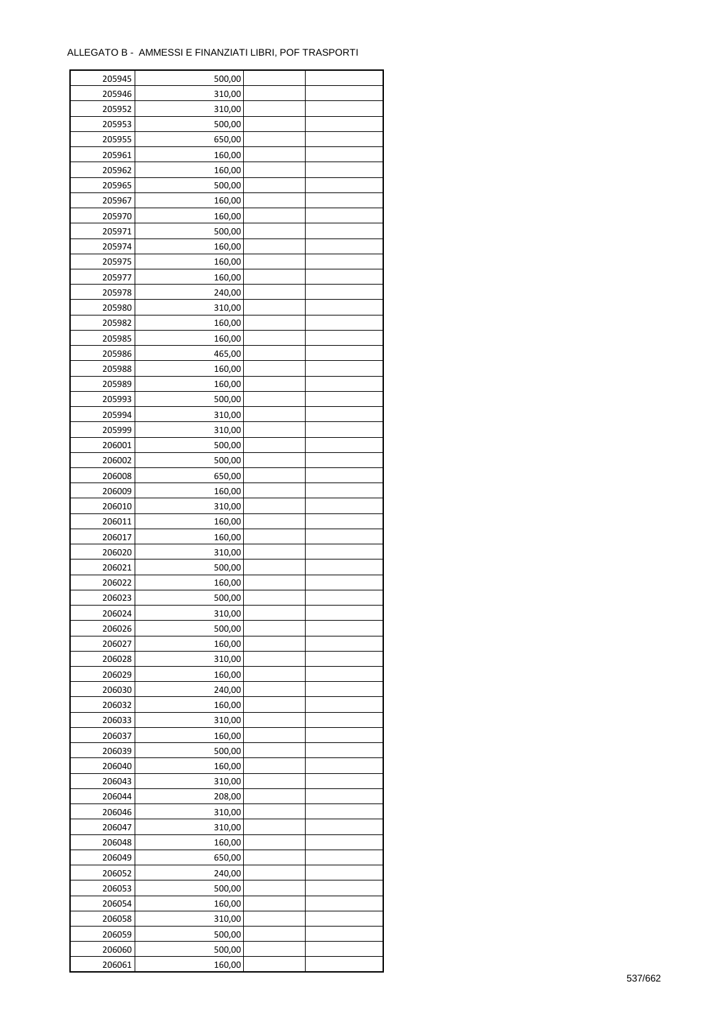ALLEGATO B - AMMESSI E FINANZIATI LIBRI, POF TRASPORTI

| | | | |
|---|---|---|---|
| 205945 | 500,00 | | |
| 205946 | 310,00 | | |
| 205952 | 310,00 | | |
| 205953 | 500,00 | | |
| 205955 | 650,00 | | |
| 205961 | 160,00 | | |
| 205962 | 160,00 | | |
| 205965 | 500,00 | | |
| 205967 | 160,00 | | |
| 205970 | 160,00 | | |
| 205971 | 500,00 | | |
| 205974 | 160,00 | | |
| 205975 | 160,00 | | |
| 205977 | 160,00 | | |
| 205978 | 240,00 | | |
| 205980 | 310,00 | | |
| 205982 | 160,00 | | |
| 205985 | 160,00 | | |
| 205986 | 465,00 | | |
| 205988 | 160,00 | | |
| 205989 | 160,00 | | |
| 205993 | 500,00 | | |
| 205994 | 310,00 | | |
| 205999 | 310,00 | | |
| 206001 | 500,00 | | |
| 206002 | 500,00 | | |
| 206008 | 650,00 | | |
| 206009 | 160,00 | | |
| 206010 | 310,00 | | |
| 206011 | 160,00 | | |
| 206017 | 160,00 | | |
| 206020 | 310,00 | | |
| 206021 | 500,00 | | |
| 206022 | 160,00 | | |
| 206023 | 500,00 | | |
| 206024 | 310,00 | | |
| 206026 | 500,00 | | |
| 206027 | 160,00 | | |
| 206028 | 310,00 | | |
| 206029 | 160,00 | | |
| 206030 | 240,00 | | |
| 206032 | 160,00 | | |
| 206033 | 310,00 | | |
| 206037 | 160,00 | | |
| 206039 | 500,00 | | |
| 206040 | 160,00 | | |
| 206043 | 310,00 | | |
| 206044 | 208,00 | | |
| 206046 | 310,00 | | |
| 206047 | 310,00 | | |
| 206048 | 160,00 | | |
| 206049 | 650,00 | | |
| 206052 | 240,00 | | |
| 206053 | 500,00 | | |
| 206054 | 160,00 | | |
| 206058 | 310,00 | | |
| 206059 | 500,00 | | |
| 206060 | 500,00 | | |
| 206061 | 160,00 | | |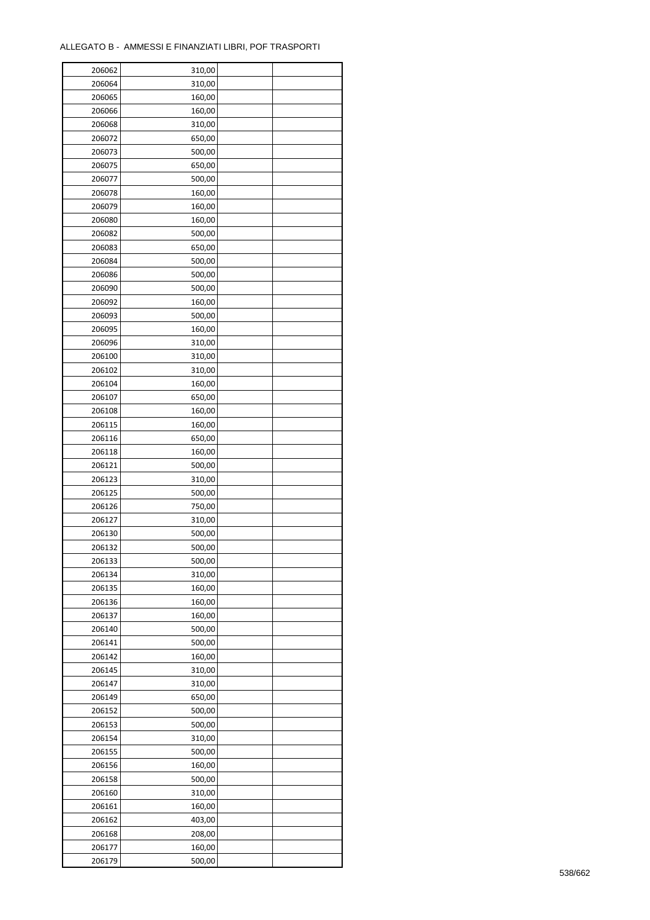ALLEGATO B - AMMESSI E FINANZIATI LIBRI, POF TRASPORTI

| | | | |
|---|---|---|---|
| 206062 | 310,00 | | |
| 206064 | 310,00 | | |
| 206065 | 160,00 | | |
| 206066 | 160,00 | | |
| 206068 | 310,00 | | |
| 206072 | 650,00 | | |
| 206073 | 500,00 | | |
| 206075 | 650,00 | | |
| 206077 | 500,00 | | |
| 206078 | 160,00 | | |
| 206079 | 160,00 | | |
| 206080 | 160,00 | | |
| 206082 | 500,00 | | |
| 206083 | 650,00 | | |
| 206084 | 500,00 | | |
| 206086 | 500,00 | | |
| 206090 | 500,00 | | |
| 206092 | 160,00 | | |
| 206093 | 500,00 | | |
| 206095 | 160,00 | | |
| 206096 | 310,00 | | |
| 206100 | 310,00 | | |
| 206102 | 310,00 | | |
| 206104 | 160,00 | | |
| 206107 | 650,00 | | |
| 206108 | 160,00 | | |
| 206115 | 160,00 | | |
| 206116 | 650,00 | | |
| 206118 | 160,00 | | |
| 206121 | 500,00 | | |
| 206123 | 310,00 | | |
| 206125 | 500,00 | | |
| 206126 | 750,00 | | |
| 206127 | 310,00 | | |
| 206130 | 500,00 | | |
| 206132 | 500,00 | | |
| 206133 | 500,00 | | |
| 206134 | 310,00 | | |
| 206135 | 160,00 | | |
| 206136 | 160,00 | | |
| 206137 | 160,00 | | |
| 206140 | 500,00 | | |
| 206141 | 500,00 | | |
| 206142 | 160,00 | | |
| 206145 | 310,00 | | |
| 206147 | 310,00 | | |
| 206149 | 650,00 | | |
| 206152 | 500,00 | | |
| 206153 | 500,00 | | |
| 206154 | 310,00 | | |
| 206155 | 500,00 | | |
| 206156 | 160,00 | | |
| 206158 | 500,00 | | |
| 206160 | 310,00 | | |
| 206161 | 160,00 | | |
| 206162 | 403,00 | | |
| 206168 | 208,00 | | |
| 206177 | 160,00 | | |
| 206179 | 500,00 | | |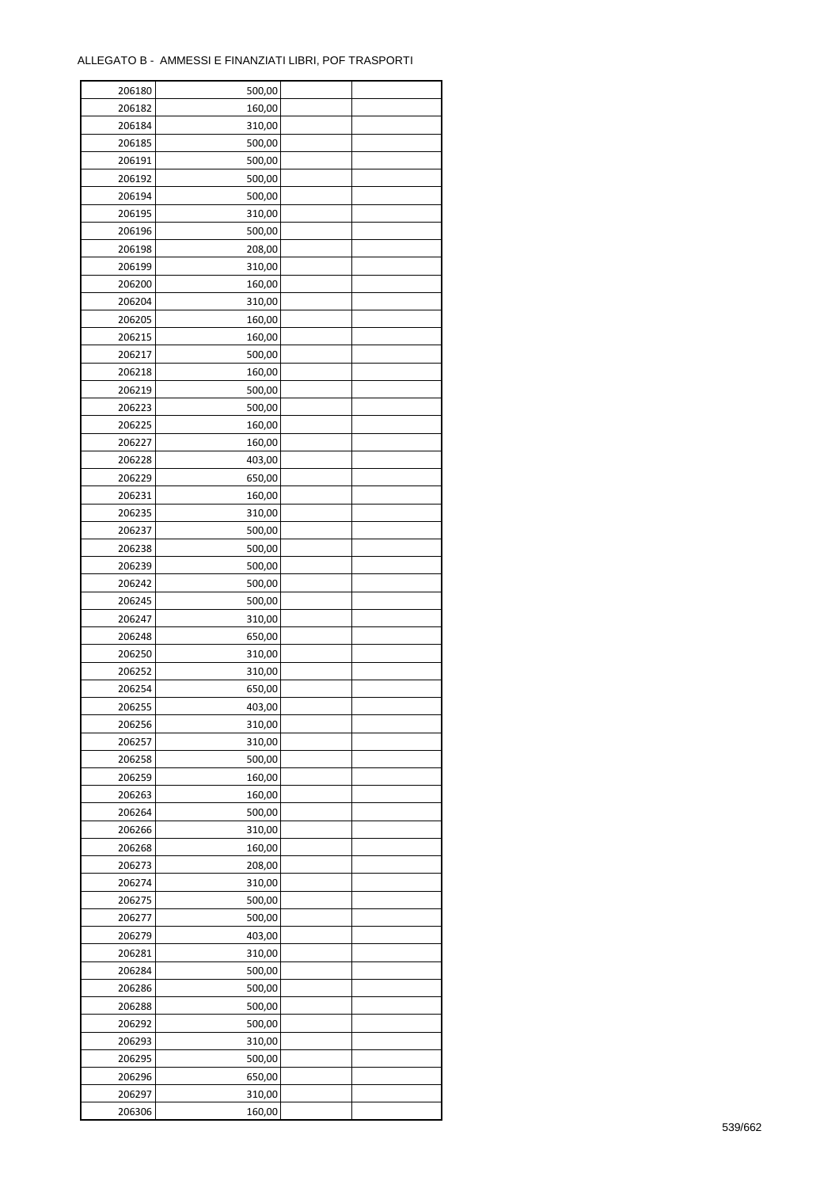ALLEGATO B - AMMESSI E FINANZIATI LIBRI, POF TRASPORTI

| 206180 | 500,00 | | |
|---|---|---|---|
| 206182 | 160,00 | | |
| 206184 | 310,00 | | |
| 206185 | 500,00 | | |
| 206191 | 500,00 | | |
| 206192 | 500,00 | | |
| 206194 | 500,00 | | |
| 206195 | 310,00 | | |
| 206196 | 500,00 | | |
| 206198 | 208,00 | | |
| 206199 | 310,00 | | |
| 206200 | 160,00 | | |
| 206204 | 310,00 | | |
| 206205 | 160,00 | | |
| 206215 | 160,00 | | |
| 206217 | 500,00 | | |
| 206218 | 160,00 | | |
| 206219 | 500,00 | | |
| 206223 | 500,00 | | |
| 206225 | 160,00 | | |
| 206227 | 160,00 | | |
| 206228 | 403,00 | | |
| 206229 | 650,00 | | |
| 206231 | 160,00 | | |
| 206235 | 310,00 | | |
| 206237 | 500,00 | | |
| 206238 | 500,00 | | |
| 206239 | 500,00 | | |
| 206242 | 500,00 | | |
| 206245 | 500,00 | | |
| 206247 | 310,00 | | |
| 206248 | 650,00 | | |
| 206250 | 310,00 | | |
| 206252 | 310,00 | | |
| 206254 | 650,00 | | |
| 206255 | 403,00 | | |
| 206256 | 310,00 | | |
| 206257 | 310,00 | | |
| 206258 | 500,00 | | |
| 206259 | 160,00 | | |
| 206263 | 160,00 | | |
| 206264 | 500,00 | | |
| 206266 | 310,00 | | |
| 206268 | 160,00 | | |
| 206273 | 208,00 | | |
| 206274 | 310,00 | | |
| 206275 | 500,00 | | |
| 206277 | 500,00 | | |
| 206279 | 403,00 | | |
| 206281 | 310,00 | | |
| 206284 | 500,00 | | |
| 206286 | 500,00 | | |
| 206288 | 500,00 | | |
| 206292 | 500,00 | | |
| 206293 | 310,00 | | |
| 206295 | 500,00 | | |
| 206296 | 650,00 | | |
| 206297 | 310,00 | | |
| 206306 | 160,00 | | |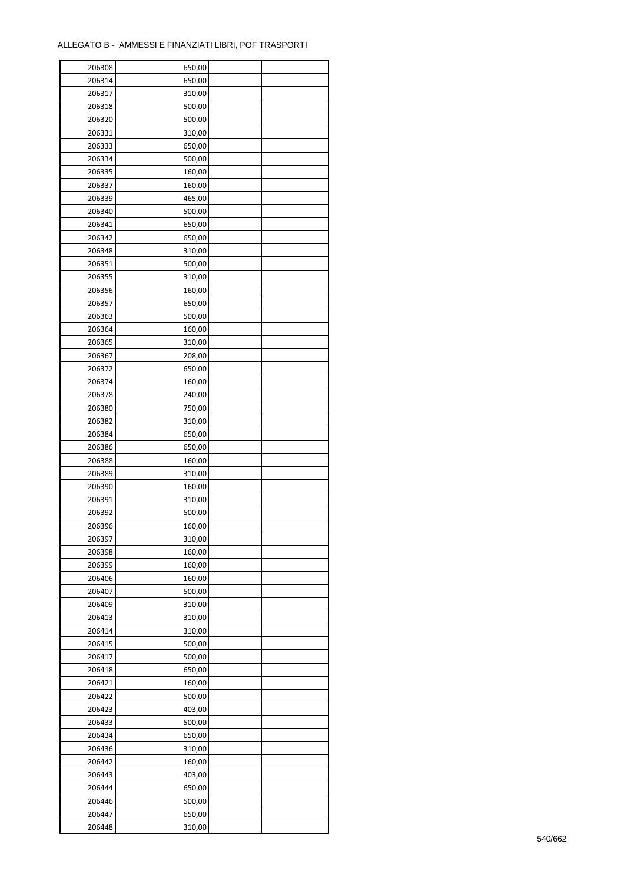ALLEGATO B - AMMESSI E FINANZIATI LIBRI, POF TRASPORTI

| | | | |
|---|---|---|---|
| 206308 | 650,00 | | |
| 206314 | 650,00 | | |
| 206317 | 310,00 | | |
| 206318 | 500,00 | | |
| 206320 | 500,00 | | |
| 206331 | 310,00 | | |
| 206333 | 650,00 | | |
| 206334 | 500,00 | | |
| 206335 | 160,00 | | |
| 206337 | 160,00 | | |
| 206339 | 465,00 | | |
| 206340 | 500,00 | | |
| 206341 | 650,00 | | |
| 206342 | 650,00 | | |
| 206348 | 310,00 | | |
| 206351 | 500,00 | | |
| 206355 | 310,00 | | |
| 206356 | 160,00 | | |
| 206357 | 650,00 | | |
| 206363 | 500,00 | | |
| 206364 | 160,00 | | |
| 206365 | 310,00 | | |
| 206367 | 208,00 | | |
| 206372 | 650,00 | | |
| 206374 | 160,00 | | |
| 206378 | 240,00 | | |
| 206380 | 750,00 | | |
| 206382 | 310,00 | | |
| 206384 | 650,00 | | |
| 206386 | 650,00 | | |
| 206388 | 160,00 | | |
| 206389 | 310,00 | | |
| 206390 | 160,00 | | |
| 206391 | 310,00 | | |
| 206392 | 500,00 | | |
| 206396 | 160,00 | | |
| 206397 | 310,00 | | |
| 206398 | 160,00 | | |
| 206399 | 160,00 | | |
| 206406 | 160,00 | | |
| 206407 | 500,00 | | |
| 206409 | 310,00 | | |
| 206413 | 310,00 | | |
| 206414 | 310,00 | | |
| 206415 | 500,00 | | |
| 206417 | 500,00 | | |
| 206418 | 650,00 | | |
| 206421 | 160,00 | | |
| 206422 | 500,00 | | |
| 206423 | 403,00 | | |
| 206433 | 500,00 | | |
| 206434 | 650,00 | | |
| 206436 | 310,00 | | |
| 206442 | 160,00 | | |
| 206443 | 403,00 | | |
| 206444 | 650,00 | | |
| 206446 | 500,00 | | |
| 206447 | 650,00 | | |
| 206448 | 310,00 | | |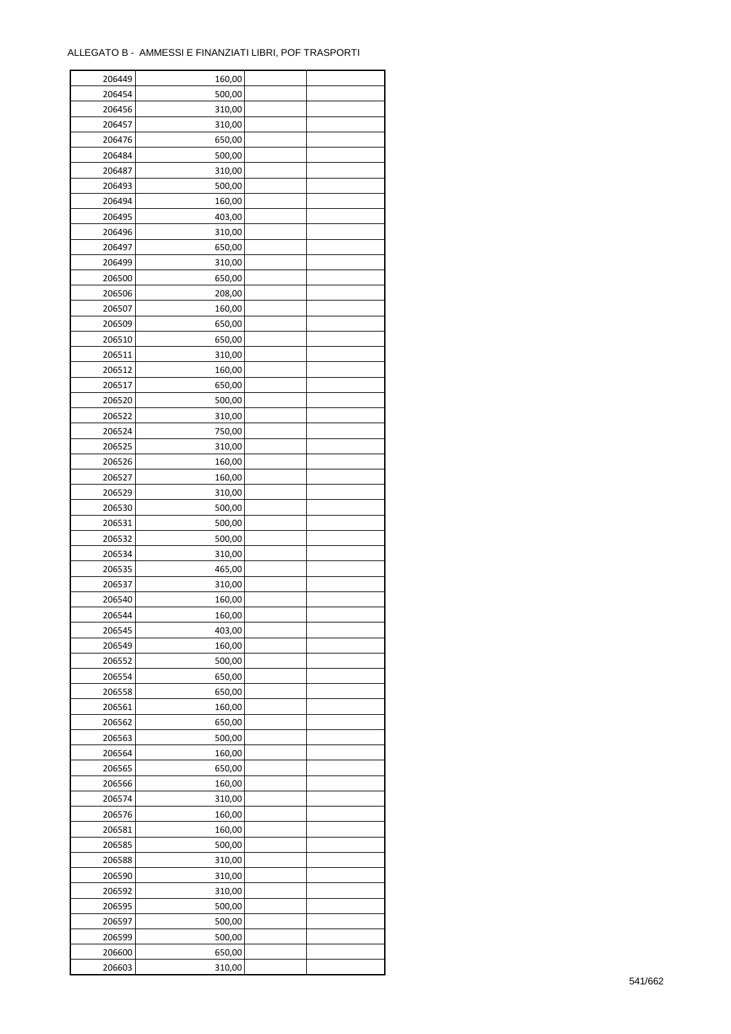ALLEGATO B - AMMESSI E FINANZIATI LIBRI, POF TRASPORTI

| | | | |
|---|---|---|---|
| 206449 | 160,00 | | |
| 206454 | 500,00 | | |
| 206456 | 310,00 | | |
| 206457 | 310,00 | | |
| 206476 | 650,00 | | |
| 206484 | 500,00 | | |
| 206487 | 310,00 | | |
| 206493 | 500,00 | | |
| 206494 | 160,00 | | |
| 206495 | 403,00 | | |
| 206496 | 310,00 | | |
| 206497 | 650,00 | | |
| 206499 | 310,00 | | |
| 206500 | 650,00 | | |
| 206506 | 208,00 | | |
| 206507 | 160,00 | | |
| 206509 | 650,00 | | |
| 206510 | 650,00 | | |
| 206511 | 310,00 | | |
| 206512 | 160,00 | | |
| 206517 | 650,00 | | |
| 206520 | 500,00 | | |
| 206522 | 310,00 | | |
| 206524 | 750,00 | | |
| 206525 | 310,00 | | |
| 206526 | 160,00 | | |
| 206527 | 160,00 | | |
| 206529 | 310,00 | | |
| 206530 | 500,00 | | |
| 206531 | 500,00 | | |
| 206532 | 500,00 | | |
| 206534 | 310,00 | | |
| 206535 | 465,00 | | |
| 206537 | 310,00 | | |
| 206540 | 160,00 | | |
| 206544 | 160,00 | | |
| 206545 | 403,00 | | |
| 206549 | 160,00 | | |
| 206552 | 500,00 | | |
| 206554 | 650,00 | | |
| 206558 | 650,00 | | |
| 206561 | 160,00 | | |
| 206562 | 650,00 | | |
| 206563 | 500,00 | | |
| 206564 | 160,00 | | |
| 206565 | 650,00 | | |
| 206566 | 160,00 | | |
| 206574 | 310,00 | | |
| 206576 | 160,00 | | |
| 206581 | 160,00 | | |
| 206585 | 500,00 | | |
| 206588 | 310,00 | | |
| 206590 | 310,00 | | |
| 206592 | 310,00 | | |
| 206595 | 500,00 | | |
| 206597 | 500,00 | | |
| 206599 | 500,00 | | |
| 206600 | 650,00 | | |
| 206603 | 310,00 | | |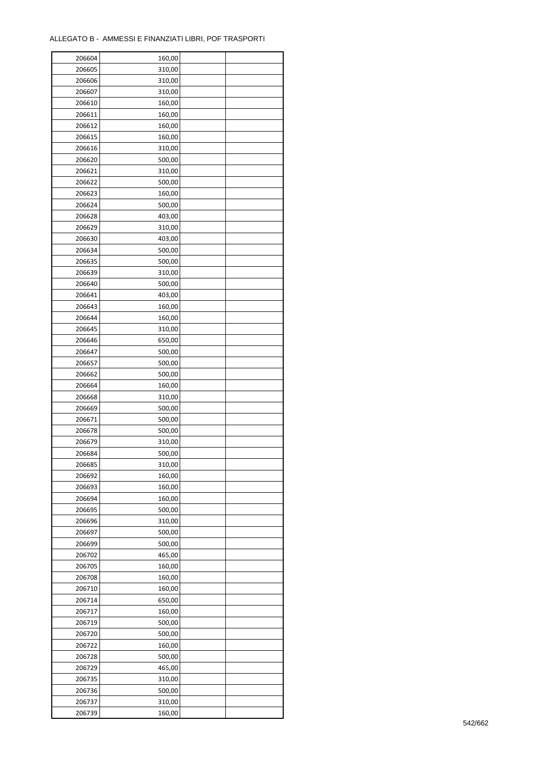ALLEGATO B - AMMESSI E FINANZIATI LIBRI, POF TRASPORTI

| | | | |
|---|---|---|---|
| 206604 | 160,00 | | |
| 206605 | 310,00 | | |
| 206606 | 310,00 | | |
| 206607 | 310,00 | | |
| 206610 | 160,00 | | |
| 206611 | 160,00 | | |
| 206612 | 160,00 | | |
| 206615 | 160,00 | | |
| 206616 | 310,00 | | |
| 206620 | 500,00 | | |
| 206621 | 310,00 | | |
| 206622 | 500,00 | | |
| 206623 | 160,00 | | |
| 206624 | 500,00 | | |
| 206628 | 403,00 | | |
| 206629 | 310,00 | | |
| 206630 | 403,00 | | |
| 206634 | 500,00 | | |
| 206635 | 500,00 | | |
| 206639 | 310,00 | | |
| 206640 | 500,00 | | |
| 206641 | 403,00 | | |
| 206643 | 160,00 | | |
| 206644 | 160,00 | | |
| 206645 | 310,00 | | |
| 206646 | 650,00 | | |
| 206647 | 500,00 | | |
| 206657 | 500,00 | | |
| 206662 | 500,00 | | |
| 206664 | 160,00 | | |
| 206668 | 310,00 | | |
| 206669 | 500,00 | | |
| 206671 | 500,00 | | |
| 206678 | 500,00 | | |
| 206679 | 310,00 | | |
| 206684 | 500,00 | | |
| 206685 | 310,00 | | |
| 206692 | 160,00 | | |
| 206693 | 160,00 | | |
| 206694 | 160,00 | | |
| 206695 | 500,00 | | |
| 206696 | 310,00 | | |
| 206697 | 500,00 | | |
| 206699 | 500,00 | | |
| 206702 | 465,00 | | |
| 206705 | 160,00 | | |
| 206708 | 160,00 | | |
| 206710 | 160,00 | | |
| 206714 | 650,00 | | |
| 206717 | 160,00 | | |
| 206719 | 500,00 | | |
| 206720 | 500,00 | | |
| 206722 | 160,00 | | |
| 206728 | 500,00 | | |
| 206729 | 465,00 | | |
| 206735 | 310,00 | | |
| 206736 | 500,00 | | |
| 206737 | 310,00 | | |
| 206739 | 160,00 | | |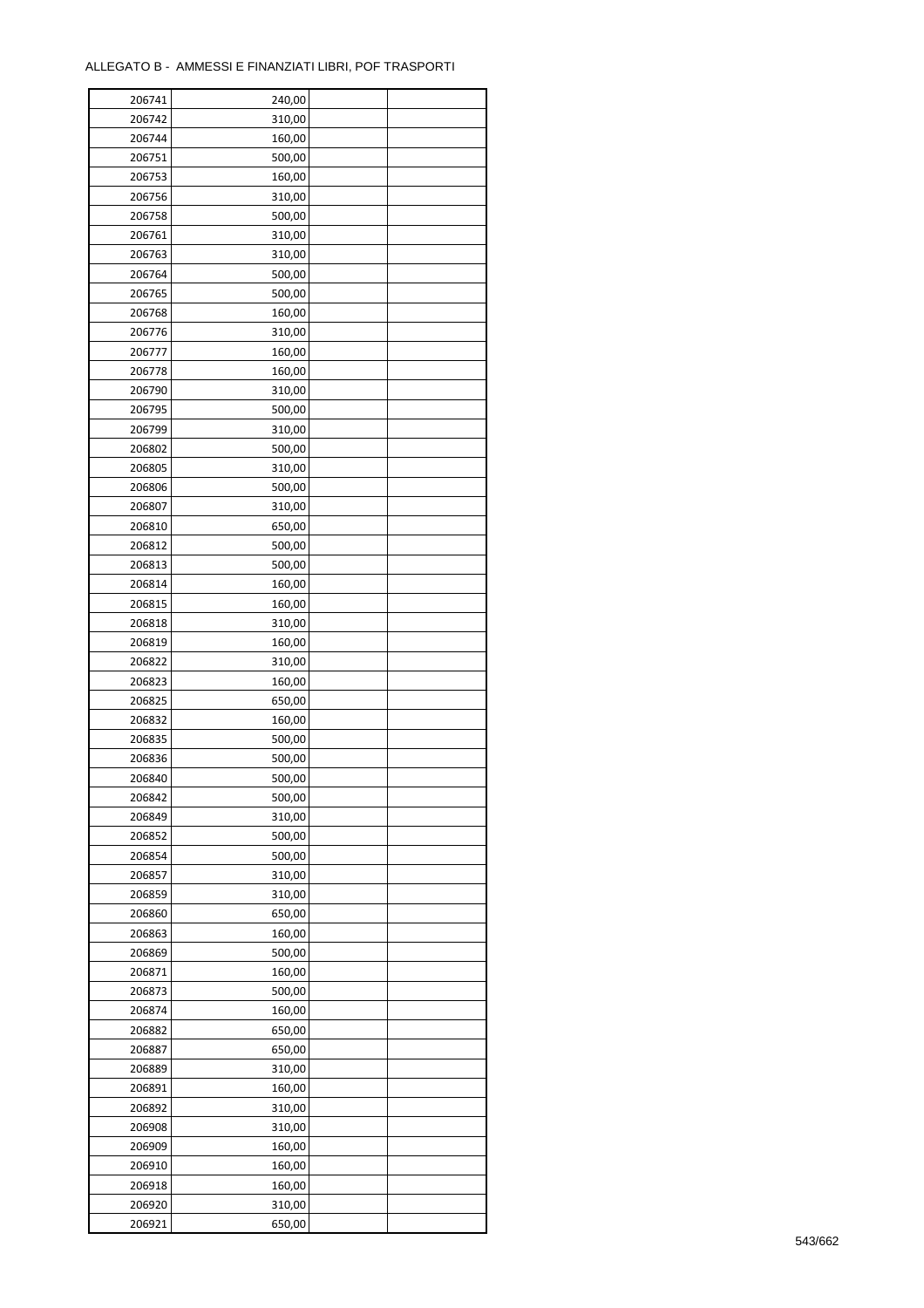ALLEGATO B - AMMESSI E FINANZIATI LIBRI, POF TRASPORTI

| | | | |
|---|---|---|---|
| 206741 | 240,00 | | |
| 206742 | 310,00 | | |
| 206744 | 160,00 | | |
| 206751 | 500,00 | | |
| 206753 | 160,00 | | |
| 206756 | 310,00 | | |
| 206758 | 500,00 | | |
| 206761 | 310,00 | | |
| 206763 | 310,00 | | |
| 206764 | 500,00 | | |
| 206765 | 500,00 | | |
| 206768 | 160,00 | | |
| 206776 | 310,00 | | |
| 206777 | 160,00 | | |
| 206778 | 160,00 | | |
| 206790 | 310,00 | | |
| 206795 | 500,00 | | |
| 206799 | 310,00 | | |
| 206802 | 500,00 | | |
| 206805 | 310,00 | | |
| 206806 | 500,00 | | |
| 206807 | 310,00 | | |
| 206810 | 650,00 | | |
| 206812 | 500,00 | | |
| 206813 | 500,00 | | |
| 206814 | 160,00 | | |
| 206815 | 160,00 | | |
| 206818 | 310,00 | | |
| 206819 | 160,00 | | |
| 206822 | 310,00 | | |
| 206823 | 160,00 | | |
| 206825 | 650,00 | | |
| 206832 | 160,00 | | |
| 206835 | 500,00 | | |
| 206836 | 500,00 | | |
| 206840 | 500,00 | | |
| 206842 | 500,00 | | |
| 206849 | 310,00 | | |
| 206852 | 500,00 | | |
| 206854 | 500,00 | | |
| 206857 | 310,00 | | |
| 206859 | 310,00 | | |
| 206860 | 650,00 | | |
| 206863 | 160,00 | | |
| 206869 | 500,00 | | |
| 206871 | 160,00 | | |
| 206873 | 500,00 | | |
| 206874 | 160,00 | | |
| 206882 | 650,00 | | |
| 206887 | 650,00 | | |
| 206889 | 310,00 | | |
| 206891 | 160,00 | | |
| 206892 | 310,00 | | |
| 206908 | 310,00 | | |
| 206909 | 160,00 | | |
| 206910 | 160,00 | | |
| 206918 | 160,00 | | |
| 206920 | 310,00 | | |
| 206921 | 650,00 | | |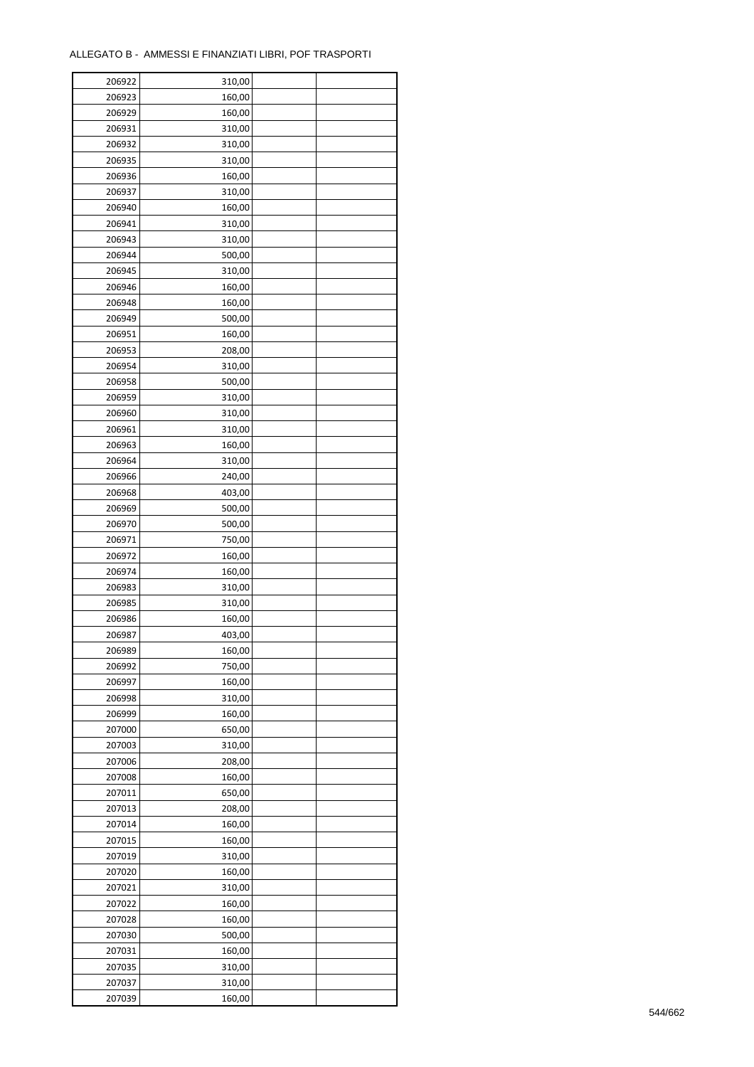ALLEGATO B - AMMESSI E FINANZIATI LIBRI, POF TRASPORTI

| | | | |
|---|---|---|---|
| 206922 | 310,00 | | |
| 206923 | 160,00 | | |
| 206929 | 160,00 | | |
| 206931 | 310,00 | | |
| 206932 | 310,00 | | |
| 206935 | 310,00 | | |
| 206936 | 160,00 | | |
| 206937 | 310,00 | | |
| 206940 | 160,00 | | |
| 206941 | 310,00 | | |
| 206943 | 310,00 | | |
| 206944 | 500,00 | | |
| 206945 | 310,00 | | |
| 206946 | 160,00 | | |
| 206948 | 160,00 | | |
| 206949 | 500,00 | | |
| 206951 | 160,00 | | |
| 206953 | 208,00 | | |
| 206954 | 310,00 | | |
| 206958 | 500,00 | | |
| 206959 | 310,00 | | |
| 206960 | 310,00 | | |
| 206961 | 310,00 | | |
| 206963 | 160,00 | | |
| 206964 | 310,00 | | |
| 206966 | 240,00 | | |
| 206968 | 403,00 | | |
| 206969 | 500,00 | | |
| 206970 | 500,00 | | |
| 206971 | 750,00 | | |
| 206972 | 160,00 | | |
| 206974 | 160,00 | | |
| 206983 | 310,00 | | |
| 206985 | 310,00 | | |
| 206986 | 160,00 | | |
| 206987 | 403,00 | | |
| 206989 | 160,00 | | |
| 206992 | 750,00 | | |
| 206997 | 160,00 | | |
| 206998 | 310,00 | | |
| 206999 | 160,00 | | |
| 207000 | 650,00 | | |
| 207003 | 310,00 | | |
| 207006 | 208,00 | | |
| 207008 | 160,00 | | |
| 207011 | 650,00 | | |
| 207013 | 208,00 | | |
| 207014 | 160,00 | | |
| 207015 | 160,00 | | |
| 207019 | 310,00 | | |
| 207020 | 160,00 | | |
| 207021 | 310,00 | | |
| 207022 | 160,00 | | |
| 207028 | 160,00 | | |
| 207030 | 500,00 | | |
| 207031 | 160,00 | | |
| 207035 | 310,00 | | |
| 207037 | 310,00 | | |
| 207039 | 160,00 | | |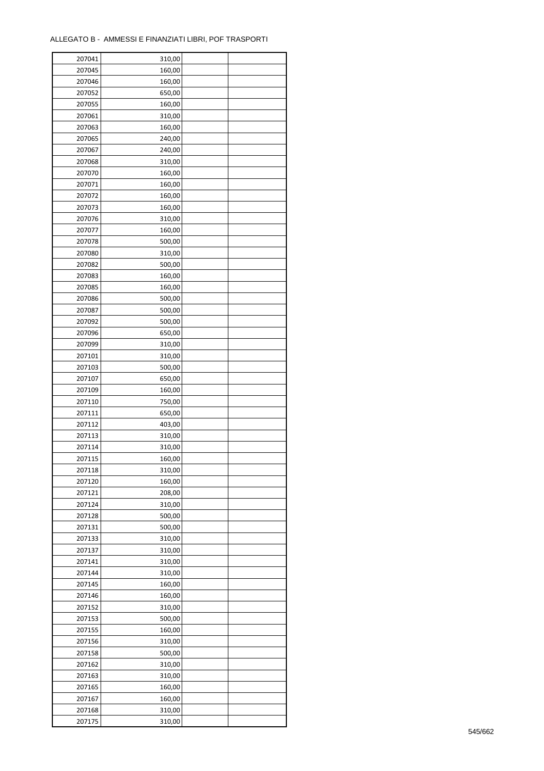ALLEGATO B - AMMESSI E FINANZIATI LIBRI, POF TRASPORTI

| | | | |
|---|---|---|---|
| 207041 | 310,00 | | |
| 207045 | 160,00 | | |
| 207046 | 160,00 | | |
| 207052 | 650,00 | | |
| 207055 | 160,00 | | |
| 207061 | 310,00 | | |
| 207063 | 160,00 | | |
| 207065 | 240,00 | | |
| 207067 | 240,00 | | |
| 207068 | 310,00 | | |
| 207070 | 160,00 | | |
| 207071 | 160,00 | | |
| 207072 | 160,00 | | |
| 207073 | 160,00 | | |
| 207076 | 310,00 | | |
| 207077 | 160,00 | | |
| 207078 | 500,00 | | |
| 207080 | 310,00 | | |
| 207082 | 500,00 | | |
| 207083 | 160,00 | | |
| 207085 | 160,00 | | |
| 207086 | 500,00 | | |
| 207087 | 500,00 | | |
| 207092 | 500,00 | | |
| 207096 | 650,00 | | |
| 207099 | 310,00 | | |
| 207101 | 310,00 | | |
| 207103 | 500,00 | | |
| 207107 | 650,00 | | |
| 207109 | 160,00 | | |
| 207110 | 750,00 | | |
| 207111 | 650,00 | | |
| 207112 | 403,00 | | |
| 207113 | 310,00 | | |
| 207114 | 310,00 | | |
| 207115 | 160,00 | | |
| 207118 | 310,00 | | |
| 207120 | 160,00 | | |
| 207121 | 208,00 | | |
| 207124 | 310,00 | | |
| 207128 | 500,00 | | |
| 207131 | 500,00 | | |
| 207133 | 310,00 | | |
| 207137 | 310,00 | | |
| 207141 | 310,00 | | |
| 207144 | 310,00 | | |
| 207145 | 160,00 | | |
| 207146 | 160,00 | | |
| 207152 | 310,00 | | |
| 207153 | 500,00 | | |
| 207155 | 160,00 | | |
| 207156 | 310,00 | | |
| 207158 | 500,00 | | |
| 207162 | 310,00 | | |
| 207163 | 310,00 | | |
| 207165 | 160,00 | | |
| 207167 | 160,00 | | |
| 207168 | 310,00 | | |
| 207175 | 310,00 | | |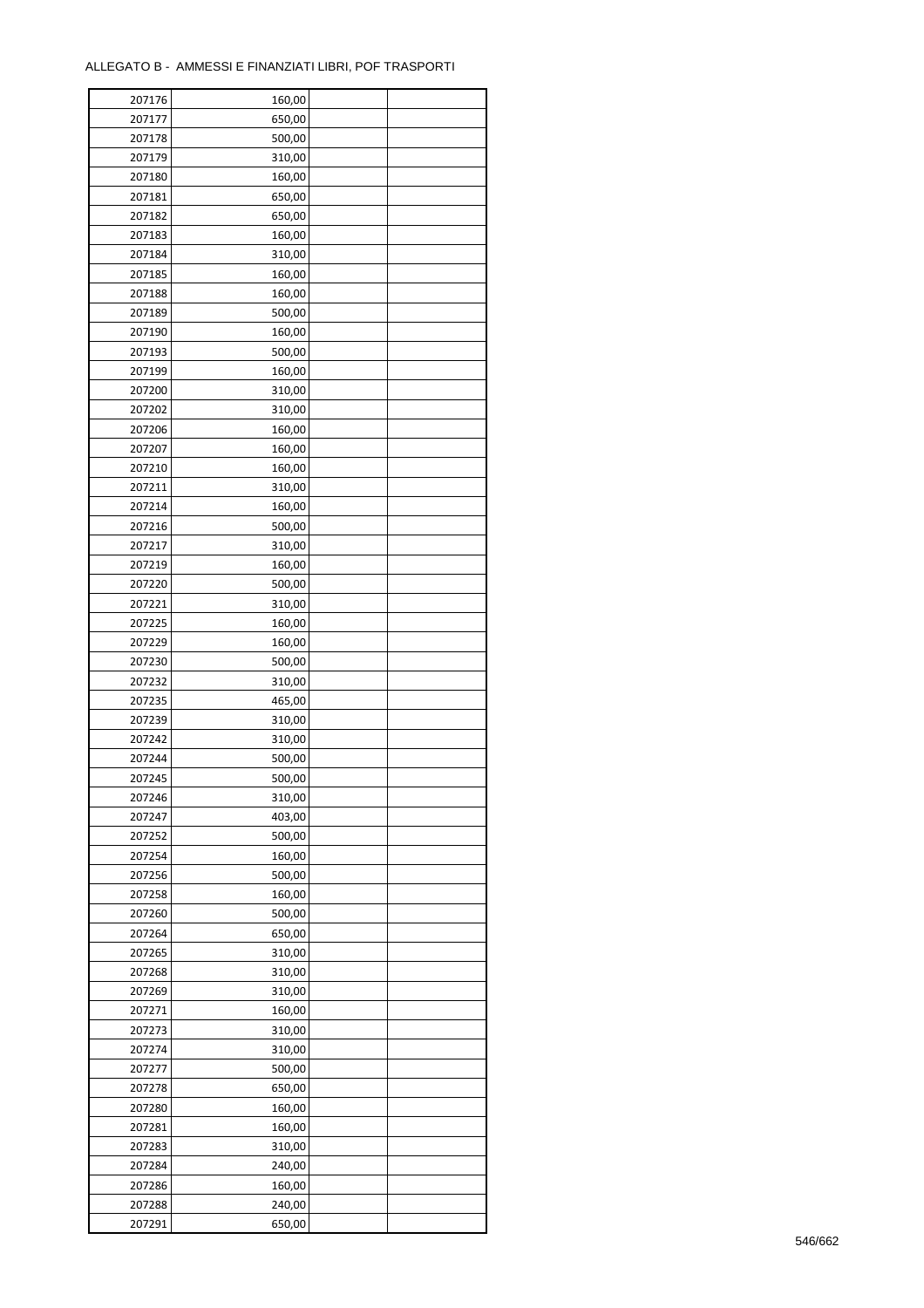ALLEGATO B - AMMESSI E FINANZIATI LIBRI, POF TRASPORTI

| 207176 | 160,00 | | |
|---|---|---|---|
| 207177 | 650,00 | | |
| 207178 | 500,00 | | |
| 207179 | 310,00 | | |
| 207180 | 160,00 | | |
| 207181 | 650,00 | | |
| 207182 | 650,00 | | |
| 207183 | 160,00 | | |
| 207184 | 310,00 | | |
| 207185 | 160,00 | | |
| 207188 | 160,00 | | |
| 207189 | 500,00 | | |
| 207190 | 160,00 | | |
| 207193 | 500,00 | | |
| 207199 | 160,00 | | |
| 207200 | 310,00 | | |
| 207202 | 310,00 | | |
| 207206 | 160,00 | | |
| 207207 | 160,00 | | |
| 207210 | 160,00 | | |
| 207211 | 310,00 | | |
| 207214 | 160,00 | | |
| 207216 | 500,00 | | |
| 207217 | 310,00 | | |
| 207219 | 160,00 | | |
| 207220 | 500,00 | | |
| 207221 | 310,00 | | |
| 207225 | 160,00 | | |
| 207229 | 160,00 | | |
| 207230 | 500,00 | | |
| 207232 | 310,00 | | |
| 207235 | 465,00 | | |
| 207239 | 310,00 | | |
| 207242 | 310,00 | | |
| 207244 | 500,00 | | |
| 207245 | 500,00 | | |
| 207246 | 310,00 | | |
| 207247 | 403,00 | | |
| 207252 | 500,00 | | |
| 207254 | 160,00 | | |
| 207256 | 500,00 | | |
| 207258 | 160,00 | | |
| 207260 | 500,00 | | |
| 207264 | 650,00 | | |
| 207265 | 310,00 | | |
| 207268 | 310,00 | | |
| 207269 | 310,00 | | |
| 207271 | 160,00 | | |
| 207273 | 310,00 | | |
| 207274 | 310,00 | | |
| 207277 | 500,00 | | |
| 207278 | 650,00 | | |
| 207280 | 160,00 | | |
| 207281 | 160,00 | | |
| 207283 | 310,00 | | |
| 207284 | 240,00 | | |
| 207286 | 160,00 | | |
| 207288 | 240,00 | | |
| 207291 | 650,00 | | |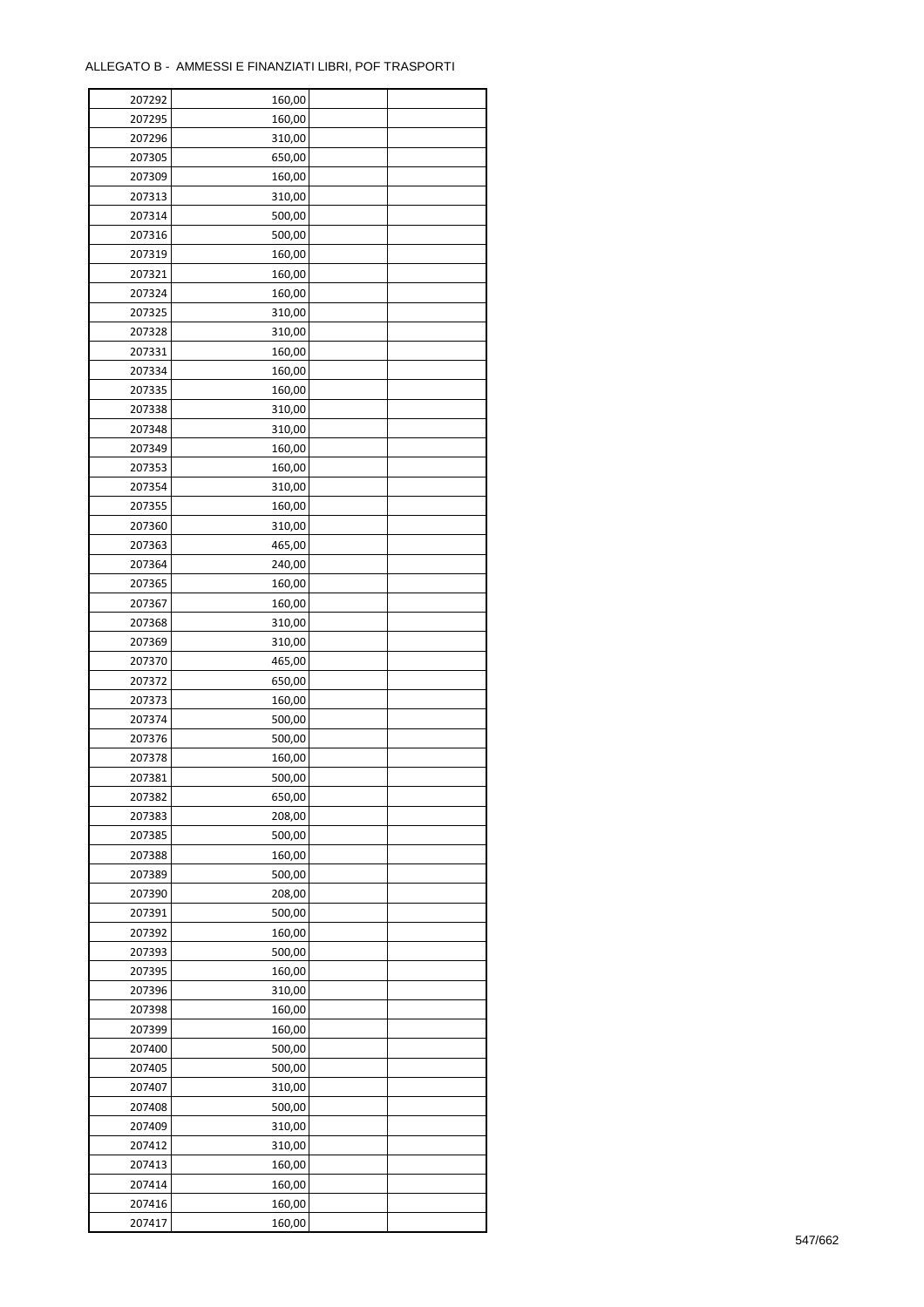ALLEGATO B - AMMESSI E FINANZIATI LIBRI, POF TRASPORTI

| 207292 | 160,00 | | |
|---|---|---|---|
| 207295 | 160,00 | | |
| 207296 | 310,00 | | |
| 207305 | 650,00 | | |
| 207309 | 160,00 | | |
| 207313 | 310,00 | | |
| 207314 | 500,00 | | |
| 207316 | 500,00 | | |
| 207319 | 160,00 | | |
| 207321 | 160,00 | | |
| 207324 | 160,00 | | |
| 207325 | 310,00 | | |
| 207328 | 310,00 | | |
| 207331 | 160,00 | | |
| 207334 | 160,00 | | |
| 207335 | 160,00 | | |
| 207338 | 310,00 | | |
| 207348 | 310,00 | | |
| 207349 | 160,00 | | |
| 207353 | 160,00 | | |
| 207354 | 310,00 | | |
| 207355 | 160,00 | | |
| 207360 | 310,00 | | |
| 207363 | 465,00 | | |
| 207364 | 240,00 | | |
| 207365 | 160,00 | | |
| 207367 | 160,00 | | |
| 207368 | 310,00 | | |
| 207369 | 310,00 | | |
| 207370 | 465,00 | | |
| 207372 | 650,00 | | |
| 207373 | 160,00 | | |
| 207374 | 500,00 | | |
| 207376 | 500,00 | | |
| 207378 | 160,00 | | |
| 207381 | 500,00 | | |
| 207382 | 650,00 | | |
| 207383 | 208,00 | | |
| 207385 | 500,00 | | |
| 207388 | 160,00 | | |
| 207389 | 500,00 | | |
| 207390 | 208,00 | | |
| 207391 | 500,00 | | |
| 207392 | 160,00 | | |
| 207393 | 500,00 | | |
| 207395 | 160,00 | | |
| 207396 | 310,00 | | |
| 207398 | 160,00 | | |
| 207399 | 160,00 | | |
| 207400 | 500,00 | | |
| 207405 | 500,00 | | |
| 207407 | 310,00 | | |
| 207408 | 500,00 | | |
| 207409 | 310,00 | | |
| 207412 | 310,00 | | |
| 207413 | 160,00 | | |
| 207414 | 160,00 | | |
| 207416 | 160,00 | | |
| 207417 | 160,00 | | |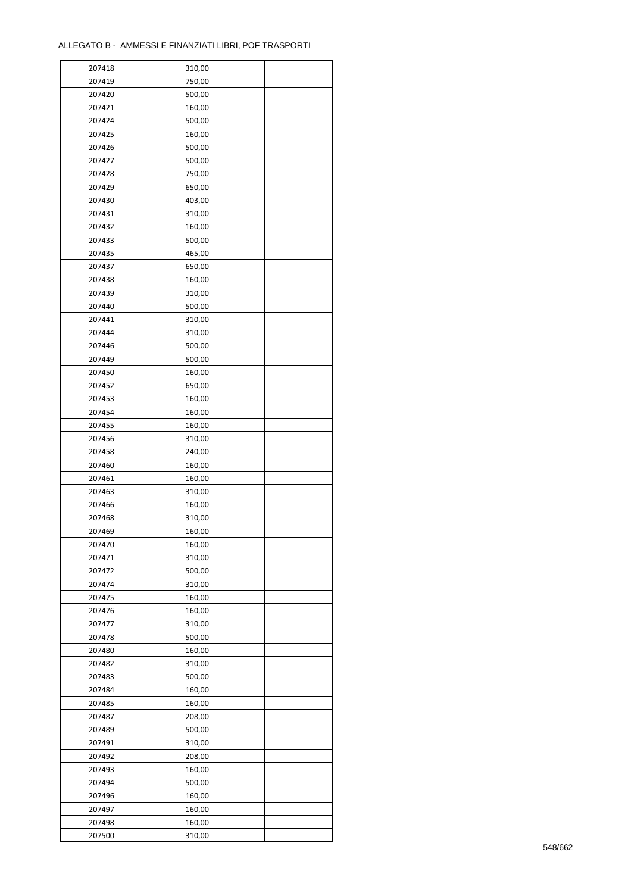ALLEGATO B - AMMESSI E FINANZIATI LIBRI, POF TRASPORTI

| | | | |
|---|---|---|---|
| 207418 | 310,00 | | |
| 207419 | 750,00 | | |
| 207420 | 500,00 | | |
| 207421 | 160,00 | | |
| 207424 | 500,00 | | |
| 207425 | 160,00 | | |
| 207426 | 500,00 | | |
| 207427 | 500,00 | | |
| 207428 | 750,00 | | |
| 207429 | 650,00 | | |
| 207430 | 403,00 | | |
| 207431 | 310,00 | | |
| 207432 | 160,00 | | |
| 207433 | 500,00 | | |
| 207435 | 465,00 | | |
| 207437 | 650,00 | | |
| 207438 | 160,00 | | |
| 207439 | 310,00 | | |
| 207440 | 500,00 | | |
| 207441 | 310,00 | | |
| 207444 | 310,00 | | |
| 207446 | 500,00 | | |
| 207449 | 500,00 | | |
| 207450 | 160,00 | | |
| 207452 | 650,00 | | |
| 207453 | 160,00 | | |
| 207454 | 160,00 | | |
| 207455 | 160,00 | | |
| 207456 | 310,00 | | |
| 207458 | 240,00 | | |
| 207460 | 160,00 | | |
| 207461 | 160,00 | | |
| 207463 | 310,00 | | |
| 207466 | 160,00 | | |
| 207468 | 310,00 | | |
| 207469 | 160,00 | | |
| 207470 | 160,00 | | |
| 207471 | 310,00 | | |
| 207472 | 500,00 | | |
| 207474 | 310,00 | | |
| 207475 | 160,00 | | |
| 207476 | 160,00 | | |
| 207477 | 310,00 | | |
| 207478 | 500,00 | | |
| 207480 | 160,00 | | |
| 207482 | 310,00 | | |
| 207483 | 500,00 | | |
| 207484 | 160,00 | | |
| 207485 | 160,00 | | |
| 207487 | 208,00 | | |
| 207489 | 500,00 | | |
| 207491 | 310,00 | | |
| 207492 | 208,00 | | |
| 207493 | 160,00 | | |
| 207494 | 500,00 | | |
| 207496 | 160,00 | | |
| 207497 | 160,00 | | |
| 207498 | 160,00 | | |
| 207500 | 310,00 | | |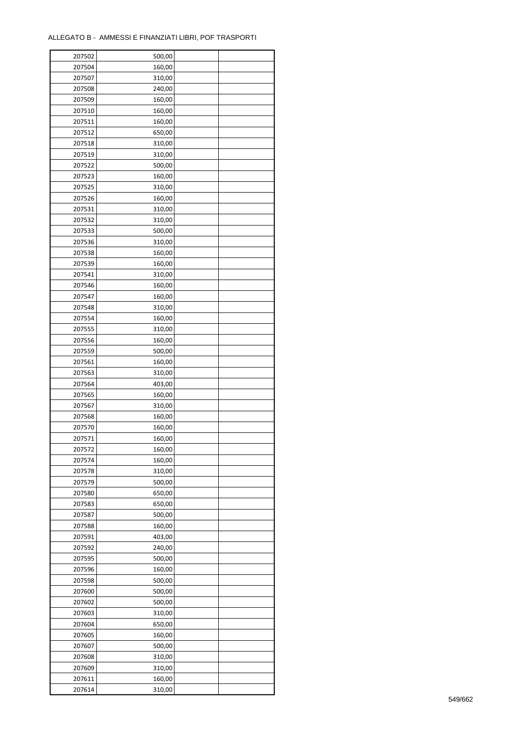ALLEGATO B - AMMESSI E FINANZIATI LIBRI, POF TRASPORTI

| | | | |
|---|---|---|---|
| 207502 | 500,00 | | |
| 207504 | 160,00 | | |
| 207507 | 310,00 | | |
| 207508 | 240,00 | | |
| 207509 | 160,00 | | |
| 207510 | 160,00 | | |
| 207511 | 160,00 | | |
| 207512 | 650,00 | | |
| 207518 | 310,00 | | |
| 207519 | 310,00 | | |
| 207522 | 500,00 | | |
| 207523 | 160,00 | | |
| 207525 | 310,00 | | |
| 207526 | 160,00 | | |
| 207531 | 310,00 | | |
| 207532 | 310,00 | | |
| 207533 | 500,00 | | |
| 207536 | 310,00 | | |
| 207538 | 160,00 | | |
| 207539 | 160,00 | | |
| 207541 | 310,00 | | |
| 207546 | 160,00 | | |
| 207547 | 160,00 | | |
| 207548 | 310,00 | | |
| 207554 | 160,00 | | |
| 207555 | 310,00 | | |
| 207556 | 160,00 | | |
| 207559 | 500,00 | | |
| 207561 | 160,00 | | |
| 207563 | 310,00 | | |
| 207564 | 403,00 | | |
| 207565 | 160,00 | | |
| 207567 | 310,00 | | |
| 207568 | 160,00 | | |
| 207570 | 160,00 | | |
| 207571 | 160,00 | | |
| 207572 | 160,00 | | |
| 207574 | 160,00 | | |
| 207578 | 310,00 | | |
| 207579 | 500,00 | | |
| 207580 | 650,00 | | |
| 207583 | 650,00 | | |
| 207587 | 500,00 | | |
| 207588 | 160,00 | | |
| 207591 | 403,00 | | |
| 207592 | 240,00 | | |
| 207595 | 500,00 | | |
| 207596 | 160,00 | | |
| 207598 | 500,00 | | |
| 207600 | 500,00 | | |
| 207602 | 500,00 | | |
| 207603 | 310,00 | | |
| 207604 | 650,00 | | |
| 207605 | 160,00 | | |
| 207607 | 500,00 | | |
| 207608 | 310,00 | | |
| 207609 | 310,00 | | |
| 207611 | 160,00 | | |
| 207614 | 310,00 | | |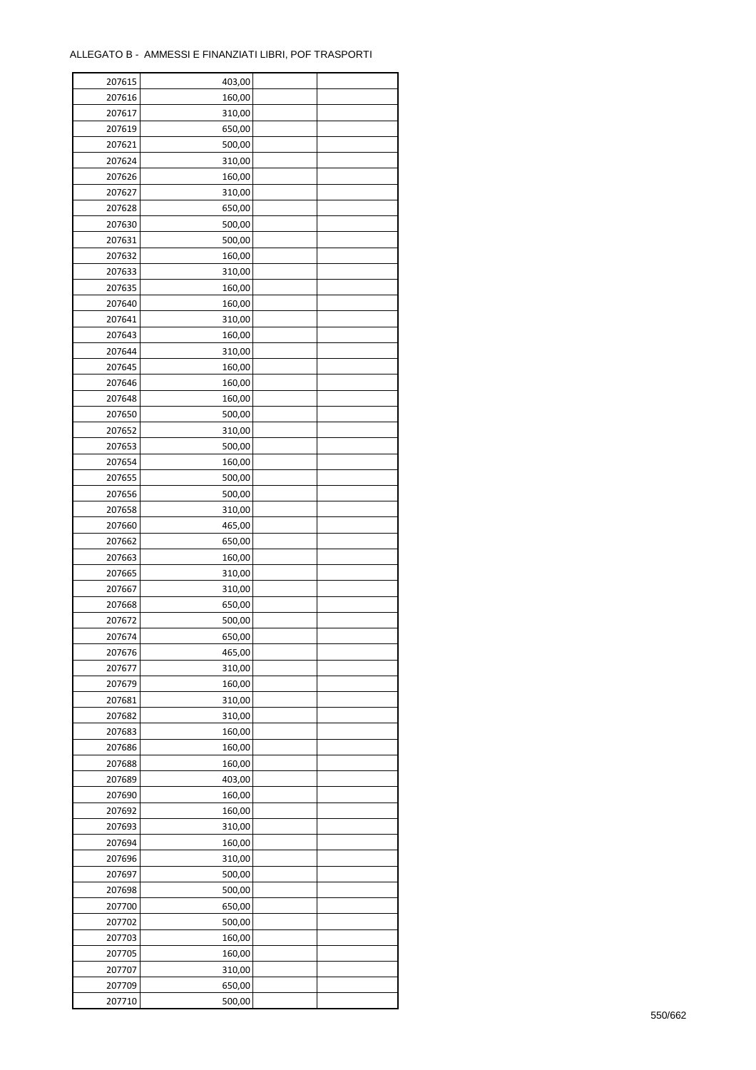ALLEGATO B - AMMESSI E FINANZIATI LIBRI, POF TRASPORTI

| | | | |
|---|---|---|---|
| 207615 | 403,00 | | |
| 207616 | 160,00 | | |
| 207617 | 310,00 | | |
| 207619 | 650,00 | | |
| 207621 | 500,00 | | |
| 207624 | 310,00 | | |
| 207626 | 160,00 | | |
| 207627 | 310,00 | | |
| 207628 | 650,00 | | |
| 207630 | 500,00 | | |
| 207631 | 500,00 | | |
| 207632 | 160,00 | | |
| 207633 | 310,00 | | |
| 207635 | 160,00 | | |
| 207640 | 160,00 | | |
| 207641 | 310,00 | | |
| 207643 | 160,00 | | |
| 207644 | 310,00 | | |
| 207645 | 160,00 | | |
| 207646 | 160,00 | | |
| 207648 | 160,00 | | |
| 207650 | 500,00 | | |
| 207652 | 310,00 | | |
| 207653 | 500,00 | | |
| 207654 | 160,00 | | |
| 207655 | 500,00 | | |
| 207656 | 500,00 | | |
| 207658 | 310,00 | | |
| 207660 | 465,00 | | |
| 207662 | 650,00 | | |
| 207663 | 160,00 | | |
| 207665 | 310,00 | | |
| 207667 | 310,00 | | |
| 207668 | 650,00 | | |
| 207672 | 500,00 | | |
| 207674 | 650,00 | | |
| 207676 | 465,00 | | |
| 207677 | 310,00 | | |
| 207679 | 160,00 | | |
| 207681 | 310,00 | | |
| 207682 | 310,00 | | |
| 207683 | 160,00 | | |
| 207686 | 160,00 | | |
| 207688 | 160,00 | | |
| 207689 | 403,00 | | |
| 207690 | 160,00 | | |
| 207692 | 160,00 | | |
| 207693 | 310,00 | | |
| 207694 | 160,00 | | |
| 207696 | 310,00 | | |
| 207697 | 500,00 | | |
| 207698 | 500,00 | | |
| 207700 | 650,00 | | |
| 207702 | 500,00 | | |
| 207703 | 160,00 | | |
| 207705 | 160,00 | | |
| 207707 | 310,00 | | |
| 207709 | 650,00 | | |
| 207710 | 500,00 | | |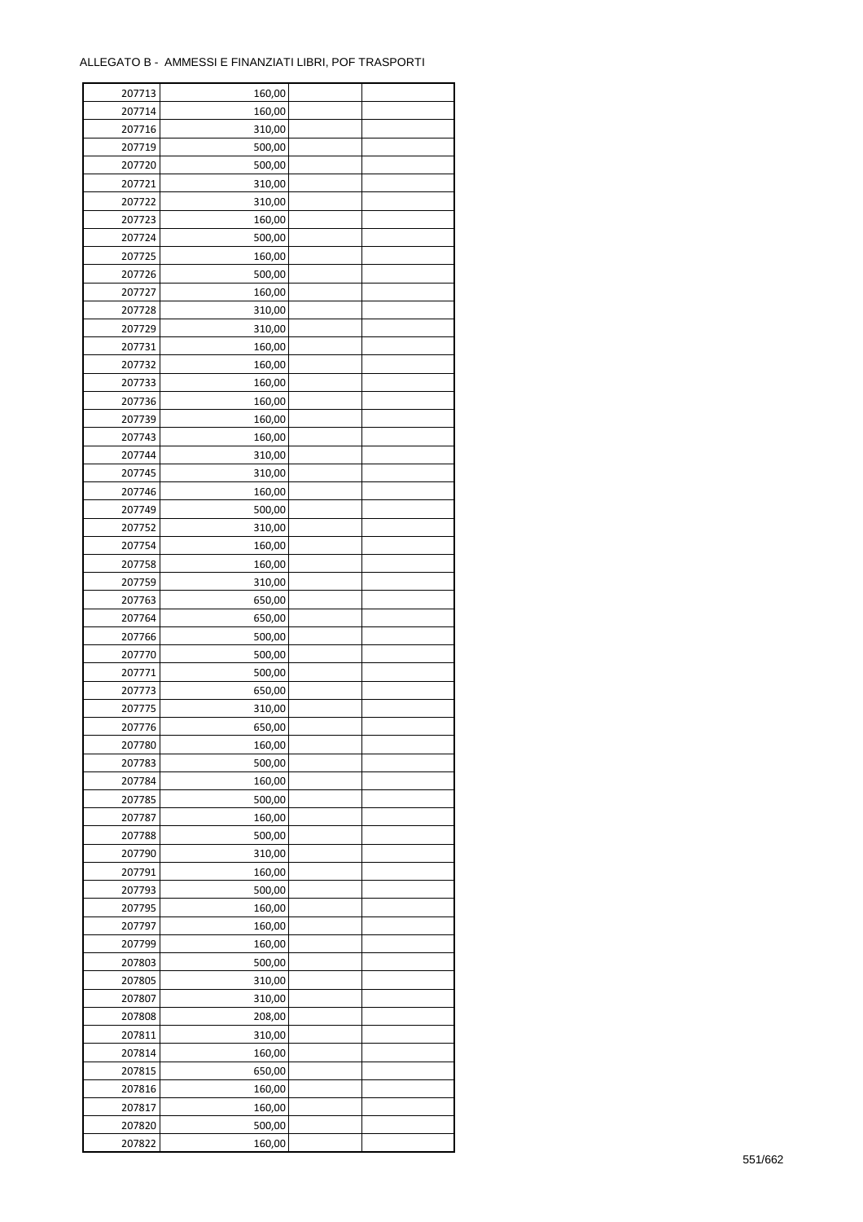ALLEGATO B - AMMESSI E FINANZIATI LIBRI, POF TRASPORTI

| | | | |
|---|---|---|---|
| 207713 | 160,00 | | |
| 207714 | 160,00 | | |
| 207716 | 310,00 | | |
| 207719 | 500,00 | | |
| 207720 | 500,00 | | |
| 207721 | 310,00 | | |
| 207722 | 310,00 | | |
| 207723 | 160,00 | | |
| 207724 | 500,00 | | |
| 207725 | 160,00 | | |
| 207726 | 500,00 | | |
| 207727 | 160,00 | | |
| 207728 | 310,00 | | |
| 207729 | 310,00 | | |
| 207731 | 160,00 | | |
| 207732 | 160,00 | | |
| 207733 | 160,00 | | |
| 207736 | 160,00 | | |
| 207739 | 160,00 | | |
| 207743 | 160,00 | | |
| 207744 | 310,00 | | |
| 207745 | 310,00 | | |
| 207746 | 160,00 | | |
| 207749 | 500,00 | | |
| 207752 | 310,00 | | |
| 207754 | 160,00 | | |
| 207758 | 160,00 | | |
| 207759 | 310,00 | | |
| 207763 | 650,00 | | |
| 207764 | 650,00 | | |
| 207766 | 500,00 | | |
| 207770 | 500,00 | | |
| 207771 | 500,00 | | |
| 207773 | 650,00 | | |
| 207775 | 310,00 | | |
| 207776 | 650,00 | | |
| 207780 | 160,00 | | |
| 207783 | 500,00 | | |
| 207784 | 160,00 | | |
| 207785 | 500,00 | | |
| 207787 | 160,00 | | |
| 207788 | 500,00 | | |
| 207790 | 310,00 | | |
| 207791 | 160,00 | | |
| 207793 | 500,00 | | |
| 207795 | 160,00 | | |
| 207797 | 160,00 | | |
| 207799 | 160,00 | | |
| 207803 | 500,00 | | |
| 207805 | 310,00 | | |
| 207807 | 310,00 | | |
| 207808 | 208,00 | | |
| 207811 | 310,00 | | |
| 207814 | 160,00 | | |
| 207815 | 650,00 | | |
| 207816 | 160,00 | | |
| 207817 | 160,00 | | |
| 207820 | 500,00 | | |
| 207822 | 160,00 | | |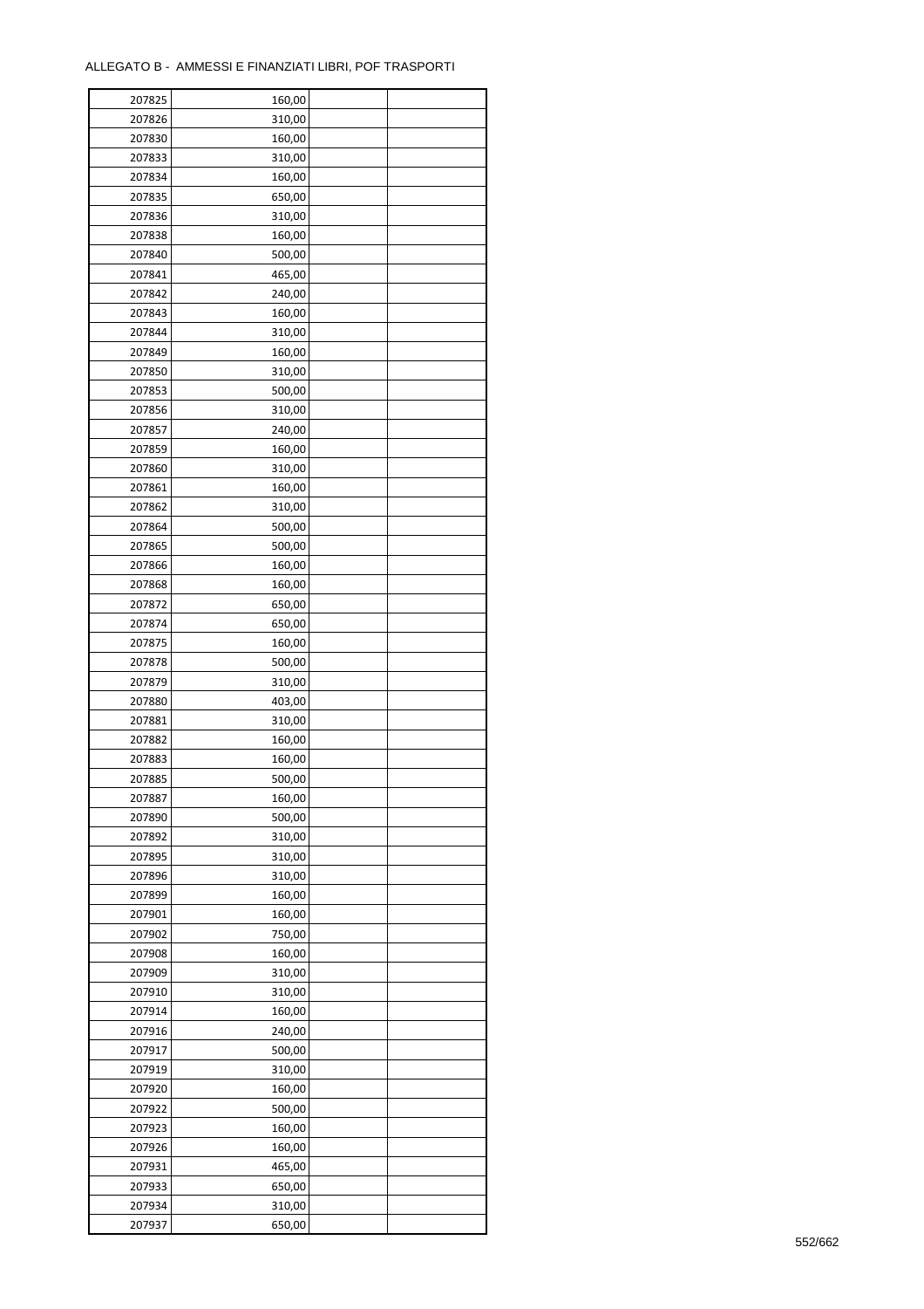ALLEGATO B - AMMESSI E FINANZIATI LIBRI, POF TRASPORTI

| | | | |
|---|---|---|---|
| 207825 | 160,00 | | |
| 207826 | 310,00 | | |
| 207830 | 160,00 | | |
| 207833 | 310,00 | | |
| 207834 | 160,00 | | |
| 207835 | 650,00 | | |
| 207836 | 310,00 | | |
| 207838 | 160,00 | | |
| 207840 | 500,00 | | |
| 207841 | 465,00 | | |
| 207842 | 240,00 | | |
| 207843 | 160,00 | | |
| 207844 | 310,00 | | |
| 207849 | 160,00 | | |
| 207850 | 310,00 | | |
| 207853 | 500,00 | | |
| 207856 | 310,00 | | |
| 207857 | 240,00 | | |
| 207859 | 160,00 | | |
| 207860 | 310,00 | | |
| 207861 | 160,00 | | |
| 207862 | 310,00 | | |
| 207864 | 500,00 | | |
| 207865 | 500,00 | | |
| 207866 | 160,00 | | |
| 207868 | 160,00 | | |
| 207872 | 650,00 | | |
| 207874 | 650,00 | | |
| 207875 | 160,00 | | |
| 207878 | 500,00 | | |
| 207879 | 310,00 | | |
| 207880 | 403,00 | | |
| 207881 | 310,00 | | |
| 207882 | 160,00 | | |
| 207883 | 160,00 | | |
| 207885 | 500,00 | | |
| 207887 | 160,00 | | |
| 207890 | 500,00 | | |
| 207892 | 310,00 | | |
| 207895 | 310,00 | | |
| 207896 | 310,00 | | |
| 207899 | 160,00 | | |
| 207901 | 160,00 | | |
| 207902 | 750,00 | | |
| 207908 | 160,00 | | |
| 207909 | 310,00 | | |
| 207910 | 310,00 | | |
| 207914 | 160,00 | | |
| 207916 | 240,00 | | |
| 207917 | 500,00 | | |
| 207919 | 310,00 | | |
| 207920 | 160,00 | | |
| 207922 | 500,00 | | |
| 207923 | 160,00 | | |
| 207926 | 160,00 | | |
| 207931 | 465,00 | | |
| 207933 | 650,00 | | |
| 207934 | 310,00 | | |
| 207937 | 650,00 | | |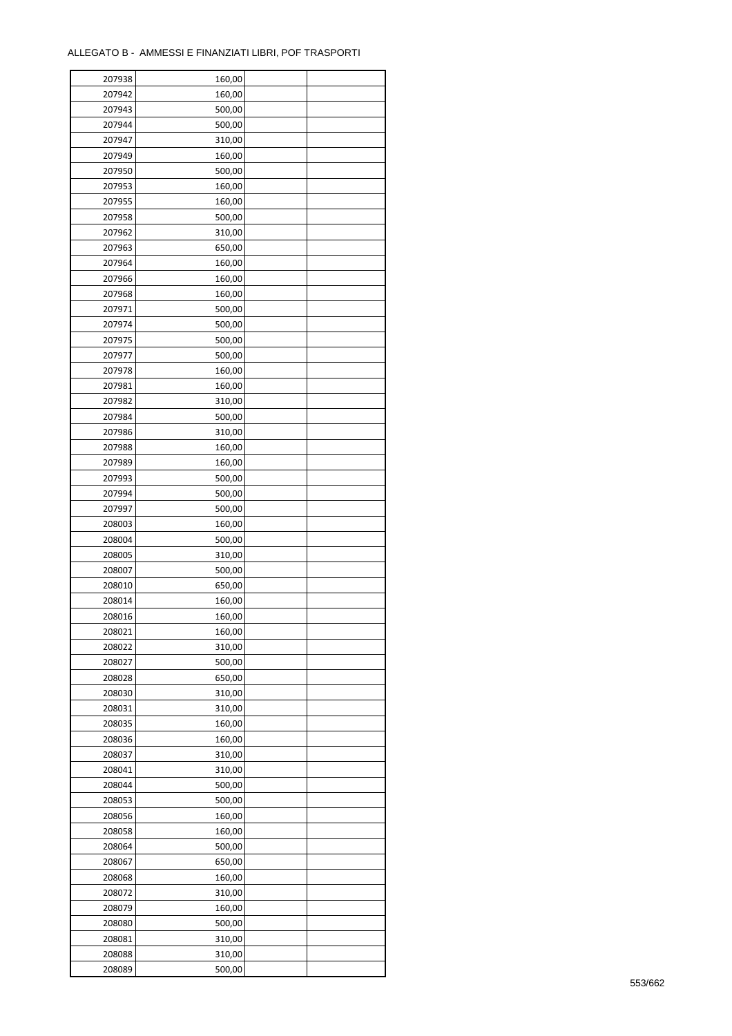ALLEGATO B - AMMESSI E FINANZIATI LIBRI, POF TRASPORTI

| | | | |
|---|---|---|---|
| 207938 | 160,00 | | |
| 207942 | 160,00 | | |
| 207943 | 500,00 | | |
| 207944 | 500,00 | | |
| 207947 | 310,00 | | |
| 207949 | 160,00 | | |
| 207950 | 500,00 | | |
| 207953 | 160,00 | | |
| 207955 | 160,00 | | |
| 207958 | 500,00 | | |
| 207962 | 310,00 | | |
| 207963 | 650,00 | | |
| 207964 | 160,00 | | |
| 207966 | 160,00 | | |
| 207968 | 160,00 | | |
| 207971 | 500,00 | | |
| 207974 | 500,00 | | |
| 207975 | 500,00 | | |
| 207977 | 500,00 | | |
| 207978 | 160,00 | | |
| 207981 | 160,00 | | |
| 207982 | 310,00 | | |
| 207984 | 500,00 | | |
| 207986 | 310,00 | | |
| 207988 | 160,00 | | |
| 207989 | 160,00 | | |
| 207993 | 500,00 | | |
| 207994 | 500,00 | | |
| 207997 | 500,00 | | |
| 208003 | 160,00 | | |
| 208004 | 500,00 | | |
| 208005 | 310,00 | | |
| 208007 | 500,00 | | |
| 208010 | 650,00 | | |
| 208014 | 160,00 | | |
| 208016 | 160,00 | | |
| 208021 | 160,00 | | |
| 208022 | 310,00 | | |
| 208027 | 500,00 | | |
| 208028 | 650,00 | | |
| 208030 | 310,00 | | |
| 208031 | 310,00 | | |
| 208035 | 160,00 | | |
| 208036 | 160,00 | | |
| 208037 | 310,00 | | |
| 208041 | 310,00 | | |
| 208044 | 500,00 | | |
| 208053 | 500,00 | | |
| 208056 | 160,00 | | |
| 208058 | 160,00 | | |
| 208064 | 500,00 | | |
| 208067 | 650,00 | | |
| 208068 | 160,00 | | |
| 208072 | 310,00 | | |
| 208079 | 160,00 | | |
| 208080 | 500,00 | | |
| 208081 | 310,00 | | |
| 208088 | 310,00 | | |
| 208089 | 500,00 | | |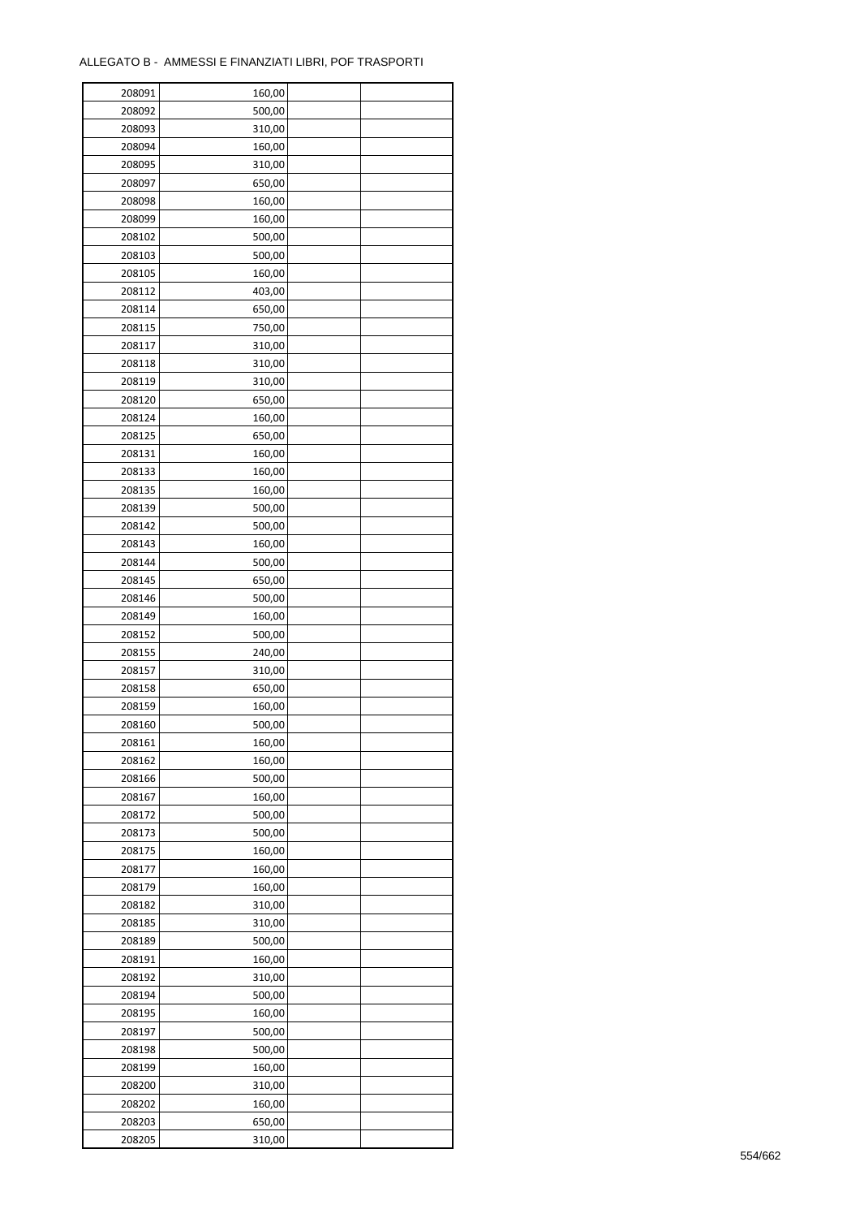ALLEGATO B - AMMESSI E FINANZIATI LIBRI, POF TRASPORTI

| | | | |
|---|---|---|---|
| 208091 | 160,00 | | |
| 208092 | 500,00 | | |
| 208093 | 310,00 | | |
| 208094 | 160,00 | | |
| 208095 | 310,00 | | |
| 208097 | 650,00 | | |
| 208098 | 160,00 | | |
| 208099 | 160,00 | | |
| 208102 | 500,00 | | |
| 208103 | 500,00 | | |
| 208105 | 160,00 | | |
| 208112 | 403,00 | | |
| 208114 | 650,00 | | |
| 208115 | 750,00 | | |
| 208117 | 310,00 | | |
| 208118 | 310,00 | | |
| 208119 | 310,00 | | |
| 208120 | 650,00 | | |
| 208124 | 160,00 | | |
| 208125 | 650,00 | | |
| 208131 | 160,00 | | |
| 208133 | 160,00 | | |
| 208135 | 160,00 | | |
| 208139 | 500,00 | | |
| 208142 | 500,00 | | |
| 208143 | 160,00 | | |
| 208144 | 500,00 | | |
| 208145 | 650,00 | | |
| 208146 | 500,00 | | |
| 208149 | 160,00 | | |
| 208152 | 500,00 | | |
| 208155 | 240,00 | | |
| 208157 | 310,00 | | |
| 208158 | 650,00 | | |
| 208159 | 160,00 | | |
| 208160 | 500,00 | | |
| 208161 | 160,00 | | |
| 208162 | 160,00 | | |
| 208166 | 500,00 | | |
| 208167 | 160,00 | | |
| 208172 | 500,00 | | |
| 208173 | 500,00 | | |
| 208175 | 160,00 | | |
| 208177 | 160,00 | | |
| 208179 | 160,00 | | |
| 208182 | 310,00 | | |
| 208185 | 310,00 | | |
| 208189 | 500,00 | | |
| 208191 | 160,00 | | |
| 208192 | 310,00 | | |
| 208194 | 500,00 | | |
| 208195 | 160,00 | | |
| 208197 | 500,00 | | |
| 208198 | 500,00 | | |
| 208199 | 160,00 | | |
| 208200 | 310,00 | | |
| 208202 | 160,00 | | |
| 208203 | 650,00 | | |
| 208205 | 310,00 | | |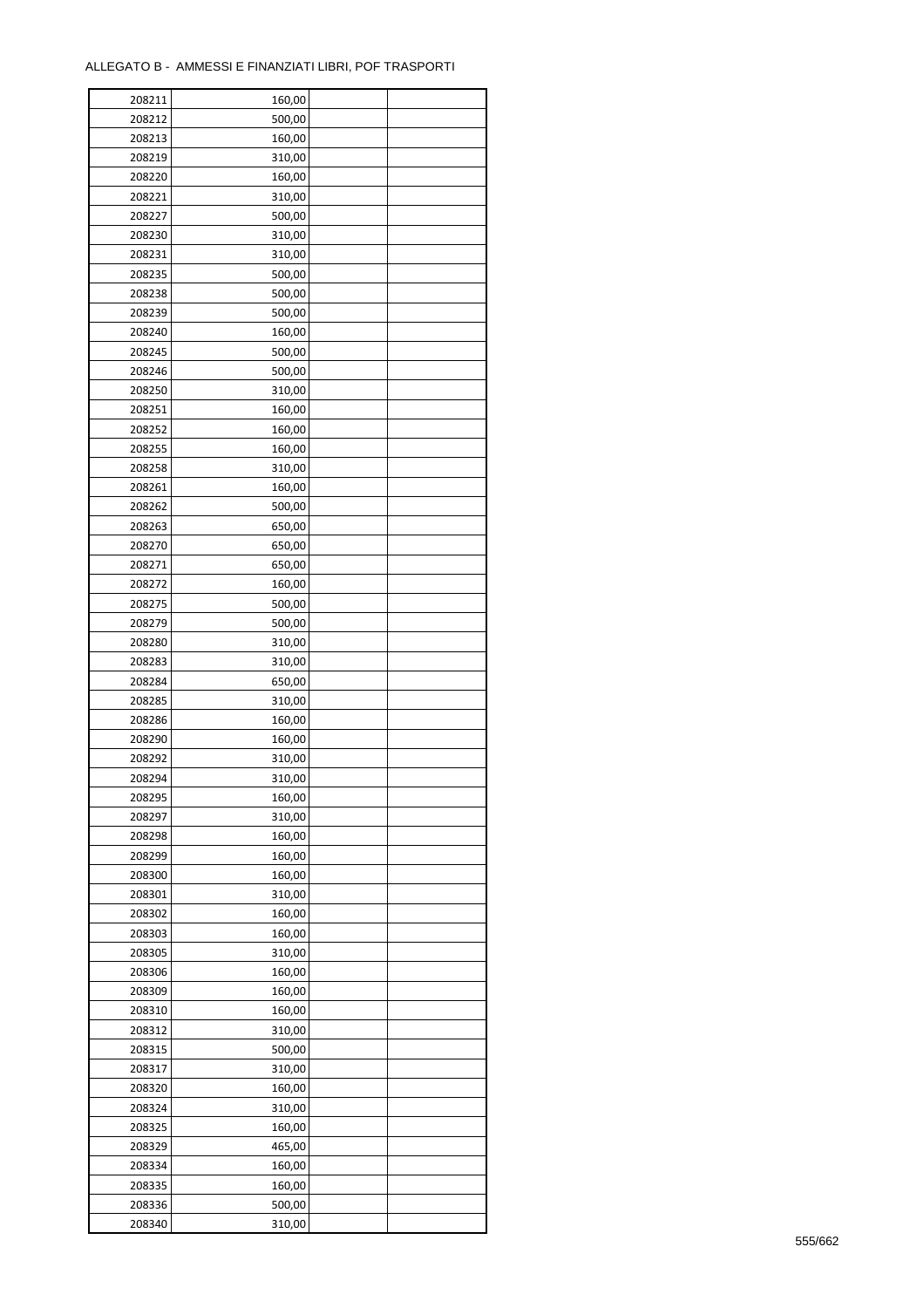ALLEGATO B - AMMESSI E FINANZIATI LIBRI, POF TRASPORTI

| | | | |
|---|---|---|---|
| 208211 | 160,00 | | |
| 208212 | 500,00 | | |
| 208213 | 160,00 | | |
| 208219 | 310,00 | | |
| 208220 | 160,00 | | |
| 208221 | 310,00 | | |
| 208227 | 500,00 | | |
| 208230 | 310,00 | | |
| 208231 | 310,00 | | |
| 208235 | 500,00 | | |
| 208238 | 500,00 | | |
| 208239 | 500,00 | | |
| 208240 | 160,00 | | |
| 208245 | 500,00 | | |
| 208246 | 500,00 | | |
| 208250 | 310,00 | | |
| 208251 | 160,00 | | |
| 208252 | 160,00 | | |
| 208255 | 160,00 | | |
| 208258 | 310,00 | | |
| 208261 | 160,00 | | |
| 208262 | 500,00 | | |
| 208263 | 650,00 | | |
| 208270 | 650,00 | | |
| 208271 | 650,00 | | |
| 208272 | 160,00 | | |
| 208275 | 500,00 | | |
| 208279 | 500,00 | | |
| 208280 | 310,00 | | |
| 208283 | 310,00 | | |
| 208284 | 650,00 | | |
| 208285 | 310,00 | | |
| 208286 | 160,00 | | |
| 208290 | 160,00 | | |
| 208292 | 310,00 | | |
| 208294 | 310,00 | | |
| 208295 | 160,00 | | |
| 208297 | 310,00 | | |
| 208298 | 160,00 | | |
| 208299 | 160,00 | | |
| 208300 | 160,00 | | |
| 208301 | 310,00 | | |
| 208302 | 160,00 | | |
| 208303 | 160,00 | | |
| 208305 | 310,00 | | |
| 208306 | 160,00 | | |
| 208309 | 160,00 | | |
| 208310 | 160,00 | | |
| 208312 | 310,00 | | |
| 208315 | 500,00 | | |
| 208317 | 310,00 | | |
| 208320 | 160,00 | | |
| 208324 | 310,00 | | |
| 208325 | 160,00 | | |
| 208329 | 465,00 | | |
| 208334 | 160,00 | | |
| 208335 | 160,00 | | |
| 208336 | 500,00 | | |
| 208340 | 310,00 | | |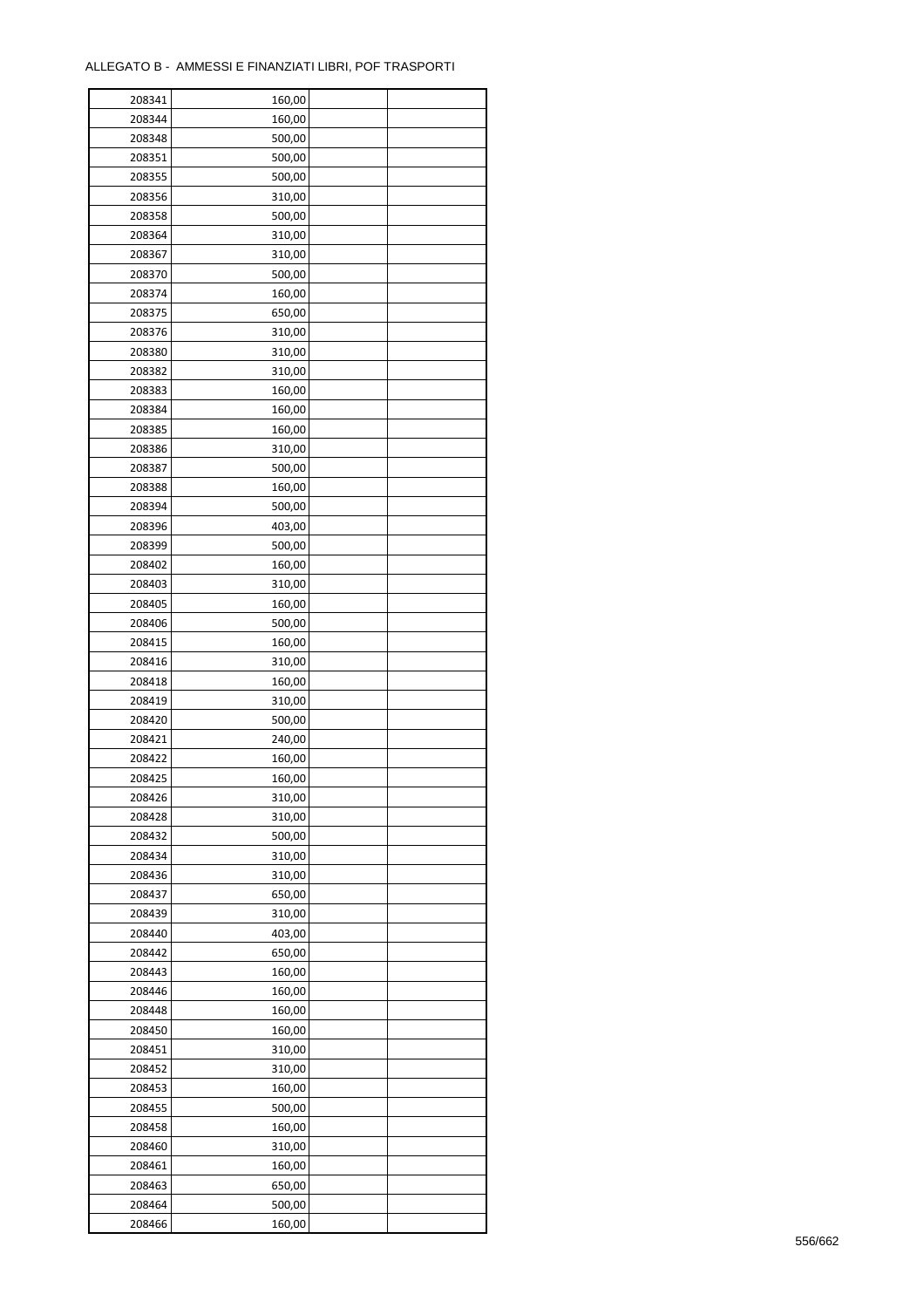ALLEGATO B - AMMESSI E FINANZIATI LIBRI, POF TRASPORTI

| | | | |
|---|---|---|---|
| 208341 | 160,00 | | |
| 208344 | 160,00 | | |
| 208348 | 500,00 | | |
| 208351 | 500,00 | | |
| 208355 | 500,00 | | |
| 208356 | 310,00 | | |
| 208358 | 500,00 | | |
| 208364 | 310,00 | | |
| 208367 | 310,00 | | |
| 208370 | 500,00 | | |
| 208374 | 160,00 | | |
| 208375 | 650,00 | | |
| 208376 | 310,00 | | |
| 208380 | 310,00 | | |
| 208382 | 310,00 | | |
| 208383 | 160,00 | | |
| 208384 | 160,00 | | |
| 208385 | 160,00 | | |
| 208386 | 310,00 | | |
| 208387 | 500,00 | | |
| 208388 | 160,00 | | |
| 208394 | 500,00 | | |
| 208396 | 403,00 | | |
| 208399 | 500,00 | | |
| 208402 | 160,00 | | |
| 208403 | 310,00 | | |
| 208405 | 160,00 | | |
| 208406 | 500,00 | | |
| 208415 | 160,00 | | |
| 208416 | 310,00 | | |
| 208418 | 160,00 | | |
| 208419 | 310,00 | | |
| 208420 | 500,00 | | |
| 208421 | 240,00 | | |
| 208422 | 160,00 | | |
| 208425 | 160,00 | | |
| 208426 | 310,00 | | |
| 208428 | 310,00 | | |
| 208432 | 500,00 | | |
| 208434 | 310,00 | | |
| 208436 | 310,00 | | |
| 208437 | 650,00 | | |
| 208439 | 310,00 | | |
| 208440 | 403,00 | | |
| 208442 | 650,00 | | |
| 208443 | 160,00 | | |
| 208446 | 160,00 | | |
| 208448 | 160,00 | | |
| 208450 | 160,00 | | |
| 208451 | 310,00 | | |
| 208452 | 310,00 | | |
| 208453 | 160,00 | | |
| 208455 | 500,00 | | |
| 208458 | 160,00 | | |
| 208460 | 310,00 | | |
| 208461 | 160,00 | | |
| 208463 | 650,00 | | |
| 208464 | 500,00 | | |
| 208466 | 160,00 | | |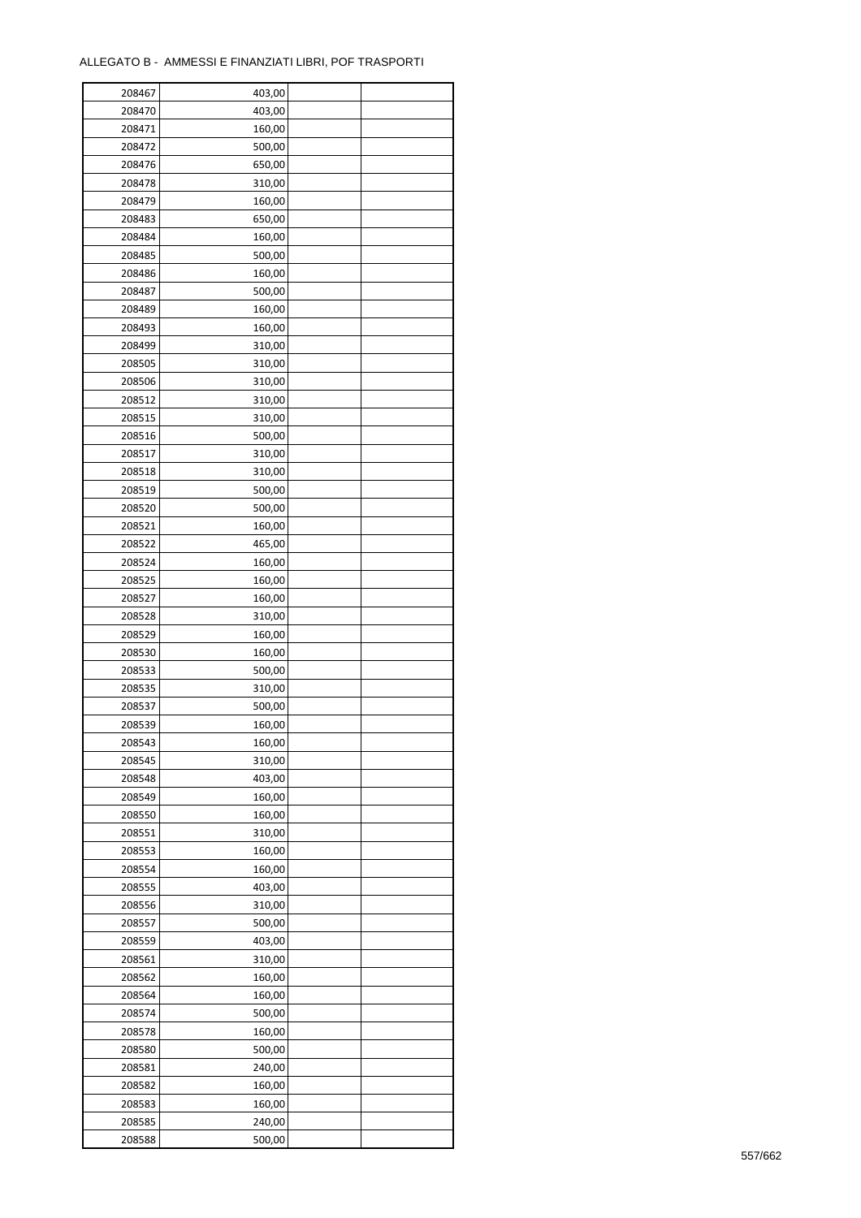ALLEGATO B - AMMESSI E FINANZIATI LIBRI, POF TRASPORTI

| | | | |
|---|---|---|---|
| 208467 | 403,00 | | |
| 208470 | 403,00 | | |
| 208471 | 160,00 | | |
| 208472 | 500,00 | | |
| 208476 | 650,00 | | |
| 208478 | 310,00 | | |
| 208479 | 160,00 | | |
| 208483 | 650,00 | | |
| 208484 | 160,00 | | |
| 208485 | 500,00 | | |
| 208486 | 160,00 | | |
| 208487 | 500,00 | | |
| 208489 | 160,00 | | |
| 208493 | 160,00 | | |
| 208499 | 310,00 | | |
| 208505 | 310,00 | | |
| 208506 | 310,00 | | |
| 208512 | 310,00 | | |
| 208515 | 310,00 | | |
| 208516 | 500,00 | | |
| 208517 | 310,00 | | |
| 208518 | 310,00 | | |
| 208519 | 500,00 | | |
| 208520 | 500,00 | | |
| 208521 | 160,00 | | |
| 208522 | 465,00 | | |
| 208524 | 160,00 | | |
| 208525 | 160,00 | | |
| 208527 | 160,00 | | |
| 208528 | 310,00 | | |
| 208529 | 160,00 | | |
| 208530 | 160,00 | | |
| 208533 | 500,00 | | |
| 208535 | 310,00 | | |
| 208537 | 500,00 | | |
| 208539 | 160,00 | | |
| 208543 | 160,00 | | |
| 208545 | 310,00 | | |
| 208548 | 403,00 | | |
| 208549 | 160,00 | | |
| 208550 | 160,00 | | |
| 208551 | 310,00 | | |
| 208553 | 160,00 | | |
| 208554 | 160,00 | | |
| 208555 | 403,00 | | |
| 208556 | 310,00 | | |
| 208557 | 500,00 | | |
| 208559 | 403,00 | | |
| 208561 | 310,00 | | |
| 208562 | 160,00 | | |
| 208564 | 160,00 | | |
| 208574 | 500,00 | | |
| 208578 | 160,00 | | |
| 208580 | 500,00 | | |
| 208581 | 240,00 | | |
| 208582 | 160,00 | | |
| 208583 | 160,00 | | |
| 208585 | 240,00 | | |
| 208588 | 500,00 | | |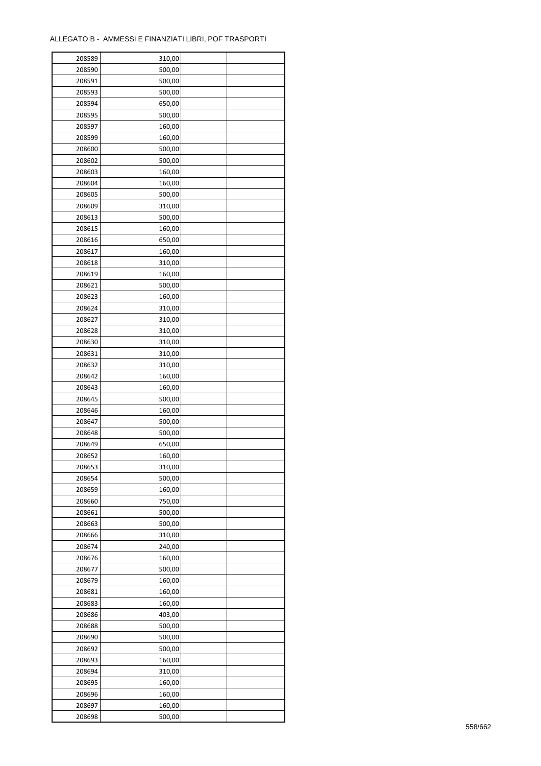ALLEGATO B - AMMESSI E FINANZIATI LIBRI, POF TRASPORTI

| | | | |
|---|---|---|---|
| 208589 | 310,00 | | |
| 208590 | 500,00 | | |
| 208591 | 500,00 | | |
| 208593 | 500,00 | | |
| 208594 | 650,00 | | |
| 208595 | 500,00 | | |
| 208597 | 160,00 | | |
| 208599 | 160,00 | | |
| 208600 | 500,00 | | |
| 208602 | 500,00 | | |
| 208603 | 160,00 | | |
| 208604 | 160,00 | | |
| 208605 | 500,00 | | |
| 208609 | 310,00 | | |
| 208613 | 500,00 | | |
| 208615 | 160,00 | | |
| 208616 | 650,00 | | |
| 208617 | 160,00 | | |
| 208618 | 310,00 | | |
| 208619 | 160,00 | | |
| 208621 | 500,00 | | |
| 208623 | 160,00 | | |
| 208624 | 310,00 | | |
| 208627 | 310,00 | | |
| 208628 | 310,00 | | |
| 208630 | 310,00 | | |
| 208631 | 310,00 | | |
| 208632 | 310,00 | | |
| 208642 | 160,00 | | |
| 208643 | 160,00 | | |
| 208645 | 500,00 | | |
| 208646 | 160,00 | | |
| 208647 | 500,00 | | |
| 208648 | 500,00 | | |
| 208649 | 650,00 | | |
| 208652 | 160,00 | | |
| 208653 | 310,00 | | |
| 208654 | 500,00 | | |
| 208659 | 160,00 | | |
| 208660 | 750,00 | | |
| 208661 | 500,00 | | |
| 208663 | 500,00 | | |
| 208666 | 310,00 | | |
| 208674 | 240,00 | | |
| 208676 | 160,00 | | |
| 208677 | 500,00 | | |
| 208679 | 160,00 | | |
| 208681 | 160,00 | | |
| 208683 | 160,00 | | |
| 208686 | 403,00 | | |
| 208688 | 500,00 | | |
| 208690 | 500,00 | | |
| 208692 | 500,00 | | |
| 208693 | 160,00 | | |
| 208694 | 310,00 | | |
| 208695 | 160,00 | | |
| 208696 | 160,00 | | |
| 208697 | 160,00 | | |
| 208698 | 500,00 | | |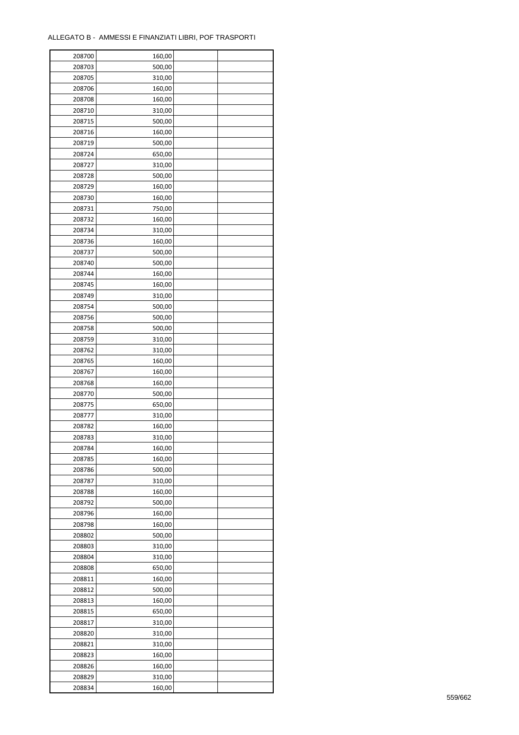ALLEGATO B - AMMESSI E FINANZIATI LIBRI, POF TRASPORTI

| | | | |
|---|---|---|---|
| 208700 | 160,00 | | |
| 208703 | 500,00 | | |
| 208705 | 310,00 | | |
| 208706 | 160,00 | | |
| 208708 | 160,00 | | |
| 208710 | 310,00 | | |
| 208715 | 500,00 | | |
| 208716 | 160,00 | | |
| 208719 | 500,00 | | |
| 208724 | 650,00 | | |
| 208727 | 310,00 | | |
| 208728 | 500,00 | | |
| 208729 | 160,00 | | |
| 208730 | 160,00 | | |
| 208731 | 750,00 | | |
| 208732 | 160,00 | | |
| 208734 | 310,00 | | |
| 208736 | 160,00 | | |
| 208737 | 500,00 | | |
| 208740 | 500,00 | | |
| 208744 | 160,00 | | |
| 208745 | 160,00 | | |
| 208749 | 310,00 | | |
| 208754 | 500,00 | | |
| 208756 | 500,00 | | |
| 208758 | 500,00 | | |
| 208759 | 310,00 | | |
| 208762 | 310,00 | | |
| 208765 | 160,00 | | |
| 208767 | 160,00 | | |
| 208768 | 160,00 | | |
| 208770 | 500,00 | | |
| 208775 | 650,00 | | |
| 208777 | 310,00 | | |
| 208782 | 160,00 | | |
| 208783 | 310,00 | | |
| 208784 | 160,00 | | |
| 208785 | 160,00 | | |
| 208786 | 500,00 | | |
| 208787 | 310,00 | | |
| 208788 | 160,00 | | |
| 208792 | 500,00 | | |
| 208796 | 160,00 | | |
| 208798 | 160,00 | | |
| 208802 | 500,00 | | |
| 208803 | 310,00 | | |
| 208804 | 310,00 | | |
| 208808 | 650,00 | | |
| 208811 | 160,00 | | |
| 208812 | 500,00 | | |
| 208813 | 160,00 | | |
| 208815 | 650,00 | | |
| 208817 | 310,00 | | |
| 208820 | 310,00 | | |
| 208821 | 310,00 | | |
| 208823 | 160,00 | | |
| 208826 | 160,00 | | |
| 208829 | 310,00 | | |
| 208834 | 160,00 | | |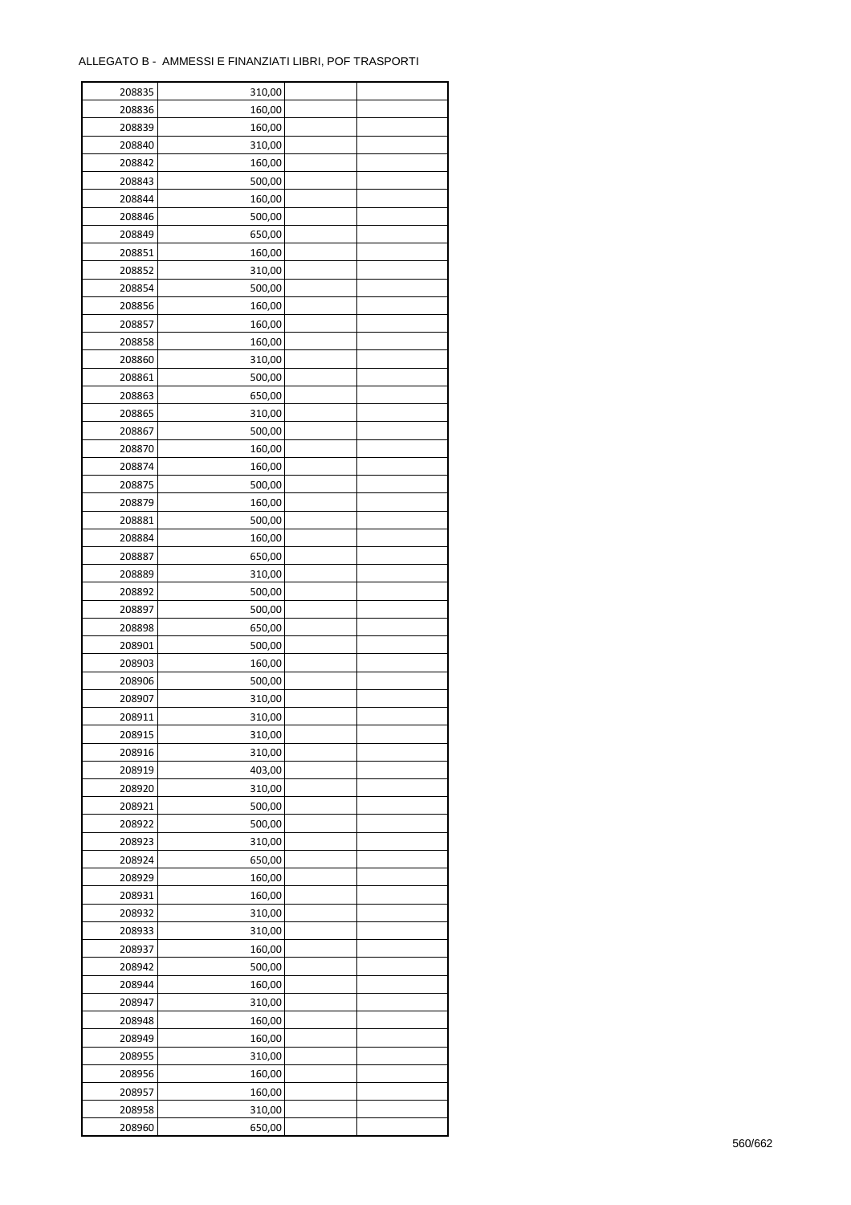ALLEGATO B - AMMESSI E FINANZIATI LIBRI, POF TRASPORTI

| | | | |
|---|---|---|---|
| 208835 | 310,00 | | |
| 208836 | 160,00 | | |
| 208839 | 160,00 | | |
| 208840 | 310,00 | | |
| 208842 | 160,00 | | |
| 208843 | 500,00 | | |
| 208844 | 160,00 | | |
| 208846 | 500,00 | | |
| 208849 | 650,00 | | |
| 208851 | 160,00 | | |
| 208852 | 310,00 | | |
| 208854 | 500,00 | | |
| 208856 | 160,00 | | |
| 208857 | 160,00 | | |
| 208858 | 160,00 | | |
| 208860 | 310,00 | | |
| 208861 | 500,00 | | |
| 208863 | 650,00 | | |
| 208865 | 310,00 | | |
| 208867 | 500,00 | | |
| 208870 | 160,00 | | |
| 208874 | 160,00 | | |
| 208875 | 500,00 | | |
| 208879 | 160,00 | | |
| 208881 | 500,00 | | |
| 208884 | 160,00 | | |
| 208887 | 650,00 | | |
| 208889 | 310,00 | | |
| 208892 | 500,00 | | |
| 208897 | 500,00 | | |
| 208898 | 650,00 | | |
| 208901 | 500,00 | | |
| 208903 | 160,00 | | |
| 208906 | 500,00 | | |
| 208907 | 310,00 | | |
| 208911 | 310,00 | | |
| 208915 | 310,00 | | |
| 208916 | 310,00 | | |
| 208919 | 403,00 | | |
| 208920 | 310,00 | | |
| 208921 | 500,00 | | |
| 208922 | 500,00 | | |
| 208923 | 310,00 | | |
| 208924 | 650,00 | | |
| 208929 | 160,00 | | |
| 208931 | 160,00 | | |
| 208932 | 310,00 | | |
| 208933 | 310,00 | | |
| 208937 | 160,00 | | |
| 208942 | 500,00 | | |
| 208944 | 160,00 | | |
| 208947 | 310,00 | | |
| 208948 | 160,00 | | |
| 208949 | 160,00 | | |
| 208955 | 310,00 | | |
| 208956 | 160,00 | | |
| 208957 | 160,00 | | |
| 208958 | 310,00 | | |
| 208960 | 650,00 | | |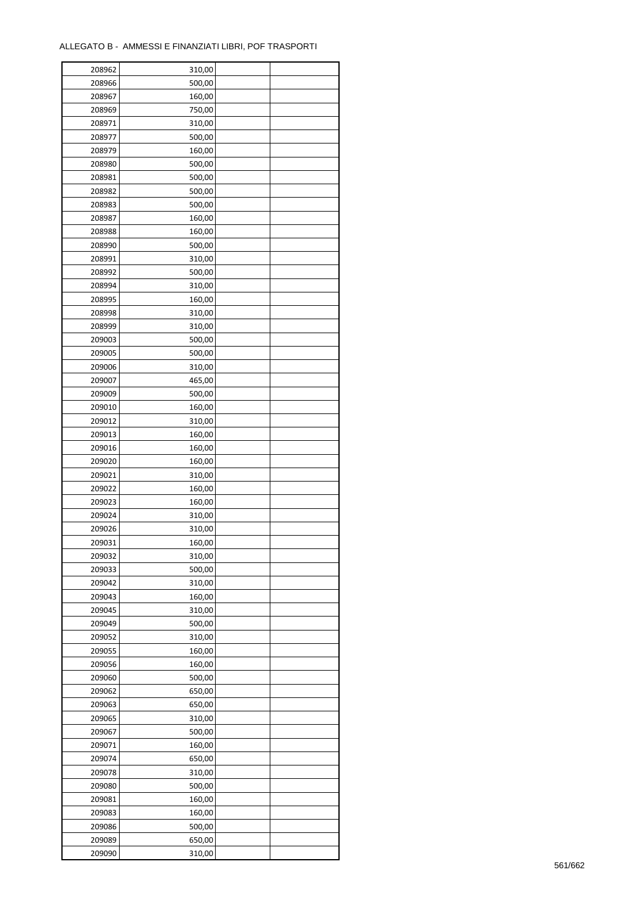ALLEGATO B - AMMESSI E FINANZIATI LIBRI, POF TRASPORTI

| | | | |
|---|---|---|---|
| 208962 | 310,00 | | |
| 208966 | 500,00 | | |
| 208967 | 160,00 | | |
| 208969 | 750,00 | | |
| 208971 | 310,00 | | |
| 208977 | 500,00 | | |
| 208979 | 160,00 | | |
| 208980 | 500,00 | | |
| 208981 | 500,00 | | |
| 208982 | 500,00 | | |
| 208983 | 500,00 | | |
| 208987 | 160,00 | | |
| 208988 | 160,00 | | |
| 208990 | 500,00 | | |
| 208991 | 310,00 | | |
| 208992 | 500,00 | | |
| 208994 | 310,00 | | |
| 208995 | 160,00 | | |
| 208998 | 310,00 | | |
| 208999 | 310,00 | | |
| 209003 | 500,00 | | |
| 209005 | 500,00 | | |
| 209006 | 310,00 | | |
| 209007 | 465,00 | | |
| 209009 | 500,00 | | |
| 209010 | 160,00 | | |
| 209012 | 310,00 | | |
| 209013 | 160,00 | | |
| 209016 | 160,00 | | |
| 209020 | 160,00 | | |
| 209021 | 310,00 | | |
| 209022 | 160,00 | | |
| 209023 | 160,00 | | |
| 209024 | 310,00 | | |
| 209026 | 310,00 | | |
| 209031 | 160,00 | | |
| 209032 | 310,00 | | |
| 209033 | 500,00 | | |
| 209042 | 310,00 | | |
| 209043 | 160,00 | | |
| 209045 | 310,00 | | |
| 209049 | 500,00 | | |
| 209052 | 310,00 | | |
| 209055 | 160,00 | | |
| 209056 | 160,00 | | |
| 209060 | 500,00 | | |
| 209062 | 650,00 | | |
| 209063 | 650,00 | | |
| 209065 | 310,00 | | |
| 209067 | 500,00 | | |
| 209071 | 160,00 | | |
| 209074 | 650,00 | | |
| 209078 | 310,00 | | |
| 209080 | 500,00 | | |
| 209081 | 160,00 | | |
| 209083 | 160,00 | | |
| 209086 | 500,00 | | |
| 209089 | 650,00 | | |
| 209090 | 310,00 | | |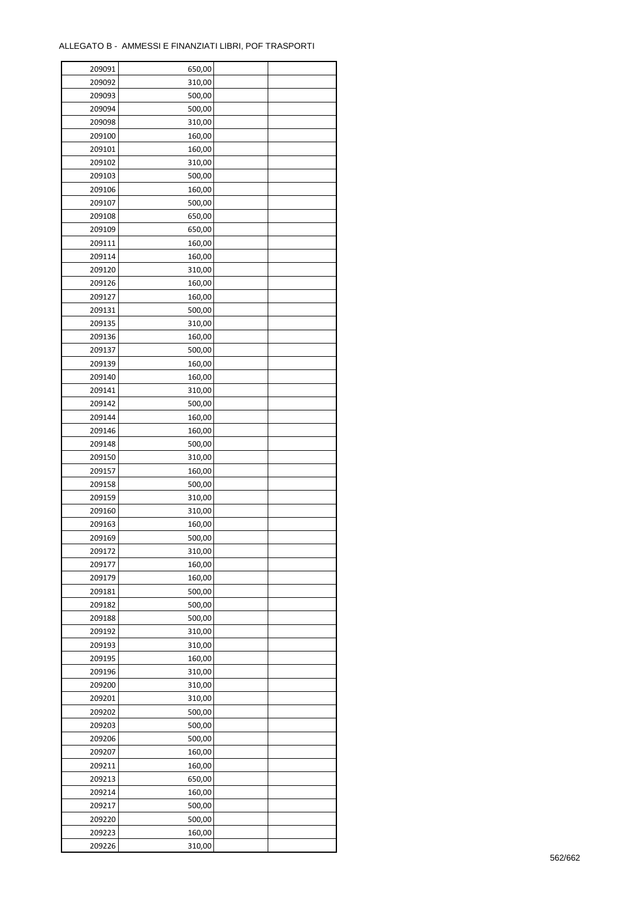ALLEGATO B - AMMESSI E FINANZIATI LIBRI, POF TRASPORTI

| | | | |
|---|---|---|---|
| 209091 | 650,00 | | |
| 209092 | 310,00 | | |
| 209093 | 500,00 | | |
| 209094 | 500,00 | | |
| 209098 | 310,00 | | |
| 209100 | 160,00 | | |
| 209101 | 160,00 | | |
| 209102 | 310,00 | | |
| 209103 | 500,00 | | |
| 209106 | 160,00 | | |
| 209107 | 500,00 | | |
| 209108 | 650,00 | | |
| 209109 | 650,00 | | |
| 209111 | 160,00 | | |
| 209114 | 160,00 | | |
| 209120 | 310,00 | | |
| 209126 | 160,00 | | |
| 209127 | 160,00 | | |
| 209131 | 500,00 | | |
| 209135 | 310,00 | | |
| 209136 | 160,00 | | |
| 209137 | 500,00 | | |
| 209139 | 160,00 | | |
| 209140 | 160,00 | | |
| 209141 | 310,00 | | |
| 209142 | 500,00 | | |
| 209144 | 160,00 | | |
| 209146 | 160,00 | | |
| 209148 | 500,00 | | |
| 209150 | 310,00 | | |
| 209157 | 160,00 | | |
| 209158 | 500,00 | | |
| 209159 | 310,00 | | |
| 209160 | 310,00 | | |
| 209163 | 160,00 | | |
| 209169 | 500,00 | | |
| 209172 | 310,00 | | |
| 209177 | 160,00 | | |
| 209179 | 160,00 | | |
| 209181 | 500,00 | | |
| 209182 | 500,00 | | |
| 209188 | 500,00 | | |
| 209192 | 310,00 | | |
| 209193 | 310,00 | | |
| 209195 | 160,00 | | |
| 209196 | 310,00 | | |
| 209200 | 310,00 | | |
| 209201 | 310,00 | | |
| 209202 | 500,00 | | |
| 209203 | 500,00 | | |
| 209206 | 500,00 | | |
| 209207 | 160,00 | | |
| 209211 | 160,00 | | |
| 209213 | 650,00 | | |
| 209214 | 160,00 | | |
| 209217 | 500,00 | | |
| 209220 | 500,00 | | |
| 209223 | 160,00 | | |
| 209226 | 310,00 | | |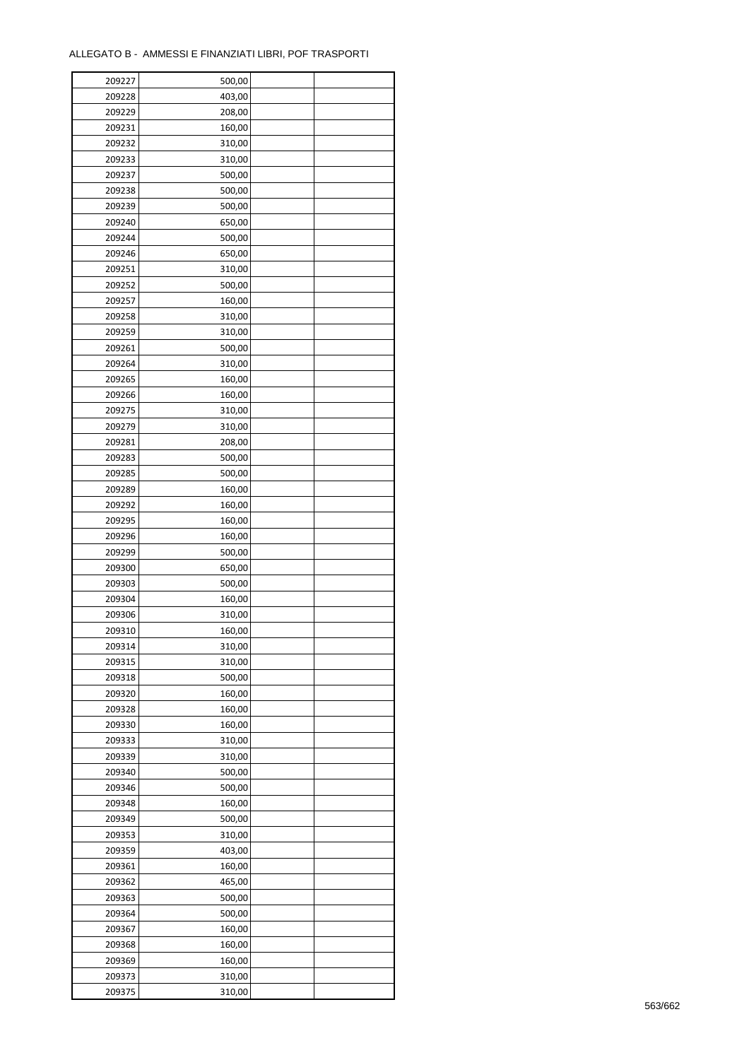ALLEGATO B - AMMESSI E FINANZIATI LIBRI, POF TRASPORTI

| | | | |
|---|---|---|---|
| 209227 | 500,00 | | |
| 209228 | 403,00 | | |
| 209229 | 208,00 | | |
| 209231 | 160,00 | | |
| 209232 | 310,00 | | |
| 209233 | 310,00 | | |
| 209237 | 500,00 | | |
| 209238 | 500,00 | | |
| 209239 | 500,00 | | |
| 209240 | 650,00 | | |
| 209244 | 500,00 | | |
| 209246 | 650,00 | | |
| 209251 | 310,00 | | |
| 209252 | 500,00 | | |
| 209257 | 160,00 | | |
| 209258 | 310,00 | | |
| 209259 | 310,00 | | |
| 209261 | 500,00 | | |
| 209264 | 310,00 | | |
| 209265 | 160,00 | | |
| 209266 | 160,00 | | |
| 209275 | 310,00 | | |
| 209279 | 310,00 | | |
| 209281 | 208,00 | | |
| 209283 | 500,00 | | |
| 209285 | 500,00 | | |
| 209289 | 160,00 | | |
| 209292 | 160,00 | | |
| 209295 | 160,00 | | |
| 209296 | 160,00 | | |
| 209299 | 500,00 | | |
| 209300 | 650,00 | | |
| 209303 | 500,00 | | |
| 209304 | 160,00 | | |
| 209306 | 310,00 | | |
| 209310 | 160,00 | | |
| 209314 | 310,00 | | |
| 209315 | 310,00 | | |
| 209318 | 500,00 | | |
| 209320 | 160,00 | | |
| 209328 | 160,00 | | |
| 209330 | 160,00 | | |
| 209333 | 310,00 | | |
| 209339 | 310,00 | | |
| 209340 | 500,00 | | |
| 209346 | 500,00 | | |
| 209348 | 160,00 | | |
| 209349 | 500,00 | | |
| 209353 | 310,00 | | |
| 209359 | 403,00 | | |
| 209361 | 160,00 | | |
| 209362 | 465,00 | | |
| 209363 | 500,00 | | |
| 209364 | 500,00 | | |
| 209367 | 160,00 | | |
| 209368 | 160,00 | | |
| 209369 | 160,00 | | |
| 209373 | 310,00 | | |
| 209375 | 310,00 | | |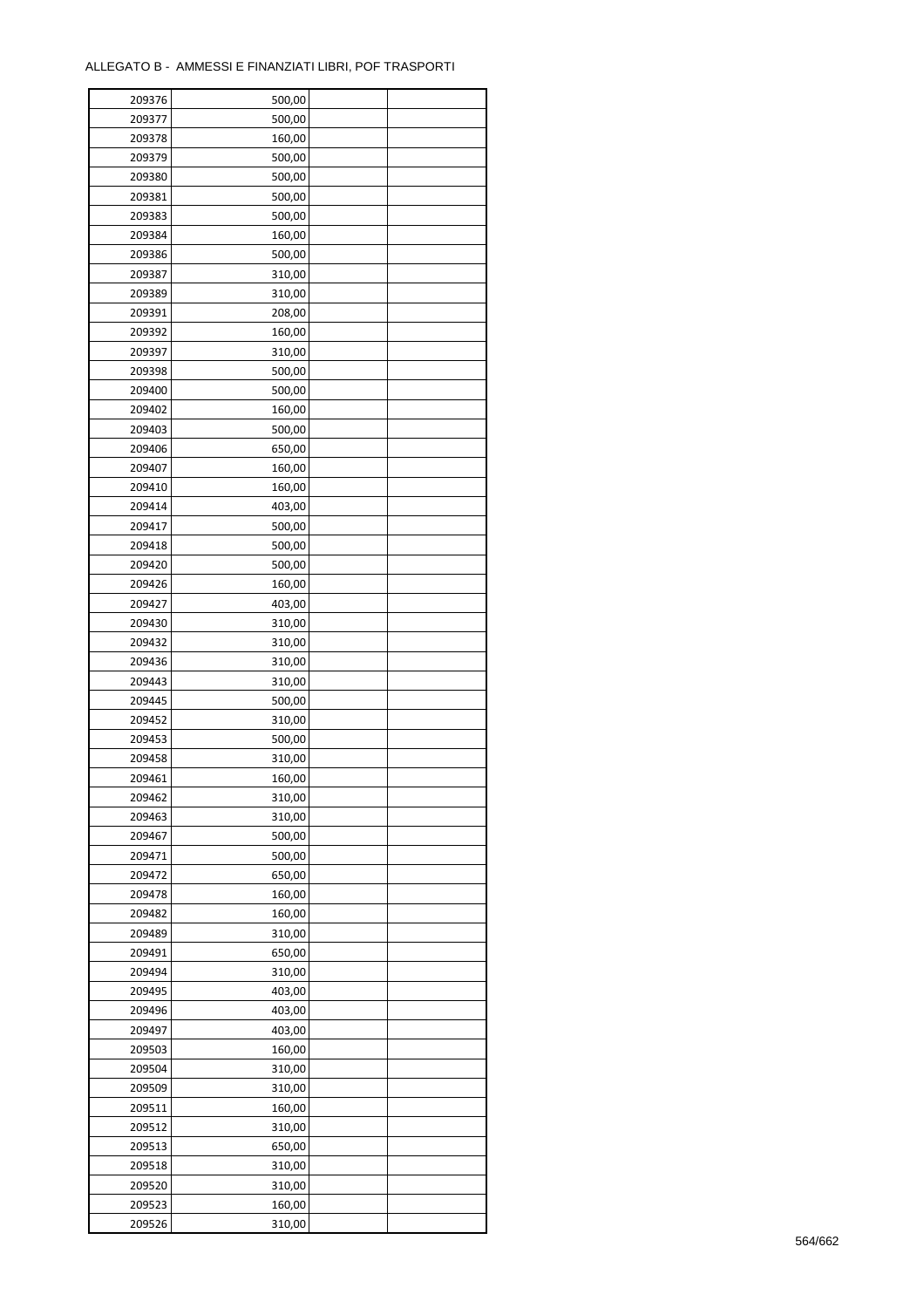ALLEGATO B - AMMESSI E FINANZIATI LIBRI, POF TRASPORTI

| | | | |
|---|---|---|---|
| 209376 | 500,00 | | |
| 209377 | 500,00 | | |
| 209378 | 160,00 | | |
| 209379 | 500,00 | | |
| 209380 | 500,00 | | |
| 209381 | 500,00 | | |
| 209383 | 500,00 | | |
| 209384 | 160,00 | | |
| 209386 | 500,00 | | |
| 209387 | 310,00 | | |
| 209389 | 310,00 | | |
| 209391 | 208,00 | | |
| 209392 | 160,00 | | |
| 209397 | 310,00 | | |
| 209398 | 500,00 | | |
| 209400 | 500,00 | | |
| 209402 | 160,00 | | |
| 209403 | 500,00 | | |
| 209406 | 650,00 | | |
| 209407 | 160,00 | | |
| 209410 | 160,00 | | |
| 209414 | 403,00 | | |
| 209417 | 500,00 | | |
| 209418 | 500,00 | | |
| 209420 | 500,00 | | |
| 209426 | 160,00 | | |
| 209427 | 403,00 | | |
| 209430 | 310,00 | | |
| 209432 | 310,00 | | |
| 209436 | 310,00 | | |
| 209443 | 310,00 | | |
| 209445 | 500,00 | | |
| 209452 | 310,00 | | |
| 209453 | 500,00 | | |
| 209458 | 310,00 | | |
| 209461 | 160,00 | | |
| 209462 | 310,00 | | |
| 209463 | 310,00 | | |
| 209467 | 500,00 | | |
| 209471 | 500,00 | | |
| 209472 | 650,00 | | |
| 209478 | 160,00 | | |
| 209482 | 160,00 | | |
| 209489 | 310,00 | | |
| 209491 | 650,00 | | |
| 209494 | 310,00 | | |
| 209495 | 403,00 | | |
| 209496 | 403,00 | | |
| 209497 | 403,00 | | |
| 209503 | 160,00 | | |
| 209504 | 310,00 | | |
| 209509 | 310,00 | | |
| 209511 | 160,00 | | |
| 209512 | 310,00 | | |
| 209513 | 650,00 | | |
| 209518 | 310,00 | | |
| 209520 | 310,00 | | |
| 209523 | 160,00 | | |
| 209526 | 310,00 | | |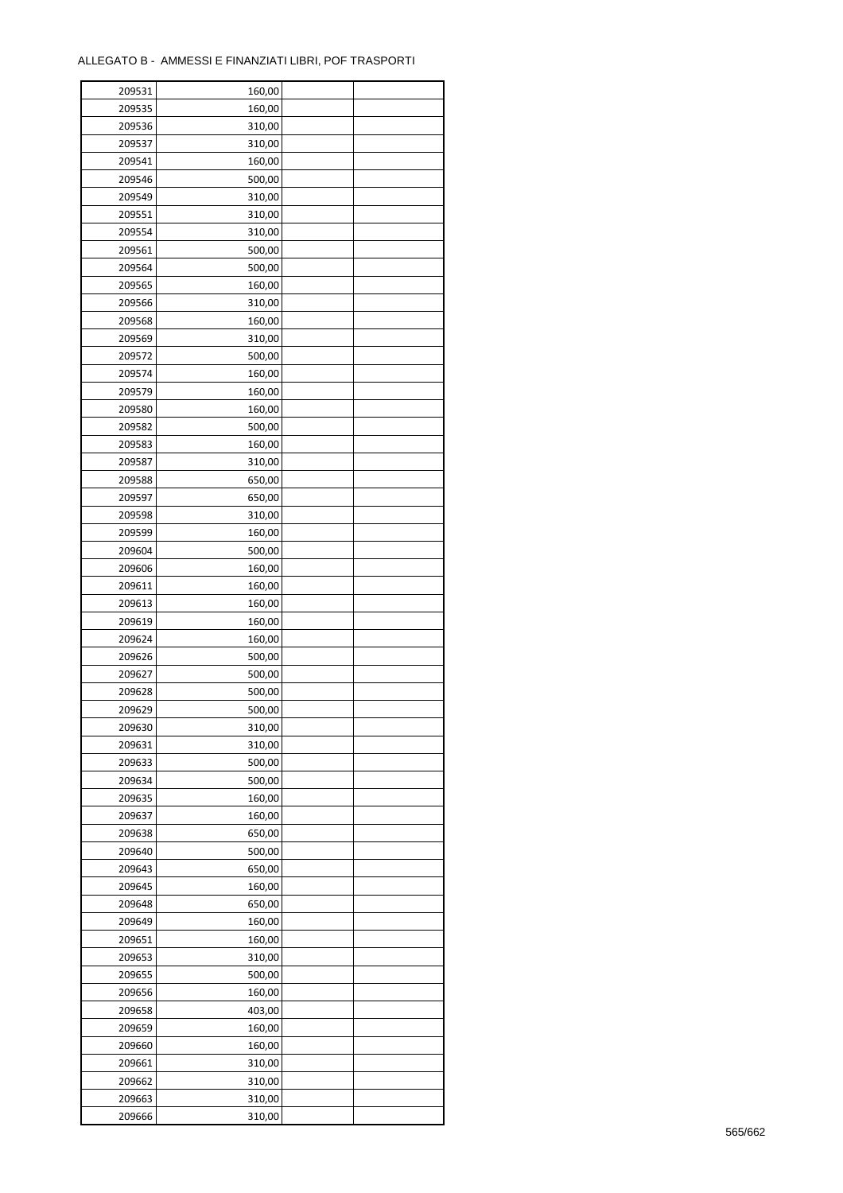ALLEGATO B - AMMESSI E FINANZIATI LIBRI, POF TRASPORTI

| | | | |
|---|---|---|---|
| 209531 | 160,00 | | |
| 209535 | 160,00 | | |
| 209536 | 310,00 | | |
| 209537 | 310,00 | | |
| 209541 | 160,00 | | |
| 209546 | 500,00 | | |
| 209549 | 310,00 | | |
| 209551 | 310,00 | | |
| 209554 | 310,00 | | |
| 209561 | 500,00 | | |
| 209564 | 500,00 | | |
| 209565 | 160,00 | | |
| 209566 | 310,00 | | |
| 209568 | 160,00 | | |
| 209569 | 310,00 | | |
| 209572 | 500,00 | | |
| 209574 | 160,00 | | |
| 209579 | 160,00 | | |
| 209580 | 160,00 | | |
| 209582 | 500,00 | | |
| 209583 | 160,00 | | |
| 209587 | 310,00 | | |
| 209588 | 650,00 | | |
| 209597 | 650,00 | | |
| 209598 | 310,00 | | |
| 209599 | 160,00 | | |
| 209604 | 500,00 | | |
| 209606 | 160,00 | | |
| 209611 | 160,00 | | |
| 209613 | 160,00 | | |
| 209619 | 160,00 | | |
| 209624 | 160,00 | | |
| 209626 | 500,00 | | |
| 209627 | 500,00 | | |
| 209628 | 500,00 | | |
| 209629 | 500,00 | | |
| 209630 | 310,00 | | |
| 209631 | 310,00 | | |
| 209633 | 500,00 | | |
| 209634 | 500,00 | | |
| 209635 | 160,00 | | |
| 209637 | 160,00 | | |
| 209638 | 650,00 | | |
| 209640 | 500,00 | | |
| 209643 | 650,00 | | |
| 209645 | 160,00 | | |
| 209648 | 650,00 | | |
| 209649 | 160,00 | | |
| 209651 | 160,00 | | |
| 209653 | 310,00 | | |
| 209655 | 500,00 | | |
| 209656 | 160,00 | | |
| 209658 | 403,00 | | |
| 209659 | 160,00 | | |
| 209660 | 160,00 | | |
| 209661 | 310,00 | | |
| 209662 | 310,00 | | |
| 209663 | 310,00 | | |
| 209666 | 310,00 | | |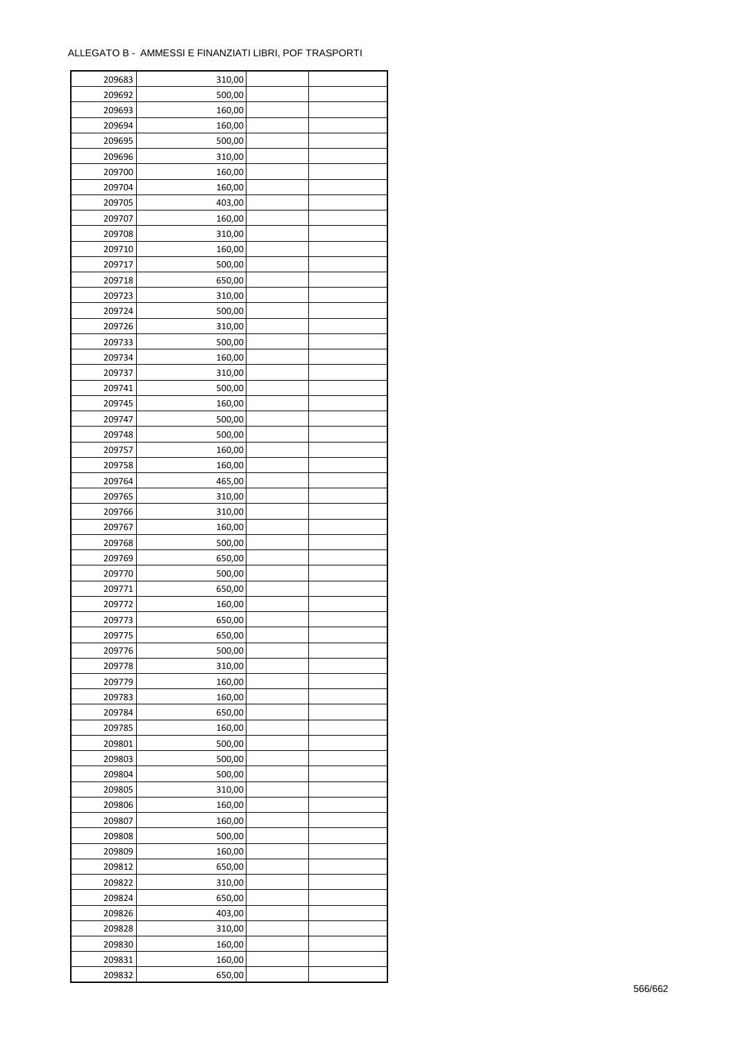ALLEGATO B - AMMESSI E FINANZIATI LIBRI, POF TRASPORTI

| | | | |
|---|---|---|---|
| 209683 | 310,00 | | |
| 209692 | 500,00 | | |
| 209693 | 160,00 | | |
| 209694 | 160,00 | | |
| 209695 | 500,00 | | |
| 209696 | 310,00 | | |
| 209700 | 160,00 | | |
| 209704 | 160,00 | | |
| 209705 | 403,00 | | |
| 209707 | 160,00 | | |
| 209708 | 310,00 | | |
| 209710 | 160,00 | | |
| 209717 | 500,00 | | |
| 209718 | 650,00 | | |
| 209723 | 310,00 | | |
| 209724 | 500,00 | | |
| 209726 | 310,00 | | |
| 209733 | 500,00 | | |
| 209734 | 160,00 | | |
| 209737 | 310,00 | | |
| 209741 | 500,00 | | |
| 209745 | 160,00 | | |
| 209747 | 500,00 | | |
| 209748 | 500,00 | | |
| 209757 | 160,00 | | |
| 209758 | 160,00 | | |
| 209764 | 465,00 | | |
| 209765 | 310,00 | | |
| 209766 | 310,00 | | |
| 209767 | 160,00 | | |
| 209768 | 500,00 | | |
| 209769 | 650,00 | | |
| 209770 | 500,00 | | |
| 209771 | 650,00 | | |
| 209772 | 160,00 | | |
| 209773 | 650,00 | | |
| 209775 | 650,00 | | |
| 209776 | 500,00 | | |
| 209778 | 310,00 | | |
| 209779 | 160,00 | | |
| 209783 | 160,00 | | |
| 209784 | 650,00 | | |
| 209785 | 160,00 | | |
| 209801 | 500,00 | | |
| 209803 | 500,00 | | |
| 209804 | 500,00 | | |
| 209805 | 310,00 | | |
| 209806 | 160,00 | | |
| 209807 | 160,00 | | |
| 209808 | 500,00 | | |
| 209809 | 160,00 | | |
| 209812 | 650,00 | | |
| 209822 | 310,00 | | |
| 209824 | 650,00 | | |
| 209826 | 403,00 | | |
| 209828 | 310,00 | | |
| 209830 | 160,00 | | |
| 209831 | 160,00 | | |
| 209832 | 650,00 | | |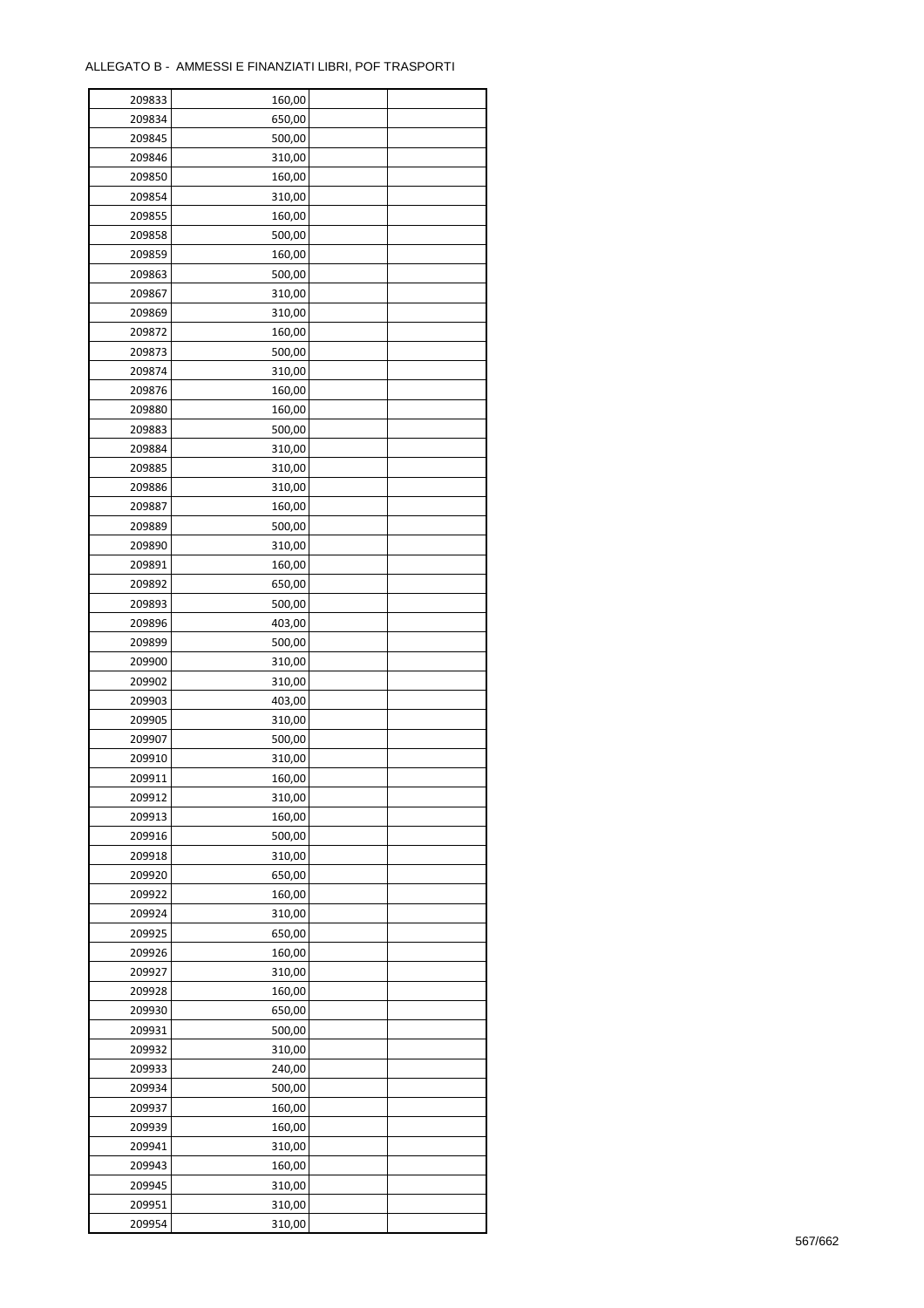ALLEGATO B - AMMESSI E FINANZIATI LIBRI, POF TRASPORTI

| | | | |
|---|---|---|---|
| 209833 | 160,00 | | |
| 209834 | 650,00 | | |
| 209845 | 500,00 | | |
| 209846 | 310,00 | | |
| 209850 | 160,00 | | |
| 209854 | 310,00 | | |
| 209855 | 160,00 | | |
| 209858 | 500,00 | | |
| 209859 | 160,00 | | |
| 209863 | 500,00 | | |
| 209867 | 310,00 | | |
| 209869 | 310,00 | | |
| 209872 | 160,00 | | |
| 209873 | 500,00 | | |
| 209874 | 310,00 | | |
| 209876 | 160,00 | | |
| 209880 | 160,00 | | |
| 209883 | 500,00 | | |
| 209884 | 310,00 | | |
| 209885 | 310,00 | | |
| 209886 | 310,00 | | |
| 209887 | 160,00 | | |
| 209889 | 500,00 | | |
| 209890 | 310,00 | | |
| 209891 | 160,00 | | |
| 209892 | 650,00 | | |
| 209893 | 500,00 | | |
| 209896 | 403,00 | | |
| 209899 | 500,00 | | |
| 209900 | 310,00 | | |
| 209902 | 310,00 | | |
| 209903 | 403,00 | | |
| 209905 | 310,00 | | |
| 209907 | 500,00 | | |
| 209910 | 310,00 | | |
| 209911 | 160,00 | | |
| 209912 | 310,00 | | |
| 209913 | 160,00 | | |
| 209916 | 500,00 | | |
| 209918 | 310,00 | | |
| 209920 | 650,00 | | |
| 209922 | 160,00 | | |
| 209924 | 310,00 | | |
| 209925 | 650,00 | | |
| 209926 | 160,00 | | |
| 209927 | 310,00 | | |
| 209928 | 160,00 | | |
| 209930 | 650,00 | | |
| 209931 | 500,00 | | |
| 209932 | 310,00 | | |
| 209933 | 240,00 | | |
| 209934 | 500,00 | | |
| 209937 | 160,00 | | |
| 209939 | 160,00 | | |
| 209941 | 310,00 | | |
| 209943 | 160,00 | | |
| 209945 | 310,00 | | |
| 209951 | 310,00 | | |
| 209954 | 310,00 | | |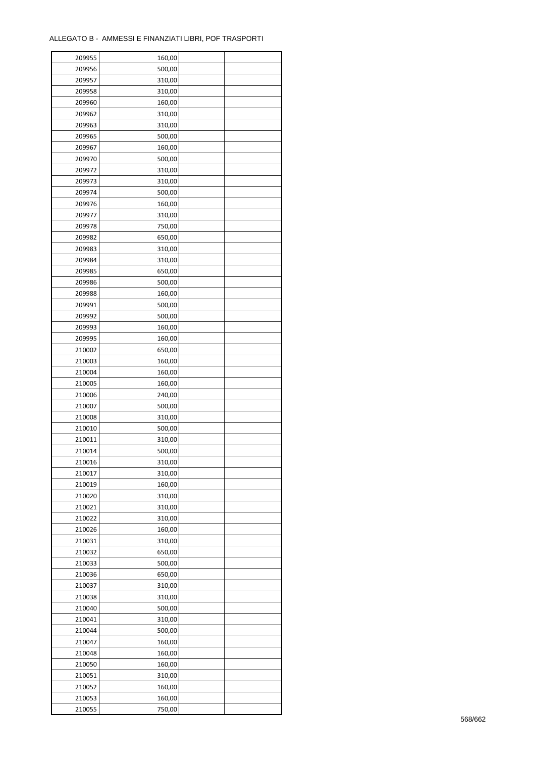ALLEGATO B - AMMESSI E FINANZIATI LIBRI, POF TRASPORTI

| | | | |
|---|---|---|---|
| 209955 | 160,00 | | |
| 209956 | 500,00 | | |
| 209957 | 310,00 | | |
| 209958 | 310,00 | | |
| 209960 | 160,00 | | |
| 209962 | 310,00 | | |
| 209963 | 310,00 | | |
| 209965 | 500,00 | | |
| 209967 | 160,00 | | |
| 209970 | 500,00 | | |
| 209972 | 310,00 | | |
| 209973 | 310,00 | | |
| 209974 | 500,00 | | |
| 209976 | 160,00 | | |
| 209977 | 310,00 | | |
| 209978 | 750,00 | | |
| 209982 | 650,00 | | |
| 209983 | 310,00 | | |
| 209984 | 310,00 | | |
| 209985 | 650,00 | | |
| 209986 | 500,00 | | |
| 209988 | 160,00 | | |
| 209991 | 500,00 | | |
| 209992 | 500,00 | | |
| 209993 | 160,00 | | |
| 209995 | 160,00 | | |
| 210002 | 650,00 | | |
| 210003 | 160,00 | | |
| 210004 | 160,00 | | |
| 210005 | 160,00 | | |
| 210006 | 240,00 | | |
| 210007 | 500,00 | | |
| 210008 | 310,00 | | |
| 210010 | 500,00 | | |
| 210011 | 310,00 | | |
| 210014 | 500,00 | | |
| 210016 | 310,00 | | |
| 210017 | 310,00 | | |
| 210019 | 160,00 | | |
| 210020 | 310,00 | | |
| 210021 | 310,00 | | |
| 210022 | 310,00 | | |
| 210026 | 160,00 | | |
| 210031 | 310,00 | | |
| 210032 | 650,00 | | |
| 210033 | 500,00 | | |
| 210036 | 650,00 | | |
| 210037 | 310,00 | | |
| 210038 | 310,00 | | |
| 210040 | 500,00 | | |
| 210041 | 310,00 | | |
| 210044 | 500,00 | | |
| 210047 | 160,00 | | |
| 210048 | 160,00 | | |
| 210050 | 160,00 | | |
| 210051 | 310,00 | | |
| 210052 | 160,00 | | |
| 210053 | 160,00 | | |
| 210055 | 750,00 | | |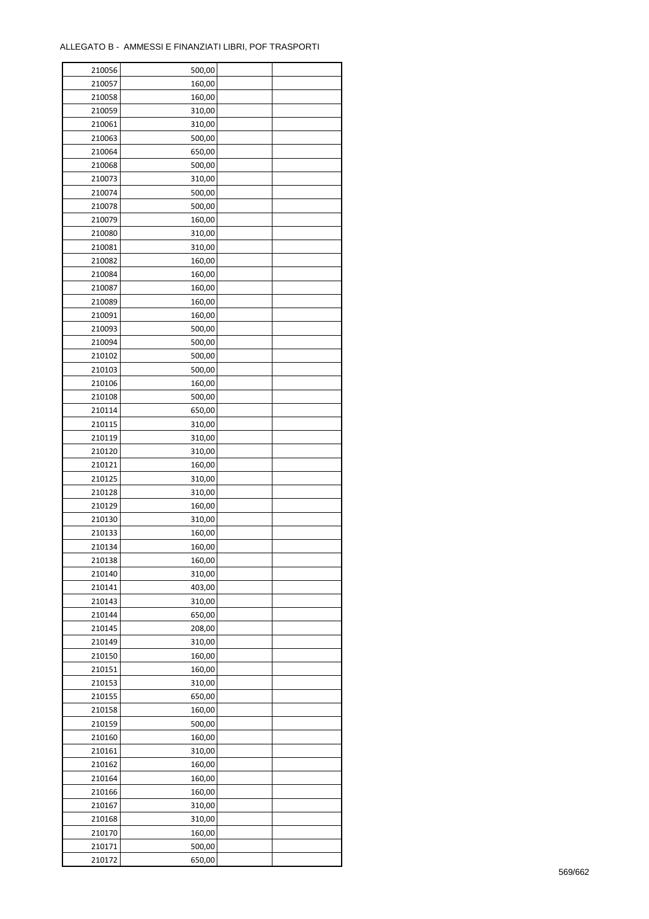ALLEGATO B - AMMESSI E FINANZIATI LIBRI, POF TRASPORTI

| | | | |
|---|---|---|---|
| 210056 | 500,00 | | |
| 210057 | 160,00 | | |
| 210058 | 160,00 | | |
| 210059 | 310,00 | | |
| 210061 | 310,00 | | |
| 210063 | 500,00 | | |
| 210064 | 650,00 | | |
| 210068 | 500,00 | | |
| 210073 | 310,00 | | |
| 210074 | 500,00 | | |
| 210078 | 500,00 | | |
| 210079 | 160,00 | | |
| 210080 | 310,00 | | |
| 210081 | 310,00 | | |
| 210082 | 160,00 | | |
| 210084 | 160,00 | | |
| 210087 | 160,00 | | |
| 210089 | 160,00 | | |
| 210091 | 160,00 | | |
| 210093 | 500,00 | | |
| 210094 | 500,00 | | |
| 210102 | 500,00 | | |
| 210103 | 500,00 | | |
| 210106 | 160,00 | | |
| 210108 | 500,00 | | |
| 210114 | 650,00 | | |
| 210115 | 310,00 | | |
| 210119 | 310,00 | | |
| 210120 | 310,00 | | |
| 210121 | 160,00 | | |
| 210125 | 310,00 | | |
| 210128 | 310,00 | | |
| 210129 | 160,00 | | |
| 210130 | 310,00 | | |
| 210133 | 160,00 | | |
| 210134 | 160,00 | | |
| 210138 | 160,00 | | |
| 210140 | 310,00 | | |
| 210141 | 403,00 | | |
| 210143 | 310,00 | | |
| 210144 | 650,00 | | |
| 210145 | 208,00 | | |
| 210149 | 310,00 | | |
| 210150 | 160,00 | | |
| 210151 | 160,00 | | |
| 210153 | 310,00 | | |
| 210155 | 650,00 | | |
| 210158 | 160,00 | | |
| 210159 | 500,00 | | |
| 210160 | 160,00 | | |
| 210161 | 310,00 | | |
| 210162 | 160,00 | | |
| 210164 | 160,00 | | |
| 210166 | 160,00 | | |
| 210167 | 310,00 | | |
| 210168 | 310,00 | | |
| 210170 | 160,00 | | |
| 210171 | 500,00 | | |
| 210172 | 650,00 | | |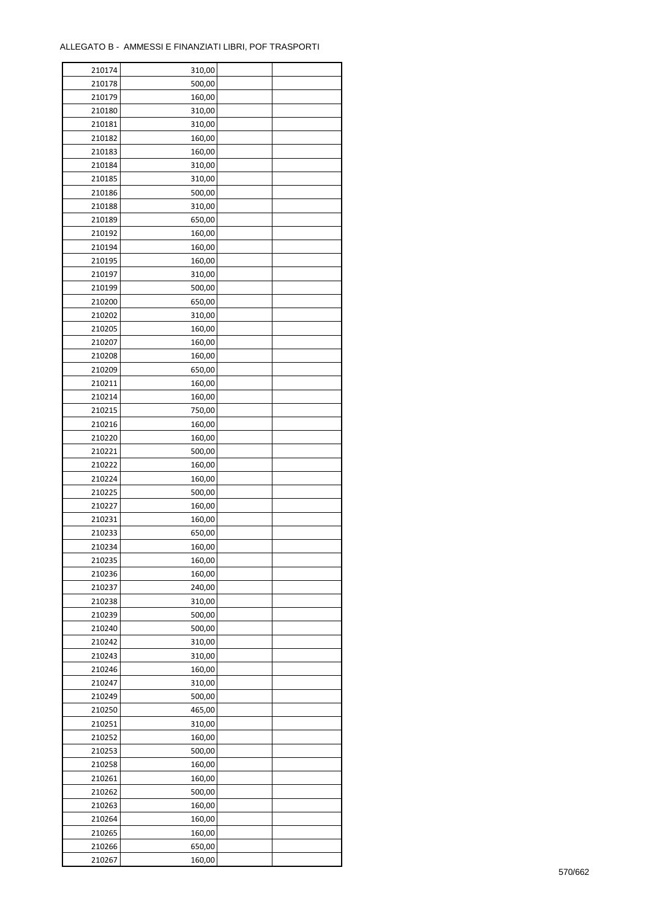ALLEGATO B - AMMESSI E FINANZIATI LIBRI, POF TRASPORTI

| | | | |
|---|---|---|---|
| 210174 | 310,00 | | |
| 210178 | 500,00 | | |
| 210179 | 160,00 | | |
| 210180 | 310,00 | | |
| 210181 | 310,00 | | |
| 210182 | 160,00 | | |
| 210183 | 160,00 | | |
| 210184 | 310,00 | | |
| 210185 | 310,00 | | |
| 210186 | 500,00 | | |
| 210188 | 310,00 | | |
| 210189 | 650,00 | | |
| 210192 | 160,00 | | |
| 210194 | 160,00 | | |
| 210195 | 160,00 | | |
| 210197 | 310,00 | | |
| 210199 | 500,00 | | |
| 210200 | 650,00 | | |
| 210202 | 310,00 | | |
| 210205 | 160,00 | | |
| 210207 | 160,00 | | |
| 210208 | 160,00 | | |
| 210209 | 650,00 | | |
| 210211 | 160,00 | | |
| 210214 | 160,00 | | |
| 210215 | 750,00 | | |
| 210216 | 160,00 | | |
| 210220 | 160,00 | | |
| 210221 | 500,00 | | |
| 210222 | 160,00 | | |
| 210224 | 160,00 | | |
| 210225 | 500,00 | | |
| 210227 | 160,00 | | |
| 210231 | 160,00 | | |
| 210233 | 650,00 | | |
| 210234 | 160,00 | | |
| 210235 | 160,00 | | |
| 210236 | 160,00 | | |
| 210237 | 240,00 | | |
| 210238 | 310,00 | | |
| 210239 | 500,00 | | |
| 210240 | 500,00 | | |
| 210242 | 310,00 | | |
| 210243 | 310,00 | | |
| 210246 | 160,00 | | |
| 210247 | 310,00 | | |
| 210249 | 500,00 | | |
| 210250 | 465,00 | | |
| 210251 | 310,00 | | |
| 210252 | 160,00 | | |
| 210253 | 500,00 | | |
| 210258 | 160,00 | | |
| 210261 | 160,00 | | |
| 210262 | 500,00 | | |
| 210263 | 160,00 | | |
| 210264 | 160,00 | | |
| 210265 | 160,00 | | |
| 210266 | 650,00 | | |
| 210267 | 160,00 | | |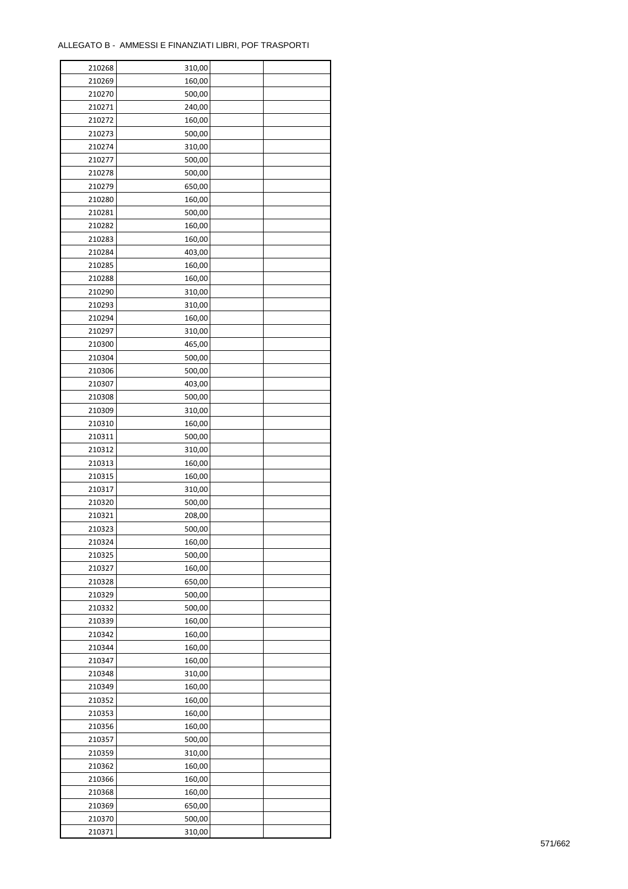ALLEGATO B - AMMESSI E FINANZIATI LIBRI, POF TRASPORTI

| | | | |
|---|---|---|---|
| 210268 | 310,00 | | |
| 210269 | 160,00 | | |
| 210270 | 500,00 | | |
| 210271 | 240,00 | | |
| 210272 | 160,00 | | |
| 210273 | 500,00 | | |
| 210274 | 310,00 | | |
| 210277 | 500,00 | | |
| 210278 | 500,00 | | |
| 210279 | 650,00 | | |
| 210280 | 160,00 | | |
| 210281 | 500,00 | | |
| 210282 | 160,00 | | |
| 210283 | 160,00 | | |
| 210284 | 403,00 | | |
| 210285 | 160,00 | | |
| 210288 | 160,00 | | |
| 210290 | 310,00 | | |
| 210293 | 310,00 | | |
| 210294 | 160,00 | | |
| 210297 | 310,00 | | |
| 210300 | 465,00 | | |
| 210304 | 500,00 | | |
| 210306 | 500,00 | | |
| 210307 | 403,00 | | |
| 210308 | 500,00 | | |
| 210309 | 310,00 | | |
| 210310 | 160,00 | | |
| 210311 | 500,00 | | |
| 210312 | 310,00 | | |
| 210313 | 160,00 | | |
| 210315 | 160,00 | | |
| 210317 | 310,00 | | |
| 210320 | 500,00 | | |
| 210321 | 208,00 | | |
| 210323 | 500,00 | | |
| 210324 | 160,00 | | |
| 210325 | 500,00 | | |
| 210327 | 160,00 | | |
| 210328 | 650,00 | | |
| 210329 | 500,00 | | |
| 210332 | 500,00 | | |
| 210339 | 160,00 | | |
| 210342 | 160,00 | | |
| 210344 | 160,00 | | |
| 210347 | 160,00 | | |
| 210348 | 310,00 | | |
| 210349 | 160,00 | | |
| 210352 | 160,00 | | |
| 210353 | 160,00 | | |
| 210356 | 160,00 | | |
| 210357 | 500,00 | | |
| 210359 | 310,00 | | |
| 210362 | 160,00 | | |
| 210366 | 160,00 | | |
| 210368 | 160,00 | | |
| 210369 | 650,00 | | |
| 210370 | 500,00 | | |
| 210371 | 310,00 | | |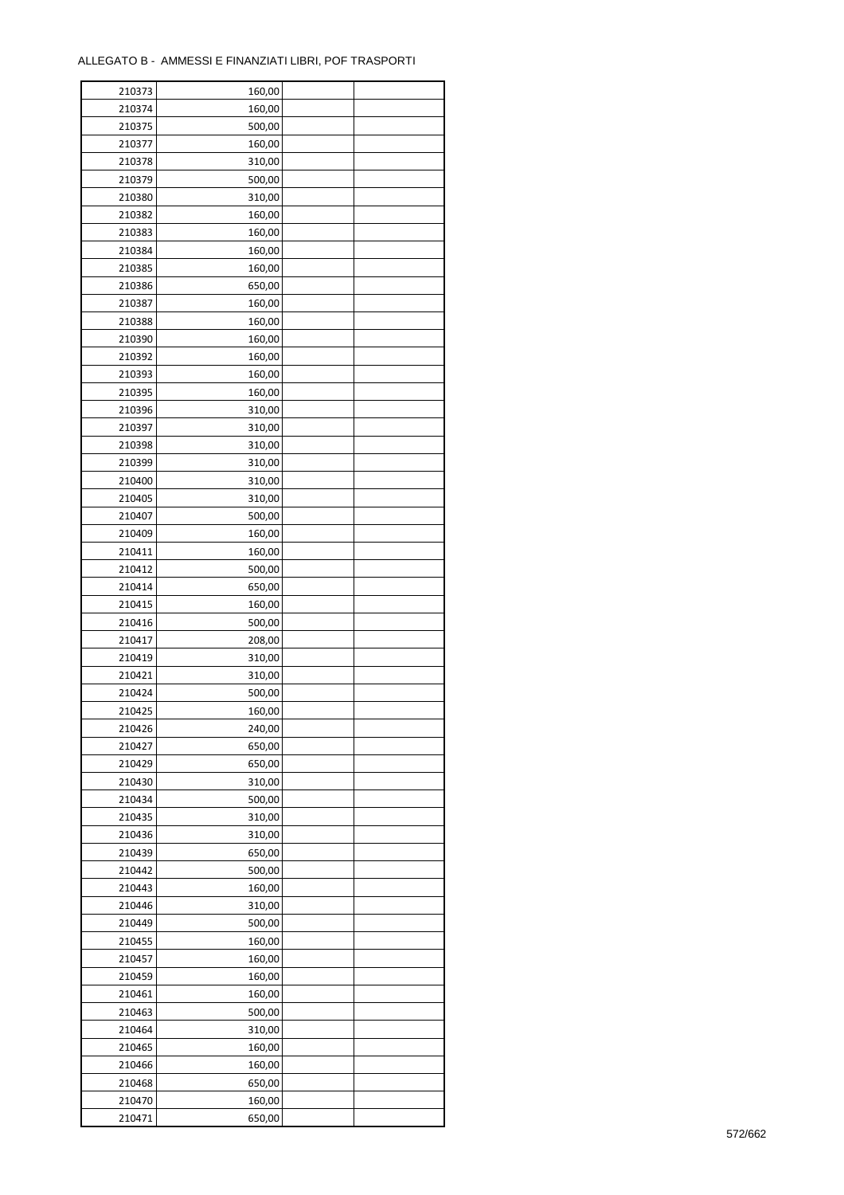ALLEGATO B - AMMESSI E FINANZIATI LIBRI, POF TRASPORTI

| | | | |
|---|---|---|---|
| 210373 | 160,00 | | |
| 210374 | 160,00 | | |
| 210375 | 500,00 | | |
| 210377 | 160,00 | | |
| 210378 | 310,00 | | |
| 210379 | 500,00 | | |
| 210380 | 310,00 | | |
| 210382 | 160,00 | | |
| 210383 | 160,00 | | |
| 210384 | 160,00 | | |
| 210385 | 160,00 | | |
| 210386 | 650,00 | | |
| 210387 | 160,00 | | |
| 210388 | 160,00 | | |
| 210390 | 160,00 | | |
| 210392 | 160,00 | | |
| 210393 | 160,00 | | |
| 210395 | 160,00 | | |
| 210396 | 310,00 | | |
| 210397 | 310,00 | | |
| 210398 | 310,00 | | |
| 210399 | 310,00 | | |
| 210400 | 310,00 | | |
| 210405 | 310,00 | | |
| 210407 | 500,00 | | |
| 210409 | 160,00 | | |
| 210411 | 160,00 | | |
| 210412 | 500,00 | | |
| 210414 | 650,00 | | |
| 210415 | 160,00 | | |
| 210416 | 500,00 | | |
| 210417 | 208,00 | | |
| 210419 | 310,00 | | |
| 210421 | 310,00 | | |
| 210424 | 500,00 | | |
| 210425 | 160,00 | | |
| 210426 | 240,00 | | |
| 210427 | 650,00 | | |
| 210429 | 650,00 | | |
| 210430 | 310,00 | | |
| 210434 | 500,00 | | |
| 210435 | 310,00 | | |
| 210436 | 310,00 | | |
| 210439 | 650,00 | | |
| 210442 | 500,00 | | |
| 210443 | 160,00 | | |
| 210446 | 310,00 | | |
| 210449 | 500,00 | | |
| 210455 | 160,00 | | |
| 210457 | 160,00 | | |
| 210459 | 160,00 | | |
| 210461 | 160,00 | | |
| 210463 | 500,00 | | |
| 210464 | 310,00 | | |
| 210465 | 160,00 | | |
| 210466 | 160,00 | | |
| 210468 | 650,00 | | |
| 210470 | 160,00 | | |
| 210471 | 650,00 | | |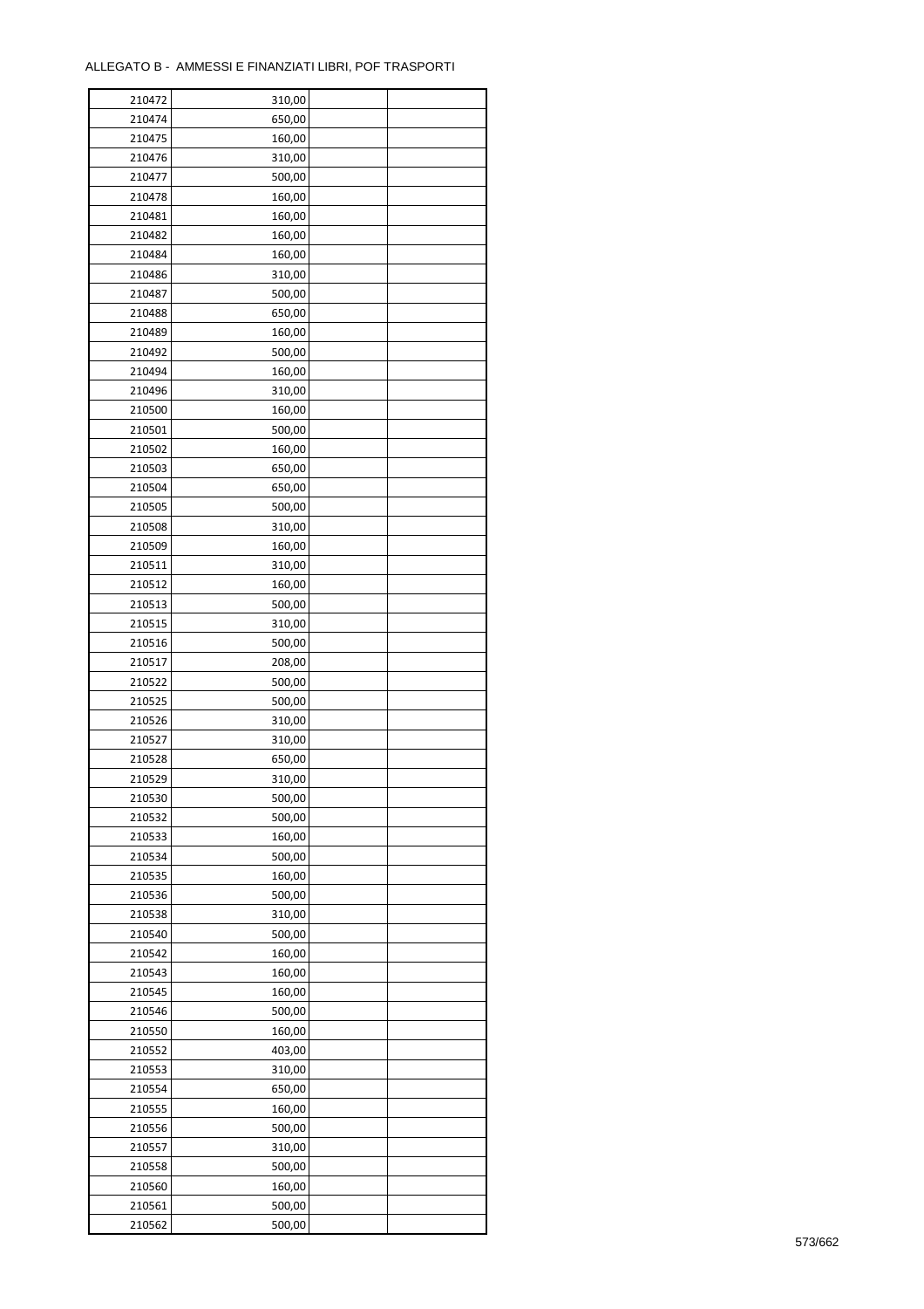ALLEGATO B - AMMESSI E FINANZIATI LIBRI, POF TRASPORTI

| | | | |
|---|---|---|---|
| 210472 | 310,00 | | |
| 210474 | 650,00 | | |
| 210475 | 160,00 | | |
| 210476 | 310,00 | | |
| 210477 | 500,00 | | |
| 210478 | 160,00 | | |
| 210481 | 160,00 | | |
| 210482 | 160,00 | | |
| 210484 | 160,00 | | |
| 210486 | 310,00 | | |
| 210487 | 500,00 | | |
| 210488 | 650,00 | | |
| 210489 | 160,00 | | |
| 210492 | 500,00 | | |
| 210494 | 160,00 | | |
| 210496 | 310,00 | | |
| 210500 | 160,00 | | |
| 210501 | 500,00 | | |
| 210502 | 160,00 | | |
| 210503 | 650,00 | | |
| 210504 | 650,00 | | |
| 210505 | 500,00 | | |
| 210508 | 310,00 | | |
| 210509 | 160,00 | | |
| 210511 | 310,00 | | |
| 210512 | 160,00 | | |
| 210513 | 500,00 | | |
| 210515 | 310,00 | | |
| 210516 | 500,00 | | |
| 210517 | 208,00 | | |
| 210522 | 500,00 | | |
| 210525 | 500,00 | | |
| 210526 | 310,00 | | |
| 210527 | 310,00 | | |
| 210528 | 650,00 | | |
| 210529 | 310,00 | | |
| 210530 | 500,00 | | |
| 210532 | 500,00 | | |
| 210533 | 160,00 | | |
| 210534 | 500,00 | | |
| 210535 | 160,00 | | |
| 210536 | 500,00 | | |
| 210538 | 310,00 | | |
| 210540 | 500,00 | | |
| 210542 | 160,00 | | |
| 210543 | 160,00 | | |
| 210545 | 160,00 | | |
| 210546 | 500,00 | | |
| 210550 | 160,00 | | |
| 210552 | 403,00 | | |
| 210553 | 310,00 | | |
| 210554 | 650,00 | | |
| 210555 | 160,00 | | |
| 210556 | 500,00 | | |
| 210557 | 310,00 | | |
| 210558 | 500,00 | | |
| 210560 | 160,00 | | |
| 210561 | 500,00 | | |
| 210562 | 500,00 | | |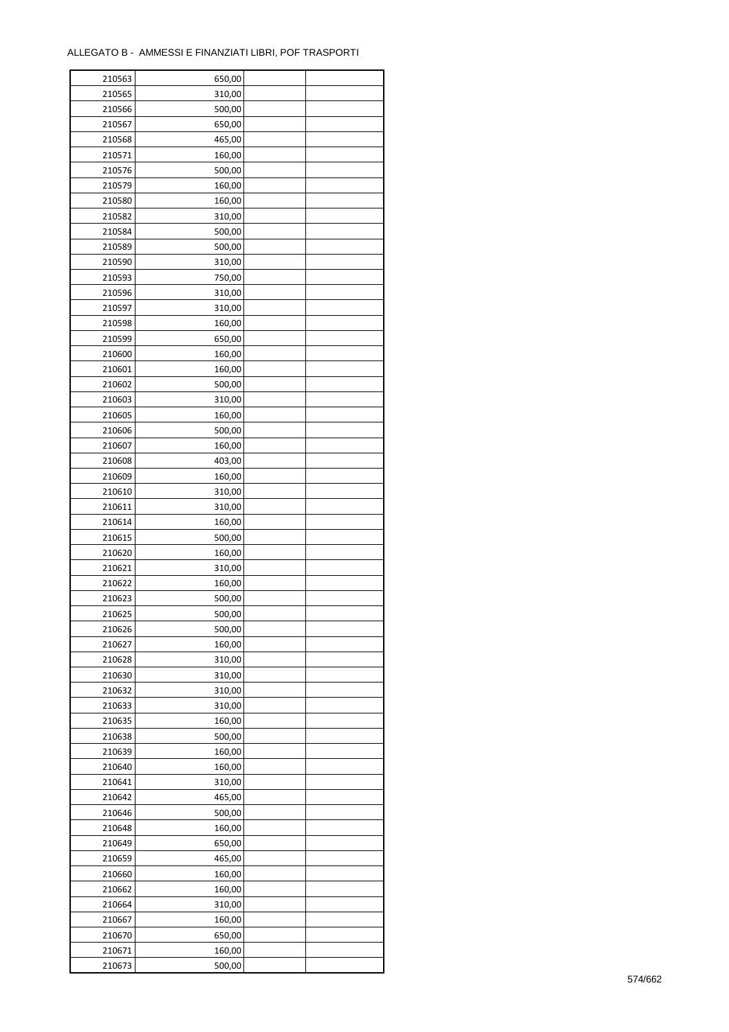ALLEGATO B - AMMESSI E FINANZIATI LIBRI, POF TRASPORTI

| | | | |
|---|---|---|---|
| 210563 | 650,00 | | |
| 210565 | 310,00 | | |
| 210566 | 500,00 | | |
| 210567 | 650,00 | | |
| 210568 | 465,00 | | |
| 210571 | 160,00 | | |
| 210576 | 500,00 | | |
| 210579 | 160,00 | | |
| 210580 | 160,00 | | |
| 210582 | 310,00 | | |
| 210584 | 500,00 | | |
| 210589 | 500,00 | | |
| 210590 | 310,00 | | |
| 210593 | 750,00 | | |
| 210596 | 310,00 | | |
| 210597 | 310,00 | | |
| 210598 | 160,00 | | |
| 210599 | 650,00 | | |
| 210600 | 160,00 | | |
| 210601 | 160,00 | | |
| 210602 | 500,00 | | |
| 210603 | 310,00 | | |
| 210605 | 160,00 | | |
| 210606 | 500,00 | | |
| 210607 | 160,00 | | |
| 210608 | 403,00 | | |
| 210609 | 160,00 | | |
| 210610 | 310,00 | | |
| 210611 | 310,00 | | |
| 210614 | 160,00 | | |
| 210615 | 500,00 | | |
| 210620 | 160,00 | | |
| 210621 | 310,00 | | |
| 210622 | 160,00 | | |
| 210623 | 500,00 | | |
| 210625 | 500,00 | | |
| 210626 | 500,00 | | |
| 210627 | 160,00 | | |
| 210628 | 310,00 | | |
| 210630 | 310,00 | | |
| 210632 | 310,00 | | |
| 210633 | 310,00 | | |
| 210635 | 160,00 | | |
| 210638 | 500,00 | | |
| 210639 | 160,00 | | |
| 210640 | 160,00 | | |
| 210641 | 310,00 | | |
| 210642 | 465,00 | | |
| 210646 | 500,00 | | |
| 210648 | 160,00 | | |
| 210649 | 650,00 | | |
| 210659 | 465,00 | | |
| 210660 | 160,00 | | |
| 210662 | 160,00 | | |
| 210664 | 310,00 | | |
| 210667 | 160,00 | | |
| 210670 | 650,00 | | |
| 210671 | 160,00 | | |
| 210673 | 500,00 | | |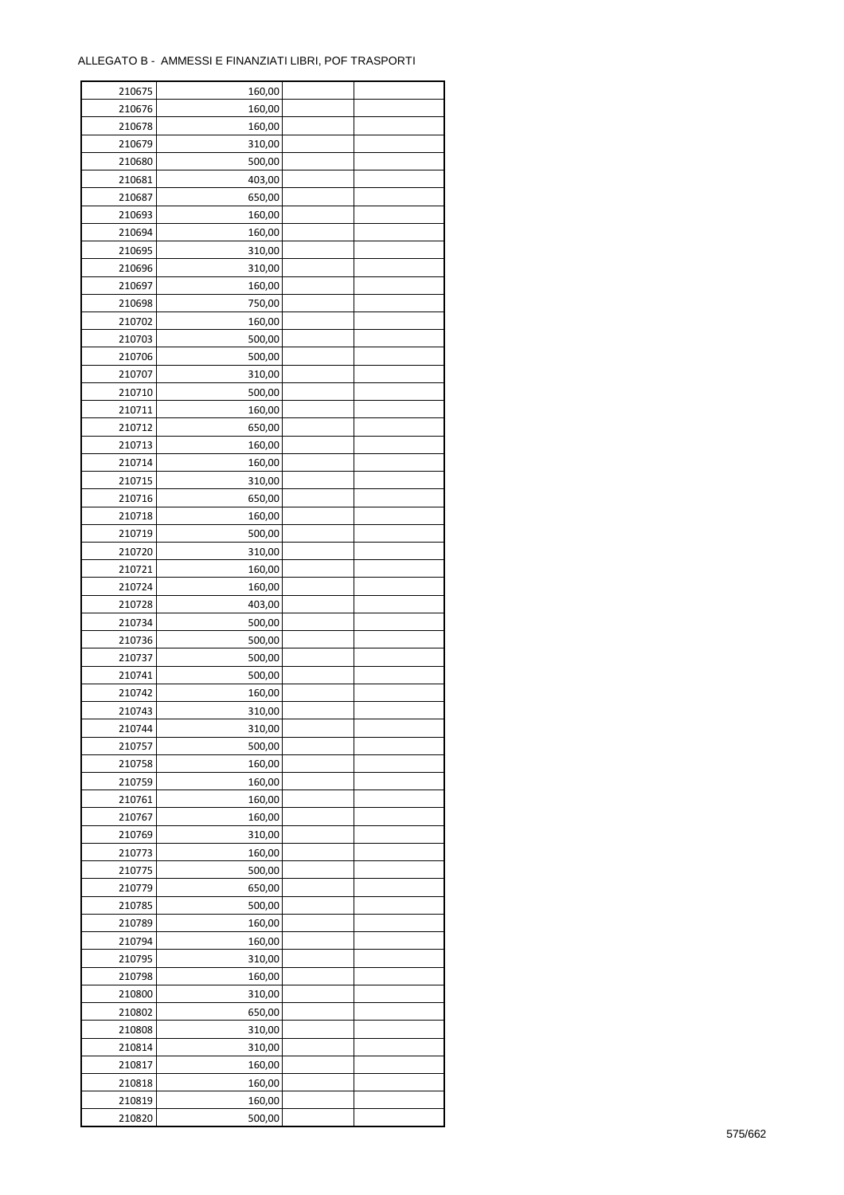ALLEGATO B - AMMESSI E FINANZIATI LIBRI, POF TRASPORTI

| | | | |
|---|---|---|---|
| 210675 | 160,00 | | |
| 210676 | 160,00 | | |
| 210678 | 160,00 | | |
| 210679 | 310,00 | | |
| 210680 | 500,00 | | |
| 210681 | 403,00 | | |
| 210687 | 650,00 | | |
| 210693 | 160,00 | | |
| 210694 | 160,00 | | |
| 210695 | 310,00 | | |
| 210696 | 310,00 | | |
| 210697 | 160,00 | | |
| 210698 | 750,00 | | |
| 210702 | 160,00 | | |
| 210703 | 500,00 | | |
| 210706 | 500,00 | | |
| 210707 | 310,00 | | |
| 210710 | 500,00 | | |
| 210711 | 160,00 | | |
| 210712 | 650,00 | | |
| 210713 | 160,00 | | |
| 210714 | 160,00 | | |
| 210715 | 310,00 | | |
| 210716 | 650,00 | | |
| 210718 | 160,00 | | |
| 210719 | 500,00 | | |
| 210720 | 310,00 | | |
| 210721 | 160,00 | | |
| 210724 | 160,00 | | |
| 210728 | 403,00 | | |
| 210734 | 500,00 | | |
| 210736 | 500,00 | | |
| 210737 | 500,00 | | |
| 210741 | 500,00 | | |
| 210742 | 160,00 | | |
| 210743 | 310,00 | | |
| 210744 | 310,00 | | |
| 210757 | 500,00 | | |
| 210758 | 160,00 | | |
| 210759 | 160,00 | | |
| 210761 | 160,00 | | |
| 210767 | 160,00 | | |
| 210769 | 310,00 | | |
| 210773 | 160,00 | | |
| 210775 | 500,00 | | |
| 210779 | 650,00 | | |
| 210785 | 500,00 | | |
| 210789 | 160,00 | | |
| 210794 | 160,00 | | |
| 210795 | 310,00 | | |
| 210798 | 160,00 | | |
| 210800 | 310,00 | | |
| 210802 | 650,00 | | |
| 210808 | 310,00 | | |
| 210814 | 310,00 | | |
| 210817 | 160,00 | | |
| 210818 | 160,00 | | |
| 210819 | 160,00 | | |
| 210820 | 500,00 | | |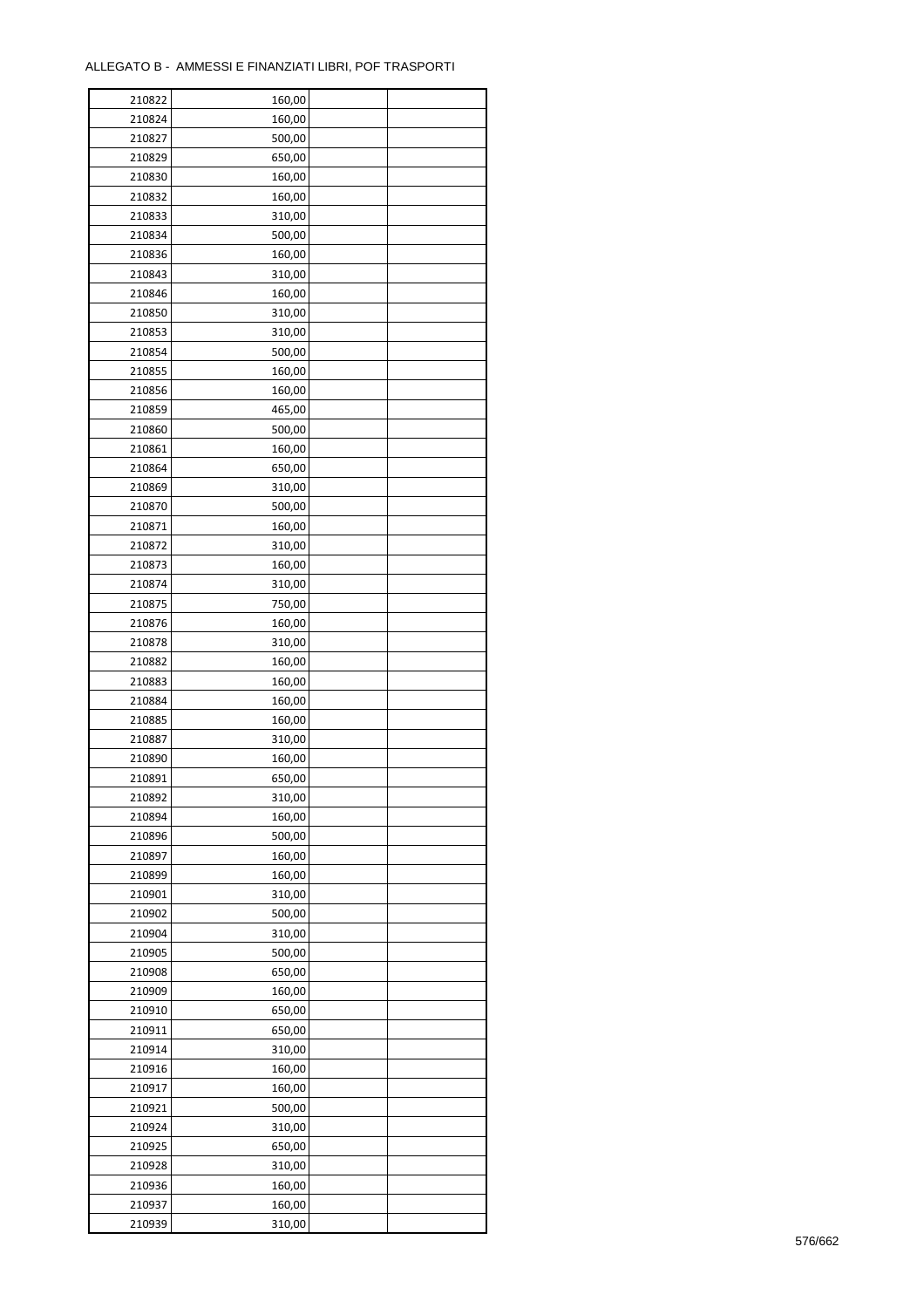ALLEGATO B - AMMESSI E FINANZIATI LIBRI, POF TRASPORTI

| | | | |
|---|---|---|---|
| 210822 | 160,00 | | |
| 210824 | 160,00 | | |
| 210827 | 500,00 | | |
| 210829 | 650,00 | | |
| 210830 | 160,00 | | |
| 210832 | 160,00 | | |
| 210833 | 310,00 | | |
| 210834 | 500,00 | | |
| 210836 | 160,00 | | |
| 210843 | 310,00 | | |
| 210846 | 160,00 | | |
| 210850 | 310,00 | | |
| 210853 | 310,00 | | |
| 210854 | 500,00 | | |
| 210855 | 160,00 | | |
| 210856 | 160,00 | | |
| 210859 | 465,00 | | |
| 210860 | 500,00 | | |
| 210861 | 160,00 | | |
| 210864 | 650,00 | | |
| 210869 | 310,00 | | |
| 210870 | 500,00 | | |
| 210871 | 160,00 | | |
| 210872 | 310,00 | | |
| 210873 | 160,00 | | |
| 210874 | 310,00 | | |
| 210875 | 750,00 | | |
| 210876 | 160,00 | | |
| 210878 | 310,00 | | |
| 210882 | 160,00 | | |
| 210883 | 160,00 | | |
| 210884 | 160,00 | | |
| 210885 | 160,00 | | |
| 210887 | 310,00 | | |
| 210890 | 160,00 | | |
| 210891 | 650,00 | | |
| 210892 | 310,00 | | |
| 210894 | 160,00 | | |
| 210896 | 500,00 | | |
| 210897 | 160,00 | | |
| 210899 | 160,00 | | |
| 210901 | 310,00 | | |
| 210902 | 500,00 | | |
| 210904 | 310,00 | | |
| 210905 | 500,00 | | |
| 210908 | 650,00 | | |
| 210909 | 160,00 | | |
| 210910 | 650,00 | | |
| 210911 | 650,00 | | |
| 210914 | 310,00 | | |
| 210916 | 160,00 | | |
| 210917 | 160,00 | | |
| 210921 | 500,00 | | |
| 210924 | 310,00 | | |
| 210925 | 650,00 | | |
| 210928 | 310,00 | | |
| 210936 | 160,00 | | |
| 210937 | 160,00 | | |
| 210939 | 310,00 | | |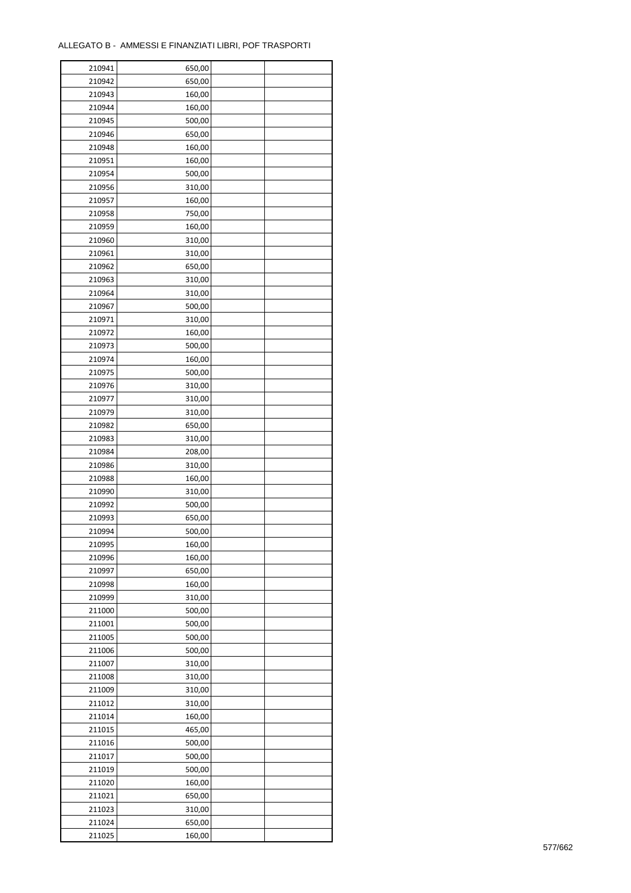ALLEGATO B - AMMESSI E FINANZIATI LIBRI, POF TRASPORTI

| | | | |
|---|---|---|---|
| 210941 | 650,00 | | |
| 210942 | 650,00 | | |
| 210943 | 160,00 | | |
| 210944 | 160,00 | | |
| 210945 | 500,00 | | |
| 210946 | 650,00 | | |
| 210948 | 160,00 | | |
| 210951 | 160,00 | | |
| 210954 | 500,00 | | |
| 210956 | 310,00 | | |
| 210957 | 160,00 | | |
| 210958 | 750,00 | | |
| 210959 | 160,00 | | |
| 210960 | 310,00 | | |
| 210961 | 310,00 | | |
| 210962 | 650,00 | | |
| 210963 | 310,00 | | |
| 210964 | 310,00 | | |
| 210967 | 500,00 | | |
| 210971 | 310,00 | | |
| 210972 | 160,00 | | |
| 210973 | 500,00 | | |
| 210974 | 160,00 | | |
| 210975 | 500,00 | | |
| 210976 | 310,00 | | |
| 210977 | 310,00 | | |
| 210979 | 310,00 | | |
| 210982 | 650,00 | | |
| 210983 | 310,00 | | |
| 210984 | 208,00 | | |
| 210986 | 310,00 | | |
| 210988 | 160,00 | | |
| 210990 | 310,00 | | |
| 210992 | 500,00 | | |
| 210993 | 650,00 | | |
| 210994 | 500,00 | | |
| 210995 | 160,00 | | |
| 210996 | 160,00 | | |
| 210997 | 650,00 | | |
| 210998 | 160,00 | | |
| 210999 | 310,00 | | |
| 211000 | 500,00 | | |
| 211001 | 500,00 | | |
| 211005 | 500,00 | | |
| 211006 | 500,00 | | |
| 211007 | 310,00 | | |
| 211008 | 310,00 | | |
| 211009 | 310,00 | | |
| 211012 | 310,00 | | |
| 211014 | 160,00 | | |
| 211015 | 465,00 | | |
| 211016 | 500,00 | | |
| 211017 | 500,00 | | |
| 211019 | 500,00 | | |
| 211020 | 160,00 | | |
| 211021 | 650,00 | | |
| 211023 | 310,00 | | |
| 211024 | 650,00 | | |
| 211025 | 160,00 | | |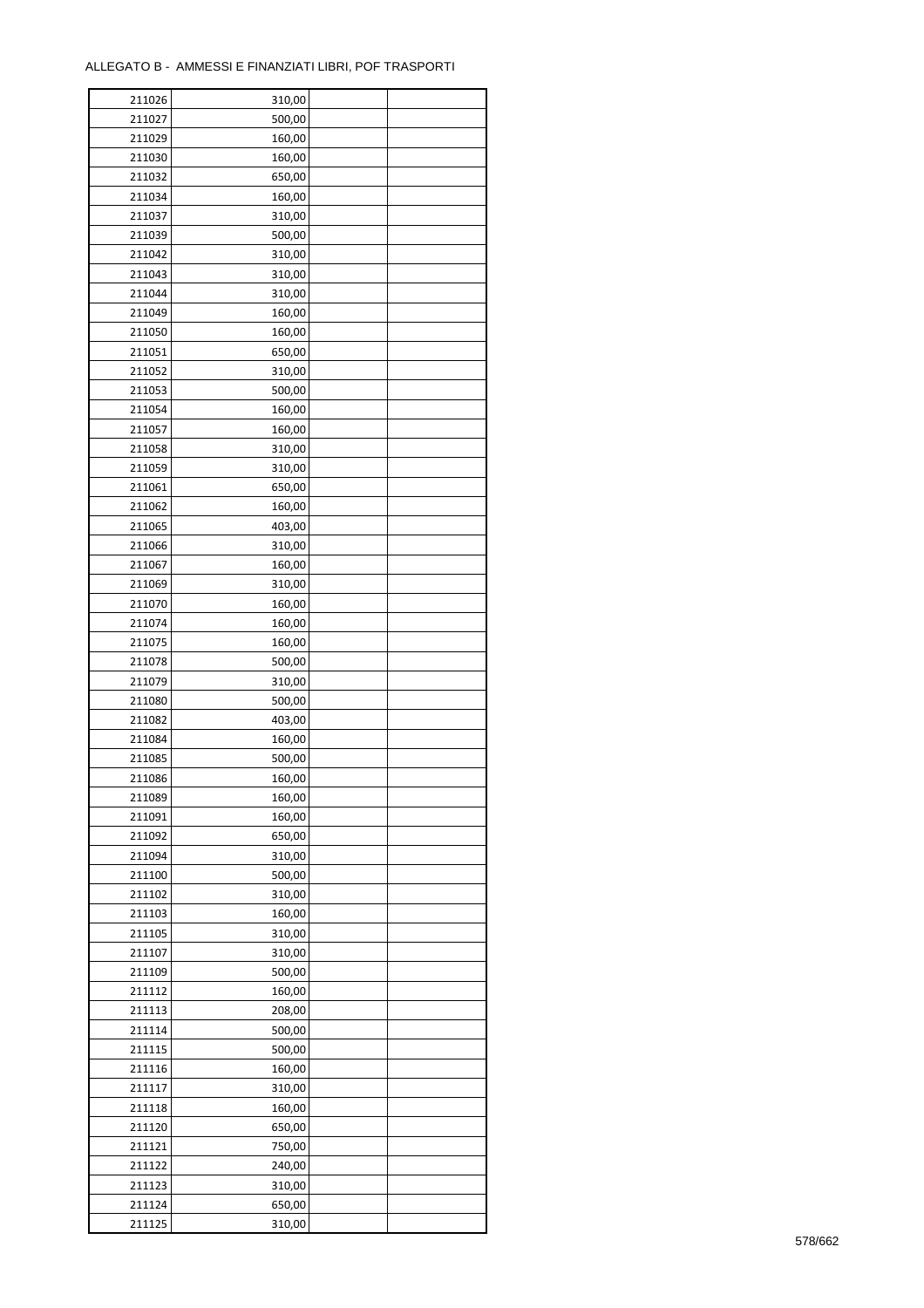ALLEGATO B - AMMESSI E FINANZIATI LIBRI, POF TRASPORTI

| | | | |
|---|---|---|---|
| 211026 | 310,00 | | |
| 211027 | 500,00 | | |
| 211029 | 160,00 | | |
| 211030 | 160,00 | | |
| 211032 | 650,00 | | |
| 211034 | 160,00 | | |
| 211037 | 310,00 | | |
| 211039 | 500,00 | | |
| 211042 | 310,00 | | |
| 211043 | 310,00 | | |
| 211044 | 310,00 | | |
| 211049 | 160,00 | | |
| 211050 | 160,00 | | |
| 211051 | 650,00 | | |
| 211052 | 310,00 | | |
| 211053 | 500,00 | | |
| 211054 | 160,00 | | |
| 211057 | 160,00 | | |
| 211058 | 310,00 | | |
| 211059 | 310,00 | | |
| 211061 | 650,00 | | |
| 211062 | 160,00 | | |
| 211065 | 403,00 | | |
| 211066 | 310,00 | | |
| 211067 | 160,00 | | |
| 211069 | 310,00 | | |
| 211070 | 160,00 | | |
| 211074 | 160,00 | | |
| 211075 | 160,00 | | |
| 211078 | 500,00 | | |
| 211079 | 310,00 | | |
| 211080 | 500,00 | | |
| 211082 | 403,00 | | |
| 211084 | 160,00 | | |
| 211085 | 500,00 | | |
| 211086 | 160,00 | | |
| 211089 | 160,00 | | |
| 211091 | 160,00 | | |
| 211092 | 650,00 | | |
| 211094 | 310,00 | | |
| 211100 | 500,00 | | |
| 211102 | 310,00 | | |
| 211103 | 160,00 | | |
| 211105 | 310,00 | | |
| 211107 | 310,00 | | |
| 211109 | 500,00 | | |
| 211112 | 160,00 | | |
| 211113 | 208,00 | | |
| 211114 | 500,00 | | |
| 211115 | 500,00 | | |
| 211116 | 160,00 | | |
| 211117 | 310,00 | | |
| 211118 | 160,00 | | |
| 211120 | 650,00 | | |
| 211121 | 750,00 | | |
| 211122 | 240,00 | | |
| 211123 | 310,00 | | |
| 211124 | 650,00 | | |
| 211125 | 310,00 | | |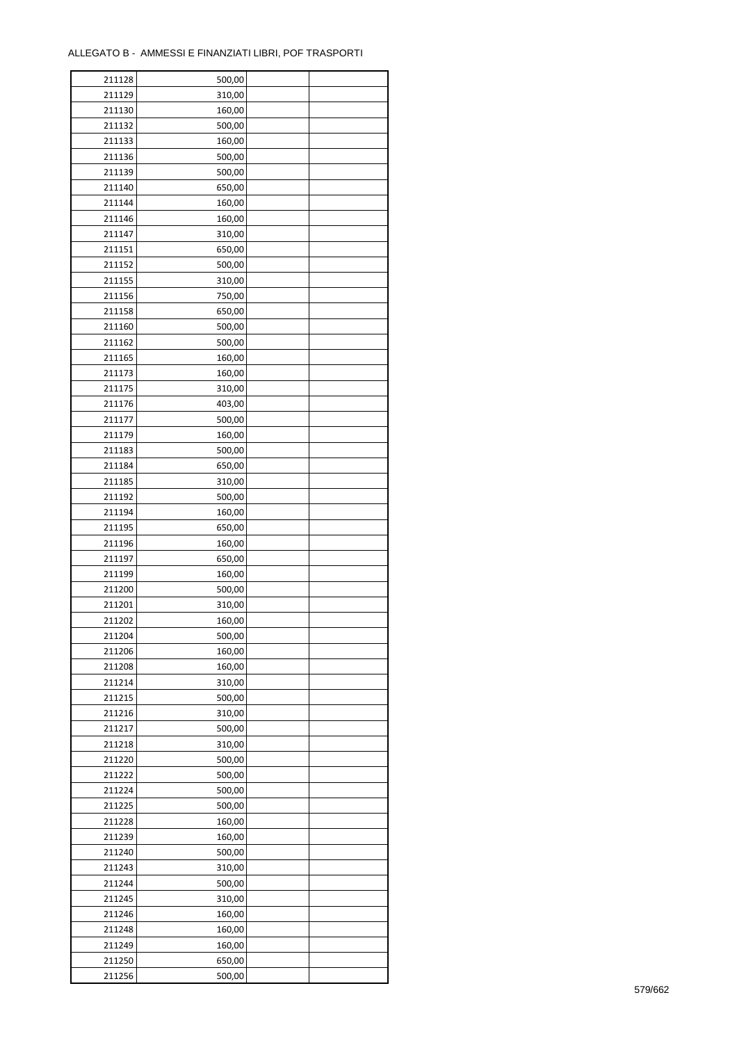ALLEGATO B - AMMESSI E FINANZIATI LIBRI, POF TRASPORTI

| | | | |
|---|---|---|---|
| 211128 | 500,00 | | |
| 211129 | 310,00 | | |
| 211130 | 160,00 | | |
| 211132 | 500,00 | | |
| 211133 | 160,00 | | |
| 211136 | 500,00 | | |
| 211139 | 500,00 | | |
| 211140 | 650,00 | | |
| 211144 | 160,00 | | |
| 211146 | 160,00 | | |
| 211147 | 310,00 | | |
| 211151 | 650,00 | | |
| 211152 | 500,00 | | |
| 211155 | 310,00 | | |
| 211156 | 750,00 | | |
| 211158 | 650,00 | | |
| 211160 | 500,00 | | |
| 211162 | 500,00 | | |
| 211165 | 160,00 | | |
| 211173 | 160,00 | | |
| 211175 | 310,00 | | |
| 211176 | 403,00 | | |
| 211177 | 500,00 | | |
| 211179 | 160,00 | | |
| 211183 | 500,00 | | |
| 211184 | 650,00 | | |
| 211185 | 310,00 | | |
| 211192 | 500,00 | | |
| 211194 | 160,00 | | |
| 211195 | 650,00 | | |
| 211196 | 160,00 | | |
| 211197 | 650,00 | | |
| 211199 | 160,00 | | |
| 211200 | 500,00 | | |
| 211201 | 310,00 | | |
| 211202 | 160,00 | | |
| 211204 | 500,00 | | |
| 211206 | 160,00 | | |
| 211208 | 160,00 | | |
| 211214 | 310,00 | | |
| 211215 | 500,00 | | |
| 211216 | 310,00 | | |
| 211217 | 500,00 | | |
| 211218 | 310,00 | | |
| 211220 | 500,00 | | |
| 211222 | 500,00 | | |
| 211224 | 500,00 | | |
| 211225 | 500,00 | | |
| 211228 | 160,00 | | |
| 211239 | 160,00 | | |
| 211240 | 500,00 | | |
| 211243 | 310,00 | | |
| 211244 | 500,00 | | |
| 211245 | 310,00 | | |
| 211246 | 160,00 | | |
| 211248 | 160,00 | | |
| 211249 | 160,00 | | |
| 211250 | 650,00 | | |
| 211256 | 500,00 | | |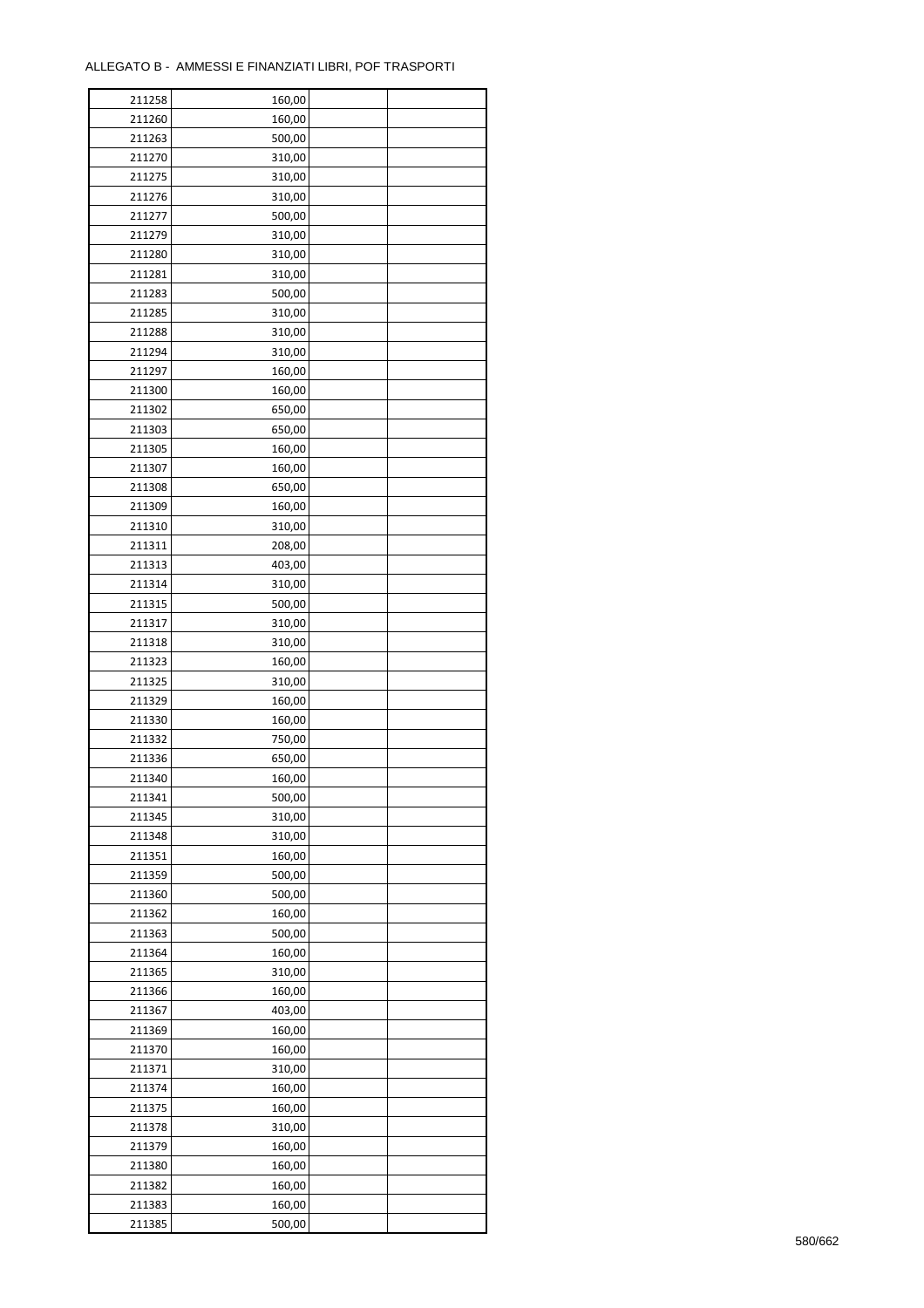ALLEGATO B - AMMESSI E FINANZIATI LIBRI, POF TRASPORTI

| | | | |
|---|---|---|---|
| 211258 | 160,00 | | |
| 211260 | 160,00 | | |
| 211263 | 500,00 | | |
| 211270 | 310,00 | | |
| 211275 | 310,00 | | |
| 211276 | 310,00 | | |
| 211277 | 500,00 | | |
| 211279 | 310,00 | | |
| 211280 | 310,00 | | |
| 211281 | 310,00 | | |
| 211283 | 500,00 | | |
| 211285 | 310,00 | | |
| 211288 | 310,00 | | |
| 211294 | 310,00 | | |
| 211297 | 160,00 | | |
| 211300 | 160,00 | | |
| 211302 | 650,00 | | |
| 211303 | 650,00 | | |
| 211305 | 160,00 | | |
| 211307 | 160,00 | | |
| 211308 | 650,00 | | |
| 211309 | 160,00 | | |
| 211310 | 310,00 | | |
| 211311 | 208,00 | | |
| 211313 | 403,00 | | |
| 211314 | 310,00 | | |
| 211315 | 500,00 | | |
| 211317 | 310,00 | | |
| 211318 | 310,00 | | |
| 211323 | 160,00 | | |
| 211325 | 310,00 | | |
| 211329 | 160,00 | | |
| 211330 | 160,00 | | |
| 211332 | 750,00 | | |
| 211336 | 650,00 | | |
| 211340 | 160,00 | | |
| 211341 | 500,00 | | |
| 211345 | 310,00 | | |
| 211348 | 310,00 | | |
| 211351 | 160,00 | | |
| 211359 | 500,00 | | |
| 211360 | 500,00 | | |
| 211362 | 160,00 | | |
| 211363 | 500,00 | | |
| 211364 | 160,00 | | |
| 211365 | 310,00 | | |
| 211366 | 160,00 | | |
| 211367 | 403,00 | | |
| 211369 | 160,00 | | |
| 211370 | 160,00 | | |
| 211371 | 310,00 | | |
| 211374 | 160,00 | | |
| 211375 | 160,00 | | |
| 211378 | 310,00 | | |
| 211379 | 160,00 | | |
| 211380 | 160,00 | | |
| 211382 | 160,00 | | |
| 211383 | 160,00 | | |
| 211385 | 500,00 | | |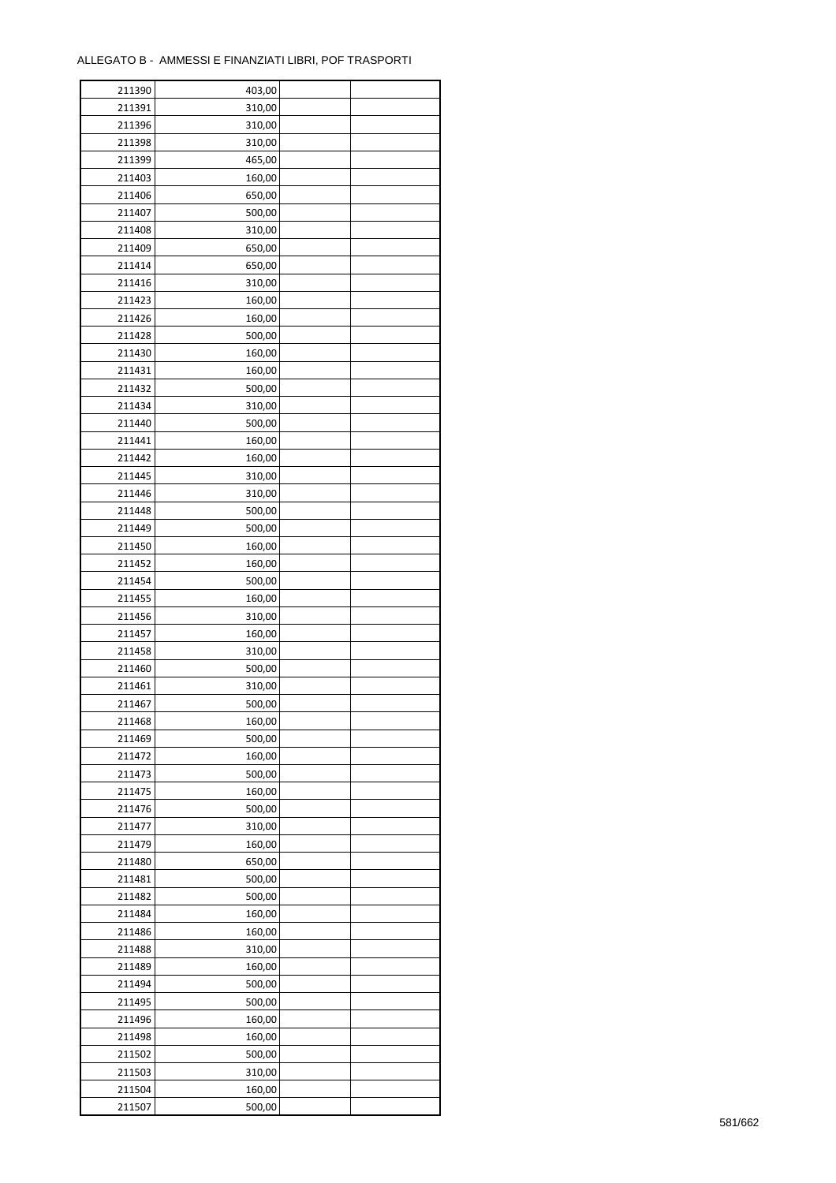ALLEGATO B - AMMESSI E FINANZIATI LIBRI, POF TRASPORTI

| | | | |
|---|---|---|---|
| 211390 | 403,00 | | |
| 211391 | 310,00 | | |
| 211396 | 310,00 | | |
| 211398 | 310,00 | | |
| 211399 | 465,00 | | |
| 211403 | 160,00 | | |
| 211406 | 650,00 | | |
| 211407 | 500,00 | | |
| 211408 | 310,00 | | |
| 211409 | 650,00 | | |
| 211414 | 650,00 | | |
| 211416 | 310,00 | | |
| 211423 | 160,00 | | |
| 211426 | 160,00 | | |
| 211428 | 500,00 | | |
| 211430 | 160,00 | | |
| 211431 | 160,00 | | |
| 211432 | 500,00 | | |
| 211434 | 310,00 | | |
| 211440 | 500,00 | | |
| 211441 | 160,00 | | |
| 211442 | 160,00 | | |
| 211445 | 310,00 | | |
| 211446 | 310,00 | | |
| 211448 | 500,00 | | |
| 211449 | 500,00 | | |
| 211450 | 160,00 | | |
| 211452 | 160,00 | | |
| 211454 | 500,00 | | |
| 211455 | 160,00 | | |
| 211456 | 310,00 | | |
| 211457 | 160,00 | | |
| 211458 | 310,00 | | |
| 211460 | 500,00 | | |
| 211461 | 310,00 | | |
| 211467 | 500,00 | | |
| 211468 | 160,00 | | |
| 211469 | 500,00 | | |
| 211472 | 160,00 | | |
| 211473 | 500,00 | | |
| 211475 | 160,00 | | |
| 211476 | 500,00 | | |
| 211477 | 310,00 | | |
| 211479 | 160,00 | | |
| 211480 | 650,00 | | |
| 211481 | 500,00 | | |
| 211482 | 500,00 | | |
| 211484 | 160,00 | | |
| 211486 | 160,00 | | |
| 211488 | 310,00 | | |
| 211489 | 160,00 | | |
| 211494 | 500,00 | | |
| 211495 | 500,00 | | |
| 211496 | 160,00 | | |
| 211498 | 160,00 | | |
| 211502 | 500,00 | | |
| 211503 | 310,00 | | |
| 211504 | 160,00 | | |
| 211507 | 500,00 | | |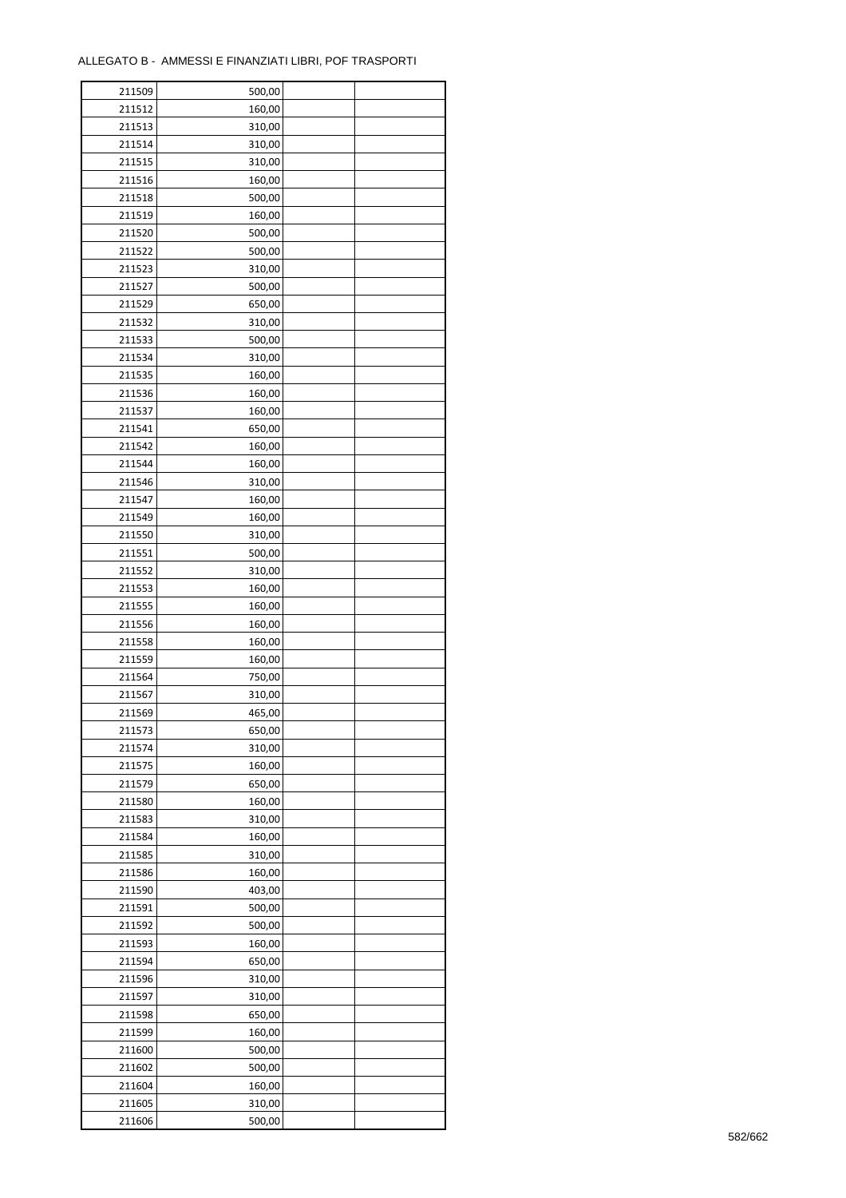ALLEGATO B - AMMESSI E FINANZIATI LIBRI, POF TRASPORTI

| | | | |
|---|---|---|---|
| 211509 | 500,00 | | |
| 211512 | 160,00 | | |
| 211513 | 310,00 | | |
| 211514 | 310,00 | | |
| 211515 | 310,00 | | |
| 211516 | 160,00 | | |
| 211518 | 500,00 | | |
| 211519 | 160,00 | | |
| 211520 | 500,00 | | |
| 211522 | 500,00 | | |
| 211523 | 310,00 | | |
| 211527 | 500,00 | | |
| 211529 | 650,00 | | |
| 211532 | 310,00 | | |
| 211533 | 500,00 | | |
| 211534 | 310,00 | | |
| 211535 | 160,00 | | |
| 211536 | 160,00 | | |
| 211537 | 160,00 | | |
| 211541 | 650,00 | | |
| 211542 | 160,00 | | |
| 211544 | 160,00 | | |
| 211546 | 310,00 | | |
| 211547 | 160,00 | | |
| 211549 | 160,00 | | |
| 211550 | 310,00 | | |
| 211551 | 500,00 | | |
| 211552 | 310,00 | | |
| 211553 | 160,00 | | |
| 211555 | 160,00 | | |
| 211556 | 160,00 | | |
| 211558 | 160,00 | | |
| 211559 | 160,00 | | |
| 211564 | 750,00 | | |
| 211567 | 310,00 | | |
| 211569 | 465,00 | | |
| 211573 | 650,00 | | |
| 211574 | 310,00 | | |
| 211575 | 160,00 | | |
| 211579 | 650,00 | | |
| 211580 | 160,00 | | |
| 211583 | 310,00 | | |
| 211584 | 160,00 | | |
| 211585 | 310,00 | | |
| 211586 | 160,00 | | |
| 211590 | 403,00 | | |
| 211591 | 500,00 | | |
| 211592 | 500,00 | | |
| 211593 | 160,00 | | |
| 211594 | 650,00 | | |
| 211596 | 310,00 | | |
| 211597 | 310,00 | | |
| 211598 | 650,00 | | |
| 211599 | 160,00 | | |
| 211600 | 500,00 | | |
| 211602 | 500,00 | | |
| 211604 | 160,00 | | |
| 211605 | 310,00 | | |
| 211606 | 500,00 | | |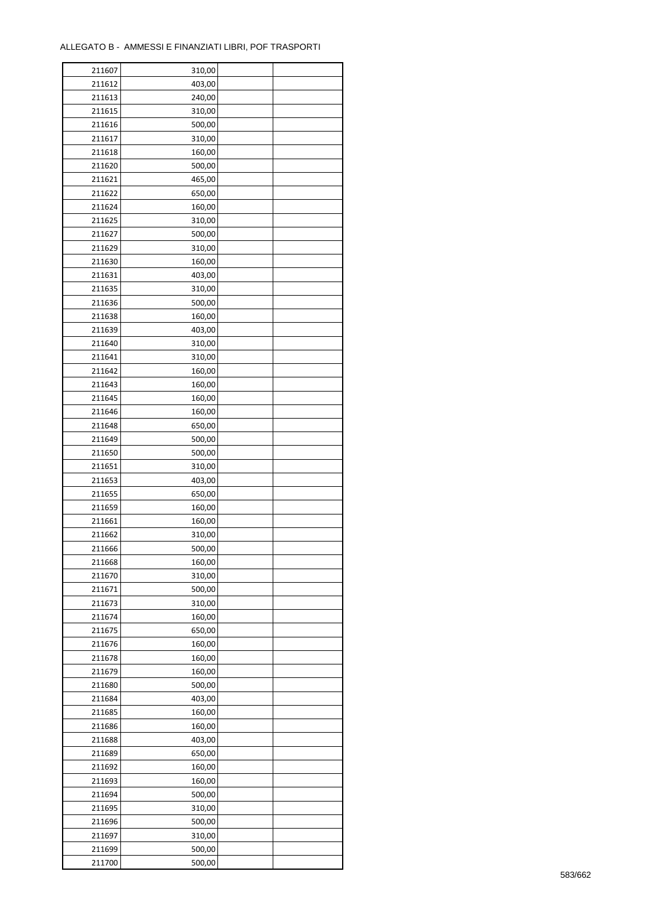ALLEGATO B - AMMESSI E FINANZIATI LIBRI, POF TRASPORTI

| | | | |
|---|---|---|---|
| 211607 | 310,00 | | |
| 211612 | 403,00 | | |
| 211613 | 240,00 | | |
| 211615 | 310,00 | | |
| 211616 | 500,00 | | |
| 211617 | 310,00 | | |
| 211618 | 160,00 | | |
| 211620 | 500,00 | | |
| 211621 | 465,00 | | |
| 211622 | 650,00 | | |
| 211624 | 160,00 | | |
| 211625 | 310,00 | | |
| 211627 | 500,00 | | |
| 211629 | 310,00 | | |
| 211630 | 160,00 | | |
| 211631 | 403,00 | | |
| 211635 | 310,00 | | |
| 211636 | 500,00 | | |
| 211638 | 160,00 | | |
| 211639 | 403,00 | | |
| 211640 | 310,00 | | |
| 211641 | 310,00 | | |
| 211642 | 160,00 | | |
| 211643 | 160,00 | | |
| 211645 | 160,00 | | |
| 211646 | 160,00 | | |
| 211648 | 650,00 | | |
| 211649 | 500,00 | | |
| 211650 | 500,00 | | |
| 211651 | 310,00 | | |
| 211653 | 403,00 | | |
| 211655 | 650,00 | | |
| 211659 | 160,00 | | |
| 211661 | 160,00 | | |
| 211662 | 310,00 | | |
| 211666 | 500,00 | | |
| 211668 | 160,00 | | |
| 211670 | 310,00 | | |
| 211671 | 500,00 | | |
| 211673 | 310,00 | | |
| 211674 | 160,00 | | |
| 211675 | 650,00 | | |
| 211676 | 160,00 | | |
| 211678 | 160,00 | | |
| 211679 | 160,00 | | |
| 211680 | 500,00 | | |
| 211684 | 403,00 | | |
| 211685 | 160,00 | | |
| 211686 | 160,00 | | |
| 211688 | 403,00 | | |
| 211689 | 650,00 | | |
| 211692 | 160,00 | | |
| 211693 | 160,00 | | |
| 211694 | 500,00 | | |
| 211695 | 310,00 | | |
| 211696 | 500,00 | | |
| 211697 | 310,00 | | |
| 211699 | 500,00 | | |
| 211700 | 500,00 | | |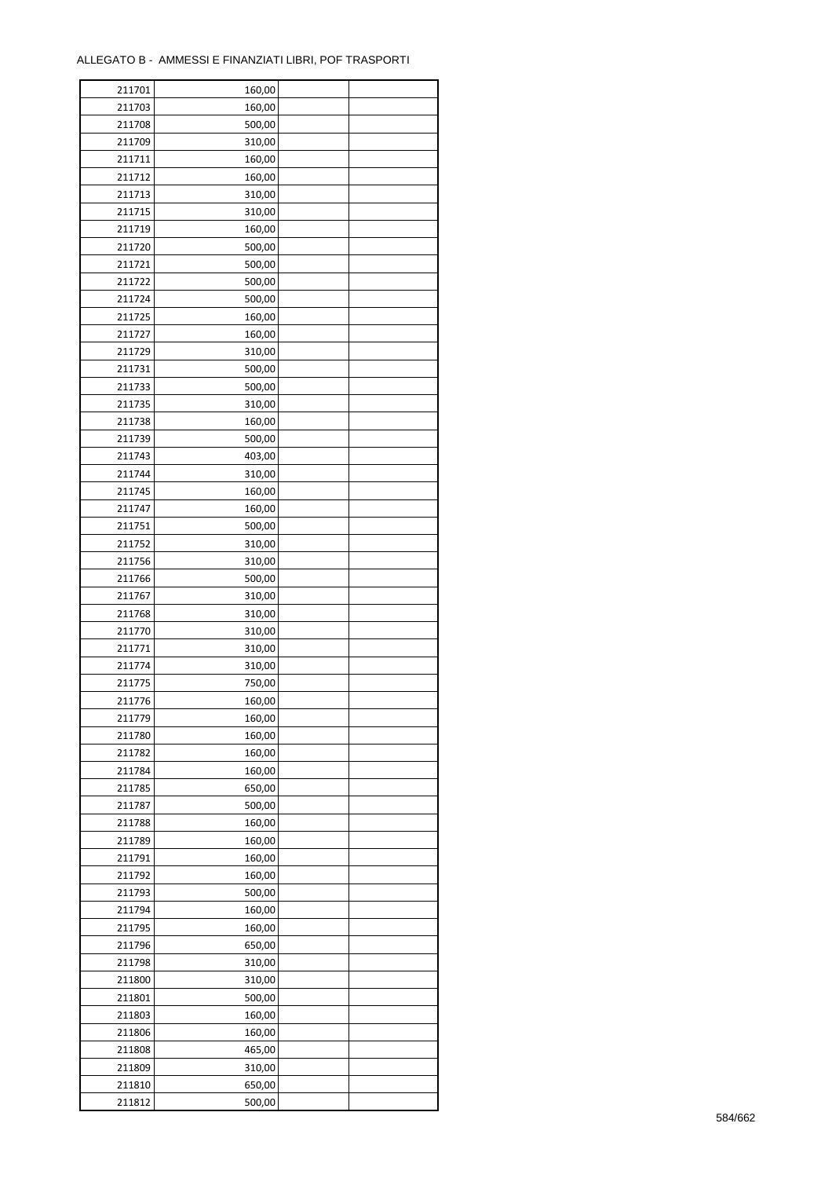ALLEGATO B - AMMESSI E FINANZIATI LIBRI, POF TRASPORTI

| | | | |
|---|---|---|---|
| 211701 | 160,00 | | |
| 211703 | 160,00 | | |
| 211708 | 500,00 | | |
| 211709 | 310,00 | | |
| 211711 | 160,00 | | |
| 211712 | 160,00 | | |
| 211713 | 310,00 | | |
| 211715 | 310,00 | | |
| 211719 | 160,00 | | |
| 211720 | 500,00 | | |
| 211721 | 500,00 | | |
| 211722 | 500,00 | | |
| 211724 | 500,00 | | |
| 211725 | 160,00 | | |
| 211727 | 160,00 | | |
| 211729 | 310,00 | | |
| 211731 | 500,00 | | |
| 211733 | 500,00 | | |
| 211735 | 310,00 | | |
| 211738 | 160,00 | | |
| 211739 | 500,00 | | |
| 211743 | 403,00 | | |
| 211744 | 310,00 | | |
| 211745 | 160,00 | | |
| 211747 | 160,00 | | |
| 211751 | 500,00 | | |
| 211752 | 310,00 | | |
| 211756 | 310,00 | | |
| 211766 | 500,00 | | |
| 211767 | 310,00 | | |
| 211768 | 310,00 | | |
| 211770 | 310,00 | | |
| 211771 | 310,00 | | |
| 211774 | 310,00 | | |
| 211775 | 750,00 | | |
| 211776 | 160,00 | | |
| 211779 | 160,00 | | |
| 211780 | 160,00 | | |
| 211782 | 160,00 | | |
| 211784 | 160,00 | | |
| 211785 | 650,00 | | |
| 211787 | 500,00 | | |
| 211788 | 160,00 | | |
| 211789 | 160,00 | | |
| 211791 | 160,00 | | |
| 211792 | 160,00 | | |
| 211793 | 500,00 | | |
| 211794 | 160,00 | | |
| 211795 | 160,00 | | |
| 211796 | 650,00 | | |
| 211798 | 310,00 | | |
| 211800 | 310,00 | | |
| 211801 | 500,00 | | |
| 211803 | 160,00 | | |
| 211806 | 160,00 | | |
| 211808 | 465,00 | | |
| 211809 | 310,00 | | |
| 211810 | 650,00 | | |
| 211812 | 500,00 | | |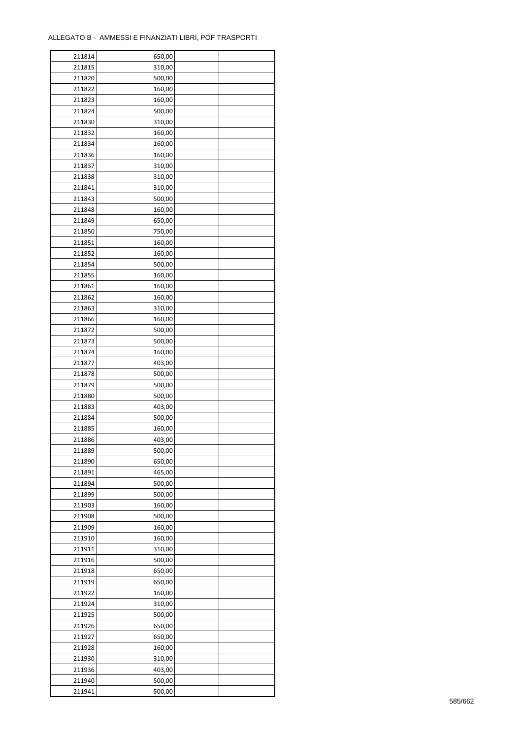ALLEGATO B - AMMESSI E FINANZIATI LIBRI, POF TRASPORTI

| 211814 | 650,00 | | |
|---|---|---|---|
| 211815 | 310,00 | | |
| 211820 | 500,00 | | |
| 211822 | 160,00 | | |
| 211823 | 160,00 | | |
| 211824 | 500,00 | | |
| 211830 | 310,00 | | |
| 211832 | 160,00 | | |
| 211834 | 160,00 | | |
| 211836 | 160,00 | | |
| 211837 | 310,00 | | |
| 211838 | 310,00 | | |
| 211841 | 310,00 | | |
| 211843 | 500,00 | | |
| 211848 | 160,00 | | |
| 211849 | 650,00 | | |
| 211850 | 750,00 | | |
| 211851 | 160,00 | | |
| 211852 | 160,00 | | |
| 211854 | 500,00 | | |
| 211855 | 160,00 | | |
| 211861 | 160,00 | | |
| 211862 | 160,00 | | |
| 211863 | 310,00 | | |
| 211866 | 160,00 | | |
| 211872 | 500,00 | | |
| 211873 | 500,00 | | |
| 211874 | 160,00 | | |
| 211877 | 403,00 | | |
| 211878 | 500,00 | | |
| 211879 | 500,00 | | |
| 211880 | 500,00 | | |
| 211883 | 403,00 | | |
| 211884 | 500,00 | | |
| 211885 | 160,00 | | |
| 211886 | 403,00 | | |
| 211889 | 500,00 | | |
| 211890 | 650,00 | | |
| 211891 | 465,00 | | |
| 211894 | 500,00 | | |
| 211899 | 500,00 | | |
| 211903 | 160,00 | | |
| 211908 | 500,00 | | |
| 211909 | 160,00 | | |
| 211910 | 160,00 | | |
| 211911 | 310,00 | | |
| 211916 | 500,00 | | |
| 211918 | 650,00 | | |
| 211919 | 650,00 | | |
| 211922 | 160,00 | | |
| 211924 | 310,00 | | |
| 211925 | 500,00 | | |
| 211926 | 650,00 | | |
| 211927 | 650,00 | | |
| 211928 | 160,00 | | |
| 211930 | 310,00 | | |
| 211936 | 403,00 | | |
| 211940 | 500,00 | | |
| 211941 | 500,00 | | |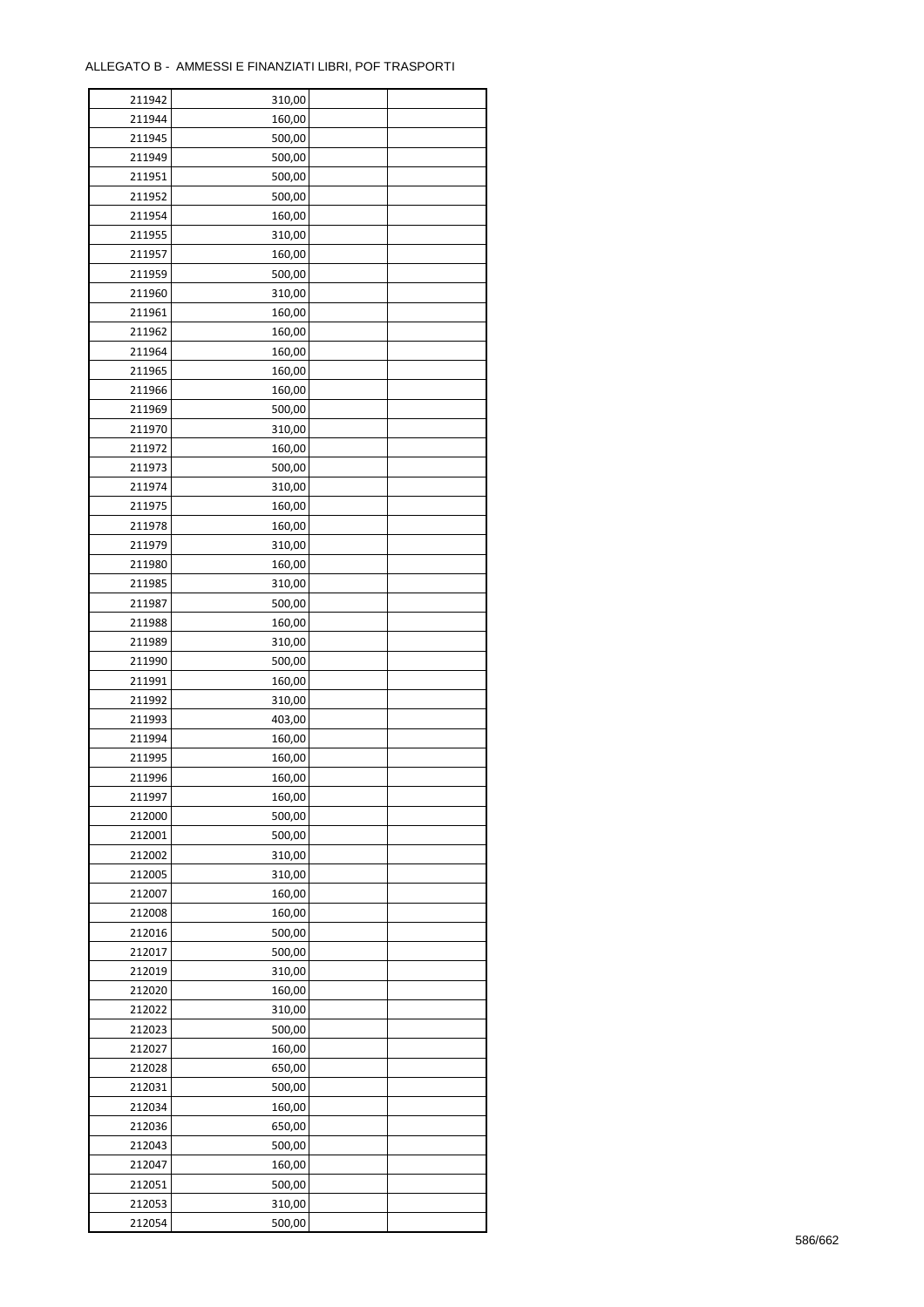ALLEGATO B - AMMESSI E FINANZIATI LIBRI, POF TRASPORTI

| | | | |
|---|---|---|---|
| 211942 | 310,00 | | |
| 211944 | 160,00 | | |
| 211945 | 500,00 | | |
| 211949 | 500,00 | | |
| 211951 | 500,00 | | |
| 211952 | 500,00 | | |
| 211954 | 160,00 | | |
| 211955 | 310,00 | | |
| 211957 | 160,00 | | |
| 211959 | 500,00 | | |
| 211960 | 310,00 | | |
| 211961 | 160,00 | | |
| 211962 | 160,00 | | |
| 211964 | 160,00 | | |
| 211965 | 160,00 | | |
| 211966 | 160,00 | | |
| 211969 | 500,00 | | |
| 211970 | 310,00 | | |
| 211972 | 160,00 | | |
| 211973 | 500,00 | | |
| 211974 | 310,00 | | |
| 211975 | 160,00 | | |
| 211978 | 160,00 | | |
| 211979 | 310,00 | | |
| 211980 | 160,00 | | |
| 211985 | 310,00 | | |
| 211987 | 500,00 | | |
| 211988 | 160,00 | | |
| 211989 | 310,00 | | |
| 211990 | 500,00 | | |
| 211991 | 160,00 | | |
| 211992 | 310,00 | | |
| 211993 | 403,00 | | |
| 211994 | 160,00 | | |
| 211995 | 160,00 | | |
| 211996 | 160,00 | | |
| 211997 | 160,00 | | |
| 212000 | 500,00 | | |
| 212001 | 500,00 | | |
| 212002 | 310,00 | | |
| 212005 | 310,00 | | |
| 212007 | 160,00 | | |
| 212008 | 160,00 | | |
| 212016 | 500,00 | | |
| 212017 | 500,00 | | |
| 212019 | 310,00 | | |
| 212020 | 160,00 | | |
| 212022 | 310,00 | | |
| 212023 | 500,00 | | |
| 212027 | 160,00 | | |
| 212028 | 650,00 | | |
| 212031 | 500,00 | | |
| 212034 | 160,00 | | |
| 212036 | 650,00 | | |
| 212043 | 500,00 | | |
| 212047 | 160,00 | | |
| 212051 | 500,00 | | |
| 212053 | 310,00 | | |
| 212054 | 500,00 | | |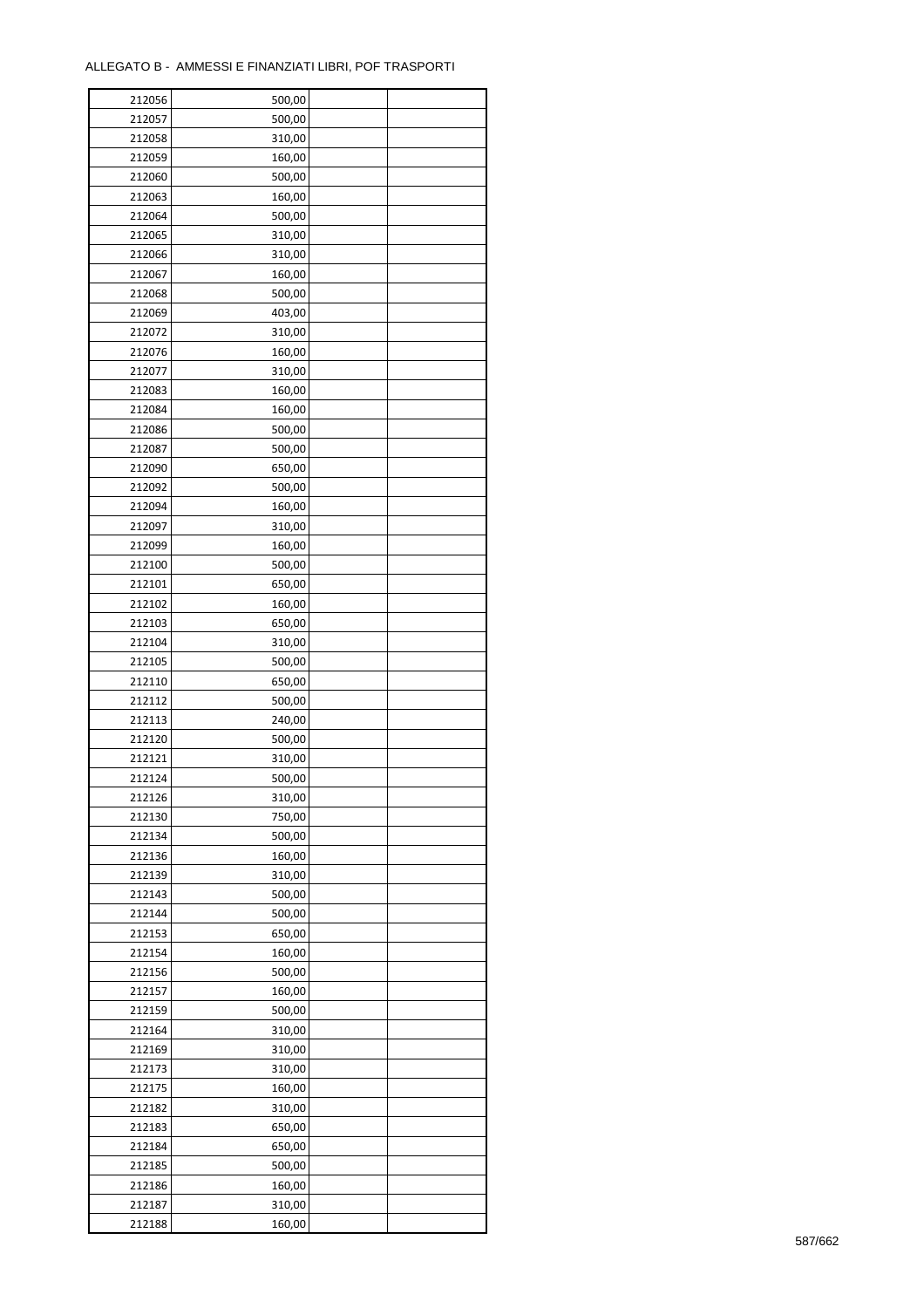ALLEGATO B - AMMESSI E FINANZIATI LIBRI, POF TRASPORTI

| | | | |
|---|---|---|---|
| 212056 | 500,00 | | |
| 212057 | 500,00 | | |
| 212058 | 310,00 | | |
| 212059 | 160,00 | | |
| 212060 | 500,00 | | |
| 212063 | 160,00 | | |
| 212064 | 500,00 | | |
| 212065 | 310,00 | | |
| 212066 | 310,00 | | |
| 212067 | 160,00 | | |
| 212068 | 500,00 | | |
| 212069 | 403,00 | | |
| 212072 | 310,00 | | |
| 212076 | 160,00 | | |
| 212077 | 310,00 | | |
| 212083 | 160,00 | | |
| 212084 | 160,00 | | |
| 212086 | 500,00 | | |
| 212087 | 500,00 | | |
| 212090 | 650,00 | | |
| 212092 | 500,00 | | |
| 212094 | 160,00 | | |
| 212097 | 310,00 | | |
| 212099 | 160,00 | | |
| 212100 | 500,00 | | |
| 212101 | 650,00 | | |
| 212102 | 160,00 | | |
| 212103 | 650,00 | | |
| 212104 | 310,00 | | |
| 212105 | 500,00 | | |
| 212110 | 650,00 | | |
| 212112 | 500,00 | | |
| 212113 | 240,00 | | |
| 212120 | 500,00 | | |
| 212121 | 310,00 | | |
| 212124 | 500,00 | | |
| 212126 | 310,00 | | |
| 212130 | 750,00 | | |
| 212134 | 500,00 | | |
| 212136 | 160,00 | | |
| 212139 | 310,00 | | |
| 212143 | 500,00 | | |
| 212144 | 500,00 | | |
| 212153 | 650,00 | | |
| 212154 | 160,00 | | |
| 212156 | 500,00 | | |
| 212157 | 160,00 | | |
| 212159 | 500,00 | | |
| 212164 | 310,00 | | |
| 212169 | 310,00 | | |
| 212173 | 310,00 | | |
| 212175 | 160,00 | | |
| 212182 | 310,00 | | |
| 212183 | 650,00 | | |
| 212184 | 650,00 | | |
| 212185 | 500,00 | | |
| 212186 | 160,00 | | |
| 212187 | 310,00 | | |
| 212188 | 160,00 | | |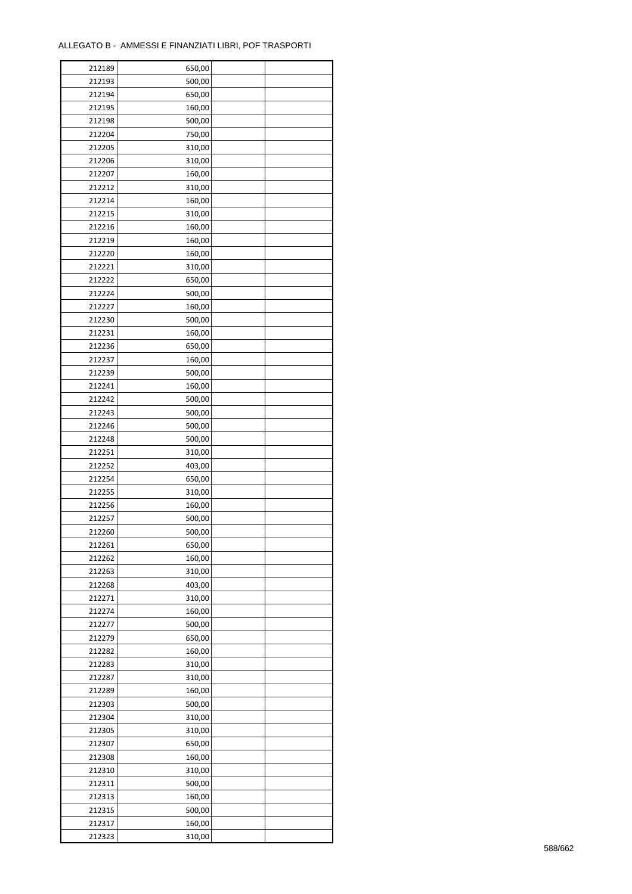ALLEGATO B - AMMESSI E FINANZIATI LIBRI, POF TRASPORTI

| | | | |
|---|---|---|---|
| 212189 | 650,00 | | |
| 212193 | 500,00 | | |
| 212194 | 650,00 | | |
| 212195 | 160,00 | | |
| 212198 | 500,00 | | |
| 212204 | 750,00 | | |
| 212205 | 310,00 | | |
| 212206 | 310,00 | | |
| 212207 | 160,00 | | |
| 212212 | 310,00 | | |
| 212214 | 160,00 | | |
| 212215 | 310,00 | | |
| 212216 | 160,00 | | |
| 212219 | 160,00 | | |
| 212220 | 160,00 | | |
| 212221 | 310,00 | | |
| 212222 | 650,00 | | |
| 212224 | 500,00 | | |
| 212227 | 160,00 | | |
| 212230 | 500,00 | | |
| 212231 | 160,00 | | |
| 212236 | 650,00 | | |
| 212237 | 160,00 | | |
| 212239 | 500,00 | | |
| 212241 | 160,00 | | |
| 212242 | 500,00 | | |
| 212243 | 500,00 | | |
| 212246 | 500,00 | | |
| 212248 | 500,00 | | |
| 212251 | 310,00 | | |
| 212252 | 403,00 | | |
| 212254 | 650,00 | | |
| 212255 | 310,00 | | |
| 212256 | 160,00 | | |
| 212257 | 500,00 | | |
| 212260 | 500,00 | | |
| 212261 | 650,00 | | |
| 212262 | 160,00 | | |
| 212263 | 310,00 | | |
| 212268 | 403,00 | | |
| 212271 | 310,00 | | |
| 212274 | 160,00 | | |
| 212277 | 500,00 | | |
| 212279 | 650,00 | | |
| 212282 | 160,00 | | |
| 212283 | 310,00 | | |
| 212287 | 310,00 | | |
| 212289 | 160,00 | | |
| 212303 | 500,00 | | |
| 212304 | 310,00 | | |
| 212305 | 310,00 | | |
| 212307 | 650,00 | | |
| 212308 | 160,00 | | |
| 212310 | 310,00 | | |
| 212311 | 500,00 | | |
| 212313 | 160,00 | | |
| 212315 | 500,00 | | |
| 212317 | 160,00 | | |
| 212323 | 310,00 | | |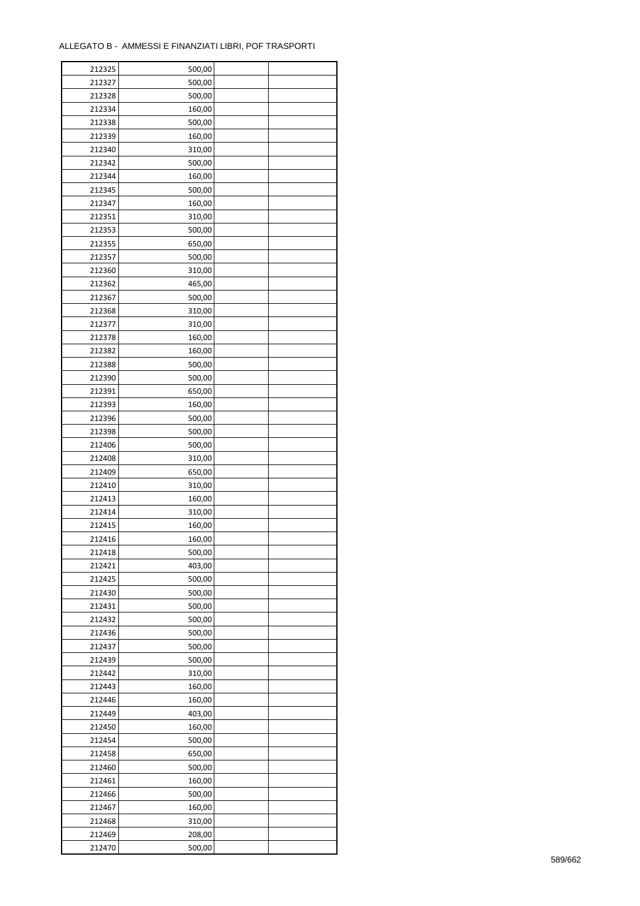ALLEGATO B -  AMMESSI E FINANZIATI LIBRI, POF TRASPORTI

| | | | |
|---|---|---|---|
| 212325 | 500,00 | | |
| 212327 | 500,00 | | |
| 212328 | 500,00 | | |
| 212334 | 160,00 | | |
| 212338 | 500,00 | | |
| 212339 | 160,00 | | |
| 212340 | 310,00 | | |
| 212342 | 500,00 | | |
| 212344 | 160,00 | | |
| 212345 | 500,00 | | |
| 212347 | 160,00 | | |
| 212351 | 310,00 | | |
| 212353 | 500,00 | | |
| 212355 | 650,00 | | |
| 212357 | 500,00 | | |
| 212360 | 310,00 | | |
| 212362 | 465,00 | | |
| 212367 | 500,00 | | |
| 212368 | 310,00 | | |
| 212377 | 310,00 | | |
| 212378 | 160,00 | | |
| 212382 | 160,00 | | |
| 212388 | 500,00 | | |
| 212390 | 500,00 | | |
| 212391 | 650,00 | | |
| 212393 | 160,00 | | |
| 212396 | 500,00 | | |
| 212398 | 500,00 | | |
| 212406 | 500,00 | | |
| 212408 | 310,00 | | |
| 212409 | 650,00 | | |
| 212410 | 310,00 | | |
| 212413 | 160,00 | | |
| 212414 | 310,00 | | |
| 212415 | 160,00 | | |
| 212416 | 160,00 | | |
| 212418 | 500,00 | | |
| 212421 | 403,00 | | |
| 212425 | 500,00 | | |
| 212430 | 500,00 | | |
| 212431 | 500,00 | | |
| 212432 | 500,00 | | |
| 212436 | 500,00 | | |
| 212437 | 500,00 | | |
| 212439 | 500,00 | | |
| 212442 | 310,00 | | |
| 212443 | 160,00 | | |
| 212446 | 160,00 | | |
| 212449 | 403,00 | | |
| 212450 | 160,00 | | |
| 212454 | 500,00 | | |
| 212458 | 650,00 | | |
| 212460 | 500,00 | | |
| 212461 | 160,00 | | |
| 212466 | 500,00 | | |
| 212467 | 160,00 | | |
| 212468 | 310,00 | | |
| 212469 | 208,00 | | |
| 212470 | 500,00 | | |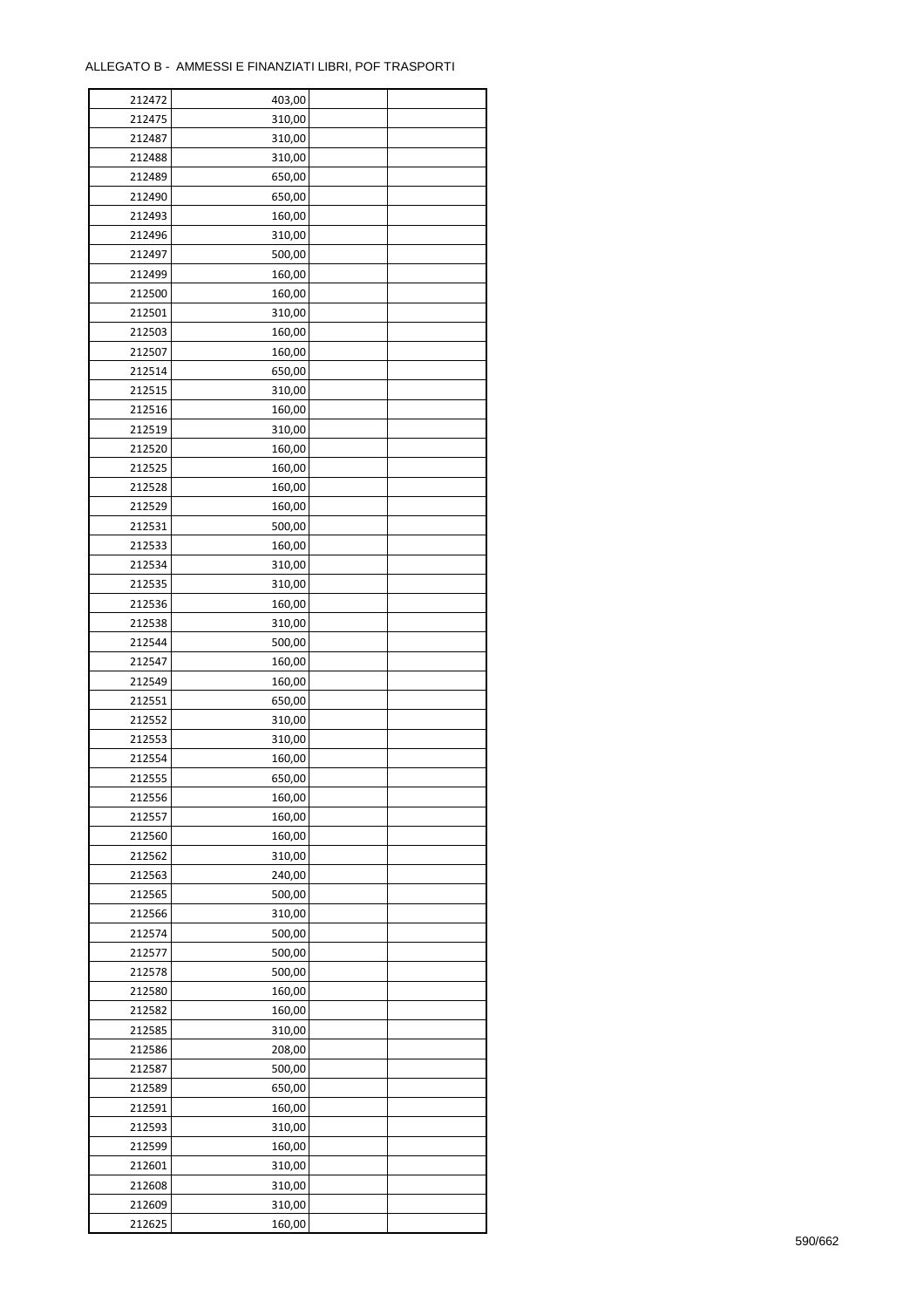ALLEGATO B - AMMESSI E FINANZIATI LIBRI, POF TRASPORTI

| | | | |
|---|---|---|---|
| 212472 | 403,00 | | |
| 212475 | 310,00 | | |
| 212487 | 310,00 | | |
| 212488 | 310,00 | | |
| 212489 | 650,00 | | |
| 212490 | 650,00 | | |
| 212493 | 160,00 | | |
| 212496 | 310,00 | | |
| 212497 | 500,00 | | |
| 212499 | 160,00 | | |
| 212500 | 160,00 | | |
| 212501 | 310,00 | | |
| 212503 | 160,00 | | |
| 212507 | 160,00 | | |
| 212514 | 650,00 | | |
| 212515 | 310,00 | | |
| 212516 | 160,00 | | |
| 212519 | 310,00 | | |
| 212520 | 160,00 | | |
| 212525 | 160,00 | | |
| 212528 | 160,00 | | |
| 212529 | 160,00 | | |
| 212531 | 500,00 | | |
| 212533 | 160,00 | | |
| 212534 | 310,00 | | |
| 212535 | 310,00 | | |
| 212536 | 160,00 | | |
| 212538 | 310,00 | | |
| 212544 | 500,00 | | |
| 212547 | 160,00 | | |
| 212549 | 160,00 | | |
| 212551 | 650,00 | | |
| 212552 | 310,00 | | |
| 212553 | 310,00 | | |
| 212554 | 160,00 | | |
| 212555 | 650,00 | | |
| 212556 | 160,00 | | |
| 212557 | 160,00 | | |
| 212560 | 160,00 | | |
| 212562 | 310,00 | | |
| 212563 | 240,00 | | |
| 212565 | 500,00 | | |
| 212566 | 310,00 | | |
| 212574 | 500,00 | | |
| 212577 | 500,00 | | |
| 212578 | 500,00 | | |
| 212580 | 160,00 | | |
| 212582 | 160,00 | | |
| 212585 | 310,00 | | |
| 212586 | 208,00 | | |
| 212587 | 500,00 | | |
| 212589 | 650,00 | | |
| 212591 | 160,00 | | |
| 212593 | 310,00 | | |
| 212599 | 160,00 | | |
| 212601 | 310,00 | | |
| 212608 | 310,00 | | |
| 212609 | 310,00 | | |
| 212625 | 160,00 | | |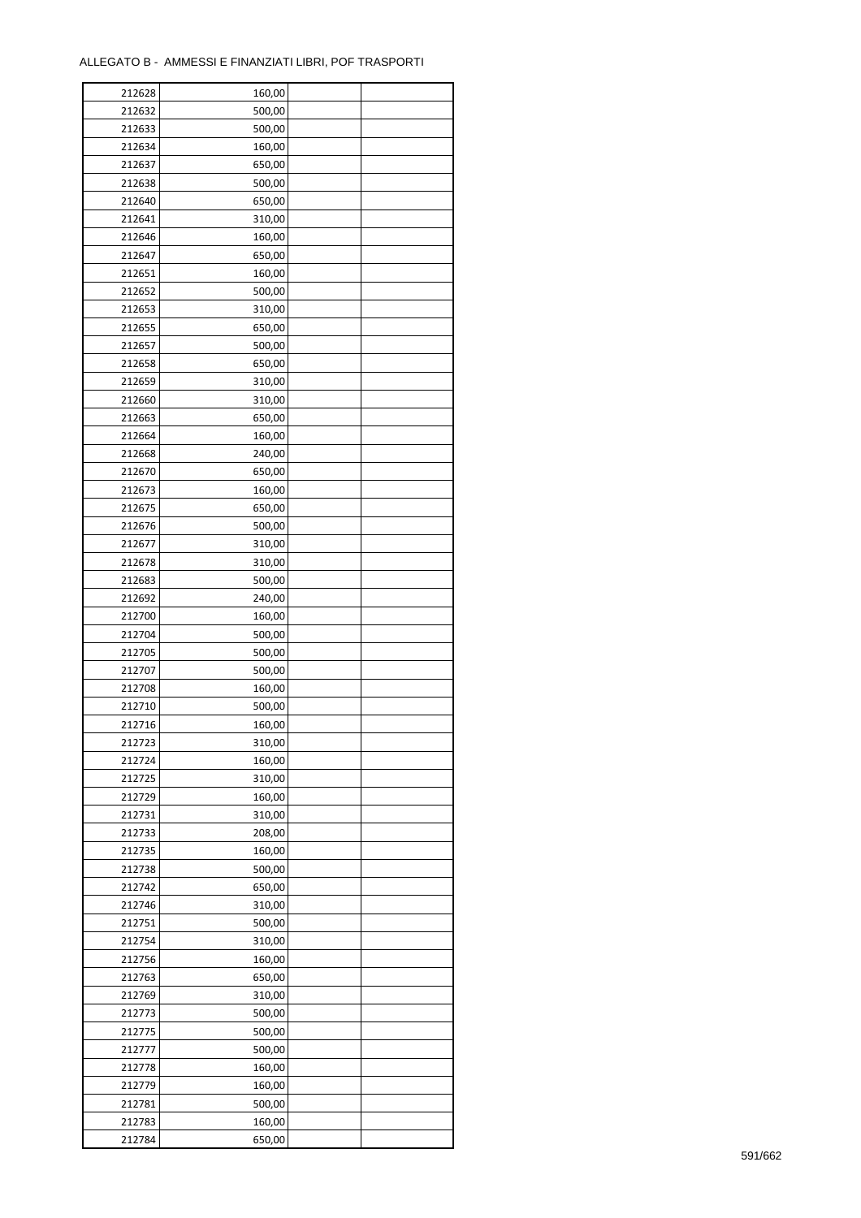ALLEGATO B - AMMESSI E FINANZIATI LIBRI, POF TRASPORTI

| | | | |
|---|---|---|---|
| 212628 | 160,00 | | |
| 212632 | 500,00 | | |
| 212633 | 500,00 | | |
| 212634 | 160,00 | | |
| 212637 | 650,00 | | |
| 212638 | 500,00 | | |
| 212640 | 650,00 | | |
| 212641 | 310,00 | | |
| 212646 | 160,00 | | |
| 212647 | 650,00 | | |
| 212651 | 160,00 | | |
| 212652 | 500,00 | | |
| 212653 | 310,00 | | |
| 212655 | 650,00 | | |
| 212657 | 500,00 | | |
| 212658 | 650,00 | | |
| 212659 | 310,00 | | |
| 212660 | 310,00 | | |
| 212663 | 650,00 | | |
| 212664 | 160,00 | | |
| 212668 | 240,00 | | |
| 212670 | 650,00 | | |
| 212673 | 160,00 | | |
| 212675 | 650,00 | | |
| 212676 | 500,00 | | |
| 212677 | 310,00 | | |
| 212678 | 310,00 | | |
| 212683 | 500,00 | | |
| 212692 | 240,00 | | |
| 212700 | 160,00 | | |
| 212704 | 500,00 | | |
| 212705 | 500,00 | | |
| 212707 | 500,00 | | |
| 212708 | 160,00 | | |
| 212710 | 500,00 | | |
| 212716 | 160,00 | | |
| 212723 | 310,00 | | |
| 212724 | 160,00 | | |
| 212725 | 310,00 | | |
| 212729 | 160,00 | | |
| 212731 | 310,00 | | |
| 212733 | 208,00 | | |
| 212735 | 160,00 | | |
| 212738 | 500,00 | | |
| 212742 | 650,00 | | |
| 212746 | 310,00 | | |
| 212751 | 500,00 | | |
| 212754 | 310,00 | | |
| 212756 | 160,00 | | |
| 212763 | 650,00 | | |
| 212769 | 310,00 | | |
| 212773 | 500,00 | | |
| 212775 | 500,00 | | |
| 212777 | 500,00 | | |
| 212778 | 160,00 | | |
| 212779 | 160,00 | | |
| 212781 | 500,00 | | |
| 212783 | 160,00 | | |
| 212784 | 650,00 | | |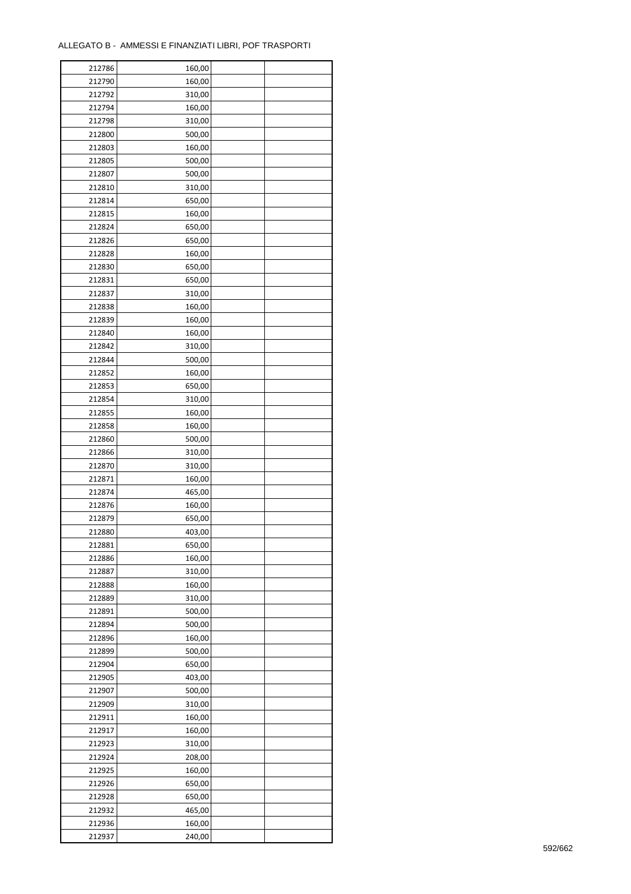ALLEGATO B - AMMESSI E FINANZIATI LIBRI, POF TRASPORTI

| | | | |
|---|---|---|---|
| 212786 | 160,00 | | |
| 212790 | 160,00 | | |
| 212792 | 310,00 | | |
| 212794 | 160,00 | | |
| 212798 | 310,00 | | |
| 212800 | 500,00 | | |
| 212803 | 160,00 | | |
| 212805 | 500,00 | | |
| 212807 | 500,00 | | |
| 212810 | 310,00 | | |
| 212814 | 650,00 | | |
| 212815 | 160,00 | | |
| 212824 | 650,00 | | |
| 212826 | 650,00 | | |
| 212828 | 160,00 | | |
| 212830 | 650,00 | | |
| 212831 | 650,00 | | |
| 212837 | 310,00 | | |
| 212838 | 160,00 | | |
| 212839 | 160,00 | | |
| 212840 | 160,00 | | |
| 212842 | 310,00 | | |
| 212844 | 500,00 | | |
| 212852 | 160,00 | | |
| 212853 | 650,00 | | |
| 212854 | 310,00 | | |
| 212855 | 160,00 | | |
| 212858 | 160,00 | | |
| 212860 | 500,00 | | |
| 212866 | 310,00 | | |
| 212870 | 310,00 | | |
| 212871 | 160,00 | | |
| 212874 | 465,00 | | |
| 212876 | 160,00 | | |
| 212879 | 650,00 | | |
| 212880 | 403,00 | | |
| 212881 | 650,00 | | |
| 212886 | 160,00 | | |
| 212887 | 310,00 | | |
| 212888 | 160,00 | | |
| 212889 | 310,00 | | |
| 212891 | 500,00 | | |
| 212894 | 500,00 | | |
| 212896 | 160,00 | | |
| 212899 | 500,00 | | |
| 212904 | 650,00 | | |
| 212905 | 403,00 | | |
| 212907 | 500,00 | | |
| 212909 | 310,00 | | |
| 212911 | 160,00 | | |
| 212917 | 160,00 | | |
| 212923 | 310,00 | | |
| 212924 | 208,00 | | |
| 212925 | 160,00 | | |
| 212926 | 650,00 | | |
| 212928 | 650,00 | | |
| 212932 | 465,00 | | |
| 212936 | 160,00 | | |
| 212937 | 240,00 | | |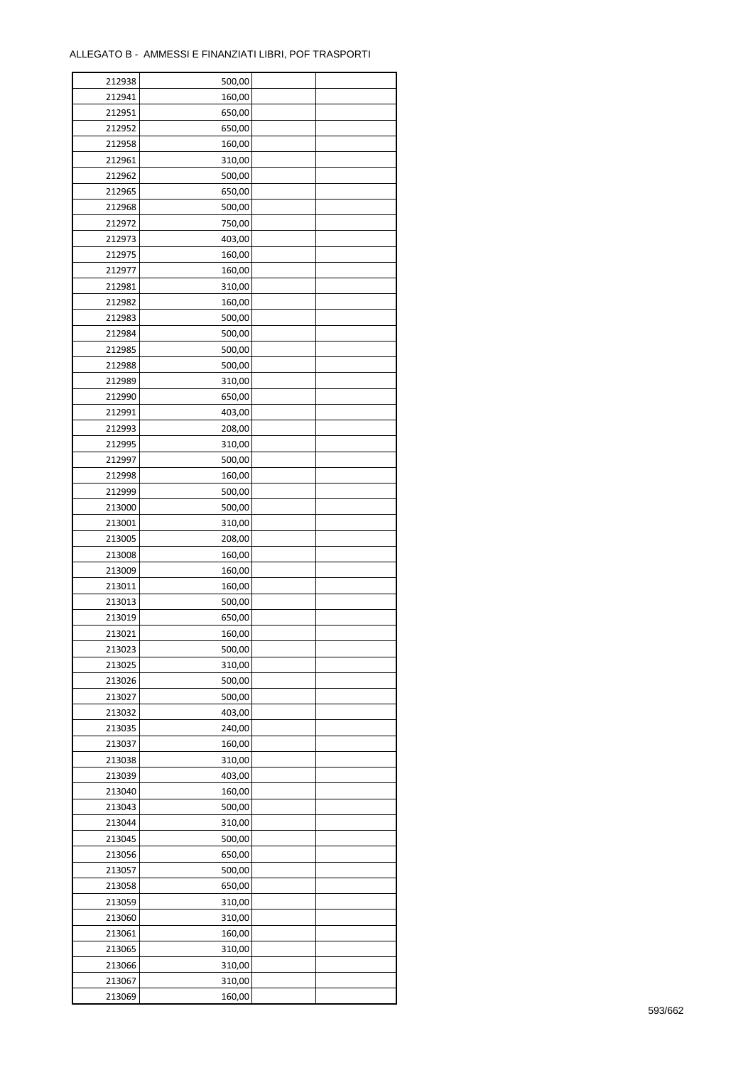ALLEGATO B - AMMESSI E FINANZIATI LIBRI, POF TRASPORTI

| | | | |
|---|---|---|---|
| 212938 | 500,00 | | |
| 212941 | 160,00 | | |
| 212951 | 650,00 | | |
| 212952 | 650,00 | | |
| 212958 | 160,00 | | |
| 212961 | 310,00 | | |
| 212962 | 500,00 | | |
| 212965 | 650,00 | | |
| 212968 | 500,00 | | |
| 212972 | 750,00 | | |
| 212973 | 403,00 | | |
| 212975 | 160,00 | | |
| 212977 | 160,00 | | |
| 212981 | 310,00 | | |
| 212982 | 160,00 | | |
| 212983 | 500,00 | | |
| 212984 | 500,00 | | |
| 212985 | 500,00 | | |
| 212988 | 500,00 | | |
| 212989 | 310,00 | | |
| 212990 | 650,00 | | |
| 212991 | 403,00 | | |
| 212993 | 208,00 | | |
| 212995 | 310,00 | | |
| 212997 | 500,00 | | |
| 212998 | 160,00 | | |
| 212999 | 500,00 | | |
| 213000 | 500,00 | | |
| 213001 | 310,00 | | |
| 213005 | 208,00 | | |
| 213008 | 160,00 | | |
| 213009 | 160,00 | | |
| 213011 | 160,00 | | |
| 213013 | 500,00 | | |
| 213019 | 650,00 | | |
| 213021 | 160,00 | | |
| 213023 | 500,00 | | |
| 213025 | 310,00 | | |
| 213026 | 500,00 | | |
| 213027 | 500,00 | | |
| 213032 | 403,00 | | |
| 213035 | 240,00 | | |
| 213037 | 160,00 | | |
| 213038 | 310,00 | | |
| 213039 | 403,00 | | |
| 213040 | 160,00 | | |
| 213043 | 500,00 | | |
| 213044 | 310,00 | | |
| 213045 | 500,00 | | |
| 213056 | 650,00 | | |
| 213057 | 500,00 | | |
| 213058 | 650,00 | | |
| 213059 | 310,00 | | |
| 213060 | 310,00 | | |
| 213061 | 160,00 | | |
| 213065 | 310,00 | | |
| 213066 | 310,00 | | |
| 213067 | 310,00 | | |
| 213069 | 160,00 | | |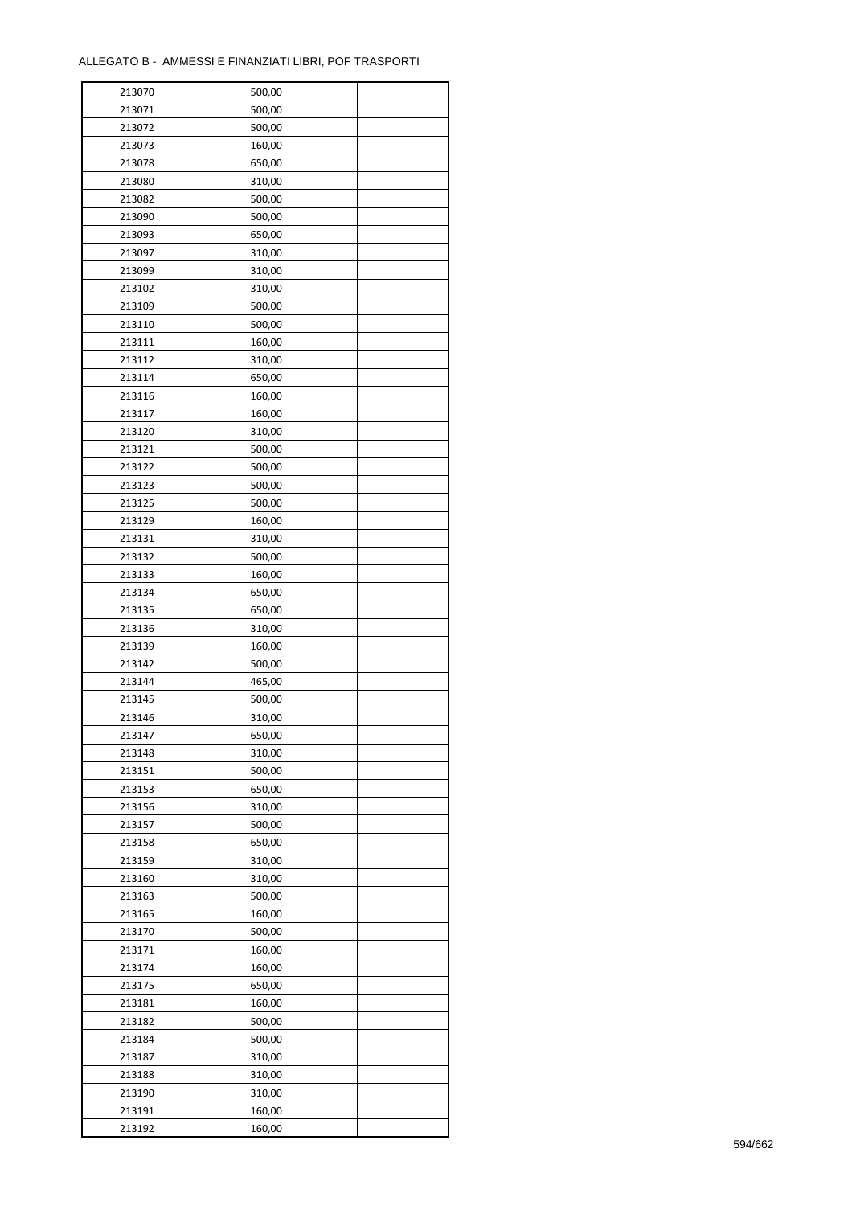ALLEGATO B - AMMESSI E FINANZIATI LIBRI, POF TRASPORTI

| | | | |
|---|---|---|---|
| 213070 | 500,00 | | |
| 213071 | 500,00 | | |
| 213072 | 500,00 | | |
| 213073 | 160,00 | | |
| 213078 | 650,00 | | |
| 213080 | 310,00 | | |
| 213082 | 500,00 | | |
| 213090 | 500,00 | | |
| 213093 | 650,00 | | |
| 213097 | 310,00 | | |
| 213099 | 310,00 | | |
| 213102 | 310,00 | | |
| 213109 | 500,00 | | |
| 213110 | 500,00 | | |
| 213111 | 160,00 | | |
| 213112 | 310,00 | | |
| 213114 | 650,00 | | |
| 213116 | 160,00 | | |
| 213117 | 160,00 | | |
| 213120 | 310,00 | | |
| 213121 | 500,00 | | |
| 213122 | 500,00 | | |
| 213123 | 500,00 | | |
| 213125 | 500,00 | | |
| 213129 | 160,00 | | |
| 213131 | 310,00 | | |
| 213132 | 500,00 | | |
| 213133 | 160,00 | | |
| 213134 | 650,00 | | |
| 213135 | 650,00 | | |
| 213136 | 310,00 | | |
| 213139 | 160,00 | | |
| 213142 | 500,00 | | |
| 213144 | 465,00 | | |
| 213145 | 500,00 | | |
| 213146 | 310,00 | | |
| 213147 | 650,00 | | |
| 213148 | 310,00 | | |
| 213151 | 500,00 | | |
| 213153 | 650,00 | | |
| 213156 | 310,00 | | |
| 213157 | 500,00 | | |
| 213158 | 650,00 | | |
| 213159 | 310,00 | | |
| 213160 | 310,00 | | |
| 213163 | 500,00 | | |
| 213165 | 160,00 | | |
| 213170 | 500,00 | | |
| 213171 | 160,00 | | |
| 213174 | 160,00 | | |
| 213175 | 650,00 | | |
| 213181 | 160,00 | | |
| 213182 | 500,00 | | |
| 213184 | 500,00 | | |
| 213187 | 310,00 | | |
| 213188 | 310,00 | | |
| 213190 | 310,00 | | |
| 213191 | 160,00 | | |
| 213192 | 160,00 | | |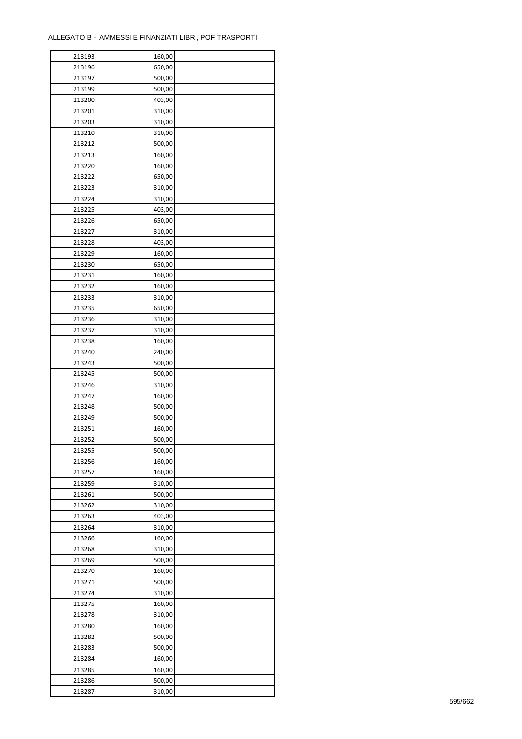ALLEGATO B - AMMESSI E FINANZIATI LIBRI, POF TRASPORTI

| | | | |
|---|---|---|---|
| 213193 | 160,00 | | |
| 213196 | 650,00 | | |
| 213197 | 500,00 | | |
| 213199 | 500,00 | | |
| 213200 | 403,00 | | |
| 213201 | 310,00 | | |
| 213203 | 310,00 | | |
| 213210 | 310,00 | | |
| 213212 | 500,00 | | |
| 213213 | 160,00 | | |
| 213220 | 160,00 | | |
| 213222 | 650,00 | | |
| 213223 | 310,00 | | |
| 213224 | 310,00 | | |
| 213225 | 403,00 | | |
| 213226 | 650,00 | | |
| 213227 | 310,00 | | |
| 213228 | 403,00 | | |
| 213229 | 160,00 | | |
| 213230 | 650,00 | | |
| 213231 | 160,00 | | |
| 213232 | 160,00 | | |
| 213233 | 310,00 | | |
| 213235 | 650,00 | | |
| 213236 | 310,00 | | |
| 213237 | 310,00 | | |
| 213238 | 160,00 | | |
| 213240 | 240,00 | | |
| 213243 | 500,00 | | |
| 213245 | 500,00 | | |
| 213246 | 310,00 | | |
| 213247 | 160,00 | | |
| 213248 | 500,00 | | |
| 213249 | 500,00 | | |
| 213251 | 160,00 | | |
| 213252 | 500,00 | | |
| 213255 | 500,00 | | |
| 213256 | 160,00 | | |
| 213257 | 160,00 | | |
| 213259 | 310,00 | | |
| 213261 | 500,00 | | |
| 213262 | 310,00 | | |
| 213263 | 403,00 | | |
| 213264 | 310,00 | | |
| 213266 | 160,00 | | |
| 213268 | 310,00 | | |
| 213269 | 500,00 | | |
| 213270 | 160,00 | | |
| 213271 | 500,00 | | |
| 213274 | 310,00 | | |
| 213275 | 160,00 | | |
| 213278 | 310,00 | | |
| 213280 | 160,00 | | |
| 213282 | 500,00 | | |
| 213283 | 500,00 | | |
| 213284 | 160,00 | | |
| 213285 | 160,00 | | |
| 213286 | 500,00 | | |
| 213287 | 310,00 | | |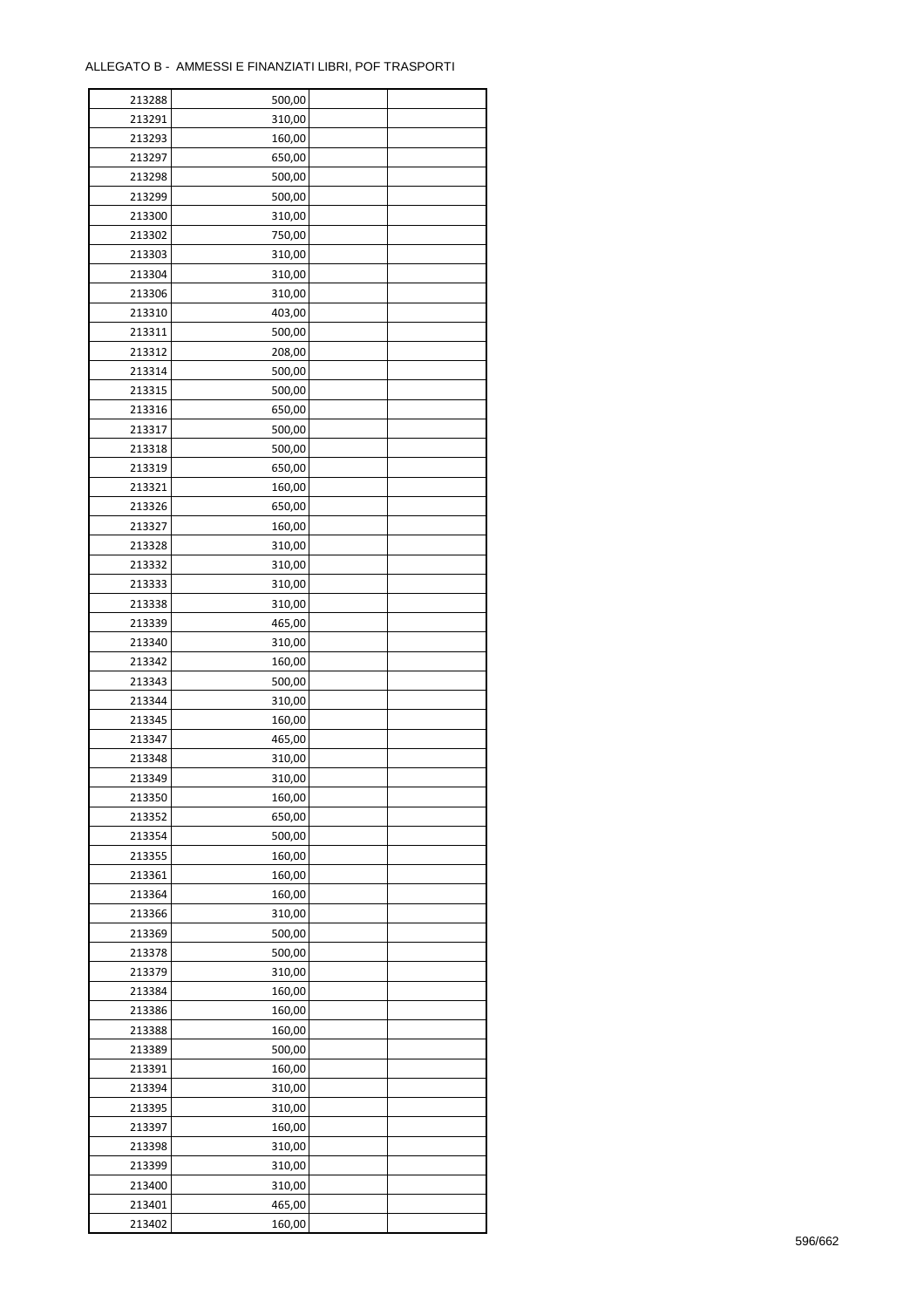ALLEGATO B - AMMESSI E FINANZIATI LIBRI, POF TRASPORTI

| | | | |
|---|---|---|---|
| 213288 | 500,00 | | |
| 213291 | 310,00 | | |
| 213293 | 160,00 | | |
| 213297 | 650,00 | | |
| 213298 | 500,00 | | |
| 213299 | 500,00 | | |
| 213300 | 310,00 | | |
| 213302 | 750,00 | | |
| 213303 | 310,00 | | |
| 213304 | 310,00 | | |
| 213306 | 310,00 | | |
| 213310 | 403,00 | | |
| 213311 | 500,00 | | |
| 213312 | 208,00 | | |
| 213314 | 500,00 | | |
| 213315 | 500,00 | | |
| 213316 | 650,00 | | |
| 213317 | 500,00 | | |
| 213318 | 500,00 | | |
| 213319 | 650,00 | | |
| 213321 | 160,00 | | |
| 213326 | 650,00 | | |
| 213327 | 160,00 | | |
| 213328 | 310,00 | | |
| 213332 | 310,00 | | |
| 213333 | 310,00 | | |
| 213338 | 310,00 | | |
| 213339 | 465,00 | | |
| 213340 | 310,00 | | |
| 213342 | 160,00 | | |
| 213343 | 500,00 | | |
| 213344 | 310,00 | | |
| 213345 | 160,00 | | |
| 213347 | 465,00 | | |
| 213348 | 310,00 | | |
| 213349 | 310,00 | | |
| 213350 | 160,00 | | |
| 213352 | 650,00 | | |
| 213354 | 500,00 | | |
| 213355 | 160,00 | | |
| 213361 | 160,00 | | |
| 213364 | 160,00 | | |
| 213366 | 310,00 | | |
| 213369 | 500,00 | | |
| 213378 | 500,00 | | |
| 213379 | 310,00 | | |
| 213384 | 160,00 | | |
| 213386 | 160,00 | | |
| 213388 | 160,00 | | |
| 213389 | 500,00 | | |
| 213391 | 160,00 | | |
| 213394 | 310,00 | | |
| 213395 | 310,00 | | |
| 213397 | 160,00 | | |
| 213398 | 310,00 | | |
| 213399 | 310,00 | | |
| 213400 | 310,00 | | |
| 213401 | 465,00 | | |
| 213402 | 160,00 | | |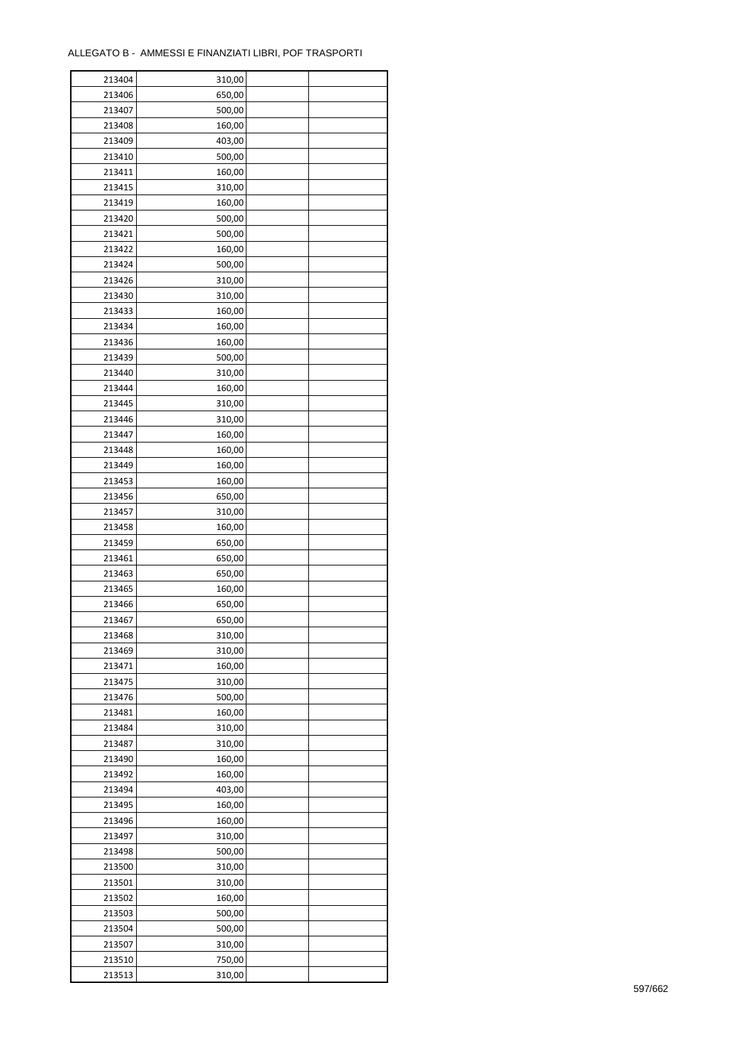ALLEGATO B - AMMESSI E FINANZIATI LIBRI, POF TRASPORTI

| | | | |
|---|---|---|---|
| 213404 | 310,00 | | |
| 213406 | 650,00 | | |
| 213407 | 500,00 | | |
| 213408 | 160,00 | | |
| 213409 | 403,00 | | |
| 213410 | 500,00 | | |
| 213411 | 160,00 | | |
| 213415 | 310,00 | | |
| 213419 | 160,00 | | |
| 213420 | 500,00 | | |
| 213421 | 500,00 | | |
| 213422 | 160,00 | | |
| 213424 | 500,00 | | |
| 213426 | 310,00 | | |
| 213430 | 310,00 | | |
| 213433 | 160,00 | | |
| 213434 | 160,00 | | |
| 213436 | 160,00 | | |
| 213439 | 500,00 | | |
| 213440 | 310,00 | | |
| 213444 | 160,00 | | |
| 213445 | 310,00 | | |
| 213446 | 310,00 | | |
| 213447 | 160,00 | | |
| 213448 | 160,00 | | |
| 213449 | 160,00 | | |
| 213453 | 160,00 | | |
| 213456 | 650,00 | | |
| 213457 | 310,00 | | |
| 213458 | 160,00 | | |
| 213459 | 650,00 | | |
| 213461 | 650,00 | | |
| 213463 | 650,00 | | |
| 213465 | 160,00 | | |
| 213466 | 650,00 | | |
| 213467 | 650,00 | | |
| 213468 | 310,00 | | |
| 213469 | 310,00 | | |
| 213471 | 160,00 | | |
| 213475 | 310,00 | | |
| 213476 | 500,00 | | |
| 213481 | 160,00 | | |
| 213484 | 310,00 | | |
| 213487 | 310,00 | | |
| 213490 | 160,00 | | |
| 213492 | 160,00 | | |
| 213494 | 403,00 | | |
| 213495 | 160,00 | | |
| 213496 | 160,00 | | |
| 213497 | 310,00 | | |
| 213498 | 500,00 | | |
| 213500 | 310,00 | | |
| 213501 | 310,00 | | |
| 213502 | 160,00 | | |
| 213503 | 500,00 | | |
| 213504 | 500,00 | | |
| 213507 | 310,00 | | |
| 213510 | 750,00 | | |
| 213513 | 310,00 | | |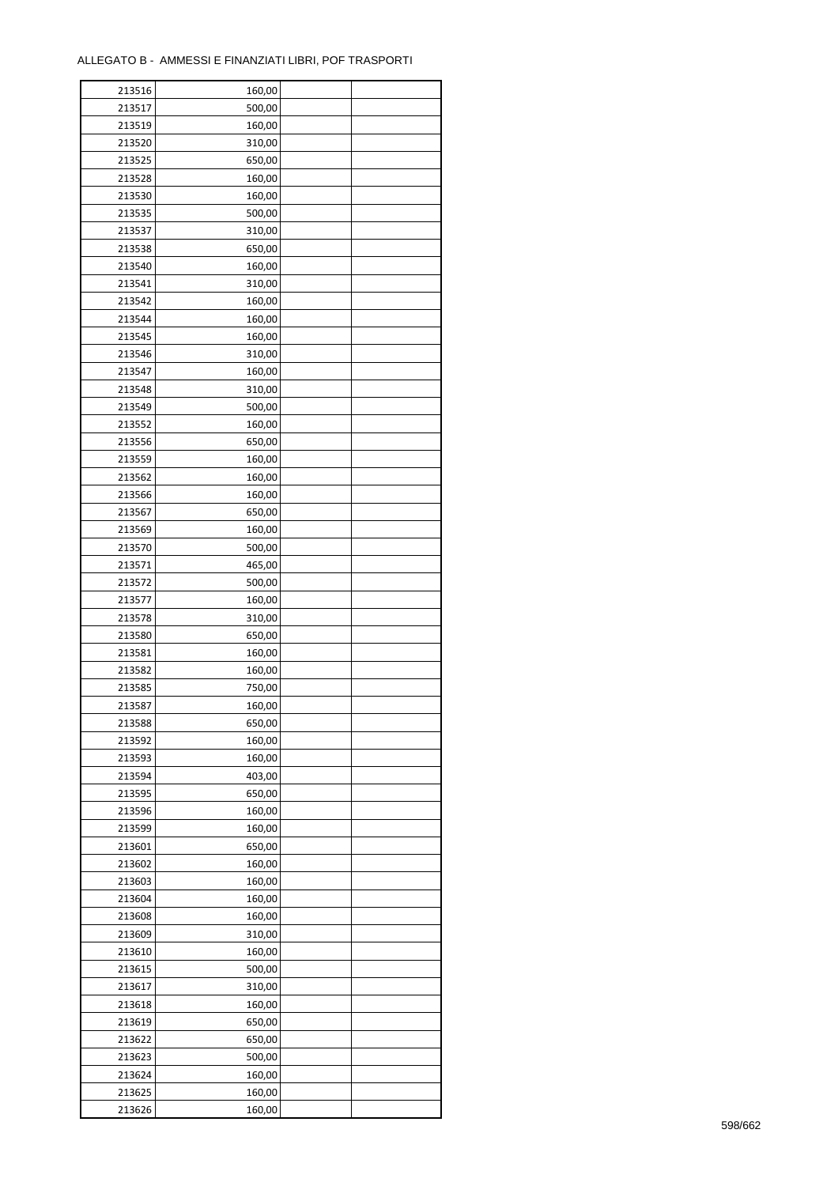ALLEGATO B - AMMESSI E FINANZIATI LIBRI, POF TRASPORTI

| | | | |
|---|---|---|---|
| 213516 | 160,00 | | |
| 213517 | 500,00 | | |
| 213519 | 160,00 | | |
| 213520 | 310,00 | | |
| 213525 | 650,00 | | |
| 213528 | 160,00 | | |
| 213530 | 160,00 | | |
| 213535 | 500,00 | | |
| 213537 | 310,00 | | |
| 213538 | 650,00 | | |
| 213540 | 160,00 | | |
| 213541 | 310,00 | | |
| 213542 | 160,00 | | |
| 213544 | 160,00 | | |
| 213545 | 160,00 | | |
| 213546 | 310,00 | | |
| 213547 | 160,00 | | |
| 213548 | 310,00 | | |
| 213549 | 500,00 | | |
| 213552 | 160,00 | | |
| 213556 | 650,00 | | |
| 213559 | 160,00 | | |
| 213562 | 160,00 | | |
| 213566 | 160,00 | | |
| 213567 | 650,00 | | |
| 213569 | 160,00 | | |
| 213570 | 500,00 | | |
| 213571 | 465,00 | | |
| 213572 | 500,00 | | |
| 213577 | 160,00 | | |
| 213578 | 310,00 | | |
| 213580 | 650,00 | | |
| 213581 | 160,00 | | |
| 213582 | 160,00 | | |
| 213585 | 750,00 | | |
| 213587 | 160,00 | | |
| 213588 | 650,00 | | |
| 213592 | 160,00 | | |
| 213593 | 160,00 | | |
| 213594 | 403,00 | | |
| 213595 | 650,00 | | |
| 213596 | 160,00 | | |
| 213599 | 160,00 | | |
| 213601 | 650,00 | | |
| 213602 | 160,00 | | |
| 213603 | 160,00 | | |
| 213604 | 160,00 | | |
| 213608 | 160,00 | | |
| 213609 | 310,00 | | |
| 213610 | 160,00 | | |
| 213615 | 500,00 | | |
| 213617 | 310,00 | | |
| 213618 | 160,00 | | |
| 213619 | 650,00 | | |
| 213622 | 650,00 | | |
| 213623 | 500,00 | | |
| 213624 | 160,00 | | |
| 213625 | 160,00 | | |
| 213626 | 160,00 | | |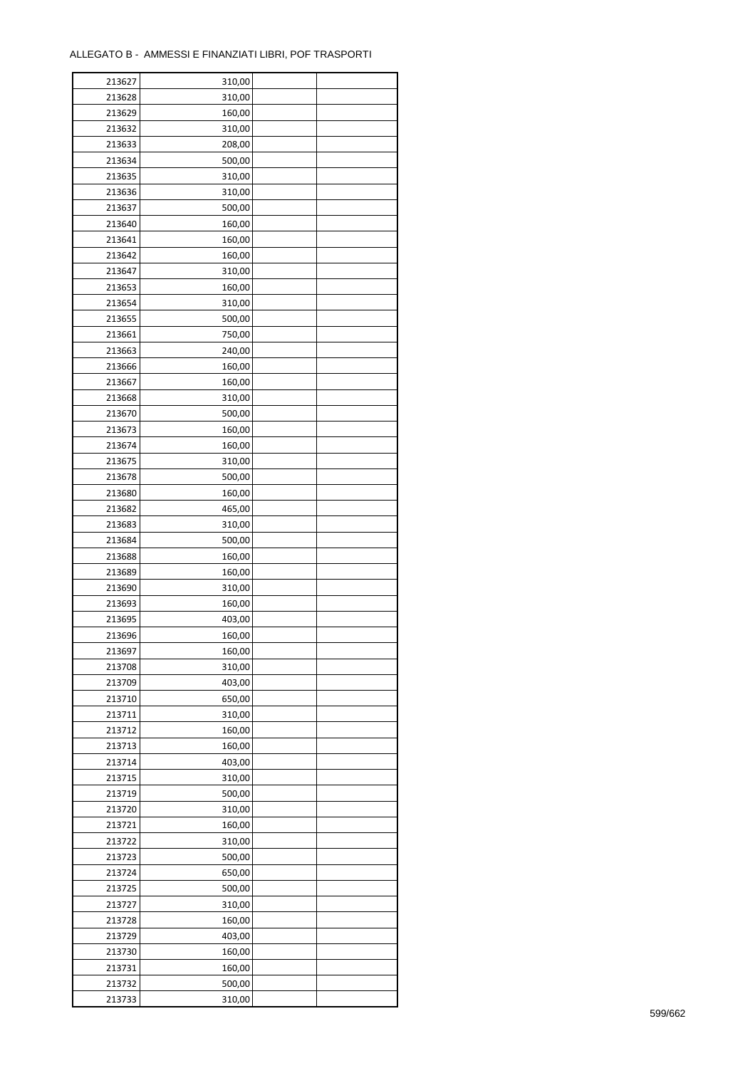ALLEGATO B - AMMESSI E FINANZIATI LIBRI, POF TRASPORTI

| | | | |
|---|---|---|---|
| 213627 | 310,00 | | |
| 213628 | 310,00 | | |
| 213629 | 160,00 | | |
| 213632 | 310,00 | | |
| 213633 | 208,00 | | |
| 213634 | 500,00 | | |
| 213635 | 310,00 | | |
| 213636 | 310,00 | | |
| 213637 | 500,00 | | |
| 213640 | 160,00 | | |
| 213641 | 160,00 | | |
| 213642 | 160,00 | | |
| 213647 | 310,00 | | |
| 213653 | 160,00 | | |
| 213654 | 310,00 | | |
| 213655 | 500,00 | | |
| 213661 | 750,00 | | |
| 213663 | 240,00 | | |
| 213666 | 160,00 | | |
| 213667 | 160,00 | | |
| 213668 | 310,00 | | |
| 213670 | 500,00 | | |
| 213673 | 160,00 | | |
| 213674 | 160,00 | | |
| 213675 | 310,00 | | |
| 213678 | 500,00 | | |
| 213680 | 160,00 | | |
| 213682 | 465,00 | | |
| 213683 | 310,00 | | |
| 213684 | 500,00 | | |
| 213688 | 160,00 | | |
| 213689 | 160,00 | | |
| 213690 | 310,00 | | |
| 213693 | 160,00 | | |
| 213695 | 403,00 | | |
| 213696 | 160,00 | | |
| 213697 | 160,00 | | |
| 213708 | 310,00 | | |
| 213709 | 403,00 | | |
| 213710 | 650,00 | | |
| 213711 | 310,00 | | |
| 213712 | 160,00 | | |
| 213713 | 160,00 | | |
| 213714 | 403,00 | | |
| 213715 | 310,00 | | |
| 213719 | 500,00 | | |
| 213720 | 310,00 | | |
| 213721 | 160,00 | | |
| 213722 | 310,00 | | |
| 213723 | 500,00 | | |
| 213724 | 650,00 | | |
| 213725 | 500,00 | | |
| 213727 | 310,00 | | |
| 213728 | 160,00 | | |
| 213729 | 403,00 | | |
| 213730 | 160,00 | | |
| 213731 | 160,00 | | |
| 213732 | 500,00 | | |
| 213733 | 310,00 | | |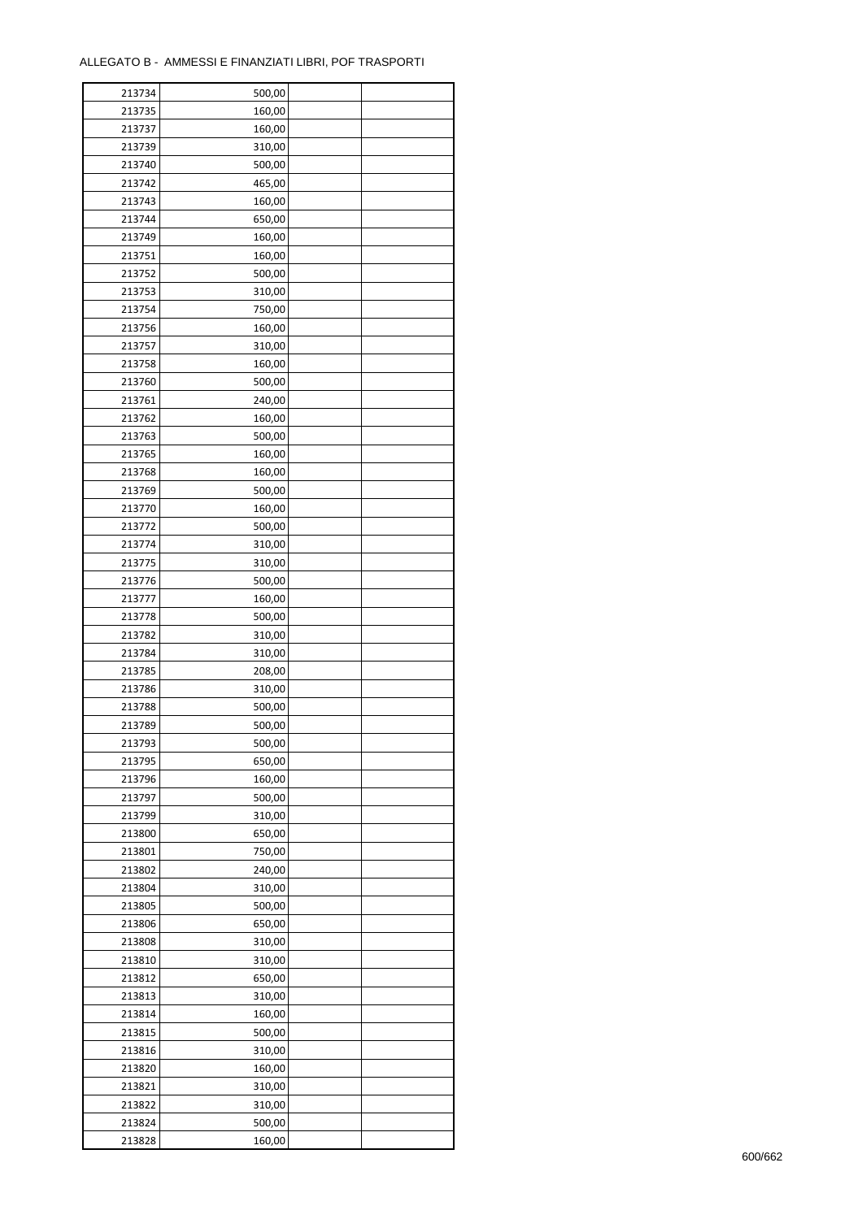ALLEGATO B - AMMESSI E FINANZIATI LIBRI, POF TRASPORTI

| | | | |
|---|---|---|---|
| 213734 | 500,00 | | |
| 213735 | 160,00 | | |
| 213737 | 160,00 | | |
| 213739 | 310,00 | | |
| 213740 | 500,00 | | |
| 213742 | 465,00 | | |
| 213743 | 160,00 | | |
| 213744 | 650,00 | | |
| 213749 | 160,00 | | |
| 213751 | 160,00 | | |
| 213752 | 500,00 | | |
| 213753 | 310,00 | | |
| 213754 | 750,00 | | |
| 213756 | 160,00 | | |
| 213757 | 310,00 | | |
| 213758 | 160,00 | | |
| 213760 | 500,00 | | |
| 213761 | 240,00 | | |
| 213762 | 160,00 | | |
| 213763 | 500,00 | | |
| 213765 | 160,00 | | |
| 213768 | 160,00 | | |
| 213769 | 500,00 | | |
| 213770 | 160,00 | | |
| 213772 | 500,00 | | |
| 213774 | 310,00 | | |
| 213775 | 310,00 | | |
| 213776 | 500,00 | | |
| 213777 | 160,00 | | |
| 213778 | 500,00 | | |
| 213782 | 310,00 | | |
| 213784 | 310,00 | | |
| 213785 | 208,00 | | |
| 213786 | 310,00 | | |
| 213788 | 500,00 | | |
| 213789 | 500,00 | | |
| 213793 | 500,00 | | |
| 213795 | 650,00 | | |
| 213796 | 160,00 | | |
| 213797 | 500,00 | | |
| 213799 | 310,00 | | |
| 213800 | 650,00 | | |
| 213801 | 750,00 | | |
| 213802 | 240,00 | | |
| 213804 | 310,00 | | |
| 213805 | 500,00 | | |
| 213806 | 650,00 | | |
| 213808 | 310,00 | | |
| 213810 | 310,00 | | |
| 213812 | 650,00 | | |
| 213813 | 310,00 | | |
| 213814 | 160,00 | | |
| 213815 | 500,00 | | |
| 213816 | 310,00 | | |
| 213820 | 160,00 | | |
| 213821 | 310,00 | | |
| 213822 | 310,00 | | |
| 213824 | 500,00 | | |
| 213828 | 160,00 | | |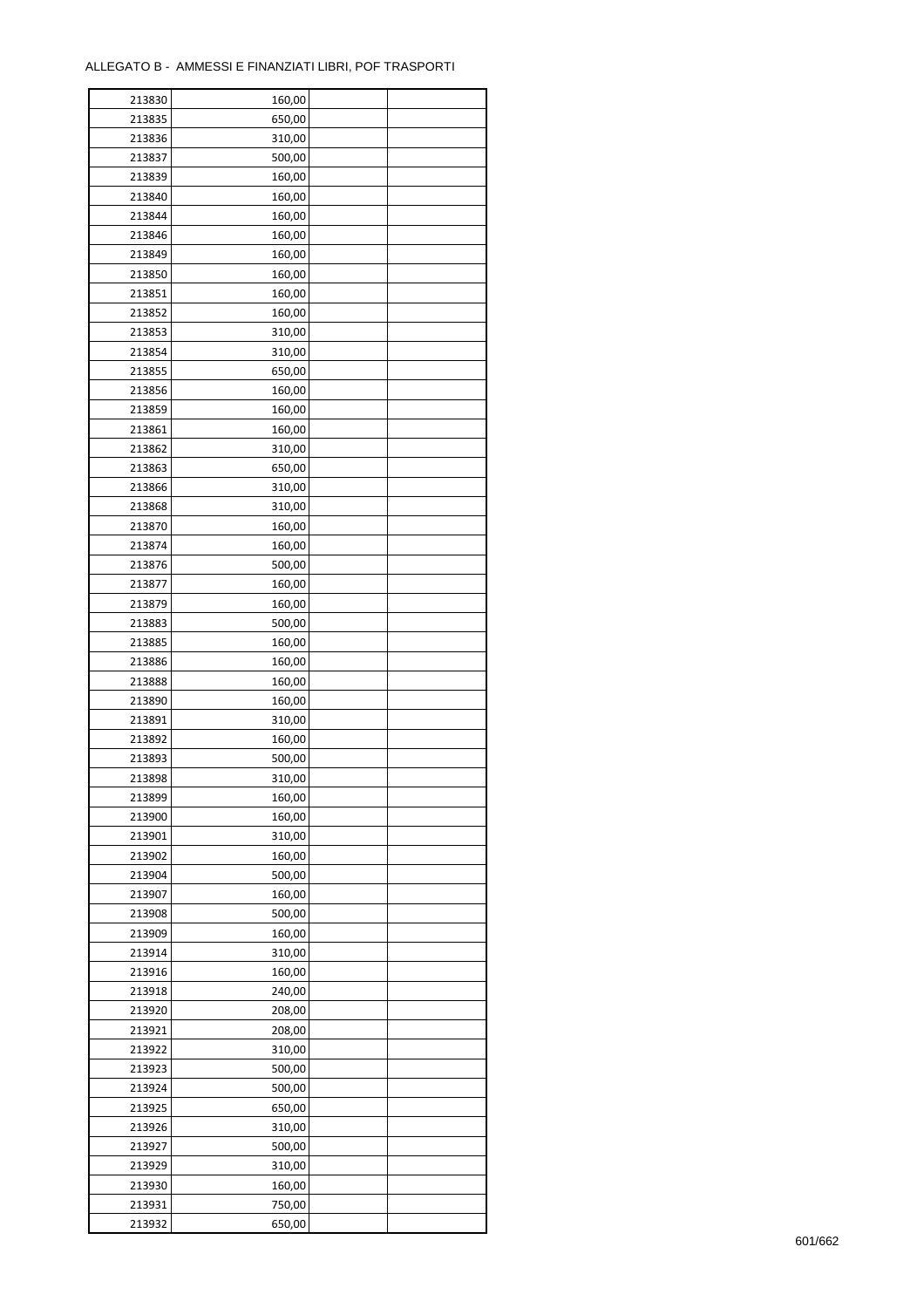ALLEGATO B - AMMESSI E FINANZIATI LIBRI, POF TRASPORTI

| | | | |
|---|---|---|---|
| 213830 | 160,00 | | |
| 213835 | 650,00 | | |
| 213836 | 310,00 | | |
| 213837 | 500,00 | | |
| 213839 | 160,00 | | |
| 213840 | 160,00 | | |
| 213844 | 160,00 | | |
| 213846 | 160,00 | | |
| 213849 | 160,00 | | |
| 213850 | 160,00 | | |
| 213851 | 160,00 | | |
| 213852 | 160,00 | | |
| 213853 | 310,00 | | |
| 213854 | 310,00 | | |
| 213855 | 650,00 | | |
| 213856 | 160,00 | | |
| 213859 | 160,00 | | |
| 213861 | 160,00 | | |
| 213862 | 310,00 | | |
| 213863 | 650,00 | | |
| 213866 | 310,00 | | |
| 213868 | 310,00 | | |
| 213870 | 160,00 | | |
| 213874 | 160,00 | | |
| 213876 | 500,00 | | |
| 213877 | 160,00 | | |
| 213879 | 160,00 | | |
| 213883 | 500,00 | | |
| 213885 | 160,00 | | |
| 213886 | 160,00 | | |
| 213888 | 160,00 | | |
| 213890 | 160,00 | | |
| 213891 | 310,00 | | |
| 213892 | 160,00 | | |
| 213893 | 500,00 | | |
| 213898 | 310,00 | | |
| 213899 | 160,00 | | |
| 213900 | 160,00 | | |
| 213901 | 310,00 | | |
| 213902 | 160,00 | | |
| 213904 | 500,00 | | |
| 213907 | 160,00 | | |
| 213908 | 500,00 | | |
| 213909 | 160,00 | | |
| 213914 | 310,00 | | |
| 213916 | 160,00 | | |
| 213918 | 240,00 | | |
| 213920 | 208,00 | | |
| 213921 | 208,00 | | |
| 213922 | 310,00 | | |
| 213923 | 500,00 | | |
| 213924 | 500,00 | | |
| 213925 | 650,00 | | |
| 213926 | 310,00 | | |
| 213927 | 500,00 | | |
| 213929 | 310,00 | | |
| 213930 | 160,00 | | |
| 213931 | 750,00 | | |
| 213932 | 650,00 | | |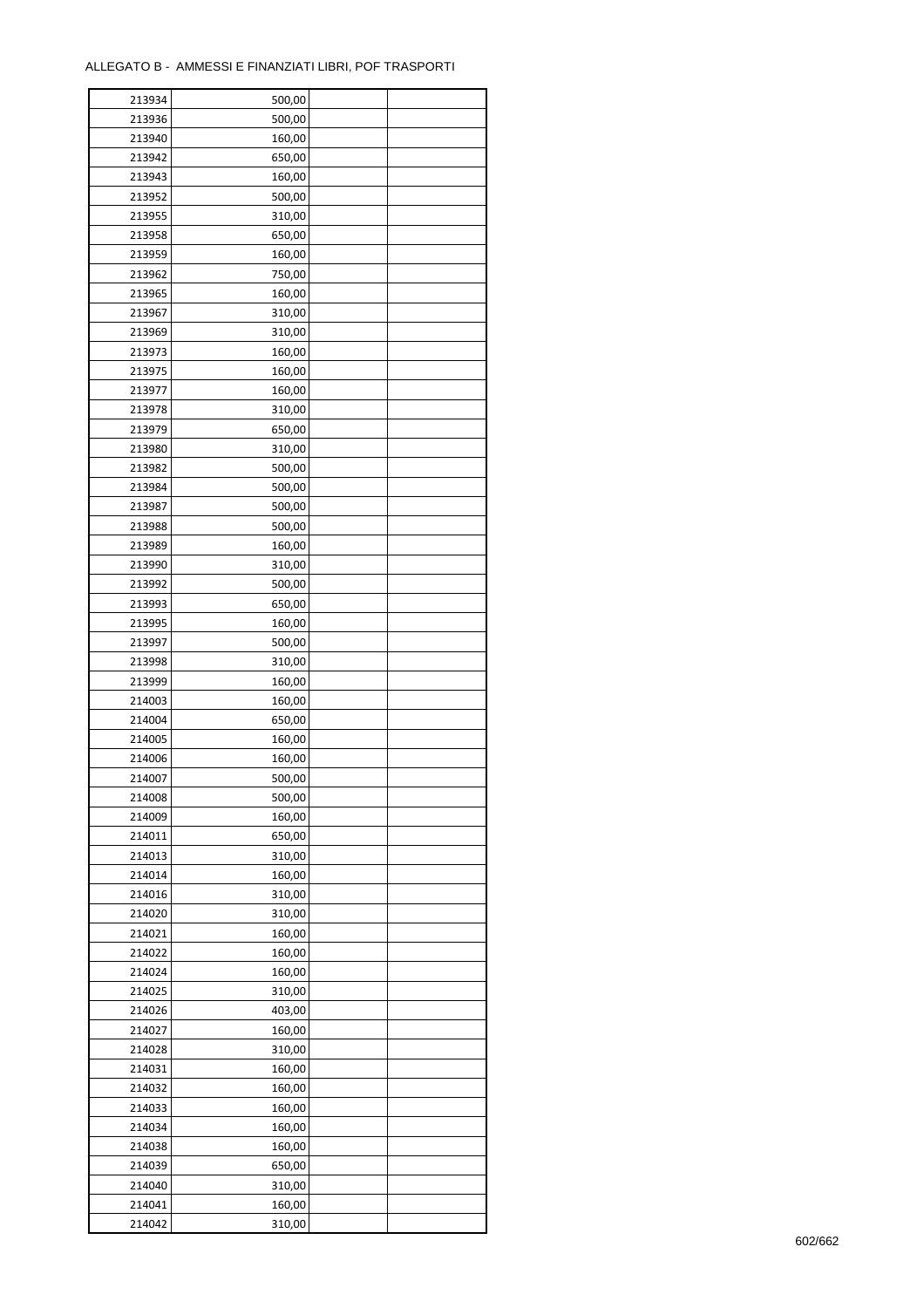ALLEGATO B - AMMESSI E FINANZIATI LIBRI, POF TRASPORTI

| | | | |
|---|---|---|---|
| 213934 | 500,00 | | |
| 213936 | 500,00 | | |
| 213940 | 160,00 | | |
| 213942 | 650,00 | | |
| 213943 | 160,00 | | |
| 213952 | 500,00 | | |
| 213955 | 310,00 | | |
| 213958 | 650,00 | | |
| 213959 | 160,00 | | |
| 213962 | 750,00 | | |
| 213965 | 160,00 | | |
| 213967 | 310,00 | | |
| 213969 | 310,00 | | |
| 213973 | 160,00 | | |
| 213975 | 160,00 | | |
| 213977 | 160,00 | | |
| 213978 | 310,00 | | |
| 213979 | 650,00 | | |
| 213980 | 310,00 | | |
| 213982 | 500,00 | | |
| 213984 | 500,00 | | |
| 213987 | 500,00 | | |
| 213988 | 500,00 | | |
| 213989 | 160,00 | | |
| 213990 | 310,00 | | |
| 213992 | 500,00 | | |
| 213993 | 650,00 | | |
| 213995 | 160,00 | | |
| 213997 | 500,00 | | |
| 213998 | 310,00 | | |
| 213999 | 160,00 | | |
| 214003 | 160,00 | | |
| 214004 | 650,00 | | |
| 214005 | 160,00 | | |
| 214006 | 160,00 | | |
| 214007 | 500,00 | | |
| 214008 | 500,00 | | |
| 214009 | 160,00 | | |
| 214011 | 650,00 | | |
| 214013 | 310,00 | | |
| 214014 | 160,00 | | |
| 214016 | 310,00 | | |
| 214020 | 310,00 | | |
| 214021 | 160,00 | | |
| 214022 | 160,00 | | |
| 214024 | 160,00 | | |
| 214025 | 310,00 | | |
| 214026 | 403,00 | | |
| 214027 | 160,00 | | |
| 214028 | 310,00 | | |
| 214031 | 160,00 | | |
| 214032 | 160,00 | | |
| 214033 | 160,00 | | |
| 214034 | 160,00 | | |
| 214038 | 160,00 | | |
| 214039 | 650,00 | | |
| 214040 | 310,00 | | |
| 214041 | 160,00 | | |
| 214042 | 310,00 | | |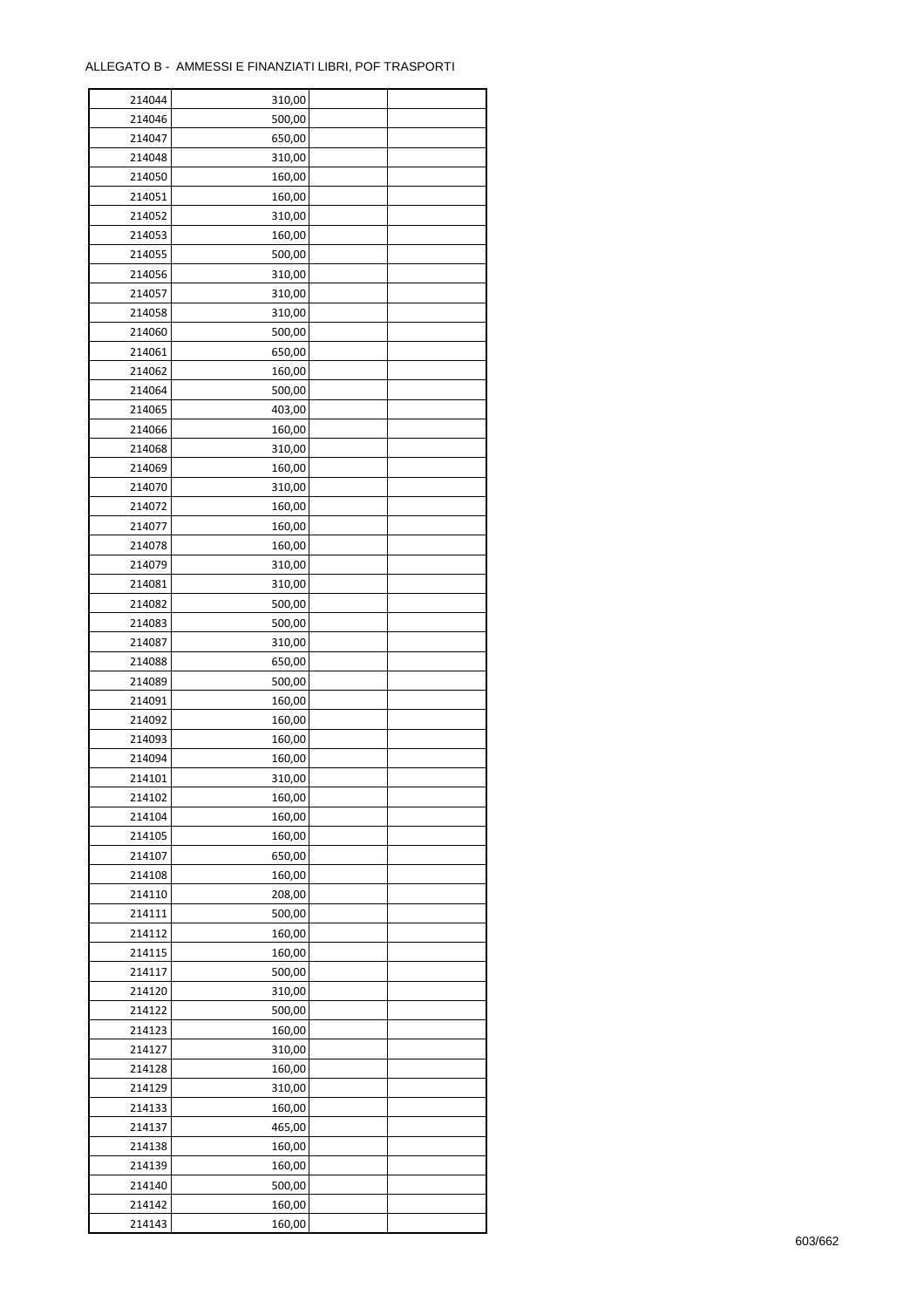ALLEGATO B - AMMESSI E FINANZIATI LIBRI, POF TRASPORTI

| | | | |
|---|---|---|---|
| 214044 | 310,00 | | |
| 214046 | 500,00 | | |
| 214047 | 650,00 | | |
| 214048 | 310,00 | | |
| 214050 | 160,00 | | |
| 214051 | 160,00 | | |
| 214052 | 310,00 | | |
| 214053 | 160,00 | | |
| 214055 | 500,00 | | |
| 214056 | 310,00 | | |
| 214057 | 310,00 | | |
| 214058 | 310,00 | | |
| 214060 | 500,00 | | |
| 214061 | 650,00 | | |
| 214062 | 160,00 | | |
| 214064 | 500,00 | | |
| 214065 | 403,00 | | |
| 214066 | 160,00 | | |
| 214068 | 310,00 | | |
| 214069 | 160,00 | | |
| 214070 | 310,00 | | |
| 214072 | 160,00 | | |
| 214077 | 160,00 | | |
| 214078 | 160,00 | | |
| 214079 | 310,00 | | |
| 214081 | 310,00 | | |
| 214082 | 500,00 | | |
| 214083 | 500,00 | | |
| 214087 | 310,00 | | |
| 214088 | 650,00 | | |
| 214089 | 500,00 | | |
| 214091 | 160,00 | | |
| 214092 | 160,00 | | |
| 214093 | 160,00 | | |
| 214094 | 160,00 | | |
| 214101 | 310,00 | | |
| 214102 | 160,00 | | |
| 214104 | 160,00 | | |
| 214105 | 160,00 | | |
| 214107 | 650,00 | | |
| 214108 | 160,00 | | |
| 214110 | 208,00 | | |
| 214111 | 500,00 | | |
| 214112 | 160,00 | | |
| 214115 | 160,00 | | |
| 214117 | 500,00 | | |
| 214120 | 310,00 | | |
| 214122 | 500,00 | | |
| 214123 | 160,00 | | |
| 214127 | 310,00 | | |
| 214128 | 160,00 | | |
| 214129 | 310,00 | | |
| 214133 | 160,00 | | |
| 214137 | 465,00 | | |
| 214138 | 160,00 | | |
| 214139 | 160,00 | | |
| 214140 | 500,00 | | |
| 214142 | 160,00 | | |
| 214143 | 160,00 | | |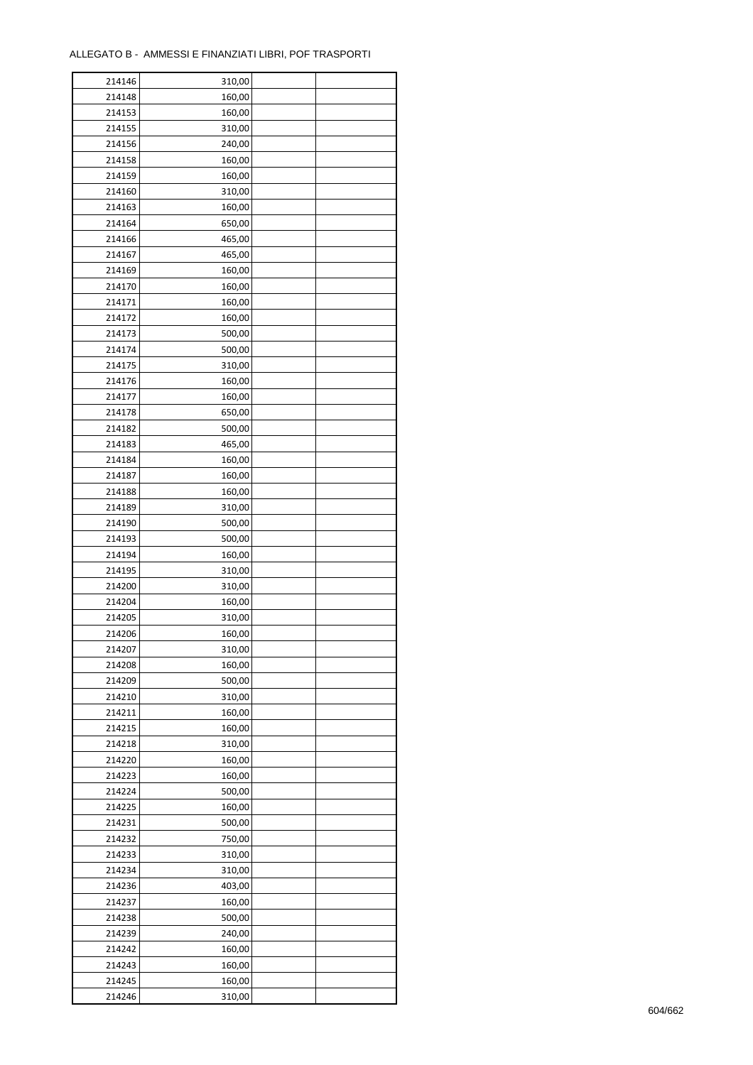ALLEGATO B - AMMESSI E FINANZIATI LIBRI, POF TRASPORTI

| | | | |
|---|---|---|---|
| 214146 | 310,00 | | |
| 214148 | 160,00 | | |
| 214153 | 160,00 | | |
| 214155 | 310,00 | | |
| 214156 | 240,00 | | |
| 214158 | 160,00 | | |
| 214159 | 160,00 | | |
| 214160 | 310,00 | | |
| 214163 | 160,00 | | |
| 214164 | 650,00 | | |
| 214166 | 465,00 | | |
| 214167 | 465,00 | | |
| 214169 | 160,00 | | |
| 214170 | 160,00 | | |
| 214171 | 160,00 | | |
| 214172 | 160,00 | | |
| 214173 | 500,00 | | |
| 214174 | 500,00 | | |
| 214175 | 310,00 | | |
| 214176 | 160,00 | | |
| 214177 | 160,00 | | |
| 214178 | 650,00 | | |
| 214182 | 500,00 | | |
| 214183 | 465,00 | | |
| 214184 | 160,00 | | |
| 214187 | 160,00 | | |
| 214188 | 160,00 | | |
| 214189 | 310,00 | | |
| 214190 | 500,00 | | |
| 214193 | 500,00 | | |
| 214194 | 160,00 | | |
| 214195 | 310,00 | | |
| 214200 | 310,00 | | |
| 214204 | 160,00 | | |
| 214205 | 310,00 | | |
| 214206 | 160,00 | | |
| 214207 | 310,00 | | |
| 214208 | 160,00 | | |
| 214209 | 500,00 | | |
| 214210 | 310,00 | | |
| 214211 | 160,00 | | |
| 214215 | 160,00 | | |
| 214218 | 310,00 | | |
| 214220 | 160,00 | | |
| 214223 | 160,00 | | |
| 214224 | 500,00 | | |
| 214225 | 160,00 | | |
| 214231 | 500,00 | | |
| 214232 | 750,00 | | |
| 214233 | 310,00 | | |
| 214234 | 310,00 | | |
| 214236 | 403,00 | | |
| 214237 | 160,00 | | |
| 214238 | 500,00 | | |
| 214239 | 240,00 | | |
| 214242 | 160,00 | | |
| 214243 | 160,00 | | |
| 214245 | 160,00 | | |
| 214246 | 310,00 | | |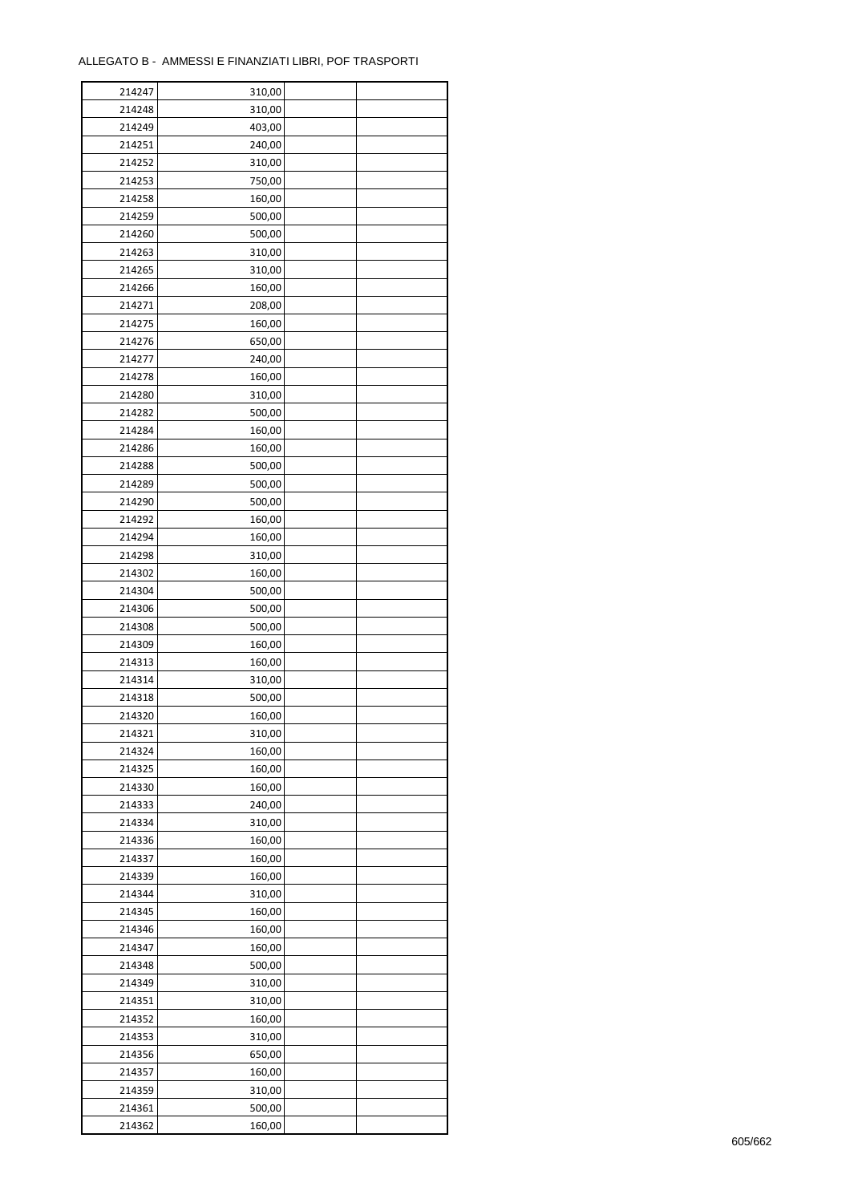ALLEGATO B - AMMESSI E FINANZIATI LIBRI, POF TRASPORTI

| | | | |
|---|---|---|---|
| 214247 | 310,00 | | |
| 214248 | 310,00 | | |
| 214249 | 403,00 | | |
| 214251 | 240,00 | | |
| 214252 | 310,00 | | |
| 214253 | 750,00 | | |
| 214258 | 160,00 | | |
| 214259 | 500,00 | | |
| 214260 | 500,00 | | |
| 214263 | 310,00 | | |
| 214265 | 310,00 | | |
| 214266 | 160,00 | | |
| 214271 | 208,00 | | |
| 214275 | 160,00 | | |
| 214276 | 650,00 | | |
| 214277 | 240,00 | | |
| 214278 | 160,00 | | |
| 214280 | 310,00 | | |
| 214282 | 500,00 | | |
| 214284 | 160,00 | | |
| 214286 | 160,00 | | |
| 214288 | 500,00 | | |
| 214289 | 500,00 | | |
| 214290 | 500,00 | | |
| 214292 | 160,00 | | |
| 214294 | 160,00 | | |
| 214298 | 310,00 | | |
| 214302 | 160,00 | | |
| 214304 | 500,00 | | |
| 214306 | 500,00 | | |
| 214308 | 500,00 | | |
| 214309 | 160,00 | | |
| 214313 | 160,00 | | |
| 214314 | 310,00 | | |
| 214318 | 500,00 | | |
| 214320 | 160,00 | | |
| 214321 | 310,00 | | |
| 214324 | 160,00 | | |
| 214325 | 160,00 | | |
| 214330 | 160,00 | | |
| 214333 | 240,00 | | |
| 214334 | 310,00 | | |
| 214336 | 160,00 | | |
| 214337 | 160,00 | | |
| 214339 | 160,00 | | |
| 214344 | 310,00 | | |
| 214345 | 160,00 | | |
| 214346 | 160,00 | | |
| 214347 | 160,00 | | |
| 214348 | 500,00 | | |
| 214349 | 310,00 | | |
| 214351 | 310,00 | | |
| 214352 | 160,00 | | |
| 214353 | 310,00 | | |
| 214356 | 650,00 | | |
| 214357 | 160,00 | | |
| 214359 | 310,00 | | |
| 214361 | 500,00 | | |
| 214362 | 160,00 | | |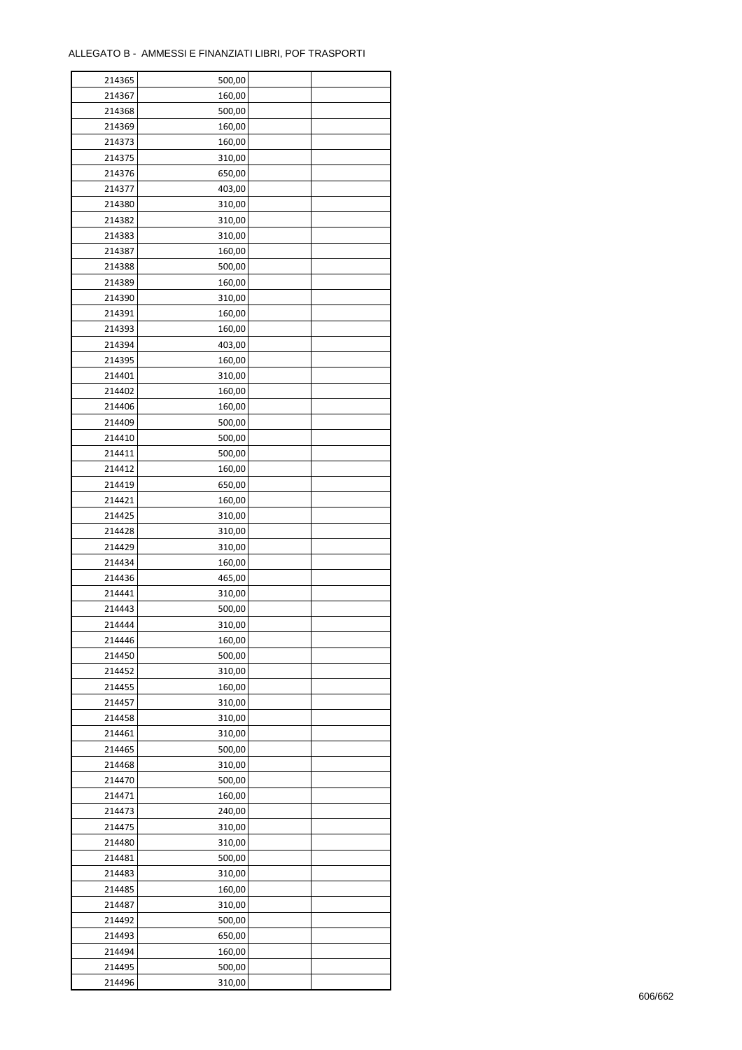ALLEGATO B - AMMESSI E FINANZIATI LIBRI, POF TRASPORTI

| | | | |
|---|---|---|---|
| 214365 | 500,00 | | |
| 214367 | 160,00 | | |
| 214368 | 500,00 | | |
| 214369 | 160,00 | | |
| 214373 | 160,00 | | |
| 214375 | 310,00 | | |
| 214376 | 650,00 | | |
| 214377 | 403,00 | | |
| 214380 | 310,00 | | |
| 214382 | 310,00 | | |
| 214383 | 310,00 | | |
| 214387 | 160,00 | | |
| 214388 | 500,00 | | |
| 214389 | 160,00 | | |
| 214390 | 310,00 | | |
| 214391 | 160,00 | | |
| 214393 | 160,00 | | |
| 214394 | 403,00 | | |
| 214395 | 160,00 | | |
| 214401 | 310,00 | | |
| 214402 | 160,00 | | |
| 214406 | 160,00 | | |
| 214409 | 500,00 | | |
| 214410 | 500,00 | | |
| 214411 | 500,00 | | |
| 214412 | 160,00 | | |
| 214419 | 650,00 | | |
| 214421 | 160,00 | | |
| 214425 | 310,00 | | |
| 214428 | 310,00 | | |
| 214429 | 310,00 | | |
| 214434 | 160,00 | | |
| 214436 | 465,00 | | |
| 214441 | 310,00 | | |
| 214443 | 500,00 | | |
| 214444 | 310,00 | | |
| 214446 | 160,00 | | |
| 214450 | 500,00 | | |
| 214452 | 310,00 | | |
| 214455 | 160,00 | | |
| 214457 | 310,00 | | |
| 214458 | 310,00 | | |
| 214461 | 310,00 | | |
| 214465 | 500,00 | | |
| 214468 | 310,00 | | |
| 214470 | 500,00 | | |
| 214471 | 160,00 | | |
| 214473 | 240,00 | | |
| 214475 | 310,00 | | |
| 214480 | 310,00 | | |
| 214481 | 500,00 | | |
| 214483 | 310,00 | | |
| 214485 | 160,00 | | |
| 214487 | 310,00 | | |
| 214492 | 500,00 | | |
| 214493 | 650,00 | | |
| 214494 | 160,00 | | |
| 214495 | 500,00 | | |
| 214496 | 310,00 | | |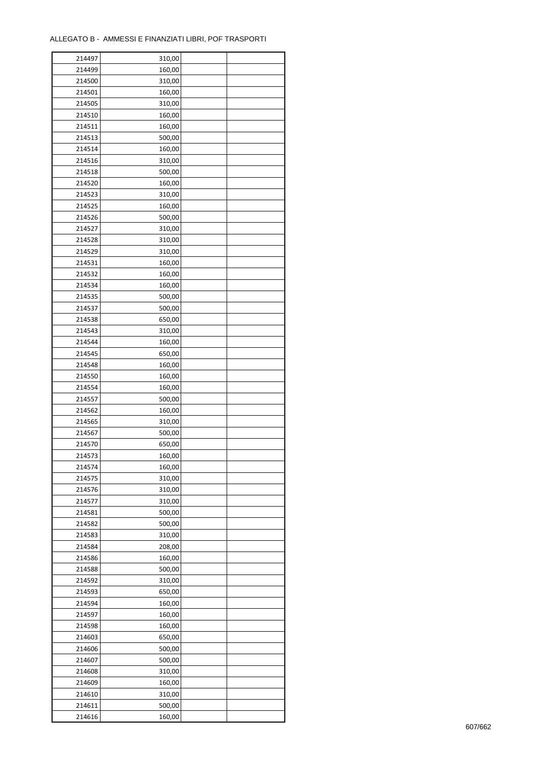ALLEGATO B - AMMESSI E FINANZIATI LIBRI, POF TRASPORTI

| | | | |
|---|---|---|---|
| 214497 | 310,00 | | |
| 214499 | 160,00 | | |
| 214500 | 310,00 | | |
| 214501 | 160,00 | | |
| 214505 | 310,00 | | |
| 214510 | 160,00 | | |
| 214511 | 160,00 | | |
| 214513 | 500,00 | | |
| 214514 | 160,00 | | |
| 214516 | 310,00 | | |
| 214518 | 500,00 | | |
| 214520 | 160,00 | | |
| 214523 | 310,00 | | |
| 214525 | 160,00 | | |
| 214526 | 500,00 | | |
| 214527 | 310,00 | | |
| 214528 | 310,00 | | |
| 214529 | 310,00 | | |
| 214531 | 160,00 | | |
| 214532 | 160,00 | | |
| 214534 | 160,00 | | |
| 214535 | 500,00 | | |
| 214537 | 500,00 | | |
| 214538 | 650,00 | | |
| 214543 | 310,00 | | |
| 214544 | 160,00 | | |
| 214545 | 650,00 | | |
| 214548 | 160,00 | | |
| 214550 | 160,00 | | |
| 214554 | 160,00 | | |
| 214557 | 500,00 | | |
| 214562 | 160,00 | | |
| 214565 | 310,00 | | |
| 214567 | 500,00 | | |
| 214570 | 650,00 | | |
| 214573 | 160,00 | | |
| 214574 | 160,00 | | |
| 214575 | 310,00 | | |
| 214576 | 310,00 | | |
| 214577 | 310,00 | | |
| 214581 | 500,00 | | |
| 214582 | 500,00 | | |
| 214583 | 310,00 | | |
| 214584 | 208,00 | | |
| 214586 | 160,00 | | |
| 214588 | 500,00 | | |
| 214592 | 310,00 | | |
| 214593 | 650,00 | | |
| 214594 | 160,00 | | |
| 214597 | 160,00 | | |
| 214598 | 160,00 | | |
| 214603 | 650,00 | | |
| 214606 | 500,00 | | |
| 214607 | 500,00 | | |
| 214608 | 310,00 | | |
| 214609 | 160,00 | | |
| 214610 | 310,00 | | |
| 214611 | 500,00 | | |
| 214616 | 160,00 | | |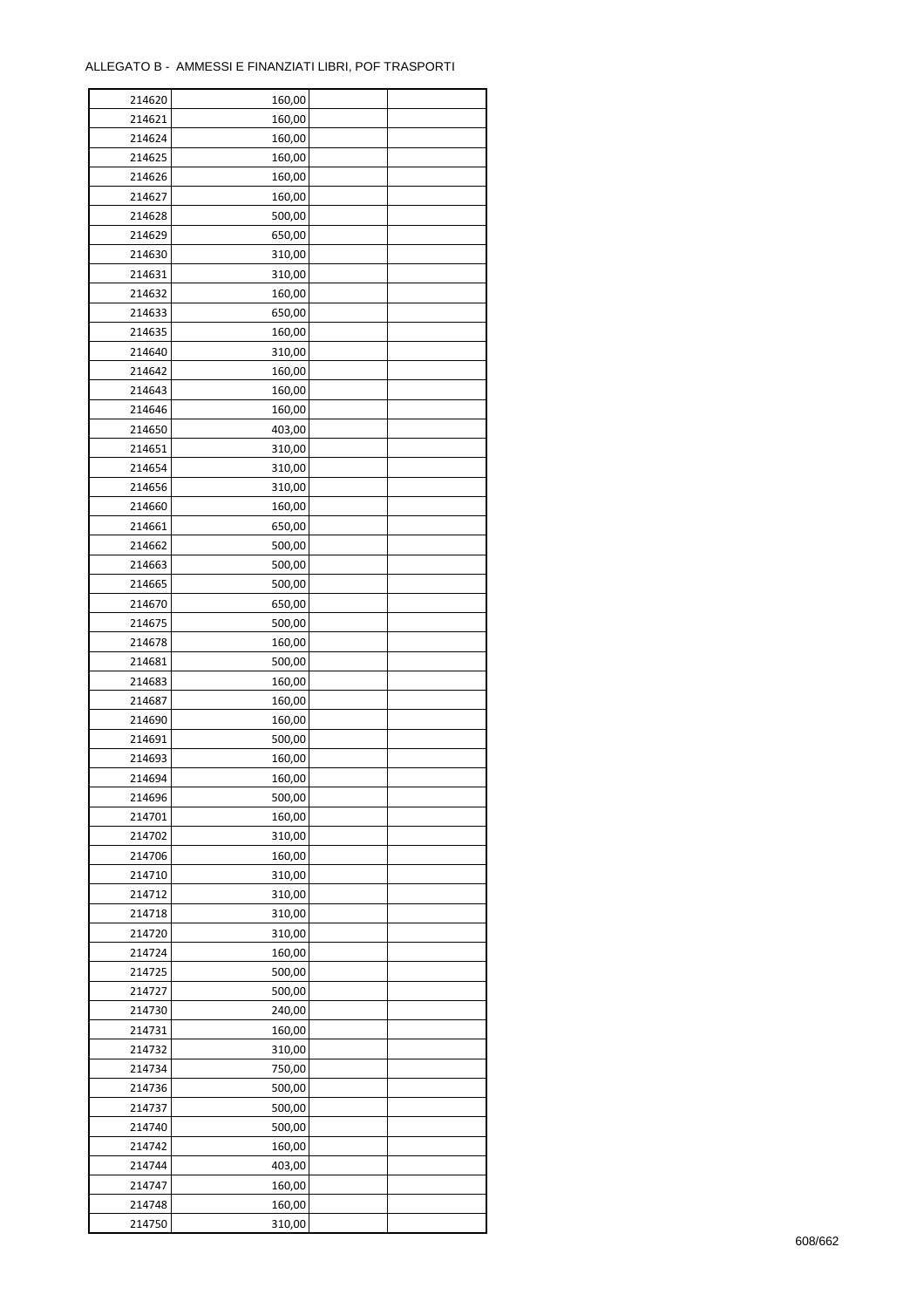ALLEGATO B - AMMESSI E FINANZIATI LIBRI, POF TRASPORTI

| | | | |
|---|---|---|---|
| 214620 | 160,00 | | |
| 214621 | 160,00 | | |
| 214624 | 160,00 | | |
| 214625 | 160,00 | | |
| 214626 | 160,00 | | |
| 214627 | 160,00 | | |
| 214628 | 500,00 | | |
| 214629 | 650,00 | | |
| 214630 | 310,00 | | |
| 214631 | 310,00 | | |
| 214632 | 160,00 | | |
| 214633 | 650,00 | | |
| 214635 | 160,00 | | |
| 214640 | 310,00 | | |
| 214642 | 160,00 | | |
| 214643 | 160,00 | | |
| 214646 | 160,00 | | |
| 214650 | 403,00 | | |
| 214651 | 310,00 | | |
| 214654 | 310,00 | | |
| 214656 | 310,00 | | |
| 214660 | 160,00 | | |
| 214661 | 650,00 | | |
| 214662 | 500,00 | | |
| 214663 | 500,00 | | |
| 214665 | 500,00 | | |
| 214670 | 650,00 | | |
| 214675 | 500,00 | | |
| 214678 | 160,00 | | |
| 214681 | 500,00 | | |
| 214683 | 160,00 | | |
| 214687 | 160,00 | | |
| 214690 | 160,00 | | |
| 214691 | 500,00 | | |
| 214693 | 160,00 | | |
| 214694 | 160,00 | | |
| 214696 | 500,00 | | |
| 214701 | 160,00 | | |
| 214702 | 310,00 | | |
| 214706 | 160,00 | | |
| 214710 | 310,00 | | |
| 214712 | 310,00 | | |
| 214718 | 310,00 | | |
| 214720 | 310,00 | | |
| 214724 | 160,00 | | |
| 214725 | 500,00 | | |
| 214727 | 500,00 | | |
| 214730 | 240,00 | | |
| 214731 | 160,00 | | |
| 214732 | 310,00 | | |
| 214734 | 750,00 | | |
| 214736 | 500,00 | | |
| 214737 | 500,00 | | |
| 214740 | 500,00 | | |
| 214742 | 160,00 | | |
| 214744 | 403,00 | | |
| 214747 | 160,00 | | |
| 214748 | 160,00 | | |
| 214750 | 310,00 | | |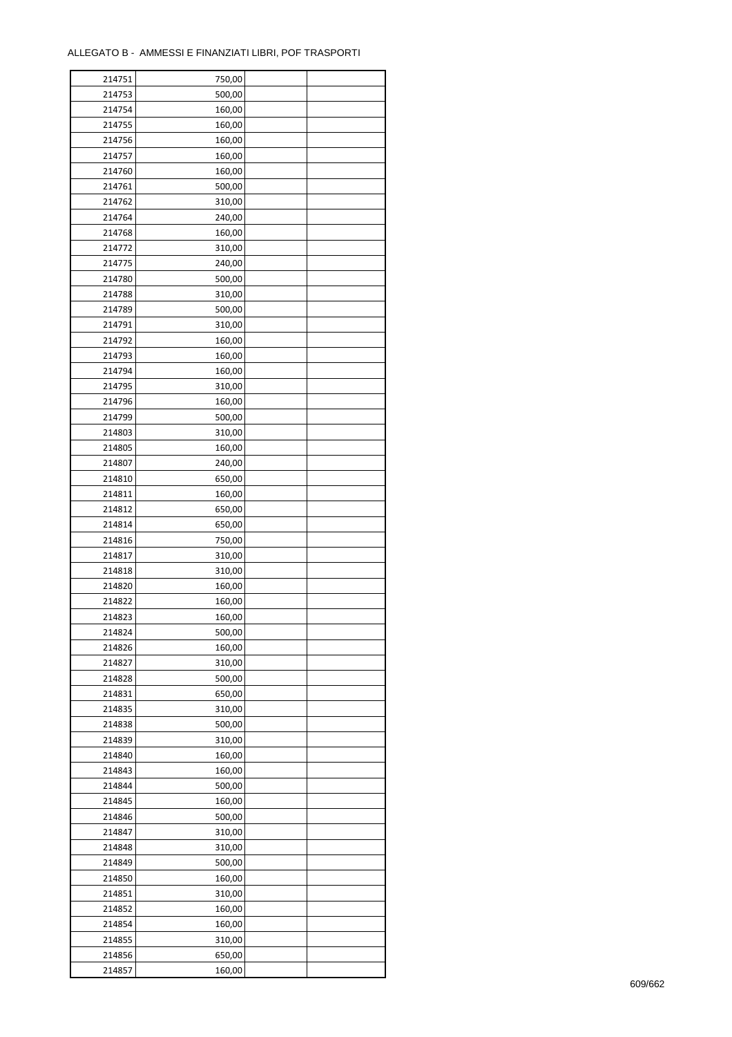ALLEGATO B - AMMESSI E FINANZIATI LIBRI, POF TRASPORTI

| | | | |
|---|---|---|---|
| 214751 | 750,00 | | |
| 214753 | 500,00 | | |
| 214754 | 160,00 | | |
| 214755 | 160,00 | | |
| 214756 | 160,00 | | |
| 214757 | 160,00 | | |
| 214760 | 160,00 | | |
| 214761 | 500,00 | | |
| 214762 | 310,00 | | |
| 214764 | 240,00 | | |
| 214768 | 160,00 | | |
| 214772 | 310,00 | | |
| 214775 | 240,00 | | |
| 214780 | 500,00 | | |
| 214788 | 310,00 | | |
| 214789 | 500,00 | | |
| 214791 | 310,00 | | |
| 214792 | 160,00 | | |
| 214793 | 160,00 | | |
| 214794 | 160,00 | | |
| 214795 | 310,00 | | |
| 214796 | 160,00 | | |
| 214799 | 500,00 | | |
| 214803 | 310,00 | | |
| 214805 | 160,00 | | |
| 214807 | 240,00 | | |
| 214810 | 650,00 | | |
| 214811 | 160,00 | | |
| 214812 | 650,00 | | |
| 214814 | 650,00 | | |
| 214816 | 750,00 | | |
| 214817 | 310,00 | | |
| 214818 | 310,00 | | |
| 214820 | 160,00 | | |
| 214822 | 160,00 | | |
| 214823 | 160,00 | | |
| 214824 | 500,00 | | |
| 214826 | 160,00 | | |
| 214827 | 310,00 | | |
| 214828 | 500,00 | | |
| 214831 | 650,00 | | |
| 214835 | 310,00 | | |
| 214838 | 500,00 | | |
| 214839 | 310,00 | | |
| 214840 | 160,00 | | |
| 214843 | 160,00 | | |
| 214844 | 500,00 | | |
| 214845 | 160,00 | | |
| 214846 | 500,00 | | |
| 214847 | 310,00 | | |
| 214848 | 310,00 | | |
| 214849 | 500,00 | | |
| 214850 | 160,00 | | |
| 214851 | 310,00 | | |
| 214852 | 160,00 | | |
| 214854 | 160,00 | | |
| 214855 | 310,00 | | |
| 214856 | 650,00 | | |
| 214857 | 160,00 | | |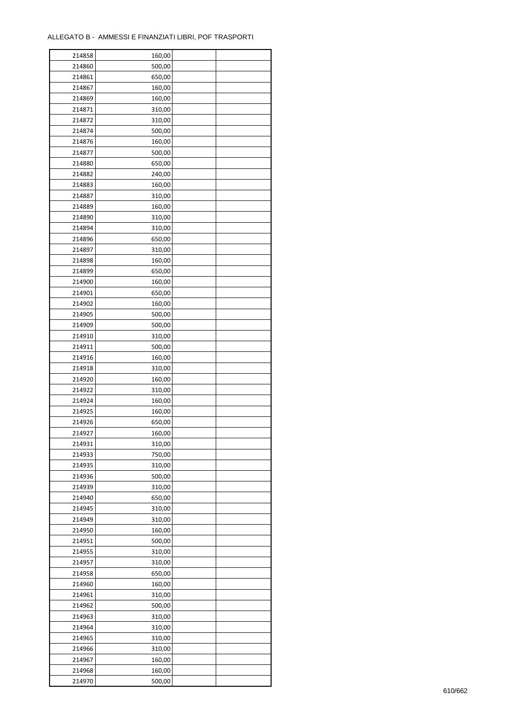ALLEGATO B - AMMESSI E FINANZIATI LIBRI, POF TRASPORTI

| | | | |
|---|---|---|---|
| 214858 | 160,00 | | |
| 214860 | 500,00 | | |
| 214861 | 650,00 | | |
| 214867 | 160,00 | | |
| 214869 | 160,00 | | |
| 214871 | 310,00 | | |
| 214872 | 310,00 | | |
| 214874 | 500,00 | | |
| 214876 | 160,00 | | |
| 214877 | 500,00 | | |
| 214880 | 650,00 | | |
| 214882 | 240,00 | | |
| 214883 | 160,00 | | |
| 214887 | 310,00 | | |
| 214889 | 160,00 | | |
| 214890 | 310,00 | | |
| 214894 | 310,00 | | |
| 214896 | 650,00 | | |
| 214897 | 310,00 | | |
| 214898 | 160,00 | | |
| 214899 | 650,00 | | |
| 214900 | 160,00 | | |
| 214901 | 650,00 | | |
| 214902 | 160,00 | | |
| 214905 | 500,00 | | |
| 214909 | 500,00 | | |
| 214910 | 310,00 | | |
| 214911 | 500,00 | | |
| 214916 | 160,00 | | |
| 214918 | 310,00 | | |
| 214920 | 160,00 | | |
| 214922 | 310,00 | | |
| 214924 | 160,00 | | |
| 214925 | 160,00 | | |
| 214926 | 650,00 | | |
| 214927 | 160,00 | | |
| 214931 | 310,00 | | |
| 214933 | 750,00 | | |
| 214935 | 310,00 | | |
| 214936 | 500,00 | | |
| 214939 | 310,00 | | |
| 214940 | 650,00 | | |
| 214945 | 310,00 | | |
| 214949 | 310,00 | | |
| 214950 | 160,00 | | |
| 214951 | 500,00 | | |
| 214955 | 310,00 | | |
| 214957 | 310,00 | | |
| 214958 | 650,00 | | |
| 214960 | 160,00 | | |
| 214961 | 310,00 | | |
| 214962 | 500,00 | | |
| 214963 | 310,00 | | |
| 214964 | 310,00 | | |
| 214965 | 310,00 | | |
| 214966 | 310,00 | | |
| 214967 | 160,00 | | |
| 214968 | 160,00 | | |
| 214970 | 500,00 | | |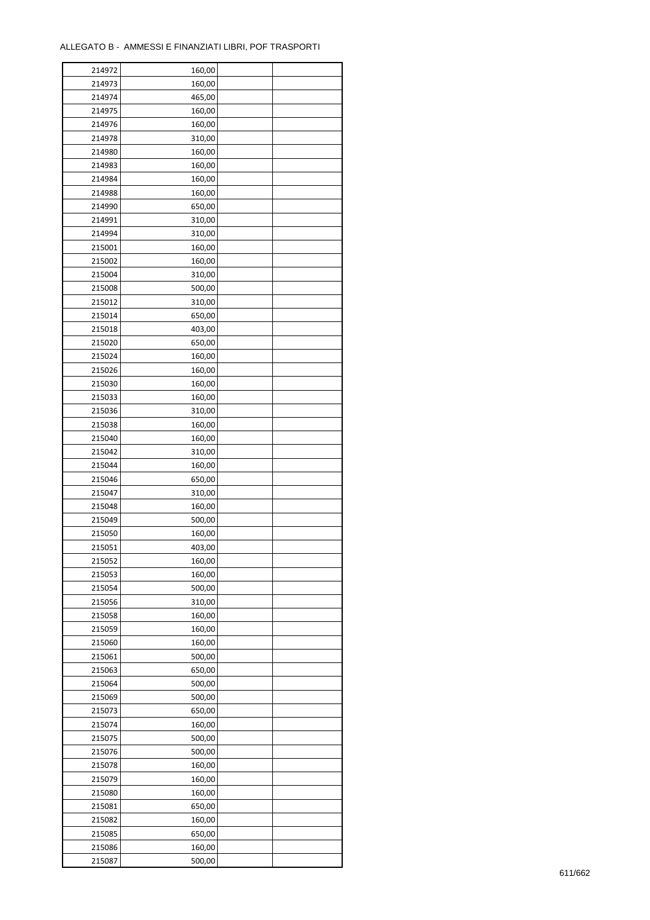ALLEGATO B - AMMESSI E FINANZIATI LIBRI, POF TRASPORTI

| | | | |
|---|---|---|---|
| 214972 | 160,00 | | |
| 214973 | 160,00 | | |
| 214974 | 465,00 | | |
| 214975 | 160,00 | | |
| 214976 | 160,00 | | |
| 214978 | 310,00 | | |
| 214980 | 160,00 | | |
| 214983 | 160,00 | | |
| 214984 | 160,00 | | |
| 214988 | 160,00 | | |
| 214990 | 650,00 | | |
| 214991 | 310,00 | | |
| 214994 | 310,00 | | |
| 215001 | 160,00 | | |
| 215002 | 160,00 | | |
| 215004 | 310,00 | | |
| 215008 | 500,00 | | |
| 215012 | 310,00 | | |
| 215014 | 650,00 | | |
| 215018 | 403,00 | | |
| 215020 | 650,00 | | |
| 215024 | 160,00 | | |
| 215026 | 160,00 | | |
| 215030 | 160,00 | | |
| 215033 | 160,00 | | |
| 215036 | 310,00 | | |
| 215038 | 160,00 | | |
| 215040 | 160,00 | | |
| 215042 | 310,00 | | |
| 215044 | 160,00 | | |
| 215046 | 650,00 | | |
| 215047 | 310,00 | | |
| 215048 | 160,00 | | |
| 215049 | 500,00 | | |
| 215050 | 160,00 | | |
| 215051 | 403,00 | | |
| 215052 | 160,00 | | |
| 215053 | 160,00 | | |
| 215054 | 500,00 | | |
| 215056 | 310,00 | | |
| 215058 | 160,00 | | |
| 215059 | 160,00 | | |
| 215060 | 160,00 | | |
| 215061 | 500,00 | | |
| 215063 | 650,00 | | |
| 215064 | 500,00 | | |
| 215069 | 500,00 | | |
| 215073 | 650,00 | | |
| 215074 | 160,00 | | |
| 215075 | 500,00 | | |
| 215076 | 500,00 | | |
| 215078 | 160,00 | | |
| 215079 | 160,00 | | |
| 215080 | 160,00 | | |
| 215081 | 650,00 | | |
| 215082 | 160,00 | | |
| 215085 | 650,00 | | |
| 215086 | 160,00 | | |
| 215087 | 500,00 | | |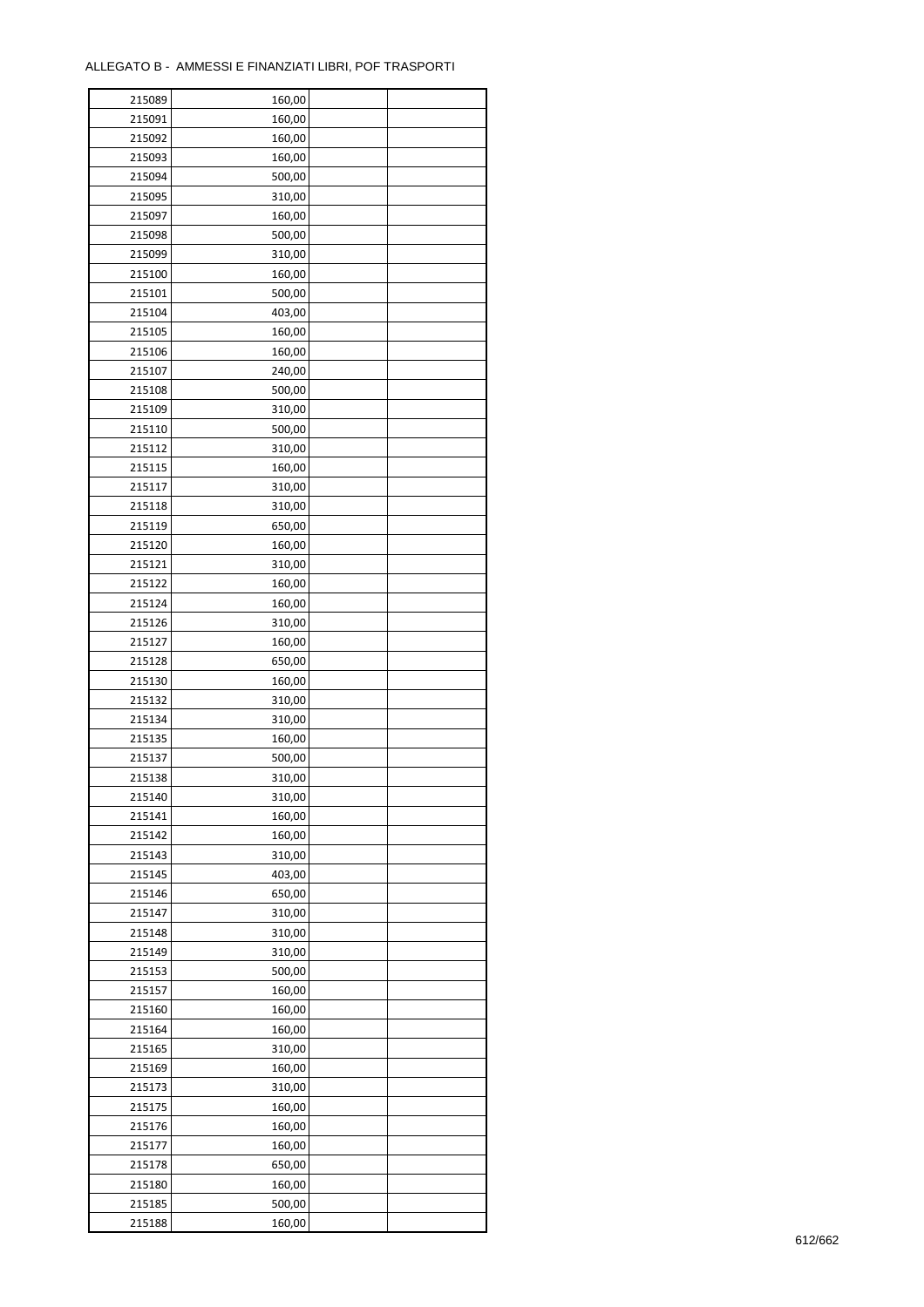ALLEGATO B - AMMESSI E FINANZIATI LIBRI, POF TRASPORTI

| | | | |
|---|---|---|---|
| 215089 | 160,00 | | |
| 215091 | 160,00 | | |
| 215092 | 160,00 | | |
| 215093 | 160,00 | | |
| 215094 | 500,00 | | |
| 215095 | 310,00 | | |
| 215097 | 160,00 | | |
| 215098 | 500,00 | | |
| 215099 | 310,00 | | |
| 215100 | 160,00 | | |
| 215101 | 500,00 | | |
| 215104 | 403,00 | | |
| 215105 | 160,00 | | |
| 215106 | 160,00 | | |
| 215107 | 240,00 | | |
| 215108 | 500,00 | | |
| 215109 | 310,00 | | |
| 215110 | 500,00 | | |
| 215112 | 310,00 | | |
| 215115 | 160,00 | | |
| 215117 | 310,00 | | |
| 215118 | 310,00 | | |
| 215119 | 650,00 | | |
| 215120 | 160,00 | | |
| 215121 | 310,00 | | |
| 215122 | 160,00 | | |
| 215124 | 160,00 | | |
| 215126 | 310,00 | | |
| 215127 | 160,00 | | |
| 215128 | 650,00 | | |
| 215130 | 160,00 | | |
| 215132 | 310,00 | | |
| 215134 | 310,00 | | |
| 215135 | 160,00 | | |
| 215137 | 500,00 | | |
| 215138 | 310,00 | | |
| 215140 | 310,00 | | |
| 215141 | 160,00 | | |
| 215142 | 160,00 | | |
| 215143 | 310,00 | | |
| 215145 | 403,00 | | |
| 215146 | 650,00 | | |
| 215147 | 310,00 | | |
| 215148 | 310,00 | | |
| 215149 | 310,00 | | |
| 215153 | 500,00 | | |
| 215157 | 160,00 | | |
| 215160 | 160,00 | | |
| 215164 | 160,00 | | |
| 215165 | 310,00 | | |
| 215169 | 160,00 | | |
| 215173 | 310,00 | | |
| 215175 | 160,00 | | |
| 215176 | 160,00 | | |
| 215177 | 160,00 | | |
| 215178 | 650,00 | | |
| 215180 | 160,00 | | |
| 215185 | 500,00 | | |
| 215188 | 160,00 | | |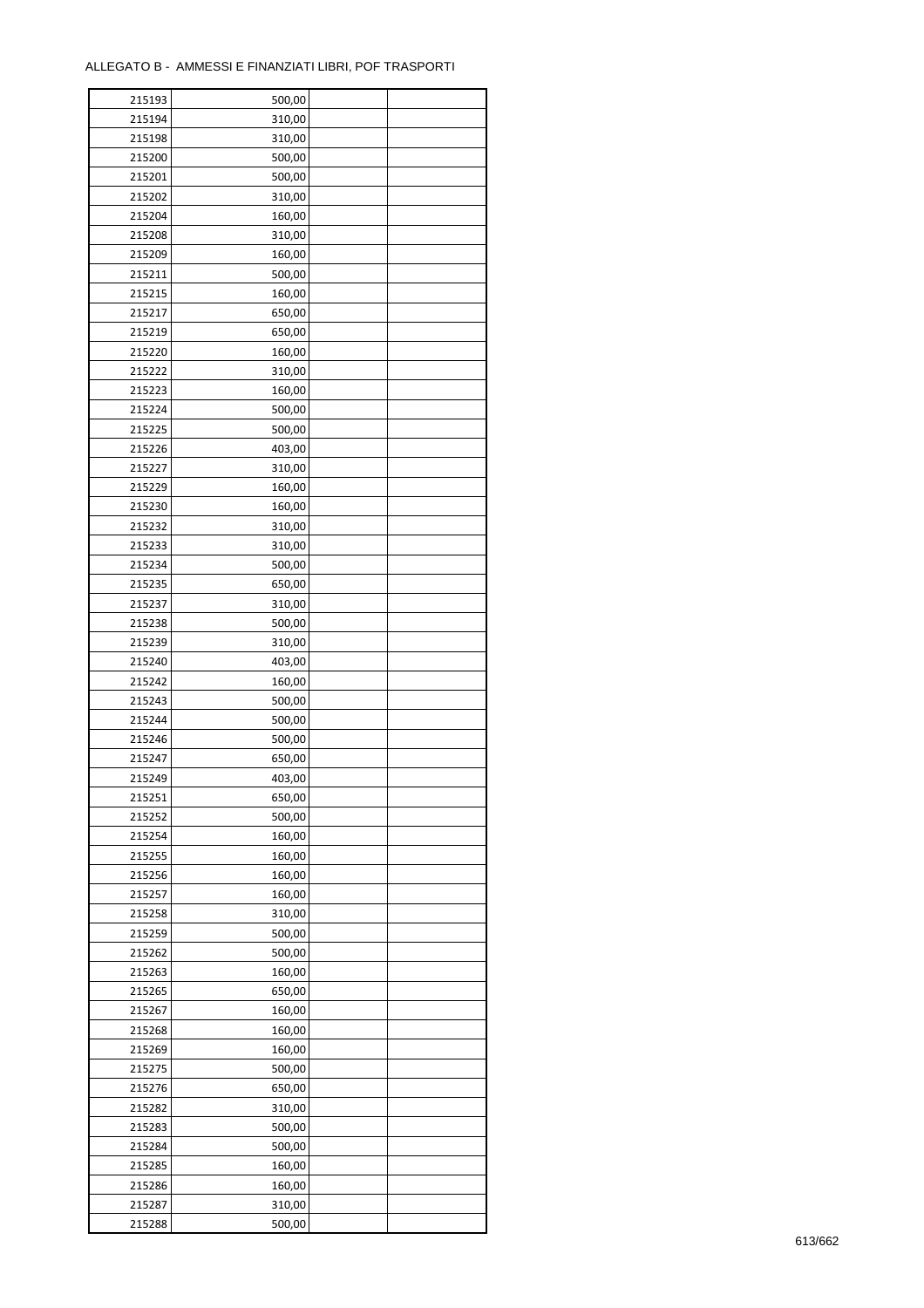ALLEGATO B - AMMESSI E FINANZIATI LIBRI, POF TRASPORTI

| | | | |
|---|---|---|---|
| 215193 | 500,00 | | |
| 215194 | 310,00 | | |
| 215198 | 310,00 | | |
| 215200 | 500,00 | | |
| 215201 | 500,00 | | |
| 215202 | 310,00 | | |
| 215204 | 160,00 | | |
| 215208 | 310,00 | | |
| 215209 | 160,00 | | |
| 215211 | 500,00 | | |
| 215215 | 160,00 | | |
| 215217 | 650,00 | | |
| 215219 | 650,00 | | |
| 215220 | 160,00 | | |
| 215222 | 310,00 | | |
| 215223 | 160,00 | | |
| 215224 | 500,00 | | |
| 215225 | 500,00 | | |
| 215226 | 403,00 | | |
| 215227 | 310,00 | | |
| 215229 | 160,00 | | |
| 215230 | 160,00 | | |
| 215232 | 310,00 | | |
| 215233 | 310,00 | | |
| 215234 | 500,00 | | |
| 215235 | 650,00 | | |
| 215237 | 310,00 | | |
| 215238 | 500,00 | | |
| 215239 | 310,00 | | |
| 215240 | 403,00 | | |
| 215242 | 160,00 | | |
| 215243 | 500,00 | | |
| 215244 | 500,00 | | |
| 215246 | 500,00 | | |
| 215247 | 650,00 | | |
| 215249 | 403,00 | | |
| 215251 | 650,00 | | |
| 215252 | 500,00 | | |
| 215254 | 160,00 | | |
| 215255 | 160,00 | | |
| 215256 | 160,00 | | |
| 215257 | 160,00 | | |
| 215258 | 310,00 | | |
| 215259 | 500,00 | | |
| 215262 | 500,00 | | |
| 215263 | 160,00 | | |
| 215265 | 650,00 | | |
| 215267 | 160,00 | | |
| 215268 | 160,00 | | |
| 215269 | 160,00 | | |
| 215275 | 500,00 | | |
| 215276 | 650,00 | | |
| 215282 | 310,00 | | |
| 215283 | 500,00 | | |
| 215284 | 500,00 | | |
| 215285 | 160,00 | | |
| 215286 | 160,00 | | |
| 215287 | 310,00 | | |
| 215288 | 500,00 | | |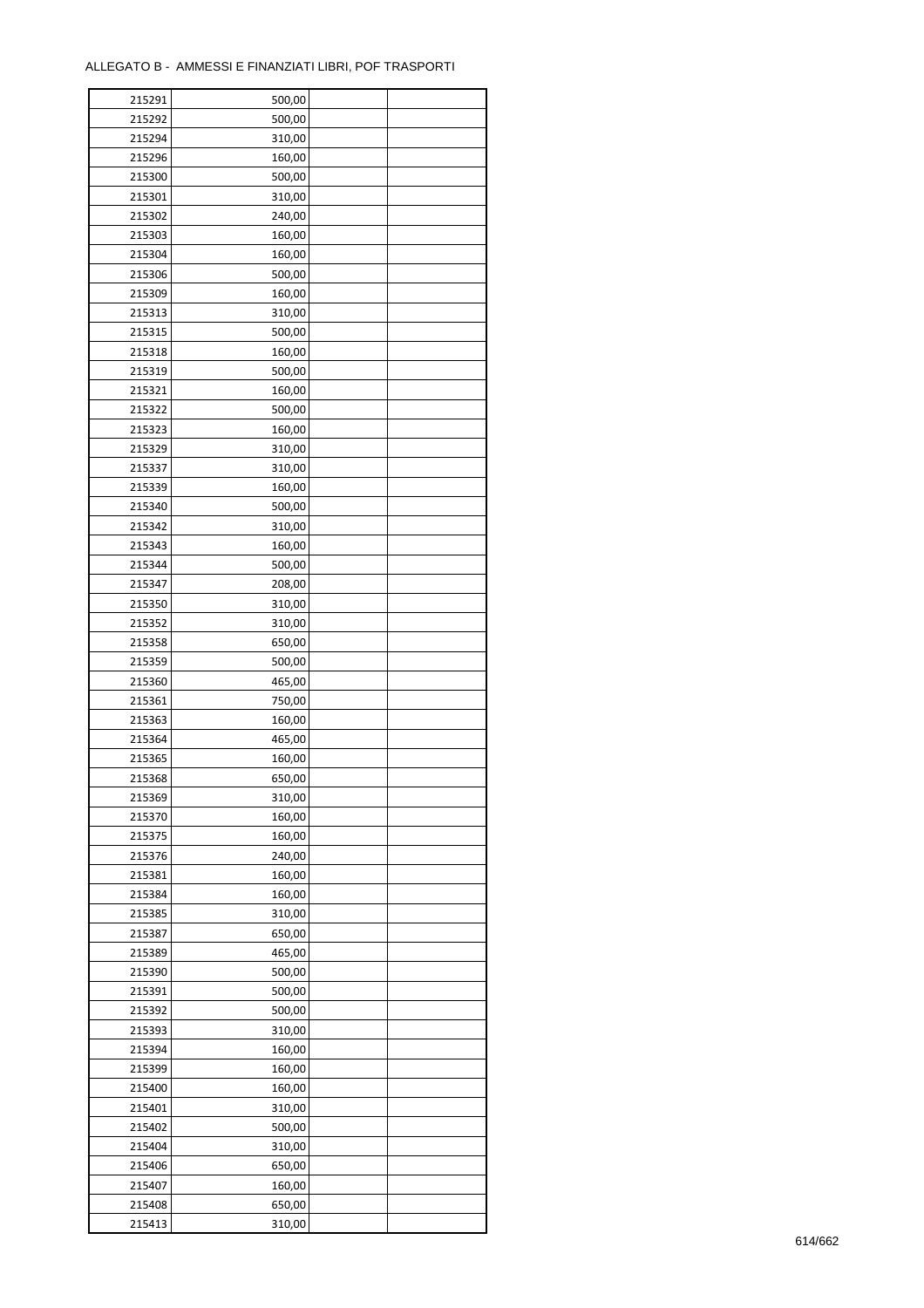ALLEGATO B - AMMESSI E FINANZIATI LIBRI, POF TRASPORTI

| | | | |
|---|---|---|---|
| 215291 | 500,00 | | |
| 215292 | 500,00 | | |
| 215294 | 310,00 | | |
| 215296 | 160,00 | | |
| 215300 | 500,00 | | |
| 215301 | 310,00 | | |
| 215302 | 240,00 | | |
| 215303 | 160,00 | | |
| 215304 | 160,00 | | |
| 215306 | 500,00 | | |
| 215309 | 160,00 | | |
| 215313 | 310,00 | | |
| 215315 | 500,00 | | |
| 215318 | 160,00 | | |
| 215319 | 500,00 | | |
| 215321 | 160,00 | | |
| 215322 | 500,00 | | |
| 215323 | 160,00 | | |
| 215329 | 310,00 | | |
| 215337 | 310,00 | | |
| 215339 | 160,00 | | |
| 215340 | 500,00 | | |
| 215342 | 310,00 | | |
| 215343 | 160,00 | | |
| 215344 | 500,00 | | |
| 215347 | 208,00 | | |
| 215350 | 310,00 | | |
| 215352 | 310,00 | | |
| 215358 | 650,00 | | |
| 215359 | 500,00 | | |
| 215360 | 465,00 | | |
| 215361 | 750,00 | | |
| 215363 | 160,00 | | |
| 215364 | 465,00 | | |
| 215365 | 160,00 | | |
| 215368 | 650,00 | | |
| 215369 | 310,00 | | |
| 215370 | 160,00 | | |
| 215375 | 160,00 | | |
| 215376 | 240,00 | | |
| 215381 | 160,00 | | |
| 215384 | 160,00 | | |
| 215385 | 310,00 | | |
| 215387 | 650,00 | | |
| 215389 | 465,00 | | |
| 215390 | 500,00 | | |
| 215391 | 500,00 | | |
| 215392 | 500,00 | | |
| 215393 | 310,00 | | |
| 215394 | 160,00 | | |
| 215399 | 160,00 | | |
| 215400 | 160,00 | | |
| 215401 | 310,00 | | |
| 215402 | 500,00 | | |
| 215404 | 310,00 | | |
| 215406 | 650,00 | | |
| 215407 | 160,00 | | |
| 215408 | 650,00 | | |
| 215413 | 310,00 | | |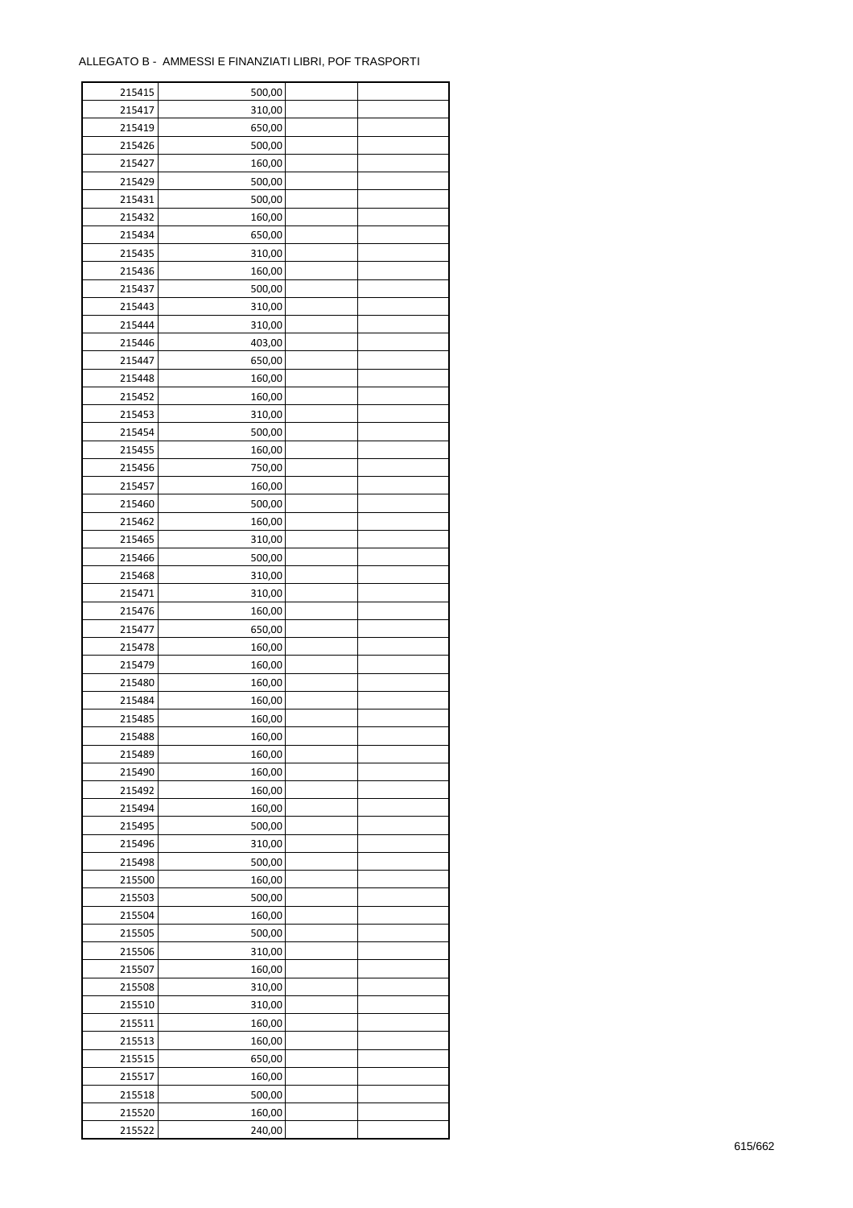ALLEGATO B - AMMESSI E FINANZIATI LIBRI, POF TRASPORTI

| | | | |
|---|---|---|---|
| 215415 | 500,00 | | |
| 215417 | 310,00 | | |
| 215419 | 650,00 | | |
| 215426 | 500,00 | | |
| 215427 | 160,00 | | |
| 215429 | 500,00 | | |
| 215431 | 500,00 | | |
| 215432 | 160,00 | | |
| 215434 | 650,00 | | |
| 215435 | 310,00 | | |
| 215436 | 160,00 | | |
| 215437 | 500,00 | | |
| 215443 | 310,00 | | |
| 215444 | 310,00 | | |
| 215446 | 403,00 | | |
| 215447 | 650,00 | | |
| 215448 | 160,00 | | |
| 215452 | 160,00 | | |
| 215453 | 310,00 | | |
| 215454 | 500,00 | | |
| 215455 | 160,00 | | |
| 215456 | 750,00 | | |
| 215457 | 160,00 | | |
| 215460 | 500,00 | | |
| 215462 | 160,00 | | |
| 215465 | 310,00 | | |
| 215466 | 500,00 | | |
| 215468 | 310,00 | | |
| 215471 | 310,00 | | |
| 215476 | 160,00 | | |
| 215477 | 650,00 | | |
| 215478 | 160,00 | | |
| 215479 | 160,00 | | |
| 215480 | 160,00 | | |
| 215484 | 160,00 | | |
| 215485 | 160,00 | | |
| 215488 | 160,00 | | |
| 215489 | 160,00 | | |
| 215490 | 160,00 | | |
| 215492 | 160,00 | | |
| 215494 | 160,00 | | |
| 215495 | 500,00 | | |
| 215496 | 310,00 | | |
| 215498 | 500,00 | | |
| 215500 | 160,00 | | |
| 215503 | 500,00 | | |
| 215504 | 160,00 | | |
| 215505 | 500,00 | | |
| 215506 | 310,00 | | |
| 215507 | 160,00 | | |
| 215508 | 310,00 | | |
| 215510 | 310,00 | | |
| 215511 | 160,00 | | |
| 215513 | 160,00 | | |
| 215515 | 650,00 | | |
| 215517 | 160,00 | | |
| 215518 | 500,00 | | |
| 215520 | 160,00 | | |
| 215522 | 240,00 | | |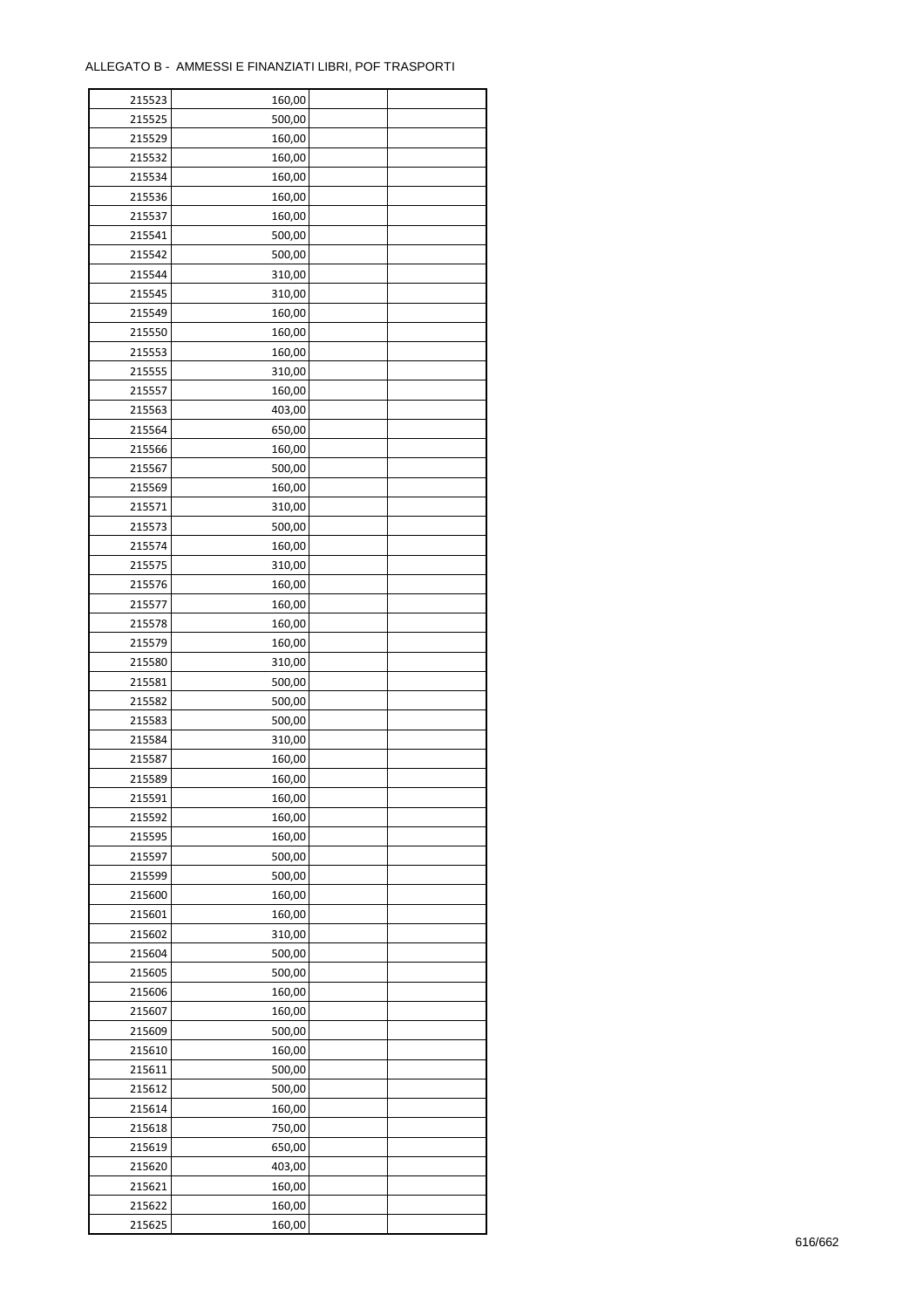ALLEGATO B - AMMESSI E FINANZIATI LIBRI, POF TRASPORTI

| | | | |
|---|---|---|---|
| 215523 | 160,00 | | |
| 215525 | 500,00 | | |
| 215529 | 160,00 | | |
| 215532 | 160,00 | | |
| 215534 | 160,00 | | |
| 215536 | 160,00 | | |
| 215537 | 160,00 | | |
| 215541 | 500,00 | | |
| 215542 | 500,00 | | |
| 215544 | 310,00 | | |
| 215545 | 310,00 | | |
| 215549 | 160,00 | | |
| 215550 | 160,00 | | |
| 215553 | 160,00 | | |
| 215555 | 310,00 | | |
| 215557 | 160,00 | | |
| 215563 | 403,00 | | |
| 215564 | 650,00 | | |
| 215566 | 160,00 | | |
| 215567 | 500,00 | | |
| 215569 | 160,00 | | |
| 215571 | 310,00 | | |
| 215573 | 500,00 | | |
| 215574 | 160,00 | | |
| 215575 | 310,00 | | |
| 215576 | 160,00 | | |
| 215577 | 160,00 | | |
| 215578 | 160,00 | | |
| 215579 | 160,00 | | |
| 215580 | 310,00 | | |
| 215581 | 500,00 | | |
| 215582 | 500,00 | | |
| 215583 | 500,00 | | |
| 215584 | 310,00 | | |
| 215587 | 160,00 | | |
| 215589 | 160,00 | | |
| 215591 | 160,00 | | |
| 215592 | 160,00 | | |
| 215595 | 160,00 | | |
| 215597 | 500,00 | | |
| 215599 | 500,00 | | |
| 215600 | 160,00 | | |
| 215601 | 160,00 | | |
| 215602 | 310,00 | | |
| 215604 | 500,00 | | |
| 215605 | 500,00 | | |
| 215606 | 160,00 | | |
| 215607 | 160,00 | | |
| 215609 | 500,00 | | |
| 215610 | 160,00 | | |
| 215611 | 500,00 | | |
| 215612 | 500,00 | | |
| 215614 | 160,00 | | |
| 215618 | 750,00 | | |
| 215619 | 650,00 | | |
| 215620 | 403,00 | | |
| 215621 | 160,00 | | |
| 215622 | 160,00 | | |
| 215625 | 160,00 | | |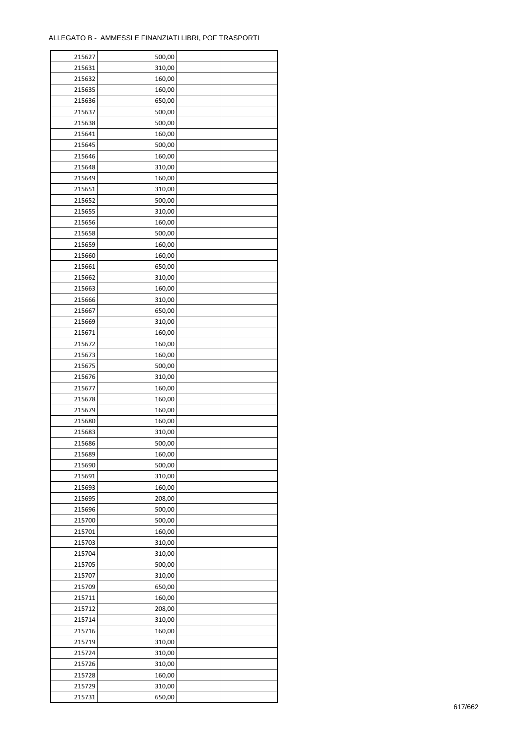ALLEGATO B - AMMESSI E FINANZIATI LIBRI, POF TRASPORTI

| | | | |
|---|---|---|---|
| 215627 | 500,00 | | |
| 215631 | 310,00 | | |
| 215632 | 160,00 | | |
| 215635 | 160,00 | | |
| 215636 | 650,00 | | |
| 215637 | 500,00 | | |
| 215638 | 500,00 | | |
| 215641 | 160,00 | | |
| 215645 | 500,00 | | |
| 215646 | 160,00 | | |
| 215648 | 310,00 | | |
| 215649 | 160,00 | | |
| 215651 | 310,00 | | |
| 215652 | 500,00 | | |
| 215655 | 310,00 | | |
| 215656 | 160,00 | | |
| 215658 | 500,00 | | |
| 215659 | 160,00 | | |
| 215660 | 160,00 | | |
| 215661 | 650,00 | | |
| 215662 | 310,00 | | |
| 215663 | 160,00 | | |
| 215666 | 310,00 | | |
| 215667 | 650,00 | | |
| 215669 | 310,00 | | |
| 215671 | 160,00 | | |
| 215672 | 160,00 | | |
| 215673 | 160,00 | | |
| 215675 | 500,00 | | |
| 215676 | 310,00 | | |
| 215677 | 160,00 | | |
| 215678 | 160,00 | | |
| 215679 | 160,00 | | |
| 215680 | 160,00 | | |
| 215683 | 310,00 | | |
| 215686 | 500,00 | | |
| 215689 | 160,00 | | |
| 215690 | 500,00 | | |
| 215691 | 310,00 | | |
| 215693 | 160,00 | | |
| 215695 | 208,00 | | |
| 215696 | 500,00 | | |
| 215700 | 500,00 | | |
| 215701 | 160,00 | | |
| 215703 | 310,00 | | |
| 215704 | 310,00 | | |
| 215705 | 500,00 | | |
| 215707 | 310,00 | | |
| 215709 | 650,00 | | |
| 215711 | 160,00 | | |
| 215712 | 208,00 | | |
| 215714 | 310,00 | | |
| 215716 | 160,00 | | |
| 215719 | 310,00 | | |
| 215724 | 310,00 | | |
| 215726 | 310,00 | | |
| 215728 | 160,00 | | |
| 215729 | 310,00 | | |
| 215731 | 650,00 | | |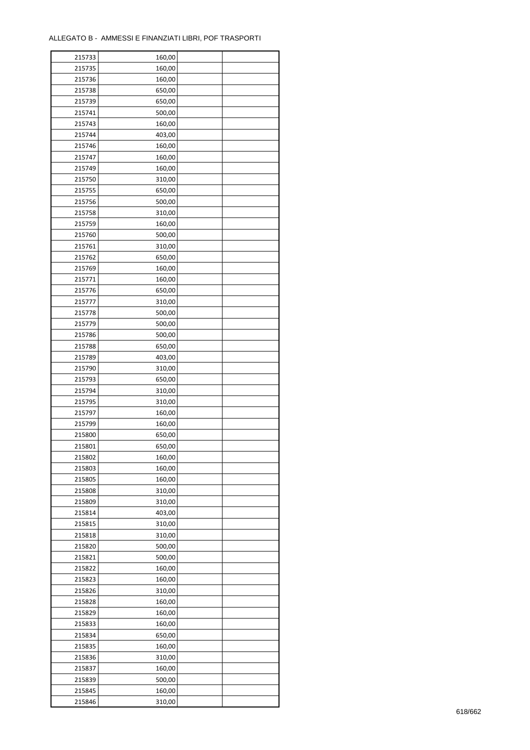ALLEGATO B - AMMESSI E FINANZIATI LIBRI, POF TRASPORTI

| | | | |
|---|---|---|---|
| 215733 | 160,00 | | |
| 215735 | 160,00 | | |
| 215736 | 160,00 | | |
| 215738 | 650,00 | | |
| 215739 | 650,00 | | |
| 215741 | 500,00 | | |
| 215743 | 160,00 | | |
| 215744 | 403,00 | | |
| 215746 | 160,00 | | |
| 215747 | 160,00 | | |
| 215749 | 160,00 | | |
| 215750 | 310,00 | | |
| 215755 | 650,00 | | |
| 215756 | 500,00 | | |
| 215758 | 310,00 | | |
| 215759 | 160,00 | | |
| 215760 | 500,00 | | |
| 215761 | 310,00 | | |
| 215762 | 650,00 | | |
| 215769 | 160,00 | | |
| 215771 | 160,00 | | |
| 215776 | 650,00 | | |
| 215777 | 310,00 | | |
| 215778 | 500,00 | | |
| 215779 | 500,00 | | |
| 215786 | 500,00 | | |
| 215788 | 650,00 | | |
| 215789 | 403,00 | | |
| 215790 | 310,00 | | |
| 215793 | 650,00 | | |
| 215794 | 310,00 | | |
| 215795 | 310,00 | | |
| 215797 | 160,00 | | |
| 215799 | 160,00 | | |
| 215800 | 650,00 | | |
| 215801 | 650,00 | | |
| 215802 | 160,00 | | |
| 215803 | 160,00 | | |
| 215805 | 160,00 | | |
| 215808 | 310,00 | | |
| 215809 | 310,00 | | |
| 215814 | 403,00 | | |
| 215815 | 310,00 | | |
| 215818 | 310,00 | | |
| 215820 | 500,00 | | |
| 215821 | 500,00 | | |
| 215822 | 160,00 | | |
| 215823 | 160,00 | | |
| 215826 | 310,00 | | |
| 215828 | 160,00 | | |
| 215829 | 160,00 | | |
| 215833 | 160,00 | | |
| 215834 | 650,00 | | |
| 215835 | 160,00 | | |
| 215836 | 310,00 | | |
| 215837 | 160,00 | | |
| 215839 | 500,00 | | |
| 215845 | 160,00 | | |
| 215846 | 310,00 | | |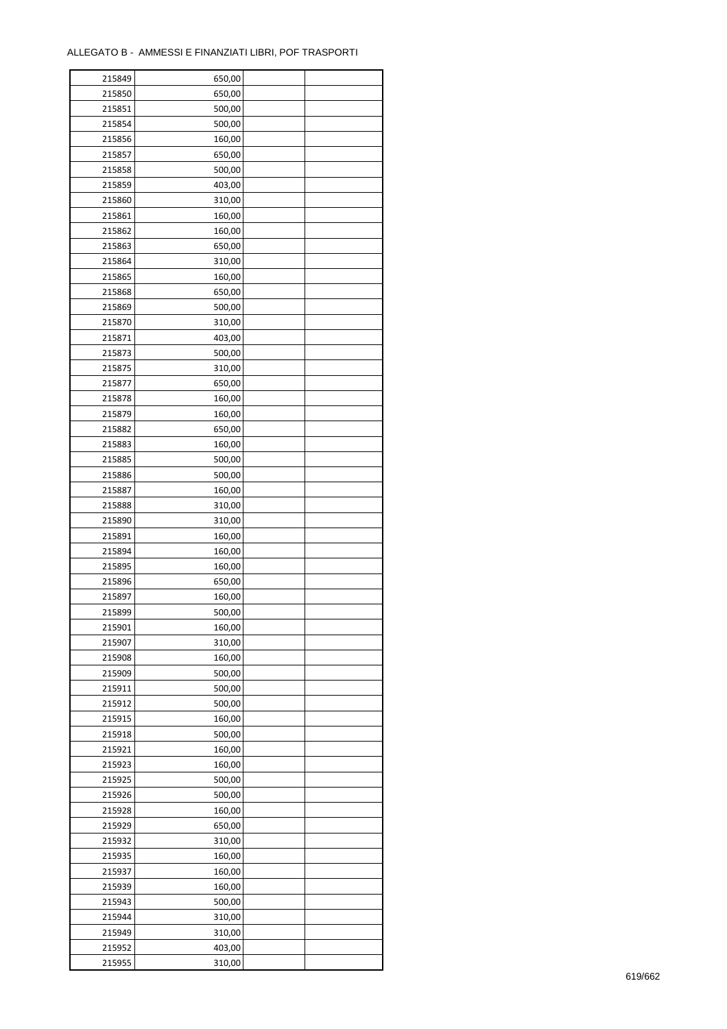ALLEGATO B - AMMESSI E FINANZIATI LIBRI, POF TRASPORTI

| | | | |
|---|---|---|---|
| 215849 | 650,00 | | |
| 215850 | 650,00 | | |
| 215851 | 500,00 | | |
| 215854 | 500,00 | | |
| 215856 | 160,00 | | |
| 215857 | 650,00 | | |
| 215858 | 500,00 | | |
| 215859 | 403,00 | | |
| 215860 | 310,00 | | |
| 215861 | 160,00 | | |
| 215862 | 160,00 | | |
| 215863 | 650,00 | | |
| 215864 | 310,00 | | |
| 215865 | 160,00 | | |
| 215868 | 650,00 | | |
| 215869 | 500,00 | | |
| 215870 | 310,00 | | |
| 215871 | 403,00 | | |
| 215873 | 500,00 | | |
| 215875 | 310,00 | | |
| 215877 | 650,00 | | |
| 215878 | 160,00 | | |
| 215879 | 160,00 | | |
| 215882 | 650,00 | | |
| 215883 | 160,00 | | |
| 215885 | 500,00 | | |
| 215886 | 500,00 | | |
| 215887 | 160,00 | | |
| 215888 | 310,00 | | |
| 215890 | 310,00 | | |
| 215891 | 160,00 | | |
| 215894 | 160,00 | | |
| 215895 | 160,00 | | |
| 215896 | 650,00 | | |
| 215897 | 160,00 | | |
| 215899 | 500,00 | | |
| 215901 | 160,00 | | |
| 215907 | 310,00 | | |
| 215908 | 160,00 | | |
| 215909 | 500,00 | | |
| 215911 | 500,00 | | |
| 215912 | 500,00 | | |
| 215915 | 160,00 | | |
| 215918 | 500,00 | | |
| 215921 | 160,00 | | |
| 215923 | 160,00 | | |
| 215925 | 500,00 | | |
| 215926 | 500,00 | | |
| 215928 | 160,00 | | |
| 215929 | 650,00 | | |
| 215932 | 310,00 | | |
| 215935 | 160,00 | | |
| 215937 | 160,00 | | |
| 215939 | 160,00 | | |
| 215943 | 500,00 | | |
| 215944 | 310,00 | | |
| 215949 | 310,00 | | |
| 215952 | 403,00 | | |
| 215955 | 310,00 | | |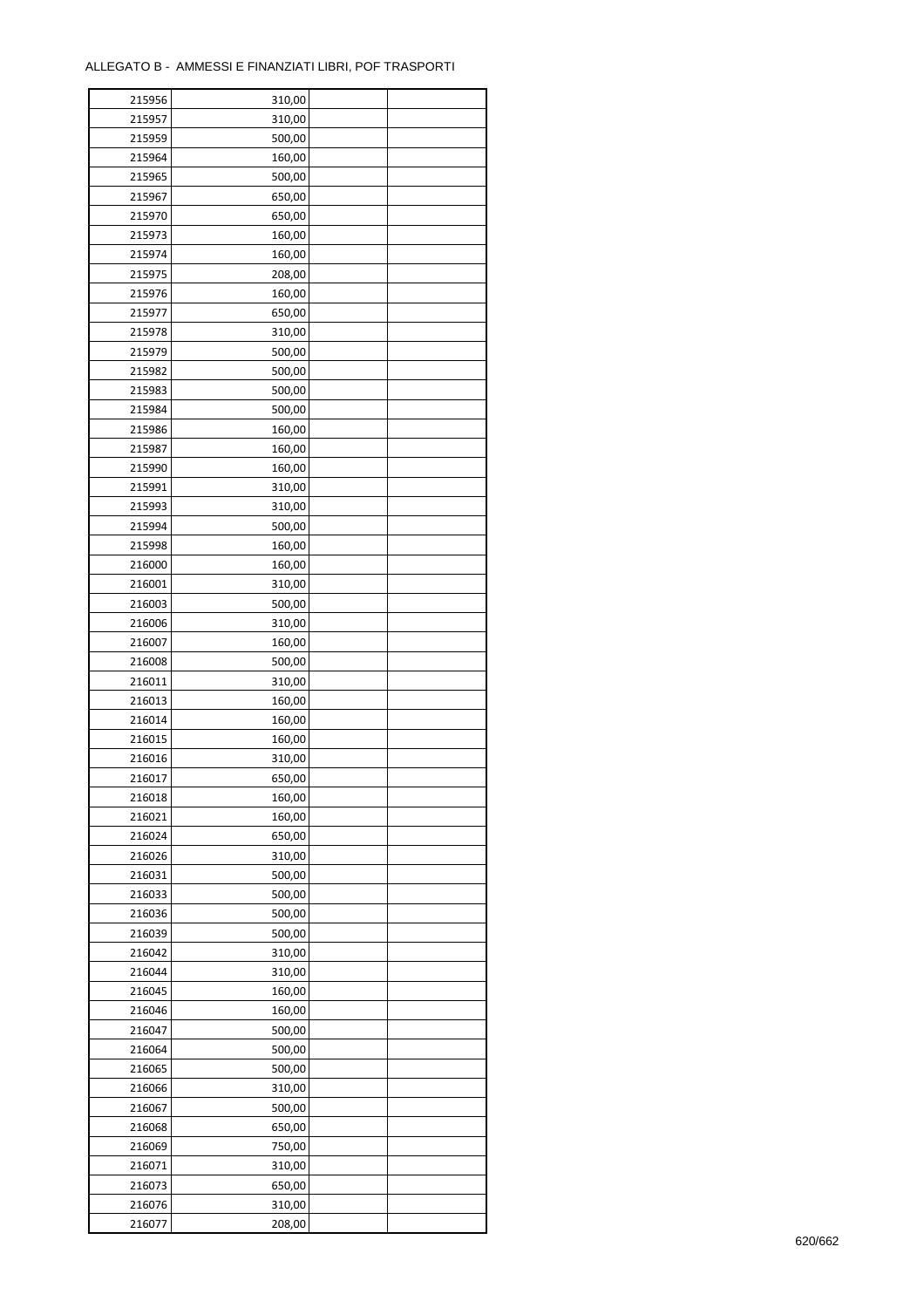ALLEGATO B - AMMESSI E FINANZIATI LIBRI, POF TRASPORTI

| | | | |
|---|---|---|---|
| 215956 | 310,00 | | |
| 215957 | 310,00 | | |
| 215959 | 500,00 | | |
| 215964 | 160,00 | | |
| 215965 | 500,00 | | |
| 215967 | 650,00 | | |
| 215970 | 650,00 | | |
| 215973 | 160,00 | | |
| 215974 | 160,00 | | |
| 215975 | 208,00 | | |
| 215976 | 160,00 | | |
| 215977 | 650,00 | | |
| 215978 | 310,00 | | |
| 215979 | 500,00 | | |
| 215982 | 500,00 | | |
| 215983 | 500,00 | | |
| 215984 | 500,00 | | |
| 215986 | 160,00 | | |
| 215987 | 160,00 | | |
| 215990 | 160,00 | | |
| 215991 | 310,00 | | |
| 215993 | 310,00 | | |
| 215994 | 500,00 | | |
| 215998 | 160,00 | | |
| 216000 | 160,00 | | |
| 216001 | 310,00 | | |
| 216003 | 500,00 | | |
| 216006 | 310,00 | | |
| 216007 | 160,00 | | |
| 216008 | 500,00 | | |
| 216011 | 310,00 | | |
| 216013 | 160,00 | | |
| 216014 | 160,00 | | |
| 216015 | 160,00 | | |
| 216016 | 310,00 | | |
| 216017 | 650,00 | | |
| 216018 | 160,00 | | |
| 216021 | 160,00 | | |
| 216024 | 650,00 | | |
| 216026 | 310,00 | | |
| 216031 | 500,00 | | |
| 216033 | 500,00 | | |
| 216036 | 500,00 | | |
| 216039 | 500,00 | | |
| 216042 | 310,00 | | |
| 216044 | 310,00 | | |
| 216045 | 160,00 | | |
| 216046 | 160,00 | | |
| 216047 | 500,00 | | |
| 216064 | 500,00 | | |
| 216065 | 500,00 | | |
| 216066 | 310,00 | | |
| 216067 | 500,00 | | |
| 216068 | 650,00 | | |
| 216069 | 750,00 | | |
| 216071 | 310,00 | | |
| 216073 | 650,00 | | |
| 216076 | 310,00 | | |
| 216077 | 208,00 | | |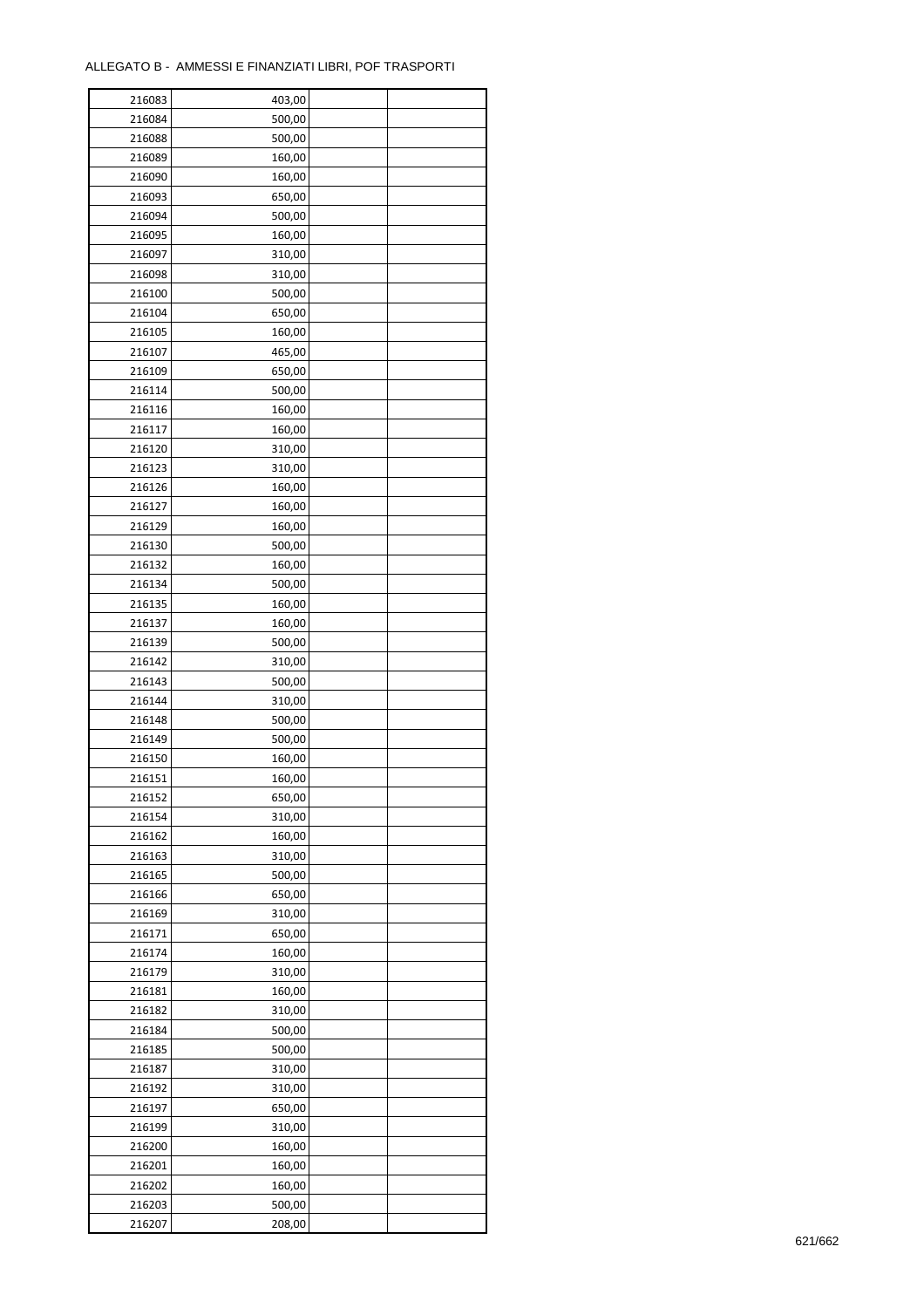ALLEGATO B - AMMESSI E FINANZIATI LIBRI, POF TRASPORTI

| | | | |
|---|---|---|---|
| 216083 | 403,00 | | |
| 216084 | 500,00 | | |
| 216088 | 500,00 | | |
| 216089 | 160,00 | | |
| 216090 | 160,00 | | |
| 216093 | 650,00 | | |
| 216094 | 500,00 | | |
| 216095 | 160,00 | | |
| 216097 | 310,00 | | |
| 216098 | 310,00 | | |
| 216100 | 500,00 | | |
| 216104 | 650,00 | | |
| 216105 | 160,00 | | |
| 216107 | 465,00 | | |
| 216109 | 650,00 | | |
| 216114 | 500,00 | | |
| 216116 | 160,00 | | |
| 216117 | 160,00 | | |
| 216120 | 310,00 | | |
| 216123 | 310,00 | | |
| 216126 | 160,00 | | |
| 216127 | 160,00 | | |
| 216129 | 160,00 | | |
| 216130 | 500,00 | | |
| 216132 | 160,00 | | |
| 216134 | 500,00 | | |
| 216135 | 160,00 | | |
| 216137 | 160,00 | | |
| 216139 | 500,00 | | |
| 216142 | 310,00 | | |
| 216143 | 500,00 | | |
| 216144 | 310,00 | | |
| 216148 | 500,00 | | |
| 216149 | 500,00 | | |
| 216150 | 160,00 | | |
| 216151 | 160,00 | | |
| 216152 | 650,00 | | |
| 216154 | 310,00 | | |
| 216162 | 160,00 | | |
| 216163 | 310,00 | | |
| 216165 | 500,00 | | |
| 216166 | 650,00 | | |
| 216169 | 310,00 | | |
| 216171 | 650,00 | | |
| 216174 | 160,00 | | |
| 216179 | 310,00 | | |
| 216181 | 160,00 | | |
| 216182 | 310,00 | | |
| 216184 | 500,00 | | |
| 216185 | 500,00 | | |
| 216187 | 310,00 | | |
| 216192 | 310,00 | | |
| 216197 | 650,00 | | |
| 216199 | 310,00 | | |
| 216200 | 160,00 | | |
| 216201 | 160,00 | | |
| 216202 | 160,00 | | |
| 216203 | 500,00 | | |
| 216207 | 208,00 | | |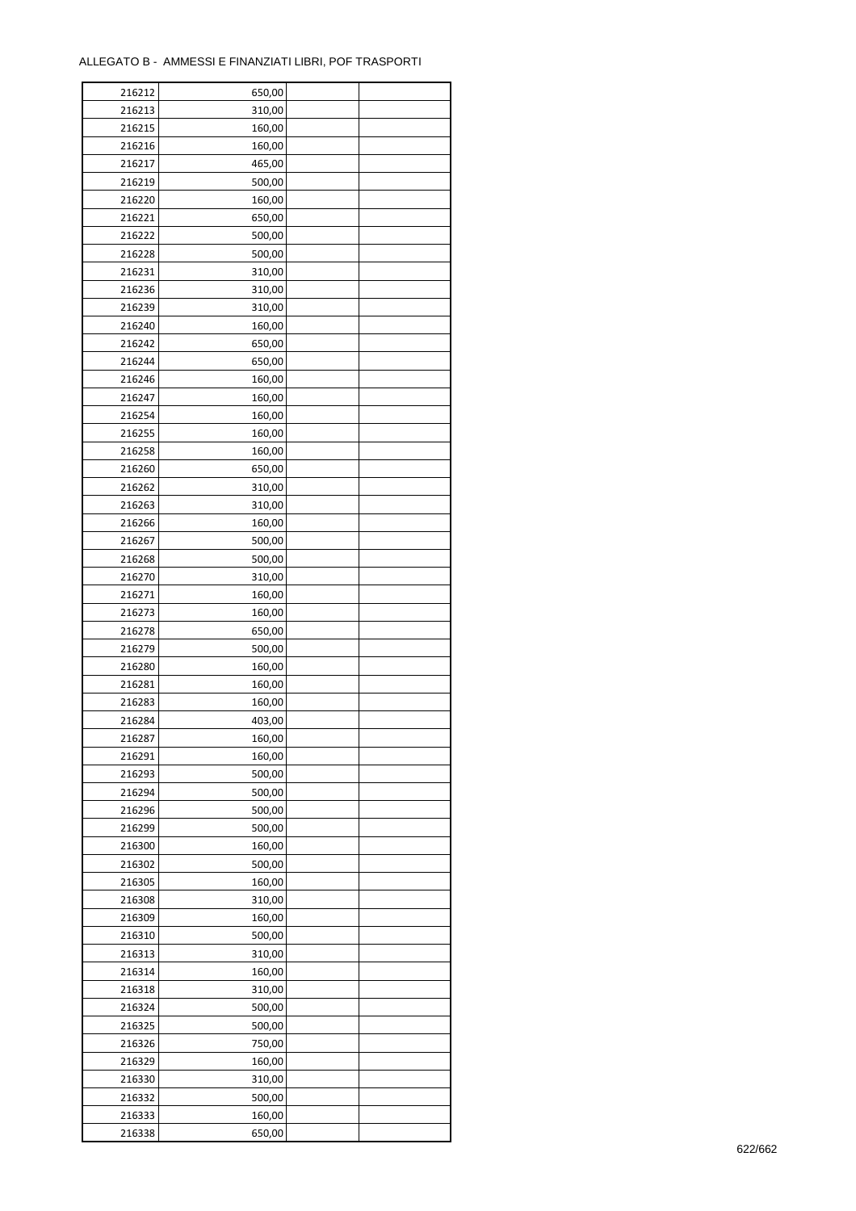ALLEGATO B - AMMESSI E FINANZIATI LIBRI, POF TRASPORTI

| | | | |
|---|---|---|---|
| 216212 | 650,00 | | |
| 216213 | 310,00 | | |
| 216215 | 160,00 | | |
| 216216 | 160,00 | | |
| 216217 | 465,00 | | |
| 216219 | 500,00 | | |
| 216220 | 160,00 | | |
| 216221 | 650,00 | | |
| 216222 | 500,00 | | |
| 216228 | 500,00 | | |
| 216231 | 310,00 | | |
| 216236 | 310,00 | | |
| 216239 | 310,00 | | |
| 216240 | 160,00 | | |
| 216242 | 650,00 | | |
| 216244 | 650,00 | | |
| 216246 | 160,00 | | |
| 216247 | 160,00 | | |
| 216254 | 160,00 | | |
| 216255 | 160,00 | | |
| 216258 | 160,00 | | |
| 216260 | 650,00 | | |
| 216262 | 310,00 | | |
| 216263 | 310,00 | | |
| 216266 | 160,00 | | |
| 216267 | 500,00 | | |
| 216268 | 500,00 | | |
| 216270 | 310,00 | | |
| 216271 | 160,00 | | |
| 216273 | 160,00 | | |
| 216278 | 650,00 | | |
| 216279 | 500,00 | | |
| 216280 | 160,00 | | |
| 216281 | 160,00 | | |
| 216283 | 160,00 | | |
| 216284 | 403,00 | | |
| 216287 | 160,00 | | |
| 216291 | 160,00 | | |
| 216293 | 500,00 | | |
| 216294 | 500,00 | | |
| 216296 | 500,00 | | |
| 216299 | 500,00 | | |
| 216300 | 160,00 | | |
| 216302 | 500,00 | | |
| 216305 | 160,00 | | |
| 216308 | 310,00 | | |
| 216309 | 160,00 | | |
| 216310 | 500,00 | | |
| 216313 | 310,00 | | |
| 216314 | 160,00 | | |
| 216318 | 310,00 | | |
| 216324 | 500,00 | | |
| 216325 | 500,00 | | |
| 216326 | 750,00 | | |
| 216329 | 160,00 | | |
| 216330 | 310,00 | | |
| 216332 | 500,00 | | |
| 216333 | 160,00 | | |
| 216338 | 650,00 | | |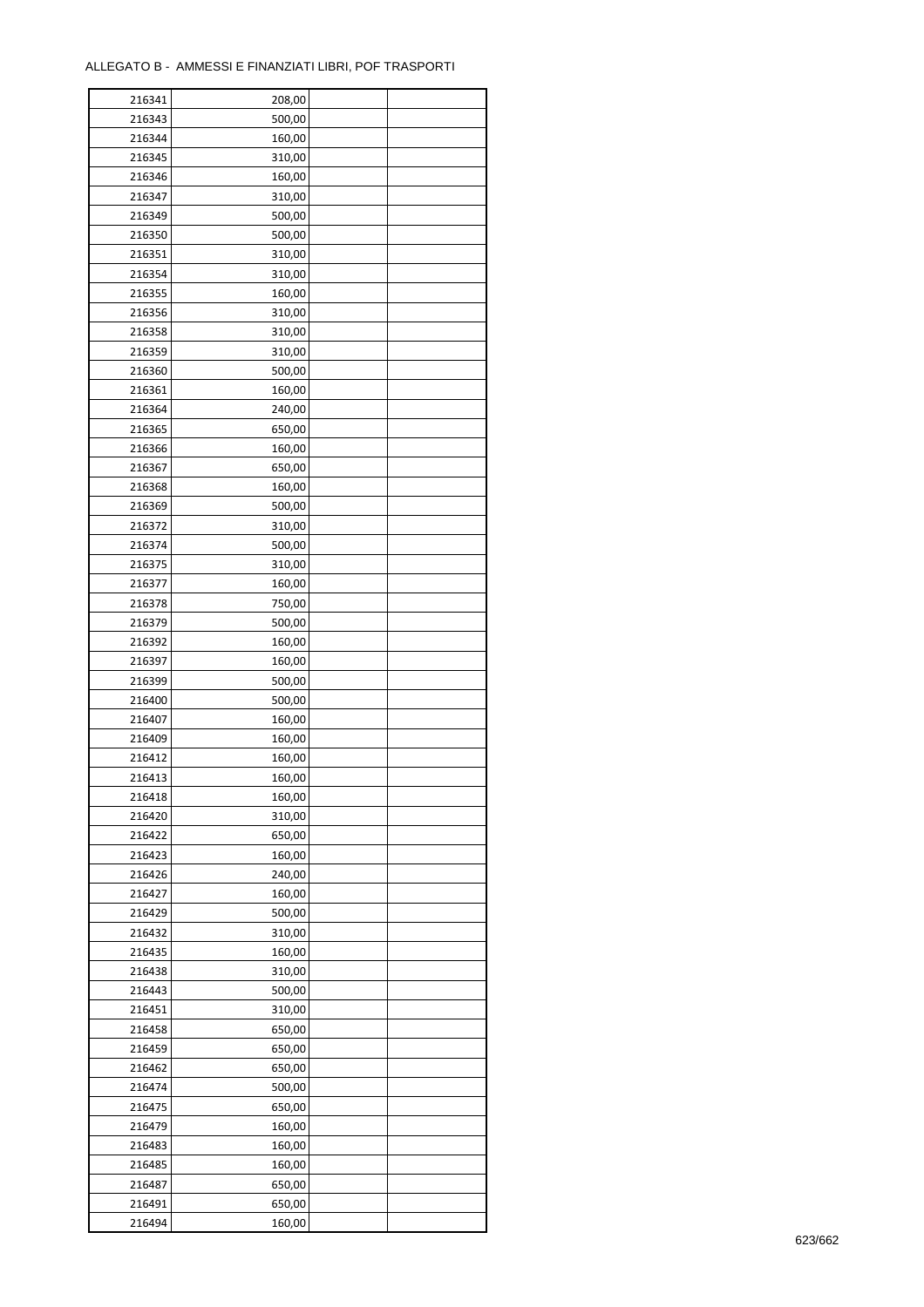ALLEGATO B - AMMESSI E FINANZIATI LIBRI, POF TRASPORTI

| | | | |
|---|---|---|---|
| 216341 | 208,00 | | |
| 216343 | 500,00 | | |
| 216344 | 160,00 | | |
| 216345 | 310,00 | | |
| 216346 | 160,00 | | |
| 216347 | 310,00 | | |
| 216349 | 500,00 | | |
| 216350 | 500,00 | | |
| 216351 | 310,00 | | |
| 216354 | 310,00 | | |
| 216355 | 160,00 | | |
| 216356 | 310,00 | | |
| 216358 | 310,00 | | |
| 216359 | 310,00 | | |
| 216360 | 500,00 | | |
| 216361 | 160,00 | | |
| 216364 | 240,00 | | |
| 216365 | 650,00 | | |
| 216366 | 160,00 | | |
| 216367 | 650,00 | | |
| 216368 | 160,00 | | |
| 216369 | 500,00 | | |
| 216372 | 310,00 | | |
| 216374 | 500,00 | | |
| 216375 | 310,00 | | |
| 216377 | 160,00 | | |
| 216378 | 750,00 | | |
| 216379 | 500,00 | | |
| 216392 | 160,00 | | |
| 216397 | 160,00 | | |
| 216399 | 500,00 | | |
| 216400 | 500,00 | | |
| 216407 | 160,00 | | |
| 216409 | 160,00 | | |
| 216412 | 160,00 | | |
| 216413 | 160,00 | | |
| 216418 | 160,00 | | |
| 216420 | 310,00 | | |
| 216422 | 650,00 | | |
| 216423 | 160,00 | | |
| 216426 | 240,00 | | |
| 216427 | 160,00 | | |
| 216429 | 500,00 | | |
| 216432 | 310,00 | | |
| 216435 | 160,00 | | |
| 216438 | 310,00 | | |
| 216443 | 500,00 | | |
| 216451 | 310,00 | | |
| 216458 | 650,00 | | |
| 216459 | 650,00 | | |
| 216462 | 650,00 | | |
| 216474 | 500,00 | | |
| 216475 | 650,00 | | |
| 216479 | 160,00 | | |
| 216483 | 160,00 | | |
| 216485 | 160,00 | | |
| 216487 | 650,00 | | |
| 216491 | 650,00 | | |
| 216494 | 160,00 | | |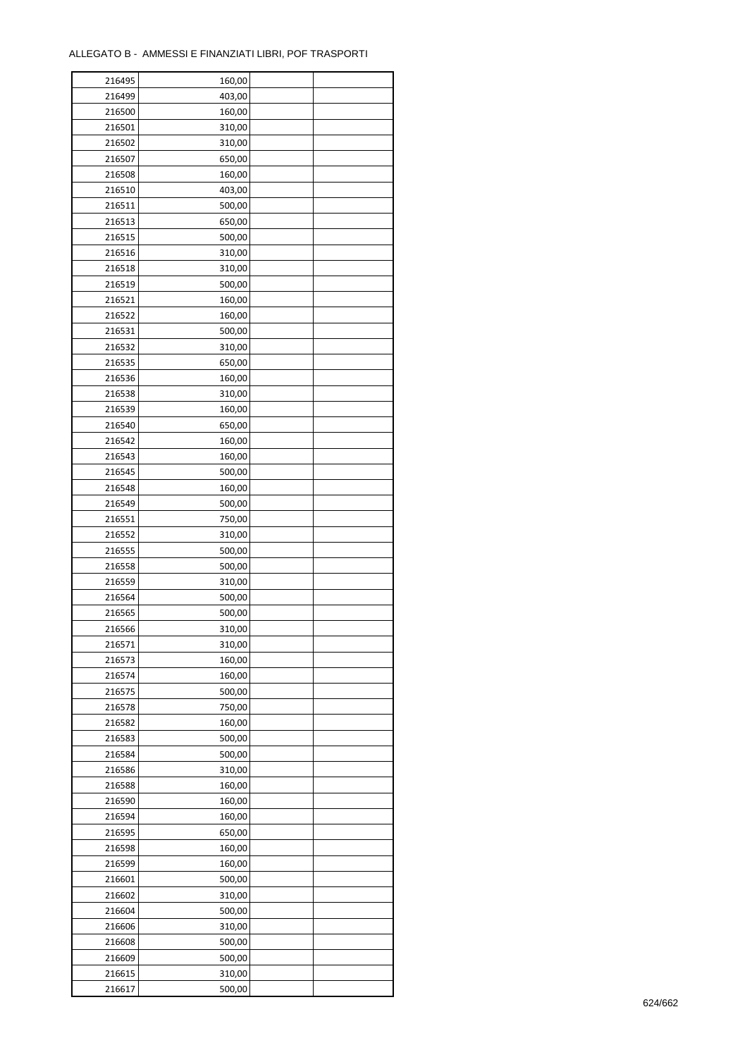ALLEGATO B - AMMESSI E FINANZIATI LIBRI, POF TRASPORTI

| | | | |
|---|---|---|---|
| 216495 | 160,00 | | |
| 216499 | 403,00 | | |
| 216500 | 160,00 | | |
| 216501 | 310,00 | | |
| 216502 | 310,00 | | |
| 216507 | 650,00 | | |
| 216508 | 160,00 | | |
| 216510 | 403,00 | | |
| 216511 | 500,00 | | |
| 216513 | 650,00 | | |
| 216515 | 500,00 | | |
| 216516 | 310,00 | | |
| 216518 | 310,00 | | |
| 216519 | 500,00 | | |
| 216521 | 160,00 | | |
| 216522 | 160,00 | | |
| 216531 | 500,00 | | |
| 216532 | 310,00 | | |
| 216535 | 650,00 | | |
| 216536 | 160,00 | | |
| 216538 | 310,00 | | |
| 216539 | 160,00 | | |
| 216540 | 650,00 | | |
| 216542 | 160,00 | | |
| 216543 | 160,00 | | |
| 216545 | 500,00 | | |
| 216548 | 160,00 | | |
| 216549 | 500,00 | | |
| 216551 | 750,00 | | |
| 216552 | 310,00 | | |
| 216555 | 500,00 | | |
| 216558 | 500,00 | | |
| 216559 | 310,00 | | |
| 216564 | 500,00 | | |
| 216565 | 500,00 | | |
| 216566 | 310,00 | | |
| 216571 | 310,00 | | |
| 216573 | 160,00 | | |
| 216574 | 160,00 | | |
| 216575 | 500,00 | | |
| 216578 | 750,00 | | |
| 216582 | 160,00 | | |
| 216583 | 500,00 | | |
| 216584 | 500,00 | | |
| 216586 | 310,00 | | |
| 216588 | 160,00 | | |
| 216590 | 160,00 | | |
| 216594 | 160,00 | | |
| 216595 | 650,00 | | |
| 216598 | 160,00 | | |
| 216599 | 160,00 | | |
| 216601 | 500,00 | | |
| 216602 | 310,00 | | |
| 216604 | 500,00 | | |
| 216606 | 310,00 | | |
| 216608 | 500,00 | | |
| 216609 | 500,00 | | |
| 216615 | 310,00 | | |
| 216617 | 500,00 | | |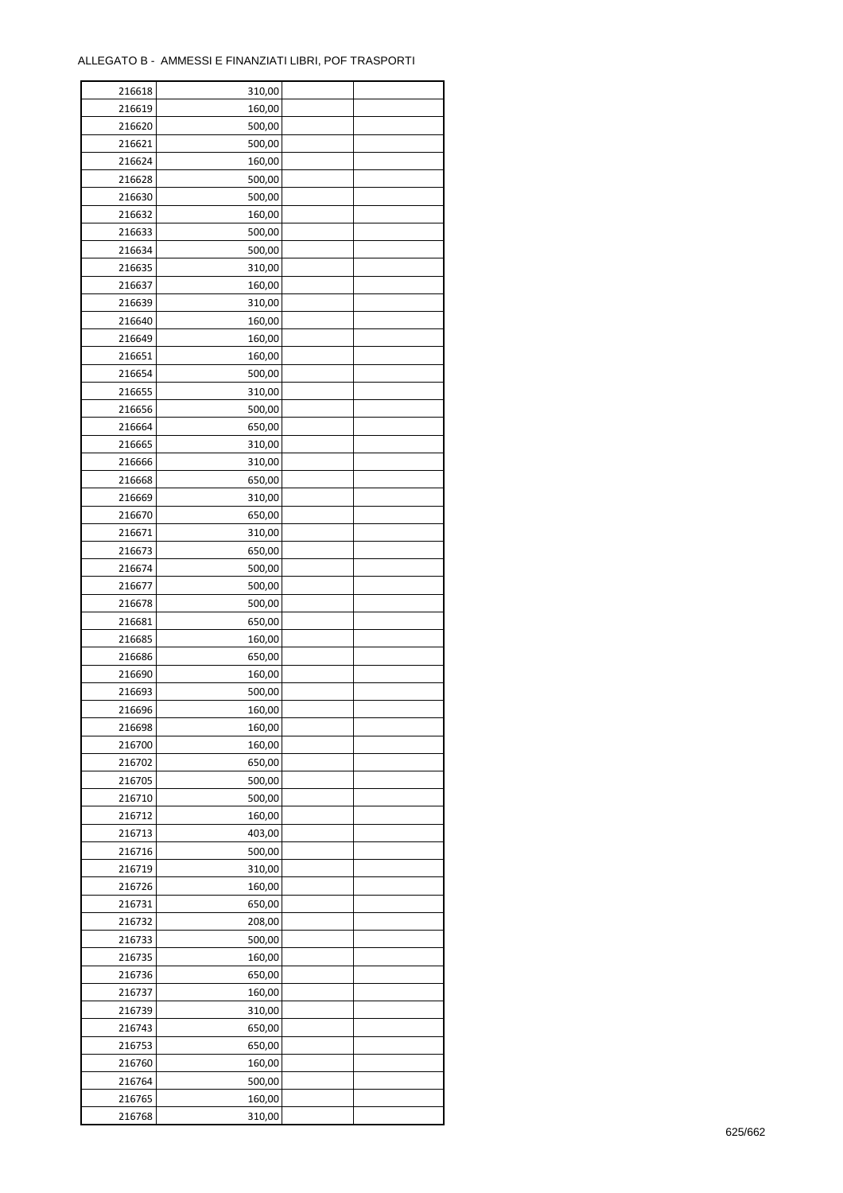ALLEGATO B - AMMESSI E FINANZIATI LIBRI, POF TRASPORTI

| | | | |
|---|---|---|---|
| 216618 | 310,00 | | |
| 216619 | 160,00 | | |
| 216620 | 500,00 | | |
| 216621 | 500,00 | | |
| 216624 | 160,00 | | |
| 216628 | 500,00 | | |
| 216630 | 500,00 | | |
| 216632 | 160,00 | | |
| 216633 | 500,00 | | |
| 216634 | 500,00 | | |
| 216635 | 310,00 | | |
| 216637 | 160,00 | | |
| 216639 | 310,00 | | |
| 216640 | 160,00 | | |
| 216649 | 160,00 | | |
| 216651 | 160,00 | | |
| 216654 | 500,00 | | |
| 216655 | 310,00 | | |
| 216656 | 500,00 | | |
| 216664 | 650,00 | | |
| 216665 | 310,00 | | |
| 216666 | 310,00 | | |
| 216668 | 650,00 | | |
| 216669 | 310,00 | | |
| 216670 | 650,00 | | |
| 216671 | 310,00 | | |
| 216673 | 650,00 | | |
| 216674 | 500,00 | | |
| 216677 | 500,00 | | |
| 216678 | 500,00 | | |
| 216681 | 650,00 | | |
| 216685 | 160,00 | | |
| 216686 | 650,00 | | |
| 216690 | 160,00 | | |
| 216693 | 500,00 | | |
| 216696 | 160,00 | | |
| 216698 | 160,00 | | |
| 216700 | 160,00 | | |
| 216702 | 650,00 | | |
| 216705 | 500,00 | | |
| 216710 | 500,00 | | |
| 216712 | 160,00 | | |
| 216713 | 403,00 | | |
| 216716 | 500,00 | | |
| 216719 | 310,00 | | |
| 216726 | 160,00 | | |
| 216731 | 650,00 | | |
| 216732 | 208,00 | | |
| 216733 | 500,00 | | |
| 216735 | 160,00 | | |
| 216736 | 650,00 | | |
| 216737 | 160,00 | | |
| 216739 | 310,00 | | |
| 216743 | 650,00 | | |
| 216753 | 650,00 | | |
| 216760 | 160,00 | | |
| 216764 | 500,00 | | |
| 216765 | 160,00 | | |
| 216768 | 310,00 | | |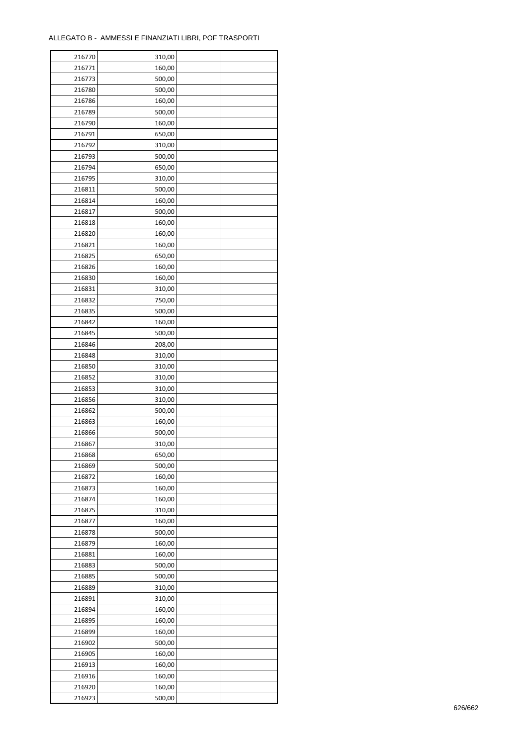ALLEGATO B - AMMESSI E FINANZIATI LIBRI, POF TRASPORTI

| | | | |
|---|---|---|---|
| 216770 | 310,00 | | |
| 216771 | 160,00 | | |
| 216773 | 500,00 | | |
| 216780 | 500,00 | | |
| 216786 | 160,00 | | |
| 216789 | 500,00 | | |
| 216790 | 160,00 | | |
| 216791 | 650,00 | | |
| 216792 | 310,00 | | |
| 216793 | 500,00 | | |
| 216794 | 650,00 | | |
| 216795 | 310,00 | | |
| 216811 | 500,00 | | |
| 216814 | 160,00 | | |
| 216817 | 500,00 | | |
| 216818 | 160,00 | | |
| 216820 | 160,00 | | |
| 216821 | 160,00 | | |
| 216825 | 650,00 | | |
| 216826 | 160,00 | | |
| 216830 | 160,00 | | |
| 216831 | 310,00 | | |
| 216832 | 750,00 | | |
| 216835 | 500,00 | | |
| 216842 | 160,00 | | |
| 216845 | 500,00 | | |
| 216846 | 208,00 | | |
| 216848 | 310,00 | | |
| 216850 | 310,00 | | |
| 216852 | 310,00 | | |
| 216853 | 310,00 | | |
| 216856 | 310,00 | | |
| 216862 | 500,00 | | |
| 216863 | 160,00 | | |
| 216866 | 500,00 | | |
| 216867 | 310,00 | | |
| 216868 | 650,00 | | |
| 216869 | 500,00 | | |
| 216872 | 160,00 | | |
| 216873 | 160,00 | | |
| 216874 | 160,00 | | |
| 216875 | 310,00 | | |
| 216877 | 160,00 | | |
| 216878 | 500,00 | | |
| 216879 | 160,00 | | |
| 216881 | 160,00 | | |
| 216883 | 500,00 | | |
| 216885 | 500,00 | | |
| 216889 | 310,00 | | |
| 216891 | 310,00 | | |
| 216894 | 160,00 | | |
| 216895 | 160,00 | | |
| 216899 | 160,00 | | |
| 216902 | 500,00 | | |
| 216905 | 160,00 | | |
| 216913 | 160,00 | | |
| 216916 | 160,00 | | |
| 216920 | 160,00 | | |
| 216923 | 500,00 | | |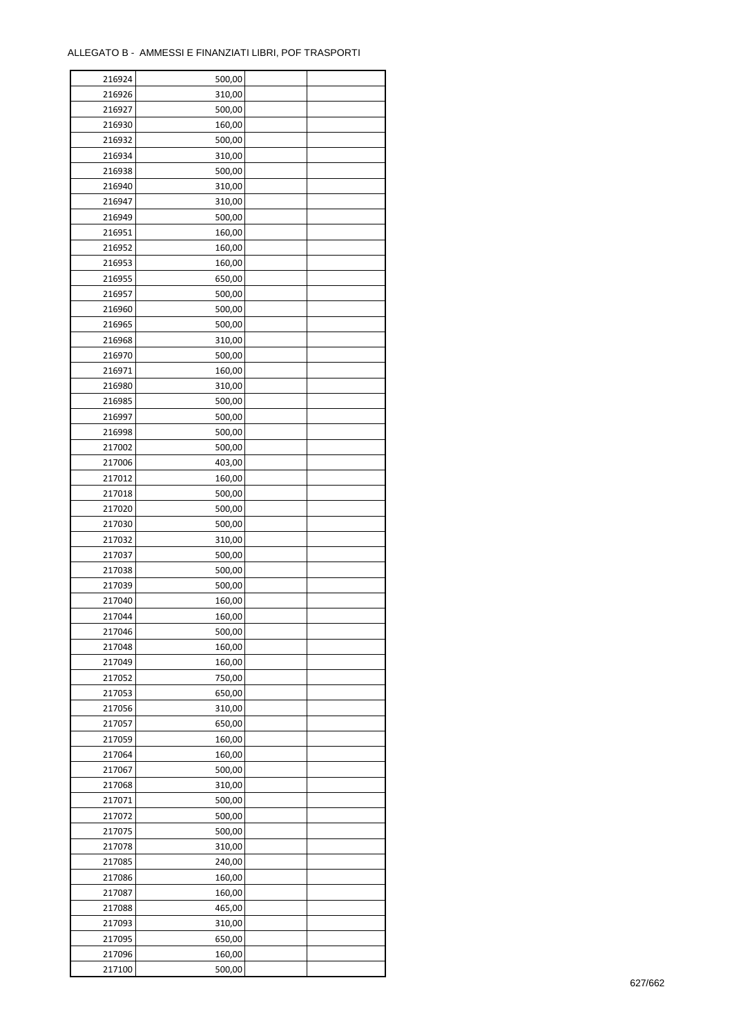ALLEGATO B - AMMESSI E FINANZIATI LIBRI, POF TRASPORTI

| | | | |
|---|---|---|---|
| 216924 | 500,00 | | |
| 216926 | 310,00 | | |
| 216927 | 500,00 | | |
| 216930 | 160,00 | | |
| 216932 | 500,00 | | |
| 216934 | 310,00 | | |
| 216938 | 500,00 | | |
| 216940 | 310,00 | | |
| 216947 | 310,00 | | |
| 216949 | 500,00 | | |
| 216951 | 160,00 | | |
| 216952 | 160,00 | | |
| 216953 | 160,00 | | |
| 216955 | 650,00 | | |
| 216957 | 500,00 | | |
| 216960 | 500,00 | | |
| 216965 | 500,00 | | |
| 216968 | 310,00 | | |
| 216970 | 500,00 | | |
| 216971 | 160,00 | | |
| 216980 | 310,00 | | |
| 216985 | 500,00 | | |
| 216997 | 500,00 | | |
| 216998 | 500,00 | | |
| 217002 | 500,00 | | |
| 217006 | 403,00 | | |
| 217012 | 160,00 | | |
| 217018 | 500,00 | | |
| 217020 | 500,00 | | |
| 217030 | 500,00 | | |
| 217032 | 310,00 | | |
| 217037 | 500,00 | | |
| 217038 | 500,00 | | |
| 217039 | 500,00 | | |
| 217040 | 160,00 | | |
| 217044 | 160,00 | | |
| 217046 | 500,00 | | |
| 217048 | 160,00 | | |
| 217049 | 160,00 | | |
| 217052 | 750,00 | | |
| 217053 | 650,00 | | |
| 217056 | 310,00 | | |
| 217057 | 650,00 | | |
| 217059 | 160,00 | | |
| 217064 | 160,00 | | |
| 217067 | 500,00 | | |
| 217068 | 310,00 | | |
| 217071 | 500,00 | | |
| 217072 | 500,00 | | |
| 217075 | 500,00 | | |
| 217078 | 310,00 | | |
| 217085 | 240,00 | | |
| 217086 | 160,00 | | |
| 217087 | 160,00 | | |
| 217088 | 465,00 | | |
| 217093 | 310,00 | | |
| 217095 | 650,00 | | |
| 217096 | 160,00 | | |
| 217100 | 500,00 | | |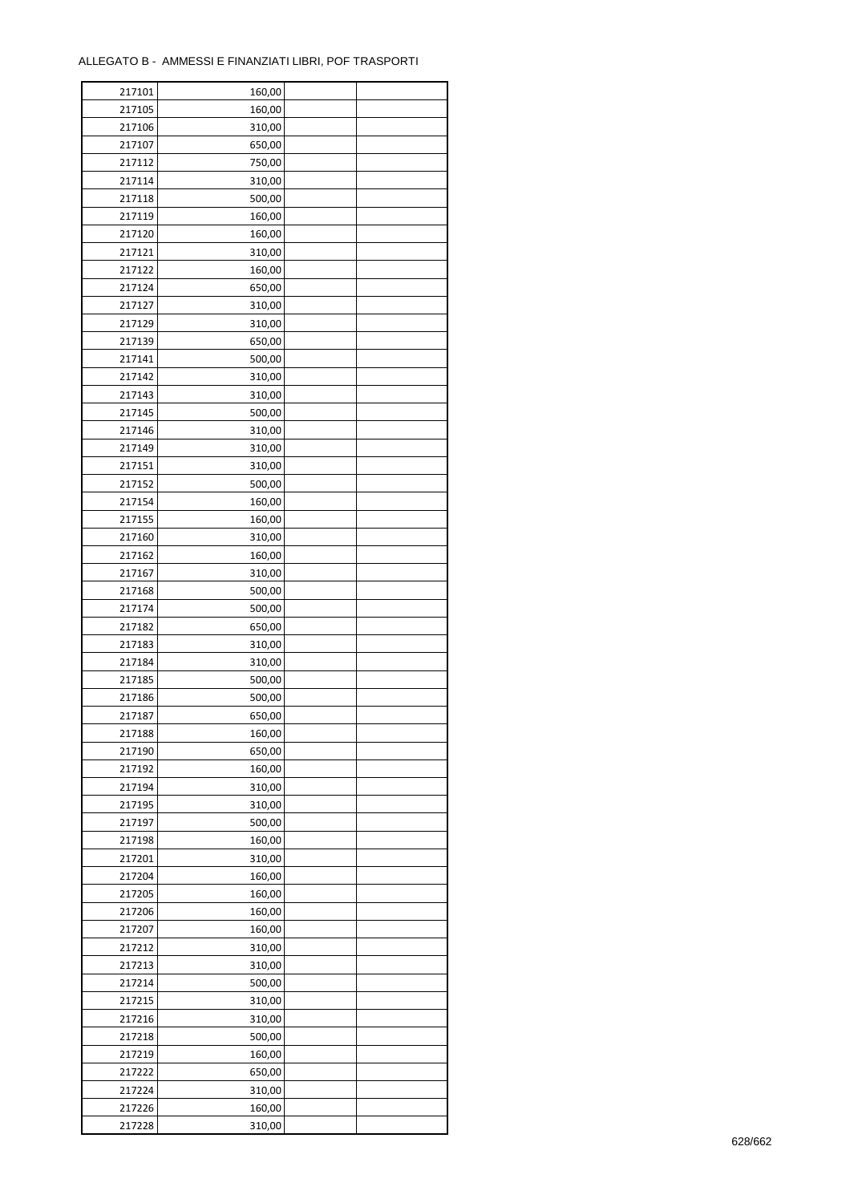ALLEGATO B - AMMESSI E FINANZIATI LIBRI, POF TRASPORTI

| | | | |
|---|---|---|---|
| 217101 | 160,00 | | |
| 217105 | 160,00 | | |
| 217106 | 310,00 | | |
| 217107 | 650,00 | | |
| 217112 | 750,00 | | |
| 217114 | 310,00 | | |
| 217118 | 500,00 | | |
| 217119 | 160,00 | | |
| 217120 | 160,00 | | |
| 217121 | 310,00 | | |
| 217122 | 160,00 | | |
| 217124 | 650,00 | | |
| 217127 | 310,00 | | |
| 217129 | 310,00 | | |
| 217139 | 650,00 | | |
| 217141 | 500,00 | | |
| 217142 | 310,00 | | |
| 217143 | 310,00 | | |
| 217145 | 500,00 | | |
| 217146 | 310,00 | | |
| 217149 | 310,00 | | |
| 217151 | 310,00 | | |
| 217152 | 500,00 | | |
| 217154 | 160,00 | | |
| 217155 | 160,00 | | |
| 217160 | 310,00 | | |
| 217162 | 160,00 | | |
| 217167 | 310,00 | | |
| 217168 | 500,00 | | |
| 217174 | 500,00 | | |
| 217182 | 650,00 | | |
| 217183 | 310,00 | | |
| 217184 | 310,00 | | |
| 217185 | 500,00 | | |
| 217186 | 500,00 | | |
| 217187 | 650,00 | | |
| 217188 | 160,00 | | |
| 217190 | 650,00 | | |
| 217192 | 160,00 | | |
| 217194 | 310,00 | | |
| 217195 | 310,00 | | |
| 217197 | 500,00 | | |
| 217198 | 160,00 | | |
| 217201 | 310,00 | | |
| 217204 | 160,00 | | |
| 217205 | 160,00 | | |
| 217206 | 160,00 | | |
| 217207 | 160,00 | | |
| 217212 | 310,00 | | |
| 217213 | 310,00 | | |
| 217214 | 500,00 | | |
| 217215 | 310,00 | | |
| 217216 | 310,00 | | |
| 217218 | 500,00 | | |
| 217219 | 160,00 | | |
| 217222 | 650,00 | | |
| 217224 | 310,00 | | |
| 217226 | 160,00 | | |
| 217228 | 310,00 | | |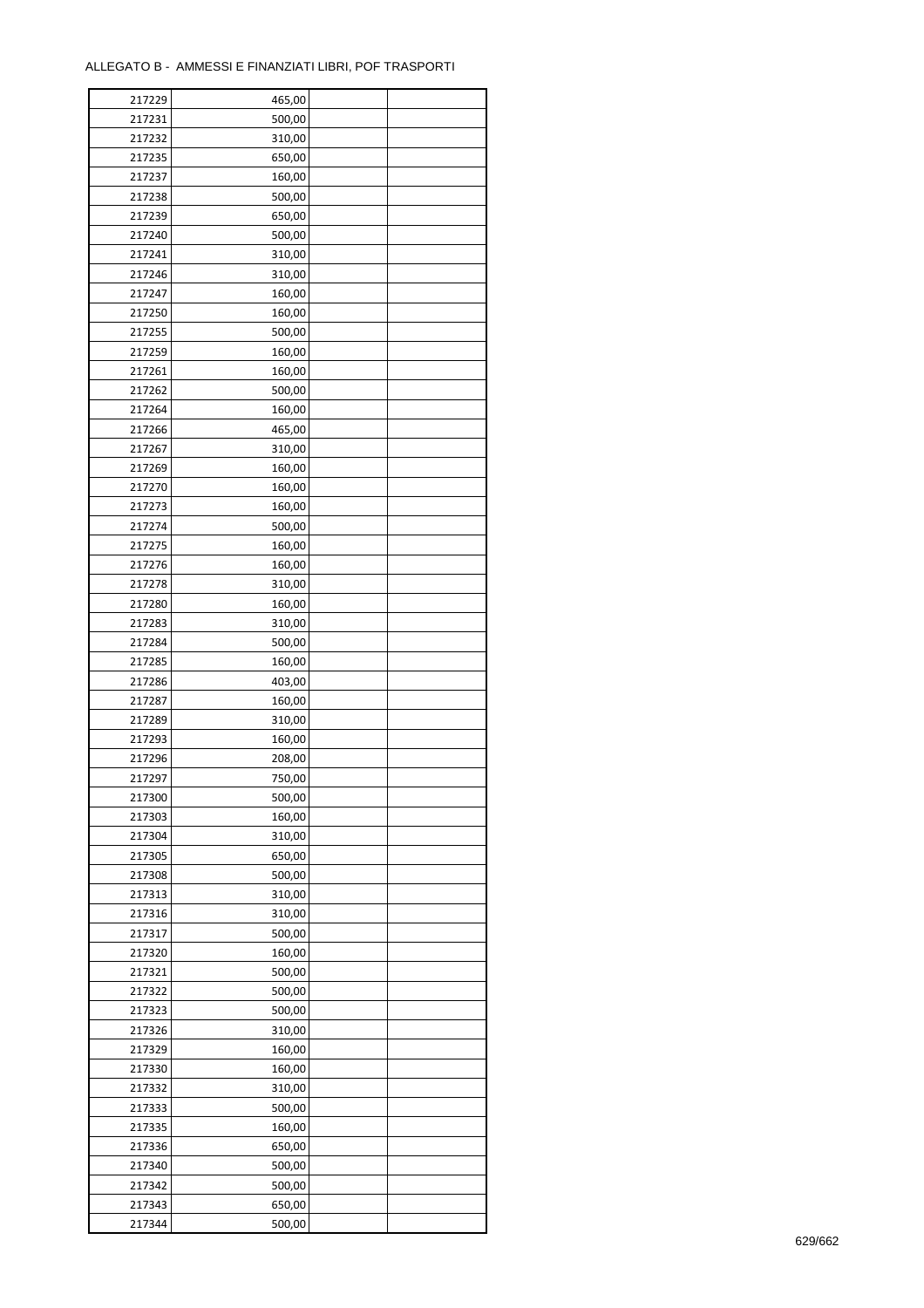ALLEGATO B - AMMESSI E FINANZIATI LIBRI, POF TRASPORTI

| | | | |
|---|---|---|---|
| 217229 | 465,00 | | |
| 217231 | 500,00 | | |
| 217232 | 310,00 | | |
| 217235 | 650,00 | | |
| 217237 | 160,00 | | |
| 217238 | 500,00 | | |
| 217239 | 650,00 | | |
| 217240 | 500,00 | | |
| 217241 | 310,00 | | |
| 217246 | 310,00 | | |
| 217247 | 160,00 | | |
| 217250 | 160,00 | | |
| 217255 | 500,00 | | |
| 217259 | 160,00 | | |
| 217261 | 160,00 | | |
| 217262 | 500,00 | | |
| 217264 | 160,00 | | |
| 217266 | 465,00 | | |
| 217267 | 310,00 | | |
| 217269 | 160,00 | | |
| 217270 | 160,00 | | |
| 217273 | 160,00 | | |
| 217274 | 500,00 | | |
| 217275 | 160,00 | | |
| 217276 | 160,00 | | |
| 217278 | 310,00 | | |
| 217280 | 160,00 | | |
| 217283 | 310,00 | | |
| 217284 | 500,00 | | |
| 217285 | 160,00 | | |
| 217286 | 403,00 | | |
| 217287 | 160,00 | | |
| 217289 | 310,00 | | |
| 217293 | 160,00 | | |
| 217296 | 208,00 | | |
| 217297 | 750,00 | | |
| 217300 | 500,00 | | |
| 217303 | 160,00 | | |
| 217304 | 310,00 | | |
| 217305 | 650,00 | | |
| 217308 | 500,00 | | |
| 217313 | 310,00 | | |
| 217316 | 310,00 | | |
| 217317 | 500,00 | | |
| 217320 | 160,00 | | |
| 217321 | 500,00 | | |
| 217322 | 500,00 | | |
| 217323 | 500,00 | | |
| 217326 | 310,00 | | |
| 217329 | 160,00 | | |
| 217330 | 160,00 | | |
| 217332 | 310,00 | | |
| 217333 | 500,00 | | |
| 217335 | 160,00 | | |
| 217336 | 650,00 | | |
| 217340 | 500,00 | | |
| 217342 | 500,00 | | |
| 217343 | 650,00 | | |
| 217344 | 500,00 | | |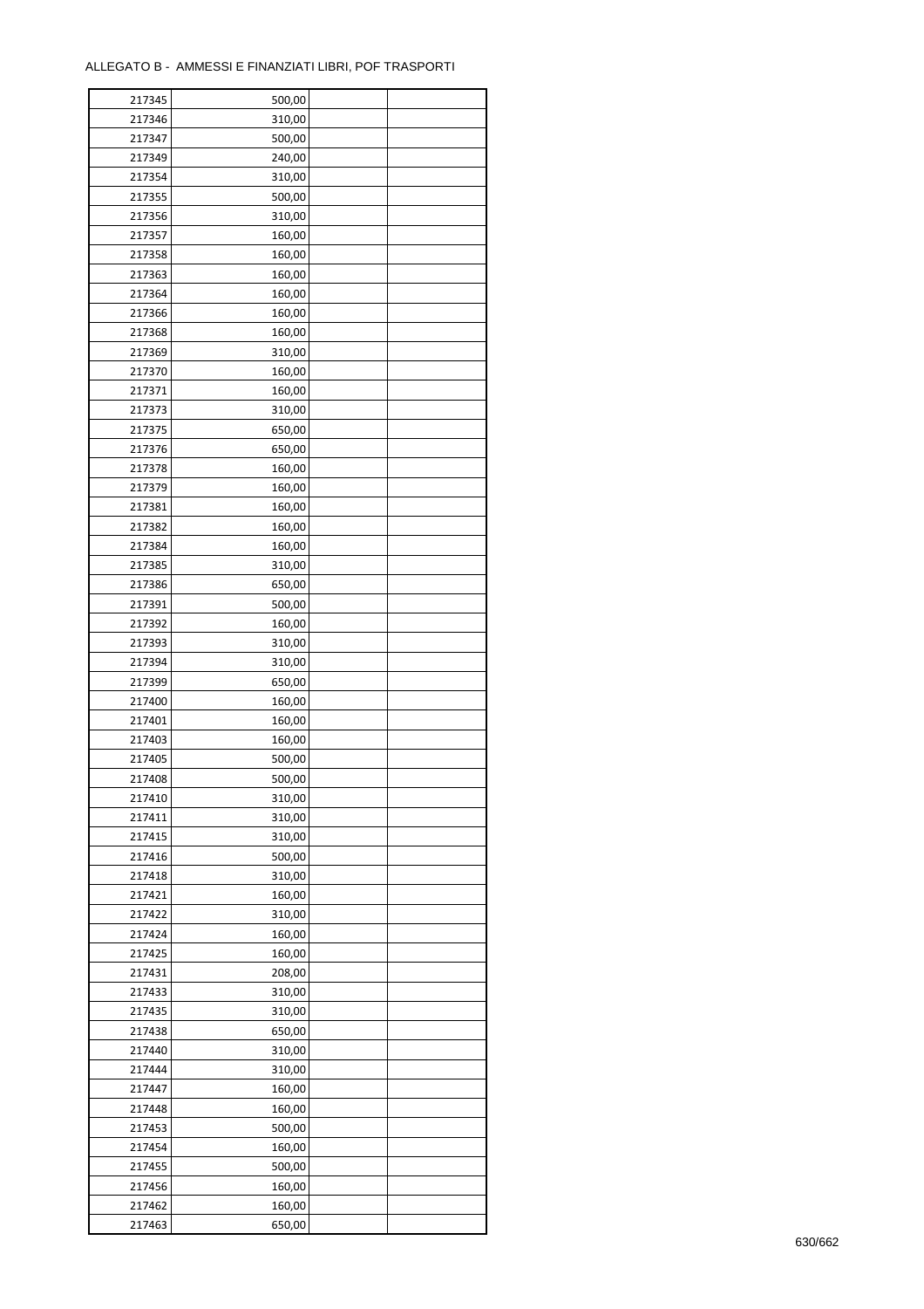ALLEGATO B - AMMESSI E FINANZIATI LIBRI, POF TRASPORTI

| | | | |
|---|---|---|---|
| 217345 | 500,00 | | |
| 217346 | 310,00 | | |
| 217347 | 500,00 | | |
| 217349 | 240,00 | | |
| 217354 | 310,00 | | |
| 217355 | 500,00 | | |
| 217356 | 310,00 | | |
| 217357 | 160,00 | | |
| 217358 | 160,00 | | |
| 217363 | 160,00 | | |
| 217364 | 160,00 | | |
| 217366 | 160,00 | | |
| 217368 | 160,00 | | |
| 217369 | 310,00 | | |
| 217370 | 160,00 | | |
| 217371 | 160,00 | | |
| 217373 | 310,00 | | |
| 217375 | 650,00 | | |
| 217376 | 650,00 | | |
| 217378 | 160,00 | | |
| 217379 | 160,00 | | |
| 217381 | 160,00 | | |
| 217382 | 160,00 | | |
| 217384 | 160,00 | | |
| 217385 | 310,00 | | |
| 217386 | 650,00 | | |
| 217391 | 500,00 | | |
| 217392 | 160,00 | | |
| 217393 | 310,00 | | |
| 217394 | 310,00 | | |
| 217399 | 650,00 | | |
| 217400 | 160,00 | | |
| 217401 | 160,00 | | |
| 217403 | 160,00 | | |
| 217405 | 500,00 | | |
| 217408 | 500,00 | | |
| 217410 | 310,00 | | |
| 217411 | 310,00 | | |
| 217415 | 310,00 | | |
| 217416 | 500,00 | | |
| 217418 | 310,00 | | |
| 217421 | 160,00 | | |
| 217422 | 310,00 | | |
| 217424 | 160,00 | | |
| 217425 | 160,00 | | |
| 217431 | 208,00 | | |
| 217433 | 310,00 | | |
| 217435 | 310,00 | | |
| 217438 | 650,00 | | |
| 217440 | 310,00 | | |
| 217444 | 310,00 | | |
| 217447 | 160,00 | | |
| 217448 | 160,00 | | |
| 217453 | 500,00 | | |
| 217454 | 160,00 | | |
| 217455 | 500,00 | | |
| 217456 | 160,00 | | |
| 217462 | 160,00 | | |
| 217463 | 650,00 | | |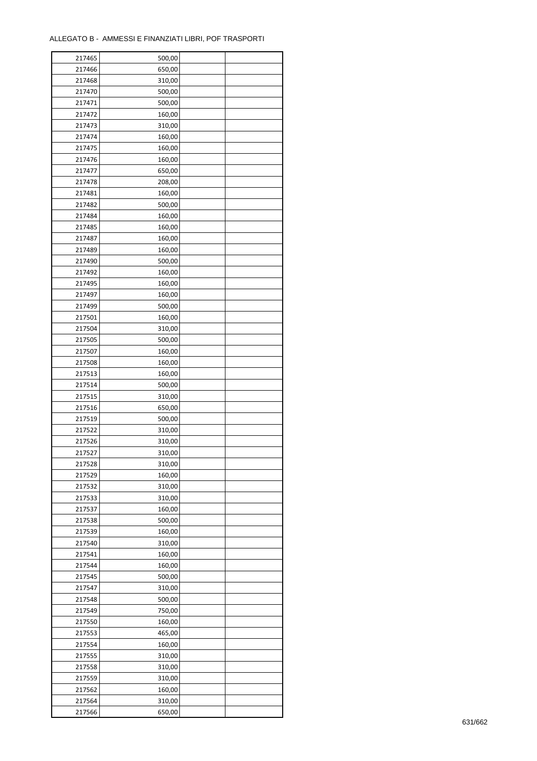ALLEGATO B - AMMESSI E FINANZIATI LIBRI, POF TRASPORTI

| | | | |
|---|---|---|---|
| 217465 | 500,00 | | |
| 217466 | 650,00 | | |
| 217468 | 310,00 | | |
| 217470 | 500,00 | | |
| 217471 | 500,00 | | |
| 217472 | 160,00 | | |
| 217473 | 310,00 | | |
| 217474 | 160,00 | | |
| 217475 | 160,00 | | |
| 217476 | 160,00 | | |
| 217477 | 650,00 | | |
| 217478 | 208,00 | | |
| 217481 | 160,00 | | |
| 217482 | 500,00 | | |
| 217484 | 160,00 | | |
| 217485 | 160,00 | | |
| 217487 | 160,00 | | |
| 217489 | 160,00 | | |
| 217490 | 500,00 | | |
| 217492 | 160,00 | | |
| 217495 | 160,00 | | |
| 217497 | 160,00 | | |
| 217499 | 500,00 | | |
| 217501 | 160,00 | | |
| 217504 | 310,00 | | |
| 217505 | 500,00 | | |
| 217507 | 160,00 | | |
| 217508 | 160,00 | | |
| 217513 | 160,00 | | |
| 217514 | 500,00 | | |
| 217515 | 310,00 | | |
| 217516 | 650,00 | | |
| 217519 | 500,00 | | |
| 217522 | 310,00 | | |
| 217526 | 310,00 | | |
| 217527 | 310,00 | | |
| 217528 | 310,00 | | |
| 217529 | 160,00 | | |
| 217532 | 310,00 | | |
| 217533 | 310,00 | | |
| 217537 | 160,00 | | |
| 217538 | 500,00 | | |
| 217539 | 160,00 | | |
| 217540 | 310,00 | | |
| 217541 | 160,00 | | |
| 217544 | 160,00 | | |
| 217545 | 500,00 | | |
| 217547 | 310,00 | | |
| 217548 | 500,00 | | |
| 217549 | 750,00 | | |
| 217550 | 160,00 | | |
| 217553 | 465,00 | | |
| 217554 | 160,00 | | |
| 217555 | 310,00 | | |
| 217558 | 310,00 | | |
| 217559 | 310,00 | | |
| 217562 | 160,00 | | |
| 217564 | 310,00 | | |
| 217566 | 650,00 | | |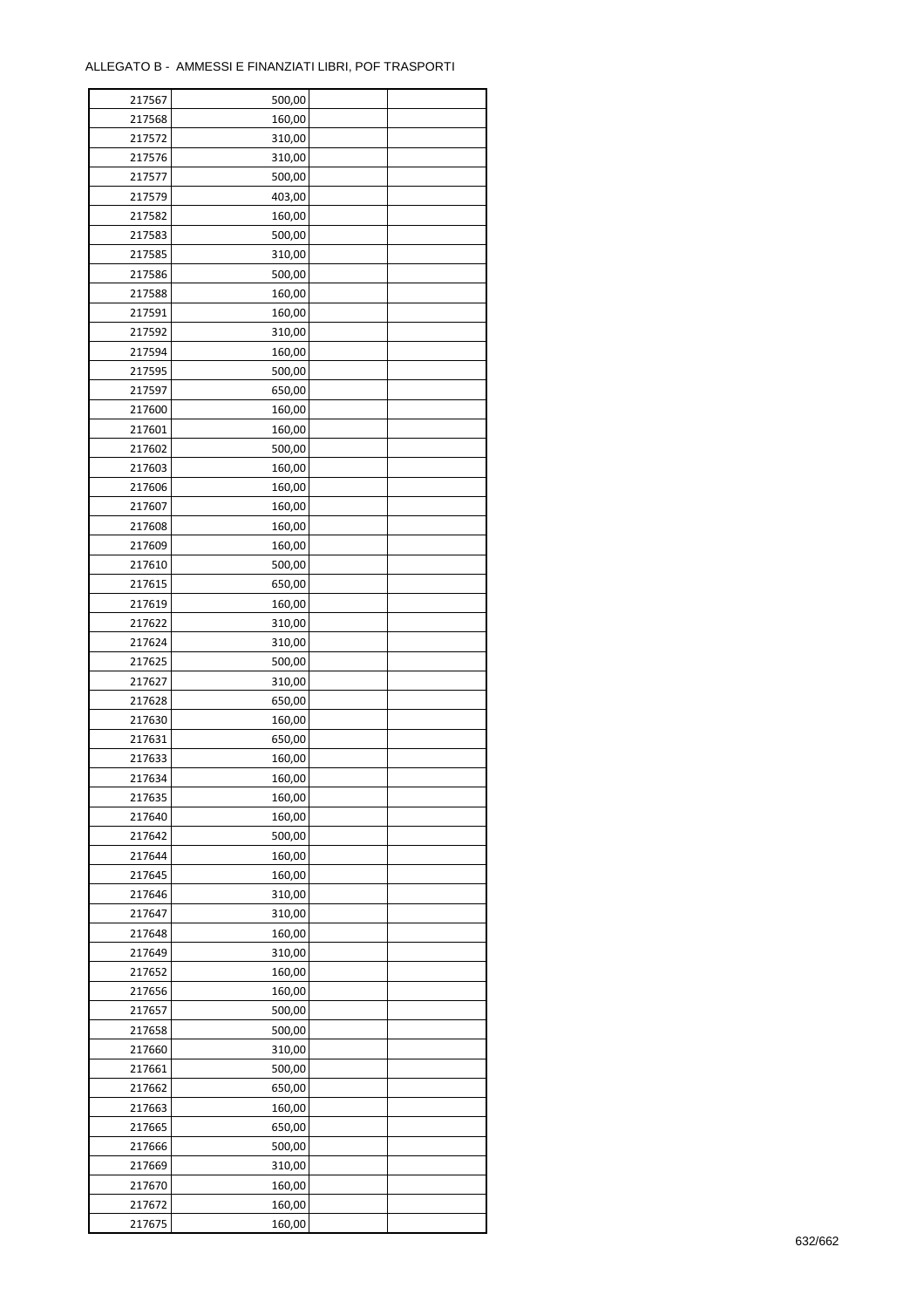ALLEGATO B - AMMESSI E FINANZIATI LIBRI, POF TRASPORTI

| | | | |
|---|---|---|---|
| 217567 | 500,00 | | |
| 217568 | 160,00 | | |
| 217572 | 310,00 | | |
| 217576 | 310,00 | | |
| 217577 | 500,00 | | |
| 217579 | 403,00 | | |
| 217582 | 160,00 | | |
| 217583 | 500,00 | | |
| 217585 | 310,00 | | |
| 217586 | 500,00 | | |
| 217588 | 160,00 | | |
| 217591 | 160,00 | | |
| 217592 | 310,00 | | |
| 217594 | 160,00 | | |
| 217595 | 500,00 | | |
| 217597 | 650,00 | | |
| 217600 | 160,00 | | |
| 217601 | 160,00 | | |
| 217602 | 500,00 | | |
| 217603 | 160,00 | | |
| 217606 | 160,00 | | |
| 217607 | 160,00 | | |
| 217608 | 160,00 | | |
| 217609 | 160,00 | | |
| 217610 | 500,00 | | |
| 217615 | 650,00 | | |
| 217619 | 160,00 | | |
| 217622 | 310,00 | | |
| 217624 | 310,00 | | |
| 217625 | 500,00 | | |
| 217627 | 310,00 | | |
| 217628 | 650,00 | | |
| 217630 | 160,00 | | |
| 217631 | 650,00 | | |
| 217633 | 160,00 | | |
| 217634 | 160,00 | | |
| 217635 | 160,00 | | |
| 217640 | 160,00 | | |
| 217642 | 500,00 | | |
| 217644 | 160,00 | | |
| 217645 | 160,00 | | |
| 217646 | 310,00 | | |
| 217647 | 310,00 | | |
| 217648 | 160,00 | | |
| 217649 | 310,00 | | |
| 217652 | 160,00 | | |
| 217656 | 160,00 | | |
| 217657 | 500,00 | | |
| 217658 | 500,00 | | |
| 217660 | 310,00 | | |
| 217661 | 500,00 | | |
| 217662 | 650,00 | | |
| 217663 | 160,00 | | |
| 217665 | 650,00 | | |
| 217666 | 500,00 | | |
| 217669 | 310,00 | | |
| 217670 | 160,00 | | |
| 217672 | 160,00 | | |
| 217675 | 160,00 | | |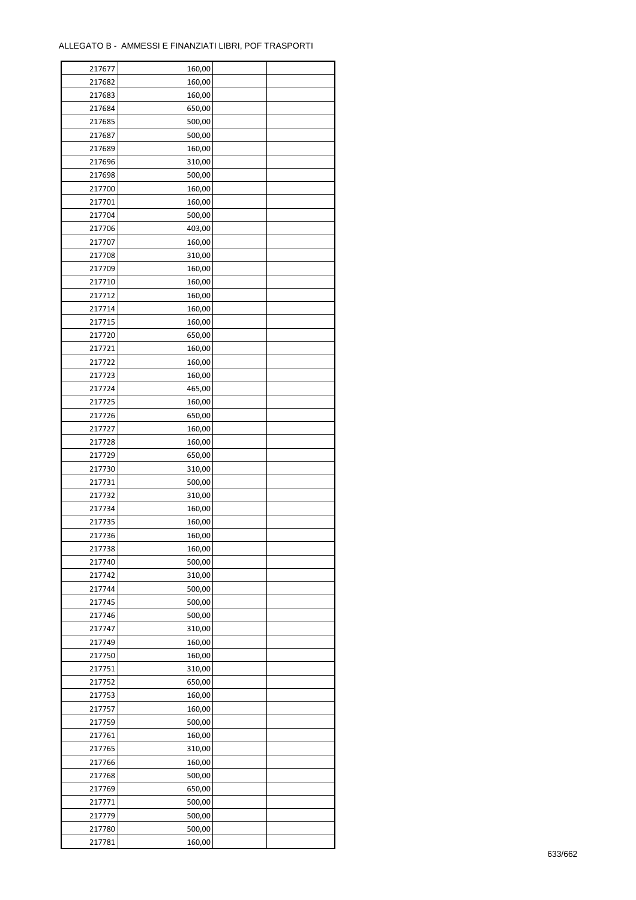ALLEGATO B - AMMESSI E FINANZIATI LIBRI, POF TRASPORTI

| | | | |
|---|---|---|---|
| 217677 | 160,00 | | |
| 217682 | 160,00 | | |
| 217683 | 160,00 | | |
| 217684 | 650,00 | | |
| 217685 | 500,00 | | |
| 217687 | 500,00 | | |
| 217689 | 160,00 | | |
| 217696 | 310,00 | | |
| 217698 | 500,00 | | |
| 217700 | 160,00 | | |
| 217701 | 160,00 | | |
| 217704 | 500,00 | | |
| 217706 | 403,00 | | |
| 217707 | 160,00 | | |
| 217708 | 310,00 | | |
| 217709 | 160,00 | | |
| 217710 | 160,00 | | |
| 217712 | 160,00 | | |
| 217714 | 160,00 | | |
| 217715 | 160,00 | | |
| 217720 | 650,00 | | |
| 217721 | 160,00 | | |
| 217722 | 160,00 | | |
| 217723 | 160,00 | | |
| 217724 | 465,00 | | |
| 217725 | 160,00 | | |
| 217726 | 650,00 | | |
| 217727 | 160,00 | | |
| 217728 | 160,00 | | |
| 217729 | 650,00 | | |
| 217730 | 310,00 | | |
| 217731 | 500,00 | | |
| 217732 | 310,00 | | |
| 217734 | 160,00 | | |
| 217735 | 160,00 | | |
| 217736 | 160,00 | | |
| 217738 | 160,00 | | |
| 217740 | 500,00 | | |
| 217742 | 310,00 | | |
| 217744 | 500,00 | | |
| 217745 | 500,00 | | |
| 217746 | 500,00 | | |
| 217747 | 310,00 | | |
| 217749 | 160,00 | | |
| 217750 | 160,00 | | |
| 217751 | 310,00 | | |
| 217752 | 650,00 | | |
| 217753 | 160,00 | | |
| 217757 | 160,00 | | |
| 217759 | 500,00 | | |
| 217761 | 160,00 | | |
| 217765 | 310,00 | | |
| 217766 | 160,00 | | |
| 217768 | 500,00 | | |
| 217769 | 650,00 | | |
| 217771 | 500,00 | | |
| 217779 | 500,00 | | |
| 217780 | 500,00 | | |
| 217781 | 160,00 | | |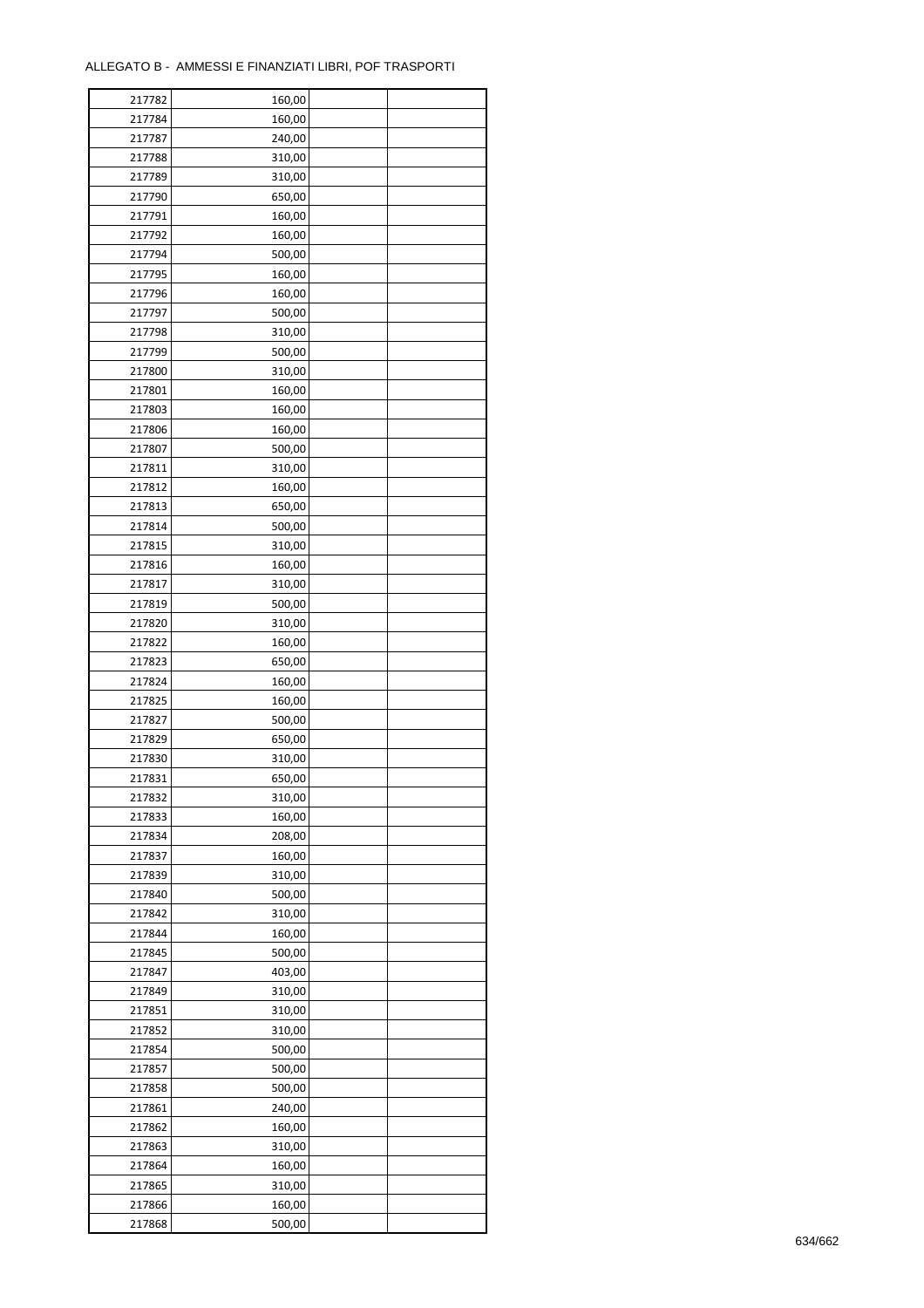ALLEGATO B - AMMESSI E FINANZIATI LIBRI, POF TRASPORTI

| | | | |
|---|---|---|---|
| 217782 | 160,00 | | |
| 217784 | 160,00 | | |
| 217787 | 240,00 | | |
| 217788 | 310,00 | | |
| 217789 | 310,00 | | |
| 217790 | 650,00 | | |
| 217791 | 160,00 | | |
| 217792 | 160,00 | | |
| 217794 | 500,00 | | |
| 217795 | 160,00 | | |
| 217796 | 160,00 | | |
| 217797 | 500,00 | | |
| 217798 | 310,00 | | |
| 217799 | 500,00 | | |
| 217800 | 310,00 | | |
| 217801 | 160,00 | | |
| 217803 | 160,00 | | |
| 217806 | 160,00 | | |
| 217807 | 500,00 | | |
| 217811 | 310,00 | | |
| 217812 | 160,00 | | |
| 217813 | 650,00 | | |
| 217814 | 500,00 | | |
| 217815 | 310,00 | | |
| 217816 | 160,00 | | |
| 217817 | 310,00 | | |
| 217819 | 500,00 | | |
| 217820 | 310,00 | | |
| 217822 | 160,00 | | |
| 217823 | 650,00 | | |
| 217824 | 160,00 | | |
| 217825 | 160,00 | | |
| 217827 | 500,00 | | |
| 217829 | 650,00 | | |
| 217830 | 310,00 | | |
| 217831 | 650,00 | | |
| 217832 | 310,00 | | |
| 217833 | 160,00 | | |
| 217834 | 208,00 | | |
| 217837 | 160,00 | | |
| 217839 | 310,00 | | |
| 217840 | 500,00 | | |
| 217842 | 310,00 | | |
| 217844 | 160,00 | | |
| 217845 | 500,00 | | |
| 217847 | 403,00 | | |
| 217849 | 310,00 | | |
| 217851 | 310,00 | | |
| 217852 | 310,00 | | |
| 217854 | 500,00 | | |
| 217857 | 500,00 | | |
| 217858 | 500,00 | | |
| 217861 | 240,00 | | |
| 217862 | 160,00 | | |
| 217863 | 310,00 | | |
| 217864 | 160,00 | | |
| 217865 | 310,00 | | |
| 217866 | 160,00 | | |
| 217868 | 500,00 | | |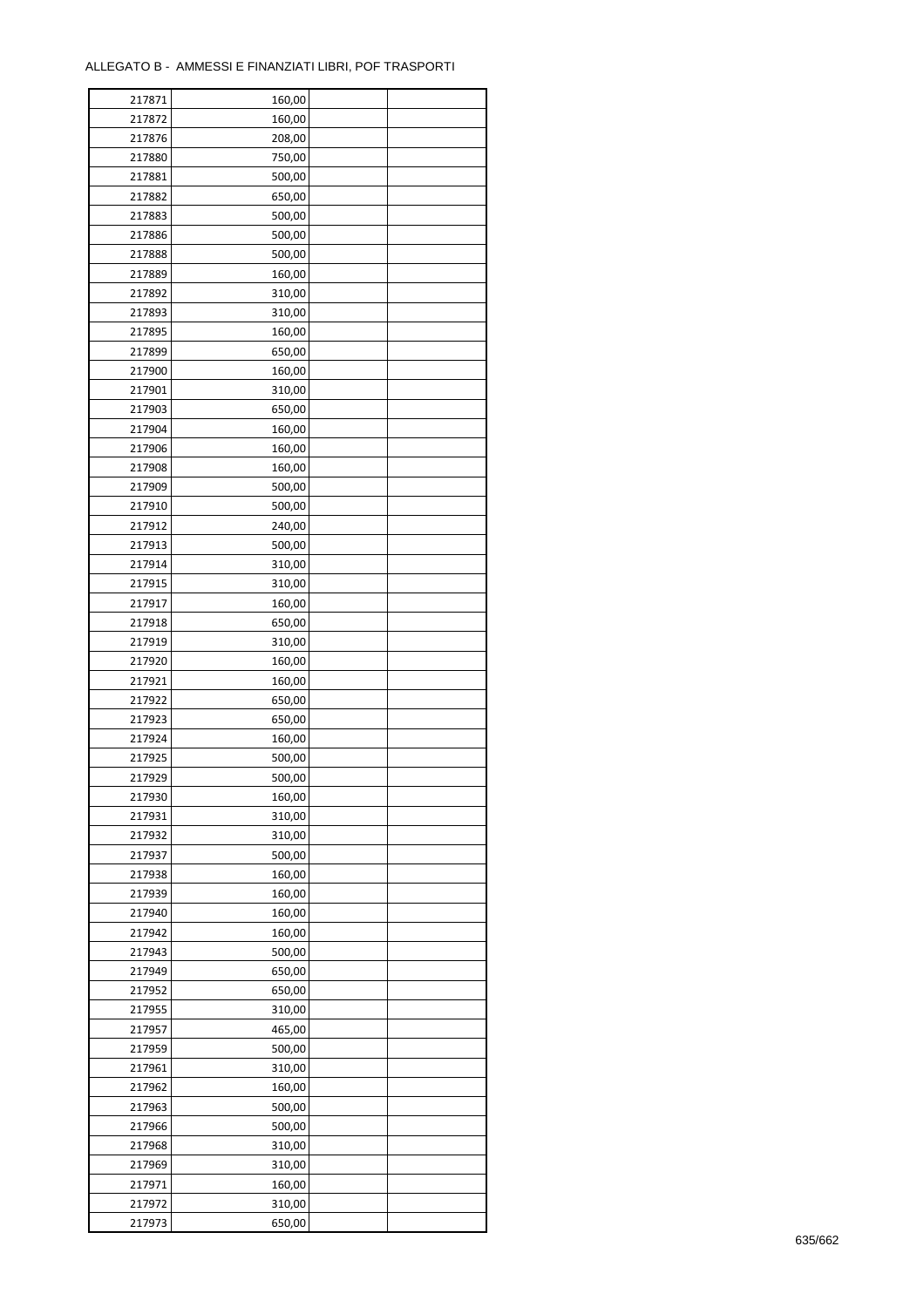ALLEGATO B - AMMESSI E FINANZIATI LIBRI, POF TRASPORTI

| | | | |
|---|---|---|---|
| 217871 | 160,00 | | |
| 217872 | 160,00 | | |
| 217876 | 208,00 | | |
| 217880 | 750,00 | | |
| 217881 | 500,00 | | |
| 217882 | 650,00 | | |
| 217883 | 500,00 | | |
| 217886 | 500,00 | | |
| 217888 | 500,00 | | |
| 217889 | 160,00 | | |
| 217892 | 310,00 | | |
| 217893 | 310,00 | | |
| 217895 | 160,00 | | |
| 217899 | 650,00 | | |
| 217900 | 160,00 | | |
| 217901 | 310,00 | | |
| 217903 | 650,00 | | |
| 217904 | 160,00 | | |
| 217906 | 160,00 | | |
| 217908 | 160,00 | | |
| 217909 | 500,00 | | |
| 217910 | 500,00 | | |
| 217912 | 240,00 | | |
| 217913 | 500,00 | | |
| 217914 | 310,00 | | |
| 217915 | 310,00 | | |
| 217917 | 160,00 | | |
| 217918 | 650,00 | | |
| 217919 | 310,00 | | |
| 217920 | 160,00 | | |
| 217921 | 160,00 | | |
| 217922 | 650,00 | | |
| 217923 | 650,00 | | |
| 217924 | 160,00 | | |
| 217925 | 500,00 | | |
| 217929 | 500,00 | | |
| 217930 | 160,00 | | |
| 217931 | 310,00 | | |
| 217932 | 310,00 | | |
| 217937 | 500,00 | | |
| 217938 | 160,00 | | |
| 217939 | 160,00 | | |
| 217940 | 160,00 | | |
| 217942 | 160,00 | | |
| 217943 | 500,00 | | |
| 217949 | 650,00 | | |
| 217952 | 650,00 | | |
| 217955 | 310,00 | | |
| 217957 | 465,00 | | |
| 217959 | 500,00 | | |
| 217961 | 310,00 | | |
| 217962 | 160,00 | | |
| 217963 | 500,00 | | |
| 217966 | 500,00 | | |
| 217968 | 310,00 | | |
| 217969 | 310,00 | | |
| 217971 | 160,00 | | |
| 217972 | 310,00 | | |
| 217973 | 650,00 | | |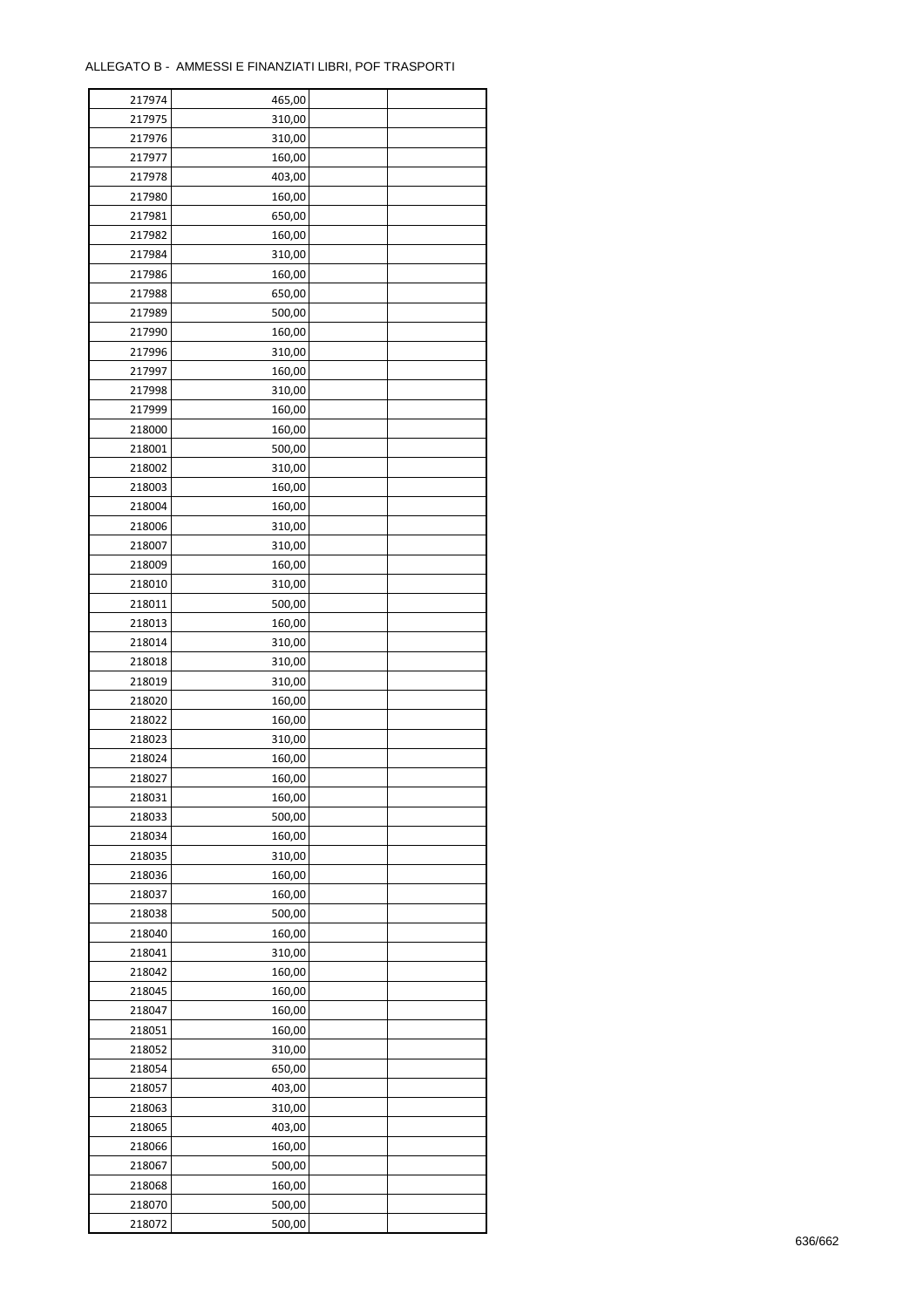ALLEGATO B - AMMESSI E FINANZIATI LIBRI, POF TRASPORTI

| | | | |
|---|---|---|---|
| 217974 | 465,00 | | |
| 217975 | 310,00 | | |
| 217976 | 310,00 | | |
| 217977 | 160,00 | | |
| 217978 | 403,00 | | |
| 217980 | 160,00 | | |
| 217981 | 650,00 | | |
| 217982 | 160,00 | | |
| 217984 | 310,00 | | |
| 217986 | 160,00 | | |
| 217988 | 650,00 | | |
| 217989 | 500,00 | | |
| 217990 | 160,00 | | |
| 217996 | 310,00 | | |
| 217997 | 160,00 | | |
| 217998 | 310,00 | | |
| 217999 | 160,00 | | |
| 218000 | 160,00 | | |
| 218001 | 500,00 | | |
| 218002 | 310,00 | | |
| 218003 | 160,00 | | |
| 218004 | 160,00 | | |
| 218006 | 310,00 | | |
| 218007 | 310,00 | | |
| 218009 | 160,00 | | |
| 218010 | 310,00 | | |
| 218011 | 500,00 | | |
| 218013 | 160,00 | | |
| 218014 | 310,00 | | |
| 218018 | 310,00 | | |
| 218019 | 310,00 | | |
| 218020 | 160,00 | | |
| 218022 | 160,00 | | |
| 218023 | 310,00 | | |
| 218024 | 160,00 | | |
| 218027 | 160,00 | | |
| 218031 | 160,00 | | |
| 218033 | 500,00 | | |
| 218034 | 160,00 | | |
| 218035 | 310,00 | | |
| 218036 | 160,00 | | |
| 218037 | 160,00 | | |
| 218038 | 500,00 | | |
| 218040 | 160,00 | | |
| 218041 | 310,00 | | |
| 218042 | 160,00 | | |
| 218045 | 160,00 | | |
| 218047 | 160,00 | | |
| 218051 | 160,00 | | |
| 218052 | 310,00 | | |
| 218054 | 650,00 | | |
| 218057 | 403,00 | | |
| 218063 | 310,00 | | |
| 218065 | 403,00 | | |
| 218066 | 160,00 | | |
| 218067 | 500,00 | | |
| 218068 | 160,00 | | |
| 218070 | 500,00 | | |
| 218072 | 500,00 | | |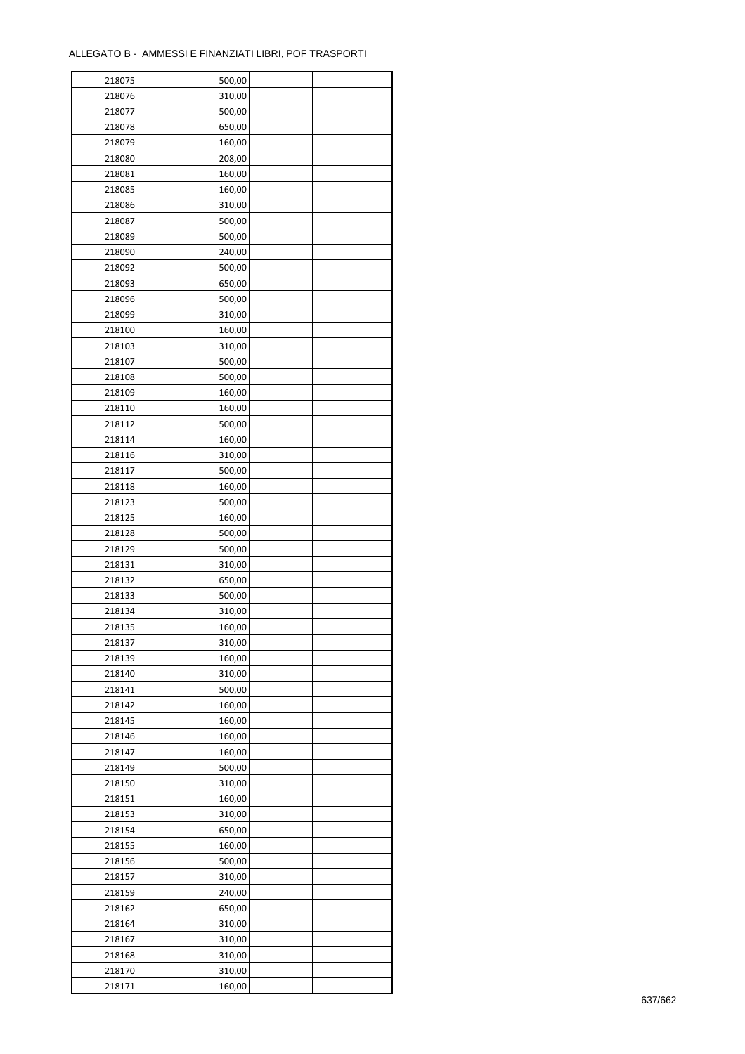ALLEGATO B - AMMESSI E FINANZIATI LIBRI, POF TRASPORTI

| | | | |
|---|---|---|---|
| 218075 | 500,00 | | |
| 218076 | 310,00 | | |
| 218077 | 500,00 | | |
| 218078 | 650,00 | | |
| 218079 | 160,00 | | |
| 218080 | 208,00 | | |
| 218081 | 160,00 | | |
| 218085 | 160,00 | | |
| 218086 | 310,00 | | |
| 218087 | 500,00 | | |
| 218089 | 500,00 | | |
| 218090 | 240,00 | | |
| 218092 | 500,00 | | |
| 218093 | 650,00 | | |
| 218096 | 500,00 | | |
| 218099 | 310,00 | | |
| 218100 | 160,00 | | |
| 218103 | 310,00 | | |
| 218107 | 500,00 | | |
| 218108 | 500,00 | | |
| 218109 | 160,00 | | |
| 218110 | 160,00 | | |
| 218112 | 500,00 | | |
| 218114 | 160,00 | | |
| 218116 | 310,00 | | |
| 218117 | 500,00 | | |
| 218118 | 160,00 | | |
| 218123 | 500,00 | | |
| 218125 | 160,00 | | |
| 218128 | 500,00 | | |
| 218129 | 500,00 | | |
| 218131 | 310,00 | | |
| 218132 | 650,00 | | |
| 218133 | 500,00 | | |
| 218134 | 310,00 | | |
| 218135 | 160,00 | | |
| 218137 | 310,00 | | |
| 218139 | 160,00 | | |
| 218140 | 310,00 | | |
| 218141 | 500,00 | | |
| 218142 | 160,00 | | |
| 218145 | 160,00 | | |
| 218146 | 160,00 | | |
| 218147 | 160,00 | | |
| 218149 | 500,00 | | |
| 218150 | 310,00 | | |
| 218151 | 160,00 | | |
| 218153 | 310,00 | | |
| 218154 | 650,00 | | |
| 218155 | 160,00 | | |
| 218156 | 500,00 | | |
| 218157 | 310,00 | | |
| 218159 | 240,00 | | |
| 218162 | 650,00 | | |
| 218164 | 310,00 | | |
| 218167 | 310,00 | | |
| 218168 | 310,00 | | |
| 218170 | 310,00 | | |
| 218171 | 160,00 | | |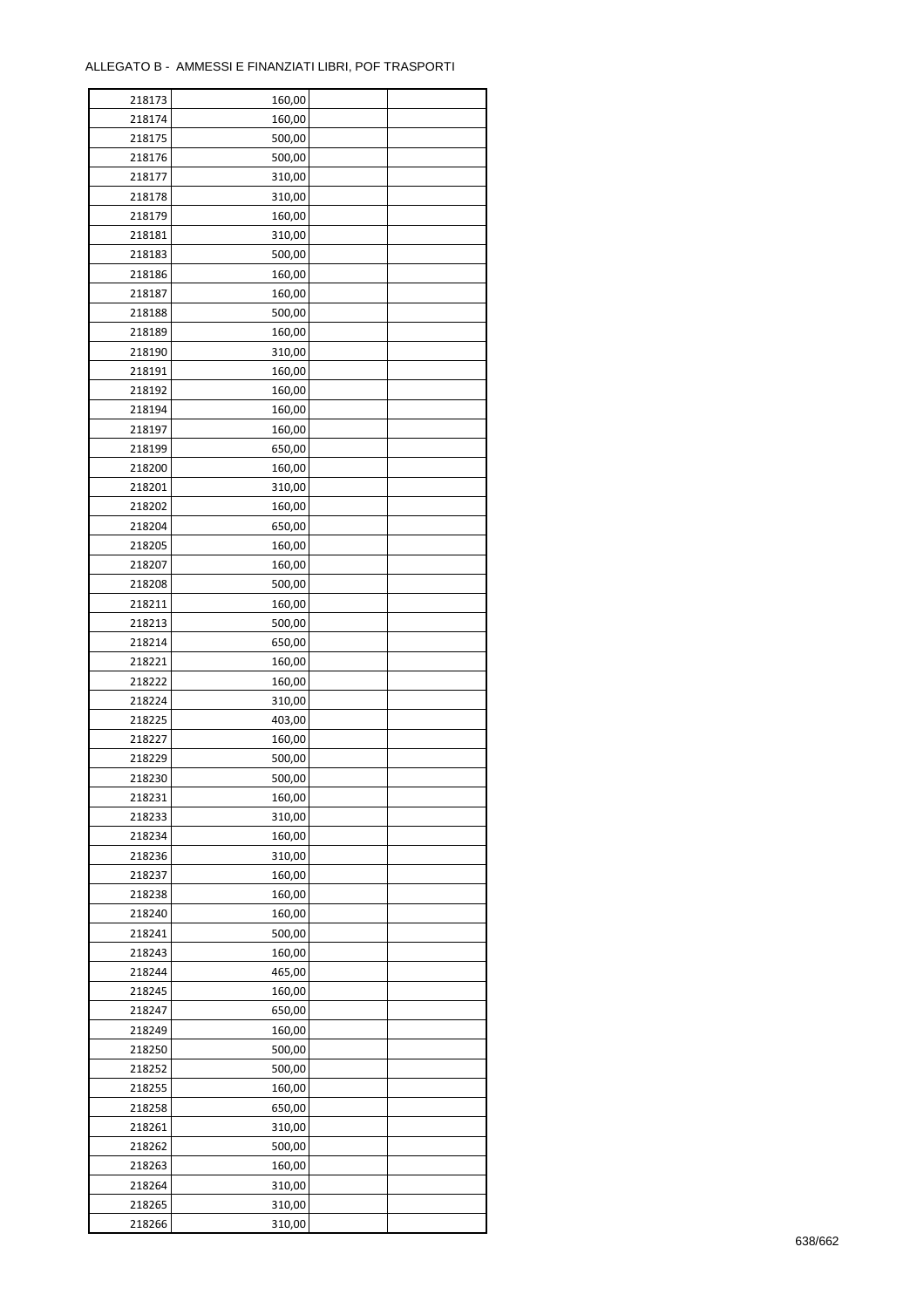ALLEGATO B - AMMESSI E FINANZIATI LIBRI, POF TRASPORTI

| | | | |
|---|---|---|---|
| 218173 | 160,00 | | |
| 218174 | 160,00 | | |
| 218175 | 500,00 | | |
| 218176 | 500,00 | | |
| 218177 | 310,00 | | |
| 218178 | 310,00 | | |
| 218179 | 160,00 | | |
| 218181 | 310,00 | | |
| 218183 | 500,00 | | |
| 218186 | 160,00 | | |
| 218187 | 160,00 | | |
| 218188 | 500,00 | | |
| 218189 | 160,00 | | |
| 218190 | 310,00 | | |
| 218191 | 160,00 | | |
| 218192 | 160,00 | | |
| 218194 | 160,00 | | |
| 218197 | 160,00 | | |
| 218199 | 650,00 | | |
| 218200 | 160,00 | | |
| 218201 | 310,00 | | |
| 218202 | 160,00 | | |
| 218204 | 650,00 | | |
| 218205 | 160,00 | | |
| 218207 | 160,00 | | |
| 218208 | 500,00 | | |
| 218211 | 160,00 | | |
| 218213 | 500,00 | | |
| 218214 | 650,00 | | |
| 218221 | 160,00 | | |
| 218222 | 160,00 | | |
| 218224 | 310,00 | | |
| 218225 | 403,00 | | |
| 218227 | 160,00 | | |
| 218229 | 500,00 | | |
| 218230 | 500,00 | | |
| 218231 | 160,00 | | |
| 218233 | 310,00 | | |
| 218234 | 160,00 | | |
| 218236 | 310,00 | | |
| 218237 | 160,00 | | |
| 218238 | 160,00 | | |
| 218240 | 160,00 | | |
| 218241 | 500,00 | | |
| 218243 | 160,00 | | |
| 218244 | 465,00 | | |
| 218245 | 160,00 | | |
| 218247 | 650,00 | | |
| 218249 | 160,00 | | |
| 218250 | 500,00 | | |
| 218252 | 500,00 | | |
| 218255 | 160,00 | | |
| 218258 | 650,00 | | |
| 218261 | 310,00 | | |
| 218262 | 500,00 | | |
| 218263 | 160,00 | | |
| 218264 | 310,00 | | |
| 218265 | 310,00 | | |
| 218266 | 310,00 | | |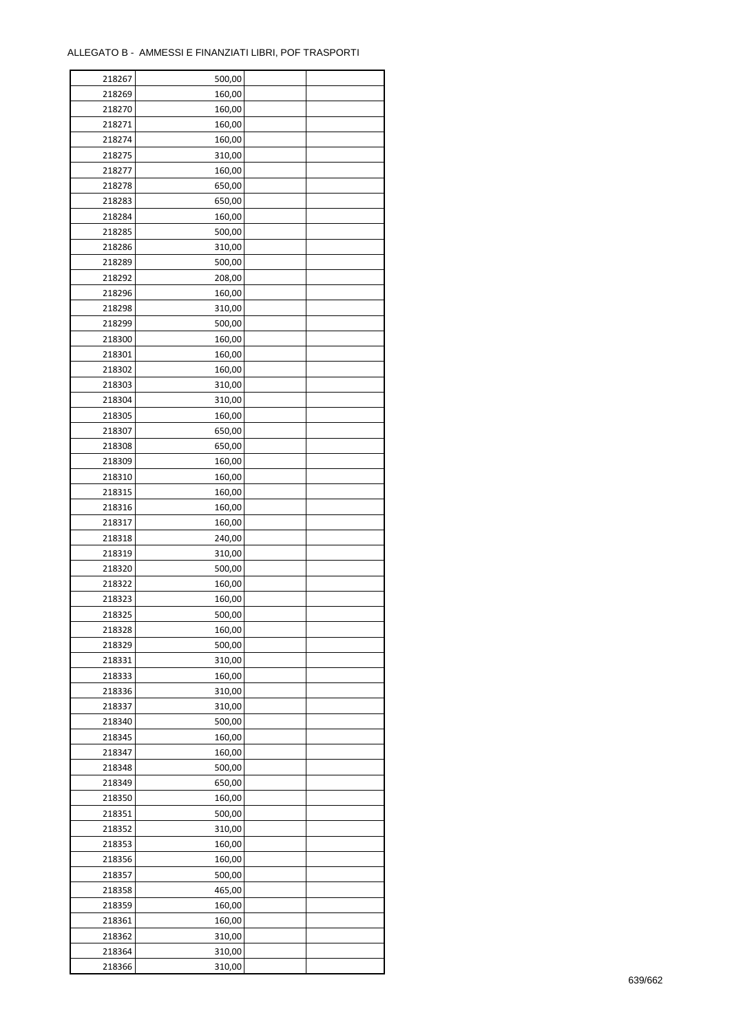ALLEGATO B - AMMESSI E FINANZIATI LIBRI, POF TRASPORTI

| | | | |
|---|---|---|---|
| 218267 | 500,00 | | |
| 218269 | 160,00 | | |
| 218270 | 160,00 | | |
| 218271 | 160,00 | | |
| 218274 | 160,00 | | |
| 218275 | 310,00 | | |
| 218277 | 160,00 | | |
| 218278 | 650,00 | | |
| 218283 | 650,00 | | |
| 218284 | 160,00 | | |
| 218285 | 500,00 | | |
| 218286 | 310,00 | | |
| 218289 | 500,00 | | |
| 218292 | 208,00 | | |
| 218296 | 160,00 | | |
| 218298 | 310,00 | | |
| 218299 | 500,00 | | |
| 218300 | 160,00 | | |
| 218301 | 160,00 | | |
| 218302 | 160,00 | | |
| 218303 | 310,00 | | |
| 218304 | 310,00 | | |
| 218305 | 160,00 | | |
| 218307 | 650,00 | | |
| 218308 | 650,00 | | |
| 218309 | 160,00 | | |
| 218310 | 160,00 | | |
| 218315 | 160,00 | | |
| 218316 | 160,00 | | |
| 218317 | 160,00 | | |
| 218318 | 240,00 | | |
| 218319 | 310,00 | | |
| 218320 | 500,00 | | |
| 218322 | 160,00 | | |
| 218323 | 160,00 | | |
| 218325 | 500,00 | | |
| 218328 | 160,00 | | |
| 218329 | 500,00 | | |
| 218331 | 310,00 | | |
| 218333 | 160,00 | | |
| 218336 | 310,00 | | |
| 218337 | 310,00 | | |
| 218340 | 500,00 | | |
| 218345 | 160,00 | | |
| 218347 | 160,00 | | |
| 218348 | 500,00 | | |
| 218349 | 650,00 | | |
| 218350 | 160,00 | | |
| 218351 | 500,00 | | |
| 218352 | 310,00 | | |
| 218353 | 160,00 | | |
| 218356 | 160,00 | | |
| 218357 | 500,00 | | |
| 218358 | 465,00 | | |
| 218359 | 160,00 | | |
| 218361 | 160,00 | | |
| 218362 | 310,00 | | |
| 218364 | 310,00 | | |
| 218366 | 310,00 | | |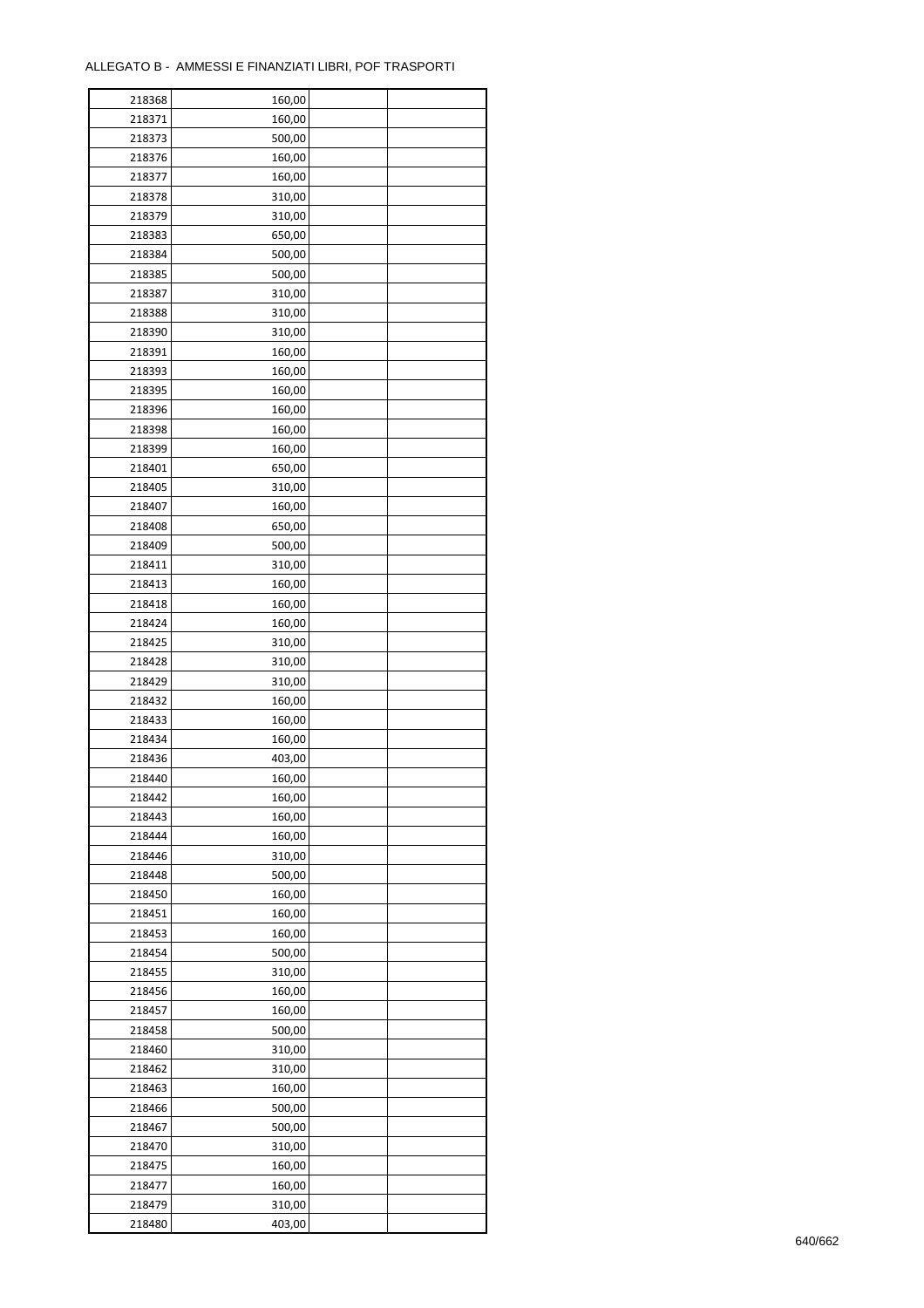ALLEGATO B - AMMESSI E FINANZIATI LIBRI, POF TRASPORTI

| | | | |
|---|---|---|---|
| 218368 | 160,00 | | |
| 218371 | 160,00 | | |
| 218373 | 500,00 | | |
| 218376 | 160,00 | | |
| 218377 | 160,00 | | |
| 218378 | 310,00 | | |
| 218379 | 310,00 | | |
| 218383 | 650,00 | | |
| 218384 | 500,00 | | |
| 218385 | 500,00 | | |
| 218387 | 310,00 | | |
| 218388 | 310,00 | | |
| 218390 | 310,00 | | |
| 218391 | 160,00 | | |
| 218393 | 160,00 | | |
| 218395 | 160,00 | | |
| 218396 | 160,00 | | |
| 218398 | 160,00 | | |
| 218399 | 160,00 | | |
| 218401 | 650,00 | | |
| 218405 | 310,00 | | |
| 218407 | 160,00 | | |
| 218408 | 650,00 | | |
| 218409 | 500,00 | | |
| 218411 | 310,00 | | |
| 218413 | 160,00 | | |
| 218418 | 160,00 | | |
| 218424 | 160,00 | | |
| 218425 | 310,00 | | |
| 218428 | 310,00 | | |
| 218429 | 310,00 | | |
| 218432 | 160,00 | | |
| 218433 | 160,00 | | |
| 218434 | 160,00 | | |
| 218436 | 403,00 | | |
| 218440 | 160,00 | | |
| 218442 | 160,00 | | |
| 218443 | 160,00 | | |
| 218444 | 160,00 | | |
| 218446 | 310,00 | | |
| 218448 | 500,00 | | |
| 218450 | 160,00 | | |
| 218451 | 160,00 | | |
| 218453 | 160,00 | | |
| 218454 | 500,00 | | |
| 218455 | 310,00 | | |
| 218456 | 160,00 | | |
| 218457 | 160,00 | | |
| 218458 | 500,00 | | |
| 218460 | 310,00 | | |
| 218462 | 310,00 | | |
| 218463 | 160,00 | | |
| 218466 | 500,00 | | |
| 218467 | 500,00 | | |
| 218470 | 310,00 | | |
| 218475 | 160,00 | | |
| 218477 | 160,00 | | |
| 218479 | 310,00 | | |
| 218480 | 403,00 | | |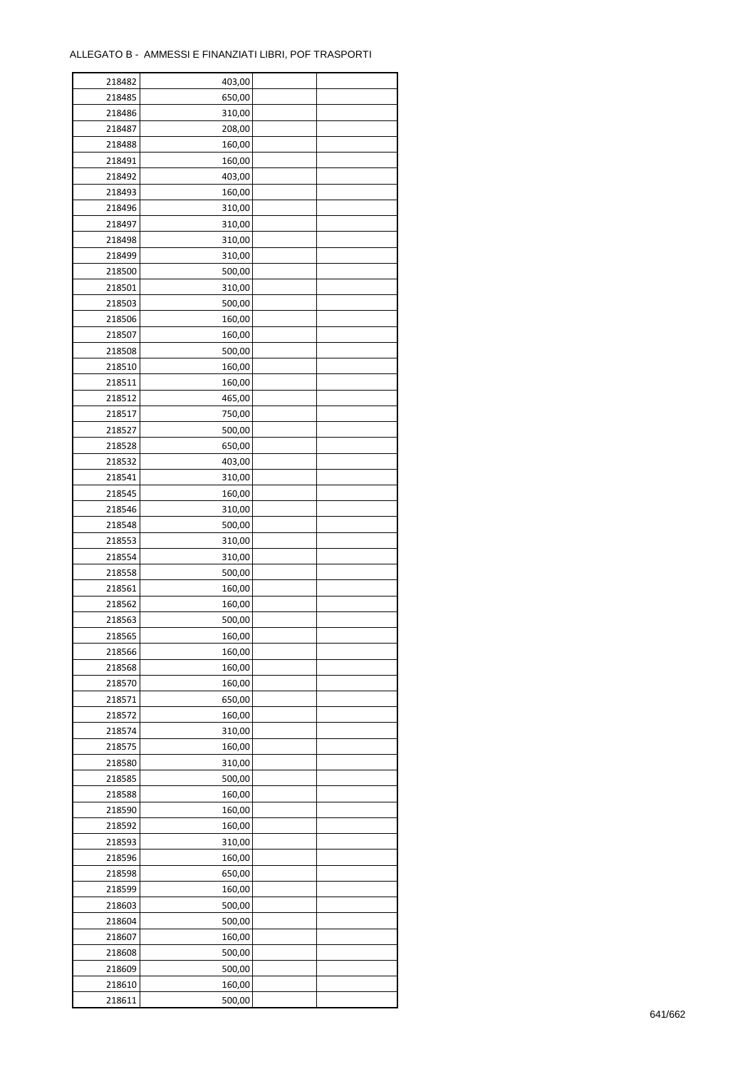ALLEGATO B - AMMESSI E FINANZIATI LIBRI, POF TRASPORTI

| | | | |
|---|---|---|---|
| 218482 | 403,00 | | |
| 218485 | 650,00 | | |
| 218486 | 310,00 | | |
| 218487 | 208,00 | | |
| 218488 | 160,00 | | |
| 218491 | 160,00 | | |
| 218492 | 403,00 | | |
| 218493 | 160,00 | | |
| 218496 | 310,00 | | |
| 218497 | 310,00 | | |
| 218498 | 310,00 | | |
| 218499 | 310,00 | | |
| 218500 | 500,00 | | |
| 218501 | 310,00 | | |
| 218503 | 500,00 | | |
| 218506 | 160,00 | | |
| 218507 | 160,00 | | |
| 218508 | 500,00 | | |
| 218510 | 160,00 | | |
| 218511 | 160,00 | | |
| 218512 | 465,00 | | |
| 218517 | 750,00 | | |
| 218527 | 500,00 | | |
| 218528 | 650,00 | | |
| 218532 | 403,00 | | |
| 218541 | 310,00 | | |
| 218545 | 160,00 | | |
| 218546 | 310,00 | | |
| 218548 | 500,00 | | |
| 218553 | 310,00 | | |
| 218554 | 310,00 | | |
| 218558 | 500,00 | | |
| 218561 | 160,00 | | |
| 218562 | 160,00 | | |
| 218563 | 500,00 | | |
| 218565 | 160,00 | | |
| 218566 | 160,00 | | |
| 218568 | 160,00 | | |
| 218570 | 160,00 | | |
| 218571 | 650,00 | | |
| 218572 | 160,00 | | |
| 218574 | 310,00 | | |
| 218575 | 160,00 | | |
| 218580 | 310,00 | | |
| 218585 | 500,00 | | |
| 218588 | 160,00 | | |
| 218590 | 160,00 | | |
| 218592 | 160,00 | | |
| 218593 | 310,00 | | |
| 218596 | 160,00 | | |
| 218598 | 650,00 | | |
| 218599 | 160,00 | | |
| 218603 | 500,00 | | |
| 218604 | 500,00 | | |
| 218607 | 160,00 | | |
| 218608 | 500,00 | | |
| 218609 | 500,00 | | |
| 218610 | 160,00 | | |
| 218611 | 500,00 | | |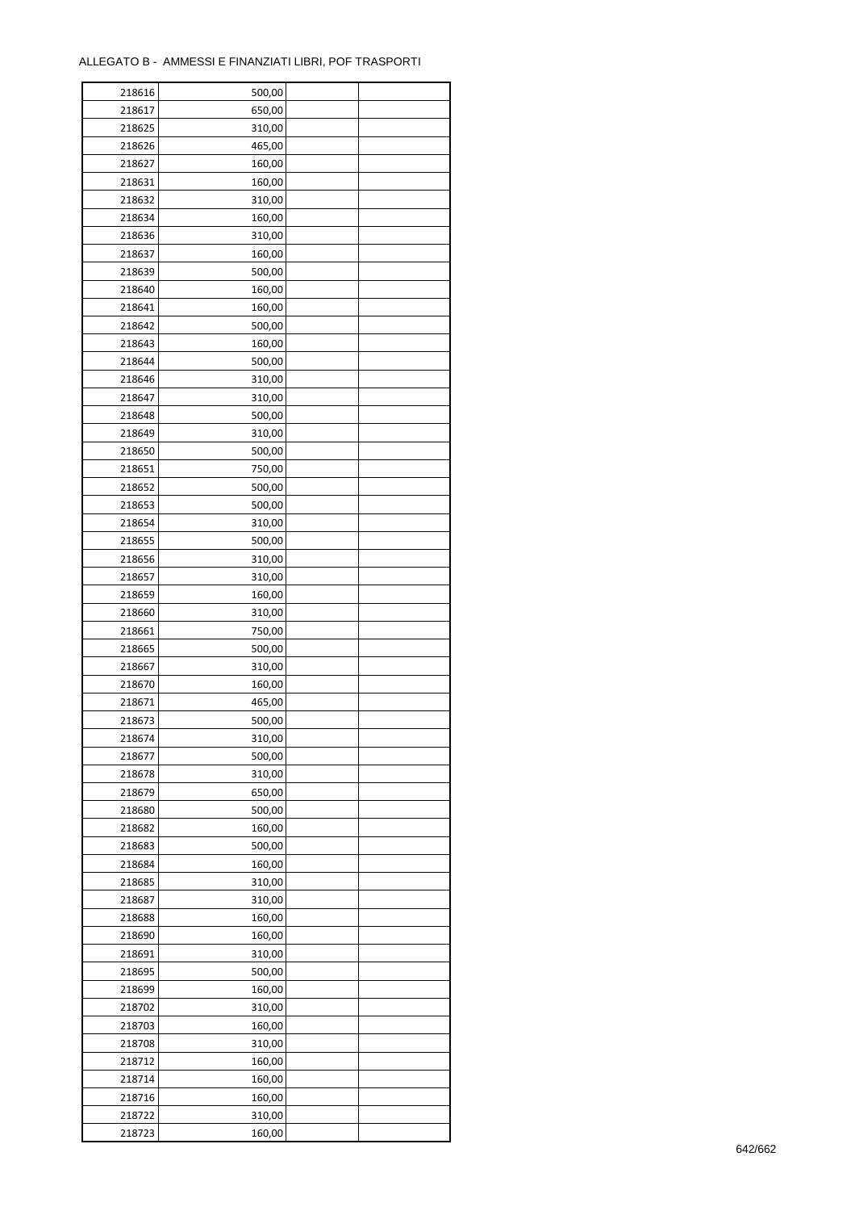ALLEGATO B - AMMESSI E FINANZIATI LIBRI, POF TRASPORTI

| | | | |
|---|---|---|---|
| 218616 | 500,00 | | |
| 218617 | 650,00 | | |
| 218625 | 310,00 | | |
| 218626 | 465,00 | | |
| 218627 | 160,00 | | |
| 218631 | 160,00 | | |
| 218632 | 310,00 | | |
| 218634 | 160,00 | | |
| 218636 | 310,00 | | |
| 218637 | 160,00 | | |
| 218639 | 500,00 | | |
| 218640 | 160,00 | | |
| 218641 | 160,00 | | |
| 218642 | 500,00 | | |
| 218643 | 160,00 | | |
| 218644 | 500,00 | | |
| 218646 | 310,00 | | |
| 218647 | 310,00 | | |
| 218648 | 500,00 | | |
| 218649 | 310,00 | | |
| 218650 | 500,00 | | |
| 218651 | 750,00 | | |
| 218652 | 500,00 | | |
| 218653 | 500,00 | | |
| 218654 | 310,00 | | |
| 218655 | 500,00 | | |
| 218656 | 310,00 | | |
| 218657 | 310,00 | | |
| 218659 | 160,00 | | |
| 218660 | 310,00 | | |
| 218661 | 750,00 | | |
| 218665 | 500,00 | | |
| 218667 | 310,00 | | |
| 218670 | 160,00 | | |
| 218671 | 465,00 | | |
| 218673 | 500,00 | | |
| 218674 | 310,00 | | |
| 218677 | 500,00 | | |
| 218678 | 310,00 | | |
| 218679 | 650,00 | | |
| 218680 | 500,00 | | |
| 218682 | 160,00 | | |
| 218683 | 500,00 | | |
| 218684 | 160,00 | | |
| 218685 | 310,00 | | |
| 218687 | 310,00 | | |
| 218688 | 160,00 | | |
| 218690 | 160,00 | | |
| 218691 | 310,00 | | |
| 218695 | 500,00 | | |
| 218699 | 160,00 | | |
| 218702 | 310,00 | | |
| 218703 | 160,00 | | |
| 218708 | 310,00 | | |
| 218712 | 160,00 | | |
| 218714 | 160,00 | | |
| 218716 | 160,00 | | |
| 218722 | 310,00 | | |
| 218723 | 160,00 | | |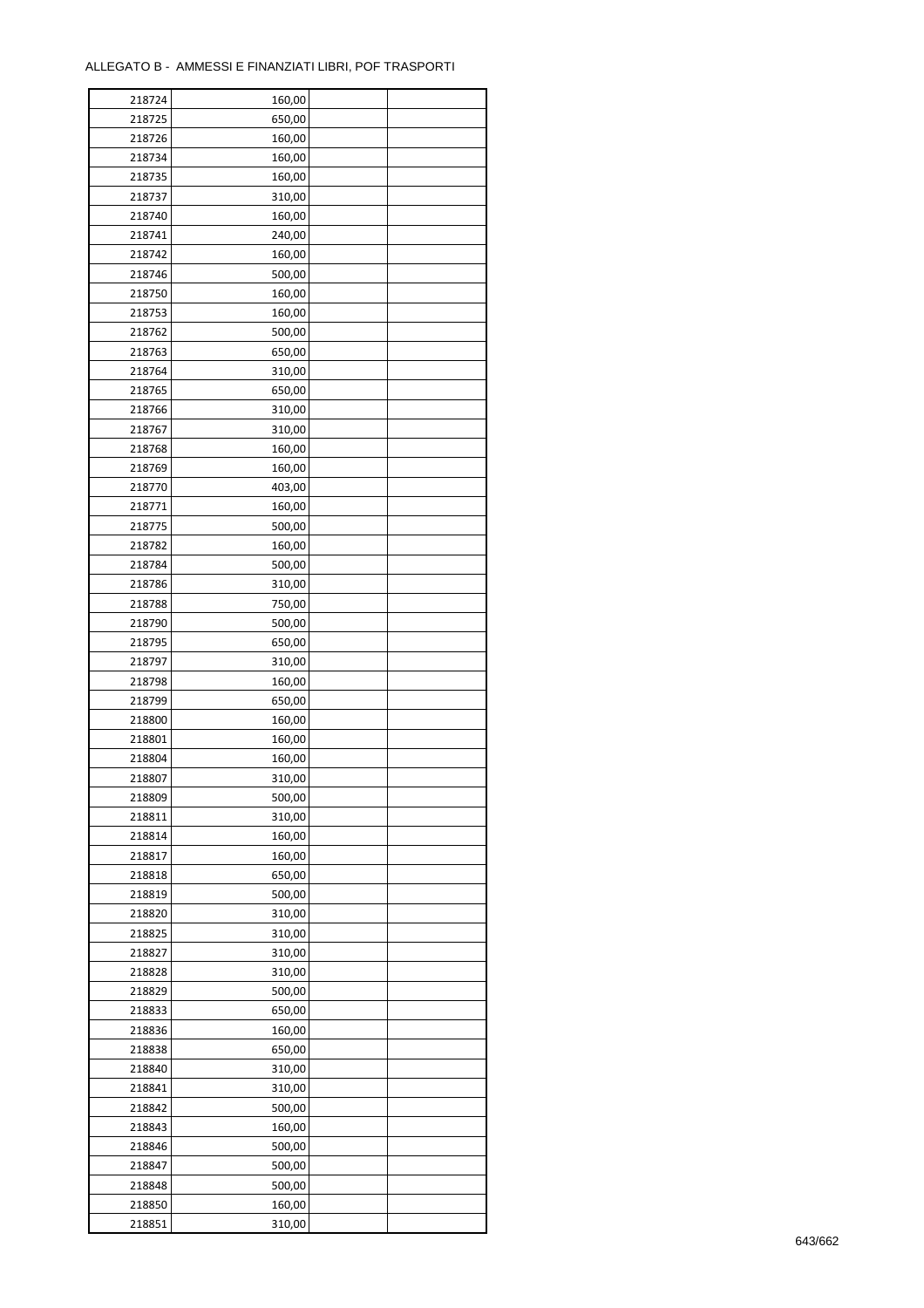ALLEGATO B - AMMESSI E FINANZIATI LIBRI, POF TRASPORTI

| | | | |
|---|---|---|---|
| 218724 | 160,00 | | |
| 218725 | 650,00 | | |
| 218726 | 160,00 | | |
| 218734 | 160,00 | | |
| 218735 | 160,00 | | |
| 218737 | 310,00 | | |
| 218740 | 160,00 | | |
| 218741 | 240,00 | | |
| 218742 | 160,00 | | |
| 218746 | 500,00 | | |
| 218750 | 160,00 | | |
| 218753 | 160,00 | | |
| 218762 | 500,00 | | |
| 218763 | 650,00 | | |
| 218764 | 310,00 | | |
| 218765 | 650,00 | | |
| 218766 | 310,00 | | |
| 218767 | 310,00 | | |
| 218768 | 160,00 | | |
| 218769 | 160,00 | | |
| 218770 | 403,00 | | |
| 218771 | 160,00 | | |
| 218775 | 500,00 | | |
| 218782 | 160,00 | | |
| 218784 | 500,00 | | |
| 218786 | 310,00 | | |
| 218788 | 750,00 | | |
| 218790 | 500,00 | | |
| 218795 | 650,00 | | |
| 218797 | 310,00 | | |
| 218798 | 160,00 | | |
| 218799 | 650,00 | | |
| 218800 | 160,00 | | |
| 218801 | 160,00 | | |
| 218804 | 160,00 | | |
| 218807 | 310,00 | | |
| 218809 | 500,00 | | |
| 218811 | 310,00 | | |
| 218814 | 160,00 | | |
| 218817 | 160,00 | | |
| 218818 | 650,00 | | |
| 218819 | 500,00 | | |
| 218820 | 310,00 | | |
| 218825 | 310,00 | | |
| 218827 | 310,00 | | |
| 218828 | 310,00 | | |
| 218829 | 500,00 | | |
| 218833 | 650,00 | | |
| 218836 | 160,00 | | |
| 218838 | 650,00 | | |
| 218840 | 310,00 | | |
| 218841 | 310,00 | | |
| 218842 | 500,00 | | |
| 218843 | 160,00 | | |
| 218846 | 500,00 | | |
| 218847 | 500,00 | | |
| 218848 | 500,00 | | |
| 218850 | 160,00 | | |
| 218851 | 310,00 | | |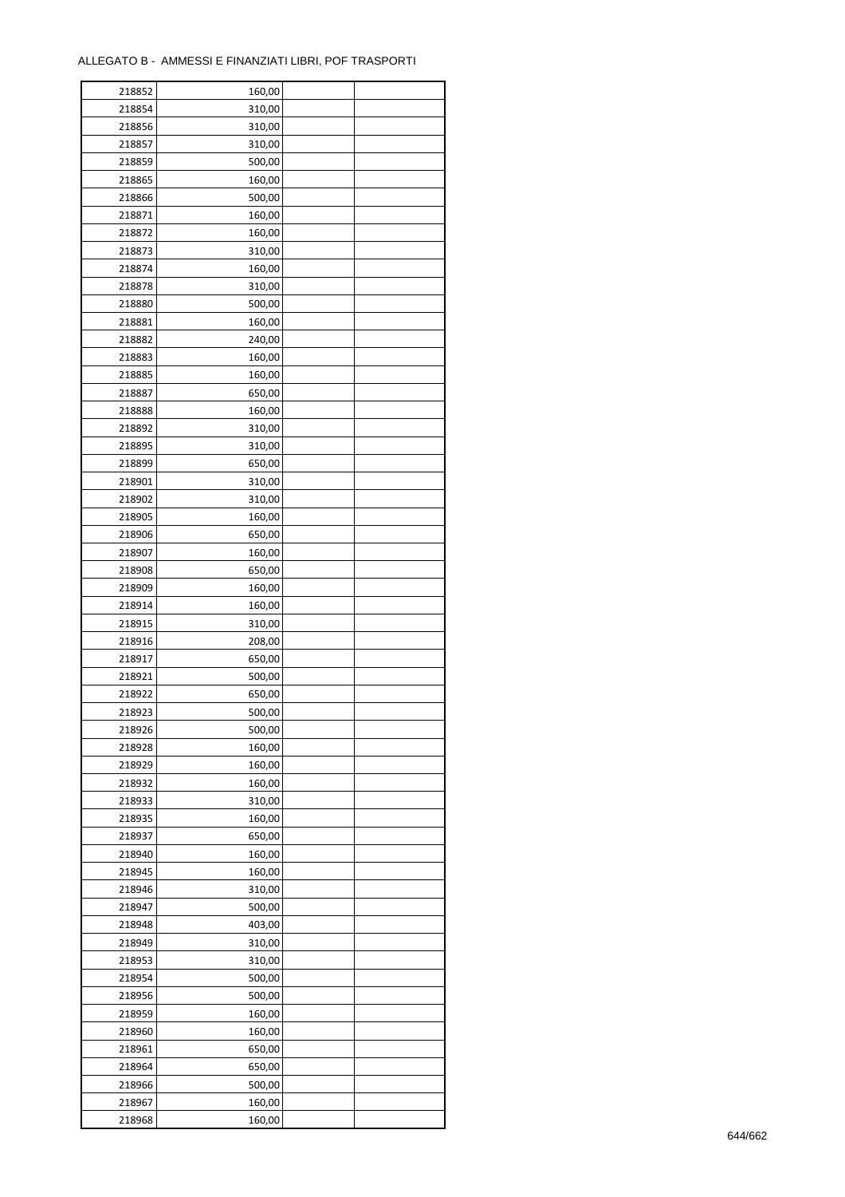ALLEGATO B - AMMESSI E FINANZIATI LIBRI, POF TRASPORTI

| | | | |
|---|---|---|---|
| 218852 | 160,00 | | |
| 218854 | 310,00 | | |
| 218856 | 310,00 | | |
| 218857 | 310,00 | | |
| 218859 | 500,00 | | |
| 218865 | 160,00 | | |
| 218866 | 500,00 | | |
| 218871 | 160,00 | | |
| 218872 | 160,00 | | |
| 218873 | 310,00 | | |
| 218874 | 160,00 | | |
| 218878 | 310,00 | | |
| 218880 | 500,00 | | |
| 218881 | 160,00 | | |
| 218882 | 240,00 | | |
| 218883 | 160,00 | | |
| 218885 | 160,00 | | |
| 218887 | 650,00 | | |
| 218888 | 160,00 | | |
| 218892 | 310,00 | | |
| 218895 | 310,00 | | |
| 218899 | 650,00 | | |
| 218901 | 310,00 | | |
| 218902 | 310,00 | | |
| 218905 | 160,00 | | |
| 218906 | 650,00 | | |
| 218907 | 160,00 | | |
| 218908 | 650,00 | | |
| 218909 | 160,00 | | |
| 218914 | 160,00 | | |
| 218915 | 310,00 | | |
| 218916 | 208,00 | | |
| 218917 | 650,00 | | |
| 218921 | 500,00 | | |
| 218922 | 650,00 | | |
| 218923 | 500,00 | | |
| 218926 | 500,00 | | |
| 218928 | 160,00 | | |
| 218929 | 160,00 | | |
| 218932 | 160,00 | | |
| 218933 | 310,00 | | |
| 218935 | 160,00 | | |
| 218937 | 650,00 | | |
| 218940 | 160,00 | | |
| 218945 | 160,00 | | |
| 218946 | 310,00 | | |
| 218947 | 500,00 | | |
| 218948 | 403,00 | | |
| 218949 | 310,00 | | |
| 218953 | 310,00 | | |
| 218954 | 500,00 | | |
| 218956 | 500,00 | | |
| 218959 | 160,00 | | |
| 218960 | 160,00 | | |
| 218961 | 650,00 | | |
| 218964 | 650,00 | | |
| 218966 | 500,00 | | |
| 218967 | 160,00 | | |
| 218968 | 160,00 | | |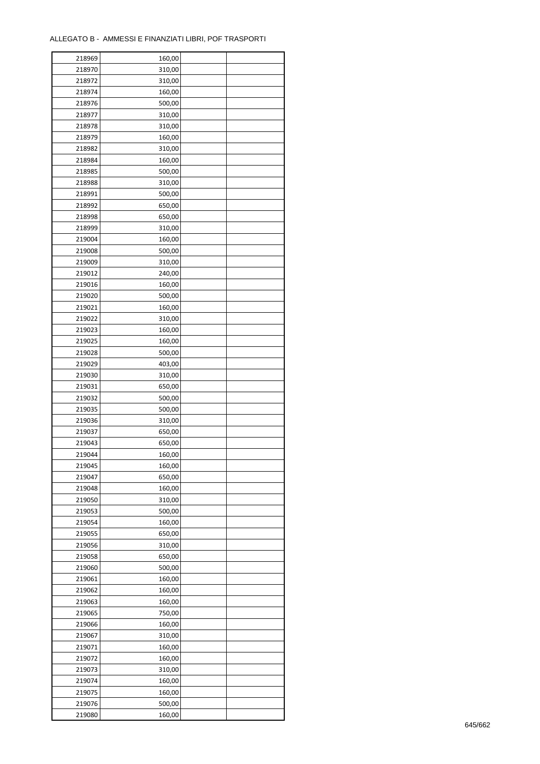ALLEGATO B - AMMESSI E FINANZIATI LIBRI, POF TRASPORTI

| | | | |
|---|---|---|---|
| 218969 | 160,00 | | |
| 218970 | 310,00 | | |
| 218972 | 310,00 | | |
| 218974 | 160,00 | | |
| 218976 | 500,00 | | |
| 218977 | 310,00 | | |
| 218978 | 310,00 | | |
| 218979 | 160,00 | | |
| 218982 | 310,00 | | |
| 218984 | 160,00 | | |
| 218985 | 500,00 | | |
| 218988 | 310,00 | | |
| 218991 | 500,00 | | |
| 218992 | 650,00 | | |
| 218998 | 650,00 | | |
| 218999 | 310,00 | | |
| 219004 | 160,00 | | |
| 219008 | 500,00 | | |
| 219009 | 310,00 | | |
| 219012 | 240,00 | | |
| 219016 | 160,00 | | |
| 219020 | 500,00 | | |
| 219021 | 160,00 | | |
| 219022 | 310,00 | | |
| 219023 | 160,00 | | |
| 219025 | 160,00 | | |
| 219028 | 500,00 | | |
| 219029 | 403,00 | | |
| 219030 | 310,00 | | |
| 219031 | 650,00 | | |
| 219032 | 500,00 | | |
| 219035 | 500,00 | | |
| 219036 | 310,00 | | |
| 219037 | 650,00 | | |
| 219043 | 650,00 | | |
| 219044 | 160,00 | | |
| 219045 | 160,00 | | |
| 219047 | 650,00 | | |
| 219048 | 160,00 | | |
| 219050 | 310,00 | | |
| 219053 | 500,00 | | |
| 219054 | 160,00 | | |
| 219055 | 650,00 | | |
| 219056 | 310,00 | | |
| 219058 | 650,00 | | |
| 219060 | 500,00 | | |
| 219061 | 160,00 | | |
| 219062 | 160,00 | | |
| 219063 | 160,00 | | |
| 219065 | 750,00 | | |
| 219066 | 160,00 | | |
| 219067 | 310,00 | | |
| 219071 | 160,00 | | |
| 219072 | 160,00 | | |
| 219073 | 310,00 | | |
| 219074 | 160,00 | | |
| 219075 | 160,00 | | |
| 219076 | 500,00 | | |
| 219080 | 160,00 | | |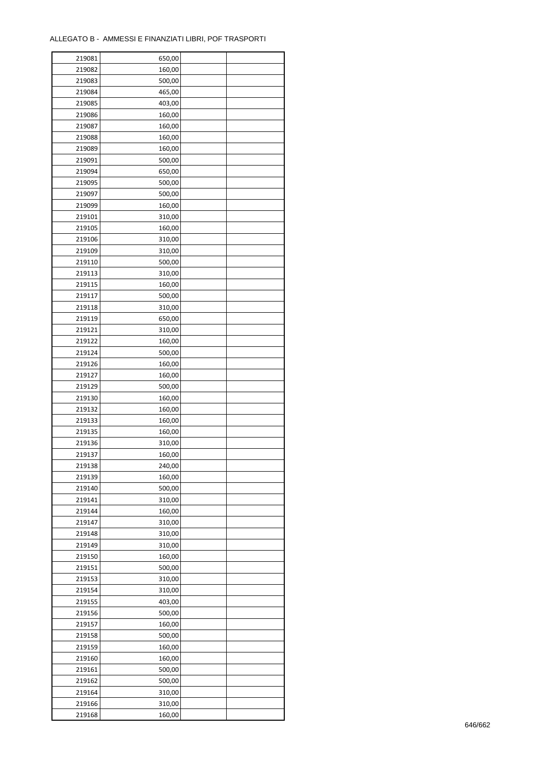ALLEGATO B - AMMESSI E FINANZIATI LIBRI, POF TRASPORTI

| | | | |
|---|---|---|---|
| 219081 | 650,00 | | |
| 219082 | 160,00 | | |
| 219083 | 500,00 | | |
| 219084 | 465,00 | | |
| 219085 | 403,00 | | |
| 219086 | 160,00 | | |
| 219087 | 160,00 | | |
| 219088 | 160,00 | | |
| 219089 | 160,00 | | |
| 219091 | 500,00 | | |
| 219094 | 650,00 | | |
| 219095 | 500,00 | | |
| 219097 | 500,00 | | |
| 219099 | 160,00 | | |
| 219101 | 310,00 | | |
| 219105 | 160,00 | | |
| 219106 | 310,00 | | |
| 219109 | 310,00 | | |
| 219110 | 500,00 | | |
| 219113 | 310,00 | | |
| 219115 | 160,00 | | |
| 219117 | 500,00 | | |
| 219118 | 310,00 | | |
| 219119 | 650,00 | | |
| 219121 | 310,00 | | |
| 219122 | 160,00 | | |
| 219124 | 500,00 | | |
| 219126 | 160,00 | | |
| 219127 | 160,00 | | |
| 219129 | 500,00 | | |
| 219130 | 160,00 | | |
| 219132 | 160,00 | | |
| 219133 | 160,00 | | |
| 219135 | 160,00 | | |
| 219136 | 310,00 | | |
| 219137 | 160,00 | | |
| 219138 | 240,00 | | |
| 219139 | 160,00 | | |
| 219140 | 500,00 | | |
| 219141 | 310,00 | | |
| 219144 | 160,00 | | |
| 219147 | 310,00 | | |
| 219148 | 310,00 | | |
| 219149 | 310,00 | | |
| 219150 | 160,00 | | |
| 219151 | 500,00 | | |
| 219153 | 310,00 | | |
| 219154 | 310,00 | | |
| 219155 | 403,00 | | |
| 219156 | 500,00 | | |
| 219157 | 160,00 | | |
| 219158 | 500,00 | | |
| 219159 | 160,00 | | |
| 219160 | 160,00 | | |
| 219161 | 500,00 | | |
| 219162 | 500,00 | | |
| 219164 | 310,00 | | |
| 219166 | 310,00 | | |
| 219168 | 160,00 | | |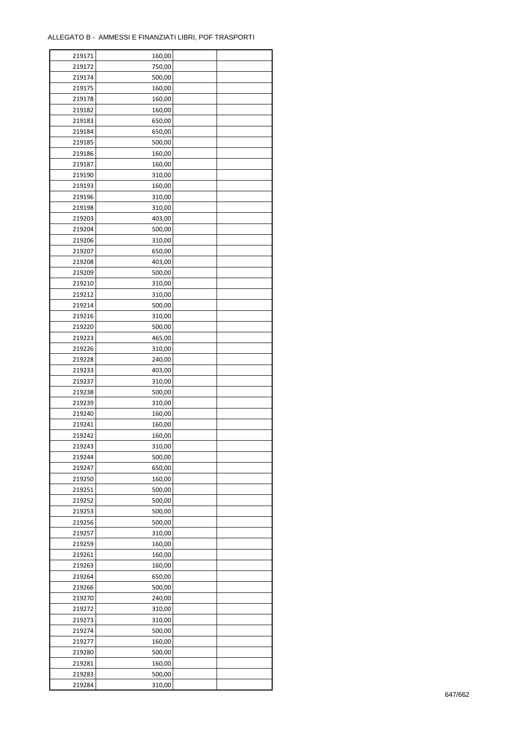ALLEGATO B - AMMESSI E FINANZIATI LIBRI, POF TRASPORTI

| | | | |
|---|---|---|---|
| 219171 | 160,00 | | |
| 219172 | 750,00 | | |
| 219174 | 500,00 | | |
| 219175 | 160,00 | | |
| 219178 | 160,00 | | |
| 219182 | 160,00 | | |
| 219183 | 650,00 | | |
| 219184 | 650,00 | | |
| 219185 | 500,00 | | |
| 219186 | 160,00 | | |
| 219187 | 160,00 | | |
| 219190 | 310,00 | | |
| 219193 | 160,00 | | |
| 219196 | 310,00 | | |
| 219198 | 310,00 | | |
| 219203 | 403,00 | | |
| 219204 | 500,00 | | |
| 219206 | 310,00 | | |
| 219207 | 650,00 | | |
| 219208 | 403,00 | | |
| 219209 | 500,00 | | |
| 219210 | 310,00 | | |
| 219212 | 310,00 | | |
| 219214 | 500,00 | | |
| 219216 | 310,00 | | |
| 219220 | 500,00 | | |
| 219223 | 465,00 | | |
| 219226 | 310,00 | | |
| 219228 | 240,00 | | |
| 219233 | 403,00 | | |
| 219237 | 310,00 | | |
| 219238 | 500,00 | | |
| 219239 | 310,00 | | |
| 219240 | 160,00 | | |
| 219241 | 160,00 | | |
| 219242 | 160,00 | | |
| 219243 | 310,00 | | |
| 219244 | 500,00 | | |
| 219247 | 650,00 | | |
| 219250 | 160,00 | | |
| 219251 | 500,00 | | |
| 219252 | 500,00 | | |
| 219253 | 500,00 | | |
| 219256 | 500,00 | | |
| 219257 | 310,00 | | |
| 219259 | 160,00 | | |
| 219261 | 160,00 | | |
| 219263 | 160,00 | | |
| 219264 | 650,00 | | |
| 219266 | 500,00 | | |
| 219270 | 240,00 | | |
| 219272 | 310,00 | | |
| 219273 | 310,00 | | |
| 219274 | 500,00 | | |
| 219277 | 160,00 | | |
| 219280 | 500,00 | | |
| 219281 | 160,00 | | |
| 219283 | 500,00 | | |
| 219284 | 310,00 | | |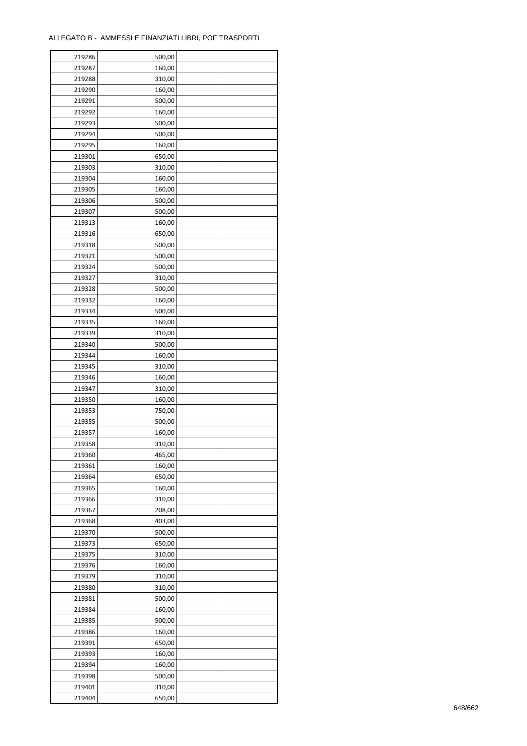ALLEGATO B - AMMESSI E FINANZIATI LIBRI, POF TRASPORTI

| | | | |
|---|---|---|---|
| 219286 | 500,00 | | |
| 219287 | 160,00 | | |
| 219288 | 310,00 | | |
| 219290 | 160,00 | | |
| 219291 | 500,00 | | |
| 219292 | 160,00 | | |
| 219293 | 500,00 | | |
| 219294 | 500,00 | | |
| 219295 | 160,00 | | |
| 219301 | 650,00 | | |
| 219303 | 310,00 | | |
| 219304 | 160,00 | | |
| 219305 | 160,00 | | |
| 219306 | 500,00 | | |
| 219307 | 500,00 | | |
| 219313 | 160,00 | | |
| 219316 | 650,00 | | |
| 219318 | 500,00 | | |
| 219321 | 500,00 | | |
| 219324 | 500,00 | | |
| 219327 | 310,00 | | |
| 219328 | 500,00 | | |
| 219332 | 160,00 | | |
| 219334 | 500,00 | | |
| 219335 | 160,00 | | |
| 219339 | 310,00 | | |
| 219340 | 500,00 | | |
| 219344 | 160,00 | | |
| 219345 | 310,00 | | |
| 219346 | 160,00 | | |
| 219347 | 310,00 | | |
| 219350 | 160,00 | | |
| 219353 | 750,00 | | |
| 219355 | 500,00 | | |
| 219357 | 160,00 | | |
| 219358 | 310,00 | | |
| 219360 | 465,00 | | |
| 219361 | 160,00 | | |
| 219364 | 650,00 | | |
| 219365 | 160,00 | | |
| 219366 | 310,00 | | |
| 219367 | 208,00 | | |
| 219368 | 403,00 | | |
| 219370 | 500,00 | | |
| 219373 | 650,00 | | |
| 219375 | 310,00 | | |
| 219376 | 160,00 | | |
| 219379 | 310,00 | | |
| 219380 | 310,00 | | |
| 219381 | 500,00 | | |
| 219384 | 160,00 | | |
| 219385 | 500,00 | | |
| 219386 | 160,00 | | |
| 219391 | 650,00 | | |
| 219393 | 160,00 | | |
| 219394 | 160,00 | | |
| 219398 | 500,00 | | |
| 219401 | 310,00 | | |
| 219404 | 650,00 | | |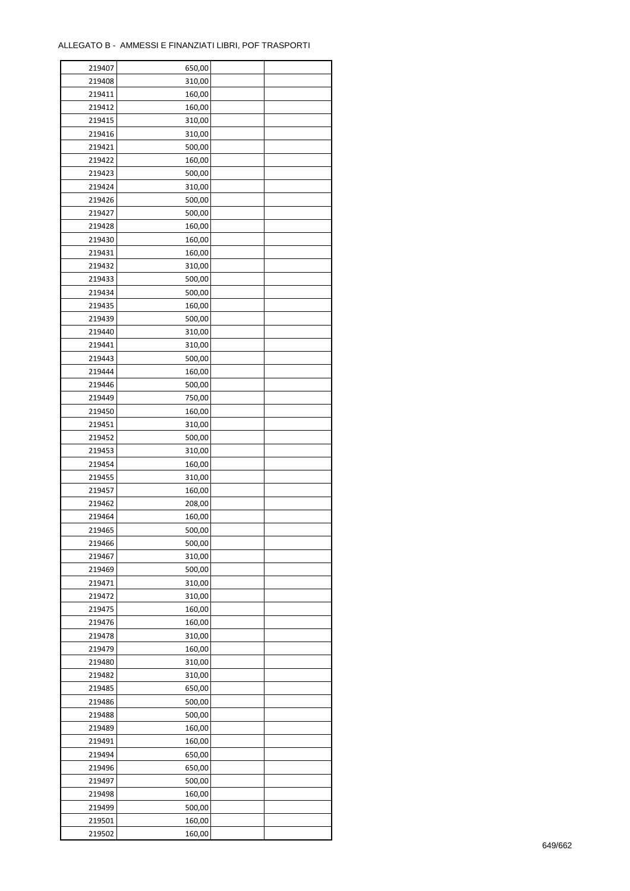ALLEGATO B - AMMESSI E FINANZIATI LIBRI, POF TRASPORTI

| | | | |
|---|---|---|---|
| 219407 | 650,00 | | |
| 219408 | 310,00 | | |
| 219411 | 160,00 | | |
| 219412 | 160,00 | | |
| 219415 | 310,00 | | |
| 219416 | 310,00 | | |
| 219421 | 500,00 | | |
| 219422 | 160,00 | | |
| 219423 | 500,00 | | |
| 219424 | 310,00 | | |
| 219426 | 500,00 | | |
| 219427 | 500,00 | | |
| 219428 | 160,00 | | |
| 219430 | 160,00 | | |
| 219431 | 160,00 | | |
| 219432 | 310,00 | | |
| 219433 | 500,00 | | |
| 219434 | 500,00 | | |
| 219435 | 160,00 | | |
| 219439 | 500,00 | | |
| 219440 | 310,00 | | |
| 219441 | 310,00 | | |
| 219443 | 500,00 | | |
| 219444 | 160,00 | | |
| 219446 | 500,00 | | |
| 219449 | 750,00 | | |
| 219450 | 160,00 | | |
| 219451 | 310,00 | | |
| 219452 | 500,00 | | |
| 219453 | 310,00 | | |
| 219454 | 160,00 | | |
| 219455 | 310,00 | | |
| 219457 | 160,00 | | |
| 219462 | 208,00 | | |
| 219464 | 160,00 | | |
| 219465 | 500,00 | | |
| 219466 | 500,00 | | |
| 219467 | 310,00 | | |
| 219469 | 500,00 | | |
| 219471 | 310,00 | | |
| 219472 | 310,00 | | |
| 219475 | 160,00 | | |
| 219476 | 160,00 | | |
| 219478 | 310,00 | | |
| 219479 | 160,00 | | |
| 219480 | 310,00 | | |
| 219482 | 310,00 | | |
| 219485 | 650,00 | | |
| 219486 | 500,00 | | |
| 219488 | 500,00 | | |
| 219489 | 160,00 | | |
| 219491 | 160,00 | | |
| 219494 | 650,00 | | |
| 219496 | 650,00 | | |
| 219497 | 500,00 | | |
| 219498 | 160,00 | | |
| 219499 | 500,00 | | |
| 219501 | 160,00 | | |
| 219502 | 160,00 | | |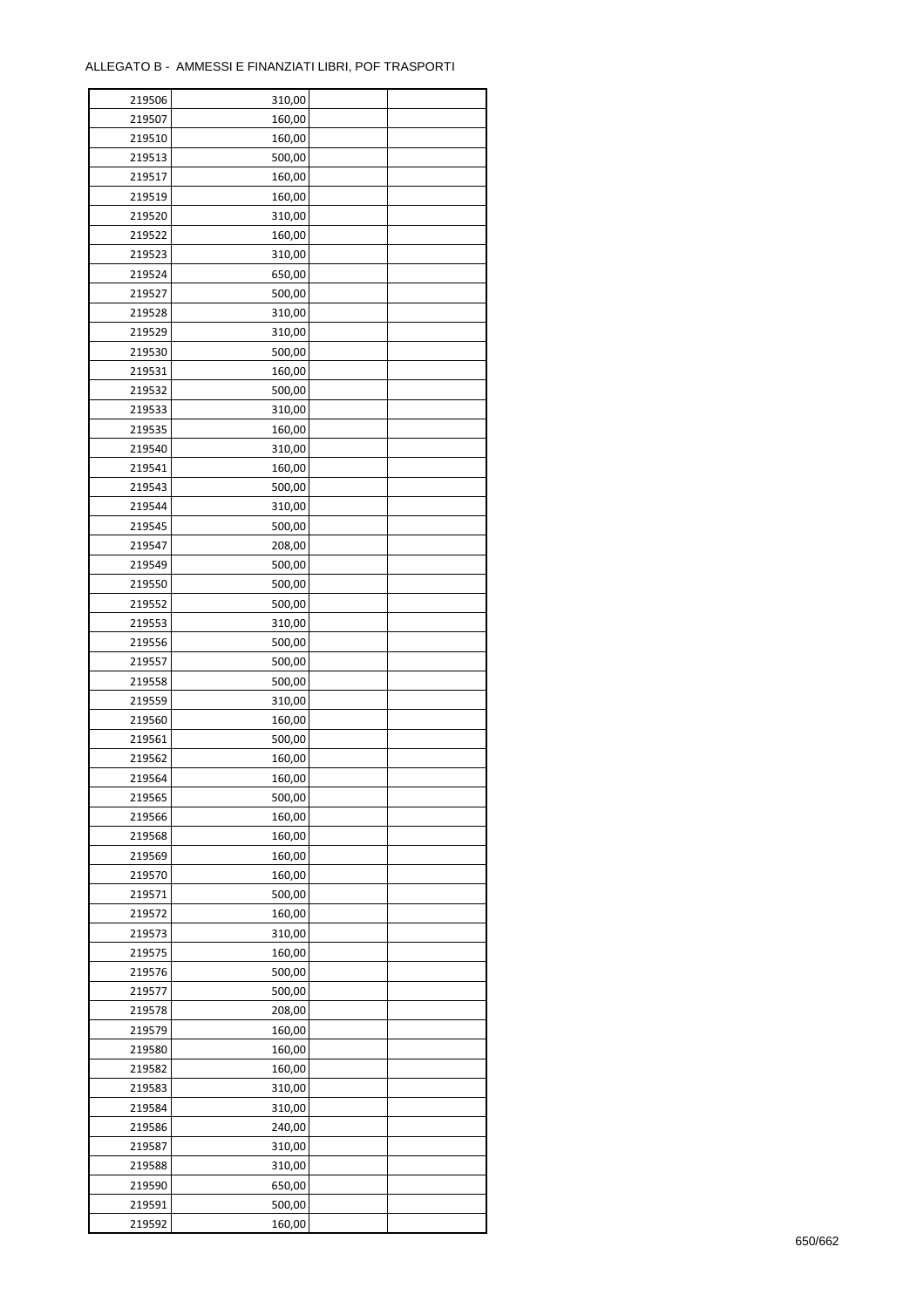| 219506 | 310,00 | | |
|---|---|---|---|
| 219507 | 160,00 | | |
| 219510 | 160,00 | | |
| 219513 | 500,00 | | |
| 219517 | 160,00 | | |
| 219519 | 160,00 | | |
| 219520 | 310,00 | | |
| 219522 | 160,00 | | |
| 219523 | 310,00 | | |
| 219524 | 650,00 | | |
| 219527 | 500,00 | | |
| 219528 | 310,00 | | |
| 219529 | 310,00 | | |
| 219530 | 500,00 | | |
| 219531 | 160,00 | | |
| 219532 | 500,00 | | |
| 219533 | 310,00 | | |
| 219535 | 160,00 | | |
| 219540 | 310,00 | | |
| 219541 | 160,00 | | |
| 219543 | 500,00 | | |
| 219544 | 310,00 | | |
| 219545 | 500,00 | | |
| 219547 | 208,00 | | |
| 219549 | 500,00 | | |
| 219550 | 500,00 | | |
| 219552 | 500,00 | | |
| 219553 | 310,00 | | |
| 219556 | 500,00 | | |
| 219557 | 500,00 | | |
| 219558 | 500,00 | | |
| 219559 | 310,00 | | |
| 219560 | 160,00 | | |
| 219561 | 500,00 | | |
| 219562 | 160,00 | | |
| 219564 | 160,00 | | |
| 219565 | 500,00 | | |
| 219566 | 160,00 | | |
| 219568 | 160,00 | | |
| 219569 | 160,00 | | |
| 219570 | 160,00 | | |
| 219571 | 500,00 | | |
| 219572 | 160,00 | | |
| 219573 | 310,00 | | |
| 219575 | 160,00 | | |
| 219576 | 500,00 | | |
| 219577 | 500,00 | | |
| 219578 | 208,00 | | |
| 219579 | 160,00 | | |
| 219580 | 160,00 | | |
| 219582 | 160,00 | | |
| 219583 | 310,00 | | |
| 219584 | 310,00 | | |
| 219586 | 240,00 | | |
| 219587 | 310,00 | | |
| 219588 | 310,00 | | |
| 219590 | 650,00 | | |
| 219591 | 500,00 | | |
| 219592 | 160,00 | | |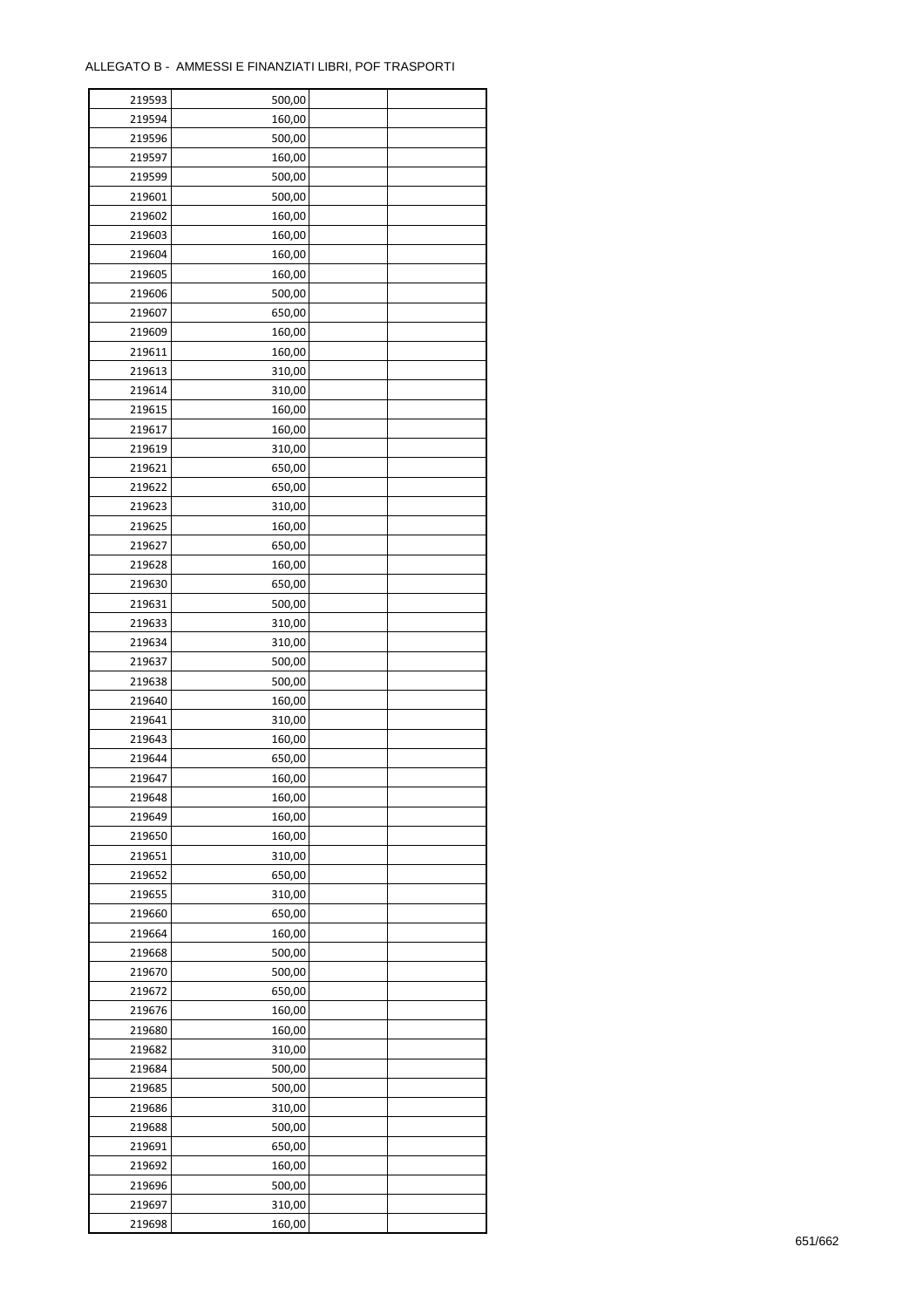ALLEGATO B - AMMESSI E FINANZIATI LIBRI, POF TRASPORTI

| | | | |
|---|---|---|---|
| 219593 | 500,00 | | |
| 219594 | 160,00 | | |
| 219596 | 500,00 | | |
| 219597 | 160,00 | | |
| 219599 | 500,00 | | |
| 219601 | 500,00 | | |
| 219602 | 160,00 | | |
| 219603 | 160,00 | | |
| 219604 | 160,00 | | |
| 219605 | 160,00 | | |
| 219606 | 500,00 | | |
| 219607 | 650,00 | | |
| 219609 | 160,00 | | |
| 219611 | 160,00 | | |
| 219613 | 310,00 | | |
| 219614 | 310,00 | | |
| 219615 | 160,00 | | |
| 219617 | 160,00 | | |
| 219619 | 310,00 | | |
| 219621 | 650,00 | | |
| 219622 | 650,00 | | |
| 219623 | 310,00 | | |
| 219625 | 160,00 | | |
| 219627 | 650,00 | | |
| 219628 | 160,00 | | |
| 219630 | 650,00 | | |
| 219631 | 500,00 | | |
| 219633 | 310,00 | | |
| 219634 | 310,00 | | |
| 219637 | 500,00 | | |
| 219638 | 500,00 | | |
| 219640 | 160,00 | | |
| 219641 | 310,00 | | |
| 219643 | 160,00 | | |
| 219644 | 650,00 | | |
| 219647 | 160,00 | | |
| 219648 | 160,00 | | |
| 219649 | 160,00 | | |
| 219650 | 160,00 | | |
| 219651 | 310,00 | | |
| 219652 | 650,00 | | |
| 219655 | 310,00 | | |
| 219660 | 650,00 | | |
| 219664 | 160,00 | | |
| 219668 | 500,00 | | |
| 219670 | 500,00 | | |
| 219672 | 650,00 | | |
| 219676 | 160,00 | | |
| 219680 | 160,00 | | |
| 219682 | 310,00 | | |
| 219684 | 500,00 | | |
| 219685 | 500,00 | | |
| 219686 | 310,00 | | |
| 219688 | 500,00 | | |
| 219691 | 650,00 | | |
| 219692 | 160,00 | | |
| 219696 | 500,00 | | |
| 219697 | 310,00 | | |
| 219698 | 160,00 | | |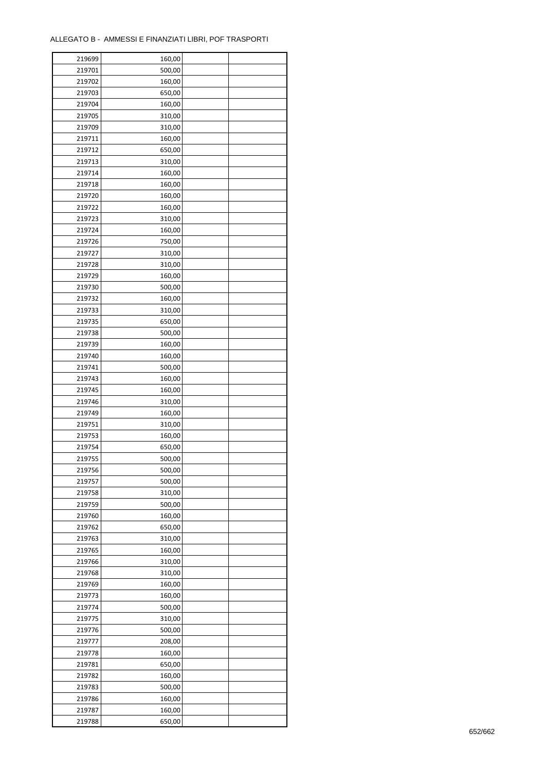ALLEGATO B - AMMESSI E FINANZIATI LIBRI, POF TRASPORTI

| | | | |
|---|---|---|---|
| 219699 | 160,00 | | |
| 219701 | 500,00 | | |
| 219702 | 160,00 | | |
| 219703 | 650,00 | | |
| 219704 | 160,00 | | |
| 219705 | 310,00 | | |
| 219709 | 310,00 | | |
| 219711 | 160,00 | | |
| 219712 | 650,00 | | |
| 219713 | 310,00 | | |
| 219714 | 160,00 | | |
| 219718 | 160,00 | | |
| 219720 | 160,00 | | |
| 219722 | 160,00 | | |
| 219723 | 310,00 | | |
| 219724 | 160,00 | | |
| 219726 | 750,00 | | |
| 219727 | 310,00 | | |
| 219728 | 310,00 | | |
| 219729 | 160,00 | | |
| 219730 | 500,00 | | |
| 219732 | 160,00 | | |
| 219733 | 310,00 | | |
| 219735 | 650,00 | | |
| 219738 | 500,00 | | |
| 219739 | 160,00 | | |
| 219740 | 160,00 | | |
| 219741 | 500,00 | | |
| 219743 | 160,00 | | |
| 219745 | 160,00 | | |
| 219746 | 310,00 | | |
| 219749 | 160,00 | | |
| 219751 | 310,00 | | |
| 219753 | 160,00 | | |
| 219754 | 650,00 | | |
| 219755 | 500,00 | | |
| 219756 | 500,00 | | |
| 219757 | 500,00 | | |
| 219758 | 310,00 | | |
| 219759 | 500,00 | | |
| 219760 | 160,00 | | |
| 219762 | 650,00 | | |
| 219763 | 310,00 | | |
| 219765 | 160,00 | | |
| 219766 | 310,00 | | |
| 219768 | 310,00 | | |
| 219769 | 160,00 | | |
| 219773 | 160,00 | | |
| 219774 | 500,00 | | |
| 219775 | 310,00 | | |
| 219776 | 500,00 | | |
| 219777 | 208,00 | | |
| 219778 | 160,00 | | |
| 219781 | 650,00 | | |
| 219782 | 160,00 | | |
| 219783 | 500,00 | | |
| 219786 | 160,00 | | |
| 219787 | 160,00 | | |
| 219788 | 650,00 | | |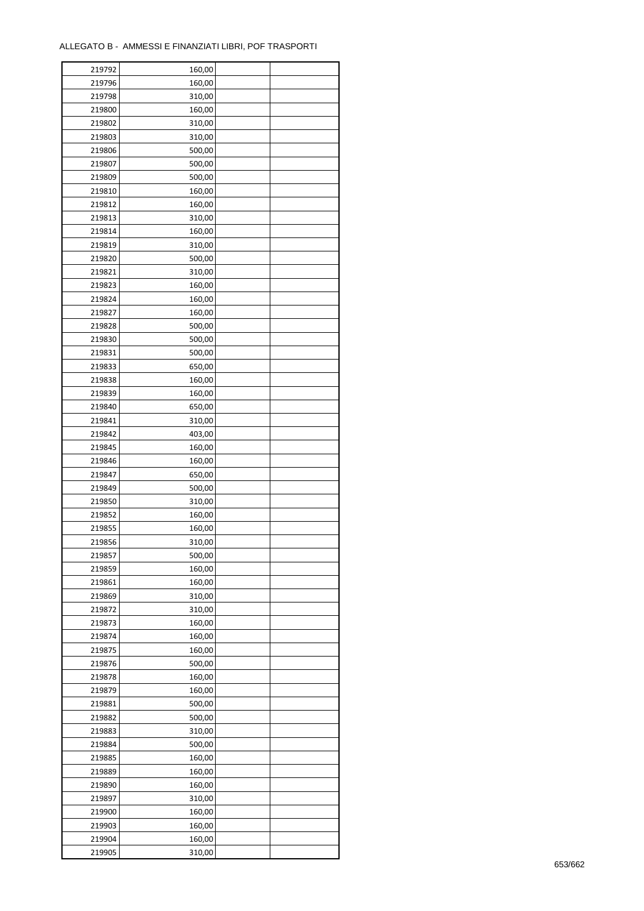ALLEGATO B - AMMESSI E FINANZIATI LIBRI, POF TRASPORTI

| | | | |
|---|---|---|---|
| 219792 | 160,00 | | |
| 219796 | 160,00 | | |
| 219798 | 310,00 | | |
| 219800 | 160,00 | | |
| 219802 | 310,00 | | |
| 219803 | 310,00 | | |
| 219806 | 500,00 | | |
| 219807 | 500,00 | | |
| 219809 | 500,00 | | |
| 219810 | 160,00 | | |
| 219812 | 160,00 | | |
| 219813 | 310,00 | | |
| 219814 | 160,00 | | |
| 219819 | 310,00 | | |
| 219820 | 500,00 | | |
| 219821 | 310,00 | | |
| 219823 | 160,00 | | |
| 219824 | 160,00 | | |
| 219827 | 160,00 | | |
| 219828 | 500,00 | | |
| 219830 | 500,00 | | |
| 219831 | 500,00 | | |
| 219833 | 650,00 | | |
| 219838 | 160,00 | | |
| 219839 | 160,00 | | |
| 219840 | 650,00 | | |
| 219841 | 310,00 | | |
| 219842 | 403,00 | | |
| 219845 | 160,00 | | |
| 219846 | 160,00 | | |
| 219847 | 650,00 | | |
| 219849 | 500,00 | | |
| 219850 | 310,00 | | |
| 219852 | 160,00 | | |
| 219855 | 160,00 | | |
| 219856 | 310,00 | | |
| 219857 | 500,00 | | |
| 219859 | 160,00 | | |
| 219861 | 160,00 | | |
| 219869 | 310,00 | | |
| 219872 | 310,00 | | |
| 219873 | 160,00 | | |
| 219874 | 160,00 | | |
| 219875 | 160,00 | | |
| 219876 | 500,00 | | |
| 219878 | 160,00 | | |
| 219879 | 160,00 | | |
| 219881 | 500,00 | | |
| 219882 | 500,00 | | |
| 219883 | 310,00 | | |
| 219884 | 500,00 | | |
| 219885 | 160,00 | | |
| 219889 | 160,00 | | |
| 219890 | 160,00 | | |
| 219897 | 310,00 | | |
| 219900 | 160,00 | | |
| 219903 | 160,00 | | |
| 219904 | 160,00 | | |
| 219905 | 310,00 | | |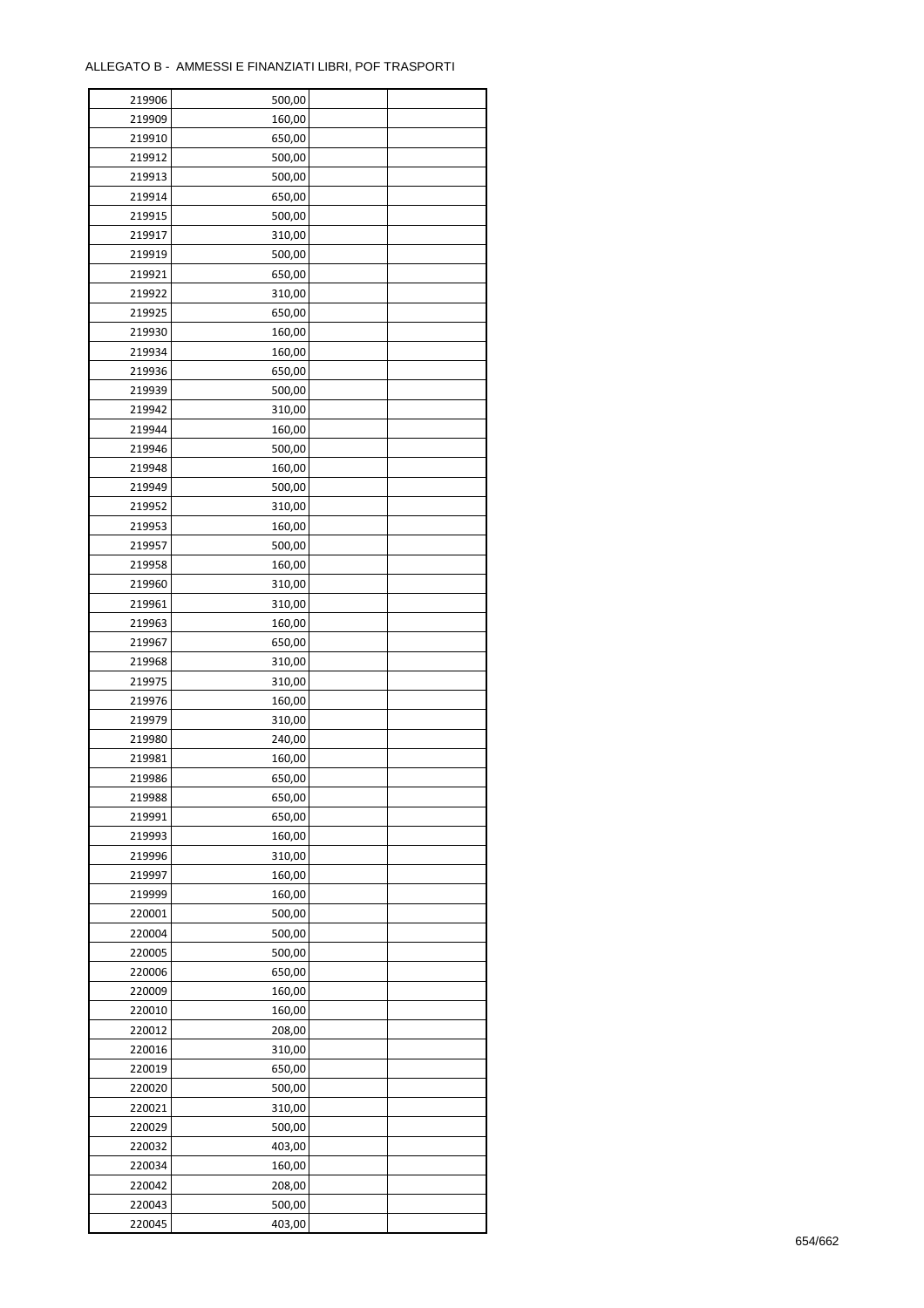ALLEGATO B -  AMMESSI E FINANZIATI LIBRI, POF TRASPORTI

| | | | |
|---|---|---|---|
| 219906 | 500,00 | | |
| 219909 | 160,00 | | |
| 219910 | 650,00 | | |
| 219912 | 500,00 | | |
| 219913 | 500,00 | | |
| 219914 | 650,00 | | |
| 219915 | 500,00 | | |
| 219917 | 310,00 | | |
| 219919 | 500,00 | | |
| 219921 | 650,00 | | |
| 219922 | 310,00 | | |
| 219925 | 650,00 | | |
| 219930 | 160,00 | | |
| 219934 | 160,00 | | |
| 219936 | 650,00 | | |
| 219939 | 500,00 | | |
| 219942 | 310,00 | | |
| 219944 | 160,00 | | |
| 219946 | 500,00 | | |
| 219948 | 160,00 | | |
| 219949 | 500,00 | | |
| 219952 | 310,00 | | |
| 219953 | 160,00 | | |
| 219957 | 500,00 | | |
| 219958 | 160,00 | | |
| 219960 | 310,00 | | |
| 219961 | 310,00 | | |
| 219963 | 160,00 | | |
| 219967 | 650,00 | | |
| 219968 | 310,00 | | |
| 219975 | 310,00 | | |
| 219976 | 160,00 | | |
| 219979 | 310,00 | | |
| 219980 | 240,00 | | |
| 219981 | 160,00 | | |
| 219986 | 650,00 | | |
| 219988 | 650,00 | | |
| 219991 | 650,00 | | |
| 219993 | 160,00 | | |
| 219996 | 310,00 | | |
| 219997 | 160,00 | | |
| 219999 | 160,00 | | |
| 220001 | 500,00 | | |
| 220004 | 500,00 | | |
| 220005 | 500,00 | | |
| 220006 | 650,00 | | |
| 220009 | 160,00 | | |
| 220010 | 160,00 | | |
| 220012 | 208,00 | | |
| 220016 | 310,00 | | |
| 220019 | 650,00 | | |
| 220020 | 500,00 | | |
| 220021 | 310,00 | | |
| 220029 | 500,00 | | |
| 220032 | 403,00 | | |
| 220034 | 160,00 | | |
| 220042 | 208,00 | | |
| 220043 | 500,00 | | |
| 220045 | 403,00 | | |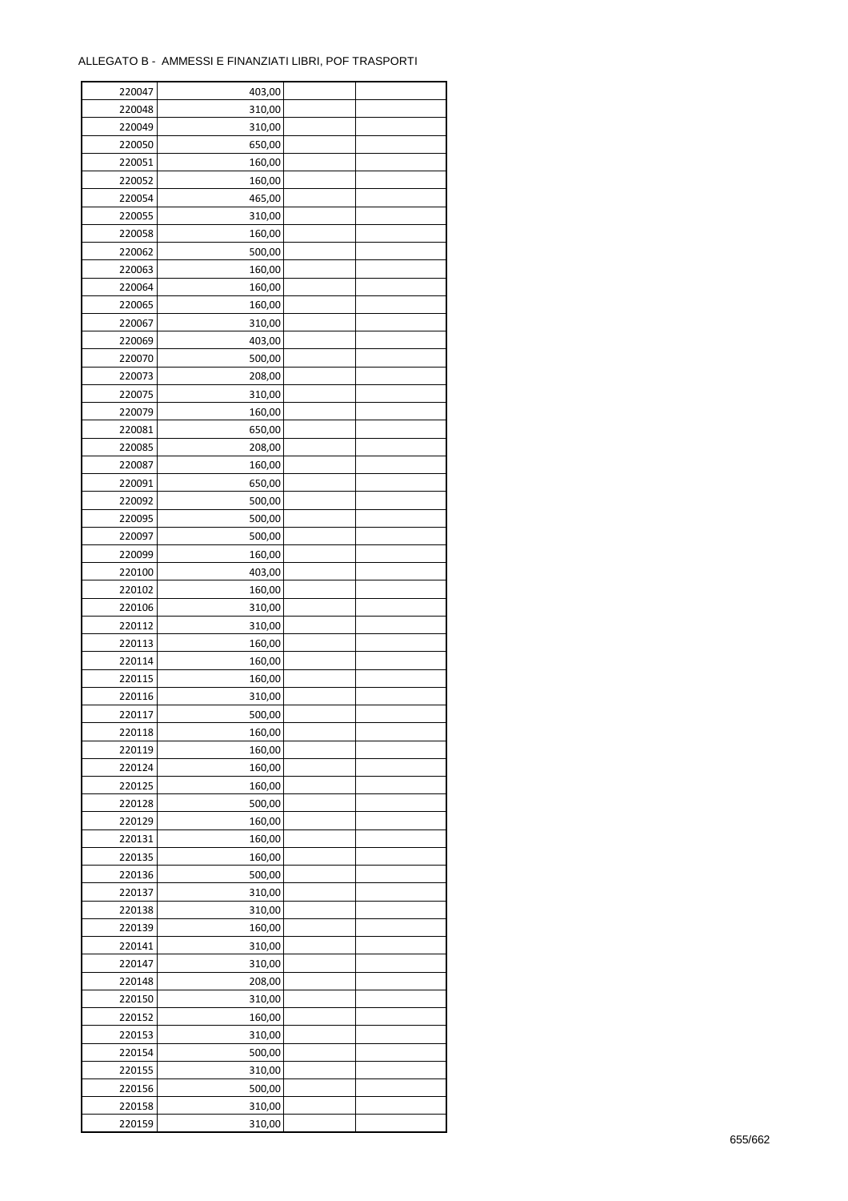| | | | |
|---|---|---|---|
| 220047 | 403,00 | | |
| 220048 | 310,00 | | |
| 220049 | 310,00 | | |
| 220050 | 650,00 | | |
| 220051 | 160,00 | | |
| 220052 | 160,00 | | |
| 220054 | 465,00 | | |
| 220055 | 310,00 | | |
| 220058 | 160,00 | | |
| 220062 | 500,00 | | |
| 220063 | 160,00 | | |
| 220064 | 160,00 | | |
| 220065 | 160,00 | | |
| 220067 | 310,00 | | |
| 220069 | 403,00 | | |
| 220070 | 500,00 | | |
| 220073 | 208,00 | | |
| 220075 | 310,00 | | |
| 220079 | 160,00 | | |
| 220081 | 650,00 | | |
| 220085 | 208,00 | | |
| 220087 | 160,00 | | |
| 220091 | 650,00 | | |
| 220092 | 500,00 | | |
| 220095 | 500,00 | | |
| 220097 | 500,00 | | |
| 220099 | 160,00 | | |
| 220100 | 403,00 | | |
| 220102 | 160,00 | | |
| 220106 | 310,00 | | |
| 220112 | 310,00 | | |
| 220113 | 160,00 | | |
| 220114 | 160,00 | | |
| 220115 | 160,00 | | |
| 220116 | 310,00 | | |
| 220117 | 500,00 | | |
| 220118 | 160,00 | | |
| 220119 | 160,00 | | |
| 220124 | 160,00 | | |
| 220125 | 160,00 | | |
| 220128 | 500,00 | | |
| 220129 | 160,00 | | |
| 220131 | 160,00 | | |
| 220135 | 160,00 | | |
| 220136 | 500,00 | | |
| 220137 | 310,00 | | |
| 220138 | 310,00 | | |
| 220139 | 160,00 | | |
| 220141 | 310,00 | | |
| 220147 | 310,00 | | |
| 220148 | 208,00 | | |
| 220150 | 310,00 | | |
| 220152 | 160,00 | | |
| 220153 | 310,00 | | |
| 220154 | 500,00 | | |
| 220155 | 310,00 | | |
| 220156 | 500,00 | | |
| 220158 | 310,00 | | |
| 220159 | 310,00 | | |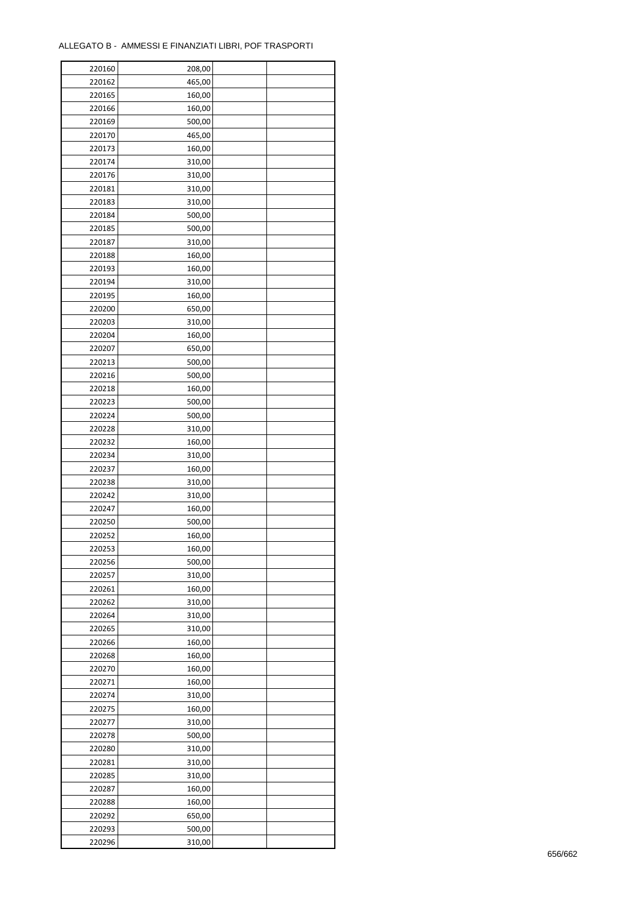ALLEGATO B - AMMESSI E FINANZIATI LIBRI, POF TRASPORTI

| | | | |
|---|---|---|---|
| 220160 | 208,00 | | |
| 220162 | 465,00 | | |
| 220165 | 160,00 | | |
| 220166 | 160,00 | | |
| 220169 | 500,00 | | |
| 220170 | 465,00 | | |
| 220173 | 160,00 | | |
| 220174 | 310,00 | | |
| 220176 | 310,00 | | |
| 220181 | 310,00 | | |
| 220183 | 310,00 | | |
| 220184 | 500,00 | | |
| 220185 | 500,00 | | |
| 220187 | 310,00 | | |
| 220188 | 160,00 | | |
| 220193 | 160,00 | | |
| 220194 | 310,00 | | |
| 220195 | 160,00 | | |
| 220200 | 650,00 | | |
| 220203 | 310,00 | | |
| 220204 | 160,00 | | |
| 220207 | 650,00 | | |
| 220213 | 500,00 | | |
| 220216 | 500,00 | | |
| 220218 | 160,00 | | |
| 220223 | 500,00 | | |
| 220224 | 500,00 | | |
| 220228 | 310,00 | | |
| 220232 | 160,00 | | |
| 220234 | 310,00 | | |
| 220237 | 160,00 | | |
| 220238 | 310,00 | | |
| 220242 | 310,00 | | |
| 220247 | 160,00 | | |
| 220250 | 500,00 | | |
| 220252 | 160,00 | | |
| 220253 | 160,00 | | |
| 220256 | 500,00 | | |
| 220257 | 310,00 | | |
| 220261 | 160,00 | | |
| 220262 | 310,00 | | |
| 220264 | 310,00 | | |
| 220265 | 310,00 | | |
| 220266 | 160,00 | | |
| 220268 | 160,00 | | |
| 220270 | 160,00 | | |
| 220271 | 160,00 | | |
| 220274 | 310,00 | | |
| 220275 | 160,00 | | |
| 220277 | 310,00 | | |
| 220278 | 500,00 | | |
| 220280 | 310,00 | | |
| 220281 | 310,00 | | |
| 220285 | 310,00 | | |
| 220287 | 160,00 | | |
| 220288 | 160,00 | | |
| 220292 | 650,00 | | |
| 220293 | 500,00 | | |
| 220296 | 310,00 | | |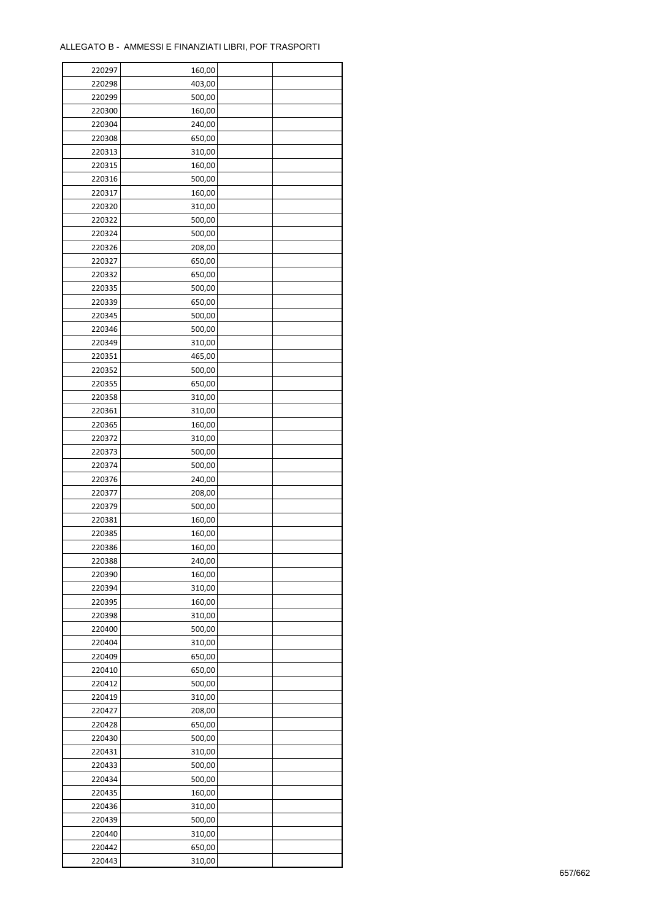ALLEGATO B - AMMESSI E FINANZIATI LIBRI, POF TRASPORTI

| | | | |
|---|---|---|---|
| 220297 | 160,00 | | |
| 220298 | 403,00 | | |
| 220299 | 500,00 | | |
| 220300 | 160,00 | | |
| 220304 | 240,00 | | |
| 220308 | 650,00 | | |
| 220313 | 310,00 | | |
| 220315 | 160,00 | | |
| 220316 | 500,00 | | |
| 220317 | 160,00 | | |
| 220320 | 310,00 | | |
| 220322 | 500,00 | | |
| 220324 | 500,00 | | |
| 220326 | 208,00 | | |
| 220327 | 650,00 | | |
| 220332 | 650,00 | | |
| 220335 | 500,00 | | |
| 220339 | 650,00 | | |
| 220345 | 500,00 | | |
| 220346 | 500,00 | | |
| 220349 | 310,00 | | |
| 220351 | 465,00 | | |
| 220352 | 500,00 | | |
| 220355 | 650,00 | | |
| 220358 | 310,00 | | |
| 220361 | 310,00 | | |
| 220365 | 160,00 | | |
| 220372 | 310,00 | | |
| 220373 | 500,00 | | |
| 220374 | 500,00 | | |
| 220376 | 240,00 | | |
| 220377 | 208,00 | | |
| 220379 | 500,00 | | |
| 220381 | 160,00 | | |
| 220385 | 160,00 | | |
| 220386 | 160,00 | | |
| 220388 | 240,00 | | |
| 220390 | 160,00 | | |
| 220394 | 310,00 | | |
| 220395 | 160,00 | | |
| 220398 | 310,00 | | |
| 220400 | 500,00 | | |
| 220404 | 310,00 | | |
| 220409 | 650,00 | | |
| 220410 | 650,00 | | |
| 220412 | 500,00 | | |
| 220419 | 310,00 | | |
| 220427 | 208,00 | | |
| 220428 | 650,00 | | |
| 220430 | 500,00 | | |
| 220431 | 310,00 | | |
| 220433 | 500,00 | | |
| 220434 | 500,00 | | |
| 220435 | 160,00 | | |
| 220436 | 310,00 | | |
| 220439 | 500,00 | | |
| 220440 | 310,00 | | |
| 220442 | 650,00 | | |
| 220443 | 310,00 | | |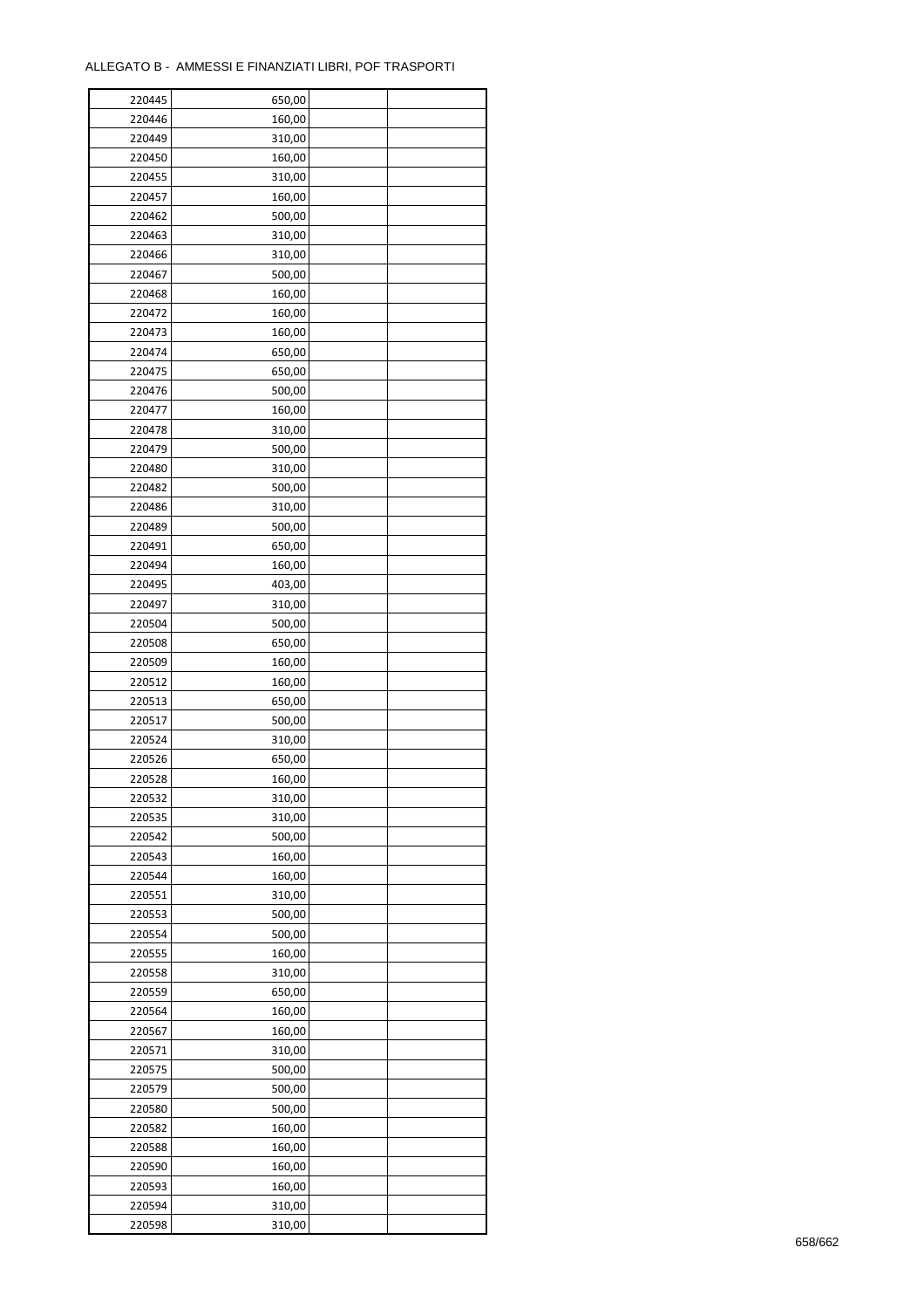ALLEGATO B - AMMESSI E FINANZIATI LIBRI, POF TRASPORTI

| | | | |
|---|---|---|---|
| 220445 | 650,00 | | |
| 220446 | 160,00 | | |
| 220449 | 310,00 | | |
| 220450 | 160,00 | | |
| 220455 | 310,00 | | |
| 220457 | 160,00 | | |
| 220462 | 500,00 | | |
| 220463 | 310,00 | | |
| 220466 | 310,00 | | |
| 220467 | 500,00 | | |
| 220468 | 160,00 | | |
| 220472 | 160,00 | | |
| 220473 | 160,00 | | |
| 220474 | 650,00 | | |
| 220475 | 650,00 | | |
| 220476 | 500,00 | | |
| 220477 | 160,00 | | |
| 220478 | 310,00 | | |
| 220479 | 500,00 | | |
| 220480 | 310,00 | | |
| 220482 | 500,00 | | |
| 220486 | 310,00 | | |
| 220489 | 500,00 | | |
| 220491 | 650,00 | | |
| 220494 | 160,00 | | |
| 220495 | 403,00 | | |
| 220497 | 310,00 | | |
| 220504 | 500,00 | | |
| 220508 | 650,00 | | |
| 220509 | 160,00 | | |
| 220512 | 160,00 | | |
| 220513 | 650,00 | | |
| 220517 | 500,00 | | |
| 220524 | 310,00 | | |
| 220526 | 650,00 | | |
| 220528 | 160,00 | | |
| 220532 | 310,00 | | |
| 220535 | 310,00 | | |
| 220542 | 500,00 | | |
| 220543 | 160,00 | | |
| 220544 | 160,00 | | |
| 220551 | 310,00 | | |
| 220553 | 500,00 | | |
| 220554 | 500,00 | | |
| 220555 | 160,00 | | |
| 220558 | 310,00 | | |
| 220559 | 650,00 | | |
| 220564 | 160,00 | | |
| 220567 | 160,00 | | |
| 220571 | 310,00 | | |
| 220575 | 500,00 | | |
| 220579 | 500,00 | | |
| 220580 | 500,00 | | |
| 220582 | 160,00 | | |
| 220588 | 160,00 | | |
| 220590 | 160,00 | | |
| 220593 | 160,00 | | |
| 220594 | 310,00 | | |
| 220598 | 310,00 | | |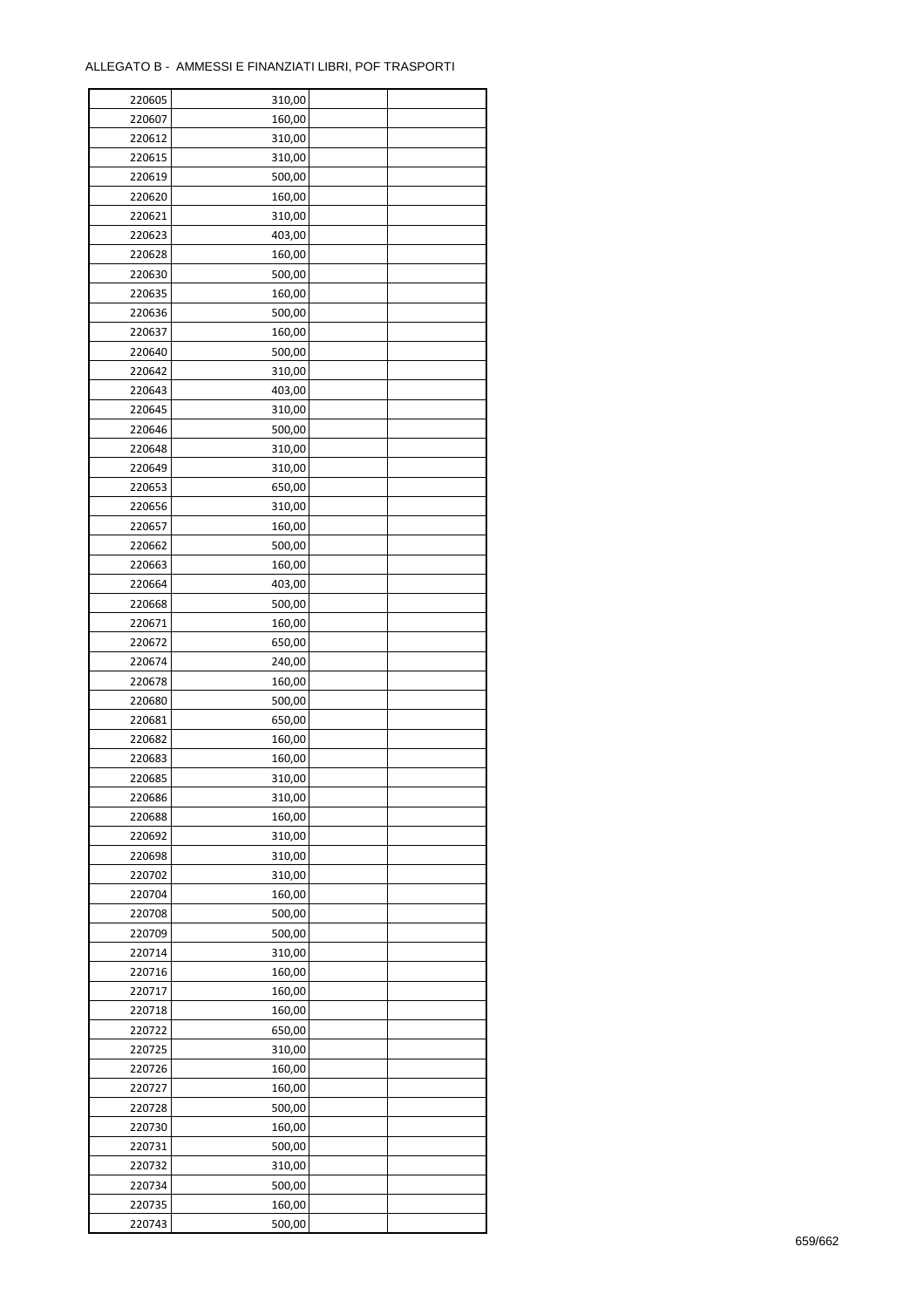ALLEGATO B - AMMESSI E FINANZIATI LIBRI, POF TRASPORTI

| | | | |
|---|---|---|---|
| 220605 | 310,00 | | |
| 220607 | 160,00 | | |
| 220612 | 310,00 | | |
| 220615 | 310,00 | | |
| 220619 | 500,00 | | |
| 220620 | 160,00 | | |
| 220621 | 310,00 | | |
| 220623 | 403,00 | | |
| 220628 | 160,00 | | |
| 220630 | 500,00 | | |
| 220635 | 160,00 | | |
| 220636 | 500,00 | | |
| 220637 | 160,00 | | |
| 220640 | 500,00 | | |
| 220642 | 310,00 | | |
| 220643 | 403,00 | | |
| 220645 | 310,00 | | |
| 220646 | 500,00 | | |
| 220648 | 310,00 | | |
| 220649 | 310,00 | | |
| 220653 | 650,00 | | |
| 220656 | 310,00 | | |
| 220657 | 160,00 | | |
| 220662 | 500,00 | | |
| 220663 | 160,00 | | |
| 220664 | 403,00 | | |
| 220668 | 500,00 | | |
| 220671 | 160,00 | | |
| 220672 | 650,00 | | |
| 220674 | 240,00 | | |
| 220678 | 160,00 | | |
| 220680 | 500,00 | | |
| 220681 | 650,00 | | |
| 220682 | 160,00 | | |
| 220683 | 160,00 | | |
| 220685 | 310,00 | | |
| 220686 | 310,00 | | |
| 220688 | 160,00 | | |
| 220692 | 310,00 | | |
| 220698 | 310,00 | | |
| 220702 | 310,00 | | |
| 220704 | 160,00 | | |
| 220708 | 500,00 | | |
| 220709 | 500,00 | | |
| 220714 | 310,00 | | |
| 220716 | 160,00 | | |
| 220717 | 160,00 | | |
| 220718 | 160,00 | | |
| 220722 | 650,00 | | |
| 220725 | 310,00 | | |
| 220726 | 160,00 | | |
| 220727 | 160,00 | | |
| 220728 | 500,00 | | |
| 220730 | 160,00 | | |
| 220731 | 500,00 | | |
| 220732 | 310,00 | | |
| 220734 | 500,00 | | |
| 220735 | 160,00 | | |
| 220743 | 500,00 | | |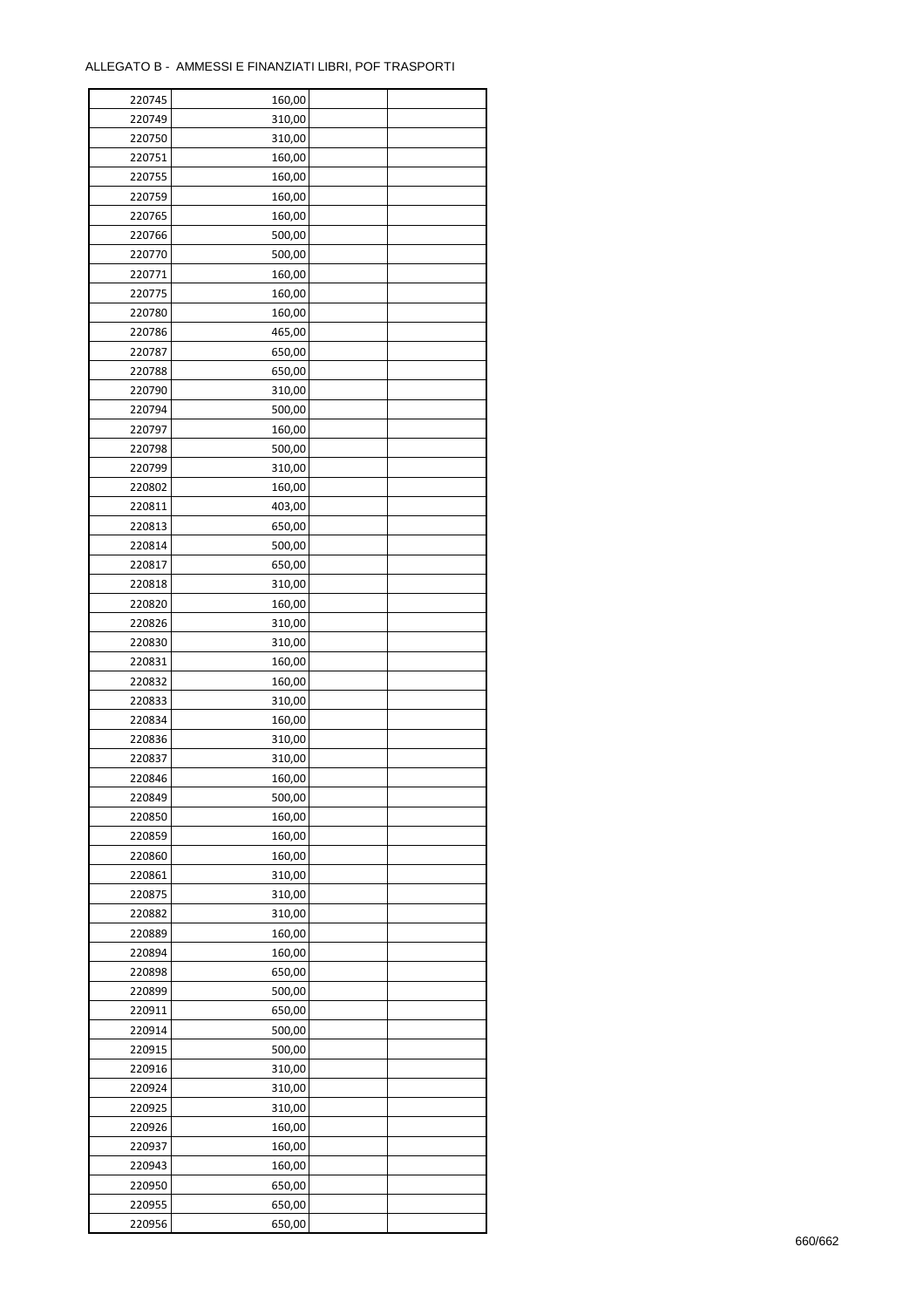ALLEGATO B -  AMMESSI E FINANZIATI LIBRI, POF TRASPORTI

| | | | |
|---|---|---|---|
| 220745 | 160,00 | | |
| 220749 | 310,00 | | |
| 220750 | 310,00 | | |
| 220751 | 160,00 | | |
| 220755 | 160,00 | | |
| 220759 | 160,00 | | |
| 220765 | 160,00 | | |
| 220766 | 500,00 | | |
| 220770 | 500,00 | | |
| 220771 | 160,00 | | |
| 220775 | 160,00 | | |
| 220780 | 160,00 | | |
| 220786 | 465,00 | | |
| 220787 | 650,00 | | |
| 220788 | 650,00 | | |
| 220790 | 310,00 | | |
| 220794 | 500,00 | | |
| 220797 | 160,00 | | |
| 220798 | 500,00 | | |
| 220799 | 310,00 | | |
| 220802 | 160,00 | | |
| 220811 | 403,00 | | |
| 220813 | 650,00 | | |
| 220814 | 500,00 | | |
| 220817 | 650,00 | | |
| 220818 | 310,00 | | |
| 220820 | 160,00 | | |
| 220826 | 310,00 | | |
| 220830 | 310,00 | | |
| 220831 | 160,00 | | |
| 220832 | 160,00 | | |
| 220833 | 310,00 | | |
| 220834 | 160,00 | | |
| 220836 | 310,00 | | |
| 220837 | 310,00 | | |
| 220846 | 160,00 | | |
| 220849 | 500,00 | | |
| 220850 | 160,00 | | |
| 220859 | 160,00 | | |
| 220860 | 160,00 | | |
| 220861 | 310,00 | | |
| 220875 | 310,00 | | |
| 220882 | 310,00 | | |
| 220889 | 160,00 | | |
| 220894 | 160,00 | | |
| 220898 | 650,00 | | |
| 220899 | 500,00 | | |
| 220911 | 650,00 | | |
| 220914 | 500,00 | | |
| 220915 | 500,00 | | |
| 220916 | 310,00 | | |
| 220924 | 310,00 | | |
| 220925 | 310,00 | | |
| 220926 | 160,00 | | |
| 220937 | 160,00 | | |
| 220943 | 160,00 | | |
| 220950 | 650,00 | | |
| 220955 | 650,00 | | |
| 220956 | 650,00 | | |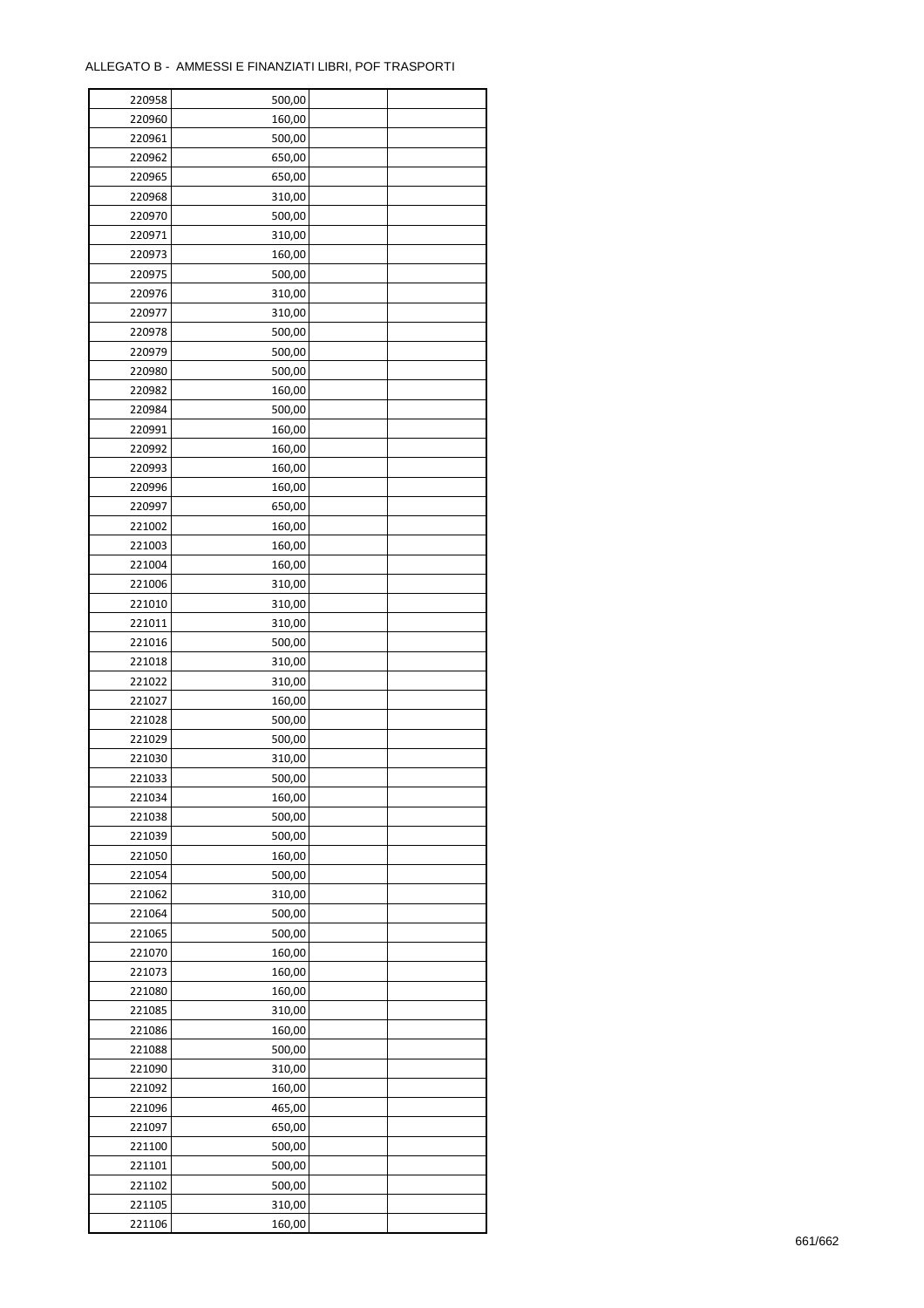ALLEGATO B - AMMESSI E FINANZIATI LIBRI, POF TRASPORTI

| | | | |
|---|---|---|---|
| 220958 | 500,00 | | |
| 220960 | 160,00 | | |
| 220961 | 500,00 | | |
| 220962 | 650,00 | | |
| 220965 | 650,00 | | |
| 220968 | 310,00 | | |
| 220970 | 500,00 | | |
| 220971 | 310,00 | | |
| 220973 | 160,00 | | |
| 220975 | 500,00 | | |
| 220976 | 310,00 | | |
| 220977 | 310,00 | | |
| 220978 | 500,00 | | |
| 220979 | 500,00 | | |
| 220980 | 500,00 | | |
| 220982 | 160,00 | | |
| 220984 | 500,00 | | |
| 220991 | 160,00 | | |
| 220992 | 160,00 | | |
| 220993 | 160,00 | | |
| 220996 | 160,00 | | |
| 220997 | 650,00 | | |
| 221002 | 160,00 | | |
| 221003 | 160,00 | | |
| 221004 | 160,00 | | |
| 221006 | 310,00 | | |
| 221010 | 310,00 | | |
| 221011 | 310,00 | | |
| 221016 | 500,00 | | |
| 221018 | 310,00 | | |
| 221022 | 310,00 | | |
| 221027 | 160,00 | | |
| 221028 | 500,00 | | |
| 221029 | 500,00 | | |
| 221030 | 310,00 | | |
| 221033 | 500,00 | | |
| 221034 | 160,00 | | |
| 221038 | 500,00 | | |
| 221039 | 500,00 | | |
| 221050 | 160,00 | | |
| 221054 | 500,00 | | |
| 221062 | 310,00 | | |
| 221064 | 500,00 | | |
| 221065 | 500,00 | | |
| 221070 | 160,00 | | |
| 221073 | 160,00 | | |
| 221080 | 160,00 | | |
| 221085 | 310,00 | | |
| 221086 | 160,00 | | |
| 221088 | 500,00 | | |
| 221090 | 310,00 | | |
| 221092 | 160,00 | | |
| 221096 | 465,00 | | |
| 221097 | 650,00 | | |
| 221100 | 500,00 | | |
| 221101 | 500,00 | | |
| 221102 | 500,00 | | |
| 221105 | 310,00 | | |
| 221106 | 160,00 | | |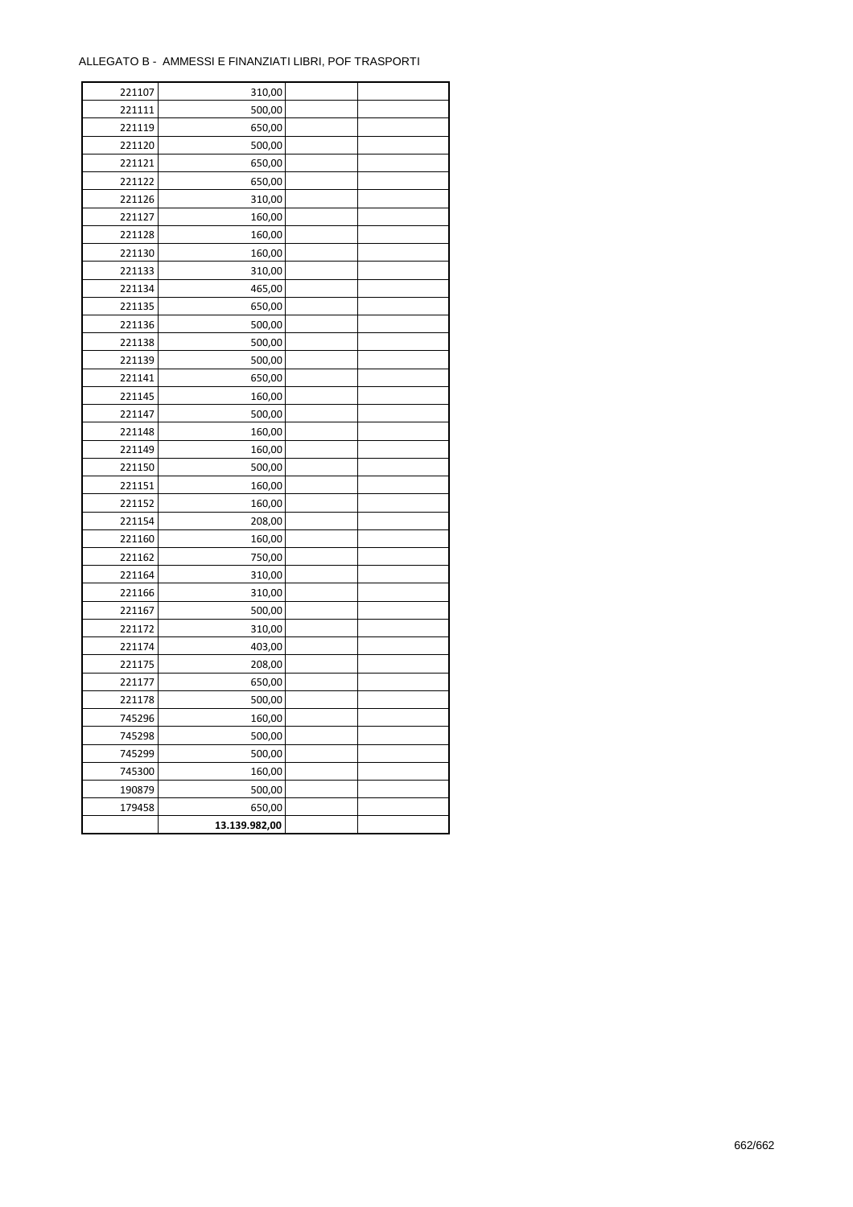ALLEGATO B - AMMESSI E FINANZIATI LIBRI, POF TRASPORTI

| | | | |
|---|---|---|---|
| 221107 | 310,00 | | |
| 221111 | 500,00 | | |
| 221119 | 650,00 | | |
| 221120 | 500,00 | | |
| 221121 | 650,00 | | |
| 221122 | 650,00 | | |
| 221126 | 310,00 | | |
| 221127 | 160,00 | | |
| 221128 | 160,00 | | |
| 221130 | 160,00 | | |
| 221133 | 310,00 | | |
| 221134 | 465,00 | | |
| 221135 | 650,00 | | |
| 221136 | 500,00 | | |
| 221138 | 500,00 | | |
| 221139 | 500,00 | | |
| 221141 | 650,00 | | |
| 221145 | 160,00 | | |
| 221147 | 500,00 | | |
| 221148 | 160,00 | | |
| 221149 | 160,00 | | |
| 221150 | 500,00 | | |
| 221151 | 160,00 | | |
| 221152 | 160,00 | | |
| 221154 | 208,00 | | |
| 221160 | 160,00 | | |
| 221162 | 750,00 | | |
| 221164 | 310,00 | | |
| 221166 | 310,00 | | |
| 221167 | 500,00 | | |
| 221172 | 310,00 | | |
| 221174 | 403,00 | | |
| 221175 | 208,00 | | |
| 221177 | 650,00 | | |
| 221178 | 500,00 | | |
| 745296 | 160,00 | | |
| 745298 | 500,00 | | |
| 745299 | 500,00 | | |
| 745300 | 160,00 | | |
| 190879 | 500,00 | | |
| 179458 | 650,00 | | |
| | **13.139.982,00** | | |